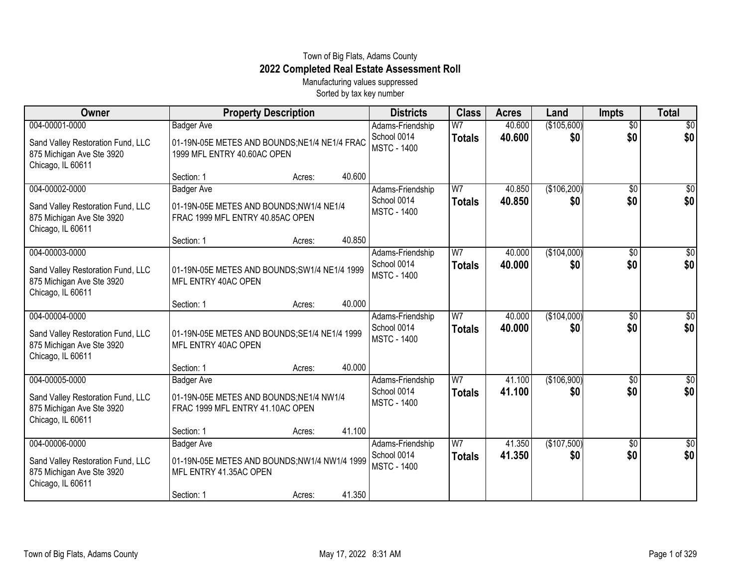Town of Big Flats, Adams County

# 2022 Completed Real Estate Assessment Roll

Manufacturing values suppressed

Sorted by tax key number

| Owner | Property Description | Districts | Class | Acres | Land | Impts | Total |
|---|---|---|---|---|---|---|---|
| 004-00001-0000<br>Sand Valley Restoration Fund, LLC<br>875 Michigan Ave Ste 3920<br>Chicago, IL 60611 | Badger Ave<br>01-19N-05E METES AND BOUNDS;NE1/4 NE1/4 FRAC 1999 MFL ENTRY 40.60AC OPEN<br>Section: 1 Acres: 40.600 | Adams-Friendship School 0014<br>MSTC - 1400 | W7<br>**Totals** | 40.600<br>**40.600** | ($105,600)<br>**$0** | $0<br>**$0** | $0<br>**$0** |
| 004-00002-0000<br>Sand Valley Restoration Fund, LLC<br>875 Michigan Ave Ste 3920<br>Chicago, IL 60611 | Badger Ave<br>01-19N-05E METES AND BOUNDS;NW1/4 NE1/4 FRAC 1999 MFL ENTRY 40.85AC OPEN<br>Section: 1 Acres: 40.850 | Adams-Friendship School 0014<br>MSTC - 1400 | W7<br>**Totals** | 40.850<br>**40.850** | ($106,200)<br>**$0** | $0<br>**$0** | $0<br>**$0** |
| 004-00003-0000<br>Sand Valley Restoration Fund, LLC<br>875 Michigan Ave Ste 3920<br>Chicago, IL 60611 | 01-19N-05E METES AND BOUNDS;SW1/4 NE1/4 1999 MFL ENTRY 40AC OPEN<br>Section: 1 Acres: 40.000 | Adams-Friendship School 0014<br>MSTC - 1400 | W7<br>**Totals** | 40.000<br>**40.000** | ($104,000)<br>**$0** | $0<br>**$0** | $0<br>**$0** |
| 004-00004-0000<br>Sand Valley Restoration Fund, LLC<br>875 Michigan Ave Ste 3920<br>Chicago, IL 60611 | 01-19N-05E METES AND BOUNDS;SE1/4 NE1/4 1999 MFL ENTRY 40AC OPEN<br>Section: 1 Acres: 40.000 | Adams-Friendship School 0014<br>MSTC - 1400 | W7<br>**Totals** | 40.000<br>**40.000** | ($104,000)<br>**$0** | $0<br>**$0** | $0<br>**$0** |
| 004-00005-0000<br>Sand Valley Restoration Fund, LLC<br>875 Michigan Ave Ste 3920<br>Chicago, IL 60611 | Badger Ave<br>01-19N-05E METES AND BOUNDS;NE1/4 NW1/4 FRAC 1999 MFL ENTRY 41.10AC OPEN<br>Section: 1 Acres: 41.100 | Adams-Friendship School 0014<br>MSTC - 1400 | W7<br>**Totals** | 41.100<br>**41.100** | ($106,900)<br>**$0** | $0<br>**$0** | $0<br>**$0** |
| 004-00006-0000<br>Sand Valley Restoration Fund, LLC<br>875 Michigan Ave Ste 3920<br>Chicago, IL 60611 | Badger Ave<br>01-19N-05E METES AND BOUNDS;NW1/4 NW1/4 1999 MFL ENTRY 41.35AC OPEN<br>Section: 1 Acres: 41.350 | Adams-Friendship School 0014<br>MSTC - 1400 | W7<br>**Totals** | 41.350<br>**41.350** | ($107,500)<br>**$0** | $0<br>**$0** | $0<br>**$0** |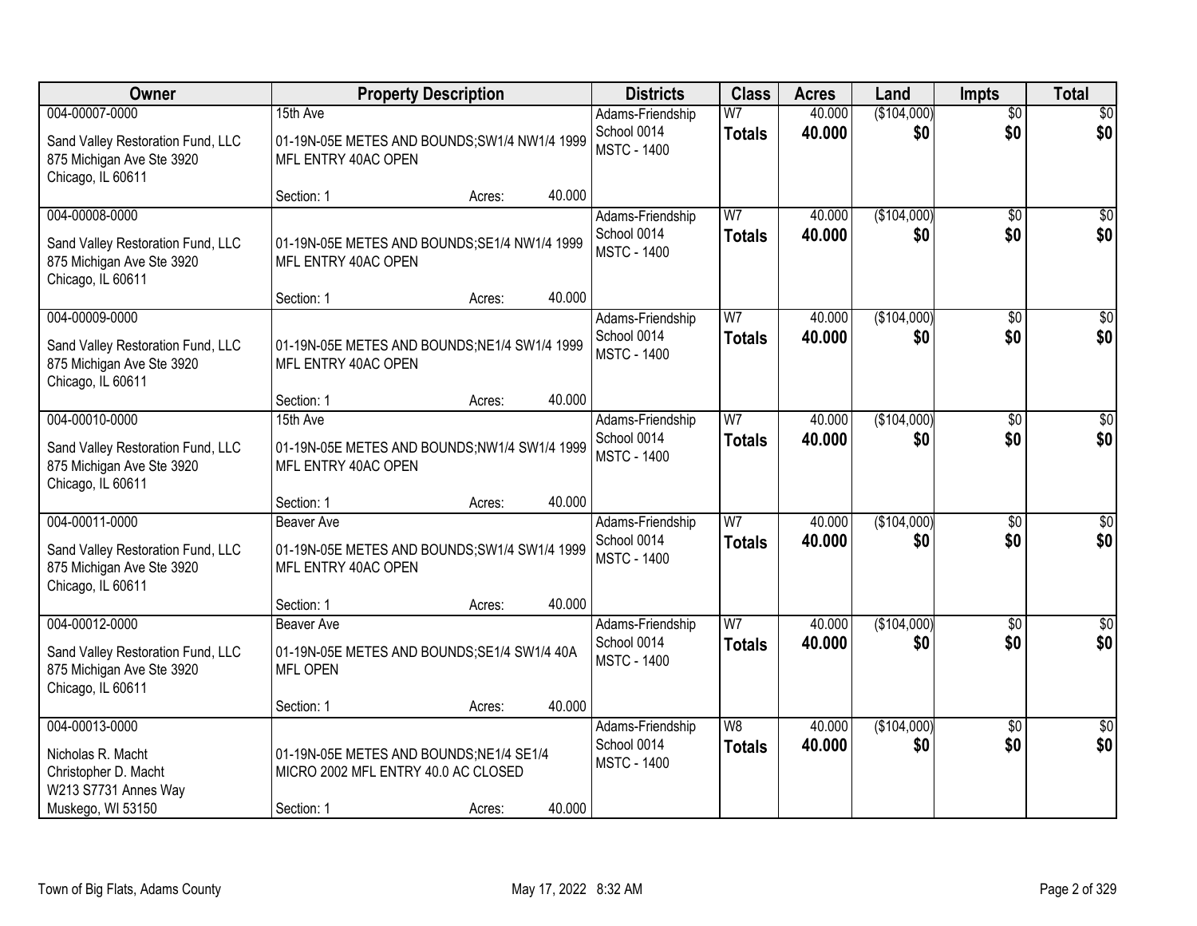| Owner | Property Description | Districts | Class | Acres | Land | Impts | Total |
|---|---|---|---|---|---|---|---|
| 004-00007-0000<br>Sand Valley Restoration Fund, LLC<br>875 Michigan Ave Ste 3920<br>Chicago, IL 60611 | 15th Ave<br>01-19N-05E METES AND BOUNDS;SW1/4 NW1/4 1999 MFL ENTRY 40AC OPEN<br>Section: 1 Acres: 40.000 | Adams-Friendship<br>School 0014<br>MSTC - 1400 | W7<br>**Totals** | 40.000<br>**40.000** | ($104,000)<br>**$0** | $0<br>**$0** | $0<br>**$0** |
| 004-00008-0000<br>Sand Valley Restoration Fund, LLC<br>875 Michigan Ave Ste 3920<br>Chicago, IL 60611 | 01-19N-05E METES AND BOUNDS;SE1/4 NW1/4 1999 MFL ENTRY 40AC OPEN<br>Section: 1 Acres: 40.000 | Adams-Friendship<br>School 0014<br>MSTC - 1400 | W7<br>**Totals** | 40.000<br>**40.000** | ($104,000)<br>**$0** | $0<br>**$0** | $0<br>**$0** |
| 004-00009-0000<br>Sand Valley Restoration Fund, LLC<br>875 Michigan Ave Ste 3920<br>Chicago, IL 60611 | 01-19N-05E METES AND BOUNDS;NE1/4 SW1/4 1999 MFL ENTRY 40AC OPEN<br>Section: 1 Acres: 40.000 | Adams-Friendship<br>School 0014<br>MSTC - 1400 | W7<br>**Totals** | 40.000<br>**40.000** | ($104,000)<br>**$0** | $0<br>**$0** | $0<br>**$0** |
| 004-00010-0000<br>Sand Valley Restoration Fund, LLC<br>875 Michigan Ave Ste 3920<br>Chicago, IL 60611 | 15th Ave<br>01-19N-05E METES AND BOUNDS;NW1/4 SW1/4 1999 MFL ENTRY 40AC OPEN<br>Section: 1 Acres: 40.000 | Adams-Friendship<br>School 0014<br>MSTC - 1400 | W7<br>**Totals** | 40.000<br>**40.000** | ($104,000)<br>**$0** | $0<br>**$0** | $0<br>**$0** |
| 004-00011-0000<br>Sand Valley Restoration Fund, LLC<br>875 Michigan Ave Ste 3920<br>Chicago, IL 60611 | Beaver Ave<br>01-19N-05E METES AND BOUNDS;SW1/4 SW1/4 1999 MFL ENTRY 40AC OPEN<br>Section: 1 Acres: 40.000 | Adams-Friendship<br>School 0014<br>MSTC - 1400 | W7<br>**Totals** | 40.000<br>**40.000** | ($104,000)<br>**$0** | $0<br>**$0** | $0<br>**$0** |
| 004-00012-0000<br>Sand Valley Restoration Fund, LLC<br>875 Michigan Ave Ste 3920<br>Chicago, IL 60611 | Beaver Ave<br>01-19N-05E METES AND BOUNDS;SE1/4 SW1/4 40A MFL OPEN<br>Section: 1 Acres: 40.000 | Adams-Friendship<br>School 0014<br>MSTC - 1400 | W7<br>**Totals** | 40.000<br>**40.000** | ($104,000)<br>**$0** | $0<br>**$0** | $0<br>**$0** |
| 004-00013-0000<br>Nicholas R. Macht<br>Christopher D. Macht<br>W213 S7731 Annes Way<br>Muskego, WI 53150 | 01-19N-05E METES AND BOUNDS;NE1/4 SE1/4 MICRO 2002 MFL ENTRY 40.0 AC CLOSED<br>Section: 1 Acres: 40.000 | Adams-Friendship<br>School 0014<br>MSTC - 1400 | W8<br>**Totals** | 40.000<br>**40.000** | ($104,000)<br>**$0** | $0<br>**$0** | $0<br>**$0** |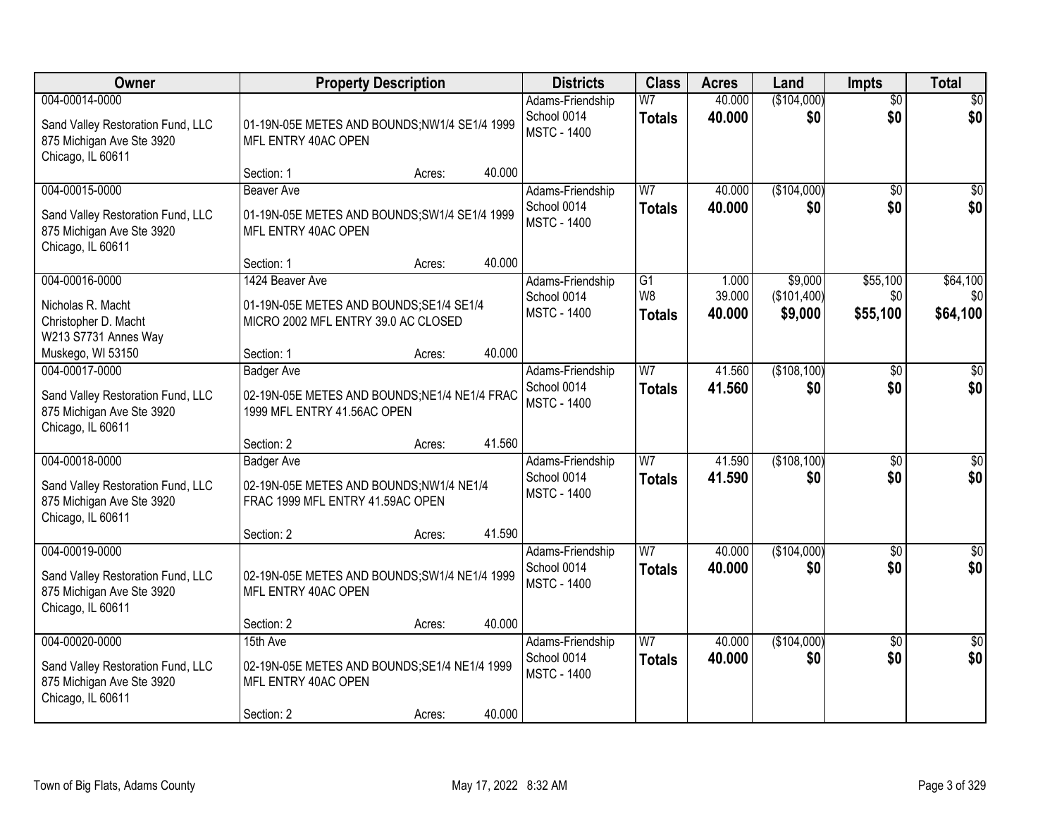| Owner | Property Description | Districts | Class | Acres | Land | Impts | Total |
|---|---|---|---|---|---|---|---|
| 004-00014-0000<br>Sand Valley Restoration Fund, LLC<br>875 Michigan Ave Ste 3920<br>Chicago, IL 60611 | 01-19N-05E METES AND BOUNDS;NW1/4 SE1/4 1999 MFL ENTRY 40AC OPEN<br>Section: 1 Acres: 40.000 | Adams-Friendship School 0014<br>MSTC - 1400 | W7<br>**Totals** | 40.000<br>**40.000** | ($104,000)<br>**$0** | $0<br>**$0** | $0<br>**$0** |
| 004-00015-0000<br>Sand Valley Restoration Fund, LLC<br>875 Michigan Ave Ste 3920<br>Chicago, IL 60611 | Beaver Ave<br>01-19N-05E METES AND BOUNDS;SW1/4 SE1/4 1999 MFL ENTRY 40AC OPEN<br>Section: 1 Acres: 40.000 | Adams-Friendship School 0014<br>MSTC - 1400 | W7<br>**Totals** | 40.000<br>**40.000** | ($104,000)<br>**$0** | $0<br>**$0** | $0<br>**$0** |
| 004-00016-0000<br>Nicholas R. Macht<br>Christopher D. Macht<br>W213 S7731 Annes Way<br>Muskego, WI 53150 | 1424 Beaver Ave<br>01-19N-05E METES AND BOUNDS;SE1/4 SE1/4 MICRO 2002 MFL ENTRY 39.0 AC CLOSED<br>Section: 1 Acres: 40.000 | Adams-Friendship School 0014<br>MSTC - 1400 | G1<br>W8<br>**Totals** | 1.000<br>39.000<br>**40.000** | $9,000<br>($101,400)<br>**$9,000** | $55,100<br>$0<br>**$55,100** | $64,100<br>$0<br>**$64,100** |
| 004-00017-0000<br>Sand Valley Restoration Fund, LLC<br>875 Michigan Ave Ste 3920<br>Chicago, IL 60611 | Badger Ave<br>02-19N-05E METES AND BOUNDS;NE1/4 NE1/4 FRAC 1999 MFL ENTRY 41.56AC OPEN<br>Section: 2 Acres: 41.560 | Adams-Friendship School 0014<br>MSTC - 1400 | W7<br>**Totals** | 41.560<br>**41.560** | ($108,100)<br>**$0** | $0<br>**$0** | $0<br>**$0** |
| 004-00018-0000<br>Sand Valley Restoration Fund, LLC<br>875 Michigan Ave Ste 3920<br>Chicago, IL 60611 | Badger Ave<br>02-19N-05E METES AND BOUNDS;NW1/4 NE1/4 FRAC 1999 MFL ENTRY 41.59AC OPEN<br>Section: 2 Acres: 41.590 | Adams-Friendship School 0014<br>MSTC - 1400 | W7<br>**Totals** | 41.590<br>**41.590** | ($108,100)<br>**$0** | $0<br>**$0** | $0<br>**$0** |
| 004-00019-0000<br>Sand Valley Restoration Fund, LLC<br>875 Michigan Ave Ste 3920<br>Chicago, IL 60611 | 02-19N-05E METES AND BOUNDS;SW1/4 NE1/4 1999 MFL ENTRY 40AC OPEN<br>Section: 2 Acres: 40.000 | Adams-Friendship School 0014<br>MSTC - 1400 | W7<br>**Totals** | 40.000<br>**40.000** | ($104,000)<br>**$0** | $0<br>**$0** | $0<br>**$0** |
| 004-00020-0000<br>Sand Valley Restoration Fund, LLC<br>875 Michigan Ave Ste 3920<br>Chicago, IL 60611 | 15th Ave<br>02-19N-05E METES AND BOUNDS;SE1/4 NE1/4 1999 MFL ENTRY 40AC OPEN<br>Section: 2 Acres: 40.000 | Adams-Friendship School 0014<br>MSTC - 1400 | W7<br>**Totals** | 40.000<br>**40.000** | ($104,000)<br>**$0** | $0<br>**$0** | $0<br>**$0** |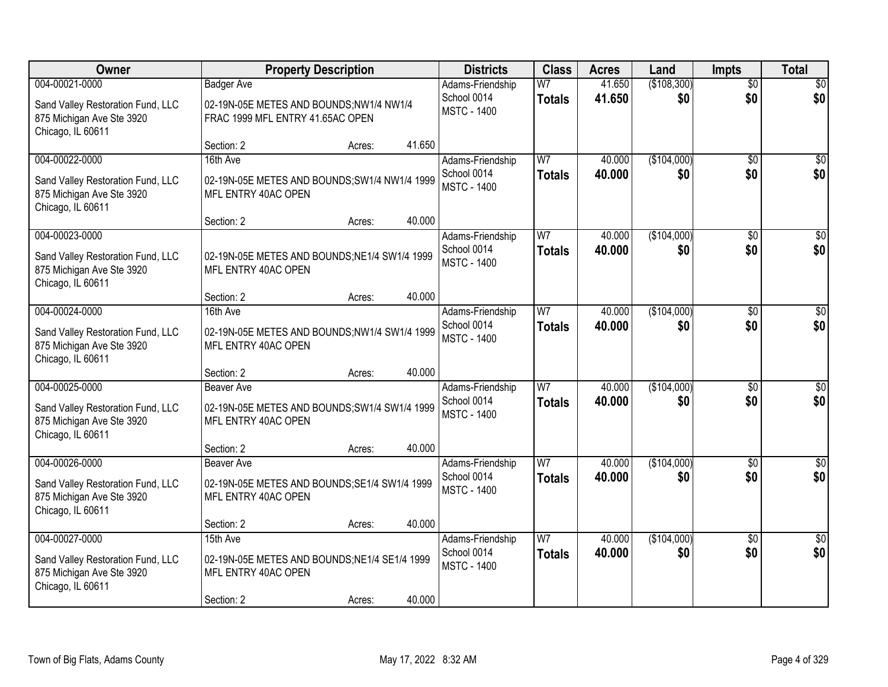| Owner | Property Description | | | Districts | Class | Acres | Land | Impts | Total |
|---|---|---|---|---|---|---|---|---|---|
| 004-00021-0000 | Badger Ave | | | Adams-Friendship | W7 | 41.650 | ($108,300) | $0 | $0 |
| Sand Valley Restoration Fund, LLC<br>875 Michigan Ave Ste 3920<br>Chicago, IL 60611 | 02-19N-05E METES AND BOUNDS;NW1/4 NW1/4 FRAC 1999 MFL ENTRY 41.65AC OPEN | | | School 0014<br>MSTC - 1400 | **Totals** | **41.650** | **$0** | **$0** | **$0** |
| | Section: 2 | Acres: | 41.650 | | | | | | |
| 004-00022-0000 | 16th Ave | | | Adams-Friendship | W7 | 40.000 | ($104,000) | $0 | $0 |
| Sand Valley Restoration Fund, LLC<br>875 Michigan Ave Ste 3920<br>Chicago, IL 60611 | 02-19N-05E METES AND BOUNDS;SW1/4 NW1/4 1999 MFL ENTRY 40AC OPEN | | | School 0014<br>MSTC - 1400 | **Totals** | **40.000** | **$0** | **$0** | **$0** |
| | Section: 2 | Acres: | 40.000 | | | | | | |
| 004-00023-0000 | | | | Adams-Friendship | W7 | 40.000 | ($104,000) | $0 | $0 |
| Sand Valley Restoration Fund, LLC<br>875 Michigan Ave Ste 3920<br>Chicago, IL 60611 | 02-19N-05E METES AND BOUNDS;NE1/4 SW1/4 1999 MFL ENTRY 40AC OPEN | | | School 0014<br>MSTC - 1400 | **Totals** | **40.000** | **$0** | **$0** | **$0** |
| | Section: 2 | Acres: | 40.000 | | | | | | |
| 004-00024-0000 | 16th Ave | | | Adams-Friendship | W7 | 40.000 | ($104,000) | $0 | $0 |
| Sand Valley Restoration Fund, LLC<br>875 Michigan Ave Ste 3920<br>Chicago, IL 60611 | 02-19N-05E METES AND BOUNDS;NW1/4 SW1/4 1999 MFL ENTRY 40AC OPEN | | | School 0014<br>MSTC - 1400 | **Totals** | **40.000** | **$0** | **$0** | **$0** |
| | Section: 2 | Acres: | 40.000 | | | | | | |
| 004-00025-0000 | Beaver Ave | | | Adams-Friendship | W7 | 40.000 | ($104,000) | $0 | $0 |
| Sand Valley Restoration Fund, LLC<br>875 Michigan Ave Ste 3920<br>Chicago, IL 60611 | 02-19N-05E METES AND BOUNDS;SW1/4 SW1/4 1999 MFL ENTRY 40AC OPEN | | | School 0014<br>MSTC - 1400 | **Totals** | **40.000** | **$0** | **$0** | **$0** |
| | Section: 2 | Acres: | 40.000 | | | | | | |
| 004-00026-0000 | Beaver Ave | | | Adams-Friendship | W7 | 40.000 | ($104,000) | $0 | $0 |
| Sand Valley Restoration Fund, LLC<br>875 Michigan Ave Ste 3920<br>Chicago, IL 60611 | 02-19N-05E METES AND BOUNDS;SE1/4 SW1/4 1999 MFL ENTRY 40AC OPEN | | | School 0014<br>MSTC - 1400 | **Totals** | **40.000** | **$0** | **$0** | **$0** |
| | Section: 2 | Acres: | 40.000 | | | | | | |
| 004-00027-0000 | 15th Ave | | | Adams-Friendship | W7 | 40.000 | ($104,000) | $0 | $0 |
| Sand Valley Restoration Fund, LLC<br>875 Michigan Ave Ste 3920<br>Chicago, IL 60611 | 02-19N-05E METES AND BOUNDS;NE1/4 SE1/4 1999 MFL ENTRY 40AC OPEN | | | School 0014<br>MSTC - 1400 | **Totals** | **40.000** | **$0** | **$0** | **$0** |
| | Section: 2 | Acres: | 40.000 | | | | | | |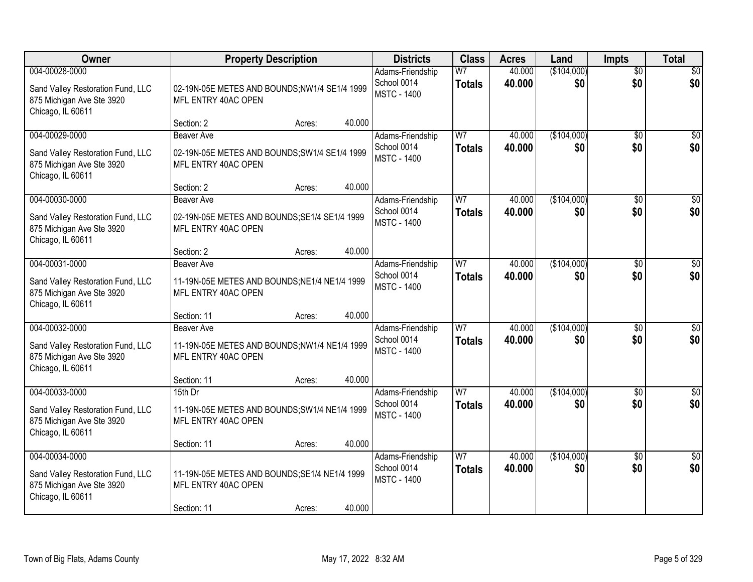| Owner | Property Description | | | Districts | Class | Acres | Land | Impts | Total |
|---|---|---|---|---|---|---|---|---|---|
| 004-00028-0000<br>Sand Valley Restoration Fund, LLC<br>875 Michigan Ave Ste 3920<br>Chicago, IL 60611 | 02-19N-05E METES AND BOUNDS;NW1/4 SE1/4 1999 MFL ENTRY 40AC OPEN | | | Adams-Friendship<br>School 0014<br>MSTC - 1400 | W7<br>**Totals** | 40.000<br>**40.000** | ($104,000)<br>**$0** | $0<br>**$0** | $0<br>**$0** |
| | Section: 2 | Acres: | 40.000 | | | | | | |
| 004-00029-0000<br>Sand Valley Restoration Fund, LLC<br>875 Michigan Ave Ste 3920<br>Chicago, IL 60611 | Beaver Ave<br>02-19N-05E METES AND BOUNDS;SW1/4 SE1/4 1999 MFL ENTRY 40AC OPEN | | | Adams-Friendship<br>School 0014<br>MSTC - 1400 | W7<br>**Totals** | 40.000<br>**40.000** | ($104,000)<br>**$0** | $0<br>**$0** | $0<br>**$0** |
| | Section: 2 | Acres: | 40.000 | | | | | | |
| 004-00030-0000<br>Sand Valley Restoration Fund, LLC<br>875 Michigan Ave Ste 3920<br>Chicago, IL 60611 | Beaver Ave<br>02-19N-05E METES AND BOUNDS;SE1/4 SE1/4 1999 MFL ENTRY 40AC OPEN | | | Adams-Friendship<br>School 0014<br>MSTC - 1400 | W7<br>**Totals** | 40.000<br>**40.000** | ($104,000)<br>**$0** | $0<br>**$0** | $0<br>**$0** |
| | Section: 2 | Acres: | 40.000 | | | | | | |
| 004-00031-0000<br>Sand Valley Restoration Fund, LLC<br>875 Michigan Ave Ste 3920<br>Chicago, IL 60611 | Beaver Ave<br>11-19N-05E METES AND BOUNDS;NE1/4 NE1/4 1999 MFL ENTRY 40AC OPEN | | | Adams-Friendship<br>School 0014<br>MSTC - 1400 | W7<br>**Totals** | 40.000<br>**40.000** | ($104,000)<br>**$0** | $0<br>**$0** | $0<br>**$0** |
| | Section: 11 | Acres: | 40.000 | | | | | | |
| 004-00032-0000<br>Sand Valley Restoration Fund, LLC<br>875 Michigan Ave Ste 3920<br>Chicago, IL 60611 | Beaver Ave<br>11-19N-05E METES AND BOUNDS;NW1/4 NE1/4 1999 MFL ENTRY 40AC OPEN | | | Adams-Friendship<br>School 0014<br>MSTC - 1400 | W7<br>**Totals** | 40.000<br>**40.000** | ($104,000)<br>**$0** | $0<br>**$0** | $0<br>**$0** |
| | Section: 11 | Acres: | 40.000 | | | | | | |
| 004-00033-0000<br>Sand Valley Restoration Fund, LLC<br>875 Michigan Ave Ste 3920<br>Chicago, IL 60611 | 15th Dr<br>11-19N-05E METES AND BOUNDS;SW1/4 NE1/4 1999 MFL ENTRY 40AC OPEN | | | Adams-Friendship<br>School 0014<br>MSTC - 1400 | W7<br>**Totals** | 40.000<br>**40.000** | ($104,000)<br>**$0** | $0<br>**$0** | $0<br>**$0** |
| | Section: 11 | Acres: | 40.000 | | | | | | |
| 004-00034-0000<br>Sand Valley Restoration Fund, LLC<br>875 Michigan Ave Ste 3920<br>Chicago, IL 60611 | 11-19N-05E METES AND BOUNDS;SE1/4 NE1/4 1999 MFL ENTRY 40AC OPEN | | | Adams-Friendship<br>School 0014<br>MSTC - 1400 | W7<br>**Totals** | 40.000<br>**40.000** | ($104,000)<br>**$0** | $0<br>**$0** | $0<br>**$0** |
| | Section: 11 | Acres: | 40.000 | | | | | | |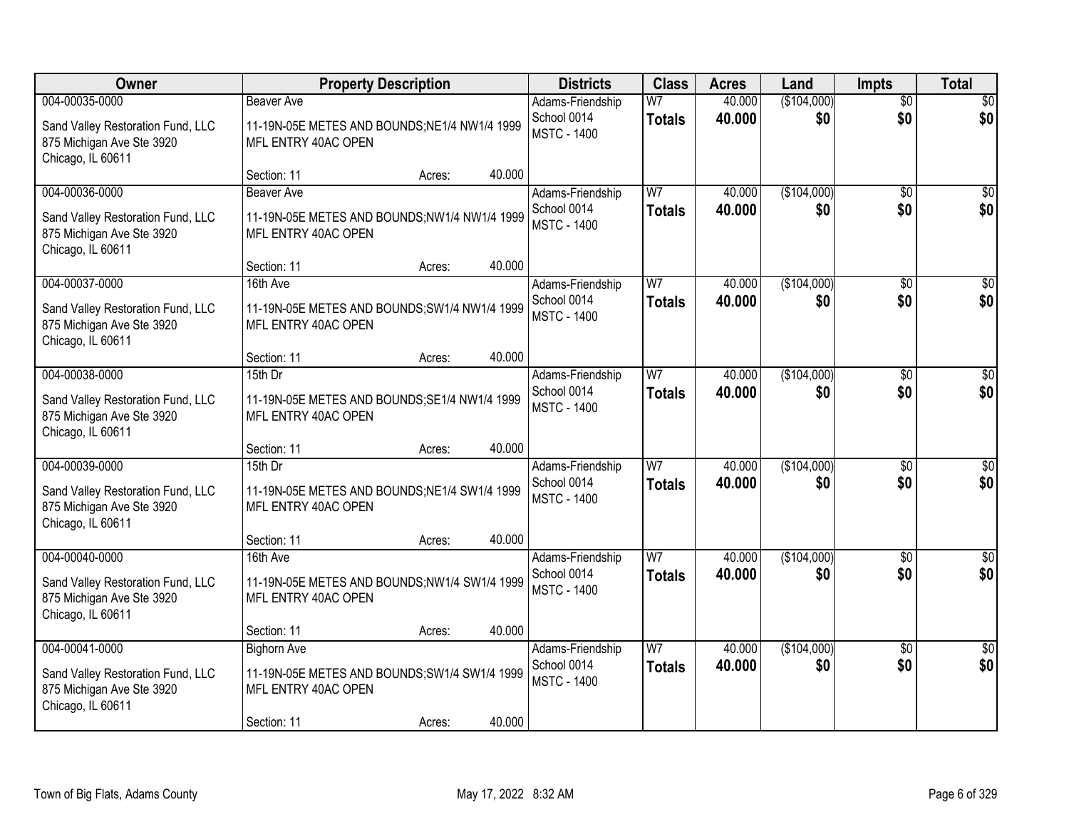| Owner | Property Description | Districts | Class | Acres | Land | Impts | Total |
|---|---|---|---|---|---|---|---|
| 004-00035-0000<br>Sand Valley Restoration Fund, LLC<br>875 Michigan Ave Ste 3920<br>Chicago, IL 60611 | Beaver Ave<br>11-19N-05E METES AND BOUNDS;NE1/4 NW1/4 1999 MFL ENTRY 40AC OPEN<br>Section: 11 Acres: 40.000 | Adams-Friendship School 0014<br>MSTC - 1400 | W7<br>**Totals** | 40.000<br>**40.000** | ($104,000)<br>**$0** | $0<br>**$0** | $0<br>**$0** |
| 004-00036-0000<br>Sand Valley Restoration Fund, LLC<br>875 Michigan Ave Ste 3920<br>Chicago, IL 60611 | Beaver Ave<br>11-19N-05E METES AND BOUNDS;NW1/4 NW1/4 1999 MFL ENTRY 40AC OPEN<br>Section: 11 Acres: 40.000 | Adams-Friendship School 0014<br>MSTC - 1400 | W7<br>**Totals** | 40.000<br>**40.000** | ($104,000)<br>**$0** | $0<br>**$0** | $0<br>**$0** |
| 004-00037-0000<br>Sand Valley Restoration Fund, LLC<br>875 Michigan Ave Ste 3920<br>Chicago, IL 60611 | 16th Ave<br>11-19N-05E METES AND BOUNDS;SW1/4 NW1/4 1999 MFL ENTRY 40AC OPEN<br>Section: 11 Acres: 40.000 | Adams-Friendship School 0014<br>MSTC - 1400 | W7<br>**Totals** | 40.000<br>**40.000** | ($104,000)<br>**$0** | $0<br>**$0** | $0<br>**$0** |
| 004-00038-0000<br>Sand Valley Restoration Fund, LLC<br>875 Michigan Ave Ste 3920<br>Chicago, IL 60611 | 15th Dr<br>11-19N-05E METES AND BOUNDS;SE1/4 NW1/4 1999 MFL ENTRY 40AC OPEN<br>Section: 11 Acres: 40.000 | Adams-Friendship School 0014<br>MSTC - 1400 | W7<br>**Totals** | 40.000<br>**40.000** | ($104,000)<br>**$0** | $0<br>**$0** | $0<br>**$0** |
| 004-00039-0000<br>Sand Valley Restoration Fund, LLC<br>875 Michigan Ave Ste 3920<br>Chicago, IL 60611 | 15th Dr<br>11-19N-05E METES AND BOUNDS;NE1/4 SW1/4 1999 MFL ENTRY 40AC OPEN<br>Section: 11 Acres: 40.000 | Adams-Friendship School 0014<br>MSTC - 1400 | W7<br>**Totals** | 40.000<br>**40.000** | ($104,000)<br>**$0** | $0<br>**$0** | $0<br>**$0** |
| 004-00040-0000<br>Sand Valley Restoration Fund, LLC<br>875 Michigan Ave Ste 3920<br>Chicago, IL 60611 | 16th Ave<br>11-19N-05E METES AND BOUNDS;NW1/4 SW1/4 1999 MFL ENTRY 40AC OPEN<br>Section: 11 Acres: 40.000 | Adams-Friendship School 0014<br>MSTC - 1400 | W7<br>**Totals** | 40.000<br>**40.000** | ($104,000)<br>**$0** | $0<br>**$0** | $0<br>**$0** |
| 004-00041-0000<br>Sand Valley Restoration Fund, LLC<br>875 Michigan Ave Ste 3920<br>Chicago, IL 60611 | Bighorn Ave<br>11-19N-05E METES AND BOUNDS;SW1/4 SW1/4 1999 MFL ENTRY 40AC OPEN<br>Section: 11 Acres: 40.000 | Adams-Friendship School 0014<br>MSTC - 1400 | W7<br>**Totals** | 40.000<br>**40.000** | ($104,000)<br>**$0** | $0<br>**$0** | $0<br>**$0** |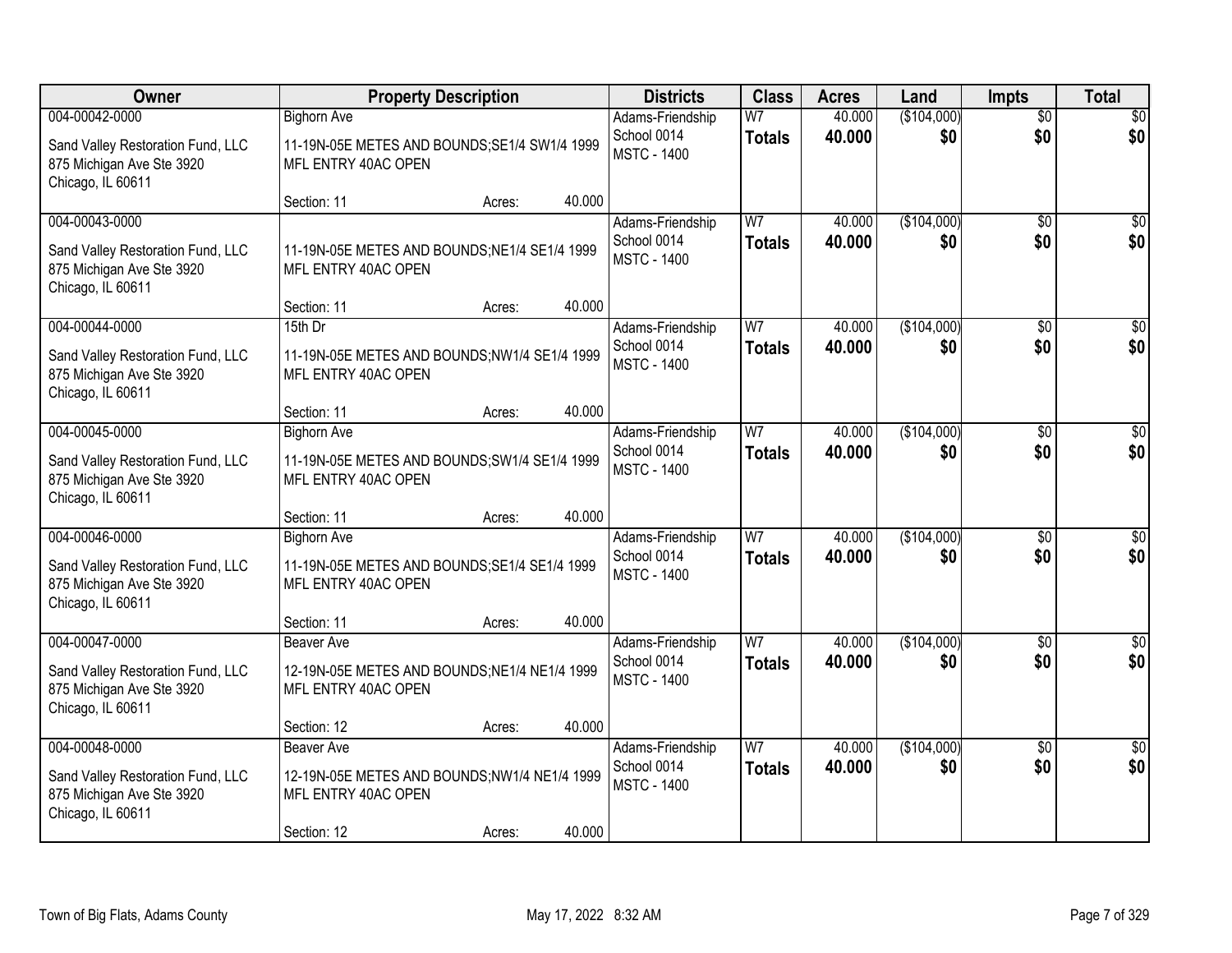| Owner | Property Description | Districts | Class | Acres | Land | Impts | Total |
|---|---|---|---|---|---|---|---|
| 004-00042-0000<br>Sand Valley Restoration Fund, LLC<br>875 Michigan Ave Ste 3920<br>Chicago, IL 60611 | Bighorn Ave<br>11-19N-05E METES AND BOUNDS;SE1/4 SW1/4 1999 MFL ENTRY 40AC OPEN<br>Section: 11 Acres: 40.000 | Adams-Friendship<br>School 0014<br>MSTC - 1400 | W7<br>**Totals** | 40.000<br>**40.000** | ($104,000)<br>**$0** | $0<br>**$0** | $0<br>**$0** |
| 004-00043-0000<br>Sand Valley Restoration Fund, LLC<br>875 Michigan Ave Ste 3920<br>Chicago, IL 60611 | 11-19N-05E METES AND BOUNDS;NE1/4 SE1/4 1999 MFL ENTRY 40AC OPEN<br>Section: 11 Acres: 40.000 | Adams-Friendship<br>School 0014<br>MSTC - 1400 | W7<br>**Totals** | 40.000<br>**40.000** | ($104,000)<br>**$0** | $0<br>**$0** | $0<br>**$0** |
| 004-00044-0000<br>Sand Valley Restoration Fund, LLC<br>875 Michigan Ave Ste 3920<br>Chicago, IL 60611 | 15th Dr<br>11-19N-05E METES AND BOUNDS;NW1/4 SE1/4 1999 MFL ENTRY 40AC OPEN<br>Section: 11 Acres: 40.000 | Adams-Friendship<br>School 0014<br>MSTC - 1400 | W7<br>**Totals** | 40.000<br>**40.000** | ($104,000)<br>**$0** | $0<br>**$0** | $0<br>**$0** |
| 004-00045-0000<br>Sand Valley Restoration Fund, LLC<br>875 Michigan Ave Ste 3920<br>Chicago, IL 60611 | Bighorn Ave<br>11-19N-05E METES AND BOUNDS;SW1/4 SE1/4 1999 MFL ENTRY 40AC OPEN<br>Section: 11 Acres: 40.000 | Adams-Friendship<br>School 0014<br>MSTC - 1400 | W7<br>**Totals** | 40.000<br>**40.000** | ($104,000)<br>**$0** | $0<br>**$0** | $0<br>**$0** |
| 004-00046-0000<br>Sand Valley Restoration Fund, LLC<br>875 Michigan Ave Ste 3920<br>Chicago, IL 60611 | Bighorn Ave<br>11-19N-05E METES AND BOUNDS;SE1/4 SE1/4 1999 MFL ENTRY 40AC OPEN<br>Section: 11 Acres: 40.000 | Adams-Friendship<br>School 0014<br>MSTC - 1400 | W7<br>**Totals** | 40.000<br>**40.000** | ($104,000)<br>**$0** | $0<br>**$0** | $0<br>**$0** |
| 004-00047-0000<br>Sand Valley Restoration Fund, LLC<br>875 Michigan Ave Ste 3920<br>Chicago, IL 60611 | Beaver Ave<br>12-19N-05E METES AND BOUNDS;NE1/4 NE1/4 1999 MFL ENTRY 40AC OPEN<br>Section: 12 Acres: 40.000 | Adams-Friendship<br>School 0014<br>MSTC - 1400 | W7<br>**Totals** | 40.000<br>**40.000** | ($104,000)<br>**$0** | $0<br>**$0** | $0<br>**$0** |
| 004-00048-0000<br>Sand Valley Restoration Fund, LLC<br>875 Michigan Ave Ste 3920<br>Chicago, IL 60611 | Beaver Ave<br>12-19N-05E METES AND BOUNDS;NW1/4 NE1/4 1999 MFL ENTRY 40AC OPEN<br>Section: 12 Acres: 40.000 | Adams-Friendship<br>School 0014<br>MSTC - 1400 | W7<br>**Totals** | 40.000<br>**40.000** | ($104,000)<br>**$0** | $0<br>**$0** | $0<br>**$0** |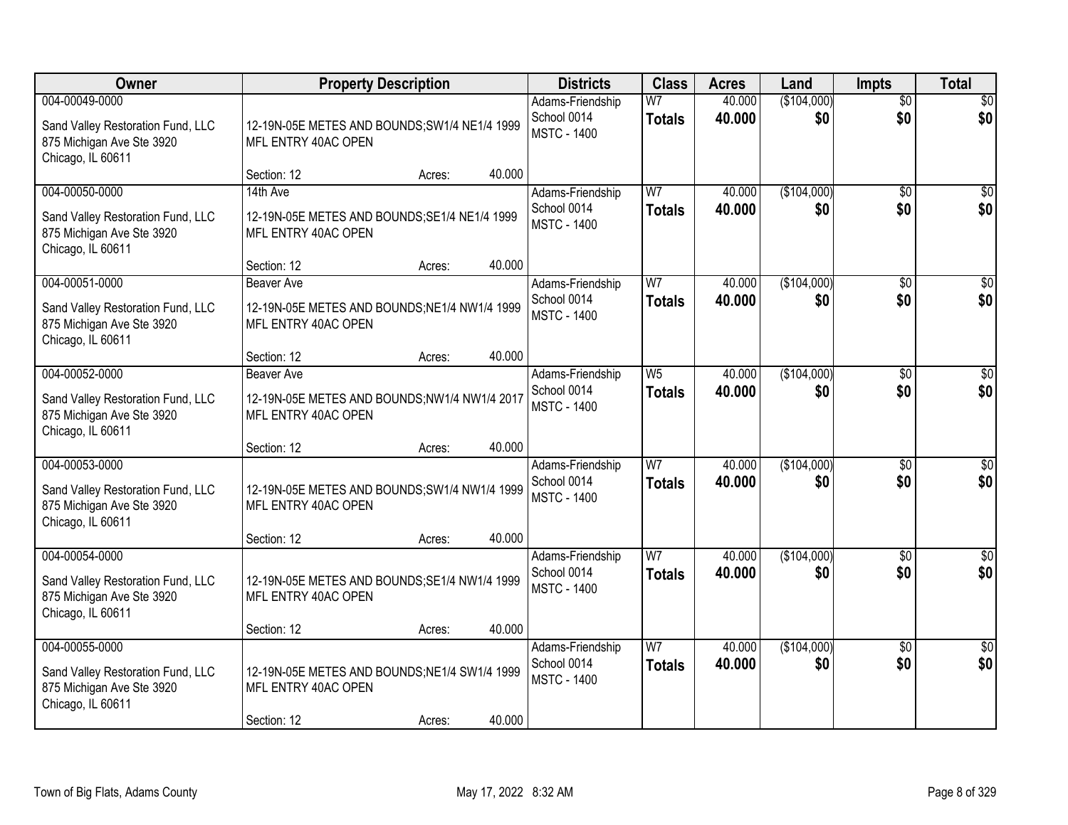| Owner | Property Description | Districts | Class | Acres | Land | Impts | Total |
|---|---|---|---|---|---|---|---|
| 004-00049-0000<br>Sand Valley Restoration Fund, LLC<br>875 Michigan Ave Ste 3920<br>Chicago, IL 60611 | 12-19N-05E METES AND BOUNDS;SW1/4 NE1/4 1999 MFL ENTRY 40AC OPEN<br>Section: 12 Acres: 40.000 | Adams-Friendship<br>School 0014<br>MSTC - 1400 | W7<br>**Totals** | 40.000<br>**40.000** | ($104,000)<br>**$0** | $0<br>**$0** | $0<br>**$0** |
| 004-00050-0000<br>Sand Valley Restoration Fund, LLC<br>875 Michigan Ave Ste 3920<br>Chicago, IL 60611 | 14th Ave<br>12-19N-05E METES AND BOUNDS;SE1/4 NE1/4 1999 MFL ENTRY 40AC OPEN<br>Section: 12 Acres: 40.000 | Adams-Friendship<br>School 0014<br>MSTC - 1400 | W7<br>**Totals** | 40.000<br>**40.000** | ($104,000)<br>**$0** | $0<br>**$0** | $0<br>**$0** |
| 004-00051-0000<br>Sand Valley Restoration Fund, LLC<br>875 Michigan Ave Ste 3920<br>Chicago, IL 60611 | Beaver Ave<br>12-19N-05E METES AND BOUNDS;NE1/4 NW1/4 1999 MFL ENTRY 40AC OPEN<br>Section: 12 Acres: 40.000 | Adams-Friendship<br>School 0014<br>MSTC - 1400 | W7<br>**Totals** | 40.000<br>**40.000** | ($104,000)<br>**$0** | $0<br>**$0** | $0<br>**$0** |
| 004-00052-0000<br>Sand Valley Restoration Fund, LLC<br>875 Michigan Ave Ste 3920<br>Chicago, IL 60611 | Beaver Ave<br>12-19N-05E METES AND BOUNDS;NW1/4 NW1/4 2017 MFL ENTRY 40AC OPEN<br>Section: 12 Acres: 40.000 | Adams-Friendship<br>School 0014<br>MSTC - 1400 | W5<br>**Totals** | 40.000<br>**40.000** | ($104,000)<br>**$0** | $0<br>**$0** | $0<br>**$0** |
| 004-00053-0000<br>Sand Valley Restoration Fund, LLC<br>875 Michigan Ave Ste 3920<br>Chicago, IL 60611 | 12-19N-05E METES AND BOUNDS;SW1/4 NW1/4 1999 MFL ENTRY 40AC OPEN<br>Section: 12 Acres: 40.000 | Adams-Friendship<br>School 0014<br>MSTC - 1400 | W7<br>**Totals** | 40.000<br>**40.000** | ($104,000)<br>**$0** | $0<br>**$0** | $0<br>**$0** |
| 004-00054-0000<br>Sand Valley Restoration Fund, LLC<br>875 Michigan Ave Ste 3920<br>Chicago, IL 60611 | 12-19N-05E METES AND BOUNDS;SE1/4 NW1/4 1999 MFL ENTRY 40AC OPEN<br>Section: 12 Acres: 40.000 | Adams-Friendship<br>School 0014<br>MSTC - 1400 | W7<br>**Totals** | 40.000<br>**40.000** | ($104,000)<br>**$0** | $0<br>**$0** | $0<br>**$0** |
| 004-00055-0000<br>Sand Valley Restoration Fund, LLC<br>875 Michigan Ave Ste 3920<br>Chicago, IL 60611 | 12-19N-05E METES AND BOUNDS;NE1/4 SW1/4 1999 MFL ENTRY 40AC OPEN<br>Section: 12 Acres: 40.000 | Adams-Friendship<br>School 0014<br>MSTC - 1400 | W7<br>**Totals** | 40.000<br>**40.000** | ($104,000)<br>**$0** | $0<br>**$0** | $0<br>**$0** |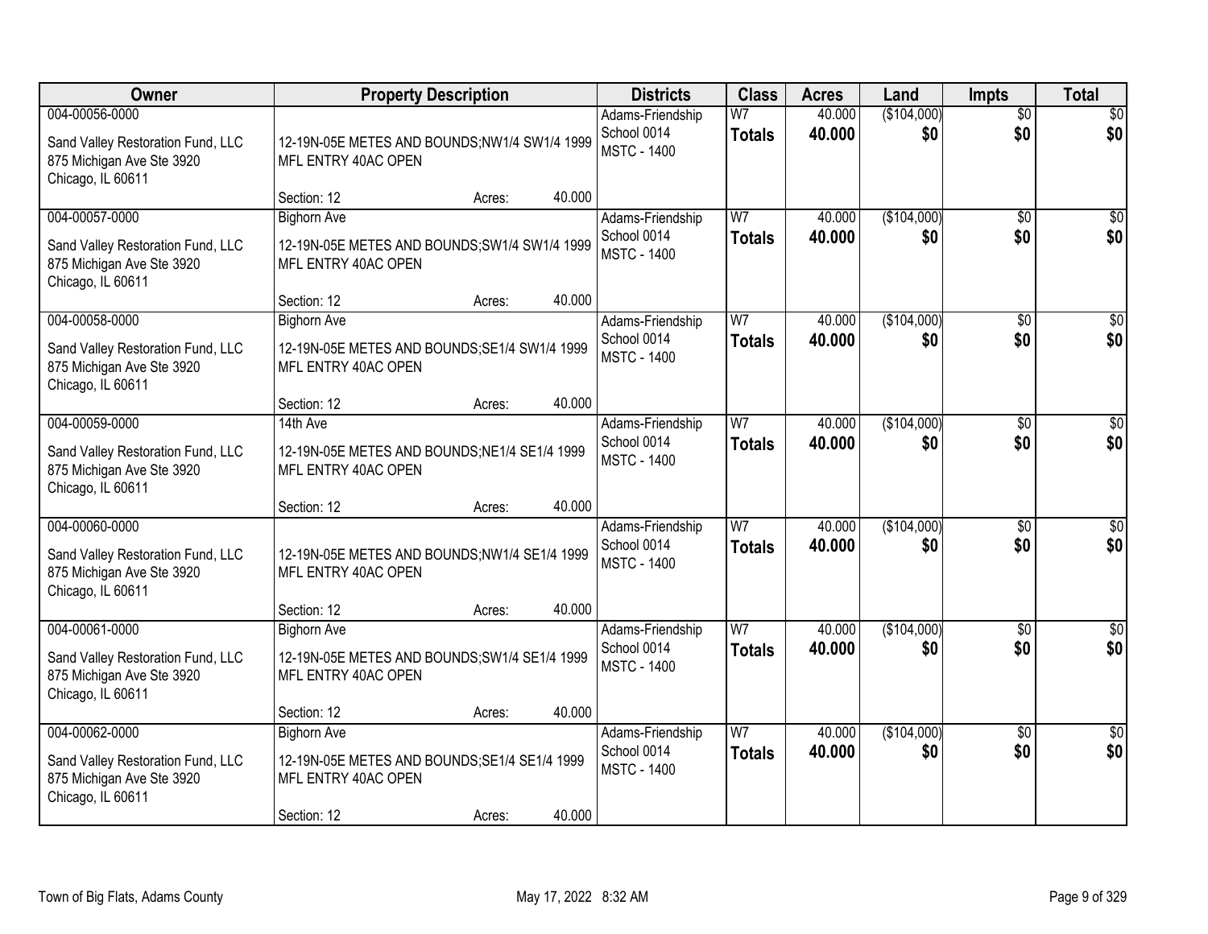| Owner | Property Description | Districts | Class | Acres | Land | Impts | Total |
|---|---|---|---|---|---|---|---|
| 004-00056-0000<br>Sand Valley Restoration Fund, LLC<br>875 Michigan Ave Ste 3920<br>Chicago, IL 60611 | 12-19N-05E METES AND BOUNDS;NW1/4 SW1/4 1999 MFL ENTRY 40AC OPEN<br>Section: 12 Acres: 40.000 | Adams-Friendship<br>School 0014<br>MSTC - 1400 | W7<br>**Totals** | 40.000<br>**40.000** | ($104,000)<br>**$0** | $0<br>**$0** | $0<br>**$0** |
| 004-00057-0000<br>Sand Valley Restoration Fund, LLC<br>875 Michigan Ave Ste 3920<br>Chicago, IL 60611 | Bighorn Ave<br>12-19N-05E METES AND BOUNDS;SW1/4 SW1/4 1999 MFL ENTRY 40AC OPEN<br>Section: 12 Acres: 40.000 | Adams-Friendship<br>School 0014<br>MSTC - 1400 | W7<br>**Totals** | 40.000<br>**40.000** | ($104,000)<br>**$0** | $0<br>**$0** | $0<br>**$0** |
| 004-00058-0000<br>Sand Valley Restoration Fund, LLC<br>875 Michigan Ave Ste 3920<br>Chicago, IL 60611 | Bighorn Ave<br>12-19N-05E METES AND BOUNDS;SE1/4 SW1/4 1999 MFL ENTRY 40AC OPEN<br>Section: 12 Acres: 40.000 | Adams-Friendship<br>School 0014<br>MSTC - 1400 | W7<br>**Totals** | 40.000<br>**40.000** | ($104,000)<br>**$0** | $0<br>**$0** | $0<br>**$0** |
| 004-00059-0000<br>Sand Valley Restoration Fund, LLC<br>875 Michigan Ave Ste 3920<br>Chicago, IL 60611 | 14th Ave<br>12-19N-05E METES AND BOUNDS;NE1/4 SE1/4 1999 MFL ENTRY 40AC OPEN<br>Section: 12 Acres: 40.000 | Adams-Friendship<br>School 0014<br>MSTC - 1400 | W7<br>**Totals** | 40.000<br>**40.000** | ($104,000)<br>**$0** | $0<br>**$0** | $0<br>**$0** |
| 004-00060-0000<br>Sand Valley Restoration Fund, LLC<br>875 Michigan Ave Ste 3920<br>Chicago, IL 60611 | 12-19N-05E METES AND BOUNDS;NW1/4 SE1/4 1999 MFL ENTRY 40AC OPEN<br>Section: 12 Acres: 40.000 | Adams-Friendship<br>School 0014<br>MSTC - 1400 | W7<br>**Totals** | 40.000<br>**40.000** | ($104,000)<br>**$0** | $0<br>**$0** | $0<br>**$0** |
| 004-00061-0000<br>Sand Valley Restoration Fund, LLC<br>875 Michigan Ave Ste 3920<br>Chicago, IL 60611 | Bighorn Ave<br>12-19N-05E METES AND BOUNDS;SW1/4 SE1/4 1999 MFL ENTRY 40AC OPEN<br>Section: 12 Acres: 40.000 | Adams-Friendship<br>School 0014<br>MSTC - 1400 | W7<br>**Totals** | 40.000<br>**40.000** | ($104,000)<br>**$0** | $0<br>**$0** | $0<br>**$0** |
| 004-00062-0000<br>Sand Valley Restoration Fund, LLC<br>875 Michigan Ave Ste 3920<br>Chicago, IL 60611 | Bighorn Ave<br>12-19N-05E METES AND BOUNDS;SE1/4 SE1/4 1999 MFL ENTRY 40AC OPEN<br>Section: 12 Acres: 40.000 | Adams-Friendship<br>School 0014<br>MSTC - 1400 | W7<br>**Totals** | 40.000<br>**40.000** | ($104,000)<br>**$0** | $0<br>**$0** | $0<br>**$0** |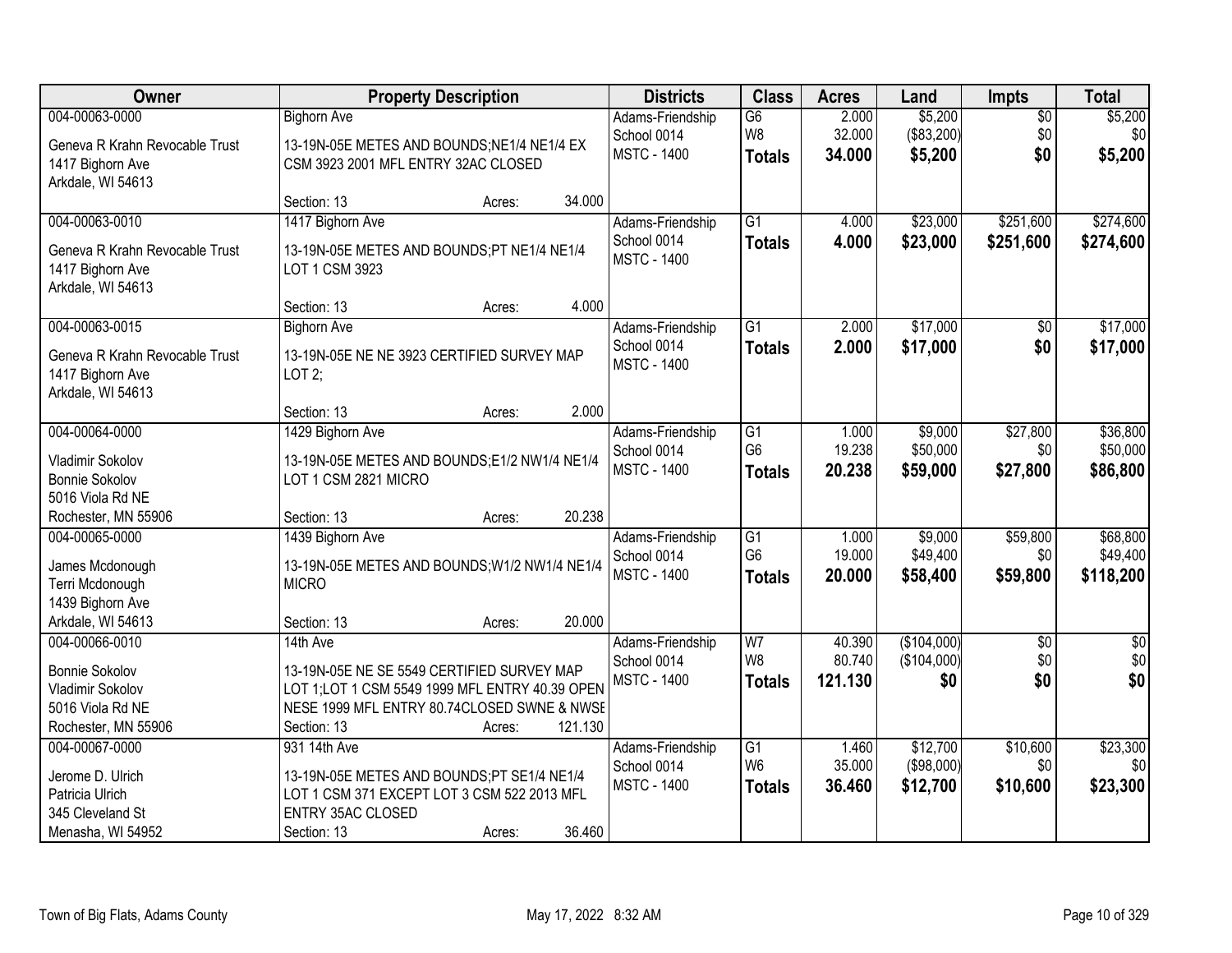| Owner | Property Description | Districts | Class | Acres | Land | Impts | Total |
|---|---|---|---|---|---|---|---|
| 004-00063-0000<br>Geneva R Krahn Revocable Trust<br>1417 Bighorn Ave<br>Arkdale, WI 54613 | Bighorn Ave<br>13-19N-05E METES AND BOUNDS;NE1/4 NE1/4 EX CSM 3923 2001 MFL ENTRY 32AC CLOSED<br>Section: 13 Acres: 34.000 | Adams-Friendship<br>School 0014<br>MSTC - 1400 | G6<br>W8<br>**Totals** | 2.000<br>32.000<br>**34.000** | $5,200<br>($83,200)<br>**$5,200** | $0<br>$0<br>**$0** | $5,200<br>$0<br>**$5,200** |
| 004-00063-0010<br>Geneva R Krahn Revocable Trust<br>1417 Bighorn Ave<br>Arkdale, WI 54613 | 1417 Bighorn Ave<br>13-19N-05E METES AND BOUNDS;PT NE1/4 NE1/4 LOT 1 CSM 3923<br>Section: 13 Acres: 4.000 | Adams-Friendship<br>School 0014<br>MSTC - 1400 | G1<br>**Totals** | 4.000<br>**4.000** | $23,000<br>**$23,000** | $251,600<br>**$251,600** | $274,600<br>**$274,600** |
| 004-00063-0015<br>Geneva R Krahn Revocable Trust<br>1417 Bighorn Ave<br>Arkdale, WI 54613 | Bighorn Ave<br>13-19N-05E NE NE 3923 CERTIFIED SURVEY MAP LOT 2;<br>Section: 13 Acres: 2.000 | Adams-Friendship<br>School 0014<br>MSTC - 1400 | G1<br>**Totals** | 2.000<br>**2.000** | $17,000<br>**$17,000** | $0<br>**$0** | $17,000<br>**$17,000** |
| 004-00064-0000<br>Vladimir Sokolov<br>Bonnie Sokolov<br>5016 Viola Rd NE<br>Rochester, MN 55906 | 1429 Bighorn Ave<br>13-19N-05E METES AND BOUNDS;E1/2 NW1/4 NE1/4 LOT 1 CSM 2821 MICRO<br>Section: 13 Acres: 20.238 | Adams-Friendship<br>School 0014<br>MSTC - 1400 | G1<br>G6<br>**Totals** | 1.000<br>19.238<br>**20.238** | $9,000<br>$50,000<br>**$59,000** | $27,800<br>$0<br>**$27,800** | $36,800<br>$50,000<br>**$86,800** |
| 004-00065-0000<br>James Mcdonough<br>Terri Mcdonough<br>1439 Bighorn Ave<br>Arkdale, WI 54613 | 1439 Bighorn Ave<br>13-19N-05E METES AND BOUNDS;W1/2 NW1/4 NE1/4 MICRO<br>Section: 13 Acres: 20.000 | Adams-Friendship<br>School 0014<br>MSTC - 1400 | G1<br>G6<br>**Totals** | 1.000<br>19.000<br>**20.000** | $9,000<br>$49,400<br>**$58,400** | $59,800<br>$0<br>**$59,800** | $68,800<br>$49,400<br>**$118,200** |
| 004-00066-0010<br>Bonnie Sokolov<br>Vladimir Sokolov<br>5016 Viola Rd NE<br>Rochester, MN 55906 | 14th Ave<br>13-19N-05E NE SE 5549 CERTIFIED SURVEY MAP LOT 1;LOT 1 CSM 5549 1999 MFL ENTRY 40.39 OPEN NESE 1999 MFL ENTRY 80.74CLOSED SWNE & NWSE<br>Section: 13 Acres: 121.130 | Adams-Friendship<br>School 0014<br>MSTC - 1400 | W7<br>W8<br>**Totals** | 40.390<br>80.740<br>**121.130** | ($104,000)<br>($104,000)<br>**$0** | $0<br>$0<br>**$0** | $0<br>$0<br>**$0** |
| 004-00067-0000<br>Jerome D. Ulrich<br>Patricia Ulrich<br>345 Cleveland St<br>Menasha, WI 54952 | 931 14th Ave<br>13-19N-05E METES AND BOUNDS;PT SE1/4 NE1/4 LOT 1 CSM 371 EXCEPT LOT 3 CSM 522 2013 MFL ENTRY 35AC CLOSED<br>Section: 13 Acres: 36.460 | Adams-Friendship<br>School 0014<br>MSTC - 1400 | G1<br>W6<br>**Totals** | 1.460<br>35.000<br>**36.460** | $12,700<br>($98,000)<br>**$12,700** | $10,600<br>$0<br>**$10,600** | $23,300<br>$0<br>**$23,300** |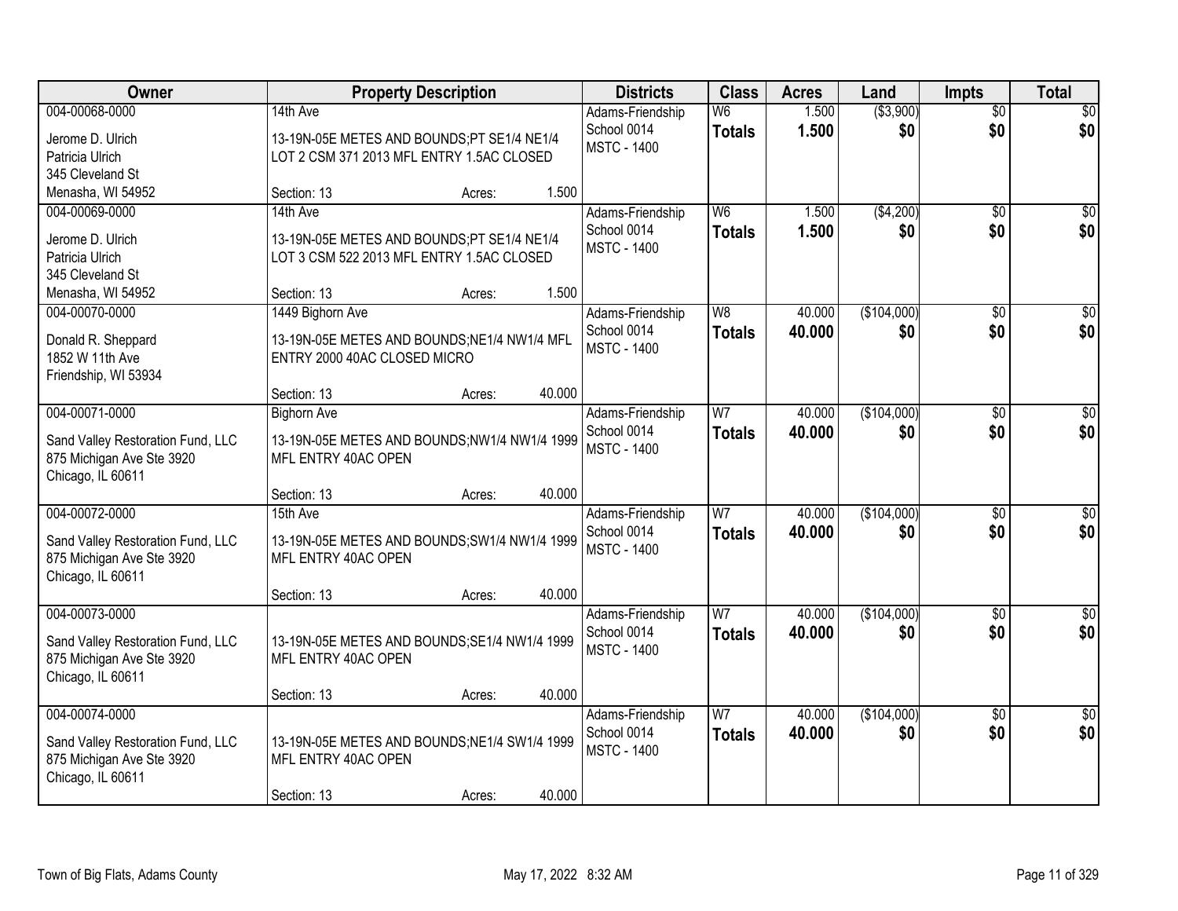| Owner | Property Description | Districts | Class | Acres | Land | Impts | Total |
|---|---|---|---|---|---|---|---|
| 004-00068-0000<br>Jerome D. Ulrich<br>Patricia Ulrich<br>345 Cleveland St<br>Menasha, WI 54952 | 14th Ave<br>13-19N-05E METES AND BOUNDS;PT SE1/4 NE1/4 LOT 2 CSM 371 2013 MFL ENTRY 1.5AC CLOSED<br>Section: 13 Acres: 1.500 | Adams-Friendship School 0014<br>MSTC - 1400 | W6<br>**Totals** | 1.500<br>**1.500** | ($3,900)<br>**$0** | $0<br>**$0** | $0<br>**$0** |
| 004-00069-0000<br>Jerome D. Ulrich<br>Patricia Ulrich<br>345 Cleveland St<br>Menasha, WI 54952 | 14th Ave<br>13-19N-05E METES AND BOUNDS;PT SE1/4 NE1/4 LOT 3 CSM 522 2013 MFL ENTRY 1.5AC CLOSED<br>Section: 13 Acres: 1.500 | Adams-Friendship School 0014<br>MSTC - 1400 | W6<br>**Totals** | 1.500<br>**1.500** | ($4,200)<br>**$0** | $0<br>**$0** | $0<br>**$0** |
| 004-00070-0000<br>Donald R. Sheppard<br>1852 W 11th Ave<br>Friendship, WI 53934 | 1449 Bighorn Ave<br>13-19N-05E METES AND BOUNDS;NE1/4 NW1/4 MFL ENTRY 2000 40AC CLOSED MICRO<br>Section: 13 Acres: 40.000 | Adams-Friendship School 0014<br>MSTC - 1400 | W8<br>**Totals** | 40.000<br>**40.000** | ($104,000)<br>**$0** | $0<br>**$0** | $0<br>**$0** |
| 004-00071-0000<br>Sand Valley Restoration Fund, LLC<br>875 Michigan Ave Ste 3920<br>Chicago, IL 60611 | Bighorn Ave<br>13-19N-05E METES AND BOUNDS;NW1/4 NW1/4 1999 MFL ENTRY 40AC OPEN<br>Section: 13 Acres: 40.000 | Adams-Friendship School 0014<br>MSTC - 1400 | W7<br>**Totals** | 40.000<br>**40.000** | ($104,000)<br>**$0** | $0<br>**$0** | $0<br>**$0** |
| 004-00072-0000<br>Sand Valley Restoration Fund, LLC<br>875 Michigan Ave Ste 3920<br>Chicago, IL 60611 | 15th Ave<br>13-19N-05E METES AND BOUNDS;SW1/4 NW1/4 1999 MFL ENTRY 40AC OPEN<br>Section: 13 Acres: 40.000 | Adams-Friendship School 0014<br>MSTC - 1400 | W7<br>**Totals** | 40.000<br>**40.000** | ($104,000)<br>**$0** | $0<br>**$0** | $0<br>**$0** |
| 004-00073-0000<br>Sand Valley Restoration Fund, LLC<br>875 Michigan Ave Ste 3920<br>Chicago, IL 60611 | 13-19N-05E METES AND BOUNDS;SE1/4 NW1/4 1999 MFL ENTRY 40AC OPEN<br>Section: 13 Acres: 40.000 | Adams-Friendship School 0014<br>MSTC - 1400 | W7<br>**Totals** | 40.000<br>**40.000** | ($104,000)<br>**$0** | $0<br>**$0** | $0<br>**$0** |
| 004-00074-0000<br>Sand Valley Restoration Fund, LLC<br>875 Michigan Ave Ste 3920<br>Chicago, IL 60611 | 13-19N-05E METES AND BOUNDS;NE1/4 SW1/4 1999 MFL ENTRY 40AC OPEN<br>Section: 13 Acres: 40.000 | Adams-Friendship School 0014<br>MSTC - 1400 | W7<br>**Totals** | 40.000<br>**40.000** | ($104,000)<br>**$0** | $0<br>**$0** | $0<br>**$0** |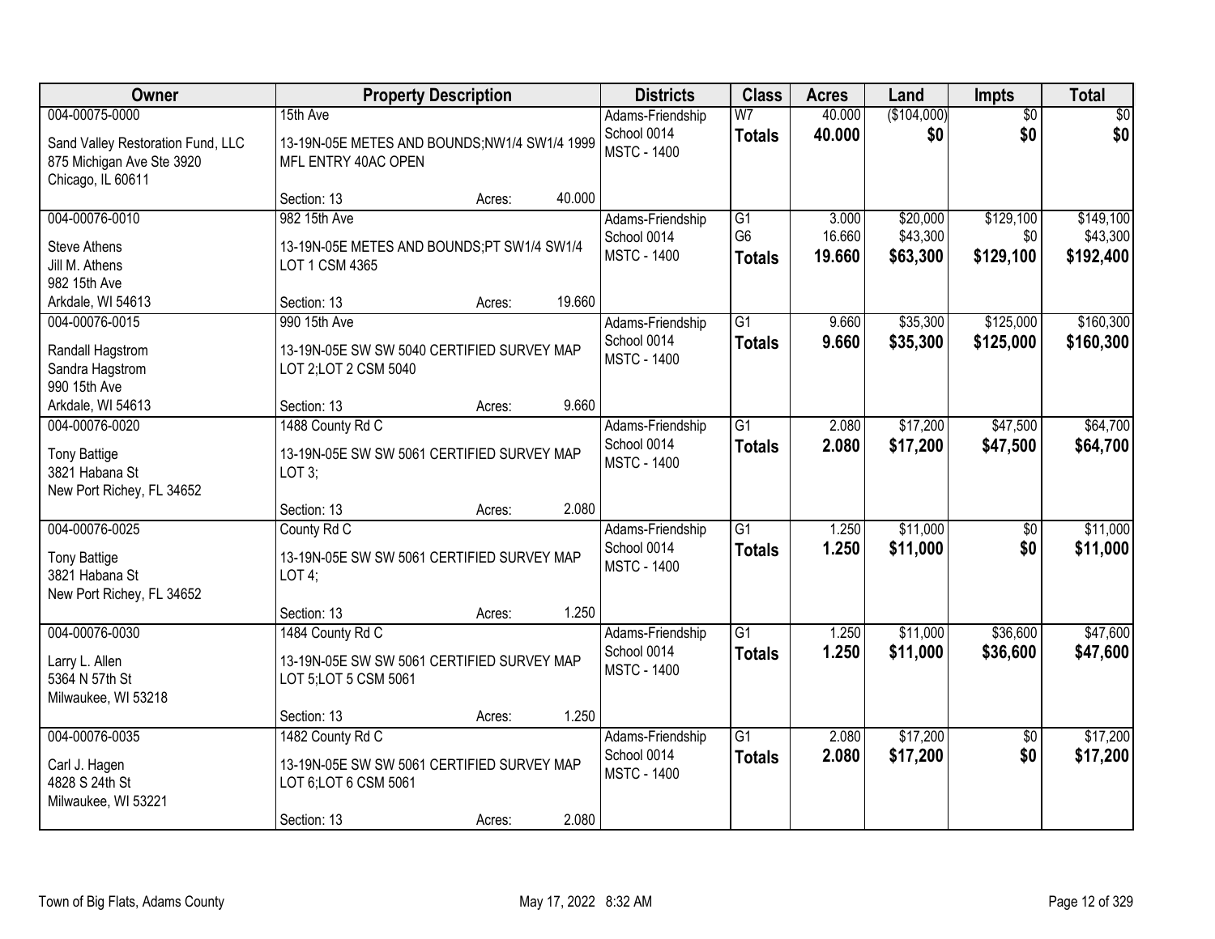| Owner | Property Description | Districts | Class | Acres | Land | Impts | Total |
|---|---|---|---|---|---|---|---|
| 004-00075-0000<br>Sand Valley Restoration Fund, LLC<br>875 Michigan Ave Ste 3920<br>Chicago, IL 60611 | 15th Ave<br>13-19N-05E METES AND BOUNDS;NW1/4 SW1/4 1999 MFL ENTRY 40AC OPEN<br>Section: 13 Acres: 40.000 | Adams-Friendship<br>School 0014<br>MSTC - 1400 | W7<br>**Totals** | 40.000<br>**40.000** | ($104,000)<br>**$0** | $0<br>**$0** | $0<br>**$0** |
| 004-00076-0010<br>Steve Athens<br>Jill M. Athens<br>982 15th Ave<br>Arkdale, WI 54613 | 982 15th Ave<br>13-19N-05E METES AND BOUNDS;PT SW1/4 SW1/4 LOT 1 CSM 4365<br>Section: 13 Acres: 19.660 | Adams-Friendship<br>School 0014<br>MSTC - 1400 | G1<br>G6<br>**Totals** | 3.000<br>16.660<br>**19.660** | $20,000<br>$43,300<br>**$63,300** | $129,100<br>$0<br>**$129,100** | $149,100<br>$43,300<br>**$192,400** |
| 004-00076-0015<br>Randall Hagstrom<br>Sandra Hagstrom<br>990 15th Ave<br>Arkdale, WI 54613 | 990 15th Ave<br>13-19N-05E SW SW 5040 CERTIFIED SURVEY MAP LOT 2;LOT 2 CSM 5040<br>Section: 13 Acres: 9.660 | Adams-Friendship<br>School 0014<br>MSTC - 1400 | G1<br>**Totals** | 9.660<br>**9.660** | $35,300<br>**$35,300** | $125,000<br>**$125,000** | $160,300<br>**$160,300** |
| 004-00076-0020<br>Tony Battige<br>3821 Habana St<br>New Port Richey, FL 34652 | 1488 County Rd C<br>13-19N-05E SW SW 5061 CERTIFIED SURVEY MAP LOT 3;<br>Section: 13 Acres: 2.080 | Adams-Friendship<br>School 0014<br>MSTC - 1400 | G1<br>**Totals** | 2.080<br>**2.080** | $17,200<br>**$17,200** | $47,500<br>**$47,500** | $64,700<br>**$64,700** |
| 004-00076-0025<br>Tony Battige<br>3821 Habana St<br>New Port Richey, FL 34652 | County Rd C<br>13-19N-05E SW SW 5061 CERTIFIED SURVEY MAP LOT 4;<br>Section: 13 Acres: 1.250 | Adams-Friendship<br>School 0014<br>MSTC - 1400 | G1<br>**Totals** | 1.250<br>**1.250** | $11,000<br>**$11,000** | $0<br>**$0** | $11,000<br>**$11,000** |
| 004-00076-0030<br>Larry L. Allen<br>5364 N 57th St<br>Milwaukee, WI 53218 | 1484 County Rd C<br>13-19N-05E SW SW 5061 CERTIFIED SURVEY MAP LOT 5;LOT 5 CSM 5061<br>Section: 13 Acres: 1.250 | Adams-Friendship<br>School 0014<br>MSTC - 1400 | G1<br>**Totals** | 1.250<br>**1.250** | $11,000<br>**$11,000** | $36,600<br>**$36,600** | $47,600<br>**$47,600** |
| 004-00076-0035<br>Carl J. Hagen<br>4828 S 24th St<br>Milwaukee, WI 53221 | 1482 County Rd C<br>13-19N-05E SW SW 5061 CERTIFIED SURVEY MAP LOT 6;LOT 6 CSM 5061<br>Section: 13 Acres: 2.080 | Adams-Friendship<br>School 0014<br>MSTC - 1400 | G1<br>**Totals** | 2.080<br>**2.080** | $17,200<br>**$17,200** | $0<br>**$0** | $17,200<br>**$17,200** |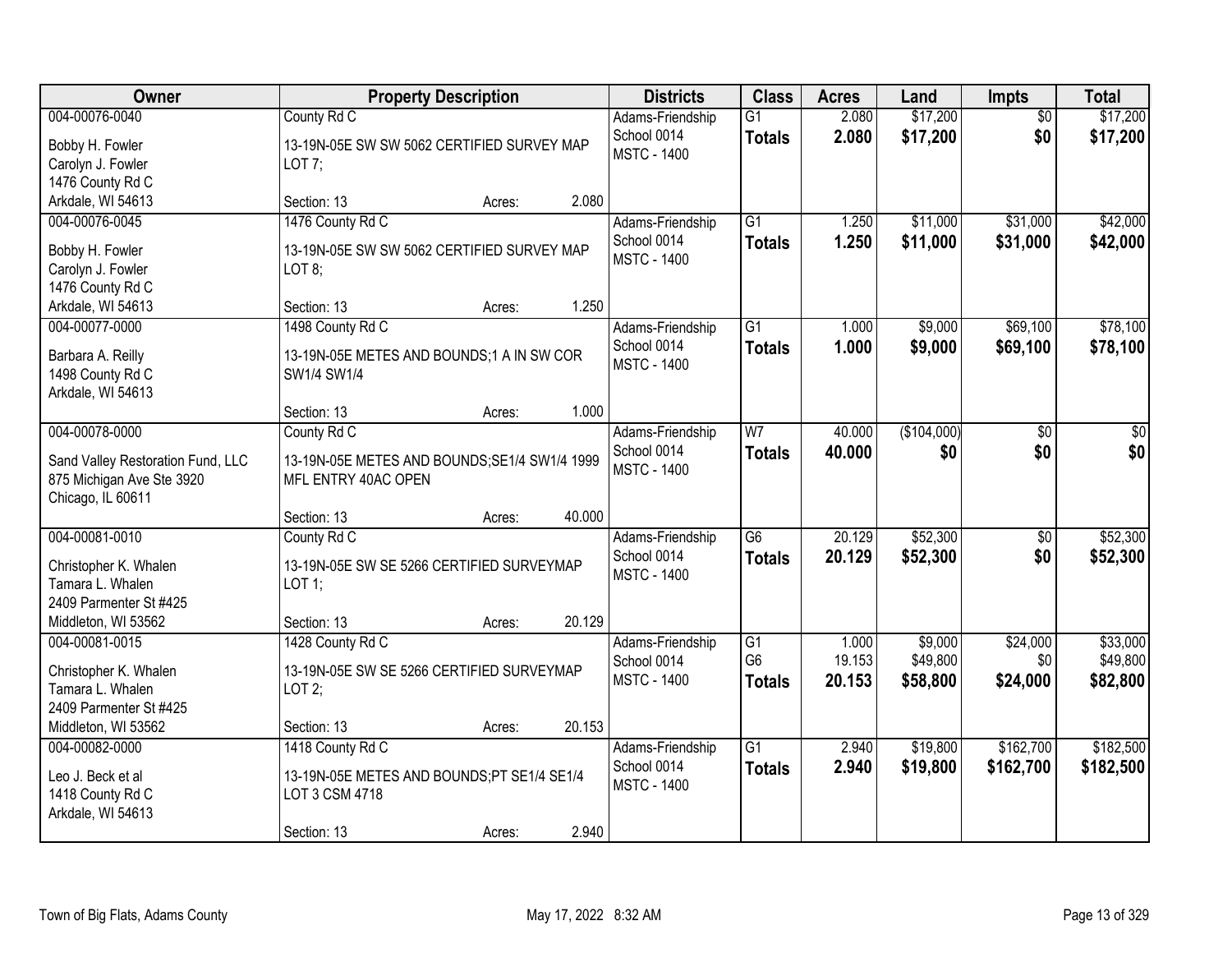| Owner | Property Description | Districts | Class | Acres | Land | Impts | Total |
|---|---|---|---|---|---|---|---|
| 004-00076-0040<br>Bobby H. Fowler<br>Carolyn J. Fowler<br>1476 County Rd C<br>Arkdale, WI 54613 | County Rd C<br>13-19N-05E SW SW 5062 CERTIFIED SURVEY MAP LOT 7;<br>Section: 13 Acres: 2.080 | Adams-Friendship School 0014<br>MSTC - 1400 | G1<br>**Totals** | 2.080<br>**2.080** | $17,200<br>**$17,200** | $0<br>**$0** | $17,200<br>**$17,200** |
| 004-00076-0045<br>Bobby H. Fowler<br>Carolyn J. Fowler<br>1476 County Rd C<br>Arkdale, WI 54613 | 1476 County Rd C<br>13-19N-05E SW SW 5062 CERTIFIED SURVEY MAP LOT 8;<br>Section: 13 Acres: 1.250 | Adams-Friendship School 0014<br>MSTC - 1400 | G1<br>**Totals** | 1.250<br>**1.250** | $11,000<br>**$11,000** | $31,000<br>**$31,000** | $42,000<br>**$42,000** |
| 004-00077-0000<br>Barbara A. Reilly<br>1498 County Rd C<br>Arkdale, WI 54613 | 1498 County Rd C<br>13-19N-05E METES AND BOUNDS;1 A IN SW COR SW1/4 SW1/4<br>Section: 13 Acres: 1.000 | Adams-Friendship School 0014<br>MSTC - 1400 | G1<br>**Totals** | 1.000<br>**1.000** | $9,000<br>**$9,000** | $69,100<br>**$69,100** | $78,100<br>**$78,100** |
| 004-00078-0000<br>Sand Valley Restoration Fund, LLC<br>875 Michigan Ave Ste 3920<br>Chicago, IL 60611 | County Rd C<br>13-19N-05E METES AND BOUNDS;SE1/4 SW1/4 1999 MFL ENTRY 40AC OPEN<br>Section: 13 Acres: 40.000 | Adams-Friendship School 0014<br>MSTC - 1400 | W7<br>**Totals** | 40.000<br>**40.000** | ($104,000)<br>**$0** | $0<br>**$0** | $0<br>**$0** |
| 004-00081-0010<br>Christopher K. Whalen<br>Tamara L. Whalen<br>2409 Parmenter St #425<br>Middleton, WI 53562 | County Rd C<br>13-19N-05E SW SE 5266 CERTIFIED SURVEYMAP LOT 1;<br>Section: 13 Acres: 20.129 | Adams-Friendship School 0014<br>MSTC - 1400 | G6<br>**Totals** | 20.129<br>**20.129** | $52,300<br>**$52,300** | $0<br>**$0** | $52,300<br>**$52,300** |
| 004-00081-0015<br>Christopher K. Whalen<br>Tamara L. Whalen<br>2409 Parmenter St #425<br>Middleton, WI 53562 | 1428 County Rd C<br>13-19N-05E SW SE 5266 CERTIFIED SURVEYMAP LOT 2;<br>Section: 13 Acres: 20.153 | Adams-Friendship School 0014<br>MSTC - 1400 | G1<br>G6<br>**Totals** | 1.000<br>19.153<br>**20.153** | $9,000<br>$49,800<br>**$58,800** | $24,000<br>$0<br>**$24,000** | $33,000<br>$49,800<br>**$82,800** |
| 004-00082-0000<br>Leo J. Beck et al<br>1418 County Rd C<br>Arkdale, WI 54613 | 1418 County Rd C<br>13-19N-05E METES AND BOUNDS;PT SE1/4 SE1/4 LOT 3 CSM 4718<br>Section: 13 Acres: 2.940 | Adams-Friendship School 0014<br>MSTC - 1400 | G1<br>**Totals** | 2.940<br>**2.940** | $19,800<br>**$19,800** | $162,700<br>**$162,700** | $182,500<br>**$182,500** |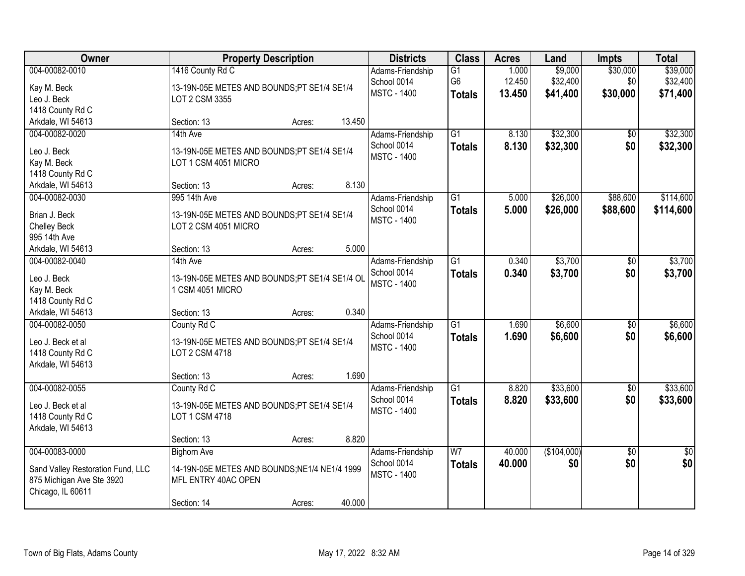| Owner | Property Description | | | Districts | Class | Acres | Land | Impts | Total |
|---|---|---|---|---|---|---|---|---|---|
| 004-00082-0010 | 1416 County Rd C | | | Adams-Friendship | G1 | 1.000 | $9,000 | $30,000 | $39,000 |
| Kay M. Beck | 13-19N-05E METES AND BOUNDS;PT SE1/4 SE1/4 | | | School 0014 | G6 | 12.450 | $32,400 | $0 | $32,400 |
| Leo J. Beck | LOT 2 CSM 3355 | | | MSTC - 1400 | **Totals** | **13.450** | **$41,400** | **$30,000** | **$71,400** |
| 1418 County Rd C | | | | | | | | | |
| Arkdale, WI 54613 | Section: 13 | Acres: | 13.450 | | | | | | |
| 004-00082-0020 | 14th Ave | | | Adams-Friendship | G1 | 8.130 | $32,300 | $0 | $32,300 |
| Leo J. Beck | 13-19N-05E METES AND BOUNDS;PT SE1/4 SE1/4 | | | School 0014 | **Totals** | **8.130** | **$32,300** | **$0** | **$32,300** |
| Kay M. Beck | LOT 1 CSM 4051 MICRO | | | MSTC - 1400 | | | | | |
| 1418 County Rd C | | | | | | | | | |
| Arkdale, WI 54613 | Section: 13 | Acres: | 8.130 | | | | | | |
| 004-00082-0030 | 995 14th Ave | | | Adams-Friendship | G1 | 5.000 | $26,000 | $88,600 | $114,600 |
| Brian J. Beck | 13-19N-05E METES AND BOUNDS;PT SE1/4 SE1/4 | | | School 0014 | **Totals** | **5.000** | **$26,000** | **$88,600** | **$114,600** |
| Chelley Beck | LOT 2 CSM 4051 MICRO | | | MSTC - 1400 | | | | | |
| 995 14th Ave | | | | | | | | | |
| Arkdale, WI 54613 | Section: 13 | Acres: | 5.000 | | | | | | |
| 004-00082-0040 | 14th Ave | | | Adams-Friendship | G1 | 0.340 | $3,700 | $0 | $3,700 |
| Leo J. Beck | 13-19N-05E METES AND BOUNDS;PT SE1/4 SE1/4 OL | | | School 0014 | **Totals** | **0.340** | **$3,700** | **$0** | **$3,700** |
| Kay M. Beck | 1 CSM 4051 MICRO | | | MSTC - 1400 | | | | | |
| 1418 County Rd C | | | | | | | | | |
| Arkdale, WI 54613 | Section: 13 | Acres: | 0.340 | | | | | | |
| 004-00082-0050 | County Rd C | | | Adams-Friendship | G1 | 1.690 | $6,600 | $0 | $6,600 |
| Leo J. Beck et al | 13-19N-05E METES AND BOUNDS;PT SE1/4 SE1/4 | | | School 0014 | **Totals** | **1.690** | **$6,600** | **$0** | **$6,600** |
| 1418 County Rd C | LOT 2 CSM 4718 | | | MSTC - 1400 | | | | | |
| Arkdale, WI 54613 | | | | | | | | | |
| | Section: 13 | Acres: | 1.690 | | | | | | |
| 004-00082-0055 | County Rd C | | | Adams-Friendship | G1 | 8.820 | $33,600 | $0 | $33,600 |
| Leo J. Beck et al | 13-19N-05E METES AND BOUNDS;PT SE1/4 SE1/4 | | | School 0014 | **Totals** | **8.820** | **$33,600** | **$0** | **$33,600** |
| 1418 County Rd C | LOT 1 CSM 4718 | | | MSTC - 1400 | | | | | |
| Arkdale, WI 54613 | | | | | | | | | |
| | Section: 13 | Acres: | 8.820 | | | | | | |
| 004-00083-0000 | Bighorn Ave | | | Adams-Friendship | W7 | 40.000 | ($104,000) | $0 | $0 |
| Sand Valley Restoration Fund, LLC | 14-19N-05E METES AND BOUNDS;NE1/4 NE1/4 1999 | | | School 0014 | **Totals** | **40.000** | **$0** | **$0** | **$0** |
| 875 Michigan Ave Ste 3920 | MFL ENTRY 40AC OPEN | | | MSTC - 1400 | | | | | |
| Chicago, IL 60611 | | | | | | | | | |
| | Section: 14 | Acres: | 40.000 | | | | | | |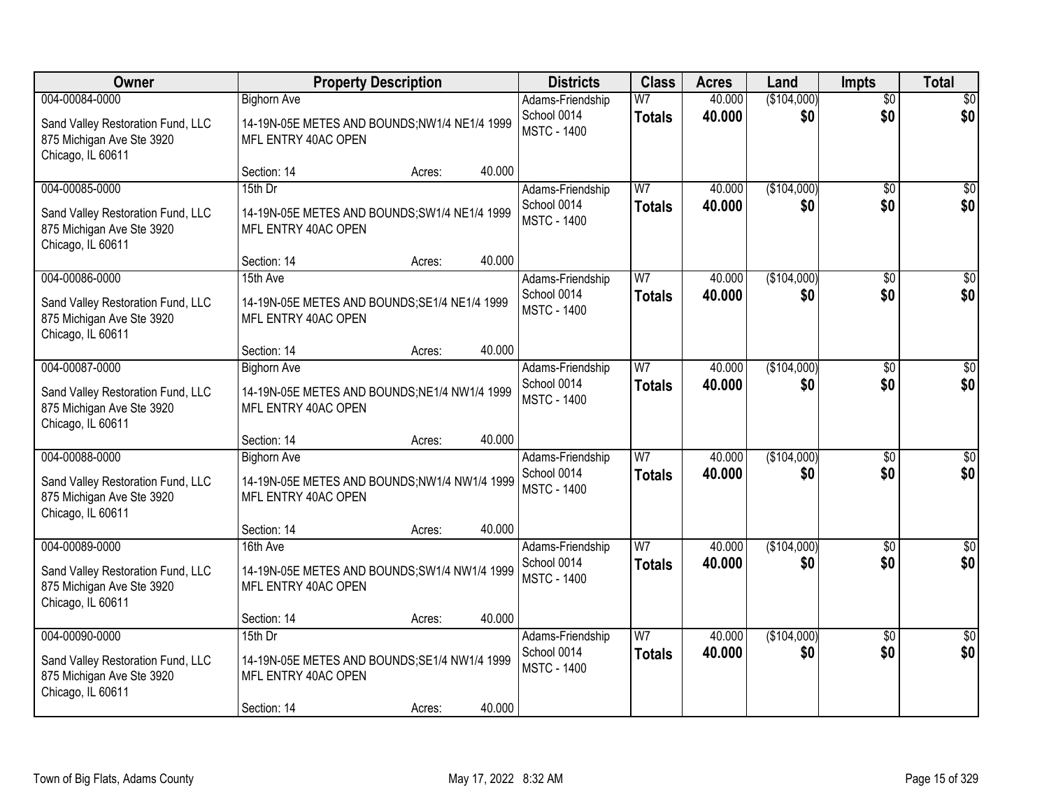| Owner | Property Description | Districts | Class | Acres | Land | Impts | Total |
|---|---|---|---|---|---|---|---|
| 004-00084-0000<br>Sand Valley Restoration Fund, LLC<br>875 Michigan Ave Ste 3920<br>Chicago, IL 60611 | Bighorn Ave<br>14-19N-05E METES AND BOUNDS;NW1/4 NE1/4 1999 MFL ENTRY 40AC OPEN<br>Section: 14 Acres: 40.000 | Adams-Friendship<br>School 0014<br>MSTC - 1400 | W7<br>**Totals** | 40.000<br>**40.000** | ($104,000)<br>**$0** | $0<br>**$0** | $0<br>**$0** |
| 004-00085-0000<br>Sand Valley Restoration Fund, LLC<br>875 Michigan Ave Ste 3920<br>Chicago, IL 60611 | 15th Dr<br>14-19N-05E METES AND BOUNDS;SW1/4 NE1/4 1999 MFL ENTRY 40AC OPEN<br>Section: 14 Acres: 40.000 | Adams-Friendship<br>School 0014<br>MSTC - 1400 | W7<br>**Totals** | 40.000<br>**40.000** | ($104,000)<br>**$0** | $0<br>**$0** | $0<br>**$0** |
| 004-00086-0000<br>Sand Valley Restoration Fund, LLC<br>875 Michigan Ave Ste 3920<br>Chicago, IL 60611 | 15th Ave<br>14-19N-05E METES AND BOUNDS;SE1/4 NE1/4 1999 MFL ENTRY 40AC OPEN<br>Section: 14 Acres: 40.000 | Adams-Friendship<br>School 0014<br>MSTC - 1400 | W7<br>**Totals** | 40.000<br>**40.000** | ($104,000)<br>**$0** | $0<br>**$0** | $0<br>**$0** |
| 004-00087-0000<br>Sand Valley Restoration Fund, LLC<br>875 Michigan Ave Ste 3920<br>Chicago, IL 60611 | Bighorn Ave<br>14-19N-05E METES AND BOUNDS;NE1/4 NW1/4 1999 MFL ENTRY 40AC OPEN<br>Section: 14 Acres: 40.000 | Adams-Friendship<br>School 0014<br>MSTC - 1400 | W7<br>**Totals** | 40.000<br>**40.000** | ($104,000)<br>**$0** | $0<br>**$0** | $0<br>**$0** |
| 004-00088-0000<br>Sand Valley Restoration Fund, LLC<br>875 Michigan Ave Ste 3920<br>Chicago, IL 60611 | Bighorn Ave<br>14-19N-05E METES AND BOUNDS;NW1/4 NW1/4 1999 MFL ENTRY 40AC OPEN<br>Section: 14 Acres: 40.000 | Adams-Friendship<br>School 0014<br>MSTC - 1400 | W7<br>**Totals** | 40.000<br>**40.000** | ($104,000)<br>**$0** | $0<br>**$0** | $0<br>**$0** |
| 004-00089-0000<br>Sand Valley Restoration Fund, LLC<br>875 Michigan Ave Ste 3920<br>Chicago, IL 60611 | 16th Ave<br>14-19N-05E METES AND BOUNDS;SW1/4 NW1/4 1999 MFL ENTRY 40AC OPEN<br>Section: 14 Acres: 40.000 | Adams-Friendship<br>School 0014<br>MSTC - 1400 | W7<br>**Totals** | 40.000<br>**40.000** | ($104,000)<br>**$0** | $0<br>**$0** | $0<br>**$0** |
| 004-00090-0000<br>Sand Valley Restoration Fund, LLC<br>875 Michigan Ave Ste 3920<br>Chicago, IL 60611 | 15th Dr<br>14-19N-05E METES AND BOUNDS;SE1/4 NW1/4 1999 MFL ENTRY 40AC OPEN<br>Section: 14 Acres: 40.000 | Adams-Friendship<br>School 0014<br>MSTC - 1400 | W7<br>**Totals** | 40.000<br>**40.000** | ($104,000)<br>**$0** | $0<br>**$0** | $0<br>**$0** |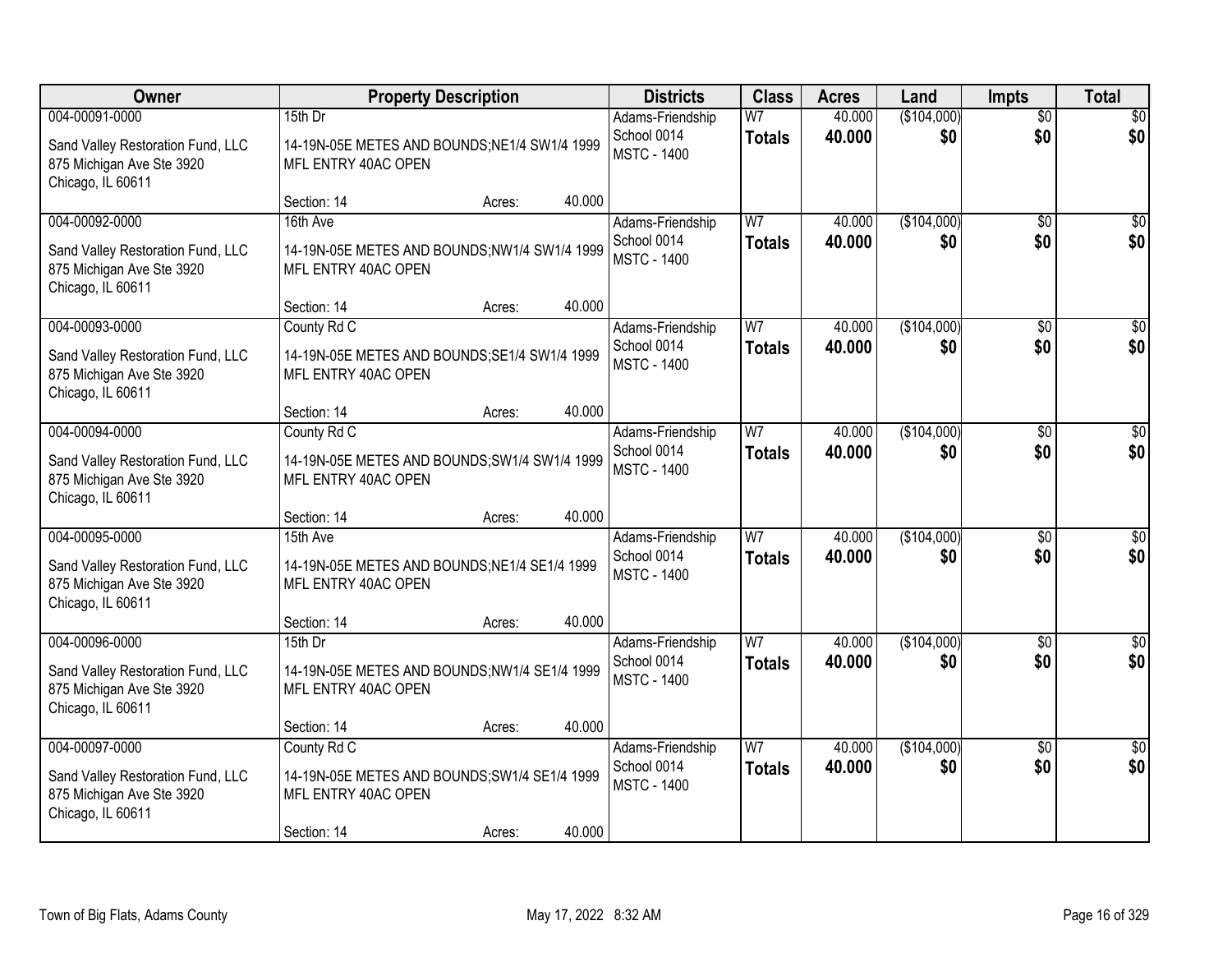| Owner | Property Description | Districts | Class | Acres | Land | Impts | Total |
|---|---|---|---|---|---|---|---|
| 004-00091-0000<br>Sand Valley Restoration Fund, LLC<br>875 Michigan Ave Ste 3920<br>Chicago, IL 60611 | 15th Dr<br>14-19N-05E METES AND BOUNDS;NE1/4 SW1/4 1999 MFL ENTRY 40AC OPEN<br>Section: 14 Acres: 40.000 | Adams-Friendship<br>School 0014<br>MSTC - 1400 | W7<br>**Totals** | 40.000<br>**40.000** | ($104,000)<br>**$0** | $0<br>**$0** | $0<br>**$0** |
| 004-00092-0000<br>Sand Valley Restoration Fund, LLC<br>875 Michigan Ave Ste 3920<br>Chicago, IL 60611 | 16th Ave<br>14-19N-05E METES AND BOUNDS;NW1/4 SW1/4 1999 MFL ENTRY 40AC OPEN<br>Section: 14 Acres: 40.000 | Adams-Friendship<br>School 0014<br>MSTC - 1400 | W7<br>**Totals** | 40.000<br>**40.000** | ($104,000)<br>**$0** | $0<br>**$0** | $0<br>**$0** |
| 004-00093-0000<br>Sand Valley Restoration Fund, LLC<br>875 Michigan Ave Ste 3920<br>Chicago, IL 60611 | County Rd C<br>14-19N-05E METES AND BOUNDS;SE1/4 SW1/4 1999 MFL ENTRY 40AC OPEN<br>Section: 14 Acres: 40.000 | Adams-Friendship<br>School 0014<br>MSTC - 1400 | W7<br>**Totals** | 40.000<br>**40.000** | ($104,000)<br>**$0** | $0<br>**$0** | $0<br>**$0** |
| 004-00094-0000<br>Sand Valley Restoration Fund, LLC<br>875 Michigan Ave Ste 3920<br>Chicago, IL 60611 | County Rd C<br>14-19N-05E METES AND BOUNDS;SW1/4 SW1/4 1999 MFL ENTRY 40AC OPEN<br>Section: 14 Acres: 40.000 | Adams-Friendship<br>School 0014<br>MSTC - 1400 | W7<br>**Totals** | 40.000<br>**40.000** | ($104,000)<br>**$0** | $0<br>**$0** | $0<br>**$0** |
| 004-00095-0000<br>Sand Valley Restoration Fund, LLC<br>875 Michigan Ave Ste 3920<br>Chicago, IL 60611 | 15th Ave<br>14-19N-05E METES AND BOUNDS;NE1/4 SE1/4 1999 MFL ENTRY 40AC OPEN<br>Section: 14 Acres: 40.000 | Adams-Friendship<br>School 0014<br>MSTC - 1400 | W7<br>**Totals** | 40.000<br>**40.000** | ($104,000)<br>**$0** | $0<br>**$0** | $0<br>**$0** |
| 004-00096-0000<br>Sand Valley Restoration Fund, LLC<br>875 Michigan Ave Ste 3920<br>Chicago, IL 60611 | 15th Dr<br>14-19N-05E METES AND BOUNDS;NW1/4 SE1/4 1999 MFL ENTRY 40AC OPEN<br>Section: 14 Acres: 40.000 | Adams-Friendship<br>School 0014<br>MSTC - 1400 | W7<br>**Totals** | 40.000<br>**40.000** | ($104,000)<br>**$0** | $0<br>**$0** | $0<br>**$0** |
| 004-00097-0000<br>Sand Valley Restoration Fund, LLC<br>875 Michigan Ave Ste 3920<br>Chicago, IL 60611 | County Rd C<br>14-19N-05E METES AND BOUNDS;SW1/4 SE1/4 1999 MFL ENTRY 40AC OPEN<br>Section: 14 Acres: 40.000 | Adams-Friendship<br>School 0014<br>MSTC - 1400 | W7<br>**Totals** | 40.000<br>**40.000** | ($104,000)<br>**$0** | $0<br>**$0** | $0<br>**$0** |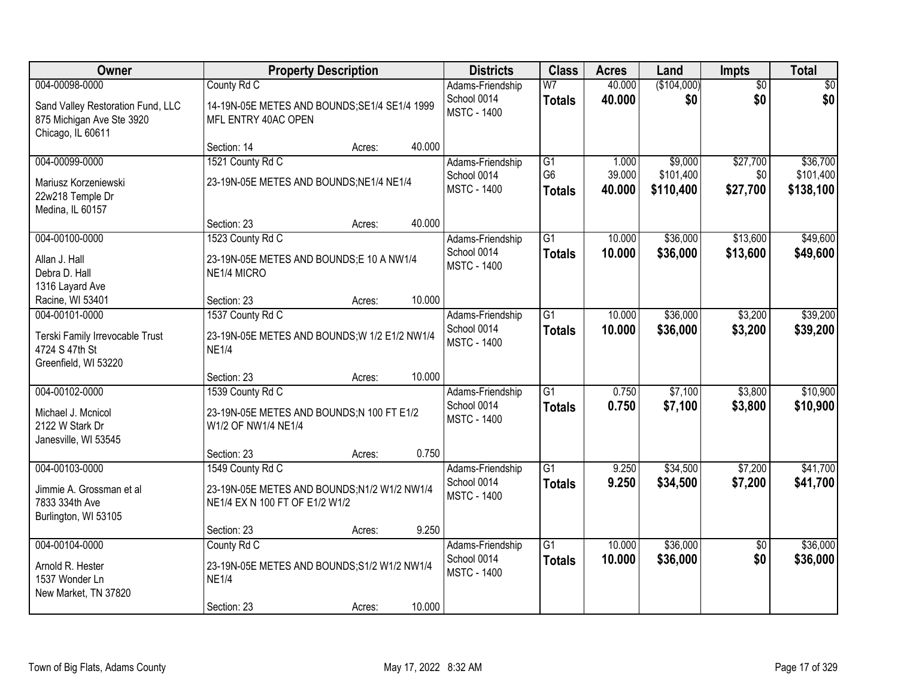| Owner | Property Description | Districts | Class | Acres | Land | Impts | Total |
|---|---|---|---|---|---|---|---|
| 004-00098-0000<br>Sand Valley Restoration Fund, LLC<br>875 Michigan Ave Ste 3920<br>Chicago, IL 60611 | County Rd C<br>14-19N-05E METES AND BOUNDS;SE1/4 SE1/4 1999 MFL ENTRY 40AC OPEN<br>Section: 14 Acres: 40.000 | Adams-Friendship<br>School 0014<br>MSTC - 1400 | W7<br>**Totals** | 40.000<br>**40.000** | ($104,000)<br>**$0** | $0<br>**$0** | $0<br>**$0** |
| 004-00099-0000<br>Mariusz Korzeniewski<br>22w218 Temple Dr<br>Medina, IL 60157 | 1521 County Rd C<br>23-19N-05E METES AND BOUNDS;NE1/4 NE1/4<br>Section: 23 Acres: 40.000 | Adams-Friendship<br>School 0014<br>MSTC - 1400 | G1<br>G6<br>**Totals** | 1.000<br>39.000<br>**40.000** | $9,000<br>$101,400<br>**$110,400** | $27,700<br>$0<br>**$27,700** | $36,700<br>$101,400<br>**$138,100** |
| 004-00100-0000<br>Allan J. Hall<br>Debra D. Hall<br>1316 Layard Ave<br>Racine, WI 53401 | 1523 County Rd C<br>23-19N-05E METES AND BOUNDS;E 10 A NW1/4 NE1/4 MICRO<br>Section: 23 Acres: 10.000 | Adams-Friendship<br>School 0014<br>MSTC - 1400 | G1<br>**Totals** | 10.000<br>**10.000** | $36,000<br>**$36,000** | $13,600<br>**$13,600** | $49,600<br>**$49,600** |
| 004-00101-0000<br>Terski Family Irrevocable Trust<br>4724 S 47th St<br>Greenfield, WI 53220 | 1537 County Rd C<br>23-19N-05E METES AND BOUNDS;W 1/2 E1/2 NW1/4 NE1/4<br>Section: 23 Acres: 10.000 | Adams-Friendship<br>School 0014<br>MSTC - 1400 | G1<br>**Totals** | 10.000<br>**10.000** | $36,000<br>**$36,000** | $3,200<br>**$3,200** | $39,200<br>**$39,200** |
| 004-00102-0000<br>Michael J. Mcnicol<br>2122 W Stark Dr<br>Janesville, WI 53545 | 1539 County Rd C<br>23-19N-05E METES AND BOUNDS;N 100 FT E1/2 W1/2 OF NW1/4 NE1/4<br>Section: 23 Acres: 0.750 | Adams-Friendship<br>School 0014<br>MSTC - 1400 | G1<br>**Totals** | 0.750<br>**0.750** | $7,100<br>**$7,100** | $3,800<br>**$3,800** | $10,900<br>**$10,900** |
| 004-00103-0000<br>Jimmie A. Grossman et al<br>7833 334th Ave<br>Burlington, WI 53105 | 1549 County Rd C<br>23-19N-05E METES AND BOUNDS;N1/2 W1/2 NW1/4 NE1/4 EX N 100 FT OF E1/2 W1/2<br>Section: 23 Acres: 9.250 | Adams-Friendship<br>School 0014<br>MSTC - 1400 | G1<br>**Totals** | 9.250<br>**9.250** | $34,500<br>**$34,500** | $7,200<br>**$7,200** | $41,700<br>**$41,700** |
| 004-00104-0000<br>Arnold R. Hester<br>1537 Wonder Ln<br>New Market, TN 37820 | County Rd C<br>23-19N-05E METES AND BOUNDS;S1/2 W1/2 NW1/4 NE1/4<br>Section: 23 Acres: 10.000 | Adams-Friendship<br>School 0014<br>MSTC - 1400 | G1<br>**Totals** | 10.000<br>**10.000** | $36,000<br>**$36,000** | $0<br>**$0** | $36,000<br>**$36,000** |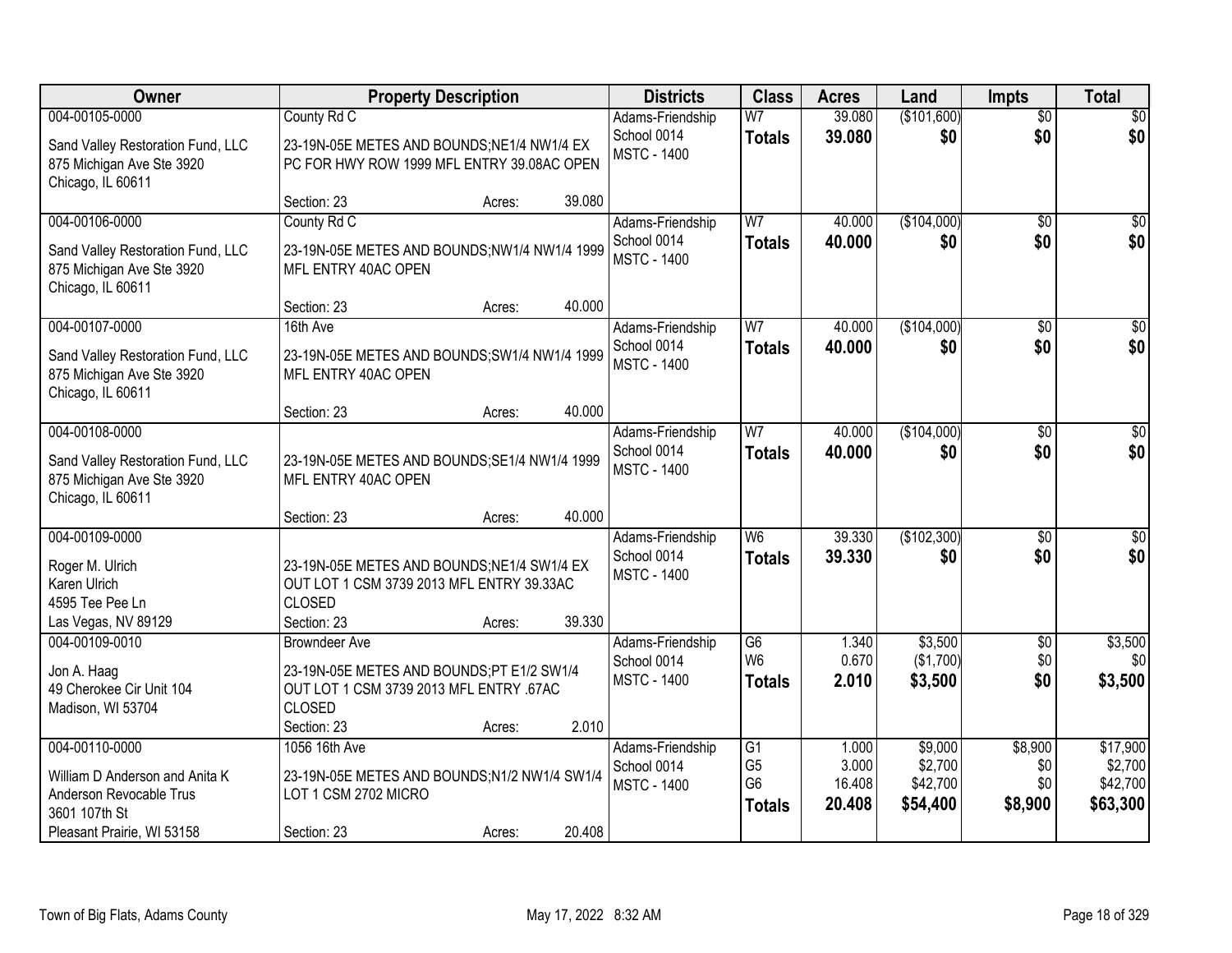| Owner | Property Description | Districts | Class | Acres | Land | Impts | Total |
|---|---|---|---|---|---|---|---|
| 004-00105-0000<br>Sand Valley Restoration Fund, LLC<br>875 Michigan Ave Ste 3920<br>Chicago, IL 60611 | County Rd C<br>23-19N-05E METES AND BOUNDS;NE1/4 NW1/4 EX PC FOR HWY ROW 1999 MFL ENTRY 39.08AC OPEN<br>Section: 23 Acres: 39.080 | Adams-Friendship<br>School 0014<br>MSTC - 1400 | W7<br>**Totals** | 39.080<br>**39.080** | ($101,600)<br>**$0** | $0<br>**$0** | $0<br>**$0** |
| 004-00106-0000<br>Sand Valley Restoration Fund, LLC<br>875 Michigan Ave Ste 3920<br>Chicago, IL 60611 | County Rd C<br>23-19N-05E METES AND BOUNDS;NW1/4 NW1/4 1999 MFL ENTRY 40AC OPEN<br>Section: 23 Acres: 40.000 | Adams-Friendship<br>School 0014<br>MSTC - 1400 | W7<br>**Totals** | 40.000<br>**40.000** | ($104,000)<br>**$0** | $0<br>**$0** | $0<br>**$0** |
| 004-00107-0000<br>Sand Valley Restoration Fund, LLC<br>875 Michigan Ave Ste 3920<br>Chicago, IL 60611 | 16th Ave<br>23-19N-05E METES AND BOUNDS;SW1/4 NW1/4 1999 MFL ENTRY 40AC OPEN<br>Section: 23 Acres: 40.000 | Adams-Friendship<br>School 0014<br>MSTC - 1400 | W7<br>**Totals** | 40.000<br>**40.000** | ($104,000)<br>**$0** | $0<br>**$0** | $0<br>**$0** |
| 004-00108-0000<br>Sand Valley Restoration Fund, LLC<br>875 Michigan Ave Ste 3920<br>Chicago, IL 60611 | 23-19N-05E METES AND BOUNDS;SE1/4 NW1/4 1999 MFL ENTRY 40AC OPEN<br>Section: 23 Acres: 40.000 | Adams-Friendship<br>School 0014<br>MSTC - 1400 | W7<br>**Totals** | 40.000<br>**40.000** | ($104,000)<br>**$0** | $0<br>**$0** | $0<br>**$0** |
| 004-00109-0000<br>Roger M. Ulrich<br>Karen Ulrich<br>4595 Tee Pee Ln<br>Las Vegas, NV 89129 | 23-19N-05E METES AND BOUNDS;NE1/4 SW1/4 EX OUT LOT 1 CSM 3739 2013 MFL ENTRY 39.33AC CLOSED<br>Section: 23 Acres: 39.330 | Adams-Friendship<br>School 0014<br>MSTC - 1400 | W6<br>**Totals** | 39.330<br>**39.330** | ($102,300)<br>**$0** | $0<br>**$0** | $0<br>**$0** |
| 004-00109-0010<br>Jon A. Haag<br>49 Cherokee Cir Unit 104<br>Madison, WI 53704 | Browndeer Ave<br>23-19N-05E METES AND BOUNDS;PT E1/2 SW1/4 OUT LOT 1 CSM 3739 2013 MFL ENTRY .67AC CLOSED<br>Section: 23 Acres: 2.010 | Adams-Friendship<br>School 0014<br>MSTC - 1400 | G6<br>W6<br>**Totals** | 1.340<br>0.670<br>**2.010** | $3,500<br>($1,700)<br>**$3,500** | $0<br>$0<br>**$0** | $3,500<br>$0<br>**$3,500** |
| 004-00110-0000<br>William D Anderson and Anita K Anderson Revocable Trus<br>3601 107th St<br>Pleasant Prairie, WI 53158 | 1056 16th Ave<br>23-19N-05E METES AND BOUNDS;N1/2 NW1/4 SW1/4 LOT 1 CSM 2702 MICRO<br>Section: 23 Acres: 20.408 | Adams-Friendship<br>School 0014<br>MSTC - 1400 | G1<br>G5<br>G6<br>**Totals** | 1.000<br>3.000<br>16.408<br>**20.408** | $9,000<br>$2,700<br>$42,700<br>**$54,400** | $8,900<br>$0<br>$0<br>**$8,900** | $17,900<br>$2,700<br>$42,700<br>**$63,300** |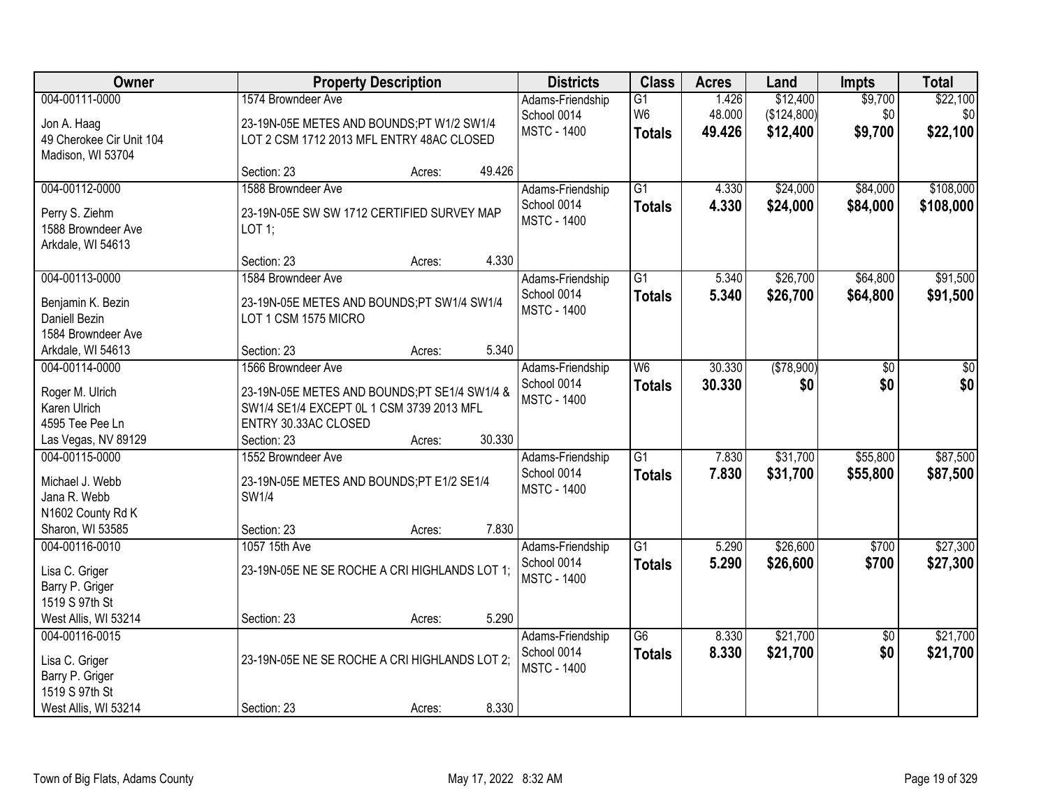| Owner | Property Description | Districts | Class | Acres | Land | Impts | Total |
|---|---|---|---|---|---|---|---|
| 004-00111-0000<br>Jon A. Haag<br>49 Cherokee Cir Unit 104<br>Madison, WI 53704 | 1574 Browndeer Ave<br>23-19N-05E METES AND BOUNDS;PT W1/2 SW1/4 LOT 2 CSM 1712 2013 MFL ENTRY 48AC CLOSED<br>Section: 23 Acres: 49.426 | Adams-Friendship<br>School 0014<br>MSTC - 1400 | G1<br>W6<br>**Totals** | 1.426<br>48.000<br>**49.426** | $12,400<br>($124,800)<br>**$12,400** | $9,700<br>$0<br>**$9,700** | $22,100<br>$0<br>**$22,100** |
| 004-00112-0000<br>Perry S. Ziehm<br>1588 Browndeer Ave<br>Arkdale, WI 54613 | 1588 Browndeer Ave<br>23-19N-05E SW SW 1712 CERTIFIED SURVEY MAP LOT 1;<br>Section: 23 Acres: 4.330 | Adams-Friendship<br>School 0014<br>MSTC - 1400 | G1<br>**Totals** | 4.330<br>**4.330** | $24,000<br>**$24,000** | $84,000<br>**$84,000** | $108,000<br>**$108,000** |
| 004-00113-0000<br>Benjamin K. Bezin<br>Daniell Bezin<br>1584 Browndeer Ave<br>Arkdale, WI 54613 | 1584 Browndeer Ave<br>23-19N-05E METES AND BOUNDS;PT SW1/4 SW1/4 LOT 1 CSM 1575 MICRO<br>Section: 23 Acres: 5.340 | Adams-Friendship<br>School 0014<br>MSTC - 1400 | G1<br>**Totals** | 5.340<br>**5.340** | $26,700<br>**$26,700** | $64,800<br>**$64,800** | $91,500<br>**$91,500** |
| 004-00114-0000<br>Roger M. Ulrich<br>Karen Ulrich<br>4595 Tee Pee Ln<br>Las Vegas, NV 89129 | 1566 Browndeer Ave<br>23-19N-05E METES AND BOUNDS;PT SE1/4 SW1/4 & SW1/4 SE1/4 EXCEPT 0L 1 CSM 3739 2013 MFL ENTRY 30.33AC CLOSED<br>Section: 23 Acres: 30.330 | Adams-Friendship<br>School 0014<br>MSTC - 1400 | W6<br>**Totals** | 30.330<br>**30.330** | ($78,900)<br>**$0** | $0<br>**$0** | $0<br>**$0** |
| 004-00115-0000<br>Michael J. Webb<br>Jana R. Webb<br>N1602 County Rd K<br>Sharon, WI 53585 | 1552 Browndeer Ave<br>23-19N-05E METES AND BOUNDS;PT E1/2 SE1/4 SW1/4<br>Section: 23 Acres: 7.830 | Adams-Friendship<br>School 0014<br>MSTC - 1400 | G1<br>**Totals** | 7.830<br>**7.830** | $31,700<br>**$31,700** | $55,800<br>**$55,800** | $87,500<br>**$87,500** |
| 004-00116-0010<br>Lisa C. Griger<br>Barry P. Griger<br>1519 S 97th St<br>West Allis, WI 53214 | 1057 15th Ave<br>23-19N-05E NE SE ROCHE A CRI HIGHLANDS LOT 1;<br>Section: 23 Acres: 5.290 | Adams-Friendship<br>School 0014<br>MSTC - 1400 | G1<br>**Totals** | 5.290<br>**5.290** | $26,600<br>**$26,600** | $700<br>**$700** | $27,300<br>**$27,300** |
| 004-00116-0015<br>Lisa C. Griger<br>Barry P. Griger<br>1519 S 97th St<br>West Allis, WI 53214 | 23-19N-05E NE SE ROCHE A CRI HIGHLANDS LOT 2;<br>Section: 23 Acres: 8.330 | Adams-Friendship<br>School 0014<br>MSTC - 1400 | G6<br>**Totals** | 8.330<br>**8.330** | $21,700<br>**$21,700** | $0<br>**$0** | $21,700<br>**$21,700** |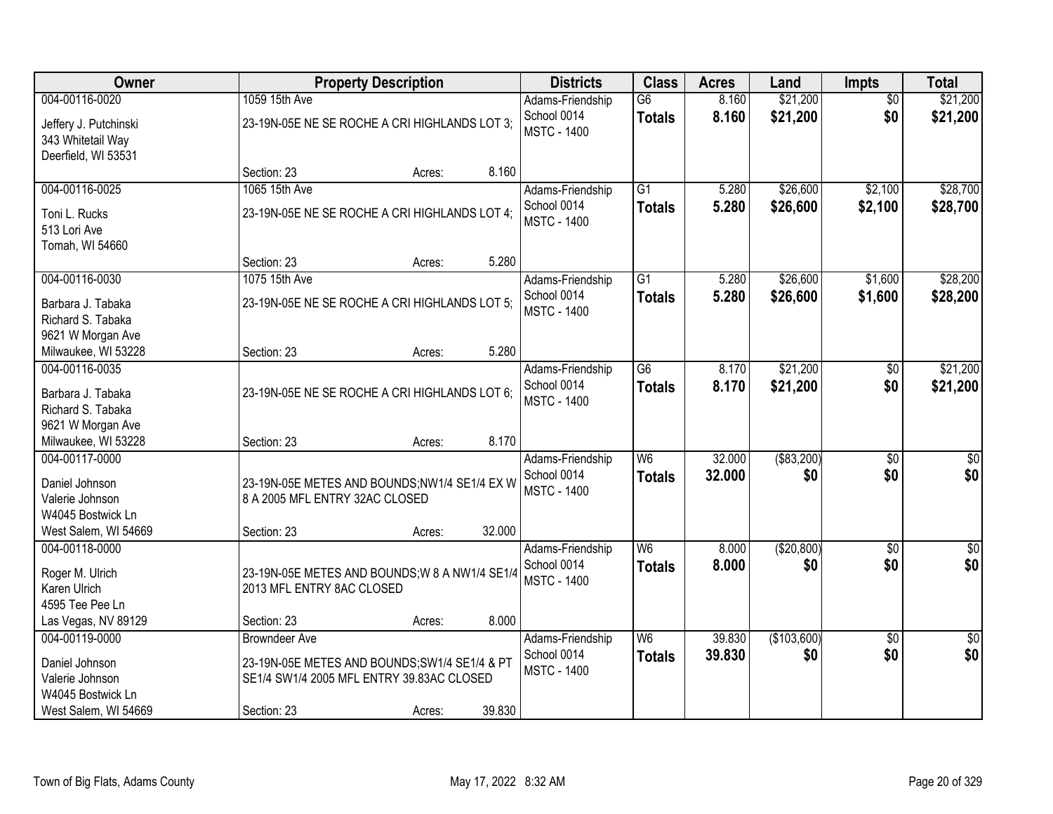| Owner | Property Description | Districts | Class | Acres | Land | Impts | Total |
|---|---|---|---|---|---|---|---|
| 004-00116-0020<br>Jeffery J. Putchinski<br>343 Whitetail Way<br>Deerfield, WI 53531 | 1059 15th Ave<br>23-19N-05E NE SE ROCHE A CRI HIGHLANDS LOT 3;<br>Section: 23 Acres: 8.160 | Adams-Friendship<br>School 0014<br>MSTC - 1400 | G6<br>**Totals** | 8.160<br>**8.160** | $21,200<br>**$21,200** | $0<br>**$0** | $21,200<br>**$21,200** |
| 004-00116-0025<br>Toni L. Rucks<br>513 Lori Ave<br>Tomah, WI 54660 | 1065 15th Ave<br>23-19N-05E NE SE ROCHE A CRI HIGHLANDS LOT 4;<br>Section: 23 Acres: 5.280 | Adams-Friendship<br>School 0014<br>MSTC - 1400 | G1<br>**Totals** | 5.280<br>**5.280** | $26,600<br>**$26,600** | $2,100<br>**$2,100** | $28,700<br>**$28,700** |
| 004-00116-0030<br>Barbara J. Tabaka<br>Richard S. Tabaka<br>9621 W Morgan Ave<br>Milwaukee, WI 53228 | 1075 15th Ave<br>23-19N-05E NE SE ROCHE A CRI HIGHLANDS LOT 5;<br>Section: 23 Acres: 5.280 | Adams-Friendship<br>School 0014<br>MSTC - 1400 | G1<br>**Totals** | 5.280<br>**5.280** | $26,600<br>**$26,600** | $1,600<br>**$1,600** | $28,200<br>**$28,200** |
| 004-00116-0035<br>Barbara J. Tabaka<br>Richard S. Tabaka<br>9621 W Morgan Ave<br>Milwaukee, WI 53228 | 23-19N-05E NE SE ROCHE A CRI HIGHLANDS LOT 6;<br>Section: 23 Acres: 8.170 | Adams-Friendship<br>School 0014<br>MSTC - 1400 | G6<br>**Totals** | 8.170<br>**8.170** | $21,200<br>**$21,200** | $0<br>**$0** | $21,200<br>**$21,200** |
| 004-00117-0000<br>Daniel Johnson<br>Valerie Johnson<br>W4045 Bostwick Ln<br>West Salem, WI 54669 | 23-19N-05E METES AND BOUNDS;NW1/4 SE1/4 EX W 8 A 2005 MFL ENTRY 32AC CLOSED<br>Section: 23 Acres: 32.000 | Adams-Friendship<br>School 0014<br>MSTC - 1400 | W6<br>**Totals** | 32.000<br>**32.000** | ($83,200)<br>**$0** | $0<br>**$0** | $0<br>**$0** |
| 004-00118-0000<br>Roger M. Ulrich<br>Karen Ulrich<br>4595 Tee Pee Ln<br>Las Vegas, NV 89129 | 23-19N-05E METES AND BOUNDS;W 8 A NW1/4 SE1/4 2013 MFL ENTRY 8AC CLOSED<br>Section: 23 Acres: 8.000 | Adams-Friendship<br>School 0014<br>MSTC - 1400 | W6<br>**Totals** | 8.000<br>**8.000** | ($20,800)<br>**$0** | $0<br>**$0** | $0<br>**$0** |
| 004-00119-0000<br>Daniel Johnson<br>Valerie Johnson<br>W4045 Bostwick Ln<br>West Salem, WI 54669 | Browndeer Ave<br>23-19N-05E METES AND BOUNDS;SW1/4 SE1/4 & PT SE1/4 SW1/4 2005 MFL ENTRY 39.83AC CLOSED<br>Section: 23 Acres: 39.830 | Adams-Friendship<br>School 0014<br>MSTC - 1400 | W6<br>**Totals** | 39.830<br>**39.830** | ($103,600)<br>**$0** | $0<br>**$0** | $0<br>**$0** |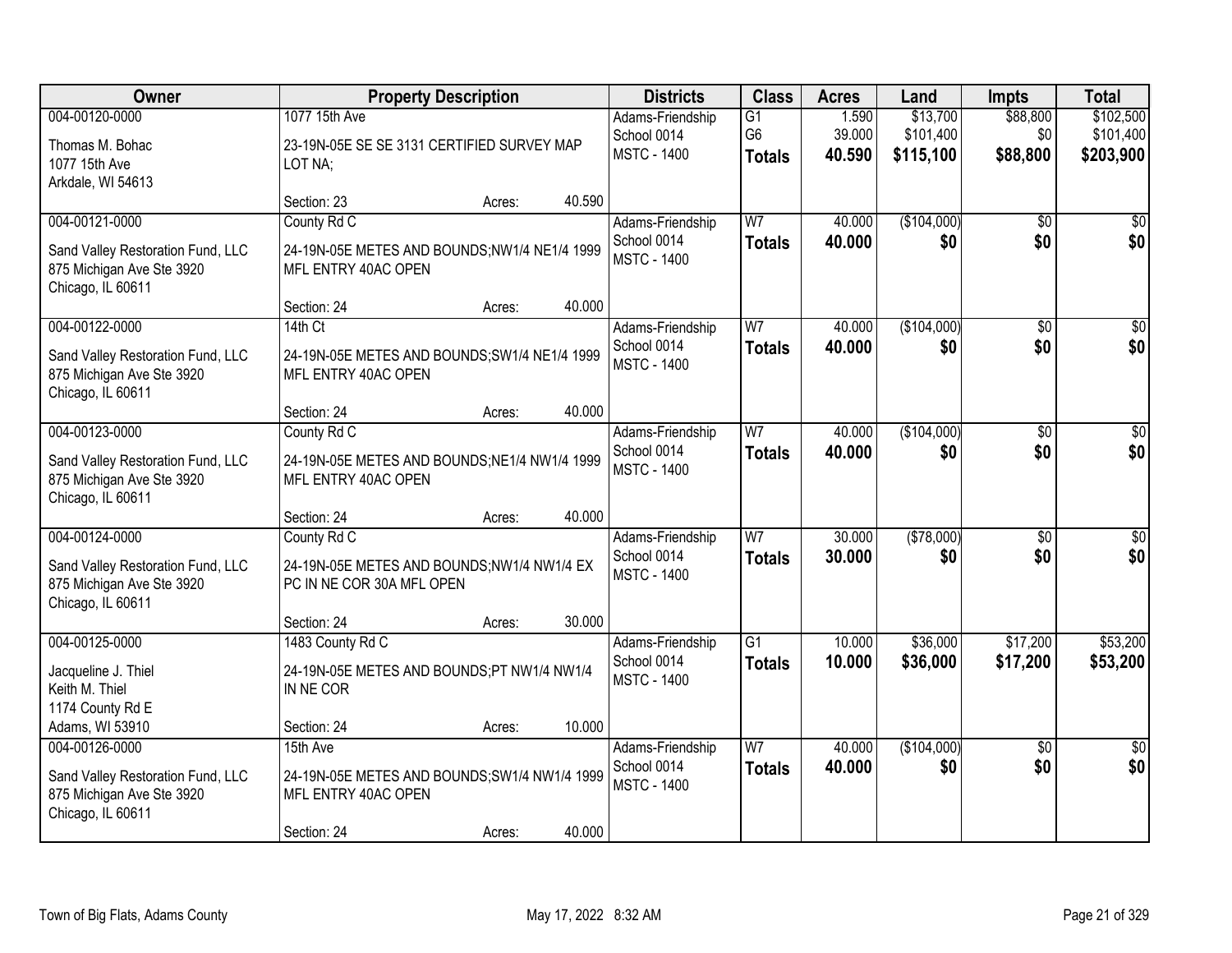| Owner | Property Description | | | Districts | Class | Acres | Land | Impts | Total |
|---|---|---|---|---|---|---|---|---|---|
| 004-00120-0000 | 1077 15th Ave | | | Adams-Friendship | G1 | 1.590 | $13,700 | $88,800 | $102,500 |
| Thomas M. Bohac<br>1077 15th Ave<br>Arkdale, WI 54613 | 23-19N-05E SE SE 3131 CERTIFIED SURVEY MAP LOT NA; | | | School 0014<br>MSTC - 1400 | G6 | 39.000 | $101,400 | $0 | $101,400 |
| | | | | | **Totals** | **40.590** | **$115,100** | **$88,800** | **$203,900** |
| | Section: 23 | Acres: | 40.590 | | | | | | |
| 004-00121-0000 | County Rd C | | | Adams-Friendship | W7 | 40.000 | ($104,000) | $0 | $0 |
| Sand Valley Restoration Fund, LLC<br>875 Michigan Ave Ste 3920<br>Chicago, IL 60611 | 24-19N-05E METES AND BOUNDS;NW1/4 NE1/4 1999 MFL ENTRY 40AC OPEN | | | School 0014<br>MSTC - 1400 | **Totals** | **40.000** | **$0** | **$0** | **$0** |
| | Section: 24 | Acres: | 40.000 | | | | | | |
| 004-00122-0000 | 14th Ct | | | Adams-Friendship | W7 | 40.000 | ($104,000) | $0 | $0 |
| Sand Valley Restoration Fund, LLC<br>875 Michigan Ave Ste 3920<br>Chicago, IL 60611 | 24-19N-05E METES AND BOUNDS;SW1/4 NE1/4 1999 MFL ENTRY 40AC OPEN | | | School 0014<br>MSTC - 1400 | **Totals** | **40.000** | **$0** | **$0** | **$0** |
| | Section: 24 | Acres: | 40.000 | | | | | | |
| 004-00123-0000 | County Rd C | | | Adams-Friendship | W7 | 40.000 | ($104,000) | $0 | $0 |
| Sand Valley Restoration Fund, LLC<br>875 Michigan Ave Ste 3920<br>Chicago, IL 60611 | 24-19N-05E METES AND BOUNDS;NE1/4 NW1/4 1999 MFL ENTRY 40AC OPEN | | | School 0014<br>MSTC - 1400 | **Totals** | **40.000** | **$0** | **$0** | **$0** |
| | Section: 24 | Acres: | 40.000 | | | | | | |
| 004-00124-0000 | County Rd C | | | Adams-Friendship | W7 | 30.000 | ($78,000) | $0 | $0 |
| Sand Valley Restoration Fund, LLC<br>875 Michigan Ave Ste 3920<br>Chicago, IL 60611 | 24-19N-05E METES AND BOUNDS;NW1/4 NW1/4 EX PC IN NE COR 30A MFL OPEN | | | School 0014<br>MSTC - 1400 | **Totals** | **30.000** | **$0** | **$0** | **$0** |
| | Section: 24 | Acres: | 30.000 | | | | | | |
| 004-00125-0000 | 1483 County Rd C | | | Adams-Friendship | G1 | 10.000 | $36,000 | $17,200 | $53,200 |
| Jacqueline J. Thiel<br>Keith M. Thiel<br>1174 County Rd E<br>Adams, WI 53910 | 24-19N-05E METES AND BOUNDS;PT NW1/4 NW1/4 IN NE COR | | | School 0014<br>MSTC - 1400 | **Totals** | **10.000** | **$36,000** | **$17,200** | **$53,200** |
| | Section: 24 | Acres: | 10.000 | | | | | | |
| 004-00126-0000 | 15th Ave | | | Adams-Friendship | W7 | 40.000 | ($104,000) | $0 | $0 |
| Sand Valley Restoration Fund, LLC<br>875 Michigan Ave Ste 3920<br>Chicago, IL 60611 | 24-19N-05E METES AND BOUNDS;SW1/4 NW1/4 1999 MFL ENTRY 40AC OPEN | | | School 0014<br>MSTC - 1400 | **Totals** | **40.000** | **$0** | **$0** | **$0** |
| | Section: 24 | Acres: | 40.000 | | | | | | |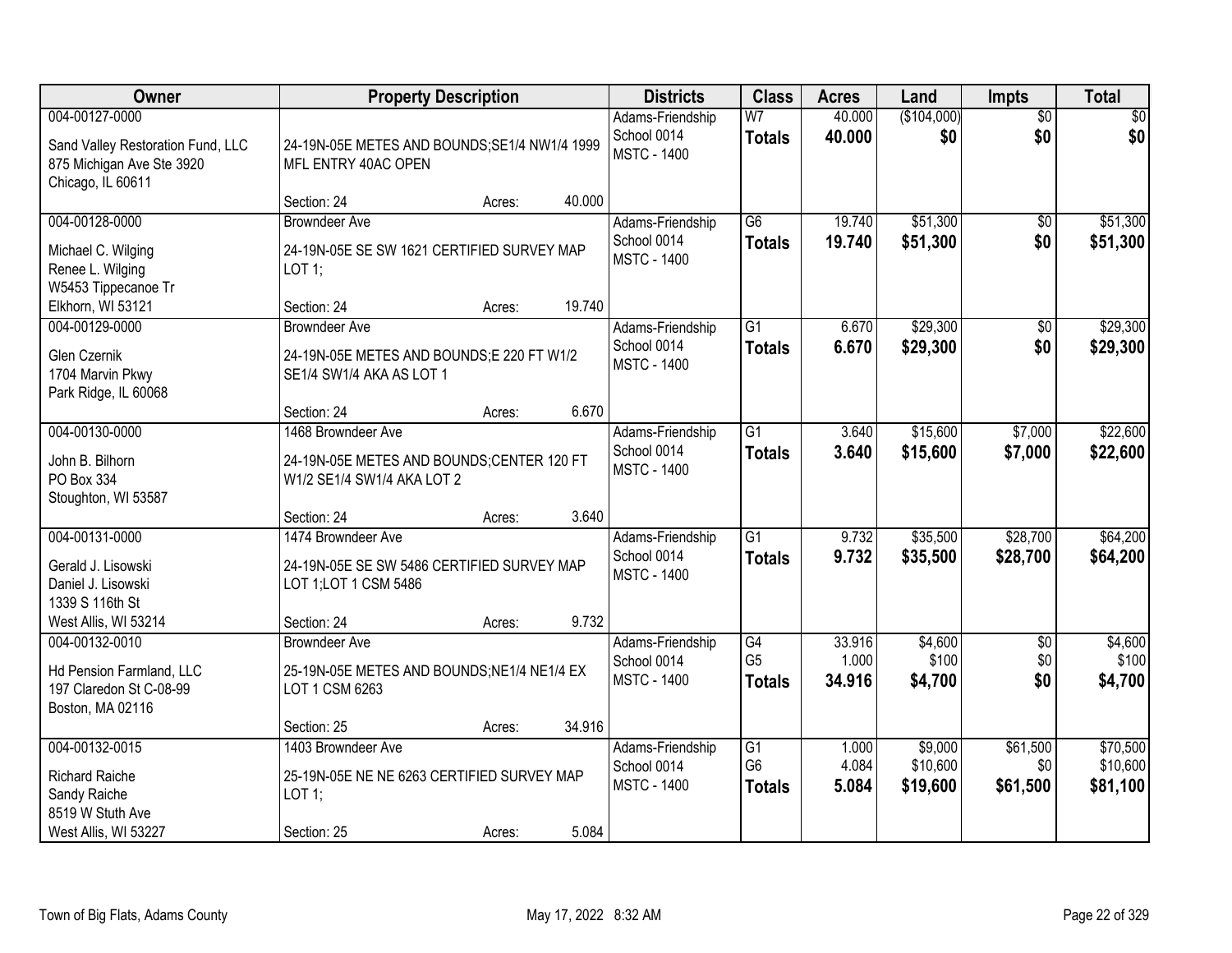| Owner | Property Description | | | Districts | Class | Acres | Land | Impts | Total |
|---|---|---|---|---|---|---|---|---|---|
| 004-00127-0000<br><br>Sand Valley Restoration Fund, LLC<br>875 Michigan Ave Ste 3920<br>Chicago, IL 60611 | 24-19N-05E METES AND BOUNDS;SE1/4 NW1/4 1999 MFL ENTRY 40AC OPEN<br><br>Section: 24 | Acres: | 40.000 | Adams-Friendship<br>School 0014<br>MSTC - 1400 | W7<br>**Totals** | 40.000<br>**40.000** | ($104,000)<br>**$0** | $0<br>**$0** | $0<br>**$0** |
| 004-00128-0000<br><br>Michael C. Wilging<br>Renee L. Wilging<br>W5453 Tippecanoe Tr<br>Elkhorn, WI 53121 | Browndeer Ave<br>24-19N-05E SE SW 1621 CERTIFIED SURVEY MAP LOT 1;<br><br>Section: 24 | Acres: | 19.740 | Adams-Friendship<br>School 0014<br>MSTC - 1400 | G6<br>**Totals** | 19.740<br>**19.740** | $51,300<br>**$51,300** | $0<br>**$0** | $51,300<br>**$51,300** |
| 004-00129-0000<br><br>Glen Czernik<br>1704 Marvin Pkwy<br>Park Ridge, IL 60068 | Browndeer Ave<br>24-19N-05E METES AND BOUNDS;E 220 FT W1/2 SE1/4 SW1/4 AKA AS LOT 1<br><br>Section: 24 | Acres: | 6.670 | Adams-Friendship<br>School 0014<br>MSTC - 1400 | G1<br>**Totals** | 6.670<br>**6.670** | $29,300<br>**$29,300** | $0<br>**$0** | $29,300<br>**$29,300** |
| 004-00130-0000<br><br>John B. Bilhorn<br>PO Box 334<br>Stoughton, WI 53587 | 1468 Browndeer Ave<br>24-19N-05E METES AND BOUNDS;CENTER 120 FT W1/2 SE1/4 SW1/4 AKA LOT 2<br><br>Section: 24 | Acres: | 3.640 | Adams-Friendship<br>School 0014<br>MSTC - 1400 | G1<br>**Totals** | 3.640<br>**3.640** | $15,600<br>**$15,600** | $7,000<br>**$7,000** | $22,600<br>**$22,600** |
| 004-00131-0000<br><br>Gerald J. Lisowski<br>Daniel J. Lisowski<br>1339 S 116th St<br>West Allis, WI 53214 | 1474 Browndeer Ave<br>24-19N-05E SE SW 5486 CERTIFIED SURVEY MAP LOT 1;LOT 1 CSM 5486<br><br>Section: 24 | Acres: | 9.732 | Adams-Friendship<br>School 0014<br>MSTC - 1400 | G1<br>**Totals** | 9.732<br>**9.732** | $35,500<br>**$35,500** | $28,700<br>**$28,700** | $64,200<br>**$64,200** |
| 004-00132-0010<br><br>Hd Pension Farmland, LLC<br>197 Claredon St C-08-99<br>Boston, MA 02116 | Browndeer Ave<br>25-19N-05E METES AND BOUNDS;NE1/4 NE1/4 EX LOT 1 CSM 6263<br><br>Section: 25 | Acres: | 34.916 | Adams-Friendship<br>School 0014<br>MSTC - 1400 | G4<br>G5<br>**Totals** | 33.916<br>1.000<br>**34.916** | $4,600<br>$100<br>**$4,700** | $0<br>$0<br>**$0** | $4,600<br>$100<br>**$4,700** |
| 004-00132-0015<br><br>Richard Raiche<br>Sandy Raiche<br>8519 W Stuth Ave<br>West Allis, WI 53227 | 1403 Browndeer Ave<br>25-19N-05E NE NE 6263 CERTIFIED SURVEY MAP LOT 1;<br><br>Section: 25 | Acres: | 5.084 | Adams-Friendship<br>School 0014<br>MSTC - 1400 | G1<br>G6<br>**Totals** | 1.000<br>4.084<br>**5.084** | $9,000<br>$10,600<br>**$19,600** | $61,500<br>$0<br>**$61,500** | $70,500<br>$10,600<br>**$81,100** |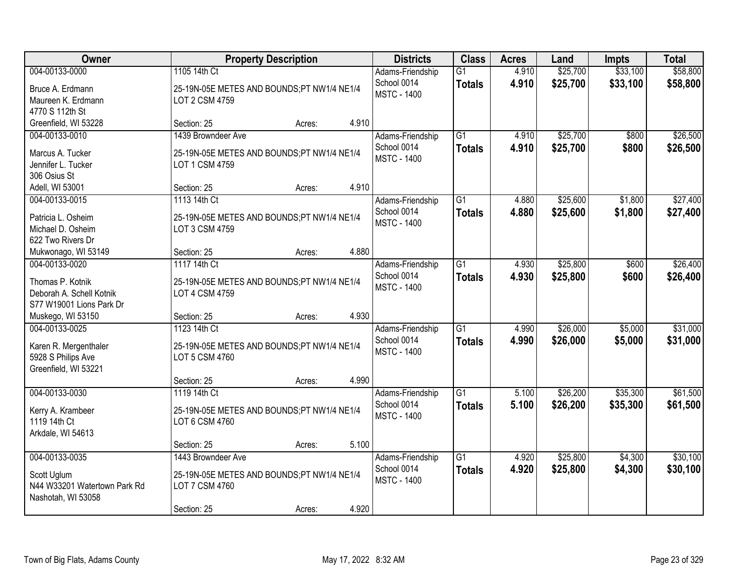| Owner | Property Description | | | Districts | Class | Acres | Land | Impts | Total |
|---|---|---|---|---|---|---|---|---|---|
| 004-00133-0000<br>Bruce A. Erdmann<br>Maureen K. Erdmann<br>4770 S 112th St<br>Greenfield, WI 53228 | 1105 14th Ct<br>25-19N-05E METES AND BOUNDS;PT NW1/4 NE1/4 LOT 2 CSM 4759<br>Section: 25 | Acres: | 4.910 | Adams-Friendship School 0014<br>MSTC - 1400 | G1<br>**Totals** | 4.910<br>**4.910** | $25,700<br>**$25,700** | $33,100<br>**$33,100** | $58,800<br>**$58,800** |
| 004-00133-0010<br>Marcus A. Tucker<br>Jennifer L. Tucker<br>306 Osius St<br>Adell, WI 53001 | 1439 Browndeer Ave<br>25-19N-05E METES AND BOUNDS;PT NW1/4 NE1/4 LOT 1 CSM 4759<br>Section: 25 | Acres: | 4.910 | Adams-Friendship School 0014<br>MSTC - 1400 | G1<br>**Totals** | 4.910<br>**4.910** | $25,700<br>**$25,700** | $800<br>**$800** | $26,500<br>**$26,500** |
| 004-00133-0015<br>Patricia L. Osheim<br>Michael D. Osheim<br>622 Two Rivers Dr<br>Mukwonago, WI 53149 | 1113 14th Ct<br>25-19N-05E METES AND BOUNDS;PT NW1/4 NE1/4 LOT 3 CSM 4759<br>Section: 25 | Acres: | 4.880 | Adams-Friendship School 0014<br>MSTC - 1400 | G1<br>**Totals** | 4.880<br>**4.880** | $25,600<br>**$25,600** | $1,800<br>**$1,800** | $27,400<br>**$27,400** |
| 004-00133-0020<br>Thomas P. Kotnik<br>Deborah A. Schell Kotnik<br>S77 W19001 Lions Park Dr<br>Muskego, WI 53150 | 1117 14th Ct<br>25-19N-05E METES AND BOUNDS;PT NW1/4 NE1/4 LOT 4 CSM 4759<br>Section: 25 | Acres: | 4.930 | Adams-Friendship School 0014<br>MSTC - 1400 | G1<br>**Totals** | 4.930<br>**4.930** | $25,800<br>**$25,800** | $600<br>**$600** | $26,400<br>**$26,400** |
| 004-00133-0025<br>Karen R. Mergenthaler<br>5928 S Philips Ave<br>Greenfield, WI 53221 | 1123 14th Ct<br>25-19N-05E METES AND BOUNDS;PT NW1/4 NE1/4 LOT 5 CSM 4760<br>Section: 25 | Acres: | 4.990 | Adams-Friendship School 0014<br>MSTC - 1400 | G1<br>**Totals** | 4.990<br>**4.990** | $26,000<br>**$26,000** | $5,000<br>**$5,000** | $31,000<br>**$31,000** |
| 004-00133-0030<br>Kerry A. Krambeer<br>1119 14th Ct<br>Arkdale, WI 54613 | 1119 14th Ct<br>25-19N-05E METES AND BOUNDS;PT NW1/4 NE1/4 LOT 6 CSM 4760<br>Section: 25 | Acres: | 5.100 | Adams-Friendship School 0014<br>MSTC - 1400 | G1<br>**Totals** | 5.100<br>**5.100** | $26,200<br>**$26,200** | $35,300<br>**$35,300** | $61,500<br>**$61,500** |
| 004-00133-0035<br>Scott Uglum<br>N44 W33201 Watertown Park Rd<br>Nashotah, WI 53058 | 1443 Browndeer Ave<br>25-19N-05E METES AND BOUNDS;PT NW1/4 NE1/4 LOT 7 CSM 4760<br>Section: 25 | Acres: | 4.920 | Adams-Friendship School 0014<br>MSTC - 1400 | G1<br>**Totals** | 4.920<br>**4.920** | $25,800<br>**$25,800** | $4,300<br>**$4,300** | $30,100<br>**$30,100** |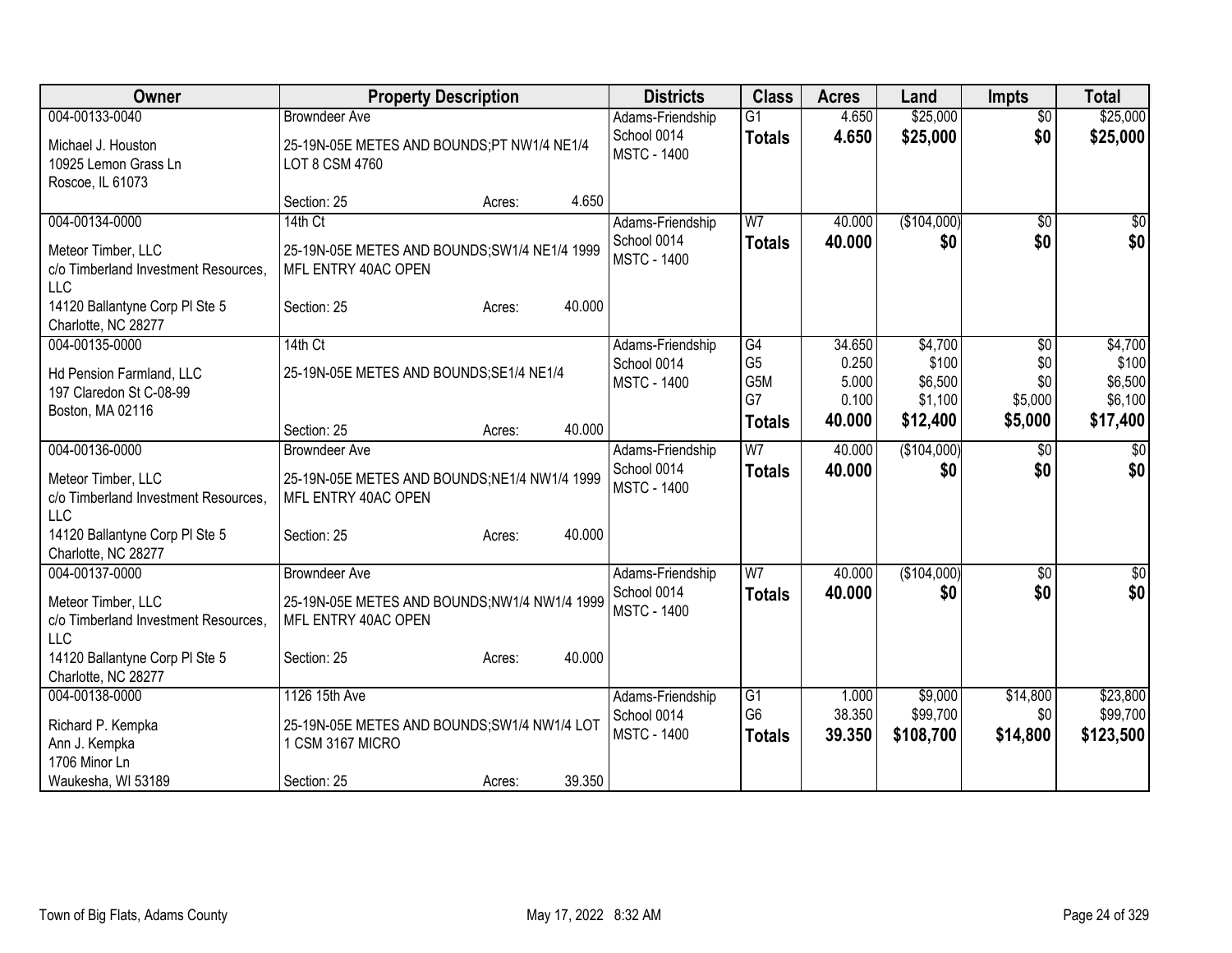| Owner | Property Description | | | Districts | Class | Acres | Land | Impts | Total |
|---|---|---|---|---|---|---|---|---|---|
| 004-00133-0040<br>Michael J. Houston<br>10925 Lemon Grass Ln<br>Roscoe, IL 61073 | Browndeer Ave<br>25-19N-05E METES AND BOUNDS;PT NW1/4 NE1/4 LOT 8 CSM 4760<br>Section: 25 | Acres: | 4.650 | Adams-Friendship School 0014<br>MSTC - 1400 | G1<br>**Totals** | 4.650<br>**4.650** | \$25,000<br>**\$25,000** | \$0<br>**\$0** | \$25,000<br>**\$25,000** |
| 004-00134-0000<br>Meteor Timber, LLC<br>c/o Timberland Investment Resources, LLC<br>14120 Ballantyne Corp Pl Ste 5<br>Charlotte, NC 28277 | 14th Ct<br>25-19N-05E METES AND BOUNDS;SW1/4 NE1/4 1999 MFL ENTRY 40AC OPEN<br>Section: 25 | Acres: | 40.000 | Adams-Friendship School 0014<br>MSTC - 1400 | W7<br>**Totals** | 40.000<br>**40.000** | (\$104,000)<br>**\$0** | \$0<br>**\$0** | \$0<br>**\$0** |
| 004-00135-0000<br>Hd Pension Farmland, LLC<br>197 Claredon St C-08-99<br>Boston, MA 02116 | 14th Ct<br>25-19N-05E METES AND BOUNDS;SE1/4 NE1/4<br>Section: 25 | Acres: | 40.000 | Adams-Friendship School 0014<br>MSTC - 1400 | G4<br>G5<br>G5M<br>G7<br>**Totals** | 34.650<br>0.250<br>5.000<br>0.100<br>**40.000** | \$4,700<br>\$100<br>\$6,500<br>\$1,100<br>**\$12,400** | \$0<br>\$0<br>\$0<br>\$5,000<br>**\$5,000** | \$4,700<br>\$100<br>\$6,500<br>\$6,100<br>**\$17,400** |
| 004-00136-0000<br>Meteor Timber, LLC<br>c/o Timberland Investment Resources, LLC<br>14120 Ballantyne Corp Pl Ste 5<br>Charlotte, NC 28277 | Browndeer Ave<br>25-19N-05E METES AND BOUNDS;NE1/4 NW1/4 1999 MFL ENTRY 40AC OPEN<br>Section: 25 | Acres: | 40.000 | Adams-Friendship School 0014<br>MSTC - 1400 | W7<br>**Totals** | 40.000<br>**40.000** | (\$104,000)<br>**\$0** | \$0<br>**\$0** | \$0<br>**\$0** |
| 004-00137-0000<br>Meteor Timber, LLC<br>c/o Timberland Investment Resources, LLC<br>14120 Ballantyne Corp Pl Ste 5<br>Charlotte, NC 28277 | Browndeer Ave<br>25-19N-05E METES AND BOUNDS;NW1/4 NW1/4 1999 MFL ENTRY 40AC OPEN<br>Section: 25 | Acres: | 40.000 | Adams-Friendship School 0014<br>MSTC - 1400 | W7<br>**Totals** | 40.000<br>**40.000** | (\$104,000)<br>**\$0** | \$0<br>**\$0** | \$0<br>**\$0** |
| 004-00138-0000<br>Richard P. Kempka<br>Ann J. Kempka<br>1706 Minor Ln<br>Waukesha, WI 53189 | 1126 15th Ave<br>25-19N-05E METES AND BOUNDS;SW1/4 NW1/4 LOT 1 CSM 3167 MICRO<br>Section: 25 | Acres: | 39.350 | Adams-Friendship School 0014<br>MSTC - 1400 | G1<br>G6<br>**Totals** | 1.000<br>38.350<br>**39.350** | \$9,000<br>\$99,700<br>**\$108,700** | \$14,800<br>\$0<br>**\$14,800** | \$23,800<br>\$99,700<br>**\$123,500** |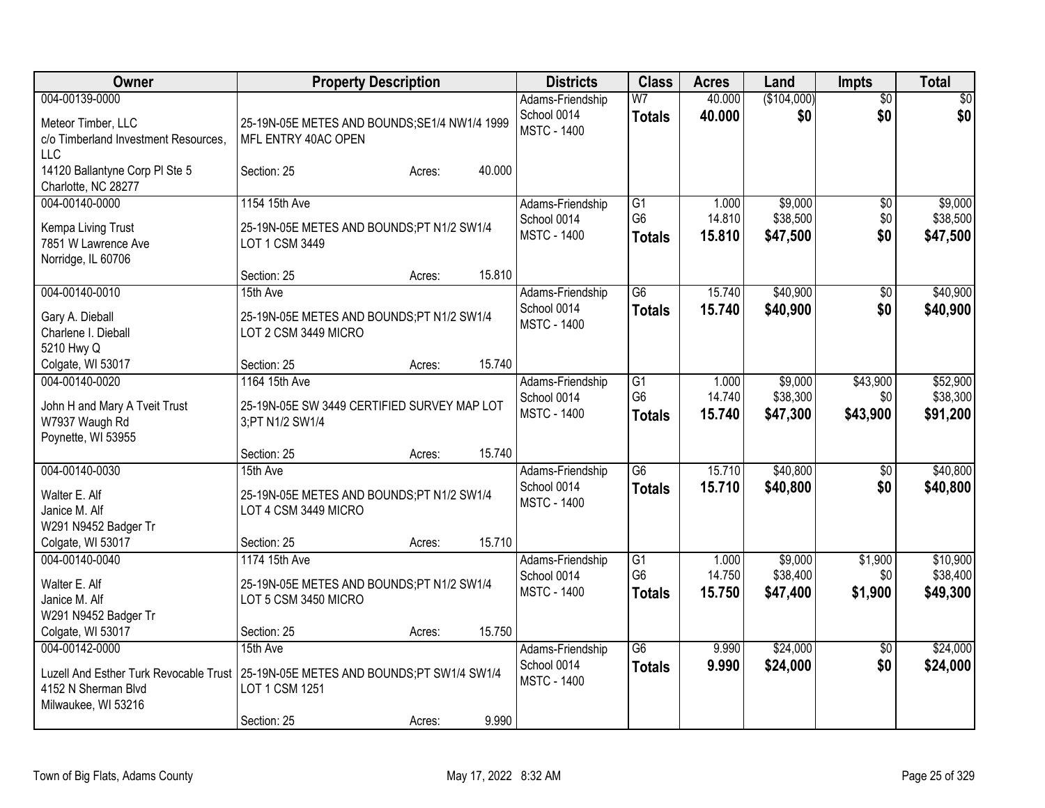| Owner | Property Description | | | Districts | Class | Acres | Land | Impts | Total |
|---|---|---|---|---|---|---|---|---|---|
| 004-00139-0000<br>Meteor Timber, LLC<br>c/o Timberland Investment Resources, LLC<br>14120 Ballantyne Corp Pl Ste 5<br>Charlotte, NC 28277 | 25-19N-05E METES AND BOUNDS;SE1/4 NW1/4 1999 MFL ENTRY 40AC OPEN<br>Section: 25 | Acres: | 40.000 | Adams-Friendship<br>School 0014<br>MSTC - 1400 | W7<br>**Totals** | 40.000<br>**40.000** | ($104,000)<br>**$0** | $0<br>**$0** | $0<br>**$0** |
| 004-00140-0000<br>Kempa Living Trust<br>7851 W Lawrence Ave<br>Norridge, IL 60706 | 1154 15th Ave<br>25-19N-05E METES AND BOUNDS;PT N1/2 SW1/4 LOT 1 CSM 3449<br>Section: 25 | Acres: | 15.810 | Adams-Friendship<br>School 0014<br>MSTC - 1400 | G1<br>G6<br>**Totals** | 1.000<br>14.810<br>**15.810** | $9,000<br>$38,500<br>**$47,500** | $0<br>$0<br>**$0** | $9,000<br>$38,500<br>**$47,500** |
| 004-00140-0010<br>Gary A. Dieball<br>Charlene I. Dieball<br>5210 Hwy Q<br>Colgate, WI 53017 | 15th Ave<br>25-19N-05E METES AND BOUNDS;PT N1/2 SW1/4 LOT 2 CSM 3449 MICRO<br>Section: 25 | Acres: | 15.740 | Adams-Friendship<br>School 0014<br>MSTC - 1400 | G6<br>**Totals** | 15.740<br>**15.740** | $40,900<br>**$40,900** | $0<br>**$0** | $40,900<br>**$40,900** |
| 004-00140-0020<br>John H and Mary A Tveit Trust<br>W7937 Waugh Rd<br>Poynette, WI 53955 | 1164 15th Ave<br>25-19N-05E SW 3449 CERTIFIED SURVEY MAP LOT 3;PT N1/2 SW1/4<br>Section: 25 | Acres: | 15.740 | Adams-Friendship<br>School 0014<br>MSTC - 1400 | G1<br>G6<br>**Totals** | 1.000<br>14.740<br>**15.740** | $9,000<br>$38,300<br>**$47,300** | $43,900<br>$0<br>**$43,900** | $52,900<br>$38,300<br>**$91,200** |
| 004-00140-0030<br>Walter E. Alf<br>Janice M. Alf<br>W291 N9452 Badger Tr<br>Colgate, WI 53017 | 15th Ave<br>25-19N-05E METES AND BOUNDS;PT N1/2 SW1/4 LOT 4 CSM 3449 MICRO<br>Section: 25 | Acres: | 15.710 | Adams-Friendship<br>School 0014<br>MSTC - 1400 | G6<br>**Totals** | 15.710<br>**15.710** | $40,800<br>**$40,800** | $0<br>**$0** | $40,800<br>**$40,800** |
| 004-00140-0040<br>Walter E. Alf<br>Janice M. Alf<br>W291 N9452 Badger Tr<br>Colgate, WI 53017 | 1174 15th Ave<br>25-19N-05E METES AND BOUNDS;PT N1/2 SW1/4 LOT 5 CSM 3450 MICRO<br>Section: 25 | Acres: | 15.750 | Adams-Friendship<br>School 0014<br>MSTC - 1400 | G1<br>G6<br>**Totals** | 1.000<br>14.750<br>**15.750** | $9,000<br>$38,400<br>**$47,400** | $1,900<br>$0<br>**$1,900** | $10,900<br>$38,400<br>**$49,300** |
| 004-00142-0000<br>Luzell And Esther Turk Revocable Trust<br>4152 N Sherman Blvd<br>Milwaukee, WI 53216 | 15th Ave<br>25-19N-05E METES AND BOUNDS;PT SW1/4 SW1/4 LOT 1 CSM 1251<br>Section: 25 | Acres: | 9.990 | Adams-Friendship<br>School 0014<br>MSTC - 1400 | G6<br>**Totals** | 9.990<br>**9.990** | $24,000<br>**$24,000** | $0<br>**$0** | $24,000<br>**$24,000** |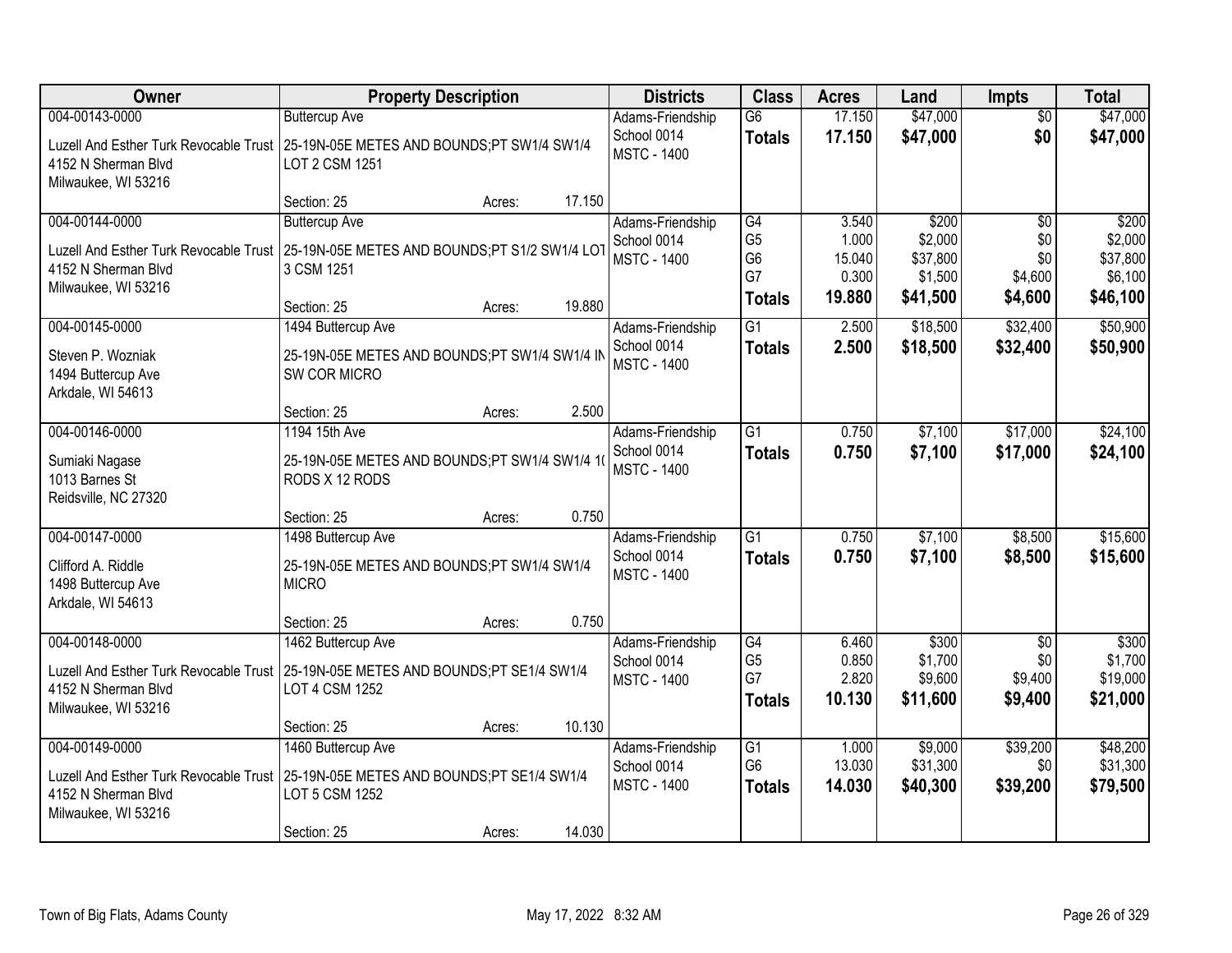| Owner | Property Description | Districts | Class | Acres | Land | Impts | Total |
|---|---|---|---|---|---|---|---|
| 004-00143-0000<br>Luzell And Esther Turk Revocable Trust<br>4152 N Sherman Blvd<br>Milwaukee, WI 53216 | Buttercup Ave<br>25-19N-05E METES AND BOUNDS;PT SW1/4 SW1/4 LOT 2 CSM 1251<br>Section: 25 Acres: 17.150 | Adams-Friendship<br>School 0014<br>MSTC - 1400 | G6<br>**Totals** | 17.150<br>**17.150** | \$47,000<br>**\$47,000** | \$0<br>**\$0** | \$47,000<br>**\$47,000** |
| 004-00144-0000<br>Luzell And Esther Turk Revocable Trust<br>4152 N Sherman Blvd<br>Milwaukee, WI 53216 | Buttercup Ave<br>25-19N-05E METES AND BOUNDS;PT S1/2 SW1/4 LOT 3 CSM 1251<br>Section: 25 Acres: 19.880 | Adams-Friendship<br>School 0014<br>MSTC - 1400 | G4<br>G5<br>G6<br>G7<br>**Totals** | 3.540<br>1.000<br>15.040<br>0.300<br>**19.880** | \$200<br>\$2,000<br>\$37,800<br>\$1,500<br>**\$41,500** | \$0<br>\$0<br>\$0<br>\$4,600<br>**\$4,600** | \$200<br>\$2,000<br>\$37,800<br>\$6,100<br>**\$46,100** |
| 004-00145-0000<br>Steven P. Wozniak<br>1494 Buttercup Ave<br>Arkdale, WI 54613 | 1494 Buttercup Ave<br>25-19N-05E METES AND BOUNDS;PT SW1/4 SW1/4 IN SW COR MICRO<br>Section: 25 Acres: 2.500 | Adams-Friendship<br>School 0014<br>MSTC - 1400 | G1<br>**Totals** | 2.500<br>**2.500** | \$18,500<br>**\$18,500** | \$32,400<br>**\$32,400** | \$50,900<br>**\$50,900** |
| 004-00146-0000<br>Sumiaki Nagase<br>1013 Barnes St<br>Reidsville, NC 27320 | 1194 15th Ave<br>25-19N-05E METES AND BOUNDS;PT SW1/4 SW1/4 10 RODS X 12 RODS<br>Section: 25 Acres: 0.750 | Adams-Friendship<br>School 0014<br>MSTC - 1400 | G1<br>**Totals** | 0.750<br>**0.750** | \$7,100<br>**\$7,100** | \$17,000<br>**\$17,000** | \$24,100<br>**\$24,100** |
| 004-00147-0000<br>Clifford A. Riddle<br>1498 Buttercup Ave<br>Arkdale, WI 54613 | 1498 Buttercup Ave<br>25-19N-05E METES AND BOUNDS;PT SW1/4 SW1/4 MICRO<br>Section: 25 Acres: 0.750 | Adams-Friendship<br>School 0014<br>MSTC - 1400 | G1<br>**Totals** | 0.750<br>**0.750** | \$7,100<br>**\$7,100** | \$8,500<br>**\$8,500** | \$15,600<br>**\$15,600** |
| 004-00148-0000<br>Luzell And Esther Turk Revocable Trust<br>4152 N Sherman Blvd<br>Milwaukee, WI 53216 | 1462 Buttercup Ave<br>25-19N-05E METES AND BOUNDS;PT SE1/4 SW1/4 LOT 4 CSM 1252<br>Section: 25 Acres: 10.130 | Adams-Friendship<br>School 0014<br>MSTC - 1400 | G4<br>G5<br>G7<br>**Totals** | 6.460<br>0.850<br>2.820<br>**10.130** | \$300<br>\$1,700<br>\$9,600<br>**\$11,600** | \$0<br>\$0<br>\$9,400<br>**\$9,400** | \$300<br>\$1,700<br>\$19,000<br>**\$21,000** |
| 004-00149-0000<br>Luzell And Esther Turk Revocable Trust<br>4152 N Sherman Blvd<br>Milwaukee, WI 53216 | 1460 Buttercup Ave<br>25-19N-05E METES AND BOUNDS;PT SE1/4 SW1/4 LOT 5 CSM 1252<br>Section: 25 Acres: 14.030 | Adams-Friendship<br>School 0014<br>MSTC - 1400 | G1<br>G6<br>**Totals** | 1.000<br>13.030<br>**14.030** | \$9,000<br>\$31,300<br>**\$40,300** | \$39,200<br>\$0<br>**\$39,200** | \$48,200<br>\$31,300<br>**\$79,500** |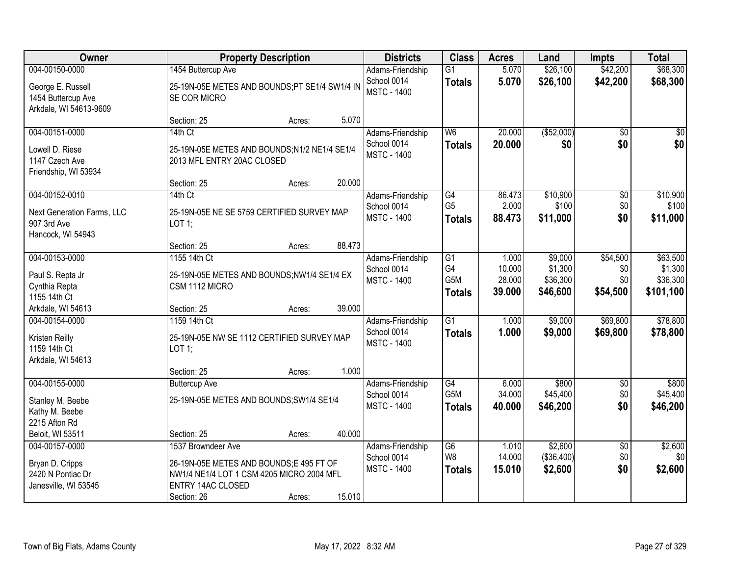| Owner | Property Description | Districts | Class | Acres | Land | Impts | Total |
|---|---|---|---|---|---|---|---|
| 004-00150-0000<br>George E. Russell<br>1454 Buttercup Ave<br>Arkdale, WI 54613-9609 | 1454 Buttercup Ave<br>25-19N-05E METES AND BOUNDS;PT SE1/4 SW1/4 IN SE COR MICRO<br>Section: 25 Acres: 5.070 | Adams-Friendship School 0014<br>MSTC - 1400 | G1<br>**Totals** | 5.070<br>**5.070** | $26,100<br>**$26,100** | $42,200<br>**$42,200** | $68,300<br>**$68,300** |
| 004-00151-0000<br>Lowell D. Riese<br>1147 Czech Ave<br>Friendship, WI 53934 | 14th Ct<br>25-19N-05E METES AND BOUNDS;N1/2 NE1/4 SE1/4 2013 MFL ENTRY 20AC CLOSED<br>Section: 25 Acres: 20.000 | Adams-Friendship School 0014<br>MSTC - 1400 | W6<br>**Totals** | 20.000<br>**20.000** | ($52,000)<br>**$0** | $0<br>**$0** | $0<br>**$0** |
| 004-00152-0010<br>Next Generation Farms, LLC<br>907 3rd Ave<br>Hancock, WI 54943 | 14th Ct<br>25-19N-05E NE SE 5759 CERTIFIED SURVEY MAP LOT 1;<br>Section: 25 Acres: 88.473 | Adams-Friendship School 0014<br>MSTC - 1400 | G4<br>G5<br>**Totals** | 86.473<br>2.000<br>**88.473** | $10,900<br>$100<br>**$11,000** | $0<br>$0<br>**$0** | $10,900<br>$100<br>**$11,000** |
| 004-00153-0000<br>Paul S. Repta Jr<br>Cynthia Repta<br>1155 14th Ct<br>Arkdale, WI 54613 | 1155 14th Ct<br>25-19N-05E METES AND BOUNDS;NW1/4 SE1/4 EX CSM 1112 MICRO<br>Section: 25 Acres: 39.000 | Adams-Friendship School 0014<br>MSTC - 1400 | G1<br>G4<br>G5M<br>**Totals** | 1.000<br>10.000<br>28.000<br>**39.000** | $9,000<br>$1,300<br>$36,300<br>**$46,600** | $54,500<br>$0<br>$0<br>**$54,500** | $63,500<br>$1,300<br>$36,300<br>**$101,100** |
| 004-00154-0000<br>Kristen Reilly<br>1159 14th Ct<br>Arkdale, WI 54613 | 1159 14th Ct<br>25-19N-05E NW SE 1112 CERTIFIED SURVEY MAP LOT 1;<br>Section: 25 Acres: 1.000 | Adams-Friendship School 0014<br>MSTC - 1400 | G1<br>**Totals** | 1.000<br>**1.000** | $9,000<br>**$9,000** | $69,800<br>**$69,800** | $78,800<br>**$78,800** |
| 004-00155-0000<br>Stanley M. Beebe<br>Kathy M. Beebe<br>2215 Afton Rd<br>Beloit, WI 53511 | Buttercup Ave<br>25-19N-05E METES AND BOUNDS;SW1/4 SE1/4<br>Section: 25 Acres: 40.000 | Adams-Friendship School 0014<br>MSTC - 1400 | G4<br>G5M<br>**Totals** | 6.000<br>34.000<br>**40.000** | $800<br>$45,400<br>**$46,200** | $0<br>$0<br>**$0** | $800<br>$45,400<br>**$46,200** |
| 004-00157-0000<br>Bryan D. Cripps<br>2420 N Pontiac Dr<br>Janesville, WI 53545 | 1537 Browndeer Ave<br>26-19N-05E METES AND BOUNDS;E 495 FT OF NW1/4 NE1/4 LOT 1 CSM 4205 MICRO 2004 MFL ENTRY 14AC CLOSED<br>Section: 26 Acres: 15.010 | Adams-Friendship School 0014<br>MSTC - 1400 | G6<br>W8<br>**Totals** | 1.010<br>14.000<br>**15.010** | $2,600<br>($36,400)<br>**$2,600** | $0<br>$0<br>**$0** | $2,600<br>$0<br>**$2,600** |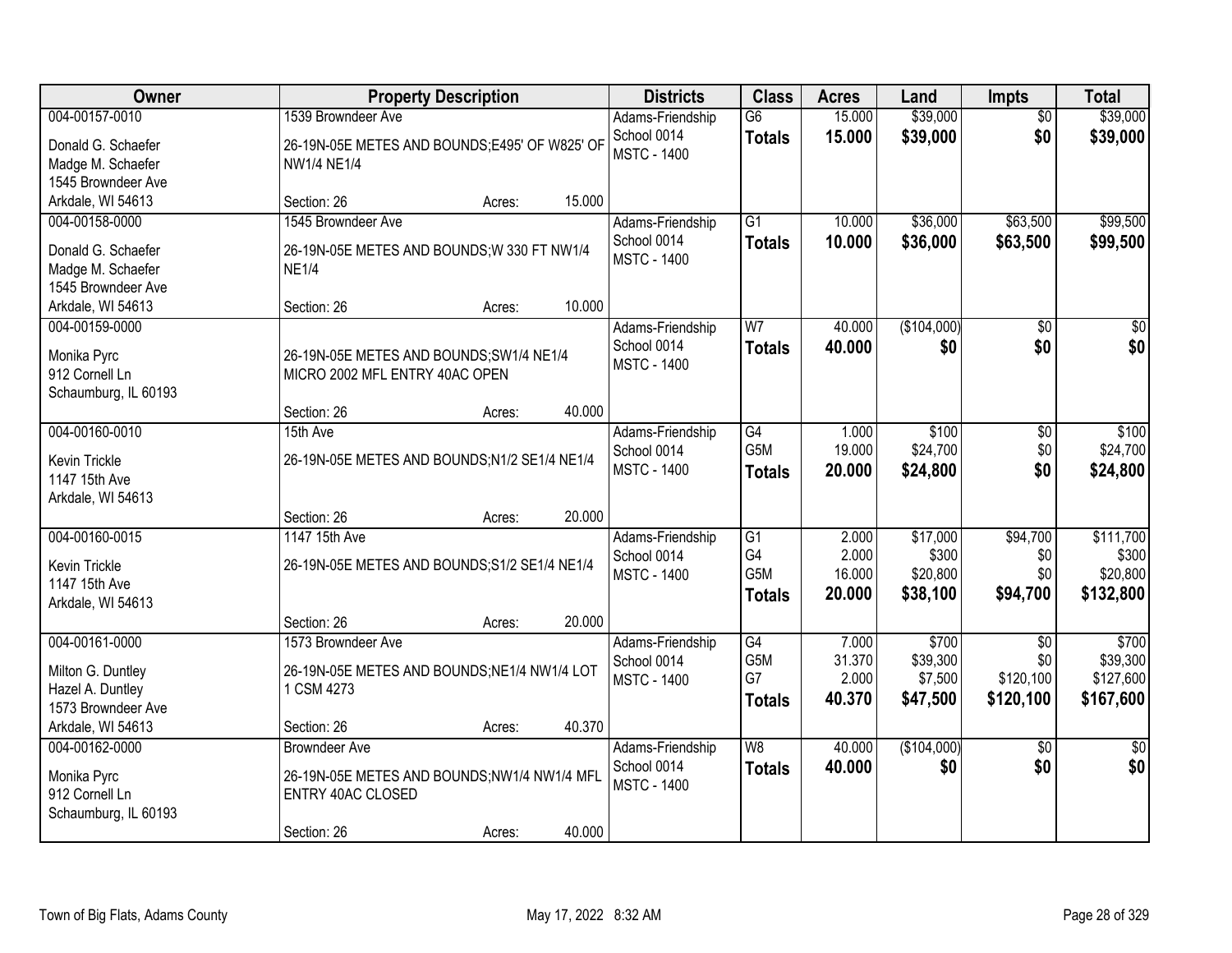| Owner | Property Description | | | Districts | Class | Acres | Land | Impts | Total |
|---|---|---|---|---|---|---|---|---|---|
| 004-00157-0010<br>Donald G. Schaefer<br>Madge M. Schaefer<br>1545 Browndeer Ave<br>Arkdale, WI 54613 | 1539 Browndeer Ave<br>26-19N-05E METES AND BOUNDS;E495' OF W825' OF NW1/4 NE1/4<br>Section: 26 | Acres: | 15.000 | Adams-Friendship<br>School 0014<br>MSTC - 1400 | G6<br>**Totals** | 15.000<br>**15.000** | \$39,000<br>**\$39,000** | \$0<br>**\$0** | \$39,000<br>**\$39,000** |
| 004-00158-0000<br>Donald G. Schaefer<br>Madge M. Schaefer<br>1545 Browndeer Ave<br>Arkdale, WI 54613 | 1545 Browndeer Ave<br>26-19N-05E METES AND BOUNDS;W 330 FT NW1/4 NE1/4<br>Section: 26 | Acres: | 10.000 | Adams-Friendship<br>School 0014<br>MSTC - 1400 | G1<br>**Totals** | 10.000<br>**10.000** | \$36,000<br>**\$36,000** | \$63,500<br>**\$63,500** | \$99,500<br>**\$99,500** |
| 004-00159-0000<br>Monika Pyrc<br>912 Cornell Ln<br>Schaumburg, IL 60193 | 26-19N-05E METES AND BOUNDS;SW1/4 NE1/4 MICRO 2002 MFL ENTRY 40AC OPEN<br>Section: 26 | Acres: | 40.000 | Adams-Friendship<br>School 0014<br>MSTC - 1400 | W7<br>**Totals** | 40.000<br>**40.000** | (\$104,000)<br>**\$0** | \$0<br>**\$0** | \$0<br>**\$0** |
| 004-00160-0010<br>Kevin Trickle<br>1147 15th Ave<br>Arkdale, WI 54613 | 15th Ave<br>26-19N-05E METES AND BOUNDS;N1/2 SE1/4 NE1/4<br>Section: 26 | Acres: | 20.000 | Adams-Friendship<br>School 0014<br>MSTC - 1400 | G4<br>G5M<br>**Totals** | 1.000<br>19.000<br>**20.000** | \$100<br>\$24,700<br>**\$24,800** | \$0<br>\$0<br>**\$0** | \$100<br>\$24,700<br>**\$24,800** |
| 004-00160-0015<br>Kevin Trickle<br>1147 15th Ave<br>Arkdale, WI 54613 | 1147 15th Ave<br>26-19N-05E METES AND BOUNDS;S1/2 SE1/4 NE1/4<br>Section: 26 | Acres: | 20.000 | Adams-Friendship<br>School 0014<br>MSTC - 1400 | G1<br>G4<br>G5M<br>**Totals** | 2.000<br>2.000<br>16.000<br>**20.000** | \$17,000<br>\$300<br>\$20,800<br>**\$38,100** | \$94,700<br>\$0<br>\$0<br>**\$94,700** | \$111,700<br>\$300<br>\$20,800<br>**\$132,800** |
| 004-00161-0000<br>Milton G. Duntley<br>Hazel A. Duntley<br>1573 Browndeer Ave<br>Arkdale, WI 54613 | 1573 Browndeer Ave<br>26-19N-05E METES AND BOUNDS;NE1/4 NW1/4 LOT 1 CSM 4273<br>Section: 26 | Acres: | 40.370 | Adams-Friendship<br>School 0014<br>MSTC - 1400 | G4<br>G5M<br>G7<br>**Totals** | 7.000<br>31.370<br>2.000<br>**40.370** | \$700<br>\$39,300<br>\$7,500<br>**\$47,500** | \$0<br>\$0<br>\$120,100<br>**\$120,100** | \$700<br>\$39,300<br>\$127,600<br>**\$167,600** |
| 004-00162-0000<br>Monika Pyrc<br>912 Cornell Ln<br>Schaumburg, IL 60193 | Browndeer Ave<br>26-19N-05E METES AND BOUNDS;NW1/4 NW1/4 MFL ENTRY 40AC CLOSED<br>Section: 26 | Acres: | 40.000 | Adams-Friendship<br>School 0014<br>MSTC - 1400 | W8<br>**Totals** | 40.000<br>**40.000** | (\$104,000)<br>**\$0** | \$0<br>**\$0** | \$0<br>**\$0** |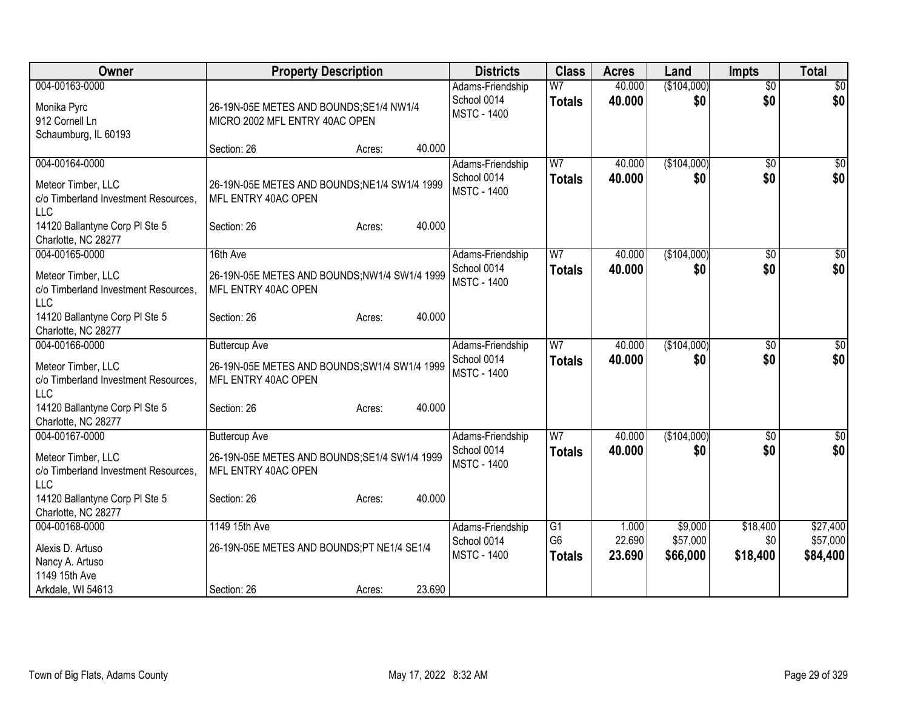| Owner | Property Description | Districts | Class | Acres | Land | Impts | Total |
|---|---|---|---|---|---|---|---|
| 004-00163-0000<br>Monika Pyrc<br>912 Cornell Ln<br>Schaumburg, IL 60193 | 26-19N-05E METES AND BOUNDS;SE1/4 NW1/4 MICRO 2002 MFL ENTRY 40AC OPEN<br>Section: 26 Acres: 40.000 | Adams-Friendship School 0014<br>MSTC - 1400 | W7<br>**Totals** | 40.000<br>**40.000** | ($104,000)<br>**$0** | $0<br>**$0** | $0<br>**$0** |
| 004-00164-0000<br>Meteor Timber, LLC<br>c/o Timberland Investment Resources, LLC<br>14120 Ballantyne Corp Pl Ste 5<br>Charlotte, NC 28277 | 26-19N-05E METES AND BOUNDS;NE1/4 SW1/4 1999 MFL ENTRY 40AC OPEN<br>Section: 26 Acres: 40.000 | Adams-Friendship School 0014<br>MSTC - 1400 | W7<br>**Totals** | 40.000<br>**40.000** | ($104,000)<br>**$0** | $0<br>**$0** | $0<br>**$0** |
| 004-00165-0000<br>Meteor Timber, LLC<br>c/o Timberland Investment Resources, LLC<br>14120 Ballantyne Corp Pl Ste 5<br>Charlotte, NC 28277 | 16th Ave<br>26-19N-05E METES AND BOUNDS;NW1/4 SW1/4 1999 MFL ENTRY 40AC OPEN<br>Section: 26 Acres: 40.000 | Adams-Friendship School 0014<br>MSTC - 1400 | W7<br>**Totals** | 40.000<br>**40.000** | ($104,000)<br>**$0** | $0<br>**$0** | $0<br>**$0** |
| 004-00166-0000<br>Meteor Timber, LLC<br>c/o Timberland Investment Resources, LLC<br>14120 Ballantyne Corp Pl Ste 5<br>Charlotte, NC 28277 | Buttercup Ave<br>26-19N-05E METES AND BOUNDS;SW1/4 SW1/4 1999 MFL ENTRY 40AC OPEN<br>Section: 26 Acres: 40.000 | Adams-Friendship School 0014<br>MSTC - 1400 | W7<br>**Totals** | 40.000<br>**40.000** | ($104,000)<br>**$0** | $0<br>**$0** | $0<br>**$0** |
| 004-00167-0000<br>Meteor Timber, LLC<br>c/o Timberland Investment Resources, LLC<br>14120 Ballantyne Corp Pl Ste 5<br>Charlotte, NC 28277 | Buttercup Ave<br>26-19N-05E METES AND BOUNDS;SE1/4 SW1/4 1999 MFL ENTRY 40AC OPEN<br>Section: 26 Acres: 40.000 | Adams-Friendship School 0014<br>MSTC - 1400 | W7<br>**Totals** | 40.000<br>**40.000** | ($104,000)<br>**$0** | $0<br>**$0** | $0<br>**$0** |
| 004-00168-0000<br>Alexis D. Artuso<br>Nancy A. Artuso<br>1149 15th Ave<br>Arkdale, WI 54613 | 1149 15th Ave<br>26-19N-05E METES AND BOUNDS;PT NE1/4 SE1/4<br>Section: 26 Acres: 23.690 | Adams-Friendship School 0014<br>MSTC - 1400 | G1<br>G6<br>**Totals** | 1.000<br>22.690<br>**23.690** | $9,000<br>$57,000<br>**$66,000** | $18,400<br>$0<br>**$18,400** | $27,400<br>$57,000<br>**$84,400** |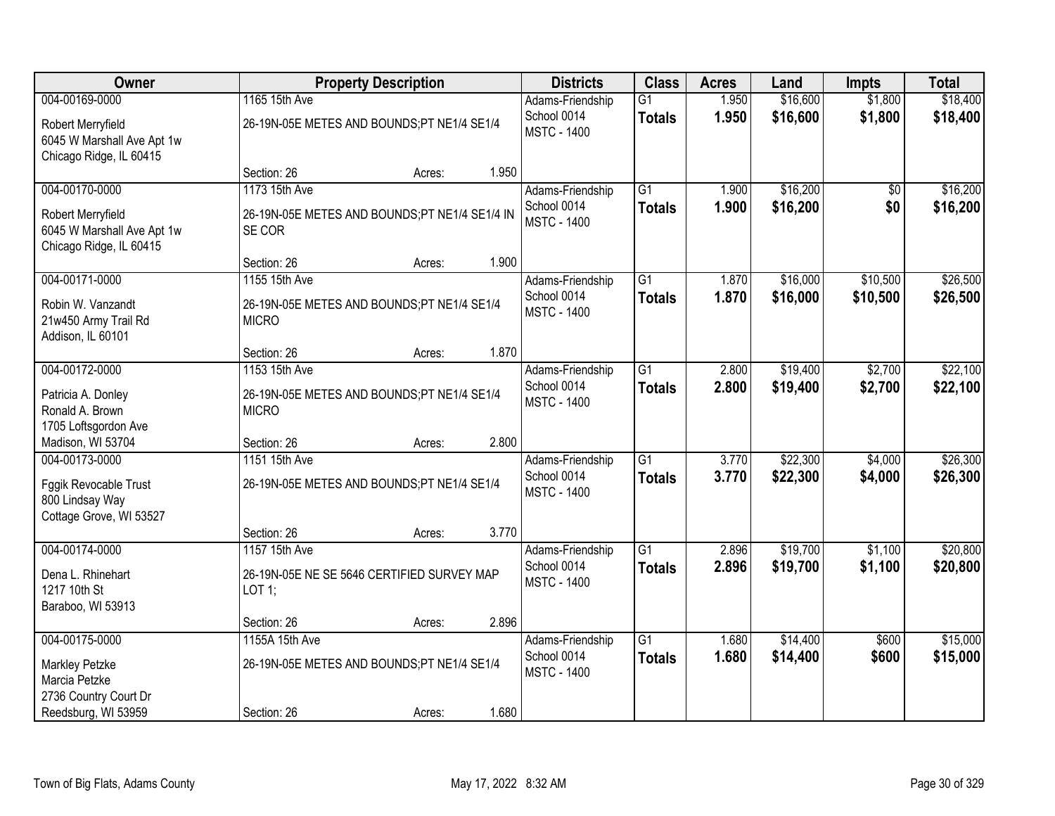| Owner | Property Description | Districts | Class | Acres | Land | Impts | Total |
|---|---|---|---|---|---|---|---|
| 004-00169-0000<br>Robert Merryfield<br>6045 W Marshall Ave Apt 1w<br>Chicago Ridge, IL 60415 | 1165 15th Ave<br>26-19N-05E METES AND BOUNDS;PT NE1/4 SE1/4<br>Section: 26 Acres: 1.950 | Adams-Friendship School 0014<br>MSTC - 1400 | G1<br>**Totals** | 1.950<br>**1.950** | $16,600<br>**$16,600** | $1,800<br>**$1,800** | $18,400<br>**$18,400** |
| 004-00170-0000<br>Robert Merryfield<br>6045 W Marshall Ave Apt 1w<br>Chicago Ridge, IL 60415 | 1173 15th Ave<br>26-19N-05E METES AND BOUNDS;PT NE1/4 SE1/4 IN SE COR<br>Section: 26 Acres: 1.900 | Adams-Friendship School 0014<br>MSTC - 1400 | G1<br>**Totals** | 1.900<br>**1.900** | $16,200<br>**$16,200** | $0<br>**$0** | $16,200<br>**$16,200** |
| 004-00171-0000<br>Robin W. Vanzandt<br>21w450 Army Trail Rd<br>Addison, IL 60101 | 1155 15th Ave<br>26-19N-05E METES AND BOUNDS;PT NE1/4 SE1/4 MICRO<br>Section: 26 Acres: 1.870 | Adams-Friendship School 0014<br>MSTC - 1400 | G1<br>**Totals** | 1.870<br>**1.870** | $16,000<br>**$16,000** | $10,500<br>**$10,500** | $26,500<br>**$26,500** |
| 004-00172-0000<br>Patricia A. Donley<br>Ronald A. Brown<br>1705 Loftsgordon Ave<br>Madison, WI 53704 | 1153 15th Ave<br>26-19N-05E METES AND BOUNDS;PT NE1/4 SE1/4 MICRO<br>Section: 26 Acres: 2.800 | Adams-Friendship School 0014<br>MSTC - 1400 | G1<br>**Totals** | 2.800<br>**2.800** | $19,400<br>**$19,400** | $2,700<br>**$2,700** | $22,100<br>**$22,100** |
| 004-00173-0000<br>Fggik Revocable Trust<br>800 Lindsay Way<br>Cottage Grove, WI 53527 | 1151 15th Ave<br>26-19N-05E METES AND BOUNDS;PT NE1/4 SE1/4<br>Section: 26 Acres: 3.770 | Adams-Friendship School 0014<br>MSTC - 1400 | G1<br>**Totals** | 3.770<br>**3.770** | $22,300<br>**$22,300** | $4,000<br>**$4,000** | $26,300<br>**$26,300** |
| 004-00174-0000<br>Dena L. Rhinehart<br>1217 10th St<br>Baraboo, WI 53913 | 1157 15th Ave<br>26-19N-05E NE SE 5646 CERTIFIED SURVEY MAP LOT 1;<br>Section: 26 Acres: 2.896 | Adams-Friendship School 0014<br>MSTC - 1400 | G1<br>**Totals** | 2.896<br>**2.896** | $19,700<br>**$19,700** | $1,100<br>**$1,100** | $20,800<br>**$20,800** |
| 004-00175-0000<br>Markley Petzke<br>Marcia Petzke<br>2736 Country Court Dr<br>Reedsburg, WI 53959 | 1155A 15th Ave<br>26-19N-05E METES AND BOUNDS;PT NE1/4 SE1/4<br>Section: 26 Acres: 1.680 | Adams-Friendship School 0014<br>MSTC - 1400 | G1<br>**Totals** | 1.680<br>**1.680** | $14,400<br>**$14,400** | $600<br>**$600** | $15,000<br>**$15,000** |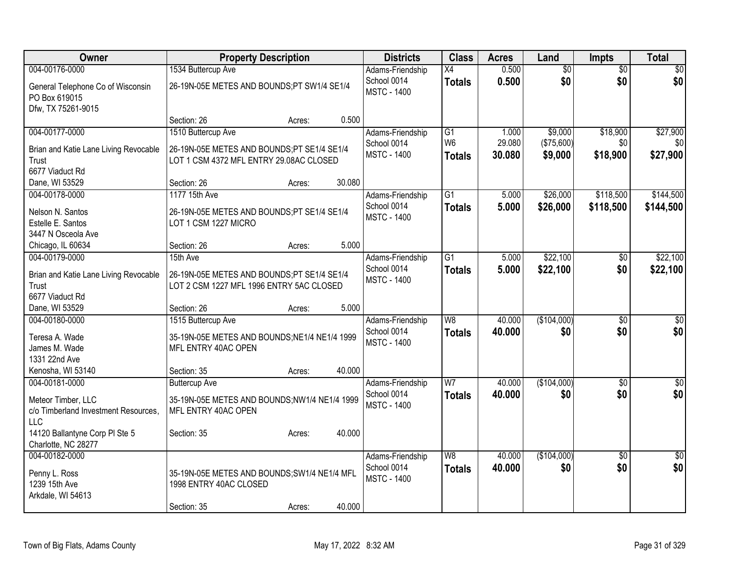| Owner | Property Description | Districts | Class | Acres | Land | Impts | Total |
|---|---|---|---|---|---|---|---|
| 004-00176-0000<br>General Telephone Co of Wisconsin<br>PO Box 619015<br>Dfw, TX 75261-9015 | 1534 Buttercup Ave<br>26-19N-05E METES AND BOUNDS;PT SW1/4 SE1/4<br>Section: 26 Acres: 0.500 | Adams-Friendship<br>School 0014<br>MSTC - 1400 | X4<br>**Totals** | 0.500<br>**0.500** | $0<br>**$0** | $0<br>**$0** | $0<br>**$0** |
| 004-00177-0000<br>Brian and Katie Lane Living Revocable Trust<br>6677 Viaduct Rd<br>Dane, WI 53529 | 1510 Buttercup Ave<br>26-19N-05E METES AND BOUNDS;PT SE1/4 SE1/4 LOT 1 CSM 4372 MFL ENTRY 29.08AC CLOSED<br>Section: 26 Acres: 30.080 | Adams-Friendship<br>School 0014<br>MSTC - 1400 | G1<br>W6<br>**Totals** | 1.000<br>29.080<br>**30.080** | $9,000<br>($75,600)<br>**$9,000** | $18,900<br>$0<br>**$18,900** | $27,900<br>$0<br>**$27,900** |
| 004-00178-0000<br>Nelson N. Santos<br>Estelle E. Santos<br>3447 N Osceola Ave<br>Chicago, IL 60634 | 1177 15th Ave<br>26-19N-05E METES AND BOUNDS;PT SE1/4 SE1/4 LOT 1 CSM 1227 MICRO<br>Section: 26 Acres: 5.000 | Adams-Friendship<br>School 0014<br>MSTC - 1400 | G1<br>**Totals** | 5.000<br>**5.000** | $26,000<br>**$26,000** | $118,500<br>**$118,500** | $144,500<br>**$144,500** |
| 004-00179-0000<br>Brian and Katie Lane Living Revocable Trust<br>6677 Viaduct Rd<br>Dane, WI 53529 | 15th Ave<br>26-19N-05E METES AND BOUNDS;PT SE1/4 SE1/4 LOT 2 CSM 1227 MFL 1996 ENTRY 5AC CLOSED<br>Section: 26 Acres: 5.000 | Adams-Friendship<br>School 0014<br>MSTC - 1400 | G1<br>**Totals** | 5.000<br>**5.000** | $22,100<br>**$22,100** | $0<br>**$0** | $22,100<br>**$22,100** |
| 004-00180-0000<br>Teresa A. Wade<br>James M. Wade<br>1331 22nd Ave<br>Kenosha, WI 53140 | 1515 Buttercup Ave<br>35-19N-05E METES AND BOUNDS;NE1/4 NE1/4 1999 MFL ENTRY 40AC OPEN<br>Section: 35 Acres: 40.000 | Adams-Friendship<br>School 0014<br>MSTC - 1400 | W8<br>**Totals** | 40.000<br>**40.000** | ($104,000)<br>**$0** | $0<br>**$0** | $0<br>**$0** |
| 004-00181-0000<br>Meteor Timber, LLC<br>c/o Timberland Investment Resources, LLC<br>14120 Ballantyne Corp Pl Ste 5<br>Charlotte, NC 28277 | Buttercup Ave<br>35-19N-05E METES AND BOUNDS;NW1/4 NE1/4 1999 MFL ENTRY 40AC OPEN<br>Section: 35 Acres: 40.000 | Adams-Friendship<br>School 0014<br>MSTC - 1400 | W7<br>**Totals** | 40.000<br>**40.000** | ($104,000)<br>**$0** | $0<br>**$0** | $0<br>**$0** |
| 004-00182-0000<br>Penny L. Ross<br>1239 15th Ave<br>Arkdale, WI 54613 | 35-19N-05E METES AND BOUNDS;SW1/4 NE1/4 MFL 1998 ENTRY 40AC CLOSED<br>Section: 35 Acres: 40.000 | Adams-Friendship<br>School 0014<br>MSTC - 1400 | W8<br>**Totals** | 40.000<br>**40.000** | ($104,000)<br>**$0** | $0<br>**$0** | $0<br>**$0** |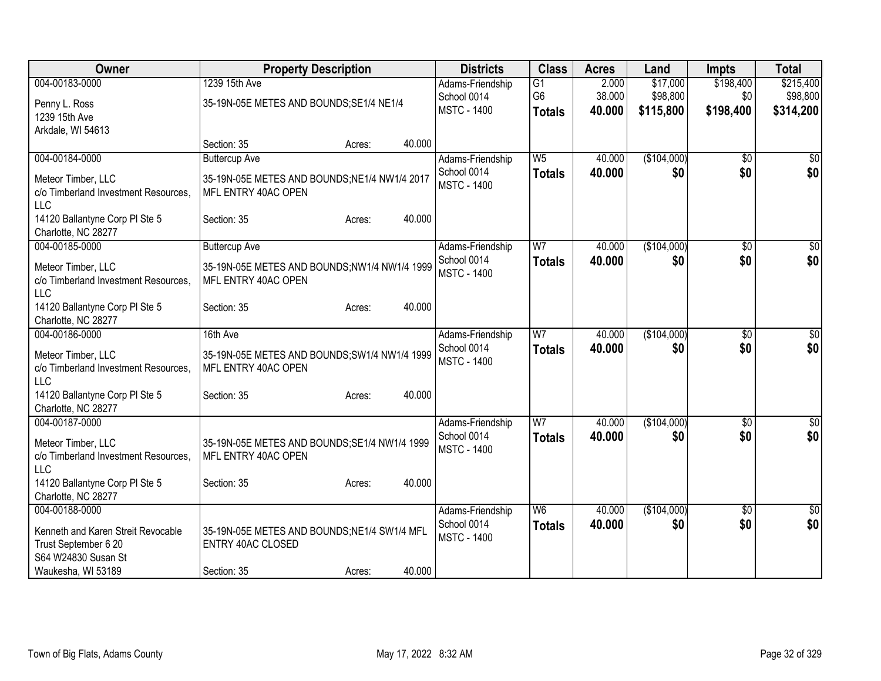| Owner | Property Description | Districts | Class | Acres | Land | Impts | Total |
|---|---|---|---|---|---|---|---|
| 004-00183-0000<br>Penny L. Ross<br>1239 15th Ave<br>Arkdale, WI 54613 | 1239 15th Ave<br>35-19N-05E METES AND BOUNDS;SE1/4 NE1/4<br>Section: 35 Acres: 40.000 | Adams-Friendship<br>School 0014<br>MSTC - 1400 | G1<br>G6<br>**Totals** | 2.000<br>38.000<br>**40.000** | $17,000<br>$98,800<br>**$115,800** | $198,400<br>$0<br>**$198,400** | $215,400<br>$98,800<br>**$314,200** |
| 004-00184-0000<br>Meteor Timber, LLC<br>c/o Timberland Investment Resources, LLC<br>14120 Ballantyne Corp Pl Ste 5<br>Charlotte, NC 28277 | Buttercup Ave<br>35-19N-05E METES AND BOUNDS;NE1/4 NW1/4 2017 MFL ENTRY 40AC OPEN<br>Section: 35 Acres: 40.000 | Adams-Friendship<br>School 0014<br>MSTC - 1400 | W5<br>**Totals** | 40.000<br>**40.000** | ($104,000)<br>**$0** | $0<br>**$0** | $0<br>**$0** |
| 004-00185-0000<br>Meteor Timber, LLC<br>c/o Timberland Investment Resources, LLC<br>14120 Ballantyne Corp Pl Ste 5<br>Charlotte, NC 28277 | Buttercup Ave<br>35-19N-05E METES AND BOUNDS;NW1/4 NW1/4 1999 MFL ENTRY 40AC OPEN<br>Section: 35 Acres: 40.000 | Adams-Friendship<br>School 0014<br>MSTC - 1400 | W7<br>**Totals** | 40.000<br>**40.000** | ($104,000)<br>**$0** | $0<br>**$0** | $0<br>**$0** |
| 004-00186-0000<br>Meteor Timber, LLC<br>c/o Timberland Investment Resources, LLC<br>14120 Ballantyne Corp Pl Ste 5<br>Charlotte, NC 28277 | 16th Ave<br>35-19N-05E METES AND BOUNDS;SW1/4 NW1/4 1999 MFL ENTRY 40AC OPEN<br>Section: 35 Acres: 40.000 | Adams-Friendship<br>School 0014<br>MSTC - 1400 | W7<br>**Totals** | 40.000<br>**40.000** | ($104,000)<br>**$0** | $0<br>**$0** | $0<br>**$0** |
| 004-00187-0000<br>Meteor Timber, LLC<br>c/o Timberland Investment Resources, LLC<br>14120 Ballantyne Corp Pl Ste 5<br>Charlotte, NC 28277 | 35-19N-05E METES AND BOUNDS;SE1/4 NW1/4 1999 MFL ENTRY 40AC OPEN<br>Section: 35 Acres: 40.000 | Adams-Friendship<br>School 0014<br>MSTC - 1400 | W7<br>**Totals** | 40.000<br>**40.000** | ($104,000)<br>**$0** | $0<br>**$0** | $0<br>**$0** |
| 004-00188-0000<br>Kenneth and Karen Streit Revocable Trust September 6 20<br>S64 W24830 Susan St<br>Waukesha, WI 53189 | 35-19N-05E METES AND BOUNDS;NE1/4 SW1/4 MFL ENTRY 40AC CLOSED<br>Section: 35 Acres: 40.000 | Adams-Friendship<br>School 0014<br>MSTC - 1400 | W6<br>**Totals** | 40.000<br>**40.000** | ($104,000)<br>**$0** | $0<br>**$0** | $0<br>**$0** |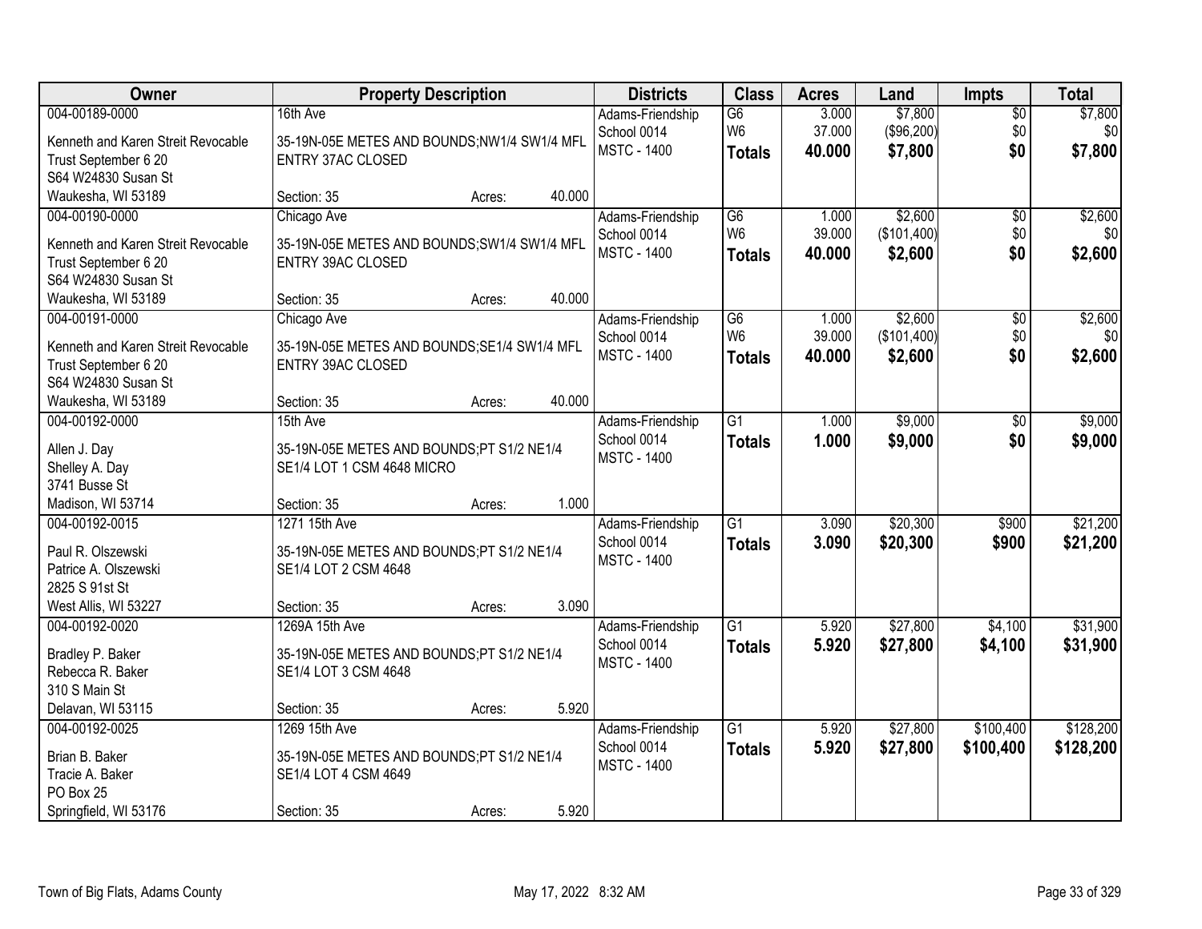| Owner | Property Description | Districts | Class | Acres | Land | Impts | Total |
|---|---|---|---|---|---|---|---|
| 004-00189-0000<br>Kenneth and Karen Streit Revocable Trust September 6 20<br>S64 W24830 Susan St<br>Waukesha, WI 53189 | 16th Ave<br>35-19N-05E METES AND BOUNDS;NW1/4 SW1/4 MFL ENTRY 37AC CLOSED<br>Section: 35 Acres: 40.000 | Adams-Friendship School 0014<br>MSTC - 1400 | G6<br>W6<br>**Totals** | 3.000<br>37.000<br>**40.000** | $7,800<br>($96,200)<br>**$7,800** | $0<br>$0<br>**$0** | $7,800<br>$0<br>**$7,800** |
| 004-00190-0000<br>Kenneth and Karen Streit Revocable Trust September 6 20<br>S64 W24830 Susan St<br>Waukesha, WI 53189 | Chicago Ave<br>35-19N-05E METES AND BOUNDS;SW1/4 SW1/4 MFL ENTRY 39AC CLOSED<br>Section: 35 Acres: 40.000 | Adams-Friendship School 0014<br>MSTC - 1400 | G6<br>W6<br>**Totals** | 1.000<br>39.000<br>**40.000** | $2,600<br>($101,400)<br>**$2,600** | $0<br>$0<br>**$0** | $2,600<br>$0<br>**$2,600** |
| 004-00191-0000<br>Kenneth and Karen Streit Revocable Trust September 6 20<br>S64 W24830 Susan St<br>Waukesha, WI 53189 | Chicago Ave<br>35-19N-05E METES AND BOUNDS;SE1/4 SW1/4 MFL ENTRY 39AC CLOSED<br>Section: 35 Acres: 40.000 | Adams-Friendship School 0014<br>MSTC - 1400 | G6<br>W6<br>**Totals** | 1.000<br>39.000<br>**40.000** | $2,600<br>($101,400)<br>**$2,600** | $0<br>$0<br>**$0** | $2,600<br>$0<br>**$2,600** |
| 004-00192-0000<br>Allen J. Day<br>Shelley A. Day<br>3741 Busse St<br>Madison, WI 53714 | 15th Ave<br>35-19N-05E METES AND BOUNDS;PT S1/2 NE1/4 SE1/4 LOT 1 CSM 4648 MICRO<br>Section: 35 Acres: 1.000 | Adams-Friendship School 0014<br>MSTC - 1400 | G1<br>**Totals** | 1.000<br>**1.000** | $9,000<br>**$9,000** | $0<br>**$0** | $9,000<br>**$9,000** |
| 004-00192-0015<br>Paul R. Olszewski<br>Patrice A. Olszewski<br>2825 S 91st St<br>West Allis, WI 53227 | 1271 15th Ave<br>35-19N-05E METES AND BOUNDS;PT S1/2 NE1/4 SE1/4 LOT 2 CSM 4648<br>Section: 35 Acres: 3.090 | Adams-Friendship School 0014<br>MSTC - 1400 | G1<br>**Totals** | 3.090<br>**3.090** | $20,300<br>**$20,300** | $900<br>**$900** | $21,200<br>**$21,200** |
| 004-00192-0020<br>Bradley P. Baker<br>Rebecca R. Baker<br>310 S Main St<br>Delavan, WI 53115 | 1269A 15th Ave<br>35-19N-05E METES AND BOUNDS;PT S1/2 NE1/4 SE1/4 LOT 3 CSM 4648<br>Section: 35 Acres: 5.920 | Adams-Friendship School 0014<br>MSTC - 1400 | G1<br>**Totals** | 5.920<br>**5.920** | $27,800<br>**$27,800** | $4,100<br>**$4,100** | $31,900<br>**$31,900** |
| 004-00192-0025<br>Brian B. Baker<br>Tracie A. Baker<br>PO Box 25<br>Springfield, WI 53176 | 1269 15th Ave<br>35-19N-05E METES AND BOUNDS;PT S1/2 NE1/4 SE1/4 LOT 4 CSM 4649<br>Section: 35 Acres: 5.920 | Adams-Friendship School 0014<br>MSTC - 1400 | G1<br>**Totals** | 5.920<br>**5.920** | $27,800<br>**$27,800** | $100,400<br>**$100,400** | $128,200<br>**$128,200** |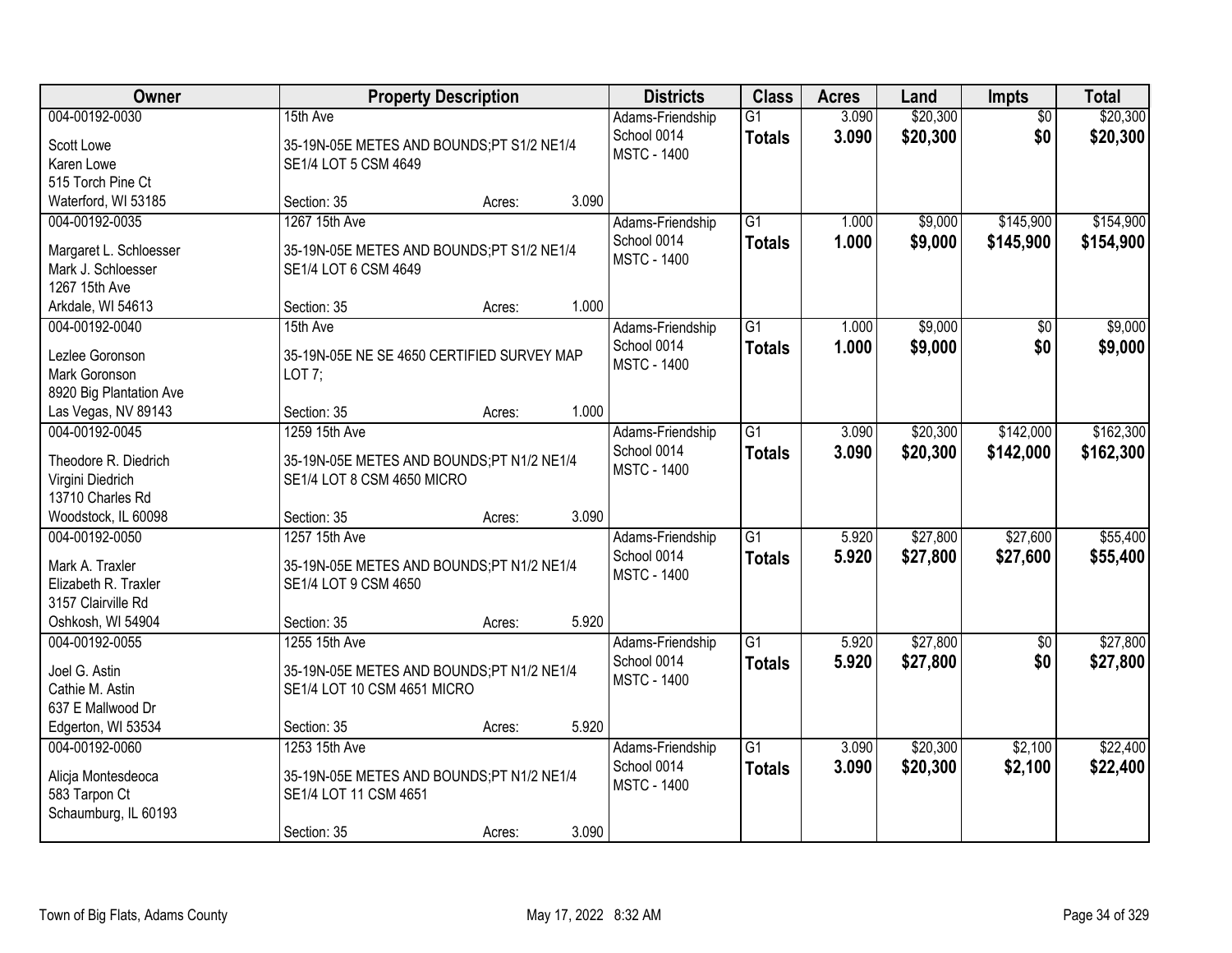| Owner | Property Description | Districts | Class | Acres | Land | Impts | Total |
|---|---|---|---|---|---|---|---|
| 004-00192-0030<br>Scott Lowe<br>Karen Lowe<br>515 Torch Pine Ct<br>Waterford, WI 53185 | 15th Ave<br>35-19N-05E METES AND BOUNDS;PT S1/2 NE1/4 SE1/4 LOT 5 CSM 4649<br>Section: 35 Acres: 3.090 | Adams-Friendship School 0014<br>MSTC - 1400 | G1<br>**Totals** | 3.090<br>**3.090** | $20,300<br>**$20,300** | $0<br>**$0** | $20,300<br>**$20,300** |
| 004-00192-0035<br>Margaret L. Schloesser<br>Mark J. Schloesser<br>1267 15th Ave<br>Arkdale, WI 54613 | 1267 15th Ave<br>35-19N-05E METES AND BOUNDS;PT S1/2 NE1/4 SE1/4 LOT 6 CSM 4649<br>Section: 35 Acres: 1.000 | Adams-Friendship School 0014<br>MSTC - 1400 | G1<br>**Totals** | 1.000<br>**1.000** | $9,000<br>**$9,000** | $145,900<br>**$145,900** | $154,900<br>**$154,900** |
| 004-00192-0040<br>Lezlee Goronson<br>Mark Goronson<br>8920 Big Plantation Ave<br>Las Vegas, NV 89143 | 15th Ave<br>35-19N-05E NE SE 4650 CERTIFIED SURVEY MAP LOT 7;<br>Section: 35 Acres: 1.000 | Adams-Friendship School 0014<br>MSTC - 1400 | G1<br>**Totals** | 1.000<br>**1.000** | $9,000<br>**$9,000** | $0<br>**$0** | $9,000<br>**$9,000** |
| 004-00192-0045<br>Theodore R. Diedrich<br>Virgini Diedrich<br>13710 Charles Rd<br>Woodstock, IL 60098 | 1259 15th Ave<br>35-19N-05E METES AND BOUNDS;PT N1/2 NE1/4 SE1/4 LOT 8 CSM 4650 MICRO<br>Section: 35 Acres: 3.090 | Adams-Friendship School 0014<br>MSTC - 1400 | G1<br>**Totals** | 3.090<br>**3.090** | $20,300<br>**$20,300** | $142,000<br>**$142,000** | $162,300<br>**$162,300** |
| 004-00192-0050<br>Mark A. Traxler<br>Elizabeth R. Traxler<br>3157 Clairville Rd<br>Oshkosh, WI 54904 | 1257 15th Ave<br>35-19N-05E METES AND BOUNDS;PT N1/2 NE1/4 SE1/4 LOT 9 CSM 4650<br>Section: 35 Acres: 5.920 | Adams-Friendship School 0014<br>MSTC - 1400 | G1<br>**Totals** | 5.920<br>**5.920** | $27,800<br>**$27,800** | $27,600<br>**$27,600** | $55,400<br>**$55,400** |
| 004-00192-0055<br>Joel G. Astin<br>Cathie M. Astin<br>637 E Mallwood Dr<br>Edgerton, WI 53534 | 1255 15th Ave<br>35-19N-05E METES AND BOUNDS;PT N1/2 NE1/4 SE1/4 LOT 10 CSM 4651 MICRO<br>Section: 35 Acres: 5.920 | Adams-Friendship School 0014<br>MSTC - 1400 | G1<br>**Totals** | 5.920<br>**5.920** | $27,800<br>**$27,800** | $0<br>**$0** | $27,800<br>**$27,800** |
| 004-00192-0060<br>Alicja Montesdeoca<br>583 Tarpon Ct<br>Schaumburg, IL 60193 | 1253 15th Ave<br>35-19N-05E METES AND BOUNDS;PT N1/2 NE1/4 SE1/4 LOT 11 CSM 4651<br>Section: 35 Acres: 3.090 | Adams-Friendship School 0014<br>MSTC - 1400 | G1<br>**Totals** | 3.090<br>**3.090** | $20,300<br>**$20,300** | $2,100<br>**$2,100** | $22,400<br>**$22,400** |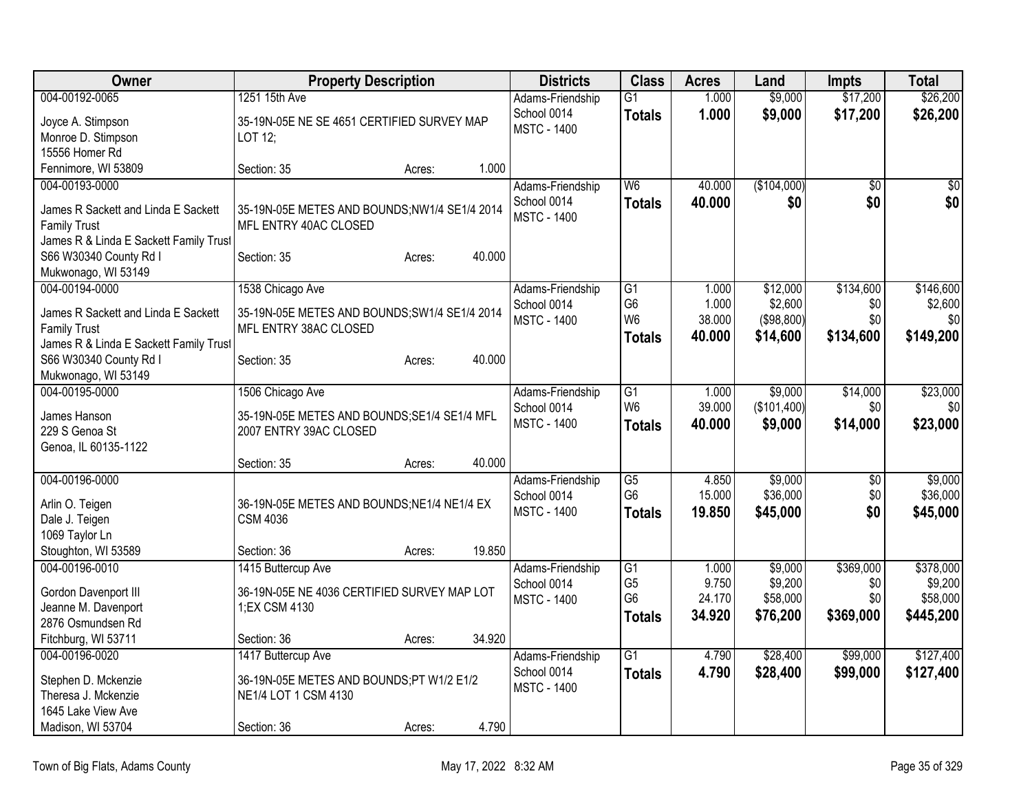| Owner | Property Description | Districts | Class | Acres | Land | Impts | Total |
|---|---|---|---|---|---|---|---|
| 004-00192-0065<br>Joyce A. Stimpson<br>Monroe D. Stimpson<br>15556 Homer Rd<br>Fennimore, WI 53809 | 1251 15th Ave<br>35-19N-05E NE SE 4651 CERTIFIED SURVEY MAP LOT 12;<br>Section: 35 Acres: 1.000 | Adams-Friendship School 0014<br>MSTC - 1400 | G1<br>**Totals** | 1.000<br>**1.000** | $9,000<br>**$9,000** | $17,200<br>**$17,200** | $26,200<br>**$26,200** |
| 004-00193-0000<br>James R Sackett and Linda E Sackett Family Trust<br>James R & Linda E Sackett Family Trust<br>S66 W30340 County Rd I<br>Mukwonago, WI 53149 | 35-19N-05E METES AND BOUNDS;NW1/4 SE1/4 2014 MFL ENTRY 40AC CLOSED<br>Section: 35 Acres: 40.000 | Adams-Friendship School 0014<br>MSTC - 1400 | W6<br>**Totals** | 40.000<br>**40.000** | ($104,000)<br>**$0** | $0<br>**$0** | $0<br>**$0** |
| 004-00194-0000<br>James R Sackett and Linda E Sackett Family Trust<br>James R & Linda E Sackett Family Trust<br>S66 W30340 County Rd I<br>Mukwonago, WI 53149 | 1538 Chicago Ave<br>35-19N-05E METES AND BOUNDS;SW1/4 SE1/4 2014 MFL ENTRY 38AC CLOSED<br>Section: 35 Acres: 40.000 | Adams-Friendship School 0014<br>MSTC - 1400 | G1<br>G6<br>W6<br>**Totals** | 1.000<br>1.000<br>38.000<br>**40.000** | $12,000<br>$2,600<br>($98,800)<br>**$14,600** | $134,600<br>$0<br>$0<br>**$134,600** | $146,600<br>$2,600<br>$0<br>**$149,200** |
| 004-00195-0000<br>James Hanson<br>229 S Genoa St<br>Genoa, IL 60135-1122 | 1506 Chicago Ave<br>35-19N-05E METES AND BOUNDS;SE1/4 SE1/4 MFL 2007 ENTRY 39AC CLOSED<br>Section: 35 Acres: 40.000 | Adams-Friendship School 0014<br>MSTC - 1400 | G1<br>W6<br>**Totals** | 1.000<br>39.000<br>**40.000** | $9,000<br>($101,400)<br>**$9,000** | $14,000<br>$0<br>**$14,000** | $23,000<br>$0<br>**$23,000** |
| 004-00196-0000<br>Arlin O. Teigen<br>Dale J. Teigen<br>1069 Taylor Ln<br>Stoughton, WI 53589 | 36-19N-05E METES AND BOUNDS;NE1/4 NE1/4 EX CSM 4036<br>Section: 36 Acres: 19.850 | Adams-Friendship School 0014<br>MSTC - 1400 | G5<br>G6<br>**Totals** | 4.850<br>15.000<br>**19.850** | $9,000<br>$36,000<br>**$45,000** | $0<br>$0<br>**$0** | $9,000<br>$36,000<br>**$45,000** |
| 004-00196-0010<br>Gordon Davenport III<br>Jeanne M. Davenport<br>2876 Osmundsen Rd<br>Fitchburg, WI 53711 | 1415 Buttercup Ave<br>36-19N-05E NE 4036 CERTIFIED SURVEY MAP LOT 1;EX CSM 4130<br>Section: 36 Acres: 34.920 | Adams-Friendship School 0014<br>MSTC - 1400 | G1<br>G5<br>G6<br>**Totals** | 1.000<br>9.750<br>24.170<br>**34.920** | $9,000<br>$9,200<br>$58,000<br>**$76,200** | $369,000<br>$0<br>$0<br>**$369,000** | $378,000<br>$9,200<br>$58,000<br>**$445,200** |
| 004-00196-0020<br>Stephen D. Mckenzie<br>Theresa J. Mckenzie<br>1645 Lake View Ave<br>Madison, WI 53704 | 1417 Buttercup Ave<br>36-19N-05E METES AND BOUNDS;PT W1/2 E1/2 NE1/4 LOT 1 CSM 4130<br>Section: 36 Acres: 4.790 | Adams-Friendship School 0014<br>MSTC - 1400 | G1<br>**Totals** | 4.790<br>**4.790** | $28,400<br>**$28,400** | $99,000<br>**$99,000** | $127,400<br>**$127,400** |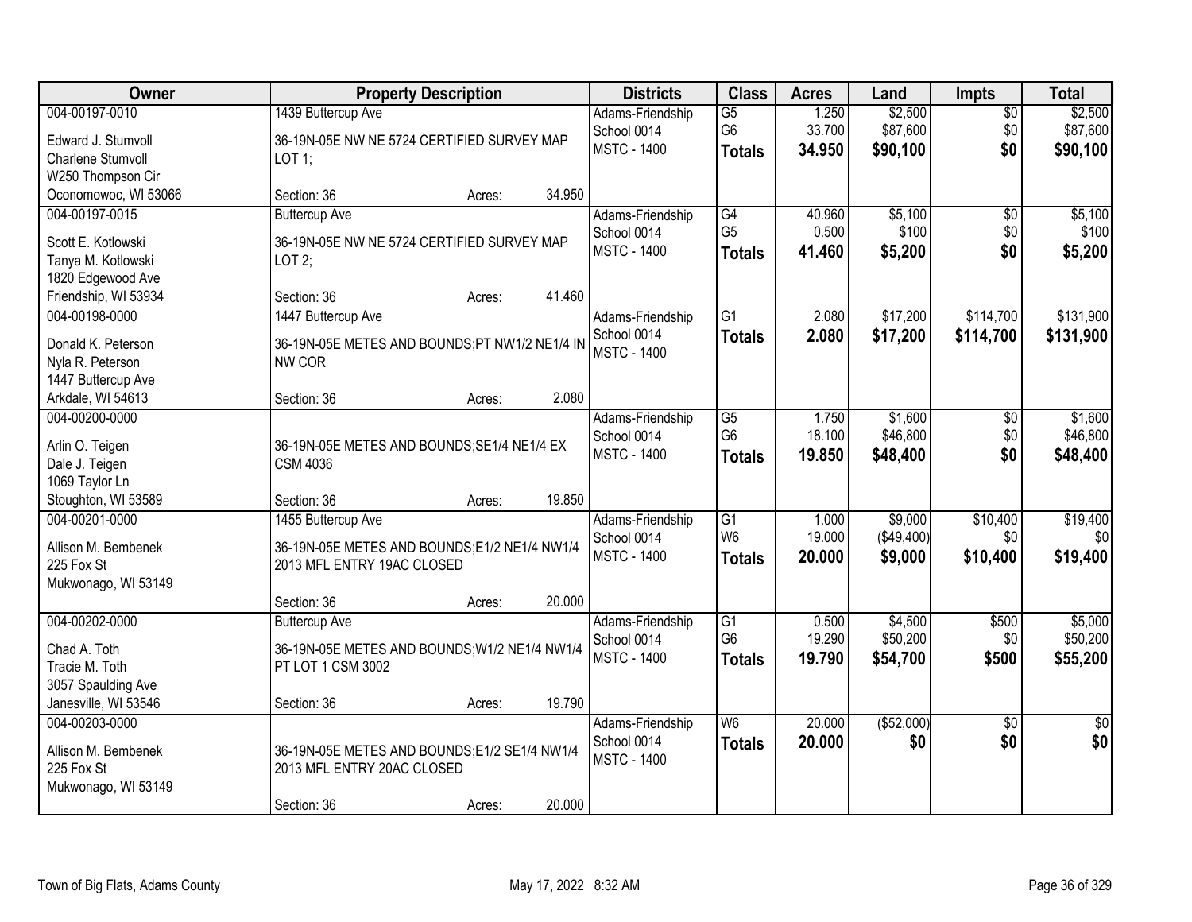| Owner | Property Description | Districts | Class | Acres | Land | Impts | Total |
|---|---|---|---|---|---|---|---|
| 004-00197-0010<br>Edward J. Stumvoll<br>Charlene Stumvoll<br>W250 Thompson Cir<br>Oconomowoc, WI 53066 | 1439 Buttercup Ave<br>36-19N-05E NW NE 5724 CERTIFIED SURVEY MAP LOT 1;<br>Section: 36 Acres: 34.950 | Adams-Friendship<br>School 0014<br>MSTC - 1400 | G5<br>G6<br>**Totals** | 1.250<br>33.700<br>**34.950** | $2,500<br>$87,600<br>**$90,100** | $0<br>$0<br>**$0** | $2,500<br>$87,600<br>**$90,100** |
| 004-00197-0015<br>Scott E. Kotlowski<br>Tanya M. Kotlowski<br>1820 Edgewood Ave<br>Friendship, WI 53934 | Buttercup Ave<br>36-19N-05E NW NE 5724 CERTIFIED SURVEY MAP LOT 2;<br>Section: 36 Acres: 41.460 | Adams-Friendship<br>School 0014<br>MSTC - 1400 | G4<br>G5<br>**Totals** | 40.960<br>0.500<br>**41.460** | $5,100<br>$100<br>**$5,200** | $0<br>$0<br>**$0** | $5,100<br>$100<br>**$5,200** |
| 004-00198-0000<br>Donald K. Peterson<br>Nyla R. Peterson<br>1447 Buttercup Ave<br>Arkdale, WI 54613 | 1447 Buttercup Ave<br>36-19N-05E METES AND BOUNDS;PT NW1/2 NE1/4 IN NW COR<br>Section: 36 Acres: 2.080 | Adams-Friendship<br>School 0014<br>MSTC - 1400 | G1<br>**Totals** | 2.080<br>**2.080** | $17,200<br>**$17,200** | $114,700<br>**$114,700** | $131,900<br>**$131,900** |
| 004-00200-0000<br>Arlin O. Teigen<br>Dale J. Teigen<br>1069 Taylor Ln<br>Stoughton, WI 53589 | 36-19N-05E METES AND BOUNDS;SE1/4 NE1/4 EX CSM 4036<br>Section: 36 Acres: 19.850 | Adams-Friendship<br>School 0014<br>MSTC - 1400 | G5<br>G6<br>**Totals** | 1.750<br>18.100<br>**19.850** | $1,600<br>$46,800<br>**$48,400** | $0<br>$0<br>**$0** | $1,600<br>$46,800<br>**$48,400** |
| 004-00201-0000<br>Allison M. Bembenek<br>225 Fox St<br>Mukwonago, WI 53149 | 1455 Buttercup Ave<br>36-19N-05E METES AND BOUNDS;E1/2 NE1/4 NW1/4 2013 MFL ENTRY 19AC CLOSED<br>Section: 36 Acres: 20.000 | Adams-Friendship<br>School 0014<br>MSTC - 1400 | G1<br>W6<br>**Totals** | 1.000<br>19.000<br>**20.000** | $9,000<br>($49,400)<br>**$9,000** | $10,400<br>$0<br>**$10,400** | $19,400<br>$0<br>**$19,400** |
| 004-00202-0000<br>Chad A. Toth<br>Tracie M. Toth<br>3057 Spaulding Ave<br>Janesville, WI 53546 | Buttercup Ave<br>36-19N-05E METES AND BOUNDS;W1/2 NE1/4 NW1/4 PT LOT 1 CSM 3002<br>Section: 36 Acres: 19.790 | Adams-Friendship<br>School 0014<br>MSTC - 1400 | G1<br>G6<br>**Totals** | 0.500<br>19.290<br>**19.790** | $4,500<br>$50,200<br>**$54,700** | $500<br>$0<br>**$500** | $5,000<br>$50,200<br>**$55,200** |
| 004-00203-0000<br>Allison M. Bembenek<br>225 Fox St<br>Mukwonago, WI 53149 | 36-19N-05E METES AND BOUNDS;E1/2 SE1/4 NW1/4 2013 MFL ENTRY 20AC CLOSED<br>Section: 36 Acres: 20.000 | Adams-Friendship<br>School 0014<br>MSTC - 1400 | W6<br>**Totals** | 20.000<br>**20.000** | ($52,000)<br>**$0** | $0<br>**$0** | $0<br>**$0** |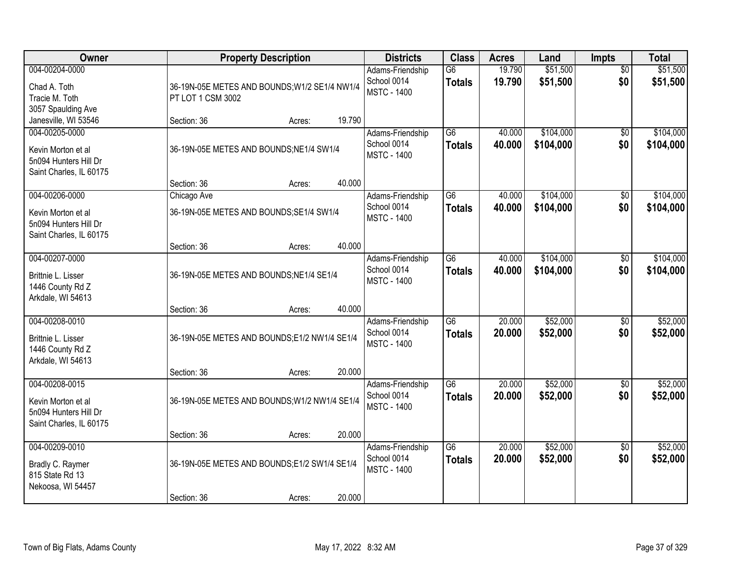| Owner | Property Description | | | Districts | Class | Acres | Land | Impts | Total |
|---|---|---|---|---|---|---|---|---|---|
| 004-00204-0000<br>Chad A. Toth<br>Tracie M. Toth<br>3057 Spaulding Ave<br>Janesville, WI 53546 | 36-19N-05E METES AND BOUNDS;W1/2 SE1/4 NW1/4 PT LOT 1 CSM 3002<br>Section: 36 | Acres: | 19.790 | Adams-Friendship School 0014<br>MSTC - 1400 | G6<br>**Totals** | 19.790<br>**19.790** | $51,500<br>**$51,500** | $0<br>**$0** | $51,500<br>**$51,500** |
| 004-00205-0000<br>Kevin Morton et al<br>5n094 Hunters Hill Dr<br>Saint Charles, IL 60175 | 36-19N-05E METES AND BOUNDS;NE1/4 SW1/4<br>Section: 36 | Acres: | 40.000 | Adams-Friendship School 0014<br>MSTC - 1400 | G6<br>**Totals** | 40.000<br>**40.000** | $104,000<br>**$104,000** | $0<br>**$0** | $104,000<br>**$104,000** |
| 004-00206-0000<br>Kevin Morton et al<br>5n094 Hunters Hill Dr<br>Saint Charles, IL 60175 | Chicago Ave<br>36-19N-05E METES AND BOUNDS;SE1/4 SW1/4<br>Section: 36 | Acres: | 40.000 | Adams-Friendship School 0014<br>MSTC - 1400 | G6<br>**Totals** | 40.000<br>**40.000** | $104,000<br>**$104,000** | $0<br>**$0** | $104,000<br>**$104,000** |
| 004-00207-0000<br>Brittnie L. Lisser<br>1446 County Rd Z<br>Arkdale, WI 54613 | 36-19N-05E METES AND BOUNDS;NE1/4 SE1/4<br>Section: 36 | Acres: | 40.000 | Adams-Friendship School 0014<br>MSTC - 1400 | G6<br>**Totals** | 40.000<br>**40.000** | $104,000<br>**$104,000** | $0<br>**$0** | $104,000<br>**$104,000** |
| 004-00208-0010<br>Brittnie L. Lisser<br>1446 County Rd Z<br>Arkdale, WI 54613 | 36-19N-05E METES AND BOUNDS;E1/2 NW1/4 SE1/4<br>Section: 36 | Acres: | 20.000 | Adams-Friendship School 0014<br>MSTC - 1400 | G6<br>**Totals** | 20.000<br>**20.000** | $52,000<br>**$52,000** | $0<br>**$0** | $52,000<br>**$52,000** |
| 004-00208-0015<br>Kevin Morton et al<br>5n094 Hunters Hill Dr<br>Saint Charles, IL 60175 | 36-19N-05E METES AND BOUNDS;W1/2 NW1/4 SE1/4<br>Section: 36 | Acres: | 20.000 | Adams-Friendship School 0014<br>MSTC - 1400 | G6<br>**Totals** | 20.000<br>**20.000** | $52,000<br>**$52,000** | $0<br>**$0** | $52,000<br>**$52,000** |
| 004-00209-0010<br>Bradly C. Raymer<br>815 State Rd 13<br>Nekoosa, WI 54457 | 36-19N-05E METES AND BOUNDS;E1/2 SW1/4 SE1/4<br>Section: 36 | Acres: | 20.000 | Adams-Friendship School 0014<br>MSTC - 1400 | G6<br>**Totals** | 20.000<br>**20.000** | $52,000<br>**$52,000** | $0<br>**$0** | $52,000<br>**$52,000** |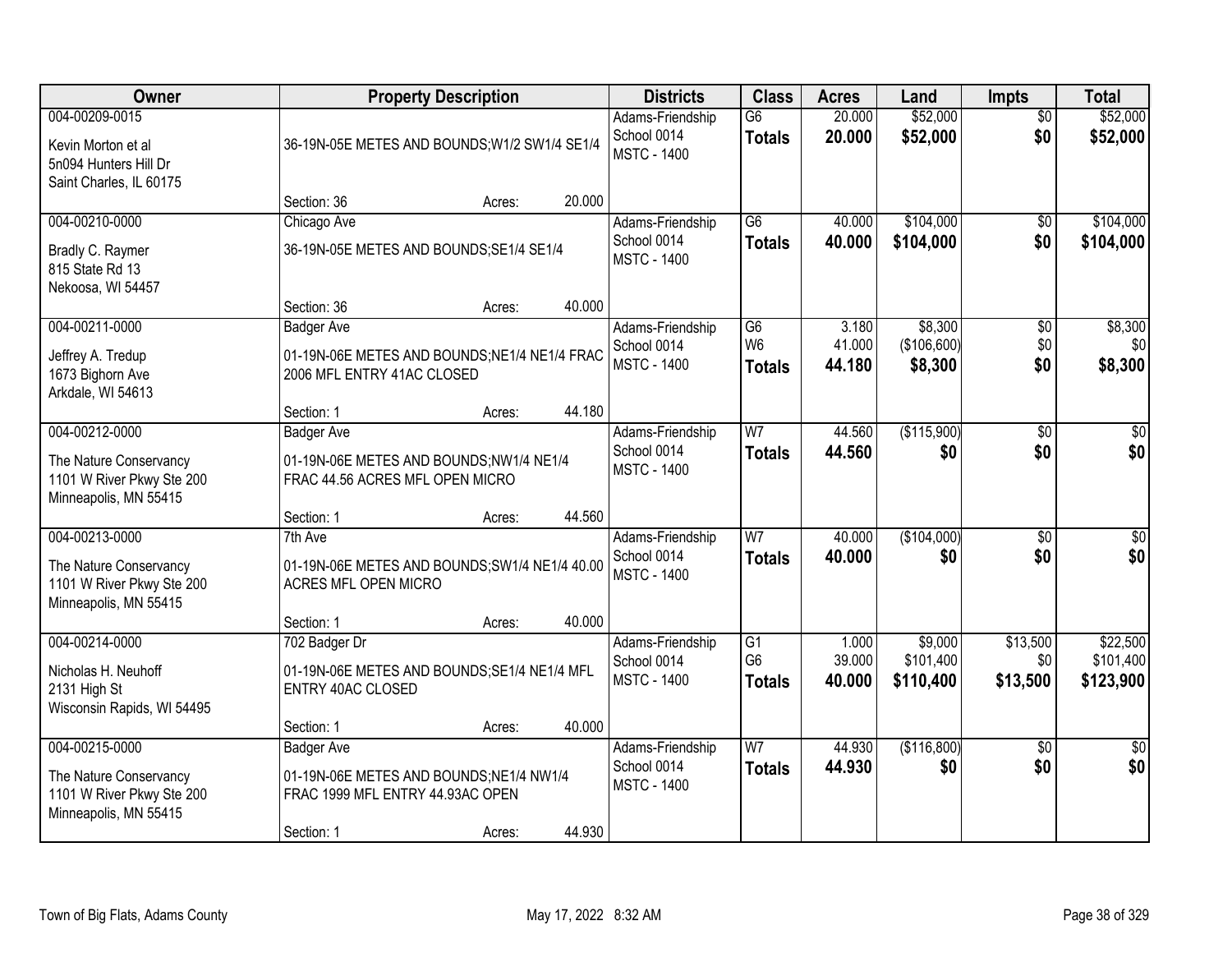| Owner | Property Description | | | Districts | Class | Acres | Land | Impts | Total |
|---|---|---|---|---|---|---|---|---|---|
| 004-00209-0015<br><br>Kevin Morton et al<br>5n094 Hunters Hill Dr<br>Saint Charles, IL 60175 | 36-19N-05E METES AND BOUNDS;W1/2 SW1/4 SE1/4 | | | Adams-Friendship<br>School 0014<br>MSTC - 1400 | G6<br>**Totals** | 20.000<br>**20.000** | \$52,000<br>**\$52,000** | \$0<br>**\$0** | \$52,000<br>**\$52,000** |
| | Section: 36 | Acres: | 20.000 | | | | | | |
| 004-00210-0000<br><br>Bradly C. Raymer<br>815 State Rd 13<br>Nekoosa, WI 54457 | Chicago Ave<br>36-19N-05E METES AND BOUNDS;SE1/4 SE1/4 | | | Adams-Friendship<br>School 0014<br>MSTC - 1400 | G6<br>**Totals** | 40.000<br>**40.000** | \$104,000<br>**\$104,000** | \$0<br>**\$0** | \$104,000<br>**\$104,000** |
| | Section: 36 | Acres: | 40.000 | | | | | | |
| 004-00211-0000<br><br>Jeffrey A. Tredup<br>1673 Bighorn Ave<br>Arkdale, WI 54613 | Badger Ave<br>01-19N-06E METES AND BOUNDS;NE1/4 NE1/4 FRAC 2006 MFL ENTRY 41AC CLOSED | | | Adams-Friendship<br>School 0014<br>MSTC - 1400 | G6<br>W6<br>**Totals** | 3.180<br>41.000<br>**44.180** | \$8,300<br>(\$106,600)<br>**\$8,300** | \$0<br>\$0<br>**\$0** | \$8,300<br>\$0<br>**\$8,300** |
| | Section: 1 | Acres: | 44.180 | | | | | | |
| 004-00212-0000<br><br>The Nature Conservancy<br>1101 W River Pkwy Ste 200<br>Minneapolis, MN 55415 | Badger Ave<br>01-19N-06E METES AND BOUNDS;NW1/4 NE1/4 FRAC 44.56 ACRES MFL OPEN MICRO | | | Adams-Friendship<br>School 0014<br>MSTC - 1400 | W7<br>**Totals** | 44.560<br>**44.560** | (\$115,900)<br>**\$0** | \$0<br>**\$0** | \$0<br>**\$0** |
| | Section: 1 | Acres: | 44.560 | | | | | | |
| 004-00213-0000<br><br>The Nature Conservancy<br>1101 W River Pkwy Ste 200<br>Minneapolis, MN 55415 | 7th Ave<br>01-19N-06E METES AND BOUNDS;SW1/4 NE1/4 40.00 ACRES MFL OPEN MICRO | | | Adams-Friendship<br>School 0014<br>MSTC - 1400 | W7<br>**Totals** | 40.000<br>**40.000** | (\$104,000)<br>**\$0** | \$0<br>**\$0** | \$0<br>**\$0** |
| | Section: 1 | Acres: | 40.000 | | | | | | |
| 004-00214-0000<br><br>Nicholas H. Neuhoff<br>2131 High St<br>Wisconsin Rapids, WI 54495 | 702 Badger Dr<br>01-19N-06E METES AND BOUNDS;SE1/4 NE1/4 MFL ENTRY 40AC CLOSED | | | Adams-Friendship<br>School 0014<br>MSTC - 1400 | G1<br>G6<br>**Totals** | 1.000<br>39.000<br>**40.000** | \$9,000<br>\$101,400<br>**\$110,400** | \$13,500<br>\$0<br>**\$13,500** | \$22,500<br>\$101,400<br>**\$123,900** |
| | Section: 1 | Acres: | 40.000 | | | | | | |
| 004-00215-0000<br><br>The Nature Conservancy<br>1101 W River Pkwy Ste 200<br>Minneapolis, MN 55415 | Badger Ave<br>01-19N-06E METES AND BOUNDS;NE1/4 NW1/4 FRAC 1999 MFL ENTRY 44.93AC OPEN | | | Adams-Friendship<br>School 0014<br>MSTC - 1400 | W7<br>**Totals** | 44.930<br>**44.930** | (\$116,800)<br>**\$0** | \$0<br>**\$0** | \$0<br>**\$0** |
| | Section: 1 | Acres: | 44.930 | | | | | | |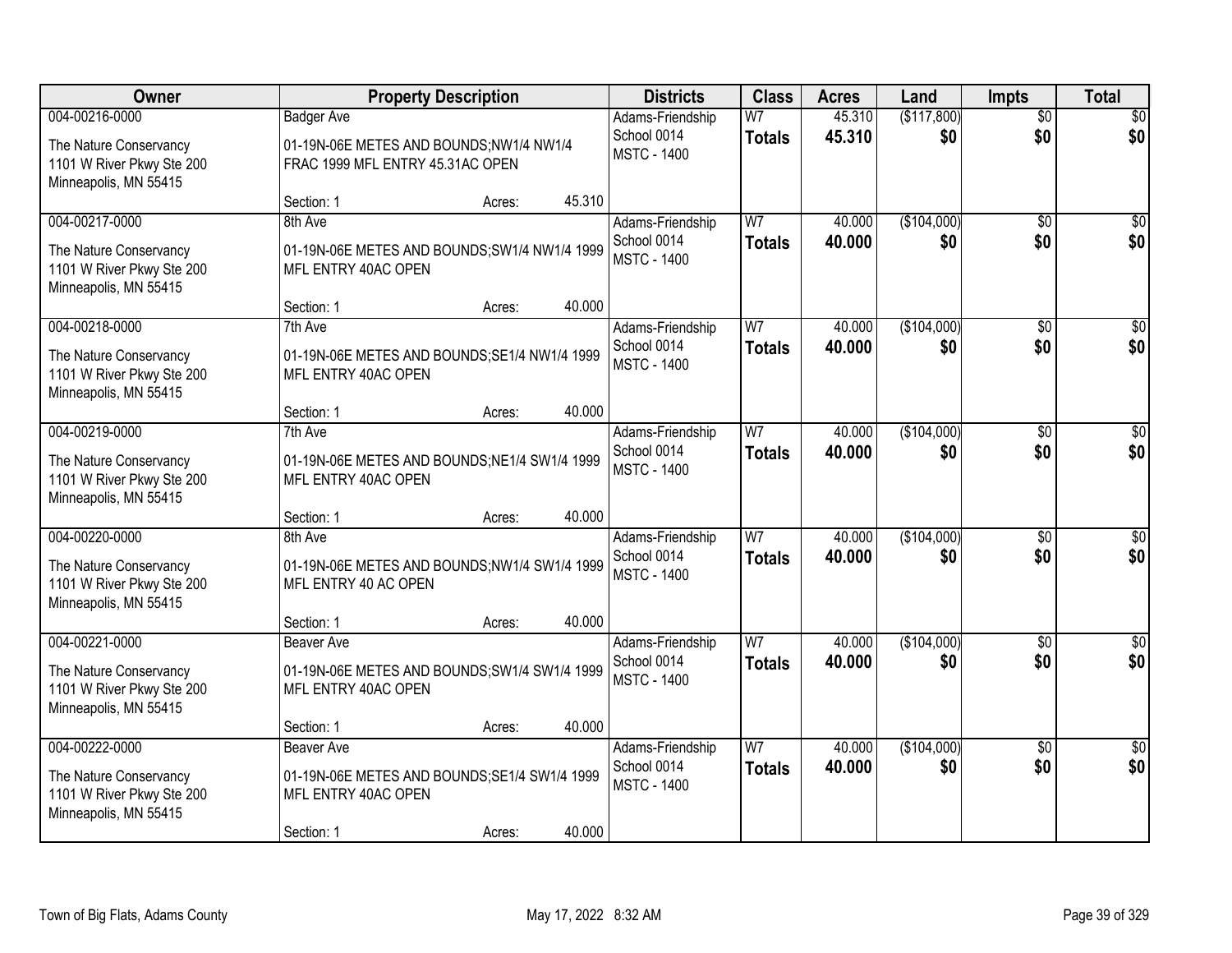| Owner | Property Description | Districts | Class | Acres | Land | Impts | Total |
|---|---|---|---|---|---|---|---|
| 004-00216-0000<br>The Nature Conservancy<br>1101 W River Pkwy Ste 200<br>Minneapolis, MN 55415 | Badger Ave<br>01-19N-06E METES AND BOUNDS;NW1/4 NW1/4 FRAC 1999 MFL ENTRY 45.31AC OPEN<br>Section: 1 Acres: 45.310 | Adams-Friendship School 0014<br>MSTC - 1400 | W7<br>**Totals** | 45.310<br>**45.310** | ($117,800)<br>**$0** | $0<br>**$0** | $0<br>**$0** |
| 004-00217-0000<br>The Nature Conservancy<br>1101 W River Pkwy Ste 200<br>Minneapolis, MN 55415 | 8th Ave<br>01-19N-06E METES AND BOUNDS;SW1/4 NW1/4 1999 MFL ENTRY 40AC OPEN<br>Section: 1 Acres: 40.000 | Adams-Friendship School 0014<br>MSTC - 1400 | W7<br>**Totals** | 40.000<br>**40.000** | ($104,000)<br>**$0** | $0<br>**$0** | $0<br>**$0** |
| 004-00218-0000<br>The Nature Conservancy<br>1101 W River Pkwy Ste 200<br>Minneapolis, MN 55415 | 7th Ave<br>01-19N-06E METES AND BOUNDS;SE1/4 NW1/4 1999 MFL ENTRY 40AC OPEN<br>Section: 1 Acres: 40.000 | Adams-Friendship School 0014<br>MSTC - 1400 | W7<br>**Totals** | 40.000<br>**40.000** | ($104,000)<br>**$0** | $0<br>**$0** | $0<br>**$0** |
| 004-00219-0000<br>The Nature Conservancy<br>1101 W River Pkwy Ste 200<br>Minneapolis, MN 55415 | 7th Ave<br>01-19N-06E METES AND BOUNDS;NE1/4 SW1/4 1999 MFL ENTRY 40AC OPEN<br>Section: 1 Acres: 40.000 | Adams-Friendship School 0014<br>MSTC - 1400 | W7<br>**Totals** | 40.000<br>**40.000** | ($104,000)<br>**$0** | $0<br>**$0** | $0<br>**$0** |
| 004-00220-0000<br>The Nature Conservancy<br>1101 W River Pkwy Ste 200<br>Minneapolis, MN 55415 | 8th Ave<br>01-19N-06E METES AND BOUNDS;NW1/4 SW1/4 1999 MFL ENTRY 40 AC OPEN<br>Section: 1 Acres: 40.000 | Adams-Friendship School 0014<br>MSTC - 1400 | W7<br>**Totals** | 40.000<br>**40.000** | ($104,000)<br>**$0** | $0<br>**$0** | $0<br>**$0** |
| 004-00221-0000<br>The Nature Conservancy<br>1101 W River Pkwy Ste 200<br>Minneapolis, MN 55415 | Beaver Ave<br>01-19N-06E METES AND BOUNDS;SW1/4 SW1/4 1999 MFL ENTRY 40AC OPEN<br>Section: 1 Acres: 40.000 | Adams-Friendship School 0014<br>MSTC - 1400 | W7<br>**Totals** | 40.000<br>**40.000** | ($104,000)<br>**$0** | $0<br>**$0** | $0<br>**$0** |
| 004-00222-0000<br>The Nature Conservancy<br>1101 W River Pkwy Ste 200<br>Minneapolis, MN 55415 | Beaver Ave<br>01-19N-06E METES AND BOUNDS;SE1/4 SW1/4 1999 MFL ENTRY 40AC OPEN<br>Section: 1 Acres: 40.000 | Adams-Friendship School 0014<br>MSTC - 1400 | W7<br>**Totals** | 40.000<br>**40.000** | ($104,000)<br>**$0** | $0<br>**$0** | $0<br>**$0** |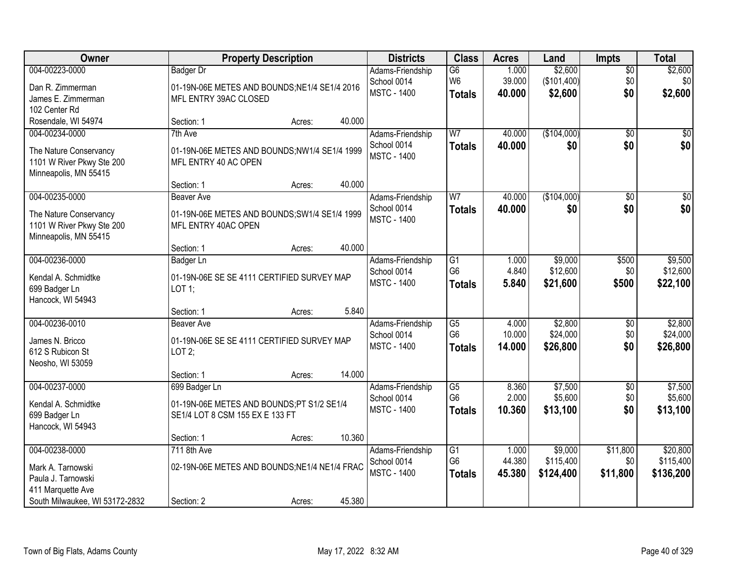| Owner | Property Description | Districts | Class | Acres | Land | Impts | Total |
|---|---|---|---|---|---|---|---|
| 004-00223-0000<br>Dan R. Zimmerman<br>James E. Zimmerman<br>102 Center Rd<br>Rosendale, WI 54974 | Badger Dr<br>01-19N-06E METES AND BOUNDS;NE1/4 SE1/4 2016 MFL ENTRY 39AC CLOSED<br>Section: 1 Acres: 40.000 | Adams-Friendship<br>School 0014<br>MSTC - 1400 | G6<br>W6<br>**Totals** | 1.000<br>39.000<br>**40.000** | $2,600<br>($101,400)<br>**$2,600** | $0<br>$0<br>**$0** | $2,600<br>$0<br>**$2,600** |
| 004-00234-0000<br>The Nature Conservancy<br>1101 W River Pkwy Ste 200<br>Minneapolis, MN 55415 | 7th Ave<br>01-19N-06E METES AND BOUNDS;NW1/4 SE1/4 1999 MFL ENTRY 40 AC OPEN<br>Section: 1 Acres: 40.000 | Adams-Friendship<br>School 0014<br>MSTC - 1400 | W7<br>**Totals** | 40.000<br>**40.000** | ($104,000)<br>**$0** | $0<br>**$0** | $0<br>**$0** |
| 004-00235-0000<br>The Nature Conservancy<br>1101 W River Pkwy Ste 200<br>Minneapolis, MN 55415 | Beaver Ave<br>01-19N-06E METES AND BOUNDS;SW1/4 SE1/4 1999 MFL ENTRY 40AC OPEN<br>Section: 1 Acres: 40.000 | Adams-Friendship<br>School 0014<br>MSTC - 1400 | W7<br>**Totals** | 40.000<br>**40.000** | ($104,000)<br>**$0** | $0<br>**$0** | $0<br>**$0** |
| 004-00236-0000<br>Kendal A. Schmidtke<br>699 Badger Ln<br>Hancock, WI 54943 | Badger Ln<br>01-19N-06E SE SE 4111 CERTIFIED SURVEY MAP LOT 1;<br>Section: 1 Acres: 5.840 | Adams-Friendship<br>School 0014<br>MSTC - 1400 | G1<br>G6<br>**Totals** | 1.000<br>4.840<br>**5.840** | $9,000<br>$12,600<br>**$21,600** | $500<br>$0<br>**$500** | $9,500<br>$12,600<br>**$22,100** |
| 004-00236-0010<br>James N. Bricco<br>612 S Rubicon St<br>Neosho, WI 53059 | Beaver Ave<br>01-19N-06E SE SE 4111 CERTIFIED SURVEY MAP LOT 2;<br>Section: 1 Acres: 14.000 | Adams-Friendship<br>School 0014<br>MSTC - 1400 | G5<br>G6<br>**Totals** | 4.000<br>10.000<br>**14.000** | $2,800<br>$24,000<br>**$26,800** | $0<br>$0<br>**$0** | $2,800<br>$24,000<br>**$26,800** |
| 004-00237-0000<br>Kendal A. Schmidtke<br>699 Badger Ln<br>Hancock, WI 54943 | 699 Badger Ln<br>01-19N-06E METES AND BOUNDS;PT S1/2 SE1/4 SE1/4 LOT 8 CSM 155 EX E 133 FT<br>Section: 1 Acres: 10.360 | Adams-Friendship<br>School 0014<br>MSTC - 1400 | G5<br>G6<br>**Totals** | 8.360<br>2.000<br>**10.360** | $7,500<br>$5,600<br>**$13,100** | $0<br>$0<br>**$0** | $7,500<br>$5,600<br>**$13,100** |
| 004-00238-0000<br>Mark A. Tarnowski<br>Paula J. Tarnowski<br>411 Marquette Ave<br>South Milwaukee, WI 53172-2832 | 711 8th Ave<br>02-19N-06E METES AND BOUNDS;NE1/4 NE1/4 FRAC<br>Section: 2 Acres: 45.380 | Adams-Friendship<br>School 0014<br>MSTC - 1400 | G1<br>G6<br>**Totals** | 1.000<br>44.380<br>**45.380** | $9,000<br>$115,400<br>**$124,400** | $11,800<br>$0<br>**$11,800** | $20,800<br>$115,400<br>**$136,200** |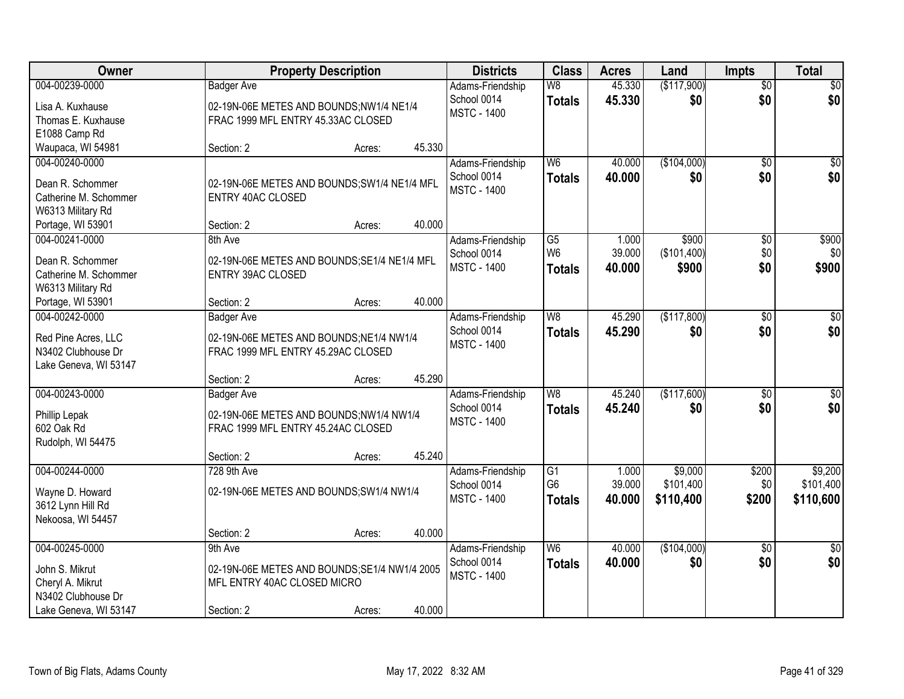| Owner | Property Description | Districts | Class | Acres | Land | Impts | Total |
|---|---|---|---|---|---|---|---|
| 004-00239-0000<br><br>Lisa A. Kuxhause<br>Thomas E. Kuxhause<br>E1088 Camp Rd<br>Waupaca, WI 54981 | Badger Ave<br><br>02-19N-06E METES AND BOUNDS;NW1/4 NE1/4 FRAC 1999 MFL ENTRY 45.33AC CLOSED<br><br>Section: 2 Acres: 45.330 | Adams-Friendship<br>School 0014<br>MSTC - 1400 | W8<br>**Totals** | 45.330<br>**45.330** | ($117,900)<br>**$0** | $0<br>**$0** | $0<br>**$0** |
| 004-00240-0000<br><br>Dean R. Schommer<br>Catherine M. Schommer<br>W6313 Military Rd<br>Portage, WI 53901 | 02-19N-06E METES AND BOUNDS;SW1/4 NE1/4 MFL ENTRY 40AC CLOSED<br><br>Section: 2 Acres: 40.000 | Adams-Friendship<br>School 0014<br>MSTC - 1400 | W6<br>**Totals** | 40.000<br>**40.000** | ($104,000)<br>**$0** | $0<br>**$0** | $0<br>**$0** |
| 004-00241-0000<br><br>Dean R. Schommer<br>Catherine M. Schommer<br>W6313 Military Rd<br>Portage, WI 53901 | 8th Ave<br><br>02-19N-06E METES AND BOUNDS;SE1/4 NE1/4 MFL ENTRY 39AC CLOSED<br><br>Section: 2 Acres: 40.000 | Adams-Friendship<br>School 0014<br>MSTC - 1400 | G5<br>W6<br>**Totals** | 1.000<br>39.000<br>**40.000** | $900<br>($101,400)<br>**$900** | $0<br>$0<br>**$0** | $900<br>$0<br>**$900** |
| 004-00242-0000<br><br>Red Pine Acres, LLC<br>N3402 Clubhouse Dr<br>Lake Geneva, WI 53147 | Badger Ave<br><br>02-19N-06E METES AND BOUNDS;NE1/4 NW1/4 FRAC 1999 MFL ENTRY 45.29AC CLOSED<br><br>Section: 2 Acres: 45.290 | Adams-Friendship<br>School 0014<br>MSTC - 1400 | W8<br>**Totals** | 45.290<br>**45.290** | ($117,800)<br>**$0** | $0<br>**$0** | $0<br>**$0** |
| 004-00243-0000<br><br>Phillip Lepak<br>602 Oak Rd<br>Rudolph, WI 54475 | Badger Ave<br><br>02-19N-06E METES AND BOUNDS;NW1/4 NW1/4 FRAC 1999 MFL ENTRY 45.24AC CLOSED<br><br>Section: 2 Acres: 45.240 | Adams-Friendship<br>School 0014<br>MSTC - 1400 | W8<br>**Totals** | 45.240<br>**45.240** | ($117,600)<br>**$0** | $0<br>**$0** | $0<br>**$0** |
| 004-00244-0000<br><br>Wayne D. Howard<br>3612 Lynn Hill Rd<br>Nekoosa, WI 54457 | 728 9th Ave<br><br>02-19N-06E METES AND BOUNDS;SW1/4 NW1/4<br><br>Section: 2 Acres: 40.000 | Adams-Friendship<br>School 0014<br>MSTC - 1400 | G1<br>G6<br>**Totals** | 1.000<br>39.000<br>**40.000** | $9,000<br>$101,400<br>**$110,400** | $200<br>$0<br>**$200** | $9,200<br>$101,400<br>**$110,600** |
| 004-00245-0000<br><br>John S. Mikrut<br>Cheryl A. Mikrut<br>N3402 Clubhouse Dr<br>Lake Geneva, WI 53147 | 9th Ave<br><br>02-19N-06E METES AND BOUNDS;SE1/4 NW1/4 2005 MFL ENTRY 40AC CLOSED MICRO<br><br>Section: 2 Acres: 40.000 | Adams-Friendship<br>School 0014<br>MSTC - 1400 | W6<br>**Totals** | 40.000<br>**40.000** | ($104,000)<br>**$0** | $0<br>**$0** | $0<br>**$0** |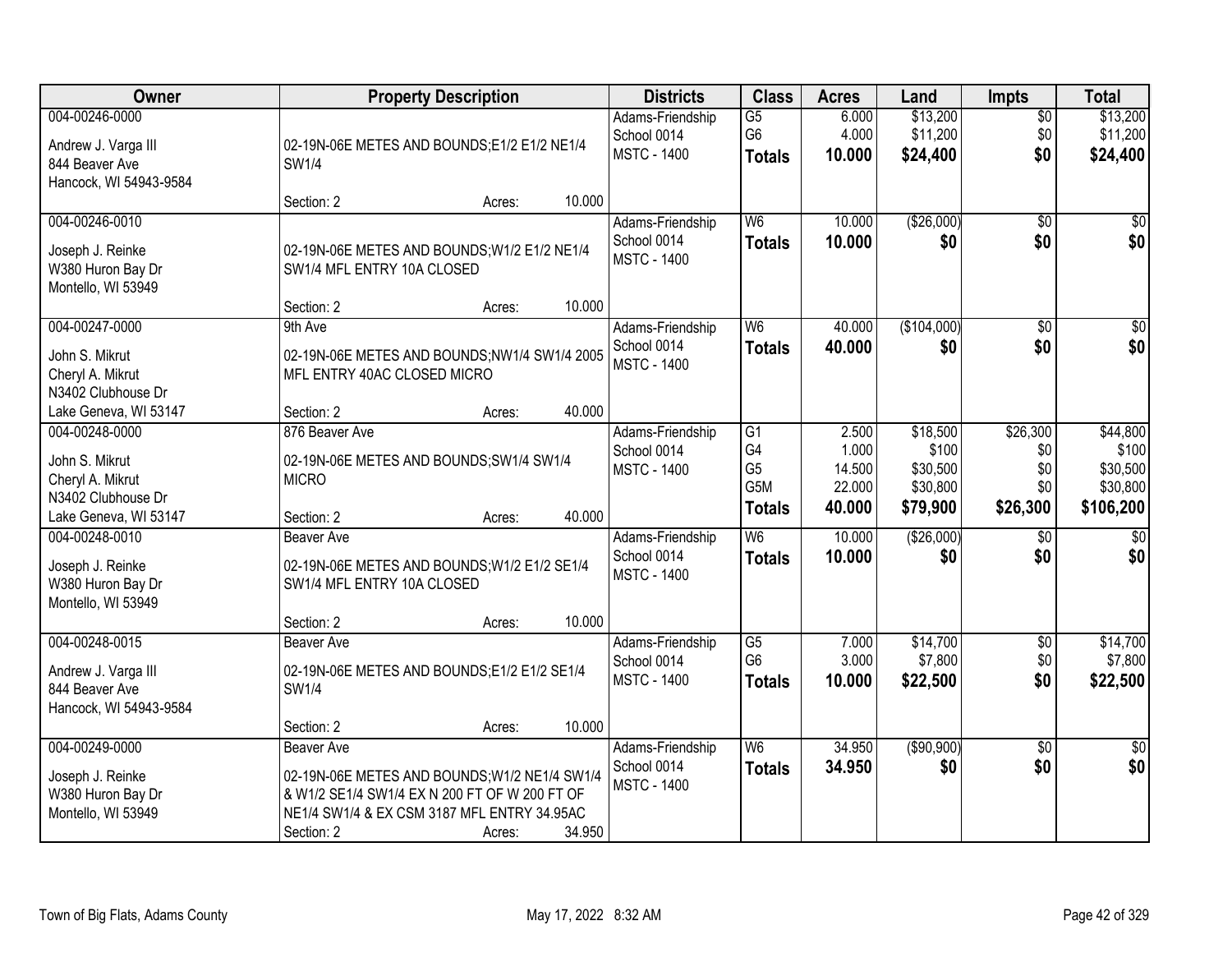| Owner | Property Description | Districts | Class | Acres | Land | Impts | Total |
|---|---|---|---|---|---|---|---|
| 004-00246-0000<br>Andrew J. Varga III<br>844 Beaver Ave<br>Hancock, WI 54943-9584 | 02-19N-06E METES AND BOUNDS;E1/2 E1/2 NE1/4 SW1/4<br>Section: 2 Acres: 10.000 | Adams-Friendship<br>School 0014<br>MSTC - 1400 | G5<br>G6<br>**Totals** | 6.000<br>4.000<br>**10.000** | $13,200<br>$11,200<br>**$24,400** | $0<br>$0<br>**$0** | $13,200<br>$11,200<br>**$24,400** |
| 004-00246-0010<br>Joseph J. Reinke<br>W380 Huron Bay Dr<br>Montello, WI 53949 | 02-19N-06E METES AND BOUNDS;W1/2 E1/2 NE1/4 SW1/4 MFL ENTRY 10A CLOSED<br>Section: 2 Acres: 10.000 | Adams-Friendship<br>School 0014<br>MSTC - 1400 | W6<br>**Totals** | 10.000<br>**10.000** | ($26,000)<br>**$0** | $0<br>**$0** | $0<br>**$0** |
| 004-00247-0000<br>John S. Mikrut<br>Cheryl A. Mikrut<br>N3402 Clubhouse Dr<br>Lake Geneva, WI 53147 | 9th Ave<br>02-19N-06E METES AND BOUNDS;NW1/4 SW1/4 2005 MFL ENTRY 40AC CLOSED MICRO<br>Section: 2 Acres: 40.000 | Adams-Friendship<br>School 0014<br>MSTC - 1400 | W6<br>**Totals** | 40.000<br>**40.000** | ($104,000)<br>**$0** | $0<br>**$0** | $0<br>**$0** |
| 004-00248-0000<br>John S. Mikrut<br>Cheryl A. Mikrut<br>N3402 Clubhouse Dr<br>Lake Geneva, WI 53147 | 876 Beaver Ave<br>02-19N-06E METES AND BOUNDS;SW1/4 SW1/4 MICRO<br>Section: 2 Acres: 40.000 | Adams-Friendship<br>School 0014<br>MSTC - 1400 | G1<br>G4<br>G5<br>G5M<br>**Totals** | 2.500<br>1.000<br>14.500<br>22.000<br>**40.000** | $18,500<br>$100<br>$30,500<br>$30,800<br>**$79,900** | $26,300<br>$0<br>$0<br>$0<br>**$26,300** | $44,800<br>$100<br>$30,500<br>$30,800<br>**$106,200** |
| 004-00248-0010<br>Joseph J. Reinke<br>W380 Huron Bay Dr<br>Montello, WI 53949 | Beaver Ave<br>02-19N-06E METES AND BOUNDS;W1/2 E1/2 SE1/4 SW1/4 MFL ENTRY 10A CLOSED<br>Section: 2 Acres: 10.000 | Adams-Friendship<br>School 0014<br>MSTC - 1400 | W6<br>**Totals** | 10.000<br>**10.000** | ($26,000)<br>**$0** | $0<br>**$0** | $0<br>**$0** |
| 004-00248-0015<br>Andrew J. Varga III<br>844 Beaver Ave<br>Hancock, WI 54943-9584 | Beaver Ave<br>02-19N-06E METES AND BOUNDS;E1/2 E1/2 SE1/4 SW1/4<br>Section: 2 Acres: 10.000 | Adams-Friendship<br>School 0014<br>MSTC - 1400 | G5<br>G6<br>**Totals** | 7.000<br>3.000<br>**10.000** | $14,700<br>$7,800<br>**$22,500** | $0<br>$0<br>**$0** | $14,700<br>$7,800<br>**$22,500** |
| 004-00249-0000<br>Joseph J. Reinke<br>W380 Huron Bay Dr<br>Montello, WI 53949 | Beaver Ave<br>02-19N-06E METES AND BOUNDS;W1/2 NE1/4 SW1/4 & W1/2 SE1/4 SW1/4 EX N 200 FT OF W 200 FT OF NE1/4 SW1/4 & EX CSM 3187 MFL ENTRY 34.95AC<br>Section: 2 Acres: 34.950 | Adams-Friendship<br>School 0014<br>MSTC - 1400 | W6<br>**Totals** | 34.950<br>**34.950** | ($90,900)<br>**$0** | $0<br>**$0** | $0<br>**$0** |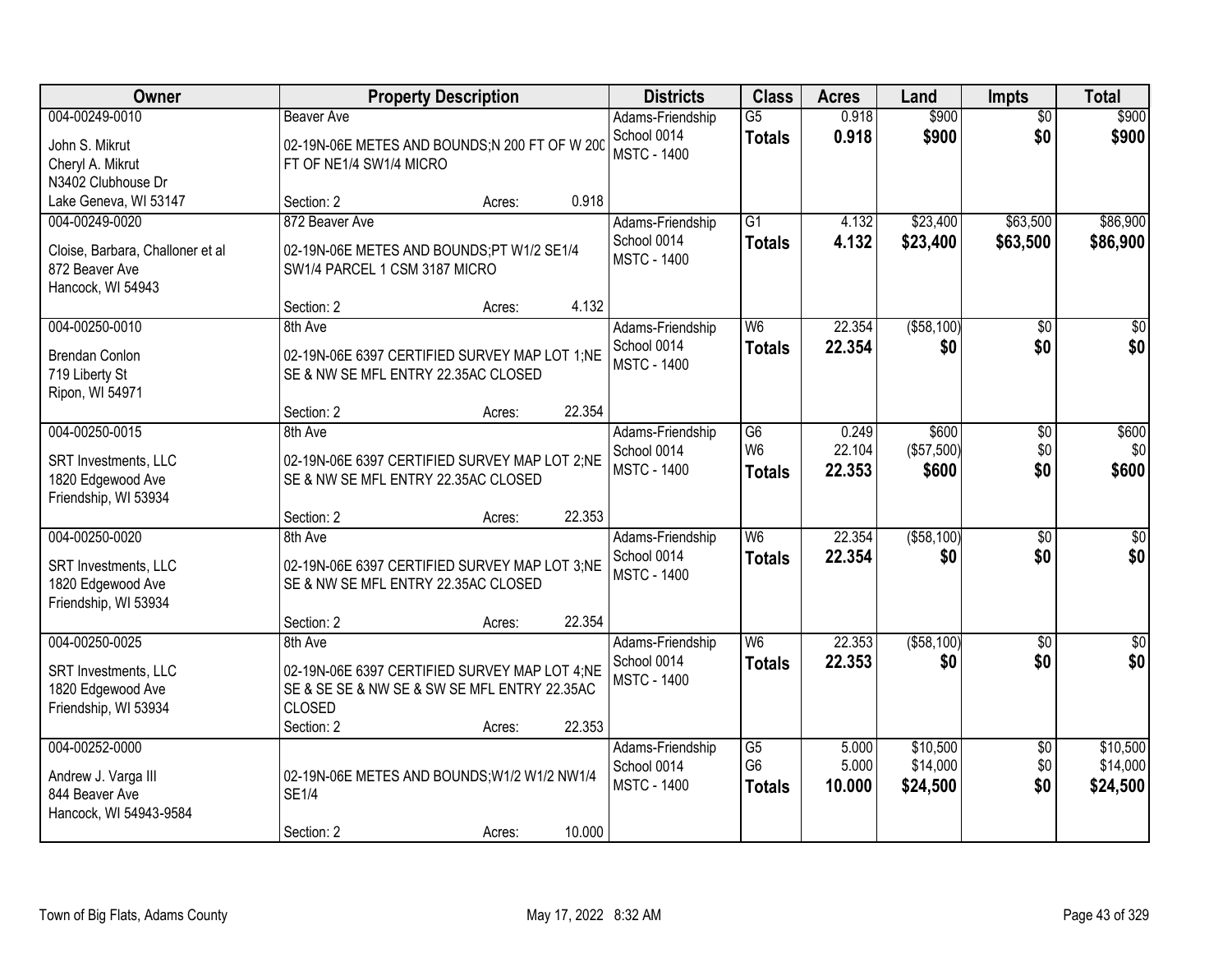| Owner | Property Description | Districts | Class | Acres | Land | Impts | Total |
|---|---|---|---|---|---|---|---|
| 004-00249-0010<br>John S. Mikrut<br>Cheryl A. Mikrut<br>N3402 Clubhouse Dr<br>Lake Geneva, WI 53147 | Beaver Ave<br>02-19N-06E METES AND BOUNDS;N 200 FT OF W 200 FT OF NE1/4 SW1/4 MICRO<br>Section: 2 Acres: 0.918 | Adams-Friendship<br>School 0014<br>MSTC - 1400 | G5<br>**Totals** | 0.918<br>**0.918** | $900<br>**$900** | $0<br>**$0** | $900<br>**$900** |
| 004-00249-0020<br>Cloise, Barbara, Challoner et al<br>872 Beaver Ave<br>Hancock, WI 54943 | 872 Beaver Ave<br>02-19N-06E METES AND BOUNDS;PT W1/2 SE1/4 SW1/4 PARCEL 1 CSM 3187 MICRO<br>Section: 2 Acres: 4.132 | Adams-Friendship<br>School 0014<br>MSTC - 1400 | G1<br>**Totals** | 4.132<br>**4.132** | $23,400<br>**$23,400** | $63,500<br>**$63,500** | $86,900<br>**$86,900** |
| 004-00250-0010<br>Brendan Conlon<br>719 Liberty St<br>Ripon, WI 54971 | 8th Ave<br>02-19N-06E 6397 CERTIFIED SURVEY MAP LOT 1;NE SE & NW SE MFL ENTRY 22.35AC CLOSED<br>Section: 2 Acres: 22.354 | Adams-Friendship<br>School 0014<br>MSTC - 1400 | W6<br>**Totals** | 22.354<br>**22.354** | ($58,100)<br>**$0** | $0<br>**$0** | $0<br>**$0** |
| 004-00250-0015<br>SRT Investments, LLC<br>1820 Edgewood Ave<br>Friendship, WI 53934 | 8th Ave<br>02-19N-06E 6397 CERTIFIED SURVEY MAP LOT 2;NE SE & NW SE MFL ENTRY 22.35AC CLOSED<br>Section: 2 Acres: 22.353 | Adams-Friendship<br>School 0014<br>MSTC - 1400 | G6<br>W6<br>**Totals** | 0.249<br>22.104<br>**22.353** | $600<br>($57,500)<br>**$600** | $0<br>$0<br>**$0** | $600<br>$0<br>**$600** |
| 004-00250-0020<br>SRT Investments, LLC<br>1820 Edgewood Ave<br>Friendship, WI 53934 | 8th Ave<br>02-19N-06E 6397 CERTIFIED SURVEY MAP LOT 3;NE SE & NW SE MFL ENTRY 22.35AC CLOSED<br>Section: 2 Acres: 22.354 | Adams-Friendship<br>School 0014<br>MSTC - 1400 | W6<br>**Totals** | 22.354<br>**22.354** | ($58,100)<br>**$0** | $0<br>**$0** | $0<br>**$0** |
| 004-00250-0025<br>SRT Investments, LLC<br>1820 Edgewood Ave<br>Friendship, WI 53934 | 8th Ave<br>02-19N-06E 6397 CERTIFIED SURVEY MAP LOT 4;NE SE & SE SE & NW SE & SW SE MFL ENTRY 22.35AC CLOSED<br>Section: 2 Acres: 22.353 | Adams-Friendship<br>School 0014<br>MSTC - 1400 | W6<br>**Totals** | 22.353<br>**22.353** | ($58,100)<br>**$0** | $0<br>**$0** | $0<br>**$0** |
| 004-00252-0000<br>Andrew J. Varga III<br>844 Beaver Ave<br>Hancock, WI 54943-9584 | 02-19N-06E METES AND BOUNDS;W1/2 W1/2 NW1/4 SE1/4<br>Section: 2 Acres: 10.000 | Adams-Friendship<br>School 0014<br>MSTC - 1400 | G5<br>G6<br>**Totals** | 5.000<br>5.000<br>**10.000** | $10,500<br>$14,000<br>**$24,500** | $0<br>$0<br>**$0** | $10,500<br>$14,000<br>**$24,500** |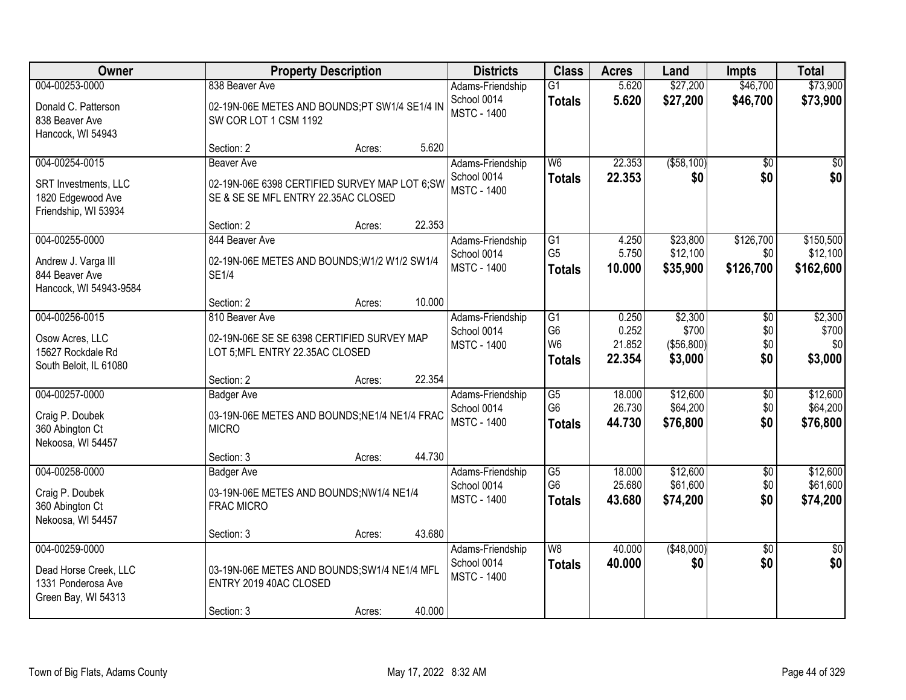| Owner | Property Description | Districts | Class | Acres | Land | Impts | Total |
|---|---|---|---|---|---|---|---|
| 004-00253-0000<br>Donald C. Patterson<br>838 Beaver Ave<br>Hancock, WI 54943 | 838 Beaver Ave<br>02-19N-06E METES AND BOUNDS;PT SW1/4 SE1/4 IN SW COR LOT 1 CSM 1192<br>Section: 2 Acres: 5.620 | Adams-Friendship<br>School 0014<br>MSTC - 1400 | G1<br>**Totals** | 5.620<br>**5.620** | \$27,200<br>**\$27,200** | \$46,700<br>**\$46,700** | \$73,900<br>**\$73,900** |
| 004-00254-0015<br>SRT Investments, LLC<br>1820 Edgewood Ave<br>Friendship, WI 53934 | Beaver Ave<br>02-19N-06E 6398 CERTIFIED SURVEY MAP LOT 6;SW SE & SE SE MFL ENTRY 22.35AC CLOSED<br>Section: 2 Acres: 22.353 | Adams-Friendship<br>School 0014<br>MSTC - 1400 | W6<br>**Totals** | 22.353<br>**22.353** | (\$58,100)<br>**\$0** | \$0<br>**\$0** | \$0<br>**\$0** |
| 004-00255-0000<br>Andrew J. Varga III<br>844 Beaver Ave<br>Hancock, WI 54943-9584 | 844 Beaver Ave<br>02-19N-06E METES AND BOUNDS;W1/2 W1/2 SW1/4 SE1/4<br>Section: 2 Acres: 10.000 | Adams-Friendship<br>School 0014<br>MSTC - 1400 | G1<br>G5<br>**Totals** | 4.250<br>5.750<br>**10.000** | \$23,800<br>\$12,100<br>**\$35,900** | \$126,700<br>\$0<br>**\$126,700** | \$150,500<br>\$12,100<br>**\$162,600** |
| 004-00256-0015<br>Osow Acres, LLC<br>15627 Rockdale Rd<br>South Beloit, IL 61080 | 810 Beaver Ave<br>02-19N-06E SE SE 6398 CERTIFIED SURVEY MAP LOT 5;MFL ENTRY 22.35AC CLOSED<br>Section: 2 Acres: 22.354 | Adams-Friendship<br>School 0014<br>MSTC - 1400 | G1<br>G6<br>W6<br>**Totals** | 0.250<br>0.252<br>21.852<br>**22.354** | \$2,300<br>\$700<br>(\$56,800)<br>**\$3,000** | \$0<br>\$0<br>\$0<br>**\$0** | \$2,300<br>\$700<br>\$0<br>**\$3,000** |
| 004-00257-0000<br>Craig P. Doubek<br>360 Abington Ct<br>Nekoosa, WI 54457 | Badger Ave<br>03-19N-06E METES AND BOUNDS;NE1/4 NE1/4 FRAC MICRO<br>Section: 3 Acres: 44.730 | Adams-Friendship<br>School 0014<br>MSTC - 1400 | G5<br>G6<br>**Totals** | 18.000<br>26.730<br>**44.730** | \$12,600<br>\$64,200<br>**\$76,800** | \$0<br>\$0<br>**\$0** | \$12,600<br>\$64,200<br>**\$76,800** |
| 004-00258-0000<br>Craig P. Doubek<br>360 Abington Ct<br>Nekoosa, WI 54457 | Badger Ave<br>03-19N-06E METES AND BOUNDS;NW1/4 NE1/4 FRAC MICRO<br>Section: 3 Acres: 43.680 | Adams-Friendship<br>School 0014<br>MSTC - 1400 | G5<br>G6<br>**Totals** | 18.000<br>25.680<br>**43.680** | \$12,600<br>\$61,600<br>**\$74,200** | \$0<br>\$0<br>**\$0** | \$12,600<br>\$61,600<br>**\$74,200** |
| 004-00259-0000<br>Dead Horse Creek, LLC<br>1331 Ponderosa Ave<br>Green Bay, WI 54313 | 03-19N-06E METES AND BOUNDS;SW1/4 NE1/4 MFL ENTRY 2019 40AC CLOSED<br>Section: 3 Acres: 40.000 | Adams-Friendship<br>School 0014<br>MSTC - 1400 | W8<br>**Totals** | 40.000<br>**40.000** | (\$48,000)<br>**\$0** | \$0<br>**\$0** | \$0<br>**\$0** |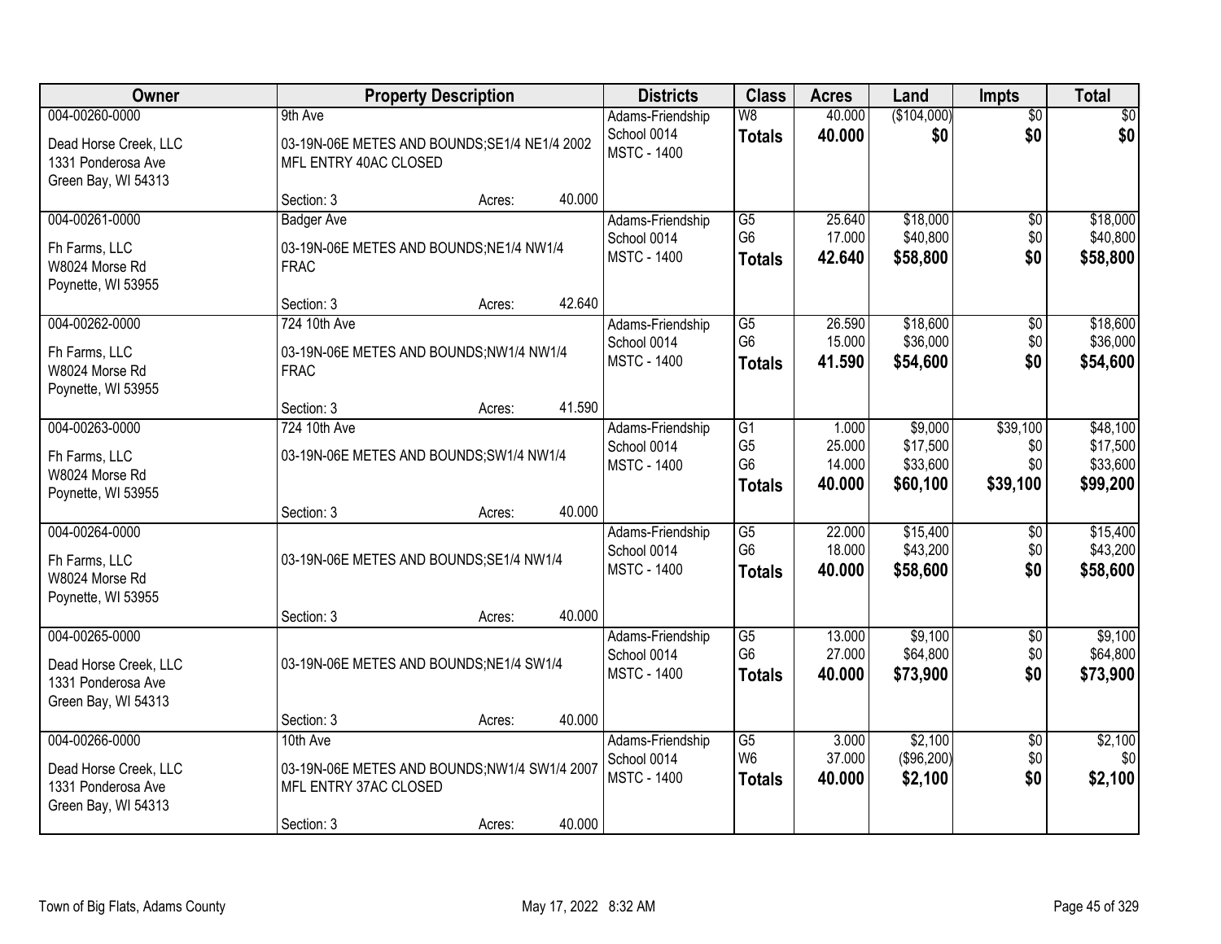| Owner | Property Description | Districts | Class | Acres | Land | Impts | Total |
|---|---|---|---|---|---|---|---|
| 004-00260-0000<br>Dead Horse Creek, LLC<br>1331 Ponderosa Ave<br>Green Bay, WI 54313 | 9th Ave<br>03-19N-06E METES AND BOUNDS;SE1/4 NE1/4 2002 MFL ENTRY 40AC CLOSED<br>Section: 3 Acres: 40.000 | Adams-Friendship<br>School 0014<br>MSTC - 1400 | W8<br>**Totals** | 40.000<br>**40.000** | ($104,000)<br>**$0** | $0<br>**$0** | $0<br>**$0** |
| 004-00261-0000<br>Fh Farms, LLC<br>W8024 Morse Rd<br>Poynette, WI 53955 | Badger Ave<br>03-19N-06E METES AND BOUNDS;NE1/4 NW1/4 FRAC<br>Section: 3 Acres: 42.640 | Adams-Friendship<br>School 0014<br>MSTC - 1400 | G5<br>G6<br>**Totals** | 25.640<br>17.000<br>**42.640** | $18,000<br>$40,800<br>**$58,800** | $0<br>$0<br>**$0** | $18,000<br>$40,800<br>**$58,800** |
| 004-00262-0000<br>Fh Farms, LLC<br>W8024 Morse Rd<br>Poynette, WI 53955 | 724 10th Ave<br>03-19N-06E METES AND BOUNDS;NW1/4 NW1/4 FRAC<br>Section: 3 Acres: 41.590 | Adams-Friendship<br>School 0014<br>MSTC - 1400 | G5<br>G6<br>**Totals** | 26.590<br>15.000<br>**41.590** | $18,600<br>$36,000<br>**$54,600** | $0<br>$0<br>**$0** | $18,600<br>$36,000<br>**$54,600** |
| 004-00263-0000<br>Fh Farms, LLC<br>W8024 Morse Rd<br>Poynette, WI 53955 | 724 10th Ave<br>03-19N-06E METES AND BOUNDS;SW1/4 NW1/4<br>Section: 3 Acres: 40.000 | Adams-Friendship<br>School 0014<br>MSTC - 1400 | G1<br>G5<br>G6<br>**Totals** | 1.000<br>25.000<br>14.000<br>**40.000** | $9,000<br>$17,500<br>$33,600<br>**$60,100** | $39,100<br>$0<br>$0<br>**$39,100** | $48,100<br>$17,500<br>$33,600<br>**$99,200** |
| 004-00264-0000<br>Fh Farms, LLC<br>W8024 Morse Rd<br>Poynette, WI 53955 | 03-19N-06E METES AND BOUNDS;SE1/4 NW1/4<br>Section: 3 Acres: 40.000 | Adams-Friendship<br>School 0014<br>MSTC - 1400 | G5<br>G6<br>**Totals** | 22.000<br>18.000<br>**40.000** | $15,400<br>$43,200<br>**$58,600** | $0<br>$0<br>**$0** | $15,400<br>$43,200<br>**$58,600** |
| 004-00265-0000<br>Dead Horse Creek, LLC<br>1331 Ponderosa Ave<br>Green Bay, WI 54313 | 03-19N-06E METES AND BOUNDS;NE1/4 SW1/4<br>Section: 3 Acres: 40.000 | Adams-Friendship<br>School 0014<br>MSTC - 1400 | G5<br>G6<br>**Totals** | 13.000<br>27.000<br>**40.000** | $9,100<br>$64,800<br>**$73,900** | $0<br>$0<br>**$0** | $9,100<br>$64,800<br>**$73,900** |
| 004-00266-0000<br>Dead Horse Creek, LLC<br>1331 Ponderosa Ave<br>Green Bay, WI 54313 | 10th Ave<br>03-19N-06E METES AND BOUNDS;NW1/4 SW1/4 2007 MFL ENTRY 37AC CLOSED<br>Section: 3 Acres: 40.000 | Adams-Friendship<br>School 0014<br>MSTC - 1400 | G5<br>W6<br>**Totals** | 3.000<br>37.000<br>**40.000** | $2,100<br>($96,200)<br>**$2,100** | $0<br>$0<br>**$0** | $2,100<br>$0<br>**$2,100** |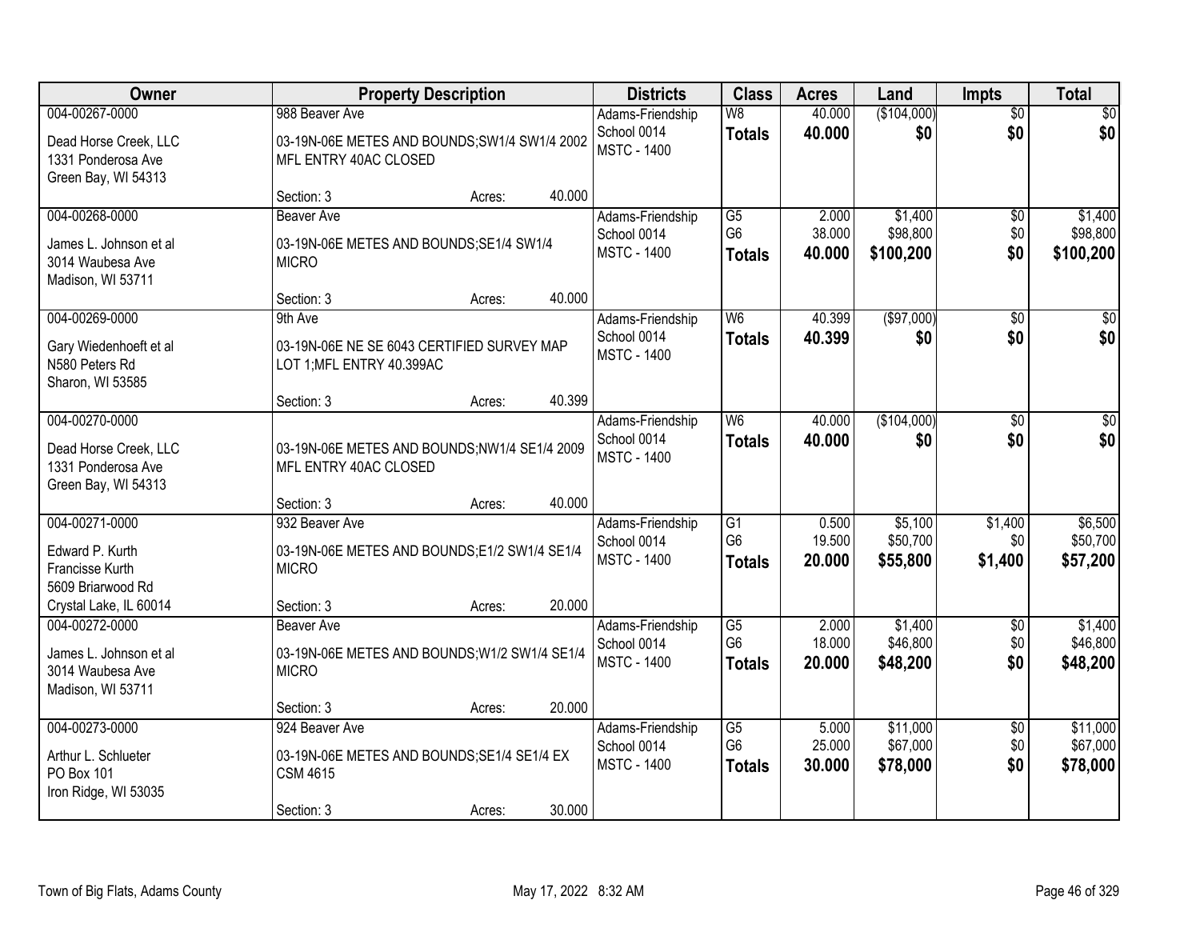| Owner | Property Description | Districts | Class | Acres | Land | Impts | Total |
|---|---|---|---|---|---|---|---|
| 004-00267-0000<br>Dead Horse Creek, LLC<br>1331 Ponderosa Ave<br>Green Bay, WI 54313 | 988 Beaver Ave<br>03-19N-06E METES AND BOUNDS;SW1/4 SW1/4 2002 MFL ENTRY 40AC CLOSED<br>Section: 3 Acres: 40.000 | Adams-Friendship<br>School 0014<br>MSTC - 1400 | W8<br>**Totals** | 40.000<br>**40.000** | ($104,000)<br>**$0** | $0<br>**$0** | $0<br>**$0** |
| 004-00268-0000<br>James L. Johnson et al<br>3014 Waubesa Ave<br>Madison, WI 53711 | Beaver Ave<br>03-19N-06E METES AND BOUNDS;SE1/4 SW1/4 MICRO<br>Section: 3 Acres: 40.000 | Adams-Friendship<br>School 0014<br>MSTC - 1400 | G5<br>G6<br>**Totals** | 2.000<br>38.000<br>**40.000** | $1,400<br>$98,800<br>**$100,200** | $0<br>$0<br>**$0** | $1,400<br>$98,800<br>**$100,200** |
| 004-00269-0000<br>Gary Wiedenhoeft et al<br>N580 Peters Rd<br>Sharon, WI 53585 | 9th Ave<br>03-19N-06E NE SE 6043 CERTIFIED SURVEY MAP LOT 1;MFL ENTRY 40.399AC<br>Section: 3 Acres: 40.399 | Adams-Friendship<br>School 0014<br>MSTC - 1400 | W6<br>**Totals** | 40.399<br>**40.399** | ($97,000)<br>**$0** | $0<br>**$0** | $0<br>**$0** |
| 004-00270-0000<br>Dead Horse Creek, LLC<br>1331 Ponderosa Ave<br>Green Bay, WI 54313 | 03-19N-06E METES AND BOUNDS;NW1/4 SE1/4 2009 MFL ENTRY 40AC CLOSED<br>Section: 3 Acres: 40.000 | Adams-Friendship<br>School 0014<br>MSTC - 1400 | W6<br>**Totals** | 40.000<br>**40.000** | ($104,000)<br>**$0** | $0<br>**$0** | $0<br>**$0** |
| 004-00271-0000<br>Edward P. Kurth<br>Francisse Kurth<br>5609 Briarwood Rd<br>Crystal Lake, IL 60014 | 932 Beaver Ave<br>03-19N-06E METES AND BOUNDS;E1/2 SW1/4 SE1/4 MICRO<br>Section: 3 Acres: 20.000 | Adams-Friendship<br>School 0014<br>MSTC - 1400 | G1<br>G6<br>**Totals** | 0.500<br>19.500<br>**20.000** | $5,100<br>$50,700<br>**$55,800** | $1,400<br>$0<br>**$1,400** | $6,500<br>$50,700<br>**$57,200** |
| 004-00272-0000<br>James L. Johnson et al<br>3014 Waubesa Ave<br>Madison, WI 53711 | Beaver Ave<br>03-19N-06E METES AND BOUNDS;W1/2 SW1/4 SE1/4 MICRO<br>Section: 3 Acres: 20.000 | Adams-Friendship<br>School 0014<br>MSTC - 1400 | G5<br>G6<br>**Totals** | 2.000<br>18.000<br>**20.000** | $1,400<br>$46,800<br>**$48,200** | $0<br>$0<br>**$0** | $1,400<br>$46,800<br>**$48,200** |
| 004-00273-0000<br>Arthur L. Schlueter<br>PO Box 101<br>Iron Ridge, WI 53035 | 924 Beaver Ave<br>03-19N-06E METES AND BOUNDS;SE1/4 SE1/4 EX CSM 4615<br>Section: 3 Acres: 30.000 | Adams-Friendship<br>School 0014<br>MSTC - 1400 | G5<br>G6<br>**Totals** | 5.000<br>25.000<br>**30.000** | $11,000<br>$67,000<br>**$78,000** | $0<br>$0<br>**$0** | $11,000<br>$67,000<br>**$78,000** |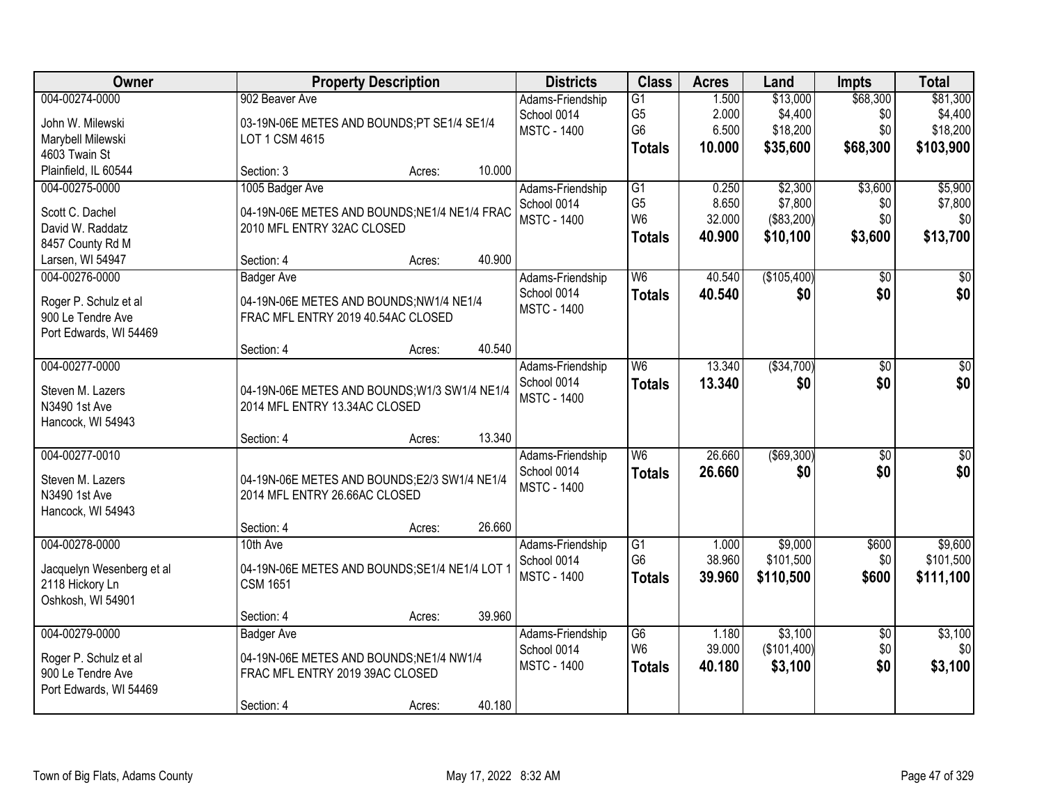| Owner | Property Description | Districts | Class | Acres | Land | Impts | Total |
|---|---|---|---|---|---|---|---|
| 004-00274-0000<br>John W. Milewski<br>Marybell Milewski<br>4603 Twain St<br>Plainfield, IL 60544 | 902 Beaver Ave<br>03-19N-06E METES AND BOUNDS;PT SE1/4 SE1/4 LOT 1 CSM 4615<br>Section: 3 Acres: 10.000 | Adams-Friendship<br>School 0014<br>MSTC - 1400 | G1<br>G5<br>G6<br>**Totals** | 1.500<br>2.000<br>6.500<br>**10.000** | $13,000<br>$4,400<br>$18,200<br>**$35,600** | $68,300<br>$0<br>$0<br>**$68,300** | $81,300<br>$4,400<br>$18,200<br>**$103,900** |
| 004-00275-0000<br>Scott C. Dachel<br>David W. Raddatz<br>8457 County Rd M<br>Larsen, WI 54947 | 1005 Badger Ave<br>04-19N-06E METES AND BOUNDS;NE1/4 NE1/4 FRAC 2010 MFL ENTRY 32AC CLOSED<br>Section: 4 Acres: 40.900 | Adams-Friendship<br>School 0014<br>MSTC - 1400 | G1<br>G5<br>W6<br>**Totals** | 0.250<br>8.650<br>32.000<br>**40.900** | $2,300<br>$7,800<br>($83,200)<br>**$10,100** | $3,600<br>$0<br>$0<br>**$3,600** | $5,900<br>$7,800<br>$0<br>**$13,700** |
| 004-00276-0000<br>Roger P. Schulz et al<br>900 Le Tendre Ave<br>Port Edwards, WI 54469 | Badger Ave<br>04-19N-06E METES AND BOUNDS;NW1/4 NE1/4 FRAC MFL ENTRY 2019 40.54AC CLOSED<br>Section: 4 Acres: 40.540 | Adams-Friendship<br>School 0014<br>MSTC - 1400 | W6<br>**Totals** | 40.540<br>**40.540** | ($105,400)<br>**$0** | $0<br>**$0** | $0<br>**$0** |
| 004-00277-0000<br>Steven M. Lazers<br>N3490 1st Ave<br>Hancock, WI 54943 | 04-19N-06E METES AND BOUNDS;W1/3 SW1/4 NE1/4 2014 MFL ENTRY 13.34AC CLOSED<br>Section: 4 Acres: 13.340 | Adams-Friendship<br>School 0014<br>MSTC - 1400 | W6<br>**Totals** | 13.340<br>**13.340** | ($34,700)<br>**$0** | $0<br>**$0** | $0<br>**$0** |
| 004-00277-0010<br>Steven M. Lazers<br>N3490 1st Ave<br>Hancock, WI 54943 | 04-19N-06E METES AND BOUNDS;E2/3 SW1/4 NE1/4 2014 MFL ENTRY 26.66AC CLOSED<br>Section: 4 Acres: 26.660 | Adams-Friendship<br>School 0014<br>MSTC - 1400 | W6<br>**Totals** | 26.660<br>**26.660** | ($69,300)<br>**$0** | $0<br>**$0** | $0<br>**$0** |
| 004-00278-0000<br>Jacquelyn Wesenberg et al<br>2118 Hickory Ln<br>Oshkosh, WI 54901 | 10th Ave<br>04-19N-06E METES AND BOUNDS;SE1/4 NE1/4 LOT 1 CSM 1651<br>Section: 4 Acres: 39.960 | Adams-Friendship<br>School 0014<br>MSTC - 1400 | G1<br>G6<br>**Totals** | 1.000<br>38.960<br>**39.960** | $9,000<br>$101,500<br>**$110,500** | $600<br>$0<br>**$600** | $9,600<br>$101,500<br>**$111,100** |
| 004-00279-0000<br>Roger P. Schulz et al<br>900 Le Tendre Ave<br>Port Edwards, WI 54469 | Badger Ave<br>04-19N-06E METES AND BOUNDS;NE1/4 NW1/4 FRAC MFL ENTRY 2019 39AC CLOSED<br>Section: 4 Acres: 40.180 | Adams-Friendship<br>School 0014<br>MSTC - 1400 | G6<br>W6<br>**Totals** | 1.180<br>39.000<br>**40.180** | $3,100<br>($101,400)<br>**$3,100** | $0<br>$0<br>**$0** | $3,100<br>$0<br>**$3,100** |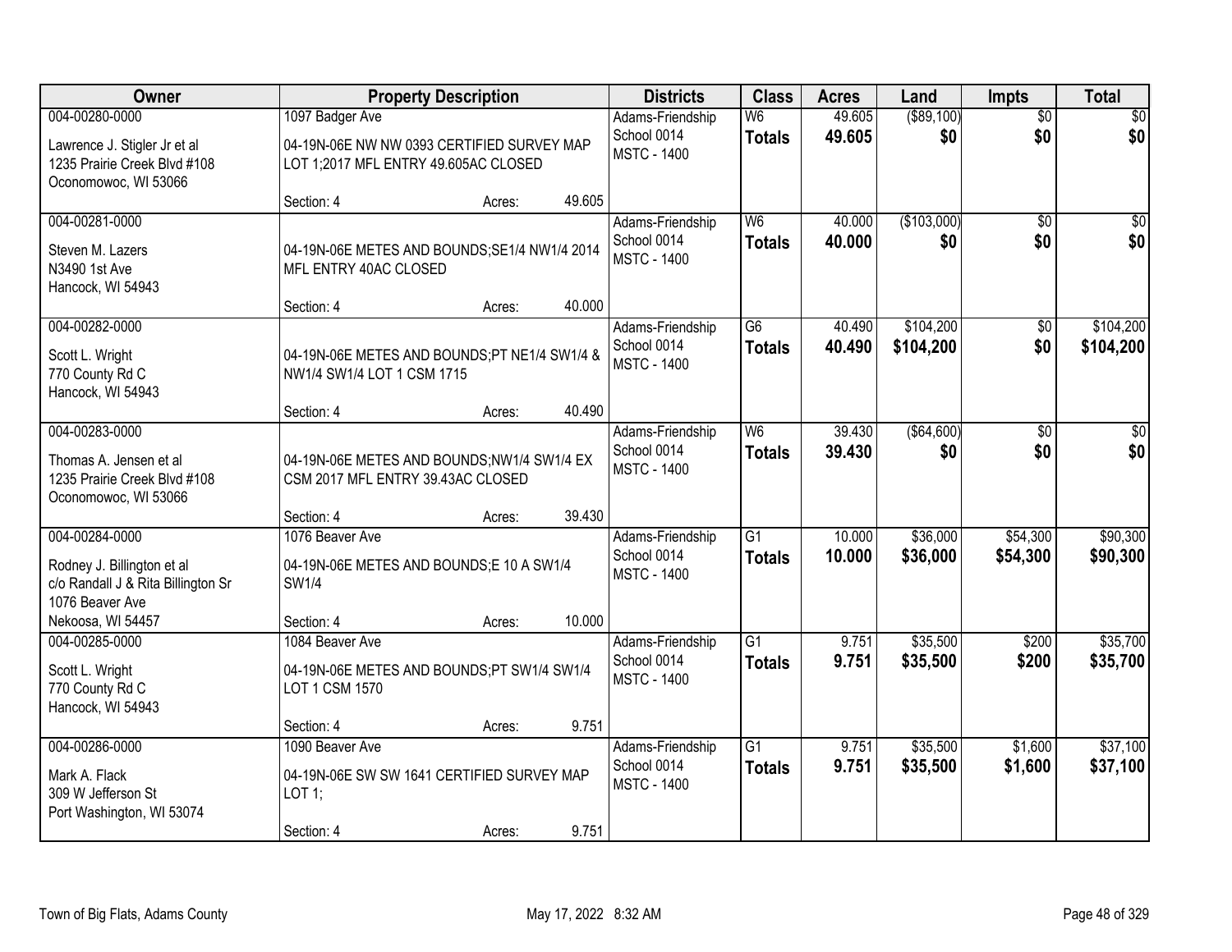| Owner | Property Description | Districts | Class | Acres | Land | Impts | Total |
|---|---|---|---|---|---|---|---|
| 004-00280-0000<br>Lawrence J. Stigler Jr et al<br>1235 Prairie Creek Blvd #108<br>Oconomowoc, WI 53066 | 1097 Badger Ave<br>04-19N-06E NW NW 0393 CERTIFIED SURVEY MAP LOT 1;2017 MFL ENTRY 49.605AC CLOSED<br>Section: 4 Acres: 49.605 | Adams-Friendship School 0014<br>MSTC - 1400 | W6<br>**Totals** | 49.605<br>**49.605** | ($89,100)<br>**$0** | $0<br>**$0** | $0<br>**$0** |
| 004-00281-0000<br>Steven M. Lazers<br>N3490 1st Ave<br>Hancock, WI 54943 | 04-19N-06E METES AND BOUNDS;SE1/4 NW1/4 2014 MFL ENTRY 40AC CLOSED<br>Section: 4 Acres: 40.000 | Adams-Friendship School 0014<br>MSTC - 1400 | W6<br>**Totals** | 40.000<br>**40.000** | ($103,000)<br>**$0** | $0<br>**$0** | $0<br>**$0** |
| 004-00282-0000<br>Scott L. Wright<br>770 County Rd C<br>Hancock, WI 54943 | 04-19N-06E METES AND BOUNDS;PT NE1/4 SW1/4 & NW1/4 SW1/4 LOT 1 CSM 1715<br>Section: 4 Acres: 40.490 | Adams-Friendship School 0014<br>MSTC - 1400 | G6<br>**Totals** | 40.490<br>**40.490** | $104,200<br>**$104,200** | $0<br>**$0** | $104,200<br>**$104,200** |
| 004-00283-0000<br>Thomas A. Jensen et al<br>1235 Prairie Creek Blvd #108<br>Oconomowoc, WI 53066 | 04-19N-06E METES AND BOUNDS;NW1/4 SW1/4 EX CSM 2017 MFL ENTRY 39.43AC CLOSED<br>Section: 4 Acres: 39.430 | Adams-Friendship School 0014<br>MSTC - 1400 | W6<br>**Totals** | 39.430<br>**39.430** | ($64,600)<br>**$0** | $0<br>**$0** | $0<br>**$0** |
| 004-00284-0000<br>Rodney J. Billington et al<br>c/o Randall J & Rita Billington Sr<br>1076 Beaver Ave<br>Nekoosa, WI 54457 | 1076 Beaver Ave<br>04-19N-06E METES AND BOUNDS;E 10 A SW1/4 SW1/4<br>Section: 4 Acres: 10.000 | Adams-Friendship School 0014<br>MSTC - 1400 | G1<br>**Totals** | 10.000<br>**10.000** | $36,000<br>**$36,000** | $54,300<br>**$54,300** | $90,300<br>**$90,300** |
| 004-00285-0000<br>Scott L. Wright<br>770 County Rd C<br>Hancock, WI 54943 | 1084 Beaver Ave<br>04-19N-06E METES AND BOUNDS;PT SW1/4 SW1/4 LOT 1 CSM 1570<br>Section: 4 Acres: 9.751 | Adams-Friendship School 0014<br>MSTC - 1400 | G1<br>**Totals** | 9.751<br>**9.751** | $35,500<br>**$35,500** | $200<br>**$200** | $35,700<br>**$35,700** |
| 004-00286-0000<br>Mark A. Flack<br>309 W Jefferson St<br>Port Washington, WI 53074 | 1090 Beaver Ave<br>04-19N-06E SW SW 1641 CERTIFIED SURVEY MAP LOT 1;<br>Section: 4 Acres: 9.751 | Adams-Friendship School 0014<br>MSTC - 1400 | G1<br>**Totals** | 9.751<br>**9.751** | $35,500<br>**$35,500** | $1,600<br>**$1,600** | $37,100<br>**$37,100** |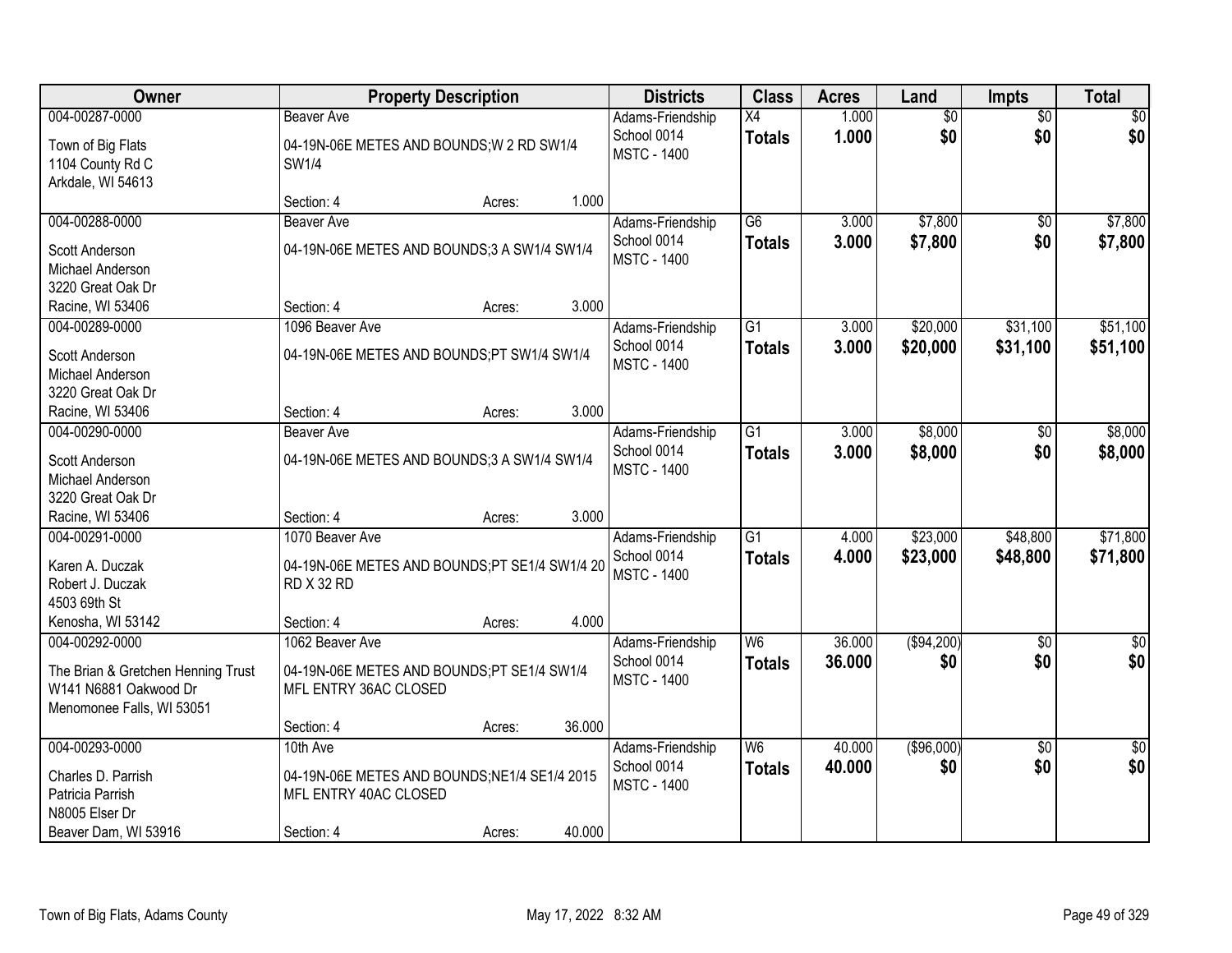| Owner | Property Description | Districts | Class | Acres | Land | Impts | Total |
|---|---|---|---|---|---|---|---|
| 004-00287-0000<br>Town of Big Flats<br>1104 County Rd C<br>Arkdale, WI 54613 | Beaver Ave<br>04-19N-06E METES AND BOUNDS;W 2 RD SW1/4 SW1/4<br>Section: 4 Acres: 1.000 | Adams-Friendship School 0014<br>MSTC - 1400 | X4<br>**Totals** | 1.000<br>**1.000** | $0<br>**$0** | $0<br>**$0** | $0<br>**$0** |
| 004-00288-0000<br>Scott Anderson<br>Michael Anderson<br>3220 Great Oak Dr<br>Racine, WI 53406 | Beaver Ave<br>04-19N-06E METES AND BOUNDS;3 A SW1/4 SW1/4<br>Section: 4 Acres: 3.000 | Adams-Friendship School 0014<br>MSTC - 1400 | G6<br>**Totals** | 3.000<br>**3.000** | $7,800<br>**$7,800** | $0<br>**$0** | $7,800<br>**$7,800** |
| 004-00289-0000<br>Scott Anderson<br>Michael Anderson<br>3220 Great Oak Dr<br>Racine, WI 53406 | 1096 Beaver Ave<br>04-19N-06E METES AND BOUNDS;PT SW1/4 SW1/4<br>Section: 4 Acres: 3.000 | Adams-Friendship School 0014<br>MSTC - 1400 | G1<br>**Totals** | 3.000<br>**3.000** | $20,000<br>**$20,000** | $31,100<br>**$31,100** | $51,100<br>**$51,100** |
| 004-00290-0000<br>Scott Anderson<br>Michael Anderson<br>3220 Great Oak Dr<br>Racine, WI 53406 | Beaver Ave<br>04-19N-06E METES AND BOUNDS;3 A SW1/4 SW1/4<br>Section: 4 Acres: 3.000 | Adams-Friendship School 0014<br>MSTC - 1400 | G1<br>**Totals** | 3.000<br>**3.000** | $8,000<br>**$8,000** | $0<br>**$0** | $8,000<br>**$8,000** |
| 004-00291-0000<br>Karen A. Duczak<br>Robert J. Duczak<br>4503 69th St<br>Kenosha, WI 53142 | 1070 Beaver Ave<br>04-19N-06E METES AND BOUNDS;PT SE1/4 SW1/4 20 RD X 32 RD<br>Section: 4 Acres: 4.000 | Adams-Friendship School 0014<br>MSTC - 1400 | G1<br>**Totals** | 4.000<br>**4.000** | $23,000<br>**$23,000** | $48,800<br>**$48,800** | $71,800<br>**$71,800** |
| 004-00292-0000<br>The Brian & Gretchen Henning Trust<br>W141 N6881 Oakwood Dr<br>Menomonee Falls, WI 53051 | 1062 Beaver Ave<br>04-19N-06E METES AND BOUNDS;PT SE1/4 SW1/4 MFL ENTRY 36AC CLOSED<br>Section: 4 Acres: 36.000 | Adams-Friendship School 0014<br>MSTC - 1400 | W6<br>**Totals** | 36.000<br>**36.000** | ($94,200)<br>**$0** | $0<br>**$0** | $0<br>**$0** |
| 004-00293-0000<br>Charles D. Parrish<br>Patricia Parrish<br>N8005 Elser Dr<br>Beaver Dam, WI 53916 | 10th Ave<br>04-19N-06E METES AND BOUNDS;NE1/4 SE1/4 2015 MFL ENTRY 40AC CLOSED<br>Section: 4 Acres: 40.000 | Adams-Friendship School 0014<br>MSTC - 1400 | W6<br>**Totals** | 40.000<br>**40.000** | ($96,000)<br>**$0** | $0<br>**$0** | $0<br>**$0** |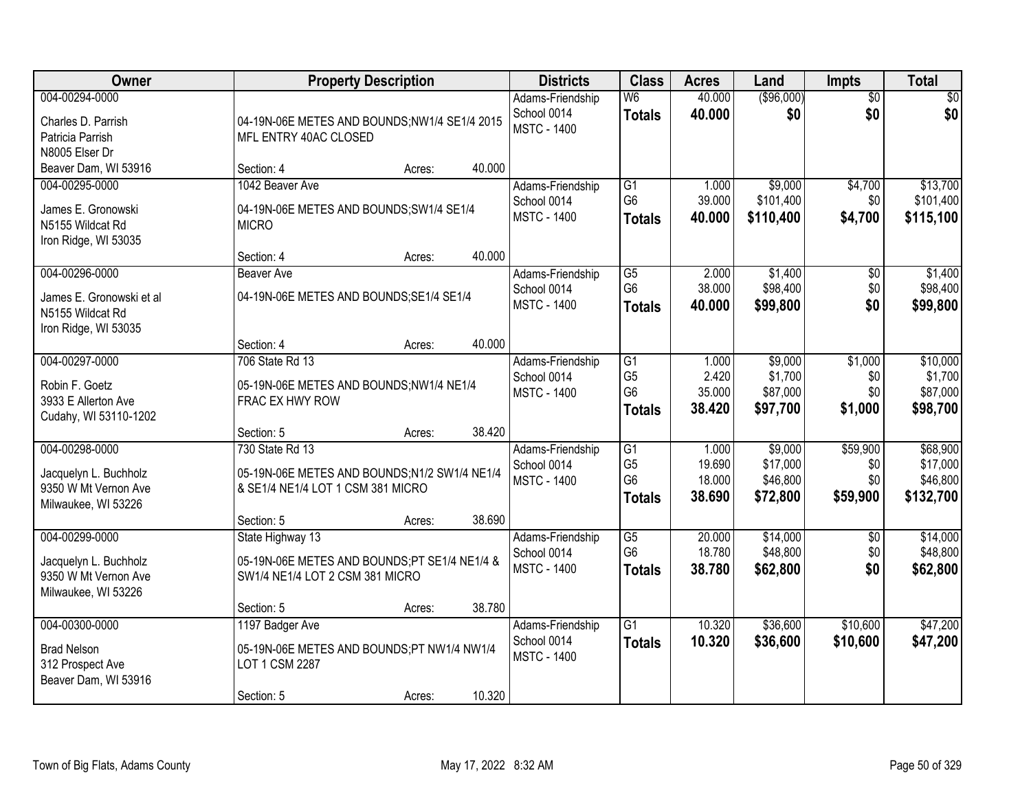| Owner | Property Description | Districts | Class | Acres | Land | Impts | Total |
|---|---|---|---|---|---|---|---|
| 004-00294-0000<br>Charles D. Parrish<br>Patricia Parrish<br>N8005 Elser Dr<br>Beaver Dam, WI 53916 | 04-19N-06E METES AND BOUNDS;NW1/4 SE1/4 2015 MFL ENTRY 40AC CLOSED<br>Section: 4 Acres: 40.000 | Adams-Friendship<br>School 0014<br>MSTC - 1400 | W6<br>**Totals** | 40.000<br>**40.000** | ($96,000)<br>**$0** | $0<br>**$0** | $0<br>**$0** |
| 004-00295-0000<br>James E. Gronowski<br>N5155 Wildcat Rd<br>Iron Ridge, WI 53035 | 1042 Beaver Ave<br>04-19N-06E METES AND BOUNDS;SW1/4 SE1/4 MICRO<br>Section: 4 Acres: 40.000 | Adams-Friendship<br>School 0014<br>MSTC - 1400 | G1<br>G6<br>**Totals** | 1.000<br>39.000<br>**40.000** | $9,000<br>$101,400<br>**$110,400** | $4,700<br>$0<br>**$4,700** | $13,700<br>$101,400<br>**$115,100** |
| 004-00296-0000<br>James E. Gronowski et al<br>N5155 Wildcat Rd<br>Iron Ridge, WI 53035 | Beaver Ave<br>04-19N-06E METES AND BOUNDS;SE1/4 SE1/4<br>Section: 4 Acres: 40.000 | Adams-Friendship<br>School 0014<br>MSTC - 1400 | G5<br>G6<br>**Totals** | 2.000<br>38.000<br>**40.000** | $1,400<br>$98,400<br>**$99,800** | $0<br>$0<br>**$0** | $1,400<br>$98,400<br>**$99,800** |
| 004-00297-0000<br>Robin F. Goetz<br>3933 E Allerton Ave<br>Cudahy, WI 53110-1202 | 706 State Rd 13<br>05-19N-06E METES AND BOUNDS;NW1/4 NE1/4 FRAC EX HWY ROW<br>Section: 5 Acres: 38.420 | Adams-Friendship<br>School 0014<br>MSTC - 1400 | G1<br>G5<br>G6<br>**Totals** | 1.000<br>2.420<br>35.000<br>**38.420** | $9,000<br>$1,700<br>$87,000<br>**$97,700** | $1,000<br>$0<br>$0<br>**$1,000** | $10,000<br>$1,700<br>$87,000<br>**$98,700** |
| 004-00298-0000<br>Jacquelyn L. Buchholz<br>9350 W Mt Vernon Ave<br>Milwaukee, WI 53226 | 730 State Rd 13<br>05-19N-06E METES AND BOUNDS;N1/2 SW1/4 NE1/4 & SE1/4 NE1/4 LOT 1 CSM 381 MICRO<br>Section: 5 Acres: 38.690 | Adams-Friendship<br>School 0014<br>MSTC - 1400 | G1<br>G5<br>G6<br>**Totals** | 1.000<br>19.690<br>18.000<br>**38.690** | $9,000<br>$17,000<br>$46,800<br>**$72,800** | $59,900<br>$0<br>$0<br>**$59,900** | $68,900<br>$17,000<br>$46,800<br>**$132,700** |
| 004-00299-0000<br>Jacquelyn L. Buchholz<br>9350 W Mt Vernon Ave<br>Milwaukee, WI 53226 | State Highway 13<br>05-19N-06E METES AND BOUNDS;PT SE1/4 NE1/4 & SW1/4 NE1/4 LOT 2 CSM 381 MICRO<br>Section: 5 Acres: 38.780 | Adams-Friendship<br>School 0014<br>MSTC - 1400 | G5<br>G6<br>**Totals** | 20.000<br>18.780<br>**38.780** | $14,000<br>$48,800<br>**$62,800** | $0<br>$0<br>**$0** | $14,000<br>$48,800<br>**$62,800** |
| 004-00300-0000<br>Brad Nelson<br>312 Prospect Ave<br>Beaver Dam, WI 53916 | 1197 Badger Ave<br>05-19N-06E METES AND BOUNDS;PT NW1/4 NW1/4 LOT 1 CSM 2287<br>Section: 5 Acres: 10.320 | Adams-Friendship<br>School 0014<br>MSTC - 1400 | G1<br>**Totals** | 10.320<br>**10.320** | $36,600<br>**$36,600** | $10,600<br>**$10,600** | $47,200<br>**$47,200** |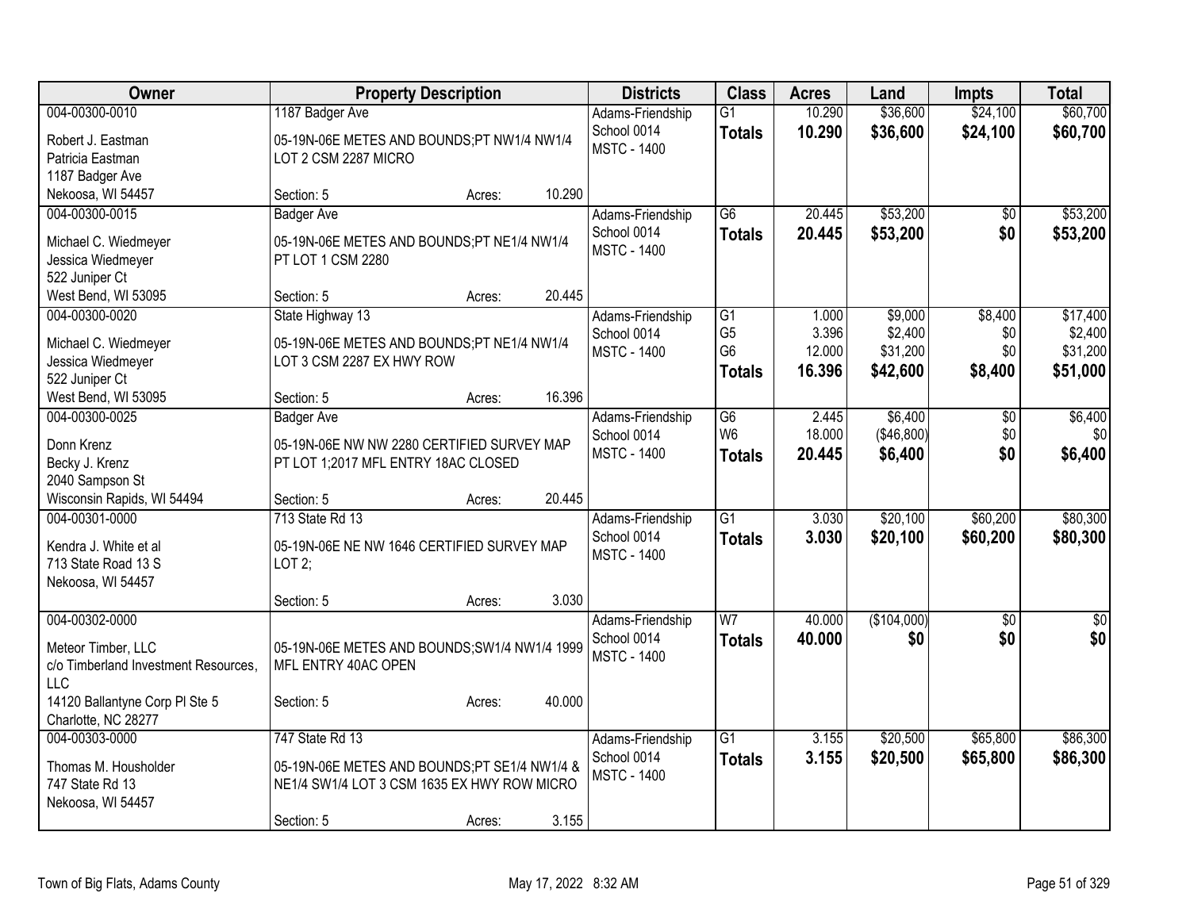| Owner | Property Description | Districts | Class | Acres | Land | Impts | Total |
|---|---|---|---|---|---|---|---|
| 004-00300-0010<br>Robert J. Eastman<br>Patricia Eastman<br>1187 Badger Ave<br>Nekoosa, WI 54457 | 1187 Badger Ave<br>05-19N-06E METES AND BOUNDS;PT NW1/4 NW1/4 LOT 2 CSM 2287 MICRO<br>Section: 5 Acres: 10.290 | Adams-Friendship School 0014<br>MSTC - 1400 | G1<br>**Totals** | 10.290<br>**10.290** | $36,600<br>**$36,600** | $24,100<br>**$24,100** | $60,700<br>**$60,700** |
| 004-00300-0015<br>Michael C. Wiedmeyer<br>Jessica Wiedmeyer<br>522 Juniper Ct<br>West Bend, WI 53095 | Badger Ave<br>05-19N-06E METES AND BOUNDS;PT NE1/4 NW1/4 PT LOT 1 CSM 2280<br>Section: 5 Acres: 20.445 | Adams-Friendship School 0014<br>MSTC - 1400 | G6<br>**Totals** | 20.445<br>**20.445** | $53,200<br>**$53,200** | $0<br>**$0** | $53,200<br>**$53,200** |
| 004-00300-0020<br>Michael C. Wiedmeyer<br>Jessica Wiedmeyer<br>522 Juniper Ct<br>West Bend, WI 53095 | State Highway 13<br>05-19N-06E METES AND BOUNDS;PT NE1/4 NW1/4 LOT 3 CSM 2287 EX HWY ROW<br>Section: 5 Acres: 16.396 | Adams-Friendship School 0014<br>MSTC - 1400 | G1<br>G5<br>G6<br>**Totals** | 1.000<br>3.396<br>12.000<br>**16.396** | $9,000<br>$2,400<br>$31,200<br>**$42,600** | $8,400<br>$0<br>$0<br>**$8,400** | $17,400<br>$2,400<br>$31,200<br>**$51,000** |
| 004-00300-0025<br>Donn Krenz<br>Becky J. Krenz<br>2040 Sampson St<br>Wisconsin Rapids, WI 54494 | Badger Ave<br>05-19N-06E NW NW 2280 CERTIFIED SURVEY MAP PT LOT 1;2017 MFL ENTRY 18AC CLOSED<br>Section: 5 Acres: 20.445 | Adams-Friendship School 0014<br>MSTC - 1400 | G6<br>W6<br>**Totals** | 2.445<br>18.000<br>**20.445** | $6,400<br>($46,800)<br>**$6,400** | $0<br>$0<br>**$0** | $6,400<br>$0<br>**$6,400** |
| 004-00301-0000<br>Kendra J. White et al<br>713 State Road 13 S<br>Nekoosa, WI 54457 | 713 State Rd 13<br>05-19N-06E NE NW 1646 CERTIFIED SURVEY MAP LOT 2;<br>Section: 5 Acres: 3.030 | Adams-Friendship School 0014<br>MSTC - 1400 | G1<br>**Totals** | 3.030<br>**3.030** | $20,100<br>**$20,100** | $60,200<br>**$60,200** | $80,300<br>**$80,300** |
| 004-00302-0000<br>Meteor Timber, LLC<br>c/o Timberland Investment Resources, LLC<br>14120 Ballantyne Corp Pl Ste 5<br>Charlotte, NC 28277 | 05-19N-06E METES AND BOUNDS;SW1/4 NW1/4 1999 MFL ENTRY 40AC OPEN<br>Section: 5 Acres: 40.000 | Adams-Friendship School 0014<br>MSTC - 1400 | W7<br>**Totals** | 40.000<br>**40.000** | ($104,000)<br>**$0** | $0<br>**$0** | $0<br>**$0** |
| 004-00303-0000<br>Thomas M. Housholder<br>747 State Rd 13<br>Nekoosa, WI 54457 | 747 State Rd 13<br>05-19N-06E METES AND BOUNDS;PT SE1/4 NW1/4 & NE1/4 SW1/4 LOT 3 CSM 1635 EX HWY ROW MICRO<br>Section: 5 Acres: 3.155 | Adams-Friendship School 0014<br>MSTC - 1400 | G1<br>**Totals** | 3.155<br>**3.155** | $20,500<br>**$20,500** | $65,800<br>**$65,800** | $86,300<br>**$86,300** |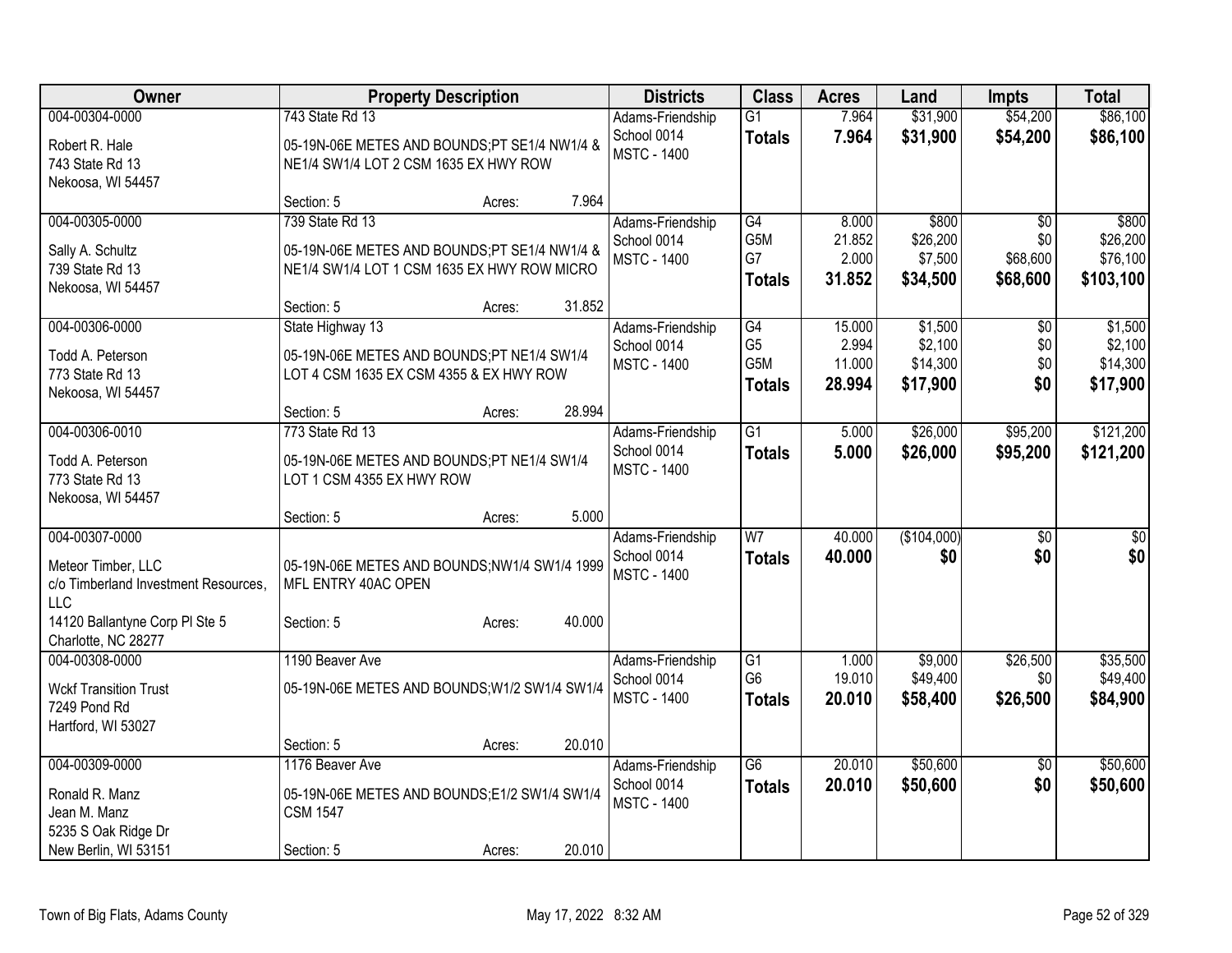| Owner | Property Description | Districts | Class | Acres | Land | Impts | Total |
|---|---|---|---|---|---|---|---|
| 004-00304-0000<br>Robert R. Hale<br>743 State Rd 13<br>Nekoosa, WI 54457 | 743 State Rd 13<br>05-19N-06E METES AND BOUNDS;PT SE1/4 NW1/4 & NE1/4 SW1/4 LOT 2 CSM 1635 EX HWY ROW<br>Section: 5 Acres: 7.964 | Adams-Friendship School 0014<br>MSTC - 1400 | G1<br>**Totals** | 7.964<br>**7.964** | $31,900<br>**$31,900** | $54,200<br>**$54,200** | $86,100<br>**$86,100** |
| 004-00305-0000<br>Sally A. Schultz<br>739 State Rd 13<br>Nekoosa, WI 54457 | 739 State Rd 13<br>05-19N-06E METES AND BOUNDS;PT SE1/4 NW1/4 & NE1/4 SW1/4 LOT 1 CSM 1635 EX HWY ROW MICRO<br>Section: 5 Acres: 31.852 | Adams-Friendship School 0014<br>MSTC - 1400 | G4<br>G5M<br>G7<br>**Totals** | 8.000<br>21.852<br>2.000<br>**31.852** | $800<br>$26,200<br>$7,500<br>**$34,500** | $0<br>$0<br>$68,600<br>**$68,600** | $800<br>$26,200<br>$76,100<br>**$103,100** |
| 004-00306-0000<br>Todd A. Peterson<br>773 State Rd 13<br>Nekoosa, WI 54457 | State Highway 13<br>05-19N-06E METES AND BOUNDS;PT NE1/4 SW1/4 LOT 4 CSM 1635 EX CSM 4355 & EX HWY ROW<br>Section: 5 Acres: 28.994 | Adams-Friendship School 0014<br>MSTC - 1400 | G4<br>G5<br>G5M<br>**Totals** | 15.000<br>2.994<br>11.000<br>**28.994** | $1,500<br>$2,100<br>$14,300<br>**$17,900** | $0<br>$0<br>$0<br>**$0** | $1,500<br>$2,100<br>$14,300<br>**$17,900** |
| 004-00306-0010<br>Todd A. Peterson<br>773 State Rd 13<br>Nekoosa, WI 54457 | 773 State Rd 13<br>05-19N-06E METES AND BOUNDS;PT NE1/4 SW1/4 LOT 1 CSM 4355 EX HWY ROW<br>Section: 5 Acres: 5.000 | Adams-Friendship School 0014<br>MSTC - 1400 | G1<br>**Totals** | 5.000<br>**5.000** | $26,000<br>**$26,000** | $95,200<br>**$95,200** | $121,200<br>**$121,200** |
| 004-00307-0000<br>Meteor Timber, LLC<br>c/o Timberland Investment Resources, LLC<br>14120 Ballantyne Corp Pl Ste 5<br>Charlotte, NC 28277 | 05-19N-06E METES AND BOUNDS;NW1/4 SW1/4 1999 MFL ENTRY 40AC OPEN<br>Section: 5 Acres: 40.000 | Adams-Friendship School 0014<br>MSTC - 1400 | W7<br>**Totals** | 40.000<br>**40.000** | ($104,000)<br>**$0** | $0<br>**$0** | $0<br>**$0** |
| 004-00308-0000<br>Wckf Transition Trust<br>7249 Pond Rd<br>Hartford, WI 53027 | 1190 Beaver Ave<br>05-19N-06E METES AND BOUNDS;W1/2 SW1/4 SW1/4<br>Section: 5 Acres: 20.010 | Adams-Friendship School 0014<br>MSTC - 1400 | G1<br>G6<br>**Totals** | 1.000<br>19.010<br>**20.010** | $9,000<br>$49,400<br>**$58,400** | $26,500<br>$0<br>**$26,500** | $35,500<br>$49,400<br>**$84,900** |
| 004-00309-0000<br>Ronald R. Manz<br>Jean M. Manz<br>5235 S Oak Ridge Dr<br>New Berlin, WI 53151 | 1176 Beaver Ave<br>05-19N-06E METES AND BOUNDS;E1/2 SW1/4 SW1/4 CSM 1547<br>Section: 5 Acres: 20.010 | Adams-Friendship School 0014<br>MSTC - 1400 | G6<br>**Totals** | 20.010<br>**20.010** | $50,600<br>**$50,600** | $0<br>**$0** | $50,600<br>**$50,600** |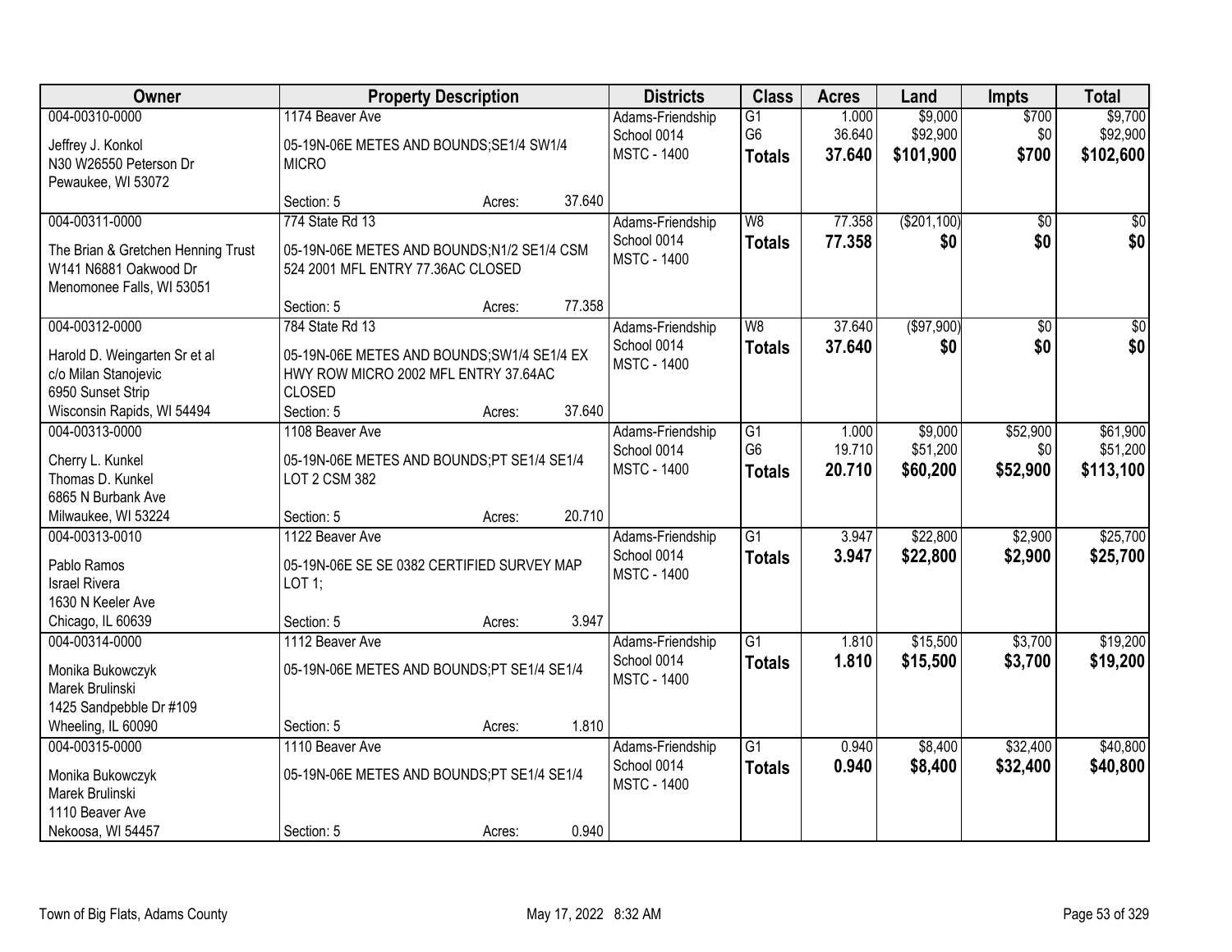| Owner | Property Description | Districts | Class | Acres | Land | Impts | Total |
|---|---|---|---|---|---|---|---|
| 004-00310-0000<br>Jeffrey J. Konkol<br>N30 W26550 Peterson Dr<br>Pewaukee, WI 53072 | 1174 Beaver Ave<br>05-19N-06E METES AND BOUNDS;SE1/4 SW1/4 MICRO<br>Section: 5 Acres: 37.640 | Adams-Friendship<br>School 0014<br>MSTC - 1400 | G1<br>G6<br>**Totals** | 1.000<br>36.640<br>**37.640** | $9,000<br>$92,900<br>**$101,900** | $700<br>$0<br>**$700** | $9,700<br>$92,900<br>**$102,600** |
| 004-00311-0000<br>The Brian & Gretchen Henning Trust<br>W141 N6881 Oakwood Dr<br>Menomonee Falls, WI 53051 | 774 State Rd 13<br>05-19N-06E METES AND BOUNDS;N1/2 SE1/4 CSM 524 2001 MFL ENTRY 77.36AC CLOSED<br>Section: 5 Acres: 77.358 | Adams-Friendship<br>School 0014<br>MSTC - 1400 | W8<br>**Totals** | 77.358<br>**77.358** | ($201,100)<br>**$0** | $0<br>**$0** | $0<br>**$0** |
| 004-00312-0000<br>Harold D. Weingarten Sr et al<br>c/o Milan Stanojevic<br>6950 Sunset Strip<br>Wisconsin Rapids, WI 54494 | 784 State Rd 13<br>05-19N-06E METES AND BOUNDS;SW1/4 SE1/4 EX HWY ROW MICRO 2002 MFL ENTRY 37.64AC CLOSED<br>Section: 5 Acres: 37.640 | Adams-Friendship<br>School 0014<br>MSTC - 1400 | W8<br>**Totals** | 37.640<br>**37.640** | ($97,900)<br>**$0** | $0<br>**$0** | $0<br>**$0** |
| 004-00313-0000<br>Cherry L. Kunkel<br>Thomas D. Kunkel<br>6865 N Burbank Ave<br>Milwaukee, WI 53224 | 1108 Beaver Ave<br>05-19N-06E METES AND BOUNDS;PT SE1/4 SE1/4 LOT 2 CSM 382<br>Section: 5 Acres: 20.710 | Adams-Friendship<br>School 0014<br>MSTC - 1400 | G1<br>G6<br>**Totals** | 1.000<br>19.710<br>**20.710** | $9,000<br>$51,200<br>**$60,200** | $52,900<br>$0<br>**$52,900** | $61,900<br>$51,200<br>**$113,100** |
| 004-00313-0010<br>Pablo Ramos<br>Israel Rivera<br>1630 N Keeler Ave<br>Chicago, IL 60639 | 1122 Beaver Ave<br>05-19N-06E SE SE 0382 CERTIFIED SURVEY MAP LOT 1;<br>Section: 5 Acres: 3.947 | Adams-Friendship<br>School 0014<br>MSTC - 1400 | G1<br>**Totals** | 3.947<br>**3.947** | $22,800<br>**$22,800** | $2,900<br>**$2,900** | $25,700<br>**$25,700** |
| 004-00314-0000<br>Monika Bukowczyk<br>Marek Brulinski<br>1425 Sandpebble Dr #109<br>Wheeling, IL 60090 | 1112 Beaver Ave<br>05-19N-06E METES AND BOUNDS;PT SE1/4 SE1/4<br>Section: 5 Acres: 1.810 | Adams-Friendship<br>School 0014<br>MSTC - 1400 | G1<br>**Totals** | 1.810<br>**1.810** | $15,500<br>**$15,500** | $3,700<br>**$3,700** | $19,200<br>**$19,200** |
| 004-00315-0000<br>Monika Bukowczyk<br>Marek Brulinski<br>1110 Beaver Ave<br>Nekoosa, WI 54457 | 1110 Beaver Ave<br>05-19N-06E METES AND BOUNDS;PT SE1/4 SE1/4<br>Section: 5 Acres: 0.940 | Adams-Friendship<br>School 0014<br>MSTC - 1400 | G1<br>**Totals** | 0.940<br>**0.940** | $8,400<br>**$8,400** | $32,400<br>**$32,400** | $40,800<br>**$40,800** |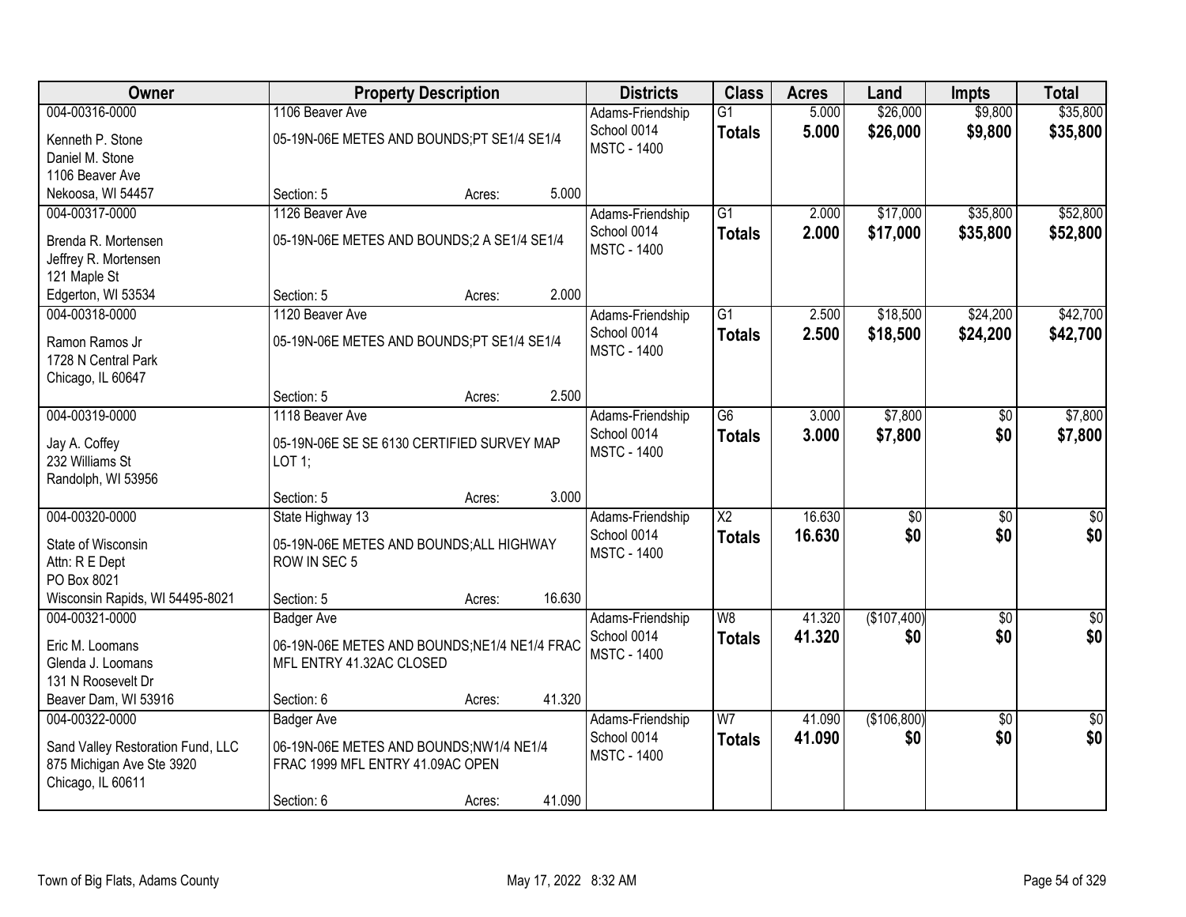| Owner | Property Description | | | Districts | Class | Acres | Land | Impts | Total |
|---|---|---|---|---|---|---|---|---|---|
| 004-00316-0000<br>Kenneth P. Stone<br>Daniel M. Stone<br>1106 Beaver Ave<br>Nekoosa, WI 54457 | 1106 Beaver Ave<br>05-19N-06E METES AND BOUNDS;PT SE1/4 SE1/4<br>Section: 5 | Acres: | 5.000 | Adams-Friendship<br>School 0014<br>MSTC - 1400 | G1<br>**Totals** | 5.000<br>**5.000** | $26,000<br>**$26,000** | $9,800<br>**$9,800** | $35,800<br>**$35,800** |
| 004-00317-0000<br>Brenda R. Mortensen<br>Jeffrey R. Mortensen<br>121 Maple St<br>Edgerton, WI 53534 | 1126 Beaver Ave<br>05-19N-06E METES AND BOUNDS;2 A SE1/4 SE1/4<br>Section: 5 | Acres: | 2.000 | Adams-Friendship<br>School 0014<br>MSTC - 1400 | G1<br>**Totals** | 2.000<br>**2.000** | $17,000<br>**$17,000** | $35,800<br>**$35,800** | $52,800<br>**$52,800** |
| 004-00318-0000<br>Ramon Ramos Jr<br>1728 N Central Park<br>Chicago, IL 60647 | 1120 Beaver Ave<br>05-19N-06E METES AND BOUNDS;PT SE1/4 SE1/4<br>Section: 5 | Acres: | 2.500 | Adams-Friendship<br>School 0014<br>MSTC - 1400 | G1<br>**Totals** | 2.500<br>**2.500** | $18,500<br>**$18,500** | $24,200<br>**$24,200** | $42,700<br>**$42,700** |
| 004-00319-0000<br>Jay A. Coffey<br>232 Williams St<br>Randolph, WI 53956 | 1118 Beaver Ave<br>05-19N-06E SE SE 6130 CERTIFIED SURVEY MAP LOT 1;<br>Section: 5 | Acres: | 3.000 | Adams-Friendship<br>School 0014<br>MSTC - 1400 | G6<br>**Totals** | 3.000<br>**3.000** | $7,800<br>**$7,800** | $0<br>**$0** | $7,800<br>**$7,800** |
| 004-00320-0000<br>State of Wisconsin<br>Attn: R E Dept<br>PO Box 8021<br>Wisconsin Rapids, WI 54495-8021 | State Highway 13<br>05-19N-06E METES AND BOUNDS;ALL HIGHWAY ROW IN SEC 5<br>Section: 5 | Acres: | 16.630 | Adams-Friendship<br>School 0014<br>MSTC - 1400 | X2<br>**Totals** | 16.630<br>**16.630** | $0<br>**$0** | $0<br>**$0** | $0<br>**$0** |
| 004-00321-0000<br>Eric M. Loomans<br>Glenda J. Loomans<br>131 N Roosevelt Dr<br>Beaver Dam, WI 53916 | Badger Ave<br>06-19N-06E METES AND BOUNDS;NE1/4 NE1/4 FRAC MFL ENTRY 41.32AC CLOSED<br>Section: 6 | Acres: | 41.320 | Adams-Friendship<br>School 0014<br>MSTC - 1400 | W8<br>**Totals** | 41.320<br>**41.320** | ($107,400)<br>**$0** | $0<br>**$0** | $0<br>**$0** |
| 004-00322-0000<br>Sand Valley Restoration Fund, LLC<br>875 Michigan Ave Ste 3920<br>Chicago, IL 60611 | Badger Ave<br>06-19N-06E METES AND BOUNDS;NW1/4 NE1/4 FRAC 1999 MFL ENTRY 41.09AC OPEN<br>Section: 6 | Acres: | 41.090 | Adams-Friendship<br>School 0014<br>MSTC - 1400 | W7<br>**Totals** | 41.090<br>**41.090** | ($106,800)<br>**$0** | $0<br>**$0** | $0<br>**$0** |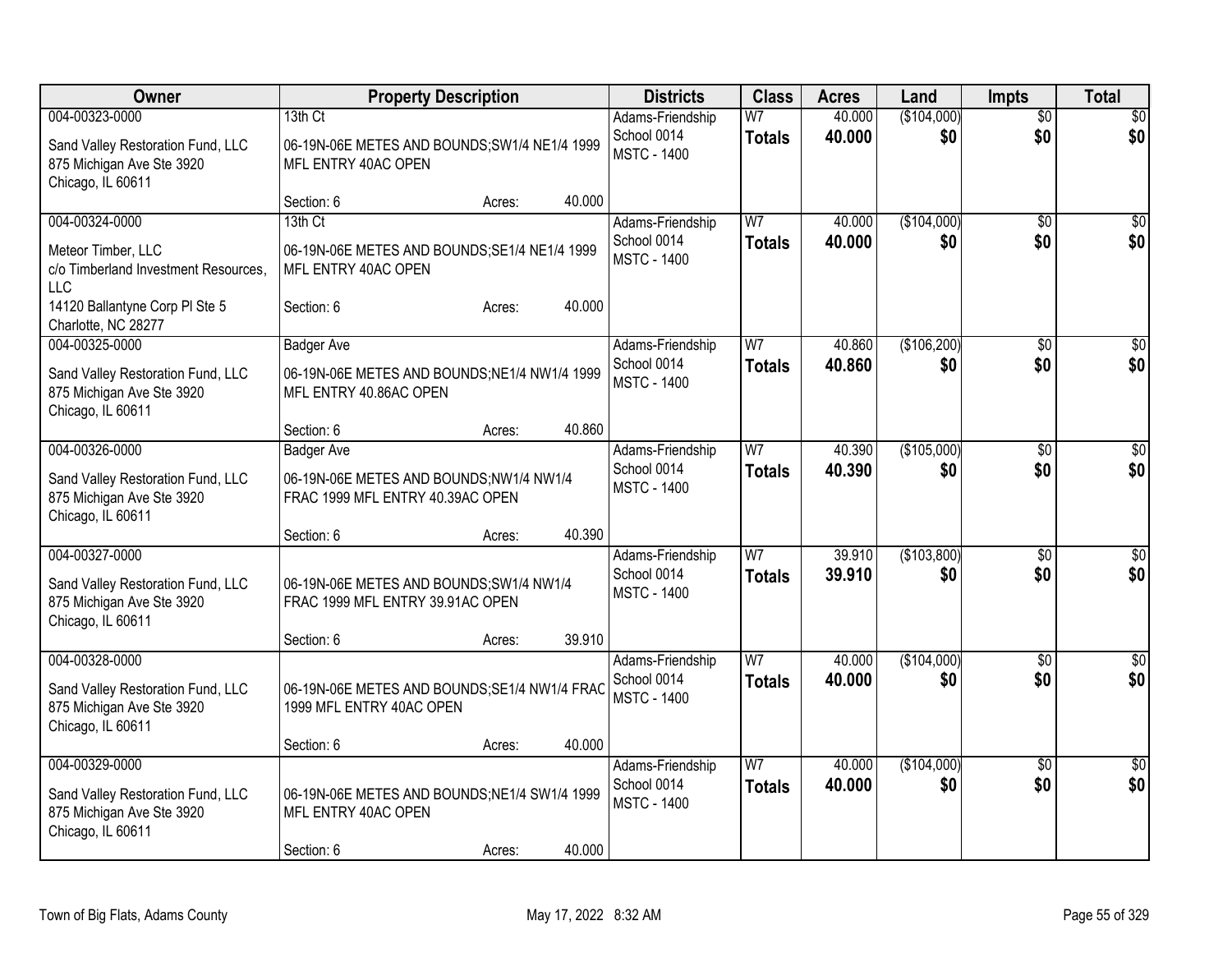| Owner | Property Description | Districts | Class | Acres | Land | Impts | Total |
|---|---|---|---|---|---|---|---|
| 004-00323-0000<br><br>Sand Valley Restoration Fund, LLC<br>875 Michigan Ave Ste 3920<br>Chicago, IL 60611 | 13th Ct<br><br>06-19N-06E METES AND BOUNDS;SW1/4 NE1/4 1999 MFL ENTRY 40AC OPEN<br><br>Section: 6 Acres: 40.000 | Adams-Friendship School 0014<br>MSTC - 1400 | W7<br>**Totals** | 40.000<br>**40.000** | ($104,000)<br>**$0** | $0<br>**$0** | $0<br>**$0** |
| 004-00324-0000<br><br>Meteor Timber, LLC<br>c/o Timberland Investment Resources, LLC<br>14120 Ballantyne Corp Pl Ste 5<br>Charlotte, NC 28277 | 13th Ct<br><br>06-19N-06E METES AND BOUNDS;SE1/4 NE1/4 1999 MFL ENTRY 40AC OPEN<br><br>Section: 6 Acres: 40.000 | Adams-Friendship School 0014<br>MSTC - 1400 | W7<br>**Totals** | 40.000<br>**40.000** | ($104,000)<br>**$0** | $0<br>**$0** | $0<br>**$0** |
| 004-00325-0000<br><br>Sand Valley Restoration Fund, LLC<br>875 Michigan Ave Ste 3920<br>Chicago, IL 60611 | Badger Ave<br><br>06-19N-06E METES AND BOUNDS;NE1/4 NW1/4 1999 MFL ENTRY 40.86AC OPEN<br><br>Section: 6 Acres: 40.860 | Adams-Friendship School 0014<br>MSTC - 1400 | W7<br>**Totals** | 40.860<br>**40.860** | ($106,200)<br>**$0** | $0<br>**$0** | $0<br>**$0** |
| 004-00326-0000<br><br>Sand Valley Restoration Fund, LLC<br>875 Michigan Ave Ste 3920<br>Chicago, IL 60611 | Badger Ave<br><br>06-19N-06E METES AND BOUNDS;NW1/4 NW1/4 FRAC 1999 MFL ENTRY 40.39AC OPEN<br><br>Section: 6 Acres: 40.390 | Adams-Friendship School 0014<br>MSTC - 1400 | W7<br>**Totals** | 40.390<br>**40.390** | ($105,000)<br>**$0** | $0<br>**$0** | $0<br>**$0** |
| 004-00327-0000<br><br>Sand Valley Restoration Fund, LLC<br>875 Michigan Ave Ste 3920<br>Chicago, IL 60611 | 06-19N-06E METES AND BOUNDS;SW1/4 NW1/4 FRAC 1999 MFL ENTRY 39.91AC OPEN<br><br>Section: 6 Acres: 39.910 | Adams-Friendship School 0014<br>MSTC - 1400 | W7<br>**Totals** | 39.910<br>**39.910** | ($103,800)<br>**$0** | $0<br>**$0** | $0<br>**$0** |
| 004-00328-0000<br><br>Sand Valley Restoration Fund, LLC<br>875 Michigan Ave Ste 3920<br>Chicago, IL 60611 | 06-19N-06E METES AND BOUNDS;SE1/4 NW1/4 FRAC 1999 MFL ENTRY 40AC OPEN<br><br>Section: 6 Acres: 40.000 | Adams-Friendship School 0014<br>MSTC - 1400 | W7<br>**Totals** | 40.000<br>**40.000** | ($104,000)<br>**$0** | $0<br>**$0** | $0<br>**$0** |
| 004-00329-0000<br><br>Sand Valley Restoration Fund, LLC<br>875 Michigan Ave Ste 3920<br>Chicago, IL 60611 | 06-19N-06E METES AND BOUNDS;NE1/4 SW1/4 1999 MFL ENTRY 40AC OPEN<br><br>Section: 6 Acres: 40.000 | Adams-Friendship School 0014<br>MSTC - 1400 | W7<br>**Totals** | 40.000<br>**40.000** | ($104,000)<br>**$0** | $0<br>**$0** | $0<br>**$0** |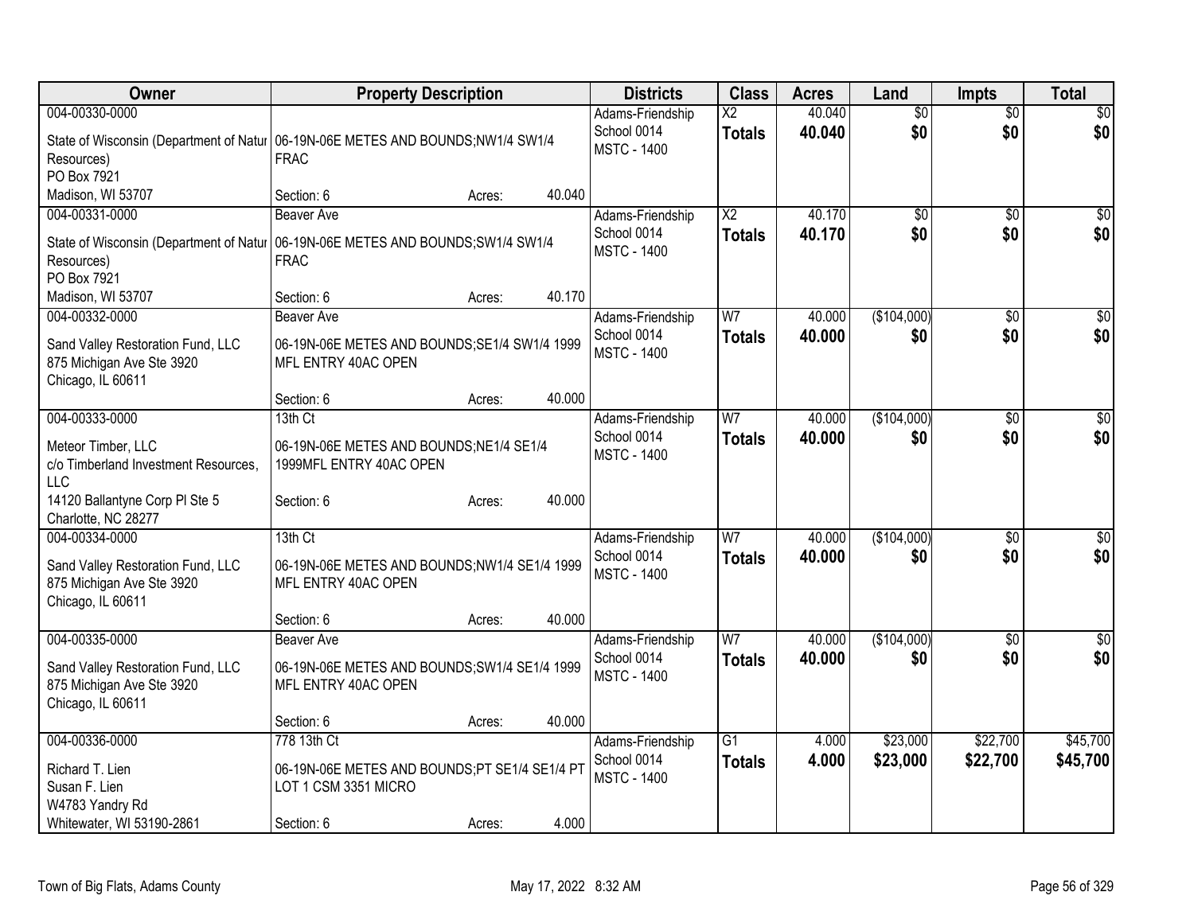| Owner | Property Description | Districts | Class | Acres | Land | Impts | Total |
|---|---|---|---|---|---|---|---|
| 004-00330-0000<br>State of Wisconsin (Department of Natur Resources)<br>PO Box 7921<br>Madison, WI 53707 | 06-19N-06E METES AND BOUNDS;NW1/4 SW1/4 FRAC<br>Section: 6 Acres: 40.040 | Adams-Friendship School 0014<br>MSTC - 1400 | X2<br>**Totals** | 40.040<br>**40.040** | $0<br>**$0** | $0<br>**$0** | $0<br>**$0** |
| 004-00331-0000<br>State of Wisconsin (Department of Natur Resources)<br>PO Box 7921<br>Madison, WI 53707 | Beaver Ave<br>06-19N-06E METES AND BOUNDS;SW1/4 SW1/4 FRAC<br>Section: 6 Acres: 40.170 | Adams-Friendship School 0014<br>MSTC - 1400 | X2<br>**Totals** | 40.170<br>**40.170** | $0<br>**$0** | $0<br>**$0** | $0<br>**$0** |
| 004-00332-0000<br>Sand Valley Restoration Fund, LLC<br>875 Michigan Ave Ste 3920<br>Chicago, IL 60611 | Beaver Ave<br>06-19N-06E METES AND BOUNDS;SE1/4 SW1/4 1999 MFL ENTRY 40AC OPEN<br>Section: 6 Acres: 40.000 | Adams-Friendship School 0014<br>MSTC - 1400 | W7<br>**Totals** | 40.000<br>**40.000** | ($104,000)<br>**$0** | $0<br>**$0** | $0<br>**$0** |
| 004-00333-0000<br>Meteor Timber, LLC<br>c/o Timberland Investment Resources, LLC<br>14120 Ballantyne Corp Pl Ste 5<br>Charlotte, NC 28277 | 13th Ct<br>06-19N-06E METES AND BOUNDS;NE1/4 SE1/4 1999MFL ENTRY 40AC OPEN<br>Section: 6 Acres: 40.000 | Adams-Friendship School 0014<br>MSTC - 1400 | W7<br>**Totals** | 40.000<br>**40.000** | ($104,000)<br>**$0** | $0<br>**$0** | $0<br>**$0** |
| 004-00334-0000<br>Sand Valley Restoration Fund, LLC<br>875 Michigan Ave Ste 3920<br>Chicago, IL 60611 | 13th Ct<br>06-19N-06E METES AND BOUNDS;NW1/4 SE1/4 1999 MFL ENTRY 40AC OPEN<br>Section: 6 Acres: 40.000 | Adams-Friendship School 0014<br>MSTC - 1400 | W7<br>**Totals** | 40.000<br>**40.000** | ($104,000)<br>**$0** | $0<br>**$0** | $0<br>**$0** |
| 004-00335-0000<br>Sand Valley Restoration Fund, LLC<br>875 Michigan Ave Ste 3920<br>Chicago, IL 60611 | Beaver Ave<br>06-19N-06E METES AND BOUNDS;SW1/4 SE1/4 1999 MFL ENTRY 40AC OPEN<br>Section: 6 Acres: 40.000 | Adams-Friendship School 0014<br>MSTC - 1400 | W7<br>**Totals** | 40.000<br>**40.000** | ($104,000)<br>**$0** | $0<br>**$0** | $0<br>**$0** |
| 004-00336-0000<br>Richard T. Lien<br>Susan F. Lien<br>W4783 Yandry Rd<br>Whitewater, WI 53190-2861 | 778 13th Ct<br>06-19N-06E METES AND BOUNDS;PT SE1/4 SE1/4 PT LOT 1 CSM 3351 MICRO<br>Section: 6 Acres: 4.000 | Adams-Friendship School 0014<br>MSTC - 1400 | G1<br>**Totals** | 4.000<br>**4.000** | $23,000<br>**$23,000** | $22,700<br>**$22,700** | $45,700<br>**$45,700** |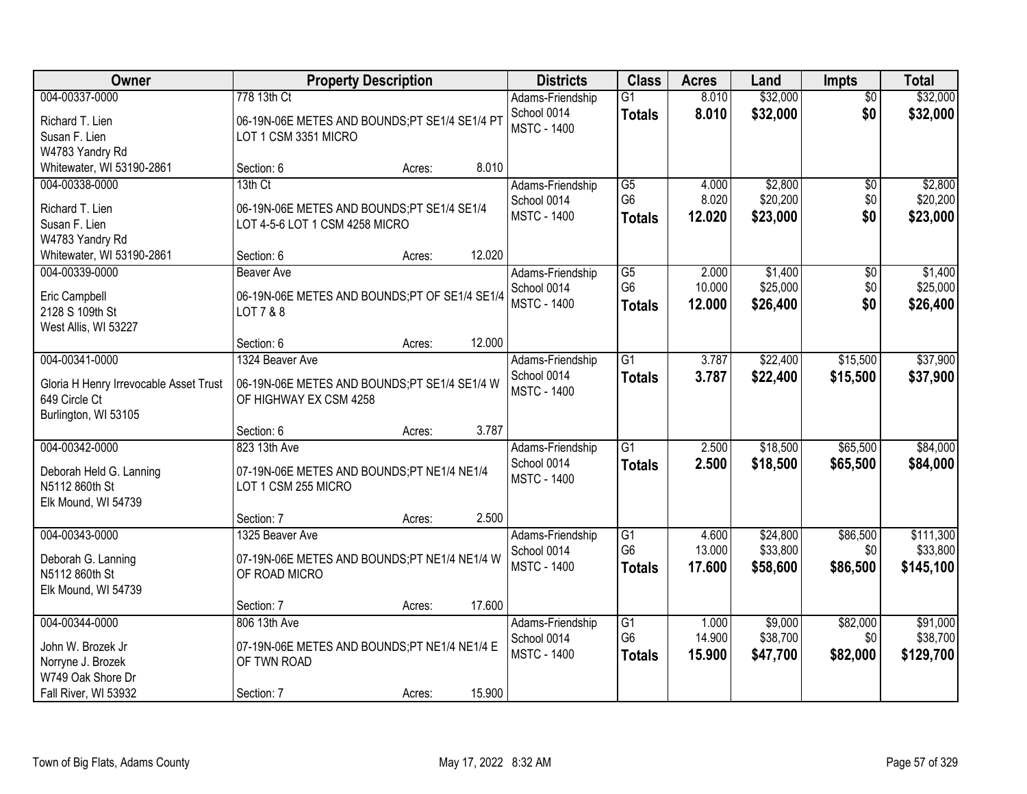| Owner | Property Description | Districts | Class | Acres | Land | Impts | Total |
|---|---|---|---|---|---|---|---|
| 004-00337-0000<br>Richard T. Lien<br>Susan F. Lien<br>W4783 Yandry Rd<br>Whitewater, WI 53190-2861 | 778 13th Ct<br>06-19N-06E METES AND BOUNDS;PT SE1/4 SE1/4 PT LOT 1 CSM 3351 MICRO<br>Section: 6 Acres: 8.010 | Adams-Friendship<br>School 0014<br>MSTC - 1400 | G1<br>**Totals** | 8.010<br>**8.010** | $32,000<br>**$32,000** | $0<br>**$0** | $32,000<br>**$32,000** |
| 004-00338-0000<br>Richard T. Lien<br>Susan F. Lien<br>W4783 Yandry Rd<br>Whitewater, WI 53190-2861 | 13th Ct<br>06-19N-06E METES AND BOUNDS;PT SE1/4 SE1/4 LOT 4-5-6 LOT 1 CSM 4258 MICRO<br>Section: 6 Acres: 12.020 | Adams-Friendship<br>School 0014<br>MSTC - 1400 | G5<br>G6<br>**Totals** | 4.000<br>8.020<br>**12.020** | $2,800<br>$20,200<br>**$23,000** | $0<br>$0<br>**$0** | $2,800<br>$20,200<br>**$23,000** |
| 004-00339-0000<br>Eric Campbell<br>2128 S 109th St<br>West Allis, WI 53227 | Beaver Ave<br>06-19N-06E METES AND BOUNDS;PT OF SE1/4 SE1/4 LOT 7 & 8<br>Section: 6 Acres: 12.000 | Adams-Friendship<br>School 0014<br>MSTC - 1400 | G5<br>G6<br>**Totals** | 2.000<br>10.000<br>**12.000** | $1,400<br>$25,000<br>**$26,400** | $0<br>$0<br>**$0** | $1,400<br>$25,000<br>**$26,400** |
| 004-00341-0000<br>Gloria H Henry Irrevocable Asset Trust<br>649 Circle Ct<br>Burlington, WI 53105 | 1324 Beaver Ave<br>06-19N-06E METES AND BOUNDS;PT SE1/4 SE1/4 W OF HIGHWAY EX CSM 4258<br>Section: 6 Acres: 3.787 | Adams-Friendship<br>School 0014<br>MSTC - 1400 | G1<br>**Totals** | 3.787<br>**3.787** | $22,400<br>**$22,400** | $15,500<br>**$15,500** | $37,900<br>**$37,900** |
| 004-00342-0000<br>Deborah Held G. Lanning<br>N5112 860th St<br>Elk Mound, WI 54739 | 823 13th Ave<br>07-19N-06E METES AND BOUNDS;PT NE1/4 NE1/4 LOT 1 CSM 255 MICRO<br>Section: 7 Acres: 2.500 | Adams-Friendship<br>School 0014<br>MSTC - 1400 | G1<br>**Totals** | 2.500<br>**2.500** | $18,500<br>**$18,500** | $65,500<br>**$65,500** | $84,000<br>**$84,000** |
| 004-00343-0000<br>Deborah G. Lanning<br>N5112 860th St<br>Elk Mound, WI 54739 | 1325 Beaver Ave<br>07-19N-06E METES AND BOUNDS;PT NE1/4 NE1/4 W OF ROAD MICRO<br>Section: 7 Acres: 17.600 | Adams-Friendship<br>School 0014<br>MSTC - 1400 | G1<br>G6<br>**Totals** | 4.600<br>13.000<br>**17.600** | $24,800<br>$33,800<br>**$58,600** | $86,500<br>$0<br>**$86,500** | $111,300<br>$33,800<br>**$145,100** |
| 004-00344-0000<br>John W. Brozek Jr<br>Norryne J. Brozek<br>W749 Oak Shore Dr<br>Fall River, WI 53932 | 806 13th Ave<br>07-19N-06E METES AND BOUNDS;PT NE1/4 NE1/4 E OF TWN ROAD<br>Section: 7 Acres: 15.900 | Adams-Friendship<br>School 0014<br>MSTC - 1400 | G1<br>G6<br>**Totals** | 1.000<br>14.900<br>**15.900** | $9,000<br>$38,700<br>**$47,700** | $82,000<br>$0<br>**$82,000** | $91,000<br>$38,700<br>**$129,700** |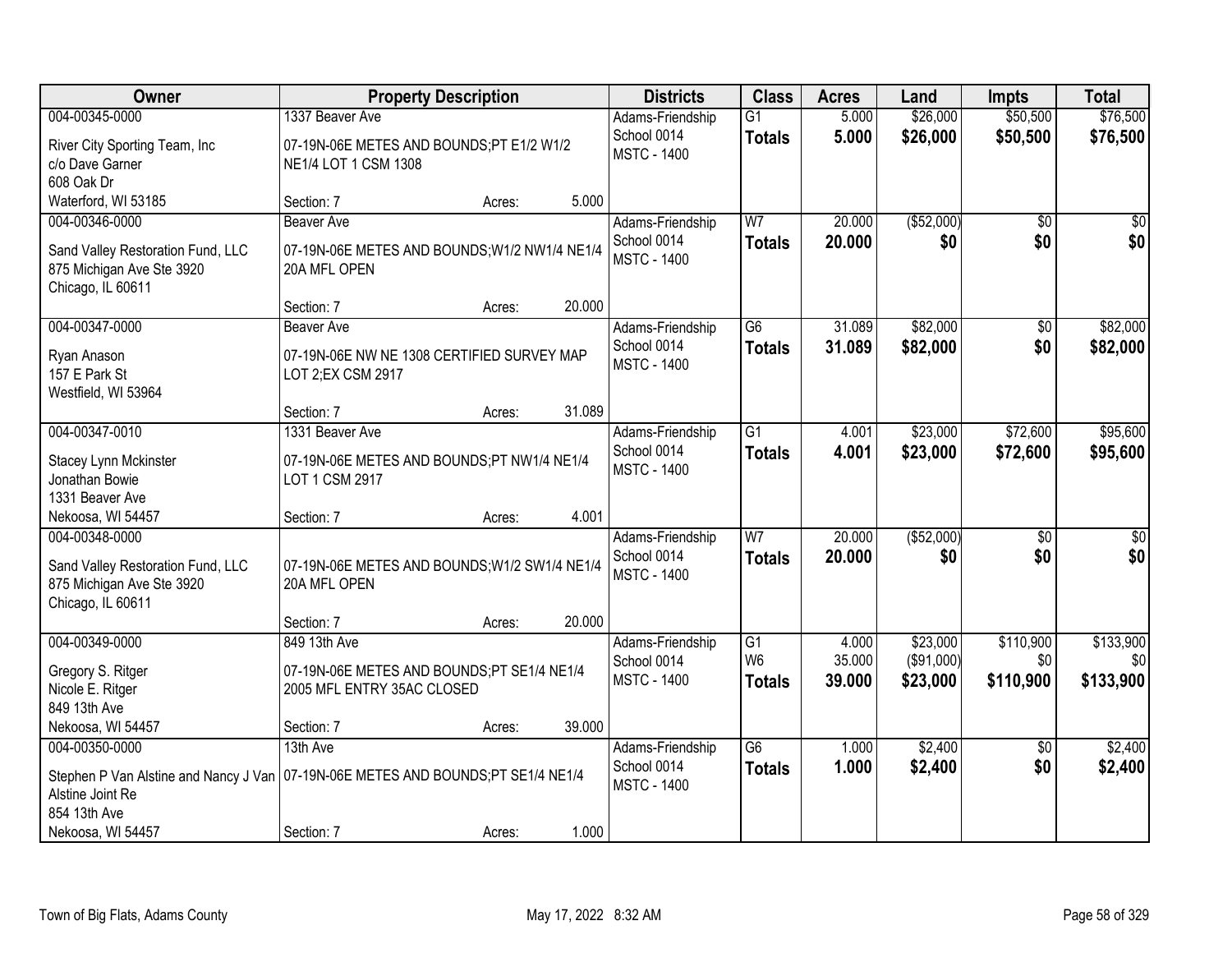| Owner | Property Description | Districts | Class | Acres | Land | Impts | Total |
|---|---|---|---|---|---|---|---|
| 004-00345-0000<br>River City Sporting Team, Inc<br>c/o Dave Garner<br>608 Oak Dr<br>Waterford, WI 53185 | 1337 Beaver Ave<br>07-19N-06E METES AND BOUNDS;PT E1/2 W1/2 NE1/4 LOT 1 CSM 1308<br>Section: 7 Acres: 5.000 | Adams-Friendship School 0014<br>MSTC - 1400 | G1<br>**Totals** | 5.000<br>**5.000** | $26,000<br>**$26,000** | $50,500<br>**$50,500** | $76,500<br>**$76,500** |
| 004-00346-0000<br>Sand Valley Restoration Fund, LLC<br>875 Michigan Ave Ste 3920<br>Chicago, IL 60611 | Beaver Ave<br>07-19N-06E METES AND BOUNDS;W1/2 NW1/4 NE1/4 20A MFL OPEN<br>Section: 7 Acres: 20.000 | Adams-Friendship School 0014<br>MSTC - 1400 | W7<br>**Totals** | 20.000<br>**20.000** | ($52,000)<br>**$0** | $0<br>**$0** | $0<br>**$0** |
| 004-00347-0000<br>Ryan Anason<br>157 E Park St<br>Westfield, WI 53964 | Beaver Ave<br>07-19N-06E NW NE 1308 CERTIFIED SURVEY MAP LOT 2;EX CSM 2917<br>Section: 7 Acres: 31.089 | Adams-Friendship School 0014<br>MSTC - 1400 | G6<br>**Totals** | 31.089<br>**31.089** | $82,000<br>**$82,000** | $0<br>**$0** | $82,000<br>**$82,000** |
| 004-00347-0010<br>Stacey Lynn Mckinster<br>Jonathan Bowie<br>1331 Beaver Ave<br>Nekoosa, WI 54457 | 1331 Beaver Ave<br>07-19N-06E METES AND BOUNDS;PT NW1/4 NE1/4 LOT 1 CSM 2917<br>Section: 7 Acres: 4.001 | Adams-Friendship School 0014<br>MSTC - 1400 | G1<br>**Totals** | 4.001<br>**4.001** | $23,000<br>**$23,000** | $72,600<br>**$72,600** | $95,600<br>**$95,600** |
| 004-00348-0000<br>Sand Valley Restoration Fund, LLC<br>875 Michigan Ave Ste 3920<br>Chicago, IL 60611 | 07-19N-06E METES AND BOUNDS;W1/2 SW1/4 NE1/4 20A MFL OPEN<br>Section: 7 Acres: 20.000 | Adams-Friendship School 0014<br>MSTC - 1400 | W7<br>**Totals** | 20.000<br>**20.000** | ($52,000)<br>**$0** | $0<br>**$0** | $0<br>**$0** |
| 004-00349-0000<br>Gregory S. Ritger<br>Nicole E. Ritger<br>849 13th Ave<br>Nekoosa, WI 54457 | 849 13th Ave<br>07-19N-06E METES AND BOUNDS;PT SE1/4 NE1/4 2005 MFL ENTRY 35AC CLOSED<br>Section: 7 Acres: 39.000 | Adams-Friendship School 0014<br>MSTC - 1400 | G1<br>W6<br>**Totals** | 4.000<br>35.000<br>**39.000** | $23,000<br>($91,000)<br>**$23,000** | $110,900<br>$0<br>**$110,900** | $133,900<br>$0<br>**$133,900** |
| 004-00350-0000<br>Stephen P Van Alstine and Nancy J Van Alstine Joint Re<br>854 13th Ave<br>Nekoosa, WI 54457 | 13th Ave<br>07-19N-06E METES AND BOUNDS;PT SE1/4 NE1/4<br>Section: 7 Acres: 1.000 | Adams-Friendship School 0014<br>MSTC - 1400 | G6<br>**Totals** | 1.000<br>**1.000** | $2,400<br>**$2,400** | $0<br>**$0** | $2,400<br>**$2,400** |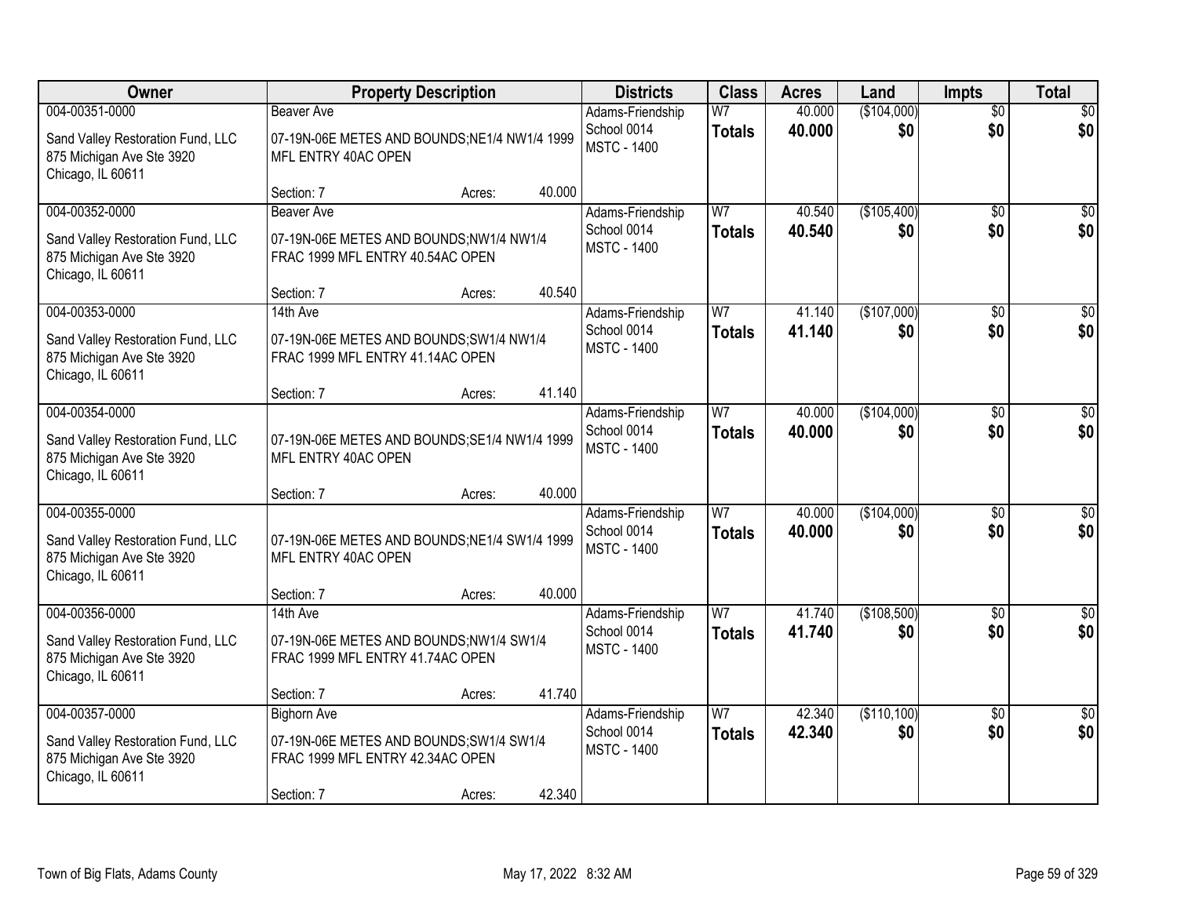| Owner | Property Description | Districts | Class | Acres | Land | Impts | Total |
|---|---|---|---|---|---|---|---|
| 004-00351-0000<br>Sand Valley Restoration Fund, LLC<br>875 Michigan Ave Ste 3920<br>Chicago, IL 60611 | Beaver Ave<br>07-19N-06E METES AND BOUNDS;NE1/4 NW1/4 1999 MFL ENTRY 40AC OPEN<br>Section: 7 Acres: 40.000 | Adams-Friendship<br>School 0014<br>MSTC - 1400 | W7<br>**Totals** | 40.000<br>**40.000** | ($104,000)<br>**$0** | $0<br>**$0** | $0<br>**$0** |
| 004-00352-0000<br>Sand Valley Restoration Fund, LLC<br>875 Michigan Ave Ste 3920<br>Chicago, IL 60611 | Beaver Ave<br>07-19N-06E METES AND BOUNDS;NW1/4 NW1/4 FRAC 1999 MFL ENTRY 40.54AC OPEN<br>Section: 7 Acres: 40.540 | Adams-Friendship<br>School 0014<br>MSTC - 1400 | W7<br>**Totals** | 40.540<br>**40.540** | ($105,400)<br>**$0** | $0<br>**$0** | $0<br>**$0** |
| 004-00353-0000<br>Sand Valley Restoration Fund, LLC<br>875 Michigan Ave Ste 3920<br>Chicago, IL 60611 | 14th Ave<br>07-19N-06E METES AND BOUNDS;SW1/4 NW1/4 FRAC 1999 MFL ENTRY 41.14AC OPEN<br>Section: 7 Acres: 41.140 | Adams-Friendship<br>School 0014<br>MSTC - 1400 | W7<br>**Totals** | 41.140<br>**41.140** | ($107,000)<br>**$0** | $0<br>**$0** | $0<br>**$0** |
| 004-00354-0000<br>Sand Valley Restoration Fund, LLC<br>875 Michigan Ave Ste 3920<br>Chicago, IL 60611 | 07-19N-06E METES AND BOUNDS;SE1/4 NW1/4 1999 MFL ENTRY 40AC OPEN<br>Section: 7 Acres: 40.000 | Adams-Friendship<br>School 0014<br>MSTC - 1400 | W7<br>**Totals** | 40.000<br>**40.000** | ($104,000)<br>**$0** | $0<br>**$0** | $0<br>**$0** |
| 004-00355-0000<br>Sand Valley Restoration Fund, LLC<br>875 Michigan Ave Ste 3920<br>Chicago, IL 60611 | 07-19N-06E METES AND BOUNDS;NE1/4 SW1/4 1999 MFL ENTRY 40AC OPEN<br>Section: 7 Acres: 40.000 | Adams-Friendship<br>School 0014<br>MSTC - 1400 | W7<br>**Totals** | 40.000<br>**40.000** | ($104,000)<br>**$0** | $0<br>**$0** | $0<br>**$0** |
| 004-00356-0000<br>Sand Valley Restoration Fund, LLC<br>875 Michigan Ave Ste 3920<br>Chicago, IL 60611 | 14th Ave<br>07-19N-06E METES AND BOUNDS;NW1/4 SW1/4 FRAC 1999 MFL ENTRY 41.74AC OPEN<br>Section: 7 Acres: 41.740 | Adams-Friendship<br>School 0014<br>MSTC - 1400 | W7<br>**Totals** | 41.740<br>**41.740** | ($108,500)<br>**$0** | $0<br>**$0** | $0<br>**$0** |
| 004-00357-0000<br>Sand Valley Restoration Fund, LLC<br>875 Michigan Ave Ste 3920<br>Chicago, IL 60611 | Bighorn Ave<br>07-19N-06E METES AND BOUNDS;SW1/4 SW1/4 FRAC 1999 MFL ENTRY 42.34AC OPEN<br>Section: 7 Acres: 42.340 | Adams-Friendship<br>School 0014<br>MSTC - 1400 | W7<br>**Totals** | 42.340<br>**42.340** | ($110,100)<br>**$0** | $0<br>**$0** | $0<br>**$0** |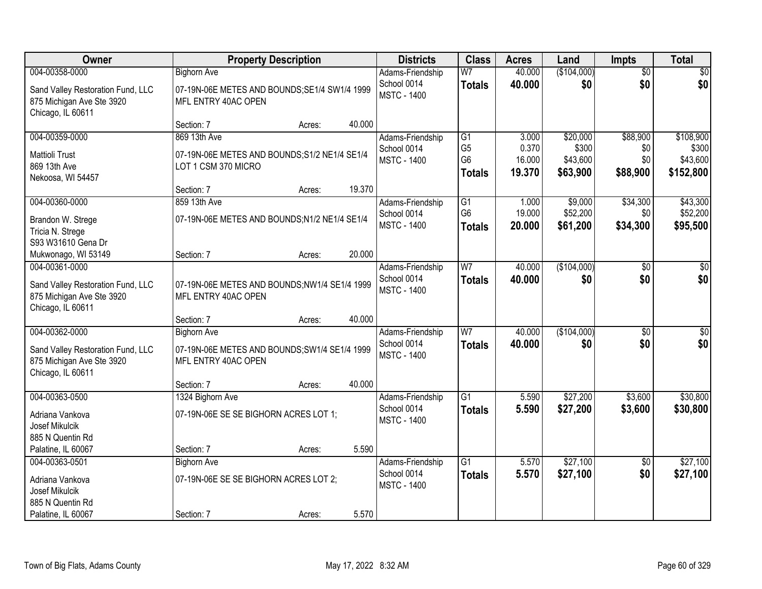| Owner | Property Description | Districts | Class | Acres | Land | Impts | Total |
|---|---|---|---|---|---|---|---|
| 004-00358-0000<br>Sand Valley Restoration Fund, LLC<br>875 Michigan Ave Ste 3920<br>Chicago, IL 60611 | Bighorn Ave<br>07-19N-06E METES AND BOUNDS;SE1/4 SW1/4 1999 MFL ENTRY 40AC OPEN<br>Section: 7 Acres: 40.000 | Adams-Friendship<br>School 0014<br>MSTC - 1400 | W7<br>**Totals** | 40.000<br>**40.000** | ($104,000)<br>**$0** | $0<br>**$0** | $0<br>**$0** |
| 004-00359-0000<br>Mattioli Trust<br>869 13th Ave<br>Nekoosa, WI 54457 | 869 13th Ave<br>07-19N-06E METES AND BOUNDS;S1/2 NE1/4 SE1/4 LOT 1 CSM 370 MICRO<br>Section: 7 Acres: 19.370 | Adams-Friendship<br>School 0014<br>MSTC - 1400 | G1<br>G5<br>G6<br>**Totals** | 3.000<br>0.370<br>16.000<br>**19.370** | $20,000<br>$300<br>$43,600<br>**$63,900** | $88,900<br>$0<br>$0<br>**$88,900** | $108,900<br>$300<br>$43,600<br>**$152,800** |
| 004-00360-0000<br>Brandon W. Strege<br>Tricia N. Strege<br>S93 W31610 Gena Dr<br>Mukwonago, WI 53149 | 859 13th Ave<br>07-19N-06E METES AND BOUNDS;N1/2 NE1/4 SE1/4<br>Section: 7 Acres: 20.000 | Adams-Friendship<br>School 0014<br>MSTC - 1400 | G1<br>G6<br>**Totals** | 1.000<br>19.000<br>**20.000** | $9,000<br>$52,200<br>**$61,200** | $34,300<br>$0<br>**$34,300** | $43,300<br>$52,200<br>**$95,500** |
| 004-00361-0000<br>Sand Valley Restoration Fund, LLC<br>875 Michigan Ave Ste 3920<br>Chicago, IL 60611 | 07-19N-06E METES AND BOUNDS;NW1/4 SE1/4 1999 MFL ENTRY 40AC OPEN<br>Section: 7 Acres: 40.000 | Adams-Friendship<br>School 0014<br>MSTC - 1400 | W7<br>**Totals** | 40.000<br>**40.000** | ($104,000)<br>**$0** | $0<br>**$0** | $0<br>**$0** |
| 004-00362-0000<br>Sand Valley Restoration Fund, LLC<br>875 Michigan Ave Ste 3920<br>Chicago, IL 60611 | Bighorn Ave<br>07-19N-06E METES AND BOUNDS;SW1/4 SE1/4 1999 MFL ENTRY 40AC OPEN<br>Section: 7 Acres: 40.000 | Adams-Friendship<br>School 0014<br>MSTC - 1400 | W7<br>**Totals** | 40.000<br>**40.000** | ($104,000)<br>**$0** | $0<br>**$0** | $0<br>**$0** |
| 004-00363-0500<br>Adriana Vankova<br>Josef Mikulcik<br>885 N Quentin Rd<br>Palatine, IL 60067 | 1324 Bighorn Ave<br>07-19N-06E SE SE BIGHORN ACRES LOT 1;<br>Section: 7 Acres: 5.590 | Adams-Friendship<br>School 0014<br>MSTC - 1400 | G1<br>**Totals** | 5.590<br>**5.590** | $27,200<br>**$27,200** | $3,600<br>**$3,600** | $30,800<br>**$30,800** |
| 004-00363-0501<br>Adriana Vankova<br>Josef Mikulcik<br>885 N Quentin Rd<br>Palatine, IL 60067 | Bighorn Ave<br>07-19N-06E SE SE BIGHORN ACRES LOT 2;<br>Section: 7 Acres: 5.570 | Adams-Friendship<br>School 0014<br>MSTC - 1400 | G1<br>**Totals** | 5.570<br>**5.570** | $27,100<br>**$27,100** | $0<br>**$0** | $27,100<br>**$27,100** |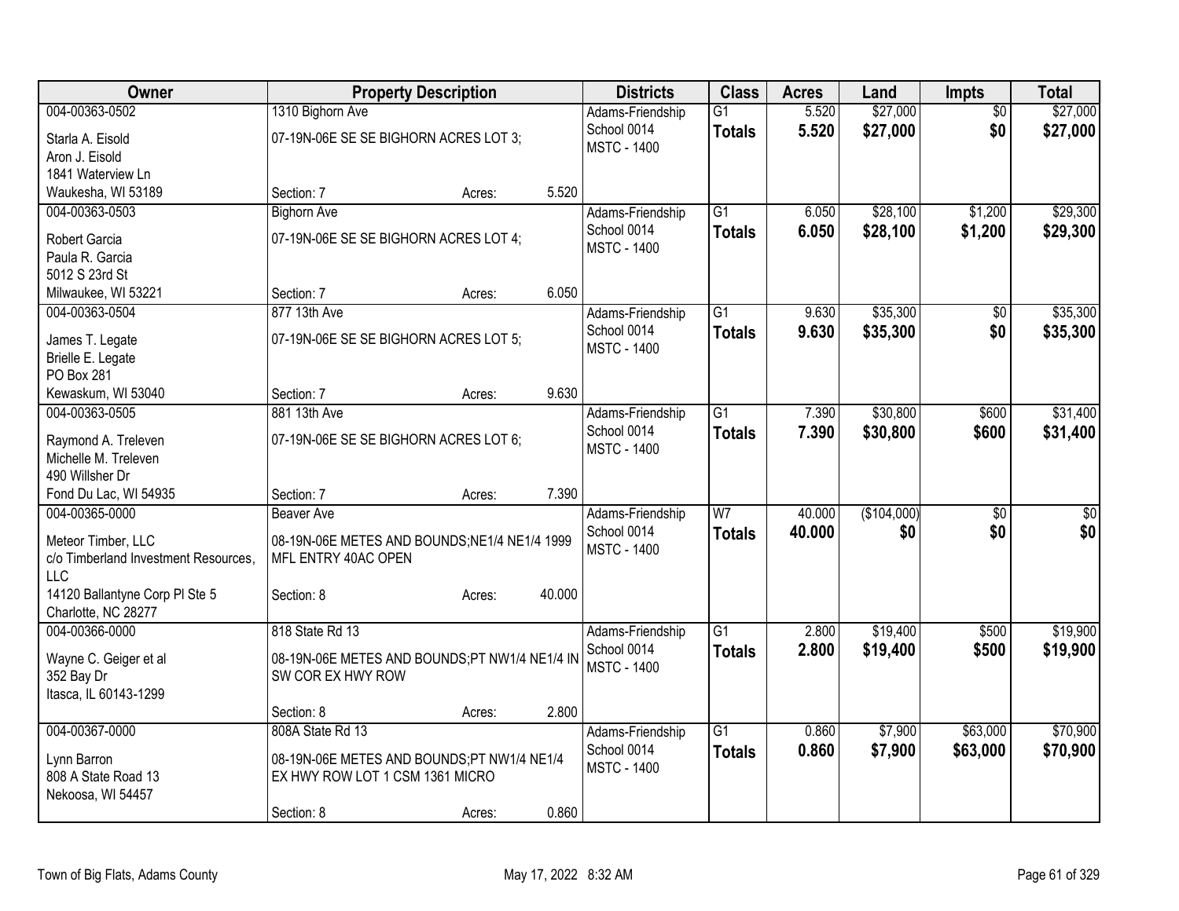| Owner | Property Description | Districts | Class | Acres | Land | Impts | Total |
|---|---|---|---|---|---|---|---|
| 004-00363-0502<br>Starla A. Eisold<br>Aron J. Eisold<br>1841 Waterview Ln<br>Waukesha, WI 53189 | 1310 Bighorn Ave<br>07-19N-06E SE SE BIGHORN ACRES LOT 3;<br>Section: 7 Acres: 5.520 | Adams-Friendship<br>School 0014<br>MSTC - 1400 | G1<br>**Totals** | 5.520<br>**5.520** | $27,000<br>**$27,000** | $0<br>**$0** | $27,000<br>**$27,000** |
| 004-00363-0503<br>Robert Garcia<br>Paula R. Garcia<br>5012 S 23rd St<br>Milwaukee, WI 53221 | Bighorn Ave<br>07-19N-06E SE SE BIGHORN ACRES LOT 4;<br>Section: 7 Acres: 6.050 | Adams-Friendship<br>School 0014<br>MSTC - 1400 | G1<br>**Totals** | 6.050<br>**6.050** | $28,100<br>**$28,100** | $1,200<br>**$1,200** | $29,300<br>**$29,300** |
| 004-00363-0504<br>James T. Legate<br>Brielle E. Legate<br>PO Box 281<br>Kewaskum, WI 53040 | 877 13th Ave<br>07-19N-06E SE SE BIGHORN ACRES LOT 5;<br>Section: 7 Acres: 9.630 | Adams-Friendship<br>School 0014<br>MSTC - 1400 | G1<br>**Totals** | 9.630<br>**9.630** | $35,300<br>**$35,300** | $0<br>**$0** | $35,300<br>**$35,300** |
| 004-00363-0505<br>Raymond A. Treleven<br>Michelle M. Treleven<br>490 Willsher Dr<br>Fond Du Lac, WI 54935 | 881 13th Ave<br>07-19N-06E SE SE BIGHORN ACRES LOT 6;<br>Section: 7 Acres: 7.390 | Adams-Friendship<br>School 0014<br>MSTC - 1400 | G1<br>**Totals** | 7.390<br>**7.390** | $30,800<br>**$30,800** | $600<br>**$600** | $31,400<br>**$31,400** |
| 004-00365-0000<br>Meteor Timber, LLC<br>c/o Timberland Investment Resources, LLC<br>14120 Ballantyne Corp Pl Ste 5<br>Charlotte, NC 28277 | Beaver Ave<br>08-19N-06E METES AND BOUNDS;NE1/4 NE1/4 1999 MFL ENTRY 40AC OPEN<br>Section: 8 Acres: 40.000 | Adams-Friendship<br>School 0014<br>MSTC - 1400 | W7<br>**Totals** | 40.000<br>**40.000** | ($104,000)<br>**$0** | $0<br>**$0** | $0<br>**$0** |
| 004-00366-0000<br>Wayne C. Geiger et al<br>352 Bay Dr<br>Itasca, IL 60143-1299 | 818 State Rd 13<br>08-19N-06E METES AND BOUNDS;PT NW1/4 NE1/4 IN SW COR EX HWY ROW<br>Section: 8 Acres: 2.800 | Adams-Friendship<br>School 0014<br>MSTC - 1400 | G1<br>**Totals** | 2.800<br>**2.800** | $19,400<br>**$19,400** | $500<br>**$500** | $19,900<br>**$19,900** |
| 004-00367-0000<br>Lynn Barron<br>808 A State Road 13<br>Nekoosa, WI 54457 | 808A State Rd 13<br>08-19N-06E METES AND BOUNDS;PT NW1/4 NE1/4 EX HWY ROW LOT 1 CSM 1361 MICRO<br>Section: 8 Acres: 0.860 | Adams-Friendship<br>School 0014<br>MSTC - 1400 | G1<br>**Totals** | 0.860<br>**0.860** | $7,900<br>**$7,900** | $63,000<br>**$63,000** | $70,900<br>**$70,900** |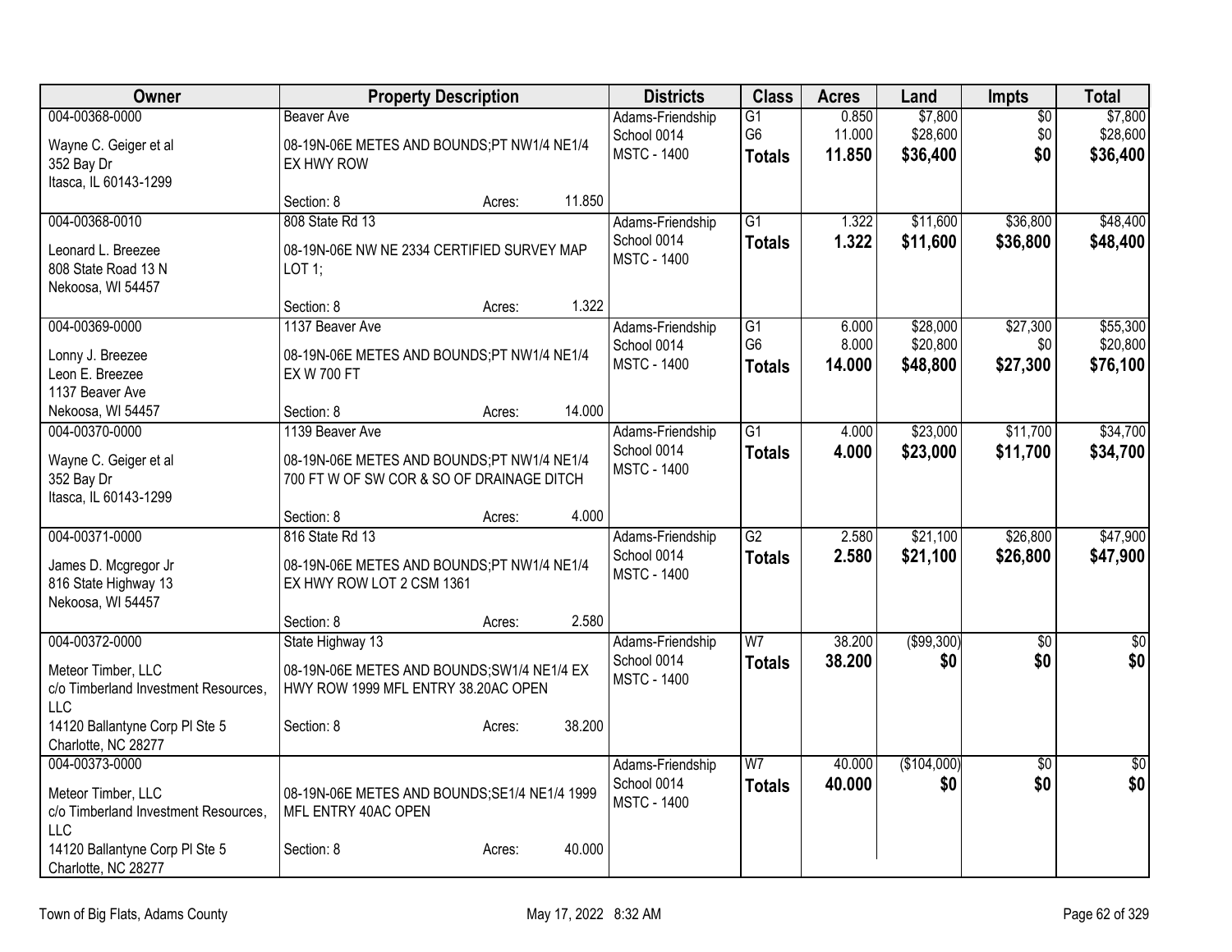| Owner | Property Description | Districts | Class | Acres | Land | Impts | Total |
|---|---|---|---|---|---|---|---|
| 004-00368-0000<br>Wayne C. Geiger et al<br>352 Bay Dr<br>Itasca, IL 60143-1299 | Beaver Ave<br>08-19N-06E METES AND BOUNDS;PT NW1/4 NE1/4 EX HWY ROW<br>Section: 8 Acres: 11.850 | Adams-Friendship<br>School 0014<br>MSTC - 1400 | G1<br>G6<br>**Totals** | 0.850<br>11.000<br>**11.850** | $7,800<br>$28,600<br>**$36,400** | $0<br>$0<br>**$0** | $7,800<br>$28,600<br>**$36,400** |
| 004-00368-0010<br>Leonard L. Breezee<br>808 State Road 13 N<br>Nekoosa, WI 54457 | 808 State Rd 13<br>08-19N-06E NW NE 2334 CERTIFIED SURVEY MAP LOT 1;<br>Section: 8 Acres: 1.322 | Adams-Friendship<br>School 0014<br>MSTC - 1400 | G1<br>**Totals** | 1.322<br>**1.322** | $11,600<br>**$11,600** | $36,800<br>**$36,800** | $48,400<br>**$48,400** |
| 004-00369-0000<br>Lonny J. Breezee<br>Leon E. Breezee<br>1137 Beaver Ave<br>Nekoosa, WI 54457 | 1137 Beaver Ave<br>08-19N-06E METES AND BOUNDS;PT NW1/4 NE1/4 EX W 700 FT<br>Section: 8 Acres: 14.000 | Adams-Friendship<br>School 0014<br>MSTC - 1400 | G1<br>G6<br>**Totals** | 6.000<br>8.000<br>**14.000** | $28,000<br>$20,800<br>**$48,800** | $27,300<br>$0<br>**$27,300** | $55,300<br>$20,800<br>**$76,100** |
| 004-00370-0000<br>Wayne C. Geiger et al<br>352 Bay Dr<br>Itasca, IL 60143-1299 | 1139 Beaver Ave<br>08-19N-06E METES AND BOUNDS;PT NW1/4 NE1/4 700 FT W OF SW COR & SO OF DRAINAGE DITCH<br>Section: 8 Acres: 4.000 | Adams-Friendship<br>School 0014<br>MSTC - 1400 | G1<br>**Totals** | 4.000<br>**4.000** | $23,000<br>**$23,000** | $11,700<br>**$11,700** | $34,700<br>**$34,700** |
| 004-00371-0000<br>James D. Mcgregor Jr<br>816 State Highway 13<br>Nekoosa, WI 54457 | 816 State Rd 13<br>08-19N-06E METES AND BOUNDS;PT NW1/4 NE1/4 EX HWY ROW LOT 2 CSM 1361<br>Section: 8 Acres: 2.580 | Adams-Friendship<br>School 0014<br>MSTC - 1400 | G2<br>**Totals** | 2.580<br>**2.580** | $21,100<br>**$21,100** | $26,800<br>**$26,800** | $47,900<br>**$47,900** |
| 004-00372-0000<br>Meteor Timber, LLC<br>c/o Timberland Investment Resources, LLC<br>14120 Ballantyne Corp Pl Ste 5<br>Charlotte, NC 28277 | State Highway 13<br>08-19N-06E METES AND BOUNDS;SW1/4 NE1/4 EX HWY ROW 1999 MFL ENTRY 38.20AC OPEN<br>Section: 8 Acres: 38.200 | Adams-Friendship<br>School 0014<br>MSTC - 1400 | W7<br>**Totals** | 38.200<br>**38.200** | ($99,300)<br>**$0** | $0<br>**$0** | $0<br>**$0** |
| 004-00373-0000<br>Meteor Timber, LLC<br>c/o Timberland Investment Resources, LLC<br>14120 Ballantyne Corp Pl Ste 5<br>Charlotte, NC 28277 | 08-19N-06E METES AND BOUNDS;SE1/4 NE1/4 1999 MFL ENTRY 40AC OPEN<br>Section: 8 Acres: 40.000 | Adams-Friendship<br>School 0014<br>MSTC - 1400 | W7<br>**Totals** | 40.000<br>**40.000** | ($104,000)<br>**$0** | $0<br>**$0** | $0<br>**$0** |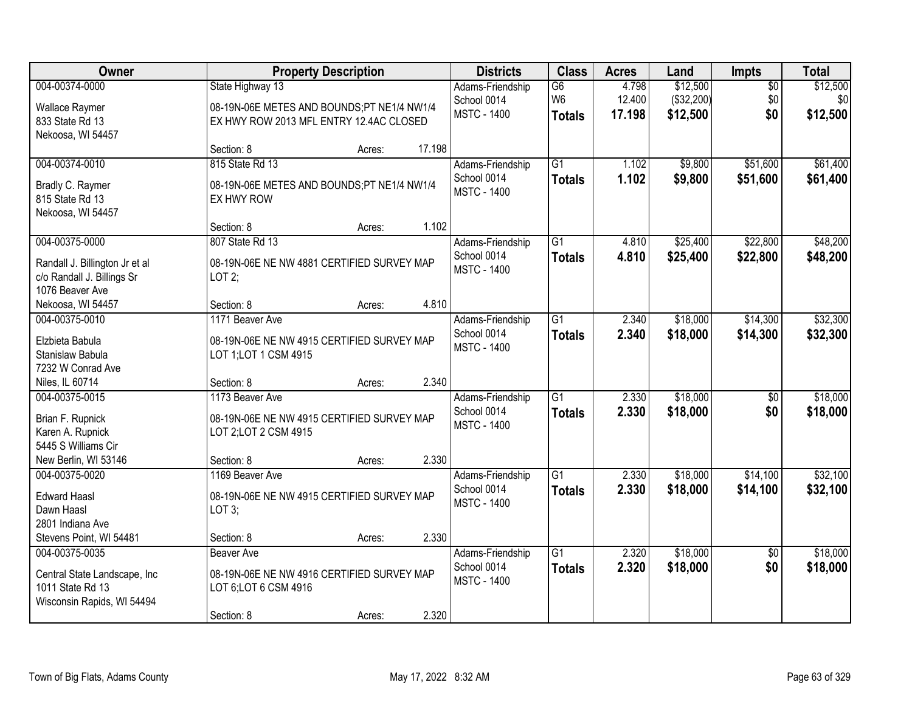| Owner | Property Description | Districts | Class | Acres | Land | Impts | Total |
|---|---|---|---|---|---|---|---|
| 004-00374-0000<br>Wallace Raymer<br>833 State Rd 13<br>Nekoosa, WI 54457 | State Highway 13<br>08-19N-06E METES AND BOUNDS;PT NE1/4 NW1/4 EX HWY ROW 2013 MFL ENTRY 12.4AC CLOSED<br>Section: 8 Acres: 17.198 | Adams-Friendship<br>School 0014<br>MSTC - 1400 | G6<br>W6<br>**Totals** | 4.798<br>12.400<br>**17.198** | $12,500<br>($32,200)<br>**$12,500** | $0<br>$0<br>**$0** | $12,500<br>$0<br>**$12,500** |
| 004-00374-0010<br>Bradly C. Raymer<br>815 State Rd 13<br>Nekoosa, WI 54457 | 815 State Rd 13<br>08-19N-06E METES AND BOUNDS;PT NE1/4 NW1/4 EX HWY ROW<br>Section: 8 Acres: 1.102 | Adams-Friendship<br>School 0014<br>MSTC - 1400 | G1<br>**Totals** | 1.102<br>**1.102** | $9,800<br>**$9,800** | $51,600<br>**$51,600** | $61,400<br>**$61,400** |
| 004-00375-0000<br>Randall J. Billington Jr et al<br>c/o Randall J. Billings Sr<br>1076 Beaver Ave<br>Nekoosa, WI 54457 | 807 State Rd 13<br>08-19N-06E NE NW 4881 CERTIFIED SURVEY MAP LOT 2;<br>Section: 8 Acres: 4.810 | Adams-Friendship<br>School 0014<br>MSTC - 1400 | G1<br>**Totals** | 4.810<br>**4.810** | $25,400<br>**$25,400** | $22,800<br>**$22,800** | $48,200<br>**$48,200** |
| 004-00375-0010<br>Elzbieta Babula<br>Stanislaw Babula<br>7232 W Conrad Ave<br>Niles, IL 60714 | 1171 Beaver Ave<br>08-19N-06E NE NW 4915 CERTIFIED SURVEY MAP LOT 1;LOT 1 CSM 4915<br>Section: 8 Acres: 2.340 | Adams-Friendship<br>School 0014<br>MSTC - 1400 | G1<br>**Totals** | 2.340<br>**2.340** | $18,000<br>**$18,000** | $14,300<br>**$14,300** | $32,300<br>**$32,300** |
| 004-00375-0015<br>Brian F. Rupnick<br>Karen A. Rupnick<br>5445 S Williams Cir<br>New Berlin, WI 53146 | 1173 Beaver Ave<br>08-19N-06E NE NW 4915 CERTIFIED SURVEY MAP LOT 2;LOT 2 CSM 4915<br>Section: 8 Acres: 2.330 | Adams-Friendship<br>School 0014<br>MSTC - 1400 | G1<br>**Totals** | 2.330<br>**2.330** | $18,000<br>**$18,000** | $0<br>**$0** | $18,000<br>**$18,000** |
| 004-00375-0020<br>Edward Haasl<br>Dawn Haasl<br>2801 Indiana Ave<br>Stevens Point, WI 54481 | 1169 Beaver Ave<br>08-19N-06E NE NW 4915 CERTIFIED SURVEY MAP LOT 3;<br>Section: 8 Acres: 2.330 | Adams-Friendship<br>School 0014<br>MSTC - 1400 | G1<br>**Totals** | 2.330<br>**2.330** | $18,000<br>**$18,000** | $14,100<br>**$14,100** | $32,100<br>**$32,100** |
| 004-00375-0035<br>Central State Landscape, Inc<br>1011 State Rd 13<br>Wisconsin Rapids, WI 54494 | Beaver Ave<br>08-19N-06E NE NW 4916 CERTIFIED SURVEY MAP LOT 6;LOT 6 CSM 4916<br>Section: 8 Acres: 2.320 | Adams-Friendship<br>School 0014<br>MSTC - 1400 | G1<br>**Totals** | 2.320<br>**2.320** | $18,000<br>**$18,000** | $0<br>**$0** | $18,000<br>**$18,000** |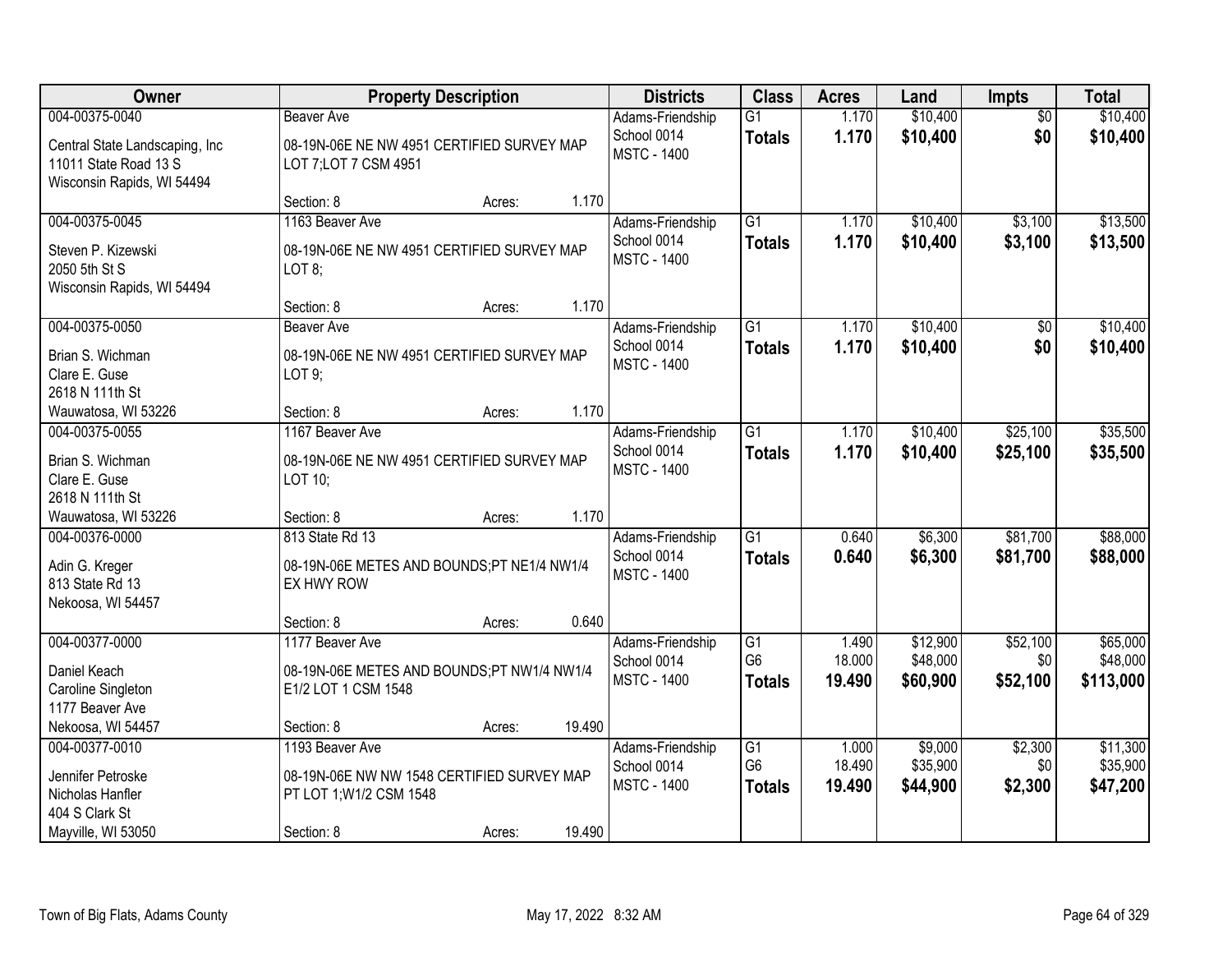| Owner | Property Description | | | Districts | Class | Acres | Land | Impts | Total |
|---|---|---|---|---|---|---|---|---|---|
| 004-00375-0040 | Beaver Ave | | | Adams-Friendship | G1 | 1.170 | $10,400 | $0 | $10,400 |
| Central State Landscaping, Inc<br>11011 State Road 13 S<br>Wisconsin Rapids, WI 54494 | 08-19N-06E NE NW 4951 CERTIFIED SURVEY MAP LOT 7;LOT 7 CSM 4951 | | | School 0014<br>MSTC - 1400 | **Totals** | **1.170** | **$10,400** | **$0** | **$10,400** |
| | Section: 8 | Acres: | 1.170 | | | | | | |
| 004-00375-0045 | 1163 Beaver Ave | | | Adams-Friendship | G1 | 1.170 | $10,400 | $3,100 | $13,500 |
| Steven P. Kizewski<br>2050 5th St S<br>Wisconsin Rapids, WI 54494 | 08-19N-06E NE NW 4951 CERTIFIED SURVEY MAP LOT 8; | | | School 0014<br>MSTC - 1400 | **Totals** | **1.170** | **$10,400** | **$3,100** | **$13,500** |
| | Section: 8 | Acres: | 1.170 | | | | | | |
| 004-00375-0050 | Beaver Ave | | | Adams-Friendship | G1 | 1.170 | $10,400 | $0 | $10,400 |
| Brian S. Wichman<br>Clare E. Guse<br>2618 N 111th St<br>Wauwatosa, WI 53226 | 08-19N-06E NE NW 4951 CERTIFIED SURVEY MAP LOT 9; | | | School 0014<br>MSTC - 1400 | **Totals** | **1.170** | **$10,400** | **$0** | **$10,400** |
| | Section: 8 | Acres: | 1.170 | | | | | | |
| 004-00375-0055 | 1167 Beaver Ave | | | Adams-Friendship | G1 | 1.170 | $10,400 | $25,100 | $35,500 |
| Brian S. Wichman<br>Clare E. Guse<br>2618 N 111th St<br>Wauwatosa, WI 53226 | 08-19N-06E NE NW 4951 CERTIFIED SURVEY MAP LOT 10; | | | School 0014<br>MSTC - 1400 | **Totals** | **1.170** | **$10,400** | **$25,100** | **$35,500** |
| | Section: 8 | Acres: | 1.170 | | | | | | |
| 004-00376-0000 | 813 State Rd 13 | | | Adams-Friendship | G1 | 0.640 | $6,300 | $81,700 | $88,000 |
| Adin G. Kreger<br>813 State Rd 13<br>Nekoosa, WI 54457 | 08-19N-06E METES AND BOUNDS;PT NE1/4 NW1/4 EX HWY ROW | | | School 0014<br>MSTC - 1400 | **Totals** | **0.640** | **$6,300** | **$81,700** | **$88,000** |
| | Section: 8 | Acres: | 0.640 | | | | | | |
| 004-00377-0000 | 1177 Beaver Ave | | | Adams-Friendship | G1 | 1.490 | $12,900 | $52,100 | $65,000 |
| Daniel Keach<br>Caroline Singleton<br>1177 Beaver Ave<br>Nekoosa, WI 54457 | 08-19N-06E METES AND BOUNDS;PT NW1/4 NW1/4 E1/2 LOT 1 CSM 1548 | | | School 0014<br>MSTC - 1400 | G6 | 18.000 | $48,000 | $0 | $48,000 |
| | | | | | **Totals** | **19.490** | **$60,900** | **$52,100** | **$113,000** |
| | Section: 8 | Acres: | 19.490 | | | | | | |
| 004-00377-0010 | 1193 Beaver Ave | | | Adams-Friendship | G1 | 1.000 | $9,000 | $2,300 | $11,300 |
| Jennifer Petroske<br>Nicholas Hanfler<br>404 S Clark St<br>Mayville, WI 53050 | 08-19N-06E NW NW 1548 CERTIFIED SURVEY MAP PT LOT 1;W1/2 CSM 1548 | | | School 0014<br>MSTC - 1400 | G6 | 18.490 | $35,900 | $0 | $35,900 |
| | | | | | **Totals** | **19.490** | **$44,900** | **$2,300** | **$47,200** |
| | Section: 8 | Acres: | 19.490 | | | | | | |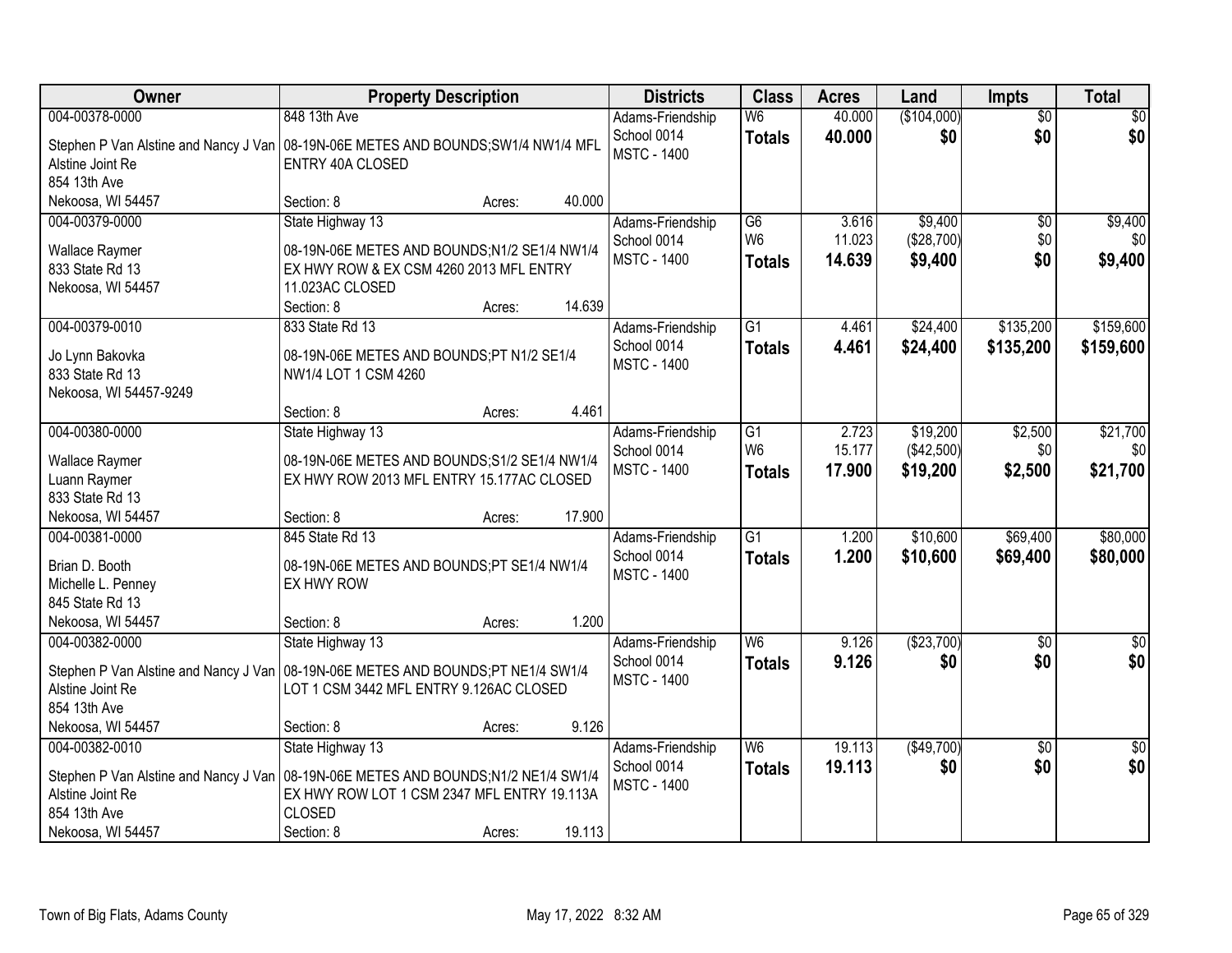| Owner | Property Description | Districts | Class | Acres | Land | Impts | Total |
|---|---|---|---|---|---|---|---|
| 004-00378-0000<br>Stephen P Van Alstine and Nancy J Van Alstine Joint Re<br>854 13th Ave<br>Nekoosa, WI 54457 | 848 13th Ave<br>08-19N-06E METES AND BOUNDS;SW1/4 NW1/4 MFL ENTRY 40A CLOSED<br>Section: 8 Acres: 40.000 | Adams-Friendship<br>School 0014<br>MSTC - 1400 | W6<br>**Totals** | 40.000<br>**40.000** | ($104,000)<br>**$0** | $0<br>**$0** | $0<br>**$0** |
| 004-00379-0000<br>Wallace Raymer<br>833 State Rd 13<br>Nekoosa, WI 54457 | State Highway 13<br>08-19N-06E METES AND BOUNDS;N1/2 SE1/4 NW1/4 EX HWY ROW & EX CSM 4260 2013 MFL ENTRY 11.023AC CLOSED<br>Section: 8 Acres: 14.639 | Adams-Friendship<br>School 0014<br>MSTC - 1400 | G6<br>W6<br>**Totals** | 3.616<br>11.023<br>**14.639** | $9,400<br>($28,700)<br>**$9,400** | $0<br>$0<br>**$0** | $9,400<br>$0<br>**$9,400** |
| 004-00379-0010<br>Jo Lynn Bakovka<br>833 State Rd 13<br>Nekoosa, WI 54457-9249 | 833 State Rd 13<br>08-19N-06E METES AND BOUNDS;PT N1/2 SE1/4 NW1/4 LOT 1 CSM 4260<br>Section: 8 Acres: 4.461 | Adams-Friendship<br>School 0014<br>MSTC - 1400 | G1<br>**Totals** | 4.461<br>**4.461** | $24,400<br>**$24,400** | $135,200<br>**$135,200** | $159,600<br>**$159,600** |
| 004-00380-0000<br>Wallace Raymer<br>Luann Raymer<br>833 State Rd 13<br>Nekoosa, WI 54457 | State Highway 13<br>08-19N-06E METES AND BOUNDS;S1/2 SE1/4 NW1/4 EX HWY ROW 2013 MFL ENTRY 15.177AC CLOSED<br>Section: 8 Acres: 17.900 | Adams-Friendship<br>School 0014<br>MSTC - 1400 | G1<br>W6<br>**Totals** | 2.723<br>15.177<br>**17.900** | $19,200<br>($42,500)<br>**$19,200** | $2,500<br>$0<br>**$2,500** | $21,700<br>$0<br>**$21,700** |
| 004-00381-0000<br>Brian D. Booth<br>Michelle L. Penney<br>845 State Rd 13<br>Nekoosa, WI 54457 | 845 State Rd 13<br>08-19N-06E METES AND BOUNDS;PT SE1/4 NW1/4 EX HWY ROW<br>Section: 8 Acres: 1.200 | Adams-Friendship<br>School 0014<br>MSTC - 1400 | G1<br>**Totals** | 1.200<br>**1.200** | $10,600<br>**$10,600** | $69,400<br>**$69,400** | $80,000<br>**$80,000** |
| 004-00382-0000<br>Stephen P Van Alstine and Nancy J Van Alstine Joint Re<br>854 13th Ave<br>Nekoosa, WI 54457 | State Highway 13<br>08-19N-06E METES AND BOUNDS;PT NE1/4 SW1/4 LOT 1 CSM 3442 MFL ENTRY 9.126AC CLOSED<br>Section: 8 Acres: 9.126 | Adams-Friendship<br>School 0014<br>MSTC - 1400 | W6<br>**Totals** | 9.126<br>**9.126** | ($23,700)<br>**$0** | $0<br>**$0** | $0<br>**$0** |
| 004-00382-0010<br>Stephen P Van Alstine and Nancy J Van Alstine Joint Re<br>854 13th Ave<br>Nekoosa, WI 54457 | State Highway 13<br>08-19N-06E METES AND BOUNDS;N1/2 NE1/4 SW1/4 EX HWY ROW LOT 1 CSM 2347 MFL ENTRY 19.113A CLOSED<br>Section: 8 Acres: 19.113 | Adams-Friendship<br>School 0014<br>MSTC - 1400 | W6<br>**Totals** | 19.113<br>**19.113** | ($49,700)<br>**$0** | $0<br>**$0** | $0<br>**$0** |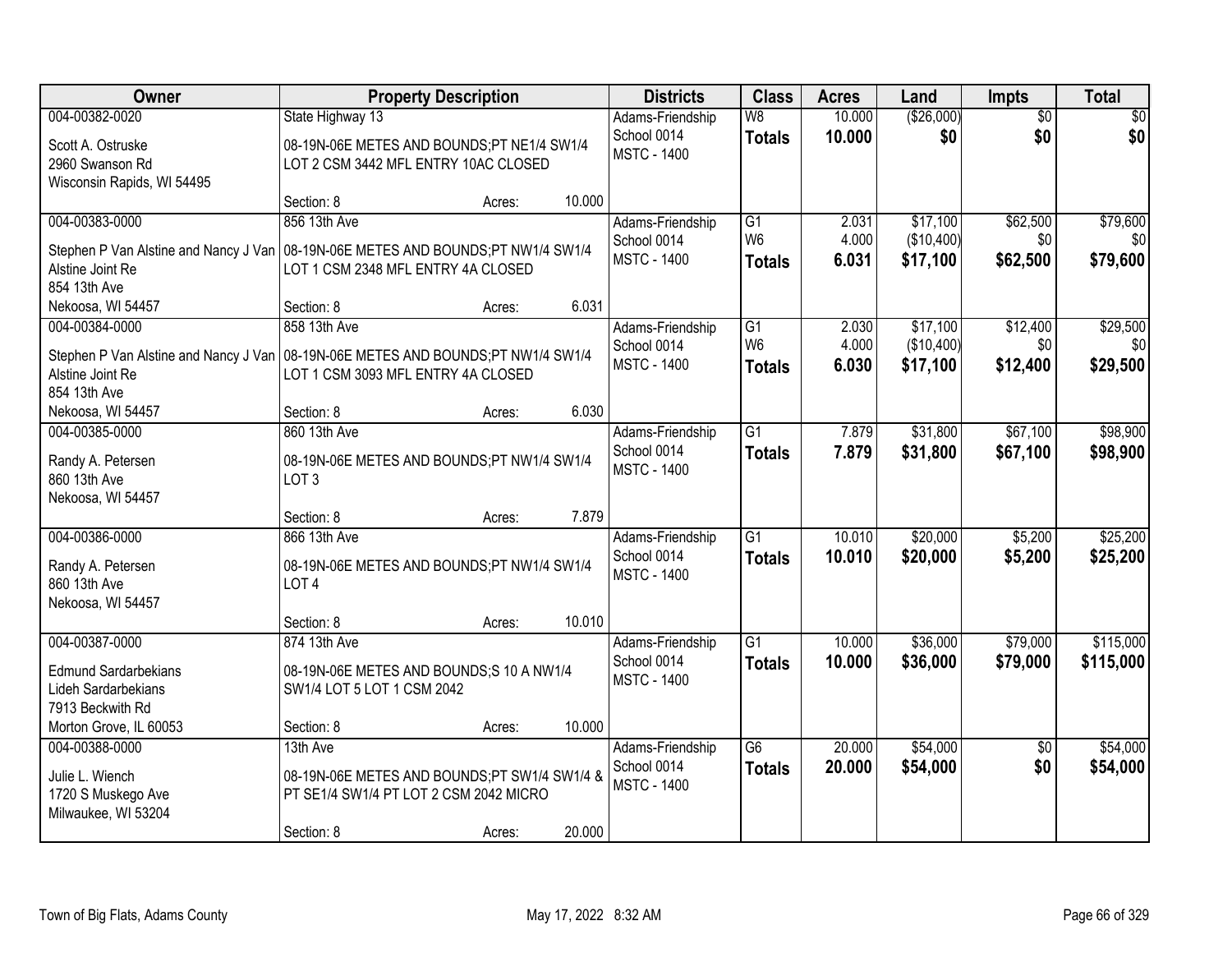| Owner | Property Description | Districts | Class | Acres | Land | Impts | Total |
|---|---|---|---|---|---|---|---|
| 004-00382-0020<br>Scott A. Ostruske<br>2960 Swanson Rd<br>Wisconsin Rapids, WI 54495 | State Highway 13<br>08-19N-06E METES AND BOUNDS;PT NE1/4 SW1/4 LOT 2 CSM 3442 MFL ENTRY 10AC CLOSED<br>Section: 8 Acres: 10.000 | Adams-Friendship School 0014<br>MSTC - 1400 | W8<br>**Totals** | 10.000<br>**10.000** | ($26,000)<br>**$0** | $0<br>**$0** | $0<br>**$0** |
| 004-00383-0000<br>Stephen P Van Alstine and Nancy J Van Alstine Joint Re<br>854 13th Ave<br>Nekoosa, WI 54457 | 856 13th Ave<br>08-19N-06E METES AND BOUNDS;PT NW1/4 SW1/4 LOT 1 CSM 2348 MFL ENTRY 4A CLOSED<br>Section: 8 Acres: 6.031 | Adams-Friendship School 0014<br>MSTC - 1400 | G1<br>W6<br>**Totals** | 2.031<br>4.000<br>**6.031** | $17,100<br>($10,400)<br>**$17,100** | $62,500<br>$0<br>**$62,500** | $79,600<br>$0<br>**$79,600** |
| 004-00384-0000<br>Stephen P Van Alstine and Nancy J Van Alstine Joint Re<br>854 13th Ave<br>Nekoosa, WI 54457 | 858 13th Ave<br>08-19N-06E METES AND BOUNDS;PT NW1/4 SW1/4 LOT 1 CSM 3093 MFL ENTRY 4A CLOSED<br>Section: 8 Acres: 6.030 | Adams-Friendship School 0014<br>MSTC - 1400 | G1<br>W6<br>**Totals** | 2.030<br>4.000<br>**6.030** | $17,100<br>($10,400)<br>**$17,100** | $12,400<br>$0<br>**$12,400** | $29,500<br>$0<br>**$29,500** |
| 004-00385-0000<br>Randy A. Petersen<br>860 13th Ave<br>Nekoosa, WI 54457 | 860 13th Ave<br>08-19N-06E METES AND BOUNDS;PT NW1/4 SW1/4 LOT 3<br>Section: 8 Acres: 7.879 | Adams-Friendship School 0014<br>MSTC - 1400 | G1<br>**Totals** | 7.879<br>**7.879** | $31,800<br>**$31,800** | $67,100<br>**$67,100** | $98,900<br>**$98,900** |
| 004-00386-0000<br>Randy A. Petersen<br>860 13th Ave<br>Nekoosa, WI 54457 | 866 13th Ave<br>08-19N-06E METES AND BOUNDS;PT NW1/4 SW1/4 LOT 4<br>Section: 8 Acres: 10.010 | Adams-Friendship School 0014<br>MSTC - 1400 | G1<br>**Totals** | 10.010<br>**10.010** | $20,000<br>**$20,000** | $5,200<br>**$5,200** | $25,200<br>**$25,200** |
| 004-00387-0000<br>Edmund Sardarbekians<br>Lideh Sardarbekians<br>7913 Beckwith Rd<br>Morton Grove, IL 60053 | 874 13th Ave<br>08-19N-06E METES AND BOUNDS;S 10 A NW1/4 SW1/4 LOT 5 LOT 1 CSM 2042<br>Section: 8 Acres: 10.000 | Adams-Friendship School 0014<br>MSTC - 1400 | G1<br>**Totals** | 10.000<br>**10.000** | $36,000<br>**$36,000** | $79,000<br>**$79,000** | $115,000<br>**$115,000** |
| 004-00388-0000<br>Julie L. Wiench<br>1720 S Muskego Ave<br>Milwaukee, WI 53204 | 13th Ave<br>08-19N-06E METES AND BOUNDS;PT SW1/4 SW1/4 & PT SE1/4 SW1/4 PT LOT 2 CSM 2042 MICRO<br>Section: 8 Acres: 20.000 | Adams-Friendship School 0014<br>MSTC - 1400 | G6<br>**Totals** | 20.000<br>**20.000** | $54,000<br>**$54,000** | $0<br>**$0** | $54,000<br>**$54,000** |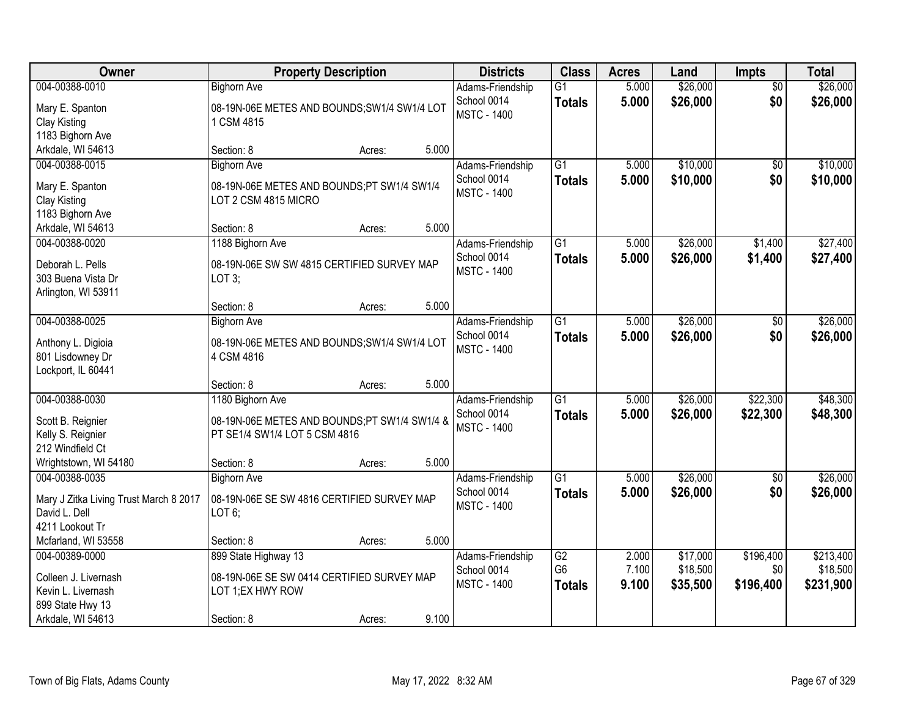| Owner | Property Description | Districts | Class | Acres | Land | Impts | Total |
|---|---|---|---|---|---|---|---|
| 004-00388-0010<br>Mary E. Spanton<br>Clay Kisting<br>1183 Bighorn Ave<br>Arkdale, WI 54613 | Bighorn Ave<br>08-19N-06E METES AND BOUNDS;SW1/4 SW1/4 LOT 1 CSM 4815<br>Section: 8 Acres: 5.000 | Adams-Friendship School 0014<br>MSTC - 1400 | G1<br>**Totals** | 5.000<br>**5.000** | $26,000<br>**$26,000** | $0<br>**$0** | $26,000<br>**$26,000** |
| 004-00388-0015<br>Mary E. Spanton<br>Clay Kisting<br>1183 Bighorn Ave<br>Arkdale, WI 54613 | Bighorn Ave<br>08-19N-06E METES AND BOUNDS;PT SW1/4 SW1/4 LOT 2 CSM 4815 MICRO<br>Section: 8 Acres: 5.000 | Adams-Friendship School 0014<br>MSTC - 1400 | G1<br>**Totals** | 5.000<br>**5.000** | $10,000<br>**$10,000** | $0<br>**$0** | $10,000<br>**$10,000** |
| 004-00388-0020<br>Deborah L. Pells<br>303 Buena Vista Dr<br>Arlington, WI 53911 | 1188 Bighorn Ave<br>08-19N-06E SW SW 4815 CERTIFIED SURVEY MAP LOT 3;<br>Section: 8 Acres: 5.000 | Adams-Friendship School 0014<br>MSTC - 1400 | G1<br>**Totals** | 5.000<br>**5.000** | $26,000<br>**$26,000** | $1,400<br>**$1,400** | $27,400<br>**$27,400** |
| 004-00388-0025<br>Anthony L. Digioia<br>801 Lisdowney Dr<br>Lockport, IL 60441 | Bighorn Ave<br>08-19N-06E METES AND BOUNDS;SW1/4 SW1/4 LOT 4 CSM 4816<br>Section: 8 Acres: 5.000 | Adams-Friendship School 0014<br>MSTC - 1400 | G1<br>**Totals** | 5.000<br>**5.000** | $26,000<br>**$26,000** | $0<br>**$0** | $26,000<br>**$26,000** |
| 004-00388-0030<br>Scott B. Reignier<br>Kelly S. Reignier<br>212 Windfield Ct<br>Wrightstown, WI 54180 | 1180 Bighorn Ave<br>08-19N-06E METES AND BOUNDS;PT SW1/4 SW1/4 & PT SE1/4 SW1/4 LOT 5 CSM 4816<br>Section: 8 Acres: 5.000 | Adams-Friendship School 0014<br>MSTC - 1400 | G1<br>**Totals** | 5.000<br>**5.000** | $26,000<br>**$26,000** | $22,300<br>**$22,300** | $48,300<br>**$48,300** |
| 004-00388-0035<br>Mary J Zitka Living Trust March 8 2017<br>David L. Dell<br>4211 Lookout Tr<br>Mcfarland, WI 53558 | Bighorn Ave<br>08-19N-06E SE SW 4816 CERTIFIED SURVEY MAP LOT 6;<br>Section: 8 Acres: 5.000 | Adams-Friendship School 0014<br>MSTC - 1400 | G1<br>**Totals** | 5.000<br>**5.000** | $26,000<br>**$26,000** | $0<br>**$0** | $26,000<br>**$26,000** |
| 004-00389-0000<br>Colleen J. Livernash<br>Kevin L. Livernash<br>899 State Hwy 13<br>Arkdale, WI 54613 | 899 State Highway 13<br>08-19N-06E SE SW 0414 CERTIFIED SURVEY MAP LOT 1;EX HWY ROW<br>Section: 8 Acres: 9.100 | Adams-Friendship School 0014<br>MSTC - 1400 | G2<br>G6<br>**Totals** | 2.000<br>7.100<br>**9.100** | $17,000<br>$18,500<br>**$35,500** | $196,400<br>$0<br>**$196,400** | $213,400<br>$18,500<br>**$231,900** |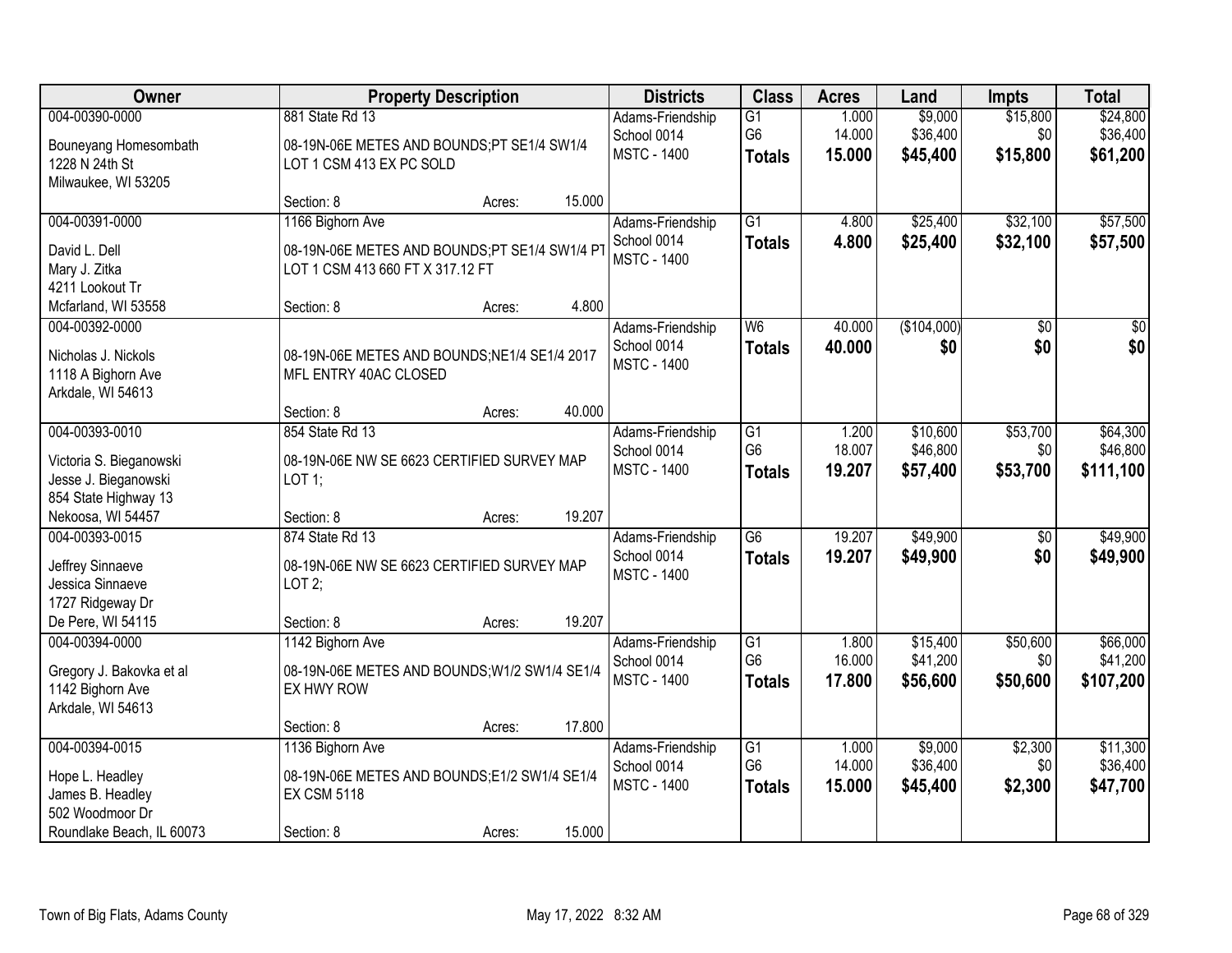| Owner | Property Description | Districts | Class | Acres | Land | Impts | Total |
|---|---|---|---|---|---|---|---|
| 004-00390-0000<br>Bouneyang Homesombath<br>1228 N 24th St<br>Milwaukee, WI 53205 | 881 State Rd 13<br>08-19N-06E METES AND BOUNDS;PT SE1/4 SW1/4 LOT 1 CSM 413 EX PC SOLD<br>Section: 8 Acres: 15.000 | Adams-Friendship<br>School 0014<br>MSTC - 1400 | G1<br>G6<br>**Totals** | 1.000<br>14.000<br>**15.000** | $9,000<br>$36,400<br>**$45,400** | $15,800<br>$0<br>**$15,800** | $24,800<br>$36,400<br>**$61,200** |
| 004-00391-0000<br>David L. Dell<br>Mary J. Zitka<br>4211 Lookout Tr<br>Mcfarland, WI 53558 | 1166 Bighorn Ave<br>08-19N-06E METES AND BOUNDS;PT SE1/4 SW1/4 PT LOT 1 CSM 413 660 FT X 317.12 FT<br>Section: 8 Acres: 4.800 | Adams-Friendship<br>School 0014<br>MSTC - 1400 | G1<br>**Totals** | 4.800<br>**4.800** | $25,400<br>**$25,400** | $32,100<br>**$32,100** | $57,500<br>**$57,500** |
| 004-00392-0000<br>Nicholas J. Nickols<br>1118 A Bighorn Ave<br>Arkdale, WI 54613 | 08-19N-06E METES AND BOUNDS;NE1/4 SE1/4 2017 MFL ENTRY 40AC CLOSED<br>Section: 8 Acres: 40.000 | Adams-Friendship<br>School 0014<br>MSTC - 1400 | W6<br>**Totals** | 40.000<br>**40.000** | ($104,000)<br>**$0** | $0<br>**$0** | $0<br>**$0** |
| 004-00393-0010<br>Victoria S. Bieganowski<br>Jesse J. Bieganowski<br>854 State Highway 13<br>Nekoosa, WI 54457 | 854 State Rd 13<br>08-19N-06E NW SE 6623 CERTIFIED SURVEY MAP LOT 1;<br>Section: 8 Acres: 19.207 | Adams-Friendship<br>School 0014<br>MSTC - 1400 | G1<br>G6<br>**Totals** | 1.200<br>18.007<br>**19.207** | $10,600<br>$46,800<br>**$57,400** | $53,700<br>$0<br>**$53,700** | $64,300<br>$46,800<br>**$111,100** |
| 004-00393-0015<br>Jeffrey Sinnaeve<br>Jessica Sinnaeve<br>1727 Ridgeway Dr<br>De Pere, WI 54115 | 874 State Rd 13<br>08-19N-06E NW SE 6623 CERTIFIED SURVEY MAP LOT 2;<br>Section: 8 Acres: 19.207 | Adams-Friendship<br>School 0014<br>MSTC - 1400 | G6<br>**Totals** | 19.207<br>**19.207** | $49,900<br>**$49,900** | $0<br>**$0** | $49,900<br>**$49,900** |
| 004-00394-0000<br>Gregory J. Bakovka et al<br>1142 Bighorn Ave<br>Arkdale, WI 54613 | 1142 Bighorn Ave<br>08-19N-06E METES AND BOUNDS;W1/2 SW1/4 SE1/4 EX HWY ROW<br>Section: 8 Acres: 17.800 | Adams-Friendship<br>School 0014<br>MSTC - 1400 | G1<br>G6<br>**Totals** | 1.800<br>16.000<br>**17.800** | $15,400<br>$41,200<br>**$56,600** | $50,600<br>$0<br>**$50,600** | $66,000<br>$41,200<br>**$107,200** |
| 004-00394-0015<br>Hope L. Headley<br>James B. Headley<br>502 Woodmoor Dr<br>Roundlake Beach, IL 60073 | 1136 Bighorn Ave<br>08-19N-06E METES AND BOUNDS;E1/2 SW1/4 SE1/4 EX CSM 5118<br>Section: 8 Acres: 15.000 | Adams-Friendship<br>School 0014<br>MSTC - 1400 | G1<br>G6<br>**Totals** | 1.000<br>14.000<br>**15.000** | $9,000<br>$36,400<br>**$45,400** | $2,300<br>$0<br>**$2,300** | $11,300<br>$36,400<br>**$47,700** |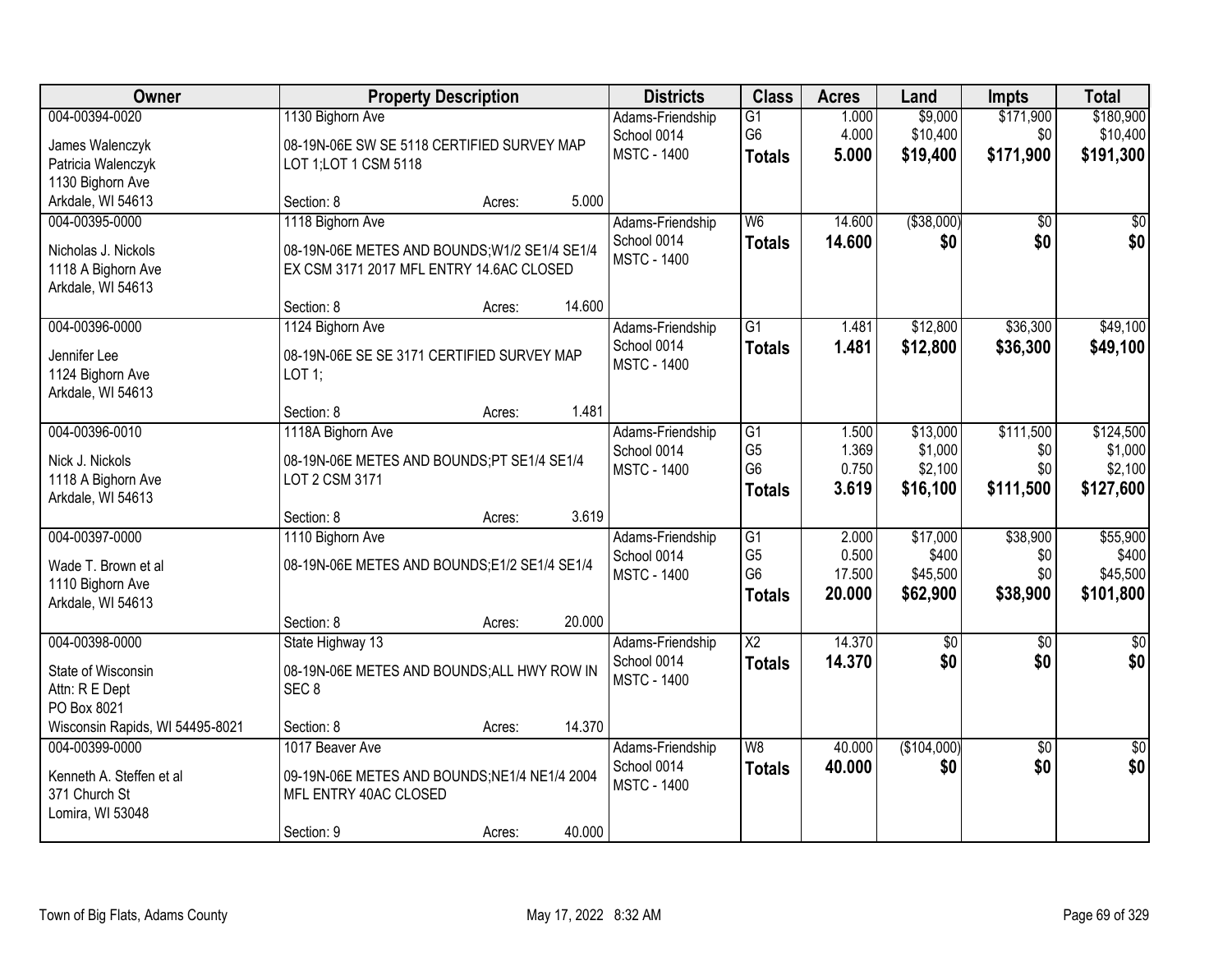| Owner | Property Description | Districts | Class | Acres | Land | Impts | Total |
|---|---|---|---|---|---|---|---|
| 004-00394-0020<br>James Walenczyk<br>Patricia Walenczyk<br>1130 Bighorn Ave<br>Arkdale, WI 54613 | 1130 Bighorn Ave<br>08-19N-06E SW SE 5118 CERTIFIED SURVEY MAP LOT 1;LOT 1 CSM 5118<br>Section: 8 Acres: 5.000 | Adams-Friendship<br>School 0014<br>MSTC - 1400 | G1<br>G6<br>**Totals** | 1.000<br>4.000<br>**5.000** | $9,000<br>$10,400<br>**$19,400** | $171,900<br>$0<br>**$171,900** | $180,900<br>$10,400<br>**$191,300** |
| 004-00395-0000<br>Nicholas J. Nickols<br>1118 A Bighorn Ave<br>Arkdale, WI 54613 | 1118 Bighorn Ave<br>08-19N-06E METES AND BOUNDS;W1/2 SE1/4 SE1/4 EX CSM 3171 2017 MFL ENTRY 14.6AC CLOSED<br>Section: 8 Acres: 14.600 | Adams-Friendship<br>School 0014<br>MSTC - 1400 | W6<br>**Totals** | 14.600<br>**14.600** | ($38,000)<br>**$0** | $0<br>**$0** | $0<br>**$0** |
| 004-00396-0000<br>Jennifer Lee<br>1124 Bighorn Ave<br>Arkdale, WI 54613 | 1124 Bighorn Ave<br>08-19N-06E SE SE 3171 CERTIFIED SURVEY MAP LOT 1;<br>Section: 8 Acres: 1.481 | Adams-Friendship<br>School 0014<br>MSTC - 1400 | G1<br>**Totals** | 1.481<br>**1.481** | $12,800<br>**$12,800** | $36,300<br>**$36,300** | $49,100<br>**$49,100** |
| 004-00396-0010<br>Nick J. Nickols<br>1118 A Bighorn Ave<br>Arkdale, WI 54613 | 1118A Bighorn Ave<br>08-19N-06E METES AND BOUNDS;PT SE1/4 SE1/4 LOT 2 CSM 3171<br>Section: 8 Acres: 3.619 | Adams-Friendship<br>School 0014<br>MSTC - 1400 | G1<br>G5<br>G6<br>**Totals** | 1.500<br>1.369<br>0.750<br>**3.619** | $13,000<br>$1,000<br>$2,100<br>**$16,100** | $111,500<br>$0<br>$0<br>**$111,500** | $124,500<br>$1,000<br>$2,100<br>**$127,600** |
| 004-00397-0000<br>Wade T. Brown et al<br>1110 Bighorn Ave<br>Arkdale, WI 54613 | 1110 Bighorn Ave<br>08-19N-06E METES AND BOUNDS;E1/2 SE1/4 SE1/4<br>Section: 8 Acres: 20.000 | Adams-Friendship<br>School 0014<br>MSTC - 1400 | G1<br>G5<br>G6<br>**Totals** | 2.000<br>0.500<br>17.500<br>**20.000** | $17,000<br>$400<br>$45,500<br>**$62,900** | $38,900<br>$0<br>$0<br>**$38,900** | $55,900<br>$400<br>$45,500<br>**$101,800** |
| 004-00398-0000<br>State of Wisconsin<br>Attn: R E Dept<br>PO Box 8021<br>Wisconsin Rapids, WI 54495-8021 | State Highway 13<br>08-19N-06E METES AND BOUNDS;ALL HWY ROW IN SEC 8<br>Section: 8 Acres: 14.370 | Adams-Friendship<br>School 0014<br>MSTC - 1400 | X2<br>**Totals** | 14.370<br>**14.370** | $0<br>**$0** | $0<br>**$0** | $0<br>**$0** |
| 004-00399-0000<br>Kenneth A. Steffen et al<br>371 Church St<br>Lomira, WI 53048 | 1017 Beaver Ave<br>09-19N-06E METES AND BOUNDS;NE1/4 NE1/4 2004 MFL ENTRY 40AC CLOSED<br>Section: 9 Acres: 40.000 | Adams-Friendship<br>School 0014<br>MSTC - 1400 | W8<br>**Totals** | 40.000<br>**40.000** | ($104,000)<br>**$0** | $0<br>**$0** | $0<br>**$0** |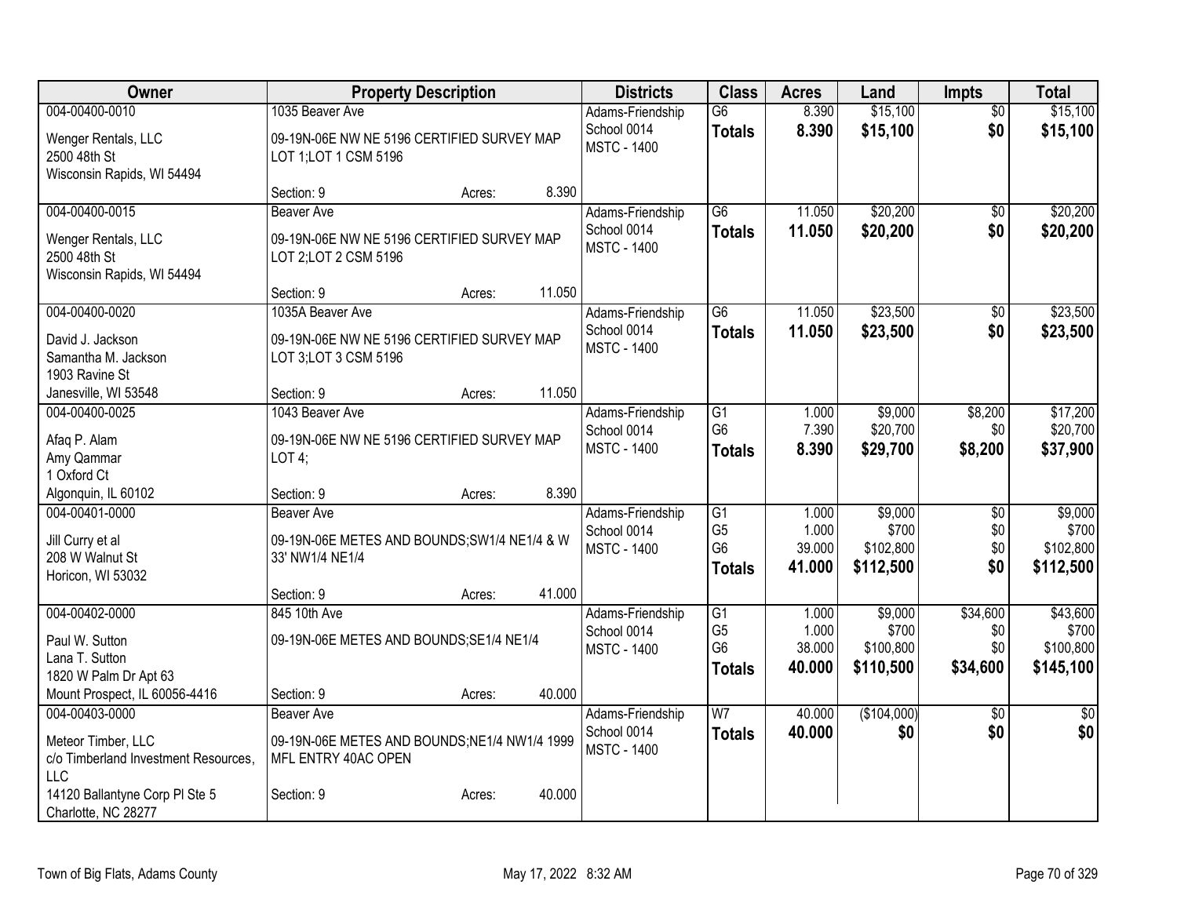| Owner | Property Description | Districts | Class | Acres | Land | Impts | Total |
|---|---|---|---|---|---|---|---|
| 004-00400-0010<br>Wenger Rentals, LLC<br>2500 48th St<br>Wisconsin Rapids, WI 54494 | 1035 Beaver Ave<br>09-19N-06E NW NE 5196 CERTIFIED SURVEY MAP LOT 1;LOT 1 CSM 5196<br>Section: 9 Acres: 8.390 | Adams-Friendship School 0014<br>MSTC - 1400 | G6<br>**Totals** | 8.390<br>**8.390** | $15,100<br>**$15,100** | $0<br>**$0** | $15,100<br>**$15,100** |
| 004-00400-0015<br>Wenger Rentals, LLC<br>2500 48th St<br>Wisconsin Rapids, WI 54494 | Beaver Ave<br>09-19N-06E NW NE 5196 CERTIFIED SURVEY MAP LOT 2;LOT 2 CSM 5196<br>Section: 9 Acres: 11.050 | Adams-Friendship School 0014<br>MSTC - 1400 | G6<br>**Totals** | 11.050<br>**11.050** | $20,200<br>**$20,200** | $0<br>**$0** | $20,200<br>**$20,200** |
| 004-00400-0020<br>David J. Jackson<br>Samantha M. Jackson<br>1903 Ravine St<br>Janesville, WI 53548 | 1035A Beaver Ave<br>09-19N-06E NW NE 5196 CERTIFIED SURVEY MAP LOT 3;LOT 3 CSM 5196<br>Section: 9 Acres: 11.050 | Adams-Friendship School 0014<br>MSTC - 1400 | G6<br>**Totals** | 11.050<br>**11.050** | $23,500<br>**$23,500** | $0<br>**$0** | $23,500<br>**$23,500** |
| 004-00400-0025<br>Afaq P. Alam<br>Amy Qammar<br>1 Oxford Ct<br>Algonquin, IL 60102 | 1043 Beaver Ave<br>09-19N-06E NW NE 5196 CERTIFIED SURVEY MAP LOT 4;<br>Section: 9 Acres: 8.390 | Adams-Friendship School 0014<br>MSTC - 1400 | G1<br>G6<br>**Totals** | 1.000<br>7.390<br>**8.390** | $9,000<br>$20,700<br>**$29,700** | $8,200<br>$0<br>**$8,200** | $17,200<br>$20,700<br>**$37,900** |
| 004-00401-0000<br>Jill Curry et al<br>208 W Walnut St<br>Horicon, WI 53032 | Beaver Ave<br>09-19N-06E METES AND BOUNDS;SW1/4 NE1/4 & W 33' NW1/4 NE1/4<br>Section: 9 Acres: 41.000 | Adams-Friendship School 0014<br>MSTC - 1400 | G1<br>G5<br>G6<br>**Totals** | 1.000<br>1.000<br>39.000<br>**41.000** | $9,000<br>$700<br>$102,800<br>**$112,500** | $0<br>$0<br>$0<br>**$0** | $9,000<br>$700<br>$102,800<br>**$112,500** |
| 004-00402-0000<br>Paul W. Sutton<br>Lana T. Sutton<br>1820 W Palm Dr Apt 63<br>Mount Prospect, IL 60056-4416 | 845 10th Ave<br>09-19N-06E METES AND BOUNDS;SE1/4 NE1/4<br>Section: 9 Acres: 40.000 | Adams-Friendship School 0014<br>MSTC - 1400 | G1<br>G5<br>G6<br>**Totals** | 1.000<br>1.000<br>38.000<br>**40.000** | $9,000<br>$700<br>$100,800<br>**$110,500** | $34,600<br>$0<br>$0<br>**$34,600** | $43,600<br>$700<br>$100,800<br>**$145,100** |
| 004-00403-0000<br>Meteor Timber, LLC<br>c/o Timberland Investment Resources, LLC<br>14120 Ballantyne Corp Pl Ste 5<br>Charlotte, NC 28277 | Beaver Ave<br>09-19N-06E METES AND BOUNDS;NE1/4 NW1/4 1999 MFL ENTRY 40AC OPEN<br>Section: 9 Acres: 40.000 | Adams-Friendship School 0014<br>MSTC - 1400 | W7<br>**Totals** | 40.000<br>**40.000** | ($104,000)<br>**$0** | $0<br>**$0** | $0<br>**$0** |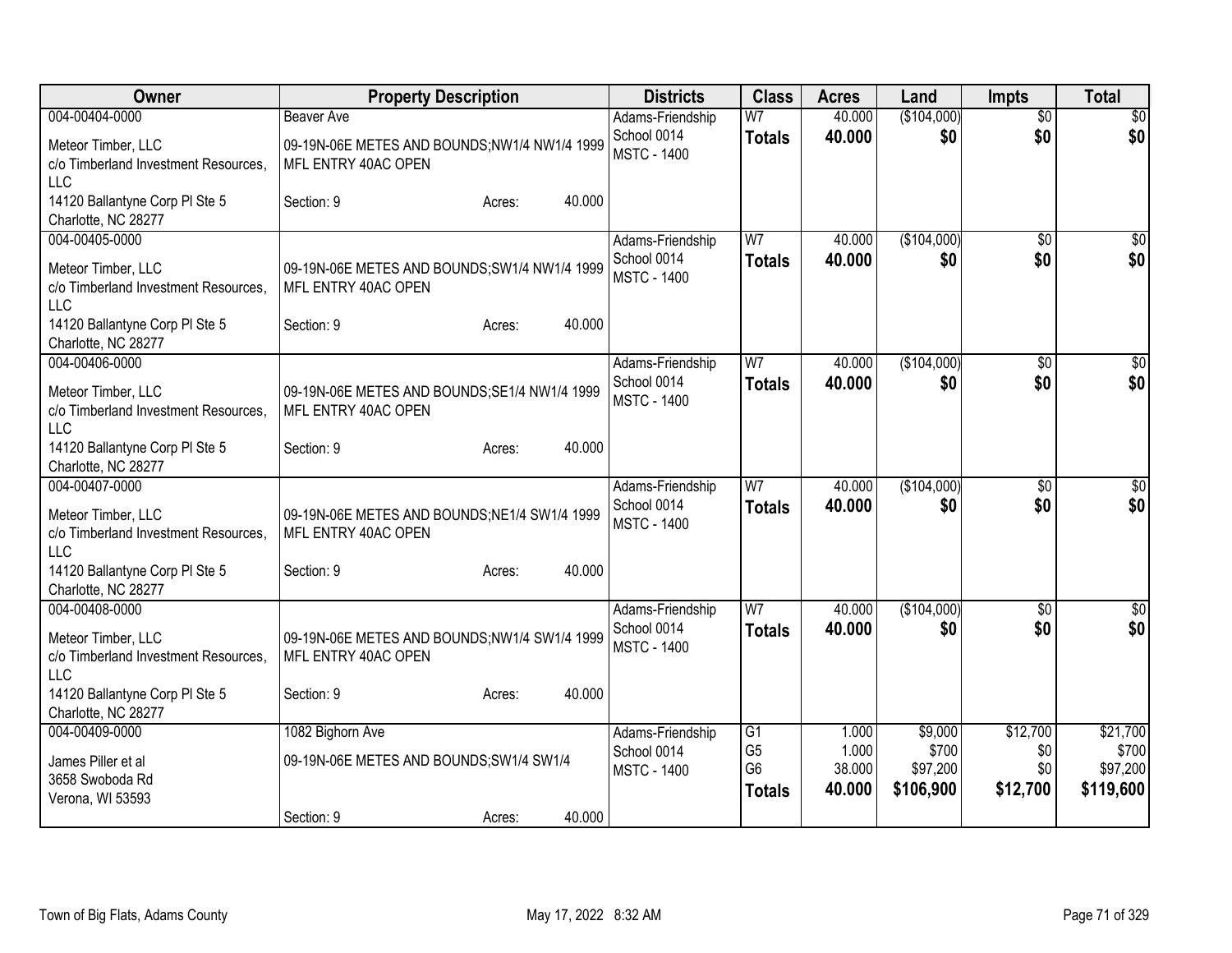| Owner | Property Description | Districts | Class | Acres | Land | Impts | Total |
|---|---|---|---|---|---|---|---|
| 004-00404-0000<br>Meteor Timber, LLC<br>c/o Timberland Investment Resources, LLC<br>14120 Ballantyne Corp Pl Ste 5<br>Charlotte, NC 28277 | Beaver Ave<br>09-19N-06E METES AND BOUNDS;NW1/4 NW1/4 1999 MFL ENTRY 40AC OPEN<br>Section: 9 Acres: 40.000 | Adams-Friendship School 0014<br>MSTC - 1400 | W7<br>**Totals** | 40.000<br>**40.000** | ($104,000)<br>**$0** | $0<br>**$0** | $0<br>**$0** |
| 004-00405-0000<br>Meteor Timber, LLC<br>c/o Timberland Investment Resources, LLC<br>14120 Ballantyne Corp Pl Ste 5<br>Charlotte, NC 28277 | 09-19N-06E METES AND BOUNDS;SW1/4 NW1/4 1999 MFL ENTRY 40AC OPEN<br>Section: 9 Acres: 40.000 | Adams-Friendship School 0014<br>MSTC - 1400 | W7<br>**Totals** | 40.000<br>**40.000** | ($104,000)<br>**$0** | $0<br>**$0** | $0<br>**$0** |
| 004-00406-0000<br>Meteor Timber, LLC<br>c/o Timberland Investment Resources, LLC<br>14120 Ballantyne Corp Pl Ste 5<br>Charlotte, NC 28277 | 09-19N-06E METES AND BOUNDS;SE1/4 NW1/4 1999 MFL ENTRY 40AC OPEN<br>Section: 9 Acres: 40.000 | Adams-Friendship School 0014<br>MSTC - 1400 | W7<br>**Totals** | 40.000<br>**40.000** | ($104,000)<br>**$0** | $0<br>**$0** | $0<br>**$0** |
| 004-00407-0000<br>Meteor Timber, LLC<br>c/o Timberland Investment Resources, LLC<br>14120 Ballantyne Corp Pl Ste 5<br>Charlotte, NC 28277 | 09-19N-06E METES AND BOUNDS;NE1/4 SW1/4 1999 MFL ENTRY 40AC OPEN<br>Section: 9 Acres: 40.000 | Adams-Friendship School 0014<br>MSTC - 1400 | W7<br>**Totals** | 40.000<br>**40.000** | ($104,000)<br>**$0** | $0<br>**$0** | $0<br>**$0** |
| 004-00408-0000<br>Meteor Timber, LLC<br>c/o Timberland Investment Resources, LLC<br>14120 Ballantyne Corp Pl Ste 5<br>Charlotte, NC 28277 | 09-19N-06E METES AND BOUNDS;NW1/4 SW1/4 1999 MFL ENTRY 40AC OPEN<br>Section: 9 Acres: 40.000 | Adams-Friendship School 0014<br>MSTC - 1400 | W7<br>**Totals** | 40.000<br>**40.000** | ($104,000)<br>**$0** | $0<br>**$0** | $0<br>**$0** |
| 004-00409-0000<br>James Piller et al<br>3658 Swoboda Rd<br>Verona, WI 53593 | 1082 Bighorn Ave<br>09-19N-06E METES AND BOUNDS;SW1/4 SW1/4<br>Section: 9 Acres: 40.000 | Adams-Friendship School 0014<br>MSTC - 1400 | G1<br>G5<br>G6<br>**Totals** | 1.000<br>1.000<br>38.000<br>**40.000** | $9,000<br>$700<br>$97,200<br>**$106,900** | $12,700<br>$0<br>$0<br>**$12,700** | $21,700<br>$700<br>$97,200<br>**$119,600** |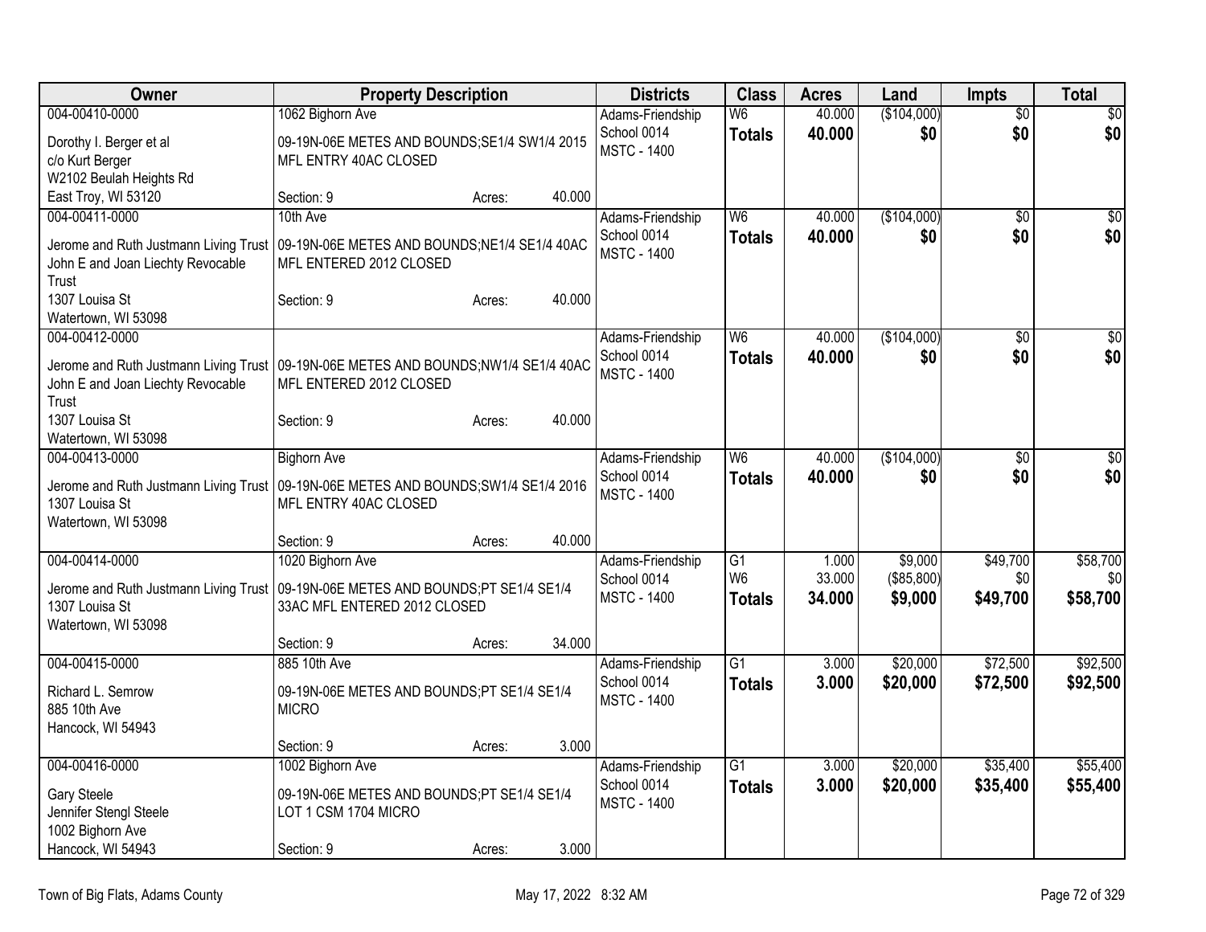| Owner | Property Description | Districts | Class | Acres | Land | Impts | Total |
|---|---|---|---|---|---|---|---|
| 004-00410-0000<br>Dorothy I. Berger et al<br>c/o Kurt Berger<br>W2102 Beulah Heights Rd<br>East Troy, WI 53120 | 1062 Bighorn Ave<br>09-19N-06E METES AND BOUNDS;SE1/4 SW1/4 2015 MFL ENTRY 40AC CLOSED<br>Section: 9 Acres: 40.000 | Adams-Friendship School 0014<br>MSTC - 1400 | W6<br>**Totals** | 40.000<br>**40.000** | ($104,000)<br>**$0** | $0<br>**$0** | $0<br>**$0** |
| 004-00411-0000<br>Jerome and Ruth Justmann Living Trust<br>John E and Joan Liechty Revocable Trust<br>1307 Louisa St<br>Watertown, WI 53098 | 10th Ave<br>09-19N-06E METES AND BOUNDS;NE1/4 SE1/4 40AC MFL ENTERED 2012 CLOSED<br>Section: 9 Acres: 40.000 | Adams-Friendship School 0014<br>MSTC - 1400 | W6<br>**Totals** | 40.000<br>**40.000** | ($104,000)<br>**$0** | $0<br>**$0** | $0<br>**$0** |
| 004-00412-0000<br>Jerome and Ruth Justmann Living Trust<br>John E and Joan Liechty Revocable Trust<br>1307 Louisa St<br>Watertown, WI 53098 | 09-19N-06E METES AND BOUNDS;NW1/4 SE1/4 40AC MFL ENTERED 2012 CLOSED<br>Section: 9 Acres: 40.000 | Adams-Friendship School 0014<br>MSTC - 1400 | W6<br>**Totals** | 40.000<br>**40.000** | ($104,000)<br>**$0** | $0<br>**$0** | $0<br>**$0** |
| 004-00413-0000<br>Jerome and Ruth Justmann Living Trust<br>1307 Louisa St<br>Watertown, WI 53098 | Bighorn Ave<br>09-19N-06E METES AND BOUNDS;SW1/4 SE1/4 2016 MFL ENTRY 40AC CLOSED<br>Section: 9 Acres: 40.000 | Adams-Friendship School 0014<br>MSTC - 1400 | W6<br>**Totals** | 40.000<br>**40.000** | ($104,000)<br>**$0** | $0<br>**$0** | $0<br>**$0** |
| 004-00414-0000<br>Jerome and Ruth Justmann Living Trust<br>1307 Louisa St<br>Watertown, WI 53098 | 1020 Bighorn Ave<br>09-19N-06E METES AND BOUNDS;PT SE1/4 SE1/4 33AC MFL ENTERED 2012 CLOSED<br>Section: 9 Acres: 34.000 | Adams-Friendship School 0014<br>MSTC - 1400 | G1<br>W6<br>**Totals** | 1.000<br>33.000<br>**34.000** | $9,000<br>($85,800)<br>**$9,000** | $49,700<br>$0<br>**$49,700** | $58,700<br>$0<br>**$58,700** |
| 004-00415-0000<br>Richard L. Semrow<br>885 10th Ave<br>Hancock, WI 54943 | 885 10th Ave<br>09-19N-06E METES AND BOUNDS;PT SE1/4 SE1/4 MICRO<br>Section: 9 Acres: 3.000 | Adams-Friendship School 0014<br>MSTC - 1400 | G1<br>**Totals** | 3.000<br>**3.000** | $20,000<br>**$20,000** | $72,500<br>**$72,500** | $92,500<br>**$92,500** |
| 004-00416-0000<br>Gary Steele<br>Jennifer Stengl Steele<br>1002 Bighorn Ave<br>Hancock, WI 54943 | 1002 Bighorn Ave<br>09-19N-06E METES AND BOUNDS;PT SE1/4 SE1/4 LOT 1 CSM 1704 MICRO<br>Section: 9 Acres: 3.000 | Adams-Friendship School 0014<br>MSTC - 1400 | G1<br>**Totals** | 3.000<br>**3.000** | $20,000<br>**$20,000** | $35,400<br>**$35,400** | $55,400<br>**$55,400** |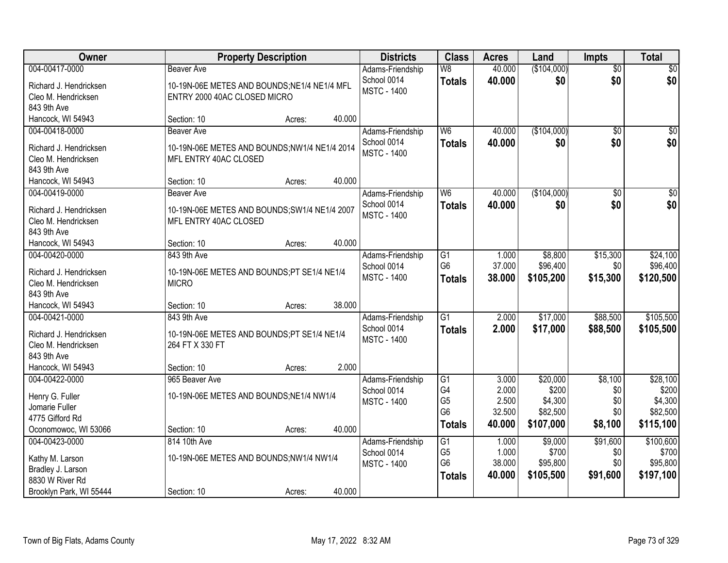| Owner | Property Description | Districts | Class | Acres | Land | Impts | Total |
|---|---|---|---|---|---|---|---|
| 004-00417-0000<br>Richard J. Hendricksen<br>Cleo M. Hendricksen<br>843 9th Ave<br>Hancock, WI 54943 | Beaver Ave<br>10-19N-06E METES AND BOUNDS;NE1/4 NE1/4 MFL ENTRY 2000 40AC CLOSED MICRO<br>Section: 10 Acres: 40.000 | Adams-Friendship School 0014<br>MSTC - 1400 | W8<br>**Totals** | 40.000<br>**40.000** | ($104,000)<br>**$0** | $0<br>**$0** | $0<br>**$0** |
| 004-00418-0000<br>Richard J. Hendricksen<br>Cleo M. Hendricksen<br>843 9th Ave<br>Hancock, WI 54943 | Beaver Ave<br>10-19N-06E METES AND BOUNDS;NW1/4 NE1/4 2014 MFL ENTRY 40AC CLOSED<br>Section: 10 Acres: 40.000 | Adams-Friendship School 0014<br>MSTC - 1400 | W6<br>**Totals** | 40.000<br>**40.000** | ($104,000)<br>**$0** | $0<br>**$0** | $0<br>**$0** |
| 004-00419-0000<br>Richard J. Hendricksen<br>Cleo M. Hendricksen<br>843 9th Ave<br>Hancock, WI 54943 | Beaver Ave<br>10-19N-06E METES AND BOUNDS;SW1/4 NE1/4 2007 MFL ENTRY 40AC CLOSED<br>Section: 10 Acres: 40.000 | Adams-Friendship School 0014<br>MSTC - 1400 | W6<br>**Totals** | 40.000<br>**40.000** | ($104,000)<br>**$0** | $0<br>**$0** | $0<br>**$0** |
| 004-00420-0000<br>Richard J. Hendricksen<br>Cleo M. Hendricksen<br>843 9th Ave<br>Hancock, WI 54943 | 843 9th Ave<br>10-19N-06E METES AND BOUNDS;PT SE1/4 NE1/4 MICRO<br>Section: 10 Acres: 38.000 | Adams-Friendship School 0014<br>MSTC - 1400 | G1<br>G6<br>**Totals** | 1.000<br>37.000<br>**38.000** | $8,800<br>$96,400<br>**$105,200** | $15,300<br>$0<br>**$15,300** | $24,100<br>$96,400<br>**$120,500** |
| 004-00421-0000<br>Richard J. Hendricksen<br>Cleo M. Hendricksen<br>843 9th Ave<br>Hancock, WI 54943 | 843 9th Ave<br>10-19N-06E METES AND BOUNDS;PT SE1/4 NE1/4 264 FT X 330 FT<br>Section: 10 Acres: 2.000 | Adams-Friendship School 0014<br>MSTC - 1400 | G1<br>**Totals** | 2.000<br>**2.000** | $17,000<br>**$17,000** | $88,500<br>**$88,500** | $105,500<br>**$105,500** |
| 004-00422-0000<br>Henry G. Fuller<br>Jomarie Fuller<br>4775 Gifford Rd<br>Oconomowoc, WI 53066 | 965 Beaver Ave<br>10-19N-06E METES AND BOUNDS;NE1/4 NW1/4<br>Section: 10 Acres: 40.000 | Adams-Friendship School 0014<br>MSTC - 1400 | G1<br>G4<br>G5<br>G6<br>**Totals** | 3.000<br>2.000<br>2.500<br>32.500<br>**40.000** | $20,000<br>$200<br>$4,300<br>$82,500<br>**$107,000** | $8,100<br>$0<br>$0<br>$0<br>**$8,100** | $28,100<br>$200<br>$4,300<br>$82,500<br>**$115,100** |
| 004-00423-0000<br>Kathy M. Larson<br>Bradley J. Larson<br>8830 W River Rd<br>Brooklyn Park, WI 55444 | 814 10th Ave<br>10-19N-06E METES AND BOUNDS;NW1/4 NW1/4<br>Section: 10 Acres: 40.000 | Adams-Friendship School 0014<br>MSTC - 1400 | G1<br>G5<br>G6<br>**Totals** | 1.000<br>1.000<br>38.000<br>**40.000** | $9,000<br>$700<br>$95,800<br>**$105,500** | $91,600<br>$0<br>$0<br>**$91,600** | $100,600<br>$700<br>$95,800<br>**$197,100** |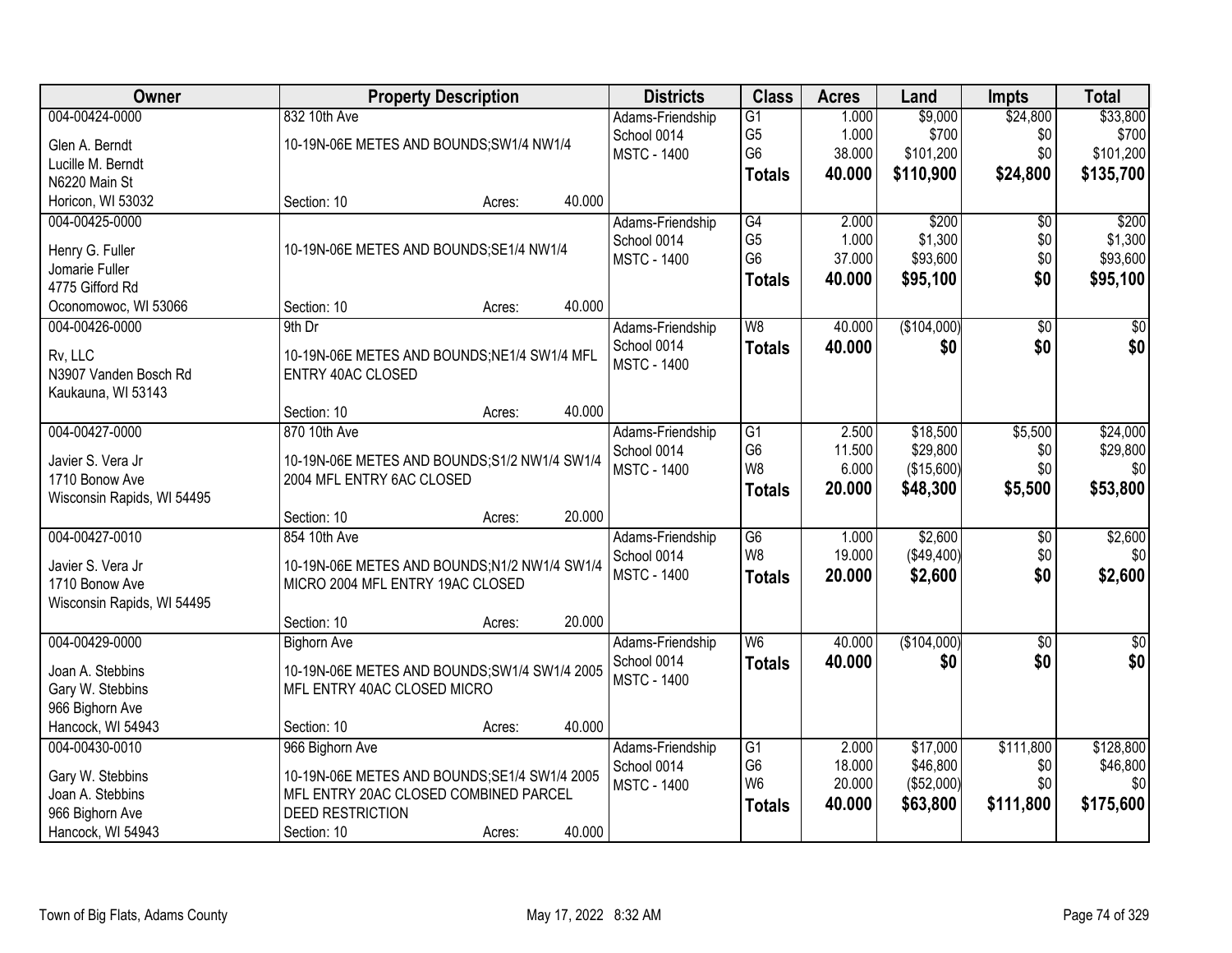| Owner | Property Description | Districts | Class | Acres | Land | Impts | Total |
|---|---|---|---|---|---|---|---|
| 004-00424-0000<br>Glen A. Berndt<br>Lucille M. Berndt<br>N6220 Main St<br>Horicon, WI 53032 | 832 10th Ave<br>10-19N-06E METES AND BOUNDS;SW1/4 NW1/4<br>Section: 10 Acres: 40.000 | Adams-Friendship<br>School 0014<br>MSTC - 1400 | G1<br>G5<br>G6<br>**Totals** | 1.000<br>1.000<br>38.000<br>**40.000** | \$9,000<br>\$700<br>\$101,200<br>**\$110,900** | \$24,800<br>\$0<br>\$0<br>**\$24,800** | \$33,800<br>\$700<br>\$101,200<br>**\$135,700** |
| 004-00425-0000<br>Henry G. Fuller<br>Jomarie Fuller<br>4775 Gifford Rd<br>Oconomowoc, WI 53066 | 10-19N-06E METES AND BOUNDS;SE1/4 NW1/4<br>Section: 10 Acres: 40.000 | Adams-Friendship<br>School 0014<br>MSTC - 1400 | G4<br>G5<br>G6<br>**Totals** | 2.000<br>1.000<br>37.000<br>**40.000** | \$200<br>\$1,300<br>\$93,600<br>**\$95,100** | \$0<br>\$0<br>\$0<br>**\$0** | \$200<br>\$1,300<br>\$93,600<br>**\$95,100** |
| 004-00426-0000<br>Rv, LLC<br>N3907 Vanden Bosch Rd<br>Kaukauna, WI 53143 | 9th Dr<br>10-19N-06E METES AND BOUNDS;NE1/4 SW1/4 MFL ENTRY 40AC CLOSED<br>Section: 10 Acres: 40.000 | Adams-Friendship<br>School 0014<br>MSTC - 1400 | W8<br>**Totals** | 40.000<br>**40.000** | (\$104,000)<br>**\$0** | \$0<br>**\$0** | \$0<br>**\$0** |
| 004-00427-0000<br>Javier S. Vera Jr<br>1710 Bonow Ave<br>Wisconsin Rapids, WI 54495 | 870 10th Ave<br>10-19N-06E METES AND BOUNDS;S1/2 NW1/4 SW1/4 2004 MFL ENTRY 6AC CLOSED<br>Section: 10 Acres: 20.000 | Adams-Friendship<br>School 0014<br>MSTC - 1400 | G1<br>G6<br>W8<br>**Totals** | 2.500<br>11.500<br>6.000<br>**20.000** | \$18,500<br>\$29,800<br>(\$15,600)<br>**\$48,300** | \$5,500<br>\$0<br>\$0<br>**\$5,500** | \$24,000<br>\$29,800<br>\$0<br>**\$53,800** |
| 004-00427-0010<br>Javier S. Vera Jr<br>1710 Bonow Ave<br>Wisconsin Rapids, WI 54495 | 854 10th Ave<br>10-19N-06E METES AND BOUNDS;N1/2 NW1/4 SW1/4 MICRO 2004 MFL ENTRY 19AC CLOSED<br>Section: 10 Acres: 20.000 | Adams-Friendship<br>School 0014<br>MSTC - 1400 | G6<br>W8<br>**Totals** | 1.000<br>19.000<br>**20.000** | \$2,600<br>(\$49,400)<br>**\$2,600** | \$0<br>\$0<br>**\$0** | \$2,600<br>\$0<br>**\$2,600** |
| 004-00429-0000<br>Joan A. Stebbins<br>Gary W. Stebbins<br>966 Bighorn Ave<br>Hancock, WI 54943 | Bighorn Ave<br>10-19N-06E METES AND BOUNDS;SW1/4 SW1/4 2005 MFL ENTRY 40AC CLOSED MICRO<br>Section: 10 Acres: 40.000 | Adams-Friendship<br>School 0014<br>MSTC - 1400 | W6<br>**Totals** | 40.000<br>**40.000** | (\$104,000)<br>**\$0** | \$0<br>**\$0** | \$0<br>**\$0** |
| 004-00430-0010<br>Gary W. Stebbins<br>Joan A. Stebbins<br>966 Bighorn Ave<br>Hancock, WI 54943 | 966 Bighorn Ave<br>10-19N-06E METES AND BOUNDS;SE1/4 SW1/4 2005 MFL ENTRY 20AC CLOSED COMBINED PARCEL DEED RESTRICTION<br>Section: 10 Acres: 40.000 | Adams-Friendship<br>School 0014<br>MSTC - 1400 | G1<br>G6<br>W6<br>**Totals** | 2.000<br>18.000<br>20.000<br>**40.000** | \$17,000<br>\$46,800<br>(\$52,000)<br>**\$63,800** | \$111,800<br>\$0<br>\$0<br>**\$111,800** | \$128,800<br>\$46,800<br>\$0<br>**\$175,600** |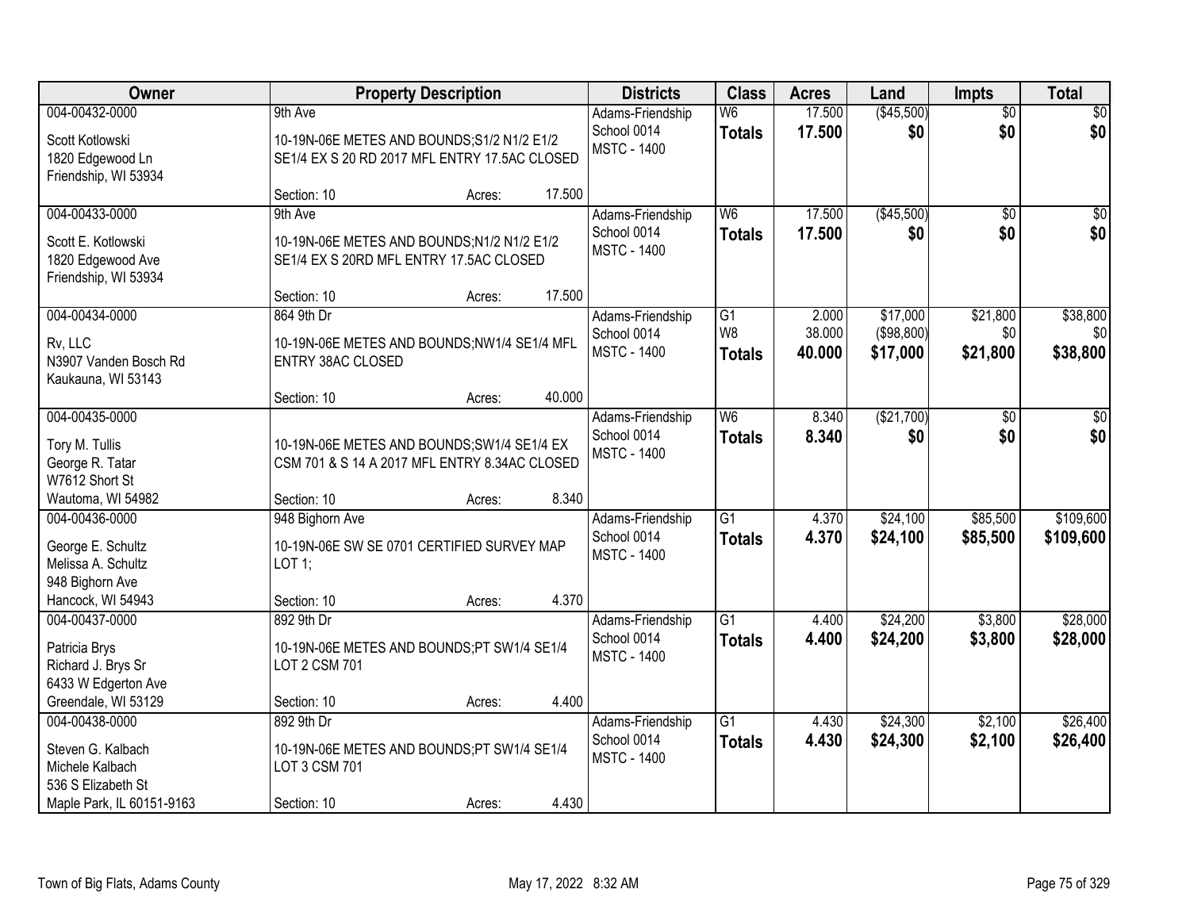| Owner | Property Description | Districts | Class | Acres | Land | Impts | Total |
|---|---|---|---|---|---|---|---|
| 004-00432-0000<br>Scott Kotlowski<br>1820 Edgewood Ln<br>Friendship, WI 53934 | 9th Ave<br>10-19N-06E METES AND BOUNDS;S1/2 N1/2 E1/2 SE1/4 EX S 20 RD 2017 MFL ENTRY 17.5AC CLOSED<br>Section: 10 Acres: 17.500 | Adams-Friendship School 0014<br>MSTC - 1400 | W6<br>**Totals** | 17.500<br>**17.500** | ($45,500)<br>**$0** | $0<br>**$0** | $0<br>**$0** |
| 004-00433-0000<br>Scott E. Kotlowski<br>1820 Edgewood Ave<br>Friendship, WI 53934 | 9th Ave<br>10-19N-06E METES AND BOUNDS;N1/2 N1/2 E1/2 SE1/4 EX S 20RD MFL ENTRY 17.5AC CLOSED<br>Section: 10 Acres: 17.500 | Adams-Friendship School 0014<br>MSTC - 1400 | W6<br>**Totals** | 17.500<br>**17.500** | ($45,500)<br>**$0** | $0<br>**$0** | $0<br>**$0** |
| 004-00434-0000<br>Rv, LLC<br>N3907 Vanden Bosch Rd<br>Kaukauna, WI 53143 | 864 9th Dr<br>10-19N-06E METES AND BOUNDS;NW1/4 SE1/4 MFL ENTRY 38AC CLOSED<br>Section: 10 Acres: 40.000 | Adams-Friendship School 0014<br>MSTC - 1400 | G1<br>W8<br>**Totals** | 2.000<br>38.000<br>**40.000** | $17,000<br>($98,800)<br>**$17,000** | $21,800<br>$0<br>**$21,800** | $38,800<br>$0<br>**$38,800** |
| 004-00435-0000<br>Tory M. Tullis<br>George R. Tatar<br>W7612 Short St<br>Wautoma, WI 54982 | 10-19N-06E METES AND BOUNDS;SW1/4 SE1/4 EX CSM 701 & S 14 A 2017 MFL ENTRY 8.34AC CLOSED<br>Section: 10 Acres: 8.340 | Adams-Friendship School 0014<br>MSTC - 1400 | W6<br>**Totals** | 8.340<br>**8.340** | ($21,700)<br>**$0** | $0<br>**$0** | $0<br>**$0** |
| 004-00436-0000<br>George E. Schultz<br>Melissa A. Schultz<br>948 Bighorn Ave<br>Hancock, WI 54943 | 948 Bighorn Ave<br>10-19N-06E SW SE 0701 CERTIFIED SURVEY MAP LOT 1;<br>Section: 10 Acres: 4.370 | Adams-Friendship School 0014<br>MSTC - 1400 | G1<br>**Totals** | 4.370<br>**4.370** | $24,100<br>**$24,100** | $85,500<br>**$85,500** | $109,600<br>**$109,600** |
| 004-00437-0000<br>Patricia Brys<br>Richard J. Brys Sr<br>6433 W Edgerton Ave<br>Greendale, WI 53129 | 892 9th Dr<br>10-19N-06E METES AND BOUNDS;PT SW1/4 SE1/4 LOT 2 CSM 701<br>Section: 10 Acres: 4.400 | Adams-Friendship School 0014<br>MSTC - 1400 | G1<br>**Totals** | 4.400<br>**4.400** | $24,200<br>**$24,200** | $3,800<br>**$3,800** | $28,000<br>**$28,000** |
| 004-00438-0000<br>Steven G. Kalbach<br>Michele Kalbach<br>536 S Elizabeth St<br>Maple Park, IL 60151-9163 | 892 9th Dr<br>10-19N-06E METES AND BOUNDS;PT SW1/4 SE1/4 LOT 3 CSM 701<br>Section: 10 Acres: 4.430 | Adams-Friendship School 0014<br>MSTC - 1400 | G1<br>**Totals** | 4.430<br>**4.430** | $24,300<br>**$24,300** | $2,100<br>**$2,100** | $26,400<br>**$26,400** |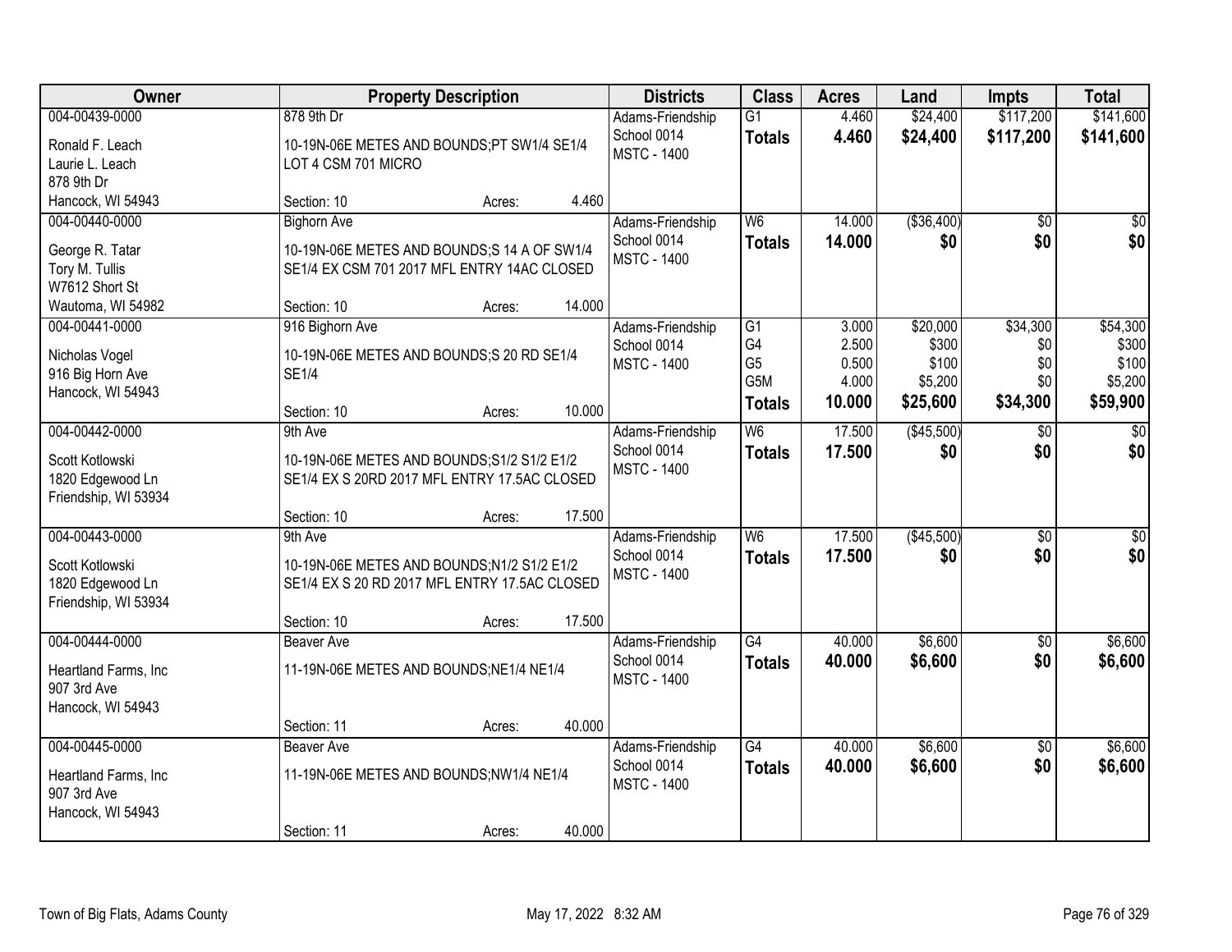| Owner | Property Description | Districts | Class | Acres | Land | Impts | Total |
|---|---|---|---|---|---|---|---|
| 004-00439-0000<br>Ronald F. Leach<br>Laurie L. Leach<br>878 9th Dr<br>Hancock, WI 54943 | 878 9th Dr<br>10-19N-06E METES AND BOUNDS;PT SW1/4 SE1/4 LOT 4 CSM 701 MICRO<br>Section: 10 Acres: 4.460 | Adams-Friendship School 0014<br>MSTC - 1400 | G1<br>**Totals** | 4.460<br>**4.460** | $24,400<br>**$24,400** | $117,200<br>**$117,200** | $141,600<br>**$141,600** |
| 004-00440-0000<br>George R. Tatar<br>Tory M. Tullis<br>W7612 Short St<br>Wautoma, WI 54982 | Bighorn Ave<br>10-19N-06E METES AND BOUNDS;S 14 A OF SW1/4 SE1/4 EX CSM 701 2017 MFL ENTRY 14AC CLOSED<br>Section: 10 Acres: 14.000 | Adams-Friendship School 0014<br>MSTC - 1400 | W6<br>**Totals** | 14.000<br>**14.000** | ($36,400)<br>**$0** | $0<br>**$0** | $0<br>**$0** |
| 004-00441-0000<br>Nicholas Vogel<br>916 Big Horn Ave<br>Hancock, WI 54943 | 916 Bighorn Ave<br>10-19N-06E METES AND BOUNDS;S 20 RD SE1/4 SE1/4<br>Section: 10 Acres: 10.000 | Adams-Friendship School 0014<br>MSTC - 1400 | G1<br>G4<br>G5<br>G5M<br>**Totals** | 3.000<br>2.500<br>0.500<br>4.000<br>**10.000** | $20,000<br>$300<br>$100<br>$5,200<br>**$25,600** | $34,300<br>$0<br>$0<br>$0<br>**$34,300** | $54,300<br>$300<br>$100<br>$5,200<br>**$59,900** |
| 004-00442-0000<br>Scott Kotlowski<br>1820 Edgewood Ln<br>Friendship, WI 53934 | 9th Ave<br>10-19N-06E METES AND BOUNDS;S1/2 S1/2 E1/2 SE1/4 EX S 20RD 2017 MFL ENTRY 17.5AC CLOSED<br>Section: 10 Acres: 17.500 | Adams-Friendship School 0014<br>MSTC - 1400 | W6<br>**Totals** | 17.500<br>**17.500** | ($45,500)<br>**$0** | $0<br>**$0** | $0<br>**$0** |
| 004-00443-0000<br>Scott Kotlowski<br>1820 Edgewood Ln<br>Friendship, WI 53934 | 9th Ave<br>10-19N-06E METES AND BOUNDS;N1/2 S1/2 E1/2 SE1/4 EX S 20 RD 2017 MFL ENTRY 17.5AC CLOSED<br>Section: 10 Acres: 17.500 | Adams-Friendship School 0014<br>MSTC - 1400 | W6<br>**Totals** | 17.500<br>**17.500** | ($45,500)<br>**$0** | $0<br>**$0** | $0<br>**$0** |
| 004-00444-0000<br>Heartland Farms, Inc<br>907 3rd Ave<br>Hancock, WI 54943 | Beaver Ave<br>11-19N-06E METES AND BOUNDS;NE1/4 NE1/4<br>Section: 11 Acres: 40.000 | Adams-Friendship School 0014<br>MSTC - 1400 | G4<br>**Totals** | 40.000<br>**40.000** | $6,600<br>**$6,600** | $0<br>**$0** | $6,600<br>**$6,600** |
| 004-00445-0000<br>Heartland Farms, Inc<br>907 3rd Ave<br>Hancock, WI 54943 | Beaver Ave<br>11-19N-06E METES AND BOUNDS;NW1/4 NE1/4<br>Section: 11 Acres: 40.000 | Adams-Friendship School 0014<br>MSTC - 1400 | G4<br>**Totals** | 40.000<br>**40.000** | $6,600<br>**$6,600** | $0<br>**$0** | $6,600<br>**$6,600** |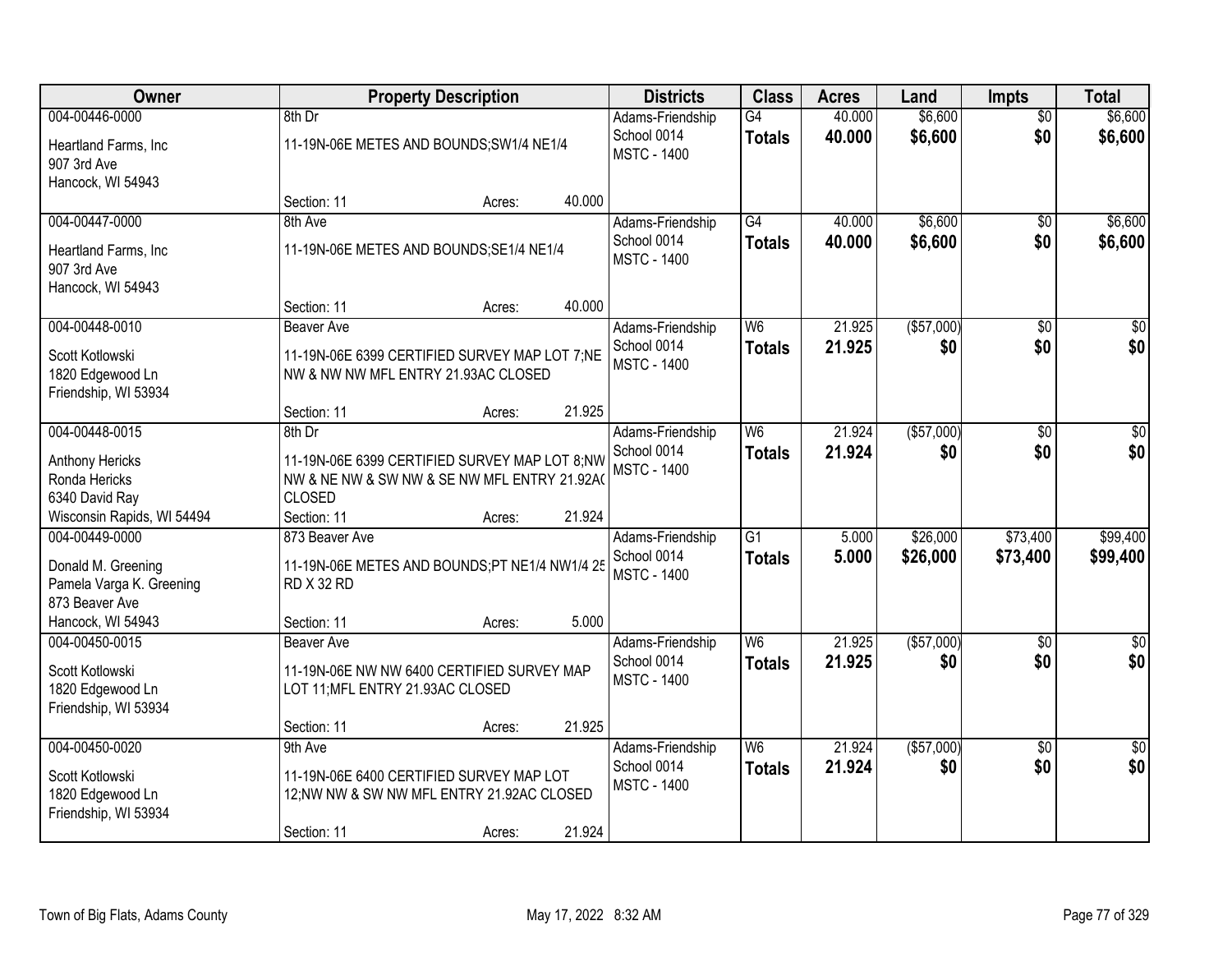| Owner | Property Description | Districts | Class | Acres | Land | Impts | Total |
|---|---|---|---|---|---|---|---|
| 004-00446-0000<br>Heartland Farms, Inc<br>907 3rd Ave<br>Hancock, WI 54943 | 8th Dr<br>11-19N-06E METES AND BOUNDS;SW1/4 NE1/4<br>Section: 11 Acres: 40.000 | Adams-Friendship School 0014<br>MSTC - 1400 | G4<br>**Totals** | 40.000<br>**40.000** | $6,600<br>**$6,600** | $0<br>**$0** | $6,600<br>**$6,600** |
| 004-00447-0000<br>Heartland Farms, Inc<br>907 3rd Ave<br>Hancock, WI 54943 | 8th Ave<br>11-19N-06E METES AND BOUNDS;SE1/4 NE1/4<br>Section: 11 Acres: 40.000 | Adams-Friendship School 0014<br>MSTC - 1400 | G4<br>**Totals** | 40.000<br>**40.000** | $6,600<br>**$6,600** | $0<br>**$0** | $6,600<br>**$6,600** |
| 004-00448-0010<br>Scott Kotlowski<br>1820 Edgewood Ln<br>Friendship, WI 53934 | Beaver Ave<br>11-19N-06E 6399 CERTIFIED SURVEY MAP LOT 7;NE NW & NW NW MFL ENTRY 21.93AC CLOSED<br>Section: 11 Acres: 21.925 | Adams-Friendship School 0014<br>MSTC - 1400 | W6<br>**Totals** | 21.925<br>**21.925** | ($57,000)<br>**$0** | $0<br>**$0** | $0<br>**$0** |
| 004-00448-0015<br>Anthony Hericks<br>Ronda Hericks<br>6340 David Ray<br>Wisconsin Rapids, WI 54494 | 8th Dr<br>11-19N-06E 6399 CERTIFIED SURVEY MAP LOT 8;NW NW & NE NW & SW NW & SE NW MFL ENTRY 21.92AC CLOSED<br>Section: 11 Acres: 21.924 | Adams-Friendship School 0014<br>MSTC - 1400 | W6<br>**Totals** | 21.924<br>**21.924** | ($57,000)<br>**$0** | $0<br>**$0** | $0<br>**$0** |
| 004-00449-0000<br>Donald M. Greening<br>Pamela Varga K. Greening<br>873 Beaver Ave<br>Hancock, WI 54943 | 873 Beaver Ave<br>11-19N-06E METES AND BOUNDS;PT NE1/4 NW1/4 25 RD X 32 RD<br>Section: 11 Acres: 5.000 | Adams-Friendship School 0014<br>MSTC - 1400 | G1<br>**Totals** | 5.000<br>**5.000** | $26,000<br>**$26,000** | $73,400<br>**$73,400** | $99,400<br>**$99,400** |
| 004-00450-0015<br>Scott Kotlowski<br>1820 Edgewood Ln<br>Friendship, WI 53934 | Beaver Ave<br>11-19N-06E NW NW 6400 CERTIFIED SURVEY MAP LOT 11;MFL ENTRY 21.93AC CLOSED<br>Section: 11 Acres: 21.925 | Adams-Friendship School 0014<br>MSTC - 1400 | W6<br>**Totals** | 21.925<br>**21.925** | ($57,000)<br>**$0** | $0<br>**$0** | $0<br>**$0** |
| 004-00450-0020<br>Scott Kotlowski<br>1820 Edgewood Ln<br>Friendship, WI 53934 | 9th Ave<br>11-19N-06E 6400 CERTIFIED SURVEY MAP LOT 12;NW NW & SW NW MFL ENTRY 21.92AC CLOSED<br>Section: 11 Acres: 21.924 | Adams-Friendship School 0014<br>MSTC - 1400 | W6<br>**Totals** | 21.924<br>**21.924** | ($57,000)<br>**$0** | $0<br>**$0** | $0<br>**$0** |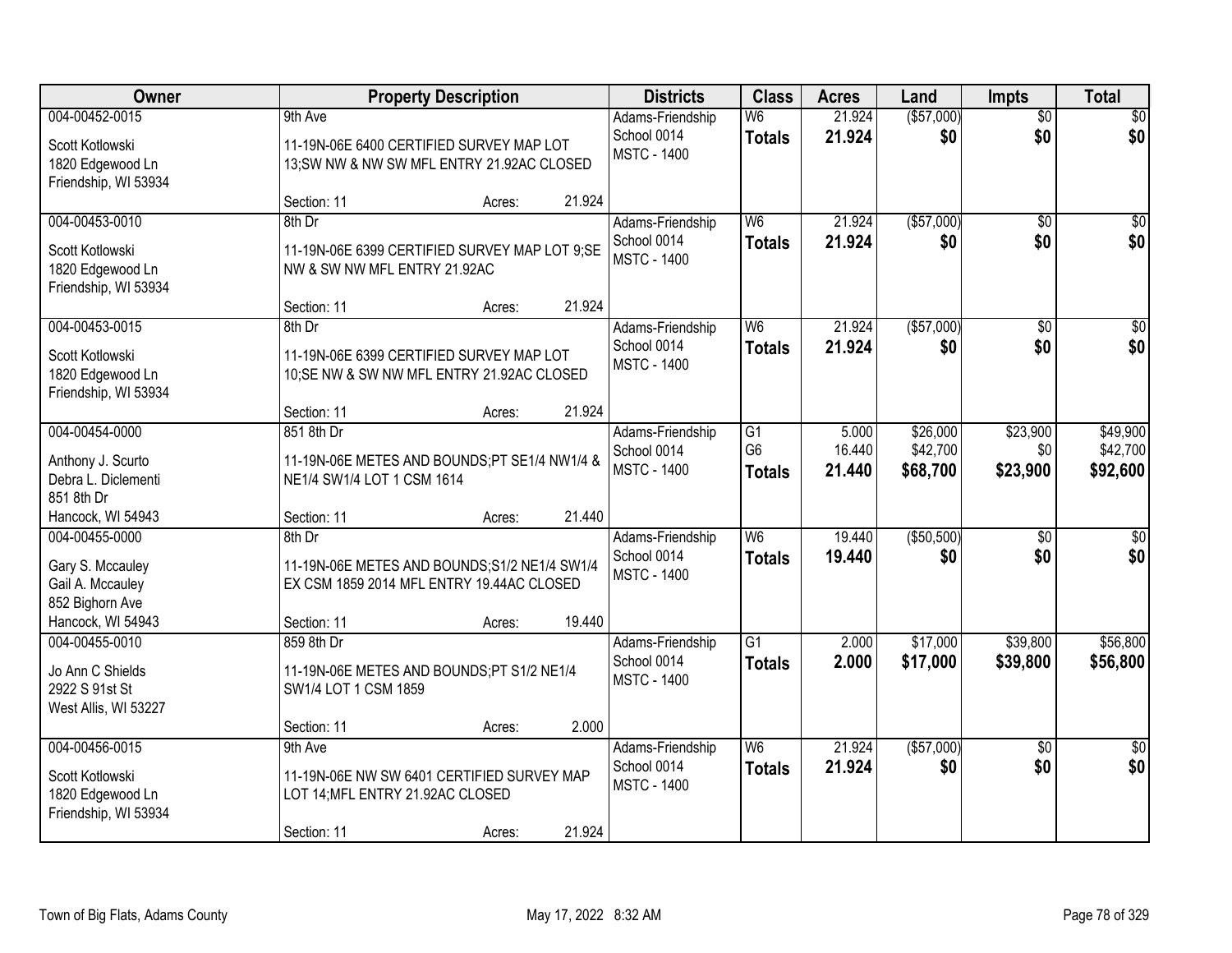| Owner | Property Description | Districts | Class | Acres | Land | Impts | Total |
|---|---|---|---|---|---|---|---|
| 004-00452-0015<br>Scott Kotlowski<br>1820 Edgewood Ln<br>Friendship, WI 53934 | 9th Ave<br>11-19N-06E 6400 CERTIFIED SURVEY MAP LOT 13;SW NW & NW SW MFL ENTRY 21.92AC CLOSED<br>Section: 11 Acres: 21.924 | Adams-Friendship School 0014<br>MSTC - 1400 | W6<br>**Totals** | 21.924<br>**21.924** | ($57,000)<br>**$0** | $0<br>**$0** | $0<br>**$0** |
| 004-00453-0010<br>Scott Kotlowski<br>1820 Edgewood Ln<br>Friendship, WI 53934 | 8th Dr<br>11-19N-06E 6399 CERTIFIED SURVEY MAP LOT 9;SE NW & SW NW MFL ENTRY 21.92AC<br>Section: 11 Acres: 21.924 | Adams-Friendship School 0014<br>MSTC - 1400 | W6<br>**Totals** | 21.924<br>**21.924** | ($57,000)<br>**$0** | $0<br>**$0** | $0<br>**$0** |
| 004-00453-0015<br>Scott Kotlowski<br>1820 Edgewood Ln<br>Friendship, WI 53934 | 8th Dr<br>11-19N-06E 6399 CERTIFIED SURVEY MAP LOT 10;SE NW & SW NW MFL ENTRY 21.92AC CLOSED<br>Section: 11 Acres: 21.924 | Adams-Friendship School 0014<br>MSTC - 1400 | W6<br>**Totals** | 21.924<br>**21.924** | ($57,000)<br>**$0** | $0<br>**$0** | $0<br>**$0** |
| 004-00454-0000<br>Anthony J. Scurto<br>Debra L. Diclementi<br>851 8th Dr<br>Hancock, WI 54943 | 851 8th Dr<br>11-19N-06E METES AND BOUNDS;PT SE1/4 NW1/4 & NE1/4 SW1/4 LOT 1 CSM 1614<br>Section: 11 Acres: 21.440 | Adams-Friendship School 0014<br>MSTC - 1400 | G1<br>G6<br>**Totals** | 5.000<br>16.440<br>**21.440** | $26,000<br>$42,700<br>**$68,700** | $23,900<br>$0<br>**$23,900** | $49,900<br>$42,700<br>**$92,600** |
| 004-00455-0000<br>Gary S. Mccauley<br>Gail A. Mccauley<br>852 Bighorn Ave<br>Hancock, WI 54943 | 8th Dr<br>11-19N-06E METES AND BOUNDS;S1/2 NE1/4 SW1/4 EX CSM 1859 2014 MFL ENTRY 19.44AC CLOSED<br>Section: 11 Acres: 19.440 | Adams-Friendship School 0014<br>MSTC - 1400 | W6<br>**Totals** | 19.440<br>**19.440** | ($50,500)<br>**$0** | $0<br>**$0** | $0<br>**$0** |
| 004-00455-0010<br>Jo Ann C Shields<br>2922 S 91st St<br>West Allis, WI 53227 | 859 8th Dr<br>11-19N-06E METES AND BOUNDS;PT S1/2 NE1/4 SW1/4 LOT 1 CSM 1859<br>Section: 11 Acres: 2.000 | Adams-Friendship School 0014<br>MSTC - 1400 | G1<br>**Totals** | 2.000<br>**2.000** | $17,000<br>**$17,000** | $39,800<br>**$39,800** | $56,800<br>**$56,800** |
| 004-00456-0015<br>Scott Kotlowski<br>1820 Edgewood Ln<br>Friendship, WI 53934 | 9th Ave<br>11-19N-06E NW SW 6401 CERTIFIED SURVEY MAP LOT 14;MFL ENTRY 21.92AC CLOSED<br>Section: 11 Acres: 21.924 | Adams-Friendship School 0014<br>MSTC - 1400 | W6<br>**Totals** | 21.924<br>**21.924** | ($57,000)<br>**$0** | $0<br>**$0** | $0<br>**$0** |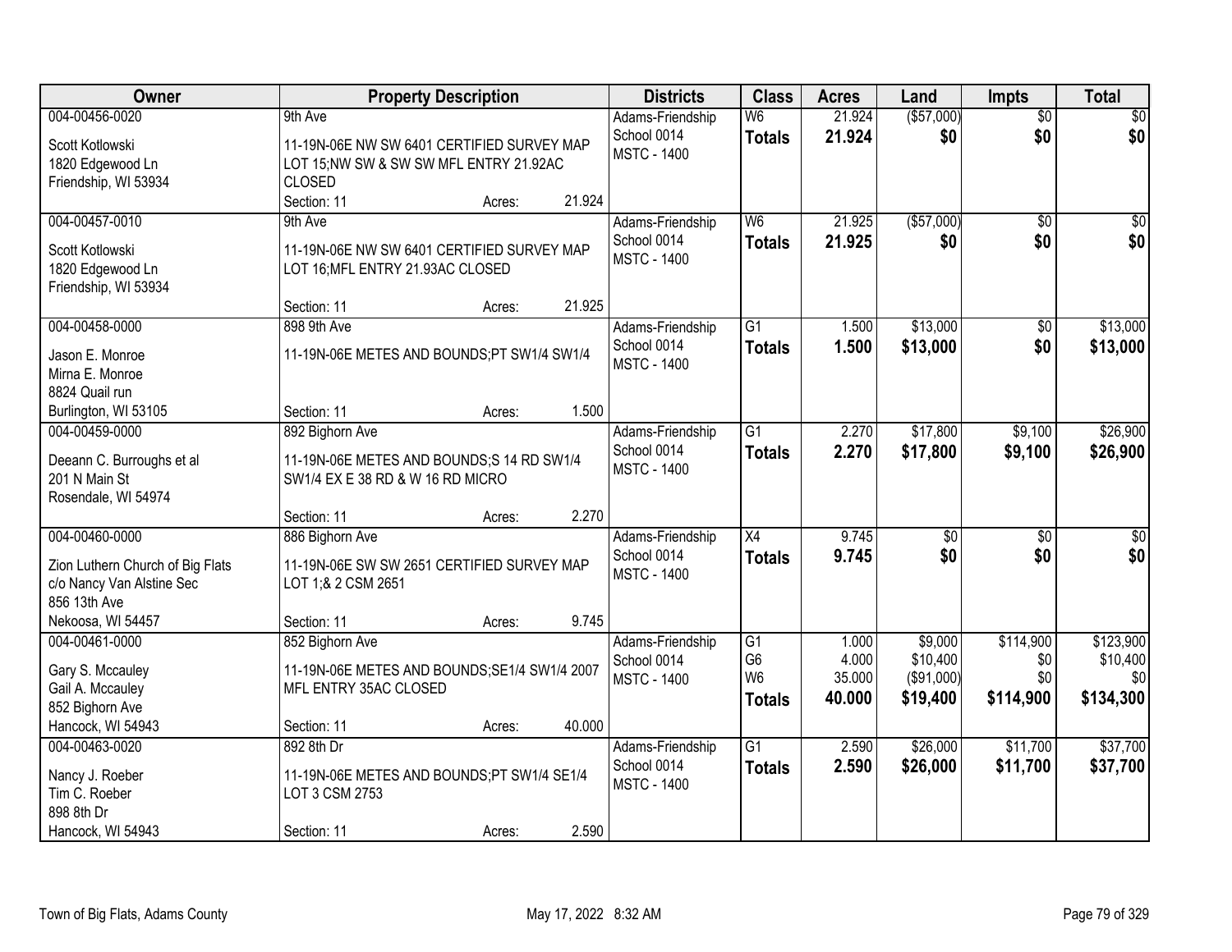| Owner | Property Description | Districts | Class | Acres | Land | Impts | Total |
|---|---|---|---|---|---|---|---|
| 004-00456-0020<br>Scott Kotlowski<br>1820 Edgewood Ln<br>Friendship, WI 53934 | 9th Ave<br>11-19N-06E NW SW 6401 CERTIFIED SURVEY MAP LOT 15;NW SW & SW SW MFL ENTRY 21.92AC CLOSED<br>Section: 11 Acres: 21.924 | Adams-Friendship School 0014<br>MSTC - 1400 | W6<br>**Totals** | 21.924<br>**21.924** | ($57,000)<br>**$0** | $0<br>**$0** | $0<br>**$0** |
| 004-00457-0010<br>Scott Kotlowski<br>1820 Edgewood Ln<br>Friendship, WI 53934 | 9th Ave<br>11-19N-06E NW SW 6401 CERTIFIED SURVEY MAP LOT 16;MFL ENTRY 21.93AC CLOSED<br>Section: 11 Acres: 21.925 | Adams-Friendship School 0014<br>MSTC - 1400 | W6<br>**Totals** | 21.925<br>**21.925** | ($57,000)<br>**$0** | $0<br>**$0** | $0<br>**$0** |
| 004-00458-0000<br>Jason E. Monroe<br>Mirna E. Monroe<br>8824 Quail run<br>Burlington, WI 53105 | 898 9th Ave<br>11-19N-06E METES AND BOUNDS;PT SW1/4 SW1/4<br>Section: 11 Acres: 1.500 | Adams-Friendship School 0014<br>MSTC - 1400 | G1<br>**Totals** | 1.500<br>**1.500** | $13,000<br>**$13,000** | $0<br>**$0** | $13,000<br>**$13,000** |
| 004-00459-0000<br>Deeann C. Burroughs et al<br>201 N Main St<br>Rosendale, WI 54974 | 892 Bighorn Ave<br>11-19N-06E METES AND BOUNDS;S 14 RD SW1/4 SW1/4 EX E 38 RD & W 16 RD MICRO<br>Section: 11 Acres: 2.270 | Adams-Friendship School 0014<br>MSTC - 1400 | G1<br>**Totals** | 2.270<br>**2.270** | $17,800<br>**$17,800** | $9,100<br>**$9,100** | $26,900<br>**$26,900** |
| 004-00460-0000<br>Zion Luthern Church of Big Flats<br>c/o Nancy Van Alstine Sec<br>856 13th Ave<br>Nekoosa, WI 54457 | 886 Bighorn Ave<br>11-19N-06E SW SW 2651 CERTIFIED SURVEY MAP LOT 1;& 2 CSM 2651<br>Section: 11 Acres: 9.745 | Adams-Friendship School 0014<br>MSTC - 1400 | X4<br>**Totals** | 9.745<br>**9.745** | $0<br>**$0** | $0<br>**$0** | $0<br>**$0** |
| 004-00461-0000<br>Gary S. Mccauley<br>Gail A. Mccauley<br>852 Bighorn Ave<br>Hancock, WI 54943 | 852 Bighorn Ave<br>11-19N-06E METES AND BOUNDS;SE1/4 SW1/4 2007 MFL ENTRY 35AC CLOSED<br>Section: 11 Acres: 40.000 | Adams-Friendship School 0014<br>MSTC - 1400 | G1<br>G6<br>W6<br>**Totals** | 1.000<br>4.000<br>35.000<br>**40.000** | $9,000<br>$10,400<br>($91,000)<br>**$19,400** | $114,900<br>$0<br>$0<br>**$114,900** | $123,900<br>$10,400<br>$0<br>**$134,300** |
| 004-00463-0020<br>Nancy J. Roeber<br>Tim C. Roeber<br>898 8th Dr<br>Hancock, WI 54943 | 892 8th Dr<br>11-19N-06E METES AND BOUNDS;PT SW1/4 SE1/4 LOT 3 CSM 2753<br>Section: 11 Acres: 2.590 | Adams-Friendship School 0014<br>MSTC - 1400 | G1<br>**Totals** | 2.590<br>**2.590** | $26,000<br>**$26,000** | $11,700<br>**$11,700** | $37,700<br>**$37,700** |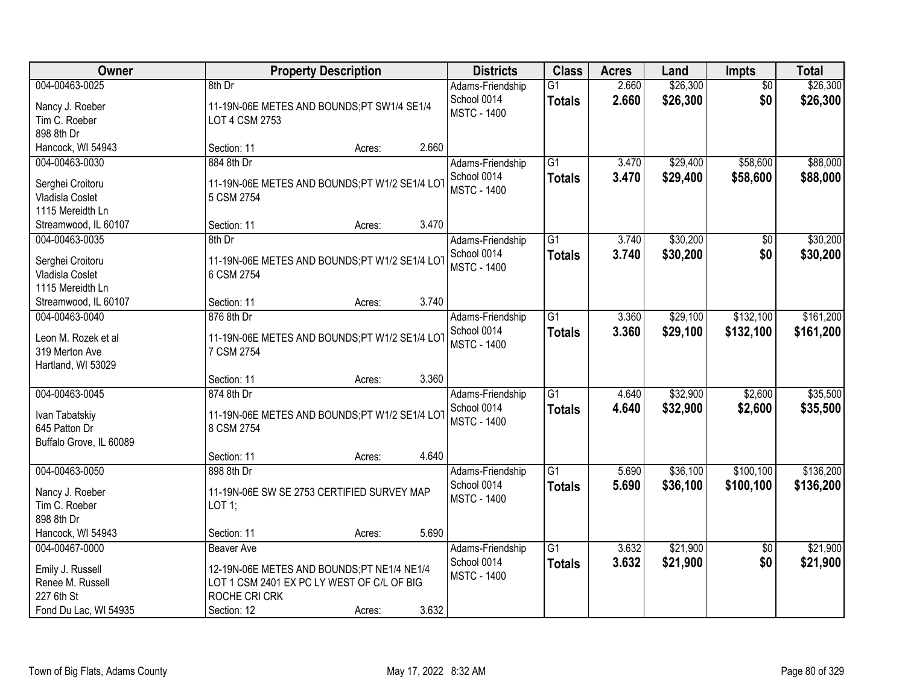| Owner | Property Description | Districts | Class | Acres | Land | Impts | Total |
|---|---|---|---|---|---|---|---|
| 004-00463-0025<br>Nancy J. Roeber<br>Tim C. Roeber<br>898 8th Dr<br>Hancock, WI 54943 | 8th Dr<br>11-19N-06E METES AND BOUNDS;PT SW1/4 SE1/4 LOT 4 CSM 2753<br>Section: 11 Acres: 2.660 | Adams-Friendship School 0014<br>MSTC - 1400 | G1<br>**Totals** | 2.660<br>**2.660** | $26,300<br>**$26,300** | $0<br>**$0** | $26,300<br>**$26,300** |
| 004-00463-0030<br>Serghei Croitoru<br>Vladisla Coslet<br>1115 Mereidth Ln<br>Streamwood, IL 60107 | 884 8th Dr<br>11-19N-06E METES AND BOUNDS;PT W1/2 SE1/4 LOT 5 CSM 2754<br>Section: 11 Acres: 3.470 | Adams-Friendship School 0014<br>MSTC - 1400 | G1<br>**Totals** | 3.470<br>**3.470** | $29,400<br>**$29,400** | $58,600<br>**$58,600** | $88,000<br>**$88,000** |
| 004-00463-0035<br>Serghei Croitoru<br>Vladisla Coslet<br>1115 Mereidth Ln<br>Streamwood, IL 60107 | 8th Dr<br>11-19N-06E METES AND BOUNDS;PT W1/2 SE1/4 LOT 6 CSM 2754<br>Section: 11 Acres: 3.740 | Adams-Friendship School 0014<br>MSTC - 1400 | G1<br>**Totals** | 3.740<br>**3.740** | $30,200<br>**$30,200** | $0<br>**$0** | $30,200<br>**$30,200** |
| 004-00463-0040<br>Leon M. Rozek et al<br>319 Merton Ave<br>Hartland, WI 53029 | 876 8th Dr<br>11-19N-06E METES AND BOUNDS;PT W1/2 SE1/4 LOT 7 CSM 2754<br>Section: 11 Acres: 3.360 | Adams-Friendship School 0014<br>MSTC - 1400 | G1<br>**Totals** | 3.360<br>**3.360** | $29,100<br>**$29,100** | $132,100<br>**$132,100** | $161,200<br>**$161,200** |
| 004-00463-0045<br>Ivan Tabatskiy<br>645 Patton Dr<br>Buffalo Grove, IL 60089 | 874 8th Dr<br>11-19N-06E METES AND BOUNDS;PT W1/2 SE1/4 LOT 8 CSM 2754<br>Section: 11 Acres: 4.640 | Adams-Friendship School 0014<br>MSTC - 1400 | G1<br>**Totals** | 4.640<br>**4.640** | $32,900<br>**$32,900** | $2,600<br>**$2,600** | $35,500<br>**$35,500** |
| 004-00463-0050<br>Nancy J. Roeber<br>Tim C. Roeber<br>898 8th Dr<br>Hancock, WI 54943 | 898 8th Dr<br>11-19N-06E SW SE 2753 CERTIFIED SURVEY MAP LOT 1;<br>Section: 11 Acres: 5.690 | Adams-Friendship School 0014<br>MSTC - 1400 | G1<br>**Totals** | 5.690<br>**5.690** | $36,100<br>**$36,100** | $100,100<br>**$100,100** | $136,200<br>**$136,200** |
| 004-00467-0000<br>Emily J. Russell<br>Renee M. Russell<br>227 6th St<br>Fond Du Lac, WI 54935 | Beaver Ave<br>12-19N-06E METES AND BOUNDS;PT NE1/4 NE1/4 LOT 1 CSM 2401 EX PC LY WEST OF C/L OF BIG ROCHE CRI CRK<br>Section: 12 Acres: 3.632 | Adams-Friendship School 0014<br>MSTC - 1400 | G1<br>**Totals** | 3.632<br>**3.632** | $21,900<br>**$21,900** | $0<br>**$0** | $21,900<br>**$21,900** |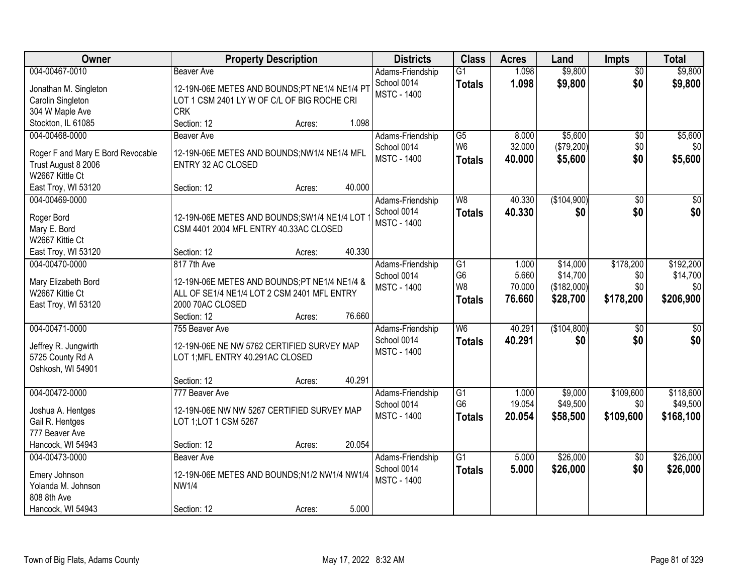| Owner | Property Description | Districts | Class | Acres | Land | Impts | Total |
|---|---|---|---|---|---|---|---|
| 004-00467-0010<br>Jonathan M. Singleton<br>Carolin Singleton<br>304 W Maple Ave<br>Stockton, IL 61085 | Beaver Ave<br>12-19N-06E METES AND BOUNDS;PT NE1/4 NE1/4 PT LOT 1 CSM 2401 LY W OF C/L OF BIG ROCHE CRI CRK<br>Section: 12 Acres: 1.098 | Adams-Friendship School 0014<br>MSTC - 1400 | G1<br>**Totals** | 1.098<br>**1.098** | $9,800<br>**$9,800** | $0<br>**$0** | $9,800<br>**$9,800** |
| 004-00468-0000<br>Roger F and Mary E Bord Revocable Trust August 8 2006<br>W2667 Kittle Ct<br>East Troy, WI 53120 | Beaver Ave<br>12-19N-06E METES AND BOUNDS;NW1/4 NE1/4 MFL ENTRY 32 AC CLOSED<br>Section: 12 Acres: 40.000 | Adams-Friendship School 0014<br>MSTC - 1400 | G5<br>W6<br>**Totals** | 8.000<br>32.000<br>**40.000** | $5,600<br>($79,200)<br>**$5,600** | $0<br>$0<br>**$0** | $5,600<br>$0<br>**$5,600** |
| 004-00469-0000<br>Roger Bord<br>Mary E. Bord<br>W2667 Kittie Ct<br>East Troy, WI 53120 | 12-19N-06E METES AND BOUNDS;SW1/4 NE1/4 LOT 1 CSM 4401 2004 MFL ENTRY 40.33AC CLOSED<br>Section: 12 Acres: 40.330 | Adams-Friendship School 0014<br>MSTC - 1400 | W8<br>**Totals** | 40.330<br>**40.330** | ($104,900)<br>**$0** | $0<br>**$0** | $0<br>**$0** |
| 004-00470-0000<br>Mary Elizabeth Bord<br>W2667 Kittie Ct<br>East Troy, WI 53120 | 817 7th Ave<br>12-19N-06E METES AND BOUNDS;PT NE1/4 NE1/4 & ALL OF SE1/4 NE1/4 LOT 2 CSM 2401 MFL ENTRY 2000 70AC CLOSED<br>Section: 12 Acres: 76.660 | Adams-Friendship School 0014<br>MSTC - 1400 | G1<br>G6<br>W8<br>**Totals** | 1.000<br>5.660<br>70.000<br>**76.660** | $14,000<br>$14,700<br>($182,000)<br>**$28,700** | $178,200<br>$0<br>$0<br>**$178,200** | $192,200<br>$14,700<br>$0<br>**$206,900** |
| 004-00471-0000<br>Jeffrey R. Jungwirth<br>5725 County Rd A<br>Oshkosh, WI 54901 | 755 Beaver Ave<br>12-19N-06E NE NW 5762 CERTIFIED SURVEY MAP LOT 1;MFL ENTRY 40.291AC CLOSED<br>Section: 12 Acres: 40.291 | Adams-Friendship School 0014<br>MSTC - 1400 | W6<br>**Totals** | 40.291<br>**40.291** | ($104,800)<br>**$0** | $0<br>**$0** | $0<br>**$0** |
| 004-00472-0000<br>Joshua A. Hentges<br>Gail R. Hentges<br>777 Beaver Ave<br>Hancock, WI 54943 | 777 Beaver Ave<br>12-19N-06E NW NW 5267 CERTIFIED SURVEY MAP LOT 1;LOT 1 CSM 5267<br>Section: 12 Acres: 20.054 | Adams-Friendship School 0014<br>MSTC - 1400 | G1<br>G6<br>**Totals** | 1.000<br>19.054<br>**20.054** | $9,000<br>$49,500<br>**$58,500** | $109,600<br>$0<br>**$109,600** | $118,600<br>$49,500<br>**$168,100** |
| 004-00473-0000<br>Emery Johnson<br>Yolanda M. Johnson<br>808 8th Ave<br>Hancock, WI 54943 | Beaver Ave<br>12-19N-06E METES AND BOUNDS;N1/2 NW1/4 NW1/4 NW1/4<br>Section: 12 Acres: 5.000 | Adams-Friendship School 0014<br>MSTC - 1400 | G1<br>**Totals** | 5.000<br>**5.000** | $26,000<br>**$26,000** | $0<br>**$0** | $26,000<br>**$26,000** |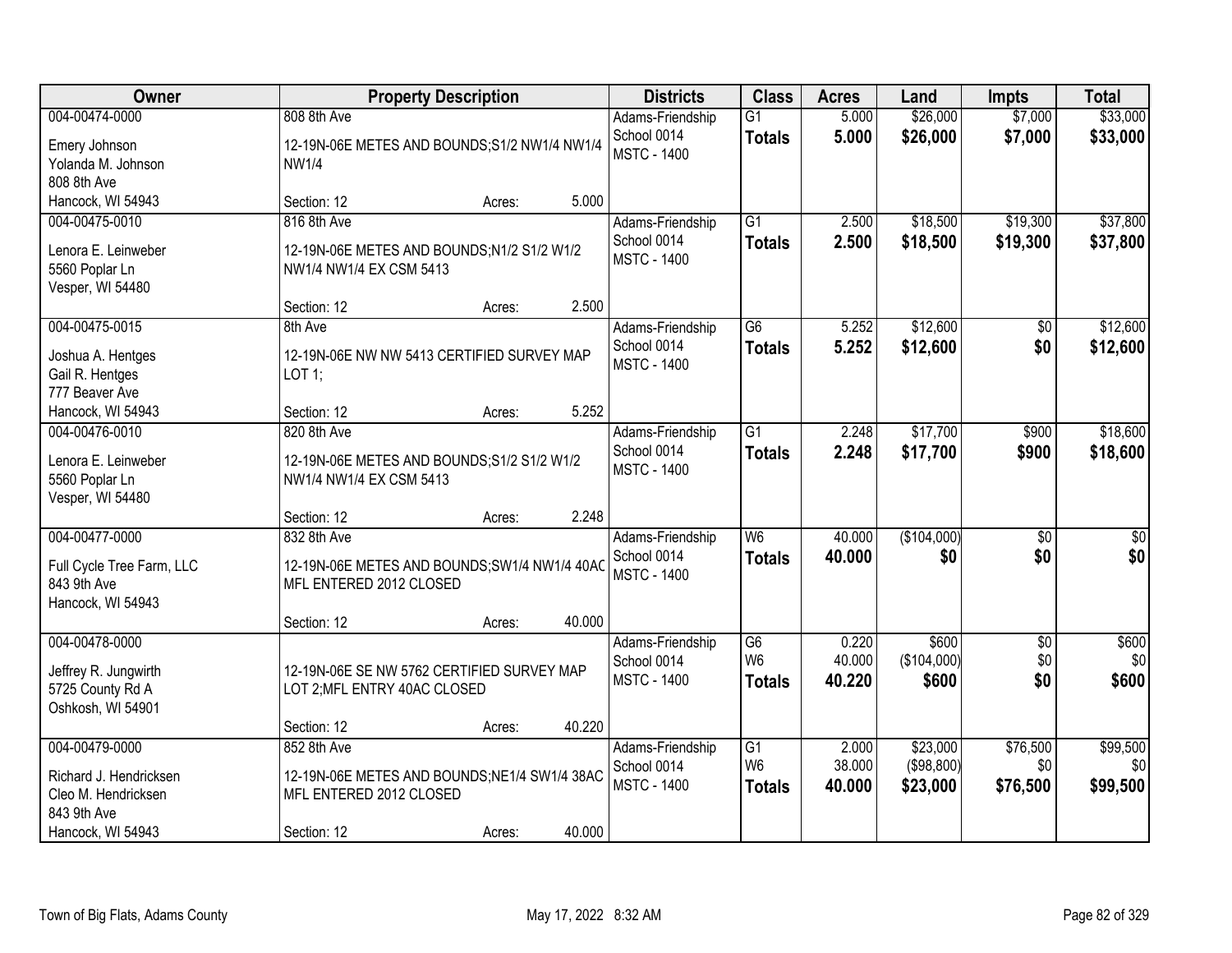| Owner | Property Description | Districts | Class | Acres | Land | Impts | Total |
|---|---|---|---|---|---|---|---|
| 004-00474-0000<br>Emery Johnson<br>Yolanda M. Johnson<br>808 8th Ave<br>Hancock, WI 54943 | 808 8th Ave<br>12-19N-06E METES AND BOUNDS;S1/2 NW1/4 NW1/4 NW1/4<br>Section: 12 Acres: 5.000 | Adams-Friendship<br>School 0014<br>MSTC - 1400 | G1<br>**Totals** | 5.000<br>**5.000** | $26,000<br>**$26,000** | $7,000<br>**$7,000** | $33,000<br>**$33,000** |
| 004-00475-0010<br>Lenora E. Leinweber<br>5560 Poplar Ln<br>Vesper, WI 54480 | 816 8th Ave<br>12-19N-06E METES AND BOUNDS;N1/2 S1/2 W1/2 NW1/4 NW1/4 EX CSM 5413<br>Section: 12 Acres: 2.500 | Adams-Friendship<br>School 0014<br>MSTC - 1400 | G1<br>**Totals** | 2.500<br>**2.500** | $18,500<br>**$18,500** | $19,300<br>**$19,300** | $37,800<br>**$37,800** |
| 004-00475-0015<br>Joshua A. Hentges<br>Gail R. Hentges<br>777 Beaver Ave<br>Hancock, WI 54943 | 8th Ave<br>12-19N-06E NW NW 5413 CERTIFIED SURVEY MAP LOT 1;<br>Section: 12 Acres: 5.252 | Adams-Friendship<br>School 0014<br>MSTC - 1400 | G6<br>**Totals** | 5.252<br>**5.252** | $12,600<br>**$12,600** | $0<br>**$0** | $12,600<br>**$12,600** |
| 004-00476-0010<br>Lenora E. Leinweber<br>5560 Poplar Ln<br>Vesper, WI 54480 | 820 8th Ave<br>12-19N-06E METES AND BOUNDS;S1/2 S1/2 W1/2 NW1/4 NW1/4 EX CSM 5413<br>Section: 12 Acres: 2.248 | Adams-Friendship<br>School 0014<br>MSTC - 1400 | G1<br>**Totals** | 2.248<br>**2.248** | $17,700<br>**$17,700** | $900<br>**$900** | $18,600<br>**$18,600** |
| 004-00477-0000<br>Full Cycle Tree Farm, LLC<br>843 9th Ave<br>Hancock, WI 54943 | 832 8th Ave<br>12-19N-06E METES AND BOUNDS;SW1/4 NW1/4 40AC MFL ENTERED 2012 CLOSED<br>Section: 12 Acres: 40.000 | Adams-Friendship<br>School 0014<br>MSTC - 1400 | W6<br>**Totals** | 40.000<br>**40.000** | ($104,000)<br>**$0** | $0<br>**$0** | $0<br>**$0** |
| 004-00478-0000<br>Jeffrey R. Jungwirth<br>5725 County Rd A<br>Oshkosh, WI 54901 | 12-19N-06E SE NW 5762 CERTIFIED SURVEY MAP LOT 2;MFL ENTRY 40AC CLOSED<br>Section: 12 Acres: 40.220 | Adams-Friendship<br>School 0014<br>MSTC - 1400 | G6<br>W6<br>**Totals** | 0.220<br>40.000<br>**40.220** | $600<br>($104,000)<br>**$600** | $0<br>$0<br>**$0** | $600<br>$0<br>**$600** |
| 004-00479-0000<br>Richard J. Hendricksen<br>Cleo M. Hendricksen<br>843 9th Ave<br>Hancock, WI 54943 | 852 8th Ave<br>12-19N-06E METES AND BOUNDS;NE1/4 SW1/4 38AC MFL ENTERED 2012 CLOSED<br>Section: 12 Acres: 40.000 | Adams-Friendship<br>School 0014<br>MSTC - 1400 | G1<br>W6<br>**Totals** | 2.000<br>38.000<br>**40.000** | $23,000<br>($98,800)<br>**$23,000** | $76,500<br>$0<br>**$76,500** | $99,500<br>$0<br>**$99,500** |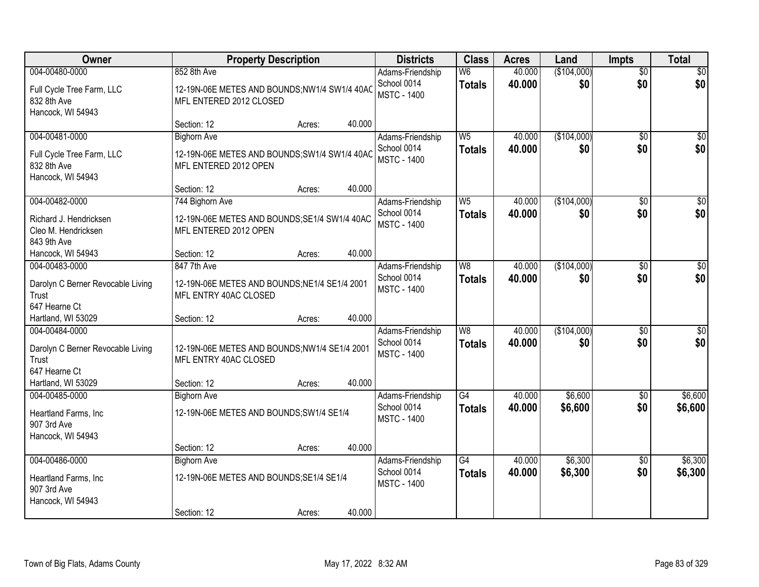| Owner | Property Description | Districts | Class | Acres | Land | Impts | Total |
|---|---|---|---|---|---|---|---|
| 004-00480-0000<br>Full Cycle Tree Farm, LLC<br>832 8th Ave<br>Hancock, WI 54943 | 852 8th Ave<br>12-19N-06E METES AND BOUNDS;NW1/4 SW1/4 40AC MFL ENTERED 2012 CLOSED<br>Section: 12 Acres: 40.000 | Adams-Friendship<br>School 0014<br>MSTC - 1400 | W6<br>**Totals** | 40.000<br>**40.000** | ($104,000)<br>**$0** | $0<br>**$0** | $0<br>**$0** |
| 004-00481-0000<br>Full Cycle Tree Farm, LLC<br>832 8th Ave<br>Hancock, WI 54943 | Bighorn Ave<br>12-19N-06E METES AND BOUNDS;SW1/4 SW1/4 40AC MFL ENTERED 2012 OPEN<br>Section: 12 Acres: 40.000 | Adams-Friendship<br>School 0014<br>MSTC - 1400 | W5<br>**Totals** | 40.000<br>**40.000** | ($104,000)<br>**$0** | $0<br>**$0** | $0<br>**$0** |
| 004-00482-0000<br>Richard J. Hendricksen<br>Cleo M. Hendricksen<br>843 9th Ave<br>Hancock, WI 54943 | 744 Bighorn Ave<br>12-19N-06E METES AND BOUNDS;SE1/4 SW1/4 40AC MFL ENTERED 2012 OPEN<br>Section: 12 Acres: 40.000 | Adams-Friendship<br>School 0014<br>MSTC - 1400 | W5<br>**Totals** | 40.000<br>**40.000** | ($104,000)<br>**$0** | $0<br>**$0** | $0<br>**$0** |
| 004-00483-0000<br>Darolyn C Berner Revocable Living Trust<br>647 Hearne Ct<br>Hartland, WI 53029 | 847 7th Ave<br>12-19N-06E METES AND BOUNDS;NE1/4 SE1/4 2001 MFL ENTRY 40AC CLOSED<br>Section: 12 Acres: 40.000 | Adams-Friendship<br>School 0014<br>MSTC - 1400 | W8<br>**Totals** | 40.000<br>**40.000** | ($104,000)<br>**$0** | $0<br>**$0** | $0<br>**$0** |
| 004-00484-0000<br>Darolyn C Berner Revocable Living Trust<br>647 Hearne Ct<br>Hartland, WI 53029 | 12-19N-06E METES AND BOUNDS;NW1/4 SE1/4 2001 MFL ENTRY 40AC CLOSED<br>Section: 12 Acres: 40.000 | Adams-Friendship<br>School 0014<br>MSTC - 1400 | W8<br>**Totals** | 40.000<br>**40.000** | ($104,000)<br>**$0** | $0<br>**$0** | $0<br>**$0** |
| 004-00485-0000<br>Heartland Farms, Inc<br>907 3rd Ave<br>Hancock, WI 54943 | Bighorn Ave<br>12-19N-06E METES AND BOUNDS;SW1/4 SE1/4<br>Section: 12 Acres: 40.000 | Adams-Friendship<br>School 0014<br>MSTC - 1400 | G4<br>**Totals** | 40.000<br>**40.000** | $6,600<br>**$6,600** | $0<br>**$0** | $6,600<br>**$6,600** |
| 004-00486-0000<br>Heartland Farms, Inc<br>907 3rd Ave<br>Hancock, WI 54943 | Bighorn Ave<br>12-19N-06E METES AND BOUNDS;SE1/4 SE1/4<br>Section: 12 Acres: 40.000 | Adams-Friendship<br>School 0014<br>MSTC - 1400 | G4<br>**Totals** | 40.000<br>**40.000** | $6,300<br>**$6,300** | $0<br>**$0** | $6,300<br>**$6,300** |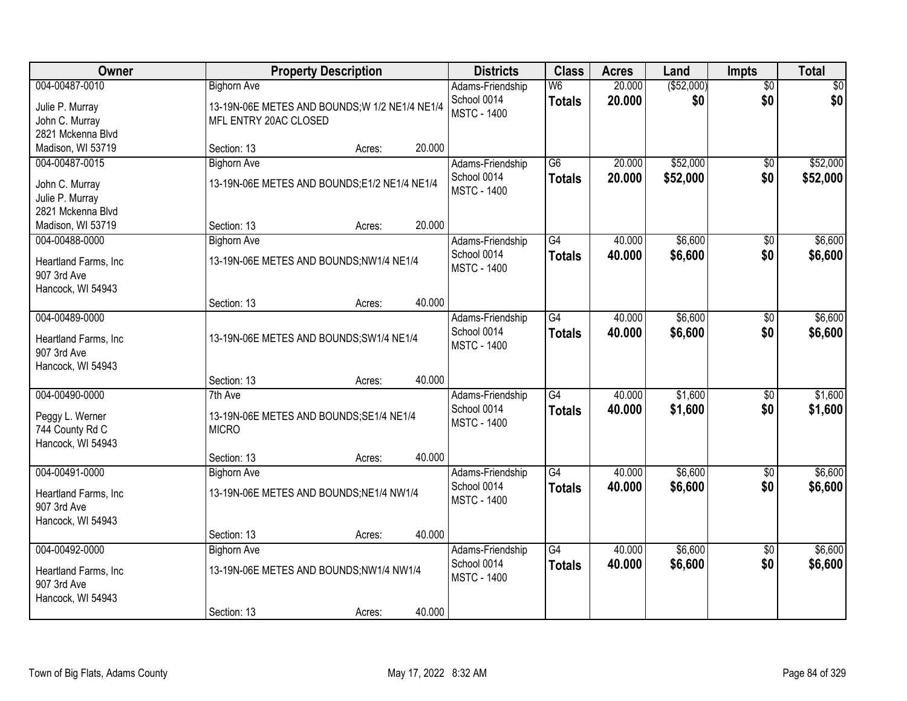| Owner | Property Description | Districts | Class | Acres | Land | Impts | Total |
|---|---|---|---|---|---|---|---|
| 004-00487-0010<br>Julie P. Murray<br>John C. Murray<br>2821 Mckenna Blvd<br>Madison, WI 53719 | Bighorn Ave<br>13-19N-06E METES AND BOUNDS;W 1/2 NE1/4 NE1/4 MFL ENTRY 20AC CLOSED<br>Section: 13 Acres: 20.000 | Adams-Friendship School 0014<br>MSTC - 1400 | W6<br>**Totals** | 20.000<br>**20.000** | ($52,000)<br>**$0** | $0<br>**$0** | $0<br>**$0** |
| 004-00487-0015<br>John C. Murray<br>Julie P. Murray<br>2821 Mckenna Blvd<br>Madison, WI 53719 | Bighorn Ave<br>13-19N-06E METES AND BOUNDS;E1/2 NE1/4 NE1/4<br>Section: 13 Acres: 20.000 | Adams-Friendship School 0014<br>MSTC - 1400 | G6<br>**Totals** | 20.000<br>**20.000** | $52,000<br>**$52,000** | $0<br>**$0** | $52,000<br>**$52,000** |
| 004-00488-0000<br>Heartland Farms, Inc<br>907 3rd Ave<br>Hancock, WI 54943 | Bighorn Ave<br>13-19N-06E METES AND BOUNDS;NW1/4 NE1/4<br>Section: 13 Acres: 40.000 | Adams-Friendship School 0014<br>MSTC - 1400 | G4<br>**Totals** | 40.000<br>**40.000** | $6,600<br>**$6,600** | $0<br>**$0** | $6,600<br>**$6,600** |
| 004-00489-0000<br>Heartland Farms, Inc<br>907 3rd Ave<br>Hancock, WI 54943 | 13-19N-06E METES AND BOUNDS;SW1/4 NE1/4<br>Section: 13 Acres: 40.000 | Adams-Friendship School 0014<br>MSTC - 1400 | G4<br>**Totals** | 40.000<br>**40.000** | $6,600<br>**$6,600** | $0<br>**$0** | $6,600<br>**$6,600** |
| 004-00490-0000<br>Peggy L. Werner<br>744 County Rd C<br>Hancock, WI 54943 | 7th Ave<br>13-19N-06E METES AND BOUNDS;SE1/4 NE1/4 MICRO<br>Section: 13 Acres: 40.000 | Adams-Friendship School 0014<br>MSTC - 1400 | G4<br>**Totals** | 40.000<br>**40.000** | $1,600<br>**$1,600** | $0<br>**$0** | $1,600<br>**$1,600** |
| 004-00491-0000<br>Heartland Farms, Inc<br>907 3rd Ave<br>Hancock, WI 54943 | Bighorn Ave<br>13-19N-06E METES AND BOUNDS;NE1/4 NW1/4<br>Section: 13 Acres: 40.000 | Adams-Friendship School 0014<br>MSTC - 1400 | G4<br>**Totals** | 40.000<br>**40.000** | $6,600<br>**$6,600** | $0<br>**$0** | $6,600<br>**$6,600** |
| 004-00492-0000<br>Heartland Farms, Inc<br>907 3rd Ave<br>Hancock, WI 54943 | Bighorn Ave<br>13-19N-06E METES AND BOUNDS;NW1/4 NW1/4<br>Section: 13 Acres: 40.000 | Adams-Friendship School 0014<br>MSTC - 1400 | G4<br>**Totals** | 40.000<br>**40.000** | $6,600<br>**$6,600** | $0<br>**$0** | $6,600<br>**$6,600** |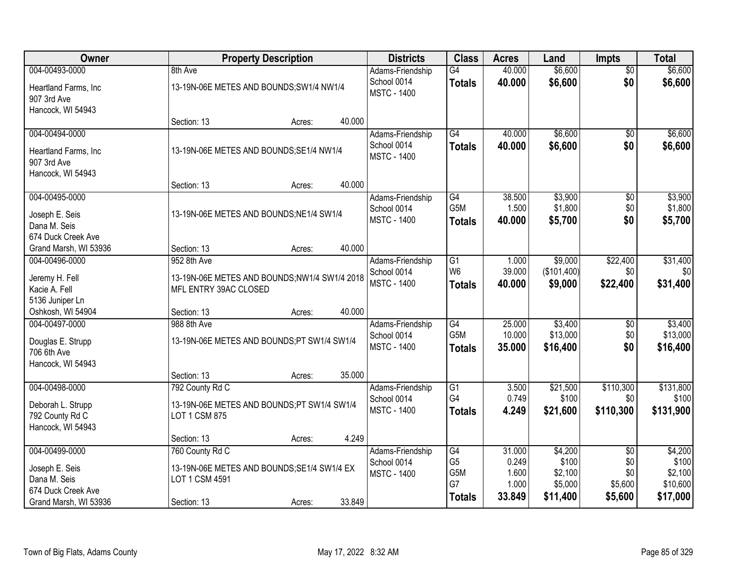| Owner | Property Description | Districts | Class | Acres | Land | Impts | Total |
|---|---|---|---|---|---|---|---|
| 004-00493-0000<br>Heartland Farms, Inc<br>907 3rd Ave<br>Hancock, WI 54943 | 8th Ave<br>13-19N-06E METES AND BOUNDS;SW1/4 NW1/4<br>Section: 13 Acres: 40.000 | Adams-Friendship<br>School 0014<br>MSTC - 1400 | G4<br>**Totals** | 40.000<br>**40.000** | $6,600<br>**$6,600** | $0<br>**$0** | $6,600<br>**$6,600** |
| 004-00494-0000<br>Heartland Farms, Inc<br>907 3rd Ave<br>Hancock, WI 54943 | 13-19N-06E METES AND BOUNDS;SE1/4 NW1/4<br>Section: 13 Acres: 40.000 | Adams-Friendship<br>School 0014<br>MSTC - 1400 | G4<br>**Totals** | 40.000<br>**40.000** | $6,600<br>**$6,600** | $0<br>**$0** | $6,600<br>**$6,600** |
| 004-00495-0000<br>Joseph E. Seis<br>Dana M. Seis<br>674 Duck Creek Ave<br>Grand Marsh, WI 53936 | 13-19N-06E METES AND BOUNDS;NE1/4 SW1/4<br>Section: 13 Acres: 40.000 | Adams-Friendship<br>School 0014<br>MSTC - 1400 | G4<br>G5M<br>**Totals** | 38.500<br>1.500<br>**40.000** | $3,900<br>$1,800<br>**$5,700** | $0<br>$0<br>**$0** | $3,900<br>$1,800<br>**$5,700** |
| 004-00496-0000<br>Jeremy H. Fell<br>Kacie A. Fell<br>5136 Juniper Ln<br>Oshkosh, WI 54904 | 952 8th Ave<br>13-19N-06E METES AND BOUNDS;NW1/4 SW1/4 2018 MFL ENTRY 39AC CLOSED<br>Section: 13 Acres: 40.000 | Adams-Friendship<br>School 0014<br>MSTC - 1400 | G1<br>W6<br>**Totals** | 1.000<br>39.000<br>**40.000** | $9,000<br>($101,400)<br>**$9,000** | $22,400<br>$0<br>**$22,400** | $31,400<br>$0<br>**$31,400** |
| 004-00497-0000<br>Douglas E. Strupp<br>706 6th Ave<br>Hancock, WI 54943 | 988 8th Ave<br>13-19N-06E METES AND BOUNDS;PT SW1/4 SW1/4<br>Section: 13 Acres: 35.000 | Adams-Friendship<br>School 0014<br>MSTC - 1400 | G4<br>G5M<br>**Totals** | 25.000<br>10.000<br>**35.000** | $3,400<br>$13,000<br>**$16,400** | $0<br>$0<br>**$0** | $3,400<br>$13,000<br>**$16,400** |
| 004-00498-0000<br>Deborah L. Strupp<br>792 County Rd C<br>Hancock, WI 54943 | 792 County Rd C<br>13-19N-06E METES AND BOUNDS;PT SW1/4 SW1/4 LOT 1 CSM 875<br>Section: 13 Acres: 4.249 | Adams-Friendship<br>School 0014<br>MSTC - 1400 | G1<br>G4<br>**Totals** | 3.500<br>0.749<br>**4.249** | $21,500<br>$100<br>**$21,600** | $110,300<br>$0<br>**$110,300** | $131,800<br>$100<br>**$131,900** |
| 004-00499-0000<br>Joseph E. Seis<br>Dana M. Seis<br>674 Duck Creek Ave<br>Grand Marsh, WI 53936 | 760 County Rd C<br>13-19N-06E METES AND BOUNDS;SE1/4 SW1/4 EX LOT 1 CSM 4591<br>Section: 13 Acres: 33.849 | Adams-Friendship<br>School 0014<br>MSTC - 1400 | G4<br>G5<br>G5M<br>G7<br>**Totals** | 31.000<br>0.249<br>1.600<br>1.000<br>**33.849** | $4,200<br>$100<br>$2,100<br>$5,000<br>**$11,400** | $0<br>$0<br>$0<br>$5,600<br>**$5,600** | $4,200<br>$100<br>$2,100<br>$10,600<br>**$17,000** |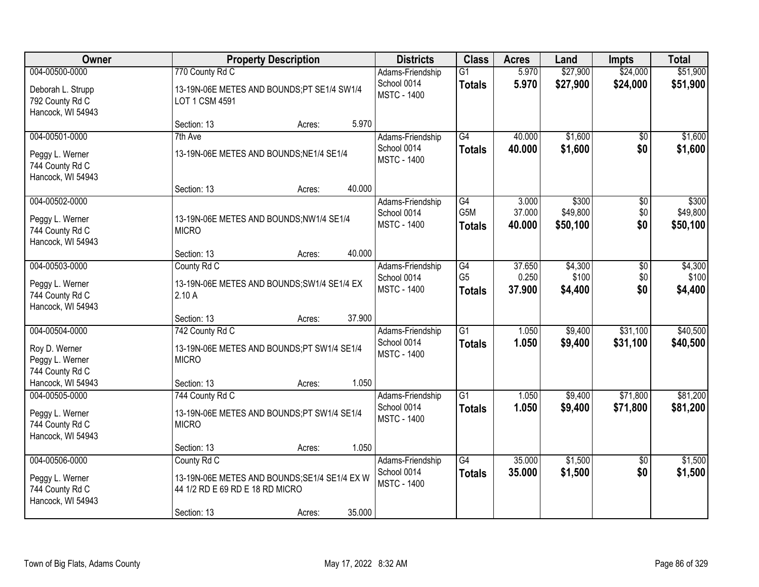| Owner | Property Description | Districts | Class | Acres | Land | Impts | Total |
|---|---|---|---|---|---|---|---|
| 004-00500-0000<br>Deborah L. Strupp<br>792 County Rd C<br>Hancock, WI 54943 | 770 County Rd C<br>13-19N-06E METES AND BOUNDS;PT SE1/4 SW1/4 LOT 1 CSM 4591<br>Section: 13 Acres: 5.970 | Adams-Friendship School 0014<br>MSTC - 1400 | G1<br>**Totals** | 5.970<br>**5.970** | $27,900<br>**$27,900** | $24,000<br>**$24,000** | $51,900<br>**$51,900** |
| 004-00501-0000<br>Peggy L. Werner<br>744 County Rd C<br>Hancock, WI 54943 | 7th Ave<br>13-19N-06E METES AND BOUNDS;NE1/4 SE1/4<br>Section: 13 Acres: 40.000 | Adams-Friendship School 0014<br>MSTC - 1400 | G4<br>**Totals** | 40.000<br>**40.000** | $1,600<br>**$1,600** | $0<br>**$0** | $1,600<br>**$1,600** |
| 004-00502-0000<br>Peggy L. Werner<br>744 County Rd C<br>Hancock, WI 54943 | 13-19N-06E METES AND BOUNDS;NW1/4 SE1/4 MICRO<br>Section: 13 Acres: 40.000 | Adams-Friendship School 0014<br>MSTC - 1400 | G4<br>G5M<br>**Totals** | 3.000<br>37.000<br>**40.000** | $300<br>$49,800<br>**$50,100** | $0<br>$0<br>**$0** | $300<br>$49,800<br>**$50,100** |
| 004-00503-0000<br>Peggy L. Werner<br>744 County Rd C<br>Hancock, WI 54943 | County Rd C<br>13-19N-06E METES AND BOUNDS;SW1/4 SE1/4 EX 2.10 A<br>Section: 13 Acres: 37.900 | Adams-Friendship School 0014<br>MSTC - 1400 | G4<br>G5<br>**Totals** | 37.650<br>0.250<br>**37.900** | $4,300<br>$100<br>**$4,400** | $0<br>$0<br>**$0** | $4,300<br>$100<br>**$4,400** |
| 004-00504-0000<br>Roy D. Werner<br>Peggy L. Werner<br>744 County Rd C<br>Hancock, WI 54943 | 742 County Rd C<br>13-19N-06E METES AND BOUNDS;PT SW1/4 SE1/4 MICRO<br>Section: 13 Acres: 1.050 | Adams-Friendship School 0014<br>MSTC - 1400 | G1<br>**Totals** | 1.050<br>**1.050** | $9,400<br>**$9,400** | $31,100<br>**$31,100** | $40,500<br>**$40,500** |
| 004-00505-0000<br>Peggy L. Werner<br>744 County Rd C<br>Hancock, WI 54943 | 744 County Rd C<br>13-19N-06E METES AND BOUNDS;PT SW1/4 SE1/4 MICRO<br>Section: 13 Acres: 1.050 | Adams-Friendship School 0014<br>MSTC - 1400 | G1<br>**Totals** | 1.050<br>**1.050** | $9,400<br>**$9,400** | $71,800<br>**$71,800** | $81,200<br>**$81,200** |
| 004-00506-0000<br>Peggy L. Werner<br>744 County Rd C<br>Hancock, WI 54943 | County Rd C<br>13-19N-06E METES AND BOUNDS;SE1/4 SE1/4 EX W 44 1/2 RD E 69 RD E 18 RD MICRO<br>Section: 13 Acres: 35.000 | Adams-Friendship School 0014<br>MSTC - 1400 | G4<br>**Totals** | 35.000<br>**35.000** | $1,500<br>**$1,500** | $0<br>**$0** | $1,500<br>**$1,500** |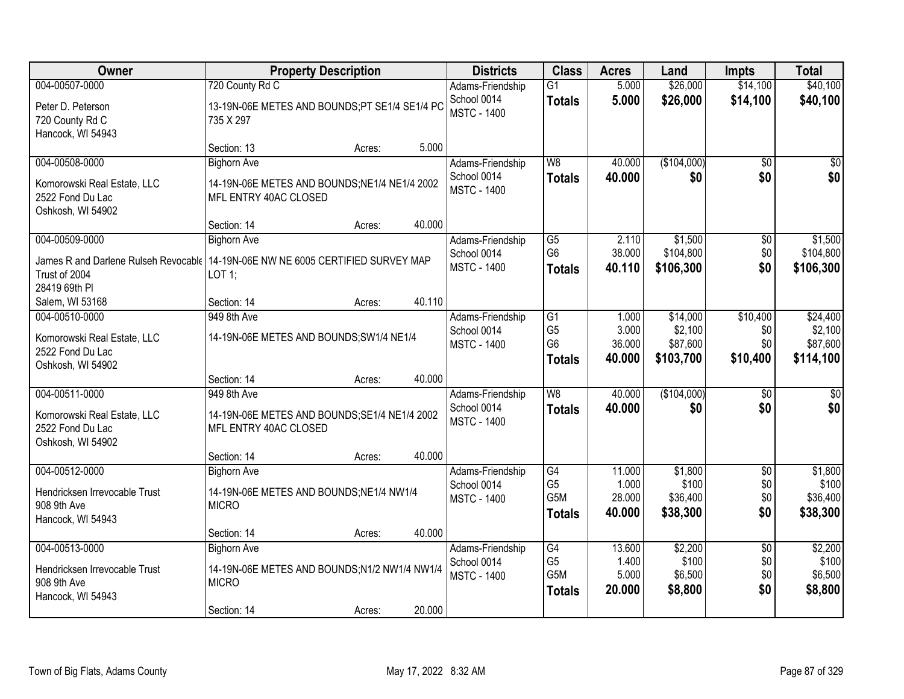| Owner | Property Description | | | Districts | Class | Acres | Land | Impts | Total |
|---|---|---|---|---|---|---|---|---|---|
| 004-00507-0000 | 720 County Rd C | | | Adams-Friendship | G1 | 5.000 | $26,000 | $14,100 | $40,100 |
| Peter D. Peterson<br>720 County Rd C<br>Hancock, WI 54943 | 13-19N-06E METES AND BOUNDS;PT SE1/4 SE1/4 PC 735 X 297 | | | School 0014<br>MSTC - 1400 | **Totals** | **5.000** | **$26,000** | **$14,100** | **$40,100** |
| | Section: 13 | Acres: | 5.000 | | | | | | |
| 004-00508-0000 | Bighorn Ave | | | Adams-Friendship | W8 | 40.000 | ($104,000) | $0 | $0 |
| Komorowski Real Estate, LLC<br>2522 Fond Du Lac<br>Oshkosh, WI 54902 | 14-19N-06E METES AND BOUNDS;NE1/4 NE1/4 2002 MFL ENTRY 40AC CLOSED | | | School 0014<br>MSTC - 1400 | **Totals** | **40.000** | **$0** | **$0** | **$0** |
| | Section: 14 | Acres: | 40.000 | | | | | | |
| 004-00509-0000 | Bighorn Ave | | | Adams-Friendship | G5 | 2.110 | $1,500 | $0 | $1,500 |
| James R and Darlene Rulseh Revocable Trust of 2004<br>28419 69th Pl<br>Salem, WI 53168 | 14-19N-06E NW NE 6005 CERTIFIED SURVEY MAP LOT 1; | | | School 0014<br>MSTC - 1400 | G6 | 38.000 | $104,800 | $0 | $104,800 |
| | | | | | **Totals** | **40.110** | **$106,300** | **$0** | **$106,300** |
| | Section: 14 | Acres: | 40.110 | | | | | | |
| 004-00510-0000 | 949 8th Ave | | | Adams-Friendship | G1 | 1.000 | $14,000 | $10,400 | $24,400 |
| Komorowski Real Estate, LLC<br>2522 Fond Du Lac<br>Oshkosh, WI 54902 | 14-19N-06E METES AND BOUNDS;SW1/4 NE1/4 | | | School 0014<br>MSTC - 1400 | G5 | 3.000 | $2,100 | $0 | $2,100 |
| | | | | | G6 | 36.000 | $87,600 | $0 | $87,600 |
| | | | | | **Totals** | **40.000** | **$103,700** | **$10,400** | **$114,100** |
| | Section: 14 | Acres: | 40.000 | | | | | | |
| 004-00511-0000 | 949 8th Ave | | | Adams-Friendship | W8 | 40.000 | ($104,000) | $0 | $0 |
| Komorowski Real Estate, LLC<br>2522 Fond Du Lac<br>Oshkosh, WI 54902 | 14-19N-06E METES AND BOUNDS;SE1/4 NE1/4 2002 MFL ENTRY 40AC CLOSED | | | School 0014<br>MSTC - 1400 | **Totals** | **40.000** | **$0** | **$0** | **$0** |
| | Section: 14 | Acres: | 40.000 | | | | | | |
| 004-00512-0000 | Bighorn Ave | | | Adams-Friendship | G4 | 11.000 | $1,800 | $0 | $1,800 |
| Hendricksen Irrevocable Trust<br>908 9th Ave<br>Hancock, WI 54943 | 14-19N-06E METES AND BOUNDS;NE1/4 NW1/4 MICRO | | | School 0014<br>MSTC - 1400 | G5 | 1.000 | $100 | $0 | $100 |
| | | | | | G5M | 28.000 | $36,400 | $0 | $36,400 |
| | | | | | **Totals** | **40.000** | **$38,300** | **$0** | **$38,300** |
| | Section: 14 | Acres: | 40.000 | | | | | | |
| 004-00513-0000 | Bighorn Ave | | | Adams-Friendship | G4 | 13.600 | $2,200 | $0 | $2,200 |
| Hendricksen Irrevocable Trust<br>908 9th Ave<br>Hancock, WI 54943 | 14-19N-06E METES AND BOUNDS;N1/2 NW1/4 NW1/4 MICRO | | | School 0014<br>MSTC - 1400 | G5 | 1.400 | $100 | $0 | $100 |
| | | | | | G5M | 5.000 | $6,500 | $0 | $6,500 |
| | | | | | **Totals** | **20.000** | **$8,800** | **$0** | **$8,800** |
| | Section: 14 | Acres: | 20.000 | | | | | | |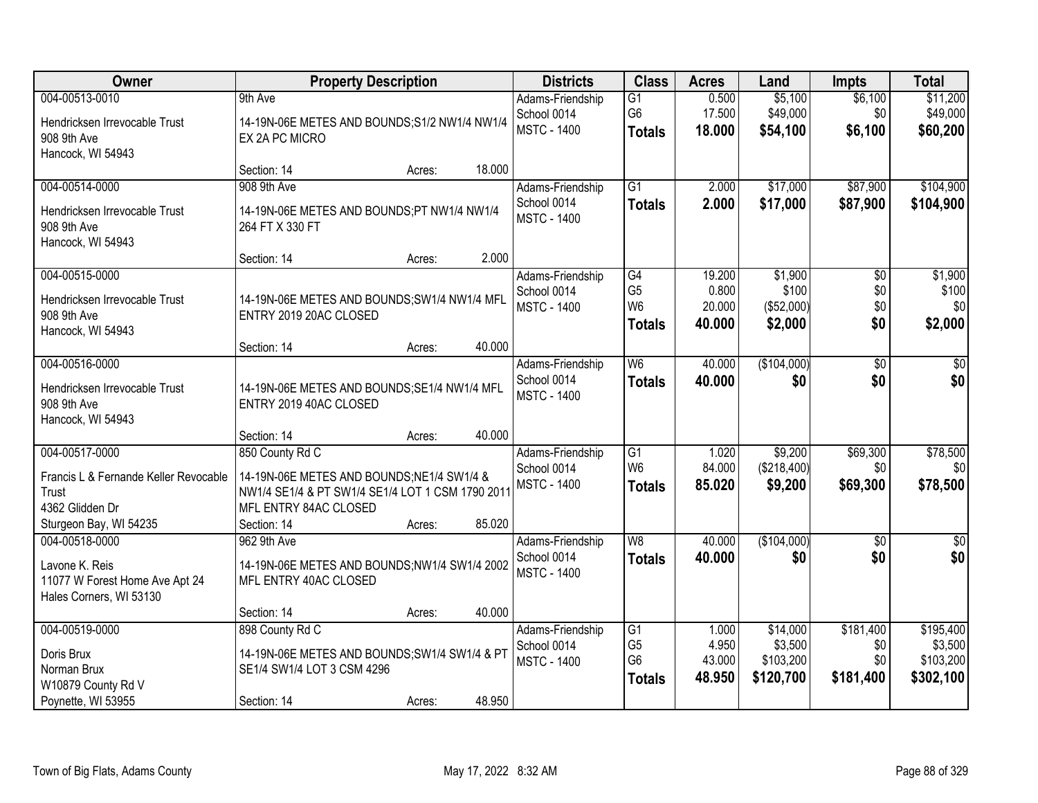| Owner | Property Description | Districts | Class | Acres | Land | Impts | Total |
|---|---|---|---|---|---|---|---|
| 004-00513-0010<br>Hendricksen Irrevocable Trust<br>908 9th Ave<br>Hancock, WI 54943 | 9th Ave<br>14-19N-06E METES AND BOUNDS;S1/2 NW1/4 NW1/4 EX 2A PC MICRO<br>Section: 14 Acres: 18.000 | Adams-Friendship School 0014<br>MSTC - 1400 | G1<br>G6<br>**Totals** | 0.500<br>17.500<br>**18.000** | $5,100<br>$49,000<br>**$54,100** | $6,100<br>$0<br>**$6,100** | $11,200<br>$49,000<br>**$60,200** |
| 004-00514-0000<br>Hendricksen Irrevocable Trust<br>908 9th Ave<br>Hancock, WI 54943 | 908 9th Ave<br>14-19N-06E METES AND BOUNDS;PT NW1/4 NW1/4 264 FT X 330 FT<br>Section: 14 Acres: 2.000 | Adams-Friendship School 0014<br>MSTC - 1400 | G1<br>**Totals** | 2.000<br>**2.000** | $17,000<br>**$17,000** | $87,900<br>**$87,900** | $104,900<br>**$104,900** |
| 004-00515-0000<br>Hendricksen Irrevocable Trust<br>908 9th Ave<br>Hancock, WI 54943 | 14-19N-06E METES AND BOUNDS;SW1/4 NW1/4 MFL ENTRY 2019 20AC CLOSED<br>Section: 14 Acres: 40.000 | Adams-Friendship School 0014<br>MSTC - 1400 | G4<br>G5<br>W6<br>**Totals** | 19.200<br>0.800<br>20.000<br>**40.000** | $1,900<br>$100<br>($52,000)<br>**$2,000** | $0<br>$0<br>$0<br>**$0** | $1,900<br>$100<br>$0<br>**$2,000** |
| 004-00516-0000<br>Hendricksen Irrevocable Trust<br>908 9th Ave<br>Hancock, WI 54943 | 14-19N-06E METES AND BOUNDS;SE1/4 NW1/4 MFL ENTRY 2019 40AC CLOSED<br>Section: 14 Acres: 40.000 | Adams-Friendship School 0014<br>MSTC - 1400 | W6<br>**Totals** | 40.000<br>**40.000** | ($104,000)<br>**$0** | $0<br>**$0** | $0<br>**$0** |
| 004-00517-0000<br>Francis L & Fernande Keller Revocable Trust<br>4362 Glidden Dr<br>Sturgeon Bay, WI 54235 | 850 County Rd C<br>14-19N-06E METES AND BOUNDS;NE1/4 SW1/4 & NW1/4 SE1/4 & PT SW1/4 SE1/4 LOT 1 CSM 1790 2011 MFL ENTRY 84AC CLOSED<br>Section: 14 Acres: 85.020 | Adams-Friendship School 0014<br>MSTC - 1400 | G1<br>W6<br>**Totals** | 1.020<br>84.000<br>**85.020** | $9,200<br>($218,400)<br>**$9,200** | $69,300<br>$0<br>**$69,300** | $78,500<br>$0<br>**$78,500** |
| 004-00518-0000<br>Lavone K. Reis<br>11077 W Forest Home Ave Apt 24<br>Hales Corners, WI 53130 | 962 9th Ave<br>14-19N-06E METES AND BOUNDS;NW1/4 SW1/4 2002 MFL ENTRY 40AC CLOSED<br>Section: 14 Acres: 40.000 | Adams-Friendship School 0014<br>MSTC - 1400 | W8<br>**Totals** | 40.000<br>**40.000** | ($104,000)<br>**$0** | $0<br>**$0** | $0<br>**$0** |
| 004-00519-0000<br>Doris Brux<br>Norman Brux<br>W10879 County Rd V<br>Poynette, WI 53955 | 898 County Rd C<br>14-19N-06E METES AND BOUNDS;SW1/4 SW1/4 & PT SE1/4 SW1/4 LOT 3 CSM 4296<br>Section: 14 Acres: 48.950 | Adams-Friendship School 0014<br>MSTC - 1400 | G1<br>G5<br>G6<br>**Totals** | 1.000<br>4.950<br>43.000<br>**48.950** | $14,000<br>$3,500<br>$103,200<br>**$120,700** | $181,400<br>$0<br>$0<br>**$181,400** | $195,400<br>$3,500<br>$103,200<br>**$302,100** |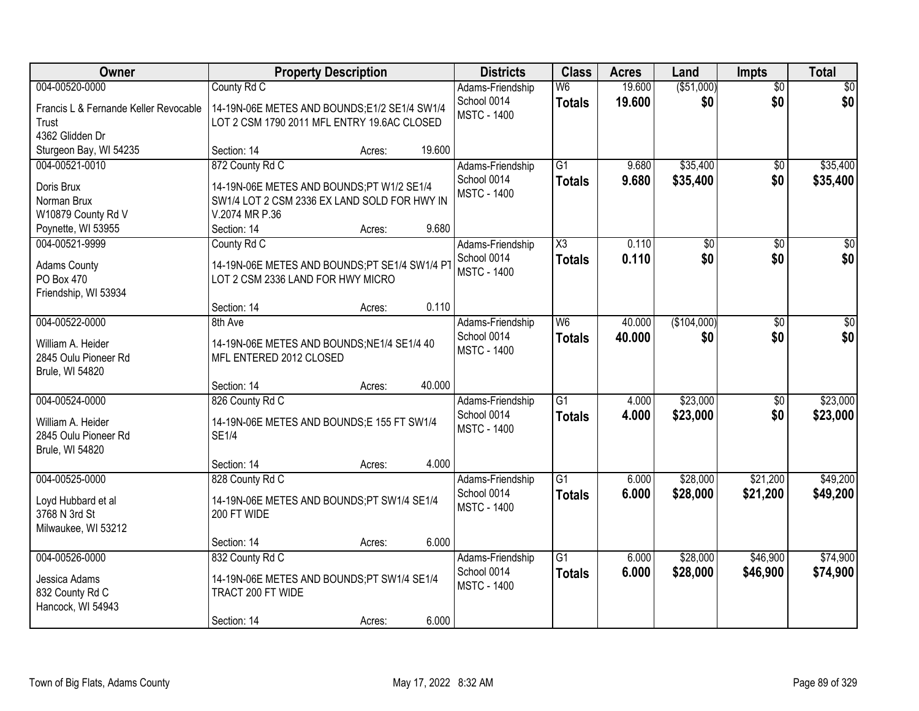| Owner | Property Description | Districts | Class | Acres | Land | Impts | Total |
|---|---|---|---|---|---|---|---|
| 004-00520-0000<br>Francis L & Fernande Keller Revocable Trust<br>4362 Glidden Dr<br>Sturgeon Bay, WI 54235 | County Rd C<br>14-19N-06E METES AND BOUNDS;E1/2 SE1/4 SW1/4 LOT 2 CSM 1790 2011 MFL ENTRY 19.6AC CLOSED<br>Section: 14 Acres: 19.600 | Adams-Friendship School 0014<br>MSTC - 1400 | W6<br>**Totals** | 19.600<br>**19.600** | ($51,000)<br>**$0** | $0<br>**$0** | $0<br>**$0** |
| 004-00521-0010<br>Doris Brux<br>Norman Brux<br>W10879 County Rd V<br>Poynette, WI 53955 | 872 County Rd C<br>14-19N-06E METES AND BOUNDS;PT W1/2 SE1/4 SW1/4 LOT 2 CSM 2336 EX LAND SOLD FOR HWY IN V.2074 MR P.36<br>Section: 14 Acres: 9.680 | Adams-Friendship School 0014<br>MSTC - 1400 | G1<br>**Totals** | 9.680<br>**9.680** | $35,400<br>**$35,400** | $0<br>**$0** | $35,400<br>**$35,400** |
| 004-00521-9999<br>Adams County<br>PO Box 470<br>Friendship, WI 53934 | County Rd C<br>14-19N-06E METES AND BOUNDS;PT SE1/4 SW1/4 PT LOT 2 CSM 2336 LAND FOR HWY MICRO<br>Section: 14 Acres: 0.110 | Adams-Friendship School 0014<br>MSTC - 1400 | X3<br>**Totals** | 0.110<br>**0.110** | $0<br>**$0** | $0<br>**$0** | $0<br>**$0** |
| 004-00522-0000<br>William A. Heider<br>2845 Oulu Pioneer Rd<br>Brule, WI 54820 | 8th Ave<br>14-19N-06E METES AND BOUNDS;NE1/4 SE1/4 40 MFL ENTERED 2012 CLOSED<br>Section: 14 Acres: 40.000 | Adams-Friendship School 0014<br>MSTC - 1400 | W6<br>**Totals** | 40.000<br>**40.000** | ($104,000)<br>**$0** | $0<br>**$0** | $0<br>**$0** |
| 004-00524-0000<br>William A. Heider<br>2845 Oulu Pioneer Rd<br>Brule, WI 54820 | 826 County Rd C<br>14-19N-06E METES AND BOUNDS;E 155 FT SW1/4 SE1/4<br>Section: 14 Acres: 4.000 | Adams-Friendship School 0014<br>MSTC - 1400 | G1<br>**Totals** | 4.000<br>**4.000** | $23,000<br>**$23,000** | $0<br>**$0** | $23,000<br>**$23,000** |
| 004-00525-0000<br>Loyd Hubbard et al<br>3768 N 3rd St<br>Milwaukee, WI 53212 | 828 County Rd C<br>14-19N-06E METES AND BOUNDS;PT SW1/4 SE1/4 200 FT WIDE<br>Section: 14 Acres: 6.000 | Adams-Friendship School 0014<br>MSTC - 1400 | G1<br>**Totals** | 6.000<br>**6.000** | $28,000<br>**$28,000** | $21,200<br>**$21,200** | $49,200<br>**$49,200** |
| 004-00526-0000<br>Jessica Adams<br>832 County Rd C<br>Hancock, WI 54943 | 832 County Rd C<br>14-19N-06E METES AND BOUNDS;PT SW1/4 SE1/4 TRACT 200 FT WIDE<br>Section: 14 Acres: 6.000 | Adams-Friendship School 0014<br>MSTC - 1400 | G1<br>**Totals** | 6.000<br>**6.000** | $28,000<br>**$28,000** | $46,900<br>**$46,900** | $74,900<br>**$74,900** |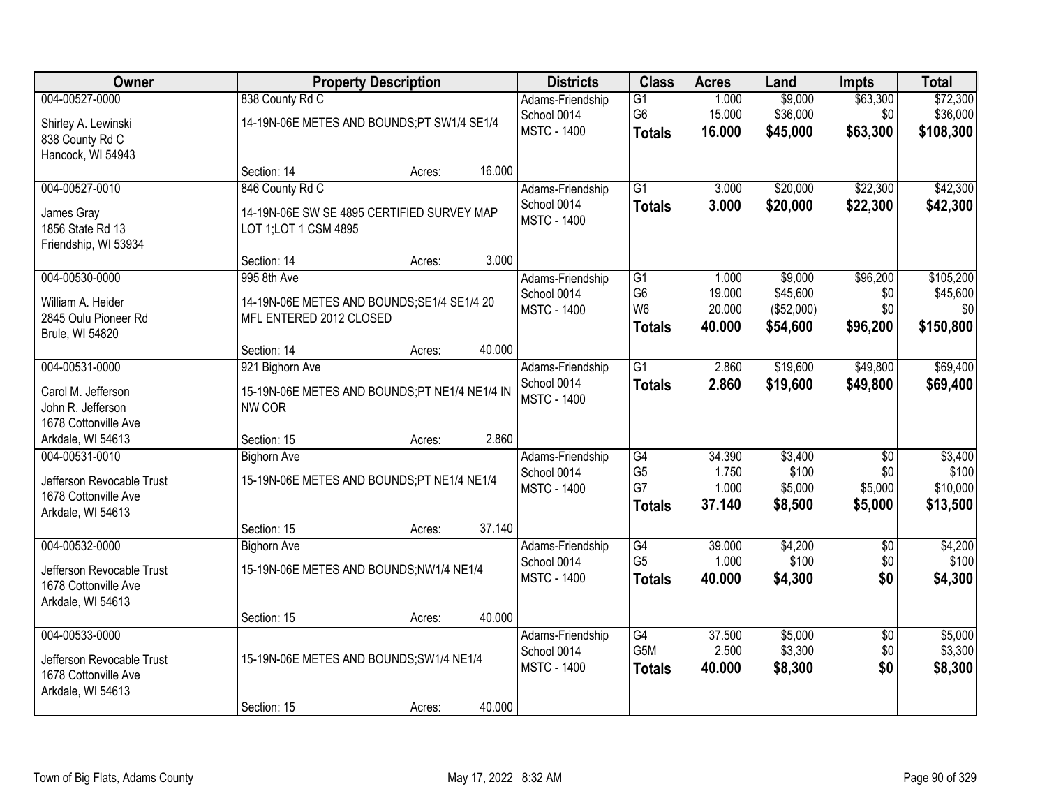| Owner | Property Description | | | Districts | Class | Acres | Land | Impts | Total |
|---|---|---|---|---|---|---|---|---|---|
| 004-00527-0000 | 838 County Rd C | | | Adams-Friendship | G1 | 1.000 | $9,000 | $63,300 | $72,300 |
| Shirley A. Lewinski | 14-19N-06E METES AND BOUNDS;PT SW1/4 SE1/4 | | | School 0014 | G6 | 15.000 | $36,000 | $0 | $36,000 |
| 838 County Rd C | | | | MSTC - 1400 | **Totals** | **16.000** | **$45,000** | **$63,300** | **$108,300** |
| Hancock, WI 54943 | | | | | | | | | |
| | Section: 14 | Acres: | 16.000 | | | | | | |
| 004-00527-0010 | 846 County Rd C | | | Adams-Friendship | G1 | 3.000 | $20,000 | $22,300 | $42,300 |
| James Gray | 14-19N-06E SW SE 4895 CERTIFIED SURVEY MAP LOT 1;LOT 1 CSM 4895 | | | School 0014 | **Totals** | **3.000** | **$20,000** | **$22,300** | **$42,300** |
| 1856 State Rd 13 | | | | MSTC - 1400 | | | | | |
| Friendship, WI 53934 | | | | | | | | | |
| | Section: 14 | Acres: | 3.000 | | | | | | |
| 004-00530-0000 | 995 8th Ave | | | Adams-Friendship | G1 | 1.000 | $9,000 | $96,200 | $105,200 |
| William A. Heider | 14-19N-06E METES AND BOUNDS;SE1/4 SE1/4 20 MFL ENTERED 2012 CLOSED | | | School 0014 | G6 | 19.000 | $45,600 | $0 | $45,600 |
| 2845 Oulu Pioneer Rd | | | | MSTC - 1400 | W6 | 20.000 | ($52,000) | $0 | $0 |
| Brule, WI 54820 | | | | | **Totals** | **40.000** | **$54,600** | **$96,200** | **$150,800** |
| | Section: 14 | Acres: | 40.000 | | | | | | |
| 004-00531-0000 | 921 Bighorn Ave | | | Adams-Friendship | G1 | 2.860 | $19,600 | $49,800 | $69,400 |
| Carol M. Jefferson | 15-19N-06E METES AND BOUNDS;PT NE1/4 NE1/4 IN NW COR | | | School 0014 | **Totals** | **2.860** | **$19,600** | **$49,800** | **$69,400** |
| John R. Jefferson | | | | MSTC - 1400 | | | | | |
| 1678 Cottonville Ave | | | | | | | | | |
| Arkdale, WI 54613 | Section: 15 | Acres: | 2.860 | | | | | | |
| 004-00531-0010 | Bighorn Ave | | | Adams-Friendship | G4 | 34.390 | $3,400 | $0 | $3,400 |
| Jefferson Revocable Trust | 15-19N-06E METES AND BOUNDS;PT NE1/4 NE1/4 | | | School 0014 | G5 | 1.750 | $100 | $0 | $100 |
| 1678 Cottonville Ave | | | | MSTC - 1400 | G7 | 1.000 | $5,000 | $5,000 | $10,000 |
| Arkdale, WI 54613 | | | | | **Totals** | **37.140** | **$8,500** | **$5,000** | **$13,500** |
| | Section: 15 | Acres: | 37.140 | | | | | | |
| 004-00532-0000 | Bighorn Ave | | | Adams-Friendship | G4 | 39.000 | $4,200 | $0 | $4,200 |
| Jefferson Revocable Trust | 15-19N-06E METES AND BOUNDS;NW1/4 NE1/4 | | | School 0014 | G5 | 1.000 | $100 | $0 | $100 |
| 1678 Cottonville Ave | | | | MSTC - 1400 | **Totals** | **40.000** | **$4,300** | **$0** | **$4,300** |
| Arkdale, WI 54613 | | | | | | | | | |
| | Section: 15 | Acres: | 40.000 | | | | | | |
| 004-00533-0000 | | | | Adams-Friendship | G4 | 37.500 | $5,000 | $0 | $5,000 |
| Jefferson Revocable Trust | 15-19N-06E METES AND BOUNDS;SW1/4 NE1/4 | | | School 0014 | G5M | 2.500 | $3,300 | $0 | $3,300 |
| 1678 Cottonville Ave | | | | MSTC - 1400 | **Totals** | **40.000** | **$8,300** | **$0** | **$8,300** |
| Arkdale, WI 54613 | | | | | | | | | |
| | Section: 15 | Acres: | 40.000 | | | | | | |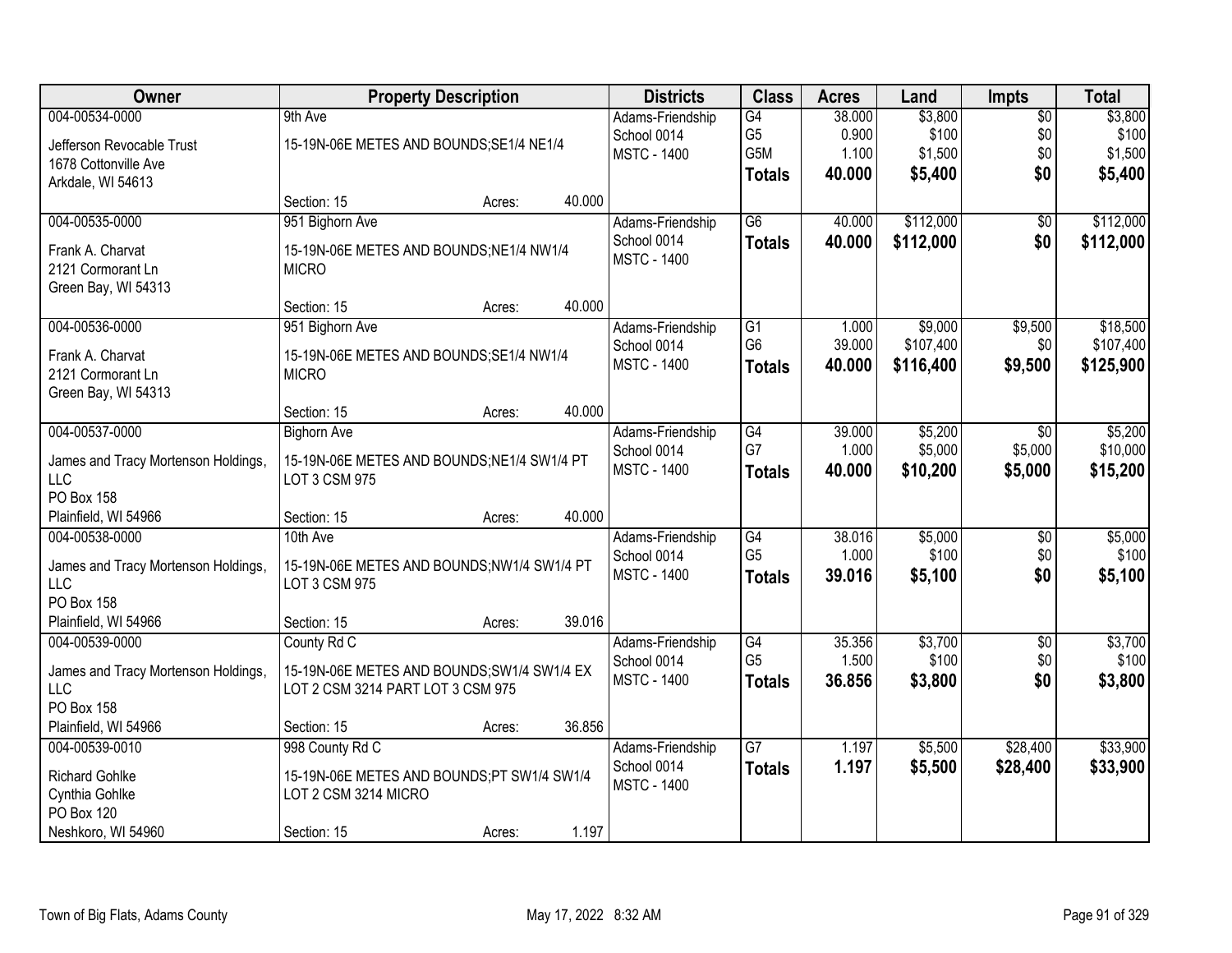| Owner | Property Description | Districts | Class | Acres | Land | Impts | Total |
|---|---|---|---|---|---|---|---|
| 004-00534-0000<br>Jefferson Revocable Trust<br>1678 Cottonville Ave<br>Arkdale, WI 54613 | 9th Ave<br>15-19N-06E METES AND BOUNDS;SE1/4 NE1/4<br>Section: 15 Acres: 40.000 | Adams-Friendship<br>School 0014<br>MSTC - 1400 | G4<br>G5<br>G5M<br>**Totals** | 38.000<br>0.900<br>1.100<br>**40.000** | $3,800<br>$100<br>$1,500<br>**$5,400** | $0<br>$0<br>$0<br>**$0** | $3,800<br>$100<br>$1,500<br>**$5,400** |
| 004-00535-0000<br>Frank A. Charvat<br>2121 Cormorant Ln<br>Green Bay, WI 54313 | 951 Bighorn Ave<br>15-19N-06E METES AND BOUNDS;NE1/4 NW1/4 MICRO<br>Section: 15 Acres: 40.000 | Adams-Friendship<br>School 0014<br>MSTC - 1400 | G6<br>**Totals** | 40.000<br>**40.000** | $112,000<br>**$112,000** | $0<br>**$0** | $112,000<br>**$112,000** |
| 004-00536-0000<br>Frank A. Charvat<br>2121 Cormorant Ln<br>Green Bay, WI 54313 | 951 Bighorn Ave<br>15-19N-06E METES AND BOUNDS;SE1/4 NW1/4 MICRO<br>Section: 15 Acres: 40.000 | Adams-Friendship<br>School 0014<br>MSTC - 1400 | G1<br>G6<br>**Totals** | 1.000<br>39.000<br>**40.000** | $9,000<br>$107,400<br>**$116,400** | $9,500<br>$0<br>**$9,500** | $18,500<br>$107,400<br>**$125,900** |
| 004-00537-0000<br>James and Tracy Mortenson Holdings, LLC<br>PO Box 158<br>Plainfield, WI 54966 | Bighorn Ave<br>15-19N-06E METES AND BOUNDS;NE1/4 SW1/4 PT LOT 3 CSM 975<br>Section: 15 Acres: 40.000 | Adams-Friendship<br>School 0014<br>MSTC - 1400 | G4<br>G7<br>**Totals** | 39.000<br>1.000<br>**40.000** | $5,200<br>$5,000<br>**$10,200** | $0<br>$5,000<br>**$5,000** | $5,200<br>$10,000<br>**$15,200** |
| 004-00538-0000<br>James and Tracy Mortenson Holdings, LLC<br>PO Box 158<br>Plainfield, WI 54966 | 10th Ave<br>15-19N-06E METES AND BOUNDS;NW1/4 SW1/4 PT LOT 3 CSM 975<br>Section: 15 Acres: 39.016 | Adams-Friendship<br>School 0014<br>MSTC - 1400 | G4<br>G5<br>**Totals** | 38.016<br>1.000<br>**39.016** | $5,000<br>$100<br>**$5,100** | $0<br>$0<br>**$0** | $5,000<br>$100<br>**$5,100** |
| 004-00539-0000<br>James and Tracy Mortenson Holdings, LLC<br>PO Box 158<br>Plainfield, WI 54966 | County Rd C<br>15-19N-06E METES AND BOUNDS;SW1/4 SW1/4 EX LOT 2 CSM 3214 PART LOT 3 CSM 975<br>Section: 15 Acres: 36.856 | Adams-Friendship<br>School 0014<br>MSTC - 1400 | G4<br>G5<br>**Totals** | 35.356<br>1.500<br>**36.856** | $3,700<br>$100<br>**$3,800** | $0<br>$0<br>**$0** | $3,700<br>$100<br>**$3,800** |
| 004-00539-0010<br>Richard Gohlke<br>Cynthia Gohlke<br>PO Box 120<br>Neshkoro, WI 54960 | 998 County Rd C<br>15-19N-06E METES AND BOUNDS;PT SW1/4 SW1/4 LOT 2 CSM 3214 MICRO<br>Section: 15 Acres: 1.197 | Adams-Friendship<br>School 0014<br>MSTC - 1400 | G7<br>**Totals** | 1.197<br>**1.197** | $5,500<br>**$5,500** | $28,400<br>**$28,400** | $33,900<br>**$33,900** |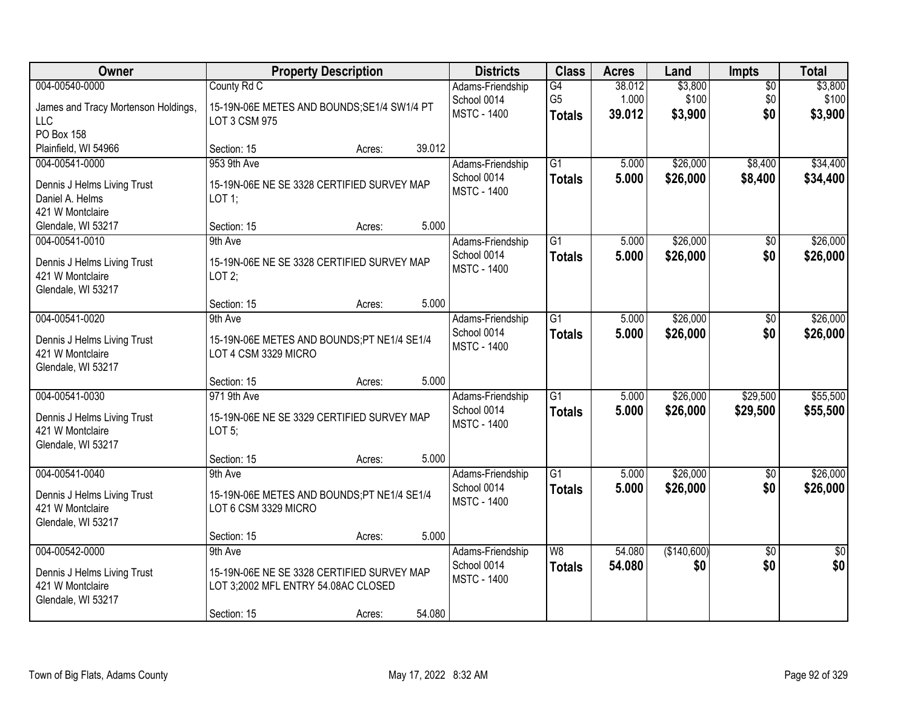| Owner | Property Description | Districts | Class | Acres | Land | Impts | Total |
|---|---|---|---|---|---|---|---|
| 004-00540-0000<br>James and Tracy Mortenson Holdings, LLC<br>PO Box 158<br>Plainfield, WI 54966 | County Rd C<br>15-19N-06E METES AND BOUNDS;SE1/4 SW1/4 PT LOT 3 CSM 975<br>Section: 15 Acres: 39.012 | Adams-Friendship<br>School 0014<br>MSTC - 1400 | G4<br>G5<br>**Totals** | 38.012<br>1.000<br>**39.012** | $3,800<br>$100<br>**$3,900** | $0<br>$0<br>**$0** | $3,800<br>$100<br>**$3,900** |
| 004-00541-0000<br>Dennis J Helms Living Trust<br>Daniel A. Helms<br>421 W Montclaire<br>Glendale, WI 53217 | 953 9th Ave<br>15-19N-06E NE SE 3328 CERTIFIED SURVEY MAP LOT 1;<br>Section: 15 Acres: 5.000 | Adams-Friendship<br>School 0014<br>MSTC - 1400 | G1<br>**Totals** | 5.000<br>**5.000** | $26,000<br>**$26,000** | $8,400<br>**$8,400** | $34,400<br>**$34,400** |
| 004-00541-0010<br>Dennis J Helms Living Trust<br>421 W Montclaire<br>Glendale, WI 53217 | 9th Ave<br>15-19N-06E NE SE 3328 CERTIFIED SURVEY MAP LOT 2;<br>Section: 15 Acres: 5.000 | Adams-Friendship<br>School 0014<br>MSTC - 1400 | G1<br>**Totals** | 5.000<br>**5.000** | $26,000<br>**$26,000** | $0<br>**$0** | $26,000<br>**$26,000** |
| 004-00541-0020<br>Dennis J Helms Living Trust<br>421 W Montclaire<br>Glendale, WI 53217 | 9th Ave<br>15-19N-06E METES AND BOUNDS;PT NE1/4 SE1/4 LOT 4 CSM 3329 MICRO<br>Section: 15 Acres: 5.000 | Adams-Friendship<br>School 0014<br>MSTC - 1400 | G1<br>**Totals** | 5.000<br>**5.000** | $26,000<br>**$26,000** | $0<br>**$0** | $26,000<br>**$26,000** |
| 004-00541-0030<br>Dennis J Helms Living Trust<br>421 W Montclaire<br>Glendale, WI 53217 | 971 9th Ave<br>15-19N-06E NE SE 3329 CERTIFIED SURVEY MAP LOT 5;<br>Section: 15 Acres: 5.000 | Adams-Friendship<br>School 0014<br>MSTC - 1400 | G1<br>**Totals** | 5.000<br>**5.000** | $26,000<br>**$26,000** | $29,500<br>**$29,500** | $55,500<br>**$55,500** |
| 004-00541-0040<br>Dennis J Helms Living Trust<br>421 W Montclaire<br>Glendale, WI 53217 | 9th Ave<br>15-19N-06E METES AND BOUNDS;PT NE1/4 SE1/4 LOT 6 CSM 3329 MICRO<br>Section: 15 Acres: 5.000 | Adams-Friendship<br>School 0014<br>MSTC - 1400 | G1<br>**Totals** | 5.000<br>**5.000** | $26,000<br>**$26,000** | $0<br>**$0** | $26,000<br>**$26,000** |
| 004-00542-0000<br>Dennis J Helms Living Trust<br>421 W Montclaire<br>Glendale, WI 53217 | 9th Ave<br>15-19N-06E NE SE 3328 CERTIFIED SURVEY MAP LOT 3;2002 MFL ENTRY 54.08AC CLOSED<br>Section: 15 Acres: 54.080 | Adams-Friendship<br>School 0014<br>MSTC - 1400 | W8<br>**Totals** | 54.080<br>**54.080** | ($140,600)<br>**$0** | $0<br>**$0** | $0<br>**$0** |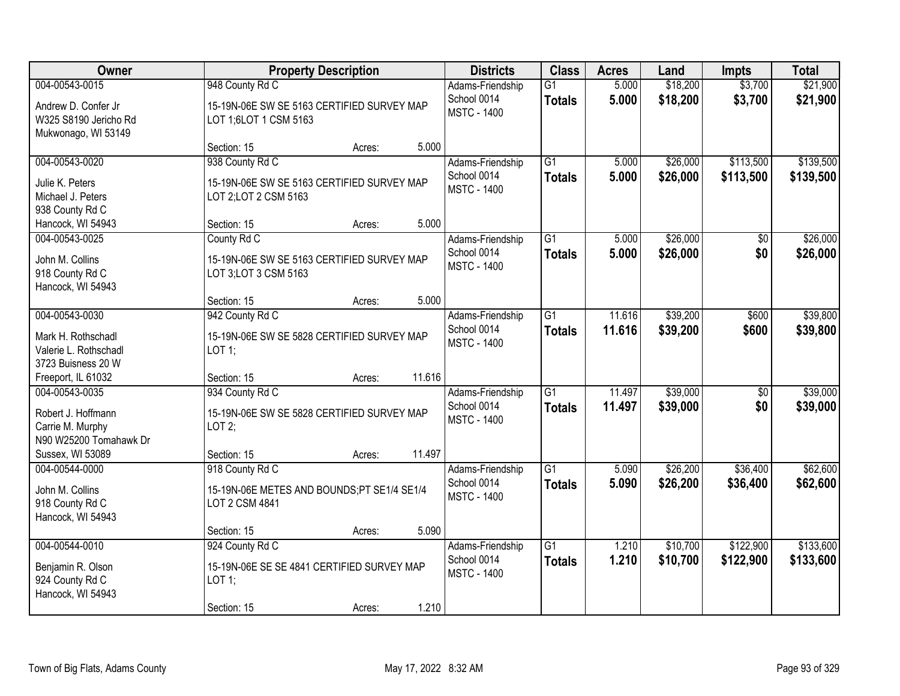| Owner | Property Description | Districts | Class | Acres | Land | Impts | Total |
|---|---|---|---|---|---|---|---|
| 004-00543-0015<br>Andrew D. Confer Jr<br>W325 S8190 Jericho Rd<br>Mukwonago, WI 53149 | 948 County Rd C<br>15-19N-06E SW SE 5163 CERTIFIED SURVEY MAP LOT 1;6LOT 1 CSM 5163<br>Section: 15 Acres: 5.000 | Adams-Friendship School 0014<br>MSTC - 1400 | G1<br>**Totals** | 5.000<br>**5.000** | $18,200<br>**$18,200** | $3,700<br>**$3,700** | $21,900<br>**$21,900** |
| 004-00543-0020<br>Julie K. Peters<br>Michael J. Peters<br>938 County Rd C<br>Hancock, WI 54943 | 938 County Rd C<br>15-19N-06E SW SE 5163 CERTIFIED SURVEY MAP LOT 2;LOT 2 CSM 5163<br>Section: 15 Acres: 5.000 | Adams-Friendship School 0014<br>MSTC - 1400 | G1<br>**Totals** | 5.000<br>**5.000** | $26,000<br>**$26,000** | $113,500<br>**$113,500** | $139,500<br>**$139,500** |
| 004-00543-0025<br>John M. Collins<br>918 County Rd C<br>Hancock, WI 54943 | County Rd C<br>15-19N-06E SW SE 5163 CERTIFIED SURVEY MAP LOT 3;LOT 3 CSM 5163<br>Section: 15 Acres: 5.000 | Adams-Friendship School 0014<br>MSTC - 1400 | G1<br>**Totals** | 5.000<br>**5.000** | $26,000<br>**$26,000** | $0<br>**$0** | $26,000<br>**$26,000** |
| 004-00543-0030<br>Mark H. Rothschadl<br>Valerie L. Rothschadl<br>3723 Buisness 20 W<br>Freeport, IL 61032 | 942 County Rd C<br>15-19N-06E SW SE 5828 CERTIFIED SURVEY MAP LOT 1;<br>Section: 15 Acres: 11.616 | Adams-Friendship School 0014<br>MSTC - 1400 | G1<br>**Totals** | 11.616<br>**11.616** | $39,200<br>**$39,200** | $600<br>**$600** | $39,800<br>**$39,800** |
| 004-00543-0035<br>Robert J. Hoffmann<br>Carrie M. Murphy<br>N90 W25200 Tomahawk Dr<br>Sussex, WI 53089 | 934 County Rd C<br>15-19N-06E SW SE 5828 CERTIFIED SURVEY MAP LOT 2;<br>Section: 15 Acres: 11.497 | Adams-Friendship School 0014<br>MSTC - 1400 | G1<br>**Totals** | 11.497<br>**11.497** | $39,000<br>**$39,000** | $0<br>**$0** | $39,000<br>**$39,000** |
| 004-00544-0000<br>John M. Collins<br>918 County Rd C<br>Hancock, WI 54943 | 918 County Rd C<br>15-19N-06E METES AND BOUNDS;PT SE1/4 SE1/4 LOT 2 CSM 4841<br>Section: 15 Acres: 5.090 | Adams-Friendship School 0014<br>MSTC - 1400 | G1<br>**Totals** | 5.090<br>**5.090** | $26,200<br>**$26,200** | $36,400<br>**$36,400** | $62,600<br>**$62,600** |
| 004-00544-0010<br>Benjamin R. Olson<br>924 County Rd C<br>Hancock, WI 54943 | 924 County Rd C<br>15-19N-06E SE SE 4841 CERTIFIED SURVEY MAP LOT 1;<br>Section: 15 Acres: 1.210 | Adams-Friendship School 0014<br>MSTC - 1400 | G1<br>**Totals** | 1.210<br>**1.210** | $10,700<br>**$10,700** | $122,900<br>**$122,900** | $133,600<br>**$133,600** |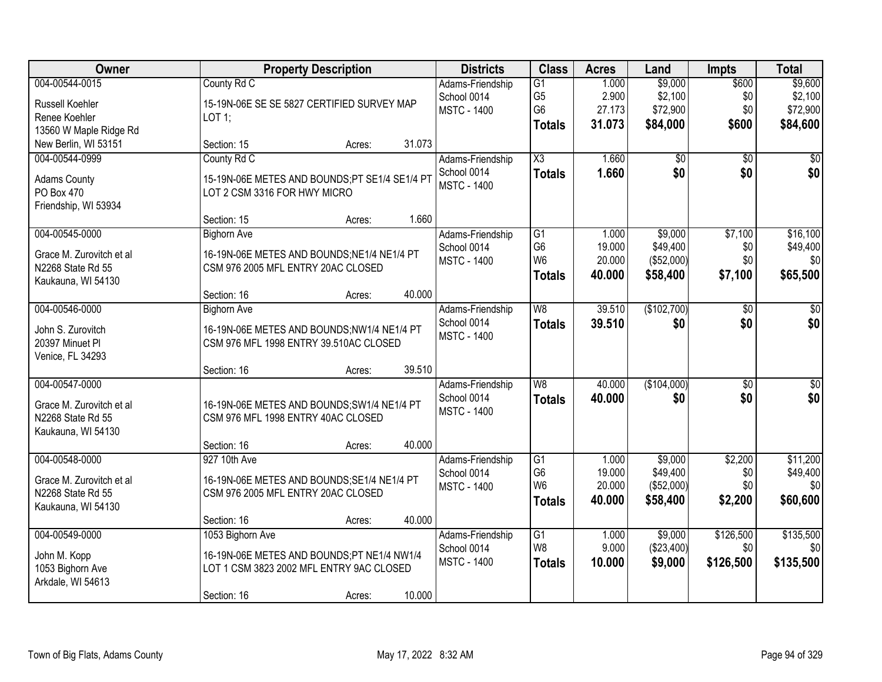| Owner | Property Description | | | Districts | Class | Acres | Land | Impts | Total |
|---|---|---|---|---|---|---|---|---|---|
| 004-00544-0015 | County Rd C | | | Adams-Friendship | G1 | 1.000 | $9,000 | $600 | $9,600 |
| Russell Koehler | 15-19N-06E SE SE 5827 CERTIFIED SURVEY MAP | | | School 0014 | G5 | 2.900 | $2,100 | $0 | $2,100 |
| Renee Koehler | LOT 1; | | | MSTC - 1400 | G6 | 27.173 | $72,900 | $0 | $72,900 |
| 13560 W Maple Ridge Rd | | | | | **Totals** | **31.073** | **$84,000** | **$600** | **$84,600** |
| New Berlin, WI 53151 | Section: 15 | Acres: | 31.073 | | | | | | |
| 004-00544-0999 | County Rd C | | | Adams-Friendship | X3 | 1.660 | $0 | $0 | $0 |
| Adams County | 15-19N-06E METES AND BOUNDS;PT SE1/4 SE1/4 PT | | | School 0014 | **Totals** | **1.660** | **$0** | **$0** | **$0** |
| PO Box 470 | LOT 2 CSM 3316 FOR HWY MICRO | | | MSTC - 1400 | | | | | |
| Friendship, WI 53934 | | | | | | | | | |
| | Section: 15 | Acres: | 1.660 | | | | | | |
| 004-00545-0000 | Bighorn Ave | | | Adams-Friendship | G1 | 1.000 | $9,000 | $7,100 | $16,100 |
| Grace M. Zurovitch et al | 16-19N-06E METES AND BOUNDS;NE1/4 NE1/4 PT | | | School 0014 | G6 | 19.000 | $49,400 | $0 | $49,400 |
| N2268 State Rd 55 | CSM 976 2005 MFL ENTRY 20AC CLOSED | | | MSTC - 1400 | W6 | 20.000 | ($52,000) | $0 | $0 |
| Kaukauna, WI 54130 | | | | | **Totals** | **40.000** | **$58,400** | **$7,100** | **$65,500** |
| | Section: 16 | Acres: | 40.000 | | | | | | |
| 004-00546-0000 | Bighorn Ave | | | Adams-Friendship | W8 | 39.510 | ($102,700) | $0 | $0 |
| John S. Zurovitch | 16-19N-06E METES AND BOUNDS;NW1/4 NE1/4 PT | | | School 0014 | **Totals** | **39.510** | **$0** | **$0** | **$0** |
| 20397 Minuet Pl | CSM 976 MFL 1998 ENTRY 39.510AC CLOSED | | | MSTC - 1400 | | | | | |
| Venice, FL 34293 | | | | | | | | | |
| | Section: 16 | Acres: | 39.510 | | | | | | |
| 004-00547-0000 | | | | Adams-Friendship | W8 | 40.000 | ($104,000) | $0 | $0 |
| Grace M. Zurovitch et al | 16-19N-06E METES AND BOUNDS;SW1/4 NE1/4 PT | | | School 0014 | **Totals** | **40.000** | **$0** | **$0** | **$0** |
| N2268 State Rd 55 | CSM 976 MFL 1998 ENTRY 40AC CLOSED | | | MSTC - 1400 | | | | | |
| Kaukauna, WI 54130 | | | | | | | | | |
| | Section: 16 | Acres: | 40.000 | | | | | | |
| 004-00548-0000 | 927 10th Ave | | | Adams-Friendship | G1 | 1.000 | $9,000 | $2,200 | $11,200 |
| Grace M. Zurovitch et al | 16-19N-06E METES AND BOUNDS;SE1/4 NE1/4 PT | | | School 0014 | G6 | 19.000 | $49,400 | $0 | $49,400 |
| N2268 State Rd 55 | CSM 976 2005 MFL ENTRY 20AC CLOSED | | | MSTC - 1400 | W6 | 20.000 | ($52,000) | $0 | $0 |
| Kaukauna, WI 54130 | | | | | **Totals** | **40.000** | **$58,400** | **$2,200** | **$60,600** |
| | Section: 16 | Acres: | 40.000 | | | | | | |
| 004-00549-0000 | 1053 Bighorn Ave | | | Adams-Friendship | G1 | 1.000 | $9,000 | $126,500 | $135,500 |
| John M. Kopp | 16-19N-06E METES AND BOUNDS;PT NE1/4 NW1/4 | | | School 0014 | W8 | 9.000 | ($23,400) | $0 | $0 |
| 1053 Bighorn Ave | LOT 1 CSM 3823 2002 MFL ENTRY 9AC CLOSED | | | MSTC - 1400 | **Totals** | **10.000** | **$9,000** | **$126,500** | **$135,500** |
| Arkdale, WI 54613 | | | | | | | | | |
| | Section: 16 | Acres: | 10.000 | | | | | | |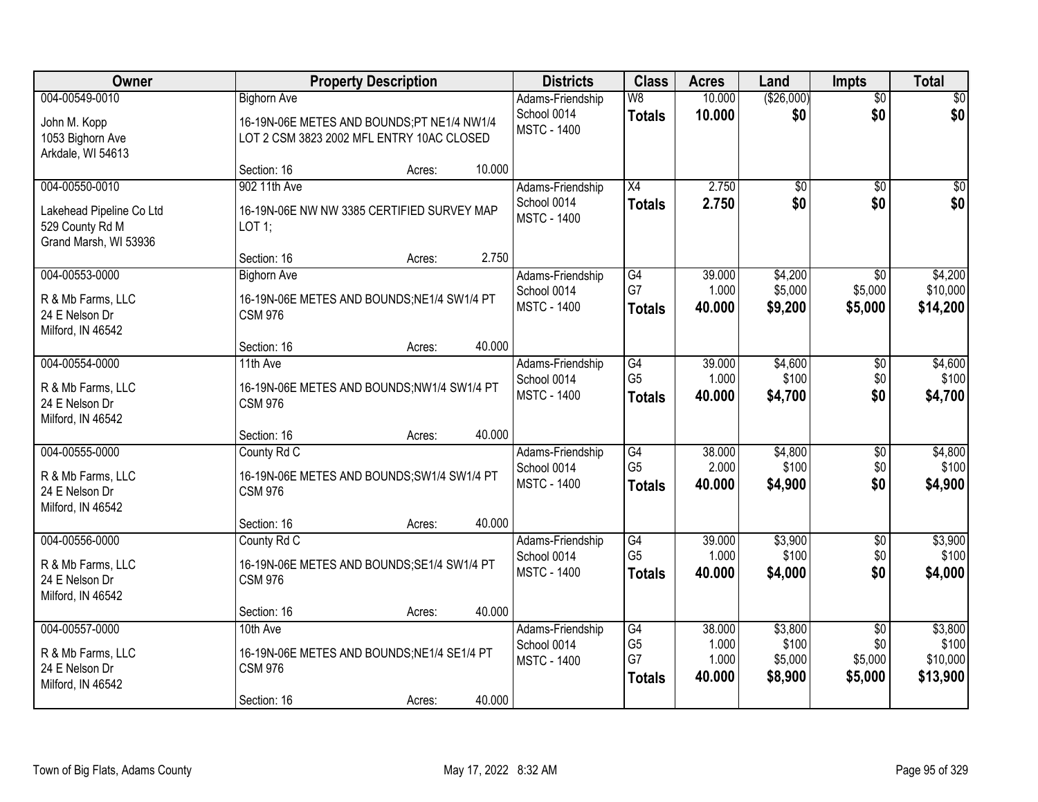| Owner | Property Description | Districts | Class | Acres | Land | Impts | Total |
|---|---|---|---|---|---|---|---|
| 004-00549-0010<br>John M. Kopp<br>1053 Bighorn Ave<br>Arkdale, WI 54613 | Bighorn Ave<br>16-19N-06E METES AND BOUNDS;PT NE1/4 NW1/4 LOT 2 CSM 3823 2002 MFL ENTRY 10AC CLOSED<br>Section: 16 Acres: 10.000 | Adams-Friendship School 0014<br>MSTC - 1400 | W8<br>**Totals** | 10.000<br>**10.000** | ($26,000)<br>**$0** | $0<br>**$0** | $0<br>**$0** |
| 004-00550-0010<br>Lakehead Pipeline Co Ltd<br>529 County Rd M<br>Grand Marsh, WI 53936 | 902 11th Ave<br>16-19N-06E NW NW 3385 CERTIFIED SURVEY MAP LOT 1;<br>Section: 16 Acres: 2.750 | Adams-Friendship School 0014<br>MSTC - 1400 | X4<br>**Totals** | 2.750<br>**2.750** | $0<br>**$0** | $0<br>**$0** | $0<br>**$0** |
| 004-00553-0000<br>R & Mb Farms, LLC<br>24 E Nelson Dr<br>Milford, IN 46542 | Bighorn Ave<br>16-19N-06E METES AND BOUNDS;NE1/4 SW1/4 PT CSM 976<br>Section: 16 Acres: 40.000 | Adams-Friendship School 0014<br>MSTC - 1400 | G4<br>G7<br>**Totals** | 39.000<br>1.000<br>**40.000** | $4,200<br>$5,000<br>**$9,200** | $0<br>$5,000<br>**$5,000** | $4,200<br>$10,000<br>**$14,200** |
| 004-00554-0000<br>R & Mb Farms, LLC<br>24 E Nelson Dr<br>Milford, IN 46542 | 11th Ave<br>16-19N-06E METES AND BOUNDS;NW1/4 SW1/4 PT CSM 976<br>Section: 16 Acres: 40.000 | Adams-Friendship School 0014<br>MSTC - 1400 | G4<br>G5<br>**Totals** | 39.000<br>1.000<br>**40.000** | $4,600<br>$100<br>**$4,700** | $0<br>$0<br>**$0** | $4,600<br>$100<br>**$4,700** |
| 004-00555-0000<br>R & Mb Farms, LLC<br>24 E Nelson Dr<br>Milford, IN 46542 | County Rd C<br>16-19N-06E METES AND BOUNDS;SW1/4 SW1/4 PT CSM 976<br>Section: 16 Acres: 40.000 | Adams-Friendship School 0014<br>MSTC - 1400 | G4<br>G5<br>**Totals** | 38.000<br>2.000<br>**40.000** | $4,800<br>$100<br>**$4,900** | $0<br>$0<br>**$0** | $4,800<br>$100<br>**$4,900** |
| 004-00556-0000<br>R & Mb Farms, LLC<br>24 E Nelson Dr<br>Milford, IN 46542 | County Rd C<br>16-19N-06E METES AND BOUNDS;SE1/4 SW1/4 PT CSM 976<br>Section: 16 Acres: 40.000 | Adams-Friendship School 0014<br>MSTC - 1400 | G4<br>G5<br>**Totals** | 39.000<br>1.000<br>**40.000** | $3,900<br>$100<br>**$4,000** | $0<br>$0<br>**$0** | $3,900<br>$100<br>**$4,000** |
| 004-00557-0000<br>R & Mb Farms, LLC<br>24 E Nelson Dr<br>Milford, IN 46542 | 10th Ave<br>16-19N-06E METES AND BOUNDS;NE1/4 SE1/4 PT CSM 976<br>Section: 16 Acres: 40.000 | Adams-Friendship School 0014<br>MSTC - 1400 | G4<br>G5<br>G7<br>**Totals** | 38.000<br>1.000<br>1.000<br>**40.000** | $3,800<br>$100<br>$5,000<br>**$8,900** | $0<br>$0<br>$5,000<br>**$5,000** | $3,800<br>$100<br>$10,000<br>**$13,900** |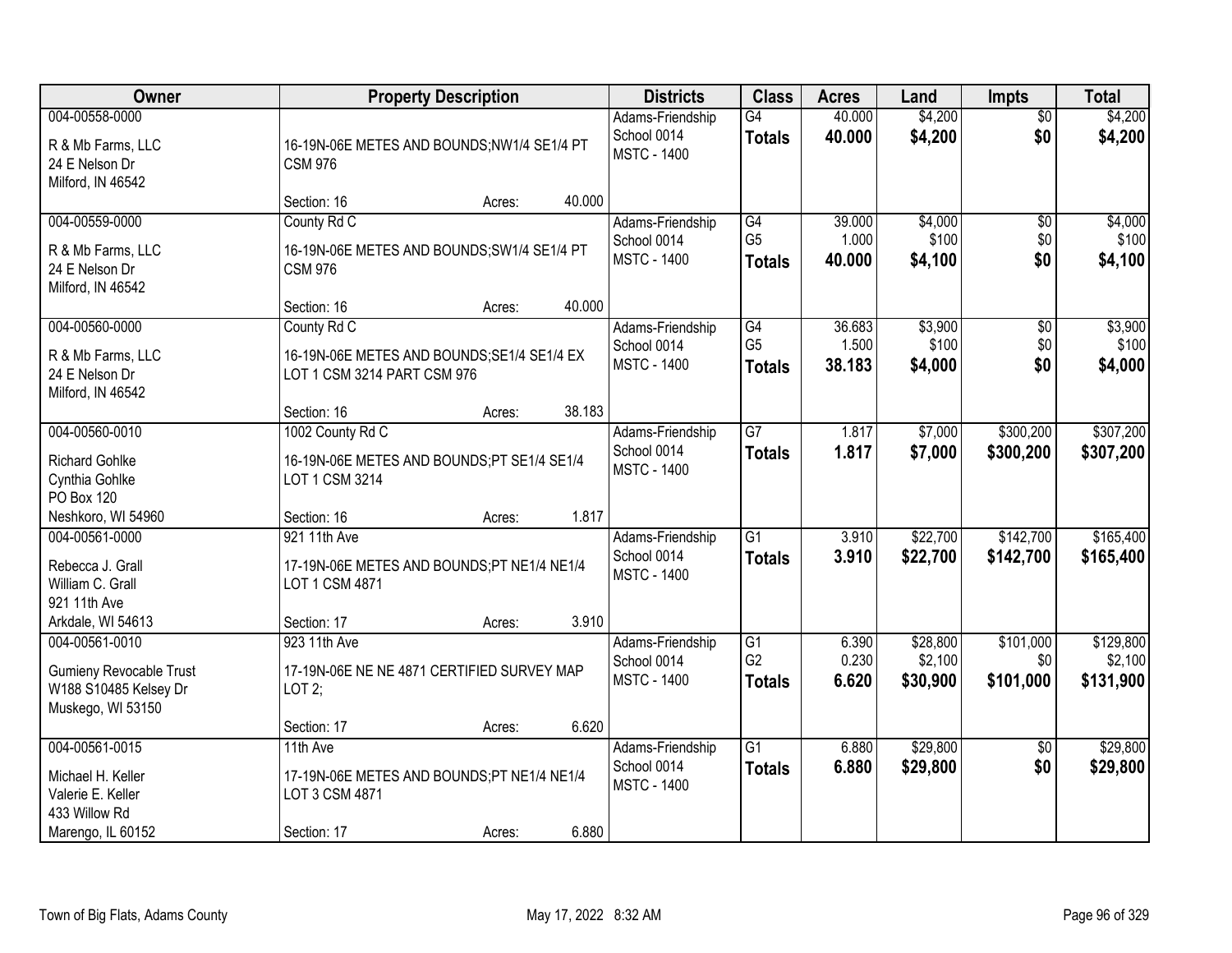| Owner | Property Description | Districts | Class | Acres | Land | Impts | Total |
|---|---|---|---|---|---|---|---|
| 004-00558-0000<br>R & Mb Farms, LLC<br>24 E Nelson Dr<br>Milford, IN 46542 | 16-19N-06E METES AND BOUNDS;NW1/4 SE1/4 PT CSM 976<br>Section: 16 Acres: 40.000 | Adams-Friendship<br>School 0014<br>MSTC - 1400 | G4<br>**Totals** | 40.000<br>**40.000** | $4,200<br>**$4,200** | $0<br>**$0** | $4,200<br>**$4,200** |
| 004-00559-0000<br>R & Mb Farms, LLC<br>24 E Nelson Dr<br>Milford, IN 46542 | County Rd C<br>16-19N-06E METES AND BOUNDS;SW1/4 SE1/4 PT CSM 976<br>Section: 16 Acres: 40.000 | Adams-Friendship<br>School 0014<br>MSTC - 1400 | G4<br>G5<br>**Totals** | 39.000<br>1.000<br>**40.000** | $4,000<br>$100<br>**$4,100** | $0<br>$0<br>**$0** | $4,000<br>$100<br>**$4,100** |
| 004-00560-0000<br>R & Mb Farms, LLC<br>24 E Nelson Dr<br>Milford, IN 46542 | County Rd C<br>16-19N-06E METES AND BOUNDS;SE1/4 SE1/4 EX LOT 1 CSM 3214 PART CSM 976<br>Section: 16 Acres: 38.183 | Adams-Friendship<br>School 0014<br>MSTC - 1400 | G4<br>G5<br>**Totals** | 36.683<br>1.500<br>**38.183** | $3,900<br>$100<br>**$4,000** | $0<br>$0<br>**$0** | $3,900<br>$100<br>**$4,000** |
| 004-00560-0010<br>Richard Gohlke<br>Cynthia Gohlke<br>PO Box 120<br>Neshkoro, WI 54960 | 1002 County Rd C<br>16-19N-06E METES AND BOUNDS;PT SE1/4 SE1/4 LOT 1 CSM 3214<br>Section: 16 Acres: 1.817 | Adams-Friendship<br>School 0014<br>MSTC - 1400 | G7<br>**Totals** | 1.817<br>**1.817** | $7,000<br>**$7,000** | $300,200<br>**$300,200** | $307,200<br>**$307,200** |
| 004-00561-0000<br>Rebecca J. Grall<br>William C. Grall<br>921 11th Ave<br>Arkdale, WI 54613 | 921 11th Ave<br>17-19N-06E METES AND BOUNDS;PT NE1/4 NE1/4 LOT 1 CSM 4871<br>Section: 17 Acres: 3.910 | Adams-Friendship<br>School 0014<br>MSTC - 1400 | G1<br>**Totals** | 3.910<br>**3.910** | $22,700<br>**$22,700** | $142,700<br>**$142,700** | $165,400<br>**$165,400** |
| 004-00561-0010<br>Gumieny Revocable Trust<br>W188 S10485 Kelsey Dr<br>Muskego, WI 53150 | 923 11th Ave<br>17-19N-06E NE NE 4871 CERTIFIED SURVEY MAP LOT 2;<br>Section: 17 Acres: 6.620 | Adams-Friendship<br>School 0014<br>MSTC - 1400 | G1<br>G2<br>**Totals** | 6.390<br>0.230<br>**6.620** | $28,800<br>$2,100<br>**$30,900** | $101,000<br>$0<br>**$101,000** | $129,800<br>$2,100<br>**$131,900** |
| 004-00561-0015<br>Michael H. Keller<br>Valerie E. Keller<br>433 Willow Rd<br>Marengo, IL 60152 | 11th Ave<br>17-19N-06E METES AND BOUNDS;PT NE1/4 NE1/4 LOT 3 CSM 4871<br>Section: 17 Acres: 6.880 | Adams-Friendship<br>School 0014<br>MSTC - 1400 | G1<br>**Totals** | 6.880<br>**6.880** | $29,800<br>**$29,800** | $0<br>**$0** | $29,800<br>**$29,800** |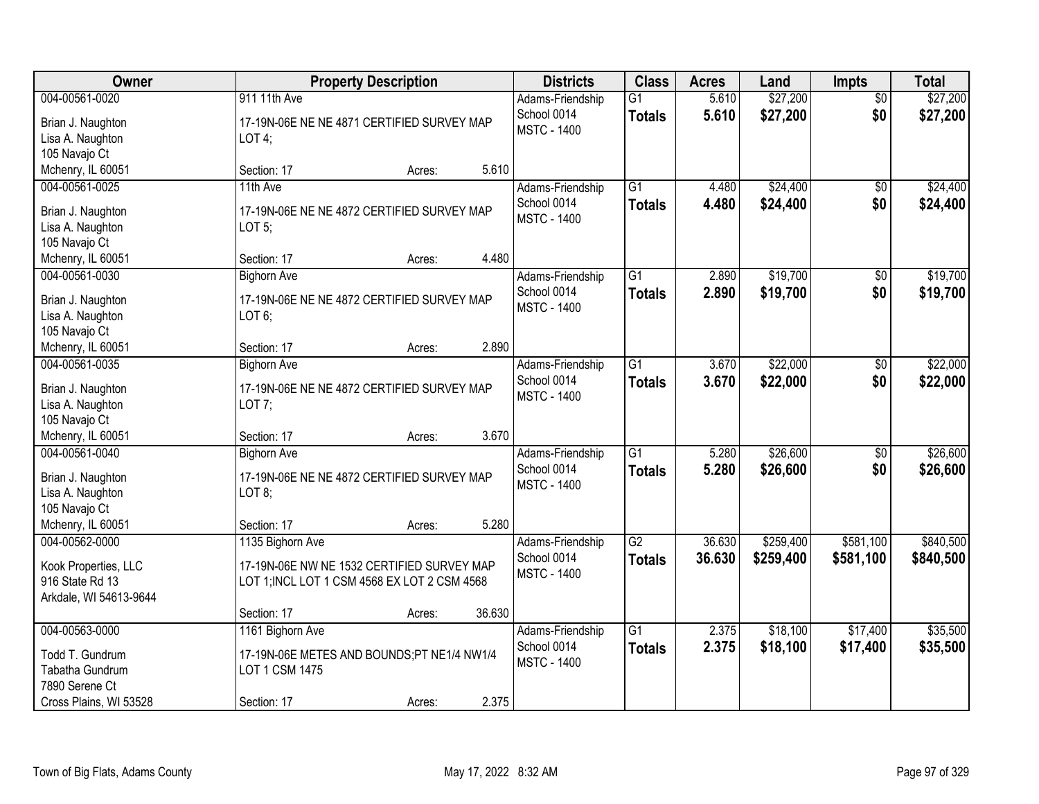| Owner | Property Description | Districts | Class | Acres | Land | Impts | Total |
|---|---|---|---|---|---|---|---|
| 004-00561-0020<br>Brian J. Naughton<br>Lisa A. Naughton<br>105 Navajo Ct<br>Mchenry, IL 60051 | 911 11th Ave<br>17-19N-06E NE NE 4871 CERTIFIED SURVEY MAP LOT 4;<br>Section: 17 Acres: 5.610 | Adams-Friendship School 0014<br>MSTC - 1400 | G1<br>**Totals** | 5.610<br>**5.610** | $27,200<br>**$27,200** | $0<br>**$0** | $27,200<br>**$27,200** |
| 004-00561-0025<br>Brian J. Naughton<br>Lisa A. Naughton<br>105 Navajo Ct<br>Mchenry, IL 60051 | 11th Ave<br>17-19N-06E NE NE 4872 CERTIFIED SURVEY MAP LOT 5;<br>Section: 17 Acres: 4.480 | Adams-Friendship School 0014<br>MSTC - 1400 | G1<br>**Totals** | 4.480<br>**4.480** | $24,400<br>**$24,400** | $0<br>**$0** | $24,400<br>**$24,400** |
| 004-00561-0030<br>Brian J. Naughton<br>Lisa A. Naughton<br>105 Navajo Ct<br>Mchenry, IL 60051 | Bighorn Ave<br>17-19N-06E NE NE 4872 CERTIFIED SURVEY MAP LOT 6;<br>Section: 17 Acres: 2.890 | Adams-Friendship School 0014<br>MSTC - 1400 | G1<br>**Totals** | 2.890<br>**2.890** | $19,700<br>**$19,700** | $0<br>**$0** | $19,700<br>**$19,700** |
| 004-00561-0035<br>Brian J. Naughton<br>Lisa A. Naughton<br>105 Navajo Ct<br>Mchenry, IL 60051 | Bighorn Ave<br>17-19N-06E NE NE 4872 CERTIFIED SURVEY MAP LOT 7;<br>Section: 17 Acres: 3.670 | Adams-Friendship School 0014<br>MSTC - 1400 | G1<br>**Totals** | 3.670<br>**3.670** | $22,000<br>**$22,000** | $0<br>**$0** | $22,000<br>**$22,000** |
| 004-00561-0040<br>Brian J. Naughton<br>Lisa A. Naughton<br>105 Navajo Ct<br>Mchenry, IL 60051 | Bighorn Ave<br>17-19N-06E NE NE 4872 CERTIFIED SURVEY MAP LOT 8;<br>Section: 17 Acres: 5.280 | Adams-Friendship School 0014<br>MSTC - 1400 | G1<br>**Totals** | 5.280<br>**5.280** | $26,600<br>**$26,600** | $0<br>**$0** | $26,600<br>**$26,600** |
| 004-00562-0000<br>Kook Properties, LLC<br>916 State Rd 13<br>Arkdale, WI 54613-9644 | 1135 Bighorn Ave<br>17-19N-06E NW NE 1532 CERTIFIED SURVEY MAP LOT 1;INCL LOT 1 CSM 4568 EX LOT 2 CSM 4568<br>Section: 17 Acres: 36.630 | Adams-Friendship School 0014<br>MSTC - 1400 | G2<br>**Totals** | 36.630<br>**36.630** | $259,400<br>**$259,400** | $581,100<br>**$581,100** | $840,500<br>**$840,500** |
| 004-00563-0000<br>Todd T. Gundrum<br>Tabatha Gundrum<br>7890 Serene Ct<br>Cross Plains, WI 53528 | 1161 Bighorn Ave<br>17-19N-06E METES AND BOUNDS;PT NE1/4 NW1/4 LOT 1 CSM 1475<br>Section: 17 Acres: 2.375 | Adams-Friendship School 0014<br>MSTC - 1400 | G1<br>**Totals** | 2.375<br>**2.375** | $18,100<br>**$18,100** | $17,400<br>**$17,400** | $35,500<br>**$35,500** |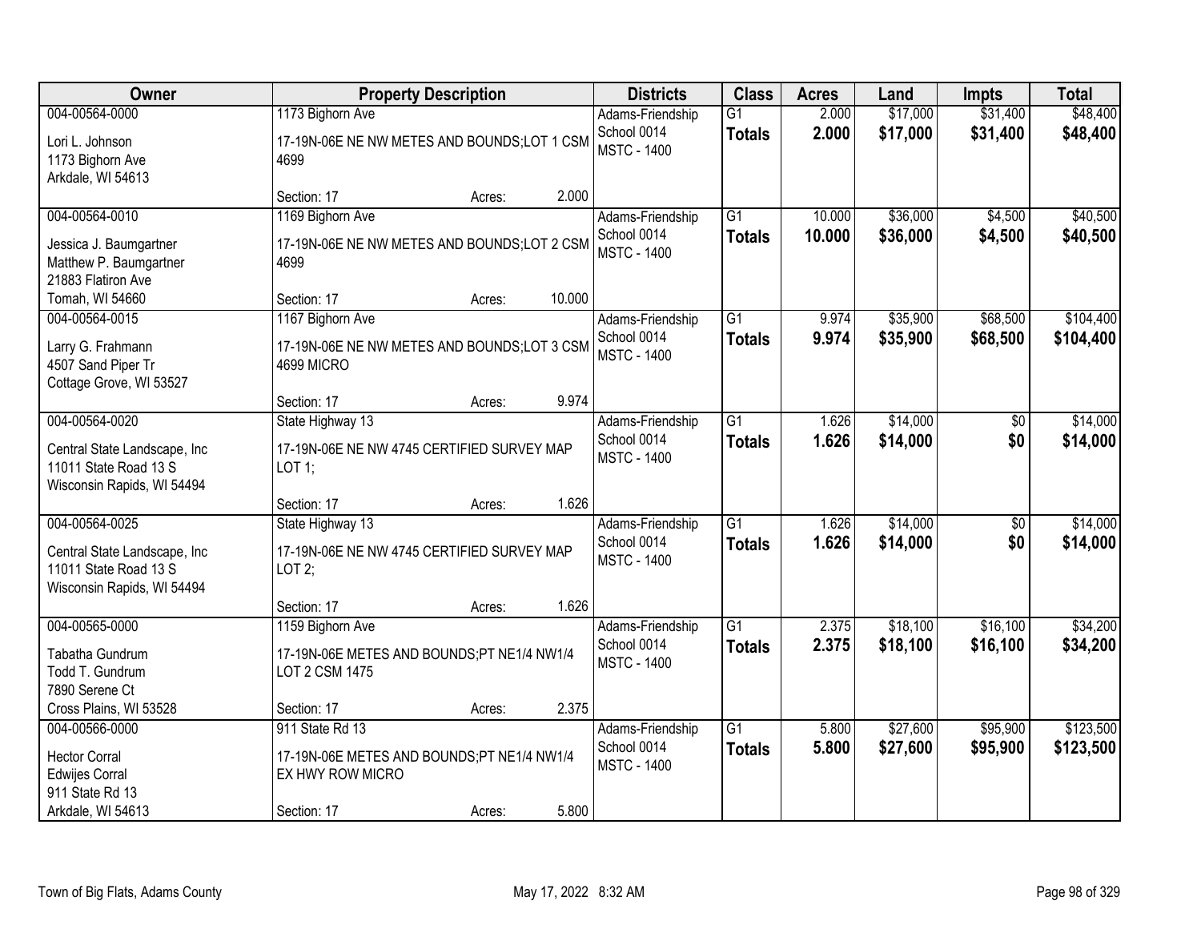| Owner | Property Description | Districts | Class | Acres | Land | Impts | Total |
|---|---|---|---|---|---|---|---|
| 004-00564-0000<br>Lori L. Johnson<br>1173 Bighorn Ave<br>Arkdale, WI 54613 | 1173 Bighorn Ave<br>17-19N-06E NE NW METES AND BOUNDS;LOT 1 CSM 4699<br>Section: 17 Acres: 2.000 | Adams-Friendship School 0014<br>MSTC - 1400 | G1<br>**Totals** | 2.000<br>**2.000** | $17,000<br>**$17,000** | $31,400<br>**$31,400** | $48,400<br>**$48,400** |
| 004-00564-0010<br>Jessica J. Baumgartner<br>Matthew P. Baumgartner<br>21883 Flatiron Ave<br>Tomah, WI 54660 | 1169 Bighorn Ave<br>17-19N-06E NE NW METES AND BOUNDS;LOT 2 CSM 4699<br>Section: 17 Acres: 10.000 | Adams-Friendship School 0014<br>MSTC - 1400 | G1<br>**Totals** | 10.000<br>**10.000** | $36,000<br>**$36,000** | $4,500<br>**$4,500** | $40,500<br>**$40,500** |
| 004-00564-0015<br>Larry G. Frahmann<br>4507 Sand Piper Tr<br>Cottage Grove, WI 53527 | 1167 Bighorn Ave<br>17-19N-06E NE NW METES AND BOUNDS;LOT 3 CSM 4699 MICRO<br>Section: 17 Acres: 9.974 | Adams-Friendship School 0014<br>MSTC - 1400 | G1<br>**Totals** | 9.974<br>**9.974** | $35,900<br>**$35,900** | $68,500<br>**$68,500** | $104,400<br>**$104,400** |
| 004-00564-0020<br>Central State Landscape, Inc<br>11011 State Road 13 S<br>Wisconsin Rapids, WI 54494 | State Highway 13<br>17-19N-06E NE NW 4745 CERTIFIED SURVEY MAP LOT 1;<br>Section: 17 Acres: 1.626 | Adams-Friendship School 0014<br>MSTC - 1400 | G1<br>**Totals** | 1.626<br>**1.626** | $14,000<br>**$14,000** | $0<br>**$0** | $14,000<br>**$14,000** |
| 004-00564-0025<br>Central State Landscape, Inc<br>11011 State Road 13 S<br>Wisconsin Rapids, WI 54494 | State Highway 13<br>17-19N-06E NE NW 4745 CERTIFIED SURVEY MAP LOT 2;<br>Section: 17 Acres: 1.626 | Adams-Friendship School 0014<br>MSTC - 1400 | G1<br>**Totals** | 1.626<br>**1.626** | $14,000<br>**$14,000** | $0<br>**$0** | $14,000<br>**$14,000** |
| 004-00565-0000<br>Tabatha Gundrum<br>Todd T. Gundrum<br>7890 Serene Ct<br>Cross Plains, WI 53528 | 1159 Bighorn Ave<br>17-19N-06E METES AND BOUNDS;PT NE1/4 NW1/4 LOT 2 CSM 1475<br>Section: 17 Acres: 2.375 | Adams-Friendship School 0014<br>MSTC - 1400 | G1<br>**Totals** | 2.375<br>**2.375** | $18,100<br>**$18,100** | $16,100<br>**$16,100** | $34,200<br>**$34,200** |
| 004-00566-0000<br>Hector Corral<br>Edwijes Corral<br>911 State Rd 13<br>Arkdale, WI 54613 | 911 State Rd 13<br>17-19N-06E METES AND BOUNDS;PT NE1/4 NW1/4 EX HWY ROW MICRO<br>Section: 17 Acres: 5.800 | Adams-Friendship School 0014<br>MSTC - 1400 | G1<br>**Totals** | 5.800<br>**5.800** | $27,600<br>**$27,600** | $95,900<br>**$95,900** | $123,500<br>**$123,500** |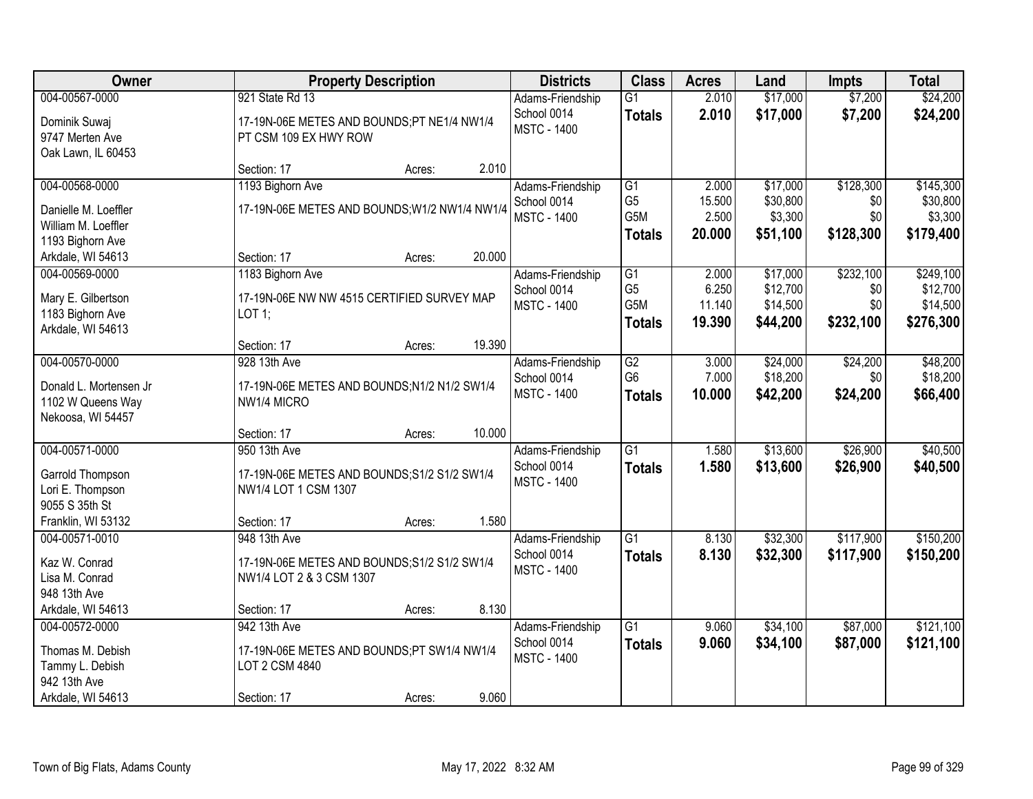| Owner | Property Description | | | Districts | Class | Acres | Land | Impts | Total |
|---|---|---|---|---|---|---|---|---|---|
| 004-00567-0000 | 921 State Rd 13 | | | Adams-Friendship | G1 | 2.010 | $17,000 | $7,200 | $24,200 |
| Dominik Suwaj<br>9747 Merten Ave<br>Oak Lawn, IL 60453 | 17-19N-06E METES AND BOUNDS;PT NE1/4 NW1/4 PT CSM 109 EX HWY ROW | | | School 0014<br>MSTC - 1400 | **Totals** | **2.010** | **$17,000** | **$7,200** | **$24,200** |
| | Section: 17 | Acres: | 2.010 | | | | | | |
| 004-00568-0000 | 1193 Bighorn Ave | | | Adams-Friendship | G1 | 2.000 | $17,000 | $128,300 | $145,300 |
| Danielle M. Loeffler<br>William M. Loeffler<br>1193 Bighorn Ave<br>Arkdale, WI 54613 | 17-19N-06E METES AND BOUNDS;W1/2 NW1/4 NW1/4 | | | School 0014<br>MSTC - 1400 | G5 | 15.500 | $30,800 | $0 | $30,800 |
| | | | | | G5M | 2.500 | $3,300 | $0 | $3,300 |
| | | | | | **Totals** | **20.000** | **$51,100** | **$128,300** | **$179,400** |
| | Section: 17 | Acres: | 20.000 | | | | | | |
| 004-00569-0000 | 1183 Bighorn Ave | | | Adams-Friendship | G1 | 2.000 | $17,000 | $232,100 | $249,100 |
| Mary E. Gilbertson<br>1183 Bighorn Ave<br>Arkdale, WI 54613 | 17-19N-06E NW NW 4515 CERTIFIED SURVEY MAP LOT 1; | | | School 0014<br>MSTC - 1400 | G5 | 6.250 | $12,700 | $0 | $12,700 |
| | | | | | G5M | 11.140 | $14,500 | $0 | $14,500 |
| | | | | | **Totals** | **19.390** | **$44,200** | **$232,100** | **$276,300** |
| | Section: 17 | Acres: | 19.390 | | | | | | |
| 004-00570-0000 | 928 13th Ave | | | Adams-Friendship | G2 | 3.000 | $24,000 | $24,200 | $48,200 |
| Donald L. Mortensen Jr<br>1102 W Queens Way<br>Nekoosa, WI 54457 | 17-19N-06E METES AND BOUNDS;N1/2 N1/2 SW1/4 NW1/4 MICRO | | | School 0014<br>MSTC - 1400 | G6 | 7.000 | $18,200 | $0 | $18,200 |
| | | | | | **Totals** | **10.000** | **$42,200** | **$24,200** | **$66,400** |
| | Section: 17 | Acres: | 10.000 | | | | | | |
| 004-00571-0000 | 950 13th Ave | | | Adams-Friendship | G1 | 1.580 | $13,600 | $26,900 | $40,500 |
| Garrold Thompson<br>Lori E. Thompson<br>9055 S 35th St<br>Franklin, WI 53132 | 17-19N-06E METES AND BOUNDS;S1/2 S1/2 SW1/4 NW1/4 LOT 1 CSM 1307 | | | School 0014<br>MSTC - 1400 | **Totals** | **1.580** | **$13,600** | **$26,900** | **$40,500** |
| | Section: 17 | Acres: | 1.580 | | | | | | |
| 004-00571-0010 | 948 13th Ave | | | Adams-Friendship | G1 | 8.130 | $32,300 | $117,900 | $150,200 |
| Kaz W. Conrad<br>Lisa M. Conrad<br>948 13th Ave<br>Arkdale, WI 54613 | 17-19N-06E METES AND BOUNDS;S1/2 S1/2 SW1/4 NW1/4 LOT 2 & 3 CSM 1307 | | | School 0014<br>MSTC - 1400 | **Totals** | **8.130** | **$32,300** | **$117,900** | **$150,200** |
| | Section: 17 | Acres: | 8.130 | | | | | | |
| 004-00572-0000 | 942 13th Ave | | | Adams-Friendship | G1 | 9.060 | $34,100 | $87,000 | $121,100 |
| Thomas M. Debish<br>Tammy L. Debish<br>942 13th Ave<br>Arkdale, WI 54613 | 17-19N-06E METES AND BOUNDS;PT SW1/4 NW1/4 LOT 2 CSM 4840 | | | School 0014<br>MSTC - 1400 | **Totals** | **9.060** | **$34,100** | **$87,000** | **$121,100** |
| | Section: 17 | Acres: | 9.060 | | | | | | |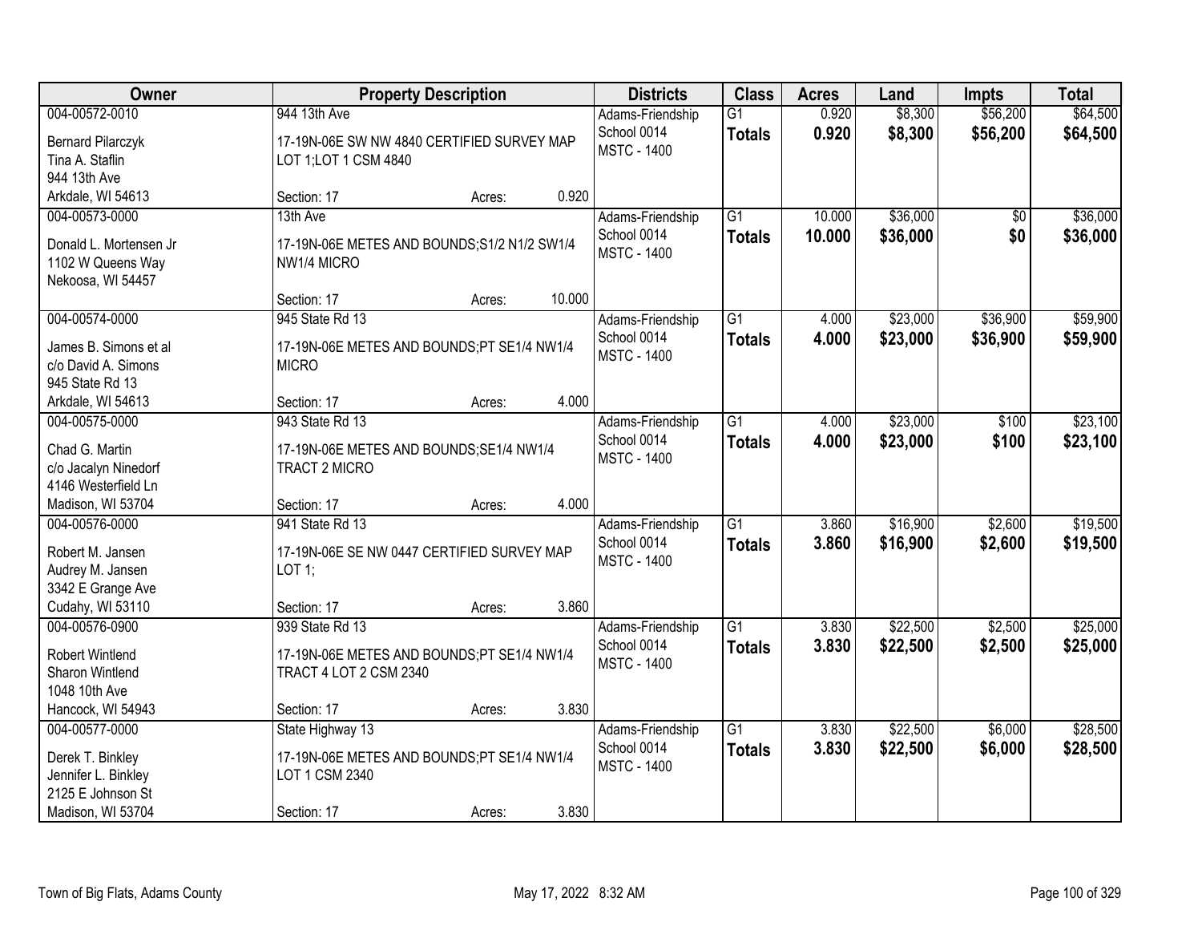| Owner | Property Description | Districts | Class | Acres | Land | Impts | Total |
|---|---|---|---|---|---|---|---|
| 004-00572-0010<br>Bernard Pilarczyk<br>Tina A. Staflin<br>944 13th Ave<br>Arkdale, WI 54613 | 944 13th Ave<br>17-19N-06E SW NW 4840 CERTIFIED SURVEY MAP LOT 1;LOT 1 CSM 4840<br>Section: 17 Acres: 0.920 | Adams-Friendship School 0014<br>MSTC - 1400 | G1<br>**Totals** | 0.920<br>**0.920** | $8,300<br>**$8,300** | $56,200<br>**$56,200** | $64,500<br>**$64,500** |
| 004-00573-0000<br>Donald L. Mortensen Jr<br>1102 W Queens Way<br>Nekoosa, WI 54457 | 13th Ave<br>17-19N-06E METES AND BOUNDS;S1/2 N1/2 SW1/4 NW1/4 MICRO<br>Section: 17 Acres: 10.000 | Adams-Friendship School 0014<br>MSTC - 1400 | G1<br>**Totals** | 10.000<br>**10.000** | $36,000<br>**$36,000** | $0<br>**$0** | $36,000<br>**$36,000** |
| 004-00574-0000<br>James B. Simons et al<br>c/o David A. Simons<br>945 State Rd 13<br>Arkdale, WI 54613 | 945 State Rd 13<br>17-19N-06E METES AND BOUNDS;PT SE1/4 NW1/4 MICRO<br>Section: 17 Acres: 4.000 | Adams-Friendship School 0014<br>MSTC - 1400 | G1<br>**Totals** | 4.000<br>**4.000** | $23,000<br>**$23,000** | $36,900<br>**$36,900** | $59,900<br>**$59,900** |
| 004-00575-0000<br>Chad G. Martin<br>c/o Jacalyn Ninedorf<br>4146 Westerfield Ln<br>Madison, WI 53704 | 943 State Rd 13<br>17-19N-06E METES AND BOUNDS;SE1/4 NW1/4 TRACT 2 MICRO<br>Section: 17 Acres: 4.000 | Adams-Friendship School 0014<br>MSTC - 1400 | G1<br>**Totals** | 4.000<br>**4.000** | $23,000<br>**$23,000** | $100<br>**$100** | $23,100<br>**$23,100** |
| 004-00576-0000<br>Robert M. Jansen<br>Audrey M. Jansen<br>3342 E Grange Ave<br>Cudahy, WI 53110 | 941 State Rd 13<br>17-19N-06E SE NW 0447 CERTIFIED SURVEY MAP LOT 1;<br>Section: 17 Acres: 3.860 | Adams-Friendship School 0014<br>MSTC - 1400 | G1<br>**Totals** | 3.860<br>**3.860** | $16,900<br>**$16,900** | $2,600<br>**$2,600** | $19,500<br>**$19,500** |
| 004-00576-0900<br>Robert Wintlend<br>Sharon Wintlend<br>1048 10th Ave<br>Hancock, WI 54943 | 939 State Rd 13<br>17-19N-06E METES AND BOUNDS;PT SE1/4 NW1/4 TRACT 4 LOT 2 CSM 2340<br>Section: 17 Acres: 3.830 | Adams-Friendship School 0014<br>MSTC - 1400 | G1<br>**Totals** | 3.830<br>**3.830** | $22,500<br>**$22,500** | $2,500<br>**$2,500** | $25,000<br>**$25,000** |
| 004-00577-0000<br>Derek T. Binkley<br>Jennifer L. Binkley<br>2125 E Johnson St<br>Madison, WI 53704 | State Highway 13<br>17-19N-06E METES AND BOUNDS;PT SE1/4 NW1/4 LOT 1 CSM 2340<br>Section: 17 Acres: 3.830 | Adams-Friendship School 0014<br>MSTC - 1400 | G1<br>**Totals** | 3.830<br>**3.830** | $22,500<br>**$22,500** | $6,000<br>**$6,000** | $28,500<br>**$28,500** |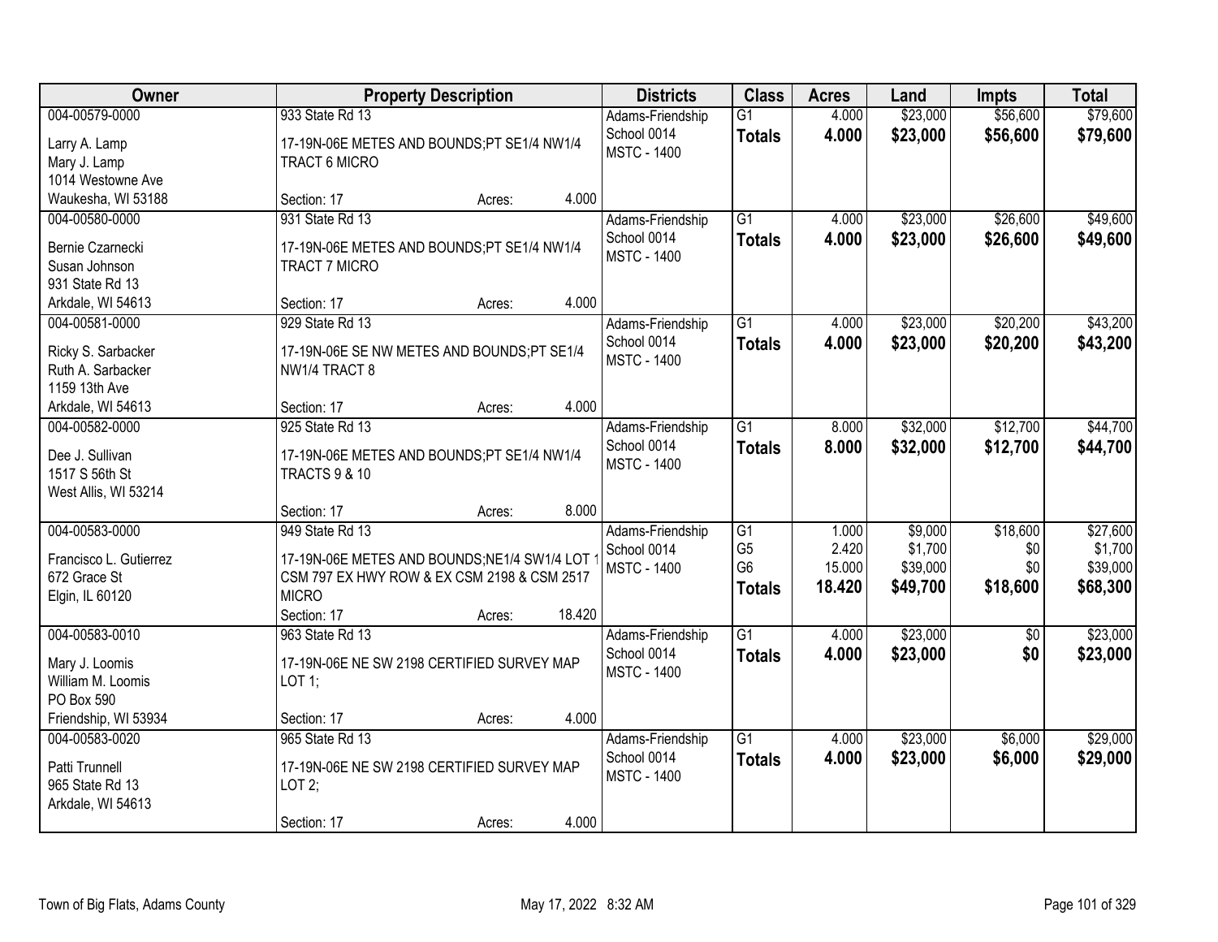| Owner | Property Description | Districts | Class | Acres | Land | Impts | Total |
|---|---|---|---|---|---|---|---|
| 004-00579-0000<br>Larry A. Lamp<br>Mary J. Lamp<br>1014 Westowne Ave<br>Waukesha, WI 53188 | 933 State Rd 13<br>17-19N-06E METES AND BOUNDS;PT SE1/4 NW1/4 TRACT 6 MICRO<br>Section: 17 Acres: 4.000 | Adams-Friendship School 0014<br>MSTC - 1400 | G1<br>**Totals** | 4.000<br>**4.000** | $23,000<br>**$23,000** | $56,600<br>**$56,600** | $79,600<br>**$79,600** |
| 004-00580-0000<br>Bernie Czarnecki<br>Susan Johnson<br>931 State Rd 13<br>Arkdale, WI 54613 | 931 State Rd 13<br>17-19N-06E METES AND BOUNDS;PT SE1/4 NW1/4 TRACT 7 MICRO<br>Section: 17 Acres: 4.000 | Adams-Friendship School 0014<br>MSTC - 1400 | G1<br>**Totals** | 4.000<br>**4.000** | $23,000<br>**$23,000** | $26,600<br>**$26,600** | $49,600<br>**$49,600** |
| 004-00581-0000<br>Ricky S. Sarbacker<br>Ruth A. Sarbacker<br>1159 13th Ave<br>Arkdale, WI 54613 | 929 State Rd 13<br>17-19N-06E SE NW METES AND BOUNDS;PT SE1/4 NW1/4 TRACT 8<br>Section: 17 Acres: 4.000 | Adams-Friendship School 0014<br>MSTC - 1400 | G1<br>**Totals** | 4.000<br>**4.000** | $23,000<br>**$23,000** | $20,200<br>**$20,200** | $43,200<br>**$43,200** |
| 004-00582-0000<br>Dee J. Sullivan<br>1517 S 56th St<br>West Allis, WI 53214 | 925 State Rd 13<br>17-19N-06E METES AND BOUNDS;PT SE1/4 NW1/4 TRACTS 9 & 10<br>Section: 17 Acres: 8.000 | Adams-Friendship School 0014<br>MSTC - 1400 | G1<br>**Totals** | 8.000<br>**8.000** | $32,000<br>**$32,000** | $12,700<br>**$12,700** | $44,700<br>**$44,700** |
| 004-00583-0000<br>Francisco L. Gutierrez<br>672 Grace St<br>Elgin, IL 60120 | 949 State Rd 13<br>17-19N-06E METES AND BOUNDS;NE1/4 SW1/4 LOT 1 CSM 797 EX HWY ROW & EX CSM 2198 & CSM 2517 MICRO<br>Section: 17 Acres: 18.420 | Adams-Friendship School 0014<br>MSTC - 1400 | G1<br>G5<br>G6<br>**Totals** | 1.000<br>2.420<br>15.000<br>**18.420** | $9,000<br>$1,700<br>$39,000<br>**$49,700** | $18,600<br>$0<br>$0<br>**$18,600** | $27,600<br>$1,700<br>$39,000<br>**$68,300** |
| 004-00583-0010<br>Mary J. Loomis<br>William M. Loomis<br>PO Box 590<br>Friendship, WI 53934 | 963 State Rd 13<br>17-19N-06E NE SW 2198 CERTIFIED SURVEY MAP LOT 1;<br>Section: 17 Acres: 4.000 | Adams-Friendship School 0014<br>MSTC - 1400 | G1<br>**Totals** | 4.000<br>**4.000** | $23,000<br>**$23,000** | $0<br>**$0** | $23,000<br>**$23,000** |
| 004-00583-0020<br>Patti Trunnell<br>965 State Rd 13<br>Arkdale, WI 54613 | 965 State Rd 13<br>17-19N-06E NE SW 2198 CERTIFIED SURVEY MAP LOT 2;<br>Section: 17 Acres: 4.000 | Adams-Friendship School 0014<br>MSTC - 1400 | G1<br>**Totals** | 4.000<br>**4.000** | $23,000<br>**$23,000** | $6,000<br>**$6,000** | $29,000<br>**$29,000** |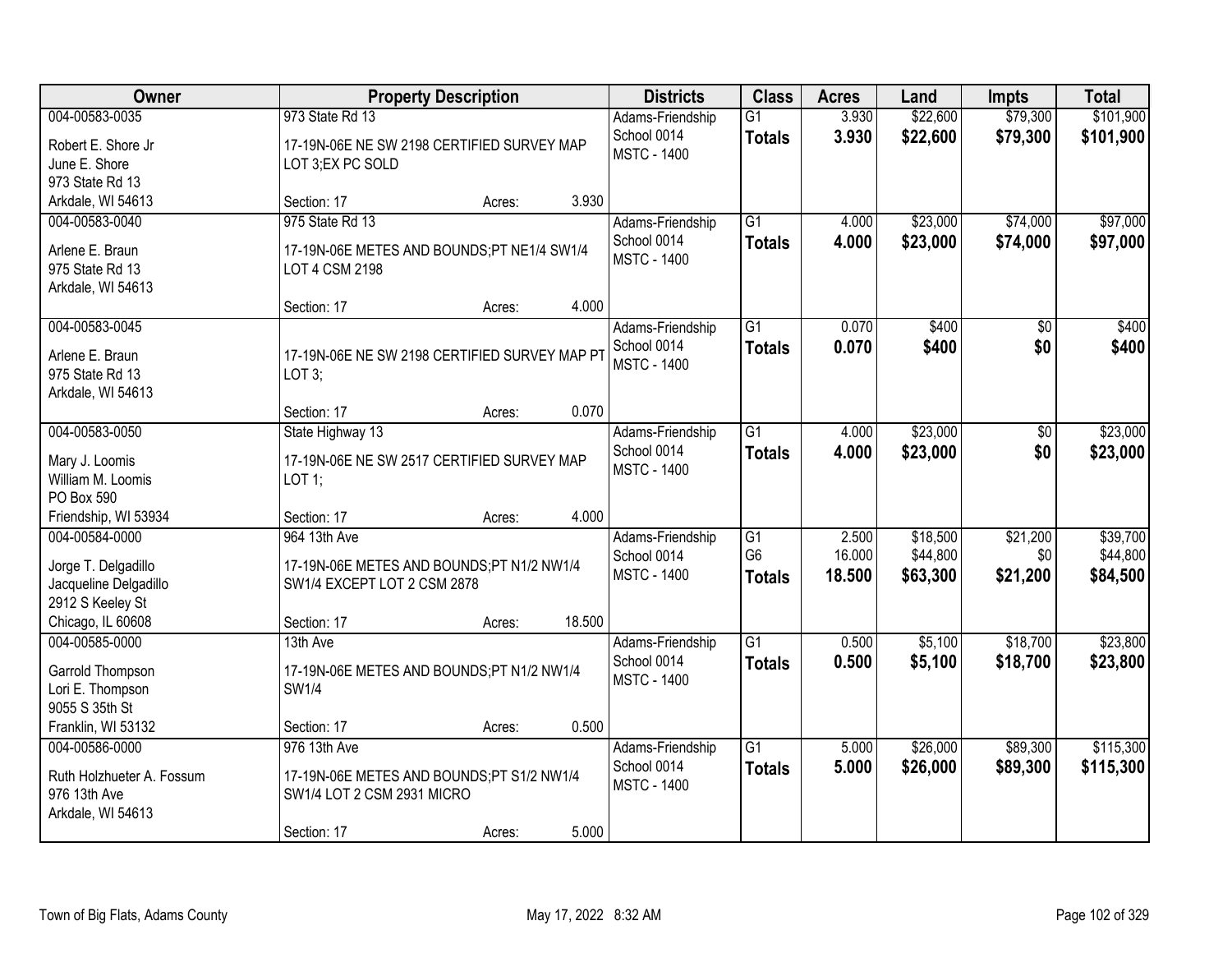| Owner | Property Description | Districts | Class | Acres | Land | Impts | Total |
|---|---|---|---|---|---|---|---|
| 004-00583-0035<br>Robert E. Shore Jr<br>June E. Shore<br>973 State Rd 13<br>Arkdale, WI 54613 | 973 State Rd 13<br>17-19N-06E NE SW 2198 CERTIFIED SURVEY MAP LOT 3;EX PC SOLD<br>Section: 17 Acres: 3.930 | Adams-Friendship School 0014<br>MSTC - 1400 | G1<br>**Totals** | 3.930<br>**3.930** | \$22,600<br>**\$22,600** | \$79,300<br>**\$79,300** | \$101,900<br>**\$101,900** |
| 004-00583-0040<br>Arlene E. Braun<br>975 State Rd 13<br>Arkdale, WI 54613 | 975 State Rd 13<br>17-19N-06E METES AND BOUNDS;PT NE1/4 SW1/4 LOT 4 CSM 2198<br>Section: 17 Acres: 4.000 | Adams-Friendship School 0014<br>MSTC - 1400 | G1<br>**Totals** | 4.000<br>**4.000** | \$23,000<br>**\$23,000** | \$74,000<br>**\$74,000** | \$97,000<br>**\$97,000** |
| 004-00583-0045<br>Arlene E. Braun<br>975 State Rd 13<br>Arkdale, WI 54613 | 17-19N-06E NE SW 2198 CERTIFIED SURVEY MAP PT LOT 3;<br>Section: 17 Acres: 0.070 | Adams-Friendship School 0014<br>MSTC - 1400 | G1<br>**Totals** | 0.070<br>**0.070** | \$400<br>**\$400** | \$0<br>**\$0** | \$400<br>**\$400** |
| 004-00583-0050<br>Mary J. Loomis<br>William M. Loomis<br>PO Box 590<br>Friendship, WI 53934 | State Highway 13<br>17-19N-06E NE SW 2517 CERTIFIED SURVEY MAP LOT 1;<br>Section: 17 Acres: 4.000 | Adams-Friendship School 0014<br>MSTC - 1400 | G1<br>**Totals** | 4.000<br>**4.000** | \$23,000<br>**\$23,000** | \$0<br>**\$0** | \$23,000<br>**\$23,000** |
| 004-00584-0000<br>Jorge T. Delgadillo<br>Jacqueline Delgadillo<br>2912 S Keeley St<br>Chicago, IL 60608 | 964 13th Ave<br>17-19N-06E METES AND BOUNDS;PT N1/2 NW1/4 SW1/4 EXCEPT LOT 2 CSM 2878<br>Section: 17 Acres: 18.500 | Adams-Friendship School 0014<br>MSTC - 1400 | G1<br>G6<br>**Totals** | 2.500<br>16.000<br>**18.500** | \$18,500<br>\$44,800<br>**\$63,300** | \$21,200<br>\$0<br>**\$21,200** | \$39,700<br>\$44,800<br>**\$84,500** |
| 004-00585-0000<br>Garrold Thompson<br>Lori E. Thompson<br>9055 S 35th St<br>Franklin, WI 53132 | 13th Ave<br>17-19N-06E METES AND BOUNDS;PT N1/2 NW1/4 SW1/4<br>Section: 17 Acres: 0.500 | Adams-Friendship School 0014<br>MSTC - 1400 | G1<br>**Totals** | 0.500<br>**0.500** | \$5,100<br>**\$5,100** | \$18,700<br>**\$18,700** | \$23,800<br>**\$23,800** |
| 004-00586-0000<br>Ruth Holzhueter A. Fossum<br>976 13th Ave<br>Arkdale, WI 54613 | 976 13th Ave<br>17-19N-06E METES AND BOUNDS;PT S1/2 NW1/4 SW1/4 LOT 2 CSM 2931 MICRO<br>Section: 17 Acres: 5.000 | Adams-Friendship School 0014<br>MSTC - 1400 | G1<br>**Totals** | 5.000<br>**5.000** | \$26,000<br>**\$26,000** | \$89,300<br>**\$89,300** | \$115,300<br>**\$115,300** |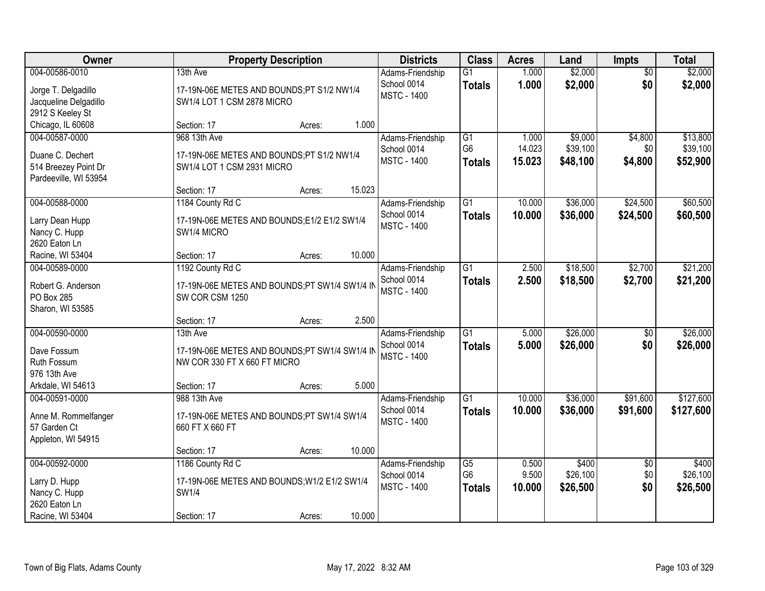| Owner | Property Description | Districts | Class | Acres | Land | Impts | Total |
|---|---|---|---|---|---|---|---|
| 004-00586-0010<br>Jorge T. Delgadillo<br>Jacqueline Delgadillo<br>2912 S Keeley St<br>Chicago, IL 60608 | 13th Ave<br>17-19N-06E METES AND BOUNDS;PT S1/2 NW1/4 SW1/4 LOT 1 CSM 2878 MICRO<br>Section: 17 Acres: 1.000 | Adams-Friendship School 0014<br>MSTC - 1400 | G1<br>**Totals** | 1.000<br>**1.000** | $2,000<br>**$2,000** | $0<br>**$0** | $2,000<br>**$2,000** |
| 004-00587-0000<br>Duane C. Dechert<br>514 Breezey Point Dr<br>Pardeeville, WI 53954 | 968 13th Ave<br>17-19N-06E METES AND BOUNDS;PT S1/2 NW1/4 SW1/4 LOT 1 CSM 2931 MICRO<br>Section: 17 Acres: 15.023 | Adams-Friendship School 0014<br>MSTC - 1400 | G1<br>G6<br>**Totals** | 1.000<br>14.023<br>**15.023** | $9,000<br>$39,100<br>**$48,100** | $4,800<br>$0<br>**$4,800** | $13,800<br>$39,100<br>**$52,900** |
| 004-00588-0000<br>Larry Dean Hupp<br>Nancy C. Hupp<br>2620 Eaton Ln<br>Racine, WI 53404 | 1184 County Rd C<br>17-19N-06E METES AND BOUNDS;E1/2 E1/2 SW1/4 SW1/4 MICRO<br>Section: 17 Acres: 10.000 | Adams-Friendship School 0014<br>MSTC - 1400 | G1<br>**Totals** | 10.000<br>**10.000** | $36,000<br>**$36,000** | $24,500<br>**$24,500** | $60,500<br>**$60,500** |
| 004-00589-0000<br>Robert G. Anderson<br>PO Box 285<br>Sharon, WI 53585 | 1192 County Rd C<br>17-19N-06E METES AND BOUNDS;PT SW1/4 SW1/4 IN SW COR CSM 1250<br>Section: 17 Acres: 2.500 | Adams-Friendship School 0014<br>MSTC - 1400 | G1<br>**Totals** | 2.500<br>**2.500** | $18,500<br>**$18,500** | $2,700<br>**$2,700** | $21,200<br>**$21,200** |
| 004-00590-0000<br>Dave Fossum<br>Ruth Fossum<br>976 13th Ave<br>Arkdale, WI 54613 | 13th Ave<br>17-19N-06E METES AND BOUNDS;PT SW1/4 SW1/4 IN NW COR 330 FT X 660 FT MICRO<br>Section: 17 Acres: 5.000 | Adams-Friendship School 0014<br>MSTC - 1400 | G1<br>**Totals** | 5.000<br>**5.000** | $26,000<br>**$26,000** | $0<br>**$0** | $26,000<br>**$26,000** |
| 004-00591-0000<br>Anne M. Rommelfanger<br>57 Garden Ct<br>Appleton, WI 54915 | 988 13th Ave<br>17-19N-06E METES AND BOUNDS;PT SW1/4 SW1/4 660 FT X 660 FT<br>Section: 17 Acres: 10.000 | Adams-Friendship School 0014<br>MSTC - 1400 | G1<br>**Totals** | 10.000<br>**10.000** | $36,000<br>**$36,000** | $91,600<br>**$91,600** | $127,600<br>**$127,600** |
| 004-00592-0000<br>Larry D. Hupp<br>Nancy C. Hupp<br>2620 Eaton Ln<br>Racine, WI 53404 | 1186 County Rd C<br>17-19N-06E METES AND BOUNDS;W1/2 E1/2 SW1/4 SW1/4<br>Section: 17 Acres: 10.000 | Adams-Friendship School 0014<br>MSTC - 1400 | G5<br>G6<br>**Totals** | 0.500<br>9.500<br>**10.000** | $400<br>$26,100<br>**$26,500** | $0<br>$0<br>**$0** | $400<br>$26,100<br>**$26,500** |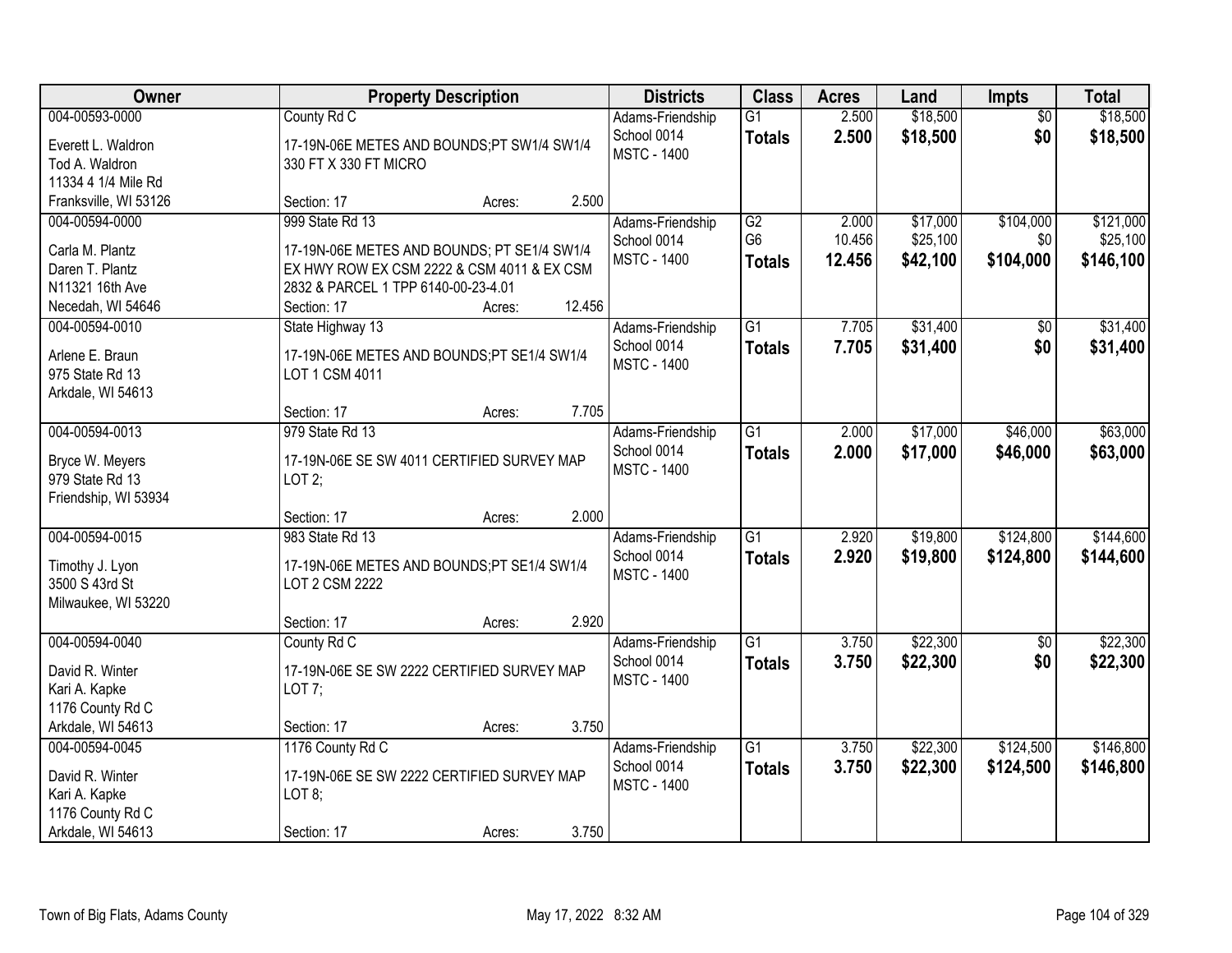| Owner | Property Description | Districts | Class | Acres | Land | Impts | Total |
|---|---|---|---|---|---|---|---|
| 004-00593-0000<br>Everett L. Waldron<br>Tod A. Waldron<br>11334 4 1/4 Mile Rd<br>Franksville, WI 53126 | County Rd C<br>17-19N-06E METES AND BOUNDS;PT SW1/4 SW1/4 330 FT X 330 FT MICRO<br>Section: 17 Acres: 2.500 | Adams-Friendship School 0014<br>MSTC - 1400 | G1<br>**Totals** | 2.500<br>**2.500** | $18,500<br>**$18,500** | $0<br>**$0** | $18,500<br>**$18,500** |
| 004-00594-0000<br>Carla M. Plantz<br>Daren T. Plantz<br>N11321 16th Ave<br>Necedah, WI 54646 | 999 State Rd 13<br>17-19N-06E METES AND BOUNDS; PT SE1/4 SW1/4 EX HWY ROW EX CSM 2222 & CSM 4011 & EX CSM 2832 & PARCEL 1 TPP 6140-00-23-4.01<br>Section: 17 Acres: 12.456 | Adams-Friendship School 0014<br>MSTC - 1400 | G2<br>G6<br>**Totals** | 2.000<br>10.456<br>**12.456** | $17,000<br>$25,100<br>**$42,100** | $104,000<br>$0<br>**$104,000** | $121,000<br>$25,100<br>**$146,100** |
| 004-00594-0010<br>Arlene E. Braun<br>975 State Rd 13<br>Arkdale, WI 54613 | State Highway 13<br>17-19N-06E METES AND BOUNDS;PT SE1/4 SW1/4 LOT 1 CSM 4011<br>Section: 17 Acres: 7.705 | Adams-Friendship School 0014<br>MSTC - 1400 | G1<br>**Totals** | 7.705<br>**7.705** | $31,400<br>**$31,400** | $0<br>**$0** | $31,400<br>**$31,400** |
| 004-00594-0013<br>Bryce W. Meyers<br>979 State Rd 13<br>Friendship, WI 53934 | 979 State Rd 13<br>17-19N-06E SE SW 4011 CERTIFIED SURVEY MAP LOT 2;<br>Section: 17 Acres: 2.000 | Adams-Friendship School 0014<br>MSTC - 1400 | G1<br>**Totals** | 2.000<br>**2.000** | $17,000<br>**$17,000** | $46,000<br>**$46,000** | $63,000<br>**$63,000** |
| 004-00594-0015<br>Timothy J. Lyon<br>3500 S 43rd St<br>Milwaukee, WI 53220 | 983 State Rd 13<br>17-19N-06E METES AND BOUNDS;PT SE1/4 SW1/4 LOT 2 CSM 2222<br>Section: 17 Acres: 2.920 | Adams-Friendship School 0014<br>MSTC - 1400 | G1<br>**Totals** | 2.920<br>**2.920** | $19,800<br>**$19,800** | $124,800<br>**$124,800** | $144,600<br>**$144,600** |
| 004-00594-0040<br>David R. Winter<br>Kari A. Kapke<br>1176 County Rd C<br>Arkdale, WI 54613 | County Rd C<br>17-19N-06E SE SW 2222 CERTIFIED SURVEY MAP LOT 7;<br>Section: 17 Acres: 3.750 | Adams-Friendship School 0014<br>MSTC - 1400 | G1<br>**Totals** | 3.750<br>**3.750** | $22,300<br>**$22,300** | $0<br>**$0** | $22,300<br>**$22,300** |
| 004-00594-0045<br>David R. Winter<br>Kari A. Kapke<br>1176 County Rd C<br>Arkdale, WI 54613 | 1176 County Rd C<br>17-19N-06E SE SW 2222 CERTIFIED SURVEY MAP LOT 8;<br>Section: 17 Acres: 3.750 | Adams-Friendship School 0014<br>MSTC - 1400 | G1<br>**Totals** | 3.750<br>**3.750** | $22,300<br>**$22,300** | $124,500<br>**$124,500** | $146,800<br>**$146,800** |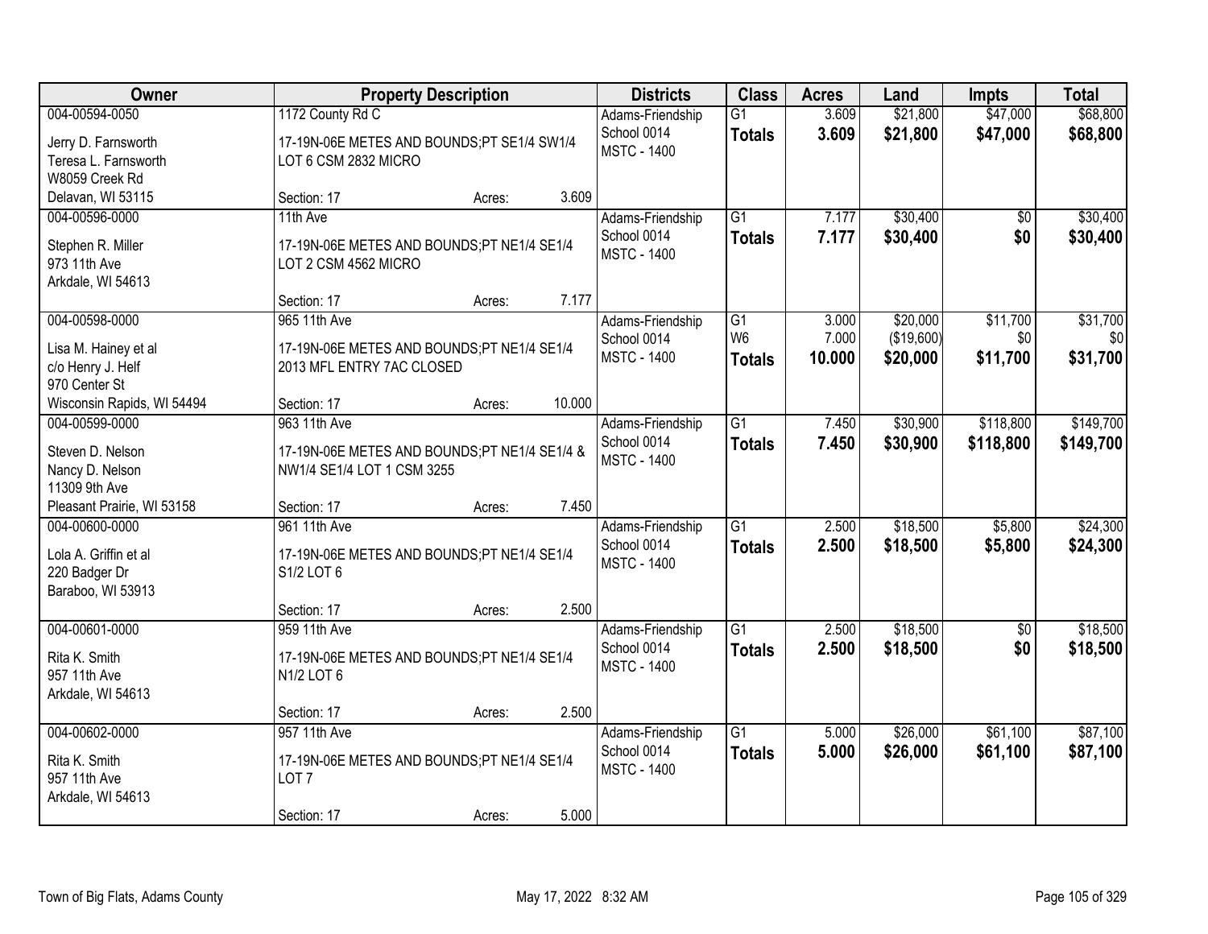| Owner | Property Description | Districts | Class | Acres | Land | Impts | Total |
|---|---|---|---|---|---|---|---|
| 004-00594-0050<br>Jerry D. Farnsworth<br>Teresa L. Farnsworth<br>W8059 Creek Rd<br>Delavan, WI 53115 | 1172 County Rd C<br>17-19N-06E METES AND BOUNDS;PT SE1/4 SW1/4 LOT 6 CSM 2832 MICRO<br>Section: 17 Acres: 3.609 | Adams-Friendship School 0014<br>MSTC - 1400 | G1<br>**Totals** | 3.609<br>**3.609** | \$21,800<br>**\$21,800** | \$47,000<br>**\$47,000** | \$68,800<br>**\$68,800** |
| 004-00596-0000<br>Stephen R. Miller<br>973 11th Ave<br>Arkdale, WI 54613 | 11th Ave<br>17-19N-06E METES AND BOUNDS;PT NE1/4 SE1/4 LOT 2 CSM 4562 MICRO<br>Section: 17 Acres: 7.177 | Adams-Friendship School 0014<br>MSTC - 1400 | G1<br>**Totals** | 7.177<br>**7.177** | \$30,400<br>**\$30,400** | \$0<br>**\$0** | \$30,400<br>**\$30,400** |
| 004-00598-0000<br>Lisa M. Hainey et al<br>c/o Henry J. Helf<br>970 Center St<br>Wisconsin Rapids, WI 54494 | 965 11th Ave<br>17-19N-06E METES AND BOUNDS;PT NE1/4 SE1/4 2013 MFL ENTRY 7AC CLOSED<br>Section: 17 Acres: 10.000 | Adams-Friendship School 0014<br>MSTC - 1400 | G1<br>W6<br>**Totals** | 3.000<br>7.000<br>**10.000** | \$20,000<br>(\$19,600)<br>**\$20,000** | \$11,700<br>\$0<br>**\$11,700** | \$31,700<br>\$0<br>**\$31,700** |
| 004-00599-0000<br>Steven D. Nelson<br>Nancy D. Nelson<br>11309 9th Ave<br>Pleasant Prairie, WI 53158 | 963 11th Ave<br>17-19N-06E METES AND BOUNDS;PT NE1/4 SE1/4 & NW1/4 SE1/4 LOT 1 CSM 3255<br>Section: 17 Acres: 7.450 | Adams-Friendship School 0014<br>MSTC - 1400 | G1<br>**Totals** | 7.450<br>**7.450** | \$30,900<br>**\$30,900** | \$118,800<br>**\$118,800** | \$149,700<br>**\$149,700** |
| 004-00600-0000<br>Lola A. Griffin et al<br>220 Badger Dr<br>Baraboo, WI 53913 | 961 11th Ave<br>17-19N-06E METES AND BOUNDS;PT NE1/4 SE1/4 S1/2 LOT 6<br>Section: 17 Acres: 2.500 | Adams-Friendship School 0014<br>MSTC - 1400 | G1<br>**Totals** | 2.500<br>**2.500** | \$18,500<br>**\$18,500** | \$5,800<br>**\$5,800** | \$24,300<br>**\$24,300** |
| 004-00601-0000<br>Rita K. Smith<br>957 11th Ave<br>Arkdale, WI 54613 | 959 11th Ave<br>17-19N-06E METES AND BOUNDS;PT NE1/4 SE1/4 N1/2 LOT 6<br>Section: 17 Acres: 2.500 | Adams-Friendship School 0014<br>MSTC - 1400 | G1<br>**Totals** | 2.500<br>**2.500** | \$18,500<br>**\$18,500** | \$0<br>**\$0** | \$18,500<br>**\$18,500** |
| 004-00602-0000<br>Rita K. Smith<br>957 11th Ave<br>Arkdale, WI 54613 | 957 11th Ave<br>17-19N-06E METES AND BOUNDS;PT NE1/4 SE1/4 LOT 7<br>Section: 17 Acres: 5.000 | Adams-Friendship School 0014<br>MSTC - 1400 | G1<br>**Totals** | 5.000<br>**5.000** | \$26,000<br>**\$26,000** | \$61,100<br>**\$61,100** | \$87,100<br>**\$87,100** |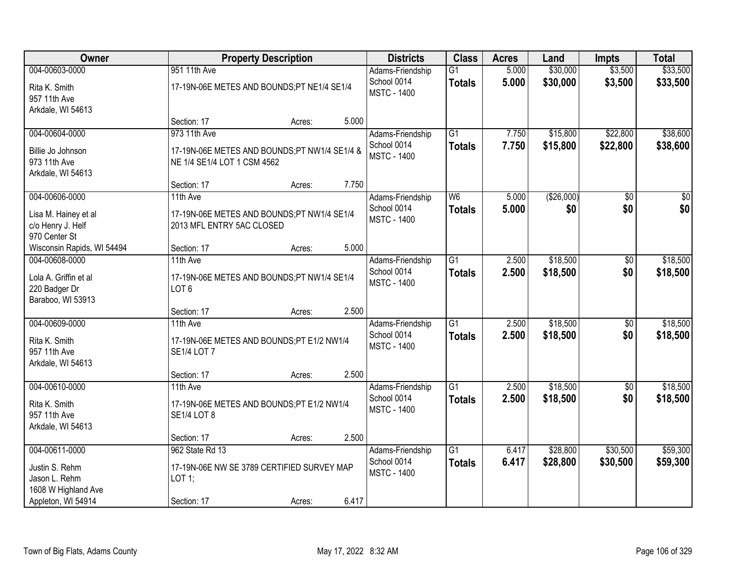| Owner | Property Description | | | Districts | Class | Acres | Land | Impts | Total |
|---|---|---|---|---|---|---|---|---|---|
| 004-00603-0000 | 951 11th Ave | | | Adams-Friendship | G1 | 5.000 | $30,000 | $3,500 | $33,500 |
| Rita K. Smith<br>957 11th Ave<br>Arkdale, WI 54613 | 17-19N-06E METES AND BOUNDS;PT NE1/4 SE1/4 | | | School 0014<br>MSTC - 1400 | **Totals** | **5.000** | **$30,000** | **$3,500** | **$33,500** |
| | Section: 17 | Acres: | 5.000 | | | | | | |
| 004-00604-0000 | 973 11th Ave | | | Adams-Friendship | G1 | 7.750 | $15,800 | $22,800 | $38,600 |
| Billie Jo Johnson<br>973 11th Ave<br>Arkdale, WI 54613 | 17-19N-06E METES AND BOUNDS;PT NW1/4 SE1/4 & NE 1/4 SE1/4 LOT 1 CSM 4562 | | | School 0014<br>MSTC - 1400 | **Totals** | **7.750** | **$15,800** | **$22,800** | **$38,600** |
| | Section: 17 | Acres: | 7.750 | | | | | | |
| 004-00606-0000 | 11th Ave | | | Adams-Friendship | W6 | 5.000 | ($26,000) | $0 | $0 |
| Lisa M. Hainey et al<br>c/o Henry J. Helf<br>970 Center St<br>Wisconsin Rapids, WI 54494 | 17-19N-06E METES AND BOUNDS;PT NW1/4 SE1/4 2013 MFL ENTRY 5AC CLOSED | | | School 0014<br>MSTC - 1400 | **Totals** | **5.000** | **$0** | **$0** | **$0** |
| | Section: 17 | Acres: | 5.000 | | | | | | |
| 004-00608-0000 | 11th Ave | | | Adams-Friendship | G1 | 2.500 | $18,500 | $0 | $18,500 |
| Lola A. Griffin et al<br>220 Badger Dr<br>Baraboo, WI 53913 | 17-19N-06E METES AND BOUNDS;PT NW1/4 SE1/4 LOT 6 | | | School 0014<br>MSTC - 1400 | **Totals** | **2.500** | **$18,500** | **$0** | **$18,500** |
| | Section: 17 | Acres: | 2.500 | | | | | | |
| 004-00609-0000 | 11th Ave | | | Adams-Friendship | G1 | 2.500 | $18,500 | $0 | $18,500 |
| Rita K. Smith<br>957 11th Ave<br>Arkdale, WI 54613 | 17-19N-06E METES AND BOUNDS;PT E1/2 NW1/4 SE1/4 LOT 7 | | | School 0014<br>MSTC - 1400 | **Totals** | **2.500** | **$18,500** | **$0** | **$18,500** |
| | Section: 17 | Acres: | 2.500 | | | | | | |
| 004-00610-0000 | 11th Ave | | | Adams-Friendship | G1 | 2.500 | $18,500 | $0 | $18,500 |
| Rita K. Smith<br>957 11th Ave<br>Arkdale, WI 54613 | 17-19N-06E METES AND BOUNDS;PT E1/2 NW1/4 SE1/4 LOT 8 | | | School 0014<br>MSTC - 1400 | **Totals** | **2.500** | **$18,500** | **$0** | **$18,500** |
| | Section: 17 | Acres: | 2.500 | | | | | | |
| 004-00611-0000 | 962 State Rd 13 | | | Adams-Friendship | G1 | 6.417 | $28,800 | $30,500 | $59,300 |
| Justin S. Rehm<br>Jason L. Rehm<br>1608 W Highland Ave<br>Appleton, WI 54914 | 17-19N-06E NW SE 3789 CERTIFIED SURVEY MAP LOT 1; | | | School 0014<br>MSTC - 1400 | **Totals** | **6.417** | **$28,800** | **$30,500** | **$59,300** |
| | Section: 17 | Acres: | 6.417 | | | | | | |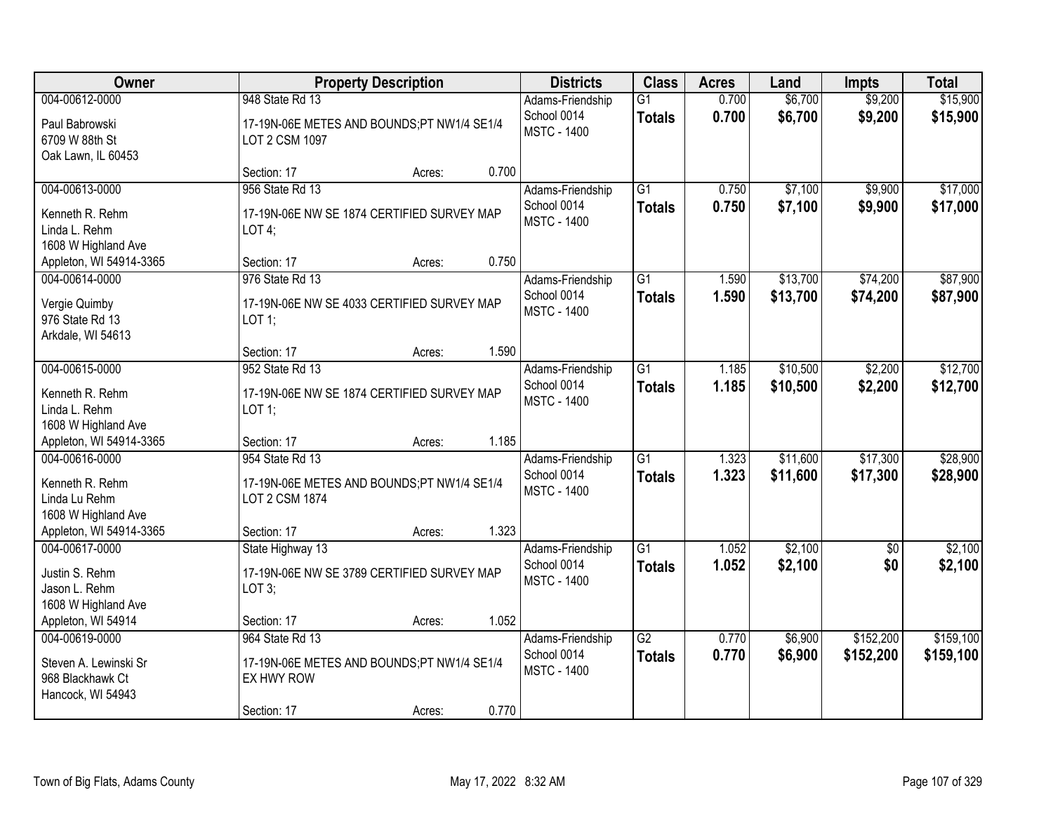| Owner | Property Description | | | Districts | Class | Acres | Land | Impts | Total |
|---|---|---|---|---|---|---|---|---|---|
| 004-00612-0000<br>Paul Babrowski<br>6709 W 88th St<br>Oak Lawn, IL 60453 | 948 State Rd 13<br>17-19N-06E METES AND BOUNDS;PT NW1/4 SE1/4 LOT 2 CSM 1097 | | | Adams-Friendship School 0014 MSTC - 1400 | G1<br>**Totals** | 0.700<br>**0.700** | $6,700<br>**$6,700** | $9,200<br>**$9,200** | $15,900<br>**$15,900** |
| | Section: 17 | Acres: | 0.700 | | | | | | |
| 004-00613-0000<br>Kenneth R. Rehm<br>Linda L. Rehm<br>1608 W Highland Ave<br>Appleton, WI 54914-3365 | 956 State Rd 13<br>17-19N-06E NW SE 1874 CERTIFIED SURVEY MAP LOT 4; | | | Adams-Friendship School 0014 MSTC - 1400 | G1<br>**Totals** | 0.750<br>**0.750** | $7,100<br>**$7,100** | $9,900<br>**$9,900** | $17,000<br>**$17,000** |
| | Section: 17 | Acres: | 0.750 | | | | | | |
| 004-00614-0000<br>Vergie Quimby<br>976 State Rd 13<br>Arkdale, WI 54613 | 976 State Rd 13<br>17-19N-06E NW SE 4033 CERTIFIED SURVEY MAP LOT 1; | | | Adams-Friendship School 0014 MSTC - 1400 | G1<br>**Totals** | 1.590<br>**1.590** | $13,700<br>**$13,700** | $74,200<br>**$74,200** | $87,900<br>**$87,900** |
| | Section: 17 | Acres: | 1.590 | | | | | | |
| 004-00615-0000<br>Kenneth R. Rehm<br>Linda L. Rehm<br>1608 W Highland Ave<br>Appleton, WI 54914-3365 | 952 State Rd 13<br>17-19N-06E NW SE 1874 CERTIFIED SURVEY MAP LOT 1; | | | Adams-Friendship School 0014 MSTC - 1400 | G1<br>**Totals** | 1.185<br>**1.185** | $10,500<br>**$10,500** | $2,200<br>**$2,200** | $12,700<br>**$12,700** |
| | Section: 17 | Acres: | 1.185 | | | | | | |
| 004-00616-0000<br>Kenneth R. Rehm<br>Linda Lu Rehm<br>1608 W Highland Ave<br>Appleton, WI 54914-3365 | 954 State Rd 13<br>17-19N-06E METES AND BOUNDS;PT NW1/4 SE1/4 LOT 2 CSM 1874 | | | Adams-Friendship School 0014 MSTC - 1400 | G1<br>**Totals** | 1.323<br>**1.323** | $11,600<br>**$11,600** | $17,300<br>**$17,300** | $28,900<br>**$28,900** |
| | Section: 17 | Acres: | 1.323 | | | | | | |
| 004-00617-0000<br>Justin S. Rehm<br>Jason L. Rehm<br>1608 W Highland Ave<br>Appleton, WI 54914 | State Highway 13<br>17-19N-06E NW SE 3789 CERTIFIED SURVEY MAP LOT 3; | | | Adams-Friendship School 0014 MSTC - 1400 | G1<br>**Totals** | 1.052<br>**1.052** | $2,100<br>**$2,100** | $0<br>**$0** | $2,100<br>**$2,100** |
| | Section: 17 | Acres: | 1.052 | | | | | | |
| 004-00619-0000<br>Steven A. Lewinski Sr<br>968 Blackhawk Ct<br>Hancock, WI 54943 | 964 State Rd 13<br>17-19N-06E METES AND BOUNDS;PT NW1/4 SE1/4 EX HWY ROW | | | Adams-Friendship School 0014 MSTC - 1400 | G2<br>**Totals** | 0.770<br>**0.770** | $6,900<br>**$6,900** | $152,200<br>**$152,200** | $159,100<br>**$159,100** |
| | Section: 17 | Acres: | 0.770 | | | | | | |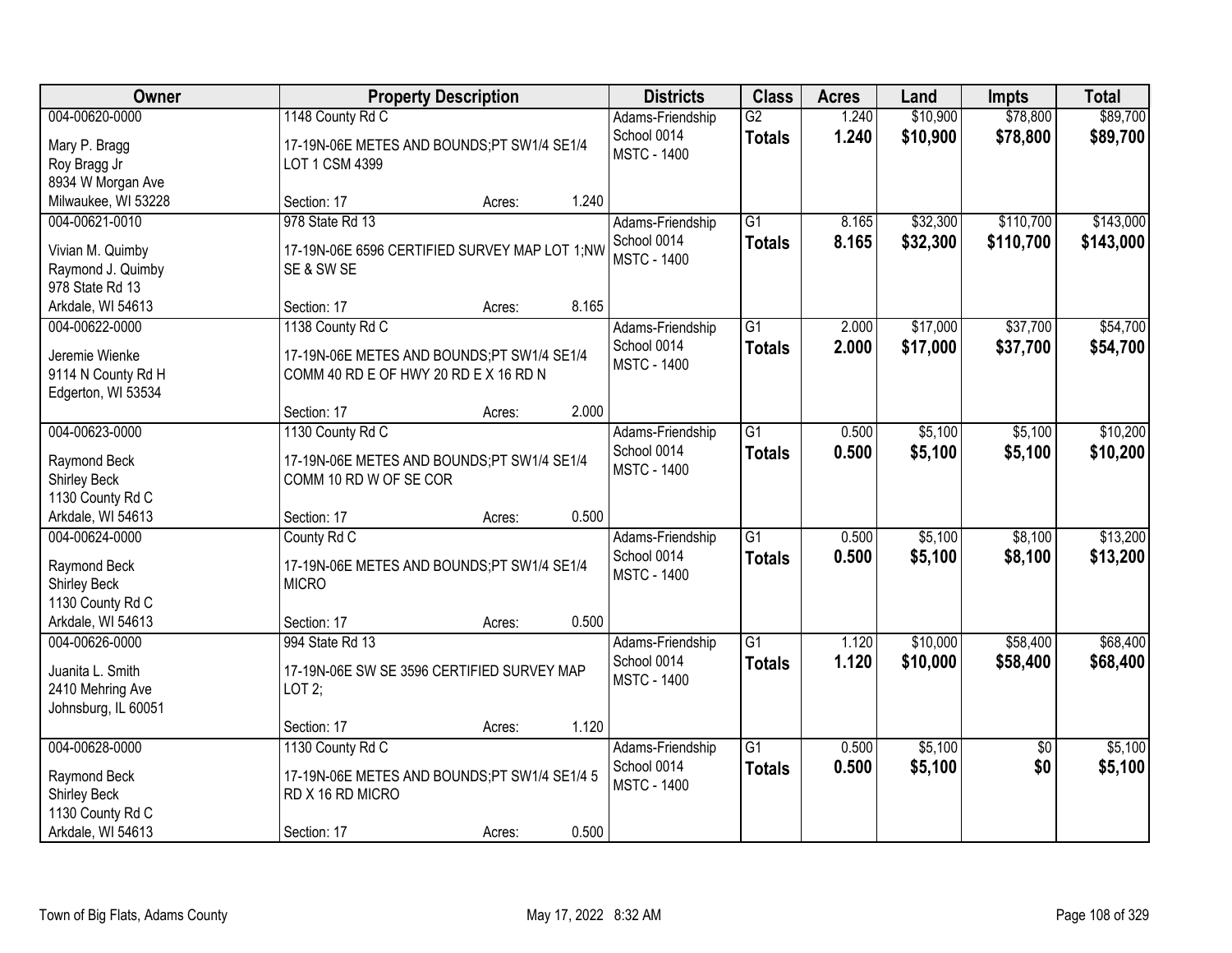| Owner | Property Description | Districts | Class | Acres | Land | Impts | Total |
|---|---|---|---|---|---|---|---|
| 004-00620-0000<br>Mary P. Bragg<br>Roy Bragg Jr<br>8934 W Morgan Ave<br>Milwaukee, WI 53228 | 1148 County Rd C<br>17-19N-06E METES AND BOUNDS;PT SW1/4 SE1/4 LOT 1 CSM 4399<br>Section: 17 Acres: 1.240 | Adams-Friendship School 0014<br>MSTC - 1400 | G2<br>**Totals** | 1.240<br>**1.240** | $10,900<br>**$10,900** | $78,800<br>**$78,800** | $89,700<br>**$89,700** |
| 004-00621-0010<br>Vivian M. Quimby<br>Raymond J. Quimby<br>978 State Rd 13<br>Arkdale, WI 54613 | 978 State Rd 13<br>17-19N-06E 6596 CERTIFIED SURVEY MAP LOT 1;NW SE & SW SE<br>Section: 17 Acres: 8.165 | Adams-Friendship School 0014<br>MSTC - 1400 | G1<br>**Totals** | 8.165<br>**8.165** | $32,300<br>**$32,300** | $110,700<br>**$110,700** | $143,000<br>**$143,000** |
| 004-00622-0000<br>Jeremie Wienke<br>9114 N County Rd H<br>Edgerton, WI 53534 | 1138 County Rd C<br>17-19N-06E METES AND BOUNDS;PT SW1/4 SE1/4 COMM 40 RD E OF HWY 20 RD E X 16 RD N<br>Section: 17 Acres: 2.000 | Adams-Friendship School 0014<br>MSTC - 1400 | G1<br>**Totals** | 2.000<br>**2.000** | $17,000<br>**$17,000** | $37,700<br>**$37,700** | $54,700<br>**$54,700** |
| 004-00623-0000<br>Raymond Beck<br>Shirley Beck<br>1130 County Rd C<br>Arkdale, WI 54613 | 1130 County Rd C<br>17-19N-06E METES AND BOUNDS;PT SW1/4 SE1/4 COMM 10 RD W OF SE COR<br>Section: 17 Acres: 0.500 | Adams-Friendship School 0014<br>MSTC - 1400 | G1<br>**Totals** | 0.500<br>**0.500** | $5,100<br>**$5,100** | $5,100<br>**$5,100** | $10,200<br>**$10,200** |
| 004-00624-0000<br>Raymond Beck<br>Shirley Beck<br>1130 County Rd C<br>Arkdale, WI 54613 | County Rd C<br>17-19N-06E METES AND BOUNDS;PT SW1/4 SE1/4 MICRO<br>Section: 17 Acres: 0.500 | Adams-Friendship School 0014<br>MSTC - 1400 | G1<br>**Totals** | 0.500<br>**0.500** | $5,100<br>**$5,100** | $8,100<br>**$8,100** | $13,200<br>**$13,200** |
| 004-00626-0000<br>Juanita L. Smith<br>2410 Mehring Ave<br>Johnsburg, IL 60051 | 994 State Rd 13<br>17-19N-06E SW SE 3596 CERTIFIED SURVEY MAP LOT 2;<br>Section: 17 Acres: 1.120 | Adams-Friendship School 0014<br>MSTC - 1400 | G1<br>**Totals** | 1.120<br>**1.120** | $10,000<br>**$10,000** | $58,400<br>**$58,400** | $68,400<br>**$68,400** |
| 004-00628-0000<br>Raymond Beck<br>Shirley Beck<br>1130 County Rd C<br>Arkdale, WI 54613 | 1130 County Rd C<br>17-19N-06E METES AND BOUNDS;PT SW1/4 SE1/4 5 RD X 16 RD MICRO<br>Section: 17 Acres: 0.500 | Adams-Friendship School 0014<br>MSTC - 1400 | G1<br>**Totals** | 0.500<br>**0.500** | $5,100<br>**$5,100** | $0<br>**$0** | $5,100<br>**$5,100** |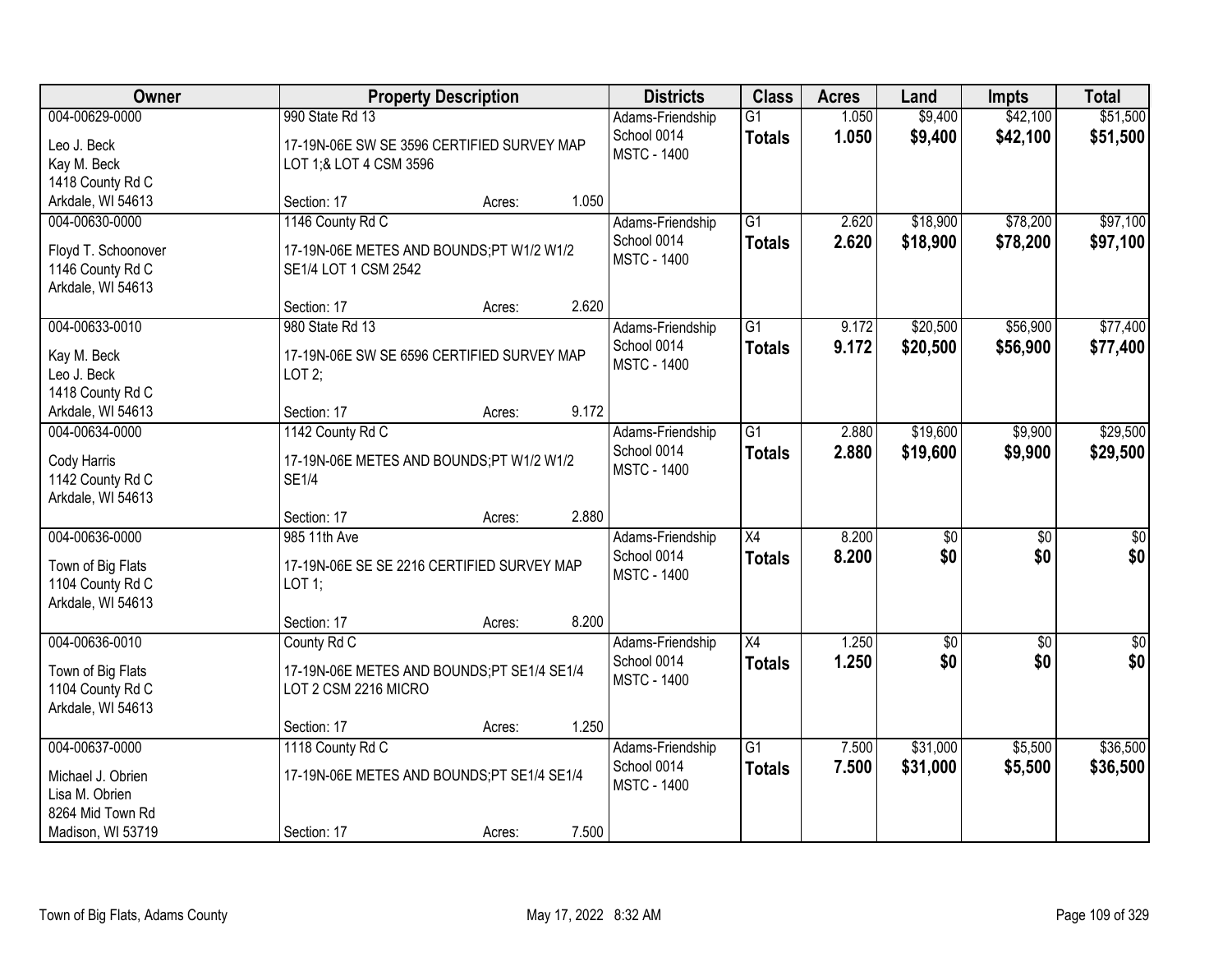| Owner | Property Description | Districts | Class | Acres | Land | Impts | Total |
|---|---|---|---|---|---|---|---|
| 004-00629-0000<br>Leo J. Beck<br>Kay M. Beck<br>1418 County Rd C<br>Arkdale, WI 54613 | 990 State Rd 13<br>17-19N-06E SW SE 3596 CERTIFIED SURVEY MAP LOT 1;& LOT 4 CSM 3596<br>Section: 17 Acres: 1.050 | Adams-Friendship School 0014<br>MSTC - 1400 | G1<br>**Totals** | 1.050<br>**1.050** | $9,400<br>**$9,400** | $42,100<br>**$42,100** | $51,500<br>**$51,500** |
| 004-00630-0000<br>Floyd T. Schoonover<br>1146 County Rd C<br>Arkdale, WI 54613 | 1146 County Rd C<br>17-19N-06E METES AND BOUNDS;PT W1/2 W1/2 SE1/4 LOT 1 CSM 2542<br>Section: 17 Acres: 2.620 | Adams-Friendship School 0014<br>MSTC - 1400 | G1<br>**Totals** | 2.620<br>**2.620** | $18,900<br>**$18,900** | $78,200<br>**$78,200** | $97,100<br>**$97,100** |
| 004-00633-0010<br>Kay M. Beck<br>Leo J. Beck<br>1418 County Rd C<br>Arkdale, WI 54613 | 980 State Rd 13<br>17-19N-06E SW SE 6596 CERTIFIED SURVEY MAP LOT 2;<br>Section: 17 Acres: 9.172 | Adams-Friendship School 0014<br>MSTC - 1400 | G1<br>**Totals** | 9.172<br>**9.172** | $20,500<br>**$20,500** | $56,900<br>**$56,900** | $77,400<br>**$77,400** |
| 004-00634-0000<br>Cody Harris<br>1142 County Rd C<br>Arkdale, WI 54613 | 1142 County Rd C<br>17-19N-06E METES AND BOUNDS;PT W1/2 W1/2 SE1/4<br>Section: 17 Acres: 2.880 | Adams-Friendship School 0014<br>MSTC - 1400 | G1<br>**Totals** | 2.880<br>**2.880** | $19,600<br>**$19,600** | $9,900<br>**$9,900** | $29,500<br>**$29,500** |
| 004-00636-0000<br>Town of Big Flats<br>1104 County Rd C<br>Arkdale, WI 54613 | 985 11th Ave<br>17-19N-06E SE SE 2216 CERTIFIED SURVEY MAP LOT 1;<br>Section: 17 Acres: 8.200 | Adams-Friendship School 0014<br>MSTC - 1400 | X4<br>**Totals** | 8.200<br>**8.200** | $0<br>**$0** | $0<br>**$0** | $0<br>**$0** |
| 004-00636-0010<br>Town of Big Flats<br>1104 County Rd C<br>Arkdale, WI 54613 | County Rd C<br>17-19N-06E METES AND BOUNDS;PT SE1/4 SE1/4 LOT 2 CSM 2216 MICRO<br>Section: 17 Acres: 1.250 | Adams-Friendship School 0014<br>MSTC - 1400 | X4<br>**Totals** | 1.250<br>**1.250** | $0<br>**$0** | $0<br>**$0** | $0<br>**$0** |
| 004-00637-0000<br>Michael J. Obrien<br>Lisa M. Obrien<br>8264 Mid Town Rd<br>Madison, WI 53719 | 1118 County Rd C<br>17-19N-06E METES AND BOUNDS;PT SE1/4 SE1/4<br>Section: 17 Acres: 7.500 | Adams-Friendship School 0014<br>MSTC - 1400 | G1<br>**Totals** | 7.500<br>**7.500** | $31,000<br>**$31,000** | $5,500<br>**$5,500** | $36,500<br>**$36,500** |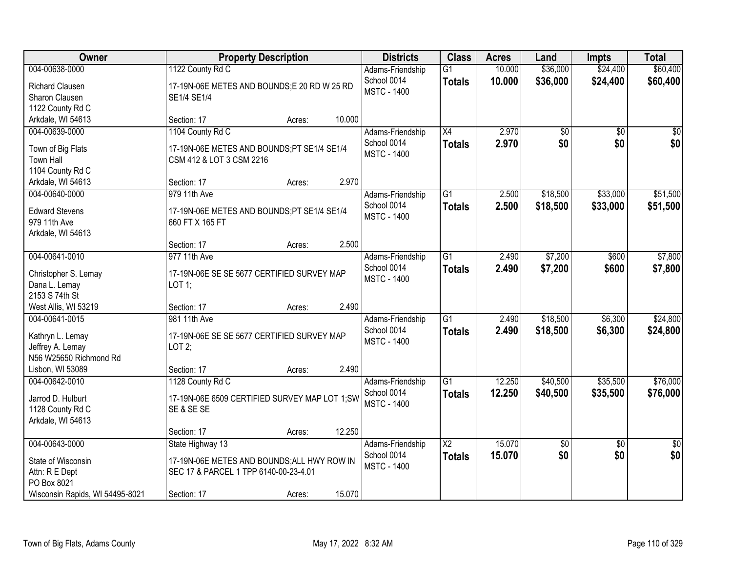| Owner | Property Description | Districts | Class | Acres | Land | Impts | Total |
|---|---|---|---|---|---|---|---|
| 004-00638-0000<br>Richard Clausen<br>Sharon Clausen<br>1122 County Rd C<br>Arkdale, WI 54613 | 1122 County Rd C<br>17-19N-06E METES AND BOUNDS;E 20 RD W 25 RD SE1/4 SE1/4<br>Section: 17 Acres: 10.000 | Adams-Friendship<br>School 0014<br>MSTC - 1400 | G1<br>**Totals** | 10.000<br>**10.000** | $36,000<br>**$36,000** | $24,400<br>**$24,400** | $60,400<br>**$60,400** |
| 004-00639-0000<br>Town of Big Flats<br>Town Hall<br>1104 County Rd C<br>Arkdale, WI 54613 | 1104 County Rd C<br>17-19N-06E METES AND BOUNDS;PT SE1/4 SE1/4 CSM 412 & LOT 3 CSM 2216<br>Section: 17 Acres: 2.970 | Adams-Friendship<br>School 0014<br>MSTC - 1400 | X4<br>**Totals** | 2.970<br>**2.970** | $0<br>**$0** | $0<br>**$0** | $0<br>**$0** |
| 004-00640-0000<br>Edward Stevens<br>979 11th Ave<br>Arkdale, WI 54613 | 979 11th Ave<br>17-19N-06E METES AND BOUNDS;PT SE1/4 SE1/4 660 FT X 165 FT<br>Section: 17 Acres: 2.500 | Adams-Friendship<br>School 0014<br>MSTC - 1400 | G1<br>**Totals** | 2.500<br>**2.500** | $18,500<br>**$18,500** | $33,000<br>**$33,000** | $51,500<br>**$51,500** |
| 004-00641-0010<br>Christopher S. Lemay<br>Dana L. Lemay<br>2153 S 74th St<br>West Allis, WI 53219 | 977 11th Ave<br>17-19N-06E SE SE 5677 CERTIFIED SURVEY MAP LOT 1;<br>Section: 17 Acres: 2.490 | Adams-Friendship<br>School 0014<br>MSTC - 1400 | G1<br>**Totals** | 2.490<br>**2.490** | $7,200<br>**$7,200** | $600<br>**$600** | $7,800<br>**$7,800** |
| 004-00641-0015<br>Kathryn L. Lemay<br>Jeffrey A. Lemay<br>N56 W25650 Richmond Rd<br>Lisbon, WI 53089 | 981 11th Ave<br>17-19N-06E SE SE 5677 CERTIFIED SURVEY MAP LOT 2;<br>Section: 17 Acres: 2.490 | Adams-Friendship<br>School 0014<br>MSTC - 1400 | G1<br>**Totals** | 2.490<br>**2.490** | $18,500<br>**$18,500** | $6,300<br>**$6,300** | $24,800<br>**$24,800** |
| 004-00642-0010<br>Jarrod D. Hulburt<br>1128 County Rd C<br>Arkdale, WI 54613 | 1128 County Rd C<br>17-19N-06E 6509 CERTIFIED SURVEY MAP LOT 1;SW SE & SE SE<br>Section: 17 Acres: 12.250 | Adams-Friendship<br>School 0014<br>MSTC - 1400 | G1<br>**Totals** | 12.250<br>**12.250** | $40,500<br>**$40,500** | $35,500<br>**$35,500** | $76,000<br>**$76,000** |
| 004-00643-0000<br>State of Wisconsin<br>Attn: R E Dept<br>PO Box 8021<br>Wisconsin Rapids, WI 54495-8021 | State Highway 13<br>17-19N-06E METES AND BOUNDS;ALL HWY ROW IN SEC 17 & PARCEL 1 TPP 6140-00-23-4.01<br>Section: 17 Acres: 15.070 | Adams-Friendship<br>School 0014<br>MSTC - 1400 | X2<br>**Totals** | 15.070<br>**15.070** | $0<br>**$0** | $0<br>**$0** | $0<br>**$0** |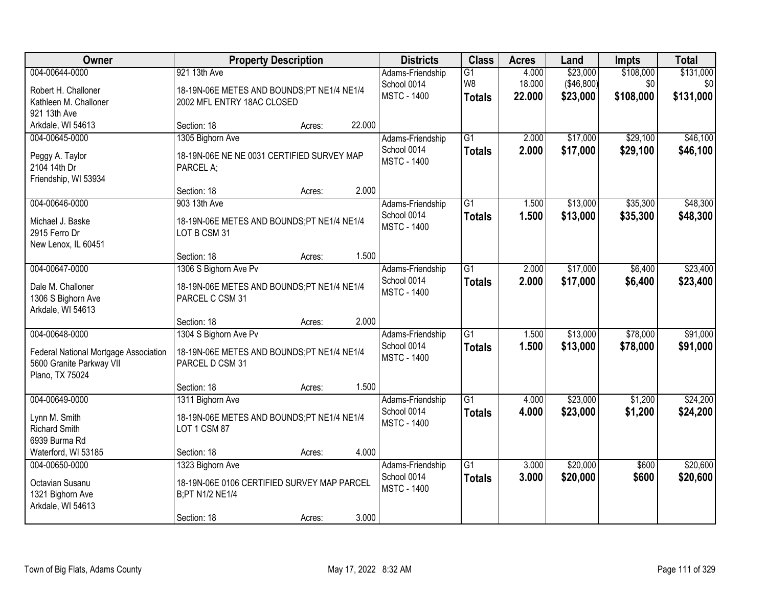| Owner | Property Description | Districts | Class | Acres | Land | Impts | Total |
|---|---|---|---|---|---|---|---|
| 004-00644-0000<br>Robert H. Challoner<br>Kathleen M. Challoner<br>921 13th Ave<br>Arkdale, WI 54613 | 921 13th Ave<br>18-19N-06E METES AND BOUNDS;PT NE1/4 NE1/4 2002 MFL ENTRY 18AC CLOSED<br>Section: 18 Acres: 22.000 | Adams-Friendship<br>School 0014<br>MSTC - 1400 | G1<br>W8<br>**Totals** | 4.000<br>18.000<br>**22.000** | $23,000<br>($46,800)<br>**$23,000** | $108,000<br>$0<br>**$108,000** | $131,000<br>$0<br>**$131,000** |
| 004-00645-0000<br>Peggy A. Taylor<br>2104 14th Dr<br>Friendship, WI 53934 | 1305 Bighorn Ave<br>18-19N-06E NE NE 0031 CERTIFIED SURVEY MAP PARCEL A;<br>Section: 18 Acres: 2.000 | Adams-Friendship<br>School 0014<br>MSTC - 1400 | G1<br>**Totals** | 2.000<br>**2.000** | $17,000<br>**$17,000** | $29,100<br>**$29,100** | $46,100<br>**$46,100** |
| 004-00646-0000<br>Michael J. Baske<br>2915 Ferro Dr<br>New Lenox, IL 60451 | 903 13th Ave<br>18-19N-06E METES AND BOUNDS;PT NE1/4 NE1/4 LOT B CSM 31<br>Section: 18 Acres: 1.500 | Adams-Friendship<br>School 0014<br>MSTC - 1400 | G1<br>**Totals** | 1.500<br>**1.500** | $13,000<br>**$13,000** | $35,300<br>**$35,300** | $48,300<br>**$48,300** |
| 004-00647-0000<br>Dale M. Challoner<br>1306 S Bighorn Ave<br>Arkdale, WI 54613 | 1306 S Bighorn Ave Pv<br>18-19N-06E METES AND BOUNDS;PT NE1/4 NE1/4 PARCEL C CSM 31<br>Section: 18 Acres: 2.000 | Adams-Friendship<br>School 0014<br>MSTC - 1400 | G1<br>**Totals** | 2.000<br>**2.000** | $17,000<br>**$17,000** | $6,400<br>**$6,400** | $23,400<br>**$23,400** |
| 004-00648-0000<br>Federal National Mortgage Association<br>5600 Granite Parkway VII<br>Plano, TX 75024 | 1304 S Bighorn Ave Pv<br>18-19N-06E METES AND BOUNDS;PT NE1/4 NE1/4 PARCEL D CSM 31<br>Section: 18 Acres: 1.500 | Adams-Friendship<br>School 0014<br>MSTC - 1400 | G1<br>**Totals** | 1.500<br>**1.500** | $13,000<br>**$13,000** | $78,000<br>**$78,000** | $91,000<br>**$91,000** |
| 004-00649-0000<br>Lynn M. Smith<br>Richard Smith<br>6939 Burma Rd<br>Waterford, WI 53185 | 1311 Bighorn Ave<br>18-19N-06E METES AND BOUNDS;PT NE1/4 NE1/4 LOT 1 CSM 87<br>Section: 18 Acres: 4.000 | Adams-Friendship<br>School 0014<br>MSTC - 1400 | G1<br>**Totals** | 4.000<br>**4.000** | $23,000<br>**$23,000** | $1,200<br>**$1,200** | $24,200<br>**$24,200** |
| 004-00650-0000<br>Octavian Susanu<br>1321 Bighorn Ave<br>Arkdale, WI 54613 | 1323 Bighorn Ave<br>18-19N-06E 0106 CERTIFIED SURVEY MAP PARCEL B;PT N1/2 NE1/4<br>Section: 18 Acres: 3.000 | Adams-Friendship<br>School 0014<br>MSTC - 1400 | G1<br>**Totals** | 3.000<br>**3.000** | $20,000<br>**$20,000** | $600<br>**$600** | $20,600<br>**$20,600** |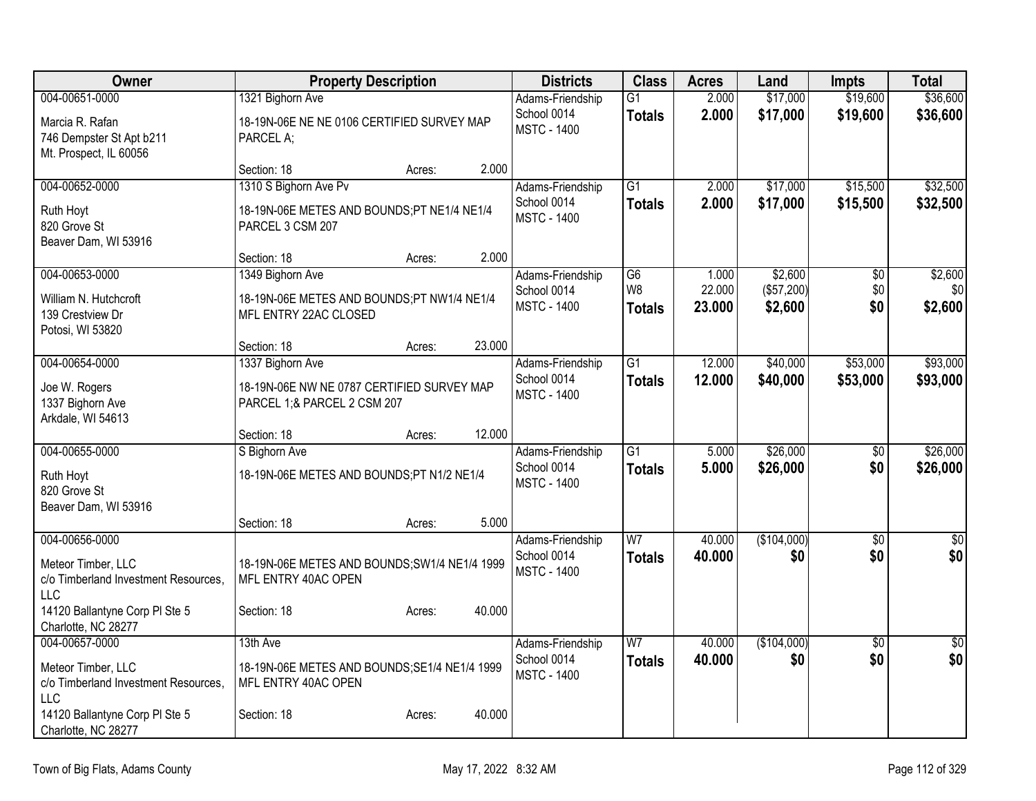| Owner | Property Description | | | Districts | Class | Acres | Land | Impts | Total |
|---|---|---|---|---|---|---|---|---|---|
| 004-00651-0000<br>Marcia R. Rafan<br>746 Dempster St Apt b211<br>Mt. Prospect, IL 60056 | 1321 Bighorn Ave<br>18-19N-06E NE NE 0106 CERTIFIED SURVEY MAP PARCEL A;<br>Section: 18 | Acres: | 2.000 | Adams-Friendship School 0014<br>MSTC - 1400 | G1<br>**Totals** | 2.000<br>**2.000** | $17,000<br>**$17,000** | $19,600<br>**$19,600** | $36,600<br>**$36,600** |
| 004-00652-0000<br>Ruth Hoyt<br>820 Grove St<br>Beaver Dam, WI 53916 | 1310 S Bighorn Ave Pv<br>18-19N-06E METES AND BOUNDS;PT NE1/4 NE1/4 PARCEL 3 CSM 207<br>Section: 18 | Acres: | 2.000 | Adams-Friendship School 0014<br>MSTC - 1400 | G1<br>**Totals** | 2.000<br>**2.000** | $17,000<br>**$17,000** | $15,500<br>**$15,500** | $32,500<br>**$32,500** |
| 004-00653-0000<br>William N. Hutchcroft<br>139 Crestview Dr<br>Potosi, WI 53820 | 1349 Bighorn Ave<br>18-19N-06E METES AND BOUNDS;PT NW1/4 NE1/4 MFL ENTRY 22AC CLOSED<br>Section: 18 | Acres: | 23.000 | Adams-Friendship School 0014<br>MSTC - 1400 | G6<br>W8<br>**Totals** | 1.000<br>22.000<br>**23.000** | $2,600<br>($57,200)<br>**$2,600** | $0<br>$0<br>**$0** | $2,600<br>$0<br>**$2,600** |
| 004-00654-0000<br>Joe W. Rogers<br>1337 Bighorn Ave<br>Arkdale, WI 54613 | 1337 Bighorn Ave<br>18-19N-06E NW NE 0787 CERTIFIED SURVEY MAP PARCEL 1;& PARCEL 2 CSM 207<br>Section: 18 | Acres: | 12.000 | Adams-Friendship School 0014<br>MSTC - 1400 | G1<br>**Totals** | 12.000<br>**12.000** | $40,000<br>**$40,000** | $53,000<br>**$53,000** | $93,000<br>**$93,000** |
| 004-00655-0000<br>Ruth Hoyt<br>820 Grove St<br>Beaver Dam, WI 53916 | S Bighorn Ave<br>18-19N-06E METES AND BOUNDS;PT N1/2 NE1/4<br>Section: 18 | Acres: | 5.000 | Adams-Friendship School 0014<br>MSTC - 1400 | G1<br>**Totals** | 5.000<br>**5.000** | $26,000<br>**$26,000** | $0<br>**$0** | $26,000<br>**$26,000** |
| 004-00656-0000<br>Meteor Timber, LLC<br>c/o Timberland Investment Resources, LLC<br>14120 Ballantyne Corp Pl Ste 5<br>Charlotte, NC 28277 | 18-19N-06E METES AND BOUNDS;SW1/4 NE1/4 1999 MFL ENTRY 40AC OPEN<br>Section: 18 | Acres: | 40.000 | Adams-Friendship School 0014<br>MSTC - 1400 | W7<br>**Totals** | 40.000<br>**40.000** | ($104,000)<br>**$0** | $0<br>**$0** | $0<br>**$0** |
| 004-00657-0000<br>Meteor Timber, LLC<br>c/o Timberland Investment Resources, LLC<br>14120 Ballantyne Corp Pl Ste 5<br>Charlotte, NC 28277 | 13th Ave<br>18-19N-06E METES AND BOUNDS;SE1/4 NE1/4 1999 MFL ENTRY 40AC OPEN<br>Section: 18 | Acres: | 40.000 | Adams-Friendship School 0014<br>MSTC - 1400 | W7<br>**Totals** | 40.000<br>**40.000** | ($104,000)<br>**$0** | $0<br>**$0** | $0<br>**$0** |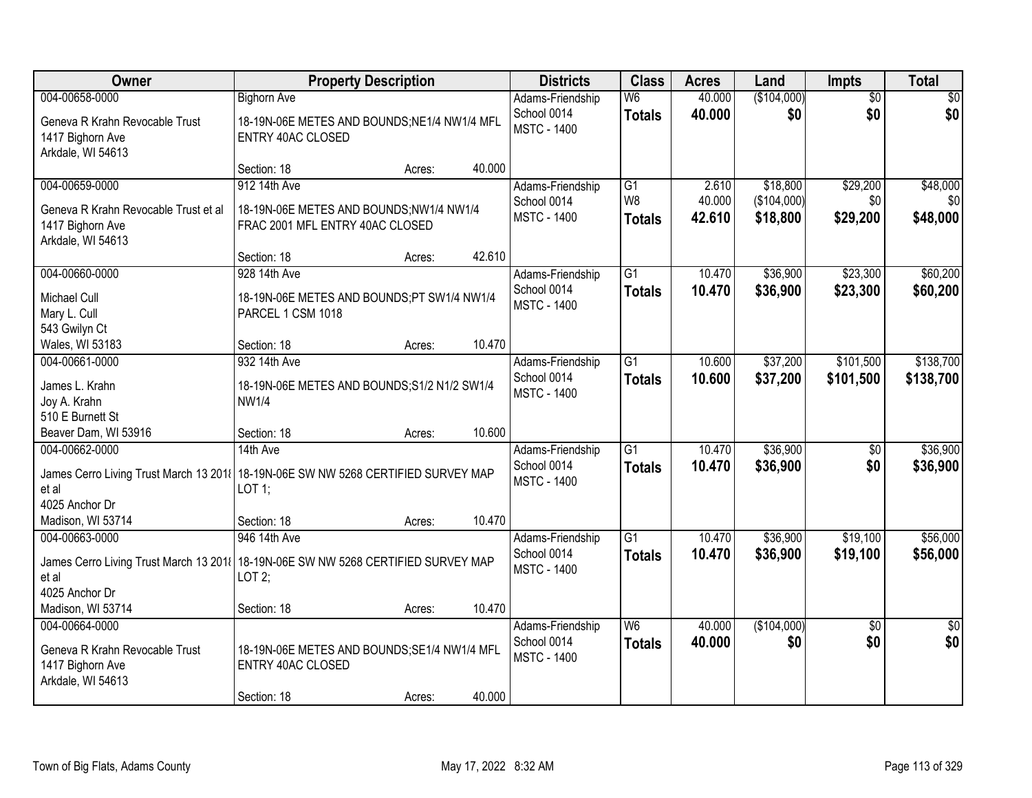| Owner | Property Description | | | Districts | Class | Acres | Land | Impts | Total |
|---|---|---|---|---|---|---|---|---|---|
| 004-00658-0000 | Bighorn Ave | | | Adams-Friendship | W6 | 40.000 | ($104,000) | $0 | $0 |
| Geneva R Krahn Revocable Trust<br>1417 Bighorn Ave<br>Arkdale, WI 54613 | 18-19N-06E METES AND BOUNDS;NE1/4 NW1/4 MFL ENTRY 40AC CLOSED | | | School 0014<br>MSTC - 1400 | **Totals** | **40.000** | **$0** | **$0** | **$0** |
| | Section: 18 | Acres: | 40.000 | | | | | | |
| 004-00659-0000 | 912 14th Ave | | | Adams-Friendship | G1<br>W8 | 2.610<br>40.000 | $18,800<br>($104,000) | $29,200<br>$0 | $48,000<br>$0 |
| Geneva R Krahn Revocable Trust et al<br>1417 Bighorn Ave<br>Arkdale, WI 54613 | 18-19N-06E METES AND BOUNDS;NW1/4 NW1/4 FRAC 2001 MFL ENTRY 40AC CLOSED | | | School 0014<br>MSTC - 1400 | **Totals** | **42.610** | **$18,800** | **$29,200** | **$48,000** |
| | Section: 18 | Acres: | 42.610 | | | | | | |
| 004-00660-0000 | 928 14th Ave | | | Adams-Friendship | G1 | 10.470 | $36,900 | $23,300 | $60,200 |
| Michael Cull<br>Mary L. Cull<br>543 Gwilyn Ct<br>Wales, WI 53183 | 18-19N-06E METES AND BOUNDS;PT SW1/4 NW1/4 PARCEL 1 CSM 1018 | | | School 0014<br>MSTC - 1400 | **Totals** | **10.470** | **$36,900** | **$23,300** | **$60,200** |
| | Section: 18 | Acres: | 10.470 | | | | | | |
| 004-00661-0000 | 932 14th Ave | | | Adams-Friendship | G1 | 10.600 | $37,200 | $101,500 | $138,700 |
| James L. Krahn<br>Joy A. Krahn<br>510 E Burnett St<br>Beaver Dam, WI 53916 | 18-19N-06E METES AND BOUNDS;S1/2 N1/2 SW1/4 NW1/4 | | | School 0014<br>MSTC - 1400 | **Totals** | **10.600** | **$37,200** | **$101,500** | **$138,700** |
| | Section: 18 | Acres: | 10.600 | | | | | | |
| 004-00662-0000 | 14th Ave | | | Adams-Friendship | G1 | 10.470 | $36,900 | $0 | $36,900 |
| James Cerro Living Trust March 13 2018 et al<br>4025 Anchor Dr<br>Madison, WI 53714 | 18-19N-06E SW NW 5268 CERTIFIED SURVEY MAP LOT 1; | | | School 0014<br>MSTC - 1400 | **Totals** | **10.470** | **$36,900** | **$0** | **$36,900** |
| | Section: 18 | Acres: | 10.470 | | | | | | |
| 004-00663-0000 | 946 14th Ave | | | Adams-Friendship | G1 | 10.470 | $36,900 | $19,100 | $56,000 |
| James Cerro Living Trust March 13 2018 et al<br>4025 Anchor Dr<br>Madison, WI 53714 | 18-19N-06E SW NW 5268 CERTIFIED SURVEY MAP LOT 2; | | | School 0014<br>MSTC - 1400 | **Totals** | **10.470** | **$36,900** | **$19,100** | **$56,000** |
| | Section: 18 | Acres: | 10.470 | | | | | | |
| 004-00664-0000 | | | | Adams-Friendship | W6 | 40.000 | ($104,000) | $0 | $0 |
| Geneva R Krahn Revocable Trust<br>1417 Bighorn Ave<br>Arkdale, WI 54613 | 18-19N-06E METES AND BOUNDS;SE1/4 NW1/4 MFL ENTRY 40AC CLOSED | | | School 0014<br>MSTC - 1400 | **Totals** | **40.000** | **$0** | **$0** | **$0** |
| | Section: 18 | Acres: | 40.000 | | | | | | |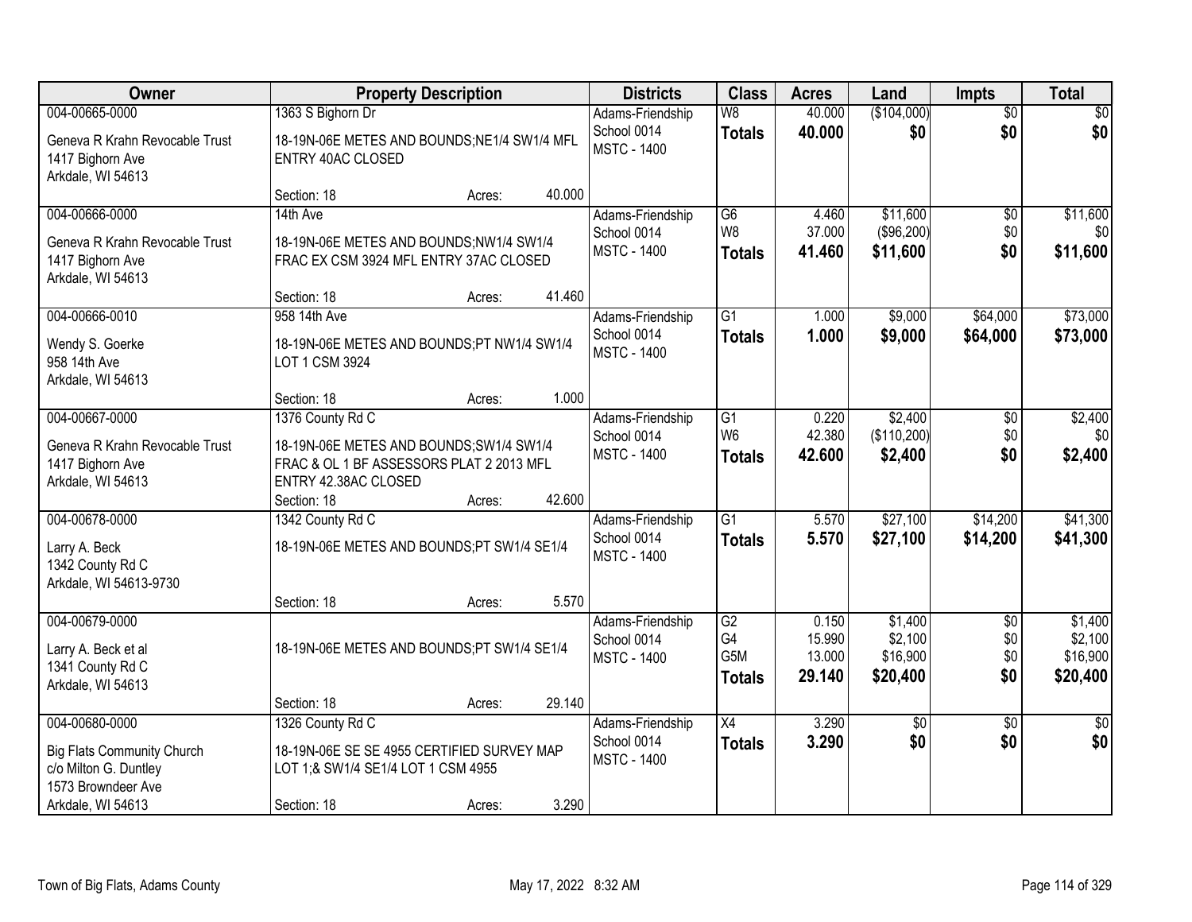| Owner | Property Description | Districts | Class | Acres | Land | Impts | Total |
|---|---|---|---|---|---|---|---|
| 004-00665-0000<br>Geneva R Krahn Revocable Trust<br>1417 Bighorn Ave<br>Arkdale, WI 54613 | 1363 S Bighorn Dr<br>18-19N-06E METES AND BOUNDS;NE1/4 SW1/4 MFL ENTRY 40AC CLOSED<br>Section: 18 Acres: 40.000 | Adams-Friendship School 0014<br>MSTC - 1400 | W8<br>**Totals** | 40.000<br>**40.000** | ($104,000)<br>**$0** | $0<br>**$0** | $0<br>**$0** |
| 004-00666-0000<br>Geneva R Krahn Revocable Trust<br>1417 Bighorn Ave<br>Arkdale, WI 54613 | 14th Ave<br>18-19N-06E METES AND BOUNDS;NW1/4 SW1/4 FRAC EX CSM 3924 MFL ENTRY 37AC CLOSED<br>Section: 18 Acres: 41.460 | Adams-Friendship School 0014<br>MSTC - 1400 | G6<br>W8<br>**Totals** | 4.460<br>37.000<br>**41.460** | $11,600<br>($96,200)<br>**$11,600** | $0<br>$0<br>**$0** | $11,600<br>$0<br>**$11,600** |
| 004-00666-0010<br>Wendy S. Goerke<br>958 14th Ave<br>Arkdale, WI 54613 | 958 14th Ave<br>18-19N-06E METES AND BOUNDS;PT NW1/4 SW1/4 LOT 1 CSM 3924<br>Section: 18 Acres: 1.000 | Adams-Friendship School 0014<br>MSTC - 1400 | G1<br>**Totals** | 1.000<br>**1.000** | $9,000<br>**$9,000** | $64,000<br>**$64,000** | $73,000<br>**$73,000** |
| 004-00667-0000<br>Geneva R Krahn Revocable Trust<br>1417 Bighorn Ave<br>Arkdale, WI 54613 | 1376 County Rd C<br>18-19N-06E METES AND BOUNDS;SW1/4 SW1/4 FRAC & OL 1 BF ASSESSORS PLAT 2 2013 MFL ENTRY 42.38AC CLOSED<br>Section: 18 Acres: 42.600 | Adams-Friendship School 0014<br>MSTC - 1400 | G1<br>W6<br>**Totals** | 0.220<br>42.380<br>**42.600** | $2,400<br>($110,200)<br>**$2,400** | $0<br>$0<br>**$0** | $2,400<br>$0<br>**$2,400** |
| 004-00678-0000<br>Larry A. Beck<br>1342 County Rd C<br>Arkdale, WI 54613-9730 | 1342 County Rd C<br>18-19N-06E METES AND BOUNDS;PT SW1/4 SE1/4<br>Section: 18 Acres: 5.570 | Adams-Friendship School 0014<br>MSTC - 1400 | G1<br>**Totals** | 5.570<br>**5.570** | $27,100<br>**$27,100** | $14,200<br>**$14,200** | $41,300<br>**$41,300** |
| 004-00679-0000<br>Larry A. Beck et al<br>1341 County Rd C<br>Arkdale, WI 54613 | 18-19N-06E METES AND BOUNDS;PT SW1/4 SE1/4<br>Section: 18 Acres: 29.140 | Adams-Friendship School 0014<br>MSTC - 1400 | G2<br>G4<br>G5M<br>**Totals** | 0.150<br>15.990<br>13.000<br>**29.140** | $1,400<br>$2,100<br>$16,900<br>**$20,400** | $0<br>$0<br>$0<br>**$0** | $1,400<br>$2,100<br>$16,900<br>**$20,400** |
| 004-00680-0000<br>Big Flats Community Church<br>c/o Milton G. Duntley<br>1573 Browndeer Ave<br>Arkdale, WI 54613 | 1326 County Rd C<br>18-19N-06E SE SE 4955 CERTIFIED SURVEY MAP LOT 1;& SW1/4 SE1/4 LOT 1 CSM 4955<br>Section: 18 Acres: 3.290 | Adams-Friendship School 0014<br>MSTC - 1400 | X4<br>**Totals** | 3.290<br>**3.290** | $0<br>**$0** | $0<br>**$0** | $0<br>**$0** |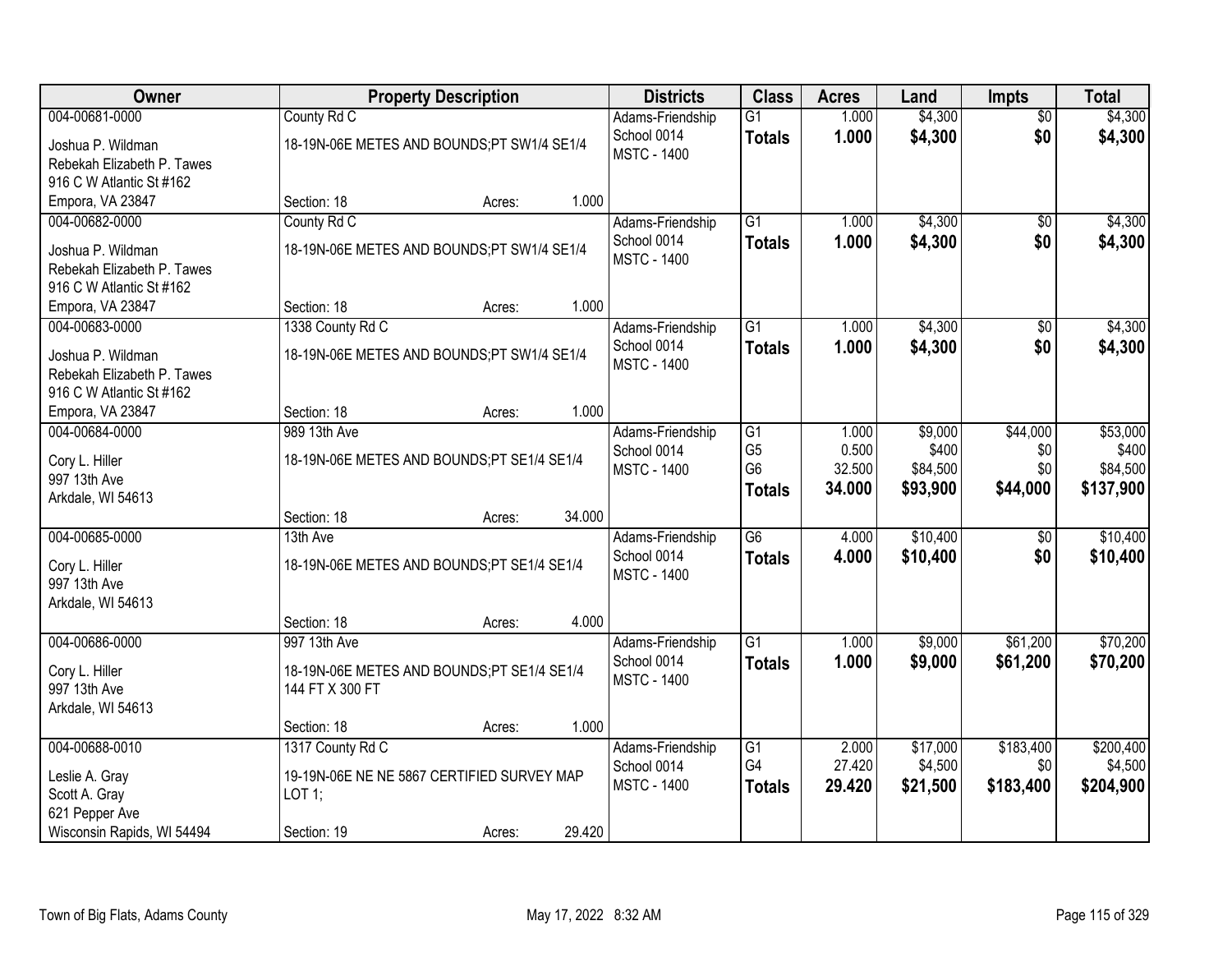| Owner | Property Description | Districts | Class | Acres | Land | Impts | Total |
|---|---|---|---|---|---|---|---|
| 004-00681-0000<br>Joshua P. Wildman<br>Rebekah Elizabeth P. Tawes<br>916 C W Atlantic St #162<br>Empora, VA 23847 | County Rd C<br>18-19N-06E METES AND BOUNDS;PT SW1/4 SE1/4<br>Section: 18 Acres: 1.000 | Adams-Friendship School 0014<br>MSTC - 1400 | G1<br>**Totals** | 1.000<br>**1.000** | $4,300<br>**$4,300** | $0<br>**$0** | $4,300<br>**$4,300** |
| 004-00682-0000<br>Joshua P. Wildman<br>Rebekah Elizabeth P. Tawes<br>916 C W Atlantic St #162<br>Empora, VA 23847 | County Rd C<br>18-19N-06E METES AND BOUNDS;PT SW1/4 SE1/4<br>Section: 18 Acres: 1.000 | Adams-Friendship School 0014<br>MSTC - 1400 | G1<br>**Totals** | 1.000<br>**1.000** | $4,300<br>**$4,300** | $0<br>**$0** | $4,300<br>**$4,300** |
| 004-00683-0000<br>Joshua P. Wildman<br>Rebekah Elizabeth P. Tawes<br>916 C W Atlantic St #162<br>Empora, VA 23847 | 1338 County Rd C<br>18-19N-06E METES AND BOUNDS;PT SW1/4 SE1/4<br>Section: 18 Acres: 1.000 | Adams-Friendship School 0014<br>MSTC - 1400 | G1<br>**Totals** | 1.000<br>**1.000** | $4,300<br>**$4,300** | $0<br>**$0** | $4,300<br>**$4,300** |
| 004-00684-0000<br>Cory L. Hiller<br>997 13th Ave<br>Arkdale, WI 54613 | 989 13th Ave<br>18-19N-06E METES AND BOUNDS;PT SE1/4 SE1/4<br>Section: 18 Acres: 34.000 | Adams-Friendship School 0014<br>MSTC - 1400 | G1<br>G5<br>G6<br>**Totals** | 1.000<br>0.500<br>32.500<br>**34.000** | $9,000<br>$400<br>$84,500<br>**$93,900** | $44,000<br>$0<br>$0<br>**$44,000** | $53,000<br>$400<br>$84,500<br>**$137,900** |
| 004-00685-0000<br>Cory L. Hiller<br>997 13th Ave<br>Arkdale, WI 54613 | 13th Ave<br>18-19N-06E METES AND BOUNDS;PT SE1/4 SE1/4<br>Section: 18 Acres: 4.000 | Adams-Friendship School 0014<br>MSTC - 1400 | G6<br>**Totals** | 4.000<br>**4.000** | $10,400<br>**$10,400** | $0<br>**$0** | $10,400<br>**$10,400** |
| 004-00686-0000<br>Cory L. Hiller<br>997 13th Ave<br>Arkdale, WI 54613 | 997 13th Ave<br>18-19N-06E METES AND BOUNDS;PT SE1/4 SE1/4 144 FT X 300 FT<br>Section: 18 Acres: 1.000 | Adams-Friendship School 0014<br>MSTC - 1400 | G1<br>**Totals** | 1.000<br>**1.000** | $9,000<br>**$9,000** | $61,200<br>**$61,200** | $70,200<br>**$70,200** |
| 004-00688-0010<br>Leslie A. Gray<br>Scott A. Gray<br>621 Pepper Ave<br>Wisconsin Rapids, WI 54494 | 1317 County Rd C<br>19-19N-06E NE NE 5867 CERTIFIED SURVEY MAP LOT 1;<br>Section: 19 Acres: 29.420 | Adams-Friendship School 0014<br>MSTC - 1400 | G1<br>G4<br>**Totals** | 2.000<br>27.420<br>**29.420** | $17,000<br>$4,500<br>**$21,500** | $183,400<br>$0<br>**$183,400** | $200,400<br>$4,500<br>**$204,900** |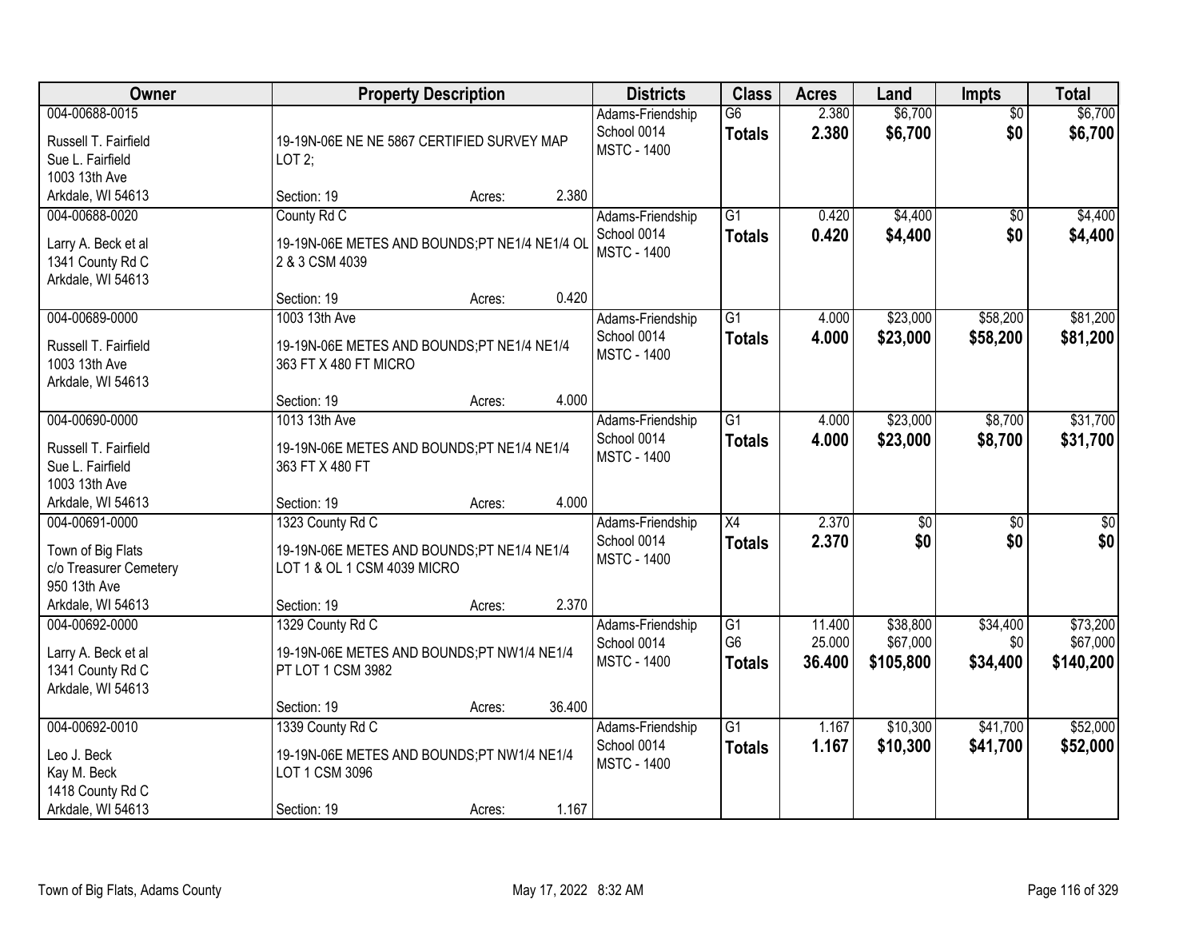| Owner | Property Description | | | Districts | Class | Acres | Land | Impts | Total |
|---|---|---|---|---|---|---|---|---|---|
| 004-00688-0015<br>Russell T. Fairfield<br>Sue L. Fairfield<br>1003 13th Ave<br>Arkdale, WI 54613 | 19-19N-06E NE NE 5867 CERTIFIED SURVEY MAP LOT 2;<br>Section: 19 | Acres: | 2.380 | Adams-Friendship School 0014<br>MSTC - 1400 | G6<br>**Totals** | 2.380<br>**2.380** | $6,700<br>**$6,700** | $0<br>**$0** | $6,700<br>**$6,700** |
| 004-00688-0020<br>Larry A. Beck et al<br>1341 County Rd C<br>Arkdale, WI 54613 | County Rd C<br>19-19N-06E METES AND BOUNDS;PT NE1/4 NE1/4 OL 2 & 3 CSM 4039<br>Section: 19 | Acres: | 0.420 | Adams-Friendship School 0014<br>MSTC - 1400 | G1<br>**Totals** | 0.420<br>**0.420** | $4,400<br>**$4,400** | $0<br>**$0** | $4,400<br>**$4,400** |
| 004-00689-0000<br>Russell T. Fairfield<br>1003 13th Ave<br>Arkdale, WI 54613 | 1003 13th Ave<br>19-19N-06E METES AND BOUNDS;PT NE1/4 NE1/4 363 FT X 480 FT MICRO<br>Section: 19 | Acres: | 4.000 | Adams-Friendship School 0014<br>MSTC - 1400 | G1<br>**Totals** | 4.000<br>**4.000** | $23,000<br>**$23,000** | $58,200<br>**$58,200** | $81,200<br>**$81,200** |
| 004-00690-0000<br>Russell T. Fairfield<br>Sue L. Fairfield<br>1003 13th Ave<br>Arkdale, WI 54613 | 1013 13th Ave<br>19-19N-06E METES AND BOUNDS;PT NE1/4 NE1/4 363 FT X 480 FT<br>Section: 19 | Acres: | 4.000 | Adams-Friendship School 0014<br>MSTC - 1400 | G1<br>**Totals** | 4.000<br>**4.000** | $23,000<br>**$23,000** | $8,700<br>**$8,700** | $31,700<br>**$31,700** |
| 004-00691-0000<br>Town of Big Flats<br>c/o Treasurer Cemetery<br>950 13th Ave<br>Arkdale, WI 54613 | 1323 County Rd C<br>19-19N-06E METES AND BOUNDS;PT NE1/4 NE1/4 LOT 1 & OL 1 CSM 4039 MICRO<br>Section: 19 | Acres: | 2.370 | Adams-Friendship School 0014<br>MSTC - 1400 | X4<br>**Totals** | 2.370<br>**2.370** | $0<br>**$0** | $0<br>**$0** | $0<br>**$0** |
| 004-00692-0000<br>Larry A. Beck et al<br>1341 County Rd C<br>Arkdale, WI 54613 | 1329 County Rd C<br>19-19N-06E METES AND BOUNDS;PT NW1/4 NE1/4 PT LOT 1 CSM 3982<br>Section: 19 | Acres: | 36.400 | Adams-Friendship School 0014<br>MSTC - 1400 | G1<br>G6<br>**Totals** | 11.400<br>25.000<br>**36.400** | $38,800<br>$67,000<br>**$105,800** | $34,400<br>$0<br>**$34,400** | $73,200<br>$67,000<br>**$140,200** |
| 004-00692-0010<br>Leo J. Beck<br>Kay M. Beck<br>1418 County Rd C<br>Arkdale, WI 54613 | 1339 County Rd C<br>19-19N-06E METES AND BOUNDS;PT NW1/4 NE1/4 LOT 1 CSM 3096<br>Section: 19 | Acres: | 1.167 | Adams-Friendship School 0014<br>MSTC - 1400 | G1<br>**Totals** | 1.167<br>**1.167** | $10,300<br>**$10,300** | $41,700<br>**$41,700** | $52,000<br>**$52,000** |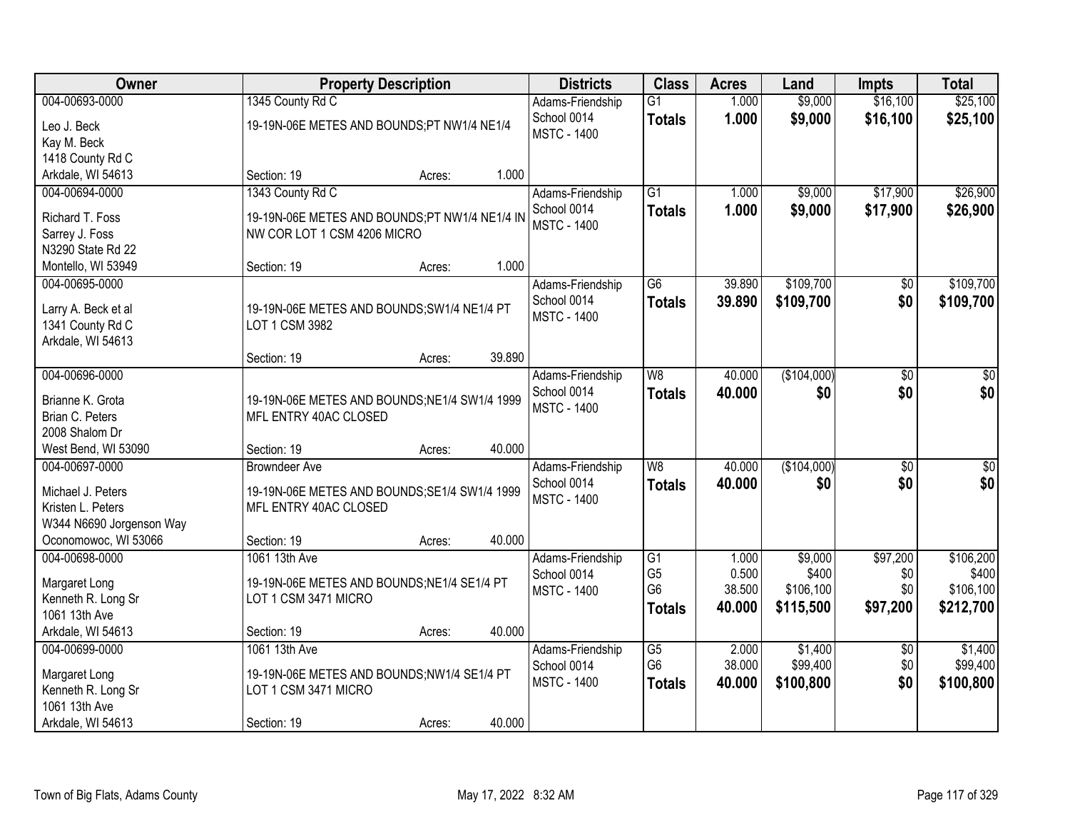| Owner | Property Description | Districts | Class | Acres | Land | Impts | Total |
|---|---|---|---|---|---|---|---|
| 004-00693-0000<br>Leo J. Beck<br>Kay M. Beck<br>1418 County Rd C<br>Arkdale, WI 54613 | 1345 County Rd C<br>19-19N-06E METES AND BOUNDS;PT NW1/4 NE1/4<br>Section: 19 Acres: 1.000 | Adams-Friendship<br>School 0014<br>MSTC - 1400 | G1<br>**Totals** | 1.000<br>**1.000** | $9,000<br>**$9,000** | $16,100<br>**$16,100** | $25,100<br>**$25,100** |
| 004-00694-0000<br>Richard T. Foss<br>Sarrey J. Foss<br>N3290 State Rd 22<br>Montello, WI 53949 | 1343 County Rd C<br>19-19N-06E METES AND BOUNDS;PT NW1/4 NE1/4 IN NW COR LOT 1 CSM 4206 MICRO<br>Section: 19 Acres: 1.000 | Adams-Friendship<br>School 0014<br>MSTC - 1400 | G1<br>**Totals** | 1.000<br>**1.000** | $9,000<br>**$9,000** | $17,900<br>**$17,900** | $26,900<br>**$26,900** |
| 004-00695-0000<br>Larry A. Beck et al<br>1341 County Rd C<br>Arkdale, WI 54613 | 19-19N-06E METES AND BOUNDS;SW1/4 NE1/4 PT LOT 1 CSM 3982<br>Section: 19 Acres: 39.890 | Adams-Friendship<br>School 0014<br>MSTC - 1400 | G6<br>**Totals** | 39.890<br>**39.890** | $109,700<br>**$109,700** | $0<br>**$0** | $109,700<br>**$109,700** |
| 004-00696-0000<br>Brianne K. Grota<br>Brian C. Peters<br>2008 Shalom Dr<br>West Bend, WI 53090 | 19-19N-06E METES AND BOUNDS;NE1/4 SW1/4 1999 MFL ENTRY 40AC CLOSED<br>Section: 19 Acres: 40.000 | Adams-Friendship<br>School 0014<br>MSTC - 1400 | W8<br>**Totals** | 40.000<br>**40.000** | ($104,000)<br>**$0** | $0<br>**$0** | $0<br>**$0** |
| 004-00697-0000<br>Michael J. Peters<br>Kristen L. Peters<br>W344 N6690 Jorgenson Way<br>Oconomowoc, WI 53066 | Browndeer Ave<br>19-19N-06E METES AND BOUNDS;SE1/4 SW1/4 1999 MFL ENTRY 40AC CLOSED<br>Section: 19 Acres: 40.000 | Adams-Friendship<br>School 0014<br>MSTC - 1400 | W8<br>**Totals** | 40.000<br>**40.000** | ($104,000)<br>**$0** | $0<br>**$0** | $0<br>**$0** |
| 004-00698-0000<br>Margaret Long<br>Kenneth R. Long Sr<br>1061 13th Ave<br>Arkdale, WI 54613 | 1061 13th Ave<br>19-19N-06E METES AND BOUNDS;NE1/4 SE1/4 PT LOT 1 CSM 3471 MICRO<br>Section: 19 Acres: 40.000 | Adams-Friendship<br>School 0014<br>MSTC - 1400 | G1<br>G5<br>G6<br>**Totals** | 1.000<br>0.500<br>38.500<br>**40.000** | $9,000<br>$400<br>$106,100<br>**$115,500** | $97,200<br>$0<br>$0<br>**$97,200** | $106,200<br>$400<br>$106,100<br>**$212,700** |
| 004-00699-0000<br>Margaret Long<br>Kenneth R. Long Sr<br>1061 13th Ave<br>Arkdale, WI 54613 | 1061 13th Ave<br>19-19N-06E METES AND BOUNDS;NW1/4 SE1/4 PT LOT 1 CSM 3471 MICRO<br>Section: 19 Acres: 40.000 | Adams-Friendship<br>School 0014<br>MSTC - 1400 | G5<br>G6<br>**Totals** | 2.000<br>38.000<br>**40.000** | $1,400<br>$99,400<br>**$100,800** | $0<br>$0<br>**$0** | $1,400<br>$99,400<br>**$100,800** |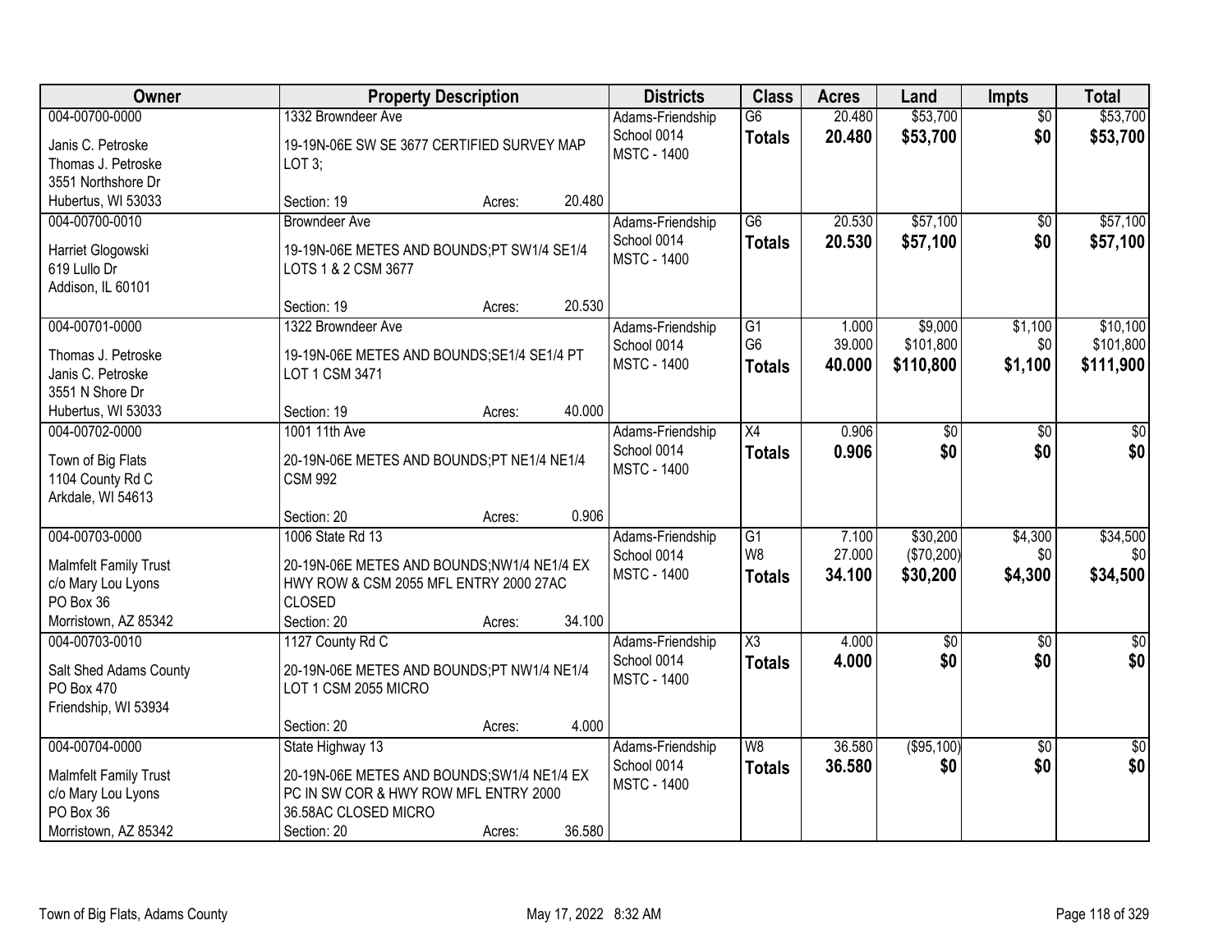| Owner | Property Description | Districts | Class | Acres | Land | Impts | Total |
|---|---|---|---|---|---|---|---|
| 004-00700-0000<br>Janis C. Petroske<br>Thomas J. Petroske<br>3551 Northshore Dr<br>Hubertus, WI 53033 | 1332 Browndeer Ave<br>19-19N-06E SW SE 3677 CERTIFIED SURVEY MAP LOT 3;<br>Section: 19 Acres: 20.480 | Adams-Friendship<br>School 0014<br>MSTC - 1400 | G6<br>**Totals** | 20.480<br>**20.480** | \$53,700<br>**\$53,700** | \$0<br>**\$0** | \$53,700<br>**\$53,700** |
| 004-00700-0010<br>Harriet Glogowski<br>619 Lullo Dr<br>Addison, IL 60101 | Browndeer Ave<br>19-19N-06E METES AND BOUNDS;PT SW1/4 SE1/4 LOTS 1 & 2 CSM 3677<br>Section: 19 Acres: 20.530 | Adams-Friendship<br>School 0014<br>MSTC - 1400 | G6<br>**Totals** | 20.530<br>**20.530** | \$57,100<br>**\$57,100** | \$0<br>**\$0** | \$57,100<br>**\$57,100** |
| 004-00701-0000<br>Thomas J. Petroske<br>Janis C. Petroske<br>3551 N Shore Dr<br>Hubertus, WI 53033 | 1322 Browndeer Ave<br>19-19N-06E METES AND BOUNDS;SE1/4 SE1/4 PT LOT 1 CSM 3471<br>Section: 19 Acres: 40.000 | Adams-Friendship<br>School 0014<br>MSTC - 1400 | G1<br>G6<br>**Totals** | 1.000<br>39.000<br>**40.000** | \$9,000<br>\$101,800<br>**\$110,800** | \$1,100<br>\$0<br>**\$1,100** | \$10,100<br>\$101,800<br>**\$111,900** |
| 004-00702-0000<br>Town of Big Flats<br>1104 County Rd C<br>Arkdale, WI 54613 | 1001 11th Ave<br>20-19N-06E METES AND BOUNDS;PT NE1/4 NE1/4 CSM 992<br>Section: 20 Acres: 0.906 | Adams-Friendship<br>School 0014<br>MSTC - 1400 | X4<br>**Totals** | 0.906<br>**0.906** | \$0<br>**\$0** | \$0<br>**\$0** | \$0<br>**\$0** |
| 004-00703-0000<br>Malmfelt Family Trust<br>c/o Mary Lou Lyons<br>PO Box 36<br>Morristown, AZ 85342 | 1006 State Rd 13<br>20-19N-06E METES AND BOUNDS;NW1/4 NE1/4 EX HWY ROW & CSM 2055 MFL ENTRY 2000 27AC CLOSED<br>Section: 20 Acres: 34.100 | Adams-Friendship<br>School 0014<br>MSTC - 1400 | G1<br>W8<br>**Totals** | 7.100<br>27.000<br>**34.100** | \$30,200<br>(\$70,200)<br>**\$30,200** | \$4,300<br>\$0<br>**\$4,300** | \$34,500<br>\$0<br>**\$34,500** |
| 004-00703-0010<br>Salt Shed Adams County<br>PO Box 470<br>Friendship, WI 53934 | 1127 County Rd C<br>20-19N-06E METES AND BOUNDS;PT NW1/4 NE1/4 LOT 1 CSM 2055 MICRO<br>Section: 20 Acres: 4.000 | Adams-Friendship<br>School 0014<br>MSTC - 1400 | X3<br>**Totals** | 4.000<br>**4.000** | \$0<br>**\$0** | \$0<br>**\$0** | \$0<br>**\$0** |
| 004-00704-0000<br>Malmfelt Family Trust<br>c/o Mary Lou Lyons<br>PO Box 36<br>Morristown, AZ 85342 | State Highway 13<br>20-19N-06E METES AND BOUNDS;SW1/4 NE1/4 EX PC IN SW COR & HWY ROW MFL ENTRY 2000 36.58AC CLOSED MICRO<br>Section: 20 Acres: 36.580 | Adams-Friendship<br>School 0014<br>MSTC - 1400 | W8<br>**Totals** | 36.580<br>**36.580** | (\$95,100)<br>**\$0** | \$0<br>**\$0** | \$0<br>**\$0** |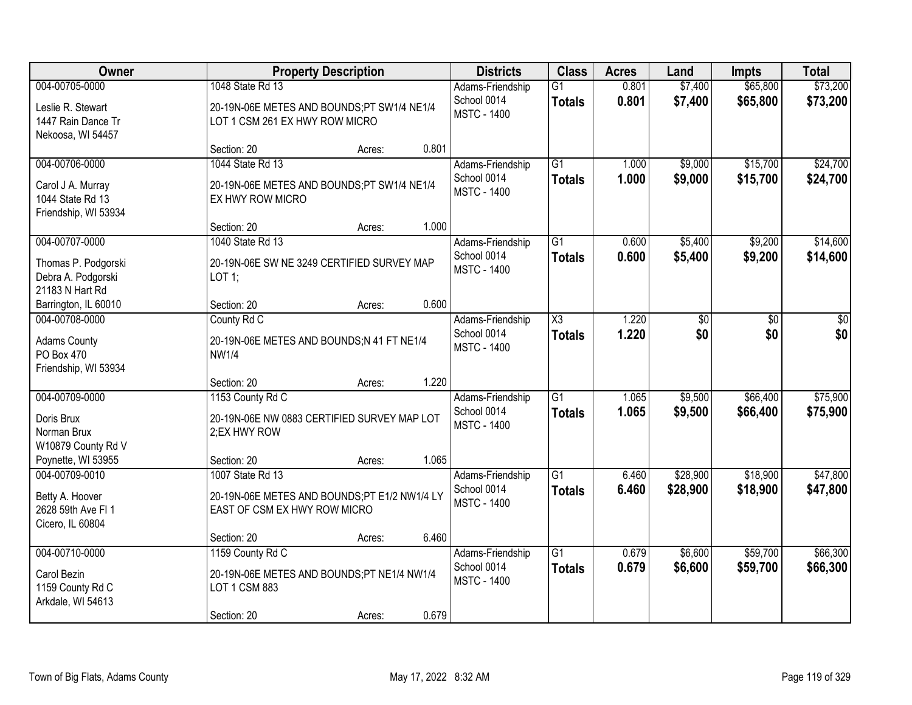| Owner | Property Description | | | Districts | Class | Acres | Land | Impts | Total |
|---|---|---|---|---|---|---|---|---|---|
| 004-00705-0000<br>Leslie R. Stewart<br>1447 Rain Dance Tr<br>Nekoosa, WI 54457 | 1048 State Rd 13<br>20-19N-06E METES AND BOUNDS;PT SW1/4 NE1/4 LOT 1 CSM 261 EX HWY ROW MICRO<br>Section: 20 | Acres: | 0.801 | Adams-Friendship School 0014<br>MSTC - 1400 | G1<br>**Totals** | 0.801<br>**0.801** | $7,400<br>**$7,400** | $65,800<br>**$65,800** | $73,200<br>**$73,200** |
| 004-00706-0000<br>Carol J A. Murray<br>1044 State Rd 13<br>Friendship, WI 53934 | 1044 State Rd 13<br>20-19N-06E METES AND BOUNDS;PT SW1/4 NE1/4 EX HWY ROW MICRO<br>Section: 20 | Acres: | 1.000 | Adams-Friendship School 0014<br>MSTC - 1400 | G1<br>**Totals** | 1.000<br>**1.000** | $9,000<br>**$9,000** | $15,700<br>**$15,700** | $24,700<br>**$24,700** |
| 004-00707-0000<br>Thomas P. Podgorski<br>Debra A. Podgorski<br>21183 N Hart Rd<br>Barrington, IL 60010 | 1040 State Rd 13<br>20-19N-06E SW NE 3249 CERTIFIED SURVEY MAP LOT 1;<br>Section: 20 | Acres: | 0.600 | Adams-Friendship School 0014<br>MSTC - 1400 | G1<br>**Totals** | 0.600<br>**0.600** | $5,400<br>**$5,400** | $9,200<br>**$9,200** | $14,600<br>**$14,600** |
| 004-00708-0000<br>Adams County<br>PO Box 470<br>Friendship, WI 53934 | County Rd C<br>20-19N-06E METES AND BOUNDS;N 41 FT NE1/4 NW1/4<br>Section: 20 | Acres: | 1.220 | Adams-Friendship School 0014<br>MSTC - 1400 | X3<br>**Totals** | 1.220<br>**1.220** | $0<br>**$0** | $0<br>**$0** | $0<br>**$0** |
| 004-00709-0000<br>Doris Brux<br>Norman Brux<br>W10879 County Rd V<br>Poynette, WI 53955 | 1153 County Rd C<br>20-19N-06E NW 0883 CERTIFIED SURVEY MAP LOT 2;EX HWY ROW<br>Section: 20 | Acres: | 1.065 | Adams-Friendship School 0014<br>MSTC - 1400 | G1<br>**Totals** | 1.065<br>**1.065** | $9,500<br>**$9,500** | $66,400<br>**$66,400** | $75,900<br>**$75,900** |
| 004-00709-0010<br>Betty A. Hoover<br>2628 59th Ave Fl 1<br>Cicero, IL 60804 | 1007 State Rd 13<br>20-19N-06E METES AND BOUNDS;PT E1/2 NW1/4 LY EAST OF CSM EX HWY ROW MICRO<br>Section: 20 | Acres: | 6.460 | Adams-Friendship School 0014<br>MSTC - 1400 | G1<br>**Totals** | 6.460<br>**6.460** | $28,900<br>**$28,900** | $18,900<br>**$18,900** | $47,800<br>**$47,800** |
| 004-00710-0000<br>Carol Bezin<br>1159 County Rd C<br>Arkdale, WI 54613 | 1159 County Rd C<br>20-19N-06E METES AND BOUNDS;PT NE1/4 NW1/4 LOT 1 CSM 883<br>Section: 20 | Acres: | 0.679 | Adams-Friendship School 0014<br>MSTC - 1400 | G1<br>**Totals** | 0.679<br>**0.679** | $6,600<br>**$6,600** | $59,700<br>**$59,700** | $66,300<br>**$66,300** |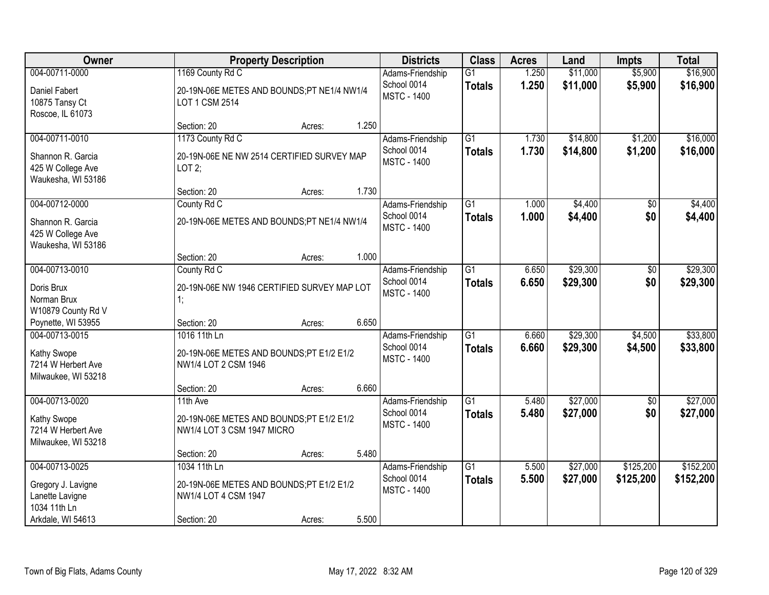| Owner | Property Description | Districts | Class | Acres | Land | Impts | Total |
|---|---|---|---|---|---|---|---|
| 004-00711-0000<br>Daniel Fabert<br>10875 Tansy Ct<br>Roscoe, IL 61073 | 1169 County Rd C<br>20-19N-06E METES AND BOUNDS;PT NE1/4 NW1/4 LOT 1 CSM 2514<br>Section: 20 Acres: 1.250 | Adams-Friendship School 0014<br>MSTC - 1400 | G1<br>**Totals** | 1.250<br>**1.250** | $11,000<br>**$11,000** | $5,900<br>**$5,900** | $16,900<br>**$16,900** |
| 004-00711-0010<br>Shannon R. Garcia<br>425 W College Ave<br>Waukesha, WI 53186 | 1173 County Rd C<br>20-19N-06E NE NW 2514 CERTIFIED SURVEY MAP LOT 2;<br>Section: 20 Acres: 1.730 | Adams-Friendship School 0014<br>MSTC - 1400 | G1<br>**Totals** | 1.730<br>**1.730** | $14,800<br>**$14,800** | $1,200<br>**$1,200** | $16,000<br>**$16,000** |
| 004-00712-0000<br>Shannon R. Garcia<br>425 W College Ave<br>Waukesha, WI 53186 | County Rd C<br>20-19N-06E METES AND BOUNDS;PT NE1/4 NW1/4<br>Section: 20 Acres: 1.000 | Adams-Friendship School 0014<br>MSTC - 1400 | G1<br>**Totals** | 1.000<br>**1.000** | $4,400<br>**$4,400** | $0<br>**$0** | $4,400<br>**$4,400** |
| 004-00713-0010<br>Doris Brux<br>Norman Brux<br>W10879 County Rd V<br>Poynette, WI 53955 | County Rd C<br>20-19N-06E NW 1946 CERTIFIED SURVEY MAP LOT 1;<br>Section: 20 Acres: 6.650 | Adams-Friendship School 0014<br>MSTC - 1400 | G1<br>**Totals** | 6.650<br>**6.650** | $29,300<br>**$29,300** | $0<br>**$0** | $29,300<br>**$29,300** |
| 004-00713-0015<br>Kathy Swope<br>7214 W Herbert Ave<br>Milwaukee, WI 53218 | 1016 11th Ln<br>20-19N-06E METES AND BOUNDS;PT E1/2 E1/2 NW1/4 LOT 2 CSM 1946<br>Section: 20 Acres: 6.660 | Adams-Friendship School 0014<br>MSTC - 1400 | G1<br>**Totals** | 6.660<br>**6.660** | $29,300<br>**$29,300** | $4,500<br>**$4,500** | $33,800<br>**$33,800** |
| 004-00713-0020<br>Kathy Swope<br>7214 W Herbert Ave<br>Milwaukee, WI 53218 | 11th Ave<br>20-19N-06E METES AND BOUNDS;PT E1/2 E1/2 NW1/4 LOT 3 CSM 1947 MICRO<br>Section: 20 Acres: 5.480 | Adams-Friendship School 0014<br>MSTC - 1400 | G1<br>**Totals** | 5.480<br>**5.480** | $27,000<br>**$27,000** | $0<br>**$0** | $27,000<br>**$27,000** |
| 004-00713-0025<br>Gregory J. Lavigne<br>Lanette Lavigne<br>1034 11th Ln<br>Arkdale, WI 54613 | 1034 11th Ln<br>20-19N-06E METES AND BOUNDS;PT E1/2 E1/2 NW1/4 LOT 4 CSM 1947<br>Section: 20 Acres: 5.500 | Adams-Friendship School 0014<br>MSTC - 1400 | G1<br>**Totals** | 5.500<br>**5.500** | $27,000<br>**$27,000** | $125,200<br>**$125,200** | $152,200<br>**$152,200** |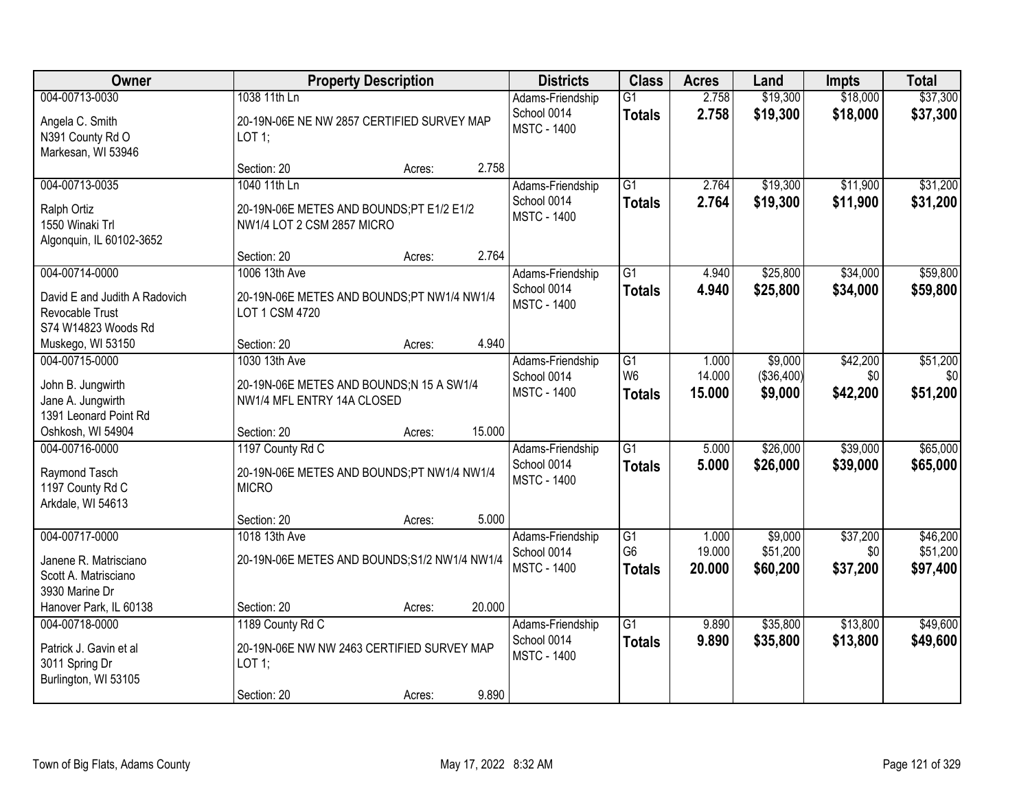| Owner | Property Description | Districts | Class | Acres | Land | Impts | Total |
|---|---|---|---|---|---|---|---|
| 004-00713-0030<br>Angela C. Smith<br>N391 County Rd O<br>Markesan, WI 53946 | 1038 11th Ln<br>20-19N-06E NE NW 2857 CERTIFIED SURVEY MAP LOT 1;<br>Section: 20 Acres: 2.758 | Adams-Friendship School 0014<br>MSTC - 1400 | G1<br>**Totals** | 2.758<br>**2.758** | $19,300<br>**$19,300** | $18,000<br>**$18,000** | $37,300<br>**$37,300** |
| 004-00713-0035<br>Ralph Ortiz<br>1550 Winaki Trl<br>Algonquin, IL 60102-3652 | 1040 11th Ln<br>20-19N-06E METES AND BOUNDS;PT E1/2 E1/2 NW1/4 LOT 2 CSM 2857 MICRO<br>Section: 20 Acres: 2.764 | Adams-Friendship School 0014<br>MSTC - 1400 | G1<br>**Totals** | 2.764<br>**2.764** | $19,300<br>**$19,300** | $11,900<br>**$11,900** | $31,200<br>**$31,200** |
| 004-00714-0000<br>David E and Judith A Radovich Revocable Trust<br>S74 W14823 Woods Rd<br>Muskego, WI 53150 | 1006 13th Ave<br>20-19N-06E METES AND BOUNDS;PT NW1/4 NW1/4 LOT 1 CSM 4720<br>Section: 20 Acres: 4.940 | Adams-Friendship School 0014<br>MSTC - 1400 | G1<br>**Totals** | 4.940<br>**4.940** | $25,800<br>**$25,800** | $34,000<br>**$34,000** | $59,800<br>**$59,800** |
| 004-00715-0000<br>John B. Jungwirth<br>Jane A. Jungwirth<br>1391 Leonard Point Rd<br>Oshkosh, WI 54904 | 1030 13th Ave<br>20-19N-06E METES AND BOUNDS;N 15 A SW1/4 NW1/4 MFL ENTRY 14A CLOSED<br>Section: 20 Acres: 15.000 | Adams-Friendship School 0014<br>MSTC - 1400 | G1<br>W6<br>**Totals** | 1.000<br>14.000<br>**15.000** | $9,000<br>($36,400)<br>**$9,000** | $42,200<br>$0<br>**$42,200** | $51,200<br>$0<br>**$51,200** |
| 004-00716-0000<br>Raymond Tasch<br>1197 County Rd C<br>Arkdale, WI 54613 | 1197 County Rd C<br>20-19N-06E METES AND BOUNDS;PT NW1/4 NW1/4 MICRO<br>Section: 20 Acres: 5.000 | Adams-Friendship School 0014<br>MSTC - 1400 | G1<br>**Totals** | 5.000<br>**5.000** | $26,000<br>**$26,000** | $39,000<br>**$39,000** | $65,000<br>**$65,000** |
| 004-00717-0000<br>Janene R. Matrisciano<br>Scott A. Matrisciano<br>3930 Marine Dr<br>Hanover Park, IL 60138 | 1018 13th Ave<br>20-19N-06E METES AND BOUNDS;S1/2 NW1/4 NW1/4<br>Section: 20 Acres: 20.000 | Adams-Friendship School 0014<br>MSTC - 1400 | G1<br>G6<br>**Totals** | 1.000<br>19.000<br>**20.000** | $9,000<br>$51,200<br>**$60,200** | $37,200<br>$0<br>**$37,200** | $46,200<br>$51,200<br>**$97,400** |
| 004-00718-0000<br>Patrick J. Gavin et al<br>3011 Spring Dr<br>Burlington, WI 53105 | 1189 County Rd C<br>20-19N-06E NW NW 2463 CERTIFIED SURVEY MAP LOT 1;<br>Section: 20 Acres: 9.890 | Adams-Friendship School 0014<br>MSTC - 1400 | G1<br>**Totals** | 9.890<br>**9.890** | $35,800<br>**$35,800** | $13,800<br>**$13,800** | $49,600<br>**$49,600** |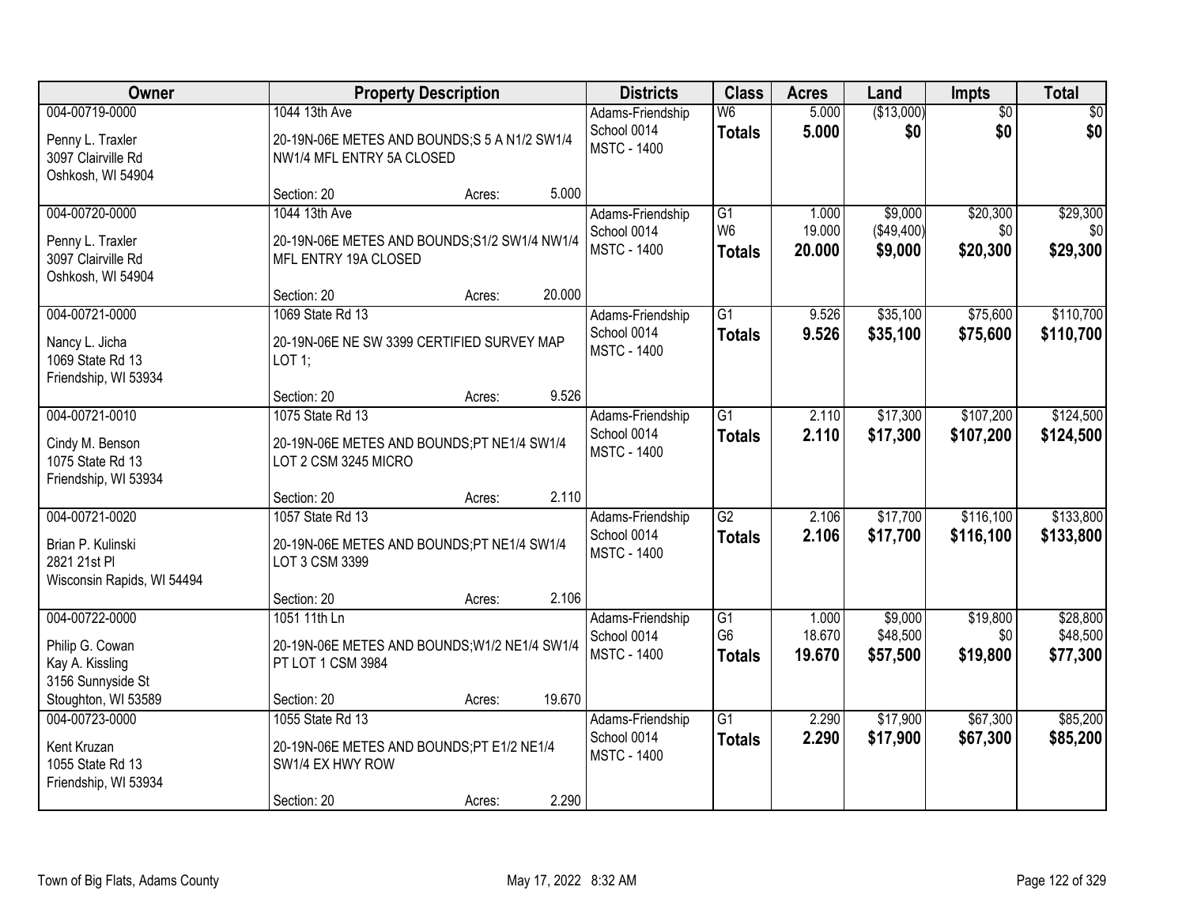| Owner | Property Description | Districts | Class | Acres | Land | Impts | Total |
|---|---|---|---|---|---|---|---|
| 004-00719-0000<br>Penny L. Traxler<br>3097 Clairville Rd<br>Oshkosh, WI 54904 | 1044 13th Ave<br>20-19N-06E METES AND BOUNDS;S 5 A N1/2 SW1/4 NW1/4 MFL ENTRY 5A CLOSED<br>Section: 20 Acres: 5.000 | Adams-Friendship<br>School 0014<br>MSTC - 1400 | W6<br>**Totals** | 5.000<br>**5.000** | ($13,000)<br>**$0** | $0<br>**$0** | $0<br>**$0** |
| 004-00720-0000<br>Penny L. Traxler<br>3097 Clairville Rd<br>Oshkosh, WI 54904 | 1044 13th Ave<br>20-19N-06E METES AND BOUNDS;S1/2 SW1/4 NW1/4 MFL ENTRY 19A CLOSED<br>Section: 20 Acres: 20.000 | Adams-Friendship<br>School 0014<br>MSTC - 1400 | G1<br>W6<br>**Totals** | 1.000<br>19.000<br>**20.000** | $9,000<br>($49,400)<br>**$9,000** | $20,300<br>$0<br>**$20,300** | $29,300<br>$0<br>**$29,300** |
| 004-00721-0000<br>Nancy L. Jicha<br>1069 State Rd 13<br>Friendship, WI 53934 | 1069 State Rd 13<br>20-19N-06E NE SW 3399 CERTIFIED SURVEY MAP LOT 1;<br>Section: 20 Acres: 9.526 | Adams-Friendship<br>School 0014<br>MSTC - 1400 | G1<br>**Totals** | 9.526<br>**9.526** | $35,100<br>**$35,100** | $75,600<br>**$75,600** | $110,700<br>**$110,700** |
| 004-00721-0010<br>Cindy M. Benson<br>1075 State Rd 13<br>Friendship, WI 53934 | 1075 State Rd 13<br>20-19N-06E METES AND BOUNDS;PT NE1/4 SW1/4 LOT 2 CSM 3245 MICRO<br>Section: 20 Acres: 2.110 | Adams-Friendship<br>School 0014<br>MSTC - 1400 | G1<br>**Totals** | 2.110<br>**2.110** | $17,300<br>**$17,300** | $107,200<br>**$107,200** | $124,500<br>**$124,500** |
| 004-00721-0020<br>Brian P. Kulinski<br>2821 21st Pl<br>Wisconsin Rapids, WI 54494 | 1057 State Rd 13<br>20-19N-06E METES AND BOUNDS;PT NE1/4 SW1/4 LOT 3 CSM 3399<br>Section: 20 Acres: 2.106 | Adams-Friendship<br>School 0014<br>MSTC - 1400 | G2<br>**Totals** | 2.106<br>**2.106** | $17,700<br>**$17,700** | $116,100<br>**$116,100** | $133,800<br>**$133,800** |
| 004-00722-0000<br>Philip G. Cowan<br>Kay A. Kissling<br>3156 Sunnyside St<br>Stoughton, WI 53589 | 1051 11th Ln<br>20-19N-06E METES AND BOUNDS;W1/2 NE1/4 SW1/4 PT LOT 1 CSM 3984<br>Section: 20 Acres: 19.670 | Adams-Friendship<br>School 0014<br>MSTC - 1400 | G1<br>G6<br>**Totals** | 1.000<br>18.670<br>**19.670** | $9,000<br>$48,500<br>**$57,500** | $19,800<br>$0<br>**$19,800** | $28,800<br>$48,500<br>**$77,300** |
| 004-00723-0000<br>Kent Kruzan<br>1055 State Rd 13<br>Friendship, WI 53934 | 1055 State Rd 13<br>20-19N-06E METES AND BOUNDS;PT E1/2 NE1/4 SW1/4 EX HWY ROW<br>Section: 20 Acres: 2.290 | Adams-Friendship<br>School 0014<br>MSTC - 1400 | G1<br>**Totals** | 2.290<br>**2.290** | $17,900<br>**$17,900** | $67,300<br>**$67,300** | $85,200<br>**$85,200** |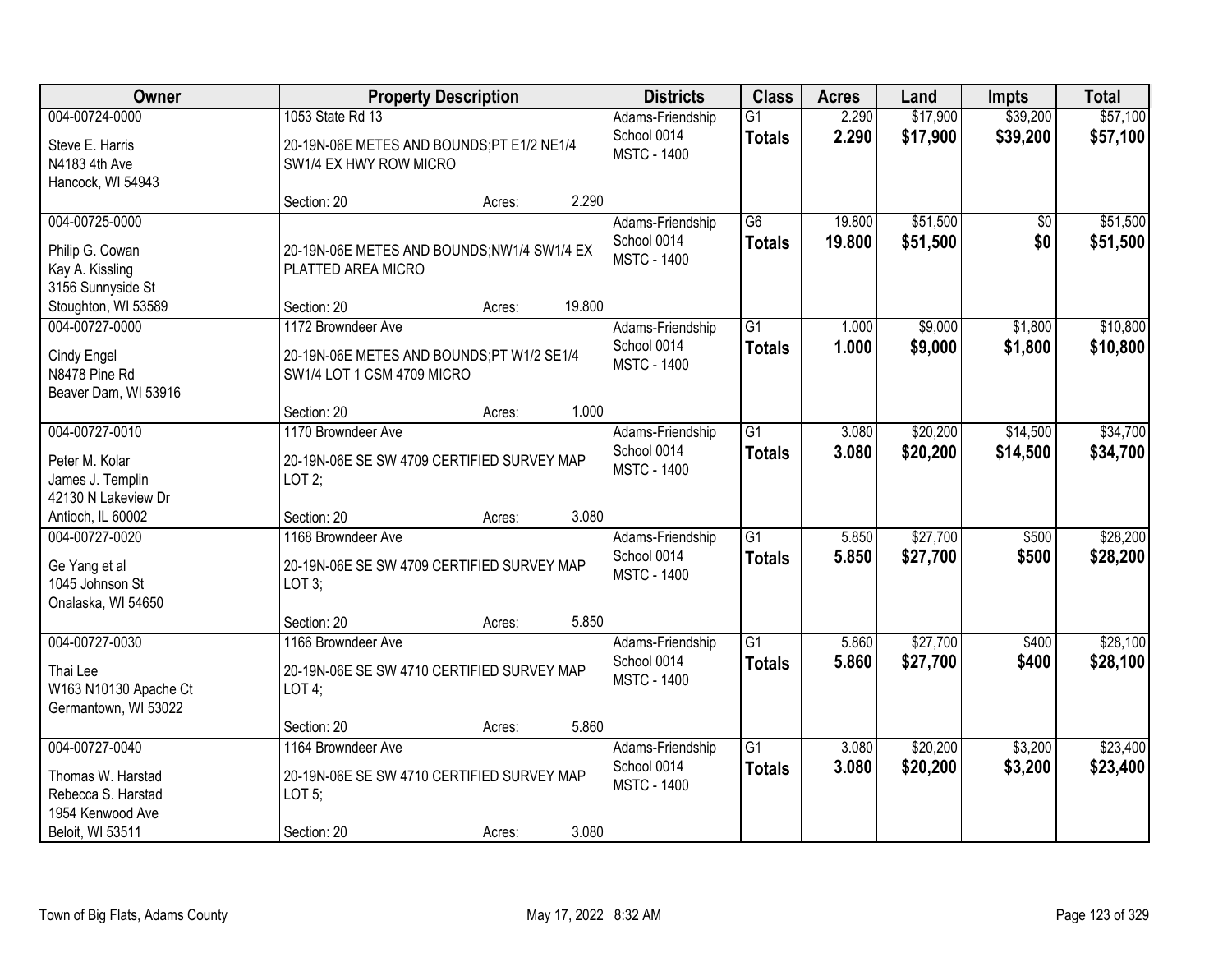| Owner | Property Description | Districts | Class | Acres | Land | Impts | Total |
|---|---|---|---|---|---|---|---|
| 004-00724-0000<br>Steve E. Harris<br>N4183 4th Ave<br>Hancock, WI 54943 | 1053 State Rd 13<br>20-19N-06E METES AND BOUNDS;PT E1/2 NE1/4 SW1/4 EX HWY ROW MICRO<br>Section: 20 Acres: 2.290 | Adams-Friendship School 0014<br>MSTC - 1400 | G1<br>**Totals** | 2.290<br>**2.290** | $17,900<br>**$17,900** | $39,200<br>**$39,200** | $57,100<br>**$57,100** |
| 004-00725-0000<br>Philip G. Cowan<br>Kay A. Kissling<br>3156 Sunnyside St<br>Stoughton, WI 53589 | 20-19N-06E METES AND BOUNDS;NW1/4 SW1/4 EX PLATTED AREA MICRO<br>Section: 20 Acres: 19.800 | Adams-Friendship School 0014<br>MSTC - 1400 | G6<br>**Totals** | 19.800<br>**19.800** | $51,500<br>**$51,500** | $0<br>**$0** | $51,500<br>**$51,500** |
| 004-00727-0000<br>Cindy Engel<br>N8478 Pine Rd<br>Beaver Dam, WI 53916 | 1172 Browndeer Ave<br>20-19N-06E METES AND BOUNDS;PT W1/2 SE1/4 SW1/4 LOT 1 CSM 4709 MICRO<br>Section: 20 Acres: 1.000 | Adams-Friendship School 0014<br>MSTC - 1400 | G1<br>**Totals** | 1.000<br>**1.000** | $9,000<br>**$9,000** | $1,800<br>**$1,800** | $10,800<br>**$10,800** |
| 004-00727-0010<br>Peter M. Kolar<br>James J. Templin<br>42130 N Lakeview Dr<br>Antioch, IL 60002 | 1170 Browndeer Ave<br>20-19N-06E SE SW 4709 CERTIFIED SURVEY MAP LOT 2;<br>Section: 20 Acres: 3.080 | Adams-Friendship School 0014<br>MSTC - 1400 | G1<br>**Totals** | 3.080<br>**3.080** | $20,200<br>**$20,200** | $14,500<br>**$14,500** | $34,700<br>**$34,700** |
| 004-00727-0020<br>Ge Yang et al<br>1045 Johnson St<br>Onalaska, WI 54650 | 1168 Browndeer Ave<br>20-19N-06E SE SW 4709 CERTIFIED SURVEY MAP LOT 3;<br>Section: 20 Acres: 5.850 | Adams-Friendship School 0014<br>MSTC - 1400 | G1<br>**Totals** | 5.850<br>**5.850** | $27,700<br>**$27,700** | $500<br>**$500** | $28,200<br>**$28,200** |
| 004-00727-0030<br>Thai Lee<br>W163 N10130 Apache Ct<br>Germantown, WI 53022 | 1166 Browndeer Ave<br>20-19N-06E SE SW 4710 CERTIFIED SURVEY MAP LOT 4;<br>Section: 20 Acres: 5.860 | Adams-Friendship School 0014<br>MSTC - 1400 | G1<br>**Totals** | 5.860<br>**5.860** | $27,700<br>**$27,700** | $400<br>**$400** | $28,100<br>**$28,100** |
| 004-00727-0040<br>Thomas W. Harstad<br>Rebecca S. Harstad<br>1954 Kenwood Ave<br>Beloit, WI 53511 | 1164 Browndeer Ave<br>20-19N-06E SE SW 4710 CERTIFIED SURVEY MAP LOT 5;<br>Section: 20 Acres: 3.080 | Adams-Friendship School 0014<br>MSTC - 1400 | G1<br>**Totals** | 3.080<br>**3.080** | $20,200<br>**$20,200** | $3,200<br>**$3,200** | $23,400<br>**$23,400** |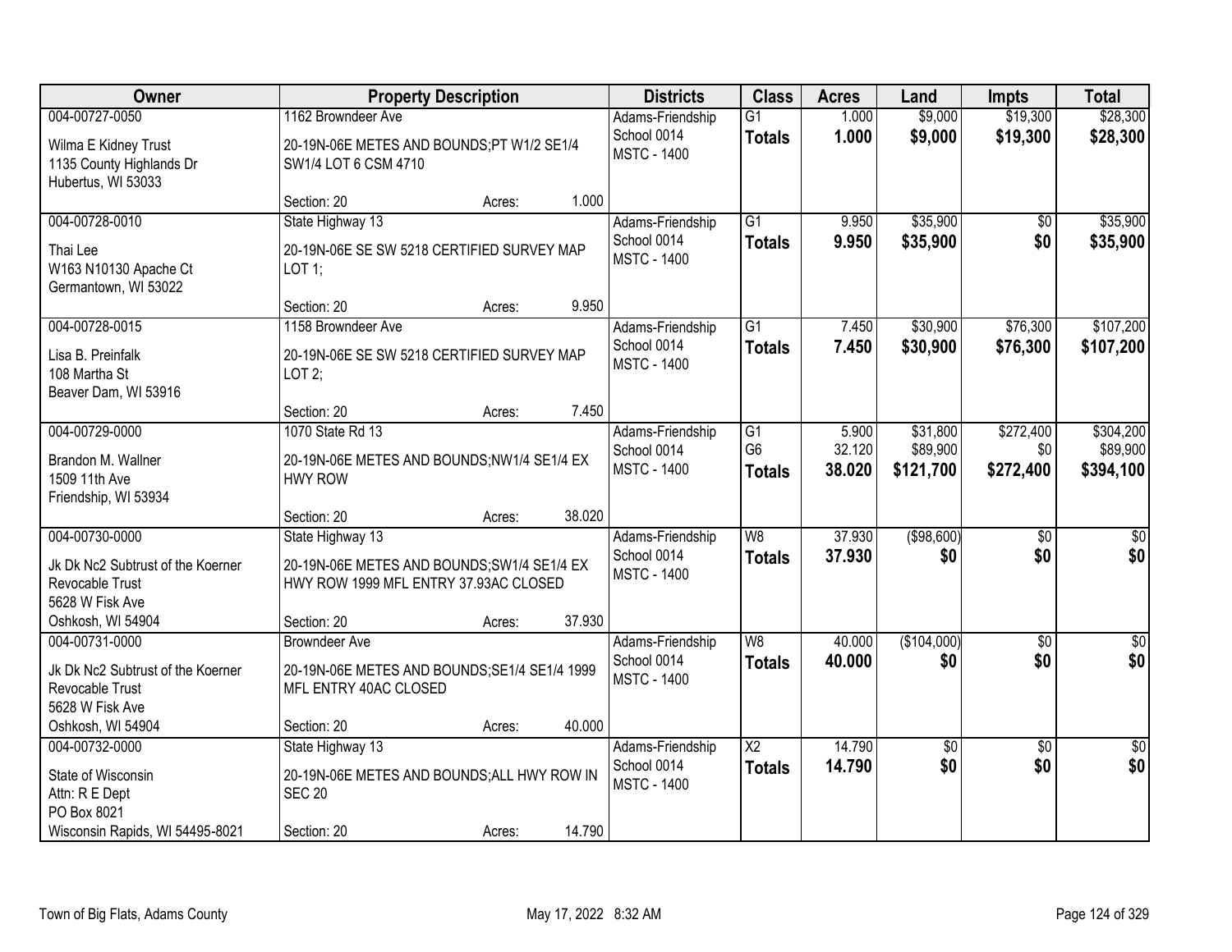| Owner | Property Description | Districts | Class | Acres | Land | Impts | Total |
|---|---|---|---|---|---|---|---|
| 004-00727-0050<br>Wilma E Kidney Trust<br>1135 County Highlands Dr<br>Hubertus, WI 53033 | 1162 Browndeer Ave<br>20-19N-06E METES AND BOUNDS;PT W1/2 SE1/4 SW1/4 LOT 6 CSM 4710<br>Section: 20 Acres: 1.000 | Adams-Friendship School 0014<br>MSTC - 1400 | G1<br>**Totals** | 1.000<br>**1.000** | $9,000<br>**$9,000** | $19,300<br>**$19,300** | $28,300<br>**$28,300** |
| 004-00728-0010<br>Thai Lee<br>W163 N10130 Apache Ct<br>Germantown, WI 53022 | State Highway 13<br>20-19N-06E SE SW 5218 CERTIFIED SURVEY MAP LOT 1;<br>Section: 20 Acres: 9.950 | Adams-Friendship School 0014<br>MSTC - 1400 | G1<br>**Totals** | 9.950<br>**9.950** | $35,900<br>**$35,900** | $0<br>**$0** | $35,900<br>**$35,900** |
| 004-00728-0015<br>Lisa B. Preinfalk<br>108 Martha St<br>Beaver Dam, WI 53916 | 1158 Browndeer Ave<br>20-19N-06E SE SW 5218 CERTIFIED SURVEY MAP LOT 2;<br>Section: 20 Acres: 7.450 | Adams-Friendship School 0014<br>MSTC - 1400 | G1<br>**Totals** | 7.450<br>**7.450** | $30,900<br>**$30,900** | $76,300<br>**$76,300** | $107,200<br>**$107,200** |
| 004-00729-0000<br>Brandon M. Wallner<br>1509 11th Ave<br>Friendship, WI 53934 | 1070 State Rd 13<br>20-19N-06E METES AND BOUNDS;NW1/4 SE1/4 EX HWY ROW<br>Section: 20 Acres: 38.020 | Adams-Friendship School 0014<br>MSTC - 1400 | G1<br>G6<br>**Totals** | 5.900<br>32.120<br>**38.020** | $31,800<br>$89,900<br>**$121,700** | $272,400<br>$0<br>**$272,400** | $304,200<br>$89,900<br>**$394,100** |
| 004-00730-0000<br>Jk Dk Nc2 Subtrust of the Koerner Revocable Trust<br>5628 W Fisk Ave<br>Oshkosh, WI 54904 | State Highway 13<br>20-19N-06E METES AND BOUNDS;SW1/4 SE1/4 EX HWY ROW 1999 MFL ENTRY 37.93AC CLOSED<br>Section: 20 Acres: 37.930 | Adams-Friendship School 0014<br>MSTC - 1400 | W8<br>**Totals** | 37.930<br>**37.930** | ($98,600)<br>**$0** | $0<br>**$0** | $0<br>**$0** |
| 004-00731-0000<br>Jk Dk Nc2 Subtrust of the Koerner Revocable Trust<br>5628 W Fisk Ave<br>Oshkosh, WI 54904 | Browndeer Ave<br>20-19N-06E METES AND BOUNDS;SE1/4 SE1/4 1999 MFL ENTRY 40AC CLOSED<br>Section: 20 Acres: 40.000 | Adams-Friendship School 0014<br>MSTC - 1400 | W8<br>**Totals** | 40.000<br>**40.000** | ($104,000)<br>**$0** | $0<br>**$0** | $0<br>**$0** |
| 004-00732-0000<br>State of Wisconsin<br>Attn: R E Dept<br>PO Box 8021<br>Wisconsin Rapids, WI 54495-8021 | State Highway 13<br>20-19N-06E METES AND BOUNDS;ALL HWY ROW IN SEC 20<br>Section: 20 Acres: 14.790 | Adams-Friendship School 0014<br>MSTC - 1400 | X2<br>**Totals** | 14.790<br>**14.790** | $0<br>**$0** | $0<br>**$0** | $0<br>**$0** |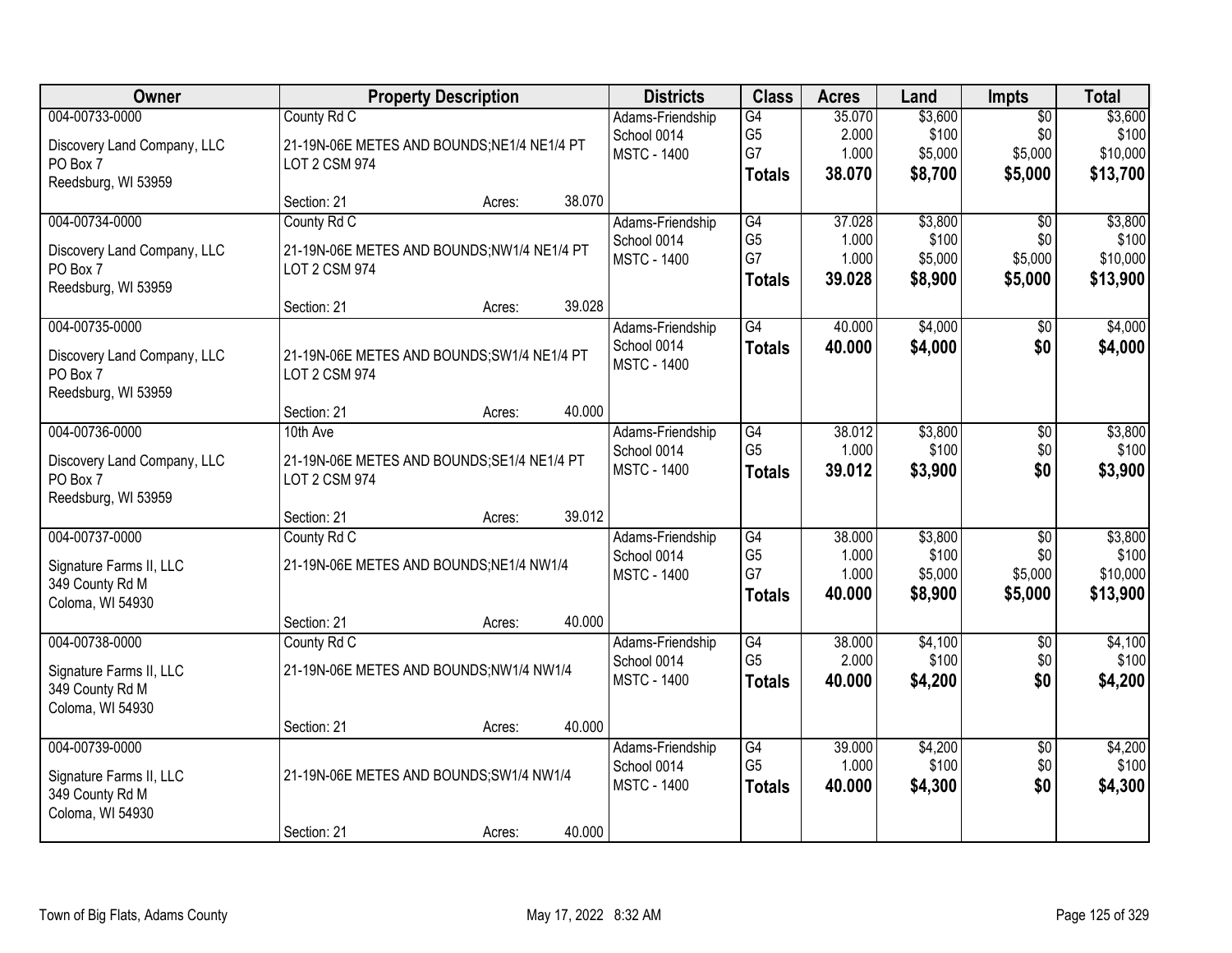| Owner | Property Description | Districts | Class | Acres | Land | Impts | Total |
|---|---|---|---|---|---|---|---|
| 004-00733-0000<br>Discovery Land Company, LLC<br>PO Box 7<br>Reedsburg, WI 53959 | County Rd C<br>21-19N-06E METES AND BOUNDS;NE1/4 NE1/4 PT LOT 2 CSM 974<br>Section: 21 Acres: 38.070 | Adams-Friendship School 0014<br>MSTC - 1400 | G4<br>G5<br>G7<br>**Totals** | 35.070<br>2.000<br>1.000<br>**38.070** | $3,600<br>$100<br>$5,000<br>**$8,700** | $0<br>$0<br>$5,000<br>**$5,000** | $3,600<br>$100<br>$10,000<br>**$13,700** |
| 004-00734-0000<br>Discovery Land Company, LLC<br>PO Box 7<br>Reedsburg, WI 53959 | County Rd C<br>21-19N-06E METES AND BOUNDS;NW1/4 NE1/4 PT LOT 2 CSM 974<br>Section: 21 Acres: 39.028 | Adams-Friendship School 0014<br>MSTC - 1400 | G4<br>G5<br>G7<br>**Totals** | 37.028<br>1.000<br>1.000<br>**39.028** | $3,800<br>$100<br>$5,000<br>**$8,900** | $0<br>$0<br>$5,000<br>**$5,000** | $3,800<br>$100<br>$10,000<br>**$13,900** |
| 004-00735-0000<br>Discovery Land Company, LLC<br>PO Box 7<br>Reedsburg, WI 53959 | 21-19N-06E METES AND BOUNDS;SW1/4 NE1/4 PT LOT 2 CSM 974<br>Section: 21 Acres: 40.000 | Adams-Friendship School 0014<br>MSTC - 1400 | G4<br>**Totals** | 40.000<br>**40.000** | $4,000<br>**$4,000** | $0<br>**$0** | $4,000<br>**$4,000** |
| 004-00736-0000<br>Discovery Land Company, LLC<br>PO Box 7<br>Reedsburg, WI 53959 | 10th Ave<br>21-19N-06E METES AND BOUNDS;SE1/4 NE1/4 PT LOT 2 CSM 974<br>Section: 21 Acres: 39.012 | Adams-Friendship School 0014<br>MSTC - 1400 | G4<br>G5<br>**Totals** | 38.012<br>1.000<br>**39.012** | $3,800<br>$100<br>**$3,900** | $0<br>$0<br>**$0** | $3,800<br>$100<br>**$3,900** |
| 004-00737-0000<br>Signature Farms II, LLC<br>349 County Rd M<br>Coloma, WI 54930 | County Rd C<br>21-19N-06E METES AND BOUNDS;NE1/4 NW1/4<br>Section: 21 Acres: 40.000 | Adams-Friendship School 0014<br>MSTC - 1400 | G4<br>G5<br>G7<br>**Totals** | 38.000<br>1.000<br>1.000<br>**40.000** | $3,800<br>$100<br>$5,000<br>**$8,900** | $0<br>$0<br>$5,000<br>**$5,000** | $3,800<br>$100<br>$10,000<br>**$13,900** |
| 004-00738-0000<br>Signature Farms II, LLC<br>349 County Rd M<br>Coloma, WI 54930 | County Rd C<br>21-19N-06E METES AND BOUNDS;NW1/4 NW1/4<br>Section: 21 Acres: 40.000 | Adams-Friendship School 0014<br>MSTC - 1400 | G4<br>G5<br>**Totals** | 38.000<br>2.000<br>**40.000** | $4,100<br>$100<br>**$4,200** | $0<br>$0<br>**$0** | $4,100<br>$100<br>**$4,200** |
| 004-00739-0000<br>Signature Farms II, LLC<br>349 County Rd M<br>Coloma, WI 54930 | 21-19N-06E METES AND BOUNDS;SW1/4 NW1/4<br>Section: 21 Acres: 40.000 | Adams-Friendship School 0014<br>MSTC - 1400 | G4<br>G5<br>**Totals** | 39.000<br>1.000<br>**40.000** | $4,200<br>$100<br>**$4,300** | $0<br>$0<br>**$0** | $4,200<br>$100<br>**$4,300** |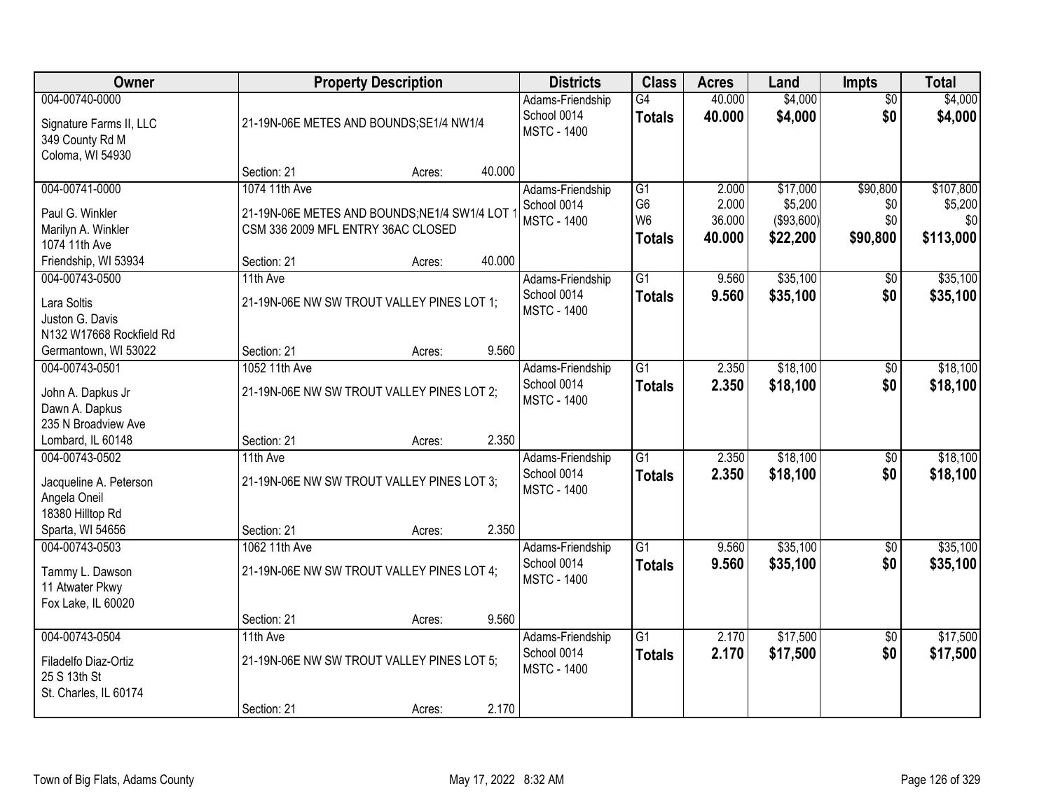| Owner | Property Description | Districts | Class | Acres | Land | Impts | Total |
|---|---|---|---|---|---|---|---|
| 004-00740-0000<br>Signature Farms II, LLC<br>349 County Rd M<br>Coloma, WI 54930 | 21-19N-06E METES AND BOUNDS;SE1/4 NW1/4<br>Section: 21 Acres: 40.000 | Adams-Friendship<br>School 0014<br>MSTC - 1400 | G4<br>**Totals** | 40.000<br>**40.000** | $4,000<br>**$4,000** | $0<br>**$0** | $4,000<br>**$4,000** |
| 004-00741-0000<br>Paul G. Winkler<br>Marilyn A. Winkler<br>1074 11th Ave<br>Friendship, WI 53934 | 1074 11th Ave<br>21-19N-06E METES AND BOUNDS;NE1/4 SW1/4 LOT 1 CSM 336 2009 MFL ENTRY 36AC CLOSED<br>Section: 21 Acres: 40.000 | Adams-Friendship<br>School 0014<br>MSTC - 1400 | G1<br>G6<br>W6<br>**Totals** | 2.000<br>2.000<br>36.000<br>**40.000** | $17,000<br>$5,200<br>($93,600)<br>**$22,200** | $90,800<br>$0<br>$0<br>**$90,800** | $107,800<br>$5,200<br>$0<br>**$113,000** |
| 004-00743-0500<br>Lara Soltis<br>Juston G. Davis<br>N132 W17668 Rockfield Rd<br>Germantown, WI 53022 | 11th Ave<br>21-19N-06E NW SW TROUT VALLEY PINES LOT 1;<br>Section: 21 Acres: 9.560 | Adams-Friendship<br>School 0014<br>MSTC - 1400 | G1<br>**Totals** | 9.560<br>**9.560** | $35,100<br>**$35,100** | $0<br>**$0** | $35,100<br>**$35,100** |
| 004-00743-0501<br>John A. Dapkus Jr<br>Dawn A. Dapkus<br>235 N Broadview Ave<br>Lombard, IL 60148 | 1052 11th Ave<br>21-19N-06E NW SW TROUT VALLEY PINES LOT 2;<br>Section: 21 Acres: 2.350 | Adams-Friendship<br>School 0014<br>MSTC - 1400 | G1<br>**Totals** | 2.350<br>**2.350** | $18,100<br>**$18,100** | $0<br>**$0** | $18,100<br>**$18,100** |
| 004-00743-0502<br>Jacqueline A. Peterson<br>Angela Oneil<br>18380 Hilltop Rd<br>Sparta, WI 54656 | 11th Ave<br>21-19N-06E NW SW TROUT VALLEY PINES LOT 3;<br>Section: 21 Acres: 2.350 | Adams-Friendship<br>School 0014<br>MSTC - 1400 | G1<br>**Totals** | 2.350<br>**2.350** | $18,100<br>**$18,100** | $0<br>**$0** | $18,100<br>**$18,100** |
| 004-00743-0503<br>Tammy L. Dawson<br>11 Atwater Pkwy<br>Fox Lake, IL 60020 | 1062 11th Ave<br>21-19N-06E NW SW TROUT VALLEY PINES LOT 4;<br>Section: 21 Acres: 9.560 | Adams-Friendship<br>School 0014<br>MSTC - 1400 | G1<br>**Totals** | 9.560<br>**9.560** | $35,100<br>**$35,100** | $0<br>**$0** | $35,100<br>**$35,100** |
| 004-00743-0504<br>Filadelfo Diaz-Ortiz<br>25 S 13th St<br>St. Charles, IL 60174 | 11th Ave<br>21-19N-06E NW SW TROUT VALLEY PINES LOT 5;<br>Section: 21 Acres: 2.170 | Adams-Friendship<br>School 0014<br>MSTC - 1400 | G1<br>**Totals** | 2.170<br>**2.170** | $17,500<br>**$17,500** | $0<br>**$0** | $17,500<br>**$17,500** |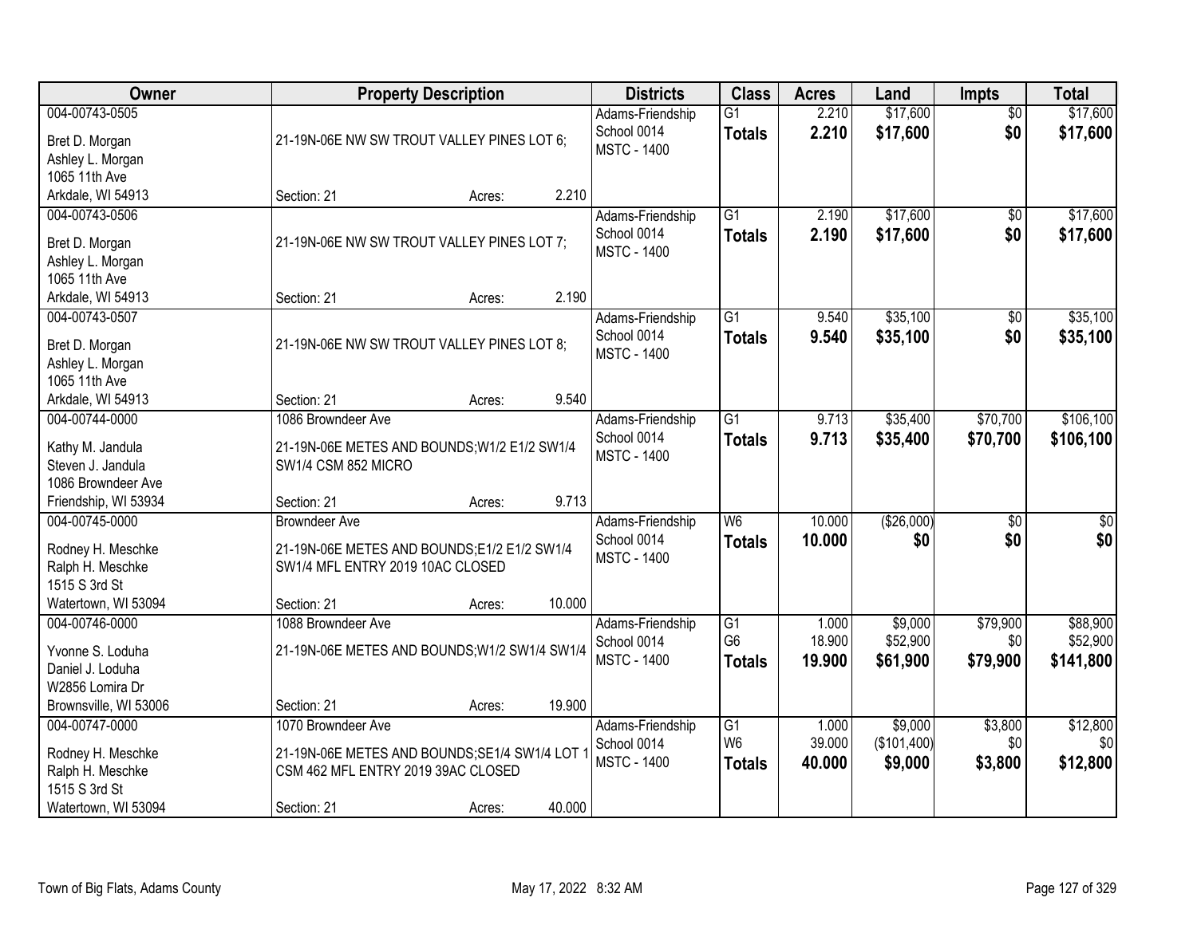| Owner | Property Description | Districts | Class | Acres | Land | Impts | Total |
|---|---|---|---|---|---|---|---|
| 004-00743-0505<br>Bret D. Morgan<br>Ashley L. Morgan<br>1065 11th Ave<br>Arkdale, WI 54913 | 21-19N-06E NW SW TROUT VALLEY PINES LOT 6;<br>Section: 21 Acres: 2.210 | Adams-Friendship School 0014<br>MSTC - 1400 | G1<br>**Totals** | 2.210<br>**2.210** | $17,600<br>**$17,600** | $0<br>**$0** | $17,600<br>**$17,600** |
| 004-00743-0506<br>Bret D. Morgan<br>Ashley L. Morgan<br>1065 11th Ave<br>Arkdale, WI 54913 | 21-19N-06E NW SW TROUT VALLEY PINES LOT 7;<br>Section: 21 Acres: 2.190 | Adams-Friendship School 0014<br>MSTC - 1400 | G1<br>**Totals** | 2.190<br>**2.190** | $17,600<br>**$17,600** | $0<br>**$0** | $17,600<br>**$17,600** |
| 004-00743-0507<br>Bret D. Morgan<br>Ashley L. Morgan<br>1065 11th Ave<br>Arkdale, WI 54913 | 21-19N-06E NW SW TROUT VALLEY PINES LOT 8;<br>Section: 21 Acres: 9.540 | Adams-Friendship School 0014<br>MSTC - 1400 | G1<br>**Totals** | 9.540<br>**9.540** | $35,100<br>**$35,100** | $0<br>**$0** | $35,100<br>**$35,100** |
| 004-00744-0000<br>Kathy M. Jandula<br>Steven J. Jandula<br>1086 Browndeer Ave<br>Friendship, WI 53934 | 1086 Browndeer Ave<br>21-19N-06E METES AND BOUNDS;W1/2 E1/2 SW1/4 SW1/4 CSM 852 MICRO<br>Section: 21 Acres: 9.713 | Adams-Friendship School 0014<br>MSTC - 1400 | G1<br>**Totals** | 9.713<br>**9.713** | $35,400<br>**$35,400** | $70,700<br>**$70,700** | $106,100<br>**$106,100** |
| 004-00745-0000<br>Rodney H. Meschke<br>Ralph H. Meschke<br>1515 S 3rd St<br>Watertown, WI 53094 | Browndeer Ave<br>21-19N-06E METES AND BOUNDS;E1/2 E1/2 SW1/4 SW1/4 MFL ENTRY 2019 10AC CLOSED<br>Section: 21 Acres: 10.000 | Adams-Friendship School 0014<br>MSTC - 1400 | W6<br>**Totals** | 10.000<br>**10.000** | ($26,000)<br>**$0** | $0<br>**$0** | $0<br>**$0** |
| 004-00746-0000<br>Yvonne S. Loduha<br>Daniel J. Loduha<br>W2856 Lomira Dr<br>Brownsville, WI 53006 | 1088 Browndeer Ave<br>21-19N-06E METES AND BOUNDS;W1/2 SW1/4 SW1/4<br>Section: 21 Acres: 19.900 | Adams-Friendship School 0014<br>MSTC - 1400 | G1<br>G6<br>**Totals** | 1.000<br>18.900<br>**19.900** | $9,000<br>$52,900<br>**$61,900** | $79,900<br>$0<br>**$79,900** | $88,900<br>$52,900<br>**$141,800** |
| 004-00747-0000<br>Rodney H. Meschke<br>Ralph H. Meschke<br>1515 S 3rd St<br>Watertown, WI 53094 | 1070 Browndeer Ave<br>21-19N-06E METES AND BOUNDS;SE1/4 SW1/4 LOT 1 CSM 462 MFL ENTRY 2019 39AC CLOSED<br>Section: 21 Acres: 40.000 | Adams-Friendship School 0014<br>MSTC - 1400 | G1<br>W6<br>**Totals** | 1.000<br>39.000<br>**40.000** | $9,000<br>($101,400)<br>**$9,000** | $3,800<br>$0<br>**$3,800** | $12,800<br>$0<br>**$12,800** |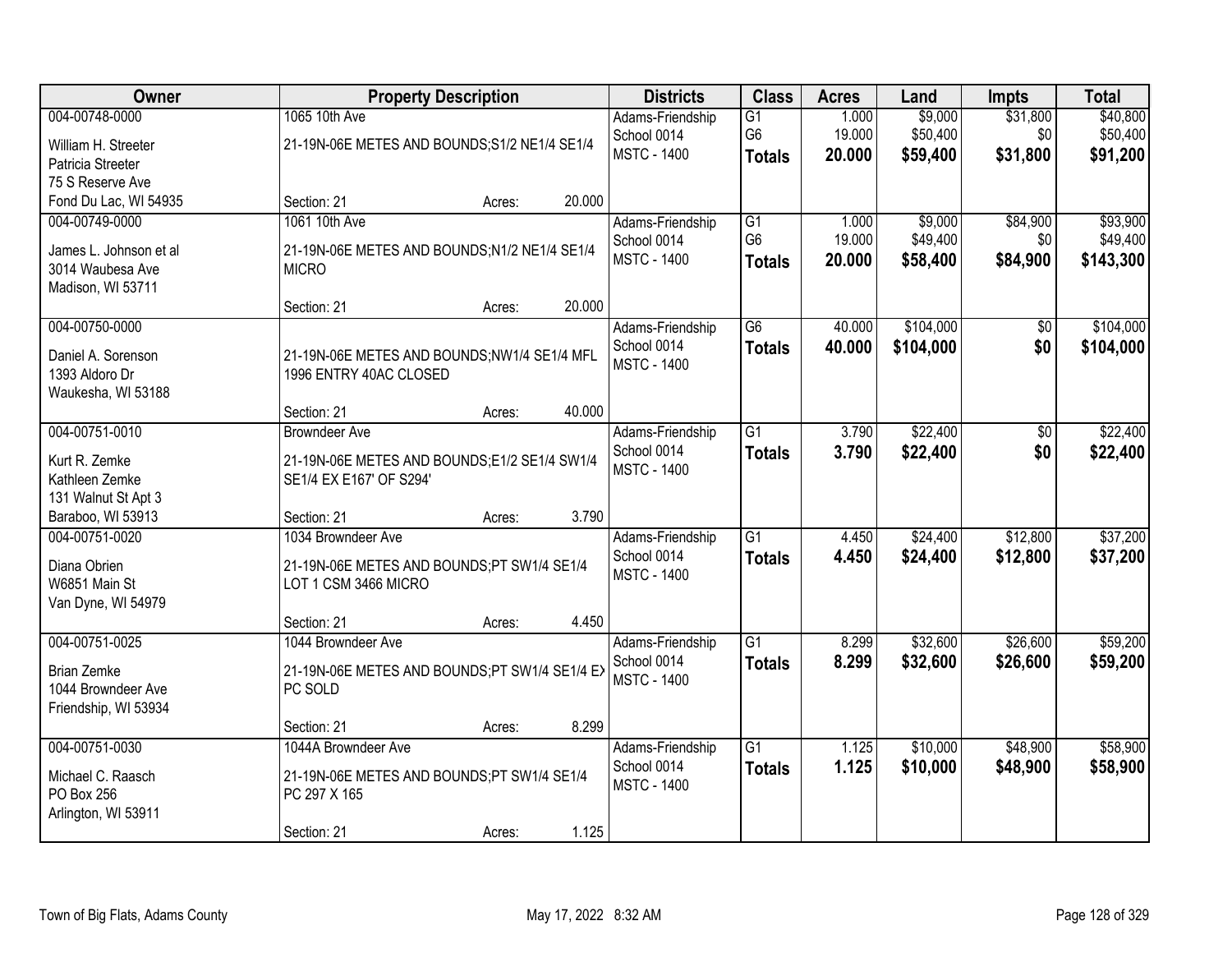| Owner | Property Description | Districts | Class | Acres | Land | Impts | Total |
|---|---|---|---|---|---|---|---|
| 004-00748-0000<br>William H. Streeter<br>Patricia Streeter<br>75 S Reserve Ave<br>Fond Du Lac, WI 54935 | 1065 10th Ave<br>21-19N-06E METES AND BOUNDS;S1/2 NE1/4 SE1/4<br>Section: 21 Acres: 20.000 | Adams-Friendship<br>School 0014<br>MSTC - 1400 | G1<br>G6<br>**Totals** | 1.000<br>19.000<br>**20.000** | $9,000<br>$50,400<br>**$59,400** | $31,800<br>$0<br>**$31,800** | $40,800<br>$50,400<br>**$91,200** |
| 004-00749-0000<br>James L. Johnson et al<br>3014 Waubesa Ave<br>Madison, WI 53711 | 1061 10th Ave<br>21-19N-06E METES AND BOUNDS;N1/2 NE1/4 SE1/4 MICRO<br>Section: 21 Acres: 20.000 | Adams-Friendship<br>School 0014<br>MSTC - 1400 | G1<br>G6<br>**Totals** | 1.000<br>19.000<br>**20.000** | $9,000<br>$49,400<br>**$58,400** | $84,900<br>$0<br>**$84,900** | $93,900<br>$49,400<br>**$143,300** |
| 004-00750-0000<br>Daniel A. Sorenson<br>1393 Aldoro Dr<br>Waukesha, WI 53188 | 21-19N-06E METES AND BOUNDS;NW1/4 SE1/4 MFL 1996 ENTRY 40AC CLOSED<br>Section: 21 Acres: 40.000 | Adams-Friendship<br>School 0014<br>MSTC - 1400 | G6<br>**Totals** | 40.000<br>**40.000** | $104,000<br>**$104,000** | $0<br>**$0** | $104,000<br>**$104,000** |
| 004-00751-0010<br>Kurt R. Zemke<br>Kathleen Zemke<br>131 Walnut St Apt 3<br>Baraboo, WI 53913 | Browndeer Ave<br>21-19N-06E METES AND BOUNDS;E1/2 SE1/4 SW1/4 SE1/4 EX E167' OF S294'<br>Section: 21 Acres: 3.790 | Adams-Friendship<br>School 0014<br>MSTC - 1400 | G1<br>**Totals** | 3.790<br>**3.790** | $22,400<br>**$22,400** | $0<br>**$0** | $22,400<br>**$22,400** |
| 004-00751-0020<br>Diana Obrien<br>W6851 Main St<br>Van Dyne, WI 54979 | 1034 Browndeer Ave<br>21-19N-06E METES AND BOUNDS;PT SW1/4 SE1/4 LOT 1 CSM 3466 MICRO<br>Section: 21 Acres: 4.450 | Adams-Friendship<br>School 0014<br>MSTC - 1400 | G1<br>**Totals** | 4.450<br>**4.450** | $24,400<br>**$24,400** | $12,800<br>**$12,800** | $37,200<br>**$37,200** |
| 004-00751-0025<br>Brian Zemke<br>1044 Browndeer Ave<br>Friendship, WI 53934 | 1044 Browndeer Ave<br>21-19N-06E METES AND BOUNDS;PT SW1/4 SE1/4 EX PC SOLD<br>Section: 21 Acres: 8.299 | Adams-Friendship<br>School 0014<br>MSTC - 1400 | G1<br>**Totals** | 8.299<br>**8.299** | $32,600<br>**$32,600** | $26,600<br>**$26,600** | $59,200<br>**$59,200** |
| 004-00751-0030<br>Michael C. Raasch<br>PO Box 256<br>Arlington, WI 53911 | 1044A Browndeer Ave<br>21-19N-06E METES AND BOUNDS;PT SW1/4 SE1/4 PC 297 X 165<br>Section: 21 Acres: 1.125 | Adams-Friendship<br>School 0014<br>MSTC - 1400 | G1<br>**Totals** | 1.125<br>**1.125** | $10,000<br>**$10,000** | $48,900<br>**$48,900** | $58,900<br>**$58,900** |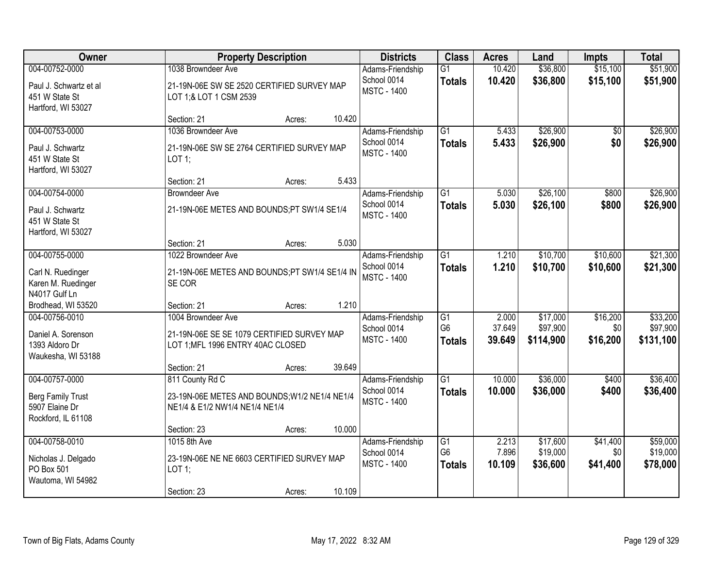| Owner | Property Description | Districts | Class | Acres | Land | Impts | Total |
|---|---|---|---|---|---|---|---|
| 004-00752-0000<br>Paul J. Schwartz et al<br>451 W State St<br>Hartford, WI 53027 | 1038 Browndeer Ave<br>21-19N-06E SW SE 2520 CERTIFIED SURVEY MAP LOT 1;& LOT 1 CSM 2539<br>Section: 21 Acres: 10.420 | Adams-Friendship School 0014<br>MSTC - 1400 | G1<br>**Totals** | 10.420<br>**10.420** | $36,800<br>**$36,800** | $15,100<br>**$15,100** | $51,900<br>**$51,900** |
| 004-00753-0000<br>Paul J. Schwartz<br>451 W State St<br>Hartford, WI 53027 | 1036 Browndeer Ave<br>21-19N-06E SW SE 2764 CERTIFIED SURVEY MAP LOT 1;<br>Section: 21 Acres: 5.433 | Adams-Friendship School 0014<br>MSTC - 1400 | G1<br>**Totals** | 5.433<br>**5.433** | $26,900<br>**$26,900** | $0<br>**$0** | $26,900<br>**$26,900** |
| 004-00754-0000<br>Paul J. Schwartz<br>451 W State St<br>Hartford, WI 53027 | Browndeer Ave<br>21-19N-06E METES AND BOUNDS;PT SW1/4 SE1/4<br>Section: 21 Acres: 5.030 | Adams-Friendship School 0014<br>MSTC - 1400 | G1<br>**Totals** | 5.030<br>**5.030** | $26,100<br>**$26,100** | $800<br>**$800** | $26,900<br>**$26,900** |
| 004-00755-0000<br>Carl N. Ruedinger<br>Karen M. Ruedinger<br>N4017 Gulf Ln<br>Brodhead, WI 53520 | 1022 Browndeer Ave<br>21-19N-06E METES AND BOUNDS;PT SW1/4 SE1/4 IN SE COR<br>Section: 21 Acres: 1.210 | Adams-Friendship School 0014<br>MSTC - 1400 | G1<br>**Totals** | 1.210<br>**1.210** | $10,700<br>**$10,700** | $10,600<br>**$10,600** | $21,300<br>**$21,300** |
| 004-00756-0010<br>Daniel A. Sorenson<br>1393 Aldoro Dr<br>Waukesha, WI 53188 | 1004 Browndeer Ave<br>21-19N-06E SE SE 1079 CERTIFIED SURVEY MAP LOT 1;MFL 1996 ENTRY 40AC CLOSED<br>Section: 21 Acres: 39.649 | Adams-Friendship School 0014<br>MSTC - 1400 | G1<br>G6<br>**Totals** | 2.000<br>37.649<br>**39.649** | $17,000<br>$97,900<br>**$114,900** | $16,200<br>$0<br>**$16,200** | $33,200<br>$97,900<br>**$131,100** |
| 004-00757-0000<br>Berg Family Trust<br>5907 Elaine Dr<br>Rockford, IL 61108 | 811 County Rd C<br>23-19N-06E METES AND BOUNDS;W1/2 NE1/4 NE1/4 NE1/4 & E1/2 NW1/4 NE1/4 NE1/4<br>Section: 23 Acres: 10.000 | Adams-Friendship School 0014<br>MSTC - 1400 | G1<br>**Totals** | 10.000<br>**10.000** | $36,000<br>**$36,000** | $400<br>**$400** | $36,400<br>**$36,400** |
| 004-00758-0010<br>Nicholas J. Delgado<br>PO Box 501<br>Wautoma, WI 54982 | 1015 8th Ave<br>23-19N-06E NE NE 6603 CERTIFIED SURVEY MAP LOT 1;<br>Section: 23 Acres: 10.109 | Adams-Friendship School 0014<br>MSTC - 1400 | G1<br>G6<br>**Totals** | 2.213<br>7.896<br>**10.109** | $17,600<br>$19,000<br>**$36,600** | $41,400<br>$0<br>**$41,400** | $59,000<br>$19,000<br>**$78,000** |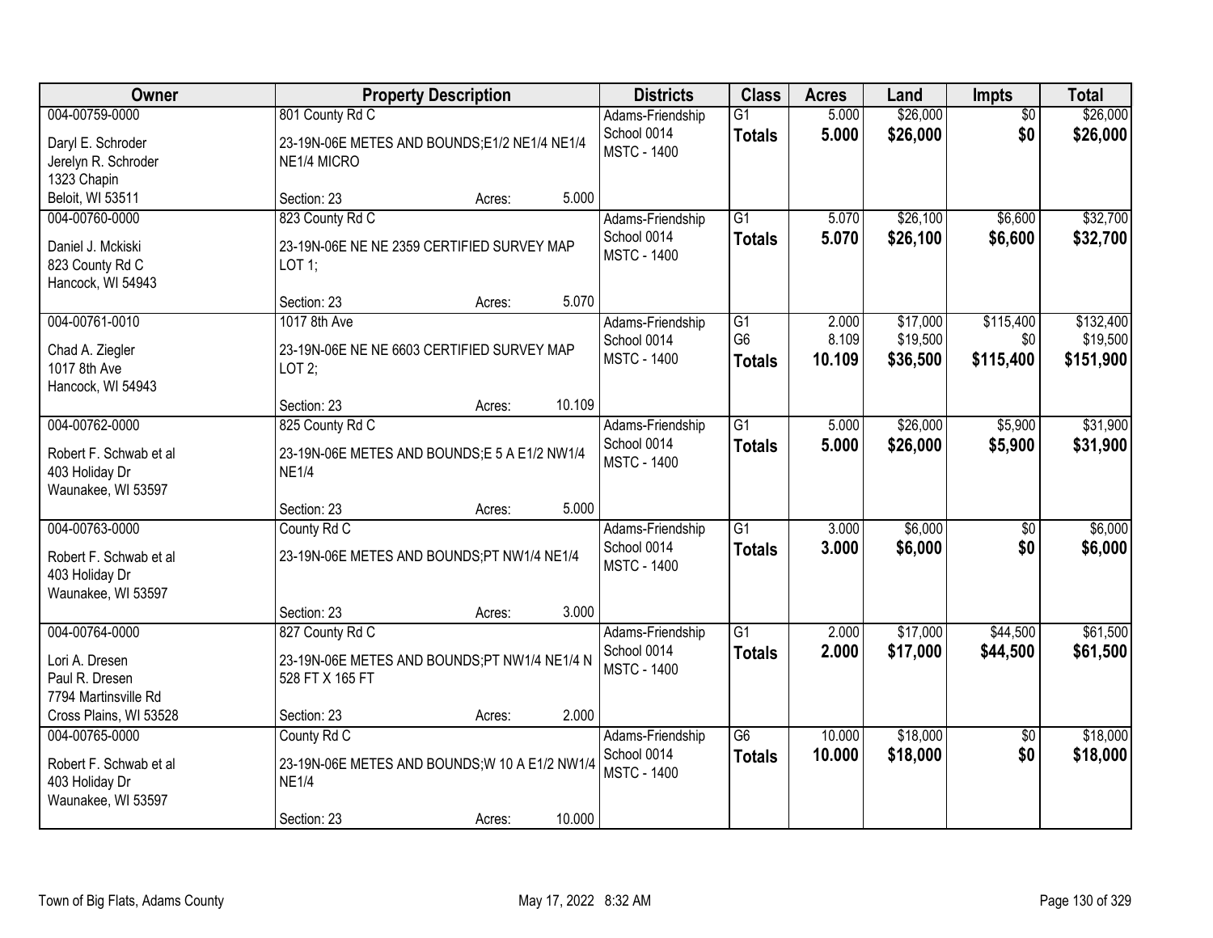| Owner | Property Description | Districts | Class | Acres | Land | Impts | Total |
|---|---|---|---|---|---|---|---|
| 004-00759-0000<br>Daryl E. Schroder<br>Jerelyn R. Schroder<br>1323 Chapin<br>Beloit, WI 53511 | 801 County Rd C<br>23-19N-06E METES AND BOUNDS;E1/2 NE1/4 NE1/4 NE1/4 MICRO<br>Section: 23 Acres: 5.000 | Adams-Friendship School 0014<br>MSTC - 1400 | G1<br>**Totals** | 5.000<br>**5.000** | $26,000<br>**$26,000** | $0<br>**$0** | $26,000<br>**$26,000** |
| 004-00760-0000<br>Daniel J. Mckiski<br>823 County Rd C<br>Hancock, WI 54943 | 823 County Rd C<br>23-19N-06E NE NE 2359 CERTIFIED SURVEY MAP LOT 1;<br>Section: 23 Acres: 5.070 | Adams-Friendship School 0014<br>MSTC - 1400 | G1<br>**Totals** | 5.070<br>**5.070** | $26,100<br>**$26,100** | $6,600<br>**$6,600** | $32,700<br>**$32,700** |
| 004-00761-0010<br>Chad A. Ziegler<br>1017 8th Ave<br>Hancock, WI 54943 | 1017 8th Ave<br>23-19N-06E NE NE 6603 CERTIFIED SURVEY MAP LOT 2;<br>Section: 23 Acres: 10.109 | Adams-Friendship School 0014<br>MSTC - 1400 | G1<br>G6<br>**Totals** | 2.000<br>8.109<br>**10.109** | $17,000<br>$19,500<br>**$36,500** | $115,400<br>$0<br>**$115,400** | $132,400<br>$19,500<br>**$151,900** |
| 004-00762-0000<br>Robert F. Schwab et al<br>403 Holiday Dr<br>Waunakee, WI 53597 | 825 County Rd C<br>23-19N-06E METES AND BOUNDS;E 5 A E1/2 NW1/4 NE1/4<br>Section: 23 Acres: 5.000 | Adams-Friendship School 0014<br>MSTC - 1400 | G1<br>**Totals** | 5.000<br>**5.000** | $26,000<br>**$26,000** | $5,900<br>**$5,900** | $31,900<br>**$31,900** |
| 004-00763-0000<br>Robert F. Schwab et al<br>403 Holiday Dr<br>Waunakee, WI 53597 | County Rd C<br>23-19N-06E METES AND BOUNDS;PT NW1/4 NE1/4<br>Section: 23 Acres: 3.000 | Adams-Friendship School 0014<br>MSTC - 1400 | G1<br>**Totals** | 3.000<br>**3.000** | $6,000<br>**$6,000** | $0<br>**$0** | $6,000<br>**$6,000** |
| 004-00764-0000<br>Lori A. Dresen<br>Paul R. Dresen<br>7794 Martinsville Rd<br>Cross Plains, WI 53528 | 827 County Rd C<br>23-19N-06E METES AND BOUNDS;PT NW1/4 NE1/4 N 528 FT X 165 FT<br>Section: 23 Acres: 2.000 | Adams-Friendship School 0014<br>MSTC - 1400 | G1<br>**Totals** | 2.000<br>**2.000** | $17,000<br>**$17,000** | $44,500<br>**$44,500** | $61,500<br>**$61,500** |
| 004-00765-0000<br>Robert F. Schwab et al<br>403 Holiday Dr<br>Waunakee, WI 53597 | County Rd C<br>23-19N-06E METES AND BOUNDS;W 10 A E1/2 NW1/4 NE1/4<br>Section: 23 Acres: 10.000 | Adams-Friendship School 0014<br>MSTC - 1400 | G6<br>**Totals** | 10.000<br>**10.000** | $18,000<br>**$18,000** | $0<br>**$0** | $18,000<br>**$18,000** |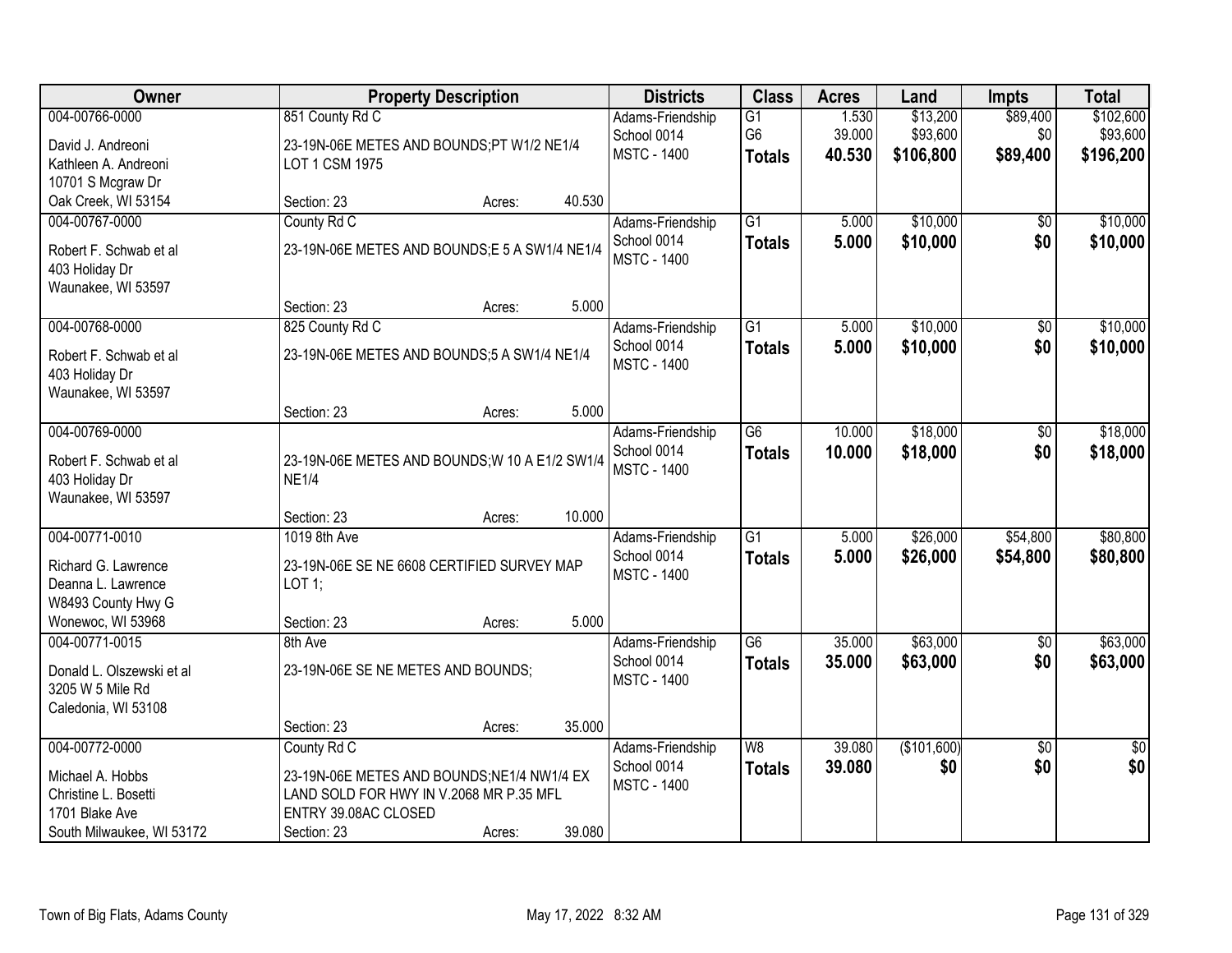| Owner | Property Description | Districts | Class | Acres | Land | Impts | Total |
|---|---|---|---|---|---|---|---|
| 004-00766-0000<br>David J. Andreoni<br>Kathleen A. Andreoni<br>10701 S Mcgraw Dr<br>Oak Creek, WI 53154 | 851 County Rd C<br>23-19N-06E METES AND BOUNDS;PT W1/2 NE1/4 LOT 1 CSM 1975<br>Section: 23 Acres: 40.530 | Adams-Friendship<br>School 0014<br>MSTC - 1400 | G1<br>G6<br>**Totals** | 1.530<br>39.000<br>**40.530** | $13,200<br>$93,600<br>**$106,800** | $89,400<br>$0<br>**$89,400** | $102,600<br>$93,600<br>**$196,200** |
| 004-00767-0000<br>Robert F. Schwab et al<br>403 Holiday Dr<br>Waunakee, WI 53597 | County Rd C<br>23-19N-06E METES AND BOUNDS;E 5 A SW1/4 NE1/4<br>Section: 23 Acres: 5.000 | Adams-Friendship<br>School 0014<br>MSTC - 1400 | G1<br>**Totals** | 5.000<br>**5.000** | $10,000<br>**$10,000** | $0<br>**$0** | $10,000<br>**$10,000** |
| 004-00768-0000<br>Robert F. Schwab et al<br>403 Holiday Dr<br>Waunakee, WI 53597 | 825 County Rd C<br>23-19N-06E METES AND BOUNDS;5 A SW1/4 NE1/4<br>Section: 23 Acres: 5.000 | Adams-Friendship<br>School 0014<br>MSTC - 1400 | G1<br>**Totals** | 5.000<br>**5.000** | $10,000<br>**$10,000** | $0<br>**$0** | $10,000<br>**$10,000** |
| 004-00769-0000<br>Robert F. Schwab et al<br>403 Holiday Dr<br>Waunakee, WI 53597 | 23-19N-06E METES AND BOUNDS;W 10 A E1/2 SW1/4 NE1/4<br>Section: 23 Acres: 10.000 | Adams-Friendship<br>School 0014<br>MSTC - 1400 | G6<br>**Totals** | 10.000<br>**10.000** | $18,000<br>**$18,000** | $0<br>**$0** | $18,000<br>**$18,000** |
| 004-00771-0010<br>Richard G. Lawrence<br>Deanna L. Lawrence<br>W8493 County Hwy G<br>Wonewoc, WI 53968 | 1019 8th Ave<br>23-19N-06E SE NE 6608 CERTIFIED SURVEY MAP LOT 1;<br>Section: 23 Acres: 5.000 | Adams-Friendship<br>School 0014<br>MSTC - 1400 | G1<br>**Totals** | 5.000<br>**5.000** | $26,000<br>**$26,000** | $54,800<br>**$54,800** | $80,800<br>**$80,800** |
| 004-00771-0015<br>Donald L. Olszewski et al<br>3205 W 5 Mile Rd<br>Caledonia, WI 53108 | 8th Ave<br>23-19N-06E SE NE METES AND BOUNDS;<br>Section: 23 Acres: 35.000 | Adams-Friendship<br>School 0014<br>MSTC - 1400 | G6<br>**Totals** | 35.000<br>**35.000** | $63,000<br>**$63,000** | $0<br>**$0** | $63,000<br>**$63,000** |
| 004-00772-0000<br>Michael A. Hobbs<br>Christine L. Bosetti<br>1701 Blake Ave<br>South Milwaukee, WI 53172 | County Rd C<br>23-19N-06E METES AND BOUNDS;NE1/4 NW1/4 EX LAND SOLD FOR HWY IN V.2068 MR P.35 MFL ENTRY 39.08AC CLOSED<br>Section: 23 Acres: 39.080 | Adams-Friendship<br>School 0014<br>MSTC - 1400 | W8<br>**Totals** | 39.080<br>**39.080** | ($101,600)<br>**$0** | $0<br>**$0** | $0<br>**$0** |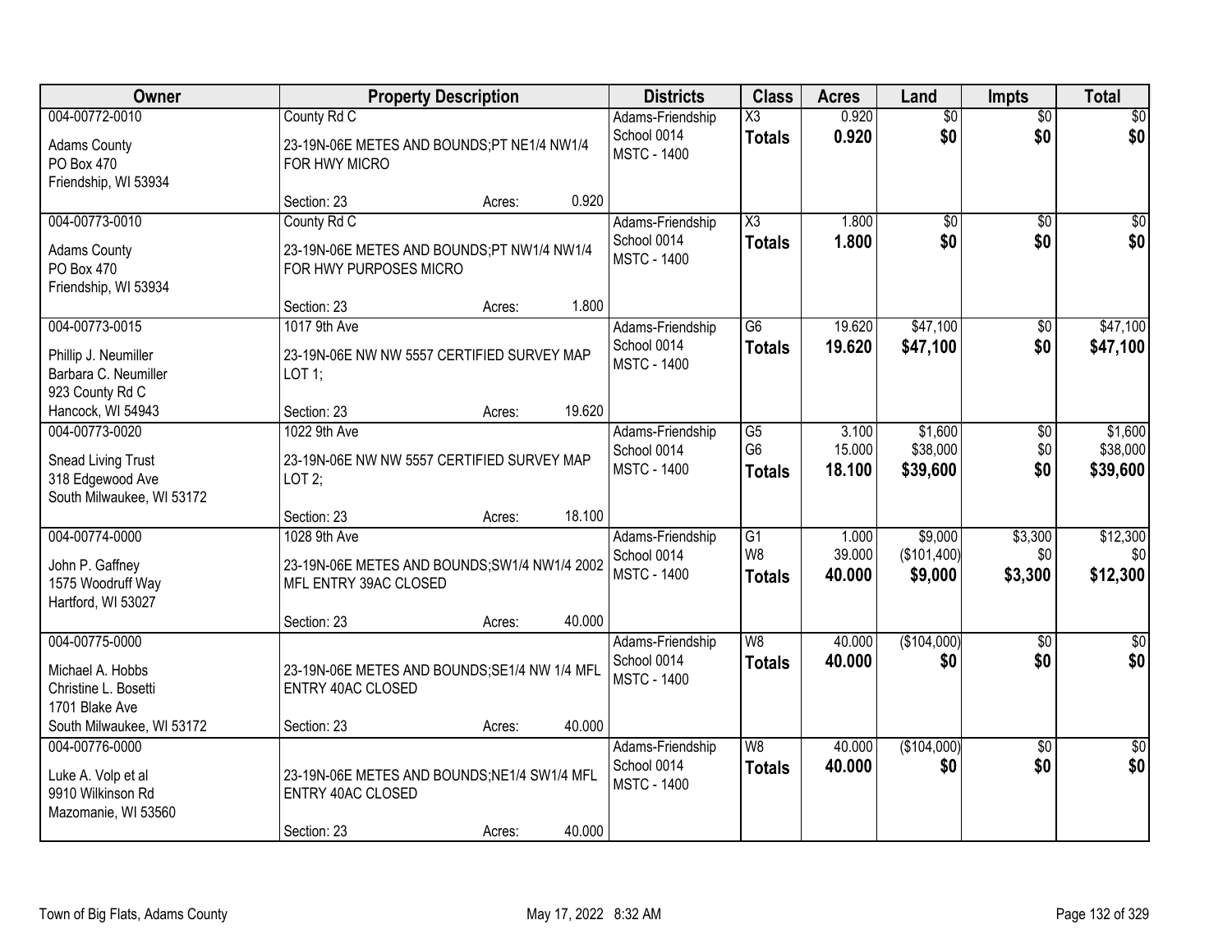| Owner | Property Description | Districts | Class | Acres | Land | Impts | Total |
|---|---|---|---|---|---|---|---|
| 004-00772-0010<br>Adams County<br>PO Box 470<br>Friendship, WI 53934 | County Rd C<br>23-19N-06E METES AND BOUNDS;PT NE1/4 NW1/4 FOR HWY MICRO<br>Section: 23 Acres: 0.920 | Adams-Friendship School 0014<br>MSTC - 1400 | X3<br>**Totals** | 0.920<br>**0.920** | $0<br>**$0** | $0<br>**$0** | $0<br>**$0** |
| 004-00773-0010<br>Adams County<br>PO Box 470<br>Friendship, WI 53934 | County Rd C<br>23-19N-06E METES AND BOUNDS;PT NW1/4 NW1/4 FOR HWY PURPOSES MICRO<br>Section: 23 Acres: 1.800 | Adams-Friendship School 0014<br>MSTC - 1400 | X3<br>**Totals** | 1.800<br>**1.800** | $0<br>**$0** | $0<br>**$0** | $0<br>**$0** |
| 004-00773-0015<br>Phillip J. Neumiller<br>Barbara C. Neumiller<br>923 County Rd C<br>Hancock, WI 54943 | 1017 9th Ave<br>23-19N-06E NW NW 5557 CERTIFIED SURVEY MAP LOT 1;<br>Section: 23 Acres: 19.620 | Adams-Friendship School 0014<br>MSTC - 1400 | G6<br>**Totals** | 19.620<br>**19.620** | $47,100<br>**$47,100** | $0<br>**$0** | $47,100<br>**$47,100** |
| 004-00773-0020<br>Snead Living Trust<br>318 Edgewood Ave<br>South Milwaukee, WI 53172 | 1022 9th Ave<br>23-19N-06E NW NW 5557 CERTIFIED SURVEY MAP LOT 2;<br>Section: 23 Acres: 18.100 | Adams-Friendship School 0014<br>MSTC - 1400 | G5<br>G6<br>**Totals** | 3.100<br>15.000<br>**18.100** | $1,600<br>$38,000<br>**$39,600** | $0<br>$0<br>**$0** | $1,600<br>$38,000<br>**$39,600** |
| 004-00774-0000<br>John P. Gaffney<br>1575 Woodruff Way<br>Hartford, WI 53027 | 1028 9th Ave<br>23-19N-06E METES AND BOUNDS;SW1/4 NW1/4 2002 MFL ENTRY 39AC CLOSED<br>Section: 23 Acres: 40.000 | Adams-Friendship School 0014<br>MSTC - 1400 | G1<br>W8<br>**Totals** | 1.000<br>39.000<br>**40.000** | $9,000<br>($101,400)<br>**$9,000** | $3,300<br>$0<br>**$3,300** | $12,300<br>$0<br>**$12,300** |
| 004-00775-0000<br>Michael A. Hobbs<br>Christine L. Bosetti<br>1701 Blake Ave<br>South Milwaukee, WI 53172 | 23-19N-06E METES AND BOUNDS;SE1/4 NW 1/4 MFL ENTRY 40AC CLOSED<br>Section: 23 Acres: 40.000 | Adams-Friendship School 0014<br>MSTC - 1400 | W8<br>**Totals** | 40.000<br>**40.000** | ($104,000)<br>**$0** | $0<br>**$0** | $0<br>**$0** |
| 004-00776-0000<br>Luke A. Volp et al<br>9910 Wilkinson Rd<br>Mazomanie, WI 53560 | 23-19N-06E METES AND BOUNDS;NE1/4 SW1/4 MFL ENTRY 40AC CLOSED<br>Section: 23 Acres: 40.000 | Adams-Friendship School 0014<br>MSTC - 1400 | W8<br>**Totals** | 40.000<br>**40.000** | ($104,000)<br>**$0** | $0<br>**$0** | $0<br>**$0** |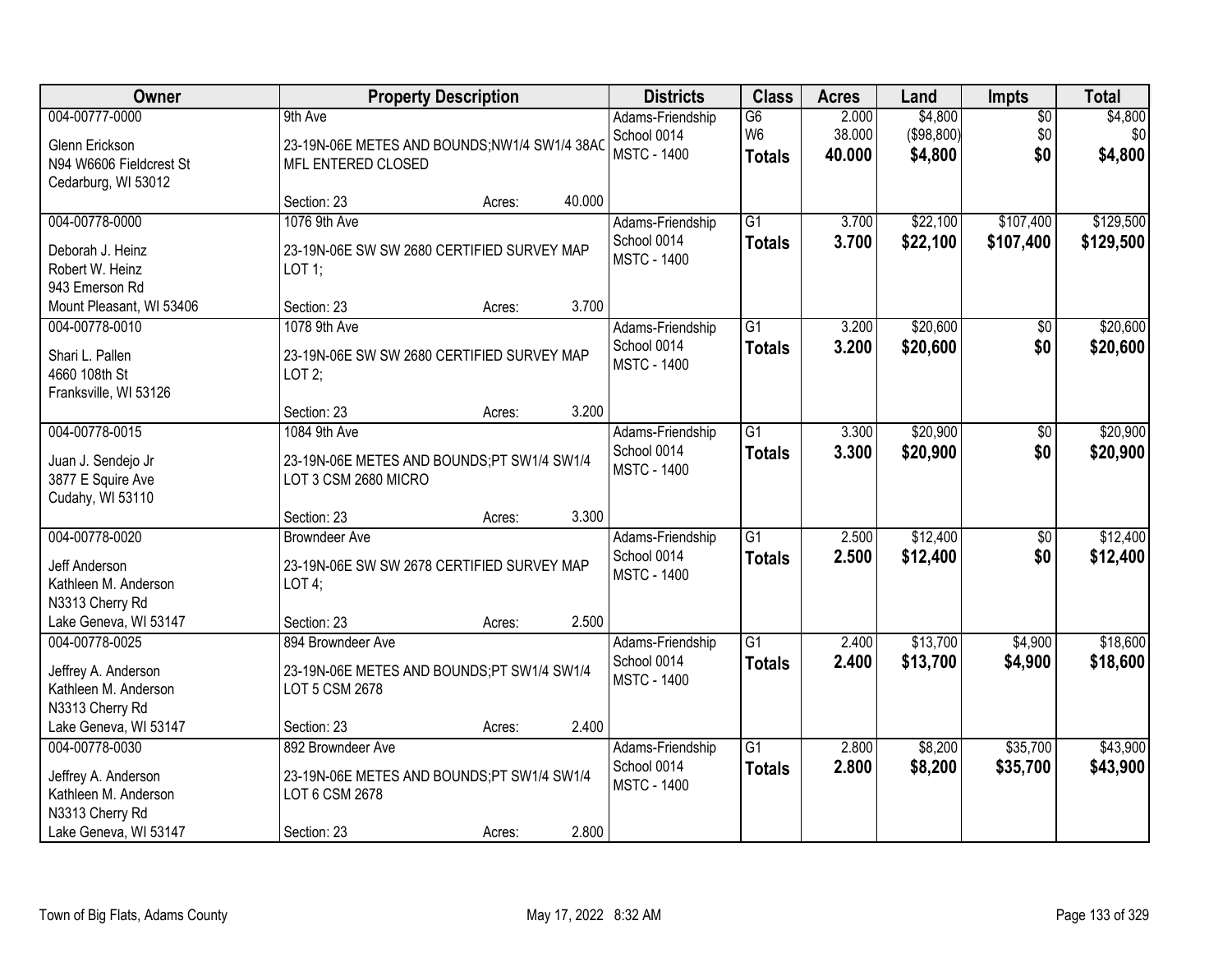| Owner | Property Description | Districts | Class | Acres | Land | Impts | Total |
|---|---|---|---|---|---|---|---|
| 004-00777-0000<br>Glenn Erickson<br>N94 W6606 Fieldcrest St<br>Cedarburg, WI 53012 | 9th Ave<br>23-19N-06E METES AND BOUNDS;NW1/4 SW1/4 38AC MFL ENTERED CLOSED<br>Section: 23 Acres: 40.000 | Adams-Friendship<br>School 0014<br>MSTC - 1400 | G6<br>W6<br>**Totals** | 2.000<br>38.000<br>**40.000** | $4,800<br>($98,800)<br>**$4,800** | $0<br>$0<br>**$0** | $4,800<br>$0<br>**$4,800** |
| 004-00778-0000<br>Deborah J. Heinz<br>Robert W. Heinz<br>943 Emerson Rd<br>Mount Pleasant, WI 53406 | 1076 9th Ave<br>23-19N-06E SW SW 2680 CERTIFIED SURVEY MAP LOT 1;<br>Section: 23 Acres: 3.700 | Adams-Friendship<br>School 0014<br>MSTC - 1400 | G1<br>**Totals** | 3.700<br>**3.700** | $22,100<br>**$22,100** | $107,400<br>**$107,400** | $129,500<br>**$129,500** |
| 004-00778-0010<br>Shari L. Pallen<br>4660 108th St<br>Franksville, WI 53126 | 1078 9th Ave<br>23-19N-06E SW SW 2680 CERTIFIED SURVEY MAP LOT 2;<br>Section: 23 Acres: 3.200 | Adams-Friendship<br>School 0014<br>MSTC - 1400 | G1<br>**Totals** | 3.200<br>**3.200** | $20,600<br>**$20,600** | $0<br>**$0** | $20,600<br>**$20,600** |
| 004-00778-0015<br>Juan J. Sendejo Jr<br>3877 E Squire Ave<br>Cudahy, WI 53110 | 1084 9th Ave<br>23-19N-06E METES AND BOUNDS;PT SW1/4 SW1/4 LOT 3 CSM 2680 MICRO<br>Section: 23 Acres: 3.300 | Adams-Friendship<br>School 0014<br>MSTC - 1400 | G1<br>**Totals** | 3.300<br>**3.300** | $20,900<br>**$20,900** | $0<br>**$0** | $20,900<br>**$20,900** |
| 004-00778-0020<br>Jeff Anderson<br>Kathleen M. Anderson<br>N3313 Cherry Rd<br>Lake Geneva, WI 53147 | Browndeer Ave<br>23-19N-06E SW SW 2678 CERTIFIED SURVEY MAP LOT 4;<br>Section: 23 Acres: 2.500 | Adams-Friendship<br>School 0014<br>MSTC - 1400 | G1<br>**Totals** | 2.500<br>**2.500** | $12,400<br>**$12,400** | $0<br>**$0** | $12,400<br>**$12,400** |
| 004-00778-0025<br>Jeffrey A. Anderson<br>Kathleen M. Anderson<br>N3313 Cherry Rd<br>Lake Geneva, WI 53147 | 894 Browndeer Ave<br>23-19N-06E METES AND BOUNDS;PT SW1/4 SW1/4 LOT 5 CSM 2678<br>Section: 23 Acres: 2.400 | Adams-Friendship<br>School 0014<br>MSTC - 1400 | G1<br>**Totals** | 2.400<br>**2.400** | $13,700<br>**$13,700** | $4,900<br>**$4,900** | $18,600<br>**$18,600** |
| 004-00778-0030<br>Jeffrey A. Anderson<br>Kathleen M. Anderson<br>N3313 Cherry Rd<br>Lake Geneva, WI 53147 | 892 Browndeer Ave<br>23-19N-06E METES AND BOUNDS;PT SW1/4 SW1/4 LOT 6 CSM 2678<br>Section: 23 Acres: 2.800 | Adams-Friendship<br>School 0014<br>MSTC - 1400 | G1<br>**Totals** | 2.800<br>**2.800** | $8,200<br>**$8,200** | $35,700<br>**$35,700** | $43,900<br>**$43,900** |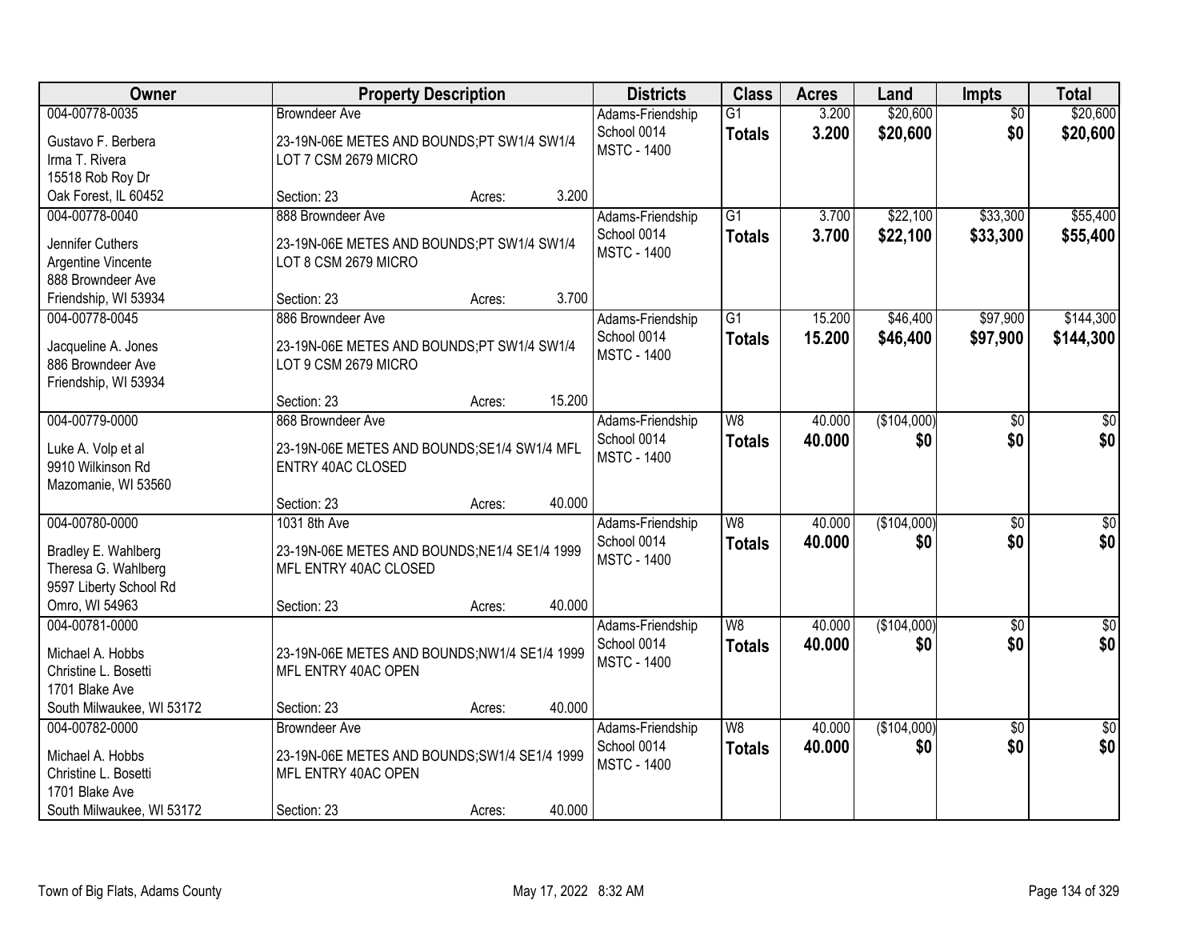| Owner | Property Description | Districts | Class | Acres | Land | Impts | Total |
|---|---|---|---|---|---|---|---|
| 004-00778-0035<br>Gustavo F. Berbera<br>Irma T. Rivera<br>15518 Rob Roy Dr<br>Oak Forest, IL 60452 | Browndeer Ave<br>23-19N-06E METES AND BOUNDS;PT SW1/4 SW1/4 LOT 7 CSM 2679 MICRO<br>Section: 23 Acres: 3.200 | Adams-Friendship School 0014<br>MSTC - 1400 | G1<br>**Totals** | 3.200<br>**3.200** | $20,600<br>**$20,600** | $0<br>**$0** | $20,600<br>**$20,600** |
| 004-00778-0040<br>Jennifer Cuthers<br>Argentine Vincente<br>888 Browndeer Ave<br>Friendship, WI 53934 | 888 Browndeer Ave<br>23-19N-06E METES AND BOUNDS;PT SW1/4 SW1/4 LOT 8 CSM 2679 MICRO<br>Section: 23 Acres: 3.700 | Adams-Friendship School 0014<br>MSTC - 1400 | G1<br>**Totals** | 3.700<br>**3.700** | $22,100<br>**$22,100** | $33,300<br>**$33,300** | $55,400<br>**$55,400** |
| 004-00778-0045<br>Jacqueline A. Jones<br>886 Browndeer Ave<br>Friendship, WI 53934 | 886 Browndeer Ave<br>23-19N-06E METES AND BOUNDS;PT SW1/4 SW1/4 LOT 9 CSM 2679 MICRO<br>Section: 23 Acres: 15.200 | Adams-Friendship School 0014<br>MSTC - 1400 | G1<br>**Totals** | 15.200<br>**15.200** | $46,400<br>**$46,400** | $97,900<br>**$97,900** | $144,300<br>**$144,300** |
| 004-00779-0000<br>Luke A. Volp et al<br>9910 Wilkinson Rd<br>Mazomanie, WI 53560 | 868 Browndeer Ave<br>23-19N-06E METES AND BOUNDS;SE1/4 SW1/4 MFL ENTRY 40AC CLOSED<br>Section: 23 Acres: 40.000 | Adams-Friendship School 0014<br>MSTC - 1400 | W8<br>**Totals** | 40.000<br>**40.000** | ($104,000)<br>**$0** | $0<br>**$0** | $0<br>**$0** |
| 004-00780-0000<br>Bradley E. Wahlberg<br>Theresa G. Wahlberg<br>9597 Liberty School Rd<br>Omro, WI 54963 | 1031 8th Ave<br>23-19N-06E METES AND BOUNDS;NE1/4 SE1/4 1999 MFL ENTRY 40AC CLOSED<br>Section: 23 Acres: 40.000 | Adams-Friendship School 0014<br>MSTC - 1400 | W8<br>**Totals** | 40.000<br>**40.000** | ($104,000)<br>**$0** | $0<br>**$0** | $0<br>**$0** |
| 004-00781-0000<br>Michael A. Hobbs<br>Christine L. Bosetti<br>1701 Blake Ave<br>South Milwaukee, WI 53172 | 23-19N-06E METES AND BOUNDS;NW1/4 SE1/4 1999 MFL ENTRY 40AC OPEN<br>Section: 23 Acres: 40.000 | Adams-Friendship School 0014<br>MSTC - 1400 | W8<br>**Totals** | 40.000<br>**40.000** | ($104,000)<br>**$0** | $0<br>**$0** | $0<br>**$0** |
| 004-00782-0000<br>Michael A. Hobbs<br>Christine L. Bosetti<br>1701 Blake Ave<br>South Milwaukee, WI 53172 | Browndeer Ave<br>23-19N-06E METES AND BOUNDS;SW1/4 SE1/4 1999 MFL ENTRY 40AC OPEN<br>Section: 23 Acres: 40.000 | Adams-Friendship School 0014<br>MSTC - 1400 | W8<br>**Totals** | 40.000<br>**40.000** | ($104,000)<br>**$0** | $0<br>**$0** | $0<br>**$0** |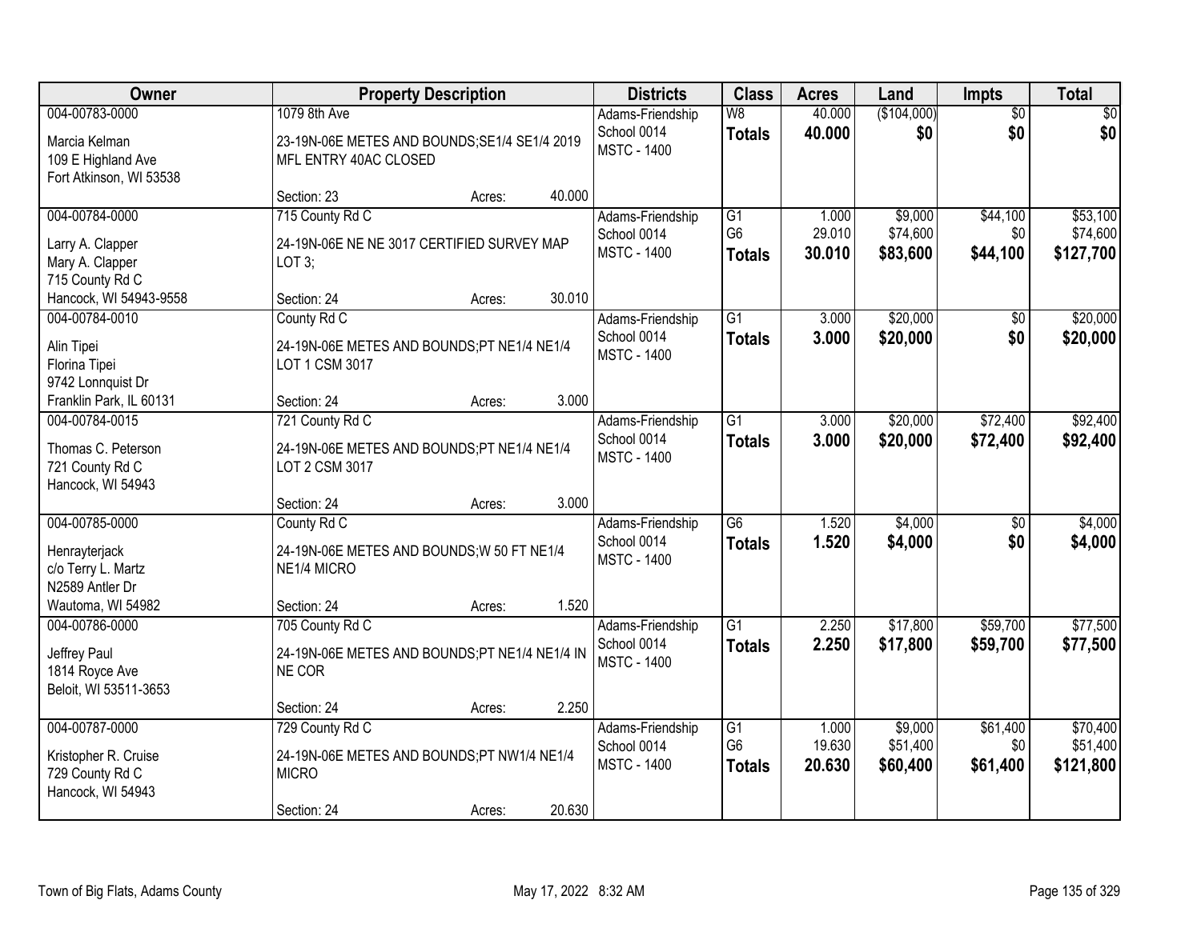| Owner | Property Description | Districts | Class | Acres | Land | Impts | Total |
|---|---|---|---|---|---|---|---|
| 004-00783-0000<br>Marcia Kelman<br>109 E Highland Ave<br>Fort Atkinson, WI 53538 | 1079 8th Ave<br>23-19N-06E METES AND BOUNDS;SE1/4 SE1/4 2019 MFL ENTRY 40AC CLOSED<br>Section: 23 Acres: 40.000 | Adams-Friendship School 0014<br>MSTC - 1400 | W8<br>**Totals** | 40.000<br>**40.000** | ($104,000)<br>**$0** | $0<br>**$0** | $0<br>**$0** |
| 004-00784-0000<br>Larry A. Clapper<br>Mary A. Clapper<br>715 County Rd C<br>Hancock, WI 54943-9558 | 715 County Rd C<br>24-19N-06E NE NE 3017 CERTIFIED SURVEY MAP LOT 3;<br>Section: 24 Acres: 30.010 | Adams-Friendship School 0014<br>MSTC - 1400 | G1<br>G6<br>**Totals** | 1.000<br>29.010<br>**30.010** | $9,000<br>$74,600<br>**$83,600** | $44,100<br>$0<br>**$44,100** | $53,100<br>$74,600<br>**$127,700** |
| 004-00784-0010<br>Alin Tipei<br>Florina Tipei<br>9742 Lonnquist Dr<br>Franklin Park, IL 60131 | County Rd C<br>24-19N-06E METES AND BOUNDS;PT NE1/4 NE1/4 LOT 1 CSM 3017<br>Section: 24 Acres: 3.000 | Adams-Friendship School 0014<br>MSTC - 1400 | G1<br>**Totals** | 3.000<br>**3.000** | $20,000<br>**$20,000** | $0<br>**$0** | $20,000<br>**$20,000** |
| 004-00784-0015<br>Thomas C. Peterson<br>721 County Rd C<br>Hancock, WI 54943 | 721 County Rd C<br>24-19N-06E METES AND BOUNDS;PT NE1/4 NE1/4 LOT 2 CSM 3017<br>Section: 24 Acres: 3.000 | Adams-Friendship School 0014<br>MSTC - 1400 | G1<br>**Totals** | 3.000<br>**3.000** | $20,000<br>**$20,000** | $72,400<br>**$72,400** | $92,400<br>**$92,400** |
| 004-00785-0000<br>Henrayterjack<br>c/o Terry L. Martz<br>N2589 Antler Dr<br>Wautoma, WI 54982 | County Rd C<br>24-19N-06E METES AND BOUNDS;W 50 FT NE1/4 NE1/4 MICRO<br>Section: 24 Acres: 1.520 | Adams-Friendship School 0014<br>MSTC - 1400 | G6<br>**Totals** | 1.520<br>**1.520** | $4,000<br>**$4,000** | $0<br>**$0** | $4,000<br>**$4,000** |
| 004-00786-0000<br>Jeffrey Paul<br>1814 Royce Ave<br>Beloit, WI 53511-3653 | 705 County Rd C<br>24-19N-06E METES AND BOUNDS;PT NE1/4 NE1/4 IN NE COR<br>Section: 24 Acres: 2.250 | Adams-Friendship School 0014<br>MSTC - 1400 | G1<br>**Totals** | 2.250<br>**2.250** | $17,800<br>**$17,800** | $59,700<br>**$59,700** | $77,500<br>**$77,500** |
| 004-00787-0000<br>Kristopher R. Cruise<br>729 County Rd C<br>Hancock, WI 54943 | 729 County Rd C<br>24-19N-06E METES AND BOUNDS;PT NW1/4 NE1/4 MICRO<br>Section: 24 Acres: 20.630 | Adams-Friendship School 0014<br>MSTC - 1400 | G1<br>G6<br>**Totals** | 1.000<br>19.630<br>**20.630** | $9,000<br>$51,400<br>**$60,400** | $61,400<br>$0<br>**$61,400** | $70,400<br>$51,400<br>**$121,800** |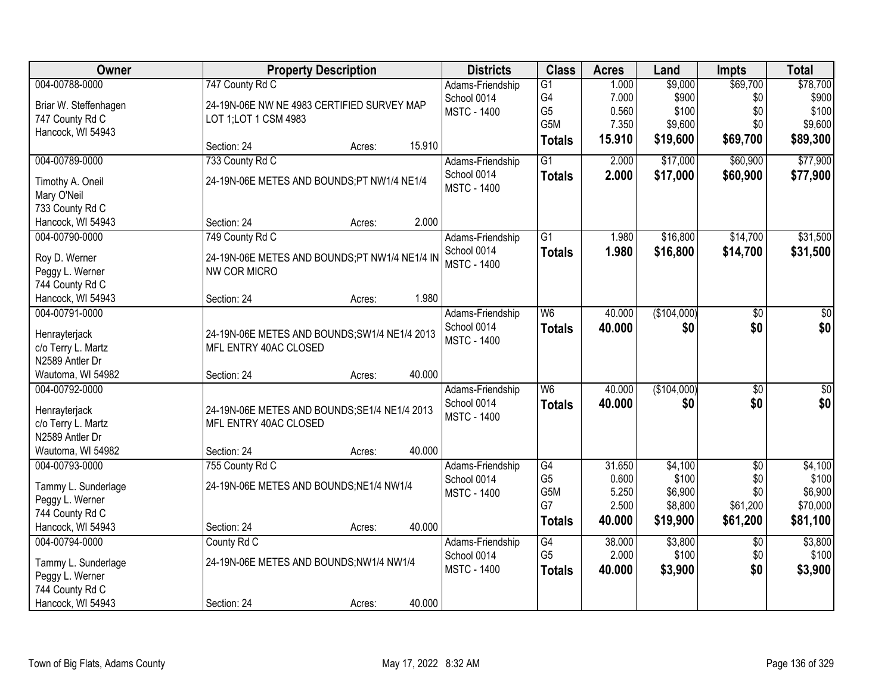| Owner | Property Description | | | Districts | Class | Acres | Land | Impts | Total |
|---|---|---|---|---|---|---|---|---|---|
| 004-00788-0000 | 747 County Rd C | | | Adams-Friendship | G1 | 1.000 | $9,000 | $69,700 | $78,700 |
| Briar W. Steffenhagen | 24-19N-06E NW NE 4983 CERTIFIED SURVEY MAP | | | School 0014 | G4 | 7.000 | $900 | $0 | $900 |
| 747 County Rd C | LOT 1;LOT 1 CSM 4983 | | | MSTC - 1400 | G5 | 0.560 | $100 | $0 | $100 |
| Hancock, WI 54943 | | | | | G5M | 7.350 | $9,600 | $0 | $9,600 |
| | Section: 24 | Acres: | 15.910 | | **Totals** | **15.910** | **$19,600** | **$69,700** | **$89,300** |
| 004-00789-0000 | 733 County Rd C | | | Adams-Friendship | G1 | 2.000 | $17,000 | $60,900 | $77,900 |
| Timothy A. Oneil | 24-19N-06E METES AND BOUNDS;PT NW1/4 NE1/4 | | | School 0014 | **Totals** | **2.000** | **$17,000** | **$60,900** | **$77,900** |
| Mary O'Neil | | | | MSTC - 1400 | | | | | |
| 733 County Rd C | | | | | | | | | |
| Hancock, WI 54943 | Section: 24 | Acres: | 2.000 | | | | | | |
| 004-00790-0000 | 749 County Rd C | | | Adams-Friendship | G1 | 1.980 | $16,800 | $14,700 | $31,500 |
| Roy D. Werner | 24-19N-06E METES AND BOUNDS;PT NW1/4 NE1/4 IN | | | School 0014 | **Totals** | **1.980** | **$16,800** | **$14,700** | **$31,500** |
| Peggy L. Werner | NW COR MICRO | | | MSTC - 1400 | | | | | |
| 744 County Rd C | | | | | | | | | |
| Hancock, WI 54943 | Section: 24 | Acres: | 1.980 | | | | | | |
| 004-00791-0000 | | | | Adams-Friendship | W6 | 40.000 | ($104,000) | $0 | $0 |
| Henrayterjack | 24-19N-06E METES AND BOUNDS;SW1/4 NE1/4 2013 | | | School 0014 | **Totals** | **40.000** | **$0** | **$0** | **$0** |
| c/o Terry L. Martz | MFL ENTRY 40AC CLOSED | | | MSTC - 1400 | | | | | |
| N2589 Antler Dr | | | | | | | | | |
| Wautoma, WI 54982 | Section: 24 | Acres: | 40.000 | | | | | | |
| 004-00792-0000 | | | | Adams-Friendship | W6 | 40.000 | ($104,000) | $0 | $0 |
| Henrayterjack | 24-19N-06E METES AND BOUNDS;SE1/4 NE1/4 2013 | | | School 0014 | **Totals** | **40.000** | **$0** | **$0** | **$0** |
| c/o Terry L. Martz | MFL ENTRY 40AC CLOSED | | | MSTC - 1400 | | | | | |
| N2589 Antler Dr | | | | | | | | | |
| Wautoma, WI 54982 | Section: 24 | Acres: | 40.000 | | | | | | |
| 004-00793-0000 | 755 County Rd C | | | Adams-Friendship | G4 | 31.650 | $4,100 | $0 | $4,100 |
| Tammy L. Sunderlage | 24-19N-06E METES AND BOUNDS;NE1/4 NW1/4 | | | School 0014 | G5 | 0.600 | $100 | $0 | $100 |
| Peggy L. Werner | | | | MSTC - 1400 | G5M | 5.250 | $6,900 | $0 | $6,900 |
| 744 County Rd C | | | | | G7 | 2.500 | $8,800 | $61,200 | $70,000 |
| Hancock, WI 54943 | Section: 24 | Acres: | 40.000 | | **Totals** | **40.000** | **$19,900** | **$61,200** | **$81,100** |
| 004-00794-0000 | County Rd C | | | Adams-Friendship | G4 | 38.000 | $3,800 | $0 | $3,800 |
| Tammy L. Sunderlage | 24-19N-06E METES AND BOUNDS;NW1/4 NW1/4 | | | School 0014 | G5 | 2.000 | $100 | $0 | $100 |
| Peggy L. Werner | | | | MSTC - 1400 | **Totals** | **40.000** | **$3,900** | **$0** | **$3,900** |
| 744 County Rd C | | | | | | | | | |
| Hancock, WI 54943 | Section: 24 | Acres: | 40.000 | | | | | | |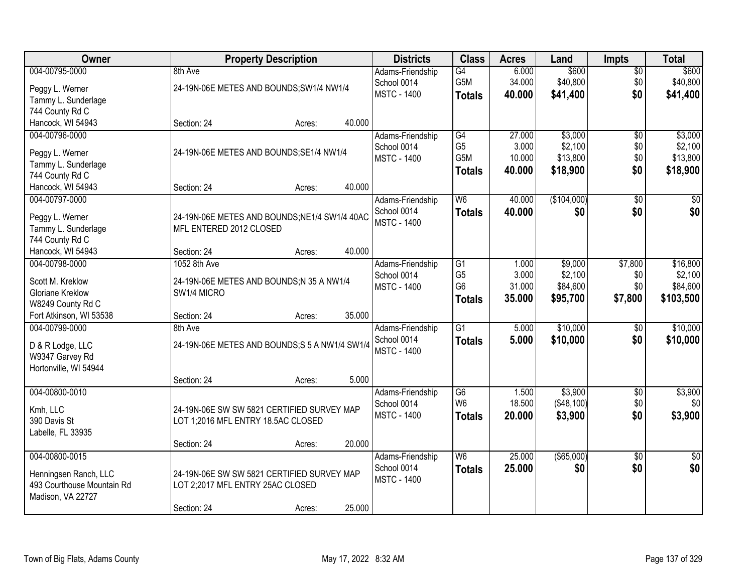| Owner | Property Description | Districts | Class | Acres | Land | Impts | Total |
|---|---|---|---|---|---|---|---|
| 004-00795-0000<br>Peggy L. Werner<br>Tammy L. Sunderlage<br>744 County Rd C<br>Hancock, WI 54943 | 8th Ave<br>24-19N-06E METES AND BOUNDS;SW1/4 NW1/4<br>Section: 24 Acres: 40.000 | Adams-Friendship<br>School 0014<br>MSTC - 1400 | G4<br>G5M<br>**Totals** | 6.000<br>34.000<br>**40.000** | $600<br>$40,800<br>**$41,400** | $0<br>$0<br>**$0** | $600<br>$40,800<br>**$41,400** |
| 004-00796-0000<br>Peggy L. Werner<br>Tammy L. Sunderlage<br>744 County Rd C<br>Hancock, WI 54943 | 24-19N-06E METES AND BOUNDS;SE1/4 NW1/4<br>Section: 24 Acres: 40.000 | Adams-Friendship<br>School 0014<br>MSTC - 1400 | G4<br>G5<br>G5M<br>**Totals** | 27.000<br>3.000<br>10.000<br>**40.000** | $3,000<br>$2,100<br>$13,800<br>**$18,900** | $0<br>$0<br>$0<br>**$0** | $3,000<br>$2,100<br>$13,800<br>**$18,900** |
| 004-00797-0000<br>Peggy L. Werner<br>Tammy L. Sunderlage<br>744 County Rd C<br>Hancock, WI 54943 | 24-19N-06E METES AND BOUNDS;NE1/4 SW1/4 40AC MFL ENTERED 2012 CLOSED<br>Section: 24 Acres: 40.000 | Adams-Friendship<br>School 0014<br>MSTC - 1400 | W6<br>**Totals** | 40.000<br>**40.000** | ($104,000)<br>**$0** | $0<br>**$0** | $0<br>**$0** |
| 004-00798-0000<br>Scott M. Kreklow<br>Gloriane Kreklow<br>W8249 County Rd C<br>Fort Atkinson, WI 53538 | 1052 8th Ave<br>24-19N-06E METES AND BOUNDS;N 35 A NW1/4 SW1/4 MICRO<br>Section: 24 Acres: 35.000 | Adams-Friendship<br>School 0014<br>MSTC - 1400 | G1<br>G5<br>G6<br>**Totals** | 1.000<br>3.000<br>31.000<br>**35.000** | $9,000<br>$2,100<br>$84,600<br>**$95,700** | $7,800<br>$0<br>$0<br>**$7,800** | $16,800<br>$2,100<br>$84,600<br>**$103,500** |
| 004-00799-0000<br>D & R Lodge, LLC<br>W9347 Garvey Rd<br>Hortonville, WI 54944 | 8th Ave<br>24-19N-06E METES AND BOUNDS;S 5 A NW1/4 SW1/4<br>Section: 24 Acres: 5.000 | Adams-Friendship<br>School 0014<br>MSTC - 1400 | G1<br>**Totals** | 5.000<br>**5.000** | $10,000<br>**$10,000** | $0<br>**$0** | $10,000<br>**$10,000** |
| 004-00800-0010<br>Kmh, LLC<br>390 Davis St<br>Labelle, FL 33935 | 24-19N-06E SW SW 5821 CERTIFIED SURVEY MAP LOT 1;2016 MFL ENTRY 18.5AC CLOSED<br>Section: 24 Acres: 20.000 | Adams-Friendship<br>School 0014<br>MSTC - 1400 | G6<br>W6<br>**Totals** | 1.500<br>18.500<br>**20.000** | $3,900<br>($48,100)<br>**$3,900** | $0<br>$0<br>**$0** | $3,900<br>$0<br>**$3,900** |
| 004-00800-0015<br>Henningsen Ranch, LLC<br>493 Courthouse Mountain Rd<br>Madison, VA 22727 | 24-19N-06E SW SW 5821 CERTIFIED SURVEY MAP LOT 2;2017 MFL ENTRY 25AC CLOSED<br>Section: 24 Acres: 25.000 | Adams-Friendship<br>School 0014<br>MSTC - 1400 | W6<br>**Totals** | 25.000<br>**25.000** | ($65,000)<br>**$0** | $0<br>**$0** | $0<br>**$0** |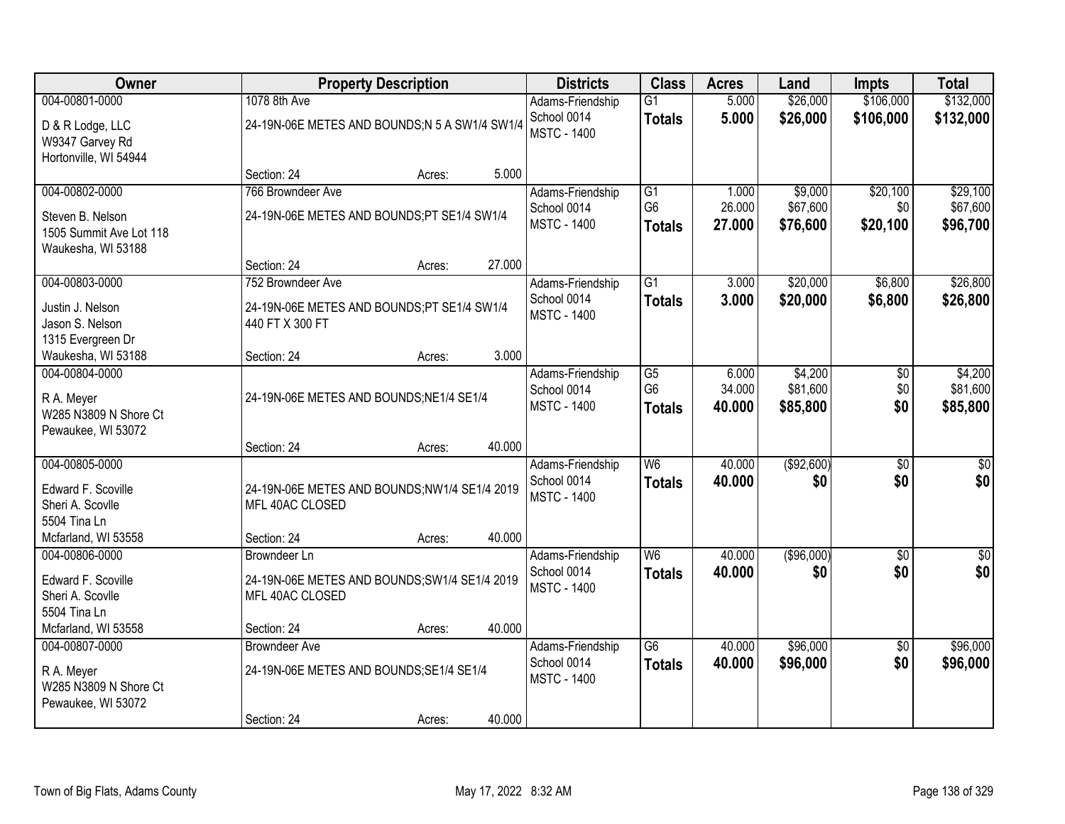| Owner | Property Description | Districts | Class | Acres | Land | Impts | Total |
|---|---|---|---|---|---|---|---|
| 004-00801-0000<br>D & R Lodge, LLC<br>W9347 Garvey Rd<br>Hortonville, WI 54944 | 1078 8th Ave<br>24-19N-06E METES AND BOUNDS;N 5 A SW1/4 SW1/4<br>Section: 24 Acres: 5.000 | Adams-Friendship School 0014<br>MSTC - 1400 | G1<br>**Totals** | 5.000<br>**5.000** | $26,000<br>**$26,000** | $106,000<br>**$106,000** | $132,000<br>**$132,000** |
| 004-00802-0000<br>Steven B. Nelson<br>1505 Summit Ave Lot 118<br>Waukesha, WI 53188 | 766 Browndeer Ave<br>24-19N-06E METES AND BOUNDS;PT SE1/4 SW1/4<br>Section: 24 Acres: 27.000 | Adams-Friendship School 0014<br>MSTC - 1400 | G1<br>G6<br>**Totals** | 1.000<br>26.000<br>**27.000** | $9,000<br>$67,600<br>**$76,600** | $20,100<br>$0<br>**$20,100** | $29,100<br>$67,600<br>**$96,700** |
| 004-00803-0000<br>Justin J. Nelson<br>Jason S. Nelson<br>1315 Evergreen Dr<br>Waukesha, WI 53188 | 752 Browndeer Ave<br>24-19N-06E METES AND BOUNDS;PT SE1/4 SW1/4 440 FT X 300 FT<br>Section: 24 Acres: 3.000 | Adams-Friendship School 0014<br>MSTC - 1400 | G1<br>**Totals** | 3.000<br>**3.000** | $20,000<br>**$20,000** | $6,800<br>**$6,800** | $26,800<br>**$26,800** |
| 004-00804-0000<br>R A. Meyer<br>W285 N3809 N Shore Ct<br>Pewaukee, WI 53072 | 24-19N-06E METES AND BOUNDS;NE1/4 SE1/4<br>Section: 24 Acres: 40.000 | Adams-Friendship School 0014<br>MSTC - 1400 | G5<br>G6<br>**Totals** | 6.000<br>34.000<br>**40.000** | $4,200<br>$81,600<br>**$85,800** | $0<br>$0<br>**$0** | $4,200<br>$81,600<br>**$85,800** |
| 004-00805-0000<br>Edward F. Scoville<br>Sheri A. Scovlle<br>5504 Tina Ln<br>Mcfarland, WI 53558 | 24-19N-06E METES AND BOUNDS;NW1/4 SE1/4 2019 MFL 40AC CLOSED<br>Section: 24 Acres: 40.000 | Adams-Friendship School 0014<br>MSTC - 1400 | W6<br>**Totals** | 40.000<br>**40.000** | ($92,600)<br>**$0** | $0<br>**$0** | $0<br>**$0** |
| 004-00806-0000<br>Edward F. Scoville<br>Sheri A. Scovlle<br>5504 Tina Ln<br>Mcfarland, WI 53558 | Browndeer Ln<br>24-19N-06E METES AND BOUNDS;SW1/4 SE1/4 2019 MFL 40AC CLOSED<br>Section: 24 Acres: 40.000 | Adams-Friendship School 0014<br>MSTC - 1400 | W6<br>**Totals** | 40.000<br>**40.000** | ($96,000)<br>**$0** | $0<br>**$0** | $0<br>**$0** |
| 004-00807-0000<br>R A. Meyer<br>W285 N3809 N Shore Ct<br>Pewaukee, WI 53072 | Browndeer Ave<br>24-19N-06E METES AND BOUNDS;SE1/4 SE1/4<br>Section: 24 Acres: 40.000 | Adams-Friendship School 0014<br>MSTC - 1400 | G6<br>**Totals** | 40.000<br>**40.000** | $96,000<br>**$96,000** | $0<br>**$0** | $96,000<br>**$96,000** |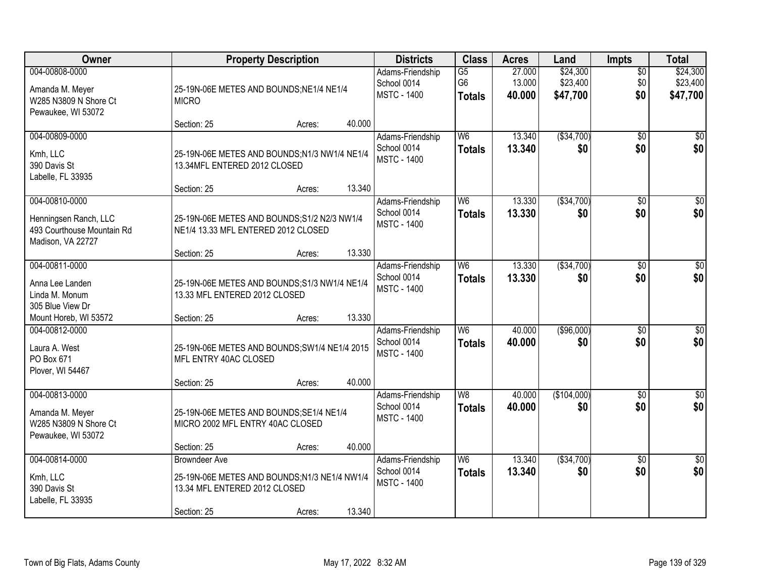| Owner | Property Description | Districts | Class | Acres | Land | Impts | Total |
|---|---|---|---|---|---|---|---|
| 004-00808-0000<br>Amanda M. Meyer<br>W285 N3809 N Shore Ct<br>Pewaukee, WI 53072 | 25-19N-06E METES AND BOUNDS;NE1/4 NE1/4 MICRO<br>Section: 25 Acres: 40.000 | Adams-Friendship<br>School 0014<br>MSTC - 1400 | G5<br>G6<br>**Totals** | 27.000<br>13.000<br>**40.000** | $24,300<br>$23,400<br>**$47,700** | $0<br>$0<br>**$0** | $24,300<br>$23,400<br>**$47,700** |
| 004-00809-0000<br>Kmh, LLC<br>390 Davis St<br>Labelle, FL 33935 | 25-19N-06E METES AND BOUNDS;N1/3 NW1/4 NE1/4 13.34MFL ENTERED 2012 CLOSED<br>Section: 25 Acres: 13.340 | Adams-Friendship<br>School 0014<br>MSTC - 1400 | W6<br>**Totals** | 13.340<br>**13.340** | ($34,700)<br>**$0** | $0<br>**$0** | $0<br>**$0** |
| 004-00810-0000<br>Henningsen Ranch, LLC<br>493 Courthouse Mountain Rd<br>Madison, VA 22727 | 25-19N-06E METES AND BOUNDS;S1/2 N2/3 NW1/4 NE1/4 13.33 MFL ENTERED 2012 CLOSED<br>Section: 25 Acres: 13.330 | Adams-Friendship<br>School 0014<br>MSTC - 1400 | W6<br>**Totals** | 13.330<br>**13.330** | ($34,700)<br>**$0** | $0<br>**$0** | $0<br>**$0** |
| 004-00811-0000<br>Anna Lee Landen<br>Linda M. Monum<br>305 Blue View Dr<br>Mount Horeb, WI 53572 | 25-19N-06E METES AND BOUNDS;S1/3 NW1/4 NE1/4 13.33 MFL ENTERED 2012 CLOSED<br>Section: 25 Acres: 13.330 | Adams-Friendship<br>School 0014<br>MSTC - 1400 | W6<br>**Totals** | 13.330<br>**13.330** | ($34,700)<br>**$0** | $0<br>**$0** | $0<br>**$0** |
| 004-00812-0000<br>Laura A. West<br>PO Box 671<br>Plover, WI 54467 | 25-19N-06E METES AND BOUNDS;SW1/4 NE1/4 2015 MFL ENTRY 40AC CLOSED<br>Section: 25 Acres: 40.000 | Adams-Friendship<br>School 0014<br>MSTC - 1400 | W6<br>**Totals** | 40.000<br>**40.000** | ($96,000)<br>**$0** | $0<br>**$0** | $0<br>**$0** |
| 004-00813-0000<br>Amanda M. Meyer<br>W285 N3809 N Shore Ct<br>Pewaukee, WI 53072 | 25-19N-06E METES AND BOUNDS;SE1/4 NE1/4 MICRO 2002 MFL ENTRY 40AC CLOSED<br>Section: 25 Acres: 40.000 | Adams-Friendship<br>School 0014<br>MSTC - 1400 | W8<br>**Totals** | 40.000<br>**40.000** | ($104,000)<br>**$0** | $0<br>**$0** | $0<br>**$0** |
| 004-00814-0000<br>Kmh, LLC<br>390 Davis St<br>Labelle, FL 33935 | Browndeer Ave<br>25-19N-06E METES AND BOUNDS;N1/3 NE1/4 NW1/4 13.34 MFL ENTERED 2012 CLOSED<br>Section: 25 Acres: 13.340 | Adams-Friendship<br>School 0014<br>MSTC - 1400 | W6<br>**Totals** | 13.340<br>**13.340** | ($34,700)<br>**$0** | $0<br>**$0** | $0<br>**$0** |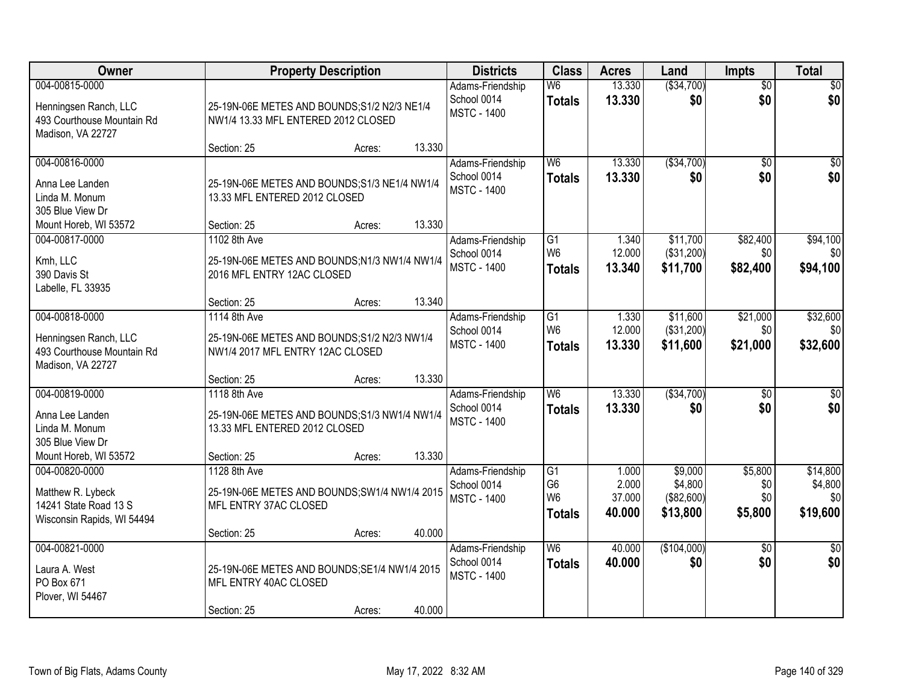| Owner | Property Description | Districts | Class | Acres | Land | Impts | Total |
|---|---|---|---|---|---|---|---|
| 004-00815-0000<br>Henningsen Ranch, LLC<br>493 Courthouse Mountain Rd<br>Madison, VA 22727 | 25-19N-06E METES AND BOUNDS;S1/2 N2/3 NE1/4 NW1/4 13.33 MFL ENTERED 2012 CLOSED<br>Section: 25 Acres: 13.330 | Adams-Friendship<br>School 0014<br>MSTC - 1400 | W6<br>**Totals** | 13.330<br>**13.330** | ($34,700)<br>**$0** | $0<br>**$0** | $0<br>**$0** |
| 004-00816-0000<br>Anna Lee Landen<br>Linda M. Monum<br>305 Blue View Dr<br>Mount Horeb, WI 53572 | 25-19N-06E METES AND BOUNDS;S1/3 NE1/4 NW1/4 13.33 MFL ENTERED 2012 CLOSED<br>Section: 25 Acres: 13.330 | Adams-Friendship<br>School 0014<br>MSTC - 1400 | W6<br>**Totals** | 13.330<br>**13.330** | ($34,700)<br>**$0** | $0<br>**$0** | $0<br>**$0** |
| 004-00817-0000<br>Kmh, LLC<br>390 Davis St<br>Labelle, FL 33935 | 1102 8th Ave<br>25-19N-06E METES AND BOUNDS;N1/3 NW1/4 NW1/4 2016 MFL ENTRY 12AC CLOSED<br>Section: 25 Acres: 13.340 | Adams-Friendship<br>School 0014<br>MSTC - 1400 | G1<br>W6<br>**Totals** | 1.340<br>12.000<br>**13.340** | $11,700<br>($31,200)<br>**$11,700** | $82,400<br>$0<br>**$82,400** | $94,100<br>$0<br>**$94,100** |
| 004-00818-0000<br>Henningsen Ranch, LLC<br>493 Courthouse Mountain Rd<br>Madison, VA 22727 | 1114 8th Ave<br>25-19N-06E METES AND BOUNDS;S1/2 N2/3 NW1/4 NW1/4 2017 MFL ENTRY 12AC CLOSED<br>Section: 25 Acres: 13.330 | Adams-Friendship<br>School 0014<br>MSTC - 1400 | G1<br>W6<br>**Totals** | 1.330<br>12.000<br>**13.330** | $11,600<br>($31,200)<br>**$11,600** | $21,000<br>$0<br>**$21,000** | $32,600<br>$0<br>**$32,600** |
| 004-00819-0000<br>Anna Lee Landen<br>Linda M. Monum<br>305 Blue View Dr<br>Mount Horeb, WI 53572 | 1118 8th Ave<br>25-19N-06E METES AND BOUNDS;S1/3 NW1/4 NW1/4 13.33 MFL ENTERED 2012 CLOSED<br>Section: 25 Acres: 13.330 | Adams-Friendship<br>School 0014<br>MSTC - 1400 | W6<br>**Totals** | 13.330<br>**13.330** | ($34,700)<br>**$0** | $0<br>**$0** | $0<br>**$0** |
| 004-00820-0000<br>Matthew R. Lybeck<br>14241 State Road 13 S<br>Wisconsin Rapids, WI 54494 | 1128 8th Ave<br>25-19N-06E METES AND BOUNDS;SW1/4 NW1/4 2015 MFL ENTRY 37AC CLOSED<br>Section: 25 Acres: 40.000 | Adams-Friendship<br>School 0014<br>MSTC - 1400 | G1<br>G6<br>W6<br>**Totals** | 1.000<br>2.000<br>37.000<br>**40.000** | $9,000<br>$4,800<br>($82,600)<br>**$13,800** | $5,800<br>$0<br>$0<br>**$5,800** | $14,800<br>$4,800<br>$0<br>**$19,600** |
| 004-00821-0000<br>Laura A. West<br>PO Box 671<br>Plover, WI 54467 | 25-19N-06E METES AND BOUNDS;SE1/4 NW1/4 2015 MFL ENTRY 40AC CLOSED<br>Section: 25 Acres: 40.000 | Adams-Friendship<br>School 0014<br>MSTC - 1400 | W6<br>**Totals** | 40.000<br>**40.000** | ($104,000)<br>**$0** | $0<br>**$0** | $0<br>**$0** |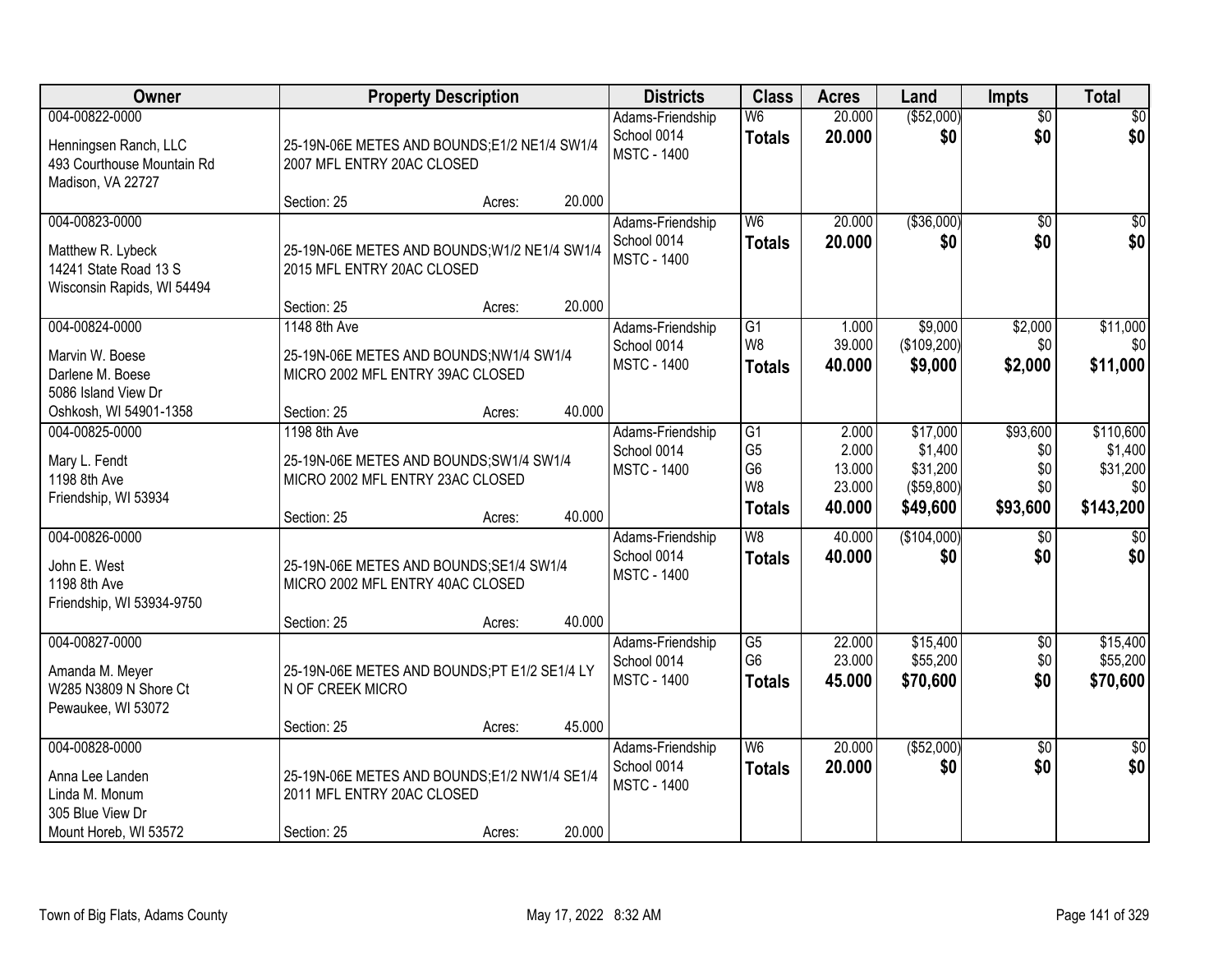| Owner | Property Description | Districts | Class | Acres | Land | Impts | Total |
|---|---|---|---|---|---|---|---|
| 004-00822-0000<br>Henningsen Ranch, LLC<br>493 Courthouse Mountain Rd<br>Madison, VA 22727 | 25-19N-06E METES AND BOUNDS;E1/2 NE1/4 SW1/4<br>2007 MFL ENTRY 20AC CLOSED<br>Section: 25 Acres: 20.000 | Adams-Friendship<br>School 0014<br>MSTC - 1400 | W6<br>**Totals** | 20.000<br>**20.000** | ($52,000)<br>**$0** | $0<br>**$0** | $0<br>**$0** |
| 004-00823-0000<br>Matthew R. Lybeck<br>14241 State Road 13 S<br>Wisconsin Rapids, WI 54494 | 25-19N-06E METES AND BOUNDS;W1/2 NE1/4 SW1/4<br>2015 MFL ENTRY 20AC CLOSED<br>Section: 25 Acres: 20.000 | Adams-Friendship<br>School 0014<br>MSTC - 1400 | W6<br>**Totals** | 20.000<br>**20.000** | ($36,000)<br>**$0** | $0<br>**$0** | $0<br>**$0** |
| 004-00824-0000<br>Marvin W. Boese<br>Darlene M. Boese<br>5086 Island View Dr<br>Oshkosh, WI 54901-1358 | 1148 8th Ave<br>25-19N-06E METES AND BOUNDS;NW1/4 SW1/4<br>MICRO 2002 MFL ENTRY 39AC CLOSED<br>Section: 25 Acres: 40.000 | Adams-Friendship<br>School 0014<br>MSTC - 1400 | G1<br>W8<br>**Totals** | 1.000<br>39.000<br>**40.000** | $9,000<br>($109,200)<br>**$9,000** | $2,000<br>$0<br>**$2,000** | $11,000<br>$0<br>**$11,000** |
| 004-00825-0000<br>Mary L. Fendt<br>1198 8th Ave<br>Friendship, WI 53934 | 1198 8th Ave<br>25-19N-06E METES AND BOUNDS;SW1/4 SW1/4<br>MICRO 2002 MFL ENTRY 23AC CLOSED<br>Section: 25 Acres: 40.000 | Adams-Friendship<br>School 0014<br>MSTC - 1400 | G1<br>G5<br>G6<br>W8<br>**Totals** | 2.000<br>2.000<br>13.000<br>23.000<br>**40.000** | $17,000<br>$1,400<br>$31,200<br>($59,800)<br>**$49,600** | $93,600<br>$0<br>$0<br>$0<br>**$93,600** | $110,600<br>$1,400<br>$31,200<br>$0<br>**$143,200** |
| 004-00826-0000<br>John E. West<br>1198 8th Ave<br>Friendship, WI 53934-9750 | 25-19N-06E METES AND BOUNDS;SE1/4 SW1/4<br>MICRO 2002 MFL ENTRY 40AC CLOSED<br>Section: 25 Acres: 40.000 | Adams-Friendship<br>School 0014<br>MSTC - 1400 | W8<br>**Totals** | 40.000<br>**40.000** | ($104,000)<br>**$0** | $0<br>**$0** | $0<br>**$0** |
| 004-00827-0000<br>Amanda M. Meyer<br>W285 N3809 N Shore Ct<br>Pewaukee, WI 53072 | 25-19N-06E METES AND BOUNDS;PT E1/2 SE1/4 LY<br>N OF CREEK MICRO<br>Section: 25 Acres: 45.000 | Adams-Friendship<br>School 0014<br>MSTC - 1400 | G5<br>G6<br>**Totals** | 22.000<br>23.000<br>**45.000** | $15,400<br>$55,200<br>**$70,600** | $0<br>$0<br>**$0** | $15,400<br>$55,200<br>**$70,600** |
| 004-00828-0000<br>Anna Lee Landen<br>Linda M. Monum<br>305 Blue View Dr<br>Mount Horeb, WI 53572 | 25-19N-06E METES AND BOUNDS;E1/2 NW1/4 SE1/4<br>2011 MFL ENTRY 20AC CLOSED<br>Section: 25 Acres: 20.000 | Adams-Friendship<br>School 0014<br>MSTC - 1400 | W6<br>**Totals** | 20.000<br>**20.000** | ($52,000)<br>**$0** | $0<br>**$0** | $0<br>**$0** |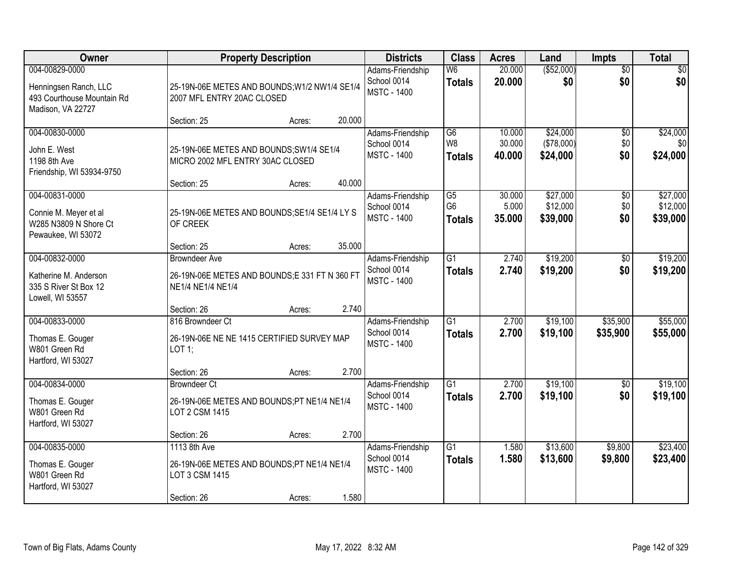| Owner | Property Description | Districts | Class | Acres | Land | Impts | Total |
|---|---|---|---|---|---|---|---|
| 004-00829-0000<br>Henningsen Ranch, LLC<br>493 Courthouse Mountain Rd<br>Madison, VA 22727 | 25-19N-06E METES AND BOUNDS;W1/2 NW1/4 SE1/4 2007 MFL ENTRY 20AC CLOSED<br>Section: 25 Acres: 20.000 | Adams-Friendship<br>School 0014<br>MSTC - 1400 | W6<br>**Totals** | 20.000<br>**20.000** | ($52,000)<br>**$0** | $0<br>**$0** | $0<br>**$0** |
| 004-00830-0000<br>John E. West<br>1198 8th Ave<br>Friendship, WI 53934-9750 | 25-19N-06E METES AND BOUNDS;SW1/4 SE1/4 MICRO 2002 MFL ENTRY 30AC CLOSED<br>Section: 25 Acres: 40.000 | Adams-Friendship<br>School 0014<br>MSTC - 1400 | G6<br>W8<br>**Totals** | 10.000<br>30.000<br>**40.000** | $24,000<br>($78,000)<br>**$24,000** | $0<br>$0<br>**$0** | $24,000<br>$0<br>**$24,000** |
| 004-00831-0000<br>Connie M. Meyer et al<br>W285 N3809 N Shore Ct<br>Pewaukee, WI 53072 | 25-19N-06E METES AND BOUNDS;SE1/4 SE1/4 LY S OF CREEK<br>Section: 25 Acres: 35.000 | Adams-Friendship<br>School 0014<br>MSTC - 1400 | G5<br>G6<br>**Totals** | 30.000<br>5.000<br>**35.000** | $27,000<br>$12,000<br>**$39,000** | $0<br>$0<br>**$0** | $27,000<br>$12,000<br>**$39,000** |
| 004-00832-0000<br>Katherine M. Anderson<br>335 S River St Box 12<br>Lowell, WI 53557 | Browndeer Ave<br>26-19N-06E METES AND BOUNDS;E 331 FT N 360 FT NE1/4 NE1/4 NE1/4<br>Section: 26 Acres: 2.740 | Adams-Friendship<br>School 0014<br>MSTC - 1400 | G1<br>**Totals** | 2.740<br>**2.740** | $19,200<br>**$19,200** | $0<br>**$0** | $19,200<br>**$19,200** |
| 004-00833-0000<br>Thomas E. Gouger<br>W801 Green Rd<br>Hartford, WI 53027 | 816 Browndeer Ct<br>26-19N-06E NE NE 1415 CERTIFIED SURVEY MAP LOT 1;<br>Section: 26 Acres: 2.700 | Adams-Friendship<br>School 0014<br>MSTC - 1400 | G1<br>**Totals** | 2.700<br>**2.700** | $19,100<br>**$19,100** | $35,900<br>**$35,900** | $55,000<br>**$55,000** |
| 004-00834-0000<br>Thomas E. Gouger<br>W801 Green Rd<br>Hartford, WI 53027 | Browndeer Ct<br>26-19N-06E METES AND BOUNDS;PT NE1/4 NE1/4 LOT 2 CSM 1415<br>Section: 26 Acres: 2.700 | Adams-Friendship<br>School 0014<br>MSTC - 1400 | G1<br>**Totals** | 2.700<br>**2.700** | $19,100<br>**$19,100** | $0<br>**$0** | $19,100<br>**$19,100** |
| 004-00835-0000<br>Thomas E. Gouger<br>W801 Green Rd<br>Hartford, WI 53027 | 1113 8th Ave<br>26-19N-06E METES AND BOUNDS;PT NE1/4 NE1/4 LOT 3 CSM 1415<br>Section: 26 Acres: 1.580 | Adams-Friendship<br>School 0014<br>MSTC - 1400 | G1<br>**Totals** | 1.580<br>**1.580** | $13,600<br>**$13,600** | $9,800<br>**$9,800** | $23,400<br>**$23,400** |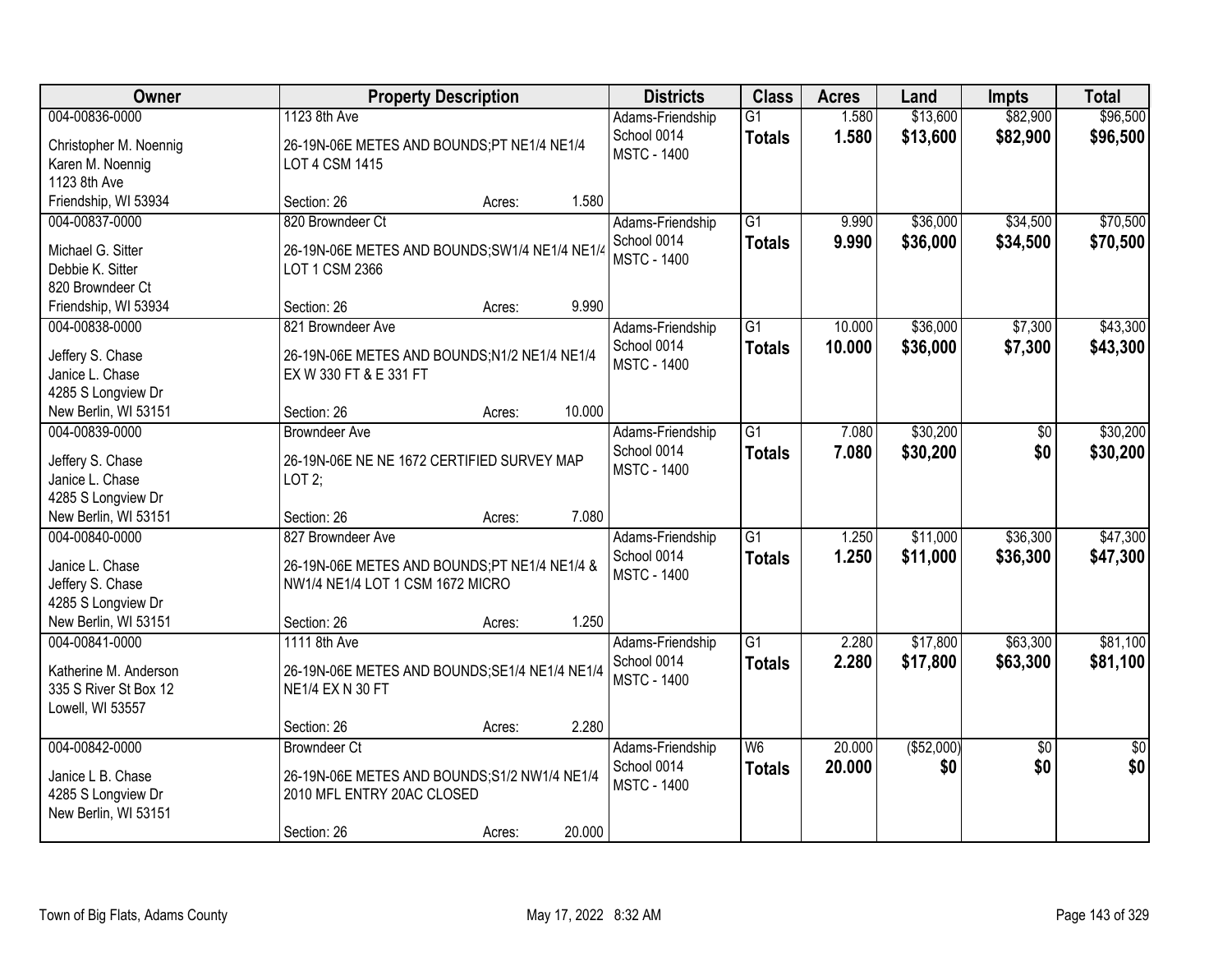| Owner | Property Description | Districts | Class | Acres | Land | Impts | Total |
|---|---|---|---|---|---|---|---|
| 004-00836-0000<br>Christopher M. Noennig<br>Karen M. Noennig<br>1123 8th Ave<br>Friendship, WI 53934 | 1123 8th Ave<br>26-19N-06E METES AND BOUNDS;PT NE1/4 NE1/4 LOT 4 CSM 1415<br>Section: 26 Acres: 1.580 | Adams-Friendship<br>School 0014<br>MSTC - 1400 | G1<br>**Totals** | 1.580<br>**1.580** | $13,600<br>**$13,600** | $82,900<br>**$82,900** | $96,500<br>**$96,500** |
| 004-00837-0000<br>Michael G. Sitter<br>Debbie K. Sitter<br>820 Browndeer Ct<br>Friendship, WI 53934 | 820 Browndeer Ct<br>26-19N-06E METES AND BOUNDS;SW1/4 NE1/4 NE1/4 LOT 1 CSM 2366<br>Section: 26 Acres: 9.990 | Adams-Friendship<br>School 0014<br>MSTC - 1400 | G1<br>**Totals** | 9.990<br>**9.990** | $36,000<br>**$36,000** | $34,500<br>**$34,500** | $70,500<br>**$70,500** |
| 004-00838-0000<br>Jeffery S. Chase<br>Janice L. Chase<br>4285 S Longview Dr<br>New Berlin, WI 53151 | 821 Browndeer Ave<br>26-19N-06E METES AND BOUNDS;N1/2 NE1/4 NE1/4 EX W 330 FT & E 331 FT<br>Section: 26 Acres: 10.000 | Adams-Friendship<br>School 0014<br>MSTC - 1400 | G1<br>**Totals** | 10.000<br>**10.000** | $36,000<br>**$36,000** | $7,300<br>**$7,300** | $43,300<br>**$43,300** |
| 004-00839-0000<br>Jeffery S. Chase<br>Janice L. Chase<br>4285 S Longview Dr<br>New Berlin, WI 53151 | Browndeer Ave<br>26-19N-06E NE NE 1672 CERTIFIED SURVEY MAP LOT 2;<br>Section: 26 Acres: 7.080 | Adams-Friendship<br>School 0014<br>MSTC - 1400 | G1<br>**Totals** | 7.080<br>**7.080** | $30,200<br>**$30,200** | $0<br>**$0** | $30,200<br>**$30,200** |
| 004-00840-0000<br>Janice L. Chase<br>Jeffery S. Chase<br>4285 S Longview Dr<br>New Berlin, WI 53151 | 827 Browndeer Ave<br>26-19N-06E METES AND BOUNDS;PT NE1/4 NE1/4 & NW1/4 NE1/4 LOT 1 CSM 1672 MICRO<br>Section: 26 Acres: 1.250 | Adams-Friendship<br>School 0014<br>MSTC - 1400 | G1<br>**Totals** | 1.250<br>**1.250** | $11,000<br>**$11,000** | $36,300<br>**$36,300** | $47,300<br>**$47,300** |
| 004-00841-0000<br>Katherine M. Anderson<br>335 S River St Box 12<br>Lowell, WI 53557 | 1111 8th Ave<br>26-19N-06E METES AND BOUNDS;SE1/4 NE1/4 NE1/4 NE1/4 EX N 30 FT<br>Section: 26 Acres: 2.280 | Adams-Friendship<br>School 0014<br>MSTC - 1400 | G1<br>**Totals** | 2.280<br>**2.280** | $17,800<br>**$17,800** | $63,300<br>**$63,300** | $81,100<br>**$81,100** |
| 004-00842-0000<br>Janice L B. Chase<br>4285 S Longview Dr<br>New Berlin, WI 53151 | Browndeer Ct<br>26-19N-06E METES AND BOUNDS;S1/2 NW1/4 NE1/4 2010 MFL ENTRY 20AC CLOSED<br>Section: 26 Acres: 20.000 | Adams-Friendship<br>School 0014<br>MSTC - 1400 | W6<br>**Totals** | 20.000<br>**20.000** | ($52,000)<br>**$0** | $0<br>**$0** | $0<br>**$0** |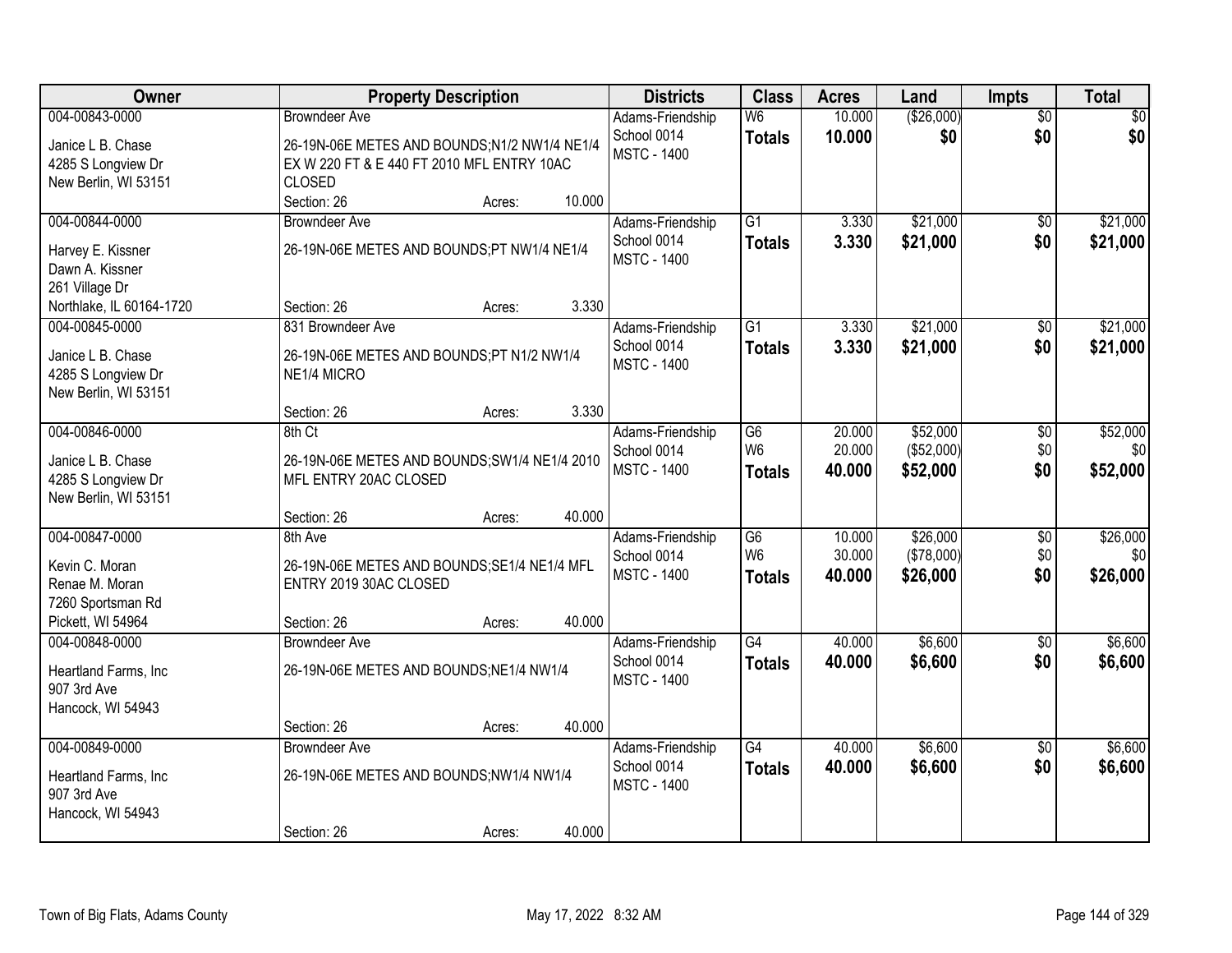| Owner | Property Description | Districts | Class | Acres | Land | Impts | Total |
|---|---|---|---|---|---|---|---|
| 004-00843-0000<br><br>Janice L B. Chase<br>4285 S Longview Dr<br>New Berlin, WI 53151 | Browndeer Ave<br><br>26-19N-06E METES AND BOUNDS;N1/2 NW1/4 NE1/4 EX W 220 FT & E 440 FT 2010 MFL ENTRY 10AC CLOSED<br>Section: 26 Acres: 10.000 | Adams-Friendship School 0014<br>MSTC - 1400 | W6<br>**Totals** | 10.000<br>**10.000** | ($26,000)<br>**$0** | $0<br>**$0** | $0<br>**$0** |
| 004-00844-0000<br><br>Harvey E. Kissner<br>Dawn A. Kissner<br>261 Village Dr<br>Northlake, IL 60164-1720 | Browndeer Ave<br><br>26-19N-06E METES AND BOUNDS;PT NW1/4 NE1/4<br><br>Section: 26 Acres: 3.330 | Adams-Friendship School 0014<br>MSTC - 1400 | G1<br>**Totals** | 3.330<br>**3.330** | $21,000<br>**$21,000** | $0<br>**$0** | $21,000<br>**$21,000** |
| 004-00845-0000<br><br>Janice L B. Chase<br>4285 S Longview Dr<br>New Berlin, WI 53151 | 831 Browndeer Ave<br><br>26-19N-06E METES AND BOUNDS;PT N1/2 NW1/4 NE1/4 MICRO<br><br>Section: 26 Acres: 3.330 | Adams-Friendship School 0014<br>MSTC - 1400 | G1<br>**Totals** | 3.330<br>**3.330** | $21,000<br>**$21,000** | $0<br>**$0** | $21,000<br>**$21,000** |
| 004-00846-0000<br><br>Janice L B. Chase<br>4285 S Longview Dr<br>New Berlin, WI 53151 | 8th Ct<br><br>26-19N-06E METES AND BOUNDS;SW1/4 NE1/4 2010 MFL ENTRY 20AC CLOSED<br><br>Section: 26 Acres: 40.000 | Adams-Friendship School 0014<br>MSTC - 1400 | G6<br>W6<br>**Totals** | 20.000<br>20.000<br>**40.000** | $52,000<br>($52,000)<br>**$52,000** | $0<br>$0<br>**$0** | $52,000<br>$0<br>**$52,000** |
| 004-00847-0000<br><br>Kevin C. Moran<br>Renae M. Moran<br>7260 Sportsman Rd<br>Pickett, WI 54964 | 8th Ave<br><br>26-19N-06E METES AND BOUNDS;SE1/4 NE1/4 MFL ENTRY 2019 30AC CLOSED<br><br>Section: 26 Acres: 40.000 | Adams-Friendship School 0014<br>MSTC - 1400 | G6<br>W6<br>**Totals** | 10.000<br>30.000<br>**40.000** | $26,000<br>($78,000)<br>**$26,000** | $0<br>$0<br>**$0** | $26,000<br>$0<br>**$26,000** |
| 004-00848-0000<br><br>Heartland Farms, Inc<br>907 3rd Ave<br>Hancock, WI 54943 | Browndeer Ave<br><br>26-19N-06E METES AND BOUNDS;NE1/4 NW1/4<br><br>Section: 26 Acres: 40.000 | Adams-Friendship School 0014<br>MSTC - 1400 | G4<br>**Totals** | 40.000<br>**40.000** | $6,600<br>**$6,600** | $0<br>**$0** | $6,600<br>**$6,600** |
| 004-00849-0000<br><br>Heartland Farms, Inc<br>907 3rd Ave<br>Hancock, WI 54943 | Browndeer Ave<br><br>26-19N-06E METES AND BOUNDS;NW1/4 NW1/4<br><br>Section: 26 Acres: 40.000 | Adams-Friendship School 0014<br>MSTC - 1400 | G4<br>**Totals** | 40.000<br>**40.000** | $6,600<br>**$6,600** | $0<br>**$0** | $6,600<br>**$6,600** |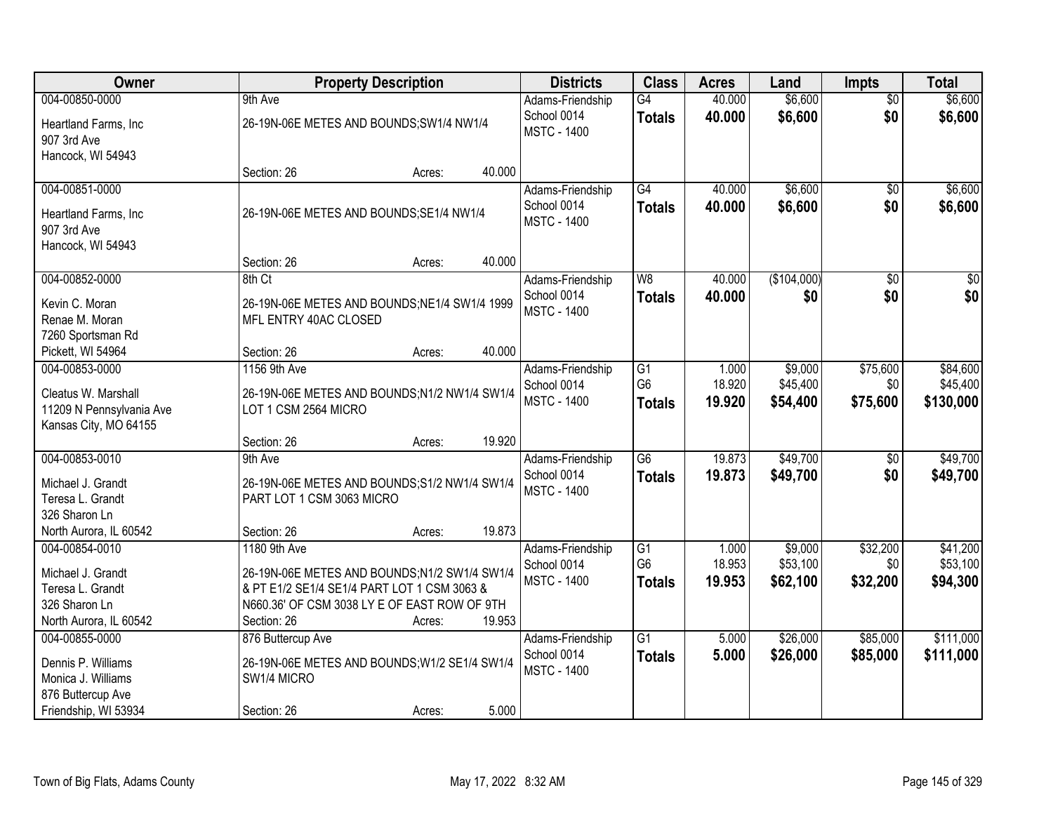| Owner | Property Description | Districts | Class | Acres | Land | Impts | Total |
|---|---|---|---|---|---|---|---|
| 004-00850-0000<br>Heartland Farms, Inc<br>907 3rd Ave<br>Hancock, WI 54943 | 9th Ave<br>26-19N-06E METES AND BOUNDS;SW1/4 NW1/4<br>Section: 26 Acres: 40.000 | Adams-Friendship School 0014<br>MSTC - 1400 | G4<br>**Totals** | 40.000<br>**40.000** | $6,600<br>**$6,600** | $0<br>**$0** | $6,600<br>**$6,600** |
| 004-00851-0000<br>Heartland Farms, Inc<br>907 3rd Ave<br>Hancock, WI 54943 | 26-19N-06E METES AND BOUNDS;SE1/4 NW1/4<br>Section: 26 Acres: 40.000 | Adams-Friendship School 0014<br>MSTC - 1400 | G4<br>**Totals** | 40.000<br>**40.000** | $6,600<br>**$6,600** | $0<br>**$0** | $6,600<br>**$6,600** |
| 004-00852-0000<br>Kevin C. Moran<br>Renae M. Moran<br>7260 Sportsman Rd<br>Pickett, WI 54964 | 8th Ct<br>26-19N-06E METES AND BOUNDS;NE1/4 SW1/4 1999 MFL ENTRY 40AC CLOSED<br>Section: 26 Acres: 40.000 | Adams-Friendship School 0014<br>MSTC - 1400 | W8<br>**Totals** | 40.000<br>**40.000** | ($104,000)<br>**$0** | $0<br>**$0** | $0<br>**$0** |
| 004-00853-0000<br>Cleatus W. Marshall<br>11209 N Pennsylvania Ave<br>Kansas City, MO 64155 | 1156 9th Ave<br>26-19N-06E METES AND BOUNDS;N1/2 NW1/4 SW1/4 LOT 1 CSM 2564 MICRO<br>Section: 26 Acres: 19.920 | Adams-Friendship School 0014<br>MSTC - 1400 | G1<br>G6<br>**Totals** | 1.000<br>18.920<br>**19.920** | $9,000<br>$45,400<br>**$54,400** | $75,600<br>$0<br>**$75,600** | $84,600<br>$45,400<br>**$130,000** |
| 004-00853-0010<br>Michael J. Grandt<br>Teresa L. Grandt<br>326 Sharon Ln<br>North Aurora, IL 60542 | 9th Ave<br>26-19N-06E METES AND BOUNDS;S1/2 NW1/4 SW1/4 PART LOT 1 CSM 3063 MICRO<br>Section: 26 Acres: 19.873 | Adams-Friendship School 0014<br>MSTC - 1400 | G6<br>**Totals** | 19.873<br>**19.873** | $49,700<br>**$49,700** | $0<br>**$0** | $49,700<br>**$49,700** |
| 004-00854-0010<br>Michael J. Grandt<br>Teresa L. Grandt<br>326 Sharon Ln<br>North Aurora, IL 60542 | 1180 9th Ave<br>26-19N-06E METES AND BOUNDS;N1/2 SW1/4 SW1/4 & PT E1/2 SE1/4 SE1/4 PART LOT 1 CSM 3063 & N660.36' OF CSM 3038 LY E OF EAST ROW OF 9TH<br>Section: 26 Acres: 19.953 | Adams-Friendship School 0014<br>MSTC - 1400 | G1<br>G6<br>**Totals** | 1.000<br>18.953<br>**19.953** | $9,000<br>$53,100<br>**$62,100** | $32,200<br>$0<br>**$32,200** | $41,200<br>$53,100<br>**$94,300** |
| 004-00855-0000<br>Dennis P. Williams<br>Monica J. Williams<br>876 Buttercup Ave<br>Friendship, WI 53934 | 876 Buttercup Ave<br>26-19N-06E METES AND BOUNDS;W1/2 SE1/4 SW1/4 SW1/4 MICRO<br>Section: 26 Acres: 5.000 | Adams-Friendship School 0014<br>MSTC - 1400 | G1<br>**Totals** | 5.000<br>**5.000** | $26,000<br>**$26,000** | $85,000<br>**$85,000** | $111,000<br>**$111,000** |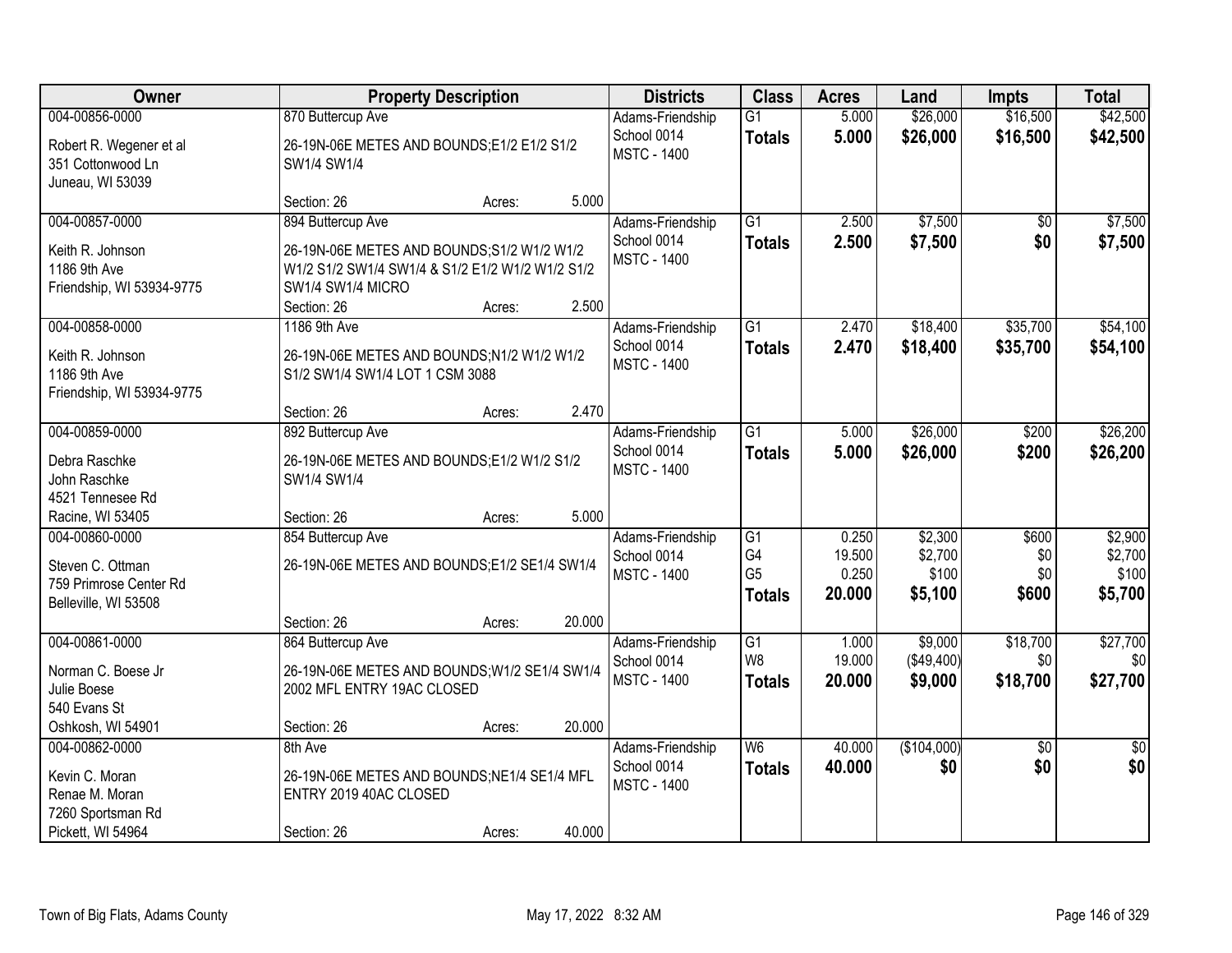| Owner | Property Description | Districts | Class | Acres | Land | Impts | Total |
|---|---|---|---|---|---|---|---|
| 004-00856-0000<br>Robert R. Wegener et al<br>351 Cottonwood Ln<br>Juneau, WI 53039 | 870 Buttercup Ave<br>26-19N-06E METES AND BOUNDS;E1/2 E1/2 S1/2 SW1/4 SW1/4<br>Section: 26 Acres: 5.000 | Adams-Friendship School 0014<br>MSTC - 1400 | G1<br>**Totals** | 5.000<br>**5.000** | $26,000<br>**$26,000** | $16,500<br>**$16,500** | $42,500<br>**$42,500** |
| 004-00857-0000<br>Keith R. Johnson<br>1186 9th Ave<br>Friendship, WI 53934-9775 | 894 Buttercup Ave<br>26-19N-06E METES AND BOUNDS;S1/2 W1/2 W1/2 W1/2 S1/2 SW1/4 SW1/4 & S1/2 E1/2 W1/2 W1/2 S1/2 SW1/4 SW1/4 MICRO<br>Section: 26 Acres: 2.500 | Adams-Friendship School 0014<br>MSTC - 1400 | G1<br>**Totals** | 2.500<br>**2.500** | $7,500<br>**$7,500** | $0<br>**$0** | $7,500<br>**$7,500** |
| 004-00858-0000<br>Keith R. Johnson<br>1186 9th Ave<br>Friendship, WI 53934-9775 | 1186 9th Ave<br>26-19N-06E METES AND BOUNDS;N1/2 W1/2 W1/2 S1/2 SW1/4 SW1/4 LOT 1 CSM 3088<br>Section: 26 Acres: 2.470 | Adams-Friendship School 0014<br>MSTC - 1400 | G1<br>**Totals** | 2.470<br>**2.470** | $18,400<br>**$18,400** | $35,700<br>**$35,700** | $54,100<br>**$54,100** |
| 004-00859-0000<br>Debra Raschke<br>John Raschke<br>4521 Tennesee Rd<br>Racine, WI 53405 | 892 Buttercup Ave<br>26-19N-06E METES AND BOUNDS;E1/2 W1/2 S1/2 SW1/4 SW1/4<br>Section: 26 Acres: 5.000 | Adams-Friendship School 0014<br>MSTC - 1400 | G1<br>**Totals** | 5.000<br>**5.000** | $26,000<br>**$26,000** | $200<br>**$200** | $26,200<br>**$26,200** |
| 004-00860-0000<br>Steven C. Ottman<br>759 Primrose Center Rd<br>Belleville, WI 53508 | 854 Buttercup Ave<br>26-19N-06E METES AND BOUNDS;E1/2 SE1/4 SW1/4<br>Section: 26 Acres: 20.000 | Adams-Friendship School 0014<br>MSTC - 1400 | G1<br>G4<br>G5<br>**Totals** | 0.250<br>19.500<br>0.250<br>**20.000** | $2,300<br>$2,700<br>$100<br>**$5,100** | $600<br>$0<br>$0<br>**$600** | $2,900<br>$2,700<br>$100<br>**$5,700** |
| 004-00861-0000<br>Norman C. Boese Jr<br>Julie Boese<br>540 Evans St<br>Oshkosh, WI 54901 | 864 Buttercup Ave<br>26-19N-06E METES AND BOUNDS;W1/2 SE1/4 SW1/4 2002 MFL ENTRY 19AC CLOSED<br>Section: 26 Acres: 20.000 | Adams-Friendship School 0014<br>MSTC - 1400 | G1<br>W8<br>**Totals** | 1.000<br>19.000<br>**20.000** | $9,000<br>($49,400)<br>**$9,000** | $18,700<br>$0<br>**$18,700** | $27,700<br>$0<br>**$27,700** |
| 004-00862-0000<br>Kevin C. Moran<br>Renae M. Moran<br>7260 Sportsman Rd<br>Pickett, WI 54964 | 8th Ave<br>26-19N-06E METES AND BOUNDS;NE1/4 SE1/4 MFL ENTRY 2019 40AC CLOSED<br>Section: 26 Acres: 40.000 | Adams-Friendship School 0014<br>MSTC - 1400 | W6<br>**Totals** | 40.000<br>**40.000** | ($104,000)<br>**$0** | $0<br>**$0** | $0<br>**$0** |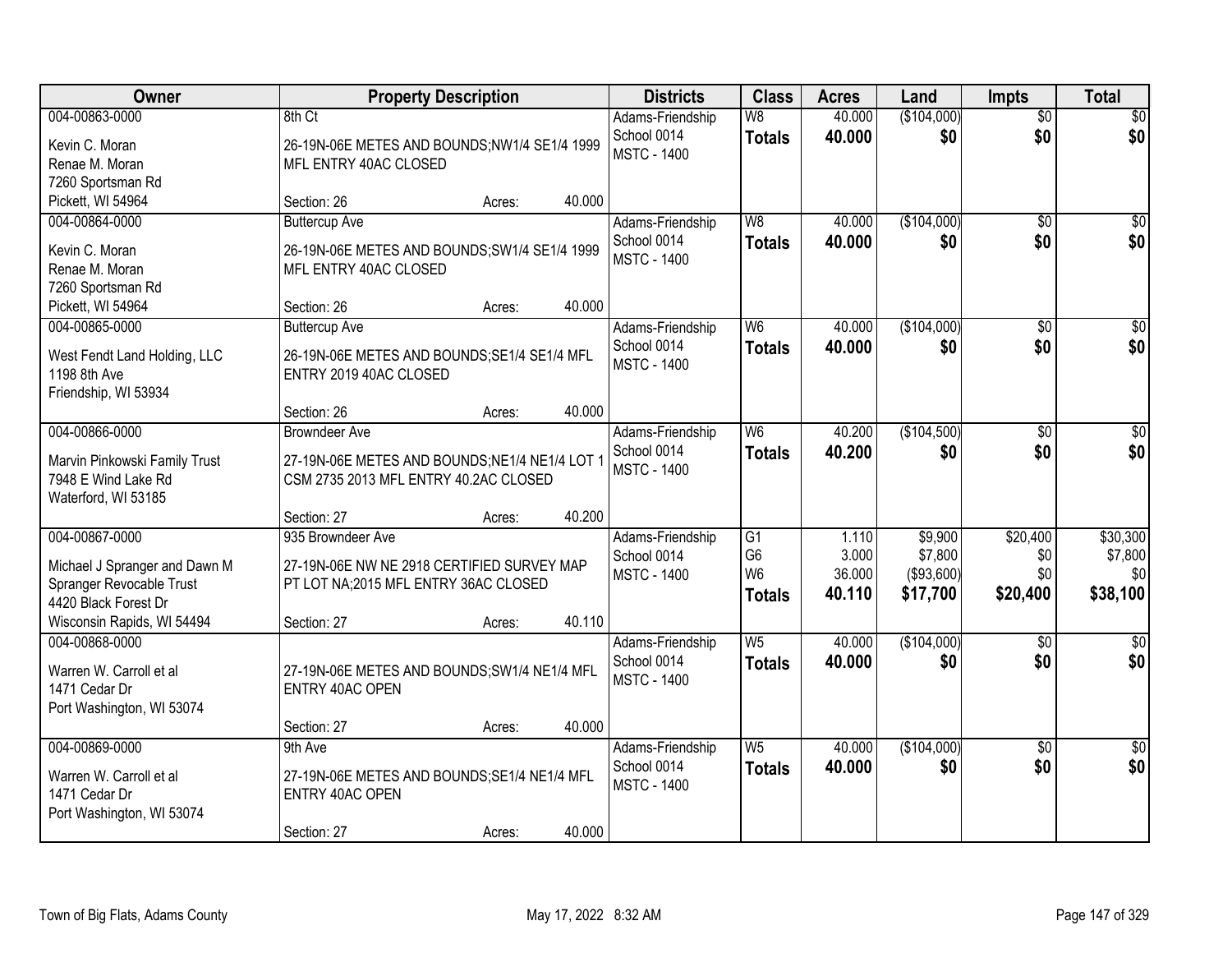| Owner | Property Description | Districts | Class | Acres | Land | Impts | Total |
|---|---|---|---|---|---|---|---|
| 004-00863-0000<br>Kevin C. Moran<br>Renae M. Moran<br>7260 Sportsman Rd<br>Pickett, WI 54964 | 8th Ct<br>26-19N-06E METES AND BOUNDS;NW1/4 SE1/4 1999 MFL ENTRY 40AC CLOSED<br>Section: 26 Acres: 40.000 | Adams-Friendship School 0014<br>MSTC - 1400 | W8<br>**Totals** | 40.000<br>**40.000** | ($104,000)<br>**$0** | $0<br>**$0** | $0<br>**$0** |
| 004-00864-0000<br>Kevin C. Moran<br>Renae M. Moran<br>7260 Sportsman Rd<br>Pickett, WI 54964 | Buttercup Ave<br>26-19N-06E METES AND BOUNDS;SW1/4 SE1/4 1999 MFL ENTRY 40AC CLOSED<br>Section: 26 Acres: 40.000 | Adams-Friendship School 0014<br>MSTC - 1400 | W8<br>**Totals** | 40.000<br>**40.000** | ($104,000)<br>**$0** | $0<br>**$0** | $0<br>**$0** |
| 004-00865-0000<br>West Fendt Land Holding, LLC<br>1198 8th Ave<br>Friendship, WI 53934 | Buttercup Ave<br>26-19N-06E METES AND BOUNDS;SE1/4 SE1/4 MFL ENTRY 2019 40AC CLOSED<br>Section: 26 Acres: 40.000 | Adams-Friendship School 0014<br>MSTC - 1400 | W6<br>**Totals** | 40.000<br>**40.000** | ($104,000)<br>**$0** | $0<br>**$0** | $0<br>**$0** |
| 004-00866-0000<br>Marvin Pinkowski Family Trust<br>7948 E Wind Lake Rd<br>Waterford, WI 53185 | Browndeer Ave<br>27-19N-06E METES AND BOUNDS;NE1/4 NE1/4 LOT 1 CSM 2735 2013 MFL ENTRY 40.2AC CLOSED<br>Section: 27 Acres: 40.200 | Adams-Friendship School 0014<br>MSTC - 1400 | W6<br>**Totals** | 40.200<br>**40.200** | ($104,500)<br>**$0** | $0<br>**$0** | $0<br>**$0** |
| 004-00867-0000<br>Michael J Spranger and Dawn M Spranger Revocable Trust<br>4420 Black Forest Dr<br>Wisconsin Rapids, WI 54494 | 935 Browndeer Ave<br>27-19N-06E NW NE 2918 CERTIFIED SURVEY MAP PT LOT NA;2015 MFL ENTRY 36AC CLOSED<br>Section: 27 Acres: 40.110 | Adams-Friendship School 0014<br>MSTC - 1400 | G1<br>G6<br>W6<br>**Totals** | 1.110<br>3.000<br>36.000<br>**40.110** | $9,900<br>$7,800<br>($93,600)<br>**$17,700** | $20,400<br>$0<br>$0<br>**$20,400** | $30,300<br>$7,800<br>$0<br>**$38,100** |
| 004-00868-0000<br>Warren W. Carroll et al<br>1471 Cedar Dr<br>Port Washington, WI 53074 | 27-19N-06E METES AND BOUNDS;SW1/4 NE1/4 MFL ENTRY 40AC OPEN<br>Section: 27 Acres: 40.000 | Adams-Friendship School 0014<br>MSTC - 1400 | W5<br>**Totals** | 40.000<br>**40.000** | ($104,000)<br>**$0** | $0<br>**$0** | $0<br>**$0** |
| 004-00869-0000<br>Warren W. Carroll et al<br>1471 Cedar Dr<br>Port Washington, WI 53074 | 9th Ave<br>27-19N-06E METES AND BOUNDS;SE1/4 NE1/4 MFL ENTRY 40AC OPEN<br>Section: 27 Acres: 40.000 | Adams-Friendship School 0014<br>MSTC - 1400 | W5<br>**Totals** | 40.000<br>**40.000** | ($104,000)<br>**$0** | $0<br>**$0** | $0<br>**$0** |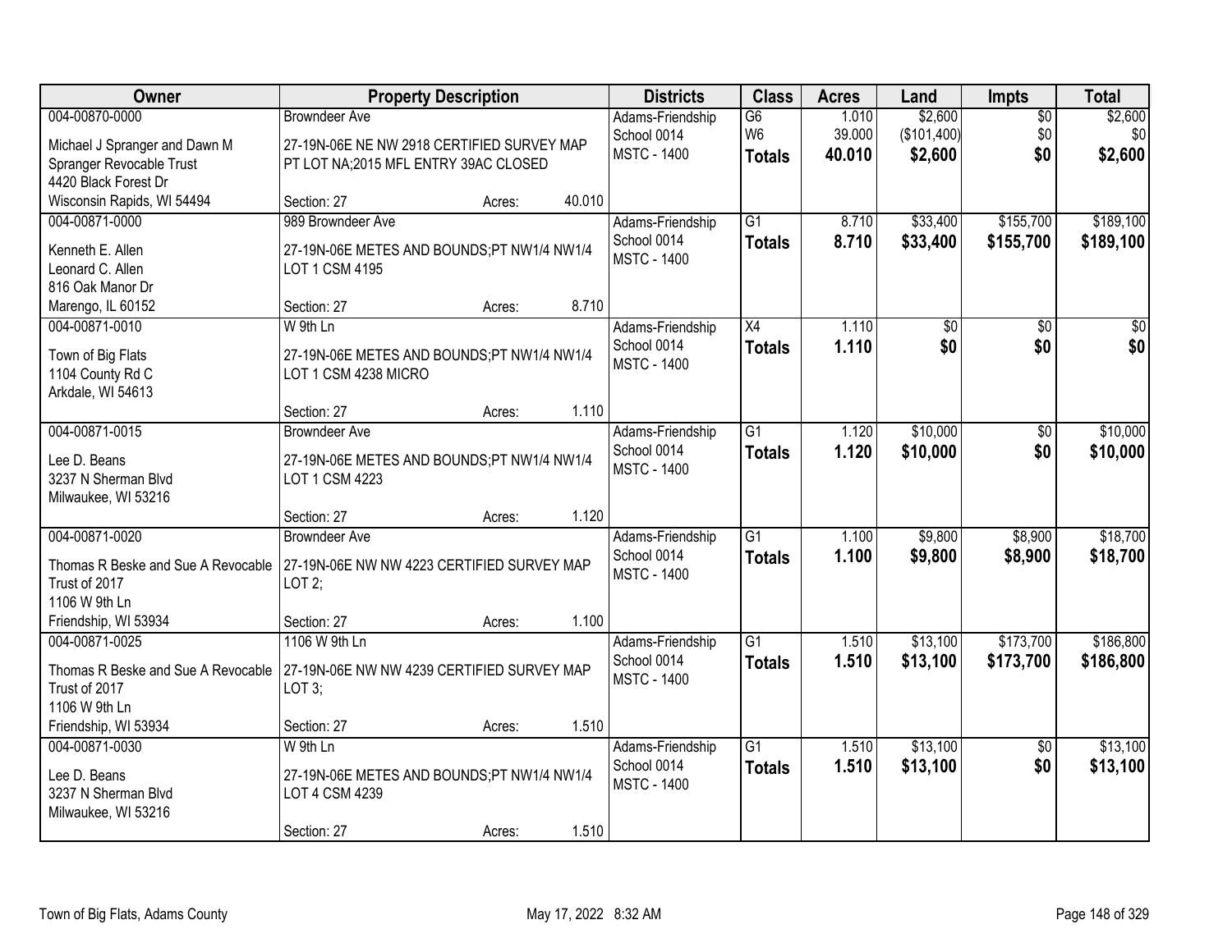| Owner | Property Description | Districts | Class | Acres | Land | Impts | Total |
|---|---|---|---|---|---|---|---|
| 004-00870-0000<br>Michael J Spranger and Dawn M Spranger Revocable Trust<br>4420 Black Forest Dr<br>Wisconsin Rapids, WI 54494 | Browndeer Ave<br>27-19N-06E NE NW 2918 CERTIFIED SURVEY MAP PT LOT NA;2015 MFL ENTRY 39AC CLOSED<br>Section: 27 Acres: 40.010 | Adams-Friendship School 0014<br>MSTC - 1400 | G6<br>W6<br>**Totals** | 1.010<br>39.000<br>**40.010** | $2,600<br>($101,400)<br>**$2,600** | $0<br>$0<br>**$0** | $2,600<br>$0<br>**$2,600** |
| 004-00871-0000<br>Kenneth E. Allen<br>Leonard C. Allen<br>816 Oak Manor Dr<br>Marengo, IL 60152 | 989 Browndeer Ave<br>27-19N-06E METES AND BOUNDS;PT NW1/4 NW1/4 LOT 1 CSM 4195<br>Section: 27 Acres: 8.710 | Adams-Friendship School 0014<br>MSTC - 1400 | G1<br>**Totals** | 8.710<br>**8.710** | $33,400<br>**$33,400** | $155,700<br>**$155,700** | $189,100<br>**$189,100** |
| 004-00871-0010<br>Town of Big Flats<br>1104 County Rd C<br>Arkdale, WI 54613 | W 9th Ln<br>27-19N-06E METES AND BOUNDS;PT NW1/4 NW1/4 LOT 1 CSM 4238 MICRO<br>Section: 27 Acres: 1.110 | Adams-Friendship School 0014<br>MSTC - 1400 | X4<br>**Totals** | 1.110<br>**1.110** | $0<br>**$0** | $0<br>**$0** | $0<br>**$0** |
| 004-00871-0015<br>Lee D. Beans<br>3237 N Sherman Blvd<br>Milwaukee, WI 53216 | Browndeer Ave<br>27-19N-06E METES AND BOUNDS;PT NW1/4 NW1/4 LOT 1 CSM 4223<br>Section: 27 Acres: 1.120 | Adams-Friendship School 0014<br>MSTC - 1400 | G1<br>**Totals** | 1.120<br>**1.120** | $10,000<br>**$10,000** | $0<br>**$0** | $10,000<br>**$10,000** |
| 004-00871-0020<br>Thomas R Beske and Sue A Revocable Trust of 2017<br>1106 W 9th Ln<br>Friendship, WI 53934 | Browndeer Ave<br>27-19N-06E NW NW 4223 CERTIFIED SURVEY MAP LOT 2;<br>Section: 27 Acres: 1.100 | Adams-Friendship School 0014<br>MSTC - 1400 | G1<br>**Totals** | 1.100<br>**1.100** | $9,800<br>**$9,800** | $8,900<br>**$8,900** | $18,700<br>**$18,700** |
| 004-00871-0025<br>Thomas R Beske and Sue A Revocable Trust of 2017<br>1106 W 9th Ln<br>Friendship, WI 53934 | 1106 W 9th Ln<br>27-19N-06E NW NW 4239 CERTIFIED SURVEY MAP LOT 3;<br>Section: 27 Acres: 1.510 | Adams-Friendship School 0014<br>MSTC - 1400 | G1<br>**Totals** | 1.510<br>**1.510** | $13,100<br>**$13,100** | $173,700<br>**$173,700** | $186,800<br>**$186,800** |
| 004-00871-0030<br>Lee D. Beans<br>3237 N Sherman Blvd<br>Milwaukee, WI 53216 | W 9th Ln<br>27-19N-06E METES AND BOUNDS;PT NW1/4 NW1/4 LOT 4 CSM 4239<br>Section: 27 Acres: 1.510 | Adams-Friendship School 0014<br>MSTC - 1400 | G1<br>**Totals** | 1.510<br>**1.510** | $13,100<br>**$13,100** | $0<br>**$0** | $13,100<br>**$13,100** |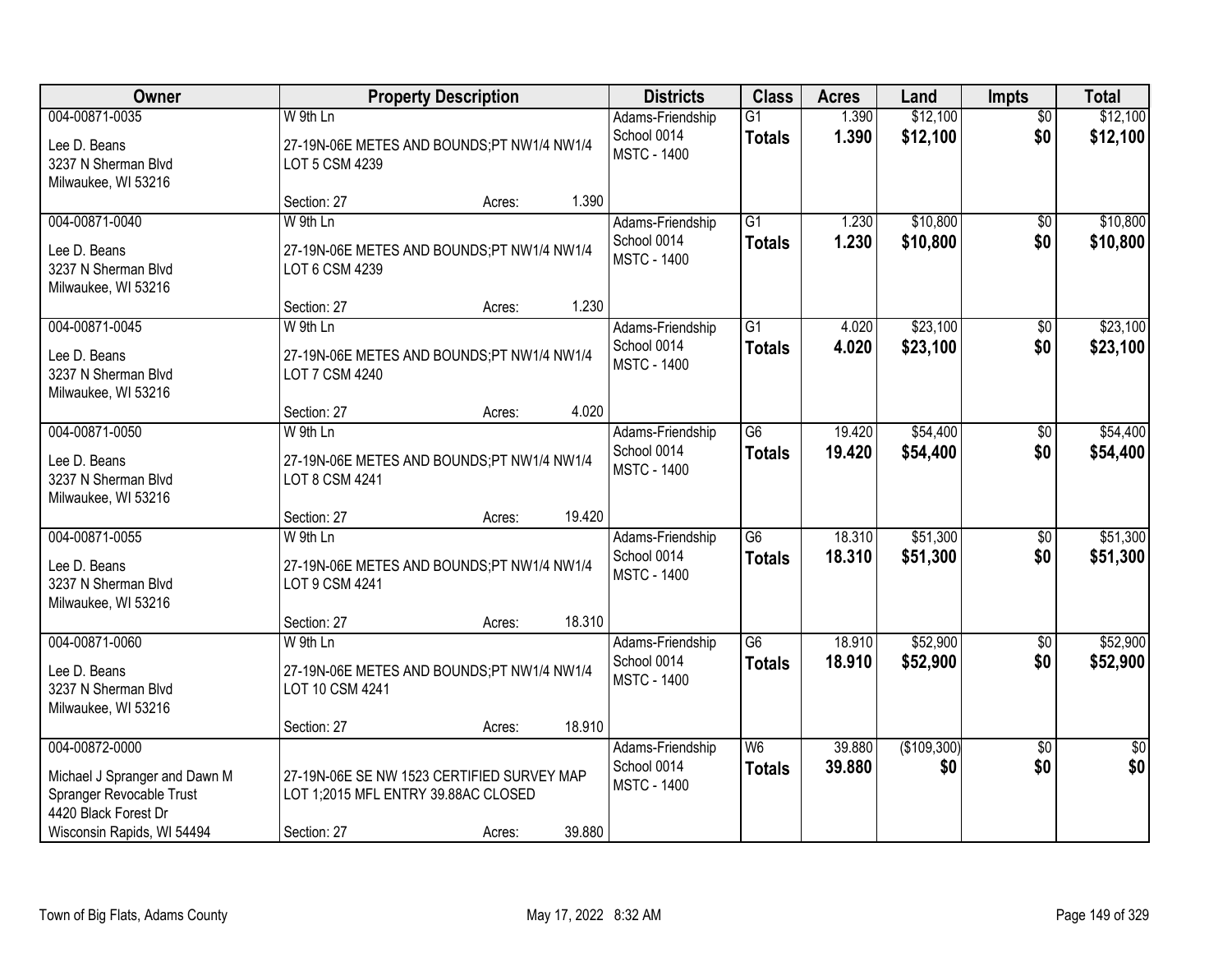| Owner | Property Description | Districts | Class | Acres | Land | Impts | Total |
|---|---|---|---|---|---|---|---|
| 004-00871-0035<br>Lee D. Beans<br>3237 N Sherman Blvd<br>Milwaukee, WI 53216 | W 9th Ln<br>27-19N-06E METES AND BOUNDS;PT NW1/4 NW1/4 LOT 5 CSM 4239<br>Section: 27 Acres: 1.390 | Adams-Friendship School 0014<br>MSTC - 1400 | G1<br>**Totals** | 1.390<br>**1.390** | $12,100<br>**$12,100** | $0<br>**$0** | $12,100<br>**$12,100** |
| 004-00871-0040<br>Lee D. Beans<br>3237 N Sherman Blvd<br>Milwaukee, WI 53216 | W 9th Ln<br>27-19N-06E METES AND BOUNDS;PT NW1/4 NW1/4 LOT 6 CSM 4239<br>Section: 27 Acres: 1.230 | Adams-Friendship School 0014<br>MSTC - 1400 | G1<br>**Totals** | 1.230<br>**1.230** | $10,800<br>**$10,800** | $0<br>**$0** | $10,800<br>**$10,800** |
| 004-00871-0045<br>Lee D. Beans<br>3237 N Sherman Blvd<br>Milwaukee, WI 53216 | W 9th Ln<br>27-19N-06E METES AND BOUNDS;PT NW1/4 NW1/4 LOT 7 CSM 4240<br>Section: 27 Acres: 4.020 | Adams-Friendship School 0014<br>MSTC - 1400 | G1<br>**Totals** | 4.020<br>**4.020** | $23,100<br>**$23,100** | $0<br>**$0** | $23,100<br>**$23,100** |
| 004-00871-0050<br>Lee D. Beans<br>3237 N Sherman Blvd<br>Milwaukee, WI 53216 | W 9th Ln<br>27-19N-06E METES AND BOUNDS;PT NW1/4 NW1/4 LOT 8 CSM 4241<br>Section: 27 Acres: 19.420 | Adams-Friendship School 0014<br>MSTC - 1400 | G6<br>**Totals** | 19.420<br>**19.420** | $54,400<br>**$54,400** | $0<br>**$0** | $54,400<br>**$54,400** |
| 004-00871-0055<br>Lee D. Beans<br>3237 N Sherman Blvd<br>Milwaukee, WI 53216 | W 9th Ln<br>27-19N-06E METES AND BOUNDS;PT NW1/4 NW1/4 LOT 9 CSM 4241<br>Section: 27 Acres: 18.310 | Adams-Friendship School 0014<br>MSTC - 1400 | G6<br>**Totals** | 18.310<br>**18.310** | $51,300<br>**$51,300** | $0<br>**$0** | $51,300<br>**$51,300** |
| 004-00871-0060<br>Lee D. Beans<br>3237 N Sherman Blvd<br>Milwaukee, WI 53216 | W 9th Ln<br>27-19N-06E METES AND BOUNDS;PT NW1/4 NW1/4 LOT 10 CSM 4241<br>Section: 27 Acres: 18.910 | Adams-Friendship School 0014<br>MSTC - 1400 | G6<br>**Totals** | 18.910<br>**18.910** | $52,900<br>**$52,900** | $0<br>**$0** | $52,900<br>**$52,900** |
| 004-00872-0000<br>Michael J Spranger and Dawn M Spranger Revocable Trust<br>4420 Black Forest Dr<br>Wisconsin Rapids, WI 54494 | 27-19N-06E SE NW 1523 CERTIFIED SURVEY MAP LOT 1;2015 MFL ENTRY 39.88AC CLOSED<br>Section: 27 Acres: 39.880 | Adams-Friendship School 0014<br>MSTC - 1400 | W6<br>**Totals** | 39.880<br>**39.880** | ($109,300)<br>**$0** | $0<br>**$0** | $0<br>**$0** |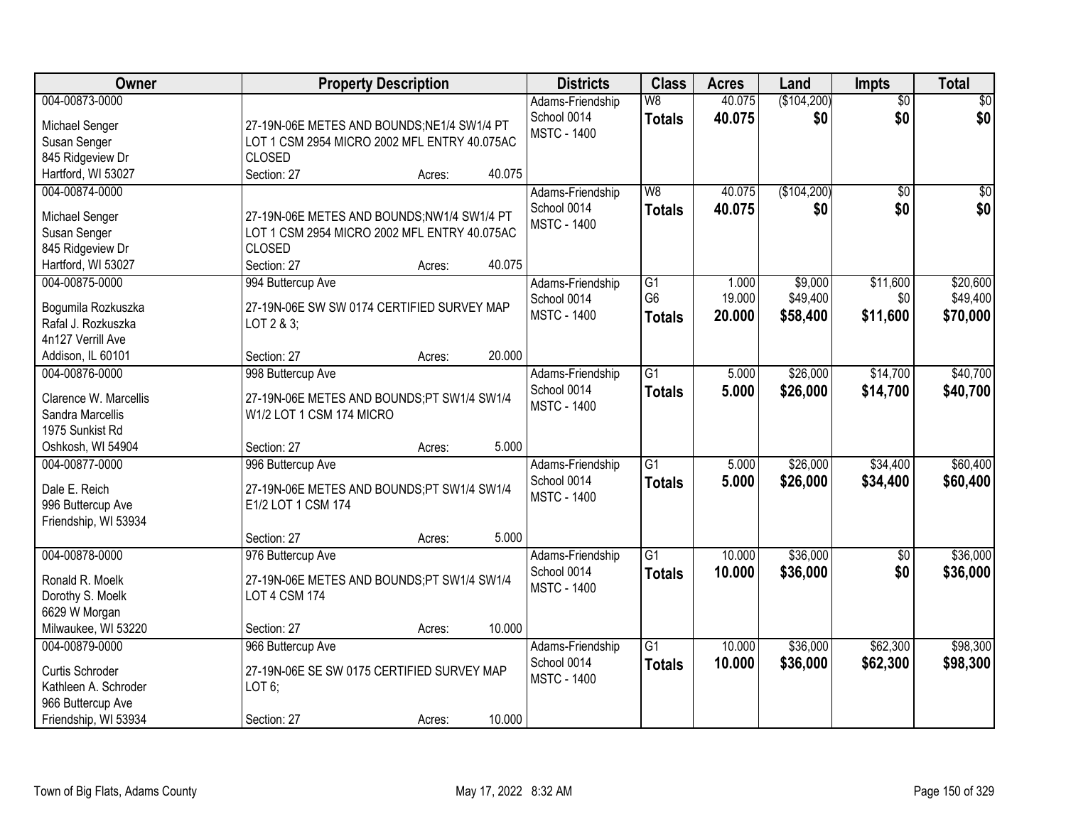| Owner | Property Description | Districts | Class | Acres | Land | Impts | Total |
|---|---|---|---|---|---|---|---|
| 004-00873-0000<br><br>Michael Senger<br>Susan Senger<br>845 Ridgeview Dr<br>Hartford, WI 53027 | 27-19N-06E METES AND BOUNDS;NE1/4 SW1/4 PT LOT 1 CSM 2954 MICRO 2002 MFL ENTRY 40.075AC CLOSED<br>Section: 27 Acres: 40.075 | Adams-Friendship School 0014<br>MSTC - 1400 | W8<br>**Totals** | 40.075<br>**40.075** | ($104,200)<br>**$0** | $0<br>**$0** | $0<br>**$0** |
| 004-00874-0000<br><br>Michael Senger<br>Susan Senger<br>845 Ridgeview Dr<br>Hartford, WI 53027 | 27-19N-06E METES AND BOUNDS;NW1/4 SW1/4 PT LOT 1 CSM 2954 MICRO 2002 MFL ENTRY 40.075AC CLOSED<br>Section: 27 Acres: 40.075 | Adams-Friendship School 0014<br>MSTC - 1400 | W8<br>**Totals** | 40.075<br>**40.075** | ($104,200)<br>**$0** | $0<br>**$0** | $0<br>**$0** |
| 004-00875-0000<br><br>Bogumila Rozkuszka<br>Rafal J. Rozkuszka<br>4n127 Verrill Ave<br>Addison, IL 60101 | 994 Buttercup Ave<br>27-19N-06E SW SW 0174 CERTIFIED SURVEY MAP LOT 2 & 3;<br>Section: 27 Acres: 20.000 | Adams-Friendship School 0014<br>MSTC - 1400 | G1<br>G6<br>**Totals** | 1.000<br>19.000<br>**20.000** | $9,000<br>$49,400<br>**$58,400** | $11,600<br>$0<br>**$11,600** | $20,600<br>$49,400<br>**$70,000** |
| 004-00876-0000<br><br>Clarence W. Marcellis<br>Sandra Marcellis<br>1975 Sunkist Rd<br>Oshkosh, WI 54904 | 998 Buttercup Ave<br>27-19N-06E METES AND BOUNDS;PT SW1/4 SW1/4 W1/2 LOT 1 CSM 174 MICRO<br>Section: 27 Acres: 5.000 | Adams-Friendship School 0014<br>MSTC - 1400 | G1<br>**Totals** | 5.000<br>**5.000** | $26,000<br>**$26,000** | $14,700<br>**$14,700** | $40,700<br>**$40,700** |
| 004-00877-0000<br><br>Dale E. Reich<br>996 Buttercup Ave<br>Friendship, WI 53934 | 996 Buttercup Ave<br>27-19N-06E METES AND BOUNDS;PT SW1/4 SW1/4 E1/2 LOT 1 CSM 174<br>Section: 27 Acres: 5.000 | Adams-Friendship School 0014<br>MSTC - 1400 | G1<br>**Totals** | 5.000<br>**5.000** | $26,000<br>**$26,000** | $34,400<br>**$34,400** | $60,400<br>**$60,400** |
| 004-00878-0000<br><br>Ronald R. Moelk<br>Dorothy S. Moelk<br>6629 W Morgan<br>Milwaukee, WI 53220 | 976 Buttercup Ave<br>27-19N-06E METES AND BOUNDS;PT SW1/4 SW1/4 LOT 4 CSM 174<br>Section: 27 Acres: 10.000 | Adams-Friendship School 0014<br>MSTC - 1400 | G1<br>**Totals** | 10.000<br>**10.000** | $36,000<br>**$36,000** | $0<br>**$0** | $36,000<br>**$36,000** |
| 004-00879-0000<br><br>Curtis Schroder<br>Kathleen A. Schroder<br>966 Buttercup Ave<br>Friendship, WI 53934 | 966 Buttercup Ave<br>27-19N-06E SE SW 0175 CERTIFIED SURVEY MAP LOT 6;<br>Section: 27 Acres: 10.000 | Adams-Friendship School 0014<br>MSTC - 1400 | G1<br>**Totals** | 10.000<br>**10.000** | $36,000<br>**$36,000** | $62,300<br>**$62,300** | $98,300<br>**$98,300** |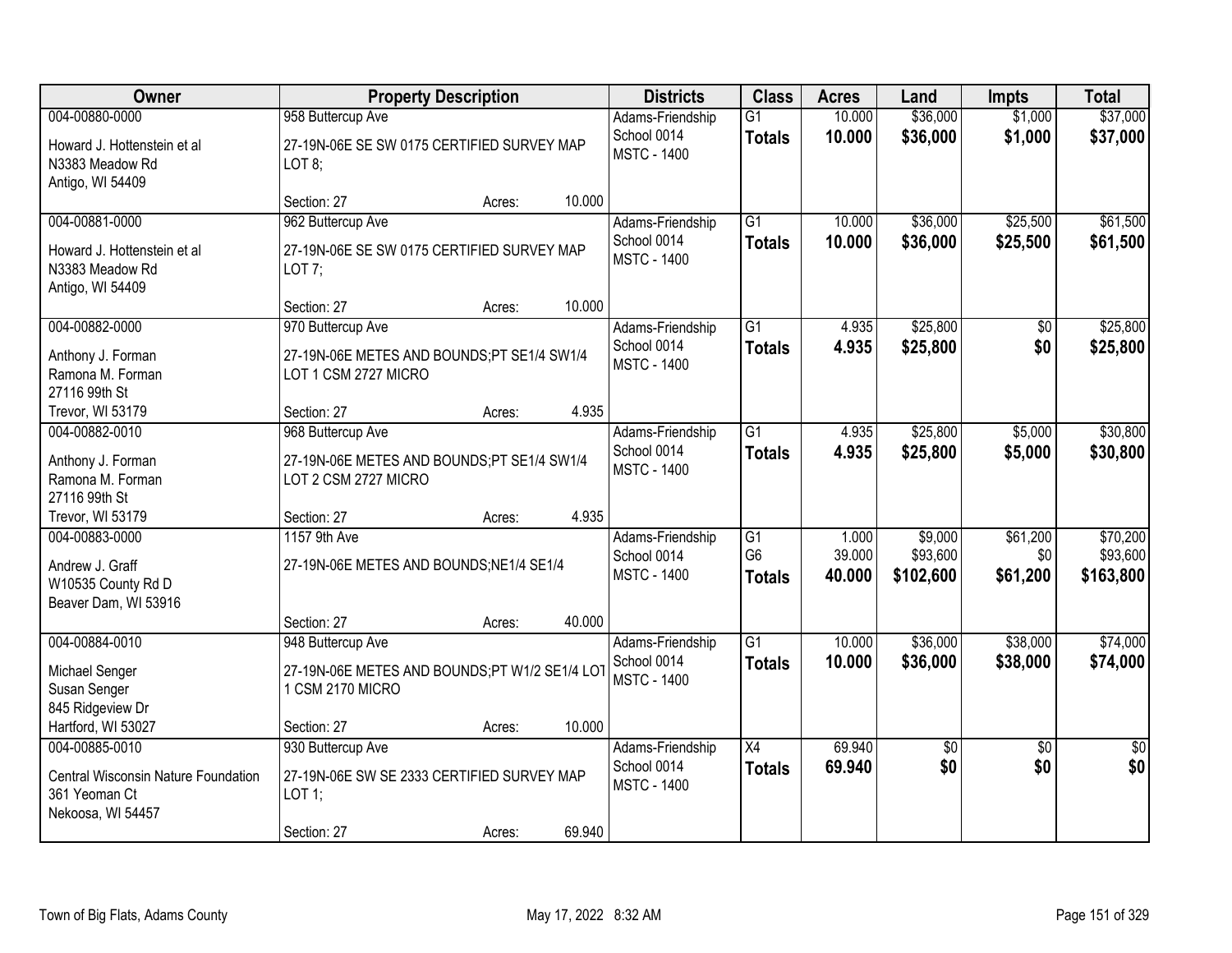| Owner | Property Description | Districts | Class | Acres | Land | Impts | Total |
|---|---|---|---|---|---|---|---|
| 004-00880-0000<br>Howard J. Hottenstein et al<br>N3383 Meadow Rd<br>Antigo, WI 54409 | 958 Buttercup Ave<br>27-19N-06E SE SW 0175 CERTIFIED SURVEY MAP LOT 8;<br>Section: 27 Acres: 10.000 | Adams-Friendship School 0014<br>MSTC - 1400 | G1<br>**Totals** | 10.000<br>**10.000** | $36,000<br>**$36,000** | $1,000<br>**$1,000** | $37,000<br>**$37,000** |
| 004-00881-0000<br>Howard J. Hottenstein et al<br>N3383 Meadow Rd<br>Antigo, WI 54409 | 962 Buttercup Ave<br>27-19N-06E SE SW 0175 CERTIFIED SURVEY MAP LOT 7;<br>Section: 27 Acres: 10.000 | Adams-Friendship School 0014<br>MSTC - 1400 | G1<br>**Totals** | 10.000<br>**10.000** | $36,000<br>**$36,000** | $25,500<br>**$25,500** | $61,500<br>**$61,500** |
| 004-00882-0000<br>Anthony J. Forman<br>Ramona M. Forman<br>27116 99th St<br>Trevor, WI 53179 | 970 Buttercup Ave<br>27-19N-06E METES AND BOUNDS;PT SE1/4 SW1/4 LOT 1 CSM 2727 MICRO<br>Section: 27 Acres: 4.935 | Adams-Friendship School 0014<br>MSTC - 1400 | G1<br>**Totals** | 4.935<br>**4.935** | $25,800<br>**$25,800** | $0<br>**$0** | $25,800<br>**$25,800** |
| 004-00882-0010<br>Anthony J. Forman<br>Ramona M. Forman<br>27116 99th St<br>Trevor, WI 53179 | 968 Buttercup Ave<br>27-19N-06E METES AND BOUNDS;PT SE1/4 SW1/4 LOT 2 CSM 2727 MICRO<br>Section: 27 Acres: 4.935 | Adams-Friendship School 0014<br>MSTC - 1400 | G1<br>**Totals** | 4.935<br>**4.935** | $25,800<br>**$25,800** | $5,000<br>**$5,000** | $30,800<br>**$30,800** |
| 004-00883-0000<br>Andrew J. Graff<br>W10535 County Rd D<br>Beaver Dam, WI 53916 | 1157 9th Ave<br>27-19N-06E METES AND BOUNDS;NE1/4 SE1/4<br>Section: 27 Acres: 40.000 | Adams-Friendship School 0014<br>MSTC - 1400 | G1<br>G6<br>**Totals** | 1.000<br>39.000<br>**40.000** | $9,000<br>$93,600<br>**$102,600** | $61,200<br>$0<br>**$61,200** | $70,200<br>$93,600<br>**$163,800** |
| 004-00884-0010<br>Michael Senger<br>Susan Senger<br>845 Ridgeview Dr<br>Hartford, WI 53027 | 948 Buttercup Ave<br>27-19N-06E METES AND BOUNDS;PT W1/2 SE1/4 LOT 1 CSM 2170 MICRO<br>Section: 27 Acres: 10.000 | Adams-Friendship School 0014<br>MSTC - 1400 | G1<br>**Totals** | 10.000<br>**10.000** | $36,000<br>**$36,000** | $38,000<br>**$38,000** | $74,000<br>**$74,000** |
| 004-00885-0010<br>Central Wisconsin Nature Foundation<br>361 Yeoman Ct<br>Nekoosa, WI 54457 | 930 Buttercup Ave<br>27-19N-06E SW SE 2333 CERTIFIED SURVEY MAP LOT 1;<br>Section: 27 Acres: 69.940 | Adams-Friendship School 0014<br>MSTC - 1400 | X4<br>**Totals** | 69.940<br>**69.940** | $0<br>**$0** | $0<br>**$0** | $0<br>**$0** |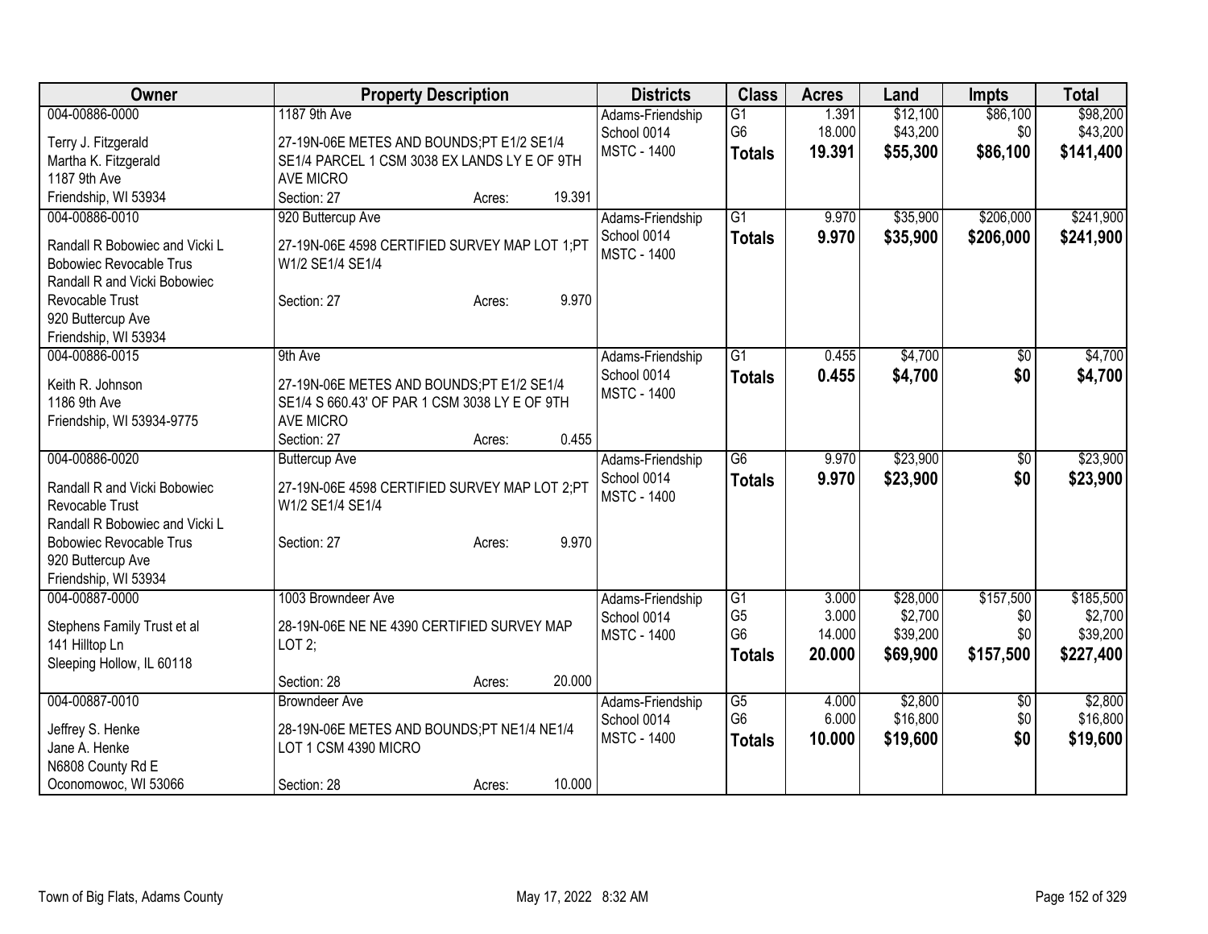| Owner | Property Description | Districts | Class | Acres | Land | Impts | Total |
|---|---|---|---|---|---|---|---|
| 004-00886-0000<br>Terry J. Fitzgerald<br>Martha K. Fitzgerald<br>1187 9th Ave<br>Friendship, WI 53934 | 1187 9th Ave<br>27-19N-06E METES AND BOUNDS;PT E1/2 SE1/4 SE1/4 PARCEL 1 CSM 3038 EX LANDS LY E OF 9TH AVE MICRO<br>Section: 27 Acres: 19.391 | Adams-Friendship<br>School 0014<br>MSTC - 1400 | G1<br>G6<br>**Totals** | 1.391<br>18.000<br>**19.391** | $12,100<br>$43,200<br>**$55,300** | $86,100<br>$0<br>**$86,100** | $98,200<br>$43,200<br>**$141,400** |
| 004-00886-0010<br>Randall R Bobowiec and Vicki L<br>Bobowiec Revocable Trus<br>Randall R and Vicki Bobowiec<br>Revocable Trust<br>920 Buttercup Ave<br>Friendship, WI 53934 | 920 Buttercup Ave<br>27-19N-06E 4598 CERTIFIED SURVEY MAP LOT 1;PT W1/2 SE1/4 SE1/4<br>Section: 27 Acres: 9.970 | Adams-Friendship<br>School 0014<br>MSTC - 1400 | G1<br>**Totals** | 9.970<br>**9.970** | $35,900<br>**$35,900** | $206,000<br>**$206,000** | $241,900<br>**$241,900** |
| 004-00886-0015<br>Keith R. Johnson<br>1186 9th Ave<br>Friendship, WI 53934-9775 | 9th Ave<br>27-19N-06E METES AND BOUNDS;PT E1/2 SE1/4 SE1/4 S 660.43' OF PAR 1 CSM 3038 LY E OF 9TH AVE MICRO<br>Section: 27 Acres: 0.455 | Adams-Friendship<br>School 0014<br>MSTC - 1400 | G1<br>**Totals** | 0.455<br>**0.455** | $4,700<br>**$4,700** | $0<br>**$0** | $4,700<br>**$4,700** |
| 004-00886-0020<br>Randall R and Vicki Bobowiec<br>Revocable Trust<br>Randall R Bobowiec and Vicki L<br>Bobowiec Revocable Trus<br>920 Buttercup Ave<br>Friendship, WI 53934 | Buttercup Ave<br>27-19N-06E 4598 CERTIFIED SURVEY MAP LOT 2;PT W1/2 SE1/4 SE1/4<br>Section: 27 Acres: 9.970 | Adams-Friendship<br>School 0014<br>MSTC - 1400 | G6<br>**Totals** | 9.970<br>**9.970** | $23,900<br>**$23,900** | $0<br>**$0** | $23,900<br>**$23,900** |
| 004-00887-0000<br>Stephens Family Trust et al<br>141 Hilltop Ln<br>Sleeping Hollow, IL 60118 | 1003 Browndeer Ave<br>28-19N-06E NE NE 4390 CERTIFIED SURVEY MAP LOT 2;<br>Section: 28 Acres: 20.000 | Adams-Friendship<br>School 0014<br>MSTC - 1400 | G1<br>G5<br>G6<br>**Totals** | 3.000<br>3.000<br>14.000<br>**20.000** | $28,000<br>$2,700<br>$39,200<br>**$69,900** | $157,500<br>$0<br>$0<br>**$157,500** | $185,500<br>$2,700<br>$39,200<br>**$227,400** |
| 004-00887-0010<br>Jeffrey S. Henke<br>Jane A. Henke<br>N6808 County Rd E<br>Oconomowoc, WI 53066 | Browndeer Ave<br>28-19N-06E METES AND BOUNDS;PT NE1/4 NE1/4 LOT 1 CSM 4390 MICRO<br>Section: 28 Acres: 10.000 | Adams-Friendship<br>School 0014<br>MSTC - 1400 | G5<br>G6<br>**Totals** | 4.000<br>6.000<br>**10.000** | $2,800<br>$16,800<br>**$19,600** | $0<br>$0<br>**$0** | $2,800<br>$16,800<br>**$19,600** |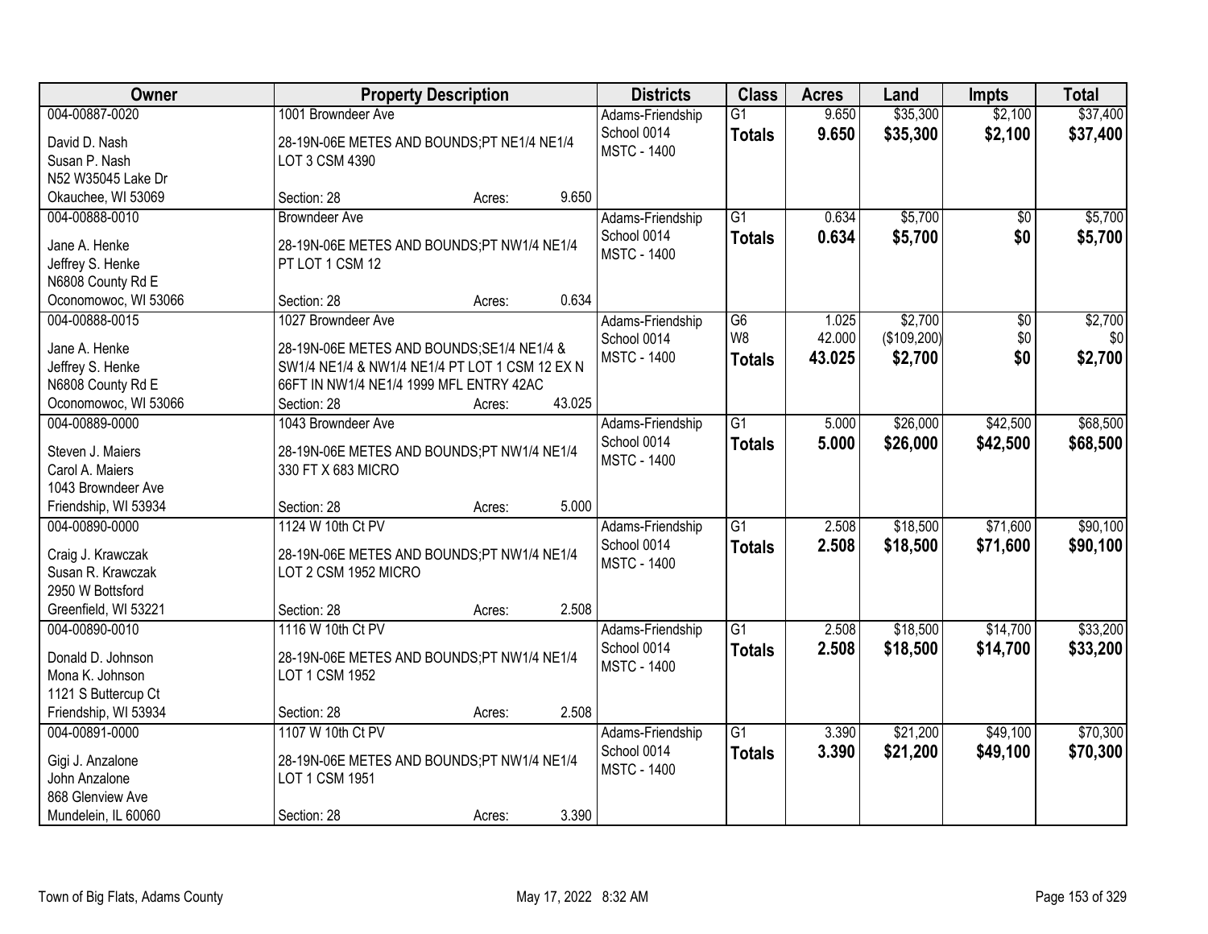| Owner | Property Description | Districts | Class | Acres | Land | Impts | Total |
|---|---|---|---|---|---|---|---|
| 004-00887-0020<br>David D. Nash<br>Susan P. Nash<br>N52 W35045 Lake Dr<br>Okauchee, WI 53069 | 1001 Browndeer Ave<br>28-19N-06E METES AND BOUNDS;PT NE1/4 NE1/4 LOT 3 CSM 4390<br>Section: 28 Acres: 9.650 | Adams-Friendship School 0014<br>MSTC - 1400 | G1<br>**Totals** | 9.650<br>**9.650** | $35,300<br>**$35,300** | $2,100<br>**$2,100** | $37,400<br>**$37,400** |
| 004-00888-0010<br>Jane A. Henke<br>Jeffrey S. Henke<br>N6808 County Rd E<br>Oconomowoc, WI 53066 | Browndeer Ave<br>28-19N-06E METES AND BOUNDS;PT NW1/4 NE1/4 PT LOT 1 CSM 12<br>Section: 28 Acres: 0.634 | Adams-Friendship School 0014<br>MSTC - 1400 | G1<br>**Totals** | 0.634<br>**0.634** | $5,700<br>**$5,700** | $0<br>**$0** | $5,700<br>**$5,700** |
| 004-00888-0015<br>Jane A. Henke<br>Jeffrey S. Henke<br>N6808 County Rd E<br>Oconomowoc, WI 53066 | 1027 Browndeer Ave<br>28-19N-06E METES AND BOUNDS;SE1/4 NE1/4 & SW1/4 NE1/4 & NW1/4 NE1/4 PT LOT 1 CSM 12 EX N 66FT IN NW1/4 NE1/4 1999 MFL ENTRY 42AC<br>Section: 28 Acres: 43.025 | Adams-Friendship School 0014<br>MSTC - 1400 | G6<br>W8<br>**Totals** | 1.025<br>42.000<br>**43.025** | $2,700<br>($109,200)<br>**$2,700** | $0<br>$0<br>**$0** | $2,700<br>$0<br>**$2,700** |
| 004-00889-0000<br>Steven J. Maiers<br>Carol A. Maiers<br>1043 Browndeer Ave<br>Friendship, WI 53934 | 1043 Browndeer Ave<br>28-19N-06E METES AND BOUNDS;PT NW1/4 NE1/4 330 FT X 683 MICRO<br>Section: 28 Acres: 5.000 | Adams-Friendship School 0014<br>MSTC - 1400 | G1<br>**Totals** | 5.000<br>**5.000** | $26,000<br>**$26,000** | $42,500<br>**$42,500** | $68,500<br>**$68,500** |
| 004-00890-0000<br>Craig J. Krawczak<br>Susan R. Krawczak<br>2950 W Bottsford<br>Greenfield, WI 53221 | 1124 W 10th Ct PV<br>28-19N-06E METES AND BOUNDS;PT NW1/4 NE1/4 LOT 2 CSM 1952 MICRO<br>Section: 28 Acres: 2.508 | Adams-Friendship School 0014<br>MSTC - 1400 | G1<br>**Totals** | 2.508<br>**2.508** | $18,500<br>**$18,500** | $71,600<br>**$71,600** | $90,100<br>**$90,100** |
| 004-00890-0010<br>Donald D. Johnson<br>Mona K. Johnson<br>1121 S Buttercup Ct<br>Friendship, WI 53934 | 1116 W 10th Ct PV<br>28-19N-06E METES AND BOUNDS;PT NW1/4 NE1/4 LOT 1 CSM 1952<br>Section: 28 Acres: 2.508 | Adams-Friendship School 0014<br>MSTC - 1400 | G1<br>**Totals** | 2.508<br>**2.508** | $18,500<br>**$18,500** | $14,700<br>**$14,700** | $33,200<br>**$33,200** |
| 004-00891-0000<br>Gigi J. Anzalone<br>John Anzalone<br>868 Glenview Ave<br>Mundelein, IL 60060 | 1107 W 10th Ct PV<br>28-19N-06E METES AND BOUNDS;PT NW1/4 NE1/4 LOT 1 CSM 1951<br>Section: 28 Acres: 3.390 | Adams-Friendship School 0014<br>MSTC - 1400 | G1<br>**Totals** | 3.390<br>**3.390** | $21,200<br>**$21,200** | $49,100<br>**$49,100** | $70,300<br>**$70,300** |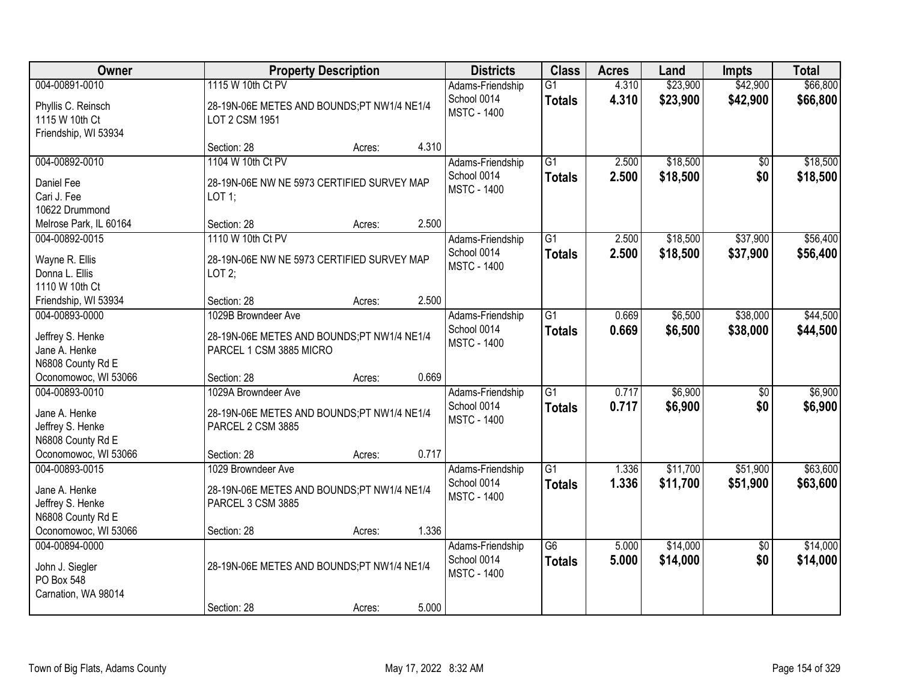| Owner | Property Description | Districts | Class | Acres | Land | Impts | Total |
|---|---|---|---|---|---|---|---|
| 004-00891-0010<br>Phyllis C. Reinsch<br>1115 W 10th Ct<br>Friendship, WI 53934 | 1115 W 10th Ct PV<br>28-19N-06E METES AND BOUNDS;PT NW1/4 NE1/4 LOT 2 CSM 1951<br>Section: 28 Acres: 4.310 | Adams-Friendship School 0014<br>MSTC - 1400 | G1<br>**Totals** | 4.310<br>**4.310** | $23,900<br>**$23,900** | $42,900<br>**$42,900** | $66,800<br>**$66,800** |
| 004-00892-0010<br>Daniel Fee<br>Cari J. Fee<br>10622 Drummond<br>Melrose Park, IL 60164 | 1104 W 10th Ct PV<br>28-19N-06E NW NE 5973 CERTIFIED SURVEY MAP LOT 1;<br>Section: 28 Acres: 2.500 | Adams-Friendship School 0014<br>MSTC - 1400 | G1<br>**Totals** | 2.500<br>**2.500** | $18,500<br>**$18,500** | $0<br>**$0** | $18,500<br>**$18,500** |
| 004-00892-0015<br>Wayne R. Ellis<br>Donna L. Ellis<br>1110 W 10th Ct<br>Friendship, WI 53934 | 1110 W 10th Ct PV<br>28-19N-06E NW NE 5973 CERTIFIED SURVEY MAP LOT 2;<br>Section: 28 Acres: 2.500 | Adams-Friendship School 0014<br>MSTC - 1400 | G1<br>**Totals** | 2.500<br>**2.500** | $18,500<br>**$18,500** | $37,900<br>**$37,900** | $56,400<br>**$56,400** |
| 004-00893-0000<br>Jeffrey S. Henke<br>Jane A. Henke<br>N6808 County Rd E<br>Oconomowoc, WI 53066 | 1029B Browndeer Ave<br>28-19N-06E METES AND BOUNDS;PT NW1/4 NE1/4 PARCEL 1 CSM 3885 MICRO<br>Section: 28 Acres: 0.669 | Adams-Friendship School 0014<br>MSTC - 1400 | G1<br>**Totals** | 0.669<br>**0.669** | $6,500<br>**$6,500** | $38,000<br>**$38,000** | $44,500<br>**$44,500** |
| 004-00893-0010<br>Jane A. Henke<br>Jeffrey S. Henke<br>N6808 County Rd E<br>Oconomowoc, WI 53066 | 1029A Browndeer Ave<br>28-19N-06E METES AND BOUNDS;PT NW1/4 NE1/4 PARCEL 2 CSM 3885<br>Section: 28 Acres: 0.717 | Adams-Friendship School 0014<br>MSTC - 1400 | G1<br>**Totals** | 0.717<br>**0.717** | $6,900<br>**$6,900** | $0<br>**$0** | $6,900<br>**$6,900** |
| 004-00893-0015<br>Jane A. Henke<br>Jeffrey S. Henke<br>N6808 County Rd E<br>Oconomowoc, WI 53066 | 1029 Browndeer Ave<br>28-19N-06E METES AND BOUNDS;PT NW1/4 NE1/4 PARCEL 3 CSM 3885<br>Section: 28 Acres: 1.336 | Adams-Friendship School 0014<br>MSTC - 1400 | G1<br>**Totals** | 1.336<br>**1.336** | $11,700<br>**$11,700** | $51,900<br>**$51,900** | $63,600<br>**$63,600** |
| 004-00894-0000<br>John J. Siegler<br>PO Box 548<br>Carnation, WA 98014 | 28-19N-06E METES AND BOUNDS;PT NW1/4 NE1/4<br>Section: 28 Acres: 5.000 | Adams-Friendship School 0014<br>MSTC - 1400 | G6<br>**Totals** | 5.000<br>**5.000** | $14,000<br>**$14,000** | $0<br>**$0** | $14,000<br>**$14,000** |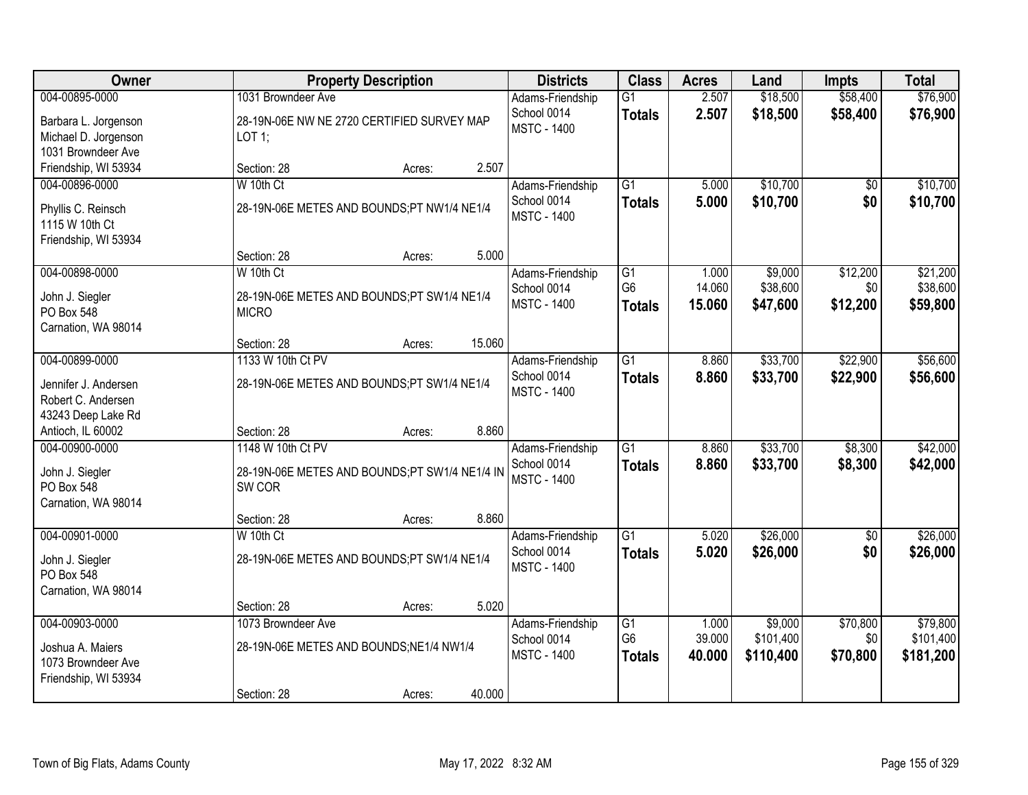| Owner | Property Description | Districts | Class | Acres | Land | Impts | Total |
|---|---|---|---|---|---|---|---|
| 004-00895-0000<br><br>Barbara L. Jorgenson<br>Michael D. Jorgenson<br>1031 Browndeer Ave<br>Friendship, WI 53934 | 1031 Browndeer Ave<br><br>28-19N-06E NW NE 2720 CERTIFIED SURVEY MAP LOT 1;<br><br>Section: 28 Acres: 2.507 | Adams-Friendship School 0014<br>MSTC - 1400 | G1<br>**Totals** | 2.507<br>**2.507** | $18,500<br>**$18,500** | $58,400<br>**$58,400** | $76,900<br>**$76,900** |
| 004-00896-0000<br><br>Phyllis C. Reinsch<br>1115 W 10th Ct<br>Friendship, WI 53934 | W 10th Ct<br><br>28-19N-06E METES AND BOUNDS;PT NW1/4 NE1/4<br><br>Section: 28 Acres: 5.000 | Adams-Friendship School 0014<br>MSTC - 1400 | G1<br>**Totals** | 5.000<br>**5.000** | $10,700<br>**$10,700** | $0<br>**$0** | $10,700<br>**$10,700** |
| 004-00898-0000<br><br>John J. Siegler<br>PO Box 548<br>Carnation, WA 98014 | W 10th Ct<br><br>28-19N-06E METES AND BOUNDS;PT SW1/4 NE1/4 MICRO<br><br>Section: 28 Acres: 15.060 | Adams-Friendship School 0014<br>MSTC - 1400 | G1<br>G6<br>**Totals** | 1.000<br>14.060<br>**15.060** | $9,000<br>$38,600<br>**$47,600** | $12,200<br>$0<br>**$12,200** | $21,200<br>$38,600<br>**$59,800** |
| 004-00899-0000<br><br>Jennifer J. Andersen<br>Robert C. Andersen<br>43243 Deep Lake Rd<br>Antioch, IL 60002 | 1133 W 10th Ct PV<br><br>28-19N-06E METES AND BOUNDS;PT SW1/4 NE1/4<br><br>Section: 28 Acres: 8.860 | Adams-Friendship School 0014<br>MSTC - 1400 | G1<br>**Totals** | 8.860<br>**8.860** | $33,700<br>**$33,700** | $22,900<br>**$22,900** | $56,600<br>**$56,600** |
| 004-00900-0000<br><br>John J. Siegler<br>PO Box 548<br>Carnation, WA 98014 | 1148 W 10th Ct PV<br><br>28-19N-06E METES AND BOUNDS;PT SW1/4 NE1/4 IN SW COR<br><br>Section: 28 Acres: 8.860 | Adams-Friendship School 0014<br>MSTC - 1400 | G1<br>**Totals** | 8.860<br>**8.860** | $33,700<br>**$33,700** | $8,300<br>**$8,300** | $42,000<br>**$42,000** |
| 004-00901-0000<br><br>John J. Siegler<br>PO Box 548<br>Carnation, WA 98014 | W 10th Ct<br><br>28-19N-06E METES AND BOUNDS;PT SW1/4 NE1/4<br><br>Section: 28 Acres: 5.020 | Adams-Friendship School 0014<br>MSTC - 1400 | G1<br>**Totals** | 5.020<br>**5.020** | $26,000<br>**$26,000** | $0<br>**$0** | $26,000<br>**$26,000** |
| 004-00903-0000<br><br>Joshua A. Maiers<br>1073 Browndeer Ave<br>Friendship, WI 53934 | 1073 Browndeer Ave<br><br>28-19N-06E METES AND BOUNDS;NE1/4 NW1/4<br><br>Section: 28 Acres: 40.000 | Adams-Friendship School 0014<br>MSTC - 1400 | G1<br>G6<br>**Totals** | 1.000<br>39.000<br>**40.000** | $9,000<br>$101,400<br>**$110,400** | $70,800<br>$0<br>**$70,800** | $79,800<br>$101,400<br>**$181,200** |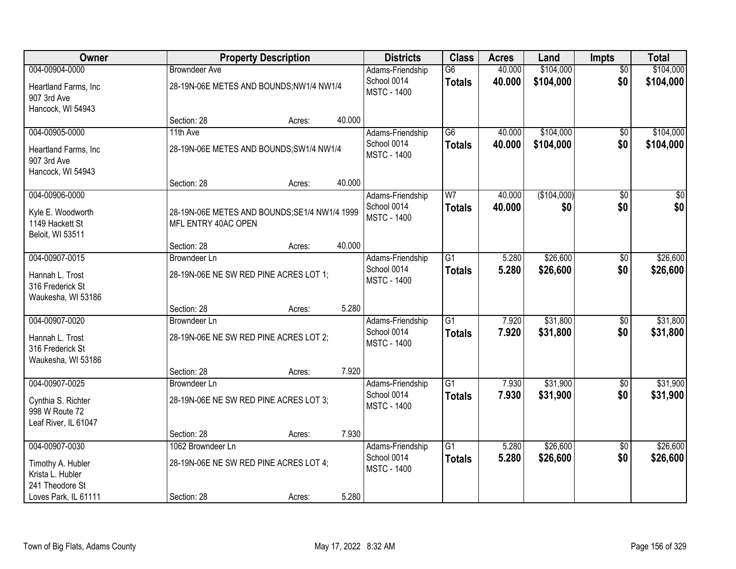| Owner | Property Description | Districts | Class | Acres | Land | Impts | Total |
|---|---|---|---|---|---|---|---|
| 004-00904-0000<br>Heartland Farms, Inc<br>907 3rd Ave<br>Hancock, WI 54943 | Browndeer Ave<br>28-19N-06E METES AND BOUNDS;NW1/4 NW1/4<br>Section: 28 Acres: 40.000 | Adams-Friendship School 0014<br>MSTC - 1400 | G6<br>**Totals** | 40.000<br>**40.000** | $104,000<br>**$104,000** | $0<br>**$0** | $104,000<br>**$104,000** |
| 004-00905-0000<br>Heartland Farms, Inc<br>907 3rd Ave<br>Hancock, WI 54943 | 11th Ave<br>28-19N-06E METES AND BOUNDS;SW1/4 NW1/4<br>Section: 28 Acres: 40.000 | Adams-Friendship School 0014<br>MSTC - 1400 | G6<br>**Totals** | 40.000<br>**40.000** | $104,000<br>**$104,000** | $0<br>**$0** | $104,000<br>**$104,000** |
| 004-00906-0000<br>Kyle E. Woodworth<br>1149 Hackett St<br>Beloit, WI 53511 | 28-19N-06E METES AND BOUNDS;SE1/4 NW1/4 1999 MFL ENTRY 40AC OPEN<br>Section: 28 Acres: 40.000 | Adams-Friendship School 0014<br>MSTC - 1400 | W7<br>**Totals** | 40.000<br>**40.000** | ($104,000)<br>**$0** | $0<br>**$0** | $0<br>**$0** |
| 004-00907-0015<br>Hannah L. Trost<br>316 Frederick St<br>Waukesha, WI 53186 | Browndeer Ln<br>28-19N-06E NE SW RED PINE ACRES LOT 1;<br>Section: 28 Acres: 5.280 | Adams-Friendship School 0014<br>MSTC - 1400 | G1<br>**Totals** | 5.280<br>**5.280** | $26,600<br>**$26,600** | $0<br>**$0** | $26,600<br>**$26,600** |
| 004-00907-0020<br>Hannah L. Trost<br>316 Frederick St<br>Waukesha, WI 53186 | Browndeer Ln<br>28-19N-06E NE SW RED PINE ACRES LOT 2;<br>Section: 28 Acres: 7.920 | Adams-Friendship School 0014<br>MSTC - 1400 | G1<br>**Totals** | 7.920<br>**7.920** | $31,800<br>**$31,800** | $0<br>**$0** | $31,800<br>**$31,800** |
| 004-00907-0025<br>Cynthia S. Richter<br>998 W Route 72<br>Leaf River, IL 61047 | Browndeer Ln<br>28-19N-06E NE SW RED PINE ACRES LOT 3;<br>Section: 28 Acres: 7.930 | Adams-Friendship School 0014<br>MSTC - 1400 | G1<br>**Totals** | 7.930<br>**7.930** | $31,900<br>**$31,900** | $0<br>**$0** | $31,900<br>**$31,900** |
| 004-00907-0030<br>Timothy A. Hubler<br>Krista L. Hubler<br>241 Theodore St<br>Loves Park, IL 61111 | 1062 Browndeer Ln<br>28-19N-06E NE SW RED PINE ACRES LOT 4;<br>Section: 28 Acres: 5.280 | Adams-Friendship School 0014<br>MSTC - 1400 | G1<br>**Totals** | 5.280<br>**5.280** | $26,600<br>**$26,600** | $0<br>**$0** | $26,600<br>**$26,600** |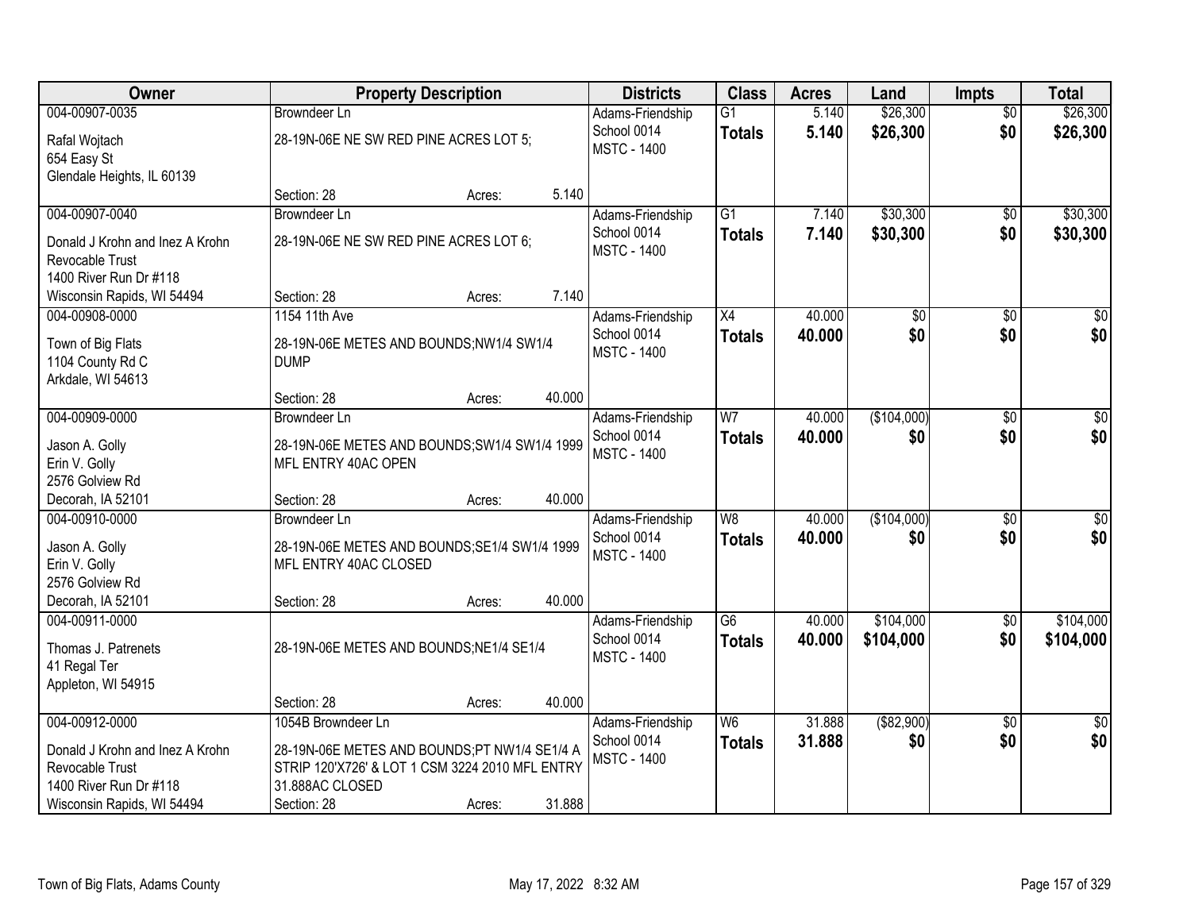| Owner | Property Description | Districts | Class | Acres | Land | Impts | Total |
|---|---|---|---|---|---|---|---|
| 004-00907-0035<br>Rafal Wojtach<br>654 Easy St<br>Glendale Heights, IL 60139 | Browndeer Ln<br>28-19N-06E NE SW RED PINE ACRES LOT 5;<br>Section: 28 Acres: 5.140 | Adams-Friendship School 0014<br>MSTC - 1400 | G1<br>**Totals** | 5.140<br>**5.140** | $26,300<br>**$26,300** | $0<br>**$0** | $26,300<br>**$26,300** |
| 004-00907-0040<br>Donald J Krohn and Inez A Krohn Revocable Trust<br>1400 River Run Dr #118<br>Wisconsin Rapids, WI 54494 | Browndeer Ln<br>28-19N-06E NE SW RED PINE ACRES LOT 6;<br>Section: 28 Acres: 7.140 | Adams-Friendship School 0014<br>MSTC - 1400 | G1<br>**Totals** | 7.140<br>**7.140** | $30,300<br>**$30,300** | $0<br>**$0** | $30,300<br>**$30,300** |
| 004-00908-0000<br>Town of Big Flats<br>1104 County Rd C<br>Arkdale, WI 54613 | 1154 11th Ave<br>28-19N-06E METES AND BOUNDS;NW1/4 SW1/4 DUMP<br>Section: 28 Acres: 40.000 | Adams-Friendship School 0014<br>MSTC - 1400 | X4<br>**Totals** | 40.000<br>**40.000** | $0<br>**$0** | $0<br>**$0** | $0<br>**$0** |
| 004-00909-0000<br>Jason A. Golly<br>Erin V. Golly<br>2576 Golview Rd<br>Decorah, IA 52101 | Browndeer Ln<br>28-19N-06E METES AND BOUNDS;SW1/4 SW1/4 1999 MFL ENTRY 40AC OPEN<br>Section: 28 Acres: 40.000 | Adams-Friendship School 0014<br>MSTC - 1400 | W7<br>**Totals** | 40.000<br>**40.000** | ($104,000)<br>**$0** | $0<br>**$0** | $0<br>**$0** |
| 004-00910-0000<br>Jason A. Golly<br>Erin V. Golly<br>2576 Golview Rd<br>Decorah, IA 52101 | Browndeer Ln<br>28-19N-06E METES AND BOUNDS;SE1/4 SW1/4 1999 MFL ENTRY 40AC CLOSED<br>Section: 28 Acres: 40.000 | Adams-Friendship School 0014<br>MSTC - 1400 | W8<br>**Totals** | 40.000<br>**40.000** | ($104,000)<br>**$0** | $0<br>**$0** | $0<br>**$0** |
| 004-00911-0000<br>Thomas J. Patrenets<br>41 Regal Ter<br>Appleton, WI 54915 | 28-19N-06E METES AND BOUNDS;NE1/4 SE1/4<br>Section: 28 Acres: 40.000 | Adams-Friendship School 0014<br>MSTC - 1400 | G6<br>**Totals** | 40.000<br>**40.000** | $104,000<br>**$104,000** | $0<br>**$0** | $104,000<br>**$104,000** |
| 004-00912-0000<br>Donald J Krohn and Inez A Krohn Revocable Trust<br>1400 River Run Dr #118<br>Wisconsin Rapids, WI 54494 | 1054B Browndeer Ln<br>28-19N-06E METES AND BOUNDS;PT NW1/4 SE1/4 A STRIP 120'X726' & LOT 1 CSM 3224 2010 MFL ENTRY 31.888AC CLOSED<br>Section: 28 Acres: 31.888 | Adams-Friendship School 0014<br>MSTC - 1400 | W6<br>**Totals** | 31.888<br>**31.888** | ($82,900)<br>**$0** | $0<br>**$0** | $0<br>**$0** |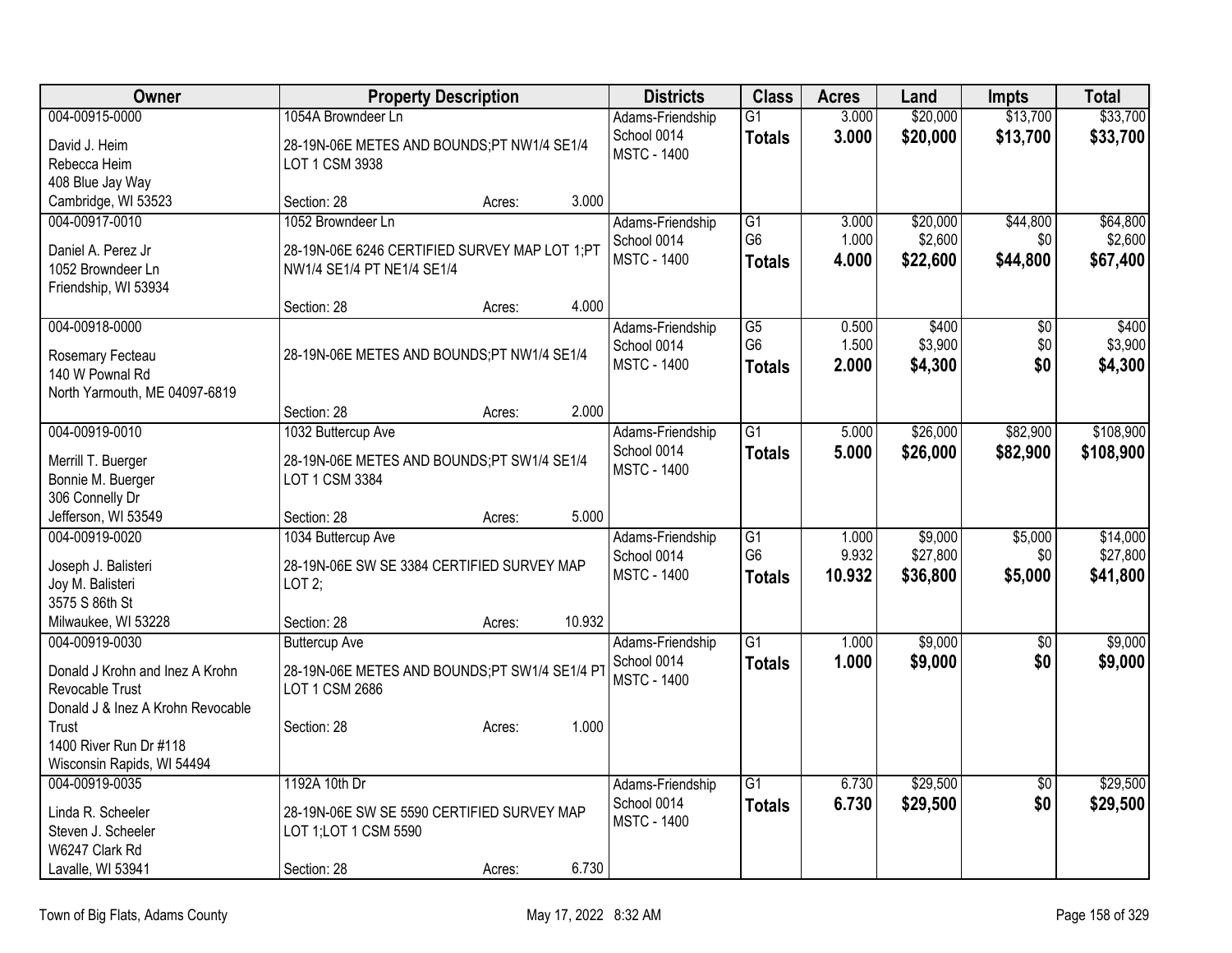| Owner | Property Description | Districts | Class | Acres | Land | Impts | Total |
|---|---|---|---|---|---|---|---|
| 004-00915-0000<br>David J. Heim<br>Rebecca Heim<br>408 Blue Jay Way<br>Cambridge, WI 53523 | 1054A Browndeer Ln<br>28-19N-06E METES AND BOUNDS;PT NW1/4 SE1/4 LOT 1 CSM 3938<br>Section: 28 Acres: 3.000 | Adams-Friendship School 0014<br>MSTC - 1400 | G1<br>**Totals** | 3.000<br>**3.000** | $20,000<br>**$20,000** | $13,700<br>**$13,700** | $33,700<br>**$33,700** |
| 004-00917-0010<br>Daniel A. Perez Jr<br>1052 Browndeer Ln<br>Friendship, WI 53934 | 1052 Browndeer Ln<br>28-19N-06E 6246 CERTIFIED SURVEY MAP LOT 1;PT NW1/4 SE1/4 PT NE1/4 SE1/4<br>Section: 28 Acres: 4.000 | Adams-Friendship School 0014<br>MSTC - 1400 | G1<br>G6<br>**Totals** | 3.000<br>1.000<br>**4.000** | $20,000<br>$2,600<br>**$22,600** | $44,800<br>$0<br>**$44,800** | $64,800<br>$2,600<br>**$67,400** |
| 004-00918-0000<br>Rosemary Fecteau<br>140 W Pownal Rd<br>North Yarmouth, ME 04097-6819 | 28-19N-06E METES AND BOUNDS;PT NW1/4 SE1/4<br>Section: 28 Acres: 2.000 | Adams-Friendship School 0014<br>MSTC - 1400 | G5<br>G6<br>**Totals** | 0.500<br>1.500<br>**2.000** | $400<br>$3,900<br>**$4,300** | $0<br>$0<br>**$0** | $400<br>$3,900<br>**$4,300** |
| 004-00919-0010<br>Merrill T. Buerger<br>Bonnie M. Buerger<br>306 Connelly Dr<br>Jefferson, WI 53549 | 1032 Buttercup Ave<br>28-19N-06E METES AND BOUNDS;PT SW1/4 SE1/4 LOT 1 CSM 3384<br>Section: 28 Acres: 5.000 | Adams-Friendship School 0014<br>MSTC - 1400 | G1<br>**Totals** | 5.000<br>**5.000** | $26,000<br>**$26,000** | $82,900<br>**$82,900** | $108,900<br>**$108,900** |
| 004-00919-0020<br>Joseph J. Balisteri<br>Joy M. Balisteri<br>3575 S 86th St<br>Milwaukee, WI 53228 | 1034 Buttercup Ave<br>28-19N-06E SW SE 3384 CERTIFIED SURVEY MAP LOT 2;<br>Section: 28 Acres: 10.932 | Adams-Friendship School 0014<br>MSTC - 1400 | G1<br>G6<br>**Totals** | 1.000<br>9.932<br>**10.932** | $9,000<br>$27,800<br>**$36,800** | $5,000<br>$0<br>**$5,000** | $14,000<br>$27,800<br>**$41,800** |
| 004-00919-0030<br>Donald J Krohn and Inez A Krohn Revocable Trust<br>Donald J & Inez A Krohn Revocable Trust<br>1400 River Run Dr #118<br>Wisconsin Rapids, WI 54494 | Buttercup Ave<br>28-19N-06E METES AND BOUNDS;PT SW1/4 SE1/4 PT LOT 1 CSM 2686<br>Section: 28 Acres: 1.000 | Adams-Friendship School 0014<br>MSTC - 1400 | G1<br>**Totals** | 1.000<br>**1.000** | $9,000<br>**$9,000** | $0<br>**$0** | $9,000<br>**$9,000** |
| 004-00919-0035<br>Linda R. Scheeler<br>Steven J. Scheeler<br>W6247 Clark Rd<br>Lavalle, WI 53941 | 1192A 10th Dr<br>28-19N-06E SW SE 5590 CERTIFIED SURVEY MAP LOT 1;LOT 1 CSM 5590<br>Section: 28 Acres: 6.730 | Adams-Friendship School 0014<br>MSTC - 1400 | G1<br>**Totals** | 6.730<br>**6.730** | $29,500<br>**$29,500** | $0<br>**$0** | $29,500<br>**$29,500** |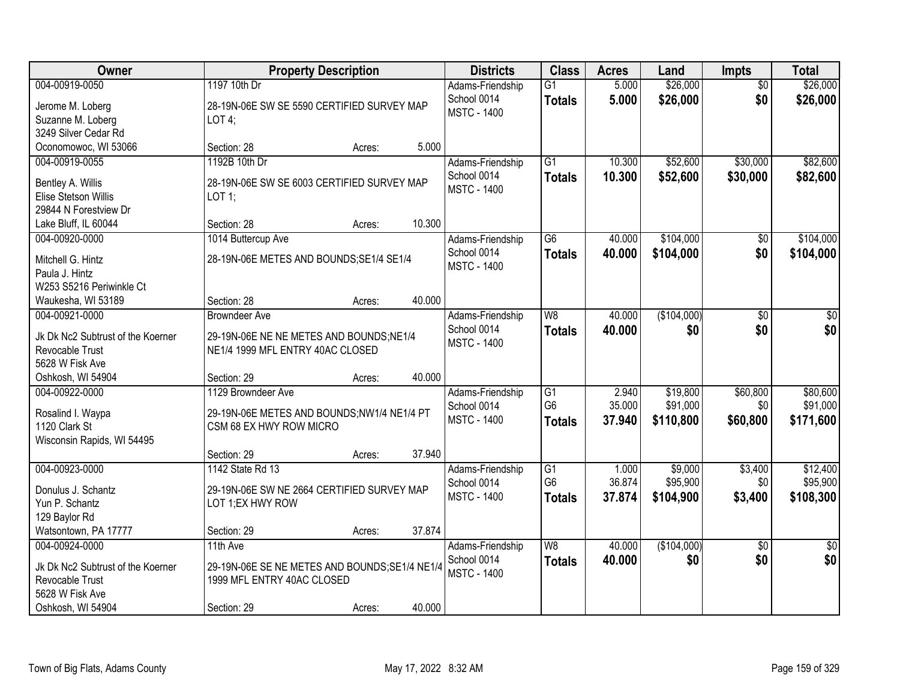| Owner | Property Description | Districts | Class | Acres | Land | Impts | Total |
|---|---|---|---|---|---|---|---|
| 004-00919-0050<br>Jerome M. Loberg<br>Suzanne M. Loberg<br>3249 Silver Cedar Rd<br>Oconomowoc, WI 53066 | 1197 10th Dr<br>28-19N-06E SW SE 5590 CERTIFIED SURVEY MAP LOT 4;<br>Section: 28 Acres: 5.000 | Adams-Friendship School 0014<br>MSTC - 1400 | G1<br>**Totals** | 5.000<br>**5.000** | $26,000<br>**$26,000** | $0<br>**$0** | $26,000<br>**$26,000** |
| 004-00919-0055<br>Bentley A. Willis<br>Elise Stetson Willis<br>29844 N Forestview Dr<br>Lake Bluff, IL 60044 | 1192B 10th Dr<br>28-19N-06E SW SE 6003 CERTIFIED SURVEY MAP LOT 1;<br>Section: 28 Acres: 10.300 | Adams-Friendship School 0014<br>MSTC - 1400 | G1<br>**Totals** | 10.300<br>**10.300** | $52,600<br>**$52,600** | $30,000<br>**$30,000** | $82,600<br>**$82,600** |
| 004-00920-0000<br>Mitchell G. Hintz<br>Paula J. Hintz<br>W253 S5216 Periwinkle Ct<br>Waukesha, WI 53189 | 1014 Buttercup Ave<br>28-19N-06E METES AND BOUNDS;SE1/4 SE1/4<br>Section: 28 Acres: 40.000 | Adams-Friendship School 0014<br>MSTC - 1400 | G6<br>**Totals** | 40.000<br>**40.000** | $104,000<br>**$104,000** | $0<br>**$0** | $104,000<br>**$104,000** |
| 004-00921-0000<br>Jk Dk Nc2 Subtrust of the Koerner Revocable Trust<br>5628 W Fisk Ave<br>Oshkosh, WI 54904 | Browndeer Ave<br>29-19N-06E NE NE METES AND BOUNDS;NE1/4 NE1/4 1999 MFL ENTRY 40AC CLOSED<br>Section: 29 Acres: 40.000 | Adams-Friendship School 0014<br>MSTC - 1400 | W8<br>**Totals** | 40.000<br>**40.000** | ($104,000)<br>**$0** | $0<br>**$0** | $0<br>**$0** |
| 004-00922-0000<br>Rosalind I. Waypa<br>1120 Clark St<br>Wisconsin Rapids, WI 54495 | 1129 Browndeer Ave<br>29-19N-06E METES AND BOUNDS;NW1/4 NE1/4 PT CSM 68 EX HWY ROW MICRO<br>Section: 29 Acres: 37.940 | Adams-Friendship School 0014<br>MSTC - 1400 | G1<br>G6<br>**Totals** | 2.940<br>35.000<br>**37.940** | $19,800<br>$91,000<br>**$110,800** | $60,800<br>$0<br>**$60,800** | $80,600<br>$91,000<br>**$171,600** |
| 004-00923-0000<br>Donulus J. Schantz<br>Yun P. Schantz<br>129 Baylor Rd<br>Watsontown, PA 17777 | 1142 State Rd 13<br>29-19N-06E SW NE 2664 CERTIFIED SURVEY MAP LOT 1;EX HWY ROW<br>Section: 29 Acres: 37.874 | Adams-Friendship School 0014<br>MSTC - 1400 | G1<br>G6<br>**Totals** | 1.000<br>36.874<br>**37.874** | $9,000<br>$95,900<br>**$104,900** | $3,400<br>$0<br>**$3,400** | $12,400<br>$95,900<br>**$108,300** |
| 004-00924-0000<br>Jk Dk Nc2 Subtrust of the Koerner Revocable Trust<br>5628 W Fisk Ave<br>Oshkosh, WI 54904 | 11th Ave<br>29-19N-06E SE NE METES AND BOUNDS;SE1/4 NE1/4 1999 MFL ENTRY 40AC CLOSED<br>Section: 29 Acres: 40.000 | Adams-Friendship School 0014<br>MSTC - 1400 | W8<br>**Totals** | 40.000<br>**40.000** | ($104,000)<br>**$0** | $0<br>**$0** | $0<br>**$0** |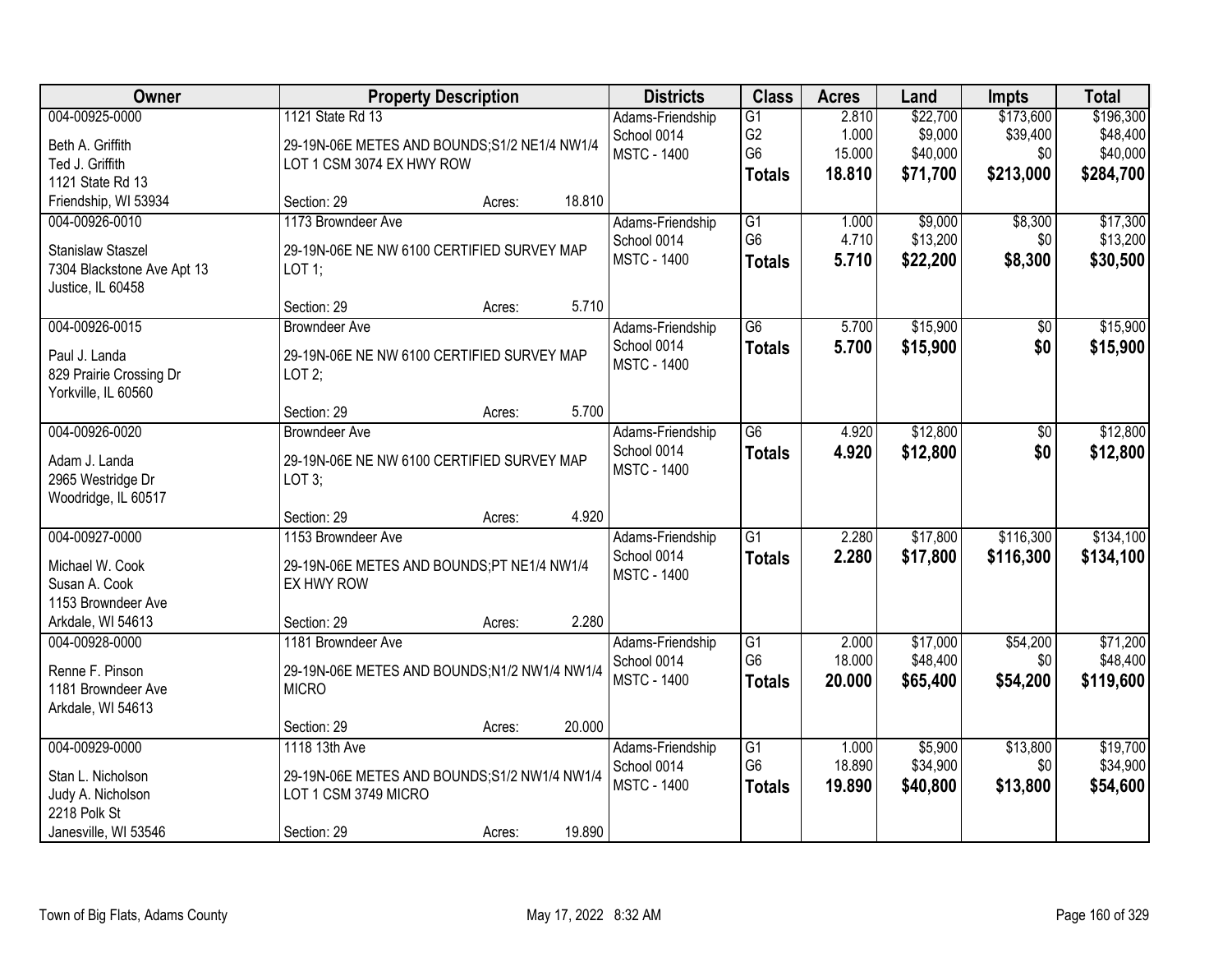| Owner | Property Description | Districts | Class | Acres | Land | Impts | Total |
|---|---|---|---|---|---|---|---|
| 004-00925-0000<br><br>Beth A. Griffith<br>Ted J. Griffith<br>1121 State Rd 13<br>Friendship, WI 53934 | 1121 State Rd 13<br><br>29-19N-06E METES AND BOUNDS;S1/2 NE1/4 NW1/4 LOT 1 CSM 3074 EX HWY ROW<br><br>Section: 29 Acres: 18.810 | Adams-Friendship School 0014<br>MSTC - 1400 | G1<br>G2<br>G6<br>**Totals** | 2.810<br>1.000<br>15.000<br>**18.810** | \$22,700<br>\$9,000<br>\$40,000<br>**\$71,700** | \$173,600<br>\$39,400<br>\$0<br>**\$213,000** | \$196,300<br>\$48,400<br>\$40,000<br>**\$284,700** |
| 004-00926-0010<br><br>Stanislaw Staszel<br>7304 Blackstone Ave Apt 13<br>Justice, IL 60458 | 1173 Browndeer Ave<br><br>29-19N-06E NE NW 6100 CERTIFIED SURVEY MAP LOT 1;<br><br>Section: 29 Acres: 5.710 | Adams-Friendship School 0014<br>MSTC - 1400 | G1<br>G6<br>**Totals** | 1.000<br>4.710<br>**5.710** | \$9,000<br>\$13,200<br>**\$22,200** | \$8,300<br>\$0<br>**\$8,300** | \$17,300<br>\$13,200<br>**\$30,500** |
| 004-00926-0015<br><br>Paul J. Landa<br>829 Prairie Crossing Dr<br>Yorkville, IL 60560 | Browndeer Ave<br><br>29-19N-06E NE NW 6100 CERTIFIED SURVEY MAP LOT 2;<br><br>Section: 29 Acres: 5.700 | Adams-Friendship School 0014<br>MSTC - 1400 | G6<br>**Totals** | 5.700<br>**5.700** | \$15,900<br>**\$15,900** | \$0<br>**\$0** | \$15,900<br>**\$15,900** |
| 004-00926-0020<br><br>Adam J. Landa<br>2965 Westridge Dr<br>Woodridge, IL 60517 | Browndeer Ave<br><br>29-19N-06E NE NW 6100 CERTIFIED SURVEY MAP LOT 3;<br><br>Section: 29 Acres: 4.920 | Adams-Friendship School 0014<br>MSTC - 1400 | G6<br>**Totals** | 4.920<br>**4.920** | \$12,800<br>**\$12,800** | \$0<br>**\$0** | \$12,800<br>**\$12,800** |
| 004-00927-0000<br><br>Michael W. Cook<br>Susan A. Cook<br>1153 Browndeer Ave<br>Arkdale, WI 54613 | 1153 Browndeer Ave<br><br>29-19N-06E METES AND BOUNDS;PT NE1/4 NW1/4 EX HWY ROW<br><br>Section: 29 Acres: 2.280 | Adams-Friendship School 0014<br>MSTC - 1400 | G1<br>**Totals** | 2.280<br>**2.280** | \$17,800<br>**\$17,800** | \$116,300<br>**\$116,300** | \$134,100<br>**\$134,100** |
| 004-00928-0000<br><br>Renne F. Pinson<br>1181 Browndeer Ave<br>Arkdale, WI 54613 | 1181 Browndeer Ave<br><br>29-19N-06E METES AND BOUNDS;N1/2 NW1/4 NW1/4 MICRO<br><br>Section: 29 Acres: 20.000 | Adams-Friendship School 0014<br>MSTC - 1400 | G1<br>G6<br>**Totals** | 2.000<br>18.000<br>**20.000** | \$17,000<br>\$48,400<br>**\$65,400** | \$54,200<br>\$0<br>**\$54,200** | \$71,200<br>\$48,400<br>**\$119,600** |
| 004-00929-0000<br><br>Stan L. Nicholson<br>Judy A. Nicholson<br>2218 Polk St<br>Janesville, WI 53546 | 1118 13th Ave<br><br>29-19N-06E METES AND BOUNDS;S1/2 NW1/4 NW1/4 LOT 1 CSM 3749 MICRO<br><br>Section: 29 Acres: 19.890 | Adams-Friendship School 0014<br>MSTC - 1400 | G1<br>G6<br>**Totals** | 1.000<br>18.890<br>**19.890** | \$5,900<br>\$34,900<br>**\$40,800** | \$13,800<br>\$0<br>**\$13,800** | \$19,700<br>\$34,900<br>**\$54,600** |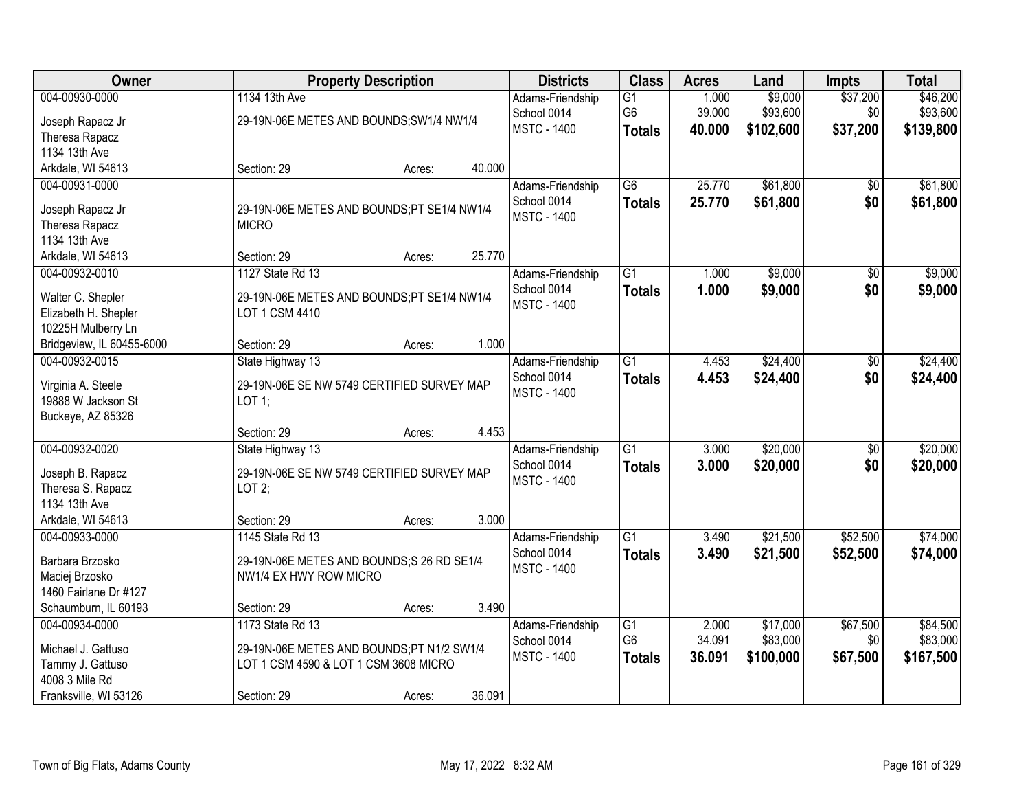| Owner | Property Description | Districts | Class | Acres | Land | Impts | Total |
|---|---|---|---|---|---|---|---|
| 004-00930-0000<br>Joseph Rapacz Jr<br>Theresa Rapacz<br>1134 13th Ave<br>Arkdale, WI 54613 | 1134 13th Ave<br>29-19N-06E METES AND BOUNDS;SW1/4 NW1/4<br>Section: 29 Acres: 40.000 | Adams-Friendship<br>School 0014<br>MSTC - 1400 | G1<br>G6<br>**Totals** | 1.000<br>39.000<br>**40.000** | $9,000<br>$93,600<br>**$102,600** | $37,200<br>$0<br>**$37,200** | $46,200<br>$93,600<br>**$139,800** |
| 004-00931-0000<br>Joseph Rapacz Jr<br>Theresa Rapacz<br>1134 13th Ave<br>Arkdale, WI 54613 | 29-19N-06E METES AND BOUNDS;PT SE1/4 NW1/4 MICRO<br>Section: 29 Acres: 25.770 | Adams-Friendship<br>School 0014<br>MSTC - 1400 | G6<br>**Totals** | 25.770<br>**25.770** | $61,800<br>**$61,800** | $0<br>**$0** | $61,800<br>**$61,800** |
| 004-00932-0010<br>Walter C. Shepler<br>Elizabeth H. Shepler<br>10225H Mulberry Ln<br>Bridgeview, IL 60455-6000 | 1127 State Rd 13<br>29-19N-06E METES AND BOUNDS;PT SE1/4 NW1/4 LOT 1 CSM 4410<br>Section: 29 Acres: 1.000 | Adams-Friendship<br>School 0014<br>MSTC - 1400 | G1<br>**Totals** | 1.000<br>**1.000** | $9,000<br>**$9,000** | $0<br>**$0** | $9,000<br>**$9,000** |
| 004-00932-0015<br>Virginia A. Steele<br>19888 W Jackson St<br>Buckeye, AZ 85326 | State Highway 13<br>29-19N-06E SE NW 5749 CERTIFIED SURVEY MAP LOT 1;<br>Section: 29 Acres: 4.453 | Adams-Friendship<br>School 0014<br>MSTC - 1400 | G1<br>**Totals** | 4.453<br>**4.453** | $24,400<br>**$24,400** | $0<br>**$0** | $24,400<br>**$24,400** |
| 004-00932-0020<br>Joseph B. Rapacz<br>Theresa S. Rapacz<br>1134 13th Ave<br>Arkdale, WI 54613 | State Highway 13<br>29-19N-06E SE NW 5749 CERTIFIED SURVEY MAP LOT 2;<br>Section: 29 Acres: 3.000 | Adams-Friendship<br>School 0014<br>MSTC - 1400 | G1<br>**Totals** | 3.000<br>**3.000** | $20,000<br>**$20,000** | $0<br>**$0** | $20,000<br>**$20,000** |
| 004-00933-0000<br>Barbara Brzosko<br>Maciej Brzosko<br>1460 Fairlane Dr #127<br>Schaumburn, IL 60193 | 1145 State Rd 13<br>29-19N-06E METES AND BOUNDS;S 26 RD SE1/4 NW1/4 EX HWY ROW MICRO<br>Section: 29 Acres: 3.490 | Adams-Friendship<br>School 0014<br>MSTC - 1400 | G1<br>**Totals** | 3.490<br>**3.490** | $21,500<br>**$21,500** | $52,500<br>**$52,500** | $74,000<br>**$74,000** |
| 004-00934-0000<br>Michael J. Gattuso<br>Tammy J. Gattuso<br>4008 3 Mile Rd<br>Franksville, WI 53126 | 1173 State Rd 13<br>29-19N-06E METES AND BOUNDS;PT N1/2 SW1/4 LOT 1 CSM 4590 & LOT 1 CSM 3608 MICRO<br>Section: 29 Acres: 36.091 | Adams-Friendship<br>School 0014<br>MSTC - 1400 | G1<br>G6<br>**Totals** | 2.000<br>34.091<br>**36.091** | $17,000<br>$83,000<br>**$100,000** | $67,500<br>$0<br>**$67,500** | $84,500<br>$83,000<br>**$167,500** |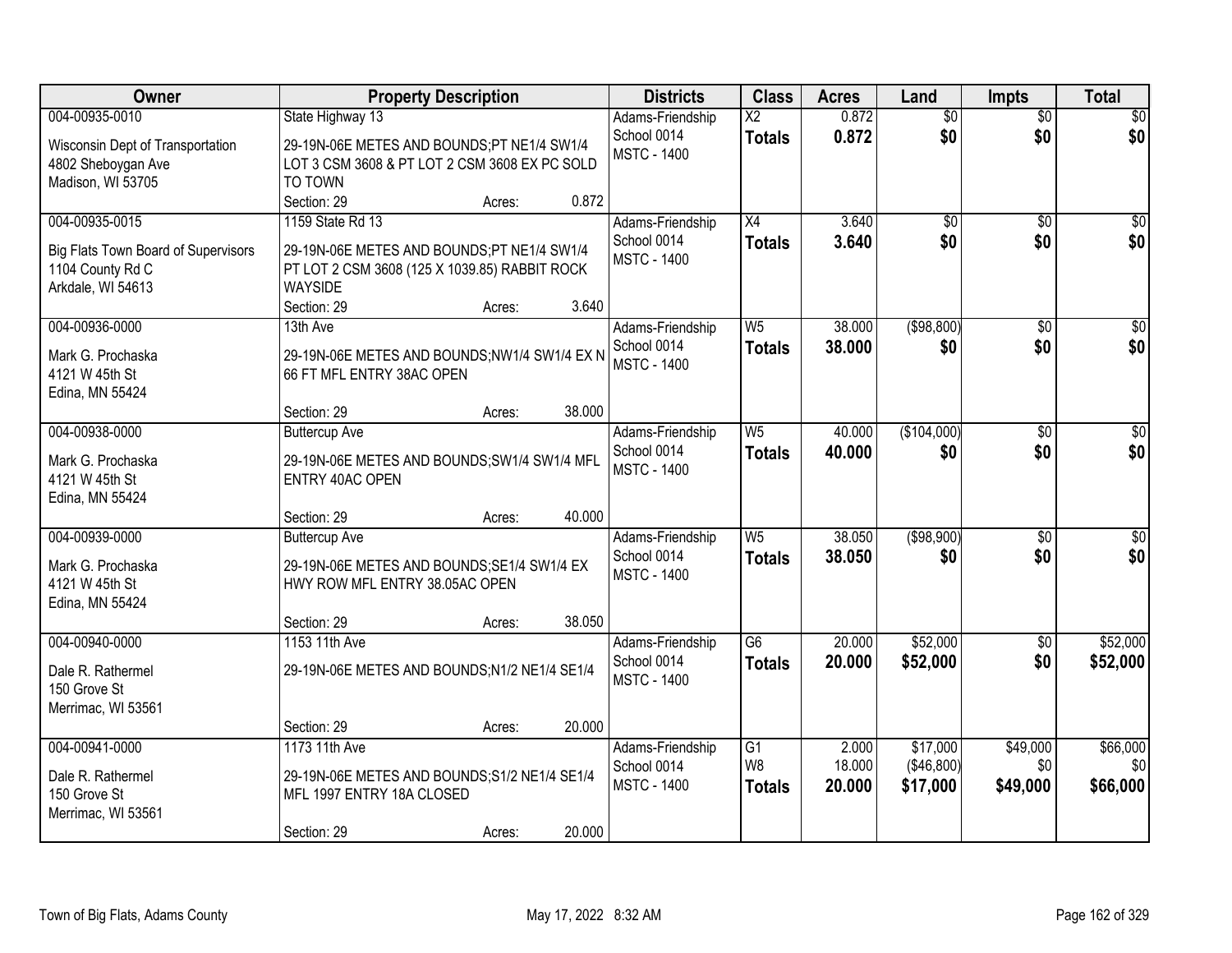| Owner | Property Description | Districts | Class | Acres | Land | Impts | Total |
|---|---|---|---|---|---|---|---|
| 004-00935-0010<br>Wisconsin Dept of Transportation<br>4802 Sheboygan Ave<br>Madison, WI 53705 | State Highway 13<br>29-19N-06E METES AND BOUNDS;PT NE1/4 SW1/4 LOT 3 CSM 3608 & PT LOT 2 CSM 3608 EX PC SOLD TO TOWN<br>Section: 29 Acres: 0.872 | Adams-Friendship School 0014<br>MSTC - 1400 | X2<br>**Totals** | 0.872<br>**0.872** | $0<br>**$0** | $0<br>**$0** | $0<br>**$0** |
| 004-00935-0015<br>Big Flats Town Board of Supervisors<br>1104 County Rd C<br>Arkdale, WI 54613 | 1159 State Rd 13<br>29-19N-06E METES AND BOUNDS;PT NE1/4 SW1/4 PT LOT 2 CSM 3608 (125 X 1039.85) RABBIT ROCK WAYSIDE<br>Section: 29 Acres: 3.640 | Adams-Friendship School 0014<br>MSTC - 1400 | X4<br>**Totals** | 3.640<br>**3.640** | $0<br>**$0** | $0<br>**$0** | $0<br>**$0** |
| 004-00936-0000<br>Mark G. Prochaska<br>4121 W 45th St<br>Edina, MN 55424 | 13th Ave<br>29-19N-06E METES AND BOUNDS;NW1/4 SW1/4 EX N 66 FT MFL ENTRY 38AC OPEN<br>Section: 29 Acres: 38.000 | Adams-Friendship School 0014<br>MSTC - 1400 | W5<br>**Totals** | 38.000<br>**38.000** | ($98,800)<br>**$0** | $0<br>**$0** | $0<br>**$0** |
| 004-00938-0000<br>Mark G. Prochaska<br>4121 W 45th St<br>Edina, MN 55424 | Buttercup Ave<br>29-19N-06E METES AND BOUNDS;SW1/4 SW1/4 MFL ENTRY 40AC OPEN<br>Section: 29 Acres: 40.000 | Adams-Friendship School 0014<br>MSTC - 1400 | W5<br>**Totals** | 40.000<br>**40.000** | ($104,000)<br>**$0** | $0<br>**$0** | $0<br>**$0** |
| 004-00939-0000<br>Mark G. Prochaska<br>4121 W 45th St<br>Edina, MN 55424 | Buttercup Ave<br>29-19N-06E METES AND BOUNDS;SE1/4 SW1/4 EX HWY ROW MFL ENTRY 38.05AC OPEN<br>Section: 29 Acres: 38.050 | Adams-Friendship School 0014<br>MSTC - 1400 | W5<br>**Totals** | 38.050<br>**38.050** | ($98,900)<br>**$0** | $0<br>**$0** | $0<br>**$0** |
| 004-00940-0000<br>Dale R. Rathermel<br>150 Grove St<br>Merrimac, WI 53561 | 1153 11th Ave<br>29-19N-06E METES AND BOUNDS;N1/2 NE1/4 SE1/4<br>Section: 29 Acres: 20.000 | Adams-Friendship School 0014<br>MSTC - 1400 | G6<br>**Totals** | 20.000<br>**20.000** | $52,000<br>**$52,000** | $0<br>**$0** | $52,000<br>**$52,000** |
| 004-00941-0000<br>Dale R. Rathermel<br>150 Grove St<br>Merrimac, WI 53561 | 1173 11th Ave<br>29-19N-06E METES AND BOUNDS;S1/2 NE1/4 SE1/4 MFL 1997 ENTRY 18A CLOSED<br>Section: 29 Acres: 20.000 | Adams-Friendship School 0014<br>MSTC - 1400 | G1<br>W8<br>**Totals** | 2.000<br>18.000<br>**20.000** | $17,000<br>($46,800)<br>**$17,000** | $49,000<br>$0<br>**$49,000** | $66,000<br>$0<br>**$66,000** |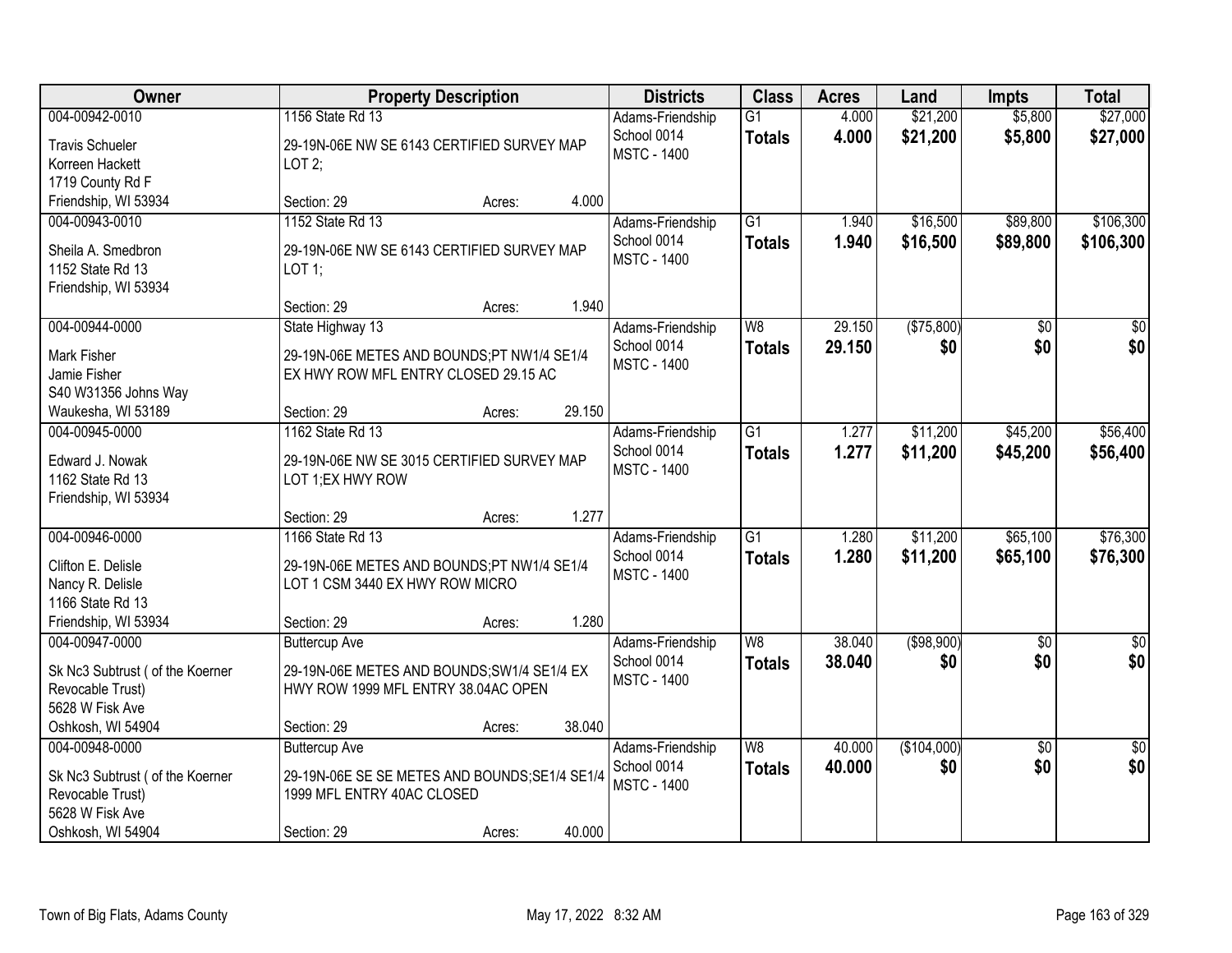| Owner | Property Description | Districts | Class | Acres | Land | Impts | Total |
|---|---|---|---|---|---|---|---|
| 004-00942-0010<br>Travis Schueler<br>Korreen Hackett<br>1719 County Rd F<br>Friendship, WI 53934 | 1156 State Rd 13<br>29-19N-06E NW SE 6143 CERTIFIED SURVEY MAP LOT 2;<br>Section: 29 Acres: 4.000 | Adams-Friendship School 0014<br>MSTC - 1400 | G1<br>**Totals** | 4.000<br>**4.000** | $21,200<br>**$21,200** | $5,800<br>**$5,800** | $27,000<br>**$27,000** |
| 004-00943-0010<br>Sheila A. Smedbron<br>1152 State Rd 13<br>Friendship, WI 53934 | 1152 State Rd 13<br>29-19N-06E NW SE 6143 CERTIFIED SURVEY MAP LOT 1;<br>Section: 29 Acres: 1.940 | Adams-Friendship School 0014<br>MSTC - 1400 | G1<br>**Totals** | 1.940<br>**1.940** | $16,500<br>**$16,500** | $89,800<br>**$89,800** | $106,300<br>**$106,300** |
| 004-00944-0000<br>Mark Fisher<br>Jamie Fisher<br>S40 W31356 Johns Way<br>Waukesha, WI 53189 | State Highway 13<br>29-19N-06E METES AND BOUNDS;PT NW1/4 SE1/4 EX HWY ROW MFL ENTRY CLOSED 29.15 AC<br>Section: 29 Acres: 29.150 | Adams-Friendship School 0014<br>MSTC - 1400 | W8<br>**Totals** | 29.150<br>**29.150** | ($75,800)<br>**$0** | $0<br>**$0** | $0<br>**$0** |
| 004-00945-0000<br>Edward J. Nowak<br>1162 State Rd 13<br>Friendship, WI 53934 | 1162 State Rd 13<br>29-19N-06E NW SE 3015 CERTIFIED SURVEY MAP LOT 1;EX HWY ROW<br>Section: 29 Acres: 1.277 | Adams-Friendship School 0014<br>MSTC - 1400 | G1<br>**Totals** | 1.277<br>**1.277** | $11,200<br>**$11,200** | $45,200<br>**$45,200** | $56,400<br>**$56,400** |
| 004-00946-0000<br>Clifton E. Delisle<br>Nancy R. Delisle<br>1166 State Rd 13<br>Friendship, WI 53934 | 1166 State Rd 13<br>29-19N-06E METES AND BOUNDS;PT NW1/4 SE1/4 LOT 1 CSM 3440 EX HWY ROW MICRO<br>Section: 29 Acres: 1.280 | Adams-Friendship School 0014<br>MSTC - 1400 | G1<br>**Totals** | 1.280<br>**1.280** | $11,200<br>**$11,200** | $65,100<br>**$65,100** | $76,300<br>**$76,300** |
| 004-00947-0000<br>Sk Nc3 Subtrust ( of the Koerner Revocable Trust)<br>5628 W Fisk Ave<br>Oshkosh, WI 54904 | Buttercup Ave<br>29-19N-06E METES AND BOUNDS;SW1/4 SE1/4 EX HWY ROW 1999 MFL ENTRY 38.04AC OPEN<br>Section: 29 Acres: 38.040 | Adams-Friendship School 0014<br>MSTC - 1400 | W8<br>**Totals** | 38.040<br>**38.040** | ($98,900)<br>**$0** | $0<br>**$0** | $0<br>**$0** |
| 004-00948-0000<br>Sk Nc3 Subtrust ( of the Koerner Revocable Trust)<br>5628 W Fisk Ave<br>Oshkosh, WI 54904 | Buttercup Ave<br>29-19N-06E SE SE METES AND BOUNDS;SE1/4 SE1/4 1999 MFL ENTRY 40AC CLOSED<br>Section: 29 Acres: 40.000 | Adams-Friendship School 0014<br>MSTC - 1400 | W8<br>**Totals** | 40.000<br>**40.000** | ($104,000)<br>**$0** | $0<br>**$0** | $0<br>**$0** |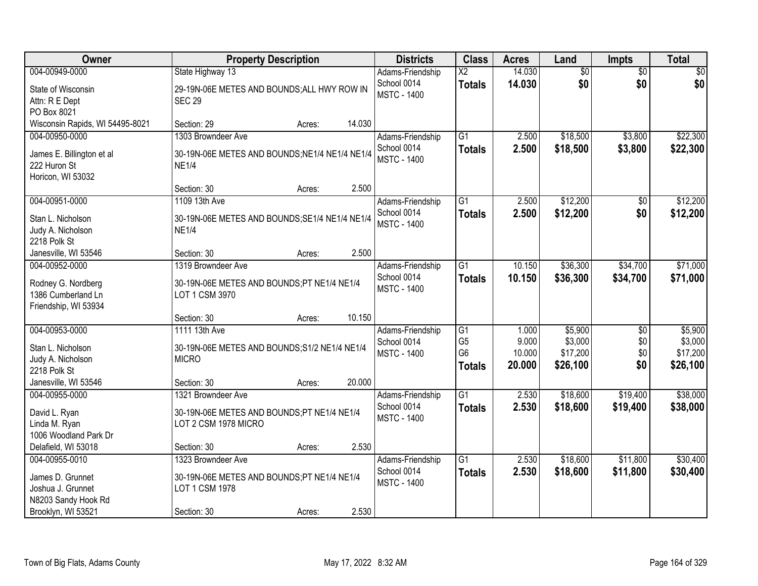| Owner | Property Description | Districts | Class | Acres | Land | Impts | Total |
|---|---|---|---|---|---|---|---|
| 004-00949-0000<br>State of Wisconsin<br>Attn: R E Dept<br>PO Box 8021<br>Wisconsin Rapids, WI 54495-8021 | State Highway 13<br>29-19N-06E METES AND BOUNDS;ALL HWY ROW IN SEC 29<br>Section: 29 Acres: 14.030 | Adams-Friendship<br>School 0014<br>MSTC - 1400 | X2<br>**Totals** | 14.030<br>**14.030** | $0<br>**$0** | $0<br>**$0** | $0<br>**$0** |
| 004-00950-0000<br>James E. Billington et al<br>222 Huron St<br>Horicon, WI 53032 | 1303 Browndeer Ave<br>30-19N-06E METES AND BOUNDS;NE1/4 NE1/4 NE1/4 NE1/4<br>Section: 30 Acres: 2.500 | Adams-Friendship<br>School 0014<br>MSTC - 1400 | G1<br>**Totals** | 2.500<br>**2.500** | $18,500<br>**$18,500** | $3,800<br>**$3,800** | $22,300<br>**$22,300** |
| 004-00951-0000<br>Stan L. Nicholson<br>Judy A. Nicholson<br>2218 Polk St<br>Janesville, WI 53546 | 1109 13th Ave<br>30-19N-06E METES AND BOUNDS;SE1/4 NE1/4 NE1/4 NE1/4<br>Section: 30 Acres: 2.500 | Adams-Friendship<br>School 0014<br>MSTC - 1400 | G1<br>**Totals** | 2.500<br>**2.500** | $12,200<br>**$12,200** | $0<br>**$0** | $12,200<br>**$12,200** |
| 004-00952-0000<br>Rodney G. Nordberg<br>1386 Cumberland Ln<br>Friendship, WI 53934 | 1319 Browndeer Ave<br>30-19N-06E METES AND BOUNDS;PT NE1/4 NE1/4 LOT 1 CSM 3970<br>Section: 30 Acres: 10.150 | Adams-Friendship<br>School 0014<br>MSTC - 1400 | G1<br>**Totals** | 10.150<br>**10.150** | $36,300<br>**$36,300** | $34,700<br>**$34,700** | $71,000<br>**$71,000** |
| 004-00953-0000<br>Stan L. Nicholson<br>Judy A. Nicholson<br>2218 Polk St<br>Janesville, WI 53546 | 1111 13th Ave<br>30-19N-06E METES AND BOUNDS;S1/2 NE1/4 NE1/4 MICRO<br>Section: 30 Acres: 20.000 | Adams-Friendship<br>School 0014<br>MSTC - 1400 | G1<br>G5<br>G6<br>**Totals** | 1.000<br>9.000<br>10.000<br>**20.000** | $5,900<br>$3,000<br>$17,200<br>**$26,100** | $0<br>$0<br>$0<br>**$0** | $5,900<br>$3,000<br>$17,200<br>**$26,100** |
| 004-00955-0000<br>David L. Ryan<br>Linda M. Ryan<br>1006 Woodland Park Dr<br>Delafield, WI 53018 | 1321 Browndeer Ave<br>30-19N-06E METES AND BOUNDS;PT NE1/4 NE1/4 LOT 2 CSM 1978 MICRO<br>Section: 30 Acres: 2.530 | Adams-Friendship<br>School 0014<br>MSTC - 1400 | G1<br>**Totals** | 2.530<br>**2.530** | $18,600<br>**$18,600** | $19,400<br>**$19,400** | $38,000<br>**$38,000** |
| 004-00955-0010<br>James D. Grunnet<br>Joshua J. Grunnet<br>N8203 Sandy Hook Rd<br>Brooklyn, WI 53521 | 1323 Browndeer Ave<br>30-19N-06E METES AND BOUNDS;PT NE1/4 NE1/4 LOT 1 CSM 1978<br>Section: 30 Acres: 2.530 | Adams-Friendship<br>School 0014<br>MSTC - 1400 | G1<br>**Totals** | 2.530<br>**2.530** | $18,600<br>**$18,600** | $11,800<br>**$11,800** | $30,400<br>**$30,400** |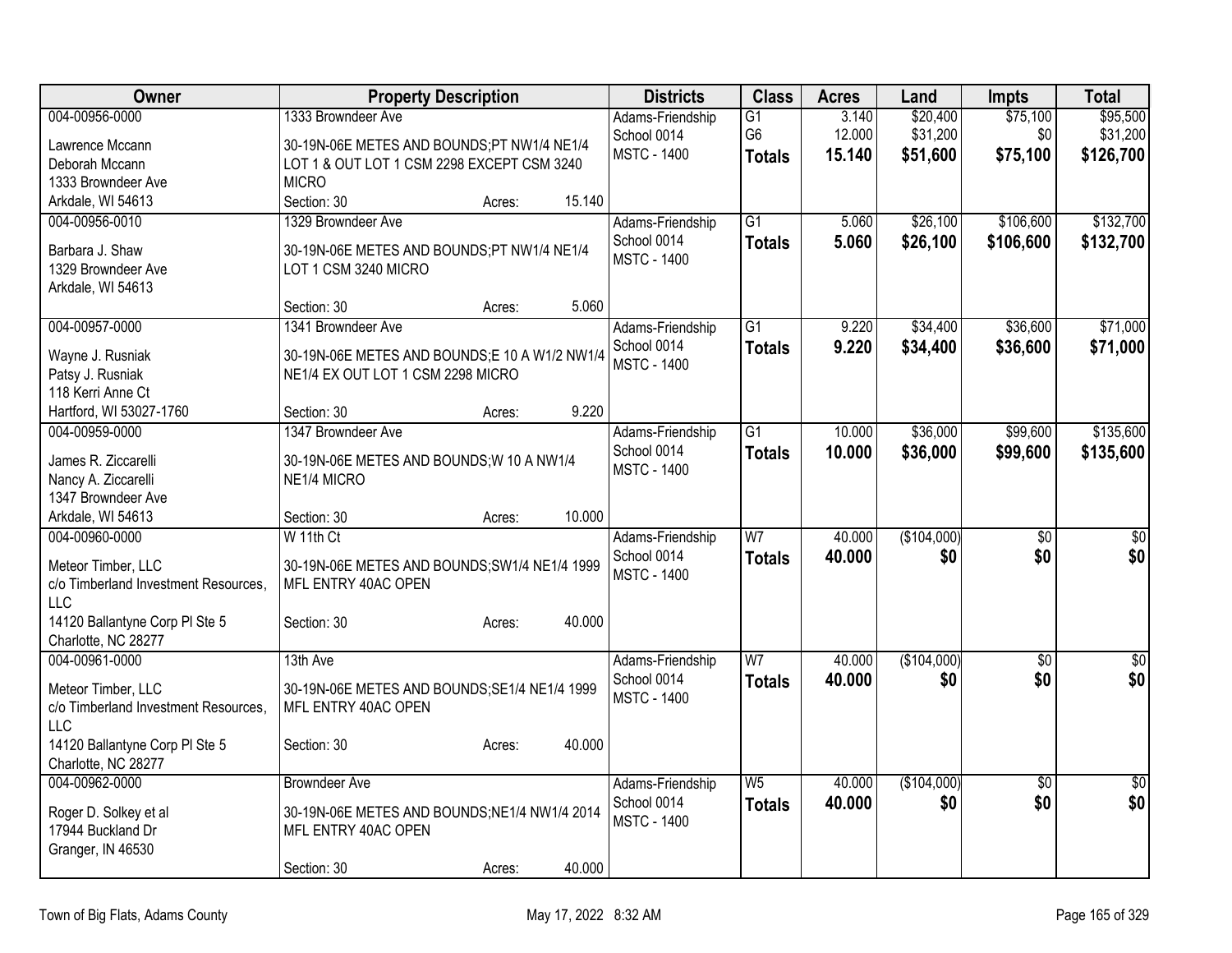| Owner | Property Description | Districts | Class | Acres | Land | Impts | Total |
|---|---|---|---|---|---|---|---|
| 004-00956-0000<br>Lawrence Mccann<br>Deborah Mccann<br>1333 Browndeer Ave<br>Arkdale, WI 54613 | 1333 Browndeer Ave<br>30-19N-06E METES AND BOUNDS;PT NW1/4 NE1/4 LOT 1 & OUT LOT 1 CSM 2298 EXCEPT CSM 3240 MICRO<br>Section: 30 Acres: 15.140 | Adams-Friendship School 0014<br>MSTC - 1400 | G1<br>G6<br>**Totals** | 3.140<br>12.000<br>**15.140** | $20,400<br>$31,200<br>**$51,600** | $75,100<br>$0<br>**$75,100** | $95,500<br>$31,200<br>**$126,700** |
| 004-00956-0010<br>Barbara J. Shaw<br>1329 Browndeer Ave<br>Arkdale, WI 54613 | 1329 Browndeer Ave<br>30-19N-06E METES AND BOUNDS;PT NW1/4 NE1/4 LOT 1 CSM 3240 MICRO<br>Section: 30 Acres: 5.060 | Adams-Friendship School 0014<br>MSTC - 1400 | G1<br>**Totals** | 5.060<br>**5.060** | $26,100<br>**$26,100** | $106,600<br>**$106,600** | $132,700<br>**$132,700** |
| 004-00957-0000<br>Wayne J. Rusniak<br>Patsy J. Rusniak<br>118 Kerri Anne Ct<br>Hartford, WI 53027-1760 | 1341 Browndeer Ave<br>30-19N-06E METES AND BOUNDS;E 10 A W1/2 NW1/4 NE1/4 EX OUT LOT 1 CSM 2298 MICRO<br>Section: 30 Acres: 9.220 | Adams-Friendship School 0014<br>MSTC - 1400 | G1<br>**Totals** | 9.220<br>**9.220** | $34,400<br>**$34,400** | $36,600<br>**$36,600** | $71,000<br>**$71,000** |
| 004-00959-0000<br>James R. Ziccarelli<br>Nancy A. Ziccarelli<br>1347 Browndeer Ave<br>Arkdale, WI 54613 | 1347 Browndeer Ave<br>30-19N-06E METES AND BOUNDS;W 10 A NW1/4 NE1/4 MICRO<br>Section: 30 Acres: 10.000 | Adams-Friendship School 0014<br>MSTC - 1400 | G1<br>**Totals** | 10.000<br>**10.000** | $36,000<br>**$36,000** | $99,600<br>**$99,600** | $135,600<br>**$135,600** |
| 004-00960-0000<br>Meteor Timber, LLC<br>c/o Timberland Investment Resources, LLC<br>14120 Ballantyne Corp Pl Ste 5<br>Charlotte, NC 28277 | W 11th Ct<br>30-19N-06E METES AND BOUNDS;SW1/4 NE1/4 1999 MFL ENTRY 40AC OPEN<br>Section: 30 Acres: 40.000 | Adams-Friendship School 0014<br>MSTC - 1400 | W7<br>**Totals** | 40.000<br>**40.000** | ($104,000)<br>**$0** | $0<br>**$0** | $0<br>**$0** |
| 004-00961-0000<br>Meteor Timber, LLC<br>c/o Timberland Investment Resources, LLC<br>14120 Ballantyne Corp Pl Ste 5<br>Charlotte, NC 28277 | 13th Ave<br>30-19N-06E METES AND BOUNDS;SE1/4 NE1/4 1999 MFL ENTRY 40AC OPEN<br>Section: 30 Acres: 40.000 | Adams-Friendship School 0014<br>MSTC - 1400 | W7<br>**Totals** | 40.000<br>**40.000** | ($104,000)<br>**$0** | $0<br>**$0** | $0<br>**$0** |
| 004-00962-0000<br>Roger D. Solkey et al<br>17944 Buckland Dr<br>Granger, IN 46530 | Browndeer Ave<br>30-19N-06E METES AND BOUNDS;NE1/4 NW1/4 2014 MFL ENTRY 40AC OPEN<br>Section: 30 Acres: 40.000 | Adams-Friendship School 0014<br>MSTC - 1400 | W5<br>**Totals** | 40.000<br>**40.000** | ($104,000)<br>**$0** | $0<br>**$0** | $0<br>**$0** |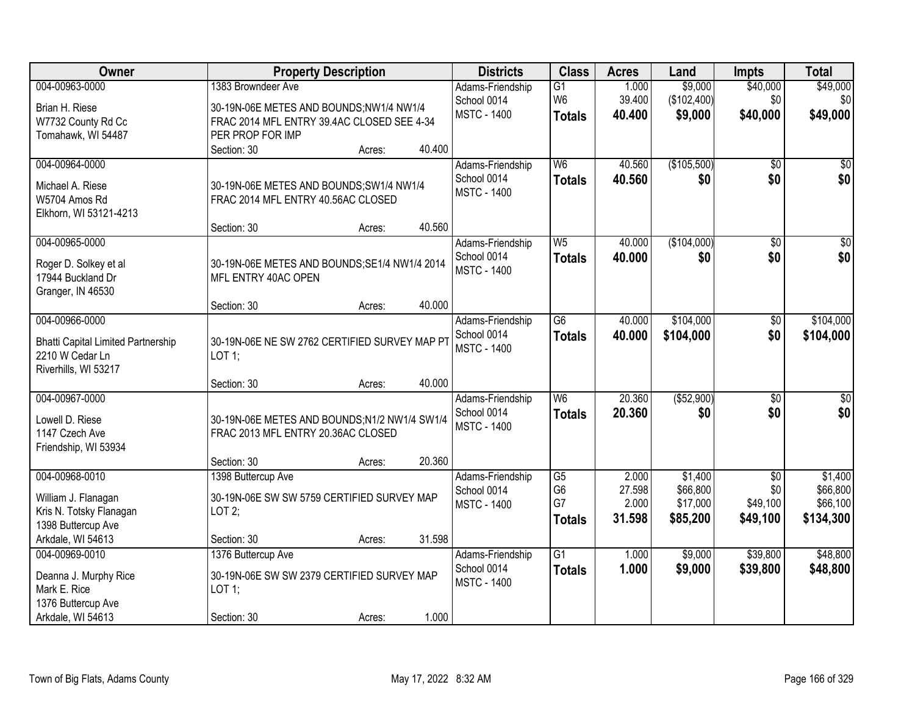| Owner | Property Description | Districts | Class | Acres | Land | Impts | Total |
|---|---|---|---|---|---|---|---|
| 004-00963-0000<br>Brian H. Riese<br>W7732 County Rd Cc<br>Tomahawk, WI 54487 | 1383 Browndeer Ave<br>30-19N-06E METES AND BOUNDS;NW1/4 NW1/4 FRAC 2014 MFL ENTRY 39.4AC CLOSED SEE 4-34 PER PROP FOR IMP<br>Section: 30 Acres: 40.400 | Adams-Friendship<br>School 0014<br>MSTC - 1400 | G1<br>W6<br>**Totals** | 1.000<br>39.400<br>**40.400** | $9,000<br>($102,400)<br>**$9,000** | $40,000<br>$0<br>**$40,000** | $49,000<br>$0<br>**$49,000** |
| 004-00964-0000<br>Michael A. Riese<br>W5704 Amos Rd<br>Elkhorn, WI 53121-4213 | 30-19N-06E METES AND BOUNDS;SW1/4 NW1/4 FRAC 2014 MFL ENTRY 40.56AC CLOSED<br>Section: 30 Acres: 40.560 | Adams-Friendship<br>School 0014<br>MSTC - 1400 | W6<br>**Totals** | 40.560<br>**40.560** | ($105,500)<br>**$0** | $0<br>**$0** | $0<br>**$0** |
| 004-00965-0000<br>Roger D. Solkey et al<br>17944 Buckland Dr<br>Granger, IN 46530 | 30-19N-06E METES AND BOUNDS;SE1/4 NW1/4 2014 MFL ENTRY 40AC OPEN<br>Section: 30 Acres: 40.000 | Adams-Friendship<br>School 0014<br>MSTC - 1400 | W5<br>**Totals** | 40.000<br>**40.000** | ($104,000)<br>**$0** | $0<br>**$0** | $0<br>**$0** |
| 004-00966-0000<br>Bhatti Capital Limited Partnership<br>2210 W Cedar Ln<br>Riverhills, WI 53217 | 30-19N-06E NE SW 2762 CERTIFIED SURVEY MAP PT LOT 1;<br>Section: 30 Acres: 40.000 | Adams-Friendship<br>School 0014<br>MSTC - 1400 | G6<br>**Totals** | 40.000<br>**40.000** | $104,000<br>**$104,000** | $0<br>**$0** | $104,000<br>**$104,000** |
| 004-00967-0000<br>Lowell D. Riese<br>1147 Czech Ave<br>Friendship, WI 53934 | 30-19N-06E METES AND BOUNDS;N1/2 NW1/4 SW1/4 FRAC 2013 MFL ENTRY 20.36AC CLOSED<br>Section: 30 Acres: 20.360 | Adams-Friendship<br>School 0014<br>MSTC - 1400 | W6<br>**Totals** | 20.360<br>**20.360** | ($52,900)<br>**$0** | $0<br>**$0** | $0<br>**$0** |
| 004-00968-0010<br>William J. Flanagan<br>Kris N. Totsky Flanagan<br>1398 Buttercup Ave<br>Arkdale, WI 54613 | 1398 Buttercup Ave<br>30-19N-06E SW SW 5759 CERTIFIED SURVEY MAP LOT 2;<br>Section: 30 Acres: 31.598 | Adams-Friendship<br>School 0014<br>MSTC - 1400 | G5<br>G6<br>G7<br>**Totals** | 2.000<br>27.598<br>2.000<br>**31.598** | $1,400<br>$66,800<br>$17,000<br>**$85,200** | $0<br>$0<br>$49,100<br>**$49,100** | $1,400<br>$66,800<br>$66,100<br>**$134,300** |
| 004-00969-0010<br>Deanna J. Murphy Rice<br>Mark E. Rice<br>1376 Buttercup Ave<br>Arkdale, WI 54613 | 1376 Buttercup Ave<br>30-19N-06E SW SW 2379 CERTIFIED SURVEY MAP LOT 1;<br>Section: 30 Acres: 1.000 | Adams-Friendship<br>School 0014<br>MSTC - 1400 | G1<br>**Totals** | 1.000<br>**1.000** | $9,000<br>**$9,000** | $39,800<br>**$39,800** | $48,800<br>**$48,800** |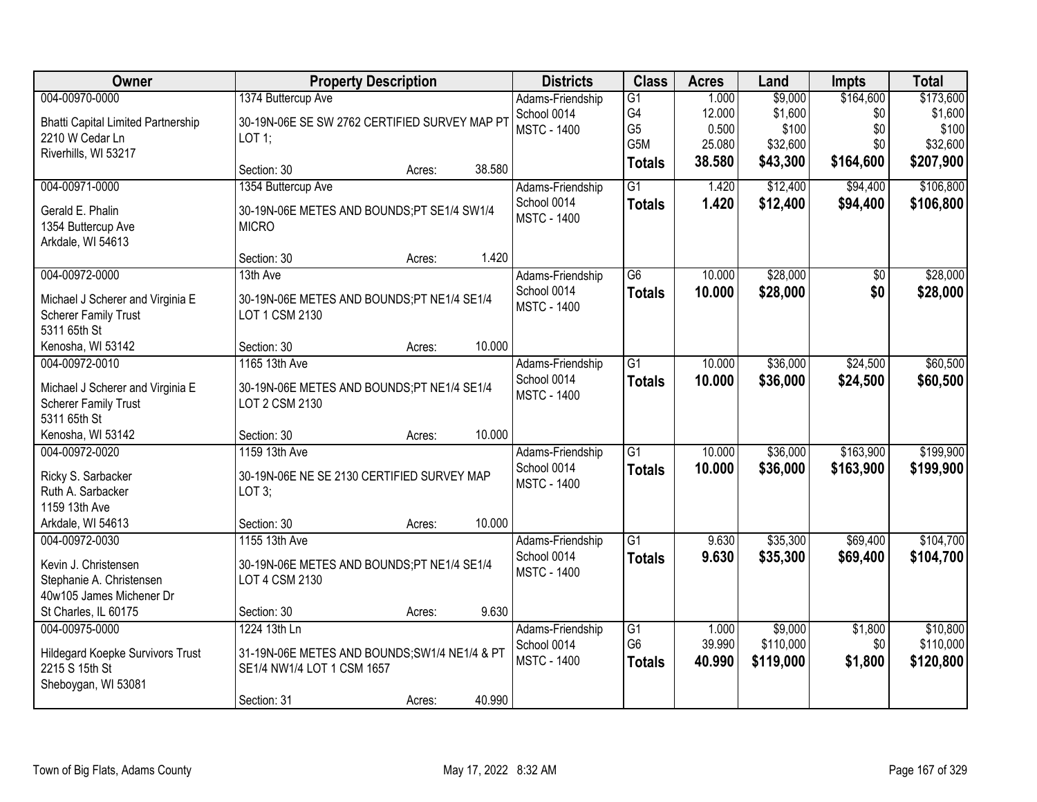| Owner | Property Description | Districts | Class | Acres | Land | Impts | Total |
|---|---|---|---|---|---|---|---|
| 004-00970-0000<br>Bhatti Capital Limited Partnership<br>2210 W Cedar Ln<br>Riverhills, WI 53217 | 1374 Buttercup Ave<br>30-19N-06E SE SW 2762 CERTIFIED SURVEY MAP PT LOT 1;<br>Section: 30 Acres: 38.580 | Adams-Friendship<br>School 0014<br>MSTC - 1400 | G1<br>G4<br>G5<br>G5M<br>**Totals** | 1.000<br>12.000<br>0.500<br>25.080<br>**38.580** | $9,000<br>$1,600<br>$100<br>$32,600<br>**$43,300** | $164,600<br>$0<br>$0<br>$0<br>**$164,600** | $173,600<br>$1,600<br>$100<br>$32,600<br>**$207,900** |
| 004-00971-0000<br>Gerald E. Phalin<br>1354 Buttercup Ave<br>Arkdale, WI 54613 | 1354 Buttercup Ave<br>30-19N-06E METES AND BOUNDS;PT SE1/4 SW1/4 MICRO<br>Section: 30 Acres: 1.420 | Adams-Friendship<br>School 0014<br>MSTC - 1400 | G1<br>**Totals** | 1.420<br>**1.420** | $12,400<br>**$12,400** | $94,400<br>**$94,400** | $106,800<br>**$106,800** |
| 004-00972-0000<br>Michael J Scherer and Virginia E Scherer Family Trust<br>5311 65th St<br>Kenosha, WI 53142 | 13th Ave<br>30-19N-06E METES AND BOUNDS;PT NE1/4 SE1/4 LOT 1 CSM 2130<br>Section: 30 Acres: 10.000 | Adams-Friendship<br>School 0014<br>MSTC - 1400 | G6<br>**Totals** | 10.000<br>**10.000** | $28,000<br>**$28,000** | $0<br>**$0** | $28,000<br>**$28,000** |
| 004-00972-0010<br>Michael J Scherer and Virginia E Scherer Family Trust<br>5311 65th St<br>Kenosha, WI 53142 | 1165 13th Ave<br>30-19N-06E METES AND BOUNDS;PT NE1/4 SE1/4 LOT 2 CSM 2130<br>Section: 30 Acres: 10.000 | Adams-Friendship<br>School 0014<br>MSTC - 1400 | G1<br>**Totals** | 10.000<br>**10.000** | $36,000<br>**$36,000** | $24,500<br>**$24,500** | $60,500<br>**$60,500** |
| 004-00972-0020<br>Ricky S. Sarbacker<br>Ruth A. Sarbacker<br>1159 13th Ave<br>Arkdale, WI 54613 | 1159 13th Ave<br>30-19N-06E NE SE 2130 CERTIFIED SURVEY MAP LOT 3;<br>Section: 30 Acres: 10.000 | Adams-Friendship<br>School 0014<br>MSTC - 1400 | G1<br>**Totals** | 10.000<br>**10.000** | $36,000<br>**$36,000** | $163,900<br>**$163,900** | $199,900<br>**$199,900** |
| 004-00972-0030<br>Kevin J. Christensen<br>Stephanie A. Christensen<br>40w105 James Michener Dr<br>St Charles, IL 60175 | 1155 13th Ave<br>30-19N-06E METES AND BOUNDS;PT NE1/4 SE1/4 LOT 4 CSM 2130<br>Section: 30 Acres: 9.630 | Adams-Friendship<br>School 0014<br>MSTC - 1400 | G1<br>**Totals** | 9.630<br>**9.630** | $35,300<br>**$35,300** | $69,400<br>**$69,400** | $104,700<br>**$104,700** |
| 004-00975-0000<br>Hildegard Koepke Survivors Trust<br>2215 S 15th St<br>Sheboygan, WI 53081 | 1224 13th Ln<br>31-19N-06E METES AND BOUNDS;SW1/4 NE1/4 & PT SE1/4 NW1/4 LOT 1 CSM 1657<br>Section: 31 Acres: 40.990 | Adams-Friendship<br>School 0014<br>MSTC - 1400 | G1<br>G6<br>**Totals** | 1.000<br>39.990<br>**40.990** | $9,000<br>$110,000<br>**$119,000** | $1,800<br>$0<br>**$1,800** | $10,800<br>$110,000<br>**$120,800** |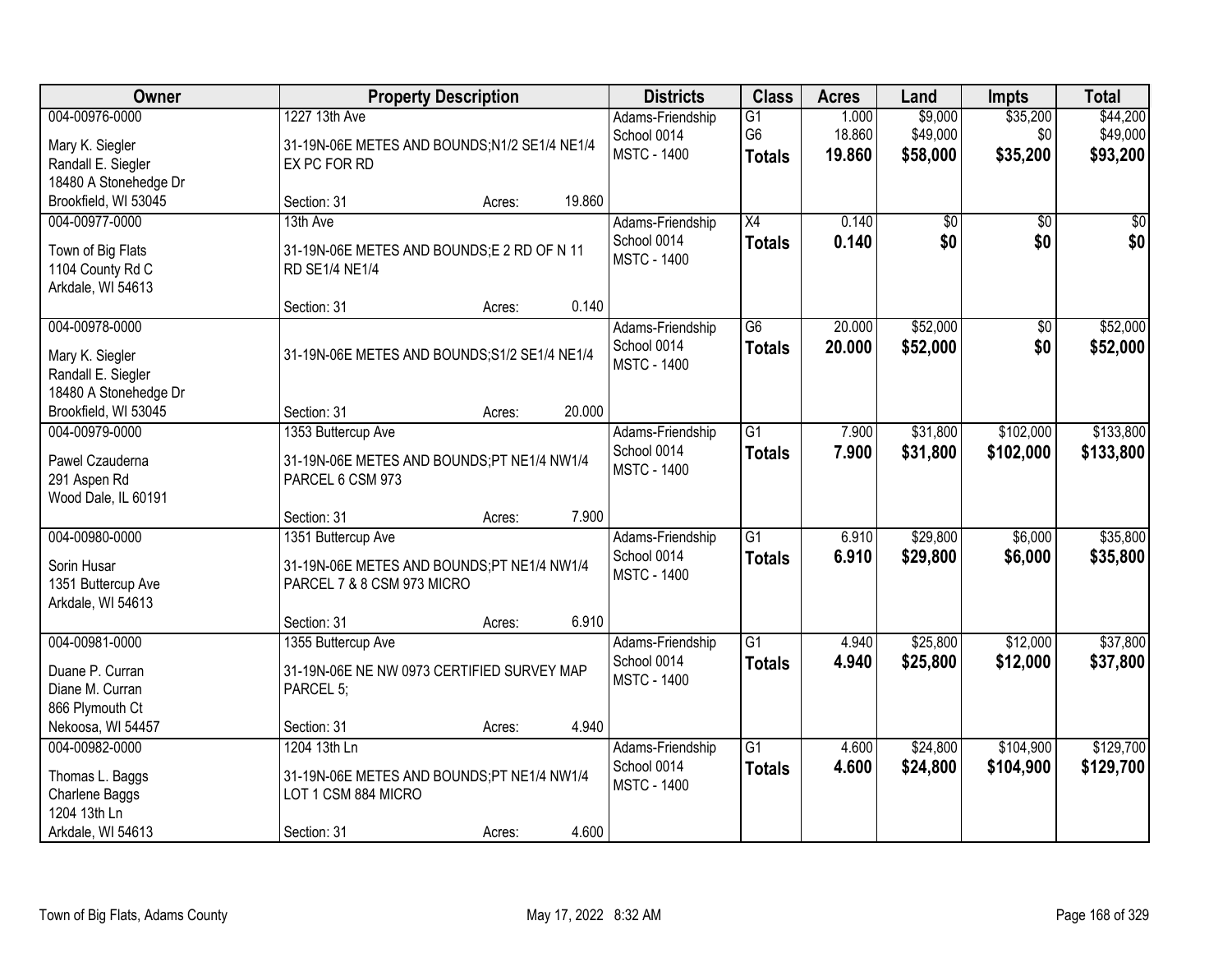| Owner | Property Description | | | Districts | Class | Acres | Land | Impts | Total |
|---|---|---|---|---|---|---|---|---|---|
| 004-00976-0000<br>Mary K. Siegler<br>Randall E. Siegler<br>18480 A Stonehedge Dr<br>Brookfield, WI 53045 | 1227 13th Ave<br>31-19N-06E METES AND BOUNDS;N1/2 SE1/4 NE1/4 EX PC FOR RD<br>Section: 31 | Acres: | 19.860 | Adams-Friendship School 0014 MSTC - 1400 | G1<br>G6<br>**Totals** | 1.000<br>18.860<br>**19.860** | $9,000<br>$49,000<br>**$58,000** | $35,200<br>$0<br>**$35,200** | $44,200<br>$49,000<br>**$93,200** |
| 004-00977-0000<br>Town of Big Flats<br>1104 County Rd C<br>Arkdale, WI 54613 | 13th Ave<br>31-19N-06E METES AND BOUNDS;E 2 RD OF N 11 RD SE1/4 NE1/4<br>Section: 31 | Acres: | 0.140 | Adams-Friendship School 0014 MSTC - 1400 | X4<br>**Totals** | 0.140<br>**0.140** | $0<br>**$0** | $0<br>**$0** | $0<br>**$0** |
| 004-00978-0000<br>Mary K. Siegler<br>Randall E. Siegler<br>18480 A Stonehedge Dr<br>Brookfield, WI 53045 | 31-19N-06E METES AND BOUNDS;S1/2 SE1/4 NE1/4<br>Section: 31 | Acres: | 20.000 | Adams-Friendship School 0014 MSTC - 1400 | G6<br>**Totals** | 20.000<br>**20.000** | $52,000<br>**$52,000** | $0<br>**$0** | $52,000<br>**$52,000** |
| 004-00979-0000<br>Pawel Czauderna<br>291 Aspen Rd<br>Wood Dale, IL 60191 | 1353 Buttercup Ave<br>31-19N-06E METES AND BOUNDS;PT NE1/4 NW1/4 PARCEL 6 CSM 973<br>Section: 31 | Acres: | 7.900 | Adams-Friendship School 0014 MSTC - 1400 | G1<br>**Totals** | 7.900<br>**7.900** | $31,800<br>**$31,800** | $102,000<br>**$102,000** | $133,800<br>**$133,800** |
| 004-00980-0000<br>Sorin Husar<br>1351 Buttercup Ave<br>Arkdale, WI 54613 | 1351 Buttercup Ave<br>31-19N-06E METES AND BOUNDS;PT NE1/4 NW1/4 PARCEL 7 & 8 CSM 973 MICRO<br>Section: 31 | Acres: | 6.910 | Adams-Friendship School 0014 MSTC - 1400 | G1<br>**Totals** | 6.910<br>**6.910** | $29,800<br>**$29,800** | $6,000<br>**$6,000** | $35,800<br>**$35,800** |
| 004-00981-0000<br>Duane P. Curran<br>Diane M. Curran<br>866 Plymouth Ct<br>Nekoosa, WI 54457 | 1355 Buttercup Ave<br>31-19N-06E NE NW 0973 CERTIFIED SURVEY MAP PARCEL 5;<br>Section: 31 | Acres: | 4.940 | Adams-Friendship School 0014 MSTC - 1400 | G1<br>**Totals** | 4.940<br>**4.940** | $25,800<br>**$25,800** | $12,000<br>**$12,000** | $37,800<br>**$37,800** |
| 004-00982-0000<br>Thomas L. Baggs<br>Charlene Baggs<br>1204 13th Ln<br>Arkdale, WI 54613 | 1204 13th Ln<br>31-19N-06E METES AND BOUNDS;PT NE1/4 NW1/4 LOT 1 CSM 884 MICRO<br>Section: 31 | Acres: | 4.600 | Adams-Friendship School 0014 MSTC - 1400 | G1<br>**Totals** | 4.600<br>**4.600** | $24,800<br>**$24,800** | $104,900<br>**$104,900** | $129,700<br>**$129,700** |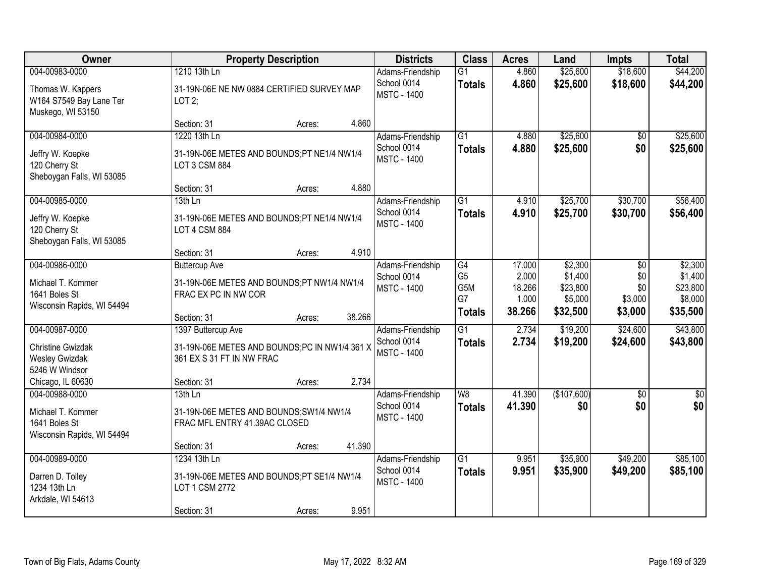| Owner | Property Description | | | Districts | Class | Acres | Land | Impts | Total |
|---|---|---|---|---|---|---|---|---|---|
| 004-00983-0000<br><br>Thomas W. Kappers<br>W164 S7549 Bay Lane Ter<br>Muskego, WI 53150 | 1210 13th Ln<br><br>31-19N-06E NE NW 0884 CERTIFIED SURVEY MAP LOT 2;<br><br>Section: 31 | Acres: | 4.860 | Adams-Friendship School 0014<br>MSTC - 1400 | G1<br>**Totals** | 4.860<br>**4.860** | $25,600<br>**$25,600** | $18,600<br>**$18,600** | $44,200<br>**$44,200** |
| 004-00984-0000<br><br>Jeffry W. Koepke<br>120 Cherry St<br>Sheboygan Falls, WI 53085 | 1220 13th Ln<br><br>31-19N-06E METES AND BOUNDS;PT NE1/4 NW1/4 LOT 3 CSM 884<br><br>Section: 31 | Acres: | 4.880 | Adams-Friendship School 0014<br>MSTC - 1400 | G1<br>**Totals** | 4.880<br>**4.880** | $25,600<br>**$25,600** | $0<br>**$0** | $25,600<br>**$25,600** |
| 004-00985-0000<br><br>Jeffry W. Koepke<br>120 Cherry St<br>Sheboygan Falls, WI 53085 | 13th Ln<br><br>31-19N-06E METES AND BOUNDS;PT NE1/4 NW1/4 LOT 4 CSM 884<br><br>Section: 31 | Acres: | 4.910 | Adams-Friendship School 0014<br>MSTC - 1400 | G1<br>**Totals** | 4.910<br>**4.910** | $25,700<br>**$25,700** | $30,700<br>**$30,700** | $56,400<br>**$56,400** |
| 004-00986-0000<br><br>Michael T. Kommer<br>1641 Boles St<br>Wisconsin Rapids, WI 54494 | Buttercup Ave<br><br>31-19N-06E METES AND BOUNDS;PT NW1/4 NW1/4 FRAC EX PC IN NW COR<br><br>Section: 31 | Acres: | 38.266 | Adams-Friendship School 0014<br>MSTC - 1400 | G4<br>G5<br>G5M<br>G7<br>**Totals** | 17.000<br>2.000<br>18.266<br>1.000<br>**38.266** | $2,300<br>$1,400<br>$23,800<br>$5,000<br>**$32,500** | $0<br>$0<br>$0<br>$3,000<br>**$3,000** | $2,300<br>$1,400<br>$23,800<br>$8,000<br>**$35,500** |
| 004-00987-0000<br><br>Christine Gwizdak<br>Wesley Gwizdak<br>5246 W Windsor<br>Chicago, IL 60630 | 1397 Buttercup Ave<br><br>31-19N-06E METES AND BOUNDS;PC IN NW1/4 361 X 361 EX S 31 FT IN NW FRAC<br><br>Section: 31 | Acres: | 2.734 | Adams-Friendship School 0014<br>MSTC - 1400 | G1<br>**Totals** | 2.734<br>**2.734** | $19,200<br>**$19,200** | $24,600<br>**$24,600** | $43,800<br>**$43,800** |
| 004-00988-0000<br><br>Michael T. Kommer<br>1641 Boles St<br>Wisconsin Rapids, WI 54494 | 13th Ln<br><br>31-19N-06E METES AND BOUNDS;SW1/4 NW1/4 FRAC MFL ENTRY 41.39AC CLOSED<br><br>Section: 31 | Acres: | 41.390 | Adams-Friendship School 0014<br>MSTC - 1400 | W8<br>**Totals** | 41.390<br>**41.390** | ($107,600)<br>**$0** | $0<br>**$0** | $0<br>**$0** |
| 004-00989-0000<br><br>Darren D. Tolley<br>1234 13th Ln<br>Arkdale, WI 54613 | 1234 13th Ln<br><br>31-19N-06E METES AND BOUNDS;PT SE1/4 NW1/4 LOT 1 CSM 2772<br><br>Section: 31 | Acres: | 9.951 | Adams-Friendship School 0014<br>MSTC - 1400 | G1<br>**Totals** | 9.951<br>**9.951** | $35,900<br>**$35,900** | $49,200<br>**$49,200** | $85,100<br>**$85,100** |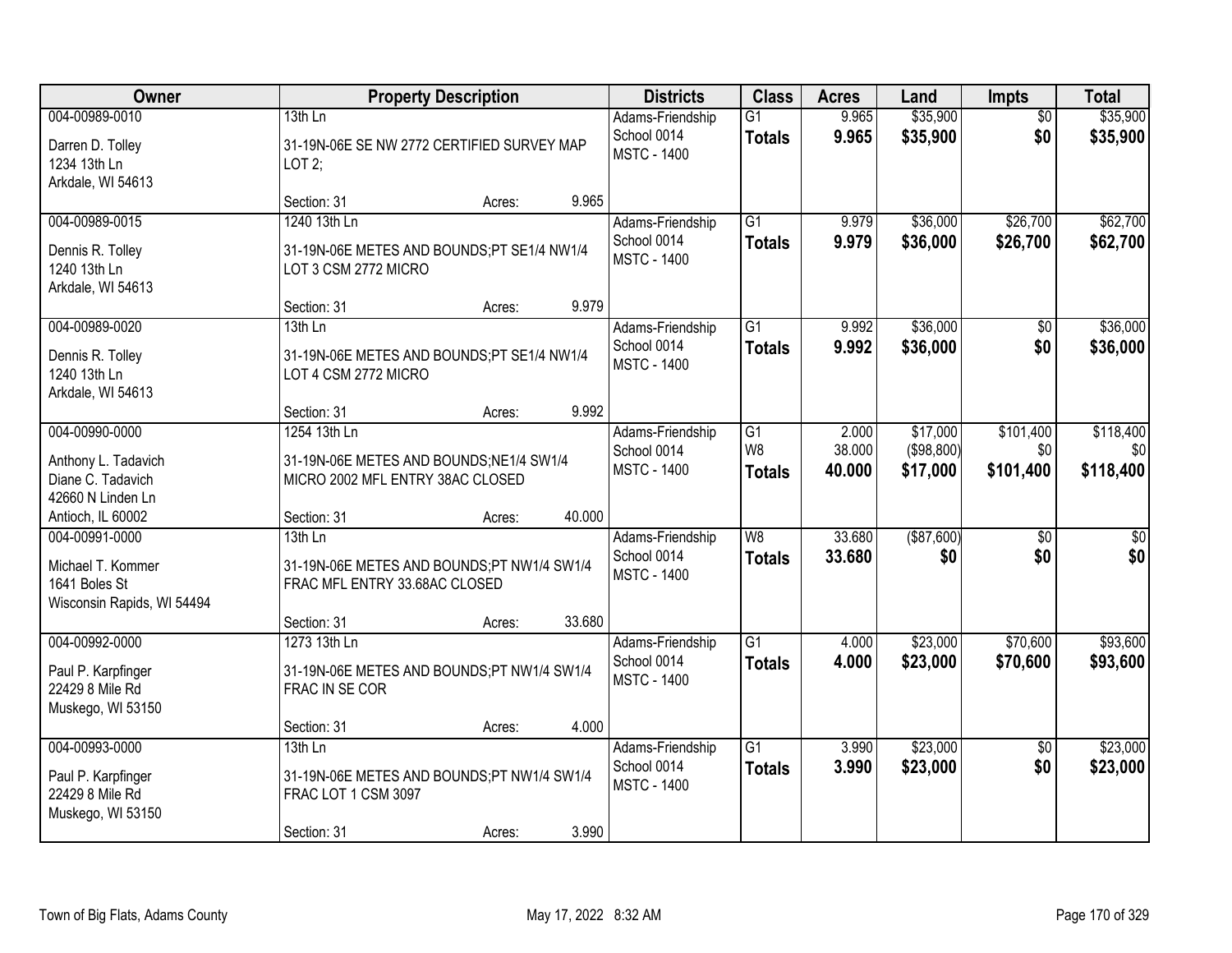| Owner | Property Description | Districts | Class | Acres | Land | Impts | Total |
|---|---|---|---|---|---|---|---|
| 004-00989-0010<br>Darren D. Tolley<br>1234 13th Ln<br>Arkdale, WI 54613 | 13th Ln<br>31-19N-06E SE NW 2772 CERTIFIED SURVEY MAP LOT 2;<br>Section: 31 Acres: 9.965 | Adams-Friendship School 0014<br>MSTC - 1400 | G1<br>**Totals** | 9.965<br>**9.965** | $35,900<br>**$35,900** | $0<br>**$0** | $35,900<br>**$35,900** |
| 004-00989-0015<br>Dennis R. Tolley<br>1240 13th Ln<br>Arkdale, WI 54613 | 1240 13th Ln<br>31-19N-06E METES AND BOUNDS;PT SE1/4 NW1/4 LOT 3 CSM 2772 MICRO<br>Section: 31 Acres: 9.979 | Adams-Friendship School 0014<br>MSTC - 1400 | G1<br>**Totals** | 9.979<br>**9.979** | $36,000<br>**$36,000** | $26,700<br>**$26,700** | $62,700<br>**$62,700** |
| 004-00989-0020<br>Dennis R. Tolley<br>1240 13th Ln<br>Arkdale, WI 54613 | 13th Ln<br>31-19N-06E METES AND BOUNDS;PT SE1/4 NW1/4 LOT 4 CSM 2772 MICRO<br>Section: 31 Acres: 9.992 | Adams-Friendship School 0014<br>MSTC - 1400 | G1<br>**Totals** | 9.992<br>**9.992** | $36,000<br>**$36,000** | $0<br>**$0** | $36,000<br>**$36,000** |
| 004-00990-0000<br>Anthony L. Tadavich<br>Diane C. Tadavich<br>42660 N Linden Ln<br>Antioch, IL 60002 | 1254 13th Ln<br>31-19N-06E METES AND BOUNDS;NE1/4 SW1/4 MICRO 2002 MFL ENTRY 38AC CLOSED<br>Section: 31 Acres: 40.000 | Adams-Friendship School 0014<br>MSTC - 1400 | G1<br>W8<br>**Totals** | 2.000<br>38.000<br>**40.000** | $17,000<br>($98,800)<br>**$17,000** | $101,400<br>$0<br>**$101,400** | $118,400<br>$0<br>**$118,400** |
| 004-00991-0000<br>Michael T. Kommer<br>1641 Boles St<br>Wisconsin Rapids, WI 54494 | 13th Ln<br>31-19N-06E METES AND BOUNDS;PT NW1/4 SW1/4 FRAC MFL ENTRY 33.68AC CLOSED<br>Section: 31 Acres: 33.680 | Adams-Friendship School 0014<br>MSTC - 1400 | W8<br>**Totals** | 33.680<br>**33.680** | ($87,600)<br>**$0** | $0<br>**$0** | $0<br>**$0** |
| 004-00992-0000<br>Paul P. Karpfinger<br>22429 8 Mile Rd<br>Muskego, WI 53150 | 1273 13th Ln<br>31-19N-06E METES AND BOUNDS;PT NW1/4 SW1/4 FRAC IN SE COR<br>Section: 31 Acres: 4.000 | Adams-Friendship School 0014<br>MSTC - 1400 | G1<br>**Totals** | 4.000<br>**4.000** | $23,000<br>**$23,000** | $70,600<br>**$70,600** | $93,600<br>**$93,600** |
| 004-00993-0000<br>Paul P. Karpfinger<br>22429 8 Mile Rd<br>Muskego, WI 53150 | 13th Ln<br>31-19N-06E METES AND BOUNDS;PT NW1/4 SW1/4 FRAC LOT 1 CSM 3097<br>Section: 31 Acres: 3.990 | Adams-Friendship School 0014<br>MSTC - 1400 | G1<br>**Totals** | 3.990<br>**3.990** | $23,000<br>**$23,000** | $0<br>**$0** | $23,000<br>**$23,000** |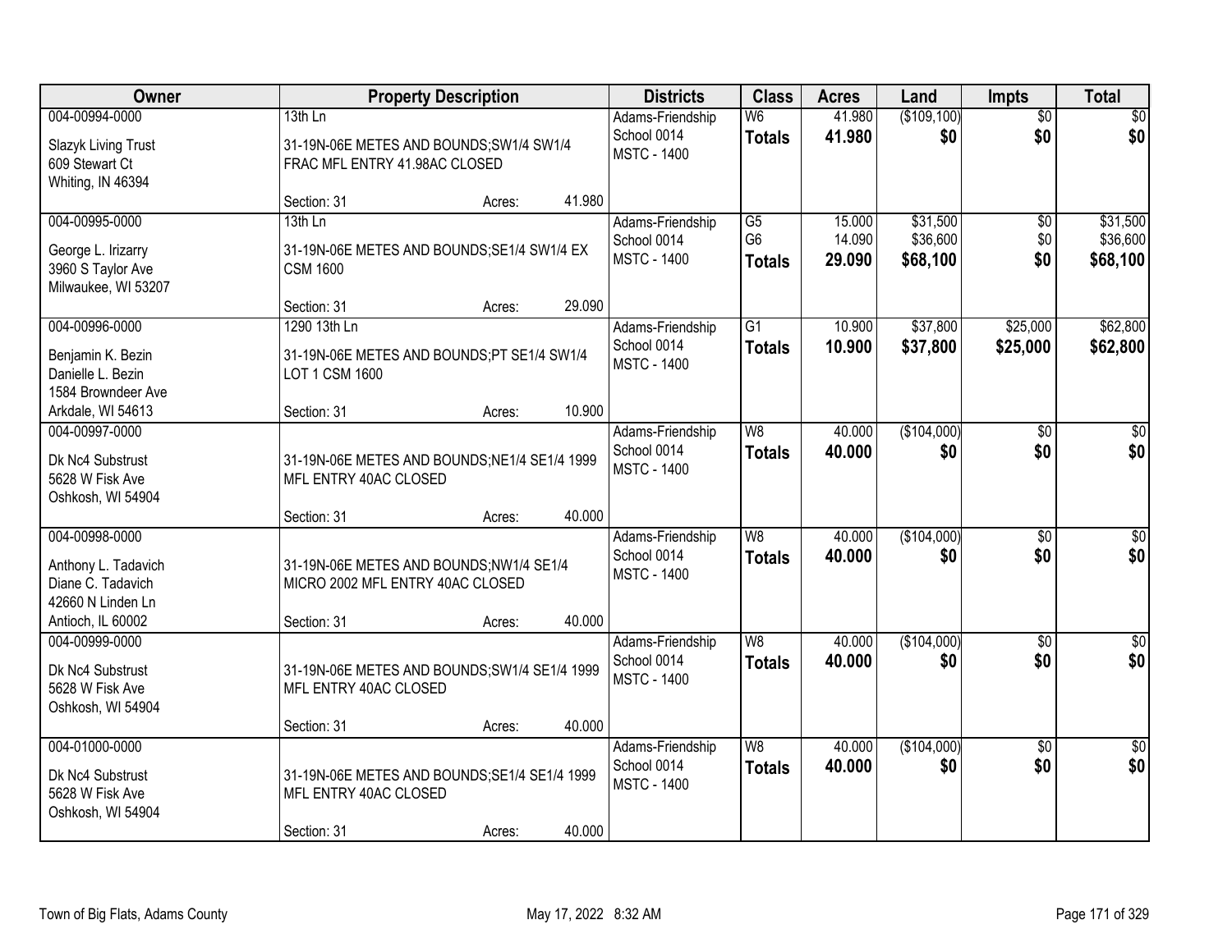| Owner | Property Description | Districts | Class | Acres | Land | Impts | Total |
|---|---|---|---|---|---|---|---|
| 004-00994-0000<br>Slazyk Living Trust<br>609 Stewart Ct<br>Whiting, IN 46394 | 13th Ln<br>31-19N-06E METES AND BOUNDS;SW1/4 SW1/4 FRAC MFL ENTRY 41.98AC CLOSED<br>Section: 31 Acres: 41.980 | Adams-Friendship School 0014<br>MSTC - 1400 | W6<br>**Totals** | 41.980<br>**41.980** | ($109,100)<br>**$0** | $0<br>**$0** | $0<br>**$0** |
| 004-00995-0000<br>George L. Irizarry<br>3960 S Taylor Ave<br>Milwaukee, WI 53207 | 13th Ln<br>31-19N-06E METES AND BOUNDS;SE1/4 SW1/4 EX CSM 1600<br>Section: 31 Acres: 29.090 | Adams-Friendship School 0014<br>MSTC - 1400 | G5<br>G6<br>**Totals** | 15.000<br>14.090<br>**29.090** | $31,500<br>$36,600<br>**$68,100** | $0<br>$0<br>**$0** | $31,500<br>$36,600<br>**$68,100** |
| 004-00996-0000<br>Benjamin K. Bezin<br>Danielle L. Bezin<br>1584 Browndeer Ave<br>Arkdale, WI 54613 | 1290 13th Ln<br>31-19N-06E METES AND BOUNDS;PT SE1/4 SW1/4 LOT 1 CSM 1600<br>Section: 31 Acres: 10.900 | Adams-Friendship School 0014<br>MSTC - 1400 | G1<br>**Totals** | 10.900<br>**10.900** | $37,800<br>**$37,800** | $25,000<br>**$25,000** | $62,800<br>**$62,800** |
| 004-00997-0000<br>Dk Nc4 Substrust<br>5628 W Fisk Ave<br>Oshkosh, WI 54904 | 31-19N-06E METES AND BOUNDS;NE1/4 SE1/4 1999 MFL ENTRY 40AC CLOSED<br>Section: 31 Acres: 40.000 | Adams-Friendship School 0014<br>MSTC - 1400 | W8<br>**Totals** | 40.000<br>**40.000** | ($104,000)<br>**$0** | $0<br>**$0** | $0<br>**$0** |
| 004-00998-0000<br>Anthony L. Tadavich<br>Diane C. Tadavich<br>42660 N Linden Ln<br>Antioch, IL 60002 | 31-19N-06E METES AND BOUNDS;NW1/4 SE1/4 MICRO 2002 MFL ENTRY 40AC CLOSED<br>Section: 31 Acres: 40.000 | Adams-Friendship School 0014<br>MSTC - 1400 | W8<br>**Totals** | 40.000<br>**40.000** | ($104,000)<br>**$0** | $0<br>**$0** | $0<br>**$0** |
| 004-00999-0000<br>Dk Nc4 Substrust<br>5628 W Fisk Ave<br>Oshkosh, WI 54904 | 31-19N-06E METES AND BOUNDS;SW1/4 SE1/4 1999 MFL ENTRY 40AC CLOSED<br>Section: 31 Acres: 40.000 | Adams-Friendship School 0014<br>MSTC - 1400 | W8<br>**Totals** | 40.000<br>**40.000** | ($104,000)<br>**$0** | $0<br>**$0** | $0<br>**$0** |
| 004-01000-0000<br>Dk Nc4 Substrust<br>5628 W Fisk Ave<br>Oshkosh, WI 54904 | 31-19N-06E METES AND BOUNDS;SE1/4 SE1/4 1999 MFL ENTRY 40AC CLOSED<br>Section: 31 Acres: 40.000 | Adams-Friendship School 0014<br>MSTC - 1400 | W8<br>**Totals** | 40.000<br>**40.000** | ($104,000)<br>**$0** | $0<br>**$0** | $0<br>**$0** |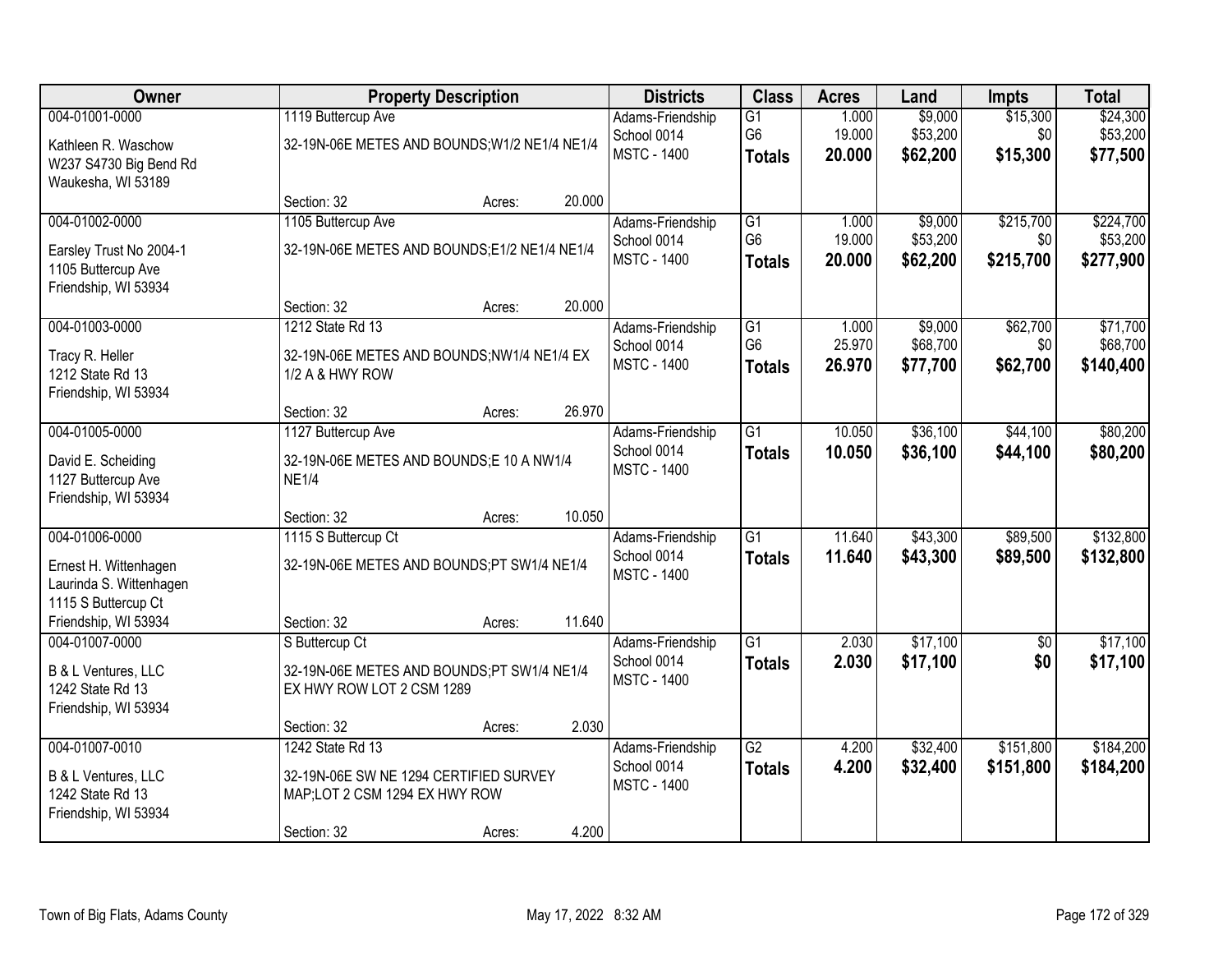| Owner | Property Description | Districts | Class | Acres | Land | Impts | Total |
|---|---|---|---|---|---|---|---|
| 004-01001-0000<br>Kathleen R. Waschow<br>W237 S4730 Big Bend Rd<br>Waukesha, WI 53189 | 1119 Buttercup Ave<br>32-19N-06E METES AND BOUNDS;W1/2 NE1/4 NE1/4<br>Section: 32 Acres: 20.000 | Adams-Friendship<br>School 0014<br>MSTC - 1400 | G1<br>G6<br>**Totals** | 1.000<br>19.000<br>**20.000** | $9,000<br>$53,200<br>**$62,200** | $15,300<br>$0<br>**$15,300** | $24,300<br>$53,200<br>**$77,500** |
| 004-01002-0000<br>Earsley Trust No 2004-1<br>1105 Buttercup Ave<br>Friendship, WI 53934 | 1105 Buttercup Ave<br>32-19N-06E METES AND BOUNDS;E1/2 NE1/4 NE1/4<br>Section: 32 Acres: 20.000 | Adams-Friendship<br>School 0014<br>MSTC - 1400 | G1<br>G6<br>**Totals** | 1.000<br>19.000<br>**20.000** | $9,000<br>$53,200<br>**$62,200** | $215,700<br>$0<br>**$215,700** | $224,700<br>$53,200<br>**$277,900** |
| 004-01003-0000<br>Tracy R. Heller<br>1212 State Rd 13<br>Friendship, WI 53934 | 1212 State Rd 13<br>32-19N-06E METES AND BOUNDS;NW1/4 NE1/4 EX 1/2 A & HWY ROW<br>Section: 32 Acres: 26.970 | Adams-Friendship<br>School 0014<br>MSTC - 1400 | G1<br>G6<br>**Totals** | 1.000<br>25.970<br>**26.970** | $9,000<br>$68,700<br>**$77,700** | $62,700<br>$0<br>**$62,700** | $71,700<br>$68,700<br>**$140,400** |
| 004-01005-0000<br>David E. Scheiding<br>1127 Buttercup Ave<br>Friendship, WI 53934 | 1127 Buttercup Ave<br>32-19N-06E METES AND BOUNDS;E 10 A NW1/4 NE1/4<br>Section: 32 Acres: 10.050 | Adams-Friendship<br>School 0014<br>MSTC - 1400 | G1<br>**Totals** | 10.050<br>**10.050** | $36,100<br>**$36,100** | $44,100<br>**$44,100** | $80,200<br>**$80,200** |
| 004-01006-0000<br>Ernest H. Wittenhagen<br>Laurinda S. Wittenhagen<br>1115 S Buttercup Ct<br>Friendship, WI 53934 | 1115 S Buttercup Ct<br>32-19N-06E METES AND BOUNDS;PT SW1/4 NE1/4<br>Section: 32 Acres: 11.640 | Adams-Friendship<br>School 0014<br>MSTC - 1400 | G1<br>**Totals** | 11.640<br>**11.640** | $43,300<br>**$43,300** | $89,500<br>**$89,500** | $132,800<br>**$132,800** |
| 004-01007-0000<br>B & L Ventures, LLC<br>1242 State Rd 13<br>Friendship, WI 53934 | S Buttercup Ct<br>32-19N-06E METES AND BOUNDS;PT SW1/4 NE1/4 EX HWY ROW LOT 2 CSM 1289<br>Section: 32 Acres: 2.030 | Adams-Friendship<br>School 0014<br>MSTC - 1400 | G1<br>**Totals** | 2.030<br>**2.030** | $17,100<br>**$17,100** | $0<br>**$0** | $17,100<br>**$17,100** |
| 004-01007-0010<br>B & L Ventures, LLC<br>1242 State Rd 13<br>Friendship, WI 53934 | 1242 State Rd 13<br>32-19N-06E SW NE 1294 CERTIFIED SURVEY MAP;LOT 2 CSM 1294 EX HWY ROW<br>Section: 32 Acres: 4.200 | Adams-Friendship<br>School 0014<br>MSTC - 1400 | G2<br>**Totals** | 4.200<br>**4.200** | $32,400<br>**$32,400** | $151,800<br>**$151,800** | $184,200<br>**$184,200** |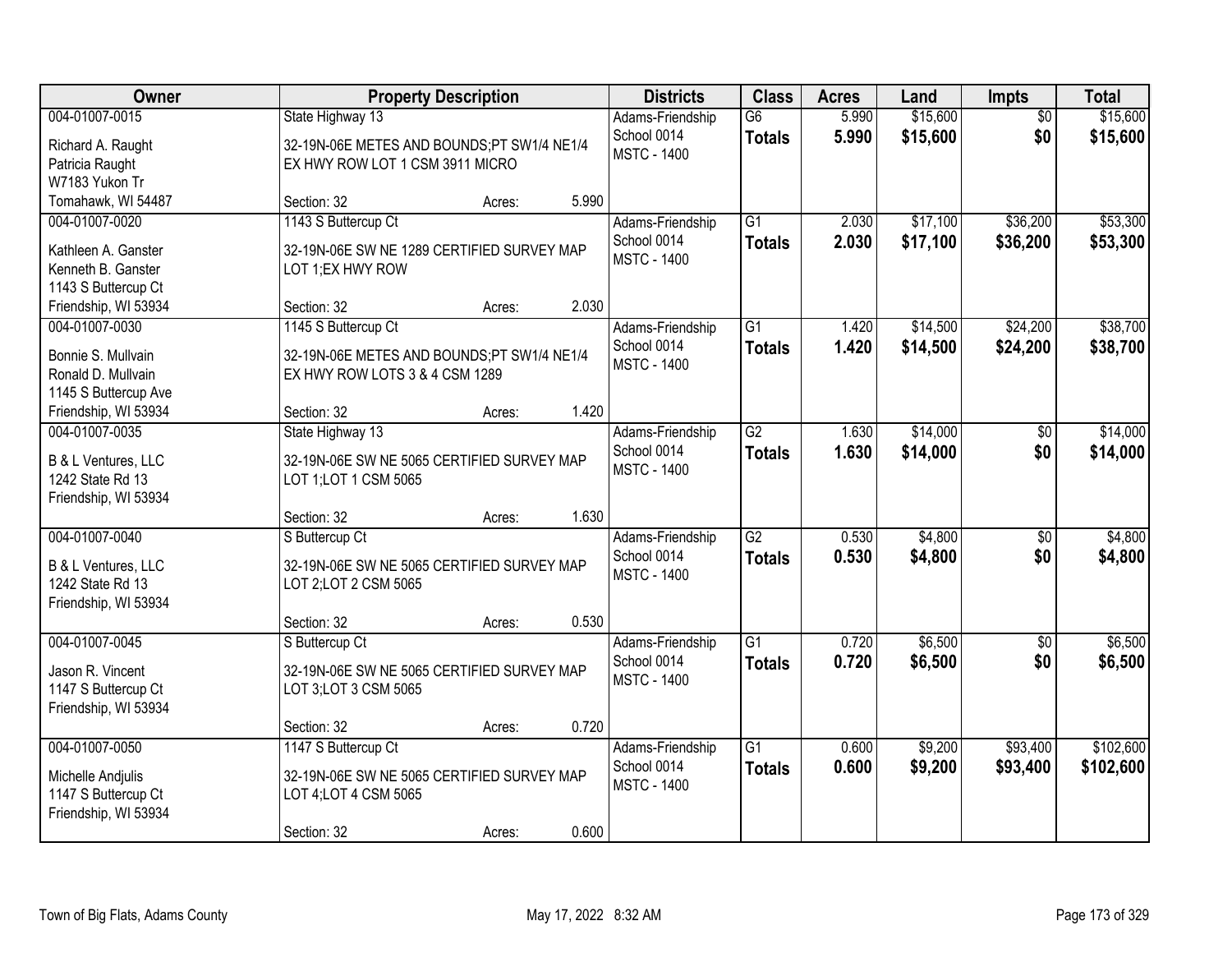| Owner | Property Description | Districts | Class | Acres | Land | Impts | Total |
|---|---|---|---|---|---|---|---|
| 004-01007-0015<br>Richard A. Raught<br>Patricia Raught<br>W7183 Yukon Tr<br>Tomahawk, WI 54487 | State Highway 13<br>32-19N-06E METES AND BOUNDS;PT SW1/4 NE1/4 EX HWY ROW LOT 1 CSM 3911 MICRO<br>Section: 32 Acres: 5.990 | Adams-Friendship School 0014<br>MSTC - 1400 | G6<br>**Totals** | 5.990<br>**5.990** | $15,600<br>**$15,600** | $0<br>**$0** | $15,600<br>**$15,600** |
| 004-01007-0020<br>Kathleen A. Ganster<br>Kenneth B. Ganster<br>1143 S Buttercup Ct<br>Friendship, WI 53934 | 1143 S Buttercup Ct<br>32-19N-06E SW NE 1289 CERTIFIED SURVEY MAP LOT 1;EX HWY ROW<br>Section: 32 Acres: 2.030 | Adams-Friendship School 0014<br>MSTC - 1400 | G1<br>**Totals** | 2.030<br>**2.030** | $17,100<br>**$17,100** | $36,200<br>**$36,200** | $53,300<br>**$53,300** |
| 004-01007-0030<br>Bonnie S. Mullvain<br>Ronald D. Mullvain<br>1145 S Buttercup Ave<br>Friendship, WI 53934 | 1145 S Buttercup Ct<br>32-19N-06E METES AND BOUNDS;PT SW1/4 NE1/4 EX HWY ROW LOTS 3 & 4 CSM 1289<br>Section: 32 Acres: 1.420 | Adams-Friendship School 0014<br>MSTC - 1400 | G1<br>**Totals** | 1.420<br>**1.420** | $14,500<br>**$14,500** | $24,200<br>**$24,200** | $38,700<br>**$38,700** |
| 004-01007-0035<br>B & L Ventures, LLC<br>1242 State Rd 13<br>Friendship, WI 53934 | State Highway 13<br>32-19N-06E SW NE 5065 CERTIFIED SURVEY MAP LOT 1;LOT 1 CSM 5065<br>Section: 32 Acres: 1.630 | Adams-Friendship School 0014<br>MSTC - 1400 | G2<br>**Totals** | 1.630<br>**1.630** | $14,000<br>**$14,000** | $0<br>**$0** | $14,000<br>**$14,000** |
| 004-01007-0040<br>B & L Ventures, LLC<br>1242 State Rd 13<br>Friendship, WI 53934 | S Buttercup Ct<br>32-19N-06E SW NE 5065 CERTIFIED SURVEY MAP LOT 2;LOT 2 CSM 5065<br>Section: 32 Acres: 0.530 | Adams-Friendship School 0014<br>MSTC - 1400 | G2<br>**Totals** | 0.530<br>**0.530** | $4,800<br>**$4,800** | $0<br>**$0** | $4,800<br>**$4,800** |
| 004-01007-0045<br>Jason R. Vincent<br>1147 S Buttercup Ct<br>Friendship, WI 53934 | S Buttercup Ct<br>32-19N-06E SW NE 5065 CERTIFIED SURVEY MAP LOT 3;LOT 3 CSM 5065<br>Section: 32 Acres: 0.720 | Adams-Friendship School 0014<br>MSTC - 1400 | G1<br>**Totals** | 0.720<br>**0.720** | $6,500<br>**$6,500** | $0<br>**$0** | $6,500<br>**$6,500** |
| 004-01007-0050<br>Michelle Andjulis<br>1147 S Buttercup Ct<br>Friendship, WI 53934 | 1147 S Buttercup Ct<br>32-19N-06E SW NE 5065 CERTIFIED SURVEY MAP LOT 4;LOT 4 CSM 5065<br>Section: 32 Acres: 0.600 | Adams-Friendship School 0014<br>MSTC - 1400 | G1<br>**Totals** | 0.600<br>**0.600** | $9,200<br>**$9,200** | $93,400<br>**$93,400** | $102,600<br>**$102,600** |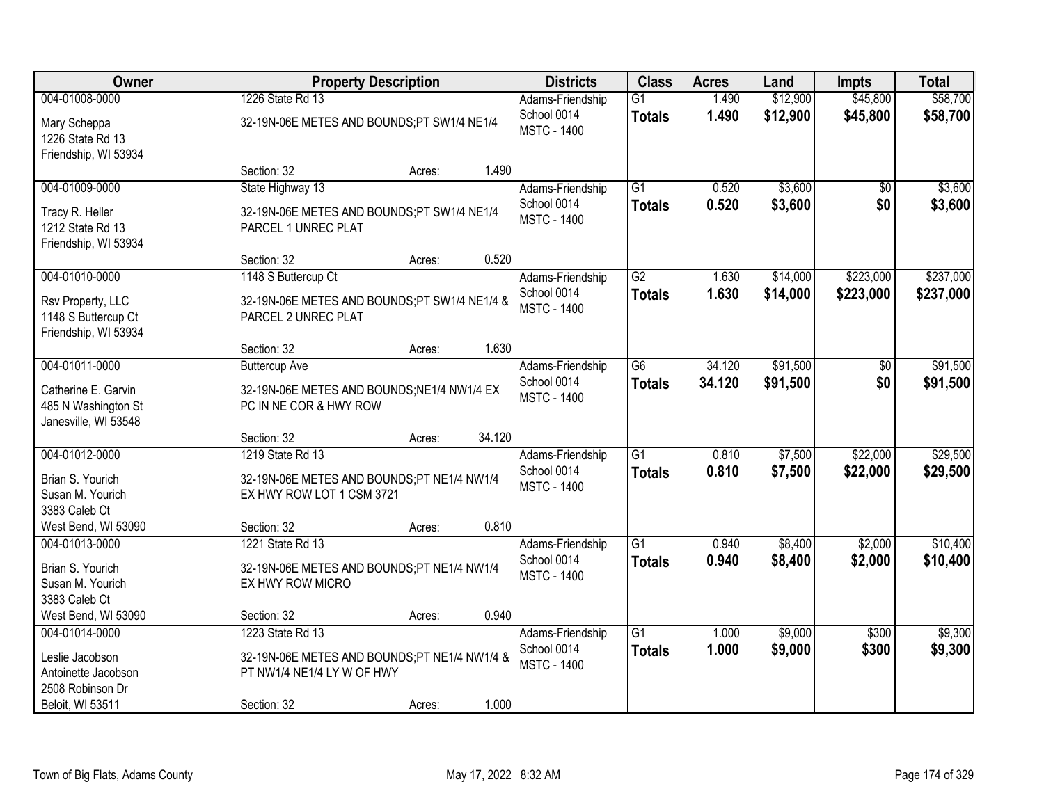| Owner | Property Description | Districts | Class | Acres | Land | Impts | Total |
|---|---|---|---|---|---|---|---|
| 004-01008-0000<br>Mary Scheppa<br>1226 State Rd 13<br>Friendship, WI 53934 | 1226 State Rd 13<br>32-19N-06E METES AND BOUNDS;PT SW1/4 NE1/4<br>Section: 32 Acres: 1.490 | Adams-Friendship School 0014<br>MSTC - 1400 | G1<br>**Totals** | 1.490<br>**1.490** | $12,900<br>**$12,900** | $45,800<br>**$45,800** | $58,700<br>**$58,700** |
| 004-01009-0000<br>Tracy R. Heller<br>1212 State Rd 13<br>Friendship, WI 53934 | State Highway 13<br>32-19N-06E METES AND BOUNDS;PT SW1/4 NE1/4 PARCEL 1 UNREC PLAT<br>Section: 32 Acres: 0.520 | Adams-Friendship School 0014<br>MSTC - 1400 | G1<br>**Totals** | 0.520<br>**0.520** | $3,600<br>**$3,600** | $0<br>**$0** | $3,600<br>**$3,600** |
| 004-01010-0000<br>Rsv Property, LLC<br>1148 S Buttercup Ct<br>Friendship, WI 53934 | 1148 S Buttercup Ct<br>32-19N-06E METES AND BOUNDS;PT SW1/4 NE1/4 & PARCEL 2 UNREC PLAT<br>Section: 32 Acres: 1.630 | Adams-Friendship School 0014<br>MSTC - 1400 | G2<br>**Totals** | 1.630<br>**1.630** | $14,000<br>**$14,000** | $223,000<br>**$223,000** | $237,000<br>**$237,000** |
| 004-01011-0000<br>Catherine E. Garvin<br>485 N Washington St<br>Janesville, WI 53548 | Buttercup Ave<br>32-19N-06E METES AND BOUNDS;NE1/4 NW1/4 EX PC IN NE COR & HWY ROW<br>Section: 32 Acres: 34.120 | Adams-Friendship School 0014<br>MSTC - 1400 | G6<br>**Totals** | 34.120<br>**34.120** | $91,500<br>**$91,500** | $0<br>**$0** | $91,500<br>**$91,500** |
| 004-01012-0000<br>Brian S. Yourich<br>Susan M. Yourich<br>3383 Caleb Ct<br>West Bend, WI 53090 | 1219 State Rd 13<br>32-19N-06E METES AND BOUNDS;PT NE1/4 NW1/4 EX HWY ROW LOT 1 CSM 3721<br>Section: 32 Acres: 0.810 | Adams-Friendship School 0014<br>MSTC - 1400 | G1<br>**Totals** | 0.810<br>**0.810** | $7,500<br>**$7,500** | $22,000<br>**$22,000** | $29,500<br>**$29,500** |
| 004-01013-0000<br>Brian S. Yourich<br>Susan M. Yourich<br>3383 Caleb Ct<br>West Bend, WI 53090 | 1221 State Rd 13<br>32-19N-06E METES AND BOUNDS;PT NE1/4 NW1/4 EX HWY ROW MICRO<br>Section: 32 Acres: 0.940 | Adams-Friendship School 0014<br>MSTC - 1400 | G1<br>**Totals** | 0.940<br>**0.940** | $8,400<br>**$8,400** | $2,000<br>**$2,000** | $10,400<br>**$10,400** |
| 004-01014-0000<br>Leslie Jacobson<br>Antoinette Jacobson<br>2508 Robinson Dr<br>Beloit, WI 53511 | 1223 State Rd 13<br>32-19N-06E METES AND BOUNDS;PT NE1/4 NW1/4 & PT NW1/4 NE1/4 LY W OF HWY<br>Section: 32 Acres: 1.000 | Adams-Friendship School 0014<br>MSTC - 1400 | G1<br>**Totals** | 1.000<br>**1.000** | $9,000<br>**$9,000** | $300<br>**$300** | $9,300<br>**$9,300** |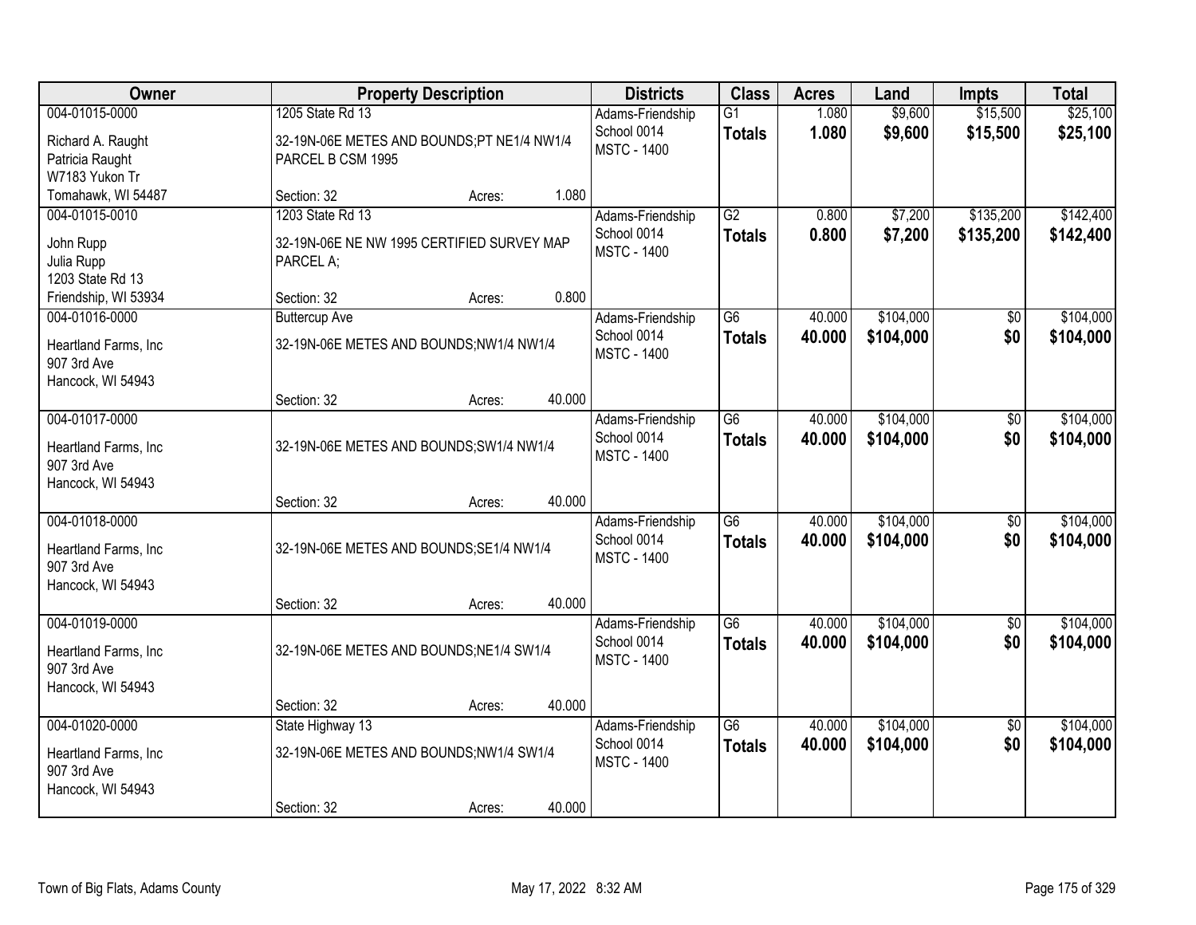| Owner | Property Description | Districts | Class | Acres | Land | Impts | Total |
|---|---|---|---|---|---|---|---|
| 004-01015-0000<br>Richard A. Raught<br>Patricia Raught<br>W7183 Yukon Tr<br>Tomahawk, WI 54487 | 1205 State Rd 13<br>32-19N-06E METES AND BOUNDS;PT NE1/4 NW1/4 PARCEL B CSM 1995<br>Section: 32 Acres: 1.080 | Adams-Friendship School 0014<br>MSTC - 1400 | G1<br>**Totals** | 1.080<br>**1.080** | $9,600<br>**$9,600** | $15,500<br>**$15,500** | $25,100<br>**$25,100** |
| 004-01015-0010<br>John Rupp<br>Julia Rupp<br>1203 State Rd 13<br>Friendship, WI 53934 | 1203 State Rd 13<br>32-19N-06E NE NW 1995 CERTIFIED SURVEY MAP PARCEL A;<br>Section: 32 Acres: 0.800 | Adams-Friendship School 0014<br>MSTC - 1400 | G2<br>**Totals** | 0.800<br>**0.800** | $7,200<br>**$7,200** | $135,200<br>**$135,200** | $142,400<br>**$142,400** |
| 004-01016-0000<br>Heartland Farms, Inc<br>907 3rd Ave<br>Hancock, WI 54943 | Buttercup Ave<br>32-19N-06E METES AND BOUNDS;NW1/4 NW1/4<br>Section: 32 Acres: 40.000 | Adams-Friendship School 0014<br>MSTC - 1400 | G6<br>**Totals** | 40.000<br>**40.000** | $104,000<br>**$104,000** | $0<br>**$0** | $104,000<br>**$104,000** |
| 004-01017-0000<br>Heartland Farms, Inc<br>907 3rd Ave<br>Hancock, WI 54943 | 32-19N-06E METES AND BOUNDS;SW1/4 NW1/4<br>Section: 32 Acres: 40.000 | Adams-Friendship School 0014<br>MSTC - 1400 | G6<br>**Totals** | 40.000<br>**40.000** | $104,000<br>**$104,000** | $0<br>**$0** | $104,000<br>**$104,000** |
| 004-01018-0000<br>Heartland Farms, Inc<br>907 3rd Ave<br>Hancock, WI 54943 | 32-19N-06E METES AND BOUNDS;SE1/4 NW1/4<br>Section: 32 Acres: 40.000 | Adams-Friendship School 0014<br>MSTC - 1400 | G6<br>**Totals** | 40.000<br>**40.000** | $104,000<br>**$104,000** | $0<br>**$0** | $104,000<br>**$104,000** |
| 004-01019-0000<br>Heartland Farms, Inc<br>907 3rd Ave<br>Hancock, WI 54943 | 32-19N-06E METES AND BOUNDS;NE1/4 SW1/4<br>Section: 32 Acres: 40.000 | Adams-Friendship School 0014<br>MSTC - 1400 | G6<br>**Totals** | 40.000<br>**40.000** | $104,000<br>**$104,000** | $0<br>**$0** | $104,000<br>**$104,000** |
| 004-01020-0000<br>Heartland Farms, Inc<br>907 3rd Ave<br>Hancock, WI 54943 | State Highway 13<br>32-19N-06E METES AND BOUNDS;NW1/4 SW1/4<br>Section: 32 Acres: 40.000 | Adams-Friendship School 0014<br>MSTC - 1400 | G6<br>**Totals** | 40.000<br>**40.000** | $104,000<br>**$104,000** | $0<br>**$0** | $104,000<br>**$104,000** |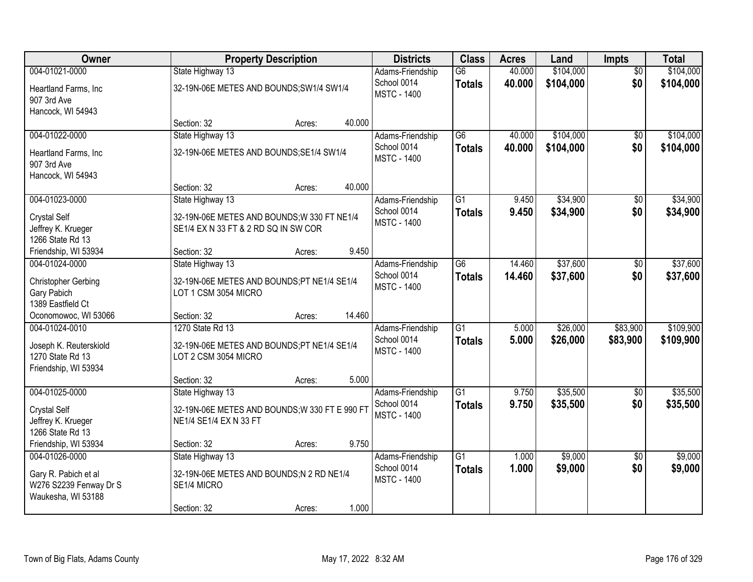| Owner | Property Description | Districts | Class | Acres | Land | Impts | Total |
|---|---|---|---|---|---|---|---|
| 004-01021-0000<br>Heartland Farms, Inc<br>907 3rd Ave<br>Hancock, WI 54943 | State Highway 13<br>32-19N-06E METES AND BOUNDS;SW1/4 SW1/4<br>Section: 32 Acres: 40.000 | Adams-Friendship School 0014<br>MSTC - 1400 | G6<br>**Totals** | 40.000<br>**40.000** | $104,000<br>**$104,000** | $0<br>**$0** | $104,000<br>**$104,000** |
| 004-01022-0000<br>Heartland Farms, Inc<br>907 3rd Ave<br>Hancock, WI 54943 | State Highway 13<br>32-19N-06E METES AND BOUNDS;SE1/4 SW1/4<br>Section: 32 Acres: 40.000 | Adams-Friendship School 0014<br>MSTC - 1400 | G6<br>**Totals** | 40.000<br>**40.000** | $104,000<br>**$104,000** | $0<br>**$0** | $104,000<br>**$104,000** |
| 004-01023-0000<br>Crystal Self<br>Jeffrey K. Krueger<br>1266 State Rd 13<br>Friendship, WI 53934 | State Highway 13<br>32-19N-06E METES AND BOUNDS;W 330 FT NE1/4 SE1/4 EX N 33 FT & 2 RD SQ IN SW COR<br>Section: 32 Acres: 9.450 | Adams-Friendship School 0014<br>MSTC - 1400 | G1<br>**Totals** | 9.450<br>**9.450** | $34,900<br>**$34,900** | $0<br>**$0** | $34,900<br>**$34,900** |
| 004-01024-0000<br>Christopher Gerbing<br>Gary Pabich<br>1389 Eastfield Ct<br>Oconomowoc, WI 53066 | State Highway 13<br>32-19N-06E METES AND BOUNDS;PT NE1/4 SE1/4 LOT 1 CSM 3054 MICRO<br>Section: 32 Acres: 14.460 | Adams-Friendship School 0014<br>MSTC - 1400 | G6<br>**Totals** | 14.460<br>**14.460** | $37,600<br>**$37,600** | $0<br>**$0** | $37,600<br>**$37,600** |
| 004-01024-0010<br>Joseph K. Reuterskiold<br>1270 State Rd 13<br>Friendship, WI 53934 | 1270 State Rd 13<br>32-19N-06E METES AND BOUNDS;PT NE1/4 SE1/4 LOT 2 CSM 3054 MICRO<br>Section: 32 Acres: 5.000 | Adams-Friendship School 0014<br>MSTC - 1400 | G1<br>**Totals** | 5.000<br>**5.000** | $26,000<br>**$26,000** | $83,900<br>**$83,900** | $109,900<br>**$109,900** |
| 004-01025-0000<br>Crystal Self<br>Jeffrey K. Krueger<br>1266 State Rd 13<br>Friendship, WI 53934 | State Highway 13<br>32-19N-06E METES AND BOUNDS;W 330 FT E 990 FT NE1/4 SE1/4 EX N 33 FT<br>Section: 32 Acres: 9.750 | Adams-Friendship School 0014<br>MSTC - 1400 | G1<br>**Totals** | 9.750<br>**9.750** | $35,500<br>**$35,500** | $0<br>**$0** | $35,500<br>**$35,500** |
| 004-01026-0000<br>Gary R. Pabich et al<br>W276 S2239 Fenway Dr S<br>Waukesha, WI 53188 | State Highway 13<br>32-19N-06E METES AND BOUNDS;N 2 RD NE1/4 SE1/4 MICRO<br>Section: 32 Acres: 1.000 | Adams-Friendship School 0014<br>MSTC - 1400 | G1<br>**Totals** | 1.000<br>**1.000** | $9,000<br>**$9,000** | $0<br>**$0** | $9,000<br>**$9,000** |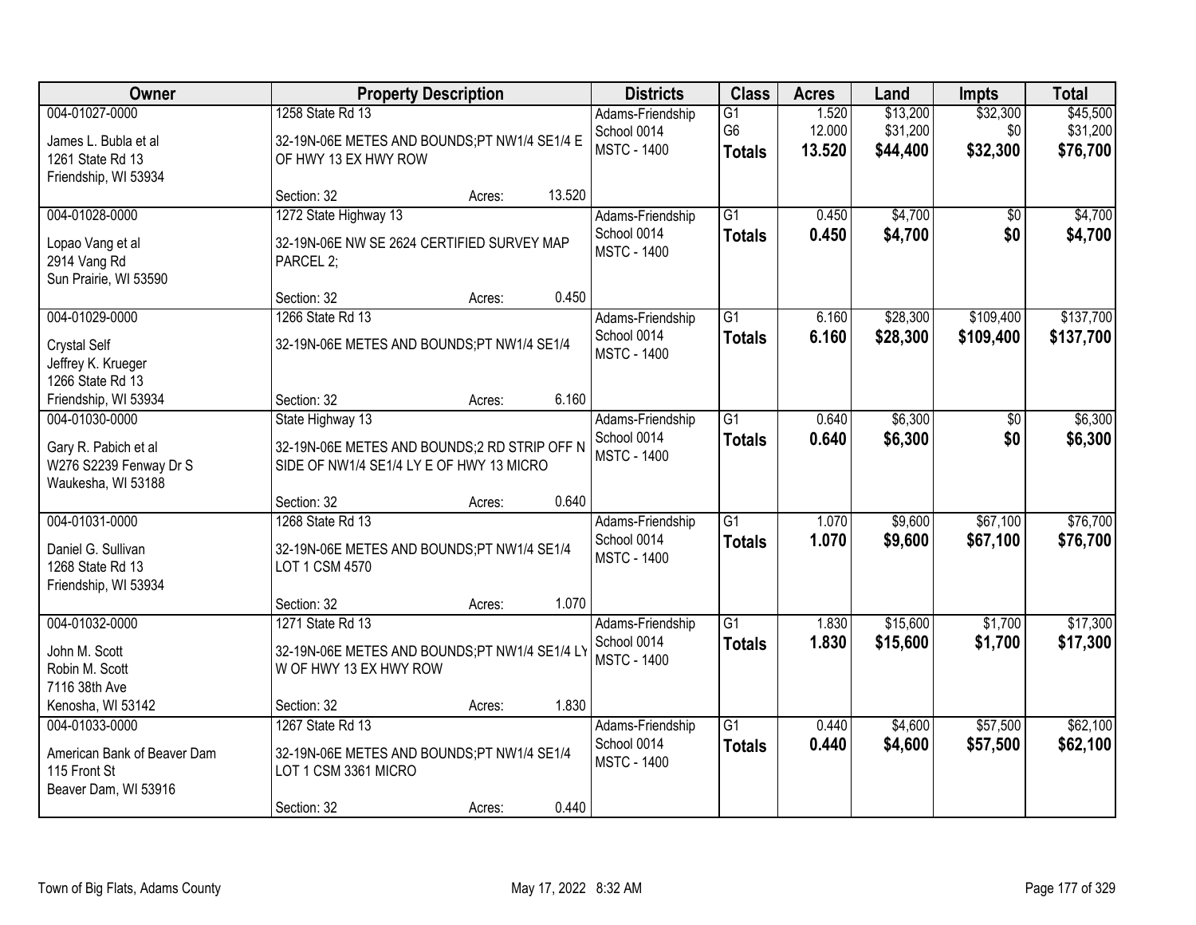| Owner | Property Description | Districts | Class | Acres | Land | Impts | Total |
|---|---|---|---|---|---|---|---|
| 004-01027-0000<br>James L. Bubla et al<br>1261 State Rd 13<br>Friendship, WI 53934 | 1258 State Rd 13<br>32-19N-06E METES AND BOUNDS;PT NW1/4 SE1/4 E OF HWY 13 EX HWY ROW<br>Section: 32 Acres: 13.520 | Adams-Friendship<br>School 0014<br>MSTC - 1400 | G1<br>G6<br>**Totals** | 1.520<br>12.000<br>**13.520** | $13,200<br>$31,200<br>**$44,400** | $32,300<br>$0<br>**$32,300** | $45,500<br>$31,200<br>**$76,700** |
| 004-01028-0000<br>Lopao Vang et al<br>2914 Vang Rd<br>Sun Prairie, WI 53590 | 1272 State Highway 13<br>32-19N-06E NW SE 2624 CERTIFIED SURVEY MAP PARCEL 2;<br>Section: 32 Acres: 0.450 | Adams-Friendship<br>School 0014<br>MSTC - 1400 | G1<br>**Totals** | 0.450<br>**0.450** | $4,700<br>**$4,700** | $0<br>**$0** | $4,700<br>**$4,700** |
| 004-01029-0000<br>Crystal Self<br>Jeffrey K. Krueger<br>1266 State Rd 13<br>Friendship, WI 53934 | 1266 State Rd 13<br>32-19N-06E METES AND BOUNDS;PT NW1/4 SE1/4<br>Section: 32 Acres: 6.160 | Adams-Friendship<br>School 0014<br>MSTC - 1400 | G1<br>**Totals** | 6.160<br>**6.160** | $28,300<br>**$28,300** | $109,400<br>**$109,400** | $137,700<br>**$137,700** |
| 004-01030-0000<br>Gary R. Pabich et al<br>W276 S2239 Fenway Dr S<br>Waukesha, WI 53188 | State Highway 13<br>32-19N-06E METES AND BOUNDS;2 RD STRIP OFF N SIDE OF NW1/4 SE1/4 LY E OF HWY 13 MICRO<br>Section: 32 Acres: 0.640 | Adams-Friendship<br>School 0014<br>MSTC - 1400 | G1<br>**Totals** | 0.640<br>**0.640** | $6,300<br>**$6,300** | $0<br>**$0** | $6,300<br>**$6,300** |
| 004-01031-0000<br>Daniel G. Sullivan<br>1268 State Rd 13<br>Friendship, WI 53934 | 1268 State Rd 13<br>32-19N-06E METES AND BOUNDS;PT NW1/4 SE1/4 LOT 1 CSM 4570<br>Section: 32 Acres: 1.070 | Adams-Friendship<br>School 0014<br>MSTC - 1400 | G1<br>**Totals** | 1.070<br>**1.070** | $9,600<br>**$9,600** | $67,100<br>**$67,100** | $76,700<br>**$76,700** |
| 004-01032-0000<br>John M. Scott<br>Robin M. Scott<br>7116 38th Ave<br>Kenosha, WI 53142 | 1271 State Rd 13<br>32-19N-06E METES AND BOUNDS;PT NW1/4 SE1/4 LY W OF HWY 13 EX HWY ROW<br>Section: 32 Acres: 1.830 | Adams-Friendship<br>School 0014<br>MSTC - 1400 | G1<br>**Totals** | 1.830<br>**1.830** | $15,600<br>**$15,600** | $1,700<br>**$1,700** | $17,300<br>**$17,300** |
| 004-01033-0000<br>American Bank of Beaver Dam<br>115 Front St<br>Beaver Dam, WI 53916 | 1267 State Rd 13<br>32-19N-06E METES AND BOUNDS;PT NW1/4 SE1/4 LOT 1 CSM 3361 MICRO<br>Section: 32 Acres: 0.440 | Adams-Friendship<br>School 0014<br>MSTC - 1400 | G1<br>**Totals** | 0.440<br>**0.440** | $4,600<br>**$4,600** | $57,500<br>**$57,500** | $62,100<br>**$62,100** |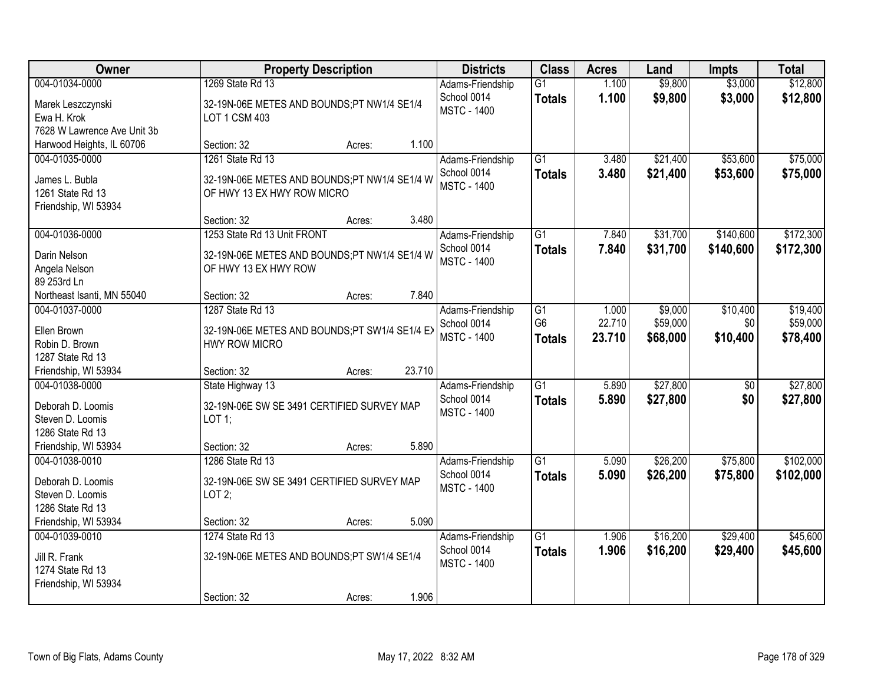| Owner | Property Description | Districts | Class | Acres | Land | Impts | Total |
|---|---|---|---|---|---|---|---|
| 004-01034-0000<br>Marek Leszczynski<br>Ewa H. Krok<br>7628 W Lawrence Ave Unit 3b<br>Harwood Heights, IL 60706 | 1269 State Rd 13<br>32-19N-06E METES AND BOUNDS;PT NW1/4 SE1/4 LOT 1 CSM 403<br>Section: 32 Acres: 1.100 | Adams-Friendship School 0014<br>MSTC - 1400 | G1<br>**Totals** | 1.100<br>**1.100** | $9,800<br>**$9,800** | $3,000<br>**$3,000** | $12,800<br>**$12,800** |
| 004-01035-0000<br>James L. Bubla<br>1261 State Rd 13<br>Friendship, WI 53934 | 1261 State Rd 13<br>32-19N-06E METES AND BOUNDS;PT NW1/4 SE1/4 W OF HWY 13 EX HWY ROW MICRO<br>Section: 32 Acres: 3.480 | Adams-Friendship School 0014<br>MSTC - 1400 | G1<br>**Totals** | 3.480<br>**3.480** | $21,400<br>**$21,400** | $53,600<br>**$53,600** | $75,000<br>**$75,000** |
| 004-01036-0000<br>Darin Nelson<br>Angela Nelson<br>89 253rd Ln<br>Northeast Isanti, MN 55040 | 1253 State Rd 13 Unit FRONT<br>32-19N-06E METES AND BOUNDS;PT NW1/4 SE1/4 W OF HWY 13 EX HWY ROW<br>Section: 32 Acres: 7.840 | Adams-Friendship School 0014<br>MSTC - 1400 | G1<br>**Totals** | 7.840<br>**7.840** | $31,700<br>**$31,700** | $140,600<br>**$140,600** | $172,300<br>**$172,300** |
| 004-01037-0000<br>Ellen Brown<br>Robin D. Brown<br>1287 State Rd 13<br>Friendship, WI 53934 | 1287 State Rd 13<br>32-19N-06E METES AND BOUNDS;PT SW1/4 SE1/4 EX HWY ROW MICRO<br>Section: 32 Acres: 23.710 | Adams-Friendship School 0014<br>MSTC - 1400 | G1<br>G6<br>**Totals** | 1.000<br>22.710<br>**23.710** | $9,000<br>$59,000<br>**$68,000** | $10,400<br>$0<br>**$10,400** | $19,400<br>$59,000<br>**$78,400** |
| 004-01038-0000<br>Deborah D. Loomis<br>Steven D. Loomis<br>1286 State Rd 13<br>Friendship, WI 53934 | State Highway 13<br>32-19N-06E SW SE 3491 CERTIFIED SURVEY MAP LOT 1;<br>Section: 32 Acres: 5.890 | Adams-Friendship School 0014<br>MSTC - 1400 | G1<br>**Totals** | 5.890<br>**5.890** | $27,800<br>**$27,800** | $0<br>**$0** | $27,800<br>**$27,800** |
| 004-01038-0010<br>Deborah D. Loomis<br>Steven D. Loomis<br>1286 State Rd 13<br>Friendship, WI 53934 | 1286 State Rd 13<br>32-19N-06E SW SE 3491 CERTIFIED SURVEY MAP LOT 2;<br>Section: 32 Acres: 5.090 | Adams-Friendship School 0014<br>MSTC - 1400 | G1<br>**Totals** | 5.090<br>**5.090** | $26,200<br>**$26,200** | $75,800<br>**$75,800** | $102,000<br>**$102,000** |
| 004-01039-0010<br>Jill R. Frank<br>1274 State Rd 13<br>Friendship, WI 53934 | 1274 State Rd 13<br>32-19N-06E METES AND BOUNDS;PT SW1/4 SE1/4<br>Section: 32 Acres: 1.906 | Adams-Friendship School 0014<br>MSTC - 1400 | G1<br>**Totals** | 1.906<br>**1.906** | $16,200<br>**$16,200** | $29,400<br>**$29,400** | $45,600<br>**$45,600** |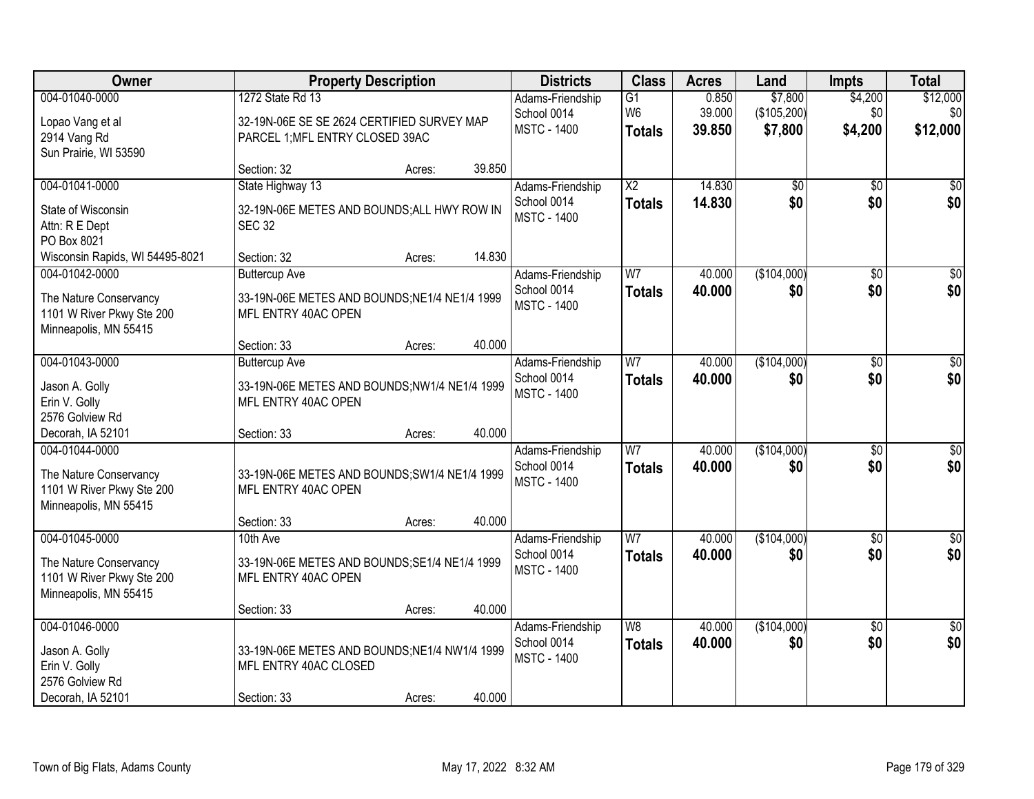| Owner | Property Description | Districts | Class | Acres | Land | Impts | Total |
|---|---|---|---|---|---|---|---|
| 004-01040-0000<br>Lopao Vang et al<br>2914 Vang Rd<br>Sun Prairie, WI 53590 | 1272 State Rd 13<br>32-19N-06E SE SE 2624 CERTIFIED SURVEY MAP PARCEL 1;MFL ENTRY CLOSED 39AC<br>Section: 32 Acres: 39.850 | Adams-Friendship<br>School 0014<br>MSTC - 1400 | G1<br>W6<br>**Totals** | 0.850<br>39.000<br>**39.850** | $7,800<br>($105,200)<br>**$7,800** | $4,200<br>$0<br>**$4,200** | $12,000<br>$0<br>**$12,000** |
| 004-01041-0000<br>State of Wisconsin<br>Attn: R E Dept<br>PO Box 8021<br>Wisconsin Rapids, WI 54495-8021 | State Highway 13<br>32-19N-06E METES AND BOUNDS;ALL HWY ROW IN SEC 32<br>Section: 32 Acres: 14.830 | Adams-Friendship<br>School 0014<br>MSTC - 1400 | X2<br>**Totals** | 14.830<br>**14.830** | $0<br>**$0** | $0<br>**$0** | $0<br>**$0** |
| 004-01042-0000<br>The Nature Conservancy<br>1101 W River Pkwy Ste 200<br>Minneapolis, MN 55415 | Buttercup Ave<br>33-19N-06E METES AND BOUNDS;NE1/4 NE1/4 1999 MFL ENTRY 40AC OPEN<br>Section: 33 Acres: 40.000 | Adams-Friendship<br>School 0014<br>MSTC - 1400 | W7<br>**Totals** | 40.000<br>**40.000** | ($104,000)<br>**$0** | $0<br>**$0** | $0<br>**$0** |
| 004-01043-0000<br>Jason A. Golly<br>Erin V. Golly<br>2576 Golview Rd<br>Decorah, IA 52101 | Buttercup Ave<br>33-19N-06E METES AND BOUNDS;NW1/4 NE1/4 1999 MFL ENTRY 40AC OPEN<br>Section: 33 Acres: 40.000 | Adams-Friendship<br>School 0014<br>MSTC - 1400 | W7<br>**Totals** | 40.000<br>**40.000** | ($104,000)<br>**$0** | $0<br>**$0** | $0<br>**$0** |
| 004-01044-0000<br>The Nature Conservancy<br>1101 W River Pkwy Ste 200<br>Minneapolis, MN 55415 | 33-19N-06E METES AND BOUNDS;SW1/4 NE1/4 1999 MFL ENTRY 40AC OPEN<br>Section: 33 Acres: 40.000 | Adams-Friendship<br>School 0014<br>MSTC - 1400 | W7<br>**Totals** | 40.000<br>**40.000** | ($104,000)<br>**$0** | $0<br>**$0** | $0<br>**$0** |
| 004-01045-0000<br>The Nature Conservancy<br>1101 W River Pkwy Ste 200<br>Minneapolis, MN 55415 | 10th Ave<br>33-19N-06E METES AND BOUNDS;SE1/4 NE1/4 1999 MFL ENTRY 40AC OPEN<br>Section: 33 Acres: 40.000 | Adams-Friendship<br>School 0014<br>MSTC - 1400 | W7<br>**Totals** | 40.000<br>**40.000** | ($104,000)<br>**$0** | $0<br>**$0** | $0<br>**$0** |
| 004-01046-0000<br>Jason A. Golly<br>Erin V. Golly<br>2576 Golview Rd<br>Decorah, IA 52101 | 33-19N-06E METES AND BOUNDS;NE1/4 NW1/4 1999 MFL ENTRY 40AC CLOSED<br>Section: 33 Acres: 40.000 | Adams-Friendship<br>School 0014<br>MSTC - 1400 | W8<br>**Totals** | 40.000<br>**40.000** | ($104,000)<br>**$0** | $0<br>**$0** | $0<br>**$0** |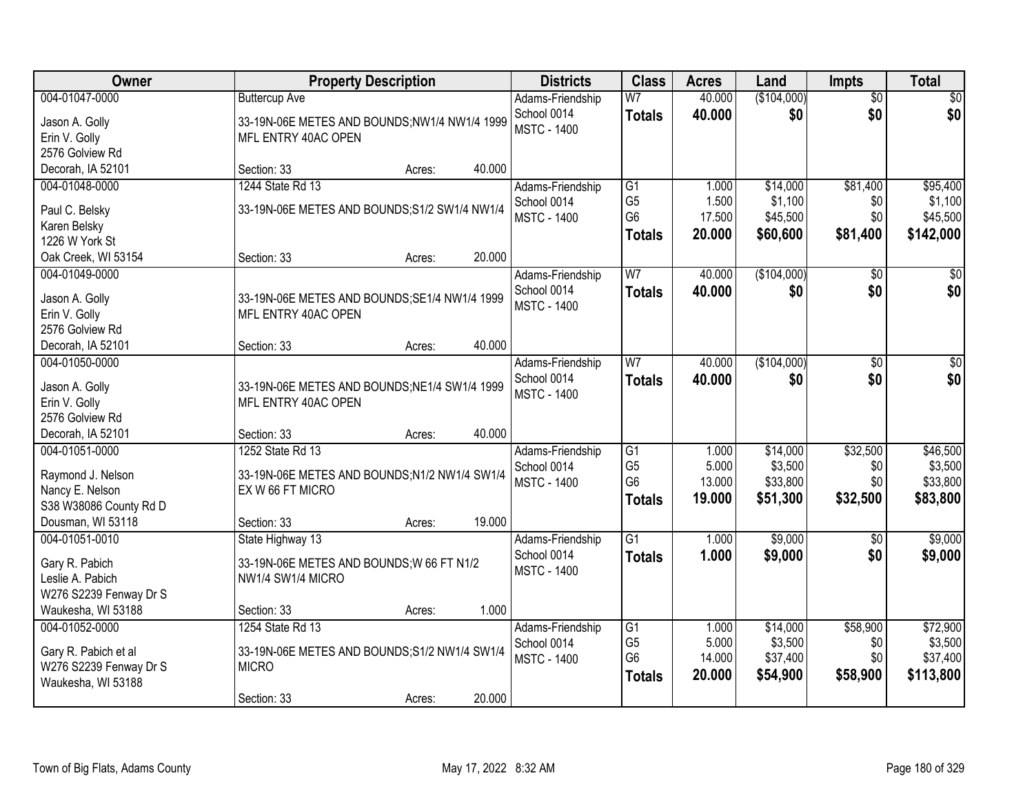| Owner | Property Description | Districts | Class | Acres | Land | Impts | Total |
|---|---|---|---|---|---|---|---|
| 004-01047-0000<br>Jason A. Golly<br>Erin V. Golly<br>2576 Golview Rd<br>Decorah, IA 52101 | Buttercup Ave<br>33-19N-06E METES AND BOUNDS;NW1/4 NW1/4 1999 MFL ENTRY 40AC OPEN<br>Section: 33 Acres: 40.000 | Adams-Friendship<br>School 0014<br>MSTC - 1400 | W7<br>**Totals** | 40.000<br>**40.000** | ($104,000)<br>**$0** | $0<br>**$0** | $0<br>**$0** |
| 004-01048-0000<br>Paul C. Belsky<br>Karen Belsky<br>1226 W York St<br>Oak Creek, WI 53154 | 1244 State Rd 13<br>33-19N-06E METES AND BOUNDS;S1/2 SW1/4 NW1/4<br>Section: 33 Acres: 20.000 | Adams-Friendship<br>School 0014<br>MSTC - 1400 | G1<br>G5<br>G6<br>**Totals** | 1.000<br>1.500<br>17.500<br>**20.000** | $14,000<br>$1,100<br>$45,500<br>**$60,600** | $81,400<br>$0<br>$0<br>**$81,400** | $95,400<br>$1,100<br>$45,500<br>**$142,000** |
| 004-01049-0000<br>Jason A. Golly<br>Erin V. Golly<br>2576 Golview Rd<br>Decorah, IA 52101 | 33-19N-06E METES AND BOUNDS;SE1/4 NW1/4 1999 MFL ENTRY 40AC OPEN<br>Section: 33 Acres: 40.000 | Adams-Friendship<br>School 0014<br>MSTC - 1400 | W7<br>**Totals** | 40.000<br>**40.000** | ($104,000)<br>**$0** | $0<br>**$0** | $0<br>**$0** |
| 004-01050-0000<br>Jason A. Golly<br>Erin V. Golly<br>2576 Golview Rd<br>Decorah, IA 52101 | 33-19N-06E METES AND BOUNDS;NE1/4 SW1/4 1999 MFL ENTRY 40AC OPEN<br>Section: 33 Acres: 40.000 | Adams-Friendship<br>School 0014<br>MSTC - 1400 | W7<br>**Totals** | 40.000<br>**40.000** | ($104,000)<br>**$0** | $0<br>**$0** | $0<br>**$0** |
| 004-01051-0000<br>Raymond J. Nelson<br>Nancy E. Nelson<br>S38 W38086 County Rd D<br>Dousman, WI 53118 | 1252 State Rd 13<br>33-19N-06E METES AND BOUNDS;N1/2 NW1/4 SW1/4 EX W 66 FT MICRO<br>Section: 33 Acres: 19.000 | Adams-Friendship<br>School 0014<br>MSTC - 1400 | G1<br>G5<br>G6<br>**Totals** | 1.000<br>5.000<br>13.000<br>**19.000** | $14,000<br>$3,500<br>$33,800<br>**$51,300** | $32,500<br>$0<br>$0<br>**$32,500** | $46,500<br>$3,500<br>$33,800<br>**$83,800** |
| 004-01051-0010<br>Gary R. Pabich<br>Leslie A. Pabich<br>W276 S2239 Fenway Dr S<br>Waukesha, WI 53188 | State Highway 13<br>33-19N-06E METES AND BOUNDS;W 66 FT N1/2 NW1/4 SW1/4 MICRO<br>Section: 33 Acres: 1.000 | Adams-Friendship<br>School 0014<br>MSTC - 1400 | G1<br>**Totals** | 1.000<br>**1.000** | $9,000<br>**$9,000** | $0<br>**$0** | $9,000<br>**$9,000** |
| 004-01052-0000<br>Gary R. Pabich et al<br>W276 S2239 Fenway Dr S<br>Waukesha, WI 53188 | 1254 State Rd 13<br>33-19N-06E METES AND BOUNDS;S1/2 NW1/4 SW1/4 MICRO<br>Section: 33 Acres: 20.000 | Adams-Friendship<br>School 0014<br>MSTC - 1400 | G1<br>G5<br>G6<br>**Totals** | 1.000<br>5.000<br>14.000<br>**20.000** | $14,000<br>$3,500<br>$37,400<br>**$54,900** | $58,900<br>$0<br>$0<br>**$58,900** | $72,900<br>$3,500<br>$37,400<br>**$113,800** |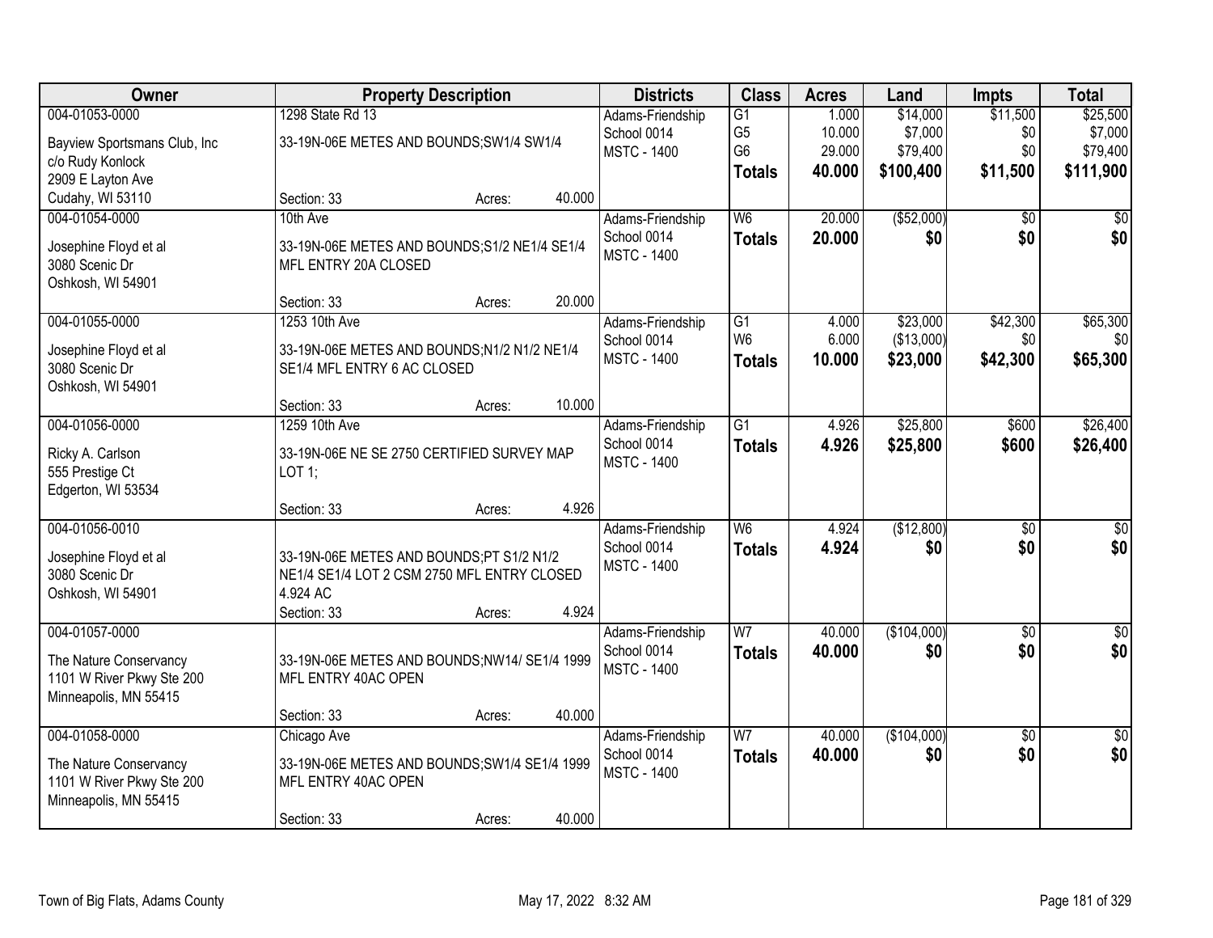| Owner | Property Description | Districts | Class | Acres | Land | Impts | Total |
|---|---|---|---|---|---|---|---|
| 004-01053-0000<br>Bayview Sportsmans Club, Inc<br>c/o Rudy Konlock<br>2909 E Layton Ave<br>Cudahy, WI 53110 | 1298 State Rd 13<br>33-19N-06E METES AND BOUNDS;SW1/4 SW1/4<br>Section: 33 Acres: 40.000 | Adams-Friendship<br>School 0014<br>MSTC - 1400 | G1<br>G5<br>G6<br>**Totals** | 1.000<br>10.000<br>29.000<br>**40.000** | $14,000<br>$7,000<br>$79,400<br>**$100,400** | $11,500<br>$0<br>$0<br>**$11,500** | $25,500<br>$7,000<br>$79,400<br>**$111,900** |
| 004-01054-0000<br>Josephine Floyd et al<br>3080 Scenic Dr<br>Oshkosh, WI 54901 | 10th Ave<br>33-19N-06E METES AND BOUNDS;S1/2 NE1/4 SE1/4 MFL ENTRY 20A CLOSED<br>Section: 33 Acres: 20.000 | Adams-Friendship<br>School 0014<br>MSTC - 1400 | W6<br>**Totals** | 20.000<br>**20.000** | ($52,000)<br>**$0** | $0<br>**$0** | $0<br>**$0** |
| 004-01055-0000<br>Josephine Floyd et al<br>3080 Scenic Dr<br>Oshkosh, WI 54901 | 1253 10th Ave<br>33-19N-06E METES AND BOUNDS;N1/2 N1/2 NE1/4 SE1/4 MFL ENTRY 6 AC CLOSED<br>Section: 33 Acres: 10.000 | Adams-Friendship<br>School 0014<br>MSTC - 1400 | G1<br>W6<br>**Totals** | 4.000<br>6.000<br>**10.000** | $23,000<br>($13,000)<br>**$23,000** | $42,300<br>$0<br>**$42,300** | $65,300<br>$0<br>**$65,300** |
| 004-01056-0000<br>Ricky A. Carlson<br>555 Prestige Ct<br>Edgerton, WI 53534 | 1259 10th Ave<br>33-19N-06E NE SE 2750 CERTIFIED SURVEY MAP LOT 1;<br>Section: 33 Acres: 4.926 | Adams-Friendship<br>School 0014<br>MSTC - 1400 | G1<br>**Totals** | 4.926<br>**4.926** | $25,800<br>**$25,800** | $600<br>**$600** | $26,400<br>**$26,400** |
| 004-01056-0010<br>Josephine Floyd et al<br>3080 Scenic Dr<br>Oshkosh, WI 54901 | 33-19N-06E METES AND BOUNDS;PT S1/2 N1/2 NE1/4 SE1/4 LOT 2 CSM 2750 MFL ENTRY CLOSED 4.924 AC<br>Section: 33 Acres: 4.924 | Adams-Friendship<br>School 0014<br>MSTC - 1400 | W6<br>**Totals** | 4.924<br>**4.924** | ($12,800)<br>**$0** | $0<br>**$0** | $0<br>**$0** |
| 004-01057-0000<br>The Nature Conservancy<br>1101 W River Pkwy Ste 200<br>Minneapolis, MN 55415 | 33-19N-06E METES AND BOUNDS;NW14/ SE1/4 1999 MFL ENTRY 40AC OPEN<br>Section: 33 Acres: 40.000 | Adams-Friendship<br>School 0014<br>MSTC - 1400 | W7<br>**Totals** | 40.000<br>**40.000** | ($104,000)<br>**$0** | $0<br>**$0** | $0<br>**$0** |
| 004-01058-0000<br>The Nature Conservancy<br>1101 W River Pkwy Ste 200<br>Minneapolis, MN 55415 | Chicago Ave<br>33-19N-06E METES AND BOUNDS;SW1/4 SE1/4 1999 MFL ENTRY 40AC OPEN<br>Section: 33 Acres: 40.000 | Adams-Friendship<br>School 0014<br>MSTC - 1400 | W7<br>**Totals** | 40.000<br>**40.000** | ($104,000)<br>**$0** | $0<br>**$0** | $0<br>**$0** |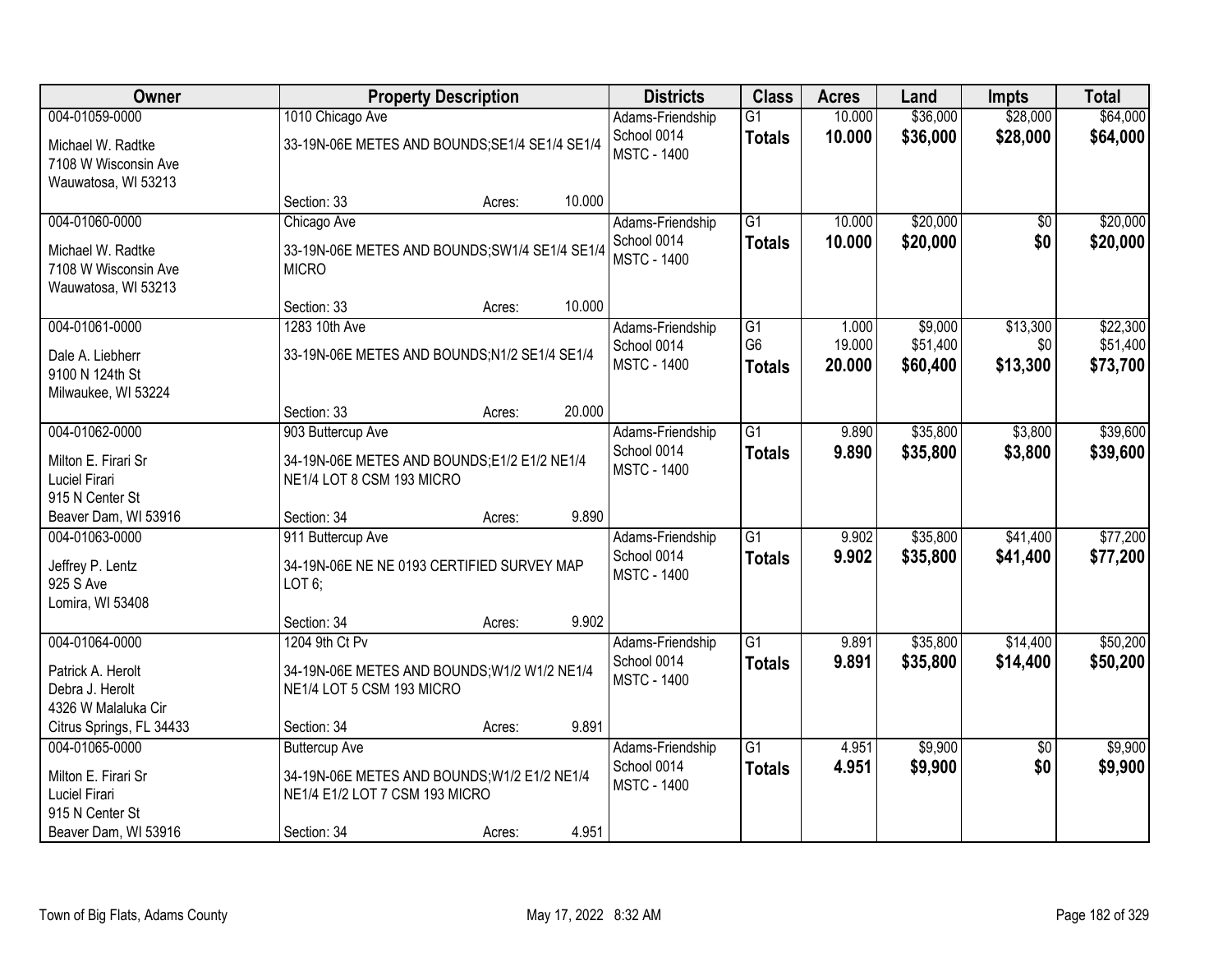| Owner | Property Description | Districts | Class | Acres | Land | Impts | Total |
|---|---|---|---|---|---|---|---|
| 004-01059-0000<br>Michael W. Radtke<br>7108 W Wisconsin Ave<br>Wauwatosa, WI 53213 | 1010 Chicago Ave<br>33-19N-06E METES AND BOUNDS;SE1/4 SE1/4 SE1/4<br>Section: 33 Acres: 10.000 | Adams-Friendship<br>School 0014<br>MSTC - 1400 | G1<br>**Totals** | 10.000<br>**10.000** | $36,000<br>**$36,000** | $28,000<br>**$28,000** | $64,000<br>**$64,000** |
| 004-01060-0000<br>Michael W. Radtke<br>7108 W Wisconsin Ave<br>Wauwatosa, WI 53213 | Chicago Ave<br>33-19N-06E METES AND BOUNDS;SW1/4 SE1/4 SE1/4 MICRO<br>Section: 33 Acres: 10.000 | Adams-Friendship<br>School 0014<br>MSTC - 1400 | G1<br>**Totals** | 10.000<br>**10.000** | $20,000<br>**$20,000** | $0<br>**$0** | $20,000<br>**$20,000** |
| 004-01061-0000<br>Dale A. Liebherr<br>9100 N 124th St<br>Milwaukee, WI 53224 | 1283 10th Ave<br>33-19N-06E METES AND BOUNDS;N1/2 SE1/4 SE1/4<br>Section: 33 Acres: 20.000 | Adams-Friendship<br>School 0014<br>MSTC - 1400 | G1<br>G6<br>**Totals** | 1.000<br>19.000<br>**20.000** | $9,000<br>$51,400<br>**$60,400** | $13,300<br>$0<br>**$13,300** | $22,300<br>$51,400<br>**$73,700** |
| 004-01062-0000<br>Milton E. Firari Sr<br>Luciel Firari<br>915 N Center St<br>Beaver Dam, WI 53916 | 903 Buttercup Ave<br>34-19N-06E METES AND BOUNDS;E1/2 E1/2 NE1/4 NE1/4 LOT 8 CSM 193 MICRO<br>Section: 34 Acres: 9.890 | Adams-Friendship<br>School 0014<br>MSTC - 1400 | G1<br>**Totals** | 9.890<br>**9.890** | $35,800<br>**$35,800** | $3,800<br>**$3,800** | $39,600<br>**$39,600** |
| 004-01063-0000<br>Jeffrey P. Lentz<br>925 S Ave<br>Lomira, WI 53408 | 911 Buttercup Ave<br>34-19N-06E NE NE 0193 CERTIFIED SURVEY MAP LOT 6;<br>Section: 34 Acres: 9.902 | Adams-Friendship<br>School 0014<br>MSTC - 1400 | G1<br>**Totals** | 9.902<br>**9.902** | $35,800<br>**$35,800** | $41,400<br>**$41,400** | $77,200<br>**$77,200** |
| 004-01064-0000<br>Patrick A. Herolt<br>Debra J. Herolt<br>4326 W Malaluka Cir<br>Citrus Springs, FL 34433 | 1204 9th Ct Pv<br>34-19N-06E METES AND BOUNDS;W1/2 W1/2 NE1/4 NE1/4 LOT 5 CSM 193 MICRO<br>Section: 34 Acres: 9.891 | Adams-Friendship<br>School 0014<br>MSTC - 1400 | G1<br>**Totals** | 9.891<br>**9.891** | $35,800<br>**$35,800** | $14,400<br>**$14,400** | $50,200<br>**$50,200** |
| 004-01065-0000<br>Milton E. Firari Sr<br>Luciel Firari<br>915 N Center St<br>Beaver Dam, WI 53916 | Buttercup Ave<br>34-19N-06E METES AND BOUNDS;W1/2 E1/2 NE1/4 NE1/4 E1/2 LOT 7 CSM 193 MICRO<br>Section: 34 Acres: 4.951 | Adams-Friendship<br>School 0014<br>MSTC - 1400 | G1<br>**Totals** | 4.951<br>**4.951** | $9,900<br>**$9,900** | $0<br>**$0** | $9,900<br>**$9,900** |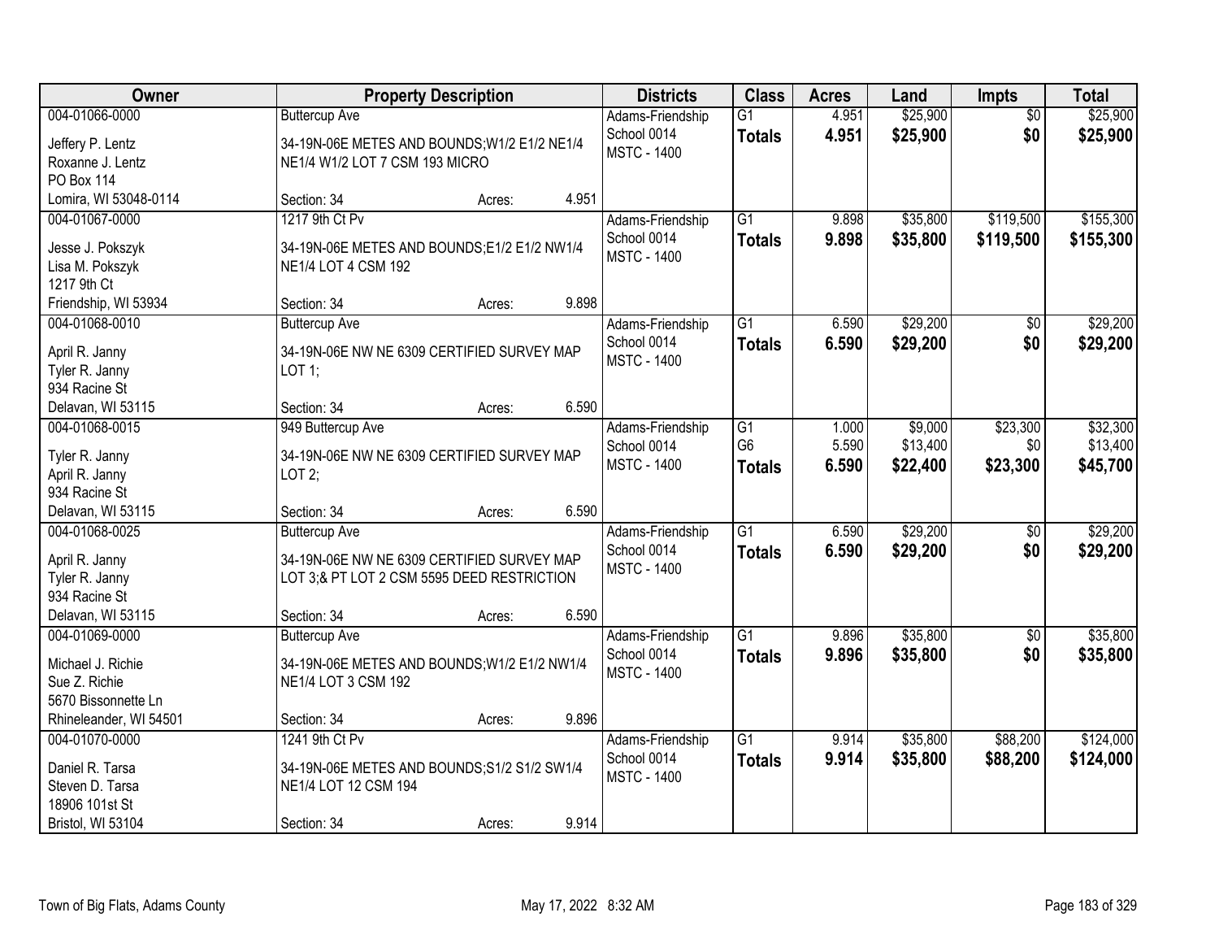| Owner | Property Description | Districts | Class | Acres | Land | Impts | Total |
|---|---|---|---|---|---|---|---|
| 004-01066-0000<br>Jeffery P. Lentz<br>Roxanne J. Lentz<br>PO Box 114<br>Lomira, WI 53048-0114 | Buttercup Ave<br>34-19N-06E METES AND BOUNDS;W1/2 E1/2 NE1/4 NE1/4 W1/2 LOT 7 CSM 193 MICRO<br>Section: 34 Acres: 4.951 | Adams-Friendship School 0014<br>MSTC - 1400 | G1<br>**Totals** | 4.951<br>**4.951** | $25,900<br>**$25,900** | $0<br>**$0** | $25,900<br>**$25,900** |
| 004-01067-0000<br>Jesse J. Pokszyk<br>Lisa M. Pokszyk<br>1217 9th Ct<br>Friendship, WI 53934 | 1217 9th Ct Pv<br>34-19N-06E METES AND BOUNDS;E1/2 E1/2 NW1/4 NE1/4 LOT 4 CSM 192<br>Section: 34 Acres: 9.898 | Adams-Friendship School 0014<br>MSTC - 1400 | G1<br>**Totals** | 9.898<br>**9.898** | $35,800<br>**$35,800** | $119,500<br>**$119,500** | $155,300<br>**$155,300** |
| 004-01068-0010<br>April R. Janny<br>Tyler R. Janny<br>934 Racine St<br>Delavan, WI 53115 | Buttercup Ave<br>34-19N-06E NW NE 6309 CERTIFIED SURVEY MAP LOT 1;<br>Section: 34 Acres: 6.590 | Adams-Friendship School 0014<br>MSTC - 1400 | G1<br>**Totals** | 6.590<br>**6.590** | $29,200<br>**$29,200** | $0<br>**$0** | $29,200<br>**$29,200** |
| 004-01068-0015<br>Tyler R. Janny<br>April R. Janny<br>934 Racine St<br>Delavan, WI 53115 | 949 Buttercup Ave<br>34-19N-06E NW NE 6309 CERTIFIED SURVEY MAP LOT 2;<br>Section: 34 Acres: 6.590 | Adams-Friendship School 0014<br>MSTC - 1400 | G1<br>G6<br>**Totals** | 1.000<br>5.590<br>**6.590** | $9,000<br>$13,400<br>**$22,400** | $23,300<br>$0<br>**$23,300** | $32,300<br>$13,400<br>**$45,700** |
| 004-01068-0025<br>April R. Janny<br>Tyler R. Janny<br>934 Racine St<br>Delavan, WI 53115 | Buttercup Ave<br>34-19N-06E NW NE 6309 CERTIFIED SURVEY MAP LOT 3;& PT LOT 2 CSM 5595 DEED RESTRICTION<br>Section: 34 Acres: 6.590 | Adams-Friendship School 0014<br>MSTC - 1400 | G1<br>**Totals** | 6.590<br>**6.590** | $29,200<br>**$29,200** | $0<br>**$0** | $29,200<br>**$29,200** |
| 004-01069-0000<br>Michael J. Richie<br>Sue Z. Richie<br>5670 Bissonnette Ln<br>Rhineleander, WI 54501 | Buttercup Ave<br>34-19N-06E METES AND BOUNDS;W1/2 E1/2 NW1/4 NE1/4 LOT 3 CSM 192<br>Section: 34 Acres: 9.896 | Adams-Friendship School 0014<br>MSTC - 1400 | G1<br>**Totals** | 9.896<br>**9.896** | $35,800<br>**$35,800** | $0<br>**$0** | $35,800<br>**$35,800** |
| 004-01070-0000<br>Daniel R. Tarsa<br>Steven D. Tarsa<br>18906 101st St<br>Bristol, WI 53104 | 1241 9th Ct Pv<br>34-19N-06E METES AND BOUNDS;S1/2 S1/2 SW1/4 NE1/4 LOT 12 CSM 194<br>Section: 34 Acres: 9.914 | Adams-Friendship School 0014<br>MSTC - 1400 | G1<br>**Totals** | 9.914<br>**9.914** | $35,800<br>**$35,800** | $88,200<br>**$88,200** | $124,000<br>**$124,000** |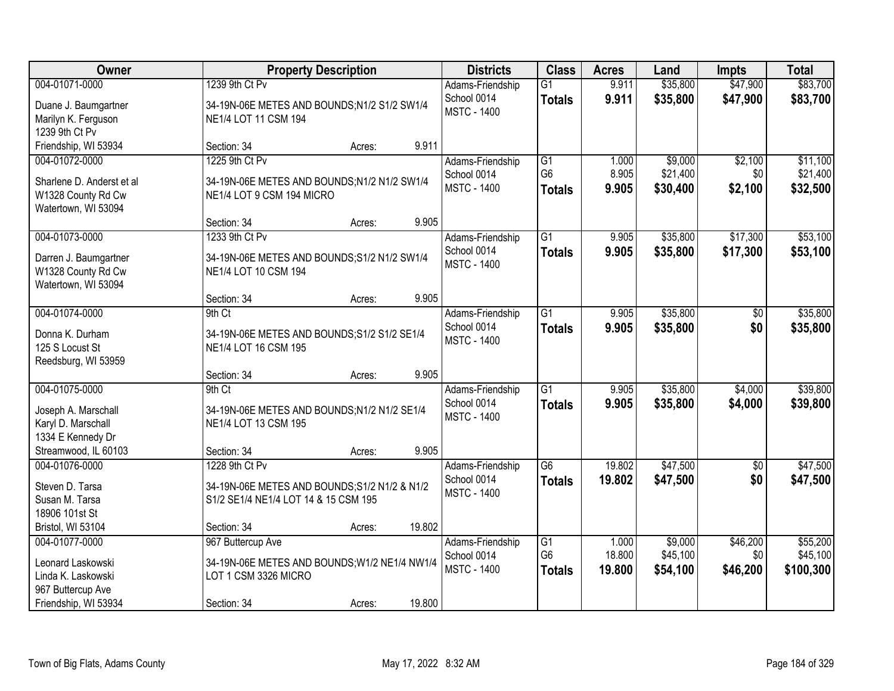| Owner | Property Description | Districts | Class | Acres | Land | Impts | Total |
|---|---|---|---|---|---|---|---|
| 004-01071-0000<br>Duane J. Baumgartner<br>Marilyn K. Ferguson<br>1239 9th Ct Pv<br>Friendship, WI 53934 | 1239 9th Ct Pv<br>34-19N-06E METES AND BOUNDS;N1/2 S1/2 SW1/4 NE1/4 LOT 11 CSM 194<br>Section: 34 Acres: 9.911 | Adams-Friendship School 0014<br>MSTC - 1400 | G1<br>**Totals** | 9.911<br>**9.911** | $35,800<br>**$35,800** | $47,900<br>**$47,900** | $83,700<br>**$83,700** |
| 004-01072-0000<br>Sharlene D. Anderst et al<br>W1328 County Rd Cw<br>Watertown, WI 53094 | 1225 9th Ct Pv<br>34-19N-06E METES AND BOUNDS;N1/2 N1/2 SW1/4 NE1/4 LOT 9 CSM 194 MICRO<br>Section: 34 Acres: 9.905 | Adams-Friendship School 0014<br>MSTC - 1400 | G1<br>G6<br>**Totals** | 1.000<br>8.905<br>**9.905** | $9,000<br>$21,400<br>**$30,400** | $2,100<br>$0<br>**$2,100** | $11,100<br>$21,400<br>**$32,500** |
| 004-01073-0000<br>Darren J. Baumgartner<br>W1328 County Rd Cw<br>Watertown, WI 53094 | 1233 9th Ct Pv<br>34-19N-06E METES AND BOUNDS;S1/2 N1/2 SW1/4 NE1/4 LOT 10 CSM 194<br>Section: 34 Acres: 9.905 | Adams-Friendship School 0014<br>MSTC - 1400 | G1<br>**Totals** | 9.905<br>**9.905** | $35,800<br>**$35,800** | $17,300<br>**$17,300** | $53,100<br>**$53,100** |
| 004-01074-0000<br>Donna K. Durham<br>125 S Locust St<br>Reedsburg, WI 53959 | 9th Ct<br>34-19N-06E METES AND BOUNDS;S1/2 S1/2 SE1/4 NE1/4 LOT 16 CSM 195<br>Section: 34 Acres: 9.905 | Adams-Friendship School 0014<br>MSTC - 1400 | G1<br>**Totals** | 9.905<br>**9.905** | $35,800<br>**$35,800** | $0<br>**$0** | $35,800<br>**$35,800** |
| 004-01075-0000<br>Joseph A. Marschall<br>Karyl D. Marschall<br>1334 E Kennedy Dr<br>Streamwood, IL 60103 | 9th Ct<br>34-19N-06E METES AND BOUNDS;N1/2 N1/2 SE1/4 NE1/4 LOT 13 CSM 195<br>Section: 34 Acres: 9.905 | Adams-Friendship School 0014<br>MSTC - 1400 | G1<br>**Totals** | 9.905<br>**9.905** | $35,800<br>**$35,800** | $4,000<br>**$4,000** | $39,800<br>**$39,800** |
| 004-01076-0000<br>Steven D. Tarsa<br>Susan M. Tarsa<br>18906 101st St<br>Bristol, WI 53104 | 1228 9th Ct Pv<br>34-19N-06E METES AND BOUNDS;S1/2 N1/2 & N1/2 S1/2 SE1/4 NE1/4 LOT 14 & 15 CSM 195<br>Section: 34 Acres: 19.802 | Adams-Friendship School 0014<br>MSTC - 1400 | G6<br>**Totals** | 19.802<br>**19.802** | $47,500<br>**$47,500** | $0<br>**$0** | $47,500<br>**$47,500** |
| 004-01077-0000<br>Leonard Laskowski<br>Linda K. Laskowski<br>967 Buttercup Ave<br>Friendship, WI 53934 | 967 Buttercup Ave<br>34-19N-06E METES AND BOUNDS;W1/2 NE1/4 NW1/4 LOT 1 CSM 3326 MICRO<br>Section: 34 Acres: 19.800 | Adams-Friendship School 0014<br>MSTC - 1400 | G1<br>G6<br>**Totals** | 1.000<br>18.800<br>**19.800** | $9,000<br>$45,100<br>**$54,100** | $46,200<br>$0<br>**$46,200** | $55,200<br>$45,100<br>**$100,300** |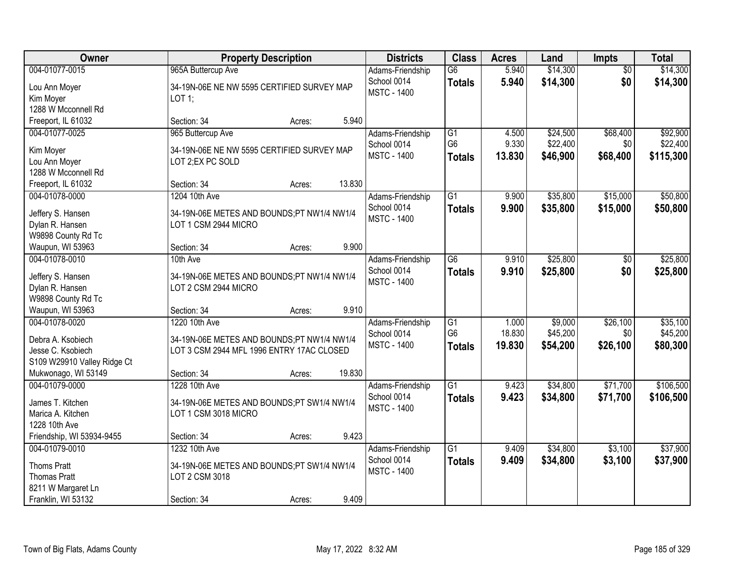| Owner | Property Description | Districts | Class | Acres | Land | Impts | Total |
|---|---|---|---|---|---|---|---|
| 004-01077-0015<br>Lou Ann Moyer<br>Kim Moyer<br>1288 W Mcconnell Rd<br>Freeport, IL 61032 | 965A Buttercup Ave<br>34-19N-06E NE NW 5595 CERTIFIED SURVEY MAP LOT 1;<br>Section: 34 Acres: 5.940 | Adams-Friendship School 0014<br>MSTC - 1400 | G6<br>**Totals** | 5.940<br>**5.940** | $14,300<br>**$14,300** | $0<br>**$0** | $14,300<br>**$14,300** |
| 004-01077-0025<br>Kim Moyer<br>Lou Ann Moyer<br>1288 W Mcconnell Rd<br>Freeport, IL 61032 | 965 Buttercup Ave<br>34-19N-06E NE NW 5595 CERTIFIED SURVEY MAP LOT 2;EX PC SOLD<br>Section: 34 Acres: 13.830 | Adams-Friendship School 0014<br>MSTC - 1400 | G1<br>G6<br>**Totals** | 4.500<br>9.330<br>**13.830** | $24,500<br>$22,400<br>**$46,900** | $68,400<br>$0<br>**$68,400** | $92,900<br>$22,400<br>**$115,300** |
| 004-01078-0000<br>Jeffery S. Hansen<br>Dylan R. Hansen<br>W9898 County Rd Tc<br>Waupun, WI 53963 | 1204 10th Ave<br>34-19N-06E METES AND BOUNDS;PT NW1/4 NW1/4 LOT 1 CSM 2944 MICRO<br>Section: 34 Acres: 9.900 | Adams-Friendship School 0014<br>MSTC - 1400 | G1<br>**Totals** | 9.900<br>**9.900** | $35,800<br>**$35,800** | $15,000<br>**$15,000** | $50,800<br>**$50,800** |
| 004-01078-0010<br>Jeffery S. Hansen<br>Dylan R. Hansen<br>W9898 County Rd Tc<br>Waupun, WI 53963 | 10th Ave<br>34-19N-06E METES AND BOUNDS;PT NW1/4 NW1/4 LOT 2 CSM 2944 MICRO<br>Section: 34 Acres: 9.910 | Adams-Friendship School 0014<br>MSTC - 1400 | G6<br>**Totals** | 9.910<br>**9.910** | $25,800<br>**$25,800** | $0<br>**$0** | $25,800<br>**$25,800** |
| 004-01078-0020<br>Debra A. Ksobiech<br>Jesse C. Ksobiech<br>S109 W29910 Valley Ridge Ct<br>Mukwonago, WI 53149 | 1220 10th Ave<br>34-19N-06E METES AND BOUNDS;PT NW1/4 NW1/4 LOT 3 CSM 2944 MFL 1996 ENTRY 17AC CLOSED<br>Section: 34 Acres: 19.830 | Adams-Friendship School 0014<br>MSTC - 1400 | G1<br>G6<br>**Totals** | 1.000<br>18.830<br>**19.830** | $9,000<br>$45,200<br>**$54,200** | $26,100<br>$0<br>**$26,100** | $35,100<br>$45,200<br>**$80,300** |
| 004-01079-0000<br>James T. Kitchen<br>Marica A. Kitchen<br>1228 10th Ave<br>Friendship, WI 53934-9455 | 1228 10th Ave<br>34-19N-06E METES AND BOUNDS;PT SW1/4 NW1/4 LOT 1 CSM 3018 MICRO<br>Section: 34 Acres: 9.423 | Adams-Friendship School 0014<br>MSTC - 1400 | G1<br>**Totals** | 9.423<br>**9.423** | $34,800<br>**$34,800** | $71,700<br>**$71,700** | $106,500<br>**$106,500** |
| 004-01079-0010<br>Thoms Pratt<br>Thomas Pratt<br>8211 W Margaret Ln<br>Franklin, WI 53132 | 1232 10th Ave<br>34-19N-06E METES AND BOUNDS;PT SW1/4 NW1/4 LOT 2 CSM 3018<br>Section: 34 Acres: 9.409 | Adams-Friendship School 0014<br>MSTC - 1400 | G1<br>**Totals** | 9.409<br>**9.409** | $34,800<br>**$34,800** | $3,100<br>**$3,100** | $37,900<br>**$37,900** |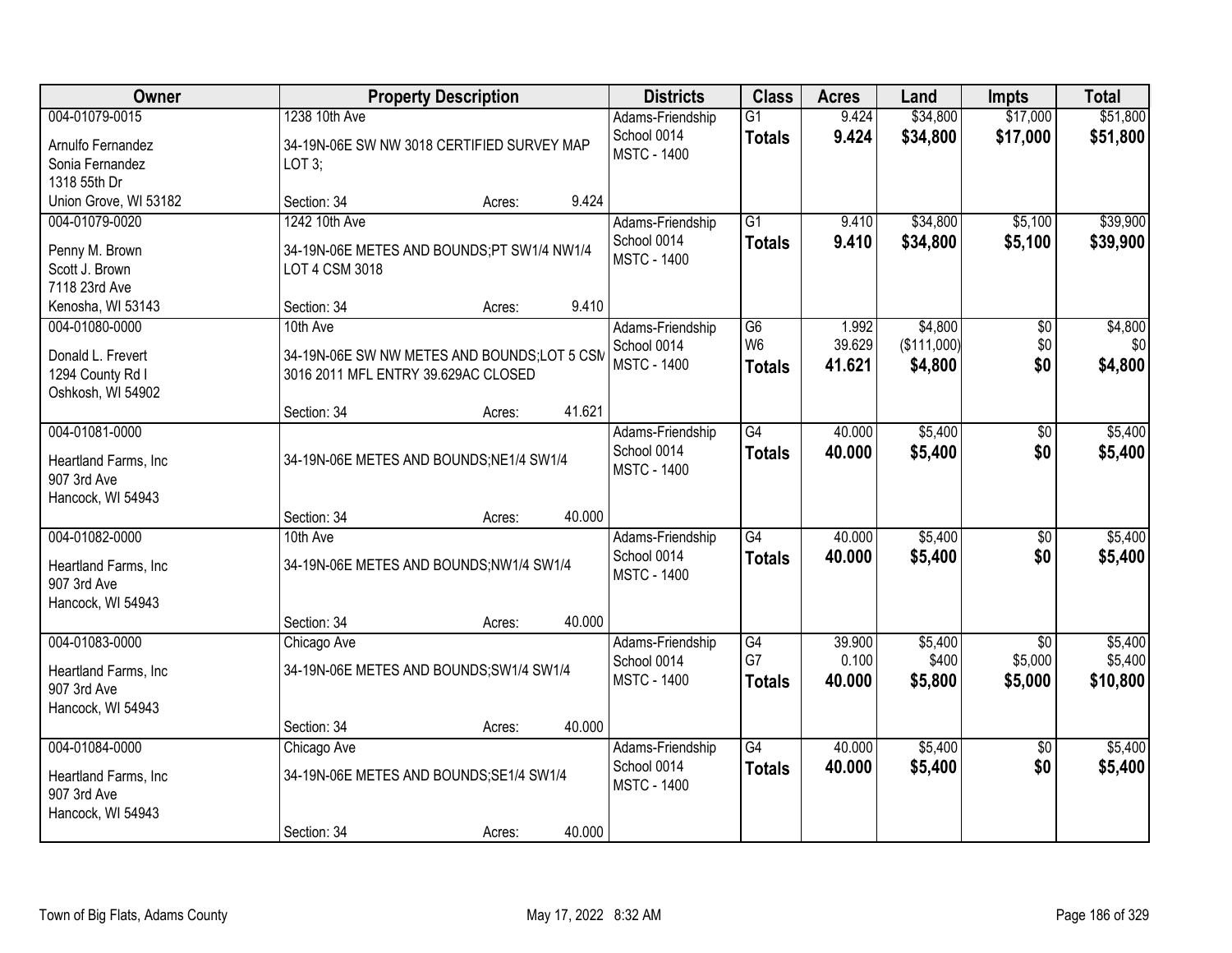| Owner | Property Description | Districts | Class | Acres | Land | Impts | Total |
|---|---|---|---|---|---|---|---|
| 004-01079-0015<br>Arnulfo Fernandez<br>Sonia Fernandez<br>1318 55th Dr<br>Union Grove, WI 53182 | 1238 10th Ave<br>34-19N-06E SW NW 3018 CERTIFIED SURVEY MAP LOT 3;<br>Section: 34 Acres: 9.424 | Adams-Friendship School 0014<br>MSTC - 1400 | G1<br>**Totals** | 9.424<br>**9.424** | $34,800<br>**$34,800** | $17,000<br>**$17,000** | $51,800<br>**$51,800** |
| 004-01079-0020<br>Penny M. Brown<br>Scott J. Brown<br>7118 23rd Ave<br>Kenosha, WI 53143 | 1242 10th Ave<br>34-19N-06E METES AND BOUNDS;PT SW1/4 NW1/4 LOT 4 CSM 3018<br>Section: 34 Acres: 9.410 | Adams-Friendship School 0014<br>MSTC - 1400 | G1<br>**Totals** | 9.410<br>**9.410** | $34,800<br>**$34,800** | $5,100<br>**$5,100** | $39,900<br>**$39,900** |
| 004-01080-0000<br>Donald L. Frevert<br>1294 County Rd I<br>Oshkosh, WI 54902 | 10th Ave<br>34-19N-06E SW NW METES AND BOUNDS;LOT 5 CSM 3016 2011 MFL ENTRY 39.629AC CLOSED<br>Section: 34 Acres: 41.621 | Adams-Friendship School 0014<br>MSTC - 1400 | G6<br>W6<br>**Totals** | 1.992<br>39.629<br>**41.621** | $4,800<br>($111,000)<br>**$4,800** | $0<br>$0<br>**$0** | $4,800<br>$0<br>**$4,800** |
| 004-01081-0000<br>Heartland Farms, Inc<br>907 3rd Ave<br>Hancock, WI 54943 | 34-19N-06E METES AND BOUNDS;NE1/4 SW1/4<br>Section: 34 Acres: 40.000 | Adams-Friendship School 0014<br>MSTC - 1400 | G4<br>**Totals** | 40.000<br>**40.000** | $5,400<br>**$5,400** | $0<br>**$0** | $5,400<br>**$5,400** |
| 004-01082-0000<br>Heartland Farms, Inc<br>907 3rd Ave<br>Hancock, WI 54943 | 10th Ave<br>34-19N-06E METES AND BOUNDS;NW1/4 SW1/4<br>Section: 34 Acres: 40.000 | Adams-Friendship School 0014<br>MSTC - 1400 | G4<br>**Totals** | 40.000<br>**40.000** | $5,400<br>**$5,400** | $0<br>**$0** | $5,400<br>**$5,400** |
| 004-01083-0000<br>Heartland Farms, Inc<br>907 3rd Ave<br>Hancock, WI 54943 | Chicago Ave<br>34-19N-06E METES AND BOUNDS;SW1/4 SW1/4<br>Section: 34 Acres: 40.000 | Adams-Friendship School 0014<br>MSTC - 1400 | G4<br>G7<br>**Totals** | 39.900<br>0.100<br>**40.000** | $5,400<br>$400<br>**$5,800** | $0<br>$5,000<br>**$5,000** | $5,400<br>$5,400<br>**$10,800** |
| 004-01084-0000<br>Heartland Farms, Inc<br>907 3rd Ave<br>Hancock, WI 54943 | Chicago Ave<br>34-19N-06E METES AND BOUNDS;SE1/4 SW1/4<br>Section: 34 Acres: 40.000 | Adams-Friendship School 0014<br>MSTC - 1400 | G4<br>**Totals** | 40.000<br>**40.000** | $5,400<br>**$5,400** | $0<br>**$0** | $5,400<br>**$5,400** |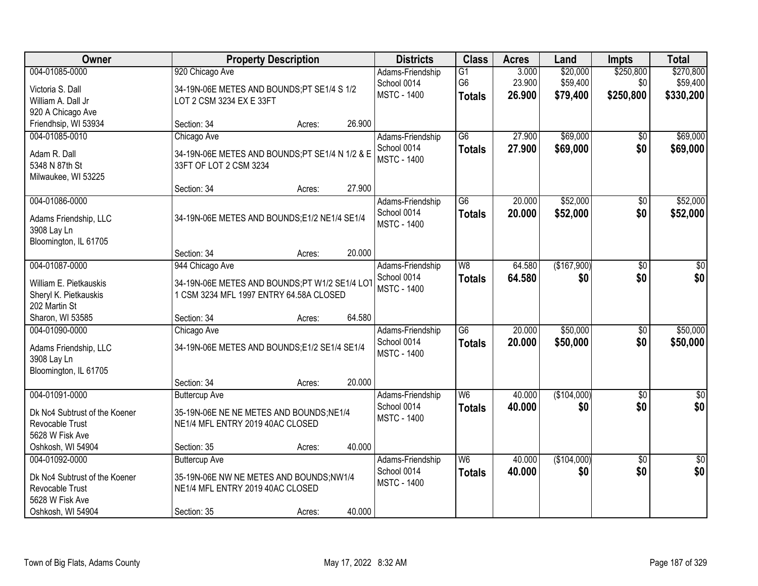| Owner | Property Description | Districts | Class | Acres | Land | Impts | Total |
|---|---|---|---|---|---|---|---|
| 004-01085-0000<br>Victoria S. Dall<br>William A. Dall Jr<br>920 A Chicago Ave<br>Friendhsip, WI 53934 | 920 Chicago Ave<br>34-19N-06E METES AND BOUNDS;PT SE1/4 S 1/2 LOT 2 CSM 3234 EX E 33FT<br>Section: 34 Acres: 26.900 | Adams-Friendship<br>School 0014<br>MSTC - 1400 | G1<br>G6<br>**Totals** | 3.000<br>23.900<br>**26.900** | \$20,000<br>\$59,400<br>**\$79,400** | \$250,800<br>\$0<br>**\$250,800** | \$270,800<br>\$59,400<br>**\$330,200** |
| 004-01085-0010<br>Adam R. Dall<br>5348 N 87th St<br>Milwaukee, WI 53225 | Chicago Ave<br>34-19N-06E METES AND BOUNDS;PT SE1/4 N 1/2 & E 33FT OF LOT 2 CSM 3234<br>Section: 34 Acres: 27.900 | Adams-Friendship<br>School 0014<br>MSTC - 1400 | G6<br>**Totals** | 27.900<br>**27.900** | \$69,000<br>**\$69,000** | \$0<br>**\$0** | \$69,000<br>**\$69,000** |
| 004-01086-0000<br>Adams Friendship, LLC<br>3908 Lay Ln<br>Bloomington, IL 61705 | 34-19N-06E METES AND BOUNDS;E1/2 NE1/4 SE1/4<br>Section: 34 Acres: 20.000 | Adams-Friendship<br>School 0014<br>MSTC - 1400 | G6<br>**Totals** | 20.000<br>**20.000** | \$52,000<br>**\$52,000** | \$0<br>**\$0** | \$52,000<br>**\$52,000** |
| 004-01087-0000<br>William E. Pietkauskis<br>Sheryl K. Pietkauskis<br>202 Martin St<br>Sharon, WI 53585 | 944 Chicago Ave<br>34-19N-06E METES AND BOUNDS;PT W1/2 SE1/4 LOT 1 CSM 3234 MFL 1997 ENTRY 64.58A CLOSED<br>Section: 34 Acres: 64.580 | Adams-Friendship<br>School 0014<br>MSTC - 1400 | W8<br>**Totals** | 64.580<br>**64.580** | (\$167,900)<br>**\$0** | \$0<br>**\$0** | \$0<br>**\$0** |
| 004-01090-0000<br>Adams Friendship, LLC<br>3908 Lay Ln<br>Bloomington, IL 61705 | Chicago Ave<br>34-19N-06E METES AND BOUNDS;E1/2 SE1/4 SE1/4<br>Section: 34 Acres: 20.000 | Adams-Friendship<br>School 0014<br>MSTC - 1400 | G6<br>**Totals** | 20.000<br>**20.000** | \$50,000<br>**\$50,000** | \$0<br>**\$0** | \$50,000<br>**\$50,000** |
| 004-01091-0000<br>Dk Nc4 Subtrust of the Koener Revocable Trust<br>5628 W Fisk Ave<br>Oshkosh, WI 54904 | Buttercup Ave<br>35-19N-06E NE NE METES AND BOUNDS;NE1/4 NE1/4 MFL ENTRY 2019 40AC CLOSED<br>Section: 35 Acres: 40.000 | Adams-Friendship<br>School 0014<br>MSTC - 1400 | W6<br>**Totals** | 40.000<br>**40.000** | (\$104,000)<br>**\$0** | \$0<br>**\$0** | \$0<br>**\$0** |
| 004-01092-0000<br>Dk Nc4 Subtrust of the Koener Revocable Trust<br>5628 W Fisk Ave<br>Oshkosh, WI 54904 | Buttercup Ave<br>35-19N-06E NW NE METES AND BOUNDS;NW1/4 NE1/4 MFL ENTRY 2019 40AC CLOSED<br>Section: 35 Acres: 40.000 | Adams-Friendship<br>School 0014<br>MSTC - 1400 | W6<br>**Totals** | 40.000<br>**40.000** | (\$104,000)<br>**\$0** | \$0<br>**\$0** | \$0<br>**\$0** |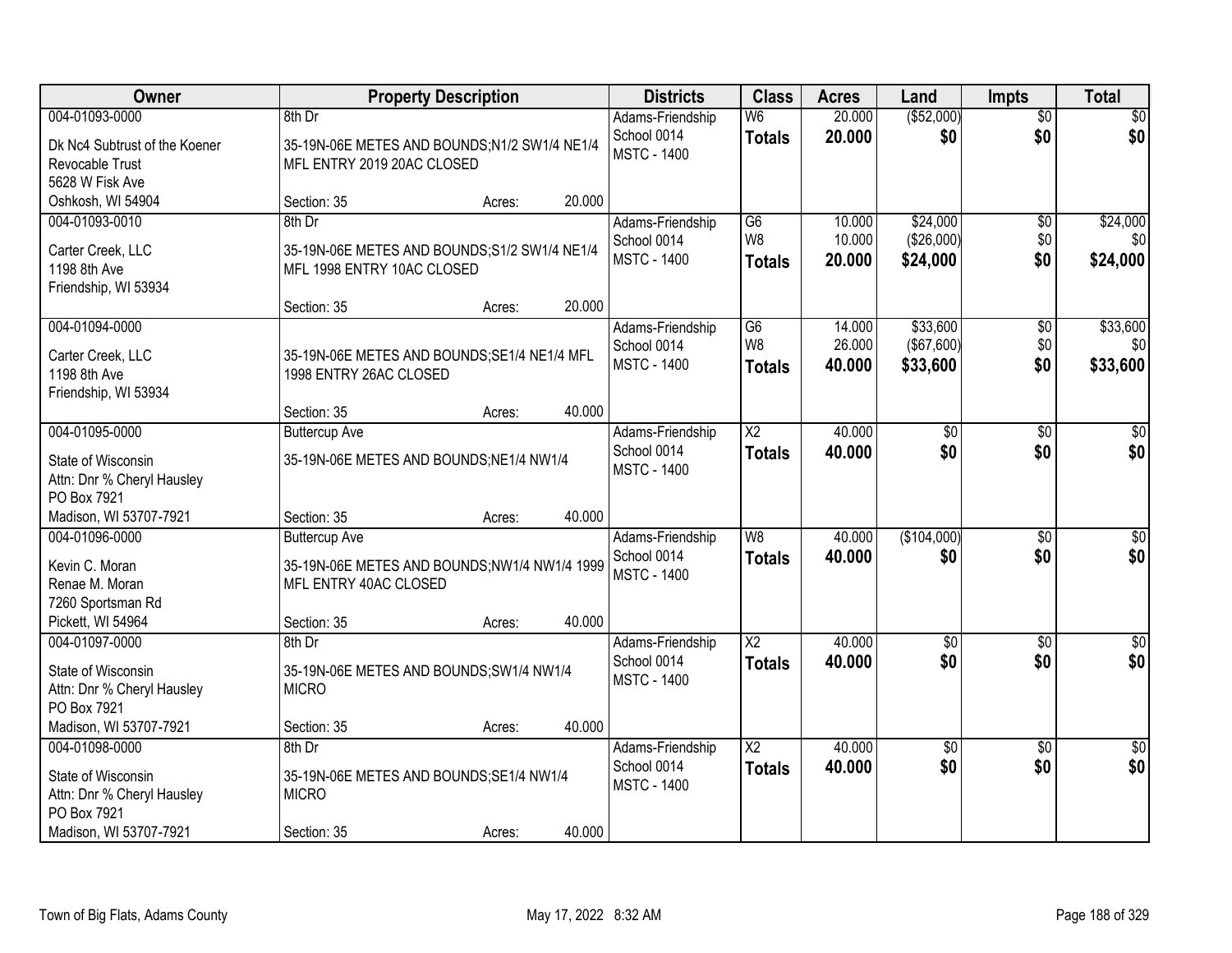| Owner | Property Description | Districts | Class | Acres | Land | Impts | Total |
|---|---|---|---|---|---|---|---|
| 004-01093-0000<br>Dk Nc4 Subtrust of the Koener Revocable Trust<br>5628 W Fisk Ave<br>Oshkosh, WI 54904 | 8th Dr<br>35-19N-06E METES AND BOUNDS;N1/2 SW1/4 NE1/4 MFL ENTRY 2019 20AC CLOSED<br>Section: 35 Acres: 20.000 | Adams-Friendship<br>School 0014<br>MSTC - 1400 | W6<br>**Totals** | 20.000<br>**20.000** | ($52,000)<br>**$0** | $0<br>**$0** | $0<br>**$0** |
| 004-01093-0010<br>Carter Creek, LLC<br>1198 8th Ave<br>Friendship, WI 53934 | 8th Dr<br>35-19N-06E METES AND BOUNDS;S1/2 SW1/4 NE1/4 MFL 1998 ENTRY 10AC CLOSED<br>Section: 35 Acres: 20.000 | Adams-Friendship<br>School 0014<br>MSTC - 1400 | G6<br>W8<br>**Totals** | 10.000<br>10.000<br>**20.000** | $24,000<br>($26,000)<br>**$24,000** | $0<br>$0<br>**$0** | $24,000<br>$0<br>**$24,000** |
| 004-01094-0000<br>Carter Creek, LLC<br>1198 8th Ave<br>Friendship, WI 53934 | 35-19N-06E METES AND BOUNDS;SE1/4 NE1/4 MFL 1998 ENTRY 26AC CLOSED<br>Section: 35 Acres: 40.000 | Adams-Friendship<br>School 0014<br>MSTC - 1400 | G6<br>W8<br>**Totals** | 14.000<br>26.000<br>**40.000** | $33,600<br>($67,600)<br>**$33,600** | $0<br>$0<br>**$0** | $33,600<br>$0<br>**$33,600** |
| 004-01095-0000<br>State of Wisconsin<br>Attn: Dnr % Cheryl Hausley<br>PO Box 7921<br>Madison, WI 53707-7921 | Buttercup Ave<br>35-19N-06E METES AND BOUNDS;NE1/4 NW1/4<br>Section: 35 Acres: 40.000 | Adams-Friendship<br>School 0014<br>MSTC - 1400 | X2<br>**Totals** | 40.000<br>**40.000** | $0<br>**$0** | $0<br>**$0** | $0<br>**$0** |
| 004-01096-0000<br>Kevin C. Moran<br>Renae M. Moran<br>7260 Sportsman Rd<br>Pickett, WI 54964 | Buttercup Ave<br>35-19N-06E METES AND BOUNDS;NW1/4 NW1/4 1999 MFL ENTRY 40AC CLOSED<br>Section: 35 Acres: 40.000 | Adams-Friendship<br>School 0014<br>MSTC - 1400 | W8<br>**Totals** | 40.000<br>**40.000** | ($104,000)<br>**$0** | $0<br>**$0** | $0<br>**$0** |
| 004-01097-0000<br>State of Wisconsin<br>Attn: Dnr % Cheryl Hausley<br>PO Box 7921<br>Madison, WI 53707-7921 | 8th Dr<br>35-19N-06E METES AND BOUNDS;SW1/4 NW1/4 MICRO<br>Section: 35 Acres: 40.000 | Adams-Friendship<br>School 0014<br>MSTC - 1400 | X2<br>**Totals** | 40.000<br>**40.000** | $0<br>**$0** | $0<br>**$0** | $0<br>**$0** |
| 004-01098-0000<br>State of Wisconsin<br>Attn: Dnr % Cheryl Hausley<br>PO Box 7921<br>Madison, WI 53707-7921 | 8th Dr<br>35-19N-06E METES AND BOUNDS;SE1/4 NW1/4 MICRO<br>Section: 35 Acres: 40.000 | Adams-Friendship<br>School 0014<br>MSTC - 1400 | X2<br>**Totals** | 40.000<br>**40.000** | $0<br>**$0** | $0<br>**$0** | $0<br>**$0** |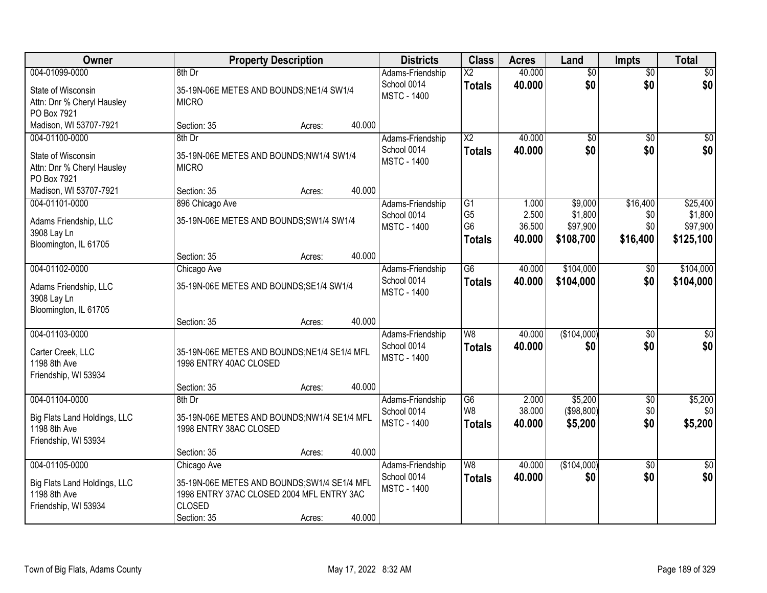| Owner | Property Description | Districts | Class | Acres | Land | Impts | Total |
|---|---|---|---|---|---|---|---|
| 004-01099-0000<br>State of Wisconsin<br>Attn: Dnr % Cheryl Hausley<br>PO Box 7921<br>Madison, WI 53707-7921 | 8th Dr<br>35-19N-06E METES AND BOUNDS;NE1/4 SW1/4 MICRO<br>Section: 35 Acres: 40.000 | Adams-Friendship School 0014<br>MSTC - 1400 | X2<br>**Totals** | 40.000<br>**40.000** | $0<br>**$0** | $0<br>**$0** | $0<br>**$0** |
| 004-01100-0000<br>State of Wisconsin<br>Attn: Dnr % Cheryl Hausley<br>PO Box 7921<br>Madison, WI 53707-7921 | 8th Dr<br>35-19N-06E METES AND BOUNDS;NW1/4 SW1/4 MICRO<br>Section: 35 Acres: 40.000 | Adams-Friendship School 0014<br>MSTC - 1400 | X2<br>**Totals** | 40.000<br>**40.000** | $0<br>**$0** | $0<br>**$0** | $0<br>**$0** |
| 004-01101-0000<br>Adams Friendship, LLC<br>3908 Lay Ln<br>Bloomington, IL 61705 | 896 Chicago Ave<br>35-19N-06E METES AND BOUNDS;SW1/4 SW1/4<br>Section: 35 Acres: 40.000 | Adams-Friendship School 0014<br>MSTC - 1400 | G1<br>G5<br>G6<br>**Totals** | 1.000<br>2.500<br>36.500<br>**40.000** | $9,000<br>$1,800<br>$97,900<br>**$108,700** | $16,400<br>$0<br>$0<br>**$16,400** | $25,400<br>$1,800<br>$97,900<br>**$125,100** |
| 004-01102-0000<br>Adams Friendship, LLC<br>3908 Lay Ln<br>Bloomington, IL 61705 | Chicago Ave<br>35-19N-06E METES AND BOUNDS;SE1/4 SW1/4<br>Section: 35 Acres: 40.000 | Adams-Friendship School 0014<br>MSTC - 1400 | G6<br>**Totals** | 40.000<br>**40.000** | $104,000<br>**$104,000** | $0<br>**$0** | $104,000<br>**$104,000** |
| 004-01103-0000<br>Carter Creek, LLC<br>1198 8th Ave<br>Friendship, WI 53934 | 35-19N-06E METES AND BOUNDS;NE1/4 SE1/4 MFL 1998 ENTRY 40AC CLOSED<br>Section: 35 Acres: 40.000 | Adams-Friendship School 0014<br>MSTC - 1400 | W8<br>**Totals** | 40.000<br>**40.000** | ($104,000)<br>**$0** | $0<br>**$0** | $0<br>**$0** |
| 004-01104-0000<br>Big Flats Land Holdings, LLC<br>1198 8th Ave<br>Friendship, WI 53934 | 8th Dr<br>35-19N-06E METES AND BOUNDS;NW1/4 SE1/4 MFL 1998 ENTRY 38AC CLOSED<br>Section: 35 Acres: 40.000 | Adams-Friendship School 0014<br>MSTC - 1400 | G6<br>W8<br>**Totals** | 2.000<br>38.000<br>**40.000** | $5,200<br>($98,800)<br>**$5,200** | $0<br>$0<br>**$0** | $5,200<br>$0<br>**$5,200** |
| 004-01105-0000<br>Big Flats Land Holdings, LLC<br>1198 8th Ave<br>Friendship, WI 53934 | Chicago Ave<br>35-19N-06E METES AND BOUNDS;SW1/4 SE1/4 MFL 1998 ENTRY 37AC CLOSED 2004 MFL ENTRY 3AC CLOSED<br>Section: 35 Acres: 40.000 | Adams-Friendship School 0014<br>MSTC - 1400 | W8<br>**Totals** | 40.000<br>**40.000** | ($104,000)<br>**$0** | $0<br>**$0** | $0<br>**$0** |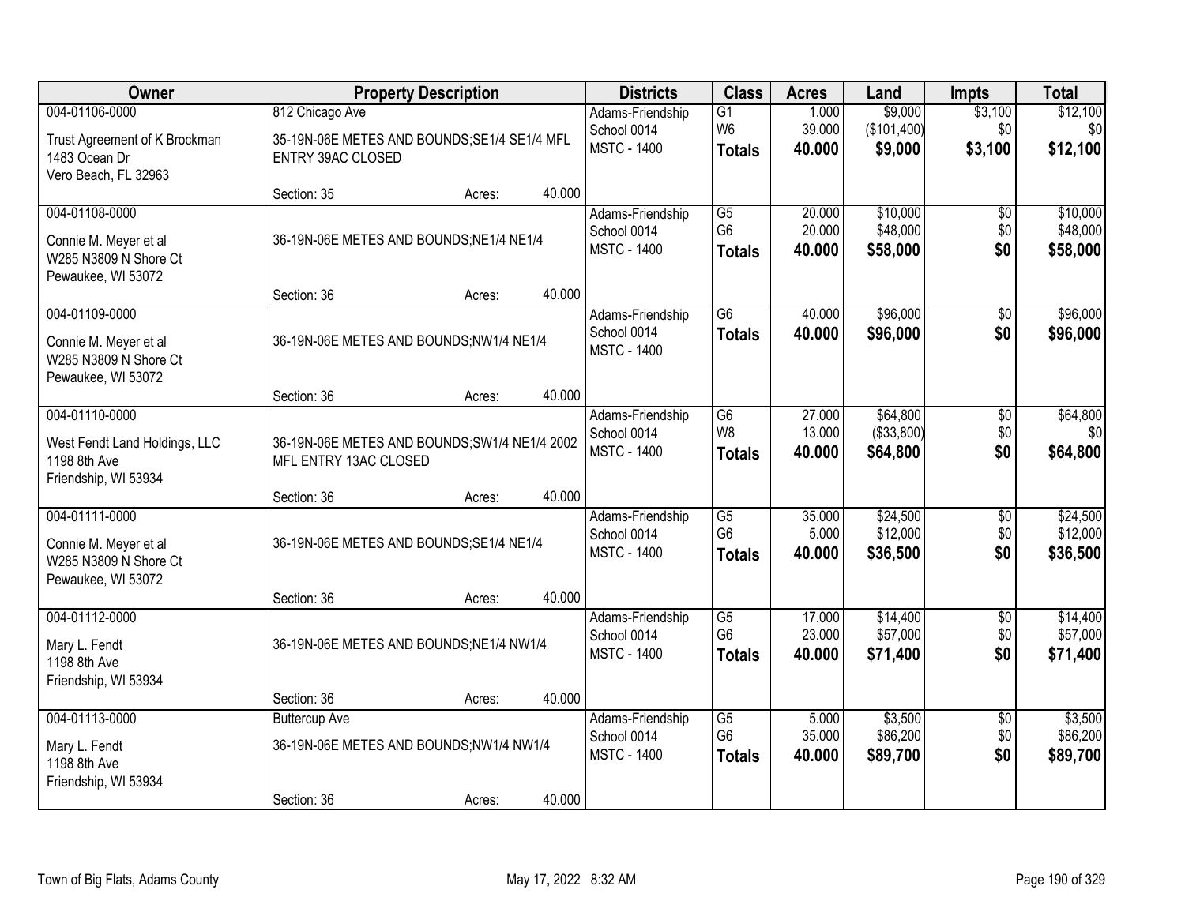| Owner | Property Description | Districts | Class | Acres | Land | Impts | Total |
|---|---|---|---|---|---|---|---|
| 004-01106-0000<br>Trust Agreement of K Brockman<br>1483 Ocean Dr<br>Vero Beach, FL 32963 | 812 Chicago Ave<br>35-19N-06E METES AND BOUNDS;SE1/4 SE1/4 MFL ENTRY 39AC CLOSED<br>Section: 35 Acres: 40.000 | Adams-Friendship<br>School 0014<br>MSTC - 1400 | G1<br>W6<br>**Totals** | 1.000<br>39.000<br>**40.000** | $9,000<br>($101,400)<br>**$9,000** | $3,100<br>$0<br>**$3,100** | $12,100<br>$0<br>**$12,100** |
| 004-01108-0000<br>Connie M. Meyer et al<br>W285 N3809 N Shore Ct<br>Pewaukee, WI 53072 | 36-19N-06E METES AND BOUNDS;NE1/4 NE1/4<br>Section: 36 Acres: 40.000 | Adams-Friendship<br>School 0014<br>MSTC - 1400 | G5<br>G6<br>**Totals** | 20.000<br>20.000<br>**40.000** | $10,000<br>$48,000<br>**$58,000** | $0<br>$0<br>**$0** | $10,000<br>$48,000<br>**$58,000** |
| 004-01109-0000<br>Connie M. Meyer et al<br>W285 N3809 N Shore Ct<br>Pewaukee, WI 53072 | 36-19N-06E METES AND BOUNDS;NW1/4 NE1/4<br>Section: 36 Acres: 40.000 | Adams-Friendship<br>School 0014<br>MSTC - 1400 | G6<br>**Totals** | 40.000<br>**40.000** | $96,000<br>**$96,000** | $0<br>**$0** | $96,000<br>**$96,000** |
| 004-01110-0000<br>West Fendt Land Holdings, LLC<br>1198 8th Ave<br>Friendship, WI 53934 | 36-19N-06E METES AND BOUNDS;SW1/4 NE1/4 2002 MFL ENTRY 13AC CLOSED<br>Section: 36 Acres: 40.000 | Adams-Friendship<br>School 0014<br>MSTC - 1400 | G6<br>W8<br>**Totals** | 27.000<br>13.000<br>**40.000** | $64,800<br>($33,800)<br>**$64,800** | $0<br>$0<br>**$0** | $64,800<br>$0<br>**$64,800** |
| 004-01111-0000<br>Connie M. Meyer et al<br>W285 N3809 N Shore Ct<br>Pewaukee, WI 53072 | 36-19N-06E METES AND BOUNDS;SE1/4 NE1/4<br>Section: 36 Acres: 40.000 | Adams-Friendship<br>School 0014<br>MSTC - 1400 | G5<br>G6<br>**Totals** | 35.000<br>5.000<br>**40.000** | $24,500<br>$12,000<br>**$36,500** | $0<br>$0<br>**$0** | $24,500<br>$12,000<br>**$36,500** |
| 004-01112-0000<br>Mary L. Fendt<br>1198 8th Ave<br>Friendship, WI 53934 | 36-19N-06E METES AND BOUNDS;NE1/4 NW1/4<br>Section: 36 Acres: 40.000 | Adams-Friendship<br>School 0014<br>MSTC - 1400 | G5<br>G6<br>**Totals** | 17.000<br>23.000<br>**40.000** | $14,400<br>$57,000<br>**$71,400** | $0<br>$0<br>**$0** | $14,400<br>$57,000<br>**$71,400** |
| 004-01113-0000<br>Mary L. Fendt<br>1198 8th Ave<br>Friendship, WI 53934 | Buttercup Ave<br>36-19N-06E METES AND BOUNDS;NW1/4 NW1/4<br>Section: 36 Acres: 40.000 | Adams-Friendship<br>School 0014<br>MSTC - 1400 | G5<br>G6<br>**Totals** | 5.000<br>35.000<br>**40.000** | $3,500<br>$86,200<br>**$89,700** | $0<br>$0<br>**$0** | $3,500<br>$86,200<br>**$89,700** |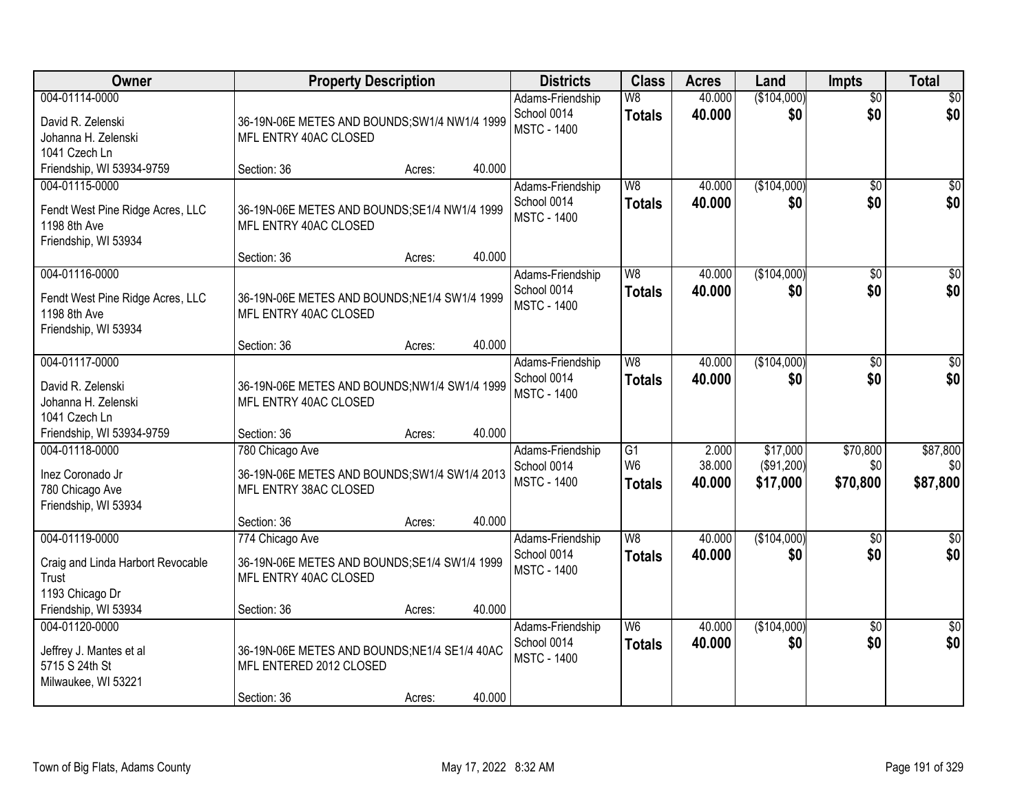| Owner | Property Description | Districts | Class | Acres | Land | Impts | Total |
|---|---|---|---|---|---|---|---|
| 004-01114-0000<br>David R. Zelenski<br>Johanna H. Zelenski<br>1041 Czech Ln<br>Friendship, WI 53934-9759 | 36-19N-06E METES AND BOUNDS;SW1/4 NW1/4 1999 MFL ENTRY 40AC CLOSED<br>Section: 36 Acres: 40.000 | Adams-Friendship School 0014<br>MSTC - 1400 | W8<br>**Totals** | 40.000<br>**40.000** | ($104,000)<br>**$0** | $0<br>**$0** | $0<br>**$0** |
| 004-01115-0000<br>Fendt West Pine Ridge Acres, LLC<br>1198 8th Ave<br>Friendship, WI 53934 | 36-19N-06E METES AND BOUNDS;SE1/4 NW1/4 1999 MFL ENTRY 40AC CLOSED<br>Section: 36 Acres: 40.000 | Adams-Friendship School 0014<br>MSTC - 1400 | W8<br>**Totals** | 40.000<br>**40.000** | ($104,000)<br>**$0** | $0<br>**$0** | $0<br>**$0** |
| 004-01116-0000<br>Fendt West Pine Ridge Acres, LLC<br>1198 8th Ave<br>Friendship, WI 53934 | 36-19N-06E METES AND BOUNDS;NE1/4 SW1/4 1999 MFL ENTRY 40AC CLOSED<br>Section: 36 Acres: 40.000 | Adams-Friendship School 0014<br>MSTC - 1400 | W8<br>**Totals** | 40.000<br>**40.000** | ($104,000)<br>**$0** | $0<br>**$0** | $0<br>**$0** |
| 004-01117-0000<br>David R. Zelenski<br>Johanna H. Zelenski<br>1041 Czech Ln<br>Friendship, WI 53934-9759 | 36-19N-06E METES AND BOUNDS;NW1/4 SW1/4 1999 MFL ENTRY 40AC CLOSED<br>Section: 36 Acres: 40.000 | Adams-Friendship School 0014<br>MSTC - 1400 | W8<br>**Totals** | 40.000<br>**40.000** | ($104,000)<br>**$0** | $0<br>**$0** | $0<br>**$0** |
| 004-01118-0000<br>Inez Coronado Jr<br>780 Chicago Ave<br>Friendship, WI 53934 | 780 Chicago Ave<br>36-19N-06E METES AND BOUNDS;SW1/4 SW1/4 2013 MFL ENTRY 38AC CLOSED<br>Section: 36 Acres: 40.000 | Adams-Friendship School 0014<br>MSTC - 1400 | G1<br>W6<br>**Totals** | 2.000<br>38.000<br>**40.000** | $17,000<br>($91,200)<br>**$17,000** | $70,800<br>$0<br>**$70,800** | $87,800<br>$0<br>**$87,800** |
| 004-01119-0000<br>Craig and Linda Harbort Revocable Trust<br>1193 Chicago Dr<br>Friendship, WI 53934 | 774 Chicago Ave<br>36-19N-06E METES AND BOUNDS;SE1/4 SW1/4 1999 MFL ENTRY 40AC CLOSED<br>Section: 36 Acres: 40.000 | Adams-Friendship School 0014<br>MSTC - 1400 | W8<br>**Totals** | 40.000<br>**40.000** | ($104,000)<br>**$0** | $0<br>**$0** | $0<br>**$0** |
| 004-01120-0000<br>Jeffrey J. Mantes et al<br>5715 S 24th St<br>Milwaukee, WI 53221 | 36-19N-06E METES AND BOUNDS;NE1/4 SE1/4 40AC MFL ENTERED 2012 CLOSED<br>Section: 36 Acres: 40.000 | Adams-Friendship School 0014<br>MSTC - 1400 | W6<br>**Totals** | 40.000<br>**40.000** | ($104,000)<br>**$0** | $0<br>**$0** | $0<br>**$0** |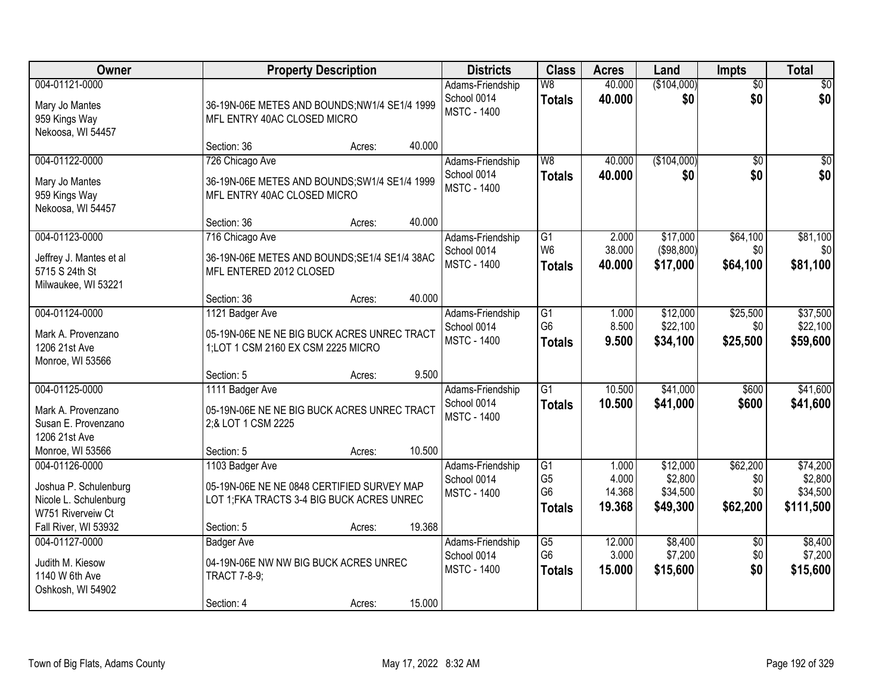| Owner | Property Description | Districts | Class | Acres | Land | Impts | Total |
|---|---|---|---|---|---|---|---|
| 004-01121-0000<br>Mary Jo Mantes<br>959 Kings Way<br>Nekoosa, WI 54457 | 36-19N-06E METES AND BOUNDS;NW1/4 SE1/4 1999 MFL ENTRY 40AC CLOSED MICRO<br>Section: 36 Acres: 40.000 | Adams-Friendship<br>School 0014<br>MSTC - 1400 | W8<br>**Totals** | 40.000<br>**40.000** | ($104,000)<br>**$0** | $0<br>**$0** | $0<br>**$0** |
| 004-01122-0000<br>Mary Jo Mantes<br>959 Kings Way<br>Nekoosa, WI 54457 | 726 Chicago Ave<br>36-19N-06E METES AND BOUNDS;SW1/4 SE1/4 1999 MFL ENTRY 40AC CLOSED MICRO<br>Section: 36 Acres: 40.000 | Adams-Friendship<br>School 0014<br>MSTC - 1400 | W8<br>**Totals** | 40.000<br>**40.000** | ($104,000)<br>**$0** | $0<br>**$0** | $0<br>**$0** |
| 004-01123-0000<br>Jeffrey J. Mantes et al<br>5715 S 24th St<br>Milwaukee, WI 53221 | 716 Chicago Ave<br>36-19N-06E METES AND BOUNDS;SE1/4 SE1/4 38AC MFL ENTERED 2012 CLOSED<br>Section: 36 Acres: 40.000 | Adams-Friendship<br>School 0014<br>MSTC - 1400 | G1<br>W6<br>**Totals** | 2.000<br>38.000<br>**40.000** | $17,000<br>($98,800)<br>**$17,000** | $64,100<br>$0<br>**$64,100** | $81,100<br>$0<br>**$81,100** |
| 004-01124-0000<br>Mark A. Provenzano<br>1206 21st Ave<br>Monroe, WI 53566 | 1121 Badger Ave<br>05-19N-06E NE NE BIG BUCK ACRES UNREC TRACT 1;LOT 1 CSM 2160 EX CSM 2225 MICRO<br>Section: 5 Acres: 9.500 | Adams-Friendship<br>School 0014<br>MSTC - 1400 | G1<br>G6<br>**Totals** | 1.000<br>8.500<br>**9.500** | $12,000<br>$22,100<br>**$34,100** | $25,500<br>$0<br>**$25,500** | $37,500<br>$22,100<br>**$59,600** |
| 004-01125-0000<br>Mark A. Provenzano<br>Susan E. Provenzano<br>1206 21st Ave<br>Monroe, WI 53566 | 1111 Badger Ave<br>05-19N-06E NE NE BIG BUCK ACRES UNREC TRACT 2;& LOT 1 CSM 2225<br>Section: 5 Acres: 10.500 | Adams-Friendship<br>School 0014<br>MSTC - 1400 | G1<br>**Totals** | 10.500<br>**10.500** | $41,000<br>**$41,000** | $600<br>**$600** | $41,600<br>**$41,600** |
| 004-01126-0000<br>Joshua P. Schulenburg<br>Nicole L. Schulenburg<br>W751 Riverveiw Ct<br>Fall River, WI 53932 | 1103 Badger Ave<br>05-19N-06E NE NE 0848 CERTIFIED SURVEY MAP LOT 1;FKA TRACTS 3-4 BIG BUCK ACRES UNREC<br>Section: 5 Acres: 19.368 | Adams-Friendship<br>School 0014<br>MSTC - 1400 | G1<br>G5<br>G6<br>**Totals** | 1.000<br>4.000<br>14.368<br>**19.368** | $12,000<br>$2,800<br>$34,500<br>**$49,300** | $62,200<br>$0<br>$0<br>**$62,200** | $74,200<br>$2,800<br>$34,500<br>**$111,500** |
| 004-01127-0000<br>Judith M. Kiesow<br>1140 W 6th Ave<br>Oshkosh, WI 54902 | Badger Ave<br>04-19N-06E NW NW BIG BUCK ACRES UNREC TRACT 7-8-9;<br>Section: 4 Acres: 15.000 | Adams-Friendship<br>School 0014<br>MSTC - 1400 | G5<br>G6<br>**Totals** | 12.000<br>3.000<br>**15.000** | $8,400<br>$7,200<br>**$15,600** | $0<br>$0<br>**$0** | $8,400<br>$7,200<br>**$15,600** |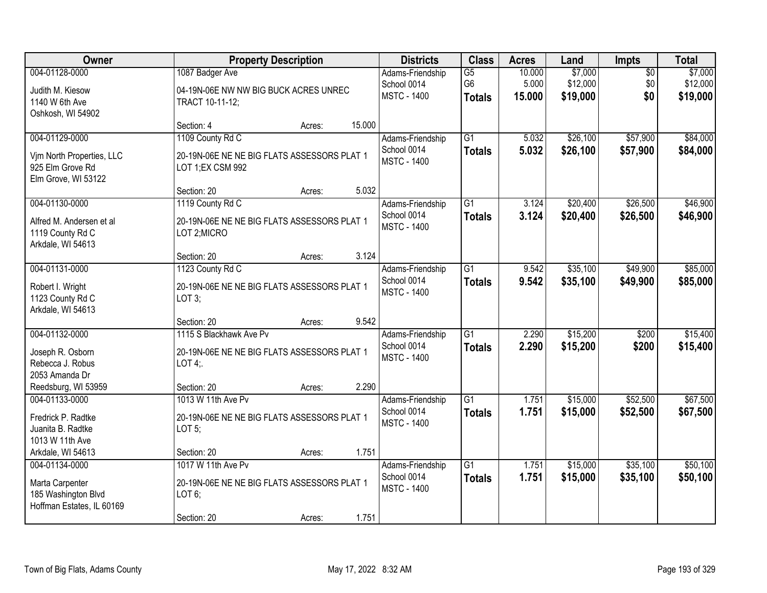| Owner | Property Description | Districts | Class | Acres | Land | Impts | Total |
|---|---|---|---|---|---|---|---|
| 004-01128-0000<br>Judith M. Kiesow<br>1140 W 6th Ave<br>Oshkosh, WI 54902 | 1087 Badger Ave<br>04-19N-06E NW NW BIG BUCK ACRES UNREC TRACT 10-11-12;<br>Section: 4 Acres: 15.000 | Adams-Friendship School 0014<br>MSTC - 1400 | G5<br>G6<br>**Totals** | 10.000<br>5.000<br>**15.000** | $7,000<br>$12,000<br>**$19,000** | $0<br>$0<br>**$0** | $7,000<br>$12,000<br>**$19,000** |
| 004-01129-0000<br>Vjm North Properties, LLC<br>925 Elm Grove Rd<br>Elm Grove, WI 53122 | 1109 County Rd C<br>20-19N-06E NE NE BIG FLATS ASSESSORS PLAT 1 LOT 1;EX CSM 992<br>Section: 20 Acres: 5.032 | Adams-Friendship School 0014<br>MSTC - 1400 | G1<br>**Totals** | 5.032<br>**5.032** | $26,100<br>**$26,100** | $57,900<br>**$57,900** | $84,000<br>**$84,000** |
| 004-01130-0000<br>Alfred M. Andersen et al<br>1119 County Rd C<br>Arkdale, WI 54613 | 1119 County Rd C<br>20-19N-06E NE NE BIG FLATS ASSESSORS PLAT 1 LOT 2;MICRO<br>Section: 20 Acres: 3.124 | Adams-Friendship School 0014<br>MSTC - 1400 | G1<br>**Totals** | 3.124<br>**3.124** | $20,400<br>**$20,400** | $26,500<br>**$26,500** | $46,900<br>**$46,900** |
| 004-01131-0000<br>Robert I. Wright<br>1123 County Rd C<br>Arkdale, WI 54613 | 1123 County Rd C<br>20-19N-06E NE NE BIG FLATS ASSESSORS PLAT 1 LOT 3;<br>Section: 20 Acres: 9.542 | Adams-Friendship School 0014<br>MSTC - 1400 | G1<br>**Totals** | 9.542<br>**9.542** | $35,100<br>**$35,100** | $49,900<br>**$49,900** | $85,000<br>**$85,000** |
| 004-01132-0000<br>Joseph R. Osborn<br>Rebecca J. Robus<br>2053 Amanda Dr<br>Reedsburg, WI 53959 | 1115 S Blackhawk Ave Pv<br>20-19N-06E NE NE BIG FLATS ASSESSORS PLAT 1 LOT 4;.<br>Section: 20 Acres: 2.290 | Adams-Friendship School 0014<br>MSTC - 1400 | G1<br>**Totals** | 2.290<br>**2.290** | $15,200<br>**$15,200** | $200<br>**$200** | $15,400<br>**$15,400** |
| 004-01133-0000<br>Fredrick P. Radtke<br>Juanita B. Radtke<br>1013 W 11th Ave<br>Arkdale, WI 54613 | 1013 W 11th Ave Pv<br>20-19N-06E NE NE BIG FLATS ASSESSORS PLAT 1 LOT 5;<br>Section: 20 Acres: 1.751 | Adams-Friendship School 0014<br>MSTC - 1400 | G1<br>**Totals** | 1.751<br>**1.751** | $15,000<br>**$15,000** | $52,500<br>**$52,500** | $67,500<br>**$67,500** |
| 004-01134-0000<br>Marta Carpenter<br>185 Washington Blvd<br>Hoffman Estates, IL 60169 | 1017 W 11th Ave Pv<br>20-19N-06E NE NE BIG FLATS ASSESSORS PLAT 1 LOT 6;<br>Section: 20 Acres: 1.751 | Adams-Friendship School 0014<br>MSTC - 1400 | G1<br>**Totals** | 1.751<br>**1.751** | $15,000<br>**$15,000** | $35,100<br>**$35,100** | $50,100<br>**$50,100** |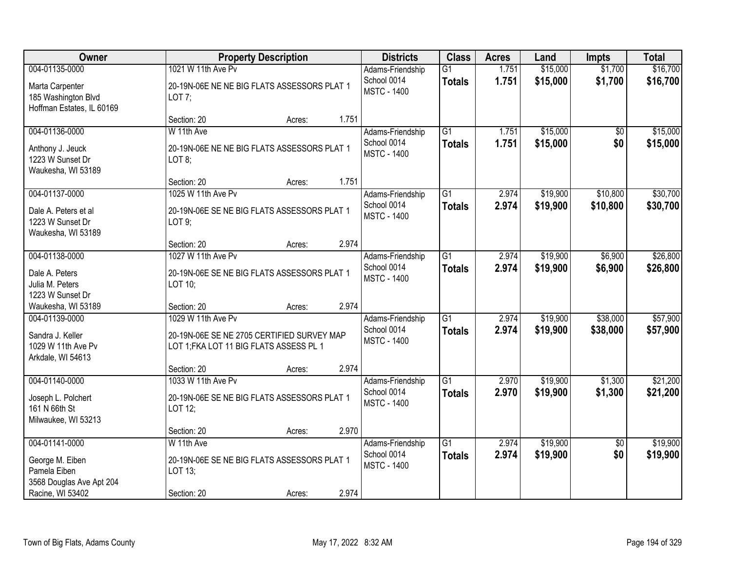| Owner | Property Description | Districts | Class | Acres | Land | Impts | Total |
|---|---|---|---|---|---|---|---|
| 004-01135-0000<br>Marta Carpenter<br>185 Washington Blvd<br>Hoffman Estates, IL 60169 | 1021 W 11th Ave Pv<br>20-19N-06E NE NE BIG FLATS ASSESSORS PLAT 1 LOT 7;<br>Section: 20 Acres: 1.751 | Adams-Friendship School 0014<br>MSTC - 1400 | G1<br>**Totals** | 1.751<br>**1.751** | $15,000<br>**$15,000** | $1,700<br>**$1,700** | $16,700<br>**$16,700** |
| 004-01136-0000<br>Anthony J. Jeuck<br>1223 W Sunset Dr<br>Waukesha, WI 53189 | W 11th Ave<br>20-19N-06E NE NE BIG FLATS ASSESSORS PLAT 1 LOT 8;<br>Section: 20 Acres: 1.751 | Adams-Friendship School 0014<br>MSTC - 1400 | G1<br>**Totals** | 1.751<br>**1.751** | $15,000<br>**$15,000** | $0<br>**$0** | $15,000<br>**$15,000** |
| 004-01137-0000<br>Dale A. Peters et al<br>1223 W Sunset Dr<br>Waukesha, WI 53189 | 1025 W 11th Ave Pv<br>20-19N-06E SE NE BIG FLATS ASSESSORS PLAT 1 LOT 9;<br>Section: 20 Acres: 2.974 | Adams-Friendship School 0014<br>MSTC - 1400 | G1<br>**Totals** | 2.974<br>**2.974** | $19,900<br>**$19,900** | $10,800<br>**$10,800** | $30,700<br>**$30,700** |
| 004-01138-0000<br>Dale A. Peters<br>Julia M. Peters<br>1223 W Sunset Dr<br>Waukesha, WI 53189 | 1027 W 11th Ave Pv<br>20-19N-06E SE NE BIG FLATS ASSESSORS PLAT 1 LOT 10;<br>Section: 20 Acres: 2.974 | Adams-Friendship School 0014<br>MSTC - 1400 | G1<br>**Totals** | 2.974<br>**2.974** | $19,900<br>**$19,900** | $6,900<br>**$6,900** | $26,800<br>**$26,800** |
| 004-01139-0000<br>Sandra J. Keller<br>1029 W 11th Ave Pv<br>Arkdale, WI 54613 | 1029 W 11th Ave Pv<br>20-19N-06E SE NE 2705 CERTIFIED SURVEY MAP LOT 1;FKA LOT 11 BIG FLATS ASSESS PL 1<br>Section: 20 Acres: 2.974 | Adams-Friendship School 0014<br>MSTC - 1400 | G1<br>**Totals** | 2.974<br>**2.974** | $19,900<br>**$19,900** | $38,000<br>**$38,000** | $57,900<br>**$57,900** |
| 004-01140-0000<br>Joseph L. Polchert<br>161 N 66th St<br>Milwaukee, WI 53213 | 1033 W 11th Ave Pv<br>20-19N-06E SE NE BIG FLATS ASSESSORS PLAT 1 LOT 12;<br>Section: 20 Acres: 2.970 | Adams-Friendship School 0014<br>MSTC - 1400 | G1<br>**Totals** | 2.970<br>**2.970** | $19,900<br>**$19,900** | $1,300<br>**$1,300** | $21,200<br>**$21,200** |
| 004-01141-0000<br>George M. Eiben<br>Pamela Eiben<br>3568 Douglas Ave Apt 204<br>Racine, WI 53402 | W 11th Ave<br>20-19N-06E SE NE BIG FLATS ASSESSORS PLAT 1 LOT 13;<br>Section: 20 Acres: 2.974 | Adams-Friendship School 0014<br>MSTC - 1400 | G1<br>**Totals** | 2.974<br>**2.974** | $19,900<br>**$19,900** | $0<br>**$0** | $19,900<br>**$19,900** |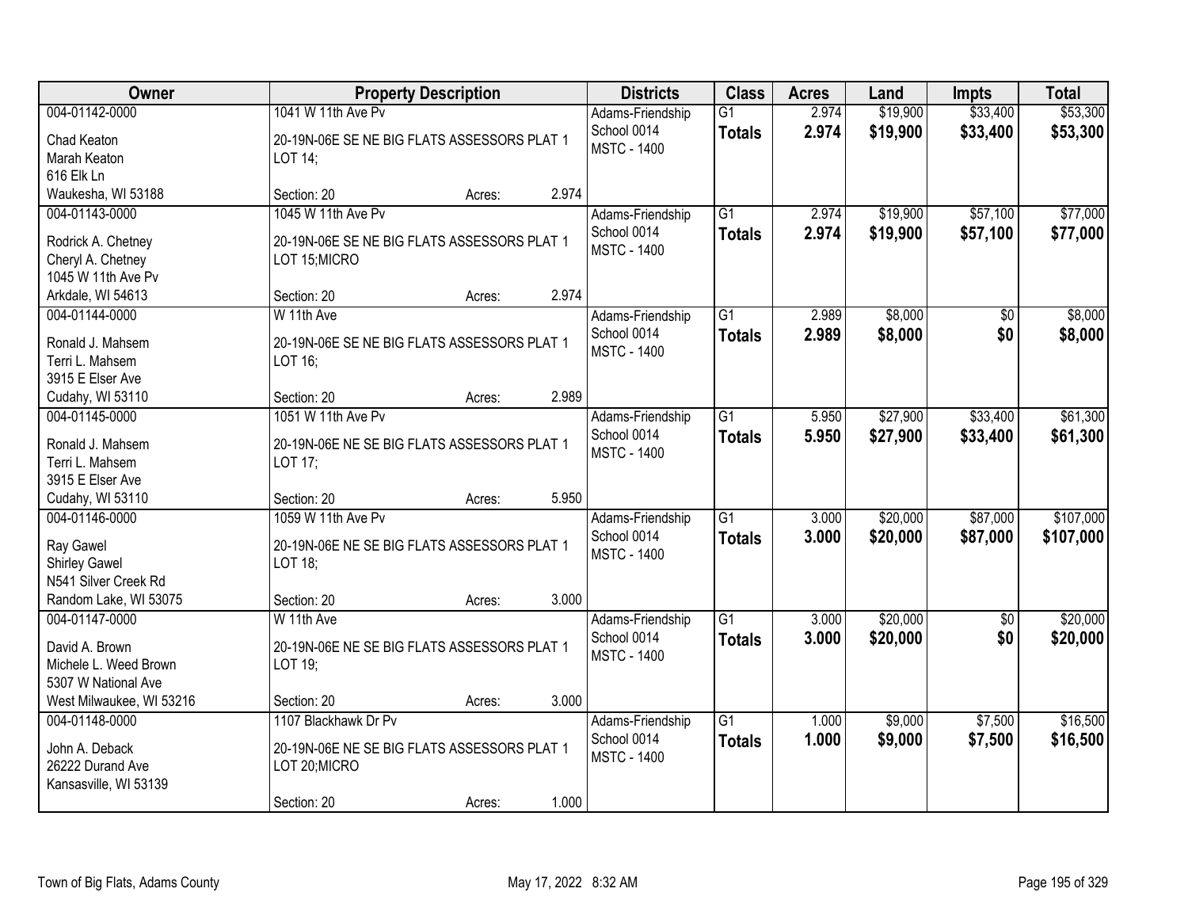| Owner | Property Description | | | Districts | Class | Acres | Land | Impts | Total |
|---|---|---|---|---|---|---|---|---|---|
| 004-01142-0000 | 1041 W 11th Ave Pv | | | Adams-Friendship | G1 | 2.974 | $19,900 | $33,400 | $53,300 |
| Chad Keaton<br>Marah Keaton<br>616 Elk Ln<br>Waukesha, WI 53188 | 20-19N-06E SE NE BIG FLATS ASSESSORS PLAT 1 LOT 14; | | | School 0014<br>MSTC - 1400 | **Totals** | **2.974** | **$19,900** | **$33,400** | **$53,300** |
| | Section: 20 | Acres: | 2.974 | | | | | | |
| 004-01143-0000 | 1045 W 11th Ave Pv | | | Adams-Friendship | G1 | 2.974 | $19,900 | $57,100 | $77,000 |
| Rodrick A. Chetney<br>Cheryl A. Chetney<br>1045 W 11th Ave Pv<br>Arkdale, WI 54613 | 20-19N-06E SE NE BIG FLATS ASSESSORS PLAT 1 LOT 15;MICRO | | | School 0014<br>MSTC - 1400 | **Totals** | **2.974** | **$19,900** | **$57,100** | **$77,000** |
| | Section: 20 | Acres: | 2.974 | | | | | | |
| 004-01144-0000 | W 11th Ave | | | Adams-Friendship | G1 | 2.989 | $8,000 | $0 | $8,000 |
| Ronald J. Mahsem<br>Terri L. Mahsem<br>3915 E Elser Ave<br>Cudahy, WI 53110 | 20-19N-06E SE NE BIG FLATS ASSESSORS PLAT 1 LOT 16; | | | School 0014<br>MSTC - 1400 | **Totals** | **2.989** | **$8,000** | **$0** | **$8,000** |
| | Section: 20 | Acres: | 2.989 | | | | | | |
| 004-01145-0000 | 1051 W 11th Ave Pv | | | Adams-Friendship | G1 | 5.950 | $27,900 | $33,400 | $61,300 |
| Ronald J. Mahsem<br>Terri L. Mahsem<br>3915 E Elser Ave<br>Cudahy, WI 53110 | 20-19N-06E NE SE BIG FLATS ASSESSORS PLAT 1 LOT 17; | | | School 0014<br>MSTC - 1400 | **Totals** | **5.950** | **$27,900** | **$33,400** | **$61,300** |
| | Section: 20 | Acres: | 5.950 | | | | | | |
| 004-01146-0000 | 1059 W 11th Ave Pv | | | Adams-Friendship | G1 | 3.000 | $20,000 | $87,000 | $107,000 |
| Ray Gawel<br>Shirley Gawel<br>N541 Silver Creek Rd<br>Random Lake, WI 53075 | 20-19N-06E NE SE BIG FLATS ASSESSORS PLAT 1 LOT 18; | | | School 0014<br>MSTC - 1400 | **Totals** | **3.000** | **$20,000** | **$87,000** | **$107,000** |
| | Section: 20 | Acres: | 3.000 | | | | | | |
| 004-01147-0000 | W 11th Ave | | | Adams-Friendship | G1 | 3.000 | $20,000 | $0 | $20,000 |
| David A. Brown<br>Michele L. Weed Brown<br>5307 W National Ave<br>West Milwaukee, WI 53216 | 20-19N-06E NE SE BIG FLATS ASSESSORS PLAT 1 LOT 19; | | | School 0014<br>MSTC - 1400 | **Totals** | **3.000** | **$20,000** | **$0** | **$20,000** |
| | Section: 20 | Acres: | 3.000 | | | | | | |
| 004-01148-0000 | 1107 Blackhawk Dr Pv | | | Adams-Friendship | G1 | 1.000 | $9,000 | $7,500 | $16,500 |
| John A. Deback<br>26222 Durand Ave<br>Kansasville, WI 53139 | 20-19N-06E NE SE BIG FLATS ASSESSORS PLAT 1 LOT 20;MICRO | | | School 0014<br>MSTC - 1400 | **Totals** | **1.000** | **$9,000** | **$7,500** | **$16,500** |
| | Section: 20 | Acres: | 1.000 | | | | | | |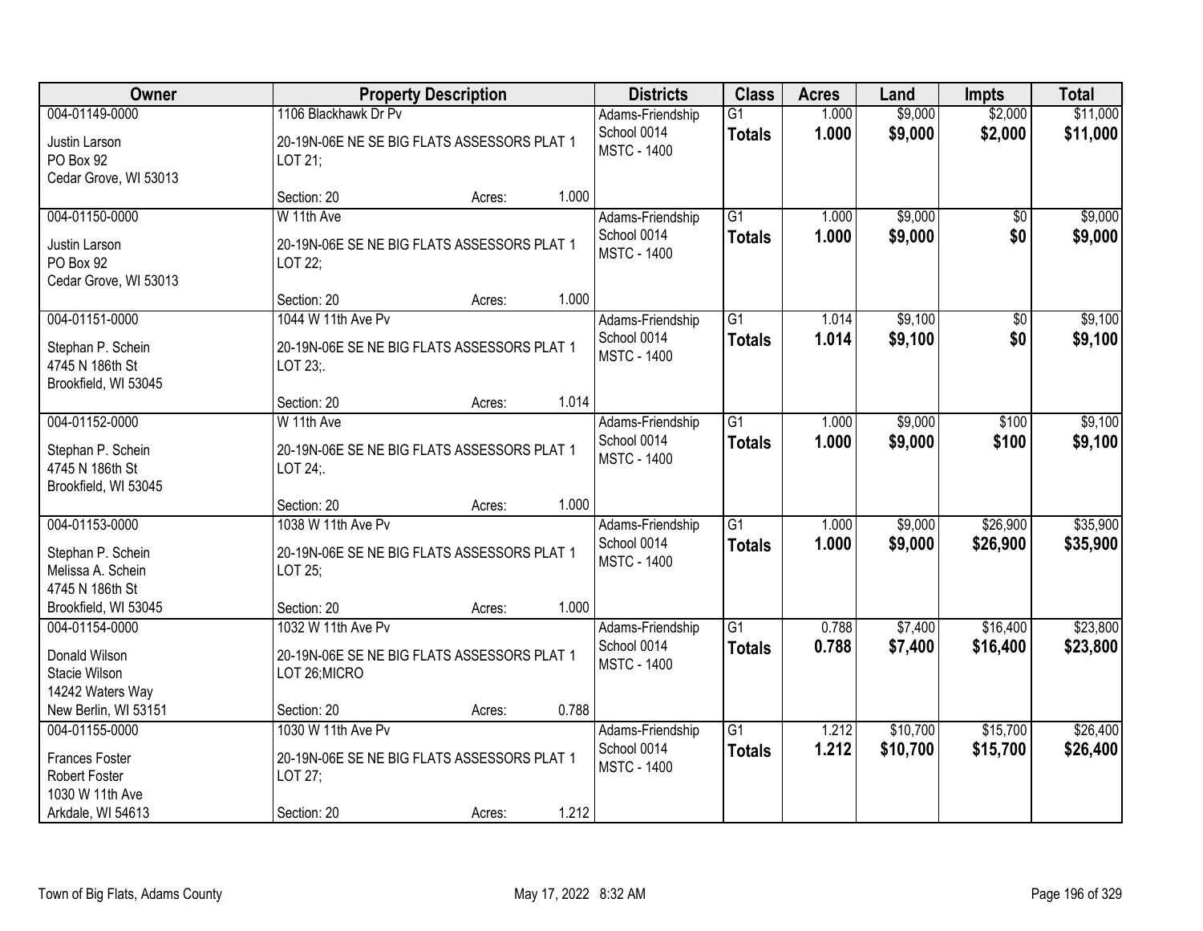| Owner | Property Description | Districts | Class | Acres | Land | Impts | Total |
|---|---|---|---|---|---|---|---|
| 004-01149-0000<br>Justin Larson<br>PO Box 92<br>Cedar Grove, WI 53013 | 1106 Blackhawk Dr Pv<br>20-19N-06E NE SE BIG FLATS ASSESSORS PLAT 1 LOT 21;<br>Section: 20 Acres: 1.000 | Adams-Friendship School 0014<br>MSTC - 1400 | G1<br>**Totals** | 1.000<br>**1.000** | $9,000<br>**$9,000** | $2,000<br>**$2,000** | $11,000<br>**$11,000** |
| 004-01150-0000<br>Justin Larson<br>PO Box 92<br>Cedar Grove, WI 53013 | W 11th Ave<br>20-19N-06E SE NE BIG FLATS ASSESSORS PLAT 1 LOT 22;<br>Section: 20 Acres: 1.000 | Adams-Friendship School 0014<br>MSTC - 1400 | G1<br>**Totals** | 1.000<br>**1.000** | $9,000<br>**$9,000** | $0<br>**$0** | $9,000<br>**$9,000** |
| 004-01151-0000<br>Stephan P. Schein<br>4745 N 186th St<br>Brookfield, WI 53045 | 1044 W 11th Ave Pv<br>20-19N-06E SE NE BIG FLATS ASSESSORS PLAT 1 LOT 23;.<br>Section: 20 Acres: 1.014 | Adams-Friendship School 0014<br>MSTC - 1400 | G1<br>**Totals** | 1.014<br>**1.014** | $9,100<br>**$9,100** | $0<br>**$0** | $9,100<br>**$9,100** |
| 004-01152-0000<br>Stephan P. Schein<br>4745 N 186th St<br>Brookfield, WI 53045 | W 11th Ave<br>20-19N-06E SE NE BIG FLATS ASSESSORS PLAT 1 LOT 24;.<br>Section: 20 Acres: 1.000 | Adams-Friendship School 0014<br>MSTC - 1400 | G1<br>**Totals** | 1.000<br>**1.000** | $9,000<br>**$9,000** | $100<br>**$100** | $9,100<br>**$9,100** |
| 004-01153-0000<br>Stephan P. Schein<br>Melissa A. Schein<br>4745 N 186th St<br>Brookfield, WI 53045 | 1038 W 11th Ave Pv<br>20-19N-06E SE NE BIG FLATS ASSESSORS PLAT 1 LOT 25;<br>Section: 20 Acres: 1.000 | Adams-Friendship School 0014<br>MSTC - 1400 | G1<br>**Totals** | 1.000<br>**1.000** | $9,000<br>**$9,000** | $26,900<br>**$26,900** | $35,900<br>**$35,900** |
| 004-01154-0000<br>Donald Wilson<br>Stacie Wilson<br>14242 Waters Way<br>New Berlin, WI 53151 | 1032 W 11th Ave Pv<br>20-19N-06E SE NE BIG FLATS ASSESSORS PLAT 1 LOT 26;MICRO<br>Section: 20 Acres: 0.788 | Adams-Friendship School 0014<br>MSTC - 1400 | G1<br>**Totals** | 0.788<br>**0.788** | $7,400<br>**$7,400** | $16,400<br>**$16,400** | $23,800<br>**$23,800** |
| 004-01155-0000<br>Frances Foster<br>Robert Foster<br>1030 W 11th Ave<br>Arkdale, WI 54613 | 1030 W 11th Ave Pv<br>20-19N-06E SE NE BIG FLATS ASSESSORS PLAT 1 LOT 27;<br>Section: 20 Acres: 1.212 | Adams-Friendship School 0014<br>MSTC - 1400 | G1<br>**Totals** | 1.212<br>**1.212** | $10,700<br>**$10,700** | $15,700<br>**$15,700** | $26,400<br>**$26,400** |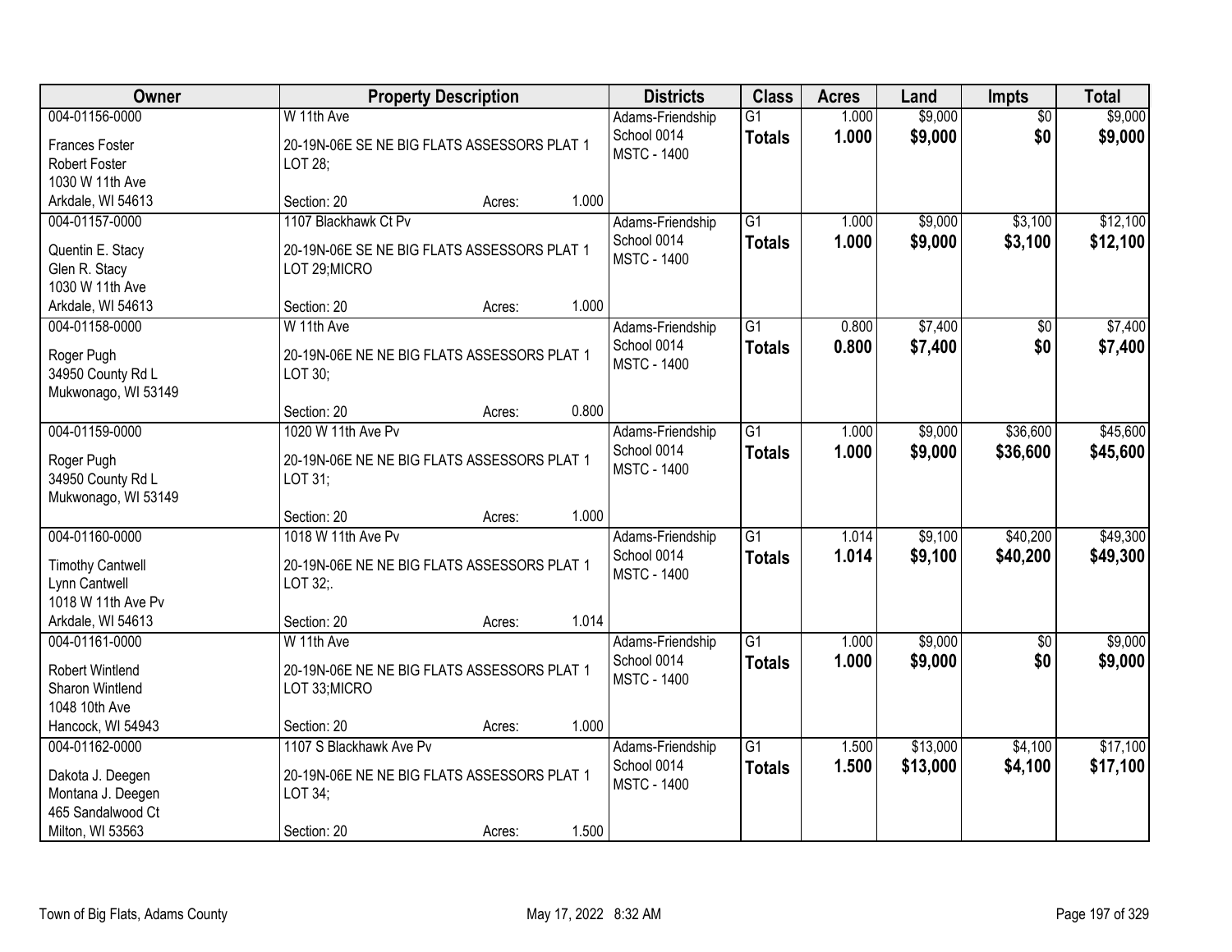| Owner | Property Description | Districts | Class | Acres | Land | Impts | Total |
|---|---|---|---|---|---|---|---|
| 004-01156-0000<br>Frances Foster<br>Robert Foster<br>1030 W 11th Ave<br>Arkdale, WI 54613 | W 11th Ave<br>20-19N-06E SE NE BIG FLATS ASSESSORS PLAT 1 LOT 28;<br>Section: 20 Acres: 1.000 | Adams-Friendship School 0014<br>MSTC - 1400 | G1<br>**Totals** | 1.000<br>**1.000** | $9,000<br>**$9,000** | $0<br>**$0** | $9,000<br>**$9,000** |
| 004-01157-0000<br>Quentin E. Stacy<br>Glen R. Stacy<br>1030 W 11th Ave<br>Arkdale, WI 54613 | 1107 Blackhawk Ct Pv<br>20-19N-06E SE NE BIG FLATS ASSESSORS PLAT 1 LOT 29;MICRO<br>Section: 20 Acres: 1.000 | Adams-Friendship School 0014<br>MSTC - 1400 | G1<br>**Totals** | 1.000<br>**1.000** | $9,000<br>**$9,000** | $3,100<br>**$3,100** | $12,100<br>**$12,100** |
| 004-01158-0000<br>Roger Pugh<br>34950 County Rd L<br>Mukwonago, WI 53149 | W 11th Ave<br>20-19N-06E NE NE BIG FLATS ASSESSORS PLAT 1 LOT 30;<br>Section: 20 Acres: 0.800 | Adams-Friendship School 0014<br>MSTC - 1400 | G1<br>**Totals** | 0.800<br>**0.800** | $7,400<br>**$7,400** | $0<br>**$0** | $7,400<br>**$7,400** |
| 004-01159-0000<br>Roger Pugh<br>34950 County Rd L<br>Mukwonago, WI 53149 | 1020 W 11th Ave Pv<br>20-19N-06E NE NE BIG FLATS ASSESSORS PLAT 1 LOT 31;<br>Section: 20 Acres: 1.000 | Adams-Friendship School 0014<br>MSTC - 1400 | G1<br>**Totals** | 1.000<br>**1.000** | $9,000<br>**$9,000** | $36,600<br>**$36,600** | $45,600<br>**$45,600** |
| 004-01160-0000<br>Timothy Cantwell<br>Lynn Cantwell<br>1018 W 11th Ave Pv<br>Arkdale, WI 54613 | 1018 W 11th Ave Pv<br>20-19N-06E NE NE BIG FLATS ASSESSORS PLAT 1 LOT 32;.<br>Section: 20 Acres: 1.014 | Adams-Friendship School 0014<br>MSTC - 1400 | G1<br>**Totals** | 1.014<br>**1.014** | $9,100<br>**$9,100** | $40,200<br>**$40,200** | $49,300<br>**$49,300** |
| 004-01161-0000<br>Robert Wintlend<br>Sharon Wintlend<br>1048 10th Ave<br>Hancock, WI 54943 | W 11th Ave<br>20-19N-06E NE NE BIG FLATS ASSESSORS PLAT 1 LOT 33;MICRO<br>Section: 20 Acres: 1.000 | Adams-Friendship School 0014<br>MSTC - 1400 | G1<br>**Totals** | 1.000<br>**1.000** | $9,000<br>**$9,000** | $0<br>**$0** | $9,000<br>**$9,000** |
| 004-01162-0000<br>Dakota J. Deegen<br>Montana J. Deegen<br>465 Sandalwood Ct<br>Milton, WI 53563 | 1107 S Blackhawk Ave Pv<br>20-19N-06E NE NE BIG FLATS ASSESSORS PLAT 1 LOT 34;<br>Section: 20 Acres: 1.500 | Adams-Friendship School 0014<br>MSTC - 1400 | G1<br>**Totals** | 1.500<br>**1.500** | $13,000<br>**$13,000** | $4,100<br>**$4,100** | $17,100<br>**$17,100** |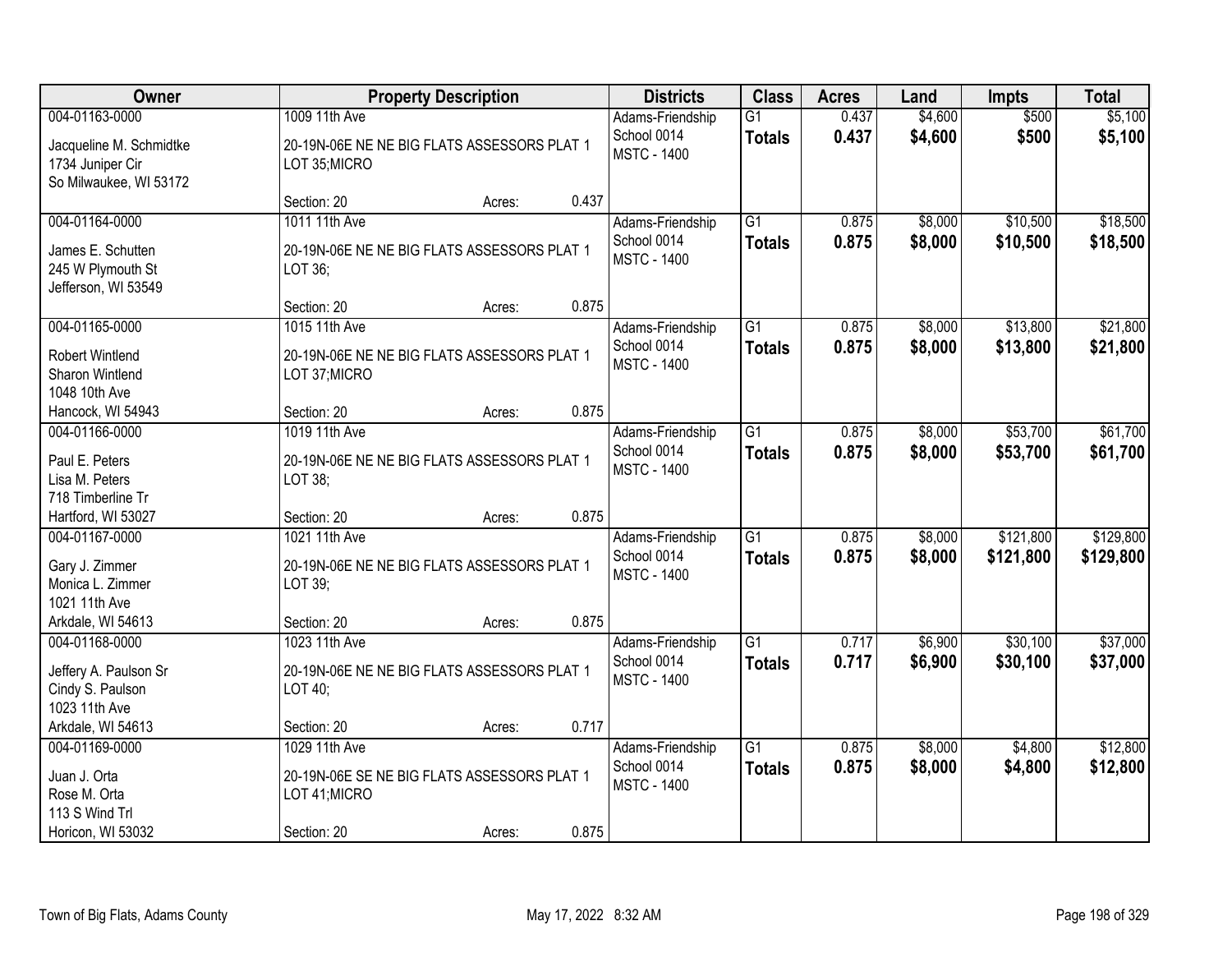| Owner | Property Description | Districts | Class | Acres | Land | Impts | Total |
|---|---|---|---|---|---|---|---|
| 004-01163-0000<br>Jacqueline M. Schmidtke<br>1734 Juniper Cir<br>So Milwaukee, WI 53172 | 1009 11th Ave<br>20-19N-06E NE NE BIG FLATS ASSESSORS PLAT 1 LOT 35;MICRO<br>Section: 20 Acres: 0.437 | Adams-Friendship School 0014<br>MSTC - 1400 | G1<br>**Totals** | 0.437<br>**0.437** | $4,600<br>**$4,600** | $500<br>**$500** | $5,100<br>**$5,100** |
| 004-01164-0000<br>James E. Schutten<br>245 W Plymouth St<br>Jefferson, WI 53549 | 1011 11th Ave<br>20-19N-06E NE NE BIG FLATS ASSESSORS PLAT 1 LOT 36;<br>Section: 20 Acres: 0.875 | Adams-Friendship School 0014<br>MSTC - 1400 | G1<br>**Totals** | 0.875<br>**0.875** | $8,000<br>**$8,000** | $10,500<br>**$10,500** | $18,500<br>**$18,500** |
| 004-01165-0000<br>Robert Wintlend<br>Sharon Wintlend<br>1048 10th Ave<br>Hancock, WI 54943 | 1015 11th Ave<br>20-19N-06E NE NE BIG FLATS ASSESSORS PLAT 1 LOT 37;MICRO<br>Section: 20 Acres: 0.875 | Adams-Friendship School 0014<br>MSTC - 1400 | G1<br>**Totals** | 0.875<br>**0.875** | $8,000<br>**$8,000** | $13,800<br>**$13,800** | $21,800<br>**$21,800** |
| 004-01166-0000<br>Paul E. Peters<br>Lisa M. Peters<br>718 Timberline Tr<br>Hartford, WI 53027 | 1019 11th Ave<br>20-19N-06E NE NE BIG FLATS ASSESSORS PLAT 1 LOT 38;<br>Section: 20 Acres: 0.875 | Adams-Friendship School 0014<br>MSTC - 1400 | G1<br>**Totals** | 0.875<br>**0.875** | $8,000<br>**$8,000** | $53,700<br>**$53,700** | $61,700<br>**$61,700** |
| 004-01167-0000<br>Gary J. Zimmer<br>Monica L. Zimmer<br>1021 11th Ave<br>Arkdale, WI 54613 | 1021 11th Ave<br>20-19N-06E NE NE BIG FLATS ASSESSORS PLAT 1 LOT 39;<br>Section: 20 Acres: 0.875 | Adams-Friendship School 0014<br>MSTC - 1400 | G1<br>**Totals** | 0.875<br>**0.875** | $8,000<br>**$8,000** | $121,800<br>**$121,800** | $129,800<br>**$129,800** |
| 004-01168-0000<br>Jeffery A. Paulson Sr<br>Cindy S. Paulson<br>1023 11th Ave<br>Arkdale, WI 54613 | 1023 11th Ave<br>20-19N-06E NE NE BIG FLATS ASSESSORS PLAT 1 LOT 40;<br>Section: 20 Acres: 0.717 | Adams-Friendship School 0014<br>MSTC - 1400 | G1<br>**Totals** | 0.717<br>**0.717** | $6,900<br>**$6,900** | $30,100<br>**$30,100** | $37,000<br>**$37,000** |
| 004-01169-0000<br>Juan J. Orta<br>Rose M. Orta<br>113 S Wind Trl<br>Horicon, WI 53032 | 1029 11th Ave<br>20-19N-06E SE NE BIG FLATS ASSESSORS PLAT 1 LOT 41;MICRO<br>Section: 20 Acres: 0.875 | Adams-Friendship School 0014<br>MSTC - 1400 | G1<br>**Totals** | 0.875<br>**0.875** | $8,000<br>**$8,000** | $4,800<br>**$4,800** | $12,800<br>**$12,800** |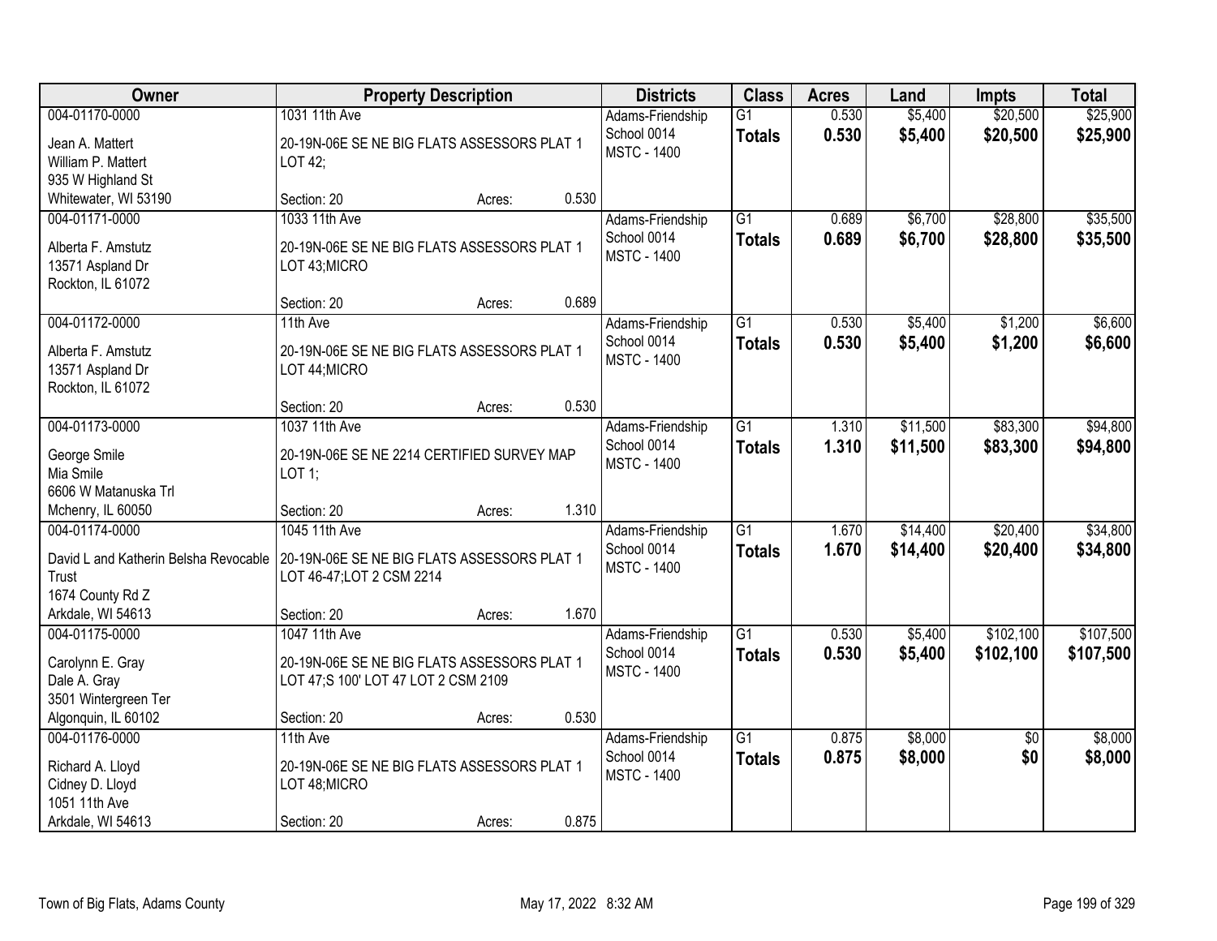| Owner | Property Description | Districts | Class | Acres | Land | Impts | Total |
|---|---|---|---|---|---|---|---|
| 004-01170-0000<br>Jean A. Mattert<br>William P. Mattert<br>935 W Highland St<br>Whitewater, WI 53190 | 1031 11th Ave<br>20-19N-06E SE NE BIG FLATS ASSESSORS PLAT 1 LOT 42;<br>Section: 20 Acres: 0.530 | Adams-Friendship School 0014<br>MSTC - 1400 | G1<br>**Totals** | 0.530<br>**0.530** | $5,400<br>**$5,400** | $20,500<br>**$20,500** | $25,900<br>**$25,900** |
| 004-01171-0000<br>Alberta F. Amstutz<br>13571 Aspland Dr<br>Rockton, IL 61072 | 1033 11th Ave<br>20-19N-06E SE NE BIG FLATS ASSESSORS PLAT 1 LOT 43;MICRO<br>Section: 20 Acres: 0.689 | Adams-Friendship School 0014<br>MSTC - 1400 | G1<br>**Totals** | 0.689<br>**0.689** | $6,700<br>**$6,700** | $28,800<br>**$28,800** | $35,500<br>**$35,500** |
| 004-01172-0000<br>Alberta F. Amstutz<br>13571 Aspland Dr<br>Rockton, IL 61072 | 11th Ave<br>20-19N-06E SE NE BIG FLATS ASSESSORS PLAT 1 LOT 44;MICRO<br>Section: 20 Acres: 0.530 | Adams-Friendship School 0014<br>MSTC - 1400 | G1<br>**Totals** | 0.530<br>**0.530** | $5,400<br>**$5,400** | $1,200<br>**$1,200** | $6,600<br>**$6,600** |
| 004-01173-0000<br>George Smile<br>Mia Smile<br>6606 W Matanuska Trl<br>Mchenry, IL 60050 | 1037 11th Ave<br>20-19N-06E SE NE 2214 CERTIFIED SURVEY MAP LOT 1;<br>Section: 20 Acres: 1.310 | Adams-Friendship School 0014<br>MSTC - 1400 | G1<br>**Totals** | 1.310<br>**1.310** | $11,500<br>**$11,500** | $83,300<br>**$83,300** | $94,800<br>**$94,800** |
| 004-01174-0000<br>David L and Katherin Belsha Revocable Trust<br>1674 County Rd Z<br>Arkdale, WI 54613 | 1045 11th Ave<br>20-19N-06E SE NE BIG FLATS ASSESSORS PLAT 1 LOT 46-47;LOT 2 CSM 2214<br>Section: 20 Acres: 1.670 | Adams-Friendship School 0014<br>MSTC - 1400 | G1<br>**Totals** | 1.670<br>**1.670** | $14,400<br>**$14,400** | $20,400<br>**$20,400** | $34,800<br>**$34,800** |
| 004-01175-0000<br>Carolynn E. Gray<br>Dale A. Gray<br>3501 Wintergreen Ter<br>Algonquin, IL 60102 | 1047 11th Ave<br>20-19N-06E SE NE BIG FLATS ASSESSORS PLAT 1 LOT 47;S 100' LOT 47 LOT 2 CSM 2109<br>Section: 20 Acres: 0.530 | Adams-Friendship School 0014<br>MSTC - 1400 | G1<br>**Totals** | 0.530<br>**0.530** | $5,400<br>**$5,400** | $102,100<br>**$102,100** | $107,500<br>**$107,500** |
| 004-01176-0000<br>Richard A. Lloyd<br>Cidney D. Lloyd<br>1051 11th Ave<br>Arkdale, WI 54613 | 11th Ave<br>20-19N-06E SE NE BIG FLATS ASSESSORS PLAT 1 LOT 48;MICRO<br>Section: 20 Acres: 0.875 | Adams-Friendship School 0014<br>MSTC - 1400 | G1<br>**Totals** | 0.875<br>**0.875** | $8,000<br>**$8,000** | $0<br>**$0** | $8,000<br>**$8,000** |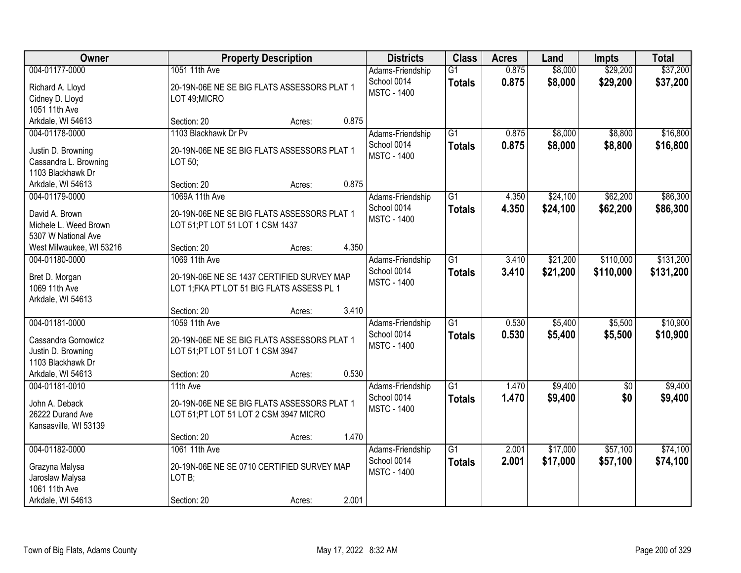| Owner | Property Description | Districts | Class | Acres | Land | Impts | Total |
|---|---|---|---|---|---|---|---|
| 004-01177-0000<br>Richard A. Lloyd<br>Cidney D. Lloyd<br>1051 11th Ave<br>Arkdale, WI 54613 | 1051 11th Ave<br>20-19N-06E NE SE BIG FLATS ASSESSORS PLAT 1 LOT 49;MICRO<br>Section: 20 Acres: 0.875 | Adams-Friendship School 0014<br>MSTC - 1400 | G1<br>**Totals** | 0.875<br>**0.875** | $8,000<br>**$8,000** | $29,200<br>**$29,200** | $37,200<br>**$37,200** |
| 004-01178-0000<br>Justin D. Browning<br>Cassandra L. Browning<br>1103 Blackhawk Dr<br>Arkdale, WI 54613 | 1103 Blackhawk Dr Pv<br>20-19N-06E NE SE BIG FLATS ASSESSORS PLAT 1 LOT 50;<br>Section: 20 Acres: 0.875 | Adams-Friendship School 0014<br>MSTC - 1400 | G1<br>**Totals** | 0.875<br>**0.875** | $8,000<br>**$8,000** | $8,800<br>**$8,800** | $16,800<br>**$16,800** |
| 004-01179-0000<br>David A. Brown<br>Michele L. Weed Brown<br>5307 W National Ave<br>West Milwaukee, WI 53216 | 1069A 11th Ave<br>20-19N-06E NE SE BIG FLATS ASSESSORS PLAT 1 LOT 51;PT LOT 51 LOT 1 CSM 1437<br>Section: 20 Acres: 4.350 | Adams-Friendship School 0014<br>MSTC - 1400 | G1<br>**Totals** | 4.350<br>**4.350** | $24,100<br>**$24,100** | $62,200<br>**$62,200** | $86,300<br>**$86,300** |
| 004-01180-0000<br>Bret D. Morgan<br>1069 11th Ave<br>Arkdale, WI 54613 | 1069 11th Ave<br>20-19N-06E NE SE 1437 CERTIFIED SURVEY MAP LOT 1;FKA PT LOT 51 BIG FLATS ASSESS PL 1<br>Section: 20 Acres: 3.410 | Adams-Friendship School 0014<br>MSTC - 1400 | G1<br>**Totals** | 3.410<br>**3.410** | $21,200<br>**$21,200** | $110,000<br>**$110,000** | $131,200<br>**$131,200** |
| 004-01181-0000<br>Cassandra Gornowicz<br>Justin D. Browning<br>1103 Blackhawk Dr<br>Arkdale, WI 54613 | 1059 11th Ave<br>20-19N-06E NE SE BIG FLATS ASSESSORS PLAT 1 LOT 51;PT LOT 51 LOT 1 CSM 3947<br>Section: 20 Acres: 0.530 | Adams-Friendship School 0014<br>MSTC - 1400 | G1<br>**Totals** | 0.530<br>**0.530** | $5,400<br>**$5,400** | $5,500<br>**$5,500** | $10,900<br>**$10,900** |
| 004-01181-0010<br>John A. Deback<br>26222 Durand Ave<br>Kansasville, WI 53139 | 11th Ave<br>20-19N-06E NE SE BIG FLATS ASSESSORS PLAT 1 LOT 51;PT LOT 51 LOT 2 CSM 3947 MICRO<br>Section: 20 Acres: 1.470 | Adams-Friendship School 0014<br>MSTC - 1400 | G1<br>**Totals** | 1.470<br>**1.470** | $9,400<br>**$9,400** | $0<br>**$0** | $9,400<br>**$9,400** |
| 004-01182-0000<br>Grazyna Malysa<br>Jaroslaw Malysa<br>1061 11th Ave<br>Arkdale, WI 54613 | 1061 11th Ave<br>20-19N-06E NE SE 0710 CERTIFIED SURVEY MAP LOT B;<br>Section: 20 Acres: 2.001 | Adams-Friendship School 0014<br>MSTC - 1400 | G1<br>**Totals** | 2.001<br>**2.001** | $17,000<br>**$17,000** | $57,100<br>**$57,100** | $74,100<br>**$74,100** |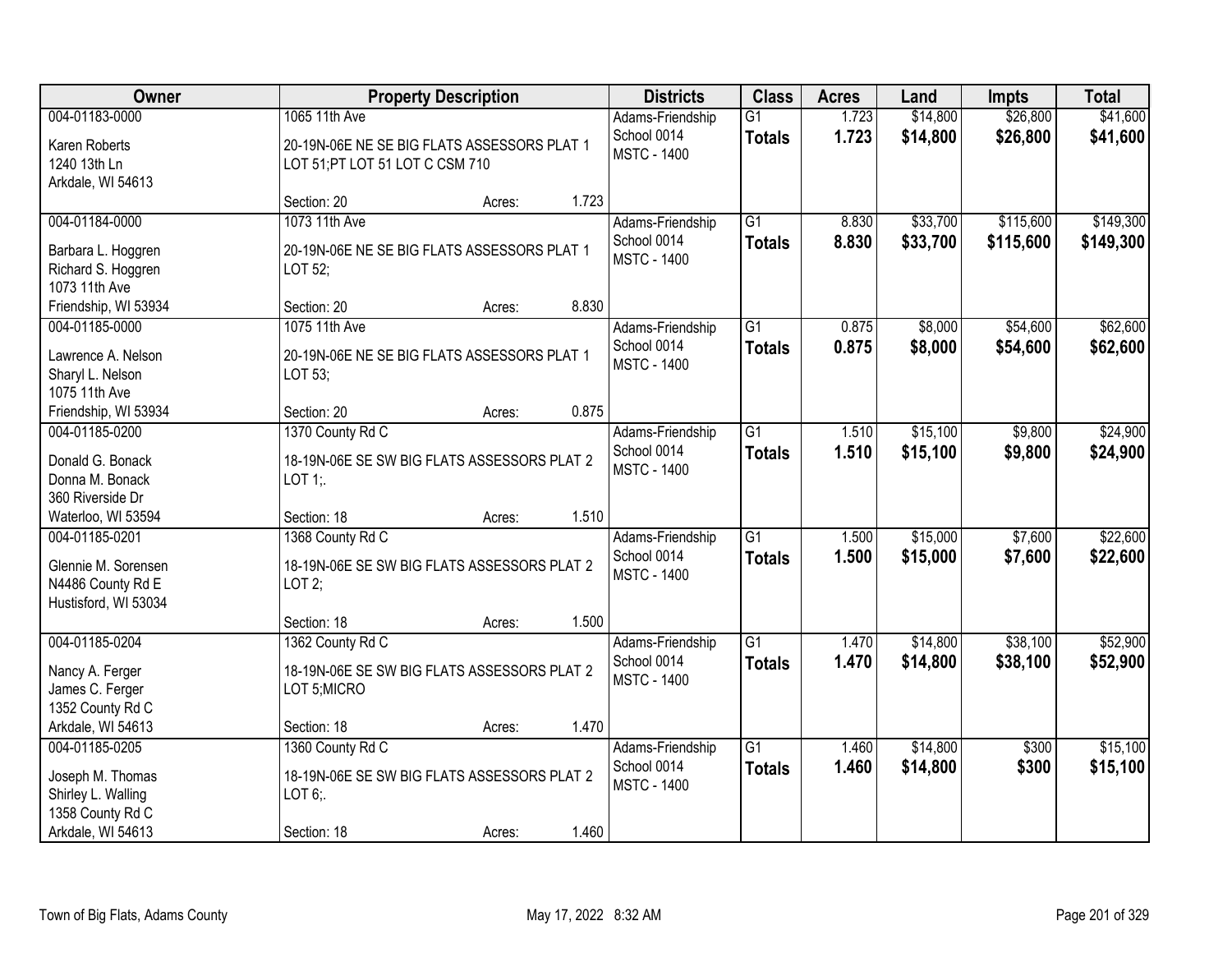| Owner | Property Description | Districts | Class | Acres | Land | Impts | Total |
|---|---|---|---|---|---|---|---|
| 004-01183-0000<br>Karen Roberts<br>1240 13th Ln<br>Arkdale, WI 54613 | 1065 11th Ave<br>20-19N-06E NE SE BIG FLATS ASSESSORS PLAT 1 LOT 51;PT LOT 51 LOT C CSM 710<br>Section: 20 Acres: 1.723 | Adams-Friendship School 0014<br>MSTC - 1400 | G1<br>**Totals** | 1.723<br>**1.723** | $14,800<br>**$14,800** | $26,800<br>**$26,800** | $41,600<br>**$41,600** |
| 004-01184-0000<br>Barbara L. Hoggren<br>Richard S. Hoggren<br>1073 11th Ave<br>Friendship, WI 53934 | 1073 11th Ave<br>20-19N-06E NE SE BIG FLATS ASSESSORS PLAT 1 LOT 52;<br>Section: 20 Acres: 8.830 | Adams-Friendship School 0014<br>MSTC - 1400 | G1<br>**Totals** | 8.830<br>**8.830** | $33,700<br>**$33,700** | $115,600<br>**$115,600** | $149,300<br>**$149,300** |
| 004-01185-0000<br>Lawrence A. Nelson<br>Sharyl L. Nelson<br>1075 11th Ave<br>Friendship, WI 53934 | 1075 11th Ave<br>20-19N-06E NE SE BIG FLATS ASSESSORS PLAT 1 LOT 53;<br>Section: 20 Acres: 0.875 | Adams-Friendship School 0014<br>MSTC - 1400 | G1<br>**Totals** | 0.875<br>**0.875** | $8,000<br>**$8,000** | $54,600<br>**$54,600** | $62,600<br>**$62,600** |
| 004-01185-0200<br>Donald G. Bonack<br>Donna M. Bonack<br>360 Riverside Dr<br>Waterloo, WI 53594 | 1370 County Rd C<br>18-19N-06E SE SW BIG FLATS ASSESSORS PLAT 2 LOT 1;.<br>Section: 18 Acres: 1.510 | Adams-Friendship School 0014<br>MSTC - 1400 | G1<br>**Totals** | 1.510<br>**1.510** | $15,100<br>**$15,100** | $9,800<br>**$9,800** | $24,900<br>**$24,900** |
| 004-01185-0201<br>Glennie M. Sorensen<br>N4486 County Rd E<br>Hustisford, WI 53034 | 1368 County Rd C<br>18-19N-06E SE SW BIG FLATS ASSESSORS PLAT 2 LOT 2;<br>Section: 18 Acres: 1.500 | Adams-Friendship School 0014<br>MSTC - 1400 | G1<br>**Totals** | 1.500<br>**1.500** | $15,000<br>**$15,000** | $7,600<br>**$7,600** | $22,600<br>**$22,600** |
| 004-01185-0204<br>Nancy A. Ferger<br>James C. Ferger<br>1352 County Rd C<br>Arkdale, WI 54613 | 1362 County Rd C<br>18-19N-06E SE SW BIG FLATS ASSESSORS PLAT 2 LOT 5;MICRO<br>Section: 18 Acres: 1.470 | Adams-Friendship School 0014<br>MSTC - 1400 | G1<br>**Totals** | 1.470<br>**1.470** | $14,800<br>**$14,800** | $38,100<br>**$38,100** | $52,900<br>**$52,900** |
| 004-01185-0205<br>Joseph M. Thomas<br>Shirley L. Walling<br>1358 County Rd C<br>Arkdale, WI 54613 | 1360 County Rd C<br>18-19N-06E SE SW BIG FLATS ASSESSORS PLAT 2 LOT 6;.<br>Section: 18 Acres: 1.460 | Adams-Friendship School 0014<br>MSTC - 1400 | G1<br>**Totals** | 1.460<br>**1.460** | $14,800<br>**$14,800** | $300<br>**$300** | $15,100<br>**$15,100** |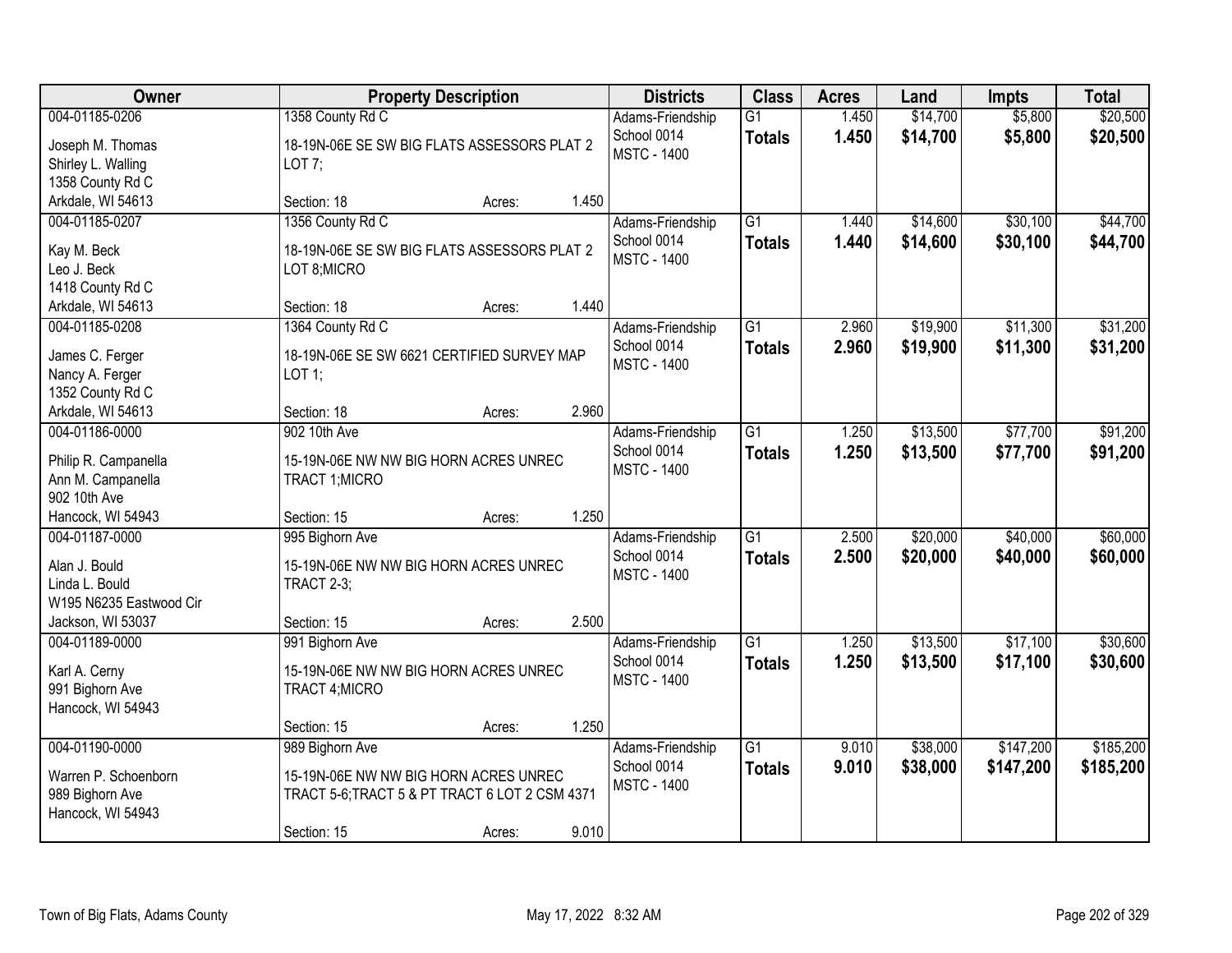| Owner | Property Description | | | Districts | Class | Acres | Land | Impts | Total |
|---|---|---|---|---|---|---|---|---|---|
| 004-01185-0206 | 1358 County Rd C | | | Adams-Friendship | G1 | 1.450 | $14,700 | $5,800 | $20,500 |
| Joseph M. Thomas<br>Shirley L. Walling<br>1358 County Rd C<br>Arkdale, WI 54613 | 18-19N-06E SE SW BIG FLATS ASSESSORS PLAT 2 LOT 7; | | | School 0014<br>MSTC - 1400 | **Totals** | **1.450** | **$14,700** | **$5,800** | **$20,500** |
| | Section: 18 | Acres: | 1.450 | | | | | | |
| 004-01185-0207 | 1356 County Rd C | | | Adams-Friendship | G1 | 1.440 | $14,600 | $30,100 | $44,700 |
| Kay M. Beck<br>Leo J. Beck<br>1418 County Rd C<br>Arkdale, WI 54613 | 18-19N-06E SE SW BIG FLATS ASSESSORS PLAT 2 LOT 8;MICRO | | | School 0014<br>MSTC - 1400 | **Totals** | **1.440** | **$14,600** | **$30,100** | **$44,700** |
| | Section: 18 | Acres: | 1.440 | | | | | | |
| 004-01185-0208 | 1364 County Rd C | | | Adams-Friendship | G1 | 2.960 | $19,900 | $11,300 | $31,200 |
| James C. Ferger<br>Nancy A. Ferger<br>1352 County Rd C<br>Arkdale, WI 54613 | 18-19N-06E SE SW 6621 CERTIFIED SURVEY MAP LOT 1; | | | School 0014<br>MSTC - 1400 | **Totals** | **2.960** | **$19,900** | **$11,300** | **$31,200** |
| | Section: 18 | Acres: | 2.960 | | | | | | |
| 004-01186-0000 | 902 10th Ave | | | Adams-Friendship | G1 | 1.250 | $13,500 | $77,700 | $91,200 |
| Philip R. Campanella<br>Ann M. Campanella<br>902 10th Ave<br>Hancock, WI 54943 | 15-19N-06E NW NW BIG HORN ACRES UNREC TRACT 1;MICRO | | | School 0014<br>MSTC - 1400 | **Totals** | **1.250** | **$13,500** | **$77,700** | **$91,200** |
| | Section: 15 | Acres: | 1.250 | | | | | | |
| 004-01187-0000 | 995 Bighorn Ave | | | Adams-Friendship | G1 | 2.500 | $20,000 | $40,000 | $60,000 |
| Alan J. Bould<br>Linda L. Bould<br>W195 N6235 Eastwood Cir<br>Jackson, WI 53037 | 15-19N-06E NW NW BIG HORN ACRES UNREC TRACT 2-3; | | | School 0014<br>MSTC - 1400 | **Totals** | **2.500** | **$20,000** | **$40,000** | **$60,000** |
| | Section: 15 | Acres: | 2.500 | | | | | | |
| 004-01189-0000 | 991 Bighorn Ave | | | Adams-Friendship | G1 | 1.250 | $13,500 | $17,100 | $30,600 |
| Karl A. Cerny<br>991 Bighorn Ave<br>Hancock, WI 54943 | 15-19N-06E NW NW BIG HORN ACRES UNREC TRACT 4;MICRO | | | School 0014<br>MSTC - 1400 | **Totals** | **1.250** | **$13,500** | **$17,100** | **$30,600** |
| | Section: 15 | Acres: | 1.250 | | | | | | |
| 004-01190-0000 | 989 Bighorn Ave | | | Adams-Friendship | G1 | 9.010 | $38,000 | $147,200 | $185,200 |
| Warren P. Schoenborn<br>989 Bighorn Ave<br>Hancock, WI 54943 | 15-19N-06E NW NW BIG HORN ACRES UNREC TRACT 5-6;TRACT 5 & PT TRACT 6 LOT 2 CSM 4371 | | | School 0014<br>MSTC - 1400 | **Totals** | **9.010** | **$38,000** | **$147,200** | **$185,200** |
| | Section: 15 | Acres: | 9.010 | | | | | | |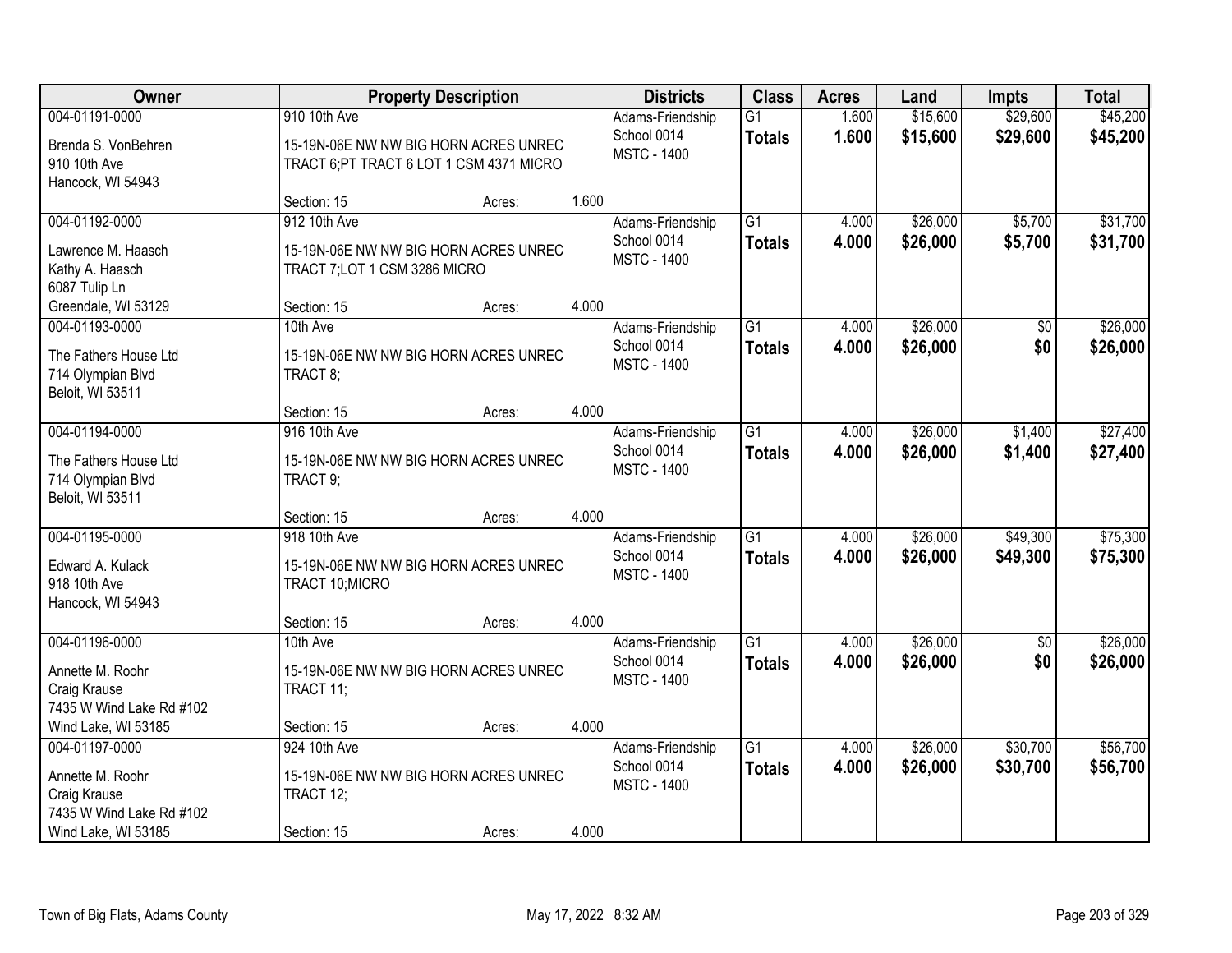| Owner | Property Description | | | Districts | Class | Acres | Land | Impts | Total |
|---|---|---|---|---|---|---|---|---|---|
| 004-01191-0000<br>Brenda S. VonBehren<br>910 10th Ave<br>Hancock, WI 54943 | 910 10th Ave<br>15-19N-06E NW NW BIG HORN ACRES UNREC TRACT 6;PT TRACT 6 LOT 1 CSM 4371 MICRO<br>Section: 15 | Acres: | 1.600 | Adams-Friendship School 0014<br>MSTC - 1400 | G1<br>**Totals** | 1.600<br>**1.600** | $15,600<br>**$15,600** | $29,600<br>**$29,600** | $45,200<br>**$45,200** |
| 004-01192-0000<br>Lawrence M. Haasch<br>Kathy A. Haasch<br>6087 Tulip Ln<br>Greendale, WI 53129 | 912 10th Ave<br>15-19N-06E NW NW BIG HORN ACRES UNREC TRACT 7;LOT 1 CSM 3286 MICRO<br>Section: 15 | Acres: | 4.000 | Adams-Friendship School 0014<br>MSTC - 1400 | G1<br>**Totals** | 4.000<br>**4.000** | $26,000<br>**$26,000** | $5,700<br>**$5,700** | $31,700<br>**$31,700** |
| 004-01193-0000<br>The Fathers House Ltd<br>714 Olympian Blvd<br>Beloit, WI 53511 | 10th Ave<br>15-19N-06E NW NW BIG HORN ACRES UNREC TRACT 8;<br>Section: 15 | Acres: | 4.000 | Adams-Friendship School 0014<br>MSTC - 1400 | G1<br>**Totals** | 4.000<br>**4.000** | $26,000<br>**$26,000** | $0<br>**$0** | $26,000<br>**$26,000** |
| 004-01194-0000<br>The Fathers House Ltd<br>714 Olympian Blvd<br>Beloit, WI 53511 | 916 10th Ave<br>15-19N-06E NW NW BIG HORN ACRES UNREC TRACT 9;<br>Section: 15 | Acres: | 4.000 | Adams-Friendship School 0014<br>MSTC - 1400 | G1<br>**Totals** | 4.000<br>**4.000** | $26,000<br>**$26,000** | $1,400<br>**$1,400** | $27,400<br>**$27,400** |
| 004-01195-0000<br>Edward A. Kulack<br>918 10th Ave<br>Hancock, WI 54943 | 918 10th Ave<br>15-19N-06E NW NW BIG HORN ACRES UNREC TRACT 10;MICRO<br>Section: 15 | Acres: | 4.000 | Adams-Friendship School 0014<br>MSTC - 1400 | G1<br>**Totals** | 4.000<br>**4.000** | $26,000<br>**$26,000** | $49,300<br>**$49,300** | $75,300<br>**$75,300** |
| 004-01196-0000<br>Annette M. Roohr<br>Craig Krause<br>7435 W Wind Lake Rd #102<br>Wind Lake, WI 53185 | 10th Ave<br>15-19N-06E NW NW BIG HORN ACRES UNREC TRACT 11;<br>Section: 15 | Acres: | 4.000 | Adams-Friendship School 0014<br>MSTC - 1400 | G1<br>**Totals** | 4.000<br>**4.000** | $26,000<br>**$26,000** | $0<br>**$0** | $26,000<br>**$26,000** |
| 004-01197-0000<br>Annette M. Roohr<br>Craig Krause<br>7435 W Wind Lake Rd #102<br>Wind Lake, WI 53185 | 924 10th Ave<br>15-19N-06E NW NW BIG HORN ACRES UNREC TRACT 12;<br>Section: 15 | Acres: | 4.000 | Adams-Friendship School 0014<br>MSTC - 1400 | G1<br>**Totals** | 4.000<br>**4.000** | $26,000<br>**$26,000** | $30,700<br>**$30,700** | $56,700<br>**$56,700** |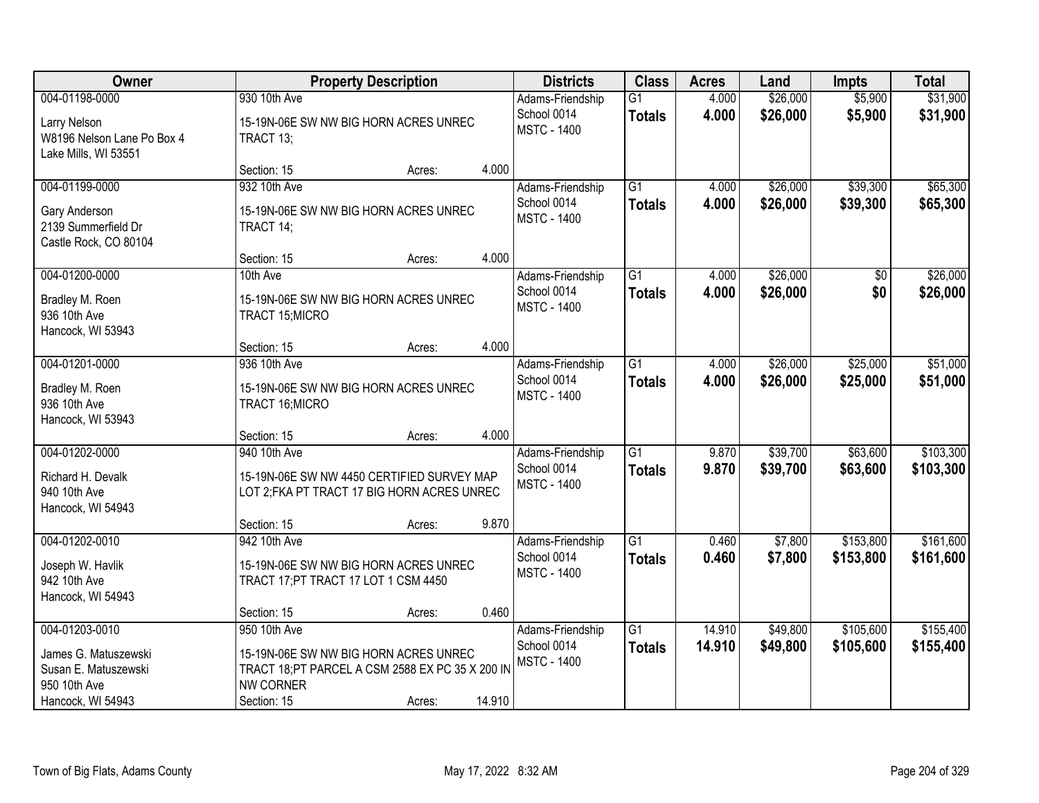| Owner | Property Description | | | Districts | Class | Acres | Land | Impts | Total |
|---|---|---|---|---|---|---|---|---|---|
| 004-01198-0000 | 930 10th Ave | | | Adams-Friendship | G1 | 4.000 | $26,000 | $5,900 | $31,900 |
| Larry Nelson<br>W8196 Nelson Lane Po Box 4<br>Lake Mills, WI 53551 | 15-19N-06E SW NW BIG HORN ACRES UNREC TRACT 13; | | | School 0014<br>MSTC - 1400 | **Totals** | **4.000** | **$26,000** | **$5,900** | **$31,900** |
| | Section: 15 | Acres: | 4.000 | | | | | | |
| 004-01199-0000 | 932 10th Ave | | | Adams-Friendship | G1 | 4.000 | $26,000 | $39,300 | $65,300 |
| Gary Anderson<br>2139 Summerfield Dr<br>Castle Rock, CO 80104 | 15-19N-06E SW NW BIG HORN ACRES UNREC TRACT 14; | | | School 0014<br>MSTC - 1400 | **Totals** | **4.000** | **$26,000** | **$39,300** | **$65,300** |
| | Section: 15 | Acres: | 4.000 | | | | | | |
| 004-01200-0000 | 10th Ave | | | Adams-Friendship | G1 | 4.000 | $26,000 | $0 | $26,000 |
| Bradley M. Roen<br>936 10th Ave<br>Hancock, WI 53943 | 15-19N-06E SW NW BIG HORN ACRES UNREC TRACT 15;MICRO | | | School 0014<br>MSTC - 1400 | **Totals** | **4.000** | **$26,000** | **$0** | **$26,000** |
| | Section: 15 | Acres: | 4.000 | | | | | | |
| 004-01201-0000 | 936 10th Ave | | | Adams-Friendship | G1 | 4.000 | $26,000 | $25,000 | $51,000 |
| Bradley M. Roen<br>936 10th Ave<br>Hancock, WI 53943 | 15-19N-06E SW NW BIG HORN ACRES UNREC TRACT 16;MICRO | | | School 0014<br>MSTC - 1400 | **Totals** | **4.000** | **$26,000** | **$25,000** | **$51,000** |
| | Section: 15 | Acres: | 4.000 | | | | | | |
| 004-01202-0000 | 940 10th Ave | | | Adams-Friendship | G1 | 9.870 | $39,700 | $63,600 | $103,300 |
| Richard H. Devalk<br>940 10th Ave<br>Hancock, WI 54943 | 15-19N-06E SW NW 4450 CERTIFIED SURVEY MAP LOT 2;FKA PT TRACT 17 BIG HORN ACRES UNREC | | | School 0014<br>MSTC - 1400 | **Totals** | **9.870** | **$39,700** | **$63,600** | **$103,300** |
| | Section: 15 | Acres: | 9.870 | | | | | | |
| 004-01202-0010 | 942 10th Ave | | | Adams-Friendship | G1 | 0.460 | $7,800 | $153,800 | $161,600 |
| Joseph W. Havlik<br>942 10th Ave<br>Hancock, WI 54943 | 15-19N-06E SW NW BIG HORN ACRES UNREC TRACT 17;PT TRACT 17 LOT 1 CSM 4450 | | | School 0014<br>MSTC - 1400 | **Totals** | **0.460** | **$7,800** | **$153,800** | **$161,600** |
| | Section: 15 | Acres: | 0.460 | | | | | | |
| 004-01203-0010 | 950 10th Ave | | | Adams-Friendship | G1 | 14.910 | $49,800 | $105,600 | $155,400 |
| James G. Matuszewski<br>Susan E. Matuszewski<br>950 10th Ave<br>Hancock, WI 54943 | 15-19N-06E SW NW BIG HORN ACRES UNREC TRACT 18;PT PARCEL A CSM 2588 EX PC 35 X 200 IN NW CORNER | | | School 0014<br>MSTC - 1400 | **Totals** | **14.910** | **$49,800** | **$105,600** | **$155,400** |
| | Section: 15 | Acres: | 14.910 | | | | | | |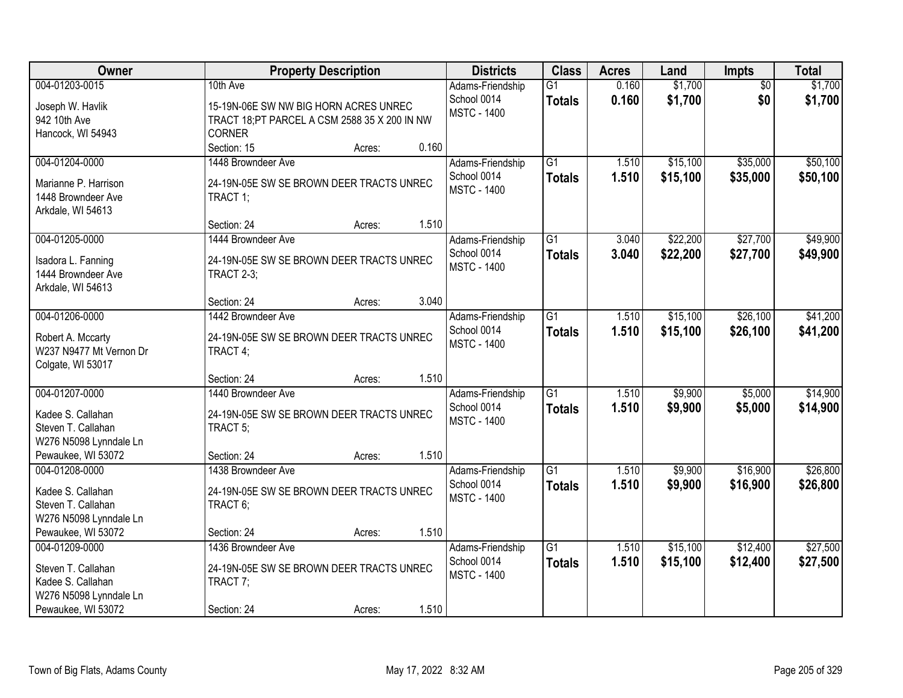| Owner | Property Description | | | Districts | Class | Acres | Land | Impts | Total |
|---|---|---|---|---|---|---|---|---|---|
| 004-01203-0015<br>Joseph W. Havlik<br>942 10th Ave<br>Hancock, WI 54943 | 10th Ave<br>15-19N-06E SW NW BIG HORN ACRES UNREC TRACT 18;PT PARCEL A CSM 2588 35 X 200 IN NW CORNER<br>Section: 15 | Acres: | 0.160 | Adams-Friendship School 0014<br>MSTC - 1400 | G1<br>**Totals** | 0.160<br>**0.160** | $1,700<br>**$1,700** | $0<br>**$0** | $1,700<br>**$1,700** |
| 004-01204-0000<br>Marianne P. Harrison<br>1448 Browndeer Ave<br>Arkdale, WI 54613 | 1448 Browndeer Ave<br>24-19N-05E SW SE BROWN DEER TRACTS UNREC TRACT 1;<br>Section: 24 | Acres: | 1.510 | Adams-Friendship School 0014<br>MSTC - 1400 | G1<br>**Totals** | 1.510<br>**1.510** | $15,100<br>**$15,100** | $35,000<br>**$35,000** | $50,100<br>**$50,100** |
| 004-01205-0000<br>Isadora L. Fanning<br>1444 Browndeer Ave<br>Arkdale, WI 54613 | 1444 Browndeer Ave<br>24-19N-05E SW SE BROWN DEER TRACTS UNREC TRACT 2-3;<br>Section: 24 | Acres: | 3.040 | Adams-Friendship School 0014<br>MSTC - 1400 | G1<br>**Totals** | 3.040<br>**3.040** | $22,200<br>**$22,200** | $27,700<br>**$27,700** | $49,900<br>**$49,900** |
| 004-01206-0000<br>Robert A. Mccarty<br>W237 N9477 Mt Vernon Dr<br>Colgate, WI 53017 | 1442 Browndeer Ave<br>24-19N-05E SW SE BROWN DEER TRACTS UNREC TRACT 4;<br>Section: 24 | Acres: | 1.510 | Adams-Friendship School 0014<br>MSTC - 1400 | G1<br>**Totals** | 1.510<br>**1.510** | $15,100<br>**$15,100** | $26,100<br>**$26,100** | $41,200<br>**$41,200** |
| 004-01207-0000<br>Kadee S. Callahan<br>Steven T. Callahan<br>W276 N5098 Lynndale Ln<br>Pewaukee, WI 53072 | 1440 Browndeer Ave<br>24-19N-05E SW SE BROWN DEER TRACTS UNREC TRACT 5;<br>Section: 24 | Acres: | 1.510 | Adams-Friendship School 0014<br>MSTC - 1400 | G1<br>**Totals** | 1.510<br>**1.510** | $9,900<br>**$9,900** | $5,000<br>**$5,000** | $14,900<br>**$14,900** |
| 004-01208-0000<br>Kadee S. Callahan<br>Steven T. Callahan<br>W276 N5098 Lynndale Ln<br>Pewaukee, WI 53072 | 1438 Browndeer Ave<br>24-19N-05E SW SE BROWN DEER TRACTS UNREC TRACT 6;<br>Section: 24 | Acres: | 1.510 | Adams-Friendship School 0014<br>MSTC - 1400 | G1<br>**Totals** | 1.510<br>**1.510** | $9,900<br>**$9,900** | $16,900<br>**$16,900** | $26,800<br>**$26,800** |
| 004-01209-0000<br>Steven T. Callahan<br>Kadee S. Callahan<br>W276 N5098 Lynndale Ln<br>Pewaukee, WI 53072 | 1436 Browndeer Ave<br>24-19N-05E SW SE BROWN DEER TRACTS UNREC TRACT 7;<br>Section: 24 | Acres: | 1.510 | Adams-Friendship School 0014<br>MSTC - 1400 | G1<br>**Totals** | 1.510<br>**1.510** | $15,100<br>**$15,100** | $12,400<br>**$12,400** | $27,500<br>**$27,500** |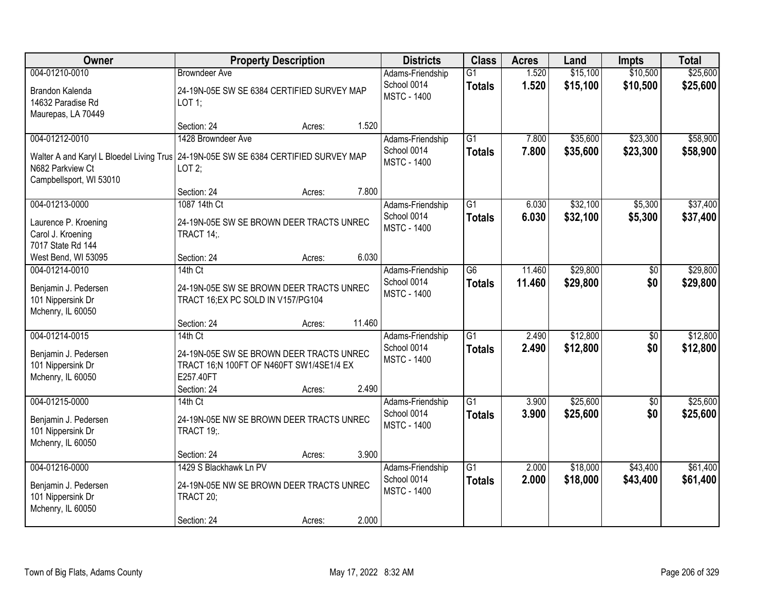| Owner | Property Description | Districts | Class | Acres | Land | Impts | Total |
|---|---|---|---|---|---|---|---|
| 004-01210-0010<br>Brandon Kalenda<br>14632 Paradise Rd<br>Maurepas, LA 70449 | Browndeer Ave<br>24-19N-05E SW SE 6384 CERTIFIED SURVEY MAP LOT 1;<br>Section: 24 Acres: 1.520 | Adams-Friendship School 0014<br>MSTC - 1400 | G1<br>**Totals** | 1.520<br>**1.520** | $15,100<br>**$15,100** | $10,500<br>**$10,500** | $25,600<br>**$25,600** |
| 004-01212-0010<br>Walter A and Karyl L Bloedel Living Trus<br>N682 Parkview Ct<br>Campbellsport, WI 53010 | 1428 Browndeer Ave<br>24-19N-05E SW SE 6384 CERTIFIED SURVEY MAP LOT 2;<br>Section: 24 Acres: 7.800 | Adams-Friendship School 0014<br>MSTC - 1400 | G1<br>**Totals** | 7.800<br>**7.800** | $35,600<br>**$35,600** | $23,300<br>**$23,300** | $58,900<br>**$58,900** |
| 004-01213-0000<br>Laurence P. Kroening<br>Carol J. Kroening<br>7017 State Rd 144<br>West Bend, WI 53095 | 1087 14th Ct<br>24-19N-05E SW SE BROWN DEER TRACTS UNREC TRACT 14;.<br>Section: 24 Acres: 6.030 | Adams-Friendship School 0014<br>MSTC - 1400 | G1<br>**Totals** | 6.030<br>**6.030** | $32,100<br>**$32,100** | $5,300<br>**$5,300** | $37,400<br>**$37,400** |
| 004-01214-0010<br>Benjamin J. Pedersen<br>101 Nippersink Dr<br>Mchenry, IL 60050 | 14th Ct<br>24-19N-05E SW SE BROWN DEER TRACTS UNREC TRACT 16;EX PC SOLD IN V157/PG104<br>Section: 24 Acres: 11.460 | Adams-Friendship School 0014<br>MSTC - 1400 | G6<br>**Totals** | 11.460<br>**11.460** | $29,800<br>**$29,800** | $0<br>**$0** | $29,800<br>**$29,800** |
| 004-01214-0015<br>Benjamin J. Pedersen<br>101 Nippersink Dr<br>Mchenry, IL 60050 | 14th Ct<br>24-19N-05E SW SE BROWN DEER TRACTS UNREC TRACT 16;N 100FT OF N460FT SW1/4SE1/4 EX E257.40FT<br>Section: 24 Acres: 2.490 | Adams-Friendship School 0014<br>MSTC - 1400 | G1<br>**Totals** | 2.490<br>**2.490** | $12,800<br>**$12,800** | $0<br>**$0** | $12,800<br>**$12,800** |
| 004-01215-0000<br>Benjamin J. Pedersen<br>101 Nippersink Dr<br>Mchenry, IL 60050 | 14th Ct<br>24-19N-05E NW SE BROWN DEER TRACTS UNREC TRACT 19;.<br>Section: 24 Acres: 3.900 | Adams-Friendship School 0014<br>MSTC - 1400 | G1<br>**Totals** | 3.900<br>**3.900** | $25,600<br>**$25,600** | $0<br>**$0** | $25,600<br>**$25,600** |
| 004-01216-0000<br>Benjamin J. Pedersen<br>101 Nippersink Dr<br>Mchenry, IL 60050 | 1429 S Blackhawk Ln PV<br>24-19N-05E NW SE BROWN DEER TRACTS UNREC TRACT 20;<br>Section: 24 Acres: 2.000 | Adams-Friendship School 0014<br>MSTC - 1400 | G1<br>**Totals** | 2.000<br>**2.000** | $18,000<br>**$18,000** | $43,400<br>**$43,400** | $61,400<br>**$61,400** |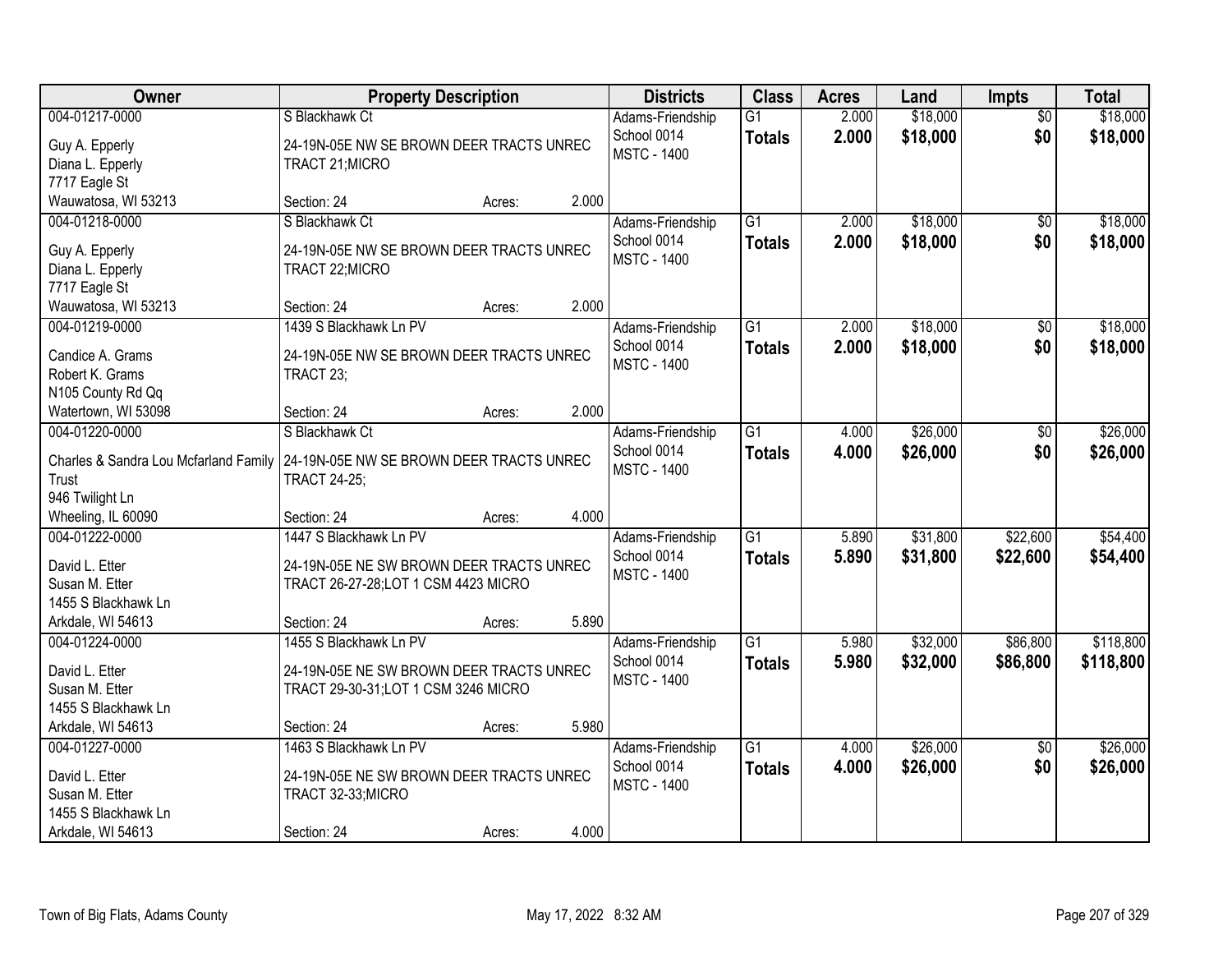| Owner | Property Description | Districts | Class | Acres | Land | Impts | Total |
|---|---|---|---|---|---|---|---|
| 004-01217-0000<br>Guy A. Epperly<br>Diana L. Epperly<br>7717 Eagle St<br>Wauwatosa, WI 53213 | S Blackhawk Ct<br>24-19N-05E NW SE BROWN DEER TRACTS UNREC TRACT 21;MICRO<br>Section: 24 Acres: 2.000 | Adams-Friendship School 0014<br>MSTC - 1400 | G1<br>**Totals** | 2.000<br>**2.000** | $18,000<br>**$18,000** | $0<br>**$0** | $18,000<br>**$18,000** |
| 004-01218-0000<br>Guy A. Epperly<br>Diana L. Epperly<br>7717 Eagle St<br>Wauwatosa, WI 53213 | S Blackhawk Ct<br>24-19N-05E NW SE BROWN DEER TRACTS UNREC TRACT 22;MICRO<br>Section: 24 Acres: 2.000 | Adams-Friendship School 0014<br>MSTC - 1400 | G1<br>**Totals** | 2.000<br>**2.000** | $18,000<br>**$18,000** | $0<br>**$0** | $18,000<br>**$18,000** |
| 004-01219-0000<br>Candice A. Grams<br>Robert K. Grams<br>N105 County Rd Qq<br>Watertown, WI 53098 | 1439 S Blackhawk Ln PV<br>24-19N-05E NW SE BROWN DEER TRACTS UNREC TRACT 23;<br>Section: 24 Acres: 2.000 | Adams-Friendship School 0014<br>MSTC - 1400 | G1<br>**Totals** | 2.000<br>**2.000** | $18,000<br>**$18,000** | $0<br>**$0** | $18,000<br>**$18,000** |
| 004-01220-0000<br>Charles & Sandra Lou Mcfarland Family Trust<br>946 Twilight Ln<br>Wheeling, IL 60090 | S Blackhawk Ct<br>24-19N-05E NW SE BROWN DEER TRACTS UNREC TRACT 24-25;<br>Section: 24 Acres: 4.000 | Adams-Friendship School 0014<br>MSTC - 1400 | G1<br>**Totals** | 4.000<br>**4.000** | $26,000<br>**$26,000** | $0<br>**$0** | $26,000<br>**$26,000** |
| 004-01222-0000<br>David L. Etter<br>Susan M. Etter<br>1455 S Blackhawk Ln<br>Arkdale, WI 54613 | 1447 S Blackhawk Ln PV<br>24-19N-05E NE SW BROWN DEER TRACTS UNREC TRACT 26-27-28;LOT 1 CSM 4423 MICRO<br>Section: 24 Acres: 5.890 | Adams-Friendship School 0014<br>MSTC - 1400 | G1<br>**Totals** | 5.890<br>**5.890** | $31,800<br>**$31,800** | $22,600<br>**$22,600** | $54,400<br>**$54,400** |
| 004-01224-0000<br>David L. Etter<br>Susan M. Etter<br>1455 S Blackhawk Ln<br>Arkdale, WI 54613 | 1455 S Blackhawk Ln PV<br>24-19N-05E NE SW BROWN DEER TRACTS UNREC TRACT 29-30-31;LOT 1 CSM 3246 MICRO<br>Section: 24 Acres: 5.980 | Adams-Friendship School 0014<br>MSTC - 1400 | G1<br>**Totals** | 5.980<br>**5.980** | $32,000<br>**$32,000** | $86,800<br>**$86,800** | $118,800<br>**$118,800** |
| 004-01227-0000<br>David L. Etter<br>Susan M. Etter<br>1455 S Blackhawk Ln<br>Arkdale, WI 54613 | 1463 S Blackhawk Ln PV<br>24-19N-05E NE SW BROWN DEER TRACTS UNREC TRACT 32-33;MICRO<br>Section: 24 Acres: 4.000 | Adams-Friendship School 0014<br>MSTC - 1400 | G1<br>**Totals** | 4.000<br>**4.000** | $26,000<br>**$26,000** | $0<br>**$0** | $26,000<br>**$26,000** |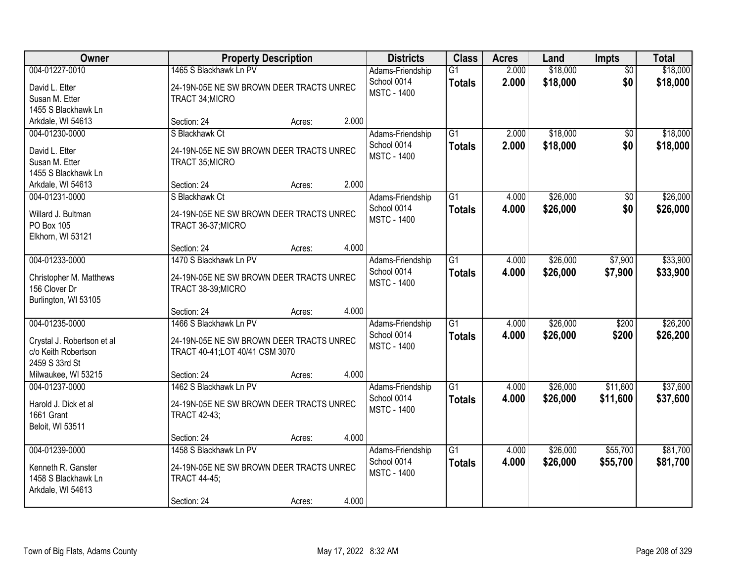| Owner | Property Description | Districts | Class | Acres | Land | Impts | Total |
|---|---|---|---|---|---|---|---|
| 004-01227-0010<br>David L. Etter<br>Susan M. Etter<br>1455 S Blackhawk Ln<br>Arkdale, WI 54613 | 1465 S Blackhawk Ln PV<br>24-19N-05E NE SW BROWN DEER TRACTS UNREC TRACT 34;MICRO<br>Section: 24 Acres: 2.000 | Adams-Friendship School 0014<br>MSTC - 1400 | G1<br>**Totals** | 2.000<br>**2.000** | $18,000<br>**$18,000** | $0<br>**$0** | $18,000<br>**$18,000** |
| 004-01230-0000<br>David L. Etter<br>Susan M. Etter<br>1455 S Blackhawk Ln<br>Arkdale, WI 54613 | S Blackhawk Ct<br>24-19N-05E NE SW BROWN DEER TRACTS UNREC TRACT 35;MICRO<br>Section: 24 Acres: 2.000 | Adams-Friendship School 0014<br>MSTC - 1400 | G1<br>**Totals** | 2.000<br>**2.000** | $18,000<br>**$18,000** | $0<br>**$0** | $18,000<br>**$18,000** |
| 004-01231-0000<br>Willard J. Bultman<br>PO Box 105<br>Elkhorn, WI 53121 | S Blackhawk Ct<br>24-19N-05E NE SW BROWN DEER TRACTS UNREC TRACT 36-37;MICRO<br>Section: 24 Acres: 4.000 | Adams-Friendship School 0014<br>MSTC - 1400 | G1<br>**Totals** | 4.000<br>**4.000** | $26,000<br>**$26,000** | $0<br>**$0** | $26,000<br>**$26,000** |
| 004-01233-0000<br>Christopher M. Matthews<br>156 Clover Dr<br>Burlington, WI 53105 | 1470 S Blackhawk Ln PV<br>24-19N-05E NE SW BROWN DEER TRACTS UNREC TRACT 38-39;MICRO<br>Section: 24 Acres: 4.000 | Adams-Friendship School 0014<br>MSTC - 1400 | G1<br>**Totals** | 4.000<br>**4.000** | $26,000<br>**$26,000** | $7,900<br>**$7,900** | $33,900<br>**$33,900** |
| 004-01235-0000<br>Crystal J. Robertson et al<br>c/o Keith Robertson<br>2459 S 33rd St<br>Milwaukee, WI 53215 | 1466 S Blackhawk Ln PV<br>24-19N-05E NE SW BROWN DEER TRACTS UNREC TRACT 40-41;LOT 40/41 CSM 3070<br>Section: 24 Acres: 4.000 | Adams-Friendship School 0014<br>MSTC - 1400 | G1<br>**Totals** | 4.000<br>**4.000** | $26,000<br>**$26,000** | $200<br>**$200** | $26,200<br>**$26,200** |
| 004-01237-0000<br>Harold J. Dick et al<br>1661 Grant<br>Beloit, WI 53511 | 1462 S Blackhawk Ln PV<br>24-19N-05E NE SW BROWN DEER TRACTS UNREC TRACT 42-43;<br>Section: 24 Acres: 4.000 | Adams-Friendship School 0014<br>MSTC - 1400 | G1<br>**Totals** | 4.000<br>**4.000** | $26,000<br>**$26,000** | $11,600<br>**$11,600** | $37,600<br>**$37,600** |
| 004-01239-0000<br>Kenneth R. Ganster<br>1458 S Blackhawk Ln<br>Arkdale, WI 54613 | 1458 S Blackhawk Ln PV<br>24-19N-05E NE SW BROWN DEER TRACTS UNREC TRACT 44-45;<br>Section: 24 Acres: 4.000 | Adams-Friendship School 0014<br>MSTC - 1400 | G1<br>**Totals** | 4.000<br>**4.000** | $26,000<br>**$26,000** | $55,700<br>**$55,700** | $81,700<br>**$81,700** |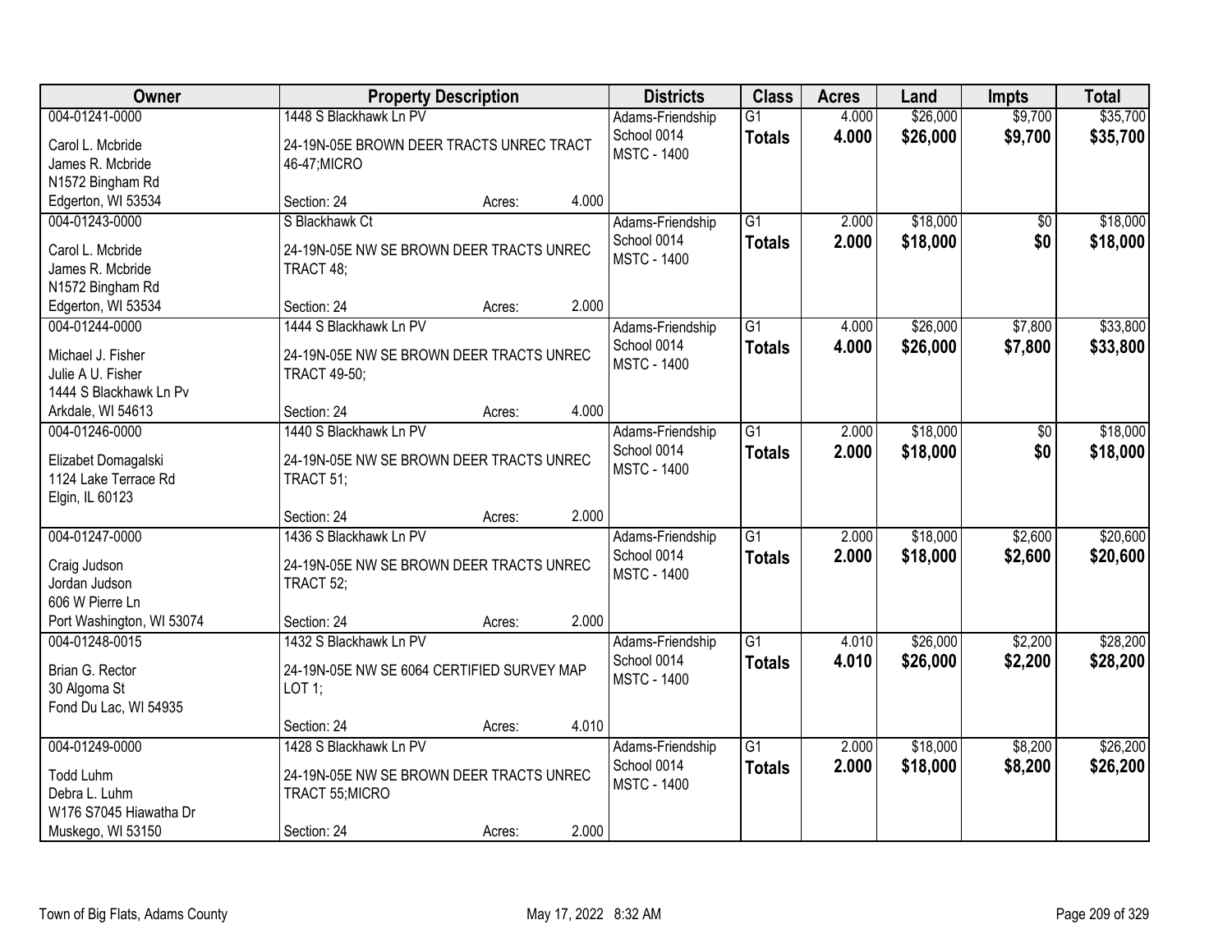| Owner | Property Description | Districts | Class | Acres | Land | Impts | Total |
|---|---|---|---|---|---|---|---|
| 004-01241-0000<br>Carol L. Mcbride<br>James R. Mcbride<br>N1572 Bingham Rd<br>Edgerton, WI 53534 | 1448 S Blackhawk Ln PV<br>24-19N-05E BROWN DEER TRACTS UNREC TRACT 46-47;MICRO<br>Section: 24 Acres: 4.000 | Adams-Friendship School 0014<br>MSTC - 1400 | G1<br>**Totals** | 4.000<br>**4.000** | $26,000<br>**$26,000** | $9,700<br>**$9,700** | $35,700<br>**$35,700** |
| 004-01243-0000<br>Carol L. Mcbride<br>James R. Mcbride<br>N1572 Bingham Rd<br>Edgerton, WI 53534 | S Blackhawk Ct<br>24-19N-05E NW SE BROWN DEER TRACTS UNREC TRACT 48;<br>Section: 24 Acres: 2.000 | Adams-Friendship School 0014<br>MSTC - 1400 | G1<br>**Totals** | 2.000<br>**2.000** | $18,000<br>**$18,000** | $0<br>**$0** | $18,000<br>**$18,000** |
| 004-01244-0000<br>Michael J. Fisher<br>Julie A U. Fisher<br>1444 S Blackhawk Ln Pv<br>Arkdale, WI 54613 | 1444 S Blackhawk Ln PV<br>24-19N-05E NW SE BROWN DEER TRACTS UNREC TRACT 49-50;<br>Section: 24 Acres: 4.000 | Adams-Friendship School 0014<br>MSTC - 1400 | G1<br>**Totals** | 4.000<br>**4.000** | $26,000<br>**$26,000** | $7,800<br>**$7,800** | $33,800<br>**$33,800** |
| 004-01246-0000<br>Elizabet Domagalski<br>1124 Lake Terrace Rd<br>Elgin, IL 60123 | 1440 S Blackhawk Ln PV<br>24-19N-05E NW SE BROWN DEER TRACTS UNREC TRACT 51;<br>Section: 24 Acres: 2.000 | Adams-Friendship School 0014<br>MSTC - 1400 | G1<br>**Totals** | 2.000<br>**2.000** | $18,000<br>**$18,000** | $0<br>**$0** | $18,000<br>**$18,000** |
| 004-01247-0000<br>Craig Judson<br>Jordan Judson<br>606 W Pierre Ln<br>Port Washington, WI 53074 | 1436 S Blackhawk Ln PV<br>24-19N-05E NW SE BROWN DEER TRACTS UNREC TRACT 52;<br>Section: 24 Acres: 2.000 | Adams-Friendship School 0014<br>MSTC - 1400 | G1<br>**Totals** | 2.000<br>**2.000** | $18,000<br>**$18,000** | $2,600<br>**$2,600** | $20,600<br>**$20,600** |
| 004-01248-0015<br>Brian G. Rector<br>30 Algoma St<br>Fond Du Lac, WI 54935 | 1432 S Blackhawk Ln PV<br>24-19N-05E NW SE 6064 CERTIFIED SURVEY MAP LOT 1;<br>Section: 24 Acres: 4.010 | Adams-Friendship School 0014<br>MSTC - 1400 | G1<br>**Totals** | 4.010<br>**4.010** | $26,000<br>**$26,000** | $2,200<br>**$2,200** | $28,200<br>**$28,200** |
| 004-01249-0000<br>Todd Luhm<br>Debra L. Luhm<br>W176 S7045 Hiawatha Dr<br>Muskego, WI 53150 | 1428 S Blackhawk Ln PV<br>24-19N-05E NW SE BROWN DEER TRACTS UNREC TRACT 55;MICRO<br>Section: 24 Acres: 2.000 | Adams-Friendship School 0014<br>MSTC - 1400 | G1<br>**Totals** | 2.000<br>**2.000** | $18,000<br>**$18,000** | $8,200<br>**$8,200** | $26,200<br>**$26,200** |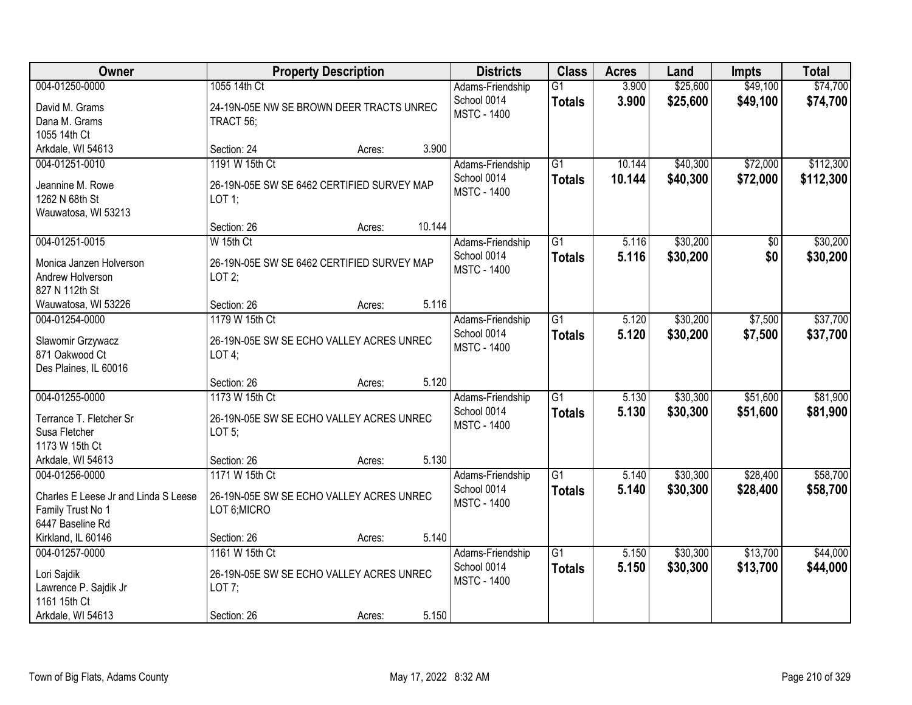| Owner | Property Description | Districts | Class | Acres | Land | Impts | Total |
|---|---|---|---|---|---|---|---|
| 004-01250-0000<br>David M. Grams<br>Dana M. Grams<br>1055 14th Ct<br>Arkdale, WI 54613 | 1055 14th Ct<br>24-19N-05E NW SE BROWN DEER TRACTS UNREC TRACT 56;<br>Section: 24 Acres: 3.900 | Adams-Friendship School 0014<br>MSTC - 1400 | G1<br>**Totals** | 3.900<br>**3.900** | $25,600<br>**$25,600** | $49,100<br>**$49,100** | $74,700<br>**$74,700** |
| 004-01251-0010<br>Jeannine M. Rowe<br>1262 N 68th St<br>Wauwatosa, WI 53213 | 1191 W 15th Ct<br>26-19N-05E SW SE 6462 CERTIFIED SURVEY MAP LOT 1;<br>Section: 26 Acres: 10.144 | Adams-Friendship School 0014<br>MSTC - 1400 | G1<br>**Totals** | 10.144<br>**10.144** | $40,300<br>**$40,300** | $72,000<br>**$72,000** | $112,300<br>**$112,300** |
| 004-01251-0015<br>Monica Janzen Holverson<br>Andrew Holverson<br>827 N 112th St<br>Wauwatosa, WI 53226 | W 15th Ct<br>26-19N-05E SW SE 6462 CERTIFIED SURVEY MAP LOT 2;<br>Section: 26 Acres: 5.116 | Adams-Friendship School 0014<br>MSTC - 1400 | G1<br>**Totals** | 5.116<br>**5.116** | $30,200<br>**$30,200** | $0<br>**$0** | $30,200<br>**$30,200** |
| 004-01254-0000<br>Slawomir Grzywacz<br>871 Oakwood Ct<br>Des Plaines, IL 60016 | 1179 W 15th Ct<br>26-19N-05E SW SE ECHO VALLEY ACRES UNREC LOT 4;<br>Section: 26 Acres: 5.120 | Adams-Friendship School 0014<br>MSTC - 1400 | G1<br>**Totals** | 5.120<br>**5.120** | $30,200<br>**$30,200** | $7,500<br>**$7,500** | $37,700<br>**$37,700** |
| 004-01255-0000<br>Terrance T. Fletcher Sr<br>Susa Fletcher<br>1173 W 15th Ct<br>Arkdale, WI 54613 | 1173 W 15th Ct<br>26-19N-05E SW SE ECHO VALLEY ACRES UNREC LOT 5;<br>Section: 26 Acres: 5.130 | Adams-Friendship School 0014<br>MSTC - 1400 | G1<br>**Totals** | 5.130<br>**5.130** | $30,300<br>**$30,300** | $51,600<br>**$51,600** | $81,900<br>**$81,900** |
| 004-01256-0000<br>Charles E Leese Jr and Linda S Leese Family Trust No 1<br>6447 Baseline Rd<br>Kirkland, IL 60146 | 1171 W 15th Ct<br>26-19N-05E SW SE ECHO VALLEY ACRES UNREC LOT 6;MICRO<br>Section: 26 Acres: 5.140 | Adams-Friendship School 0014<br>MSTC - 1400 | G1<br>**Totals** | 5.140<br>**5.140** | $30,300<br>**$30,300** | $28,400<br>**$28,400** | $58,700<br>**$58,700** |
| 004-01257-0000<br>Lori Sajdik<br>Lawrence P. Sajdik Jr<br>1161 15th Ct<br>Arkdale, WI 54613 | 1161 W 15th Ct<br>26-19N-05E SW SE ECHO VALLEY ACRES UNREC LOT 7;<br>Section: 26 Acres: 5.150 | Adams-Friendship School 0014<br>MSTC - 1400 | G1<br>**Totals** | 5.150<br>**5.150** | $30,300<br>**$30,300** | $13,700<br>**$13,700** | $44,000<br>**$44,000** |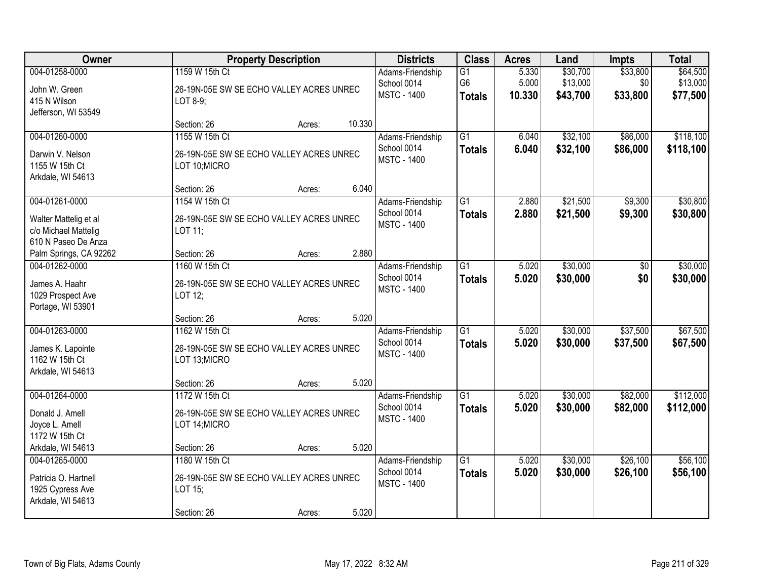| Owner | Property Description | Districts | Class | Acres | Land | Impts | Total |
|---|---|---|---|---|---|---|---|
| 004-01258-0000<br>John W. Green<br>415 N Wilson<br>Jefferson, WI 53549 | 1159 W 15th Ct<br>26-19N-05E SW SE ECHO VALLEY ACRES UNREC LOT 8-9;<br>Section: 26 Acres: 10.330 | Adams-Friendship<br>School 0014<br>MSTC - 1400 | G1<br>G6<br>**Totals** | 5.330<br>5.000<br>**10.330** | $30,700<br>$13,000<br>**$43,700** | $33,800<br>$0<br>**$33,800** | $64,500<br>$13,000<br>**$77,500** |
| 004-01260-0000<br>Darwin V. Nelson<br>1155 W 15th Ct<br>Arkdale, WI 54613 | 1155 W 15th Ct<br>26-19N-05E SW SE ECHO VALLEY ACRES UNREC LOT 10;MICRO<br>Section: 26 Acres: 6.040 | Adams-Friendship<br>School 0014<br>MSTC - 1400 | G1<br>**Totals** | 6.040<br>**6.040** | $32,100<br>**$32,100** | $86,000<br>**$86,000** | $118,100<br>**$118,100** |
| 004-01261-0000<br>Walter Mattelig et al<br>c/o Michael Mattelig<br>610 N Paseo De Anza<br>Palm Springs, CA 92262 | 1154 W 15th Ct<br>26-19N-05E SW SE ECHO VALLEY ACRES UNREC LOT 11;<br>Section: 26 Acres: 2.880 | Adams-Friendship<br>School 0014<br>MSTC - 1400 | G1<br>**Totals** | 2.880<br>**2.880** | $21,500<br>**$21,500** | $9,300<br>**$9,300** | $30,800<br>**$30,800** |
| 004-01262-0000<br>James A. Haahr<br>1029 Prospect Ave<br>Portage, WI 53901 | 1160 W 15th Ct<br>26-19N-05E SW SE ECHO VALLEY ACRES UNREC LOT 12;<br>Section: 26 Acres: 5.020 | Adams-Friendship<br>School 0014<br>MSTC - 1400 | G1<br>**Totals** | 5.020<br>**5.020** | $30,000<br>**$30,000** | $0<br>**$0** | $30,000<br>**$30,000** |
| 004-01263-0000<br>James K. Lapointe<br>1162 W 15th Ct<br>Arkdale, WI 54613 | 1162 W 15th Ct<br>26-19N-05E SW SE ECHO VALLEY ACRES UNREC LOT 13;MICRO<br>Section: 26 Acres: 5.020 | Adams-Friendship<br>School 0014<br>MSTC - 1400 | G1<br>**Totals** | 5.020<br>**5.020** | $30,000<br>**$30,000** | $37,500<br>**$37,500** | $67,500<br>**$67,500** |
| 004-01264-0000<br>Donald J. Amell<br>Joyce L. Amell<br>1172 W 15th Ct<br>Arkdale, WI 54613 | 1172 W 15th Ct<br>26-19N-05E SW SE ECHO VALLEY ACRES UNREC LOT 14;MICRO<br>Section: 26 Acres: 5.020 | Adams-Friendship<br>School 0014<br>MSTC - 1400 | G1<br>**Totals** | 5.020<br>**5.020** | $30,000<br>**$30,000** | $82,000<br>**$82,000** | $112,000<br>**$112,000** |
| 004-01265-0000<br>Patricia O. Hartnell<br>1925 Cypress Ave<br>Arkdale, WI 54613 | 1180 W 15th Ct<br>26-19N-05E SW SE ECHO VALLEY ACRES UNREC LOT 15;<br>Section: 26 Acres: 5.020 | Adams-Friendship<br>School 0014<br>MSTC - 1400 | G1<br>**Totals** | 5.020<br>**5.020** | $30,000<br>**$30,000** | $26,100<br>**$26,100** | $56,100<br>**$56,100** |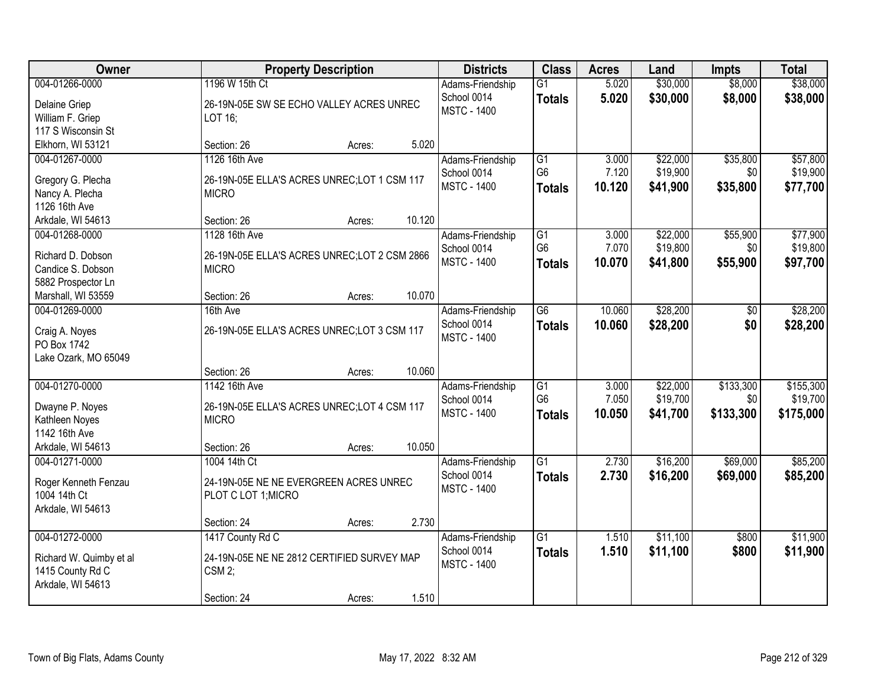| Owner | Property Description | | | Districts | Class | Acres | Land | Impts | Total |
|---|---|---|---|---|---|---|---|---|---|
| 004-01266-0000 | 1196 W 15th Ct | | | Adams-Friendship | G1 | 5.020 | $30,000 | $8,000 | $38,000 |
| Delaine Griep<br>William F. Griep<br>117 S Wisconsin St<br>Elkhorn, WI 53121 | 26-19N-05E SW SE ECHO VALLEY ACRES UNREC LOT 16; | | | School 0014<br>MSTC - 1400 | **Totals** | **5.020** | **$30,000** | **$8,000** | **$38,000** |
| | Section: 26 | Acres: | 5.020 | | | | | | |
| 004-01267-0000 | 1126 16th Ave | | | Adams-Friendship | G1<br>G6 | 3.000<br>7.120 | $22,000<br>$19,900 | $35,800<br>$0 | $57,800<br>$19,900 |
| Gregory G. Plecha<br>Nancy A. Plecha<br>1126 16th Ave<br>Arkdale, WI 54613 | 26-19N-05E ELLA'S ACRES UNREC;LOT 1 CSM 117 MICRO | | | School 0014<br>MSTC - 1400 | **Totals** | **10.120** | **$41,900** | **$35,800** | **$77,700** |
| | Section: 26 | Acres: | 10.120 | | | | | | |
| 004-01268-0000 | 1128 16th Ave | | | Adams-Friendship | G1<br>G6 | 3.000<br>7.070 | $22,000<br>$19,800 | $55,900<br>$0 | $77,900<br>$19,800 |
| Richard D. Dobson<br>Candice S. Dobson<br>5882 Prospector Ln<br>Marshall, WI 53559 | 26-19N-05E ELLA'S ACRES UNREC;LOT 2 CSM 2866 MICRO | | | School 0014<br>MSTC - 1400 | **Totals** | **10.070** | **$41,800** | **$55,900** | **$97,700** |
| | Section: 26 | Acres: | 10.070 | | | | | | |
| 004-01269-0000 | 16th Ave | | | Adams-Friendship | G6 | 10.060 | $28,200 | $0 | $28,200 |
| Craig A. Noyes<br>PO Box 1742<br>Lake Ozark, MO 65049 | 26-19N-05E ELLA'S ACRES UNREC;LOT 3 CSM 117 | | | School 0014<br>MSTC - 1400 | **Totals** | **10.060** | **$28,200** | **$0** | **$28,200** |
| | Section: 26 | Acres: | 10.060 | | | | | | |
| 004-01270-0000 | 1142 16th Ave | | | Adams-Friendship | G1<br>G6 | 3.000<br>7.050 | $22,000<br>$19,700 | $133,300<br>$0 | $155,300<br>$19,700 |
| Dwayne P. Noyes<br>Kathleen Noyes<br>1142 16th Ave<br>Arkdale, WI 54613 | 26-19N-05E ELLA'S ACRES UNREC;LOT 4 CSM 117 MICRO | | | School 0014<br>MSTC - 1400 | **Totals** | **10.050** | **$41,700** | **$133,300** | **$175,000** |
| | Section: 26 | Acres: | 10.050 | | | | | | |
| 004-01271-0000 | 1004 14th Ct | | | Adams-Friendship | G1 | 2.730 | $16,200 | $69,000 | $85,200 |
| Roger Kenneth Fenzau<br>1004 14th Ct<br>Arkdale, WI 54613 | 24-19N-05E NE NE EVERGREEN ACRES UNREC PLOT C LOT 1;MICRO | | | School 0014<br>MSTC - 1400 | **Totals** | **2.730** | **$16,200** | **$69,000** | **$85,200** |
| | Section: 24 | Acres: | 2.730 | | | | | | |
| 004-01272-0000 | 1417 County Rd C | | | Adams-Friendship | G1 | 1.510 | $11,100 | $800 | $11,900 |
| Richard W. Quimby et al<br>1415 County Rd C<br>Arkdale, WI 54613 | 24-19N-05E NE NE 2812 CERTIFIED SURVEY MAP CSM 2; | | | School 0014<br>MSTC - 1400 | **Totals** | **1.510** | **$11,100** | **$800** | **$11,900** |
| | Section: 24 | Acres: | 1.510 | | | | | | |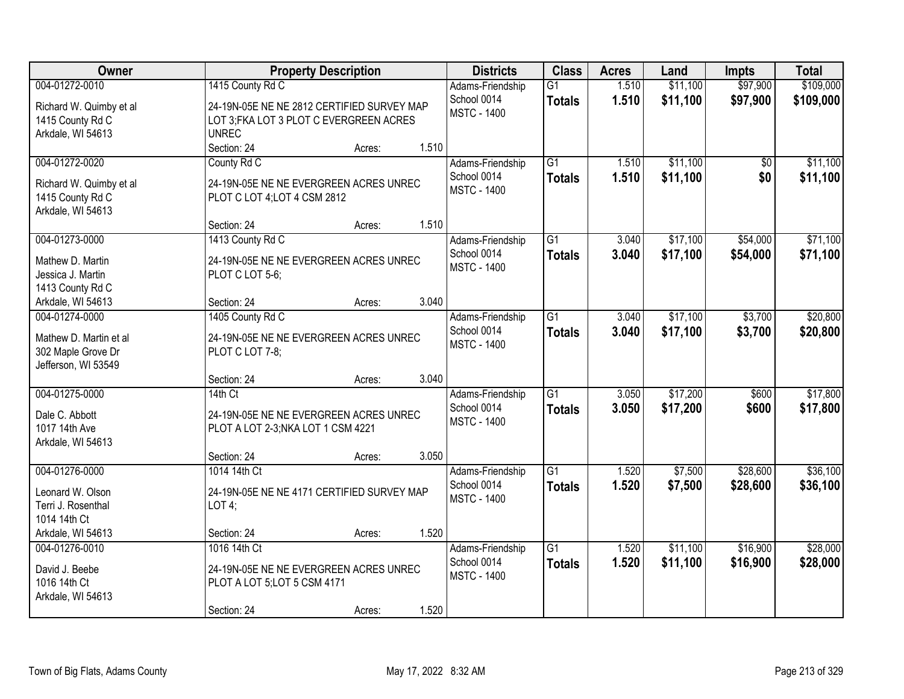| Owner | Property Description | Districts | Class | Acres | Land | Impts | Total |
|---|---|---|---|---|---|---|---|
| 004-01272-0010<br>Richard W. Quimby et al<br>1415 County Rd C<br>Arkdale, WI 54613 | 1415 County Rd C<br>24-19N-05E NE NE 2812 CERTIFIED SURVEY MAP LOT 3;FKA LOT 3 PLOT C EVERGREEN ACRES UNREC<br>Section: 24 Acres: 1.510 | Adams-Friendship School 0014<br>MSTC - 1400 | G1<br>**Totals** | 1.510<br>**1.510** | $11,100<br>**$11,100** | $97,900<br>**$97,900** | $109,000<br>**$109,000** |
| 004-01272-0020<br>Richard W. Quimby et al<br>1415 County Rd C<br>Arkdale, WI 54613 | County Rd C<br>24-19N-05E NE NE EVERGREEN ACRES UNREC PLOT C LOT 4;LOT 4 CSM 2812<br>Section: 24 Acres: 1.510 | Adams-Friendship School 0014<br>MSTC - 1400 | G1<br>**Totals** | 1.510<br>**1.510** | $11,100<br>**$11,100** | $0<br>**$0** | $11,100<br>**$11,100** |
| 004-01273-0000<br>Mathew D. Martin<br>Jessica J. Martin<br>1413 County Rd C<br>Arkdale, WI 54613 | 1413 County Rd C<br>24-19N-05E NE NE EVERGREEN ACRES UNREC PLOT C LOT 5-6;<br>Section: 24 Acres: 3.040 | Adams-Friendship School 0014<br>MSTC - 1400 | G1<br>**Totals** | 3.040<br>**3.040** | $17,100<br>**$17,100** | $54,000<br>**$54,000** | $71,100<br>**$71,100** |
| 004-01274-0000<br>Mathew D. Martin et al<br>302 Maple Grove Dr<br>Jefferson, WI 53549 | 1405 County Rd C<br>24-19N-05E NE NE EVERGREEN ACRES UNREC PLOT C LOT 7-8;<br>Section: 24 Acres: 3.040 | Adams-Friendship School 0014<br>MSTC - 1400 | G1<br>**Totals** | 3.040<br>**3.040** | $17,100<br>**$17,100** | $3,700<br>**$3,700** | $20,800<br>**$20,800** |
| 004-01275-0000<br>Dale C. Abbott<br>1017 14th Ave<br>Arkdale, WI 54613 | 14th Ct<br>24-19N-05E NE NE EVERGREEN ACRES UNREC PLOT A LOT 2-3;NKA LOT 1 CSM 4221<br>Section: 24 Acres: 3.050 | Adams-Friendship School 0014<br>MSTC - 1400 | G1<br>**Totals** | 3.050<br>**3.050** | $17,200<br>**$17,200** | $600<br>**$600** | $17,800<br>**$17,800** |
| 004-01276-0000<br>Leonard W. Olson<br>Terri J. Rosenthal<br>1014 14th Ct<br>Arkdale, WI 54613 | 1014 14th Ct<br>24-19N-05E NE NE 4171 CERTIFIED SURVEY MAP LOT 4;<br>Section: 24 Acres: 1.520 | Adams-Friendship School 0014<br>MSTC - 1400 | G1<br>**Totals** | 1.520<br>**1.520** | $7,500<br>**$7,500** | $28,600<br>**$28,600** | $36,100<br>**$36,100** |
| 004-01276-0010<br>David J. Beebe<br>1016 14th Ct<br>Arkdale, WI 54613 | 1016 14th Ct<br>24-19N-05E NE NE EVERGREEN ACRES UNREC PLOT A LOT 5;LOT 5 CSM 4171<br>Section: 24 Acres: 1.520 | Adams-Friendship School 0014<br>MSTC - 1400 | G1<br>**Totals** | 1.520<br>**1.520** | $11,100<br>**$11,100** | $16,900<br>**$16,900** | $28,000<br>**$28,000** |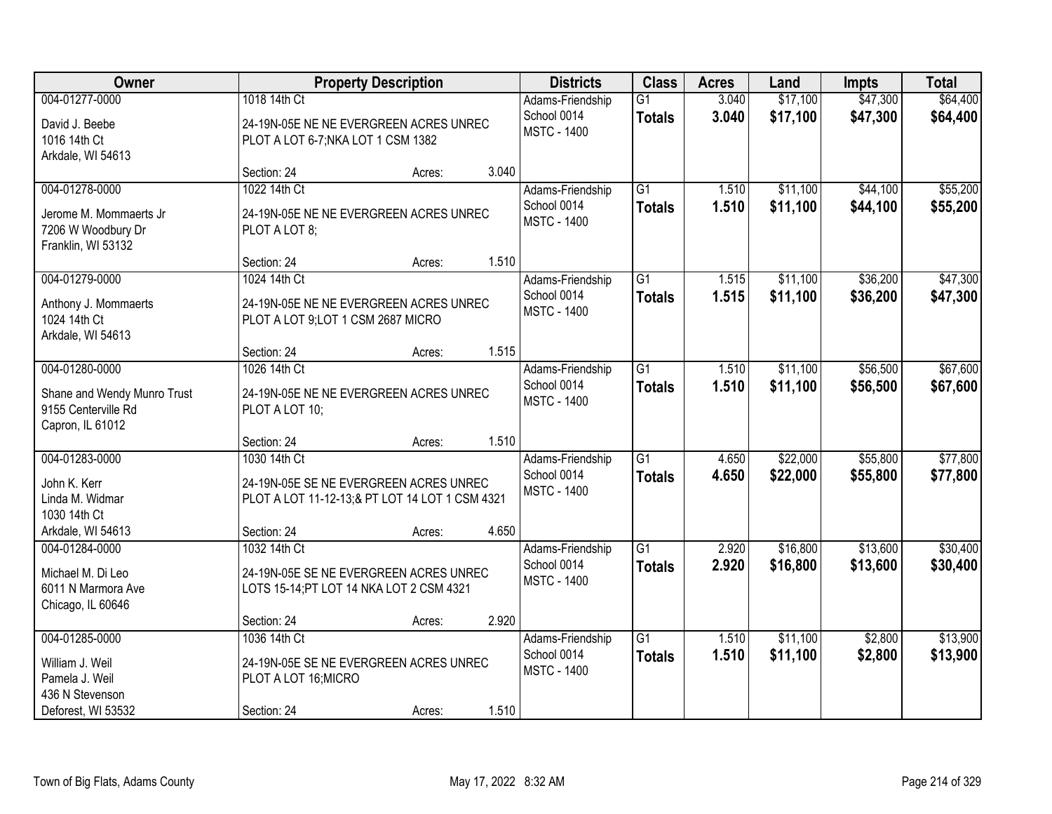| Owner | Property Description | | | Districts | Class | Acres | Land | Impts | Total |
|---|---|---|---|---|---|---|---|---|---|
| 004-01277-0000<br>David J. Beebe<br>1016 14th Ct<br>Arkdale, WI 54613 | 1018 14th Ct<br>24-19N-05E NE NE EVERGREEN ACRES UNREC PLOT A LOT 6-7;NKA LOT 1 CSM 1382<br>Section: 24 | Acres: | 3.040 | Adams-Friendship School 0014<br>MSTC - 1400 | G1<br>**Totals** | 3.040<br>**3.040** | $17,100<br>**$17,100** | $47,300<br>**$47,300** | $64,400<br>**$64,400** |
| 004-01278-0000<br>Jerome M. Mommaerts Jr<br>7206 W Woodbury Dr<br>Franklin, WI 53132 | 1022 14th Ct<br>24-19N-05E NE NE EVERGREEN ACRES UNREC PLOT A LOT 8;<br>Section: 24 | Acres: | 1.510 | Adams-Friendship School 0014<br>MSTC - 1400 | G1<br>**Totals** | 1.510<br>**1.510** | $11,100<br>**$11,100** | $44,100<br>**$44,100** | $55,200<br>**$55,200** |
| 004-01279-0000<br>Anthony J. Mommaerts<br>1024 14th Ct<br>Arkdale, WI 54613 | 1024 14th Ct<br>24-19N-05E NE NE EVERGREEN ACRES UNREC PLOT A LOT 9;LOT 1 CSM 2687 MICRO<br>Section: 24 | Acres: | 1.515 | Adams-Friendship School 0014<br>MSTC - 1400 | G1<br>**Totals** | 1.515<br>**1.515** | $11,100<br>**$11,100** | $36,200<br>**$36,200** | $47,300<br>**$47,300** |
| 004-01280-0000<br>Shane and Wendy Munro Trust<br>9155 Centerville Rd<br>Capron, IL 61012 | 1026 14th Ct<br>24-19N-05E NE NE EVERGREEN ACRES UNREC PLOT A LOT 10;<br>Section: 24 | Acres: | 1.510 | Adams-Friendship School 0014<br>MSTC - 1400 | G1<br>**Totals** | 1.510<br>**1.510** | $11,100<br>**$11,100** | $56,500<br>**$56,500** | $67,600<br>**$67,600** |
| 004-01283-0000<br>John K. Kerr<br>Linda M. Widmar<br>1030 14th Ct<br>Arkdale, WI 54613 | 1030 14th Ct<br>24-19N-05E SE NE EVERGREEN ACRES UNREC PLOT A LOT 11-12-13;& PT LOT 14 LOT 1 CSM 4321<br>Section: 24 | Acres: | 4.650 | Adams-Friendship School 0014<br>MSTC - 1400 | G1<br>**Totals** | 4.650<br>**4.650** | $22,000<br>**$22,000** | $55,800<br>**$55,800** | $77,800<br>**$77,800** |
| 004-01284-0000<br>Michael M. Di Leo<br>6011 N Marmora Ave<br>Chicago, IL 60646 | 1032 14th Ct<br>24-19N-05E SE NE EVERGREEN ACRES UNREC LOTS 15-14;PT LOT 14 NKA LOT 2 CSM 4321<br>Section: 24 | Acres: | 2.920 | Adams-Friendship School 0014<br>MSTC - 1400 | G1<br>**Totals** | 2.920<br>**2.920** | $16,800<br>**$16,800** | $13,600<br>**$13,600** | $30,400<br>**$30,400** |
| 004-01285-0000<br>William J. Weil<br>Pamela J. Weil<br>436 N Stevenson<br>Deforest, WI 53532 | 1036 14th Ct<br>24-19N-05E SE NE EVERGREEN ACRES UNREC PLOT A LOT 16;MICRO<br>Section: 24 | Acres: | 1.510 | Adams-Friendship School 0014<br>MSTC - 1400 | G1<br>**Totals** | 1.510<br>**1.510** | $11,100<br>**$11,100** | $2,800<br>**$2,800** | $13,900<br>**$13,900** |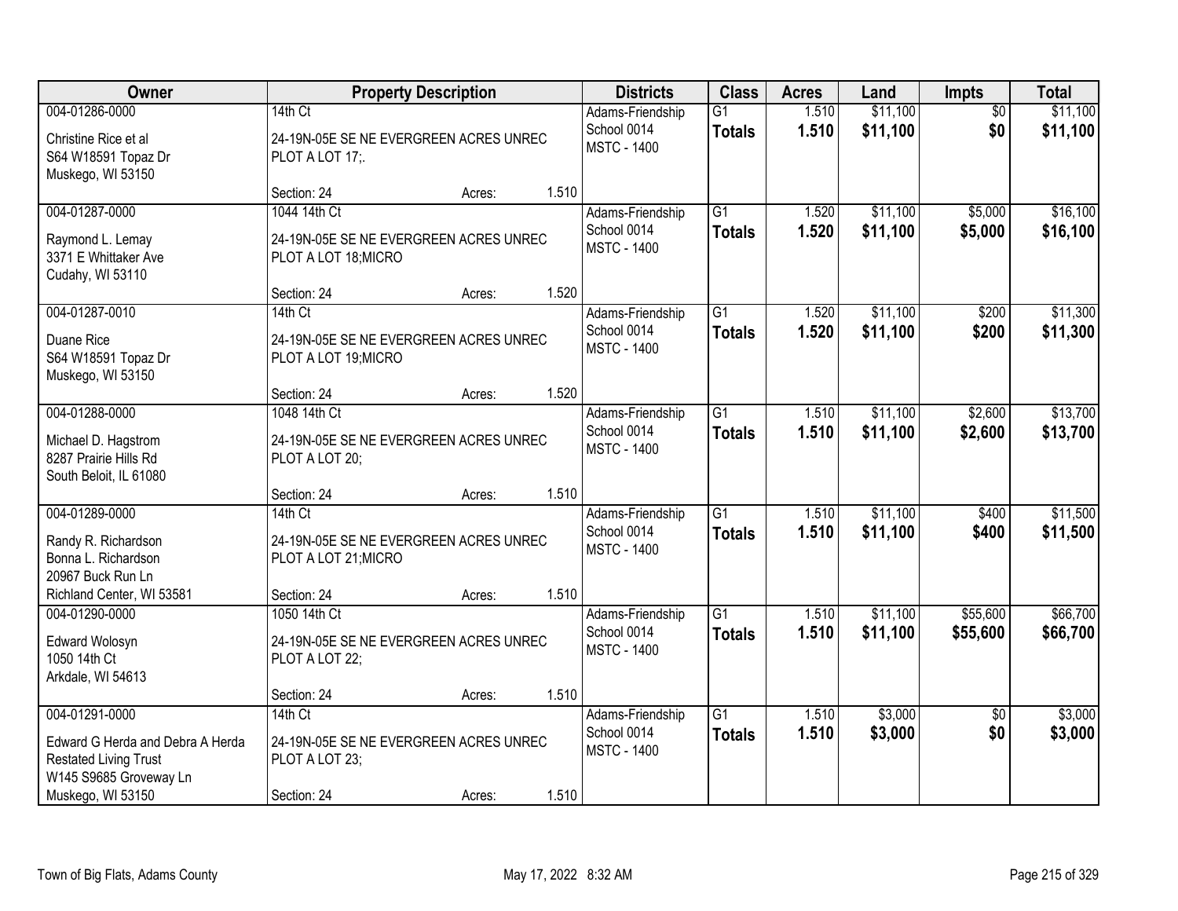| Owner | Property Description | Districts | Class | Acres | Land | Impts | Total |
|---|---|---|---|---|---|---|---|
| 004-01286-0000<br>Christine Rice et al<br>S64 W18591 Topaz Dr<br>Muskego, WI 53150 | 14th Ct<br>24-19N-05E SE NE EVERGREEN ACRES UNREC PLOT A LOT 17;.<br>Section: 24 Acres: 1.510 | Adams-Friendship School 0014<br>MSTC - 1400 | G1<br>**Totals** | 1.510<br>**1.510** | $11,100<br>**$11,100** | $0<br>**$0** | $11,100<br>**$11,100** |
| 004-01287-0000<br>Raymond L. Lemay<br>3371 E Whittaker Ave<br>Cudahy, WI 53110 | 1044 14th Ct<br>24-19N-05E SE NE EVERGREEN ACRES UNREC PLOT A LOT 18;MICRO<br>Section: 24 Acres: 1.520 | Adams-Friendship School 0014<br>MSTC - 1400 | G1<br>**Totals** | 1.520<br>**1.520** | $11,100<br>**$11,100** | $5,000<br>**$5,000** | $16,100<br>**$16,100** |
| 004-01287-0010<br>Duane Rice<br>S64 W18591 Topaz Dr<br>Muskego, WI 53150 | 14th Ct<br>24-19N-05E SE NE EVERGREEN ACRES UNREC PLOT A LOT 19;MICRO<br>Section: 24 Acres: 1.520 | Adams-Friendship School 0014<br>MSTC - 1400 | G1<br>**Totals** | 1.520<br>**1.520** | $11,100<br>**$11,100** | $200<br>**$200** | $11,300<br>**$11,300** |
| 004-01288-0000<br>Michael D. Hagstrom<br>8287 Prairie Hills Rd<br>South Beloit, IL 61080 | 1048 14th Ct<br>24-19N-05E SE NE EVERGREEN ACRES UNREC PLOT A LOT 20;<br>Section: 24 Acres: 1.510 | Adams-Friendship School 0014<br>MSTC - 1400 | G1<br>**Totals** | 1.510<br>**1.510** | $11,100<br>**$11,100** | $2,600<br>**$2,600** | $13,700<br>**$13,700** |
| 004-01289-0000<br>Randy R. Richardson<br>Bonna L. Richardson<br>20967 Buck Run Ln<br>Richland Center, WI 53581 | 14th Ct<br>24-19N-05E SE NE EVERGREEN ACRES UNREC PLOT A LOT 21;MICRO<br>Section: 24 Acres: 1.510 | Adams-Friendship School 0014<br>MSTC - 1400 | G1<br>**Totals** | 1.510<br>**1.510** | $11,100<br>**$11,100** | $400<br>**$400** | $11,500<br>**$11,500** |
| 004-01290-0000<br>Edward Wolosyn<br>1050 14th Ct<br>Arkdale, WI 54613 | 1050 14th Ct<br>24-19N-05E SE NE EVERGREEN ACRES UNREC PLOT A LOT 22;<br>Section: 24 Acres: 1.510 | Adams-Friendship School 0014<br>MSTC - 1400 | G1<br>**Totals** | 1.510<br>**1.510** | $11,100<br>**$11,100** | $55,600<br>**$55,600** | $66,700<br>**$66,700** |
| 004-01291-0000<br>Edward G Herda and Debra A Herda Restated Living Trust<br>W145 S9685 Groveway Ln<br>Muskego, WI 53150 | 14th Ct<br>24-19N-05E SE NE EVERGREEN ACRES UNREC PLOT A LOT 23;<br>Section: 24 Acres: 1.510 | Adams-Friendship School 0014<br>MSTC - 1400 | G1<br>**Totals** | 1.510<br>**1.510** | $3,000<br>**$3,000** | $0<br>**$0** | $3,000<br>**$3,000** |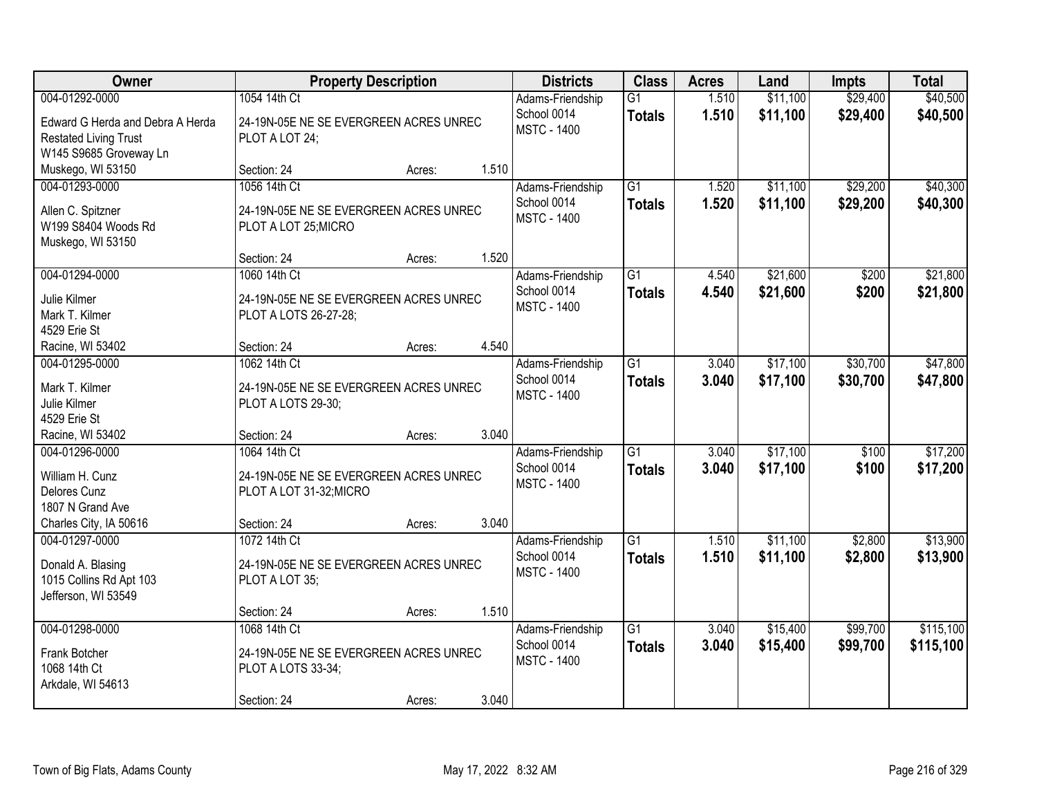| Owner | Property Description | Districts | Class | Acres | Land | Impts | Total |
|---|---|---|---|---|---|---|---|
| 004-01292-0000<br>Edward G Herda and Debra A Herda<br>Restated Living Trust<br>W145 S9685 Groveway Ln<br>Muskego, WI 53150 | 1054 14th Ct<br>24-19N-05E NE SE EVERGREEN ACRES UNREC PLOT A LOT 24;<br>Section: 24 Acres: 1.510 | Adams-Friendship School 0014<br>MSTC - 1400 | G1<br>**Totals** | 1.510<br>**1.510** | $11,100<br>**$11,100** | $29,400<br>**$29,400** | $40,500<br>**$40,500** |
| 004-01293-0000<br>Allen C. Spitzner<br>W199 S8404 Woods Rd<br>Muskego, WI 53150 | 1056 14th Ct<br>24-19N-05E NE SE EVERGREEN ACRES UNREC PLOT A LOT 25;MICRO<br>Section: 24 Acres: 1.520 | Adams-Friendship School 0014<br>MSTC - 1400 | G1<br>**Totals** | 1.520<br>**1.520** | $11,100<br>**$11,100** | $29,200<br>**$29,200** | $40,300<br>**$40,300** |
| 004-01294-0000<br>Julie Kilmer<br>Mark T. Kilmer<br>4529 Erie St<br>Racine, WI 53402 | 1060 14th Ct<br>24-19N-05E NE SE EVERGREEN ACRES UNREC PLOT A LOTS 26-27-28;<br>Section: 24 Acres: 4.540 | Adams-Friendship School 0014<br>MSTC - 1400 | G1<br>**Totals** | 4.540<br>**4.540** | $21,600<br>**$21,600** | $200<br>**$200** | $21,800<br>**$21,800** |
| 004-01295-0000<br>Mark T. Kilmer<br>Julie Kilmer<br>4529 Erie St<br>Racine, WI 53402 | 1062 14th Ct<br>24-19N-05E NE SE EVERGREEN ACRES UNREC PLOT A LOTS 29-30;<br>Section: 24 Acres: 3.040 | Adams-Friendship School 0014<br>MSTC - 1400 | G1<br>**Totals** | 3.040<br>**3.040** | $17,100<br>**$17,100** | $30,700<br>**$30,700** | $47,800<br>**$47,800** |
| 004-01296-0000<br>William H. Cunz<br>Delores Cunz<br>1807 N Grand Ave<br>Charles City, IA 50616 | 1064 14th Ct<br>24-19N-05E NE SE EVERGREEN ACRES UNREC PLOT A LOT 31-32;MICRO<br>Section: 24 Acres: 3.040 | Adams-Friendship School 0014<br>MSTC - 1400 | G1<br>**Totals** | 3.040<br>**3.040** | $17,100<br>**$17,100** | $100<br>**$100** | $17,200<br>**$17,200** |
| 004-01297-0000<br>Donald A. Blasing<br>1015 Collins Rd Apt 103<br>Jefferson, WI 53549 | 1072 14th Ct<br>24-19N-05E NE SE EVERGREEN ACRES UNREC PLOT A LOT 35;<br>Section: 24 Acres: 1.510 | Adams-Friendship School 0014<br>MSTC - 1400 | G1<br>**Totals** | 1.510<br>**1.510** | $11,100<br>**$11,100** | $2,800<br>**$2,800** | $13,900<br>**$13,900** |
| 004-01298-0000<br>Frank Botcher<br>1068 14th Ct<br>Arkdale, WI 54613 | 1068 14th Ct<br>24-19N-05E NE SE EVERGREEN ACRES UNREC PLOT A LOTS 33-34;<br>Section: 24 Acres: 3.040 | Adams-Friendship School 0014<br>MSTC - 1400 | G1<br>**Totals** | 3.040<br>**3.040** | $15,400<br>**$15,400** | $99,700<br>**$99,700** | $115,100<br>**$115,100** |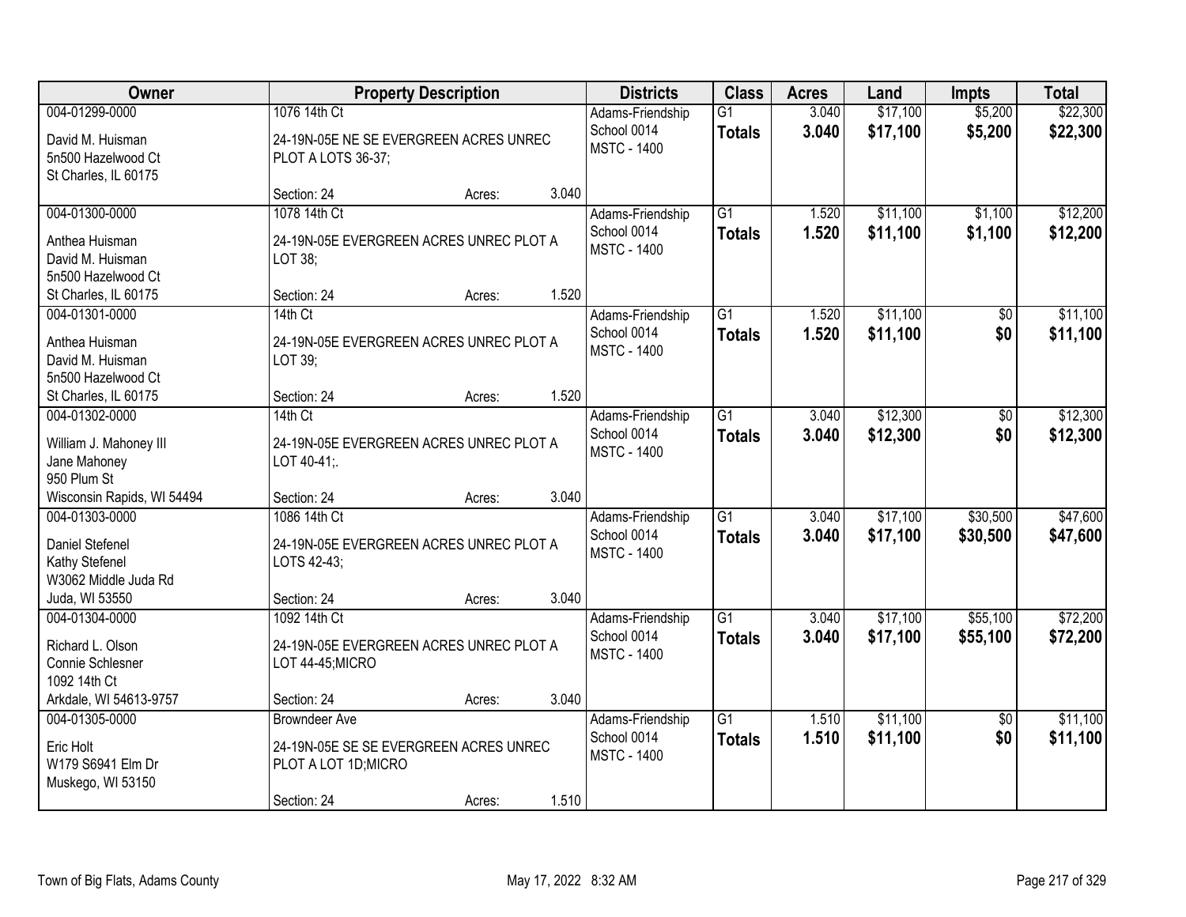| Owner | Property Description | Districts | Class | Acres | Land | Impts | Total |
|---|---|---|---|---|---|---|---|
| 004-01299-0000<br>David M. Huisman<br>5n500 Hazelwood Ct<br>St Charles, IL 60175 | 1076 14th Ct<br>24-19N-05E NE SE EVERGREEN ACRES UNREC PLOT A LOTS 36-37;<br>Section: 24 Acres: 3.040 | Adams-Friendship School 0014<br>MSTC - 1400 | G1<br>**Totals** | 3.040<br>**3.040** | $17,100<br>**$17,100** | $5,200<br>**$5,200** | $22,300<br>**$22,300** |
| 004-01300-0000<br>Anthea Huisman<br>David M. Huisman<br>5n500 Hazelwood Ct<br>St Charles, IL 60175 | 1078 14th Ct<br>24-19N-05E EVERGREEN ACRES UNREC PLOT A LOT 38;<br>Section: 24 Acres: 1.520 | Adams-Friendship School 0014<br>MSTC - 1400 | G1<br>**Totals** | 1.520<br>**1.520** | $11,100<br>**$11,100** | $1,100<br>**$1,100** | $12,200<br>**$12,200** |
| 004-01301-0000<br>Anthea Huisman<br>David M. Huisman<br>5n500 Hazelwood Ct<br>St Charles, IL 60175 | 14th Ct<br>24-19N-05E EVERGREEN ACRES UNREC PLOT A LOT 39;<br>Section: 24 Acres: 1.520 | Adams-Friendship School 0014<br>MSTC - 1400 | G1<br>**Totals** | 1.520<br>**1.520** | $11,100<br>**$11,100** | $0<br>**$0** | $11,100<br>**$11,100** |
| 004-01302-0000<br>William J. Mahoney III<br>Jane Mahoney<br>950 Plum St<br>Wisconsin Rapids, WI 54494 | 14th Ct<br>24-19N-05E EVERGREEN ACRES UNREC PLOT A LOT 40-41;.<br>Section: 24 Acres: 3.040 | Adams-Friendship School 0014<br>MSTC - 1400 | G1<br>**Totals** | 3.040<br>**3.040** | $12,300<br>**$12,300** | $0<br>**$0** | $12,300<br>**$12,300** |
| 004-01303-0000<br>Daniel Stefenel<br>Kathy Stefenel<br>W3062 Middle Juda Rd<br>Juda, WI 53550 | 1086 14th Ct<br>24-19N-05E EVERGREEN ACRES UNREC PLOT A LOTS 42-43;<br>Section: 24 Acres: 3.040 | Adams-Friendship School 0014<br>MSTC - 1400 | G1<br>**Totals** | 3.040<br>**3.040** | $17,100<br>**$17,100** | $30,500<br>**$30,500** | $47,600<br>**$47,600** |
| 004-01304-0000<br>Richard L. Olson<br>Connie Schlesner<br>1092 14th Ct<br>Arkdale, WI 54613-9757 | 1092 14th Ct<br>24-19N-05E EVERGREEN ACRES UNREC PLOT A LOT 44-45;MICRO<br>Section: 24 Acres: 3.040 | Adams-Friendship School 0014<br>MSTC - 1400 | G1<br>**Totals** | 3.040<br>**3.040** | $17,100<br>**$17,100** | $55,100<br>**$55,100** | $72,200<br>**$72,200** |
| 004-01305-0000<br>Eric Holt<br>W179 S6941 Elm Dr<br>Muskego, WI 53150 | Browndeer Ave<br>24-19N-05E SE SE EVERGREEN ACRES UNREC PLOT A LOT 1D;MICRO<br>Section: 24 Acres: 1.510 | Adams-Friendship School 0014<br>MSTC - 1400 | G1<br>**Totals** | 1.510<br>**1.510** | $11,100<br>**$11,100** | $0<br>**$0** | $11,100<br>**$11,100** |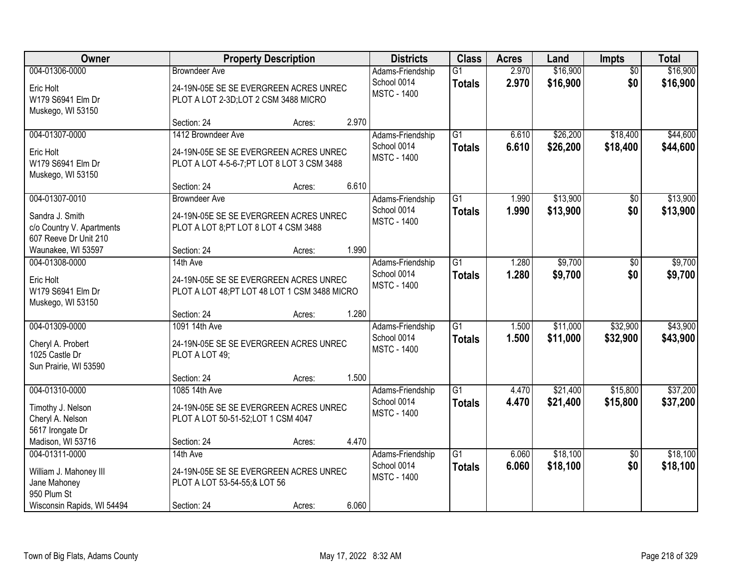| Owner | Property Description | Districts | Class | Acres | Land | Impts | Total |
|---|---|---|---|---|---|---|---|
| 004-01306-0000<br>Eric Holt<br>W179 S6941 Elm Dr<br>Muskego, WI 53150 | Browndeer Ave<br>24-19N-05E SE SE EVERGREEN ACRES UNREC PLOT A LOT 2-3D;LOT 2 CSM 3488 MICRO<br>Section: 24 Acres: 2.970 | Adams-Friendship School 0014<br>MSTC - 1400 | G1<br>**Totals** | 2.970<br>**2.970** | $16,900<br>**$16,900** | $0<br>**$0** | $16,900<br>**$16,900** |
| 004-01307-0000<br>Eric Holt<br>W179 S6941 Elm Dr<br>Muskego, WI 53150 | 1412 Browndeer Ave<br>24-19N-05E SE SE EVERGREEN ACRES UNREC PLOT A LOT 4-5-6-7;PT LOT 8 LOT 3 CSM 3488<br>Section: 24 Acres: 6.610 | Adams-Friendship School 0014<br>MSTC - 1400 | G1<br>**Totals** | 6.610<br>**6.610** | $26,200<br>**$26,200** | $18,400<br>**$18,400** | $44,600<br>**$44,600** |
| 004-01307-0010<br>Sandra J. Smith<br>c/o Country V. Apartments<br>607 Reeve Dr Unit 210<br>Waunakee, WI 53597 | Browndeer Ave<br>24-19N-05E SE SE EVERGREEN ACRES UNREC PLOT A LOT 8;PT LOT 8 LOT 4 CSM 3488<br>Section: 24 Acres: 1.990 | Adams-Friendship School 0014<br>MSTC - 1400 | G1<br>**Totals** | 1.990<br>**1.990** | $13,900<br>**$13,900** | $0<br>**$0** | $13,900<br>**$13,900** |
| 004-01308-0000<br>Eric Holt<br>W179 S6941 Elm Dr<br>Muskego, WI 53150 | 14th Ave<br>24-19N-05E SE SE EVERGREEN ACRES UNREC PLOT A LOT 48;PT LOT 48 LOT 1 CSM 3488 MICRO<br>Section: 24 Acres: 1.280 | Adams-Friendship School 0014<br>MSTC - 1400 | G1<br>**Totals** | 1.280<br>**1.280** | $9,700<br>**$9,700** | $0<br>**$0** | $9,700<br>**$9,700** |
| 004-01309-0000<br>Cheryl A. Probert<br>1025 Castle Dr<br>Sun Prairie, WI 53590 | 1091 14th Ave<br>24-19N-05E SE SE EVERGREEN ACRES UNREC PLOT A LOT 49;<br>Section: 24 Acres: 1.500 | Adams-Friendship School 0014<br>MSTC - 1400 | G1<br>**Totals** | 1.500<br>**1.500** | $11,000<br>**$11,000** | $32,900<br>**$32,900** | $43,900<br>**$43,900** |
| 004-01310-0000<br>Timothy J. Nelson<br>Cheryl A. Nelson<br>5617 Irongate Dr<br>Madison, WI 53716 | 1085 14th Ave<br>24-19N-05E SE SE EVERGREEN ACRES UNREC PLOT A LOT 50-51-52;LOT 1 CSM 4047<br>Section: 24 Acres: 4.470 | Adams-Friendship School 0014<br>MSTC - 1400 | G1<br>**Totals** | 4.470<br>**4.470** | $21,400<br>**$21,400** | $15,800<br>**$15,800** | $37,200<br>**$37,200** |
| 004-01311-0000<br>William J. Mahoney III<br>Jane Mahoney<br>950 Plum St<br>Wisconsin Rapids, WI 54494 | 14th Ave<br>24-19N-05E SE SE EVERGREEN ACRES UNREC PLOT A LOT 53-54-55;& LOT 56<br>Section: 24 Acres: 6.060 | Adams-Friendship School 0014<br>MSTC - 1400 | G1<br>**Totals** | 6.060<br>**6.060** | $18,100<br>**$18,100** | $0<br>**$0** | $18,100<br>**$18,100** |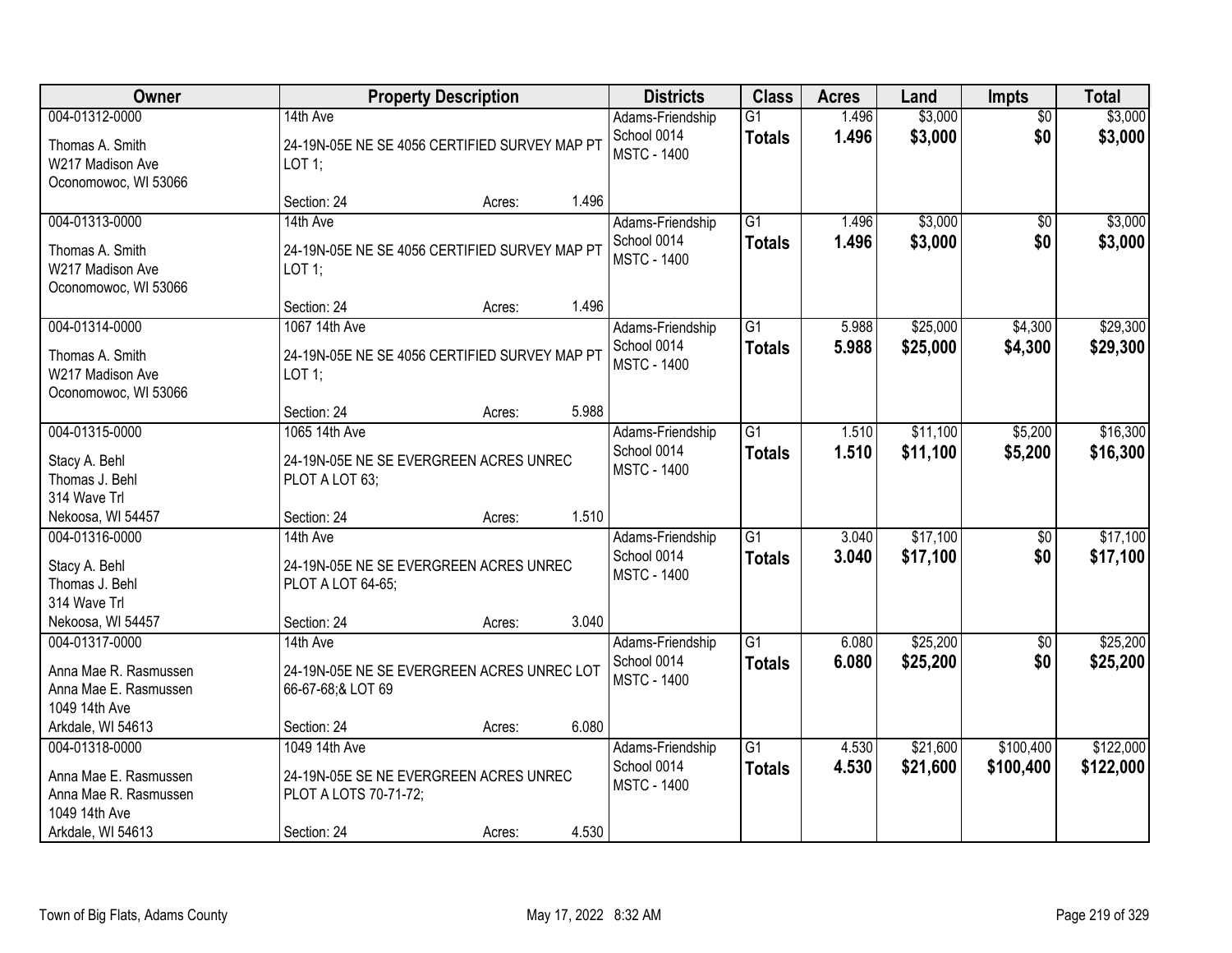| Owner | Property Description | Districts | Class | Acres | Land | Impts | Total |
|---|---|---|---|---|---|---|---|
| 004-01312-0000<br>Thomas A. Smith<br>W217 Madison Ave<br>Oconomowoc, WI 53066 | 14th Ave<br>24-19N-05E NE SE 4056 CERTIFIED SURVEY MAP PT LOT 1;<br>Section: 24 Acres: 1.496 | Adams-Friendship School 0014<br>MSTC - 1400 | G1<br>**Totals** | 1.496<br>**1.496** | $3,000<br>**$3,000** | $0<br>**$0** | $3,000<br>**$3,000** |
| 004-01313-0000<br>Thomas A. Smith<br>W217 Madison Ave<br>Oconomowoc, WI 53066 | 14th Ave<br>24-19N-05E NE SE 4056 CERTIFIED SURVEY MAP PT LOT 1;<br>Section: 24 Acres: 1.496 | Adams-Friendship School 0014<br>MSTC - 1400 | G1<br>**Totals** | 1.496<br>**1.496** | $3,000<br>**$3,000** | $0<br>**$0** | $3,000<br>**$3,000** |
| 004-01314-0000<br>Thomas A. Smith<br>W217 Madison Ave<br>Oconomowoc, WI 53066 | 1067 14th Ave<br>24-19N-05E NE SE 4056 CERTIFIED SURVEY MAP PT LOT 1;<br>Section: 24 Acres: 5.988 | Adams-Friendship School 0014<br>MSTC - 1400 | G1<br>**Totals** | 5.988<br>**5.988** | $25,000<br>**$25,000** | $4,300<br>**$4,300** | $29,300<br>**$29,300** |
| 004-01315-0000<br>Stacy A. Behl<br>Thomas J. Behl<br>314 Wave Trl<br>Nekoosa, WI 54457 | 1065 14th Ave<br>24-19N-05E NE SE EVERGREEN ACRES UNREC PLOT A LOT 63;<br>Section: 24 Acres: 1.510 | Adams-Friendship School 0014<br>MSTC - 1400 | G1<br>**Totals** | 1.510<br>**1.510** | $11,100<br>**$11,100** | $5,200<br>**$5,200** | $16,300<br>**$16,300** |
| 004-01316-0000<br>Stacy A. Behl<br>Thomas J. Behl<br>314 Wave Trl<br>Nekoosa, WI 54457 | 14th Ave<br>24-19N-05E NE SE EVERGREEN ACRES UNREC PLOT A LOT 64-65;<br>Section: 24 Acres: 3.040 | Adams-Friendship School 0014<br>MSTC - 1400 | G1<br>**Totals** | 3.040<br>**3.040** | $17,100<br>**$17,100** | $0<br>**$0** | $17,100<br>**$17,100** |
| 004-01317-0000<br>Anna Mae R. Rasmussen<br>Anna Mae E. Rasmussen<br>1049 14th Ave<br>Arkdale, WI 54613 | 14th Ave<br>24-19N-05E NE SE EVERGREEN ACRES UNREC LOT 66-67-68;& LOT 69<br>Section: 24 Acres: 6.080 | Adams-Friendship School 0014<br>MSTC - 1400 | G1<br>**Totals** | 6.080<br>**6.080** | $25,200<br>**$25,200** | $0<br>**$0** | $25,200<br>**$25,200** |
| 004-01318-0000<br>Anna Mae E. Rasmussen<br>Anna Mae R. Rasmussen<br>1049 14th Ave<br>Arkdale, WI 54613 | 1049 14th Ave<br>24-19N-05E SE NE EVERGREEN ACRES UNREC PLOT A LOTS 70-71-72;<br>Section: 24 Acres: 4.530 | Adams-Friendship School 0014<br>MSTC - 1400 | G1<br>**Totals** | 4.530<br>**4.530** | $21,600<br>**$21,600** | $100,400<br>**$100,400** | $122,000<br>**$122,000** |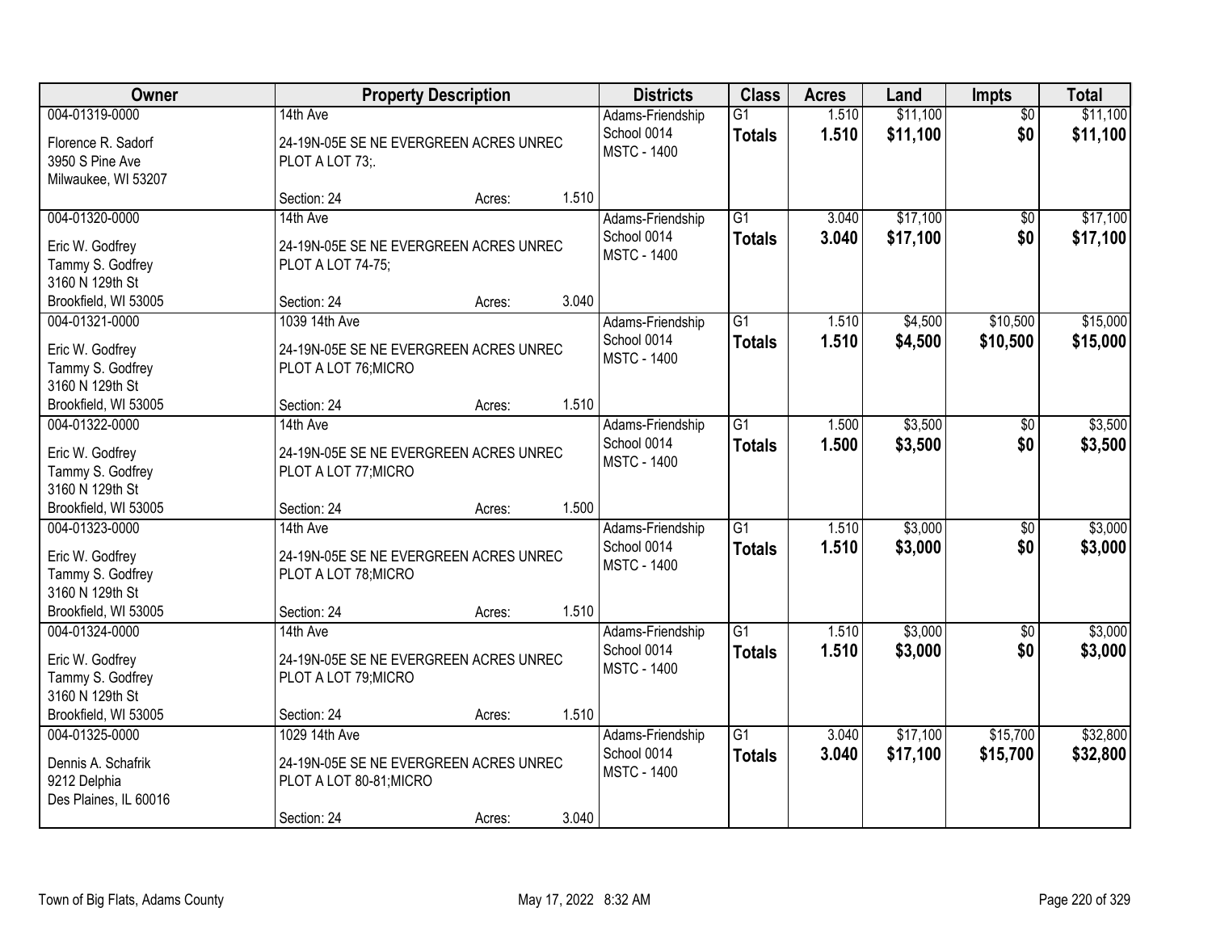| Owner | Property Description | | | Districts | Class | Acres | Land | Impts | Total |
|---|---|---|---|---|---|---|---|---|---|
| 004-01319-0000<br>Florence R. Sadorf<br>3950 S Pine Ave<br>Milwaukee, WI 53207 | 14th Ave<br>24-19N-05E SE NE EVERGREEN ACRES UNREC PLOT A LOT 73;.<br>Section: 24 | Acres: | 1.510 | Adams-Friendship School 0014 MSTC - 1400 | G1<br>**Totals** | 1.510<br>**1.510** | $11,100<br>**$11,100** | $0<br>**$0** | $11,100<br>**$11,100** |
| 004-01320-0000<br>Eric W. Godfrey<br>Tammy S. Godfrey<br>3160 N 129th St<br>Brookfield, WI 53005 | 14th Ave<br>24-19N-05E SE NE EVERGREEN ACRES UNREC PLOT A LOT 74-75;<br>Section: 24 | Acres: | 3.040 | Adams-Friendship School 0014 MSTC - 1400 | G1<br>**Totals** | 3.040<br>**3.040** | $17,100<br>**$17,100** | $0<br>**$0** | $17,100<br>**$17,100** |
| 004-01321-0000<br>Eric W. Godfrey<br>Tammy S. Godfrey<br>3160 N 129th St<br>Brookfield, WI 53005 | 1039 14th Ave<br>24-19N-05E SE NE EVERGREEN ACRES UNREC PLOT A LOT 76;MICRO<br>Section: 24 | Acres: | 1.510 | Adams-Friendship School 0014 MSTC - 1400 | G1<br>**Totals** | 1.510<br>**1.510** | $4,500<br>**$4,500** | $10,500<br>**$10,500** | $15,000<br>**$15,000** |
| 004-01322-0000<br>Eric W. Godfrey<br>Tammy S. Godfrey<br>3160 N 129th St<br>Brookfield, WI 53005 | 14th Ave<br>24-19N-05E SE NE EVERGREEN ACRES UNREC PLOT A LOT 77;MICRO<br>Section: 24 | Acres: | 1.500 | Adams-Friendship School 0014 MSTC - 1400 | G1<br>**Totals** | 1.500<br>**1.500** | $3,500<br>**$3,500** | $0<br>**$0** | $3,500<br>**$3,500** |
| 004-01323-0000<br>Eric W. Godfrey<br>Tammy S. Godfrey<br>3160 N 129th St<br>Brookfield, WI 53005 | 14th Ave<br>24-19N-05E SE NE EVERGREEN ACRES UNREC PLOT A LOT 78;MICRO<br>Section: 24 | Acres: | 1.510 | Adams-Friendship School 0014 MSTC - 1400 | G1<br>**Totals** | 1.510<br>**1.510** | $3,000<br>**$3,000** | $0<br>**$0** | $3,000<br>**$3,000** |
| 004-01324-0000<br>Eric W. Godfrey<br>Tammy S. Godfrey<br>3160 N 129th St<br>Brookfield, WI 53005 | 14th Ave<br>24-19N-05E SE NE EVERGREEN ACRES UNREC PLOT A LOT 79;MICRO<br>Section: 24 | Acres: | 1.510 | Adams-Friendship School 0014 MSTC - 1400 | G1<br>**Totals** | 1.510<br>**1.510** | $3,000<br>**$3,000** | $0<br>**$0** | $3,000<br>**$3,000** |
| 004-01325-0000<br>Dennis A. Schafrik<br>9212 Delphia<br>Des Plaines, IL 60016 | 1029 14th Ave<br>24-19N-05E SE NE EVERGREEN ACRES UNREC PLOT A LOT 80-81;MICRO<br>Section: 24 | Acres: | 3.040 | Adams-Friendship School 0014 MSTC - 1400 | G1<br>**Totals** | 3.040<br>**3.040** | $17,100<br>**$17,100** | $15,700<br>**$15,700** | $32,800<br>**$32,800** |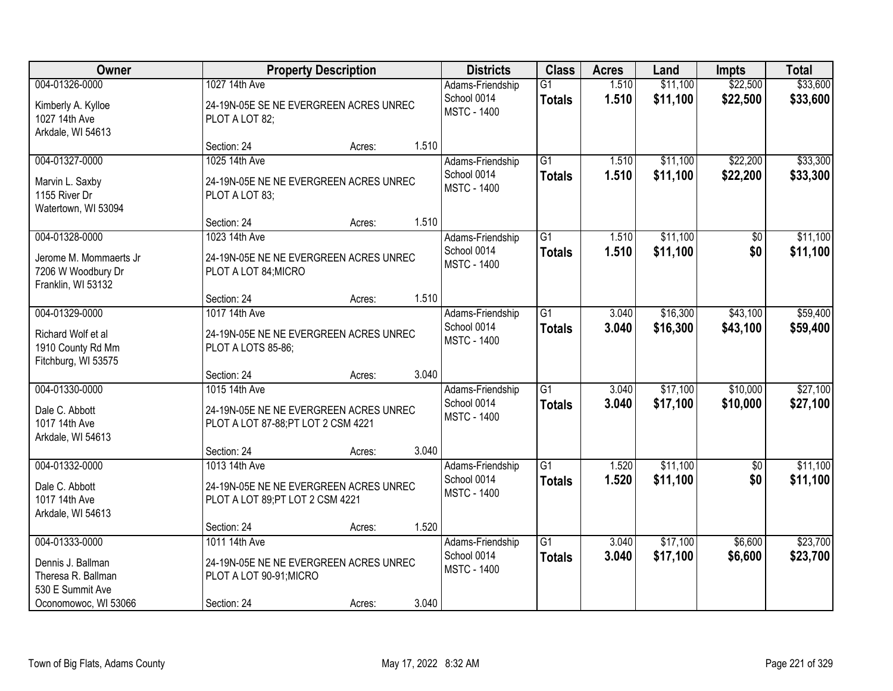| Owner | Property Description | Districts | Class | Acres | Land | Impts | Total |
|---|---|---|---|---|---|---|---|
| 004-01326-0000<br>Kimberly A. Kylloe<br>1027 14th Ave<br>Arkdale, WI 54613 | 1027 14th Ave<br>24-19N-05E SE NE EVERGREEN ACRES UNREC PLOT A LOT 82;<br>Section: 24 Acres: 1.510 | Adams-Friendship School 0014<br>MSTC - 1400 | G1<br>**Totals** | 1.510<br>**1.510** | $11,100<br>**$11,100** | $22,500<br>**$22,500** | $33,600<br>**$33,600** |
| 004-01327-0000<br>Marvin L. Saxby<br>1155 River Dr<br>Watertown, WI 53094 | 1025 14th Ave<br>24-19N-05E NE NE EVERGREEN ACRES UNREC PLOT A LOT 83;<br>Section: 24 Acres: 1.510 | Adams-Friendship School 0014<br>MSTC - 1400 | G1<br>**Totals** | 1.510<br>**1.510** | $11,100<br>**$11,100** | $22,200<br>**$22,200** | $33,300<br>**$33,300** |
| 004-01328-0000<br>Jerome M. Mommaerts Jr<br>7206 W Woodbury Dr<br>Franklin, WI 53132 | 1023 14th Ave<br>24-19N-05E NE NE EVERGREEN ACRES UNREC PLOT A LOT 84;MICRO<br>Section: 24 Acres: 1.510 | Adams-Friendship School 0014<br>MSTC - 1400 | G1<br>**Totals** | 1.510<br>**1.510** | $11,100<br>**$11,100** | $0<br>**$0** | $11,100<br>**$11,100** |
| 004-01329-0000<br>Richard Wolf et al<br>1910 County Rd Mm<br>Fitchburg, WI 53575 | 1017 14th Ave<br>24-19N-05E NE NE EVERGREEN ACRES UNREC PLOT A LOTS 85-86;<br>Section: 24 Acres: 3.040 | Adams-Friendship School 0014<br>MSTC - 1400 | G1<br>**Totals** | 3.040<br>**3.040** | $16,300<br>**$16,300** | $43,100<br>**$43,100** | $59,400<br>**$59,400** |
| 004-01330-0000<br>Dale C. Abbott<br>1017 14th Ave<br>Arkdale, WI 54613 | 1015 14th Ave<br>24-19N-05E NE NE EVERGREEN ACRES UNREC PLOT A LOT 87-88;PT LOT 2 CSM 4221<br>Section: 24 Acres: 3.040 | Adams-Friendship School 0014<br>MSTC - 1400 | G1<br>**Totals** | 3.040<br>**3.040** | $17,100<br>**$17,100** | $10,000<br>**$10,000** | $27,100<br>**$27,100** |
| 004-01332-0000<br>Dale C. Abbott<br>1017 14th Ave<br>Arkdale, WI 54613 | 1013 14th Ave<br>24-19N-05E NE NE EVERGREEN ACRES UNREC PLOT A LOT 89;PT LOT 2 CSM 4221<br>Section: 24 Acres: 1.520 | Adams-Friendship School 0014<br>MSTC - 1400 | G1<br>**Totals** | 1.520<br>**1.520** | $11,100<br>**$11,100** | $0<br>**$0** | $11,100<br>**$11,100** |
| 004-01333-0000<br>Dennis J. Ballman<br>Theresa R. Ballman<br>530 E Summit Ave<br>Oconomowoc, WI 53066 | 1011 14th Ave<br>24-19N-05E NE NE EVERGREEN ACRES UNREC PLOT A LOT 90-91;MICRO<br>Section: 24 Acres: 3.040 | Adams-Friendship School 0014<br>MSTC - 1400 | G1<br>**Totals** | 3.040<br>**3.040** | $17,100<br>**$17,100** | $6,600<br>**$6,600** | $23,700<br>**$23,700** |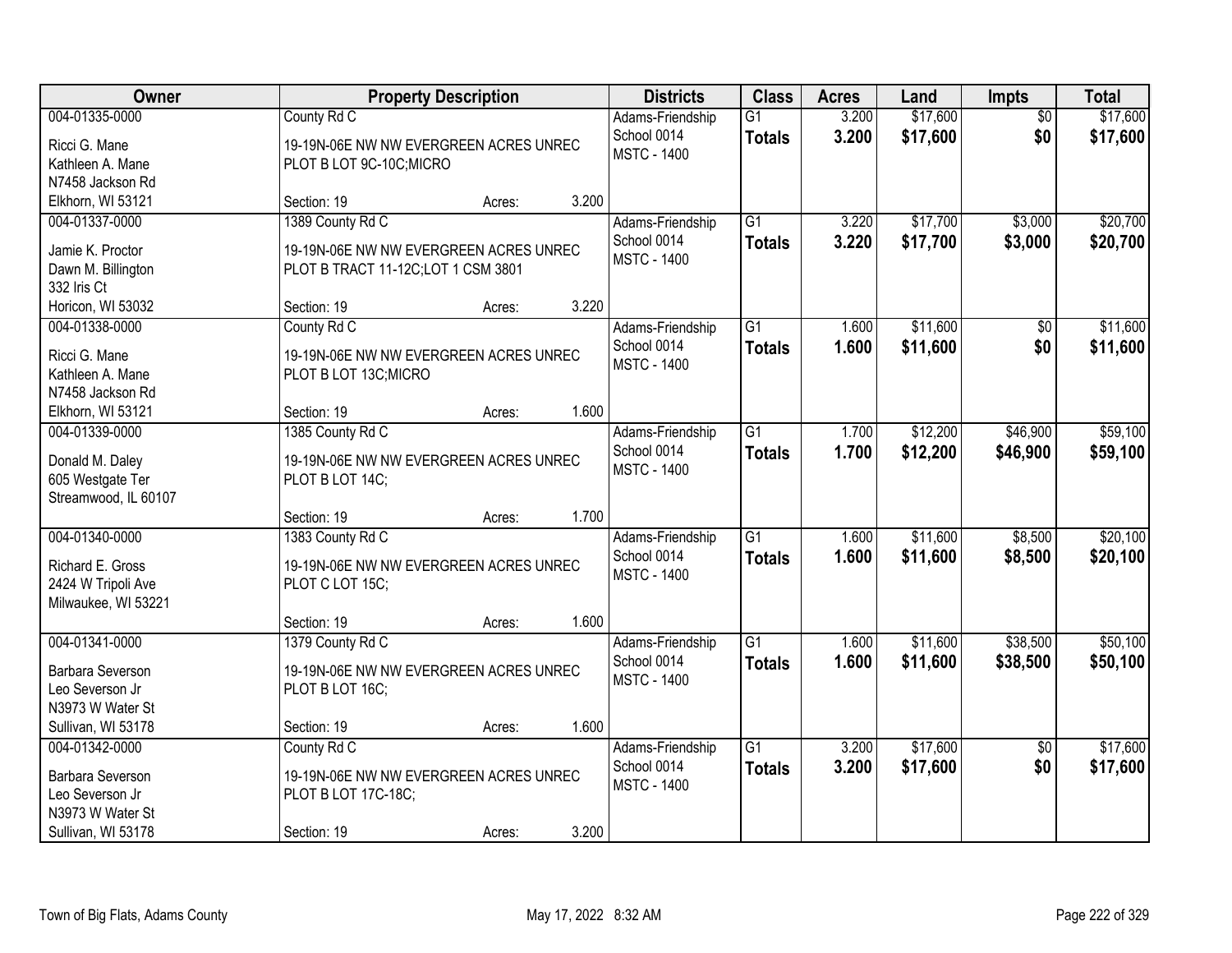| Owner | Property Description | Districts | Class | Acres | Land | Impts | Total |
|---|---|---|---|---|---|---|---|
| 004-01335-0000<br>Ricci G. Mane<br>Kathleen A. Mane<br>N7458 Jackson Rd<br>Elkhorn, WI 53121 | County Rd C<br>19-19N-06E NW NW EVERGREEN ACRES UNREC PLOT B LOT 9C-10C;MICRO<br>Section: 19 Acres: 3.200 | Adams-Friendship School 0014<br>MSTC - 1400 | G1<br>**Totals** | 3.200<br>**3.200** | $17,600<br>**$17,600** | $0<br>**$0** | $17,600<br>**$17,600** |
| 004-01337-0000<br>Jamie K. Proctor<br>Dawn M. Billington<br>332 Iris Ct<br>Horicon, WI 53032 | 1389 County Rd C<br>19-19N-06E NW NW EVERGREEN ACRES UNREC PLOT B TRACT 11-12C;LOT 1 CSM 3801<br>Section: 19 Acres: 3.220 | Adams-Friendship School 0014<br>MSTC - 1400 | G1<br>**Totals** | 3.220<br>**3.220** | $17,700<br>**$17,700** | $3,000<br>**$3,000** | $20,700<br>**$20,700** |
| 004-01338-0000<br>Ricci G. Mane<br>Kathleen A. Mane<br>N7458 Jackson Rd<br>Elkhorn, WI 53121 | County Rd C<br>19-19N-06E NW NW EVERGREEN ACRES UNREC PLOT B LOT 13C;MICRO<br>Section: 19 Acres: 1.600 | Adams-Friendship School 0014<br>MSTC - 1400 | G1<br>**Totals** | 1.600<br>**1.600** | $11,600<br>**$11,600** | $0<br>**$0** | $11,600<br>**$11,600** |
| 004-01339-0000<br>Donald M. Daley<br>605 Westgate Ter<br>Streamwood, IL 60107 | 1385 County Rd C<br>19-19N-06E NW NW EVERGREEN ACRES UNREC PLOT B LOT 14C;<br>Section: 19 Acres: 1.700 | Adams-Friendship School 0014<br>MSTC - 1400 | G1<br>**Totals** | 1.700<br>**1.700** | $12,200<br>**$12,200** | $46,900<br>**$46,900** | $59,100<br>**$59,100** |
| 004-01340-0000<br>Richard E. Gross<br>2424 W Tripoli Ave<br>Milwaukee, WI 53221 | 1383 County Rd C<br>19-19N-06E NW NW EVERGREEN ACRES UNREC PLOT C LOT 15C;<br>Section: 19 Acres: 1.600 | Adams-Friendship School 0014<br>MSTC - 1400 | G1<br>**Totals** | 1.600<br>**1.600** | $11,600<br>**$11,600** | $8,500<br>**$8,500** | $20,100<br>**$20,100** |
| 004-01341-0000<br>Barbara Severson<br>Leo Severson Jr<br>N3973 W Water St<br>Sullivan, WI 53178 | 1379 County Rd C<br>19-19N-06E NW NW EVERGREEN ACRES UNREC PLOT B LOT 16C;<br>Section: 19 Acres: 1.600 | Adams-Friendship School 0014<br>MSTC - 1400 | G1<br>**Totals** | 1.600<br>**1.600** | $11,600<br>**$11,600** | $38,500<br>**$38,500** | $50,100<br>**$50,100** |
| 004-01342-0000<br>Barbara Severson<br>Leo Severson Jr<br>N3973 W Water St<br>Sullivan, WI 53178 | County Rd C<br>19-19N-06E NW NW EVERGREEN ACRES UNREC PLOT B LOT 17C-18C;<br>Section: 19 Acres: 3.200 | Adams-Friendship School 0014<br>MSTC - 1400 | G1<br>**Totals** | 3.200<br>**3.200** | $17,600<br>**$17,600** | $0<br>**$0** | $17,600<br>**$17,600** |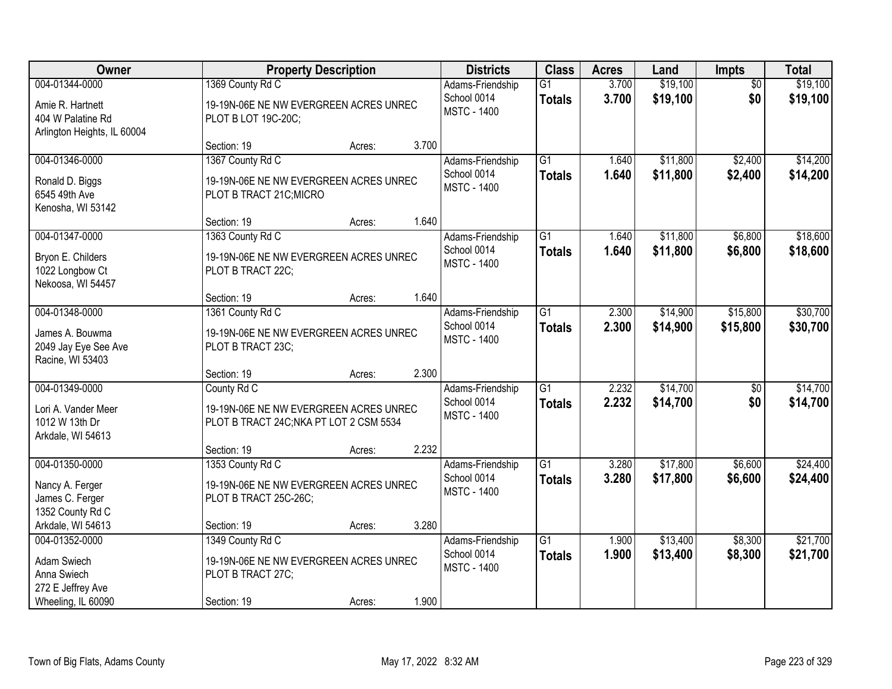| Owner | Property Description | | | Districts | Class | Acres | Land | Impts | Total |
|---|---|---|---|---|---|---|---|---|---|
| 004-01344-0000<br>Amie R. Hartnett<br>404 W Palatine Rd<br>Arlington Heights, IL 60004 | 1369 County Rd C<br>19-19N-06E NE NW EVERGREEN ACRES UNREC PLOT B LOT 19C-20C;<br>Section: 19 | Acres: | 3.700 | Adams-Friendship School 0014<br>MSTC - 1400 | G1<br>**Totals** | 3.700<br>**3.700** | $19,100<br>**$19,100** | $0<br>**$0** | $19,100<br>**$19,100** |
| 004-01346-0000<br>Ronald D. Biggs<br>6545 49th Ave<br>Kenosha, WI 53142 | 1367 County Rd C<br>19-19N-06E NE NW EVERGREEN ACRES UNREC PLOT B TRACT 21C;MICRO<br>Section: 19 | Acres: | 1.640 | Adams-Friendship School 0014<br>MSTC - 1400 | G1<br>**Totals** | 1.640<br>**1.640** | $11,800<br>**$11,800** | $2,400<br>**$2,400** | $14,200<br>**$14,200** |
| 004-01347-0000<br>Bryon E. Childers<br>1022 Longbow Ct<br>Nekoosa, WI 54457 | 1363 County Rd C<br>19-19N-06E NE NW EVERGREEN ACRES UNREC PLOT B TRACT 22C;<br>Section: 19 | Acres: | 1.640 | Adams-Friendship School 0014<br>MSTC - 1400 | G1<br>**Totals** | 1.640<br>**1.640** | $11,800<br>**$11,800** | $6,800<br>**$6,800** | $18,600<br>**$18,600** |
| 004-01348-0000<br>James A. Bouwma<br>2049 Jay Eye See Ave<br>Racine, WI 53403 | 1361 County Rd C<br>19-19N-06E NE NW EVERGREEN ACRES UNREC PLOT B TRACT 23C;<br>Section: 19 | Acres: | 2.300 | Adams-Friendship School 0014<br>MSTC - 1400 | G1<br>**Totals** | 2.300<br>**2.300** | $14,900<br>**$14,900** | $15,800<br>**$15,800** | $30,700<br>**$30,700** |
| 004-01349-0000<br>Lori A. Vander Meer<br>1012 W 13th Dr<br>Arkdale, WI 54613 | County Rd C<br>19-19N-06E NE NW EVERGREEN ACRES UNREC PLOT B TRACT 24C;NKA PT LOT 2 CSM 5534<br>Section: 19 | Acres: | 2.232 | Adams-Friendship School 0014<br>MSTC - 1400 | G1<br>**Totals** | 2.232<br>**2.232** | $14,700<br>**$14,700** | $0<br>**$0** | $14,700<br>**$14,700** |
| 004-01350-0000<br>Nancy A. Ferger<br>James C. Ferger<br>1352 County Rd C<br>Arkdale, WI 54613 | 1353 County Rd C<br>19-19N-06E NE NW EVERGREEN ACRES UNREC PLOT B TRACT 25C-26C;<br>Section: 19 | Acres: | 3.280 | Adams-Friendship School 0014<br>MSTC - 1400 | G1<br>**Totals** | 3.280<br>**3.280** | $17,800<br>**$17,800** | $6,600<br>**$6,600** | $24,400<br>**$24,400** |
| 004-01352-0000<br>Adam Swiech<br>Anna Swiech<br>272 E Jeffrey Ave<br>Wheeling, IL 60090 | 1349 County Rd C<br>19-19N-06E NE NW EVERGREEN ACRES UNREC PLOT B TRACT 27C;<br>Section: 19 | Acres: | 1.900 | Adams-Friendship School 0014<br>MSTC - 1400 | G1<br>**Totals** | 1.900<br>**1.900** | $13,400<br>**$13,400** | $8,300<br>**$8,300** | $21,700<br>**$21,700** |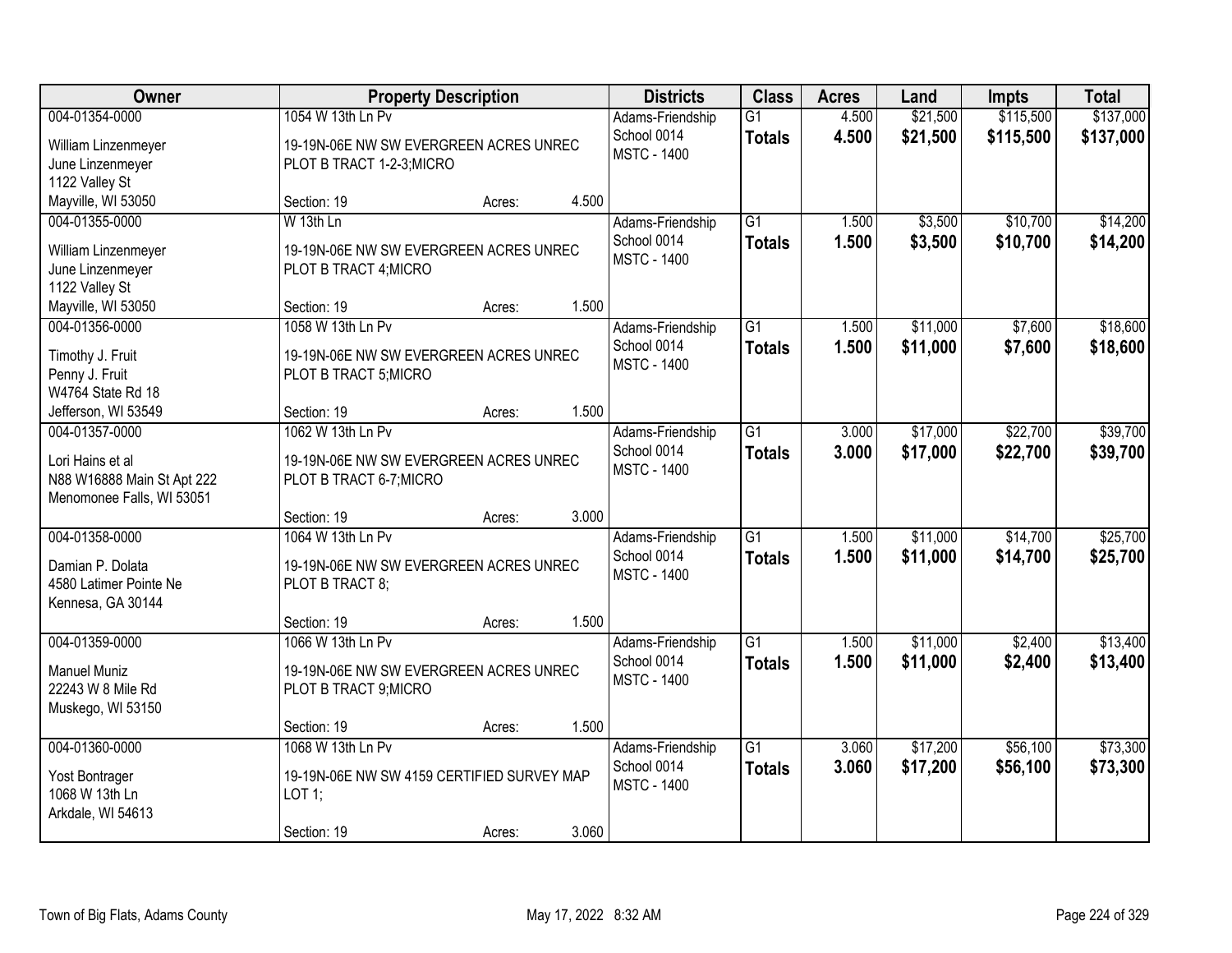| Owner | Property Description | Districts | Class | Acres | Land | Impts | Total |
|---|---|---|---|---|---|---|---|
| 004-01354-0000<br>William Linzenmeyer<br>June Linzenmeyer<br>1122 Valley St<br>Mayville, WI 53050 | 1054 W 13th Ln Pv<br>19-19N-06E NW SW EVERGREEN ACRES UNREC PLOT B TRACT 1-2-3;MICRO<br>Section: 19 Acres: 4.500 | Adams-Friendship School 0014<br>MSTC - 1400 | G1<br>**Totals** | 4.500<br>**4.500** | $21,500<br>**$21,500** | $115,500<br>**$115,500** | $137,000<br>**$137,000** |
| 004-01355-0000<br>William Linzenmeyer<br>June Linzenmeyer<br>1122 Valley St<br>Mayville, WI 53050 | W 13th Ln<br>19-19N-06E NW SW EVERGREEN ACRES UNREC PLOT B TRACT 4;MICRO<br>Section: 19 Acres: 1.500 | Adams-Friendship School 0014<br>MSTC - 1400 | G1<br>**Totals** | 1.500<br>**1.500** | $3,500<br>**$3,500** | $10,700<br>**$10,700** | $14,200<br>**$14,200** |
| 004-01356-0000<br>Timothy J. Fruit<br>Penny J. Fruit<br>W4764 State Rd 18<br>Jefferson, WI 53549 | 1058 W 13th Ln Pv<br>19-19N-06E NW SW EVERGREEN ACRES UNREC PLOT B TRACT 5;MICRO<br>Section: 19 Acres: 1.500 | Adams-Friendship School 0014<br>MSTC - 1400 | G1<br>**Totals** | 1.500<br>**1.500** | $11,000<br>**$11,000** | $7,600<br>**$7,600** | $18,600<br>**$18,600** |
| 004-01357-0000<br>Lori Hains et al<br>N88 W16888 Main St Apt 222<br>Menomonee Falls, WI 53051 | 1062 W 13th Ln Pv<br>19-19N-06E NW SW EVERGREEN ACRES UNREC PLOT B TRACT 6-7;MICRO<br>Section: 19 Acres: 3.000 | Adams-Friendship School 0014<br>MSTC - 1400 | G1<br>**Totals** | 3.000<br>**3.000** | $17,000<br>**$17,000** | $22,700<br>**$22,700** | $39,700<br>**$39,700** |
| 004-01358-0000<br>Damian P. Dolata<br>4580 Latimer Pointe Ne<br>Kennesa, GA 30144 | 1064 W 13th Ln Pv<br>19-19N-06E NW SW EVERGREEN ACRES UNREC PLOT B TRACT 8;<br>Section: 19 Acres: 1.500 | Adams-Friendship School 0014<br>MSTC - 1400 | G1<br>**Totals** | 1.500<br>**1.500** | $11,000<br>**$11,000** | $14,700<br>**$14,700** | $25,700<br>**$25,700** |
| 004-01359-0000<br>Manuel Muniz<br>22243 W 8 Mile Rd<br>Muskego, WI 53150 | 1066 W 13th Ln Pv<br>19-19N-06E NW SW EVERGREEN ACRES UNREC PLOT B TRACT 9;MICRO<br>Section: 19 Acres: 1.500 | Adams-Friendship School 0014<br>MSTC - 1400 | G1<br>**Totals** | 1.500<br>**1.500** | $11,000<br>**$11,000** | $2,400<br>**$2,400** | $13,400<br>**$13,400** |
| 004-01360-0000<br>Yost Bontrager<br>1068 W 13th Ln<br>Arkdale, WI 54613 | 1068 W 13th Ln Pv<br>19-19N-06E NW SW 4159 CERTIFIED SURVEY MAP LOT 1;<br>Section: 19 Acres: 3.060 | Adams-Friendship School 0014<br>MSTC - 1400 | G1<br>**Totals** | 3.060<br>**3.060** | $17,200<br>**$17,200** | $56,100<br>**$56,100** | $73,300<br>**$73,300** |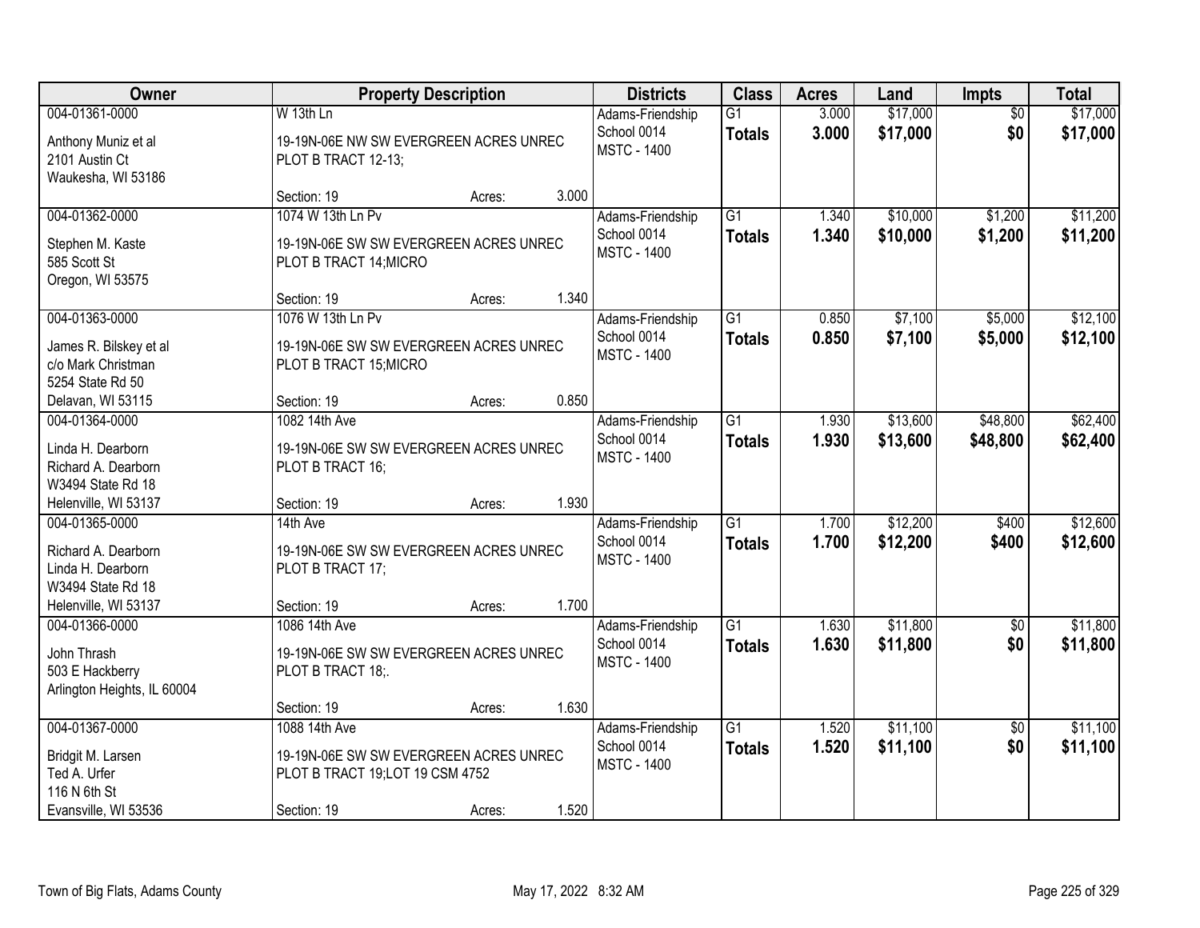| Owner | Property Description | Districts | Class | Acres | Land | Impts | Total |
|---|---|---|---|---|---|---|---|
| 004-01361-0000<br>Anthony Muniz et al<br>2101 Austin Ct<br>Waukesha, WI 53186 | W 13th Ln<br>19-19N-06E NW SW EVERGREEN ACRES UNREC PLOT B TRACT 12-13;<br>Section: 19 Acres: 3.000 | Adams-Friendship School 0014<br>MSTC - 1400 | G1<br>**Totals** | 3.000<br>**3.000** | $17,000<br>**$17,000** | $0<br>**$0** | $17,000<br>**$17,000** |
| 004-01362-0000<br>Stephen M. Kaste<br>585 Scott St<br>Oregon, WI 53575 | 1074 W 13th Ln Pv<br>19-19N-06E SW SW EVERGREEN ACRES UNREC PLOT B TRACT 14;MICRO<br>Section: 19 Acres: 1.340 | Adams-Friendship School 0014<br>MSTC - 1400 | G1<br>**Totals** | 1.340<br>**1.340** | $10,000<br>**$10,000** | $1,200<br>**$1,200** | $11,200<br>**$11,200** |
| 004-01363-0000<br>James R. Bilskey et al<br>c/o Mark Christman<br>5254 State Rd 50<br>Delavan, WI 53115 | 1076 W 13th Ln Pv<br>19-19N-06E SW SW EVERGREEN ACRES UNREC PLOT B TRACT 15;MICRO<br>Section: 19 Acres: 0.850 | Adams-Friendship School 0014<br>MSTC - 1400 | G1<br>**Totals** | 0.850<br>**0.850** | $7,100<br>**$7,100** | $5,000<br>**$5,000** | $12,100<br>**$12,100** |
| 004-01364-0000<br>Linda H. Dearborn<br>Richard A. Dearborn<br>W3494 State Rd 18<br>Helenville, WI 53137 | 1082 14th Ave<br>19-19N-06E SW SW EVERGREEN ACRES UNREC PLOT B TRACT 16;<br>Section: 19 Acres: 1.930 | Adams-Friendship School 0014<br>MSTC - 1400 | G1<br>**Totals** | 1.930<br>**1.930** | $13,600<br>**$13,600** | $48,800<br>**$48,800** | $62,400<br>**$62,400** |
| 004-01365-0000<br>Richard A. Dearborn<br>Linda H. Dearborn<br>W3494 State Rd 18<br>Helenville, WI 53137 | 14th Ave<br>19-19N-06E SW SW EVERGREEN ACRES UNREC PLOT B TRACT 17;<br>Section: 19 Acres: 1.700 | Adams-Friendship School 0014<br>MSTC - 1400 | G1<br>**Totals** | 1.700<br>**1.700** | $12,200<br>**$12,200** | $400<br>**$400** | $12,600<br>**$12,600** |
| 004-01366-0000<br>John Thrash<br>503 E Hackberry<br>Arlington Heights, IL 60004 | 1086 14th Ave<br>19-19N-06E SW SW EVERGREEN ACRES UNREC PLOT B TRACT 18;.<br>Section: 19 Acres: 1.630 | Adams-Friendship School 0014<br>MSTC - 1400 | G1<br>**Totals** | 1.630<br>**1.630** | $11,800<br>**$11,800** | $0<br>**$0** | $11,800<br>**$11,800** |
| 004-01367-0000<br>Bridgit M. Larsen<br>Ted A. Urfer<br>116 N 6th St<br>Evansville, WI 53536 | 1088 14th Ave<br>19-19N-06E SW SW EVERGREEN ACRES UNREC PLOT B TRACT 19;LOT 19 CSM 4752<br>Section: 19 Acres: 1.520 | Adams-Friendship School 0014<br>MSTC - 1400 | G1<br>**Totals** | 1.520<br>**1.520** | $11,100<br>**$11,100** | $0<br>**$0** | $11,100<br>**$11,100** |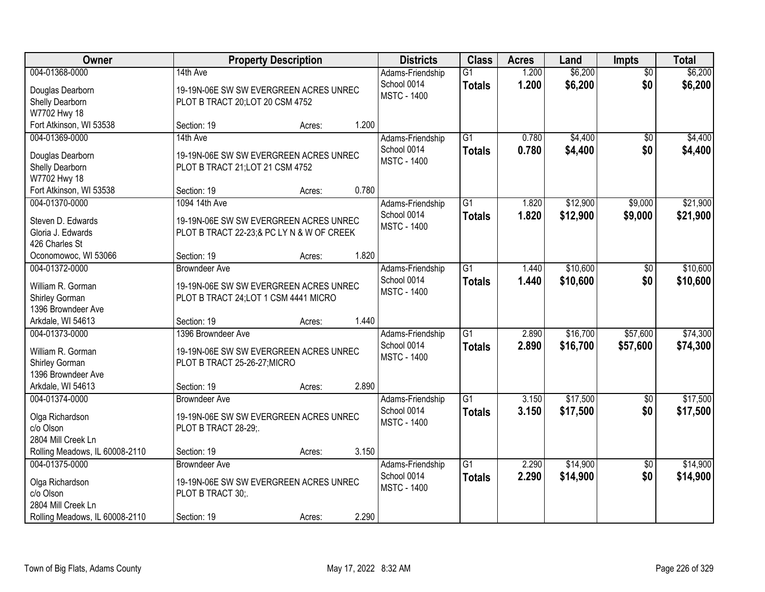| Owner | Property Description | Districts | Class | Acres | Land | Impts | Total |
|---|---|---|---|---|---|---|---|
| 004-01368-0000<br>Douglas Dearborn<br>Shelly Dearborn<br>W7702 Hwy 18<br>Fort Atkinson, WI 53538 | 14th Ave<br>19-19N-06E SW SW EVERGREEN ACRES UNREC PLOT B TRACT 20;LOT 20 CSM 4752<br>Section: 19 Acres: 1.200 | Adams-Friendship School 0014<br>MSTC - 1400 | G1<br>**Totals** | 1.200<br>**1.200** | $6,200<br>**$6,200** | $0<br>**$0** | $6,200<br>**$6,200** |
| 004-01369-0000<br>Douglas Dearborn<br>Shelly Dearborn<br>W7702 Hwy 18<br>Fort Atkinson, WI 53538 | 14th Ave<br>19-19N-06E SW SW EVERGREEN ACRES UNREC PLOT B TRACT 21;LOT 21 CSM 4752<br>Section: 19 Acres: 0.780 | Adams-Friendship School 0014<br>MSTC - 1400 | G1<br>**Totals** | 0.780<br>**0.780** | $4,400<br>**$4,400** | $0<br>**$0** | $4,400<br>**$4,400** |
| 004-01370-0000<br>Steven D. Edwards<br>Gloria J. Edwards<br>426 Charles St<br>Oconomowoc, WI 53066 | 1094 14th Ave<br>19-19N-06E SW SW EVERGREEN ACRES UNREC PLOT B TRACT 22-23;& PC LY N & W OF CREEK<br>Section: 19 Acres: 1.820 | Adams-Friendship School 0014<br>MSTC - 1400 | G1<br>**Totals** | 1.820<br>**1.820** | $12,900<br>**$12,900** | $9,000<br>**$9,000** | $21,900<br>**$21,900** |
| 004-01372-0000<br>William R. Gorman<br>Shirley Gorman<br>1396 Browndeer Ave<br>Arkdale, WI 54613 | Browndeer Ave<br>19-19N-06E SW SW EVERGREEN ACRES UNREC PLOT B TRACT 24;LOT 1 CSM 4441 MICRO<br>Section: 19 Acres: 1.440 | Adams-Friendship School 0014<br>MSTC - 1400 | G1<br>**Totals** | 1.440<br>**1.440** | $10,600<br>**$10,600** | $0<br>**$0** | $10,600<br>**$10,600** |
| 004-01373-0000<br>William R. Gorman<br>Shirley Gorman<br>1396 Browndeer Ave<br>Arkdale, WI 54613 | 1396 Browndeer Ave<br>19-19N-06E SW SW EVERGREEN ACRES UNREC PLOT B TRACT 25-26-27;MICRO<br>Section: 19 Acres: 2.890 | Adams-Friendship School 0014<br>MSTC - 1400 | G1<br>**Totals** | 2.890<br>**2.890** | $16,700<br>**$16,700** | $57,600<br>**$57,600** | $74,300<br>**$74,300** |
| 004-01374-0000<br>Olga Richardson<br>c/o Olson<br>2804 Mill Creek Ln<br>Rolling Meadows, IL 60008-2110 | Browndeer Ave<br>19-19N-06E SW SW EVERGREEN ACRES UNREC PLOT B TRACT 28-29;.<br>Section: 19 Acres: 3.150 | Adams-Friendship School 0014<br>MSTC - 1400 | G1<br>**Totals** | 3.150<br>**3.150** | $17,500<br>**$17,500** | $0<br>**$0** | $17,500<br>**$17,500** |
| 004-01375-0000<br>Olga Richardson<br>c/o Olson<br>2804 Mill Creek Ln<br>Rolling Meadows, IL 60008-2110 | Browndeer Ave<br>19-19N-06E SW SW EVERGREEN ACRES UNREC PLOT B TRACT 30;.<br>Section: 19 Acres: 2.290 | Adams-Friendship School 0014<br>MSTC - 1400 | G1<br>**Totals** | 2.290<br>**2.290** | $14,900<br>**$14,900** | $0<br>**$0** | $14,900<br>**$14,900** |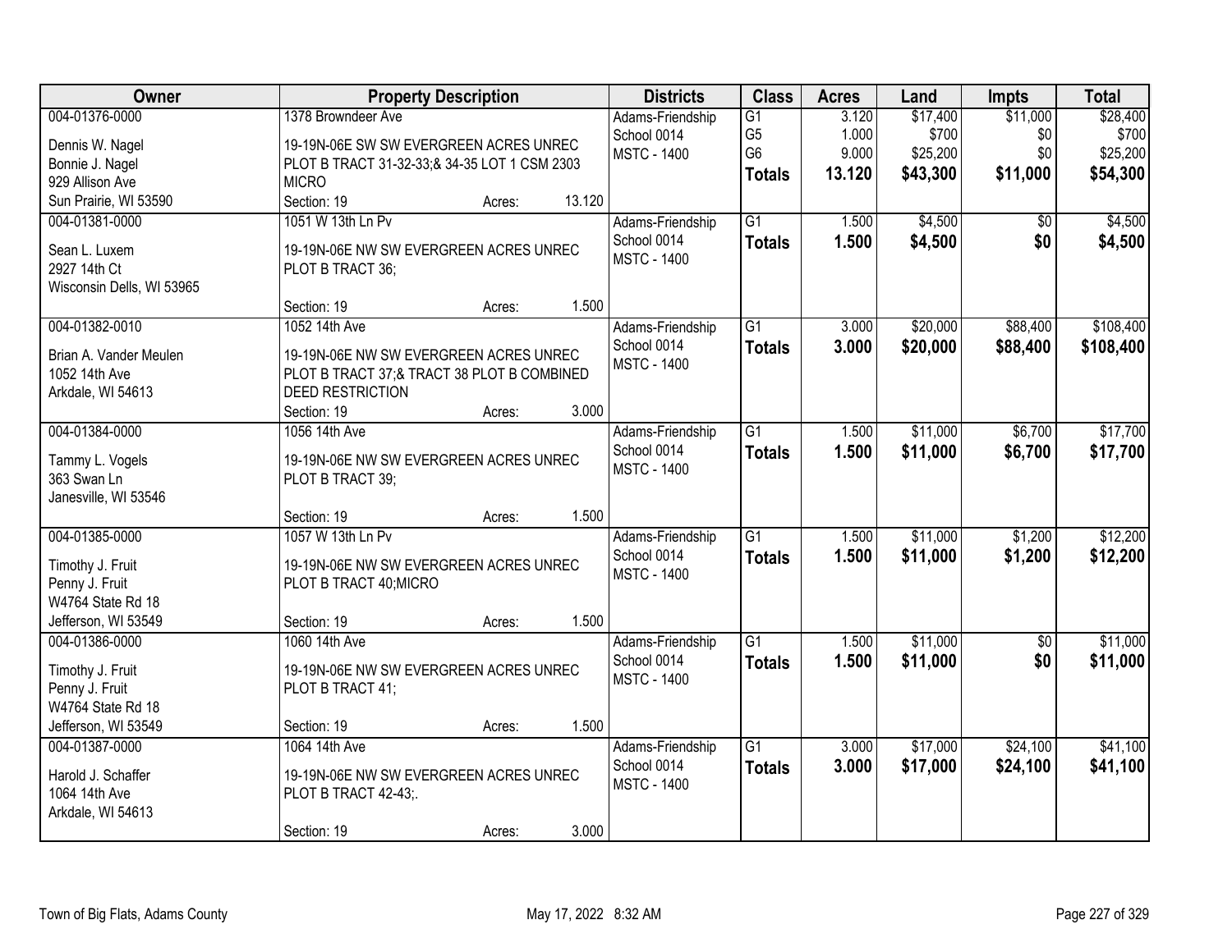| Owner | Property Description | Districts | Class | Acres | Land | Impts | Total |
|---|---|---|---|---|---|---|---|
| 004-01376-0000<br>Dennis W. Nagel<br>Bonnie J. Nagel<br>929 Allison Ave<br>Sun Prairie, WI 53590 | 1378 Browndeer Ave<br>19-19N-06E SW SW EVERGREEN ACRES UNREC PLOT B TRACT 31-32-33;& 34-35 LOT 1 CSM 2303 MICRO<br>Section: 19 Acres: 13.120 | Adams-Friendship<br>School 0014<br>MSTC - 1400 | G1<br>G5<br>G6<br>**Totals** | 3.120<br>1.000<br>9.000<br>**13.120** | $17,400<br>$700<br>$25,200<br>**$43,300** | $11,000<br>$0<br>$0<br>**$11,000** | $28,400<br>$700<br>$25,200<br>**$54,300** |
| 004-01381-0000<br>Sean L. Luxem<br>2927 14th Ct<br>Wisconsin Dells, WI 53965 | 1051 W 13th Ln Pv<br>19-19N-06E NW SW EVERGREEN ACRES UNREC PLOT B TRACT 36;<br>Section: 19 Acres: 1.500 | Adams-Friendship<br>School 0014<br>MSTC - 1400 | G1<br>**Totals** | 1.500<br>**1.500** | $4,500<br>**$4,500** | $0<br>**$0** | $4,500<br>**$4,500** |
| 004-01382-0010<br>Brian A. Vander Meulen<br>1052 14th Ave<br>Arkdale, WI 54613 | 1052 14th Ave<br>19-19N-06E NW SW EVERGREEN ACRES UNREC PLOT B TRACT 37;& TRACT 38 PLOT B COMBINED DEED RESTRICTION<br>Section: 19 Acres: 3.000 | Adams-Friendship<br>School 0014<br>MSTC - 1400 | G1<br>**Totals** | 3.000<br>**3.000** | $20,000<br>**$20,000** | $88,400<br>**$88,400** | $108,400<br>**$108,400** |
| 004-01384-0000<br>Tammy L. Vogels<br>363 Swan Ln<br>Janesville, WI 53546 | 1056 14th Ave<br>19-19N-06E NW SW EVERGREEN ACRES UNREC PLOT B TRACT 39;<br>Section: 19 Acres: 1.500 | Adams-Friendship<br>School 0014<br>MSTC - 1400 | G1<br>**Totals** | 1.500<br>**1.500** | $11,000<br>**$11,000** | $6,700<br>**$6,700** | $17,700<br>**$17,700** |
| 004-01385-0000<br>Timothy J. Fruit<br>Penny J. Fruit<br>W4764 State Rd 18<br>Jefferson, WI 53549 | 1057 W 13th Ln Pv<br>19-19N-06E NW SW EVERGREEN ACRES UNREC PLOT B TRACT 40;MICRO<br>Section: 19 Acres: 1.500 | Adams-Friendship<br>School 0014<br>MSTC - 1400 | G1<br>**Totals** | 1.500<br>**1.500** | $11,000<br>**$11,000** | $1,200<br>**$1,200** | $12,200<br>**$12,200** |
| 004-01386-0000<br>Timothy J. Fruit<br>Penny J. Fruit<br>W4764 State Rd 18<br>Jefferson, WI 53549 | 1060 14th Ave<br>19-19N-06E NW SW EVERGREEN ACRES UNREC PLOT B TRACT 41;<br>Section: 19 Acres: 1.500 | Adams-Friendship<br>School 0014<br>MSTC - 1400 | G1<br>**Totals** | 1.500<br>**1.500** | $11,000<br>**$11,000** | $0<br>**$0** | $11,000<br>**$11,000** |
| 004-01387-0000<br>Harold J. Schaffer<br>1064 14th Ave<br>Arkdale, WI 54613 | 1064 14th Ave<br>19-19N-06E NW SW EVERGREEN ACRES UNREC PLOT B TRACT 42-43;.<br>Section: 19 Acres: 3.000 | Adams-Friendship<br>School 0014<br>MSTC - 1400 | G1<br>**Totals** | 3.000<br>**3.000** | $17,000<br>**$17,000** | $24,100<br>**$24,100** | $41,100<br>**$41,100** |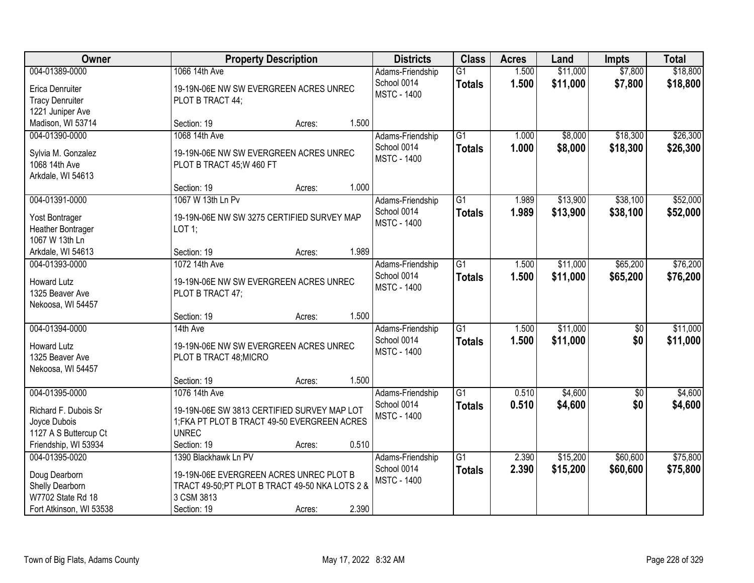| Owner | Property Description | Districts | Class | Acres | Land | Impts | Total |
|---|---|---|---|---|---|---|---|
| 004-01389-0000<br>Erica Denruiter<br>Tracy Denruiter<br>1221 Juniper Ave<br>Madison, WI 53714 | 1066 14th Ave<br>19-19N-06E NW SW EVERGREEN ACRES UNREC PLOT B TRACT 44;<br>Section: 19 Acres: 1.500 | Adams-Friendship School 0014<br>MSTC - 1400 | G1<br>**Totals** | 1.500<br>**1.500** | $11,000<br>**$11,000** | $7,800<br>**$7,800** | $18,800<br>**$18,800** |
| 004-01390-0000<br>Sylvia M. Gonzalez<br>1068 14th Ave<br>Arkdale, WI 54613 | 1068 14th Ave<br>19-19N-06E NW SW EVERGREEN ACRES UNREC PLOT B TRACT 45;W 460 FT<br>Section: 19 Acres: 1.000 | Adams-Friendship School 0014<br>MSTC - 1400 | G1<br>**Totals** | 1.000<br>**1.000** | $8,000<br>**$8,000** | $18,300<br>**$18,300** | $26,300<br>**$26,300** |
| 004-01391-0000<br>Yost Bontrager<br>Heather Bontrager<br>1067 W 13th Ln<br>Arkdale, WI 54613 | 1067 W 13th Ln Pv<br>19-19N-06E NW SW 3275 CERTIFIED SURVEY MAP LOT 1;<br>Section: 19 Acres: 1.989 | Adams-Friendship School 0014<br>MSTC - 1400 | G1<br>**Totals** | 1.989<br>**1.989** | $13,900<br>**$13,900** | $38,100<br>**$38,100** | $52,000<br>**$52,000** |
| 004-01393-0000<br>Howard Lutz<br>1325 Beaver Ave<br>Nekoosa, WI 54457 | 1072 14th Ave<br>19-19N-06E NW SW EVERGREEN ACRES UNREC PLOT B TRACT 47;<br>Section: 19 Acres: 1.500 | Adams-Friendship School 0014<br>MSTC - 1400 | G1<br>**Totals** | 1.500<br>**1.500** | $11,000<br>**$11,000** | $65,200<br>**$65,200** | $76,200<br>**$76,200** |
| 004-01394-0000<br>Howard Lutz<br>1325 Beaver Ave<br>Nekoosa, WI 54457 | 14th Ave<br>19-19N-06E NW SW EVERGREEN ACRES UNREC PLOT B TRACT 48;MICRO<br>Section: 19 Acres: 1.500 | Adams-Friendship School 0014<br>MSTC - 1400 | G1<br>**Totals** | 1.500<br>**1.500** | $11,000<br>**$11,000** | $0<br>**$0** | $11,000<br>**$11,000** |
| 004-01395-0000<br>Richard F. Dubois Sr<br>Joyce Dubois<br>1127 A S Buttercup Ct<br>Friendship, WI 53934 | 1076 14th Ave<br>19-19N-06E SW 3813 CERTIFIED SURVEY MAP LOT 1;FKA PT PLOT B TRACT 49-50 EVERGREEN ACRES UNREC<br>Section: 19 Acres: 0.510 | Adams-Friendship School 0014<br>MSTC - 1400 | G1<br>**Totals** | 0.510<br>**0.510** | $4,600<br>**$4,600** | $0<br>**$0** | $4,600<br>**$4,600** |
| 004-01395-0020<br>Doug Dearborn<br>Shelly Dearborn<br>W7702 State Rd 18<br>Fort Atkinson, WI 53538 | 1390 Blackhawk Ln PV<br>19-19N-06E EVERGREEN ACRES UNREC PLOT B TRACT 49-50;PT PLOT B TRACT 49-50 NKA LOTS 2 & 3 CSM 3813<br>Section: 19 Acres: 2.390 | Adams-Friendship School 0014<br>MSTC - 1400 | G1<br>**Totals** | 2.390<br>**2.390** | $15,200<br>**$15,200** | $60,600<br>**$60,600** | $75,800<br>**$75,800** |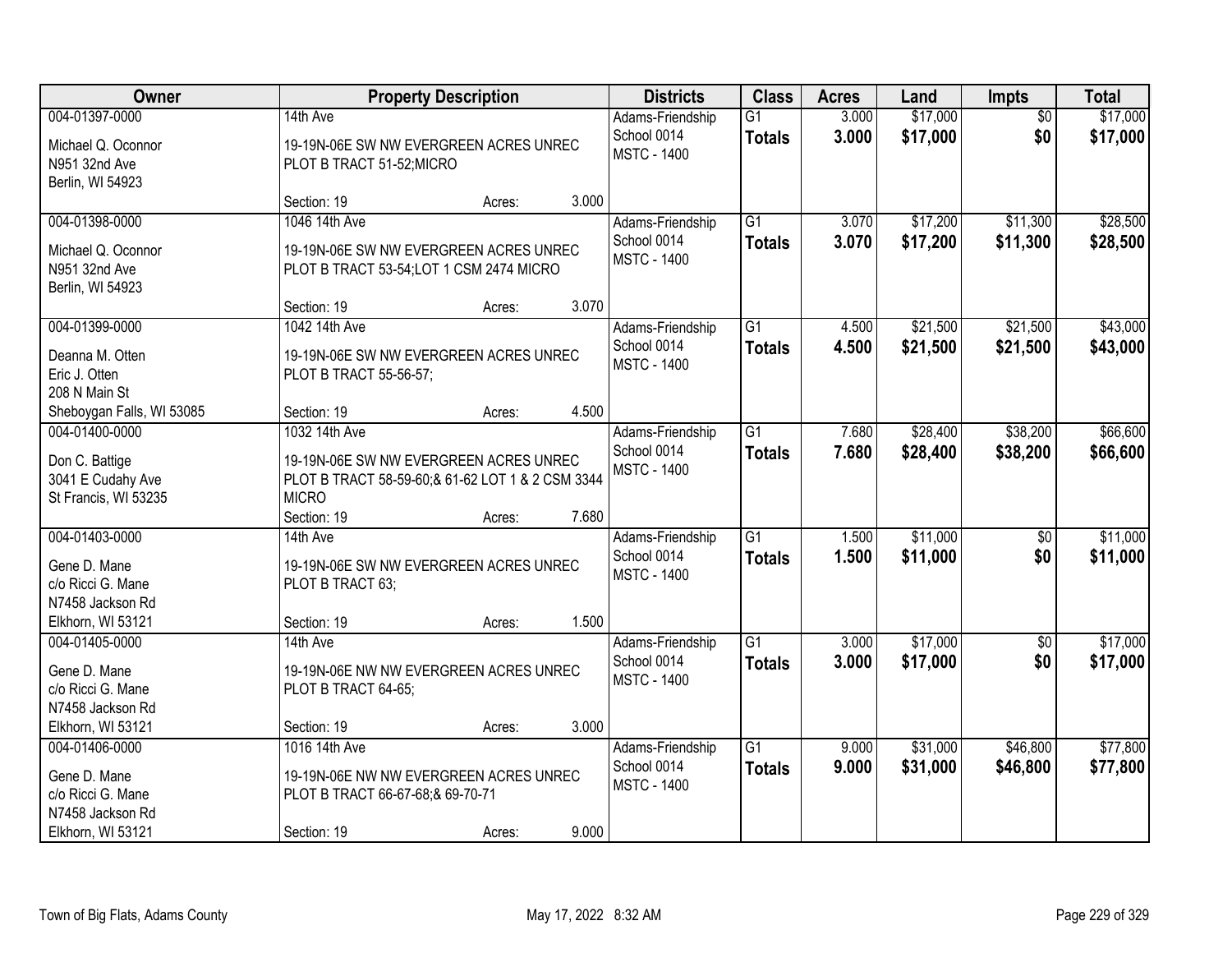| Owner | Property Description | Districts | Class | Acres | Land | Impts | Total |
|---|---|---|---|---|---|---|---|
| 004-01397-0000<br>Michael Q. Oconnor<br>N951 32nd Ave<br>Berlin, WI 54923 | 14th Ave<br>19-19N-06E SW NW EVERGREEN ACRES UNREC PLOT B TRACT 51-52;MICRO<br>Section: 19 Acres: 3.000 | Adams-Friendship School 0014<br>MSTC - 1400 | G1<br>**Totals** | 3.000<br>**3.000** | $17,000<br>**$17,000** | $0<br>**$0** | $17,000<br>**$17,000** |
| 004-01398-0000<br>Michael Q. Oconnor<br>N951 32nd Ave<br>Berlin, WI 54923 | 1046 14th Ave<br>19-19N-06E SW NW EVERGREEN ACRES UNREC PLOT B TRACT 53-54;LOT 1 CSM 2474 MICRO<br>Section: 19 Acres: 3.070 | Adams-Friendship School 0014<br>MSTC - 1400 | G1<br>**Totals** | 3.070<br>**3.070** | $17,200<br>**$17,200** | $11,300<br>**$11,300** | $28,500<br>**$28,500** |
| 004-01399-0000<br>Deanna M. Otten<br>Eric J. Otten<br>208 N Main St<br>Sheboygan Falls, WI 53085 | 1042 14th Ave<br>19-19N-06E SW NW EVERGREEN ACRES UNREC PLOT B TRACT 55-56-57;<br>Section: 19 Acres: 4.500 | Adams-Friendship School 0014<br>MSTC - 1400 | G1<br>**Totals** | 4.500<br>**4.500** | $21,500<br>**$21,500** | $21,500<br>**$21,500** | $43,000<br>**$43,000** |
| 004-01400-0000<br>Don C. Battige<br>3041 E Cudahy Ave<br>St Francis, WI 53235 | 1032 14th Ave<br>19-19N-06E SW NW EVERGREEN ACRES UNREC PLOT B TRACT 58-59-60;& 61-62 LOT 1 & 2 CSM 3344 MICRO<br>Section: 19 Acres: 7.680 | Adams-Friendship School 0014<br>MSTC - 1400 | G1<br>**Totals** | 7.680<br>**7.680** | $28,400<br>**$28,400** | $38,200<br>**$38,200** | $66,600<br>**$66,600** |
| 004-01403-0000<br>Gene D. Mane<br>c/o Ricci G. Mane<br>N7458 Jackson Rd<br>Elkhorn, WI 53121 | 14th Ave<br>19-19N-06E SW NW EVERGREEN ACRES UNREC PLOT B TRACT 63;<br>Section: 19 Acres: 1.500 | Adams-Friendship School 0014<br>MSTC - 1400 | G1<br>**Totals** | 1.500<br>**1.500** | $11,000<br>**$11,000** | $0<br>**$0** | $11,000<br>**$11,000** |
| 004-01405-0000<br>Gene D. Mane<br>c/o Ricci G. Mane<br>N7458 Jackson Rd<br>Elkhorn, WI 53121 | 14th Ave<br>19-19N-06E NW NW EVERGREEN ACRES UNREC PLOT B TRACT 64-65;<br>Section: 19 Acres: 3.000 | Adams-Friendship School 0014<br>MSTC - 1400 | G1<br>**Totals** | 3.000<br>**3.000** | $17,000<br>**$17,000** | $0<br>**$0** | $17,000<br>**$17,000** |
| 004-01406-0000<br>Gene D. Mane<br>c/o Ricci G. Mane<br>N7458 Jackson Rd<br>Elkhorn, WI 53121 | 1016 14th Ave<br>19-19N-06E NW NW EVERGREEN ACRES UNREC PLOT B TRACT 66-67-68;& 69-70-71<br>Section: 19 Acres: 9.000 | Adams-Friendship School 0014<br>MSTC - 1400 | G1<br>**Totals** | 9.000<br>**9.000** | $31,000<br>**$31,000** | $46,800<br>**$46,800** | $77,800<br>**$77,800** |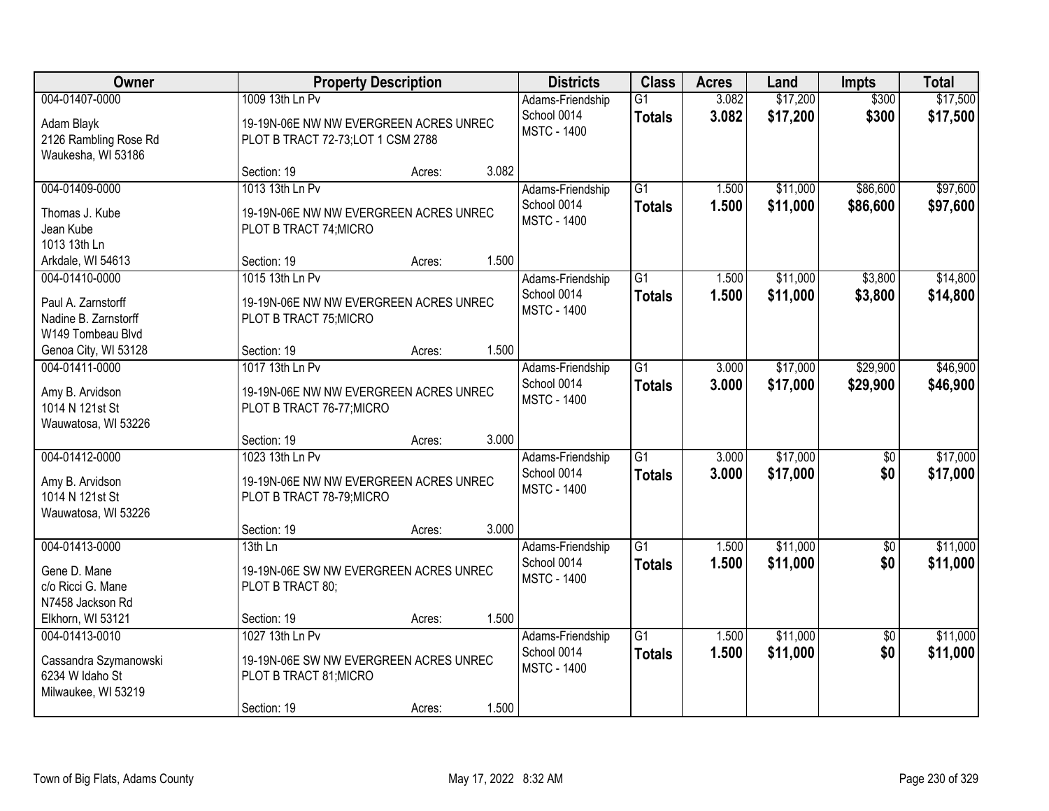| Owner | Property Description | Districts | Class | Acres | Land | Impts | Total |
|---|---|---|---|---|---|---|---|
| 004-01407-0000<br>Adam Blayk<br>2126 Rambling Rose Rd<br>Waukesha, WI 53186 | 1009 13th Ln Pv<br>19-19N-06E NW NW EVERGREEN ACRES UNREC PLOT B TRACT 72-73;LOT 1 CSM 2788<br>Section: 19 Acres: 3.082 | Adams-Friendship School 0014<br>MSTC - 1400 | G1<br>**Totals** | 3.082<br>**3.082** | $17,200<br>**$17,200** | $300<br>**$300** | $17,500<br>**$17,500** |
| 004-01409-0000<br>Thomas J. Kube<br>Jean Kube<br>1013 13th Ln<br>Arkdale, WI 54613 | 1013 13th Ln Pv<br>19-19N-06E NW NW EVERGREEN ACRES UNREC PLOT B TRACT 74;MICRO<br>Section: 19 Acres: 1.500 | Adams-Friendship School 0014<br>MSTC - 1400 | G1<br>**Totals** | 1.500<br>**1.500** | $11,000<br>**$11,000** | $86,600<br>**$86,600** | $97,600<br>**$97,600** |
| 004-01410-0000<br>Paul A. Zarnstorff<br>Nadine B. Zarnstorff<br>W149 Tombeau Blvd<br>Genoa City, WI 53128 | 1015 13th Ln Pv<br>19-19N-06E NW NW EVERGREEN ACRES UNREC PLOT B TRACT 75;MICRO<br>Section: 19 Acres: 1.500 | Adams-Friendship School 0014<br>MSTC - 1400 | G1<br>**Totals** | 1.500<br>**1.500** | $11,000<br>**$11,000** | $3,800<br>**$3,800** | $14,800<br>**$14,800** |
| 004-01411-0000<br>Amy B. Arvidson<br>1014 N 121st St<br>Wauwatosa, WI 53226 | 1017 13th Ln Pv<br>19-19N-06E NW NW EVERGREEN ACRES UNREC PLOT B TRACT 76-77;MICRO<br>Section: 19 Acres: 3.000 | Adams-Friendship School 0014<br>MSTC - 1400 | G1<br>**Totals** | 3.000<br>**3.000** | $17,000<br>**$17,000** | $29,900<br>**$29,900** | $46,900<br>**$46,900** |
| 004-01412-0000<br>Amy B. Arvidson<br>1014 N 121st St<br>Wauwatosa, WI 53226 | 1023 13th Ln Pv<br>19-19N-06E NW NW EVERGREEN ACRES UNREC PLOT B TRACT 78-79;MICRO<br>Section: 19 Acres: 3.000 | Adams-Friendship School 0014<br>MSTC - 1400 | G1<br>**Totals** | 3.000<br>**3.000** | $17,000<br>**$17,000** | $0<br>**$0** | $17,000<br>**$17,000** |
| 004-01413-0000<br>Gene D. Mane<br>c/o Ricci G. Mane<br>N7458 Jackson Rd<br>Elkhorn, WI 53121 | 13th Ln<br>19-19N-06E SW NW EVERGREEN ACRES UNREC PLOT B TRACT 80;<br>Section: 19 Acres: 1.500 | Adams-Friendship School 0014<br>MSTC - 1400 | G1<br>**Totals** | 1.500<br>**1.500** | $11,000<br>**$11,000** | $0<br>**$0** | $11,000<br>**$11,000** |
| 004-01413-0010<br>Cassandra Szymanowski<br>6234 W Idaho St<br>Milwaukee, WI 53219 | 1027 13th Ln Pv<br>19-19N-06E SW NW EVERGREEN ACRES UNREC PLOT B TRACT 81;MICRO<br>Section: 19 Acres: 1.500 | Adams-Friendship School 0014<br>MSTC - 1400 | G1<br>**Totals** | 1.500<br>**1.500** | $11,000<br>**$11,000** | $0<br>**$0** | $11,000<br>**$11,000** |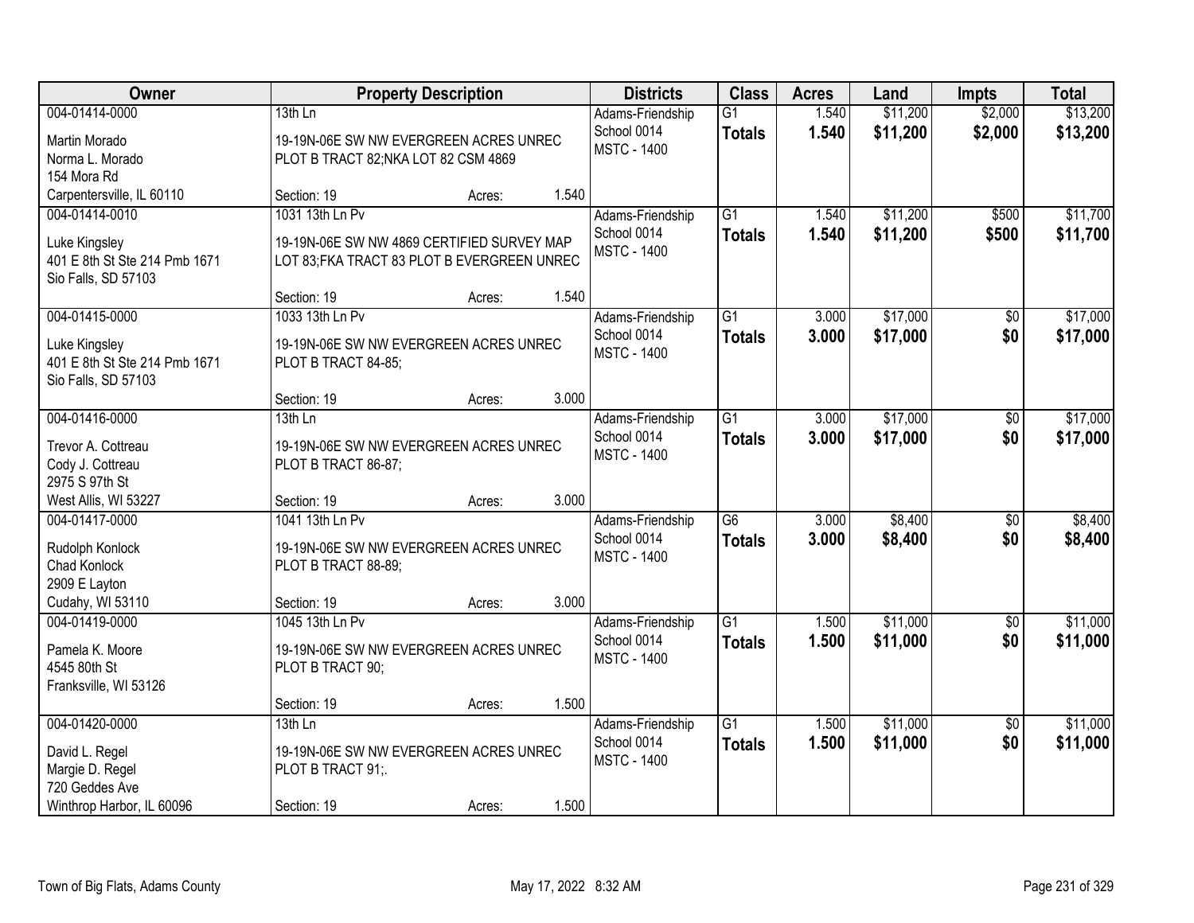| Owner | Property Description | | | Districts | Class | Acres | Land | Impts | Total |
|---|---|---|---|---|---|---|---|---|---|
| 004-01414-0000 | 13th Ln | | | Adams-Friendship | G1 | 1.540 | $11,200 | $2,000 | $13,200 |
| Martin Morado<br>Norma L. Morado<br>154 Mora Rd<br>Carpentersville, IL 60110 | 19-19N-06E SW NW EVERGREEN ACRES UNREC PLOT B TRACT 82;NKA LOT 82 CSM 4869 | | | School 0014<br>MSTC - 1400 | **Totals** | **1.540** | **$11,200** | **$2,000** | **$13,200** |
| | Section: 19 | Acres: | 1.540 | | | | | | |
| 004-01414-0010 | 1031 13th Ln Pv | | | Adams-Friendship | G1 | 1.540 | $11,200 | $500 | $11,700 |
| Luke Kingsley<br>401 E 8th St Ste 214 Pmb 1671<br>Sio Falls, SD 57103 | 19-19N-06E SW NW 4869 CERTIFIED SURVEY MAP LOT 83;FKA TRACT 83 PLOT B EVERGREEN UNREC | | | School 0014<br>MSTC - 1400 | **Totals** | **1.540** | **$11,200** | **$500** | **$11,700** |
| | Section: 19 | Acres: | 1.540 | | | | | | |
| 004-01415-0000 | 1033 13th Ln Pv | | | Adams-Friendship | G1 | 3.000 | $17,000 | $0 | $17,000 |
| Luke Kingsley<br>401 E 8th St Ste 214 Pmb 1671<br>Sio Falls, SD 57103 | 19-19N-06E SW NW EVERGREEN ACRES UNREC PLOT B TRACT 84-85; | | | School 0014<br>MSTC - 1400 | **Totals** | **3.000** | **$17,000** | **$0** | **$17,000** |
| | Section: 19 | Acres: | 3.000 | | | | | | |
| 004-01416-0000 | 13th Ln | | | Adams-Friendship | G1 | 3.000 | $17,000 | $0 | $17,000 |
| Trevor A. Cottreau<br>Cody J. Cottreau<br>2975 S 97th St<br>West Allis, WI 53227 | 19-19N-06E SW NW EVERGREEN ACRES UNREC PLOT B TRACT 86-87; | | | School 0014<br>MSTC - 1400 | **Totals** | **3.000** | **$17,000** | **$0** | **$17,000** |
| | Section: 19 | Acres: | 3.000 | | | | | | |
| 004-01417-0000 | 1041 13th Ln Pv | | | Adams-Friendship | G6 | 3.000 | $8,400 | $0 | $8,400 |
| Rudolph Konlock<br>Chad Konlock<br>2909 E Layton<br>Cudahy, WI 53110 | 19-19N-06E SW NW EVERGREEN ACRES UNREC PLOT B TRACT 88-89; | | | School 0014<br>MSTC - 1400 | **Totals** | **3.000** | **$8,400** | **$0** | **$8,400** |
| | Section: 19 | Acres: | 3.000 | | | | | | |
| 004-01419-0000 | 1045 13th Ln Pv | | | Adams-Friendship | G1 | 1.500 | $11,000 | $0 | $11,000 |
| Pamela K. Moore<br>4545 80th St<br>Franksville, WI 53126 | 19-19N-06E SW NW EVERGREEN ACRES UNREC PLOT B TRACT 90; | | | School 0014<br>MSTC - 1400 | **Totals** | **1.500** | **$11,000** | **$0** | **$11,000** |
| | Section: 19 | Acres: | 1.500 | | | | | | |
| 004-01420-0000 | 13th Ln | | | Adams-Friendship | G1 | 1.500 | $11,000 | $0 | $11,000 |
| David L. Regel<br>Margie D. Regel<br>720 Geddes Ave<br>Winthrop Harbor, IL 60096 | 19-19N-06E SW NW EVERGREEN ACRES UNREC PLOT B TRACT 91;. | | | School 0014<br>MSTC - 1400 | **Totals** | **1.500** | **$11,000** | **$0** | **$11,000** |
| | Section: 19 | Acres: | 1.500 | | | | | | |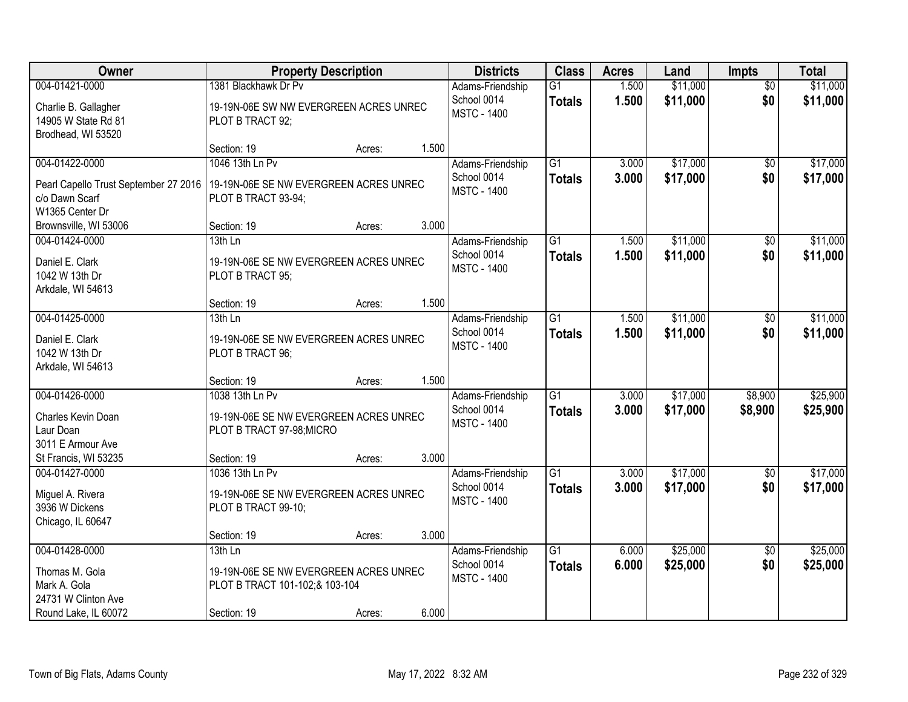| Owner | Property Description | Districts | Class | Acres | Land | Impts | Total |
|---|---|---|---|---|---|---|---|
| 004-01421-0000<br>Charlie B. Gallagher<br>14905 W State Rd 81<br>Brodhead, WI 53520 | 1381 Blackhawk Dr Pv<br>19-19N-06E SW NW EVERGREEN ACRES UNREC PLOT B TRACT 92;<br>Section: 19 Acres: 1.500 | Adams-Friendship School 0014<br>MSTC - 1400 | G1<br>**Totals** | 1.500<br>**1.500** | $11,000<br>**$11,000** | $0<br>**$0** | $11,000<br>**$11,000** |
| 004-01422-0000<br>Pearl Capello Trust September 27 2016<br>c/o Dawn Scarf<br>W1365 Center Dr<br>Brownsville, WI 53006 | 1046 13th Ln Pv<br>19-19N-06E SE NW EVERGREEN ACRES UNREC PLOT B TRACT 93-94;<br>Section: 19 Acres: 3.000 | Adams-Friendship School 0014<br>MSTC - 1400 | G1<br>**Totals** | 3.000<br>**3.000** | $17,000<br>**$17,000** | $0<br>**$0** | $17,000<br>**$17,000** |
| 004-01424-0000<br>Daniel E. Clark<br>1042 W 13th Dr<br>Arkdale, WI 54613 | 13th Ln<br>19-19N-06E SE NW EVERGREEN ACRES UNREC PLOT B TRACT 95;<br>Section: 19 Acres: 1.500 | Adams-Friendship School 0014<br>MSTC - 1400 | G1<br>**Totals** | 1.500<br>**1.500** | $11,000<br>**$11,000** | $0<br>**$0** | $11,000<br>**$11,000** |
| 004-01425-0000<br>Daniel E. Clark<br>1042 W 13th Dr<br>Arkdale, WI 54613 | 13th Ln<br>19-19N-06E SE NW EVERGREEN ACRES UNREC PLOT B TRACT 96;<br>Section: 19 Acres: 1.500 | Adams-Friendship School 0014<br>MSTC - 1400 | G1<br>**Totals** | 1.500<br>**1.500** | $11,000<br>**$11,000** | $0<br>**$0** | $11,000<br>**$11,000** |
| 004-01426-0000<br>Charles Kevin Doan<br>Laur Doan<br>3011 E Armour Ave<br>St Francis, WI 53235 | 1038 13th Ln Pv<br>19-19N-06E SE NW EVERGREEN ACRES UNREC PLOT B TRACT 97-98;MICRO<br>Section: 19 Acres: 3.000 | Adams-Friendship School 0014<br>MSTC - 1400 | G1<br>**Totals** | 3.000<br>**3.000** | $17,000<br>**$17,000** | $8,900<br>**$8,900** | $25,900<br>**$25,900** |
| 004-01427-0000<br>Miguel A. Rivera<br>3936 W Dickens<br>Chicago, IL 60647 | 1036 13th Ln Pv<br>19-19N-06E SE NW EVERGREEN ACRES UNREC PLOT B TRACT 99-10;<br>Section: 19 Acres: 3.000 | Adams-Friendship School 0014<br>MSTC - 1400 | G1<br>**Totals** | 3.000<br>**3.000** | $17,000<br>**$17,000** | $0<br>**$0** | $17,000<br>**$17,000** |
| 004-01428-0000<br>Thomas M. Gola<br>Mark A. Gola<br>24731 W Clinton Ave<br>Round Lake, IL 60072 | 13th Ln<br>19-19N-06E SE NW EVERGREEN ACRES UNREC PLOT B TRACT 101-102;& 103-104<br>Section: 19 Acres: 6.000 | Adams-Friendship School 0014<br>MSTC - 1400 | G1<br>**Totals** | 6.000<br>**6.000** | $25,000<br>**$25,000** | $0<br>**$0** | $25,000<br>**$25,000** |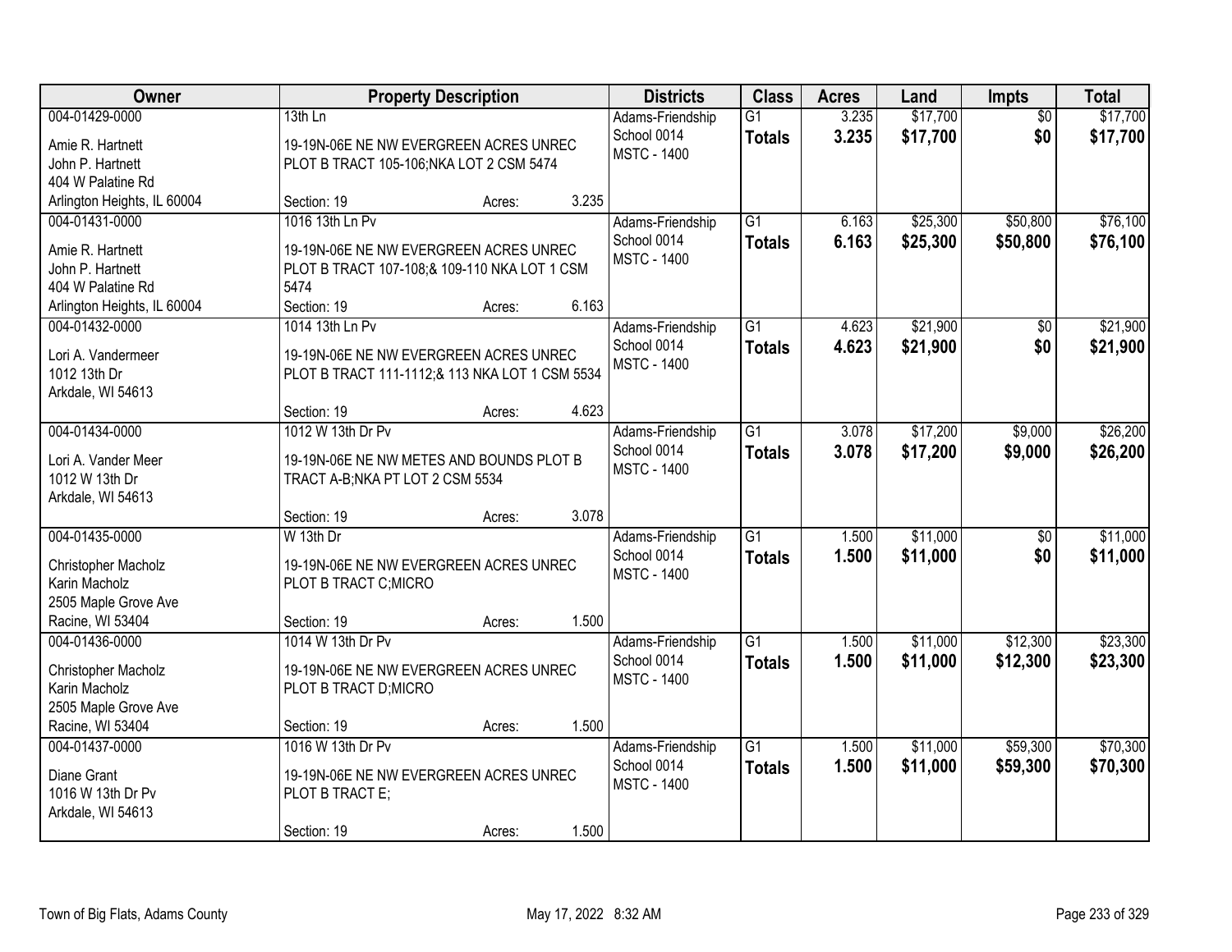| Owner | Property Description | Districts | Class | Acres | Land | Impts | Total |
|---|---|---|---|---|---|---|---|
| 004-01429-0000<br>Amie R. Hartnett<br>John P. Hartnett<br>404 W Palatine Rd<br>Arlington Heights, IL 60004 | 13th Ln<br>19-19N-06E NE NW EVERGREEN ACRES UNREC PLOT B TRACT 105-106;NKA LOT 2 CSM 5474<br>Section: 19 Acres: 3.235 | Adams-Friendship School 0014<br>MSTC - 1400 | G1<br>**Totals** | 3.235<br>**3.235** | $17,700<br>**$17,700** | $0<br>**$0** | $17,700<br>**$17,700** |
| 004-01431-0000<br>Amie R. Hartnett<br>John P. Hartnett<br>404 W Palatine Rd<br>Arlington Heights, IL 60004 | 1016 13th Ln Pv<br>19-19N-06E NE NW EVERGREEN ACRES UNREC PLOT B TRACT 107-108;& 109-110 NKA LOT 1 CSM 5474<br>Section: 19 Acres: 6.163 | Adams-Friendship School 0014<br>MSTC - 1400 | G1<br>**Totals** | 6.163<br>**6.163** | $25,300<br>**$25,300** | $50,800<br>**$50,800** | $76,100<br>**$76,100** |
| 004-01432-0000<br>Lori A. Vandermeer<br>1012 13th Dr<br>Arkdale, WI 54613 | 1014 13th Ln Pv<br>19-19N-06E NE NW EVERGREEN ACRES UNREC PLOT B TRACT 111-1112;& 113 NKA LOT 1 CSM 5534<br>Section: 19 Acres: 4.623 | Adams-Friendship School 0014<br>MSTC - 1400 | G1<br>**Totals** | 4.623<br>**4.623** | $21,900<br>**$21,900** | $0<br>**$0** | $21,900<br>**$21,900** |
| 004-01434-0000<br>Lori A. Vander Meer<br>1012 W 13th Dr<br>Arkdale, WI 54613 | 1012 W 13th Dr Pv<br>19-19N-06E NE NW METES AND BOUNDS PLOT B TRACT A-B;NKA PT LOT 2 CSM 5534<br>Section: 19 Acres: 3.078 | Adams-Friendship School 0014<br>MSTC - 1400 | G1<br>**Totals** | 3.078<br>**3.078** | $17,200<br>**$17,200** | $9,000<br>**$9,000** | $26,200<br>**$26,200** |
| 004-01435-0000<br>Christopher Macholz<br>Karin Macholz<br>2505 Maple Grove Ave<br>Racine, WI 53404 | W 13th Dr<br>19-19N-06E NE NW EVERGREEN ACRES UNREC PLOT B TRACT C;MICRO<br>Section: 19 Acres: 1.500 | Adams-Friendship School 0014<br>MSTC - 1400 | G1<br>**Totals** | 1.500<br>**1.500** | $11,000<br>**$11,000** | $0<br>**$0** | $11,000<br>**$11,000** |
| 004-01436-0000<br>Christopher Macholz<br>Karin Macholz<br>2505 Maple Grove Ave<br>Racine, WI 53404 | 1014 W 13th Dr Pv<br>19-19N-06E NE NW EVERGREEN ACRES UNREC PLOT B TRACT D;MICRO<br>Section: 19 Acres: 1.500 | Adams-Friendship School 0014<br>MSTC - 1400 | G1<br>**Totals** | 1.500<br>**1.500** | $11,000<br>**$11,000** | $12,300<br>**$12,300** | $23,300<br>**$23,300** |
| 004-01437-0000<br>Diane Grant<br>1016 W 13th Dr Pv<br>Arkdale, WI 54613 | 1016 W 13th Dr Pv<br>19-19N-06E NE NW EVERGREEN ACRES UNREC PLOT B TRACT E;<br>Section: 19 Acres: 1.500 | Adams-Friendship School 0014<br>MSTC - 1400 | G1<br>**Totals** | 1.500<br>**1.500** | $11,000<br>**$11,000** | $59,300<br>**$59,300** | $70,300<br>**$70,300** |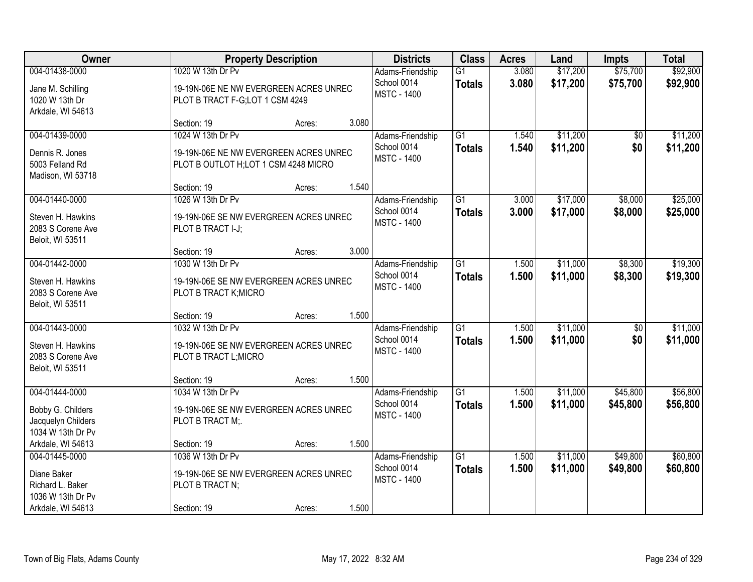| Owner | Property Description | | | Districts | Class | Acres | Land | Impts | Total |
|---|---|---|---|---|---|---|---|---|---|
| 004-01438-0000<br>Jane M. Schilling<br>1020 W 13th Dr<br>Arkdale, WI 54613 | 1020 W 13th Dr Pv<br>19-19N-06E NE NW EVERGREEN ACRES UNREC PLOT B TRACT F-G;LOT 1 CSM 4249<br>Section: 19 | Acres: | 3.080 | Adams-Friendship School 0014<br>MSTC - 1400 | G1<br>**Totals** | 3.080<br>**3.080** | $17,200<br>**$17,200** | $75,700<br>**$75,700** | $92,900<br>**$92,900** |
| 004-01439-0000<br>Dennis R. Jones<br>5003 Felland Rd<br>Madison, WI 53718 | 1024 W 13th Dr Pv<br>19-19N-06E NE NW EVERGREEN ACRES UNREC PLOT B OUTLOT H;LOT 1 CSM 4248 MICRO<br>Section: 19 | Acres: | 1.540 | Adams-Friendship School 0014<br>MSTC - 1400 | G1<br>**Totals** | 1.540<br>**1.540** | $11,200<br>**$11,200** | $0<br>**$0** | $11,200<br>**$11,200** |
| 004-01440-0000<br>Steven H. Hawkins<br>2083 S Corene Ave<br>Beloit, WI 53511 | 1026 W 13th Dr Pv<br>19-19N-06E SE NW EVERGREEN ACRES UNREC PLOT B TRACT I-J;<br>Section: 19 | Acres: | 3.000 | Adams-Friendship School 0014<br>MSTC - 1400 | G1<br>**Totals** | 3.000<br>**3.000** | $17,000<br>**$17,000** | $8,000<br>**$8,000** | $25,000<br>**$25,000** |
| 004-01442-0000<br>Steven H. Hawkins<br>2083 S Corene Ave<br>Beloit, WI 53511 | 1030 W 13th Dr Pv<br>19-19N-06E SE NW EVERGREEN ACRES UNREC PLOT B TRACT K;MICRO<br>Section: 19 | Acres: | 1.500 | Adams-Friendship School 0014<br>MSTC - 1400 | G1<br>**Totals** | 1.500<br>**1.500** | $11,000<br>**$11,000** | $8,300<br>**$8,300** | $19,300<br>**$19,300** |
| 004-01443-0000<br>Steven H. Hawkins<br>2083 S Corene Ave<br>Beloit, WI 53511 | 1032 W 13th Dr Pv<br>19-19N-06E SE NW EVERGREEN ACRES UNREC PLOT B TRACT L;MICRO<br>Section: 19 | Acres: | 1.500 | Adams-Friendship School 0014<br>MSTC - 1400 | G1<br>**Totals** | 1.500<br>**1.500** | $11,000<br>**$11,000** | $0<br>**$0** | $11,000<br>**$11,000** |
| 004-01444-0000<br>Bobby G. Childers<br>Jacquelyn Childers<br>1034 W 13th Dr Pv<br>Arkdale, WI 54613 | 1034 W 13th Dr Pv<br>19-19N-06E SE NW EVERGREEN ACRES UNREC PLOT B TRACT M;.<br>Section: 19 | Acres: | 1.500 | Adams-Friendship School 0014<br>MSTC - 1400 | G1<br>**Totals** | 1.500<br>**1.500** | $11,000<br>**$11,000** | $45,800<br>**$45,800** | $56,800<br>**$56,800** |
| 004-01445-0000<br>Diane Baker<br>Richard L. Baker<br>1036 W 13th Dr Pv<br>Arkdale, WI 54613 | 1036 W 13th Dr Pv<br>19-19N-06E SE NW EVERGREEN ACRES UNREC PLOT B TRACT N;<br>Section: 19 | Acres: | 1.500 | Adams-Friendship School 0014<br>MSTC - 1400 | G1<br>**Totals** | 1.500<br>**1.500** | $11,000<br>**$11,000** | $49,800<br>**$49,800** | $60,800<br>**$60,800** |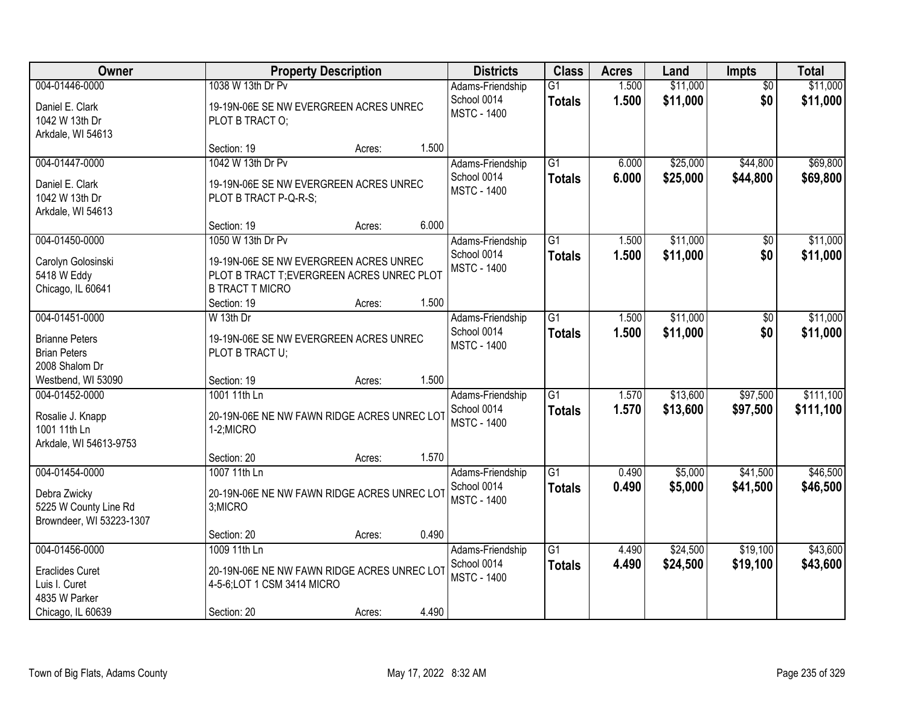| Owner | Property Description | Districts | Class | Acres | Land | Impts | Total |
|---|---|---|---|---|---|---|---|
| 004-01446-0000<br>Daniel E. Clark<br>1042 W 13th Dr<br>Arkdale, WI 54613 | 1038 W 13th Dr Pv<br>19-19N-06E SE NW EVERGREEN ACRES UNREC PLOT B TRACT O;<br>Section: 19 Acres: 1.500 | Adams-Friendship School 0014<br>MSTC - 1400 | G1<br>**Totals** | 1.500<br>**1.500** | $11,000<br>**$11,000** | $0<br>**$0** | $11,000<br>**$11,000** |
| 004-01447-0000<br>Daniel E. Clark<br>1042 W 13th Dr<br>Arkdale, WI 54613 | 1042 W 13th Dr Pv<br>19-19N-06E SE NW EVERGREEN ACRES UNREC PLOT B TRACT P-Q-R-S;<br>Section: 19 Acres: 6.000 | Adams-Friendship School 0014<br>MSTC - 1400 | G1<br>**Totals** | 6.000<br>**6.000** | $25,000<br>**$25,000** | $44,800<br>**$44,800** | $69,800<br>**$69,800** |
| 004-01450-0000<br>Carolyn Golosinski<br>5418 W Eddy<br>Chicago, IL 60641 | 1050 W 13th Dr Pv<br>19-19N-06E SE NW EVERGREEN ACRES UNREC PLOT B TRACT T;EVERGREEN ACRES UNREC PLOT B TRACT T MICRO<br>Section: 19 Acres: 1.500 | Adams-Friendship School 0014<br>MSTC - 1400 | G1<br>**Totals** | 1.500<br>**1.500** | $11,000<br>**$11,000** | $0<br>**$0** | $11,000<br>**$11,000** |
| 004-01451-0000<br>Brianne Peters<br>Brian Peters<br>2008 Shalom Dr<br>Westbend, WI 53090 | W 13th Dr<br>19-19N-06E SE NW EVERGREEN ACRES UNREC PLOT B TRACT U;<br>Section: 19 Acres: 1.500 | Adams-Friendship School 0014<br>MSTC - 1400 | G1<br>**Totals** | 1.500<br>**1.500** | $11,000<br>**$11,000** | $0<br>**$0** | $11,000<br>**$11,000** |
| 004-01452-0000<br>Rosalie J. Knapp<br>1001 11th Ln<br>Arkdale, WI 54613-9753 | 1001 11th Ln<br>20-19N-06E NE NW FAWN RIDGE ACRES UNREC LOT 1-2;MICRO<br>Section: 20 Acres: 1.570 | Adams-Friendship School 0014<br>MSTC - 1400 | G1<br>**Totals** | 1.570<br>**1.570** | $13,600<br>**$13,600** | $97,500<br>**$97,500** | $111,100<br>**$111,100** |
| 004-01454-0000<br>Debra Zwicky<br>5225 W County Line Rd<br>Browndeer, WI 53223-1307 | 1007 11th Ln<br>20-19N-06E NE NW FAWN RIDGE ACRES UNREC LOT 3;MICRO<br>Section: 20 Acres: 0.490 | Adams-Friendship School 0014<br>MSTC - 1400 | G1<br>**Totals** | 0.490<br>**0.490** | $5,000<br>**$5,000** | $41,500<br>**$41,500** | $46,500<br>**$46,500** |
| 004-01456-0000<br>Eraclides Curet<br>Luis I. Curet<br>4835 W Parker<br>Chicago, IL 60639 | 1009 11th Ln<br>20-19N-06E NE NW FAWN RIDGE ACRES UNREC LOT 4-5-6;LOT 1 CSM 3414 MICRO<br>Section: 20 Acres: 4.490 | Adams-Friendship School 0014<br>MSTC - 1400 | G1<br>**Totals** | 4.490<br>**4.490** | $24,500<br>**$24,500** | $19,100<br>**$19,100** | $43,600<br>**$43,600** |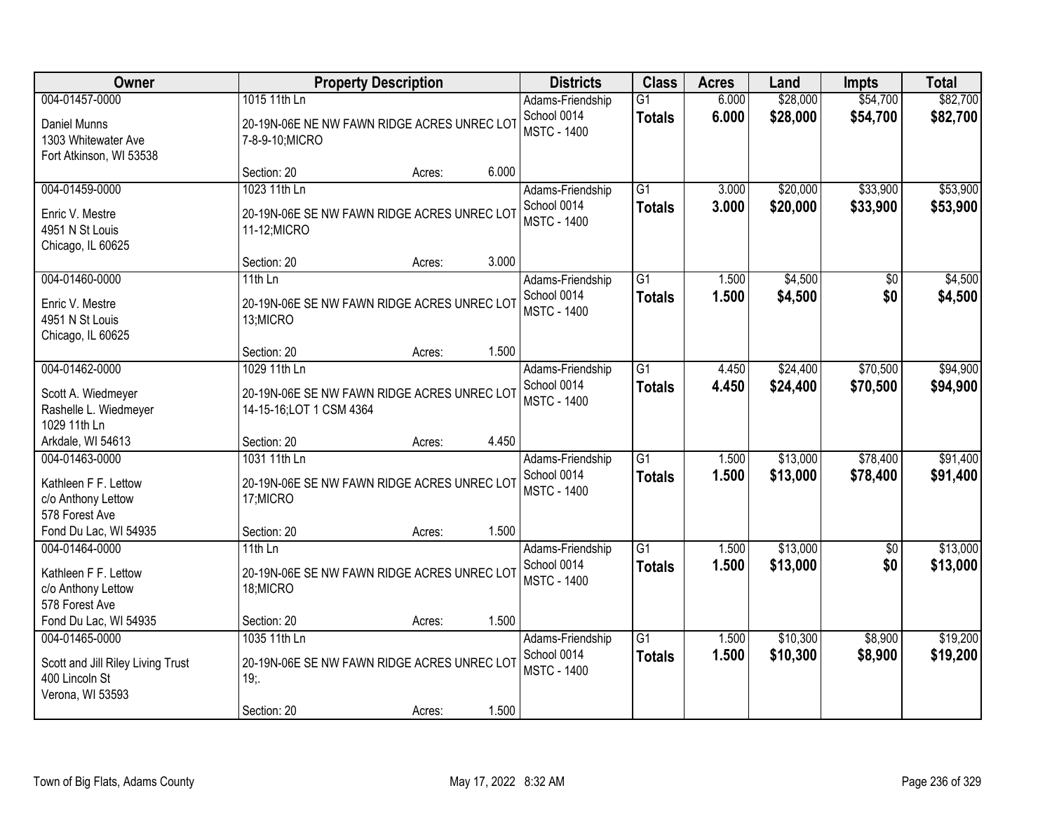| Owner | Property Description | Districts | Class | Acres | Land | Impts | Total |
|---|---|---|---|---|---|---|---|
| 004-01457-0000<br>Daniel Munns<br>1303 Whitewater Ave<br>Fort Atkinson, WI 53538 | 1015 11th Ln<br>20-19N-06E NE NW FAWN RIDGE ACRES UNREC LOT 7-8-9-10;MICRO<br>Section: 20 Acres: 6.000 | Adams-Friendship<br>School 0014<br>MSTC - 1400 | G1<br>**Totals** | 6.000<br>**6.000** | $28,000<br>**$28,000** | $54,700<br>**$54,700** | $82,700<br>**$82,700** |
| 004-01459-0000<br>Enric V. Mestre<br>4951 N St Louis<br>Chicago, IL 60625 | 1023 11th Ln<br>20-19N-06E SE NW FAWN RIDGE ACRES UNREC LOT 11-12;MICRO<br>Section: 20 Acres: 3.000 | Adams-Friendship<br>School 0014<br>MSTC - 1400 | G1<br>**Totals** | 3.000<br>**3.000** | $20,000<br>**$20,000** | $33,900<br>**$33,900** | $53,900<br>**$53,900** |
| 004-01460-0000<br>Enric V. Mestre<br>4951 N St Louis<br>Chicago, IL 60625 | 11th Ln<br>20-19N-06E SE NW FAWN RIDGE ACRES UNREC LOT 13;MICRO<br>Section: 20 Acres: 1.500 | Adams-Friendship<br>School 0014<br>MSTC - 1400 | G1<br>**Totals** | 1.500<br>**1.500** | $4,500<br>**$4,500** | $0<br>**$0** | $4,500<br>**$4,500** |
| 004-01462-0000<br>Scott A. Wiedmeyer<br>Rashelle L. Wiedmeyer<br>1029 11th Ln<br>Arkdale, WI 54613 | 1029 11th Ln<br>20-19N-06E SE NW FAWN RIDGE ACRES UNREC LOT 14-15-16;LOT 1 CSM 4364<br>Section: 20 Acres: 4.450 | Adams-Friendship<br>School 0014<br>MSTC - 1400 | G1<br>**Totals** | 4.450<br>**4.450** | $24,400<br>**$24,400** | $70,500<br>**$70,500** | $94,900<br>**$94,900** |
| 004-01463-0000<br>Kathleen F F. Lettow<br>c/o Anthony Lettow<br>578 Forest Ave<br>Fond Du Lac, WI 54935 | 1031 11th Ln<br>20-19N-06E SE NW FAWN RIDGE ACRES UNREC LOT 17;MICRO<br>Section: 20 Acres: 1.500 | Adams-Friendship<br>School 0014<br>MSTC - 1400 | G1<br>**Totals** | 1.500<br>**1.500** | $13,000<br>**$13,000** | $78,400<br>**$78,400** | $91,400<br>**$91,400** |
| 004-01464-0000<br>Kathleen F F. Lettow<br>c/o Anthony Lettow<br>578 Forest Ave<br>Fond Du Lac, WI 54935 | 11th Ln<br>20-19N-06E SE NW FAWN RIDGE ACRES UNREC LOT 18;MICRO<br>Section: 20 Acres: 1.500 | Adams-Friendship<br>School 0014<br>MSTC - 1400 | G1<br>**Totals** | 1.500<br>**1.500** | $13,000<br>**$13,000** | $0<br>**$0** | $13,000<br>**$13,000** |
| 004-01465-0000<br>Scott and Jill Riley Living Trust<br>400 Lincoln St<br>Verona, WI 53593 | 1035 11th Ln<br>20-19N-06E SE NW FAWN RIDGE ACRES UNREC LOT 19;.<br>Section: 20 Acres: 1.500 | Adams-Friendship<br>School 0014<br>MSTC - 1400 | G1<br>**Totals** | 1.500<br>**1.500** | $10,300<br>**$10,300** | $8,900<br>**$8,900** | $19,200<br>**$19,200** |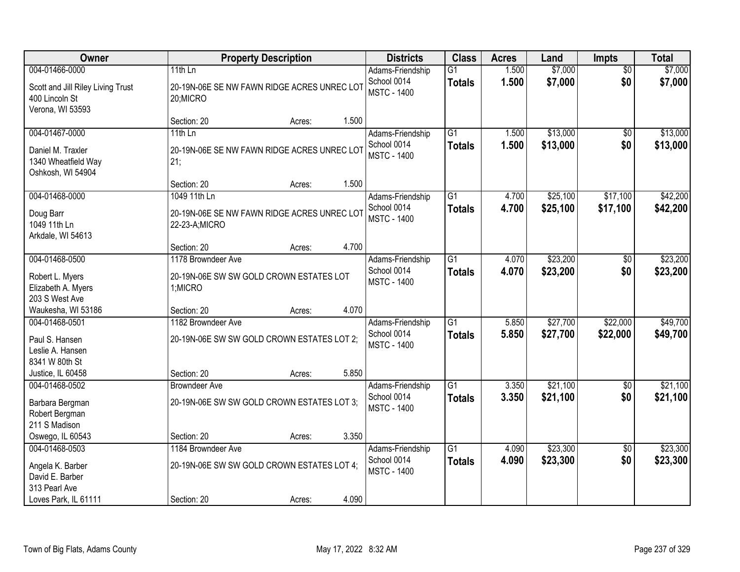| Owner | Property Description | Districts | Class | Acres | Land | Impts | Total |
|---|---|---|---|---|---|---|---|
| 004-01466-0000<br>Scott and Jill Riley Living Trust<br>400 Lincoln St<br>Verona, WI 53593 | 11th Ln<br>20-19N-06E SE NW FAWN RIDGE ACRES UNREC LOT 20;MICRO<br>Section: 20 Acres: 1.500 | Adams-Friendship School 0014<br>MSTC - 1400 | G1<br>**Totals** | 1.500<br>**1.500** | $7,000<br>**$7,000** | $0<br>**$0** | $7,000<br>**$7,000** |
| 004-01467-0000<br>Daniel M. Traxler<br>1340 Wheatfield Way<br>Oshkosh, WI 54904 | 11th Ln<br>20-19N-06E SE NW FAWN RIDGE ACRES UNREC LOT 21;<br>Section: 20 Acres: 1.500 | Adams-Friendship School 0014<br>MSTC - 1400 | G1<br>**Totals** | 1.500<br>**1.500** | $13,000<br>**$13,000** | $0<br>**$0** | $13,000<br>**$13,000** |
| 004-01468-0000<br>Doug Barr<br>1049 11th Ln<br>Arkdale, WI 54613 | 1049 11th Ln<br>20-19N-06E SE NW FAWN RIDGE ACRES UNREC LOT 22-23-A;MICRO<br>Section: 20 Acres: 4.700 | Adams-Friendship School 0014<br>MSTC - 1400 | G1<br>**Totals** | 4.700<br>**4.700** | $25,100<br>**$25,100** | $17,100<br>**$17,100** | $42,200<br>**$42,200** |
| 004-01468-0500<br>Robert L. Myers<br>Elizabeth A. Myers<br>203 S West Ave<br>Waukesha, WI 53186 | 1178 Browndeer Ave<br>20-19N-06E SW SW GOLD CROWN ESTATES LOT 1;MICRO<br>Section: 20 Acres: 4.070 | Adams-Friendship School 0014<br>MSTC - 1400 | G1<br>**Totals** | 4.070<br>**4.070** | $23,200<br>**$23,200** | $0<br>**$0** | $23,200<br>**$23,200** |
| 004-01468-0501<br>Paul S. Hansen<br>Leslie A. Hansen<br>8341 W 80th St<br>Justice, IL 60458 | 1182 Browndeer Ave<br>20-19N-06E SW SW GOLD CROWN ESTATES LOT 2;<br>Section: 20 Acres: 5.850 | Adams-Friendship School 0014<br>MSTC - 1400 | G1<br>**Totals** | 5.850<br>**5.850** | $27,700<br>**$27,700** | $22,000<br>**$22,000** | $49,700<br>**$49,700** |
| 004-01468-0502<br>Barbara Bergman<br>Robert Bergman<br>211 S Madison<br>Oswego, IL 60543 | Browndeer Ave<br>20-19N-06E SW SW GOLD CROWN ESTATES LOT 3;<br>Section: 20 Acres: 3.350 | Adams-Friendship School 0014<br>MSTC - 1400 | G1<br>**Totals** | 3.350<br>**3.350** | $21,100<br>**$21,100** | $0<br>**$0** | $21,100<br>**$21,100** |
| 004-01468-0503<br>Angela K. Barber<br>David E. Barber<br>313 Pearl Ave<br>Loves Park, IL 61111 | 1184 Browndeer Ave<br>20-19N-06E SW SW GOLD CROWN ESTATES LOT 4;<br>Section: 20 Acres: 4.090 | Adams-Friendship School 0014<br>MSTC - 1400 | G1<br>**Totals** | 4.090<br>**4.090** | $23,300<br>**$23,300** | $0<br>**$0** | $23,300<br>**$23,300** |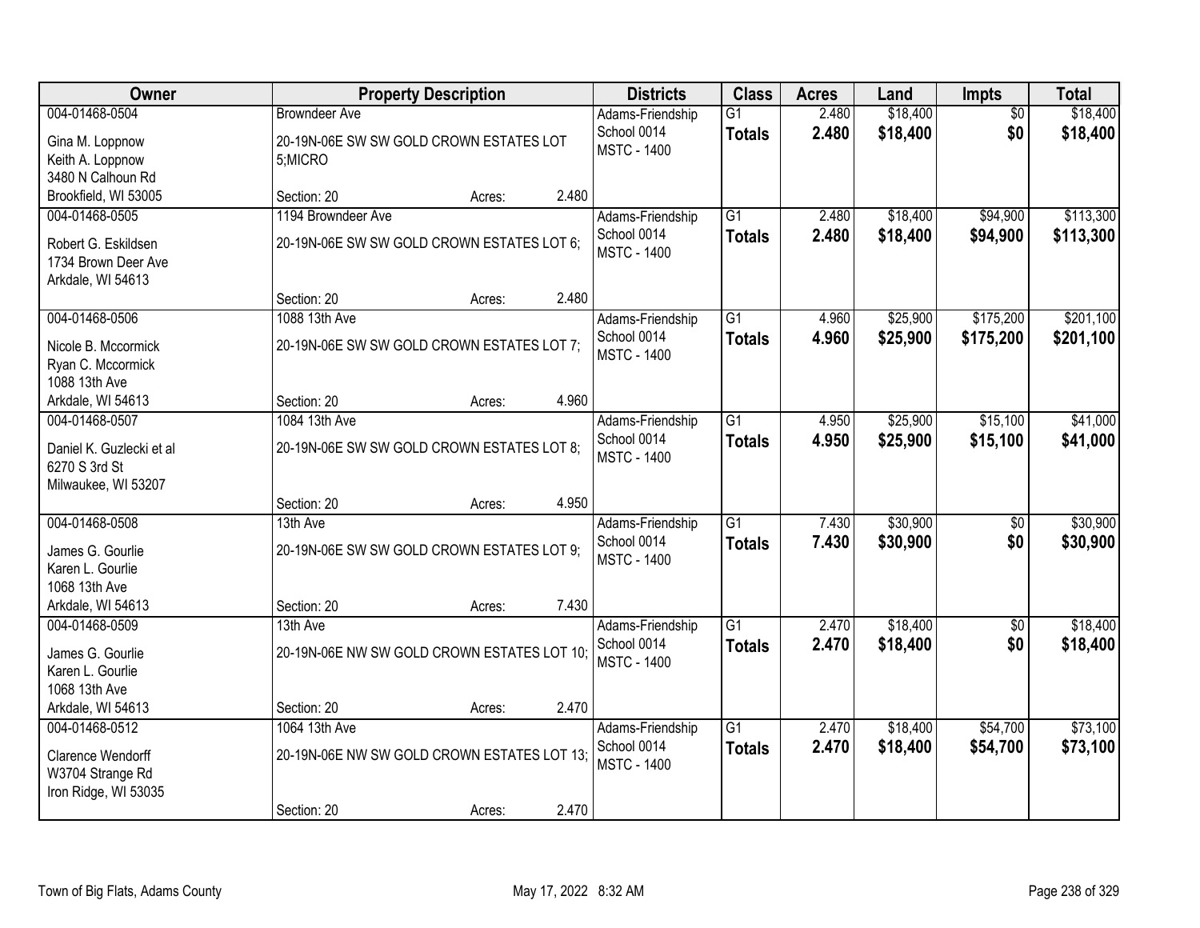| Owner | Property Description | Districts | Class | Acres | Land | Impts | Total |
|---|---|---|---|---|---|---|---|
| 004-01468-0504<br>Gina M. Loppnow<br>Keith A. Loppnow<br>3480 N Calhoun Rd<br>Brookfield, WI 53005 | Browndeer Ave<br>20-19N-06E SW SW GOLD CROWN ESTATES LOT 5;MICRO<br>Section: 20 Acres: 2.480 | Adams-Friendship School 0014<br>MSTC - 1400 | G1<br>**Totals** | 2.480<br>**2.480** | $18,400<br>**$18,400** | $0<br>**$0** | $18,400<br>**$18,400** |
| 004-01468-0505<br>Robert G. Eskildsen<br>1734 Brown Deer Ave<br>Arkdale, WI 54613 | 1194 Browndeer Ave<br>20-19N-06E SW SW GOLD CROWN ESTATES LOT 6;<br>Section: 20 Acres: 2.480 | Adams-Friendship School 0014<br>MSTC - 1400 | G1<br>**Totals** | 2.480<br>**2.480** | $18,400<br>**$18,400** | $94,900<br>**$94,900** | $113,300<br>**$113,300** |
| 004-01468-0506<br>Nicole B. Mccormick<br>Ryan C. Mccormick<br>1088 13th Ave<br>Arkdale, WI 54613 | 1088 13th Ave<br>20-19N-06E SW SW GOLD CROWN ESTATES LOT 7;<br>Section: 20 Acres: 4.960 | Adams-Friendship School 0014<br>MSTC - 1400 | G1<br>**Totals** | 4.960<br>**4.960** | $25,900<br>**$25,900** | $175,200<br>**$175,200** | $201,100<br>**$201,100** |
| 004-01468-0507<br>Daniel K. Guzlecki et al<br>6270 S 3rd St<br>Milwaukee, WI 53207 | 1084 13th Ave<br>20-19N-06E SW SW GOLD CROWN ESTATES LOT 8;<br>Section: 20 Acres: 4.950 | Adams-Friendship School 0014<br>MSTC - 1400 | G1<br>**Totals** | 4.950<br>**4.950** | $25,900<br>**$25,900** | $15,100<br>**$15,100** | $41,000<br>**$41,000** |
| 004-01468-0508<br>James G. Gourlie<br>Karen L. Gourlie<br>1068 13th Ave<br>Arkdale, WI 54613 | 13th Ave<br>20-19N-06E SW SW GOLD CROWN ESTATES LOT 9;<br>Section: 20 Acres: 7.430 | Adams-Friendship School 0014<br>MSTC - 1400 | G1<br>**Totals** | 7.430<br>**7.430** | $30,900<br>**$30,900** | $0<br>**$0** | $30,900<br>**$30,900** |
| 004-01468-0509<br>James G. Gourlie<br>Karen L. Gourlie<br>1068 13th Ave<br>Arkdale, WI 54613 | 13th Ave<br>20-19N-06E NW SW GOLD CROWN ESTATES LOT 10;<br>Section: 20 Acres: 2.470 | Adams-Friendship School 0014<br>MSTC - 1400 | G1<br>**Totals** | 2.470<br>**2.470** | $18,400<br>**$18,400** | $0<br>**$0** | $18,400<br>**$18,400** |
| 004-01468-0512<br>Clarence Wendorff<br>W3704 Strange Rd<br>Iron Ridge, WI 53035 | 1064 13th Ave<br>20-19N-06E NW SW GOLD CROWN ESTATES LOT 13;<br>Section: 20 Acres: 2.470 | Adams-Friendship School 0014<br>MSTC - 1400 | G1<br>**Totals** | 2.470<br>**2.470** | $18,400<br>**$18,400** | $54,700<br>**$54,700** | $73,100<br>**$73,100** |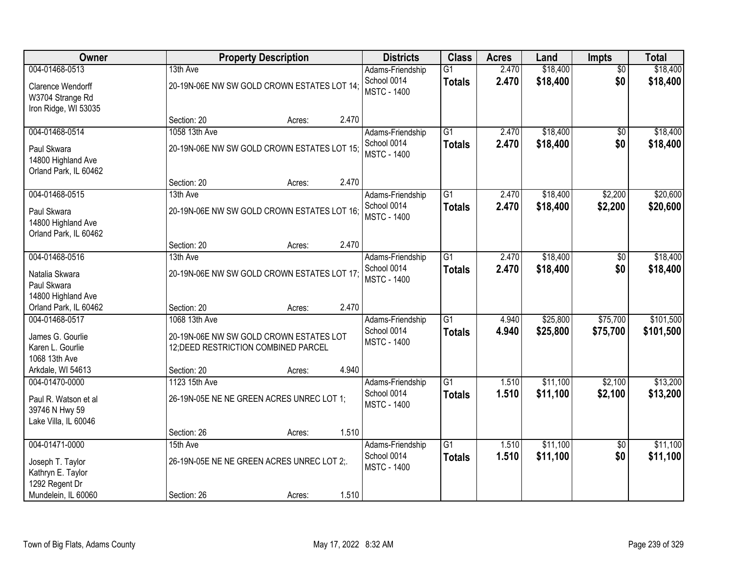| Owner | Property Description | Districts | Class | Acres | Land | Impts | Total |
|---|---|---|---|---|---|---|---|
| 004-01468-0513<br>Clarence Wendorff<br>W3704 Strange Rd<br>Iron Ridge, WI 53035 | 13th Ave<br>20-19N-06E NW SW GOLD CROWN ESTATES LOT 14;<br>Section: 20 Acres: 2.470 | Adams-Friendship<br>School 0014<br>MSTC - 1400 | G1<br>**Totals** | 2.470<br>**2.470** | $18,400<br>**$18,400** | $0<br>**$0** | $18,400<br>**$18,400** |
| 004-01468-0514<br>Paul Skwara<br>14800 Highland Ave<br>Orland Park, IL 60462 | 1058 13th Ave<br>20-19N-06E NW SW GOLD CROWN ESTATES LOT 15;<br>Section: 20 Acres: 2.470 | Adams-Friendship<br>School 0014<br>MSTC - 1400 | G1<br>**Totals** | 2.470<br>**2.470** | $18,400<br>**$18,400** | $0<br>**$0** | $18,400<br>**$18,400** |
| 004-01468-0515<br>Paul Skwara<br>14800 Highland Ave<br>Orland Park, IL 60462 | 13th Ave<br>20-19N-06E NW SW GOLD CROWN ESTATES LOT 16;<br>Section: 20 Acres: 2.470 | Adams-Friendship<br>School 0014<br>MSTC - 1400 | G1<br>**Totals** | 2.470<br>**2.470** | $18,400<br>**$18,400** | $2,200<br>**$2,200** | $20,600<br>**$20,600** |
| 004-01468-0516<br>Natalia Skwara<br>Paul Skwara<br>14800 Highland Ave<br>Orland Park, IL 60462 | 13th Ave<br>20-19N-06E NW SW GOLD CROWN ESTATES LOT 17;<br>Section: 20 Acres: 2.470 | Adams-Friendship<br>School 0014<br>MSTC - 1400 | G1<br>**Totals** | 2.470<br>**2.470** | $18,400<br>**$18,400** | $0<br>**$0** | $18,400<br>**$18,400** |
| 004-01468-0517<br>James G. Gourlie<br>Karen L. Gourlie<br>1068 13th Ave<br>Arkdale, WI 54613 | 1068 13th Ave<br>20-19N-06E NW SW GOLD CROWN ESTATES LOT 12;DEED RESTRICTION COMBINED PARCEL<br>Section: 20 Acres: 4.940 | Adams-Friendship<br>School 0014<br>MSTC - 1400 | G1<br>**Totals** | 4.940<br>**4.940** | $25,800<br>**$25,800** | $75,700<br>**$75,700** | $101,500<br>**$101,500** |
| 004-01470-0000<br>Paul R. Watson et al<br>39746 N Hwy 59<br>Lake Villa, IL 60046 | 1123 15th Ave<br>26-19N-05E NE NE GREEN ACRES UNREC LOT 1;<br>Section: 26 Acres: 1.510 | Adams-Friendship<br>School 0014<br>MSTC - 1400 | G1<br>**Totals** | 1.510<br>**1.510** | $11,100<br>**$11,100** | $2,100<br>**$2,100** | $13,200<br>**$13,200** |
| 004-01471-0000<br>Joseph T. Taylor<br>Kathryn E. Taylor<br>1292 Regent Dr<br>Mundelein, IL 60060 | 15th Ave<br>26-19N-05E NE NE GREEN ACRES UNREC LOT 2;.<br>Section: 26 Acres: 1.510 | Adams-Friendship<br>School 0014<br>MSTC - 1400 | G1<br>**Totals** | 1.510<br>**1.510** | $11,100<br>**$11,100** | $0<br>**$0** | $11,100<br>**$11,100** |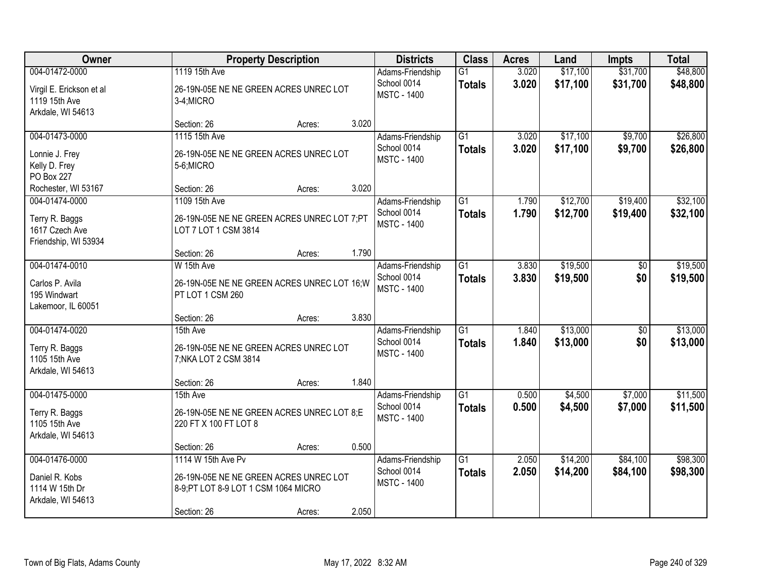| Owner | Property Description | Districts | Class | Acres | Land | Impts | Total |
|---|---|---|---|---|---|---|---|
| 004-01472-0000<br>Virgil E. Erickson et al<br>1119 15th Ave<br>Arkdale, WI 54613 | 1119 15th Ave<br>26-19N-05E NE NE GREEN ACRES UNREC LOT 3-4;MICRO<br>Section: 26 Acres: 3.020 | Adams-Friendship School 0014<br>MSTC - 1400 | G1<br>**Totals** | 3.020<br>**3.020** | $17,100<br>**$17,100** | $31,700<br>**$31,700** | $48,800<br>**$48,800** |
| 004-01473-0000<br>Lonnie J. Frey<br>Kelly D. Frey<br>PO Box 227<br>Rochester, WI 53167 | 1115 15th Ave<br>26-19N-05E NE NE GREEN ACRES UNREC LOT 5-6;MICRO<br>Section: 26 Acres: 3.020 | Adams-Friendship School 0014<br>MSTC - 1400 | G1<br>**Totals** | 3.020<br>**3.020** | $17,100<br>**$17,100** | $9,700<br>**$9,700** | $26,800<br>**$26,800** |
| 004-01474-0000<br>Terry R. Baggs<br>1617 Czech Ave<br>Friendship, WI 53934 | 1109 15th Ave<br>26-19N-05E NE NE GREEN ACRES UNREC LOT 7;PT LOT 7 LOT 1 CSM 3814<br>Section: 26 Acres: 1.790 | Adams-Friendship School 0014<br>MSTC - 1400 | G1<br>**Totals** | 1.790<br>**1.790** | $12,700<br>**$12,700** | $19,400<br>**$19,400** | $32,100<br>**$32,100** |
| 004-01474-0010<br>Carlos P. Avila<br>195 Windwart<br>Lakemoor, IL 60051 | W 15th Ave<br>26-19N-05E NE NE GREEN ACRES UNREC LOT 16;W PT LOT 1 CSM 260<br>Section: 26 Acres: 3.830 | Adams-Friendship School 0014<br>MSTC - 1400 | G1<br>**Totals** | 3.830<br>**3.830** | $19,500<br>**$19,500** | $0<br>**$0** | $19,500<br>**$19,500** |
| 004-01474-0020<br>Terry R. Baggs<br>1105 15th Ave<br>Arkdale, WI 54613 | 15th Ave<br>26-19N-05E NE NE GREEN ACRES UNREC LOT 7;NKA LOT 2 CSM 3814<br>Section: 26 Acres: 1.840 | Adams-Friendship School 0014<br>MSTC - 1400 | G1<br>**Totals** | 1.840<br>**1.840** | $13,000<br>**$13,000** | $0<br>**$0** | $13,000<br>**$13,000** |
| 004-01475-0000<br>Terry R. Baggs<br>1105 15th Ave<br>Arkdale, WI 54613 | 15th Ave<br>26-19N-05E NE NE GREEN ACRES UNREC LOT 8;E 220 FT X 100 FT LOT 8<br>Section: 26 Acres: 0.500 | Adams-Friendship School 0014<br>MSTC - 1400 | G1<br>**Totals** | 0.500<br>**0.500** | $4,500<br>**$4,500** | $7,000<br>**$7,000** | $11,500<br>**$11,500** |
| 004-01476-0000<br>Daniel R. Kobs<br>1114 W 15th Dr<br>Arkdale, WI 54613 | 1114 W 15th Ave Pv<br>26-19N-05E NE NE GREEN ACRES UNREC LOT 8-9;PT LOT 8-9 LOT 1 CSM 1064 MICRO<br>Section: 26 Acres: 2.050 | Adams-Friendship School 0014<br>MSTC - 1400 | G1<br>**Totals** | 2.050<br>**2.050** | $14,200<br>**$14,200** | $84,100<br>**$84,100** | $98,300<br>**$98,300** |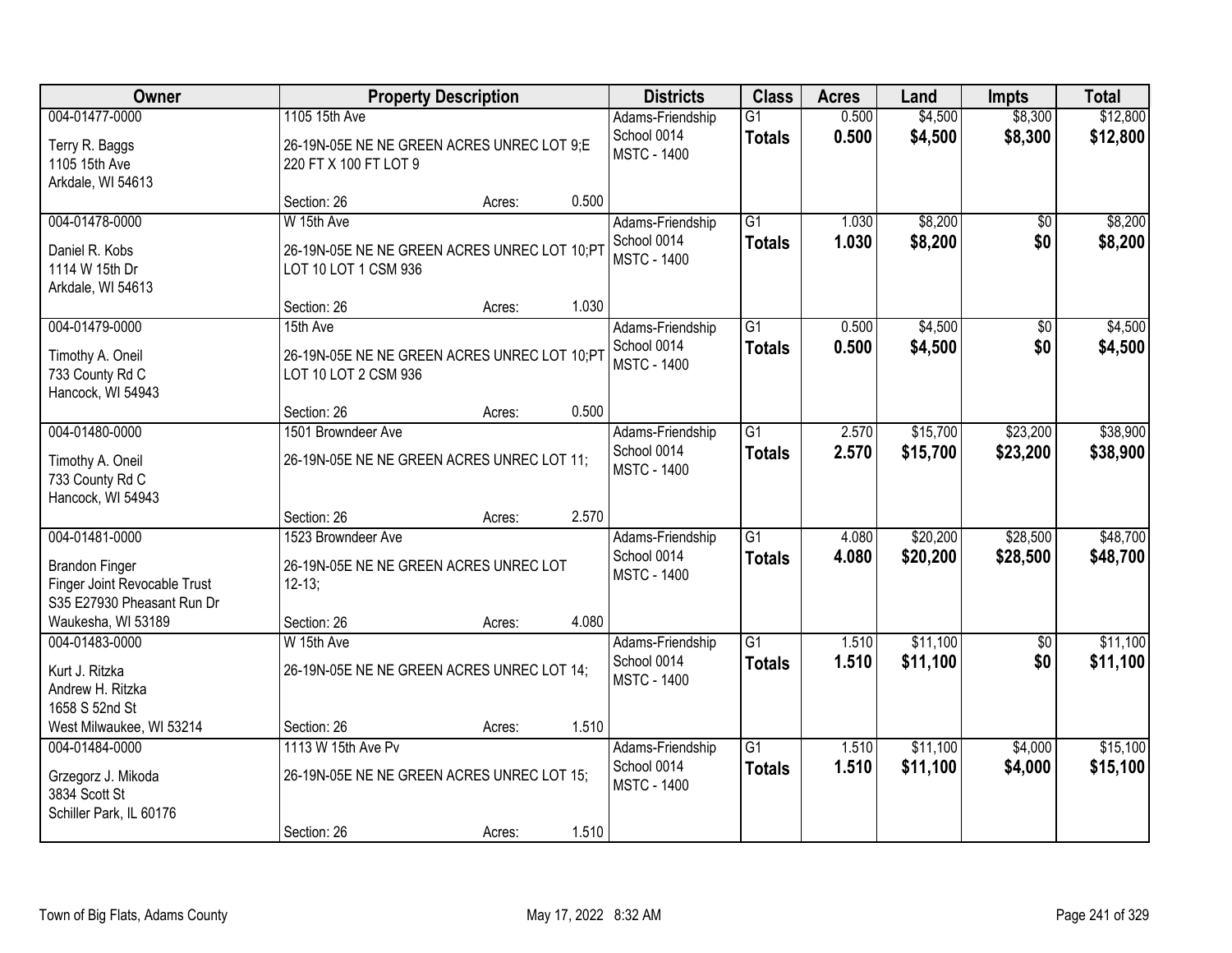| Owner | Property Description | | | Districts | Class | Acres | Land | Impts | Total |
|---|---|---|---|---|---|---|---|---|---|
| 004-01477-0000<br>Terry R. Baggs<br>1105 15th Ave<br>Arkdale, WI 54613 | 1105 15th Ave<br>26-19N-05E NE NE GREEN ACRES UNREC LOT 9;E 220 FT X 100 FT LOT 9<br>Section: 26 | Acres: | 0.500 | Adams-Friendship School 0014<br>MSTC - 1400 | G1<br>**Totals** | 0.500<br>**0.500** | $4,500<br>**$4,500** | $8,300<br>**$8,300** | $12,800<br>**$12,800** |
| 004-01478-0000<br>Daniel R. Kobs<br>1114 W 15th Dr<br>Arkdale, WI 54613 | W 15th Ave<br>26-19N-05E NE NE GREEN ACRES UNREC LOT 10;PT LOT 10 LOT 1 CSM 936<br>Section: 26 | Acres: | 1.030 | Adams-Friendship School 0014<br>MSTC - 1400 | G1<br>**Totals** | 1.030<br>**1.030** | $8,200<br>**$8,200** | $0<br>**$0** | $8,200<br>**$8,200** |
| 004-01479-0000<br>Timothy A. Oneil<br>733 County Rd C<br>Hancock, WI 54943 | 15th Ave<br>26-19N-05E NE NE GREEN ACRES UNREC LOT 10;PT LOT 10 LOT 2 CSM 936<br>Section: 26 | Acres: | 0.500 | Adams-Friendship School 0014<br>MSTC - 1400 | G1<br>**Totals** | 0.500<br>**0.500** | $4,500<br>**$4,500** | $0<br>**$0** | $4,500<br>**$4,500** |
| 004-01480-0000<br>Timothy A. Oneil<br>733 County Rd C<br>Hancock, WI 54943 | 1501 Browndeer Ave<br>26-19N-05E NE NE GREEN ACRES UNREC LOT 11;<br>Section: 26 | Acres: | 2.570 | Adams-Friendship School 0014<br>MSTC - 1400 | G1<br>**Totals** | 2.570<br>**2.570** | $15,700<br>**$15,700** | $23,200<br>**$23,200** | $38,900<br>**$38,900** |
| 004-01481-0000<br>Brandon Finger<br>Finger Joint Revocable Trust<br>S35 E27930 Pheasant Run Dr<br>Waukesha, WI 53189 | 1523 Browndeer Ave<br>26-19N-05E NE NE GREEN ACRES UNREC LOT 12-13;<br>Section: 26 | Acres: | 4.080 | Adams-Friendship School 0014<br>MSTC - 1400 | G1<br>**Totals** | 4.080<br>**4.080** | $20,200<br>**$20,200** | $28,500<br>**$28,500** | $48,700<br>**$48,700** |
| 004-01483-0000<br>Kurt J. Ritzka<br>Andrew H. Ritzka<br>1658 S 52nd St<br>West Milwaukee, WI 53214 | W 15th Ave<br>26-19N-05E NE NE GREEN ACRES UNREC LOT 14;<br>Section: 26 | Acres: | 1.510 | Adams-Friendship School 0014<br>MSTC - 1400 | G1<br>**Totals** | 1.510<br>**1.510** | $11,100<br>**$11,100** | $0<br>**$0** | $11,100<br>**$11,100** |
| 004-01484-0000<br>Grzegorz J. Mikoda<br>3834 Scott St<br>Schiller Park, IL 60176 | 1113 W 15th Ave Pv<br>26-19N-05E NE NE GREEN ACRES UNREC LOT 15;<br>Section: 26 | Acres: | 1.510 | Adams-Friendship School 0014<br>MSTC - 1400 | G1<br>**Totals** | 1.510<br>**1.510** | $11,100<br>**$11,100** | $4,000<br>**$4,000** | $15,100<br>**$15,100** |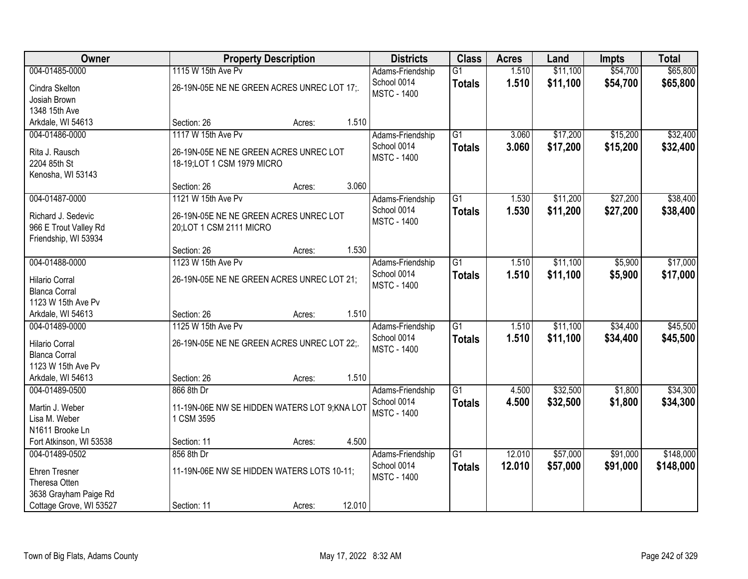| Owner | Property Description | Districts | Class | Acres | Land | Impts | Total |
|---|---|---|---|---|---|---|---|
| 004-01485-0000<br>Cindra Skelton<br>Josiah Brown<br>1348 15th Ave<br>Arkdale, WI 54613 | 1115 W 15th Ave Pv<br>26-19N-05E NE NE GREEN ACRES UNREC LOT 17;.<br>Section: 26 Acres: 1.510 | Adams-Friendship<br>School 0014<br>MSTC - 1400 | G1<br>**Totals** | 1.510<br>**1.510** | $11,100<br>**$11,100** | $54,700<br>**$54,700** | $65,800<br>**$65,800** |
| 004-01486-0000<br>Rita J. Rausch<br>2204 85th St<br>Kenosha, WI 53143 | 1117 W 15th Ave Pv<br>26-19N-05E NE NE GREEN ACRES UNREC LOT 18-19;LOT 1 CSM 1979 MICRO<br>Section: 26 Acres: 3.060 | Adams-Friendship<br>School 0014<br>MSTC - 1400 | G1<br>**Totals** | 3.060<br>**3.060** | $17,200<br>**$17,200** | $15,200<br>**$15,200** | $32,400<br>**$32,400** |
| 004-01487-0000<br>Richard J. Sedevic<br>966 E Trout Valley Rd<br>Friendship, WI 53934 | 1121 W 15th Ave Pv<br>26-19N-05E NE NE GREEN ACRES UNREC LOT 20;LOT 1 CSM 2111 MICRO<br>Section: 26 Acres: 1.530 | Adams-Friendship<br>School 0014<br>MSTC - 1400 | G1<br>**Totals** | 1.530<br>**1.530** | $11,200<br>**$11,200** | $27,200<br>**$27,200** | $38,400<br>**$38,400** |
| 004-01488-0000<br>Hilario Corral<br>Blanca Corral<br>1123 W 15th Ave Pv<br>Arkdale, WI 54613 | 1123 W 15th Ave Pv<br>26-19N-05E NE NE GREEN ACRES UNREC LOT 21;<br>Section: 26 Acres: 1.510 | Adams-Friendship<br>School 0014<br>MSTC - 1400 | G1<br>**Totals** | 1.510<br>**1.510** | $11,100<br>**$11,100** | $5,900<br>**$5,900** | $17,000<br>**$17,000** |
| 004-01489-0000<br>Hilario Corral<br>Blanca Corral<br>1123 W 15th Ave Pv<br>Arkdale, WI 54613 | 1125 W 15th Ave Pv<br>26-19N-05E NE NE GREEN ACRES UNREC LOT 22;.<br>Section: 26 Acres: 1.510 | Adams-Friendship<br>School 0014<br>MSTC - 1400 | G1<br>**Totals** | 1.510<br>**1.510** | $11,100<br>**$11,100** | $34,400<br>**$34,400** | $45,500<br>**$45,500** |
| 004-01489-0500<br>Martin J. Weber<br>Lisa M. Weber<br>N1611 Brooke Ln<br>Fort Atkinson, WI 53538 | 866 8th Dr<br>11-19N-06E NW SE HIDDEN WATERS LOT 9;KNA LOT 1 CSM 3595<br>Section: 11 Acres: 4.500 | Adams-Friendship<br>School 0014<br>MSTC - 1400 | G1<br>**Totals** | 4.500<br>**4.500** | $32,500<br>**$32,500** | $1,800<br>**$1,800** | $34,300<br>**$34,300** |
| 004-01489-0502<br>Ehren Tresner<br>Theresa Otten<br>3638 Grayham Paige Rd<br>Cottage Grove, WI 53527 | 856 8th Dr<br>11-19N-06E NW SE HIDDEN WATERS LOTS 10-11;<br>Section: 11 Acres: 12.010 | Adams-Friendship<br>School 0014<br>MSTC - 1400 | G1<br>**Totals** | 12.010<br>**12.010** | $57,000<br>**$57,000** | $91,000<br>**$91,000** | $148,000<br>**$148,000** |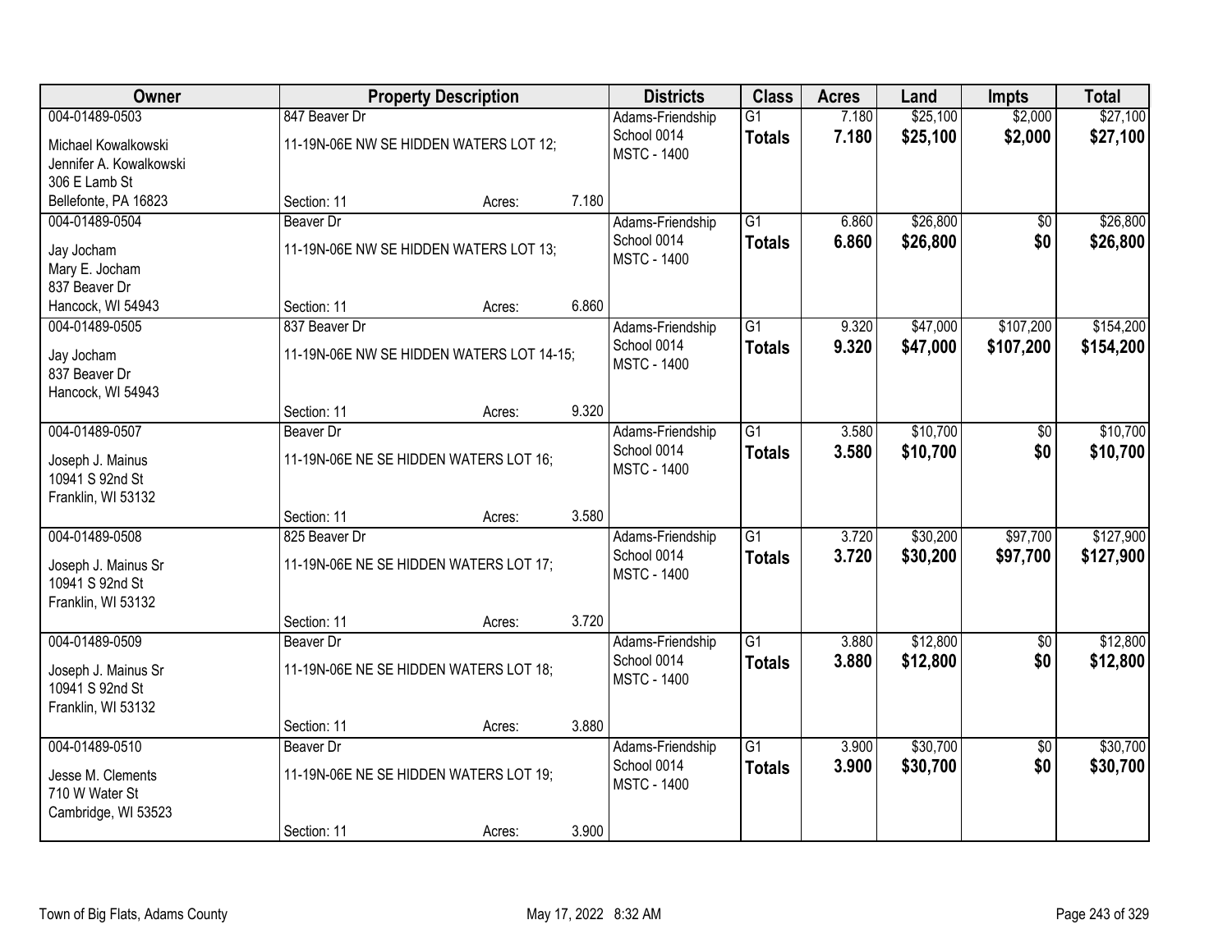| Owner | Property Description | | | Districts | Class | Acres | Land | Impts | Total |
|---|---|---|---|---|---|---|---|---|---|
| 004-01489-0503<br>Michael Kowalkowski<br>Jennifer A. Kowalkowski<br>306 E Lamb St<br>Bellefonte, PA 16823 | 847 Beaver Dr<br>11-19N-06E NW SE HIDDEN WATERS LOT 12;<br>Section: 11 | Acres: | 7.180 | Adams-Friendship School 0014<br>MSTC - 1400 | G1<br>**Totals** | 7.180<br>**7.180** | $25,100<br>**$25,100** | $2,000<br>**$2,000** | $27,100<br>**$27,100** |
| 004-01489-0504<br>Jay Jocham<br>Mary E. Jocham<br>837 Beaver Dr<br>Hancock, WI 54943 | Beaver Dr<br>11-19N-06E NW SE HIDDEN WATERS LOT 13;<br>Section: 11 | Acres: | 6.860 | Adams-Friendship School 0014<br>MSTC - 1400 | G1<br>**Totals** | 6.860<br>**6.860** | $26,800<br>**$26,800** | $0<br>**$0** | $26,800<br>**$26,800** |
| 004-01489-0505<br>Jay Jocham<br>837 Beaver Dr<br>Hancock, WI 54943 | 837 Beaver Dr<br>11-19N-06E NW SE HIDDEN WATERS LOT 14-15;<br>Section: 11 | Acres: | 9.320 | Adams-Friendship School 0014<br>MSTC - 1400 | G1<br>**Totals** | 9.320<br>**9.320** | $47,000<br>**$47,000** | $107,200<br>**$107,200** | $154,200<br>**$154,200** |
| 004-01489-0507<br>Joseph J. Mainus<br>10941 S 92nd St<br>Franklin, WI 53132 | Beaver Dr<br>11-19N-06E NE SE HIDDEN WATERS LOT 16;<br>Section: 11 | Acres: | 3.580 | Adams-Friendship School 0014<br>MSTC - 1400 | G1<br>**Totals** | 3.580<br>**3.580** | $10,700<br>**$10,700** | $0<br>**$0** | $10,700<br>**$10,700** |
| 004-01489-0508<br>Joseph J. Mainus Sr<br>10941 S 92nd St<br>Franklin, WI 53132 | 825 Beaver Dr<br>11-19N-06E NE SE HIDDEN WATERS LOT 17;<br>Section: 11 | Acres: | 3.720 | Adams-Friendship School 0014<br>MSTC - 1400 | G1<br>**Totals** | 3.720<br>**3.720** | $30,200<br>**$30,200** | $97,700<br>**$97,700** | $127,900<br>**$127,900** |
| 004-01489-0509<br>Joseph J. Mainus Sr<br>10941 S 92nd St<br>Franklin, WI 53132 | Beaver Dr<br>11-19N-06E NE SE HIDDEN WATERS LOT 18;<br>Section: 11 | Acres: | 3.880 | Adams-Friendship School 0014<br>MSTC - 1400 | G1<br>**Totals** | 3.880<br>**3.880** | $12,800<br>**$12,800** | $0<br>**$0** | $12,800<br>**$12,800** |
| 004-01489-0510<br>Jesse M. Clements<br>710 W Water St<br>Cambridge, WI 53523 | Beaver Dr<br>11-19N-06E NE SE HIDDEN WATERS LOT 19;<br>Section: 11 | Acres: | 3.900 | Adams-Friendship School 0014<br>MSTC - 1400 | G1<br>**Totals** | 3.900<br>**3.900** | $30,700<br>**$30,700** | $0<br>**$0** | $30,700<br>**$30,700** |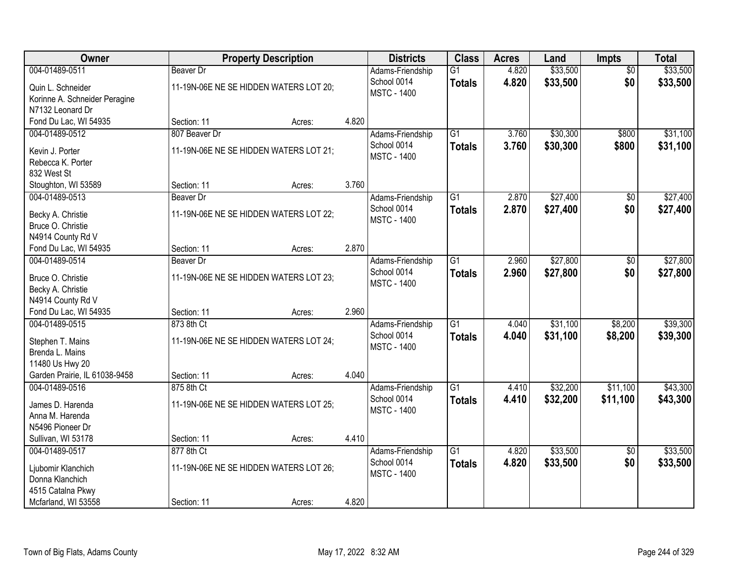| Owner | Property Description | | | Districts | Class | Acres | Land | Impts | Total |
|---|---|---|---|---|---|---|---|---|---|
| 004-01489-0511<br>Quin L. Schneider<br>Korinne A. Schneider Peragine<br>N7132 Leonard Dr<br>Fond Du Lac, WI 54935 | Beaver Dr<br>11-19N-06E NE SE HIDDEN WATERS LOT 20;<br>Section: 11 | Acres: | 4.820 | Adams-Friendship<br>School 0014<br>MSTC - 1400 | G1<br>**Totals** | 4.820<br>**4.820** | $33,500<br>**$33,500** | $0<br>**$0** | $33,500<br>**$33,500** |
| 004-01489-0512<br>Kevin J. Porter<br>Rebecca K. Porter<br>832 West St<br>Stoughton, WI 53589 | 807 Beaver Dr<br>11-19N-06E NE SE HIDDEN WATERS LOT 21;<br>Section: 11 | Acres: | 3.760 | Adams-Friendship<br>School 0014<br>MSTC - 1400 | G1<br>**Totals** | 3.760<br>**3.760** | $30,300<br>**$30,300** | $800<br>**$800** | $31,100<br>**$31,100** |
| 004-01489-0513<br>Becky A. Christie<br>Bruce O. Christie<br>N4914 County Rd V<br>Fond Du Lac, WI 54935 | Beaver Dr<br>11-19N-06E NE SE HIDDEN WATERS LOT 22;<br>Section: 11 | Acres: | 2.870 | Adams-Friendship<br>School 0014<br>MSTC - 1400 | G1<br>**Totals** | 2.870<br>**2.870** | $27,400<br>**$27,400** | $0<br>**$0** | $27,400<br>**$27,400** |
| 004-01489-0514<br>Bruce O. Christie<br>Becky A. Christie<br>N4914 County Rd V<br>Fond Du Lac, WI 54935 | Beaver Dr<br>11-19N-06E NE SE HIDDEN WATERS LOT 23;<br>Section: 11 | Acres: | 2.960 | Adams-Friendship<br>School 0014<br>MSTC - 1400 | G1<br>**Totals** | 2.960<br>**2.960** | $27,800<br>**$27,800** | $0<br>**$0** | $27,800<br>**$27,800** |
| 004-01489-0515<br>Stephen T. Mains<br>Brenda L. Mains<br>11480 Us Hwy 20<br>Garden Prairie, IL 61038-9458 | 873 8th Ct<br>11-19N-06E NE SE HIDDEN WATERS LOT 24;<br>Section: 11 | Acres: | 4.040 | Adams-Friendship<br>School 0014<br>MSTC - 1400 | G1<br>**Totals** | 4.040<br>**4.040** | $31,100<br>**$31,100** | $8,200<br>**$8,200** | $39,300<br>**$39,300** |
| 004-01489-0516<br>James D. Harenda<br>Anna M. Harenda<br>N5496 Pioneer Dr<br>Sullivan, WI 53178 | 875 8th Ct<br>11-19N-06E NE SE HIDDEN WATERS LOT 25;<br>Section: 11 | Acres: | 4.410 | Adams-Friendship<br>School 0014<br>MSTC - 1400 | G1<br>**Totals** | 4.410<br>**4.410** | $32,200<br>**$32,200** | $11,100<br>**$11,100** | $43,300<br>**$43,300** |
| 004-01489-0517<br>Ljubomir Klanchich<br>Donna Klanchich<br>4515 Catalna Pkwy<br>Mcfarland, WI 53558 | 877 8th Ct<br>11-19N-06E NE SE HIDDEN WATERS LOT 26;<br>Section: 11 | Acres: | 4.820 | Adams-Friendship<br>School 0014<br>MSTC - 1400 | G1<br>**Totals** | 4.820<br>**4.820** | $33,500<br>**$33,500** | $0<br>**$0** | $33,500<br>**$33,500** |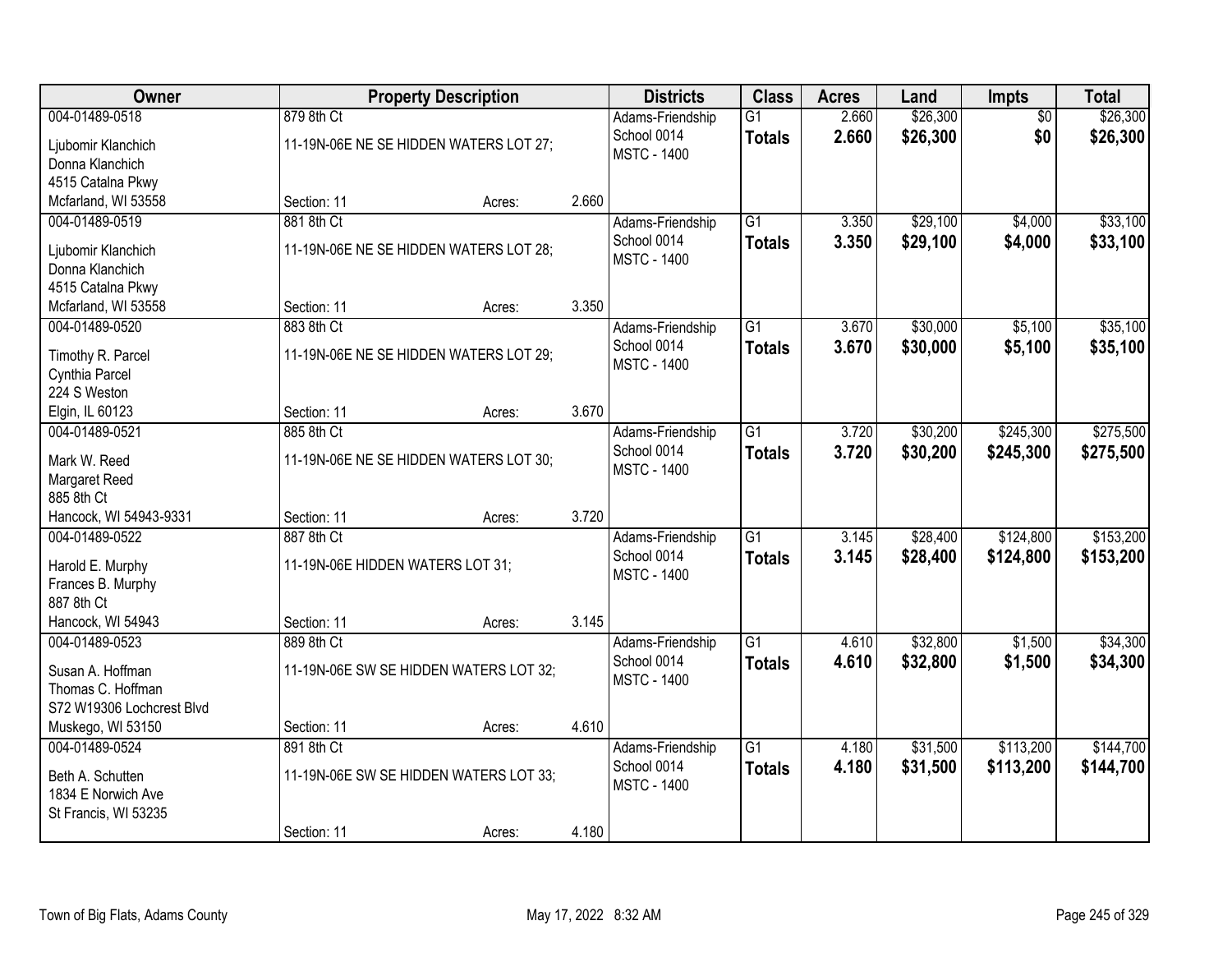| Owner | Property Description | | | Districts | Class | Acres | Land | Impts | Total |
|---|---|---|---|---|---|---|---|---|---|
| 004-01489-0518<br>Ljubomir Klanchich<br>Donna Klanchich<br>4515 Catalna Pkwy<br>Mcfarland, WI 53558 | 879 8th Ct<br>11-19N-06E NE SE HIDDEN WATERS LOT 27;<br>Section: 11 | Acres: | 2.660 | Adams-Friendship School 0014<br>MSTC - 1400 | G1<br>**Totals** | 2.660<br>**2.660** | $26,300<br>**$26,300** | $0<br>**$0** | $26,300<br>**$26,300** |
| 004-01489-0519<br>Ljubomir Klanchich<br>Donna Klanchich<br>4515 Catalna Pkwy<br>Mcfarland, WI 53558 | 881 8th Ct<br>11-19N-06E NE SE HIDDEN WATERS LOT 28;<br>Section: 11 | Acres: | 3.350 | Adams-Friendship School 0014<br>MSTC - 1400 | G1<br>**Totals** | 3.350<br>**3.350** | $29,100<br>**$29,100** | $4,000<br>**$4,000** | $33,100<br>**$33,100** |
| 004-01489-0520<br>Timothy R. Parcel<br>Cynthia Parcel<br>224 S Weston<br>Elgin, IL 60123 | 883 8th Ct<br>11-19N-06E NE SE HIDDEN WATERS LOT 29;<br>Section: 11 | Acres: | 3.670 | Adams-Friendship School 0014<br>MSTC - 1400 | G1<br>**Totals** | 3.670<br>**3.670** | $30,000<br>**$30,000** | $5,100<br>**$5,100** | $35,100<br>**$35,100** |
| 004-01489-0521<br>Mark W. Reed<br>Margaret Reed<br>885 8th Ct<br>Hancock, WI 54943-9331 | 885 8th Ct<br>11-19N-06E NE SE HIDDEN WATERS LOT 30;<br>Section: 11 | Acres: | 3.720 | Adams-Friendship School 0014<br>MSTC - 1400 | G1<br>**Totals** | 3.720<br>**3.720** | $30,200<br>**$30,200** | $245,300<br>**$245,300** | $275,500<br>**$275,500** |
| 004-01489-0522<br>Harold E. Murphy<br>Frances B. Murphy<br>887 8th Ct<br>Hancock, WI 54943 | 887 8th Ct<br>11-19N-06E HIDDEN WATERS LOT 31;<br>Section: 11 | Acres: | 3.145 | Adams-Friendship School 0014<br>MSTC - 1400 | G1<br>**Totals** | 3.145<br>**3.145** | $28,400<br>**$28,400** | $124,800<br>**$124,800** | $153,200<br>**$153,200** |
| 004-01489-0523<br>Susan A. Hoffman<br>Thomas C. Hoffman<br>S72 W19306 Lochcrest Blvd<br>Muskego, WI 53150 | 889 8th Ct<br>11-19N-06E SW SE HIDDEN WATERS LOT 32;<br>Section: 11 | Acres: | 4.610 | Adams-Friendship School 0014<br>MSTC - 1400 | G1<br>**Totals** | 4.610<br>**4.610** | $32,800<br>**$32,800** | $1,500<br>**$1,500** | $34,300<br>**$34,300** |
| 004-01489-0524<br>Beth A. Schutten<br>1834 E Norwich Ave<br>St Francis, WI 53235 | 891 8th Ct<br>11-19N-06E SW SE HIDDEN WATERS LOT 33;<br>Section: 11 | Acres: | 4.180 | Adams-Friendship School 0014<br>MSTC - 1400 | G1<br>**Totals** | 4.180<br>**4.180** | $31,500<br>**$31,500** | $113,200<br>**$113,200** | $144,700<br>**$144,700** |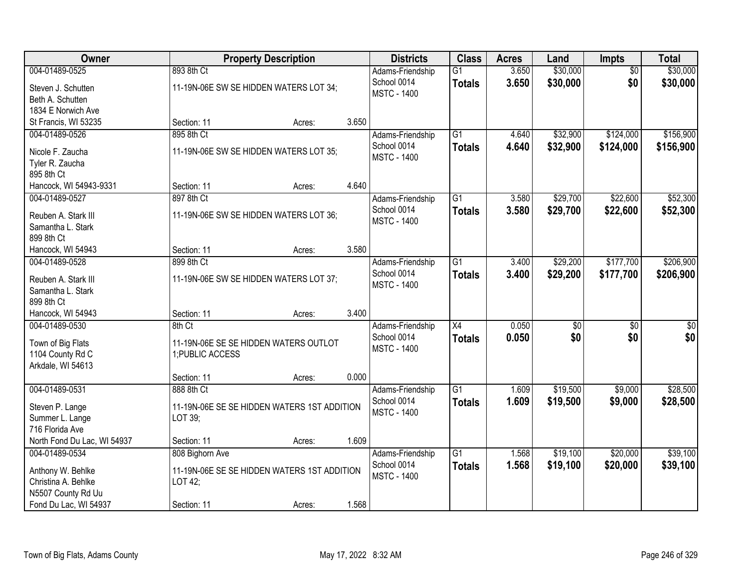| Owner | Property Description | | | Districts | Class | Acres | Land | Impts | Total |
|---|---|---|---|---|---|---|---|---|---|
| 004-01489-0525<br>Steven J. Schutten<br>Beth A. Schutten<br>1834 E Norwich Ave<br>St Francis, WI 53235 | 893 8th Ct<br>11-19N-06E SW SE HIDDEN WATERS LOT 34;<br>Section: 11 | Acres: | 3.650 | Adams-Friendship School 0014<br>MSTC - 1400 | G1<br>**Totals** | 3.650<br>**3.650** | $30,000<br>**$30,000** | $0<br>**$0** | $30,000<br>**$30,000** |
| 004-01489-0526<br>Nicole F. Zaucha<br>Tyler R. Zaucha<br>895 8th Ct<br>Hancock, WI 54943-9331 | 895 8th Ct<br>11-19N-06E SW SE HIDDEN WATERS LOT 35;<br>Section: 11 | Acres: | 4.640 | Adams-Friendship School 0014<br>MSTC - 1400 | G1<br>**Totals** | 4.640<br>**4.640** | $32,900<br>**$32,900** | $124,000<br>**$124,000** | $156,900<br>**$156,900** |
| 004-01489-0527<br>Reuben A. Stark III<br>Samantha L. Stark<br>899 8th Ct<br>Hancock, WI 54943 | 897 8th Ct<br>11-19N-06E SW SE HIDDEN WATERS LOT 36;<br>Section: 11 | Acres: | 3.580 | Adams-Friendship School 0014<br>MSTC - 1400 | G1<br>**Totals** | 3.580<br>**3.580** | $29,700<br>**$29,700** | $22,600<br>**$22,600** | $52,300<br>**$52,300** |
| 004-01489-0528<br>Reuben A. Stark III<br>Samantha L. Stark<br>899 8th Ct<br>Hancock, WI 54943 | 899 8th Ct<br>11-19N-06E SW SE HIDDEN WATERS LOT 37;<br>Section: 11 | Acres: | 3.400 | Adams-Friendship School 0014<br>MSTC - 1400 | G1<br>**Totals** | 3.400<br>**3.400** | $29,200<br>**$29,200** | $177,700<br>**$177,700** | $206,900<br>**$206,900** |
| 004-01489-0530<br>Town of Big Flats<br>1104 County Rd C<br>Arkdale, WI 54613 | 8th Ct<br>11-19N-06E SE SE HIDDEN WATERS OUTLOT 1;PUBLIC ACCESS<br>Section: 11 | Acres: | 0.000 | Adams-Friendship School 0014<br>MSTC - 1400 | X4<br>**Totals** | 0.050<br>**0.050** | $0<br>**$0** | $0<br>**$0** | $0<br>**$0** |
| 004-01489-0531<br>Steven P. Lange<br>Summer L. Lange<br>716 Florida Ave<br>North Fond Du Lac, WI 54937 | 888 8th Ct<br>11-19N-06E SE SE HIDDEN WATERS 1ST ADDITION LOT 39;<br>Section: 11 | Acres: | 1.609 | Adams-Friendship School 0014<br>MSTC - 1400 | G1<br>**Totals** | 1.609<br>**1.609** | $19,500<br>**$19,500** | $9,000<br>**$9,000** | $28,500<br>**$28,500** |
| 004-01489-0534<br>Anthony W. Behlke<br>Christina A. Behlke<br>N5507 County Rd Uu<br>Fond Du Lac, WI 54937 | 808 Bighorn Ave<br>11-19N-06E SE SE HIDDEN WATERS 1ST ADDITION LOT 42;<br>Section: 11 | Acres: | 1.568 | Adams-Friendship School 0014<br>MSTC - 1400 | G1<br>**Totals** | 1.568<br>**1.568** | $19,100<br>**$19,100** | $20,000<br>**$20,000** | $39,100<br>**$39,100** |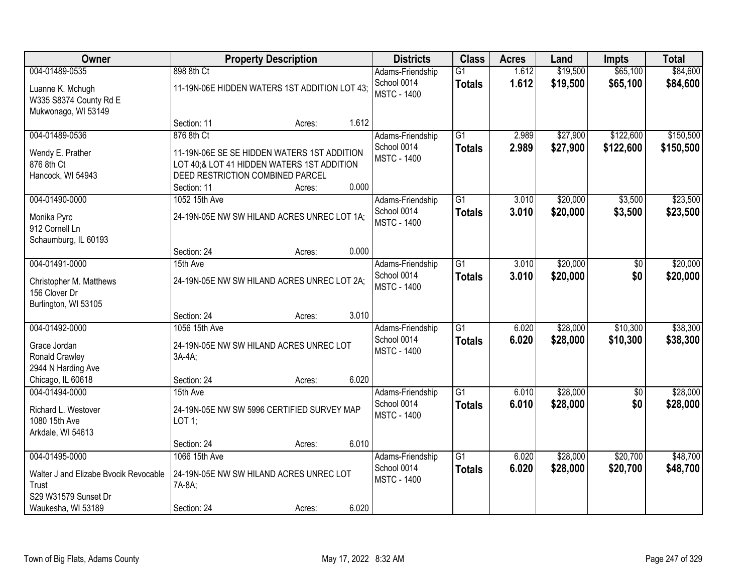| Owner | Property Description | | | Districts | Class | Acres | Land | Impts | Total |
|---|---|---|---|---|---|---|---|---|---|
| 004-01489-0535<br>Luanne K. Mchugh<br>W335 S8374 County Rd E<br>Mukwonago, WI 53149 | 898 8th Ct<br>11-19N-06E HIDDEN WATERS 1ST ADDITION LOT 43;<br>Section: 11 | Acres: | 1.612 | Adams-Friendship<br>School 0014<br>MSTC - 1400 | G1<br>**Totals** | 1.612<br>**1.612** | $19,500<br>**$19,500** | $65,100<br>**$65,100** | $84,600<br>**$84,600** |
| 004-01489-0536<br>Wendy E. Prather<br>876 8th Ct<br>Hancock, WI 54943 | 876 8th Ct<br>11-19N-06E SE SE HIDDEN WATERS 1ST ADDITION LOT 40;& LOT 41 HIDDEN WATERS 1ST ADDITION DEED RESTRICTION COMBINED PARCEL<br>Section: 11 | Acres: | 0.000 | Adams-Friendship<br>School 0014<br>MSTC - 1400 | G1<br>**Totals** | 2.989<br>**2.989** | $27,900<br>**$27,900** | $122,600<br>**$122,600** | $150,500<br>**$150,500** |
| 004-01490-0000<br>Monika Pyrc<br>912 Cornell Ln<br>Schaumburg, IL 60193 | 1052 15th Ave<br>24-19N-05E NW SW HILAND ACRES UNREC LOT 1A;<br>Section: 24 | Acres: | 0.000 | Adams-Friendship<br>School 0014<br>MSTC - 1400 | G1<br>**Totals** | 3.010<br>**3.010** | $20,000<br>**$20,000** | $3,500<br>**$3,500** | $23,500<br>**$23,500** |
| 004-01491-0000<br>Christopher M. Matthews<br>156 Clover Dr<br>Burlington, WI 53105 | 15th Ave<br>24-19N-05E NW SW HILAND ACRES UNREC LOT 2A;<br>Section: 24 | Acres: | 3.010 | Adams-Friendship<br>School 0014<br>MSTC - 1400 | G1<br>**Totals** | 3.010<br>**3.010** | $20,000<br>**$20,000** | $0<br>**$0** | $20,000<br>**$20,000** |
| 004-01492-0000<br>Grace Jordan<br>Ronald Crawley<br>2944 N Harding Ave<br>Chicago, IL 60618 | 1056 15th Ave<br>24-19N-05E NW SW HILAND ACRES UNREC LOT 3A-4A;<br>Section: 24 | Acres: | 6.020 | Adams-Friendship<br>School 0014<br>MSTC - 1400 | G1<br>**Totals** | 6.020<br>**6.020** | $28,000<br>**$28,000** | $10,300<br>**$10,300** | $38,300<br>**$38,300** |
| 004-01494-0000<br>Richard L. Westover<br>1080 15th Ave<br>Arkdale, WI 54613 | 15th Ave<br>24-19N-05E NW SW 5996 CERTIFIED SURVEY MAP LOT 1;<br>Section: 24 | Acres: | 6.010 | Adams-Friendship<br>School 0014<br>MSTC - 1400 | G1<br>**Totals** | 6.010<br>**6.010** | $28,000<br>**$28,000** | $0<br>**$0** | $28,000<br>**$28,000** |
| 004-01495-0000<br>Walter J and Elizabe Bvocik Revocable Trust<br>S29 W31579 Sunset Dr<br>Waukesha, WI 53189 | 1066 15th Ave<br>24-19N-05E NW SW HILAND ACRES UNREC LOT 7A-8A;<br>Section: 24 | Acres: | 6.020 | Adams-Friendship<br>School 0014<br>MSTC - 1400 | G1<br>**Totals** | 6.020<br>**6.020** | $28,000<br>**$28,000** | $20,700<br>**$20,700** | $48,700<br>**$48,700** |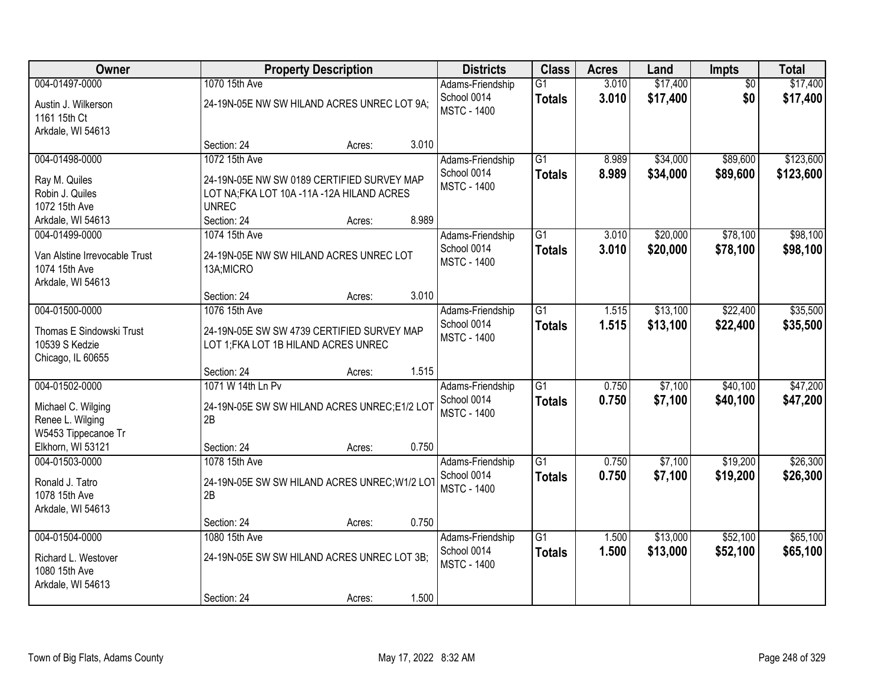| Owner | Property Description | Districts | Class | Acres | Land | Impts | Total |
|---|---|---|---|---|---|---|---|
| 004-01497-0000<br>Austin J. Wilkerson<br>1161 15th Ct<br>Arkdale, WI 54613 | 1070 15th Ave<br>24-19N-05E NW SW HILAND ACRES UNREC LOT 9A;<br>Section: 24 Acres: 3.010 | Adams-Friendship School 0014<br>MSTC - 1400 | G1<br>**Totals** | 3.010<br>**3.010** | $17,400<br>**$17,400** | $0<br>**$0** | $17,400<br>**$17,400** |
| 004-01498-0000<br>Ray M. Quiles<br>Robin J. Quiles<br>1072 15th Ave<br>Arkdale, WI 54613 | 1072 15th Ave<br>24-19N-05E NW SW 0189 CERTIFIED SURVEY MAP LOT NA;FKA LOT 10A -11A -12A HILAND ACRES UNREC<br>Section: 24 Acres: 8.989 | Adams-Friendship School 0014<br>MSTC - 1400 | G1<br>**Totals** | 8.989<br>**8.989** | $34,000<br>**$34,000** | $89,600<br>**$89,600** | $123,600<br>**$123,600** |
| 004-01499-0000<br>Van Alstine Irrevocable Trust<br>1074 15th Ave<br>Arkdale, WI 54613 | 1074 15th Ave<br>24-19N-05E NW SW HILAND ACRES UNREC LOT 13A;MICRO<br>Section: 24 Acres: 3.010 | Adams-Friendship School 0014<br>MSTC - 1400 | G1<br>**Totals** | 3.010<br>**3.010** | $20,000<br>**$20,000** | $78,100<br>**$78,100** | $98,100<br>**$98,100** |
| 004-01500-0000<br>Thomas E Sindowski Trust<br>10539 S Kedzie<br>Chicago, IL 60655 | 1076 15th Ave<br>24-19N-05E SW SW 4739 CERTIFIED SURVEY MAP LOT 1;FKA LOT 1B HILAND ACRES UNREC<br>Section: 24 Acres: 1.515 | Adams-Friendship School 0014<br>MSTC - 1400 | G1<br>**Totals** | 1.515<br>**1.515** | $13,100<br>**$13,100** | $22,400<br>**$22,400** | $35,500<br>**$35,500** |
| 004-01502-0000<br>Michael C. Wilging<br>Renee L. Wilging<br>W5453 Tippecanoe Tr<br>Elkhorn, WI 53121 | 1071 W 14th Ln Pv<br>24-19N-05E SW SW HILAND ACRES UNREC;E1/2 LOT 2B<br>Section: 24 Acres: 0.750 | Adams-Friendship School 0014<br>MSTC - 1400 | G1<br>**Totals** | 0.750<br>**0.750** | $7,100<br>**$7,100** | $40,100<br>**$40,100** | $47,200<br>**$47,200** |
| 004-01503-0000<br>Ronald J. Tatro<br>1078 15th Ave<br>Arkdale, WI 54613 | 1078 15th Ave<br>24-19N-05E SW SW HILAND ACRES UNREC;W1/2 LOT 2B<br>Section: 24 Acres: 0.750 | Adams-Friendship School 0014<br>MSTC - 1400 | G1<br>**Totals** | 0.750<br>**0.750** | $7,100<br>**$7,100** | $19,200<br>**$19,200** | $26,300<br>**$26,300** |
| 004-01504-0000<br>Richard L. Westover<br>1080 15th Ave<br>Arkdale, WI 54613 | 1080 15th Ave<br>24-19N-05E SW SW HILAND ACRES UNREC LOT 3B;<br>Section: 24 Acres: 1.500 | Adams-Friendship School 0014<br>MSTC - 1400 | G1<br>**Totals** | 1.500<br>**1.500** | $13,000<br>**$13,000** | $52,100<br>**$52,100** | $65,100<br>**$65,100** |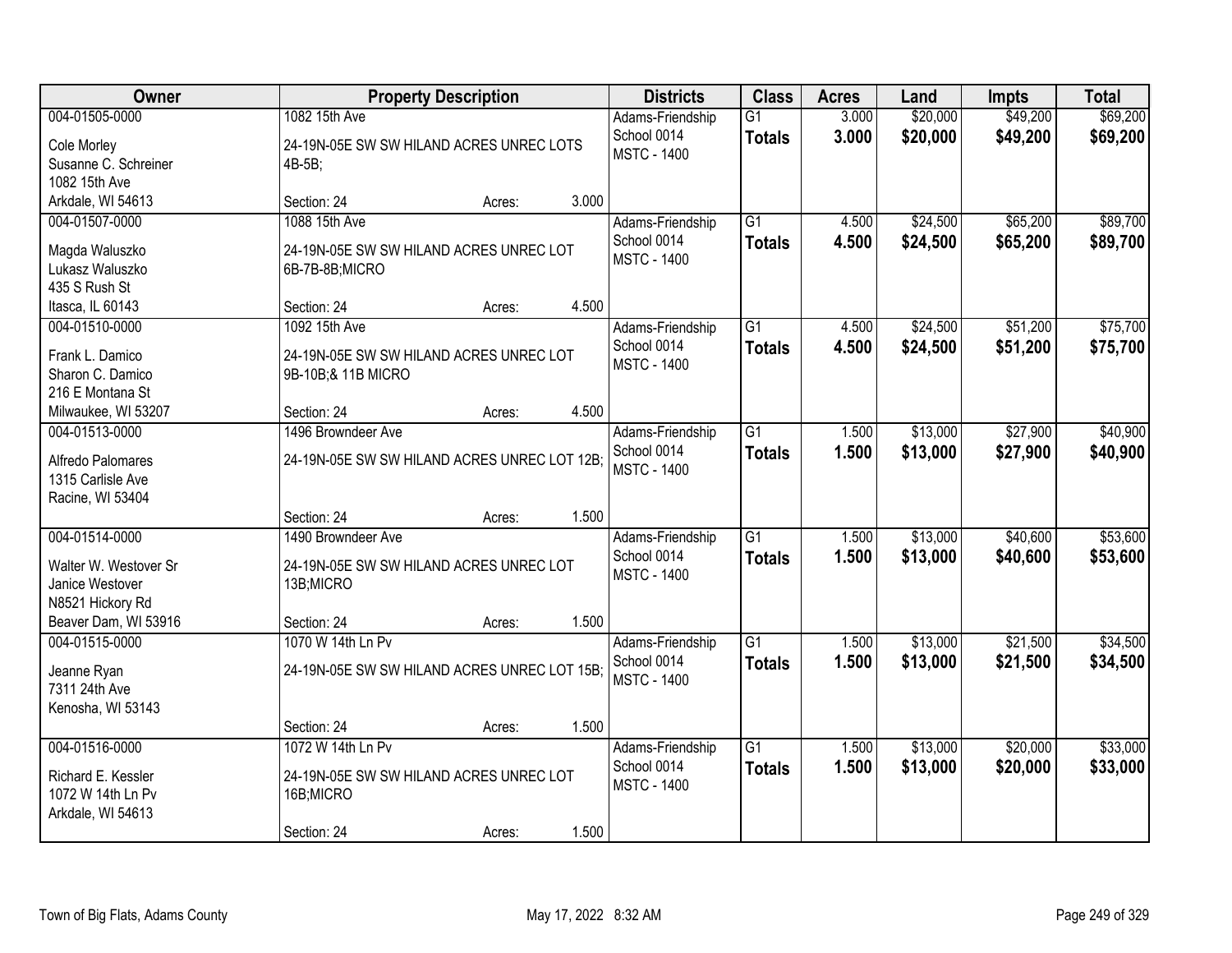| Owner | Property Description | Districts | Class | Acres | Land | Impts | Total |
|---|---|---|---|---|---|---|---|
| 004-01505-0000<br>Cole Morley<br>Susanne C. Schreiner<br>1082 15th Ave<br>Arkdale, WI 54613 | 1082 15th Ave<br>24-19N-05E SW SW HILAND ACRES UNREC LOTS 4B-5B;<br>Section: 24 Acres: 3.000 | Adams-Friendship School 0014<br>MSTC - 1400 | G1<br>**Totals** | 3.000<br>**3.000** | $20,000<br>**$20,000** | $49,200<br>**$49,200** | $69,200<br>**$69,200** |
| 004-01507-0000<br>Magda Waluszko<br>Lukasz Waluszko<br>435 S Rush St<br>Itasca, IL 60143 | 1088 15th Ave<br>24-19N-05E SW SW HILAND ACRES UNREC LOT 6B-7B-8B;MICRO<br>Section: 24 Acres: 4.500 | Adams-Friendship School 0014<br>MSTC - 1400 | G1<br>**Totals** | 4.500<br>**4.500** | $24,500<br>**$24,500** | $65,200<br>**$65,200** | $89,700<br>**$89,700** |
| 004-01510-0000<br>Frank L. Damico<br>Sharon C. Damico<br>216 E Montana St<br>Milwaukee, WI 53207 | 1092 15th Ave<br>24-19N-05E SW SW HILAND ACRES UNREC LOT 9B-10B;& 11B MICRO<br>Section: 24 Acres: 4.500 | Adams-Friendship School 0014<br>MSTC - 1400 | G1<br>**Totals** | 4.500<br>**4.500** | $24,500<br>**$24,500** | $51,200<br>**$51,200** | $75,700<br>**$75,700** |
| 004-01513-0000<br>Alfredo Palomares<br>1315 Carlisle Ave<br>Racine, WI 53404 | 1496 Browndeer Ave<br>24-19N-05E SW SW HILAND ACRES UNREC LOT 12B;<br>Section: 24 Acres: 1.500 | Adams-Friendship School 0014<br>MSTC - 1400 | G1<br>**Totals** | 1.500<br>**1.500** | $13,000<br>**$13,000** | $27,900<br>**$27,900** | $40,900<br>**$40,900** |
| 004-01514-0000<br>Walter W. Westover Sr<br>Janice Westover<br>N8521 Hickory Rd<br>Beaver Dam, WI 53916 | 1490 Browndeer Ave<br>24-19N-05E SW SW HILAND ACRES UNREC LOT 13B;MICRO<br>Section: 24 Acres: 1.500 | Adams-Friendship School 0014<br>MSTC - 1400 | G1<br>**Totals** | 1.500<br>**1.500** | $13,000<br>**$13,000** | $40,600<br>**$40,600** | $53,600<br>**$53,600** |
| 004-01515-0000<br>Jeanne Ryan<br>7311 24th Ave<br>Kenosha, WI 53143 | 1070 W 14th Ln Pv<br>24-19N-05E SW SW HILAND ACRES UNREC LOT 15B;<br>Section: 24 Acres: 1.500 | Adams-Friendship School 0014<br>MSTC - 1400 | G1<br>**Totals** | 1.500<br>**1.500** | $13,000<br>**$13,000** | $21,500<br>**$21,500** | $34,500<br>**$34,500** |
| 004-01516-0000<br>Richard E. Kessler<br>1072 W 14th Ln Pv<br>Arkdale, WI 54613 | 1072 W 14th Ln Pv<br>24-19N-05E SW SW HILAND ACRES UNREC LOT 16B;MICRO<br>Section: 24 Acres: 1.500 | Adams-Friendship School 0014<br>MSTC - 1400 | G1<br>**Totals** | 1.500<br>**1.500** | $13,000<br>**$13,000** | $20,000<br>**$20,000** | $33,000<br>**$33,000** |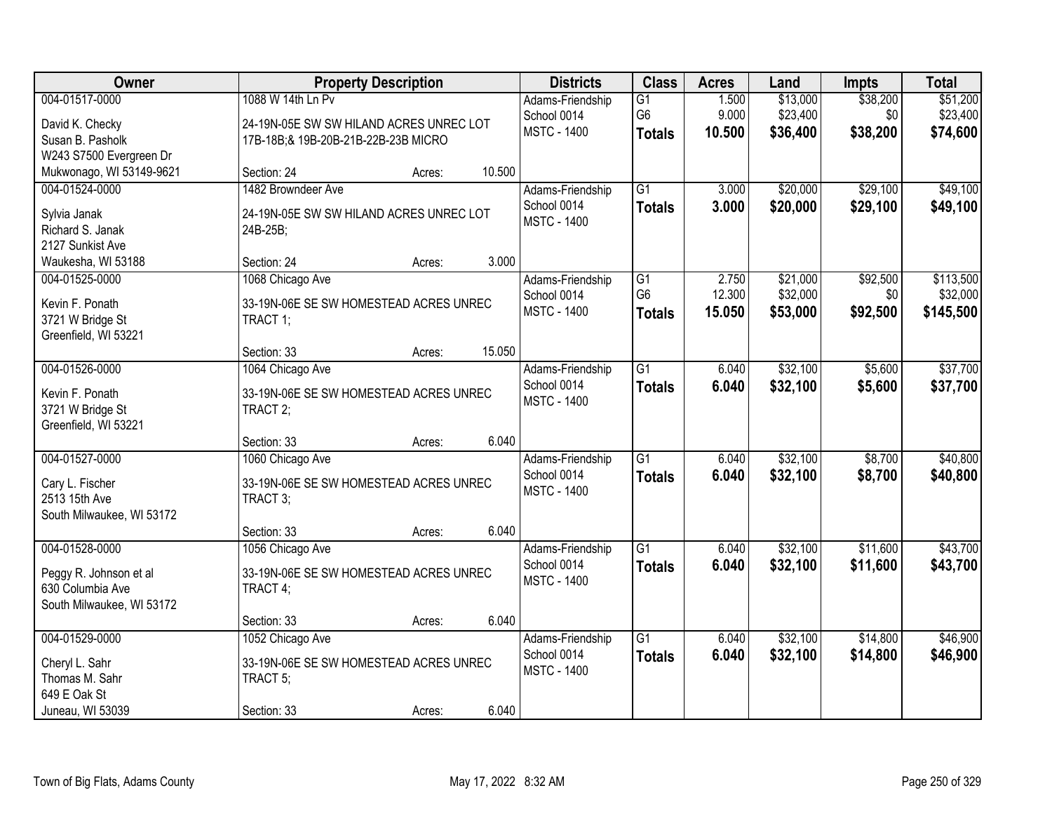| Owner | Property Description | Districts | Class | Acres | Land | Impts | Total |
|---|---|---|---|---|---|---|---|
| 004-01517-0000<br>David K. Checky<br>Susan B. Pasholk<br>W243 S7500 Evergreen Dr<br>Mukwonago, WI 53149-9621 | 1088 W 14th Ln Pv<br>24-19N-05E SW SW HILAND ACRES UNREC LOT 17B-18B;& 19B-20B-21B-22B-23B MICRO<br>Section: 24 Acres: 10.500 | Adams-Friendship<br>School 0014<br>MSTC - 1400 | G1<br>G6<br>**Totals** | 1.500<br>9.000<br>**10.500** | $13,000<br>$23,400<br>**$36,400** | $38,200<br>$0<br>**$38,200** | $51,200<br>$23,400<br>**$74,600** |
| 004-01524-0000<br>Sylvia Janak<br>Richard S. Janak<br>2127 Sunkist Ave<br>Waukesha, WI 53188 | 1482 Browndeer Ave<br>24-19N-05E SW SW HILAND ACRES UNREC LOT 24B-25B;<br>Section: 24 Acres: 3.000 | Adams-Friendship<br>School 0014<br>MSTC - 1400 | G1<br>**Totals** | 3.000<br>**3.000** | $20,000<br>**$20,000** | $29,100<br>**$29,100** | $49,100<br>**$49,100** |
| 004-01525-0000<br>Kevin F. Ponath<br>3721 W Bridge St<br>Greenfield, WI 53221 | 1068 Chicago Ave<br>33-19N-06E SE SW HOMESTEAD ACRES UNREC TRACT 1;<br>Section: 33 Acres: 15.050 | Adams-Friendship<br>School 0014<br>MSTC - 1400 | G1<br>G6<br>**Totals** | 2.750<br>12.300<br>**15.050** | $21,000<br>$32,000<br>**$53,000** | $92,500<br>$0<br>**$92,500** | $113,500<br>$32,000<br>**$145,500** |
| 004-01526-0000<br>Kevin F. Ponath<br>3721 W Bridge St<br>Greenfield, WI 53221 | 1064 Chicago Ave<br>33-19N-06E SE SW HOMESTEAD ACRES UNREC TRACT 2;<br>Section: 33 Acres: 6.040 | Adams-Friendship<br>School 0014<br>MSTC - 1400 | G1<br>**Totals** | 6.040<br>**6.040** | $32,100<br>**$32,100** | $5,600<br>**$5,600** | $37,700<br>**$37,700** |
| 004-01527-0000<br>Cary L. Fischer<br>2513 15th Ave<br>South Milwaukee, WI 53172 | 1060 Chicago Ave<br>33-19N-06E SE SW HOMESTEAD ACRES UNREC TRACT 3;<br>Section: 33 Acres: 6.040 | Adams-Friendship<br>School 0014<br>MSTC - 1400 | G1<br>**Totals** | 6.040<br>**6.040** | $32,100<br>**$32,100** | $8,700<br>**$8,700** | $40,800<br>**$40,800** |
| 004-01528-0000<br>Peggy R. Johnson et al<br>630 Columbia Ave<br>South Milwaukee, WI 53172 | 1056 Chicago Ave<br>33-19N-06E SE SW HOMESTEAD ACRES UNREC TRACT 4;<br>Section: 33 Acres: 6.040 | Adams-Friendship<br>School 0014<br>MSTC - 1400 | G1<br>**Totals** | 6.040<br>**6.040** | $32,100<br>**$32,100** | $11,600<br>**$11,600** | $43,700<br>**$43,700** |
| 004-01529-0000<br>Cheryl L. Sahr<br>Thomas M. Sahr<br>649 E Oak St<br>Juneau, WI 53039 | 1052 Chicago Ave<br>33-19N-06E SE SW HOMESTEAD ACRES UNREC TRACT 5;<br>Section: 33 Acres: 6.040 | Adams-Friendship<br>School 0014<br>MSTC - 1400 | G1<br>**Totals** | 6.040<br>**6.040** | $32,100<br>**$32,100** | $14,800<br>**$14,800** | $46,900<br>**$46,900** |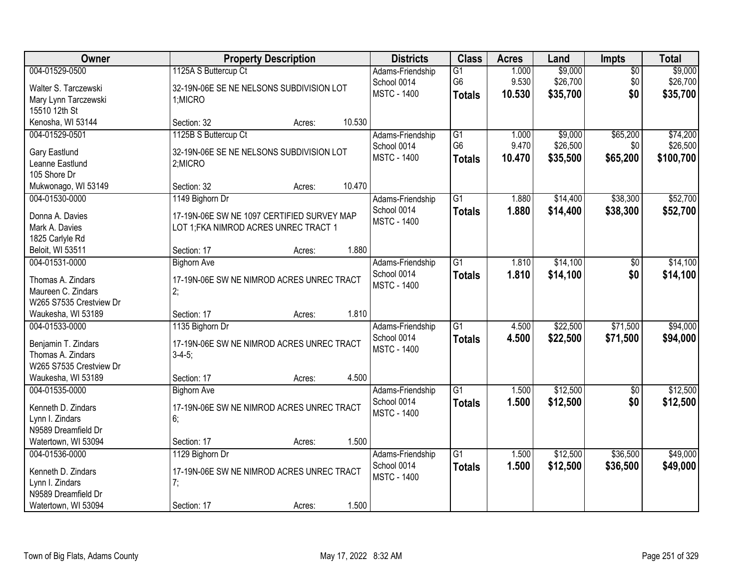| Owner | Property Description | Districts | Class | Acres | Land | Impts | Total |
|---|---|---|---|---|---|---|---|
| 004-01529-0500<br>Walter S. Tarczewski<br>Mary Lynn Tarczewski<br>15510 12th St<br>Kenosha, WI 53144 | 1125A S Buttercup Ct<br>32-19N-06E SE NE NELSONS SUBDIVISION LOT 1;MICRO<br>Section: 32 Acres: 10.530 | Adams-Friendship<br>School 0014<br>MSTC - 1400 | G1<br>G6<br>**Totals** | 1.000<br>9.530<br>**10.530** | $9,000<br>$26,700<br>**$35,700** | $0<br>$0<br>**$0** | $9,000<br>$26,700<br>**$35,700** |
| 004-01529-0501<br>Gary Eastlund<br>Leanne Eastlund<br>105 Shore Dr<br>Mukwonago, WI 53149 | 1125B S Buttercup Ct<br>32-19N-06E SE NE NELSONS SUBDIVISION LOT 2;MICRO<br>Section: 32 Acres: 10.470 | Adams-Friendship<br>School 0014<br>MSTC - 1400 | G1<br>G6<br>**Totals** | 1.000<br>9.470<br>**10.470** | $9,000<br>$26,500<br>**$35,500** | $65,200<br>$0<br>**$65,200** | $74,200<br>$26,500<br>**$100,700** |
| 004-01530-0000<br>Donna A. Davies<br>Mark A. Davies<br>1825 Carlyle Rd<br>Beloit, WI 53511 | 1149 Bighorn Dr<br>17-19N-06E SW NE 1097 CERTIFIED SURVEY MAP LOT 1;FKA NIMROD ACRES UNREC TRACT 1<br>Section: 17 Acres: 1.880 | Adams-Friendship<br>School 0014<br>MSTC - 1400 | G1<br>**Totals** | 1.880<br>**1.880** | $14,400<br>**$14,400** | $38,300<br>**$38,300** | $52,700<br>**$52,700** |
| 004-01531-0000<br>Thomas A. Zindars<br>Maureen C. Zindars<br>W265 S7535 Crestview Dr<br>Waukesha, WI 53189 | Bighorn Ave<br>17-19N-06E SW NE NIMROD ACRES UNREC TRACT 2;<br>Section: 17 Acres: 1.810 | Adams-Friendship<br>School 0014<br>MSTC - 1400 | G1<br>**Totals** | 1.810<br>**1.810** | $14,100<br>**$14,100** | $0<br>**$0** | $14,100<br>**$14,100** |
| 004-01533-0000<br>Benjamin T. Zindars<br>Thomas A. Zindars<br>W265 S7535 Crestview Dr<br>Waukesha, WI 53189 | 1135 Bighorn Dr<br>17-19N-06E SW NE NIMROD ACRES UNREC TRACT 3-4-5;<br>Section: 17 Acres: 4.500 | Adams-Friendship<br>School 0014<br>MSTC - 1400 | G1<br>**Totals** | 4.500<br>**4.500** | $22,500<br>**$22,500** | $71,500<br>**$71,500** | $94,000<br>**$94,000** |
| 004-01535-0000<br>Kenneth D. Zindars<br>Lynn I. Zindars<br>N9589 Dreamfield Dr<br>Watertown, WI 53094 | Bighorn Ave<br>17-19N-06E SW NE NIMROD ACRES UNREC TRACT 6;<br>Section: 17 Acres: 1.500 | Adams-Friendship<br>School 0014<br>MSTC - 1400 | G1<br>**Totals** | 1.500<br>**1.500** | $12,500<br>**$12,500** | $0<br>**$0** | $12,500<br>**$12,500** |
| 004-01536-0000<br>Kenneth D. Zindars<br>Lynn I. Zindars<br>N9589 Dreamfield Dr<br>Watertown, WI 53094 | 1129 Bighorn Dr<br>17-19N-06E SW NE NIMROD ACRES UNREC TRACT 7;<br>Section: 17 Acres: 1.500 | Adams-Friendship<br>School 0014<br>MSTC - 1400 | G1<br>**Totals** | 1.500<br>**1.500** | $12,500<br>**$12,500** | $36,500<br>**$36,500** | $49,000<br>**$49,000** |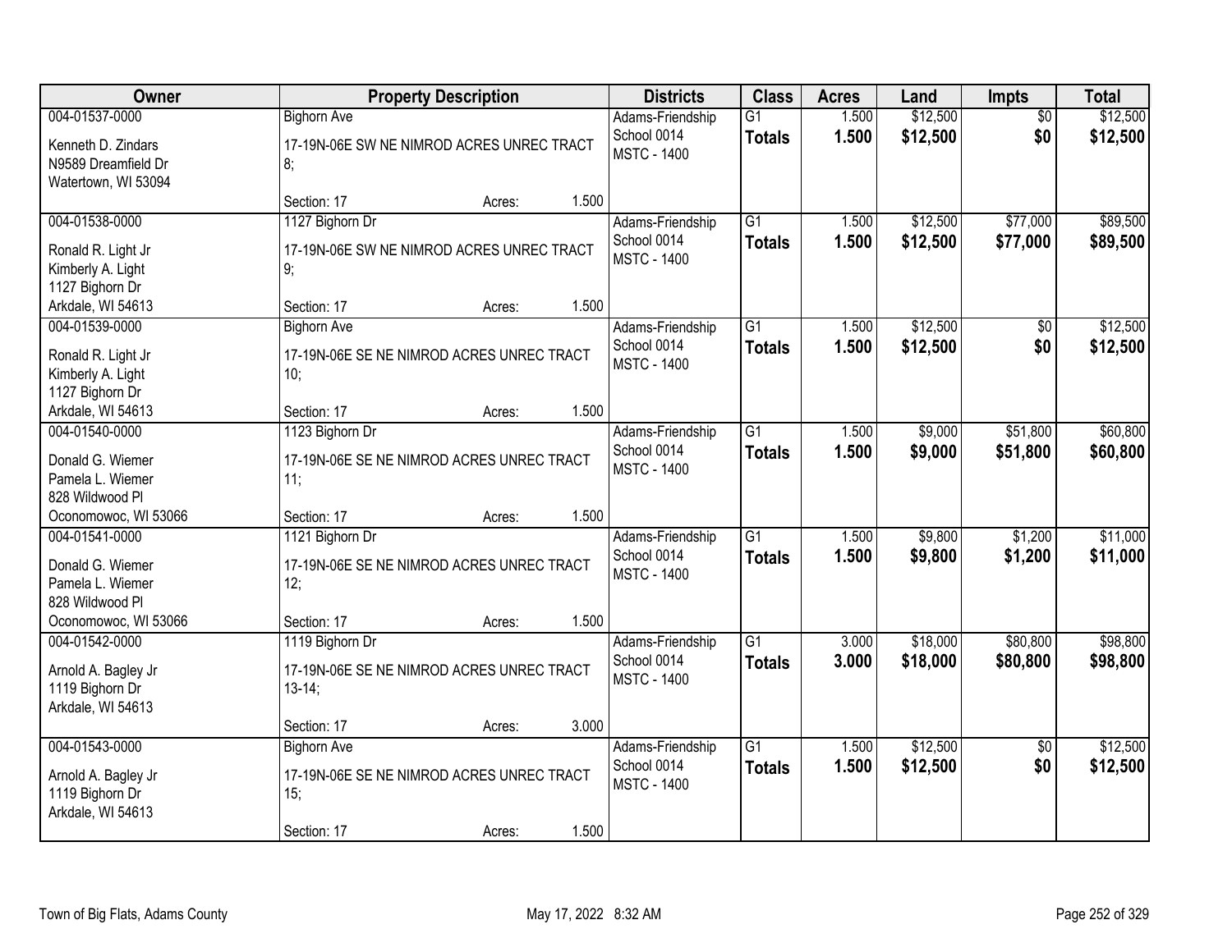| Owner | Property Description | Districts | Class | Acres | Land | Impts | Total |
|---|---|---|---|---|---|---|---|
| 004-01537-0000<br>Kenneth D. Zindars<br>N9589 Dreamfield Dr<br>Watertown, WI 53094 | Bighorn Ave<br>17-19N-06E SW NE NIMROD ACRES UNREC TRACT 8;<br>Section: 17 Acres: 1.500 | Adams-Friendship School 0014<br>MSTC - 1400 | G1<br>**Totals** | 1.500<br>**1.500** | $12,500<br>**$12,500** | $0<br>**$0** | $12,500<br>**$12,500** |
| 004-01538-0000<br>Ronald R. Light Jr<br>Kimberly A. Light<br>1127 Bighorn Dr<br>Arkdale, WI 54613 | 1127 Bighorn Dr<br>17-19N-06E SW NE NIMROD ACRES UNREC TRACT 9;<br>Section: 17 Acres: 1.500 | Adams-Friendship School 0014<br>MSTC - 1400 | G1<br>**Totals** | 1.500<br>**1.500** | $12,500<br>**$12,500** | $77,000<br>**$77,000** | $89,500<br>**$89,500** |
| 004-01539-0000<br>Ronald R. Light Jr<br>Kimberly A. Light<br>1127 Bighorn Dr<br>Arkdale, WI 54613 | Bighorn Ave<br>17-19N-06E SE NE NIMROD ACRES UNREC TRACT 10;<br>Section: 17 Acres: 1.500 | Adams-Friendship School 0014<br>MSTC - 1400 | G1<br>**Totals** | 1.500<br>**1.500** | $12,500<br>**$12,500** | $0<br>**$0** | $12,500<br>**$12,500** |
| 004-01540-0000<br>Donald G. Wiemer<br>Pamela L. Wiemer<br>828 Wildwood Pl<br>Oconomowoc, WI 53066 | 1123 Bighorn Dr<br>17-19N-06E SE NE NIMROD ACRES UNREC TRACT 11;<br>Section: 17 Acres: 1.500 | Adams-Friendship School 0014<br>MSTC - 1400 | G1<br>**Totals** | 1.500<br>**1.500** | $9,000<br>**$9,000** | $51,800<br>**$51,800** | $60,800<br>**$60,800** |
| 004-01541-0000<br>Donald G. Wiemer<br>Pamela L. Wiemer<br>828 Wildwood Pl<br>Oconomowoc, WI 53066 | 1121 Bighorn Dr<br>17-19N-06E SE NE NIMROD ACRES UNREC TRACT 12;<br>Section: 17 Acres: 1.500 | Adams-Friendship School 0014<br>MSTC - 1400 | G1<br>**Totals** | 1.500<br>**1.500** | $9,800<br>**$9,800** | $1,200<br>**$1,200** | $11,000<br>**$11,000** |
| 004-01542-0000<br>Arnold A. Bagley Jr<br>1119 Bighorn Dr<br>Arkdale, WI 54613 | 1119 Bighorn Dr<br>17-19N-06E SE NE NIMROD ACRES UNREC TRACT 13-14;<br>Section: 17 Acres: 3.000 | Adams-Friendship School 0014<br>MSTC - 1400 | G1<br>**Totals** | 3.000<br>**3.000** | $18,000<br>**$18,000** | $80,800<br>**$80,800** | $98,800<br>**$98,800** |
| 004-01543-0000<br>Arnold A. Bagley Jr<br>1119 Bighorn Dr<br>Arkdale, WI 54613 | Bighorn Ave<br>17-19N-06E SE NE NIMROD ACRES UNREC TRACT 15;<br>Section: 17 Acres: 1.500 | Adams-Friendship School 0014<br>MSTC - 1400 | G1<br>**Totals** | 1.500<br>**1.500** | $12,500<br>**$12,500** | $0<br>**$0** | $12,500<br>**$12,500** |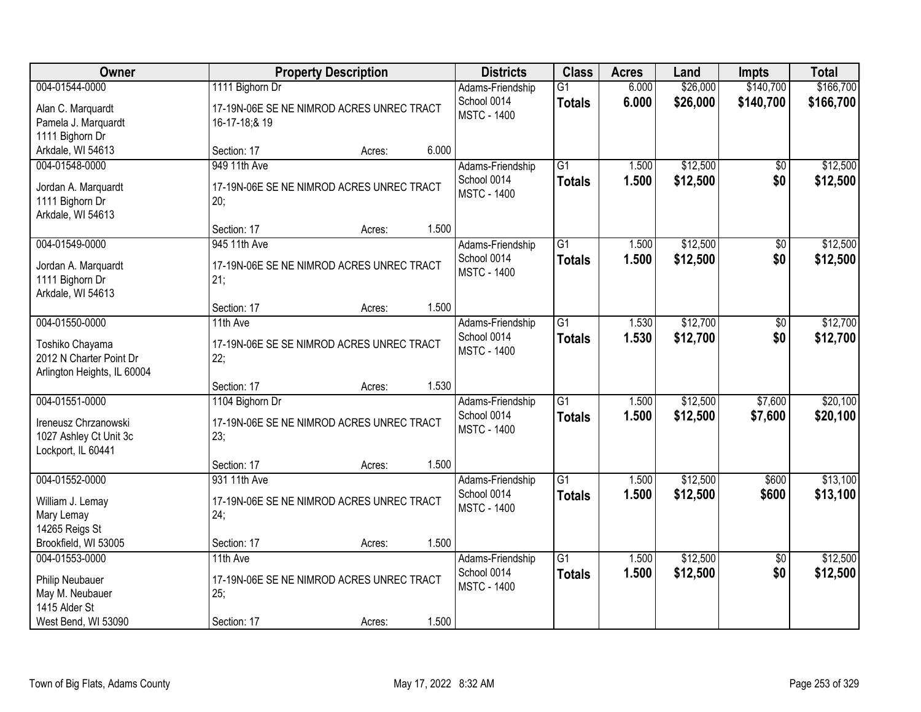| Owner | Property Description | Districts | Class | Acres | Land | Impts | Total |
|---|---|---|---|---|---|---|---|
| 004-01544-0000<br>Alan C. Marquardt<br>Pamela J. Marquardt<br>1111 Bighorn Dr<br>Arkdale, WI 54613 | 1111 Bighorn Dr<br>17-19N-06E SE NE NIMROD ACRES UNREC TRACT 16-17-18;& 19<br>Section: 17 Acres: 6.000 | Adams-Friendship School 0014<br>MSTC - 1400 | G1<br>**Totals** | 6.000<br>**6.000** | $26,000<br>**$26,000** | $140,700<br>**$140,700** | $166,700<br>**$166,700** |
| 004-01548-0000<br>Jordan A. Marquardt<br>1111 Bighorn Dr<br>Arkdale, WI 54613 | 949 11th Ave<br>17-19N-06E SE NE NIMROD ACRES UNREC TRACT 20;<br>Section: 17 Acres: 1.500 | Adams-Friendship School 0014<br>MSTC - 1400 | G1<br>**Totals** | 1.500<br>**1.500** | $12,500<br>**$12,500** | $0<br>**$0** | $12,500<br>**$12,500** |
| 004-01549-0000<br>Jordan A. Marquardt<br>1111 Bighorn Dr<br>Arkdale, WI 54613 | 945 11th Ave<br>17-19N-06E SE NE NIMROD ACRES UNREC TRACT 21;<br>Section: 17 Acres: 1.500 | Adams-Friendship School 0014<br>MSTC - 1400 | G1<br>**Totals** | 1.500<br>**1.500** | $12,500<br>**$12,500** | $0<br>**$0** | $12,500<br>**$12,500** |
| 004-01550-0000<br>Toshiko Chayama<br>2012 N Charter Point Dr<br>Arlington Heights, IL 60004 | 11th Ave<br>17-19N-06E SE SE NIMROD ACRES UNREC TRACT 22;<br>Section: 17 Acres: 1.530 | Adams-Friendship School 0014<br>MSTC - 1400 | G1<br>**Totals** | 1.530<br>**1.530** | $12,700<br>**$12,700** | $0<br>**$0** | $12,700<br>**$12,700** |
| 004-01551-0000<br>Ireneusz Chrzanowski<br>1027 Ashley Ct Unit 3c<br>Lockport, IL 60441 | 1104 Bighorn Dr<br>17-19N-06E SE NE NIMROD ACRES UNREC TRACT 23;<br>Section: 17 Acres: 1.500 | Adams-Friendship School 0014<br>MSTC - 1400 | G1<br>**Totals** | 1.500<br>**1.500** | $12,500<br>**$12,500** | $7,600<br>**$7,600** | $20,100<br>**$20,100** |
| 004-01552-0000<br>William J. Lemay<br>Mary Lemay<br>14265 Reigs St<br>Brookfield, WI 53005 | 931 11th Ave<br>17-19N-06E SE NE NIMROD ACRES UNREC TRACT 24;<br>Section: 17 Acres: 1.500 | Adams-Friendship School 0014<br>MSTC - 1400 | G1<br>**Totals** | 1.500<br>**1.500** | $12,500<br>**$12,500** | $600<br>**$600** | $13,100<br>**$13,100** |
| 004-01553-0000<br>Philip Neubauer<br>May M. Neubauer<br>1415 Alder St<br>West Bend, WI 53090 | 11th Ave<br>17-19N-06E SE NE NIMROD ACRES UNREC TRACT 25;<br>Section: 17 Acres: 1.500 | Adams-Friendship School 0014<br>MSTC - 1400 | G1<br>**Totals** | 1.500<br>**1.500** | $12,500<br>**$12,500** | $0<br>**$0** | $12,500<br>**$12,500** |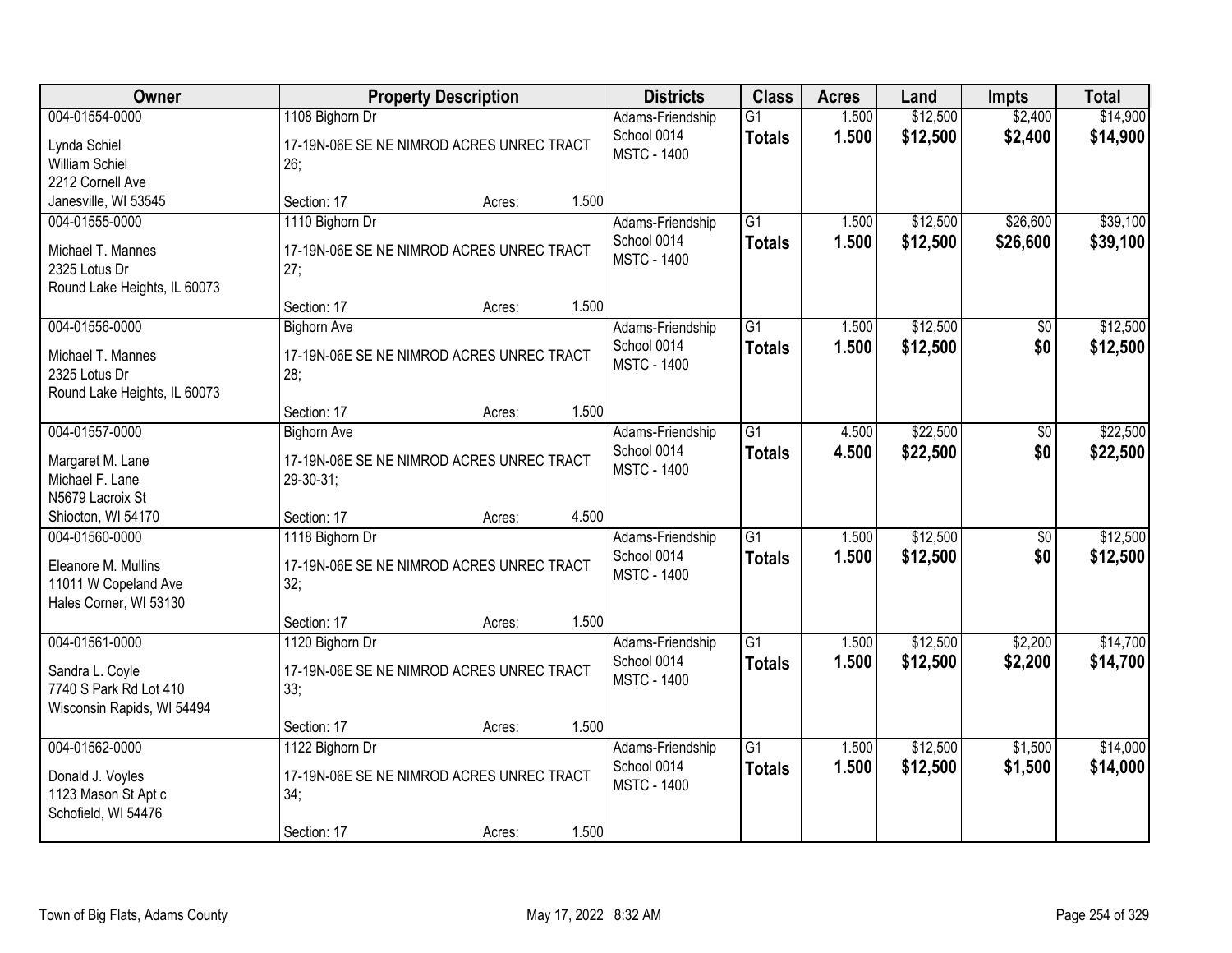| Owner | Property Description | Districts | Class | Acres | Land | Impts | Total |
|---|---|---|---|---|---|---|---|
| 004-01554-0000<br>Lynda Schiel<br>William Schiel<br>2212 Cornell Ave<br>Janesville, WI 53545 | 1108 Bighorn Dr<br>17-19N-06E SE NE NIMROD ACRES UNREC TRACT 26;<br>Section: 17 Acres: 1.500 | Adams-Friendship School 0014<br>MSTC - 1400 | G1<br>**Totals** | 1.500<br>**1.500** | $12,500<br>**$12,500** | $2,400<br>**$2,400** | $14,900<br>**$14,900** |
| 004-01555-0000<br>Michael T. Mannes<br>2325 Lotus Dr<br>Round Lake Heights, IL 60073 | 1110 Bighorn Dr<br>17-19N-06E SE NE NIMROD ACRES UNREC TRACT 27;<br>Section: 17 Acres: 1.500 | Adams-Friendship School 0014<br>MSTC - 1400 | G1<br>**Totals** | 1.500<br>**1.500** | $12,500<br>**$12,500** | $26,600<br>**$26,600** | $39,100<br>**$39,100** |
| 004-01556-0000<br>Michael T. Mannes<br>2325 Lotus Dr<br>Round Lake Heights, IL 60073 | Bighorn Ave<br>17-19N-06E SE NE NIMROD ACRES UNREC TRACT 28;<br>Section: 17 Acres: 1.500 | Adams-Friendship School 0014<br>MSTC - 1400 | G1<br>**Totals** | 1.500<br>**1.500** | $12,500<br>**$12,500** | $0<br>**$0** | $12,500<br>**$12,500** |
| 004-01557-0000<br>Margaret M. Lane<br>Michael F. Lane<br>N5679 Lacroix St<br>Shiocton, WI 54170 | Bighorn Ave<br>17-19N-06E SE NE NIMROD ACRES UNREC TRACT 29-30-31;<br>Section: 17 Acres: 4.500 | Adams-Friendship School 0014<br>MSTC - 1400 | G1<br>**Totals** | 4.500<br>**4.500** | $22,500<br>**$22,500** | $0<br>**$0** | $22,500<br>**$22,500** |
| 004-01560-0000<br>Eleanore M. Mullins<br>11011 W Copeland Ave<br>Hales Corner, WI 53130 | 1118 Bighorn Dr<br>17-19N-06E SE NE NIMROD ACRES UNREC TRACT 32;<br>Section: 17 Acres: 1.500 | Adams-Friendship School 0014<br>MSTC - 1400 | G1<br>**Totals** | 1.500<br>**1.500** | $12,500<br>**$12,500** | $0<br>**$0** | $12,500<br>**$12,500** |
| 004-01561-0000<br>Sandra L. Coyle<br>7740 S Park Rd Lot 410<br>Wisconsin Rapids, WI 54494 | 1120 Bighorn Dr<br>17-19N-06E SE NE NIMROD ACRES UNREC TRACT 33;<br>Section: 17 Acres: 1.500 | Adams-Friendship School 0014<br>MSTC - 1400 | G1<br>**Totals** | 1.500<br>**1.500** | $12,500<br>**$12,500** | $2,200<br>**$2,200** | $14,700<br>**$14,700** |
| 004-01562-0000<br>Donald J. Voyles<br>1123 Mason St Apt c<br>Schofield, WI 54476 | 1122 Bighorn Dr<br>17-19N-06E SE NE NIMROD ACRES UNREC TRACT 34;<br>Section: 17 Acres: 1.500 | Adams-Friendship School 0014<br>MSTC - 1400 | G1<br>**Totals** | 1.500<br>**1.500** | $12,500<br>**$12,500** | $1,500<br>**$1,500** | $14,000<br>**$14,000** |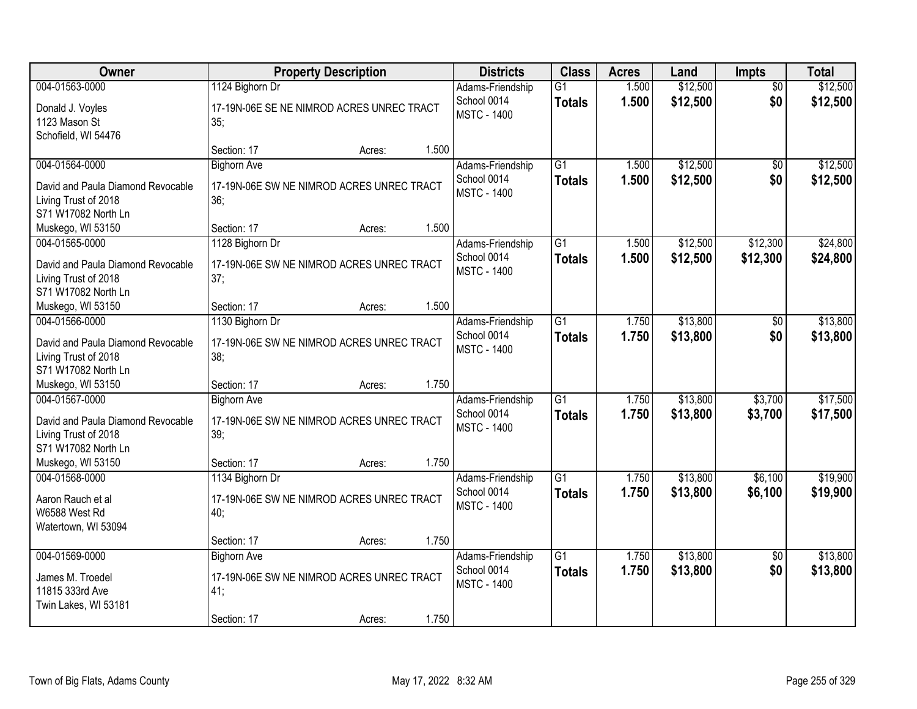| Owner | Property Description | Districts | Class | Acres | Land | Impts | Total |
|---|---|---|---|---|---|---|---|
| 004-01563-0000<br>Donald J. Voyles<br>1123 Mason St<br>Schofield, WI 54476 | 1124 Bighorn Dr<br>17-19N-06E SE NE NIMROD ACRES UNREC TRACT 35;<br>Section: 17 Acres: 1.500 | Adams-Friendship School 0014<br>MSTC - 1400 | G1<br>**Totals** | 1.500<br>**1.500** | $12,500<br>**$12,500** | $0<br>**$0** | $12,500<br>**$12,500** |
| 004-01564-0000<br>David and Paula Diamond Revocable Living Trust of 2018<br>S71 W17082 North Ln<br>Muskego, WI 53150 | Bighorn Ave<br>17-19N-06E SW NE NIMROD ACRES UNREC TRACT 36;<br>Section: 17 Acres: 1.500 | Adams-Friendship School 0014<br>MSTC - 1400 | G1<br>**Totals** | 1.500<br>**1.500** | $12,500<br>**$12,500** | $0<br>**$0** | $12,500<br>**$12,500** |
| 004-01565-0000<br>David and Paula Diamond Revocable Living Trust of 2018<br>S71 W17082 North Ln<br>Muskego, WI 53150 | 1128 Bighorn Dr<br>17-19N-06E SW NE NIMROD ACRES UNREC TRACT 37;<br>Section: 17 Acres: 1.500 | Adams-Friendship School 0014<br>MSTC - 1400 | G1<br>**Totals** | 1.500<br>**1.500** | $12,500<br>**$12,500** | $12,300<br>**$12,300** | $24,800<br>**$24,800** |
| 004-01566-0000<br>David and Paula Diamond Revocable Living Trust of 2018<br>S71 W17082 North Ln<br>Muskego, WI 53150 | 1130 Bighorn Dr<br>17-19N-06E SW NE NIMROD ACRES UNREC TRACT 38;<br>Section: 17 Acres: 1.750 | Adams-Friendship School 0014<br>MSTC - 1400 | G1<br>**Totals** | 1.750<br>**1.750** | $13,800<br>**$13,800** | $0<br>**$0** | $13,800<br>**$13,800** |
| 004-01567-0000<br>David and Paula Diamond Revocable Living Trust of 2018<br>S71 W17082 North Ln<br>Muskego, WI 53150 | Bighorn Ave<br>17-19N-06E SW NE NIMROD ACRES UNREC TRACT 39;<br>Section: 17 Acres: 1.750 | Adams-Friendship School 0014<br>MSTC - 1400 | G1<br>**Totals** | 1.750<br>**1.750** | $13,800<br>**$13,800** | $3,700<br>**$3,700** | $17,500<br>**$17,500** |
| 004-01568-0000<br>Aaron Rauch et al<br>W6588 West Rd<br>Watertown, WI 53094 | 1134 Bighorn Dr<br>17-19N-06E SW NE NIMROD ACRES UNREC TRACT 40;<br>Section: 17 Acres: 1.750 | Adams-Friendship School 0014<br>MSTC - 1400 | G1<br>**Totals** | 1.750<br>**1.750** | $13,800<br>**$13,800** | $6,100<br>**$6,100** | $19,900<br>**$19,900** |
| 004-01569-0000<br>James M. Troedel<br>11815 333rd Ave<br>Twin Lakes, WI 53181 | Bighorn Ave<br>17-19N-06E SW NE NIMROD ACRES UNREC TRACT 41;<br>Section: 17 Acres: 1.750 | Adams-Friendship School 0014<br>MSTC - 1400 | G1<br>**Totals** | 1.750<br>**1.750** | $13,800<br>**$13,800** | $0<br>**$0** | $13,800<br>**$13,800** |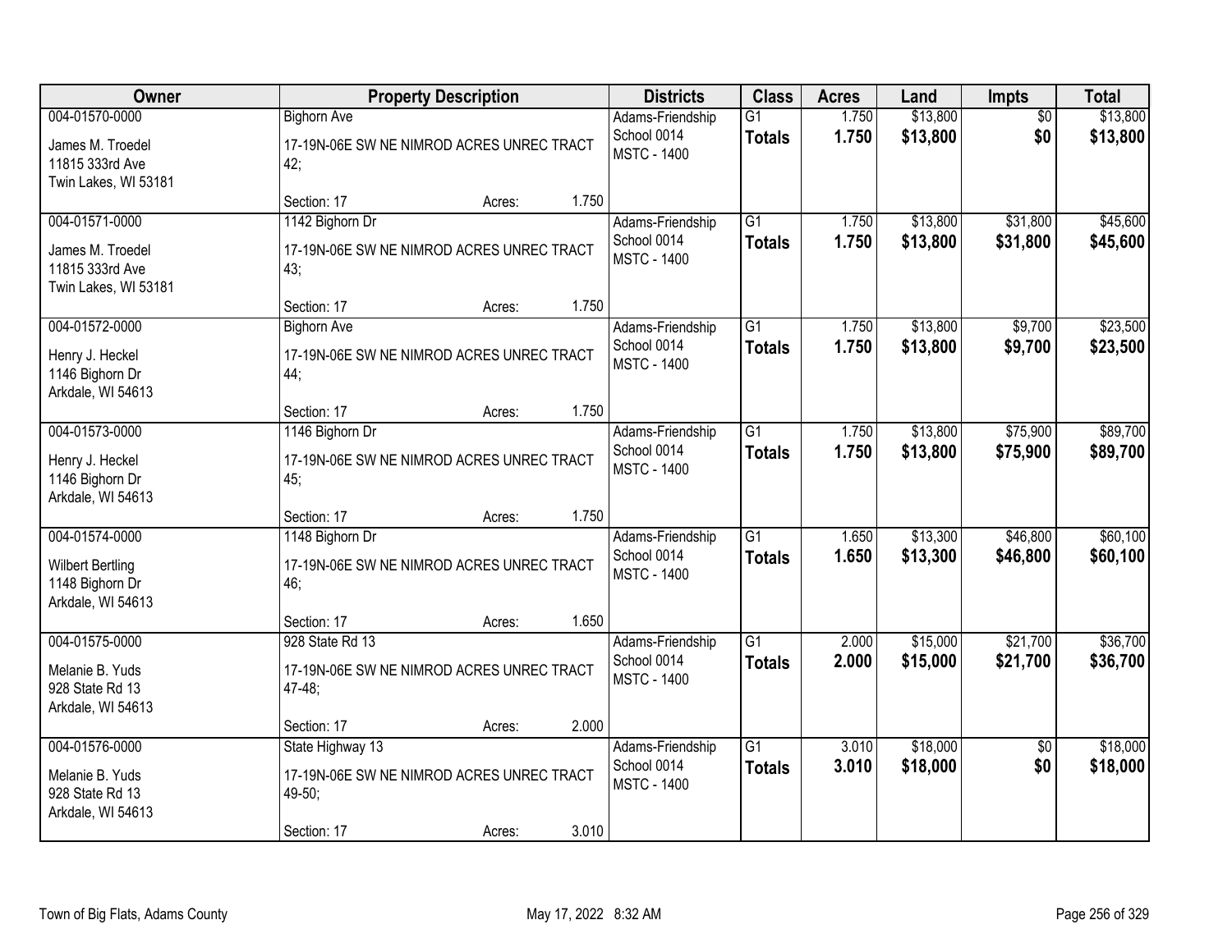| Owner | Property Description | Districts | Class | Acres | Land | Impts | Total |
|---|---|---|---|---|---|---|---|
| 004-01570-0000<br>James M. Troedel<br>11815 333rd Ave<br>Twin Lakes, WI 53181 | Bighorn Ave<br>17-19N-06E SW NE NIMROD ACRES UNREC TRACT 42;<br>Section: 17 Acres: 1.750 | Adams-Friendship School 0014<br>MSTC - 1400 | G1<br>**Totals** | 1.750<br>**1.750** | $13,800<br>**$13,800** | $0<br>**$0** | $13,800<br>**$13,800** |
| 004-01571-0000<br>James M. Troedel<br>11815 333rd Ave<br>Twin Lakes, WI 53181 | 1142 Bighorn Dr<br>17-19N-06E SW NE NIMROD ACRES UNREC TRACT 43;<br>Section: 17 Acres: 1.750 | Adams-Friendship School 0014<br>MSTC - 1400 | G1<br>**Totals** | 1.750<br>**1.750** | $13,800<br>**$13,800** | $31,800<br>**$31,800** | $45,600<br>**$45,600** |
| 004-01572-0000<br>Henry J. Heckel<br>1146 Bighorn Dr<br>Arkdale, WI 54613 | Bighorn Ave<br>17-19N-06E SW NE NIMROD ACRES UNREC TRACT 44;<br>Section: 17 Acres: 1.750 | Adams-Friendship School 0014<br>MSTC - 1400 | G1<br>**Totals** | 1.750<br>**1.750** | $13,800<br>**$13,800** | $9,700<br>**$9,700** | $23,500<br>**$23,500** |
| 004-01573-0000<br>Henry J. Heckel<br>1146 Bighorn Dr<br>Arkdale, WI 54613 | 1146 Bighorn Dr<br>17-19N-06E SW NE NIMROD ACRES UNREC TRACT 45;<br>Section: 17 Acres: 1.750 | Adams-Friendship School 0014<br>MSTC - 1400 | G1<br>**Totals** | 1.750<br>**1.750** | $13,800<br>**$13,800** | $75,900<br>**$75,900** | $89,700<br>**$89,700** |
| 004-01574-0000<br>Wilbert Bertling<br>1148 Bighorn Dr<br>Arkdale, WI 54613 | 1148 Bighorn Dr<br>17-19N-06E SW NE NIMROD ACRES UNREC TRACT 46;<br>Section: 17 Acres: 1.650 | Adams-Friendship School 0014<br>MSTC - 1400 | G1<br>**Totals** | 1.650<br>**1.650** | $13,300<br>**$13,300** | $46,800<br>**$46,800** | $60,100<br>**$60,100** |
| 004-01575-0000<br>Melanie B. Yuds<br>928 State Rd 13<br>Arkdale, WI 54613 | 928 State Rd 13<br>17-19N-06E SW NE NIMROD ACRES UNREC TRACT 47-48;<br>Section: 17 Acres: 2.000 | Adams-Friendship School 0014<br>MSTC - 1400 | G1<br>**Totals** | 2.000<br>**2.000** | $15,000<br>**$15,000** | $21,700<br>**$21,700** | $36,700<br>**$36,700** |
| 004-01576-0000<br>Melanie B. Yuds<br>928 State Rd 13<br>Arkdale, WI 54613 | State Highway 13<br>17-19N-06E SW NE NIMROD ACRES UNREC TRACT 49-50;<br>Section: 17 Acres: 3.010 | Adams-Friendship School 0014<br>MSTC - 1400 | G1<br>**Totals** | 3.010<br>**3.010** | $18,000<br>**$18,000** | $0<br>**$0** | $18,000<br>**$18,000** |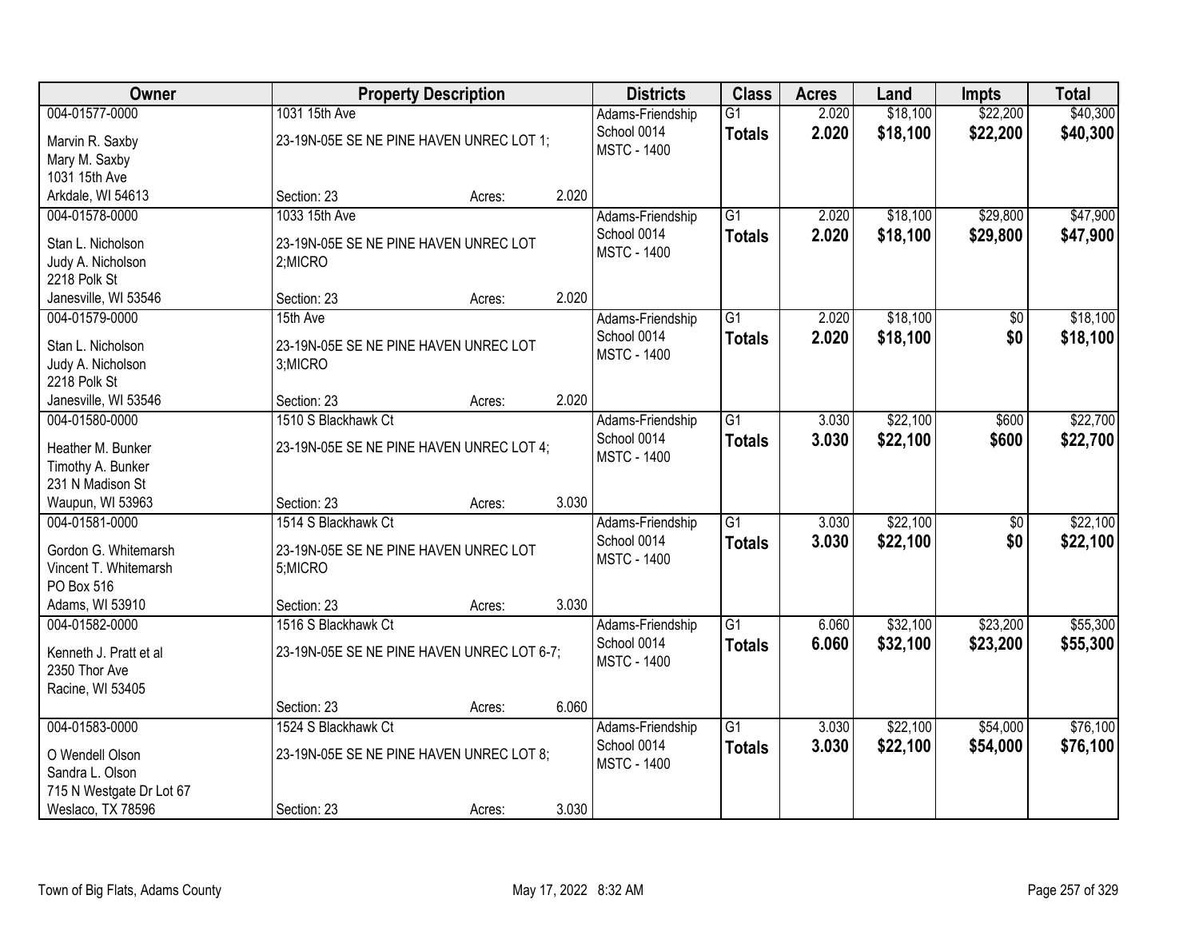| Owner | Property Description | | | Districts | Class | Acres | Land | Impts | Total |
|---|---|---|---|---|---|---|---|---|---|
| 004-01577-0000 | 1031 15th Ave | | | Adams-Friendship | G1 | 2.020 | $18,100 | $22,200 | $40,300 |
| Marvin R. Saxby<br>Mary M. Saxby<br>1031 15th Ave<br>Arkdale, WI 54613 | 23-19N-05E SE NE PINE HAVEN UNREC LOT 1; | | | School 0014<br>MSTC - 1400 | **Totals** | **2.020** | **$18,100** | **$22,200** | **$40,300** |
| | Section: 23 | Acres: | 2.020 | | | | | | |
| 004-01578-0000 | 1033 15th Ave | | | Adams-Friendship | G1 | 2.020 | $18,100 | $29,800 | $47,900 |
| Stan L. Nicholson<br>Judy A. Nicholson<br>2218 Polk St<br>Janesville, WI 53546 | 23-19N-05E SE NE PINE HAVEN UNREC LOT 2;MICRO | | | School 0014<br>MSTC - 1400 | **Totals** | **2.020** | **$18,100** | **$29,800** | **$47,900** |
| | Section: 23 | Acres: | 2.020 | | | | | | |
| 004-01579-0000 | 15th Ave | | | Adams-Friendship | G1 | 2.020 | $18,100 | $0 | $18,100 |
| Stan L. Nicholson<br>Judy A. Nicholson<br>2218 Polk St<br>Janesville, WI 53546 | 23-19N-05E SE NE PINE HAVEN UNREC LOT 3;MICRO | | | School 0014<br>MSTC - 1400 | **Totals** | **2.020** | **$18,100** | **$0** | **$18,100** |
| | Section: 23 | Acres: | 2.020 | | | | | | |
| 004-01580-0000 | 1510 S Blackhawk Ct | | | Adams-Friendship | G1 | 3.030 | $22,100 | $600 | $22,700 |
| Heather M. Bunker<br>Timothy A. Bunker<br>231 N Madison St<br>Waupun, WI 53963 | 23-19N-05E SE NE PINE HAVEN UNREC LOT 4; | | | School 0014<br>MSTC - 1400 | **Totals** | **3.030** | **$22,100** | **$600** | **$22,700** |
| | Section: 23 | Acres: | 3.030 | | | | | | |
| 004-01581-0000 | 1514 S Blackhawk Ct | | | Adams-Friendship | G1 | 3.030 | $22,100 | $0 | $22,100 |
| Gordon G. Whitemarsh<br>Vincent T. Whitemarsh<br>PO Box 516<br>Adams, WI 53910 | 23-19N-05E SE NE PINE HAVEN UNREC LOT 5;MICRO | | | School 0014<br>MSTC - 1400 | **Totals** | **3.030** | **$22,100** | **$0** | **$22,100** |
| | Section: 23 | Acres: | 3.030 | | | | | | |
| 004-01582-0000 | 1516 S Blackhawk Ct | | | Adams-Friendship | G1 | 6.060 | $32,100 | $23,200 | $55,300 |
| Kenneth J. Pratt et al<br>2350 Thor Ave<br>Racine, WI 53405 | 23-19N-05E SE NE PINE HAVEN UNREC LOT 6-7; | | | School 0014<br>MSTC - 1400 | **Totals** | **6.060** | **$32,100** | **$23,200** | **$55,300** |
| | Section: 23 | Acres: | 6.060 | | | | | | |
| 004-01583-0000 | 1524 S Blackhawk Ct | | | Adams-Friendship | G1 | 3.030 | $22,100 | $54,000 | $76,100 |
| O Wendell Olson<br>Sandra L. Olson<br>715 N Westgate Dr Lot 67<br>Weslaco, TX 78596 | 23-19N-05E SE NE PINE HAVEN UNREC LOT 8; | | | School 0014<br>MSTC - 1400 | **Totals** | **3.030** | **$22,100** | **$54,000** | **$76,100** |
| | Section: 23 | Acres: | 3.030 | | | | | | |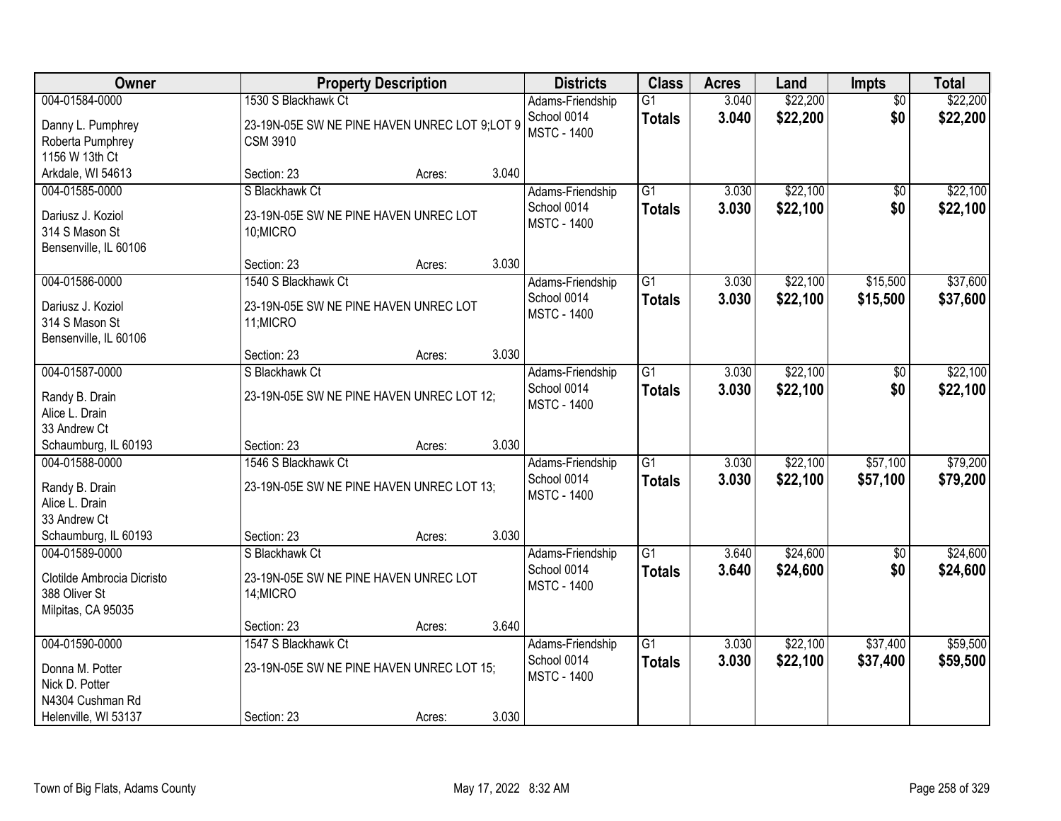| Owner | Property Description | | | Districts | Class | Acres | Land | Impts | Total |
|---|---|---|---|---|---|---|---|---|---|
| 004-01584-0000<br>Danny L. Pumphrey<br>Roberta Pumphrey<br>1156 W 13th Ct<br>Arkdale, WI 54613 | 1530 S Blackhawk Ct<br>23-19N-05E SW NE PINE HAVEN UNREC LOT 9;LOT 9 CSM 3910<br>Section: 23 | Acres: | 3.040 | Adams-Friendship School 0014 MSTC - 1400 | G1<br>**Totals** | 3.040<br>**3.040** | $22,200<br>**$22,200** | $0<br>**$0** | $22,200<br>**$22,200** |
| 004-01585-0000<br>Dariusz J. Koziol<br>314 S Mason St<br>Bensenville, IL 60106 | S Blackhawk Ct<br>23-19N-05E SW NE PINE HAVEN UNREC LOT 10;MICRO<br>Section: 23 | Acres: | 3.030 | Adams-Friendship School 0014 MSTC - 1400 | G1<br>**Totals** | 3.030<br>**3.030** | $22,100<br>**$22,100** | $0<br>**$0** | $22,100<br>**$22,100** |
| 004-01586-0000<br>Dariusz J. Koziol<br>314 S Mason St<br>Bensenville, IL 60106 | 1540 S Blackhawk Ct<br>23-19N-05E SW NE PINE HAVEN UNREC LOT 11;MICRO<br>Section: 23 | Acres: | 3.030 | Adams-Friendship School 0014 MSTC - 1400 | G1<br>**Totals** | 3.030<br>**3.030** | $22,100<br>**$22,100** | $15,500<br>**$15,500** | $37,600<br>**$37,600** |
| 004-01587-0000<br>Randy B. Drain<br>Alice L. Drain<br>33 Andrew Ct<br>Schaumburg, IL 60193 | S Blackhawk Ct<br>23-19N-05E SW NE PINE HAVEN UNREC LOT 12;<br>Section: 23 | Acres: | 3.030 | Adams-Friendship School 0014 MSTC - 1400 | G1<br>**Totals** | 3.030<br>**3.030** | $22,100<br>**$22,100** | $0<br>**$0** | $22,100<br>**$22,100** |
| 004-01588-0000<br>Randy B. Drain<br>Alice L. Drain<br>33 Andrew Ct<br>Schaumburg, IL 60193 | 1546 S Blackhawk Ct<br>23-19N-05E SW NE PINE HAVEN UNREC LOT 13;<br>Section: 23 | Acres: | 3.030 | Adams-Friendship School 0014 MSTC - 1400 | G1<br>**Totals** | 3.030<br>**3.030** | $22,100<br>**$22,100** | $57,100<br>**$57,100** | $79,200<br>**$79,200** |
| 004-01589-0000<br>Clotilde Ambrocia Dicristo<br>388 Oliver St<br>Milpitas, CA 95035 | S Blackhawk Ct<br>23-19N-05E SW NE PINE HAVEN UNREC LOT 14;MICRO<br>Section: 23 | Acres: | 3.640 | Adams-Friendship School 0014 MSTC - 1400 | G1<br>**Totals** | 3.640<br>**3.640** | $24,600<br>**$24,600** | $0<br>**$0** | $24,600<br>**$24,600** |
| 004-01590-0000<br>Donna M. Potter<br>Nick D. Potter<br>N4304 Cushman Rd<br>Helenville, WI 53137 | 1547 S Blackhawk Ct<br>23-19N-05E SW NE PINE HAVEN UNREC LOT 15;<br>Section: 23 | Acres: | 3.030 | Adams-Friendship School 0014 MSTC - 1400 | G1<br>**Totals** | 3.030<br>**3.030** | $22,100<br>**$22,100** | $37,400<br>**$37,400** | $59,500<br>**$59,500** |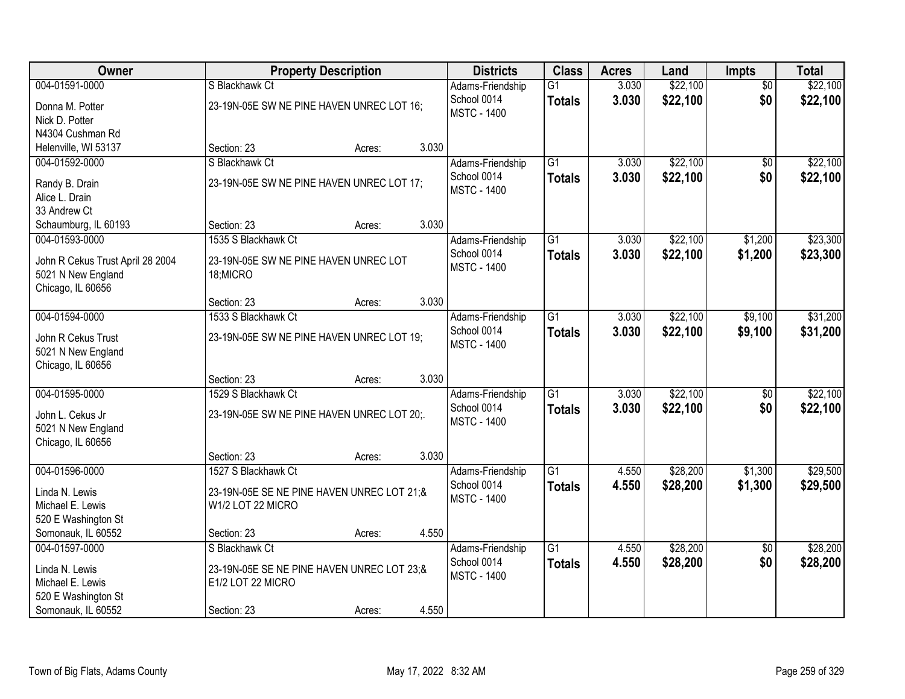| Owner | Property Description | | | Districts | Class | Acres | Land | Impts | Total |
|---|---|---|---|---|---|---|---|---|---|
| 004-01591-0000 | S Blackhawk Ct | | | Adams-Friendship | G1 | 3.030 | $22,100 | $0 | $22,100 |
| Donna M. Potter<br>Nick D. Potter<br>N4304 Cushman Rd<br>Helenville, WI 53137 | 23-19N-05E SW NE PINE HAVEN UNREC LOT 16; | | | School 0014<br>MSTC - 1400 | **Totals** | **3.030** | **$22,100** | **$0** | **$22,100** |
| | Section: 23 | Acres: | 3.030 | | | | | | |
| 004-01592-0000 | S Blackhawk Ct | | | Adams-Friendship | G1 | 3.030 | $22,100 | $0 | $22,100 |
| Randy B. Drain<br>Alice L. Drain<br>33 Andrew Ct<br>Schaumburg, IL 60193 | 23-19N-05E SW NE PINE HAVEN UNREC LOT 17; | | | School 0014<br>MSTC - 1400 | **Totals** | **3.030** | **$22,100** | **$0** | **$22,100** |
| | Section: 23 | Acres: | 3.030 | | | | | | |
| 004-01593-0000 | 1535 S Blackhawk Ct | | | Adams-Friendship | G1 | 3.030 | $22,100 | $1,200 | $23,300 |
| John R Cekus Trust April 28 2004<br>5021 N New England<br>Chicago, IL 60656 | 23-19N-05E SW NE PINE HAVEN UNREC LOT 18;MICRO | | | School 0014<br>MSTC - 1400 | **Totals** | **3.030** | **$22,100** | **$1,200** | **$23,300** |
| | Section: 23 | Acres: | 3.030 | | | | | | |
| 004-01594-0000 | 1533 S Blackhawk Ct | | | Adams-Friendship | G1 | 3.030 | $22,100 | $9,100 | $31,200 |
| John R Cekus Trust<br>5021 N New England<br>Chicago, IL 60656 | 23-19N-05E SW NE PINE HAVEN UNREC LOT 19; | | | School 0014<br>MSTC - 1400 | **Totals** | **3.030** | **$22,100** | **$9,100** | **$31,200** |
| | Section: 23 | Acres: | 3.030 | | | | | | |
| 004-01595-0000 | 1529 S Blackhawk Ct | | | Adams-Friendship | G1 | 3.030 | $22,100 | $0 | $22,100 |
| John L. Cekus Jr<br>5021 N New England<br>Chicago, IL 60656 | 23-19N-05E SW NE PINE HAVEN UNREC LOT 20;. | | | School 0014<br>MSTC - 1400 | **Totals** | **3.030** | **$22,100** | **$0** | **$22,100** |
| | Section: 23 | Acres: | 3.030 | | | | | | |
| 004-01596-0000 | 1527 S Blackhawk Ct | | | Adams-Friendship | G1 | 4.550 | $28,200 | $1,300 | $29,500 |
| Linda N. Lewis<br>Michael E. Lewis<br>520 E Washington St<br>Somonauk, IL 60552 | 23-19N-05E SE NE PINE HAVEN UNREC LOT 21;& W1/2 LOT 22 MICRO | | | School 0014<br>MSTC - 1400 | **Totals** | **4.550** | **$28,200** | **$1,300** | **$29,500** |
| | Section: 23 | Acres: | 4.550 | | | | | | |
| 004-01597-0000 | S Blackhawk Ct | | | Adams-Friendship | G1 | 4.550 | $28,200 | $0 | $28,200 |
| Linda N. Lewis<br>Michael E. Lewis<br>520 E Washington St<br>Somonauk, IL 60552 | 23-19N-05E SE NE PINE HAVEN UNREC LOT 23;& E1/2 LOT 22 MICRO | | | School 0014<br>MSTC - 1400 | **Totals** | **4.550** | **$28,200** | **$0** | **$28,200** |
| | Section: 23 | Acres: | 4.550 | | | | | | |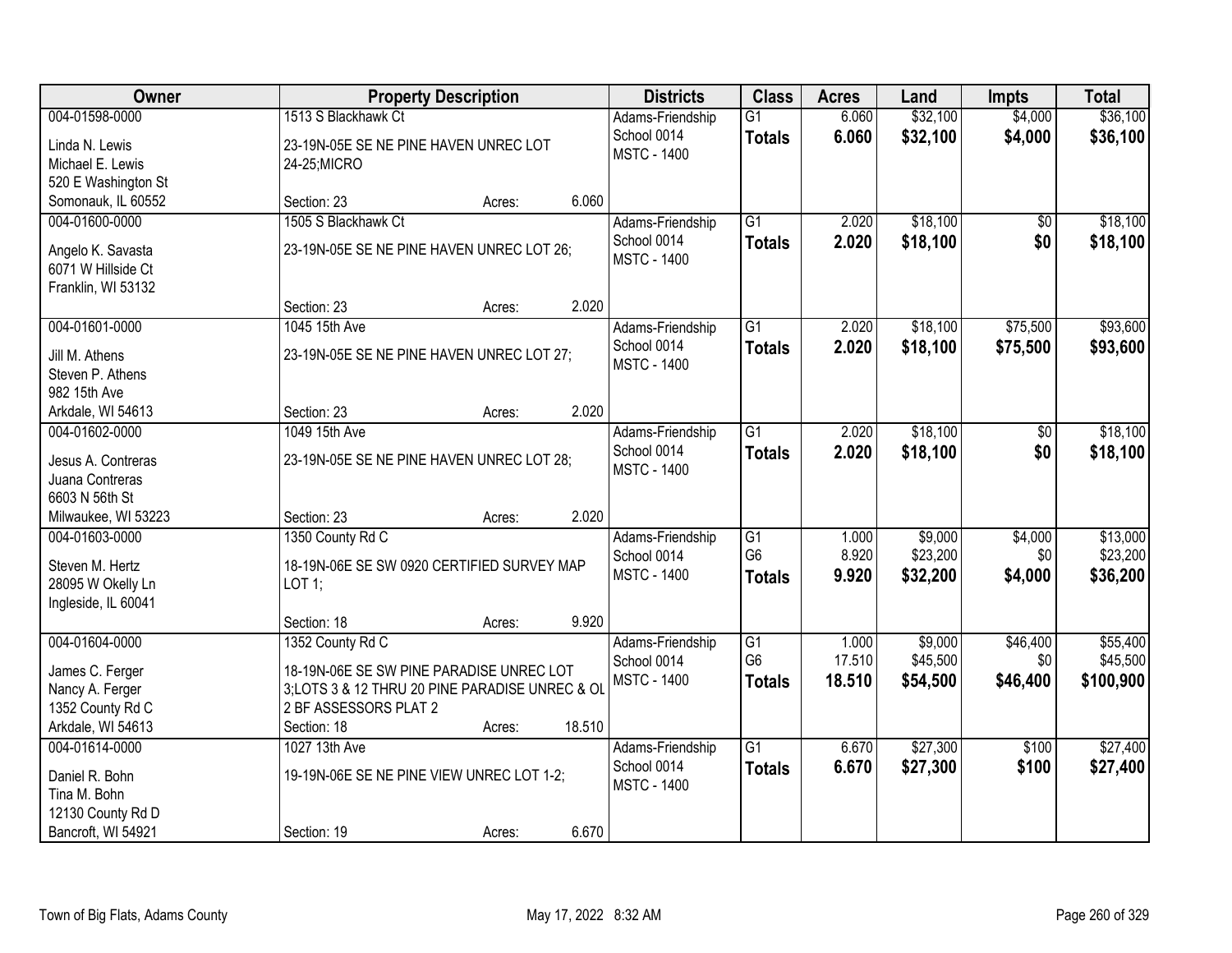| Owner | Property Description | | | Districts | Class | Acres | Land | Impts | Total |
|---|---|---|---|---|---|---|---|---|---|
| 004-01598-0000<br>Linda N. Lewis<br>Michael E. Lewis<br>520 E Washington St<br>Somonauk, IL 60552 | 1513 S Blackhawk Ct<br>23-19N-05E SE NE PINE HAVEN UNREC LOT 24-25;MICRO<br>Section: 23 | Acres: | 6.060 | Adams-Friendship School 0014<br>MSTC - 1400 | G1<br>**Totals** | 6.060<br>**6.060** | $32,100<br>**$32,100** | $4,000<br>**$4,000** | $36,100<br>**$36,100** |
| 004-01600-0000<br>Angelo K. Savasta<br>6071 W Hillside Ct<br>Franklin, WI 53132 | 1505 S Blackhawk Ct<br>23-19N-05E SE NE PINE HAVEN UNREC LOT 26;<br>Section: 23 | Acres: | 2.020 | Adams-Friendship School 0014<br>MSTC - 1400 | G1<br>**Totals** | 2.020<br>**2.020** | $18,100<br>**$18,100** | $0<br>**$0** | $18,100<br>**$18,100** |
| 004-01601-0000<br>Jill M. Athens<br>Steven P. Athens<br>982 15th Ave<br>Arkdale, WI 54613 | 1045 15th Ave<br>23-19N-05E SE NE PINE HAVEN UNREC LOT 27;<br>Section: 23 | Acres: | 2.020 | Adams-Friendship School 0014<br>MSTC - 1400 | G1<br>**Totals** | 2.020<br>**2.020** | $18,100<br>**$18,100** | $75,500<br>**$75,500** | $93,600<br>**$93,600** |
| 004-01602-0000<br>Jesus A. Contreras<br>Juana Contreras<br>6603 N 56th St<br>Milwaukee, WI 53223 | 1049 15th Ave<br>23-19N-05E SE NE PINE HAVEN UNREC LOT 28;<br>Section: 23 | Acres: | 2.020 | Adams-Friendship School 0014<br>MSTC - 1400 | G1<br>**Totals** | 2.020<br>**2.020** | $18,100<br>**$18,100** | $0<br>**$0** | $18,100<br>**$18,100** |
| 004-01603-0000<br>Steven M. Hertz<br>28095 W Okelly Ln<br>Ingleside, IL 60041 | 1350 County Rd C<br>18-19N-06E SE SW 0920 CERTIFIED SURVEY MAP LOT 1;<br>Section: 18 | Acres: | 9.920 | Adams-Friendship School 0014<br>MSTC - 1400 | G1<br>G6<br>**Totals** | 1.000<br>8.920<br>**9.920** | $9,000<br>$23,200<br>**$32,200** | $4,000<br>$0<br>**$4,000** | $13,000<br>$23,200<br>**$36,200** |
| 004-01604-0000<br>James C. Ferger<br>Nancy A. Ferger<br>1352 County Rd C<br>Arkdale, WI 54613 | 1352 County Rd C<br>18-19N-06E SE SW PINE PARADISE UNREC LOT 3;LOTS 3 & 12 THRU 20 PINE PARADISE UNREC & OL 2 BF ASSESSORS PLAT 2<br>Section: 18 | Acres: | 18.510 | Adams-Friendship School 0014<br>MSTC - 1400 | G1<br>G6<br>**Totals** | 1.000<br>17.510<br>**18.510** | $9,000<br>$45,500<br>**$54,500** | $46,400<br>$0<br>**$46,400** | $55,400<br>$45,500<br>**$100,900** |
| 004-01614-0000<br>Daniel R. Bohn<br>Tina M. Bohn<br>12130 County Rd D<br>Bancroft, WI 54921 | 1027 13th Ave<br>19-19N-06E SE NE PINE VIEW UNREC LOT 1-2;<br>Section: 19 | Acres: | 6.670 | Adams-Friendship School 0014<br>MSTC - 1400 | G1<br>**Totals** | 6.670<br>**6.670** | $27,300<br>**$27,300** | $100<br>**$100** | $27,400<br>**$27,400** |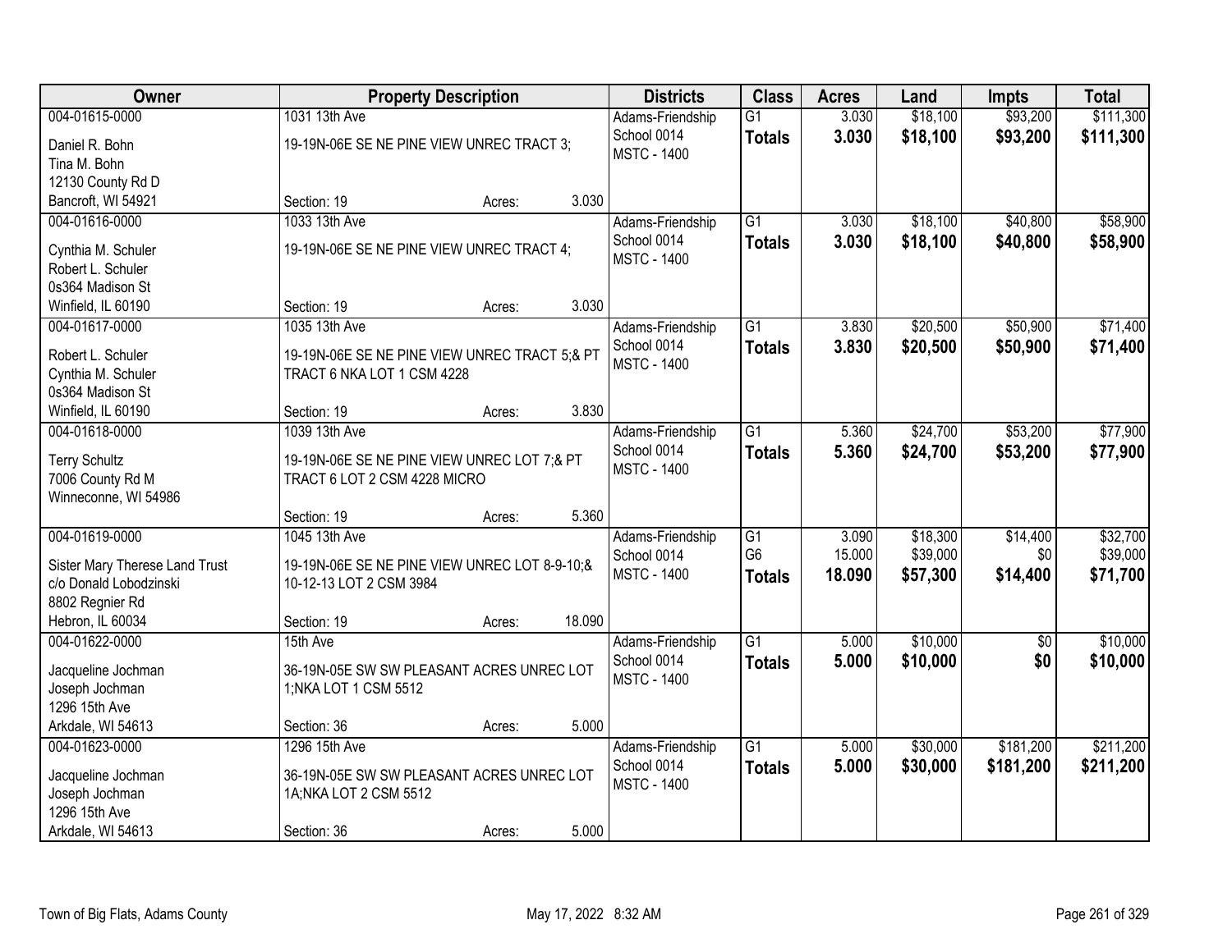| Owner | Property Description | Districts | Class | Acres | Land | Impts | Total |
|---|---|---|---|---|---|---|---|
| 004-01615-0000<br>Daniel R. Bohn<br>Tina M. Bohn<br>12130 County Rd D<br>Bancroft, WI 54921 | 1031 13th Ave<br>19-19N-06E SE NE PINE VIEW UNREC TRACT 3;<br>Section: 19 Acres: 3.030 | Adams-Friendship School 0014<br>MSTC - 1400 | G1<br>**Totals** | 3.030<br>**3.030** | $18,100<br>**$18,100** | $93,200<br>**$93,200** | $111,300<br>**$111,300** |
| 004-01616-0000<br>Cynthia M. Schuler<br>Robert L. Schuler<br>0s364 Madison St<br>Winfield, IL 60190 | 1033 13th Ave<br>19-19N-06E SE NE PINE VIEW UNREC TRACT 4;<br>Section: 19 Acres: 3.030 | Adams-Friendship School 0014<br>MSTC - 1400 | G1<br>**Totals** | 3.030<br>**3.030** | $18,100<br>**$18,100** | $40,800<br>**$40,800** | $58,900<br>**$58,900** |
| 004-01617-0000<br>Robert L. Schuler<br>Cynthia M. Schuler<br>0s364 Madison St<br>Winfield, IL 60190 | 1035 13th Ave<br>19-19N-06E SE NE PINE VIEW UNREC TRACT 5;& PT TRACT 6 NKA LOT 1 CSM 4228<br>Section: 19 Acres: 3.830 | Adams-Friendship School 0014<br>MSTC - 1400 | G1<br>**Totals** | 3.830<br>**3.830** | $20,500<br>**$20,500** | $50,900<br>**$50,900** | $71,400<br>**$71,400** |
| 004-01618-0000<br>Terry Schultz<br>7006 County Rd M<br>Winneconne, WI 54986 | 1039 13th Ave<br>19-19N-06E SE NE PINE VIEW UNREC LOT 7;& PT TRACT 6 LOT 2 CSM 4228 MICRO<br>Section: 19 Acres: 5.360 | Adams-Friendship School 0014<br>MSTC - 1400 | G1<br>**Totals** | 5.360<br>**5.360** | $24,700<br>**$24,700** | $53,200<br>**$53,200** | $77,900<br>**$77,900** |
| 004-01619-0000<br>Sister Mary Therese Land Trust<br>c/o Donald Lobodzinski<br>8802 Regnier Rd<br>Hebron, IL 60034 | 1045 13th Ave<br>19-19N-06E SE NE PINE VIEW UNREC LOT 8-9-10;& 10-12-13 LOT 2 CSM 3984<br>Section: 19 Acres: 18.090 | Adams-Friendship School 0014<br>MSTC - 1400 | G1<br>G6<br>**Totals** | 3.090<br>15.000<br>**18.090** | $18,300<br>$39,000<br>**$57,300** | $14,400<br>$0<br>**$14,400** | $32,700<br>$39,000<br>**$71,700** |
| 004-01622-0000<br>Jacqueline Jochman<br>Joseph Jochman<br>1296 15th Ave<br>Arkdale, WI 54613 | 15th Ave<br>36-19N-05E SW SW PLEASANT ACRES UNREC LOT 1;NKA LOT 1 CSM 5512<br>Section: 36 Acres: 5.000 | Adams-Friendship School 0014<br>MSTC - 1400 | G1<br>**Totals** | 5.000<br>**5.000** | $10,000<br>**$10,000** | $0<br>**$0** | $10,000<br>**$10,000** |
| 004-01623-0000<br>Jacqueline Jochman<br>Joseph Jochman<br>1296 15th Ave<br>Arkdale, WI 54613 | 1296 15th Ave<br>36-19N-05E SW SW PLEASANT ACRES UNREC LOT 1A;NKA LOT 2 CSM 5512<br>Section: 36 Acres: 5.000 | Adams-Friendship School 0014<br>MSTC - 1400 | G1<br>**Totals** | 5.000<br>**5.000** | $30,000<br>**$30,000** | $181,200<br>**$181,200** | $211,200<br>**$211,200** |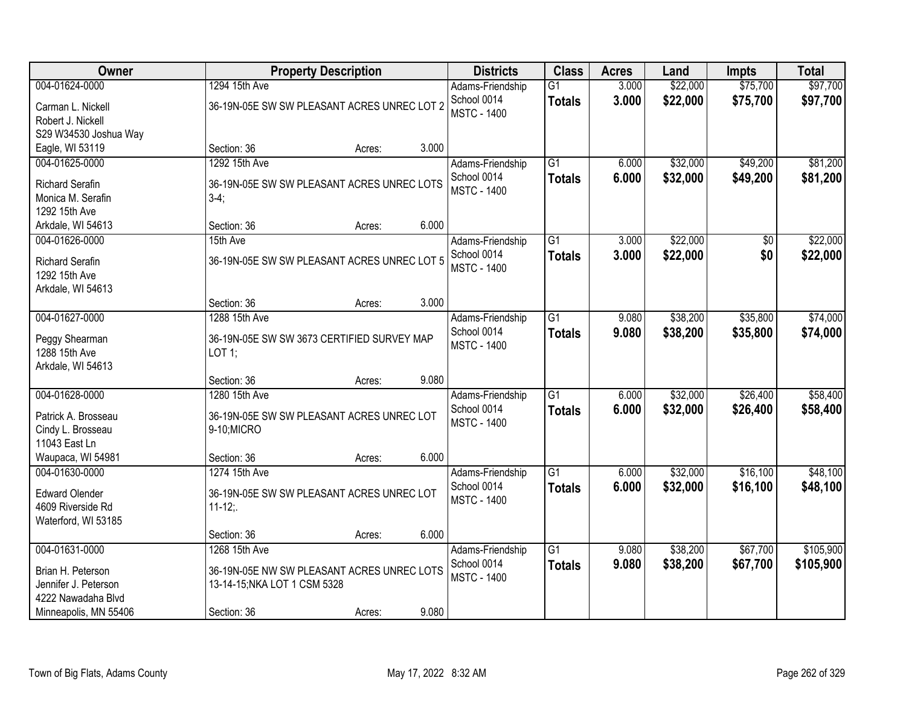| Owner | Property Description | Districts | Class | Acres | Land | Impts | Total |
|---|---|---|---|---|---|---|---|
| 004-01624-0000<br>Carman L. Nickell<br>Robert J. Nickell<br>S29 W34530 Joshua Way<br>Eagle, WI 53119 | 1294 15th Ave<br>36-19N-05E SW SW PLEASANT ACRES UNREC LOT 2<br>Section: 36 Acres: 3.000 | Adams-Friendship<br>School 0014<br>MSTC - 1400 | G1<br>**Totals** | 3.000<br>**3.000** | $22,000<br>**$22,000** | $75,700<br>**$75,700** | $97,700<br>**$97,700** |
| 004-01625-0000<br>Richard Serafin<br>Monica M. Serafin<br>1292 15th Ave<br>Arkdale, WI 54613 | 1292 15th Ave<br>36-19N-05E SW SW PLEASANT ACRES UNREC LOTS 3-4;<br>Section: 36 Acres: 6.000 | Adams-Friendship<br>School 0014<br>MSTC - 1400 | G1<br>**Totals** | 6.000<br>**6.000** | $32,000<br>**$32,000** | $49,200<br>**$49,200** | $81,200<br>**$81,200** |
| 004-01626-0000<br>Richard Serafin<br>1292 15th Ave<br>Arkdale, WI 54613 | 15th Ave<br>36-19N-05E SW SW PLEASANT ACRES UNREC LOT 5<br>Section: 36 Acres: 3.000 | Adams-Friendship<br>School 0014<br>MSTC - 1400 | G1<br>**Totals** | 3.000<br>**3.000** | $22,000<br>**$22,000** | $0<br>**$0** | $22,000<br>**$22,000** |
| 004-01627-0000<br>Peggy Shearman<br>1288 15th Ave<br>Arkdale, WI 54613 | 1288 15th Ave<br>36-19N-05E SW SW 3673 CERTIFIED SURVEY MAP LOT 1;<br>Section: 36 Acres: 9.080 | Adams-Friendship<br>School 0014<br>MSTC - 1400 | G1<br>**Totals** | 9.080<br>**9.080** | $38,200<br>**$38,200** | $35,800<br>**$35,800** | $74,000<br>**$74,000** |
| 004-01628-0000<br>Patrick A. Brosseau<br>Cindy L. Brosseau<br>11043 East Ln<br>Waupaca, WI 54981 | 1280 15th Ave<br>36-19N-05E SW SW PLEASANT ACRES UNREC LOT 9-10;MICRO<br>Section: 36 Acres: 6.000 | Adams-Friendship<br>School 0014<br>MSTC - 1400 | G1<br>**Totals** | 6.000<br>**6.000** | $32,000<br>**$32,000** | $26,400<br>**$26,400** | $58,400<br>**$58,400** |
| 004-01630-0000<br>Edward Olender<br>4609 Riverside Rd<br>Waterford, WI 53185 | 1274 15th Ave<br>36-19N-05E SW SW PLEASANT ACRES UNREC LOT 11-12;.<br>Section: 36 Acres: 6.000 | Adams-Friendship<br>School 0014<br>MSTC - 1400 | G1<br>**Totals** | 6.000<br>**6.000** | $32,000<br>**$32,000** | $16,100<br>**$16,100** | $48,100<br>**$48,100** |
| 004-01631-0000<br>Brian H. Peterson<br>Jennifer J. Peterson<br>4222 Nawadaha Blvd<br>Minneapolis, MN 55406 | 1268 15th Ave<br>36-19N-05E NW SW PLEASANT ACRES UNREC LOTS 13-14-15;NKA LOT 1 CSM 5328<br>Section: 36 Acres: 9.080 | Adams-Friendship<br>School 0014<br>MSTC - 1400 | G1<br>**Totals** | 9.080<br>**9.080** | $38,200<br>**$38,200** | $67,700<br>**$67,700** | $105,900<br>**$105,900** |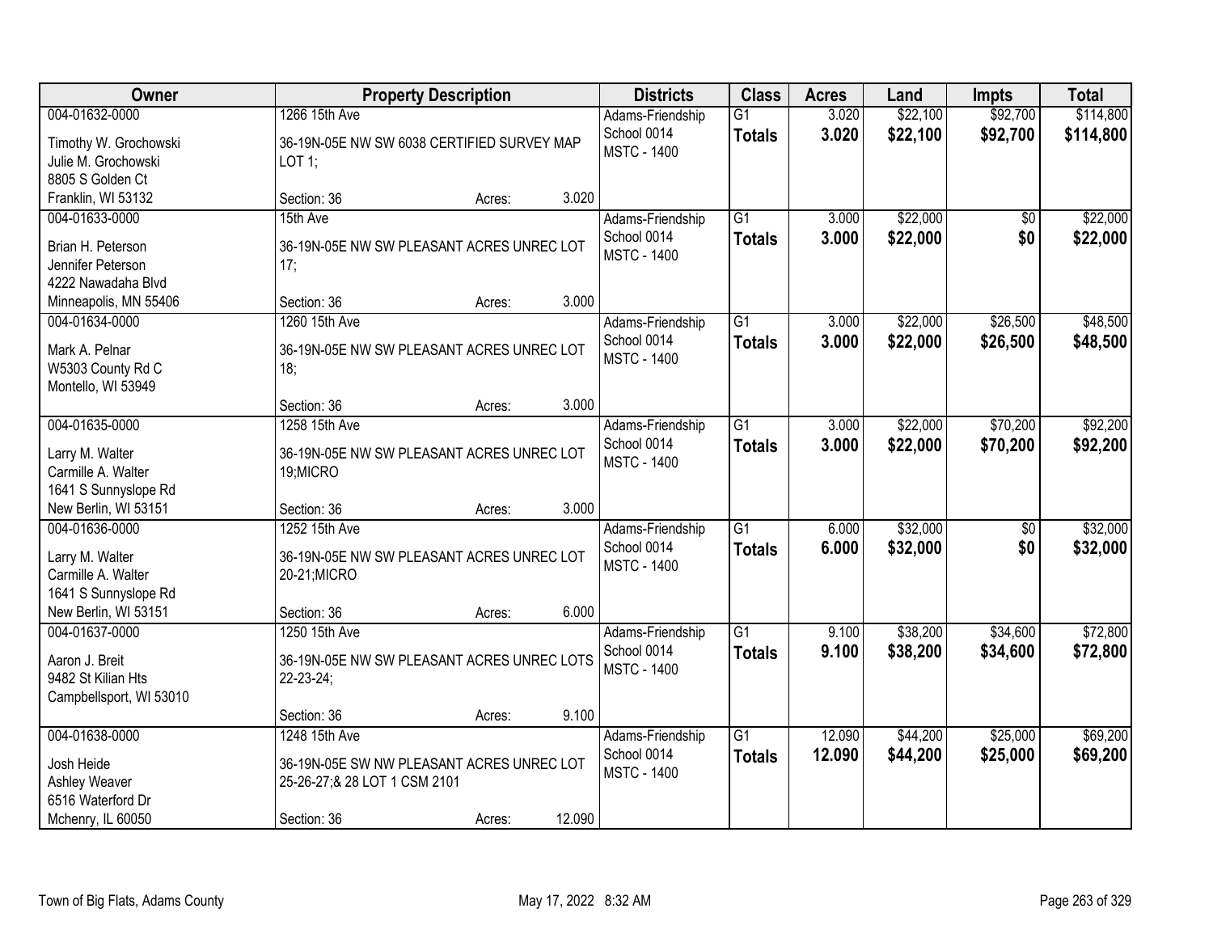| Owner | Property Description | | | Districts | Class | Acres | Land | Impts | Total |
|---|---|---|---|---|---|---|---|---|---|
| 004-01632-0000<br>Timothy W. Grochowski<br>Julie M. Grochowski<br>8805 S Golden Ct<br>Franklin, WI 53132 | 1266 15th Ave<br>36-19N-05E NW SW 6038 CERTIFIED SURVEY MAP LOT 1;<br>Section: 36 | Acres: | 3.020 | Adams-Friendship School 0014<br>MSTC - 1400 | G1<br>**Totals** | 3.020<br>**3.020** | $22,100<br>**$22,100** | $92,700<br>**$92,700** | $114,800<br>**$114,800** |
| 004-01633-0000<br>Brian H. Peterson<br>Jennifer Peterson<br>4222 Nawadaha Blvd<br>Minneapolis, MN 55406 | 15th Ave<br>36-19N-05E NW SW PLEASANT ACRES UNREC LOT 17;<br>Section: 36 | Acres: | 3.000 | Adams-Friendship School 0014<br>MSTC - 1400 | G1<br>**Totals** | 3.000<br>**3.000** | $22,000<br>**$22,000** | $0<br>**$0** | $22,000<br>**$22,000** |
| 004-01634-0000<br>Mark A. Pelnar<br>W5303 County Rd C<br>Montello, WI 53949 | 1260 15th Ave<br>36-19N-05E NW SW PLEASANT ACRES UNREC LOT 18;<br>Section: 36 | Acres: | 3.000 | Adams-Friendship School 0014<br>MSTC - 1400 | G1<br>**Totals** | 3.000<br>**3.000** | $22,000<br>**$22,000** | $26,500<br>**$26,500** | $48,500<br>**$48,500** |
| 004-01635-0000<br>Larry M. Walter<br>Carmille A. Walter<br>1641 S Sunnyslope Rd<br>New Berlin, WI 53151 | 1258 15th Ave<br>36-19N-05E NW SW PLEASANT ACRES UNREC LOT 19;MICRO<br>Section: 36 | Acres: | 3.000 | Adams-Friendship School 0014<br>MSTC - 1400 | G1<br>**Totals** | 3.000<br>**3.000** | $22,000<br>**$22,000** | $70,200<br>**$70,200** | $92,200<br>**$92,200** |
| 004-01636-0000<br>Larry M. Walter<br>Carmille A. Walter<br>1641 S Sunnyslope Rd<br>New Berlin, WI 53151 | 1252 15th Ave<br>36-19N-05E NW SW PLEASANT ACRES UNREC LOT 20-21;MICRO<br>Section: 36 | Acres: | 6.000 | Adams-Friendship School 0014<br>MSTC - 1400 | G1<br>**Totals** | 6.000<br>**6.000** | $32,000<br>**$32,000** | $0<br>**$0** | $32,000<br>**$32,000** |
| 004-01637-0000<br>Aaron J. Breit<br>9482 St Kilian Hts<br>Campbellsport, WI 53010 | 1250 15th Ave<br>36-19N-05E NW SW PLEASANT ACRES UNREC LOTS 22-23-24;<br>Section: 36 | Acres: | 9.100 | Adams-Friendship School 0014<br>MSTC - 1400 | G1<br>**Totals** | 9.100<br>**9.100** | $38,200<br>**$38,200** | $34,600<br>**$34,600** | $72,800<br>**$72,800** |
| 004-01638-0000<br>Josh Heide<br>Ashley Weaver<br>6516 Waterford Dr<br>Mchenry, IL 60050 | 1248 15th Ave<br>36-19N-05E SW NW PLEASANT ACRES UNREC LOT 25-26-27;& 28 LOT 1 CSM 2101<br>Section: 36 | Acres: | 12.090 | Adams-Friendship School 0014<br>MSTC - 1400 | G1<br>**Totals** | 12.090<br>**12.090** | $44,200<br>**$44,200** | $25,000<br>**$25,000** | $69,200<br>**$69,200** |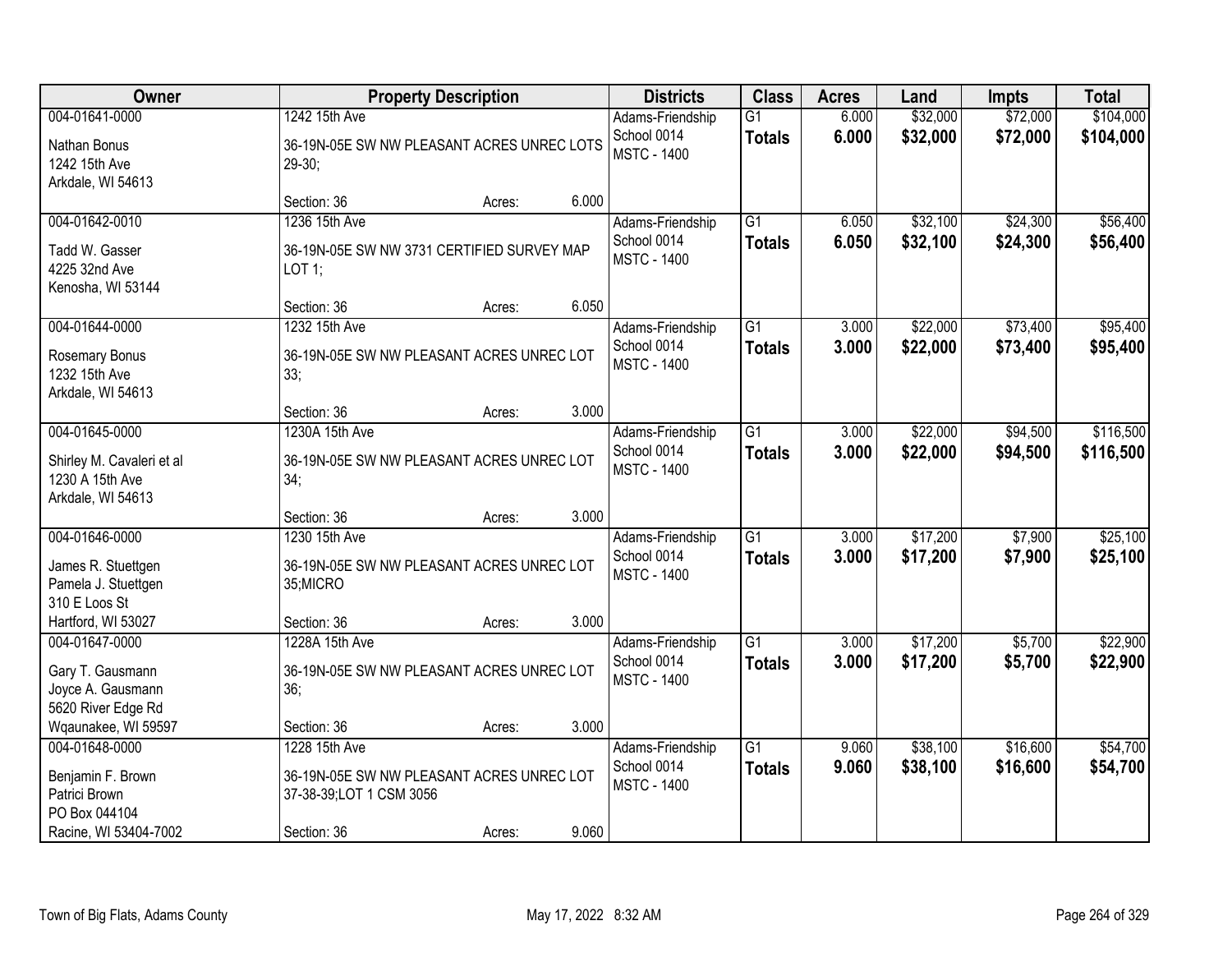| Owner | Property Description | Districts | Class | Acres | Land | Impts | Total |
|---|---|---|---|---|---|---|---|
| 004-01641-0000<br>Nathan Bonus<br>1242 15th Ave<br>Arkdale, WI 54613 | 1242 15th Ave<br>36-19N-05E SW NW PLEASANT ACRES UNREC LOTS 29-30;<br>Section: 36 Acres: 6.000 | Adams-Friendship<br>School 0014<br>MSTC - 1400 | G1<br>**Totals** | 6.000<br>**6.000** | $32,000<br>**$32,000** | $72,000<br>**$72,000** | $104,000<br>**$104,000** |
| 004-01642-0010<br>Tadd W. Gasser<br>4225 32nd Ave<br>Kenosha, WI 53144 | 1236 15th Ave<br>36-19N-05E SW NW 3731 CERTIFIED SURVEY MAP LOT 1;<br>Section: 36 Acres: 6.050 | Adams-Friendship<br>School 0014<br>MSTC - 1400 | G1<br>**Totals** | 6.050<br>**6.050** | $32,100<br>**$32,100** | $24,300<br>**$24,300** | $56,400<br>**$56,400** |
| 004-01644-0000<br>Rosemary Bonus<br>1232 15th Ave<br>Arkdale, WI 54613 | 1232 15th Ave<br>36-19N-05E SW NW PLEASANT ACRES UNREC LOT 33;<br>Section: 36 Acres: 3.000 | Adams-Friendship<br>School 0014<br>MSTC - 1400 | G1<br>**Totals** | 3.000<br>**3.000** | $22,000<br>**$22,000** | $73,400<br>**$73,400** | $95,400<br>**$95,400** |
| 004-01645-0000<br>Shirley M. Cavaleri et al<br>1230 A 15th Ave<br>Arkdale, WI 54613 | 1230A 15th Ave<br>36-19N-05E SW NW PLEASANT ACRES UNREC LOT 34;<br>Section: 36 Acres: 3.000 | Adams-Friendship<br>School 0014<br>MSTC - 1400 | G1<br>**Totals** | 3.000<br>**3.000** | $22,000<br>**$22,000** | $94,500<br>**$94,500** | $116,500<br>**$116,500** |
| 004-01646-0000<br>James R. Stuettgen<br>Pamela J. Stuettgen<br>310 E Loos St<br>Hartford, WI 53027 | 1230 15th Ave<br>36-19N-05E SW NW PLEASANT ACRES UNREC LOT 35;MICRO<br>Section: 36 Acres: 3.000 | Adams-Friendship<br>School 0014<br>MSTC - 1400 | G1<br>**Totals** | 3.000<br>**3.000** | $17,200<br>**$17,200** | $7,900<br>**$7,900** | $25,100<br>**$25,100** |
| 004-01647-0000<br>Gary T. Gausmann<br>Joyce A. Gausmann<br>5620 River Edge Rd<br>Wqaunakee, WI 59597 | 1228A 15th Ave<br>36-19N-05E SW NW PLEASANT ACRES UNREC LOT 36;<br>Section: 36 Acres: 3.000 | Adams-Friendship<br>School 0014<br>MSTC - 1400 | G1<br>**Totals** | 3.000<br>**3.000** | $17,200<br>**$17,200** | $5,700<br>**$5,700** | $22,900<br>**$22,900** |
| 004-01648-0000<br>Benjamin F. Brown<br>Patrici Brown<br>PO Box 044104<br>Racine, WI 53404-7002 | 1228 15th Ave<br>36-19N-05E SW NW PLEASANT ACRES UNREC LOT 37-38-39;LOT 1 CSM 3056<br>Section: 36 Acres: 9.060 | Adams-Friendship<br>School 0014<br>MSTC - 1400 | G1<br>**Totals** | 9.060<br>**9.060** | $38,100<br>**$38,100** | $16,600<br>**$16,600** | $54,700<br>**$54,700** |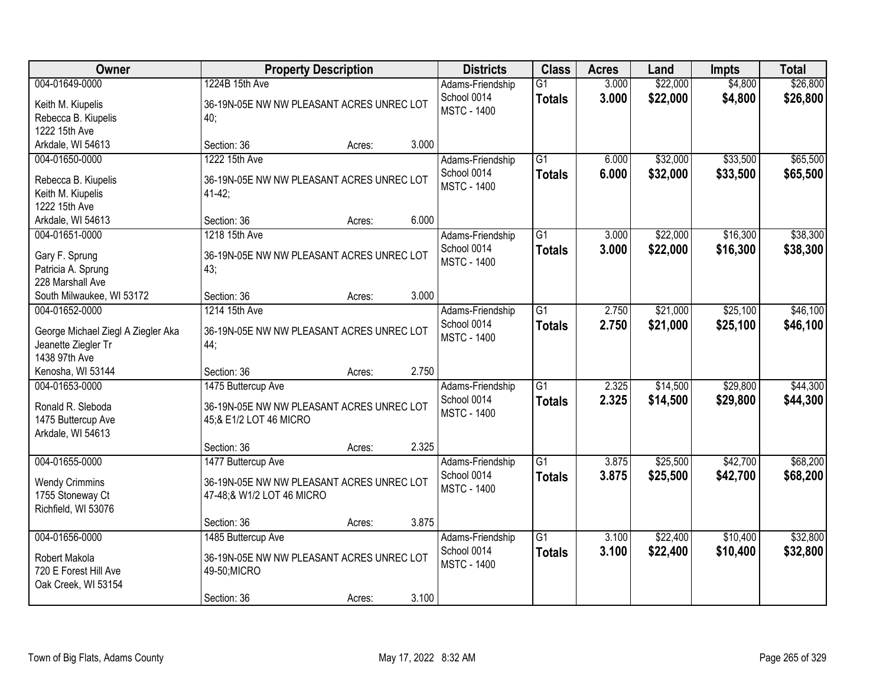| Owner | Property Description | Districts | Class | Acres | Land | Impts | Total |
|---|---|---|---|---|---|---|---|
| 004-01649-0000<br>Keith M. Kiupelis<br>Rebecca B. Kiupelis<br>1222 15th Ave<br>Arkdale, WI 54613 | 1224B 15th Ave<br>36-19N-05E NW NW PLEASANT ACRES UNREC LOT 40;<br>Section: 36 Acres: 3.000 | Adams-Friendship School 0014<br>MSTC - 1400 | G1<br>**Totals** | 3.000<br>**3.000** | $22,000<br>**$22,000** | $4,800<br>**$4,800** | $26,800<br>**$26,800** |
| 004-01650-0000<br>Rebecca B. Kiupelis<br>Keith M. Kiupelis<br>1222 15th Ave<br>Arkdale, WI 54613 | 1222 15th Ave<br>36-19N-05E NW NW PLEASANT ACRES UNREC LOT 41-42;<br>Section: 36 Acres: 6.000 | Adams-Friendship School 0014<br>MSTC - 1400 | G1<br>**Totals** | 6.000<br>**6.000** | $32,000<br>**$32,000** | $33,500<br>**$33,500** | $65,500<br>**$65,500** |
| 004-01651-0000<br>Gary F. Sprung<br>Patricia A. Sprung<br>228 Marshall Ave<br>South Milwaukee, WI 53172 | 1218 15th Ave<br>36-19N-05E NW NW PLEASANT ACRES UNREC LOT 43;<br>Section: 36 Acres: 3.000 | Adams-Friendship School 0014<br>MSTC - 1400 | G1<br>**Totals** | 3.000<br>**3.000** | $22,000<br>**$22,000** | $16,300<br>**$16,300** | $38,300<br>**$38,300** |
| 004-01652-0000<br>George Michael Ziegl A Ziegler Aka<br>Jeanette Ziegler Tr<br>1438 97th Ave<br>Kenosha, WI 53144 | 1214 15th Ave<br>36-19N-05E NW NW PLEASANT ACRES UNREC LOT 44;<br>Section: 36 Acres: 2.750 | Adams-Friendship School 0014<br>MSTC - 1400 | G1<br>**Totals** | 2.750<br>**2.750** | $21,000<br>**$21,000** | $25,100<br>**$25,100** | $46,100<br>**$46,100** |
| 004-01653-0000<br>Ronald R. Sleboda<br>1475 Buttercup Ave<br>Arkdale, WI 54613 | 1475 Buttercup Ave<br>36-19N-05E NW NW PLEASANT ACRES UNREC LOT 45;& E1/2 LOT 46 MICRO<br>Section: 36 Acres: 2.325 | Adams-Friendship School 0014<br>MSTC - 1400 | G1<br>**Totals** | 2.325<br>**2.325** | $14,500<br>**$14,500** | $29,800<br>**$29,800** | $44,300<br>**$44,300** |
| 004-01655-0000<br>Wendy Crimmins<br>1755 Stoneway Ct<br>Richfield, WI 53076 | 1477 Buttercup Ave<br>36-19N-05E NW NW PLEASANT ACRES UNREC LOT 47-48;& W1/2 LOT 46 MICRO<br>Section: 36 Acres: 3.875 | Adams-Friendship School 0014<br>MSTC - 1400 | G1<br>**Totals** | 3.875<br>**3.875** | $25,500<br>**$25,500** | $42,700<br>**$42,700** | $68,200<br>**$68,200** |
| 004-01656-0000<br>Robert Makola<br>720 E Forest Hill Ave<br>Oak Creek, WI 53154 | 1485 Buttercup Ave<br>36-19N-05E NW NW PLEASANT ACRES UNREC LOT 49-50;MICRO<br>Section: 36 Acres: 3.100 | Adams-Friendship School 0014<br>MSTC - 1400 | G1<br>**Totals** | 3.100<br>**3.100** | $22,400<br>**$22,400** | $10,400<br>**$10,400** | $32,800<br>**$32,800** |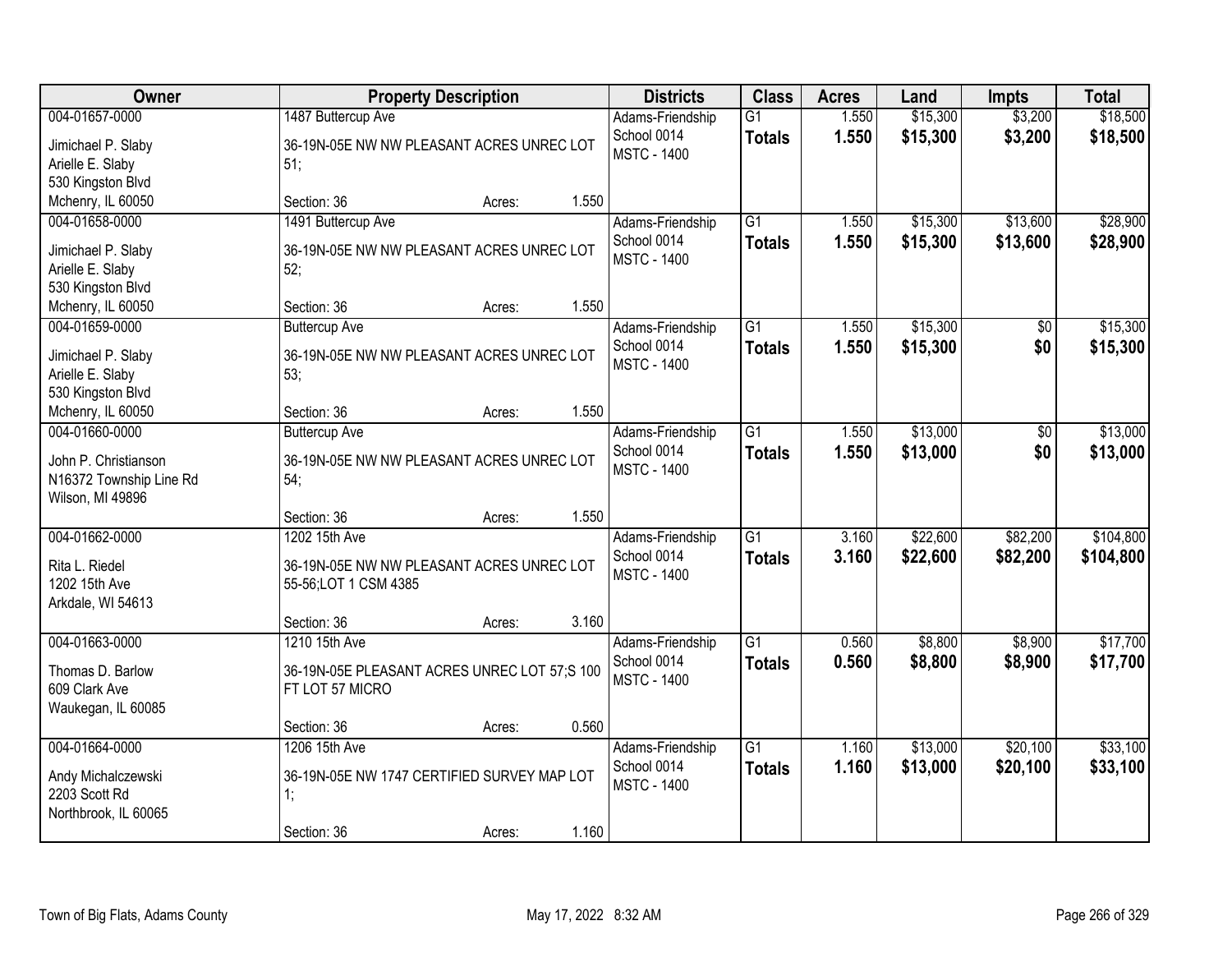| Owner | Property Description | | | Districts | Class | Acres | Land | Impts | Total |
|---|---|---|---|---|---|---|---|---|---|
| 004-01657-0000<br>Jimichael P. Slaby<br>Arielle E. Slaby<br>530 Kingston Blvd<br>Mchenry, IL 60050 | 1487 Buttercup Ave<br>36-19N-05E NW NW PLEASANT ACRES UNREC LOT 51;<br>Section: 36 | Acres: | 1.550 | Adams-Friendship School 0014<br>MSTC - 1400 | G1<br>**Totals** | 1.550<br>**1.550** | $15,300<br>**$15,300** | $3,200<br>**$3,200** | $18,500<br>**$18,500** |
| 004-01658-0000<br>Jimichael P. Slaby<br>Arielle E. Slaby<br>530 Kingston Blvd<br>Mchenry, IL 60050 | 1491 Buttercup Ave<br>36-19N-05E NW NW PLEASANT ACRES UNREC LOT 52;<br>Section: 36 | Acres: | 1.550 | Adams-Friendship School 0014<br>MSTC - 1400 | G1<br>**Totals** | 1.550<br>**1.550** | $15,300<br>**$15,300** | $13,600<br>**$13,600** | $28,900<br>**$28,900** |
| 004-01659-0000<br>Jimichael P. Slaby<br>Arielle E. Slaby<br>530 Kingston Blvd<br>Mchenry, IL 60050 | Buttercup Ave<br>36-19N-05E NW NW PLEASANT ACRES UNREC LOT 53;<br>Section: 36 | Acres: | 1.550 | Adams-Friendship School 0014<br>MSTC - 1400 | G1<br>**Totals** | 1.550<br>**1.550** | $15,300<br>**$15,300** | $0<br>**$0** | $15,300<br>**$15,300** |
| 004-01660-0000<br>John P. Christianson<br>N16372 Township Line Rd<br>Wilson, MI 49896 | Buttercup Ave<br>36-19N-05E NW NW PLEASANT ACRES UNREC LOT 54;<br>Section: 36 | Acres: | 1.550 | Adams-Friendship School 0014<br>MSTC - 1400 | G1<br>**Totals** | 1.550<br>**1.550** | $13,000<br>**$13,000** | $0<br>**$0** | $13,000<br>**$13,000** |
| 004-01662-0000<br>Rita L. Riedel<br>1202 15th Ave<br>Arkdale, WI 54613 | 1202 15th Ave<br>36-19N-05E NW NW PLEASANT ACRES UNREC LOT 55-56;LOT 1 CSM 4385<br>Section: 36 | Acres: | 3.160 | Adams-Friendship School 0014<br>MSTC - 1400 | G1<br>**Totals** | 3.160<br>**3.160** | $22,600<br>**$22,600** | $82,200<br>**$82,200** | $104,800<br>**$104,800** |
| 004-01663-0000<br>Thomas D. Barlow<br>609 Clark Ave<br>Waukegan, IL 60085 | 1210 15th Ave<br>36-19N-05E PLEASANT ACRES UNREC LOT 57;S 100 FT LOT 57 MICRO<br>Section: 36 | Acres: | 0.560 | Adams-Friendship School 0014<br>MSTC - 1400 | G1<br>**Totals** | 0.560<br>**0.560** | $8,800<br>**$8,800** | $8,900<br>**$8,900** | $17,700<br>**$17,700** |
| 004-01664-0000<br>Andy Michalczewski<br>2203 Scott Rd<br>Northbrook, IL 60065 | 1206 15th Ave<br>36-19N-05E NW 1747 CERTIFIED SURVEY MAP LOT 1;<br>Section: 36 | Acres: | 1.160 | Adams-Friendship School 0014<br>MSTC - 1400 | G1<br>**Totals** | 1.160<br>**1.160** | $13,000<br>**$13,000** | $20,100<br>**$20,100** | $33,100<br>**$33,100** |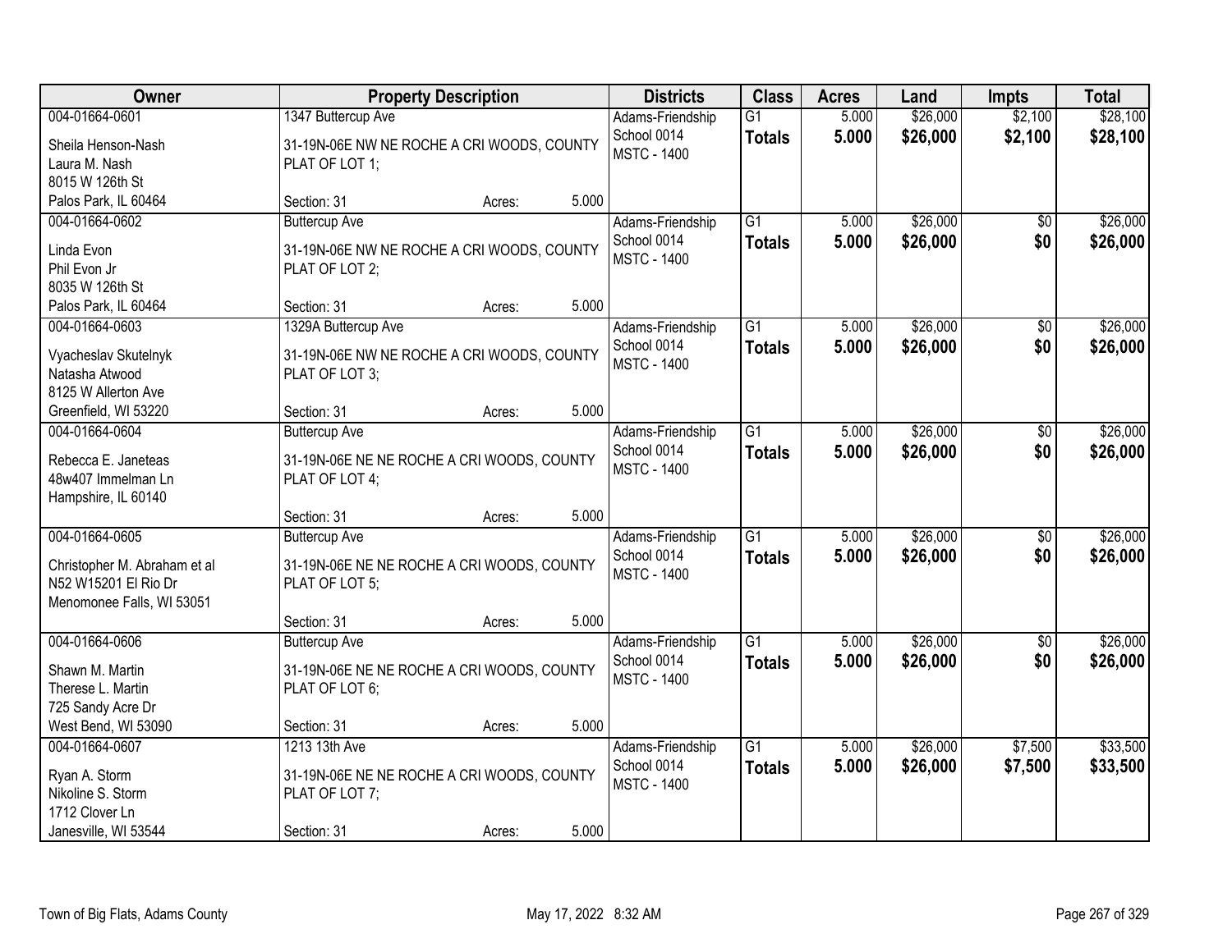| Owner | Property Description | Districts | Class | Acres | Land | Impts | Total |
|---|---|---|---|---|---|---|---|
| 004-01664-0601<br>Sheila Henson-Nash<br>Laura M. Nash<br>8015 W 126th St<br>Palos Park, IL 60464 | 1347 Buttercup Ave<br>31-19N-06E NW NE ROCHE A CRI WOODS, COUNTY PLAT OF LOT 1;<br>Section: 31 Acres: 5.000 | Adams-Friendship<br>School 0014<br>MSTC - 1400 | G1<br>**Totals** | 5.000<br>**5.000** | $26,000<br>**$26,000** | $2,100<br>**$2,100** | $28,100<br>**$28,100** |
| 004-01664-0602<br>Linda Evon<br>Phil Evon Jr<br>8035 W 126th St<br>Palos Park, IL 60464 | Buttercup Ave<br>31-19N-06E NW NE ROCHE A CRI WOODS, COUNTY PLAT OF LOT 2;<br>Section: 31 Acres: 5.000 | Adams-Friendship<br>School 0014<br>MSTC - 1400 | G1<br>**Totals** | 5.000<br>**5.000** | $26,000<br>**$26,000** | $0<br>**$0** | $26,000<br>**$26,000** |
| 004-01664-0603<br>Vyacheslav Skutelnyk<br>Natasha Atwood<br>8125 W Allerton Ave<br>Greenfield, WI 53220 | 1329A Buttercup Ave<br>31-19N-06E NW NE ROCHE A CRI WOODS, COUNTY PLAT OF LOT 3;<br>Section: 31 Acres: 5.000 | Adams-Friendship<br>School 0014<br>MSTC - 1400 | G1<br>**Totals** | 5.000<br>**5.000** | $26,000<br>**$26,000** | $0<br>**$0** | $26,000<br>**$26,000** |
| 004-01664-0604<br>Rebecca E. Janeteas<br>48w407 Immelman Ln<br>Hampshire, IL 60140 | Buttercup Ave<br>31-19N-06E NE NE ROCHE A CRI WOODS, COUNTY PLAT OF LOT 4;<br>Section: 31 Acres: 5.000 | Adams-Friendship<br>School 0014<br>MSTC - 1400 | G1<br>**Totals** | 5.000<br>**5.000** | $26,000<br>**$26,000** | $0<br>**$0** | $26,000<br>**$26,000** |
| 004-01664-0605<br>Christopher M. Abraham et al<br>N52 W15201 El Rio Dr<br>Menomonee Falls, WI 53051 | Buttercup Ave<br>31-19N-06E NE NE ROCHE A CRI WOODS, COUNTY PLAT OF LOT 5;<br>Section: 31 Acres: 5.000 | Adams-Friendship<br>School 0014<br>MSTC - 1400 | G1<br>**Totals** | 5.000<br>**5.000** | $26,000<br>**$26,000** | $0<br>**$0** | $26,000<br>**$26,000** |
| 004-01664-0606<br>Shawn M. Martin<br>Therese L. Martin<br>725 Sandy Acre Dr<br>West Bend, WI 53090 | Buttercup Ave<br>31-19N-06E NE NE ROCHE A CRI WOODS, COUNTY PLAT OF LOT 6;<br>Section: 31 Acres: 5.000 | Adams-Friendship<br>School 0014<br>MSTC - 1400 | G1<br>**Totals** | 5.000<br>**5.000** | $26,000<br>**$26,000** | $0<br>**$0** | $26,000<br>**$26,000** |
| 004-01664-0607<br>Ryan A. Storm<br>Nikoline S. Storm<br>1712 Clover Ln<br>Janesville, WI 53544 | 1213 13th Ave<br>31-19N-06E NE NE ROCHE A CRI WOODS, COUNTY PLAT OF LOT 7;<br>Section: 31 Acres: 5.000 | Adams-Friendship<br>School 0014<br>MSTC - 1400 | G1<br>**Totals** | 5.000<br>**5.000** | $26,000<br>**$26,000** | $7,500<br>**$7,500** | $33,500<br>**$33,500** |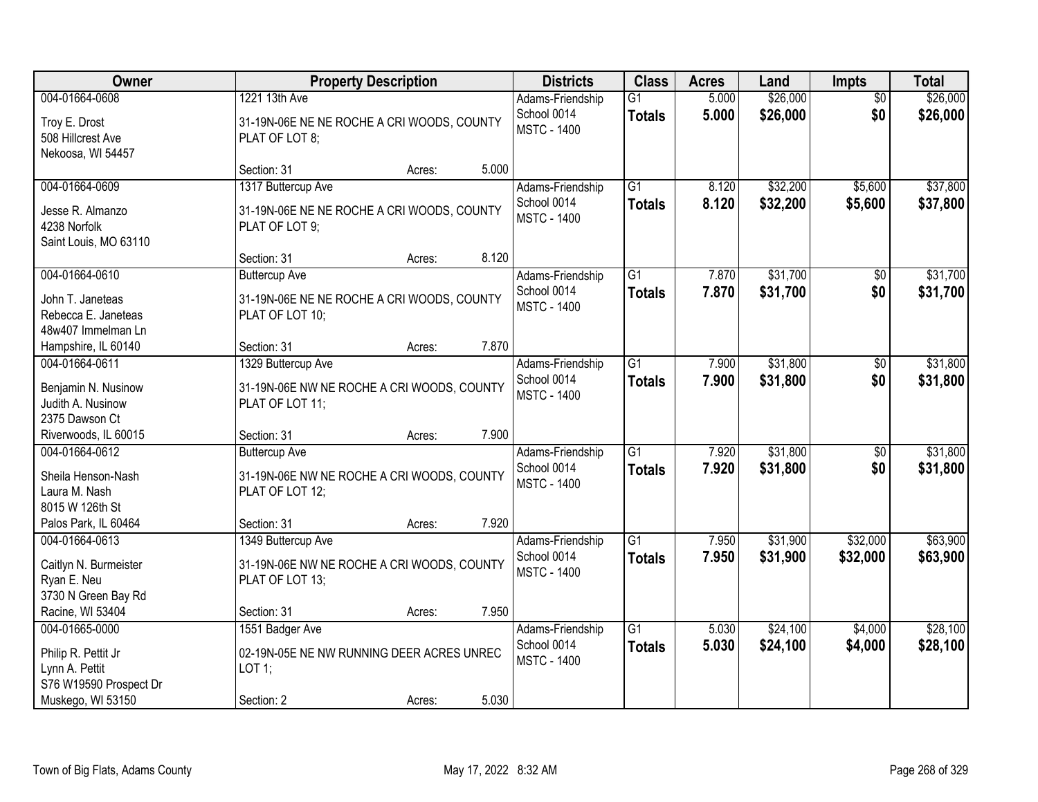| Owner | Property Description | | | Districts | Class | Acres | Land | Impts | Total |
|---|---|---|---|---|---|---|---|---|---|
| 004-01664-0608<br>Troy E. Drost<br>508 Hillcrest Ave<br>Nekoosa, WI 54457 | 1221 13th Ave<br>31-19N-06E NE NE ROCHE A CRI WOODS, COUNTY PLAT OF LOT 8;<br>Section: 31 | Acres: | 5.000 | Adams-Friendship School 0014 MSTC - 1400 | G1<br>**Totals** | 5.000<br>**5.000** | \$26,000<br>**\$26,000** | \$0<br>**\$0** | \$26,000<br>**\$26,000** |
| 004-01664-0609<br>Jesse R. Almanzo<br>4238 Norfolk<br>Saint Louis, MO 63110 | 1317 Buttercup Ave<br>31-19N-06E NE NE ROCHE A CRI WOODS, COUNTY PLAT OF LOT 9;<br>Section: 31 | Acres: | 8.120 | Adams-Friendship School 0014 MSTC - 1400 | G1<br>**Totals** | 8.120<br>**8.120** | \$32,200<br>**\$32,200** | \$5,600<br>**\$5,600** | \$37,800<br>**\$37,800** |
| 004-01664-0610<br>John T. Janeteas<br>Rebecca E. Janeteas<br>48w407 Immelman Ln<br>Hampshire, IL 60140 | Buttercup Ave<br>31-19N-06E NE NE ROCHE A CRI WOODS, COUNTY PLAT OF LOT 10;<br>Section: 31 | Acres: | 7.870 | Adams-Friendship School 0014 MSTC - 1400 | G1<br>**Totals** | 7.870<br>**7.870** | \$31,700<br>**\$31,700** | \$0<br>**\$0** | \$31,700<br>**\$31,700** |
| 004-01664-0611<br>Benjamin N. Nusinow<br>Judith A. Nusinow<br>2375 Dawson Ct<br>Riverwoods, IL 60015 | 1329 Buttercup Ave<br>31-19N-06E NW NE ROCHE A CRI WOODS, COUNTY PLAT OF LOT 11;<br>Section: 31 | Acres: | 7.900 | Adams-Friendship School 0014 MSTC - 1400 | G1<br>**Totals** | 7.900<br>**7.900** | \$31,800<br>**\$31,800** | \$0<br>**\$0** | \$31,800<br>**\$31,800** |
| 004-01664-0612<br>Sheila Henson-Nash<br>Laura M. Nash<br>8015 W 126th St<br>Palos Park, IL 60464 | Buttercup Ave<br>31-19N-06E NW NE ROCHE A CRI WOODS, COUNTY PLAT OF LOT 12;<br>Section: 31 | Acres: | 7.920 | Adams-Friendship School 0014 MSTC - 1400 | G1<br>**Totals** | 7.920<br>**7.920** | \$31,800<br>**\$31,800** | \$0<br>**\$0** | \$31,800<br>**\$31,800** |
| 004-01664-0613<br>Caitlyn N. Burmeister<br>Ryan E. Neu<br>3730 N Green Bay Rd<br>Racine, WI 53404 | 1349 Buttercup Ave<br>31-19N-06E NW NE ROCHE A CRI WOODS, COUNTY PLAT OF LOT 13;<br>Section: 31 | Acres: | 7.950 | Adams-Friendship School 0014 MSTC - 1400 | G1<br>**Totals** | 7.950<br>**7.950** | \$31,900<br>**\$31,900** | \$32,000<br>**\$32,000** | \$63,900<br>**\$63,900** |
| 004-01665-0000<br>Philip R. Pettit Jr<br>Lynn A. Pettit<br>S76 W19590 Prospect Dr<br>Muskego, WI 53150 | 1551 Badger Ave<br>02-19N-05E NE NW RUNNING DEER ACRES UNREC LOT 1;<br>Section: 2 | Acres: | 5.030 | Adams-Friendship School 0014 MSTC - 1400 | G1<br>**Totals** | 5.030<br>**5.030** | \$24,100<br>**\$24,100** | \$4,000<br>**\$4,000** | \$28,100<br>**\$28,100** |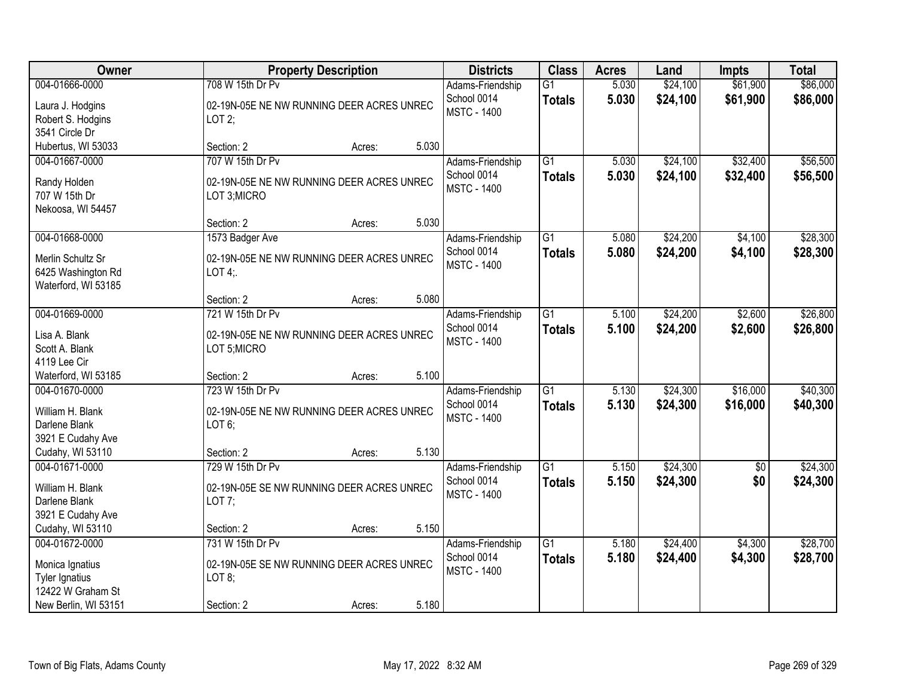| Owner | Property Description | | | Districts | Class | Acres | Land | Impts | Total |
|---|---|---|---|---|---|---|---|---|---|
| 004-01666-0000<br>Laura J. Hodgins<br>Robert S. Hodgins<br>3541 Circle Dr<br>Hubertus, WI 53033 | 708 W 15th Dr Pv<br>02-19N-05E NE NW RUNNING DEER ACRES UNREC LOT 2;<br>Section: 2 | Acres: | 5.030 | Adams-Friendship School 0014<br>MSTC - 1400 | G1<br>**Totals** | 5.030<br>**5.030** | $24,100<br>**$24,100** | $61,900<br>**$61,900** | $86,000<br>**$86,000** |
| 004-01667-0000<br>Randy Holden<br>707 W 15th Dr<br>Nekoosa, WI 54457 | 707 W 15th Dr Pv<br>02-19N-05E NE NW RUNNING DEER ACRES UNREC LOT 3;MICRO<br>Section: 2 | Acres: | 5.030 | Adams-Friendship School 0014<br>MSTC - 1400 | G1<br>**Totals** | 5.030<br>**5.030** | $24,100<br>**$24,100** | $32,400<br>**$32,400** | $56,500<br>**$56,500** |
| 004-01668-0000<br>Merlin Schultz Sr<br>6425 Washington Rd<br>Waterford, WI 53185 | 1573 Badger Ave<br>02-19N-05E NE NW RUNNING DEER ACRES UNREC LOT 4;.<br>Section: 2 | Acres: | 5.080 | Adams-Friendship School 0014<br>MSTC - 1400 | G1<br>**Totals** | 5.080<br>**5.080** | $24,200<br>**$24,200** | $4,100<br>**$4,100** | $28,300<br>**$28,300** |
| 004-01669-0000<br>Lisa A. Blank<br>Scott A. Blank<br>4119 Lee Cir<br>Waterford, WI 53185 | 721 W 15th Dr Pv<br>02-19N-05E NE NW RUNNING DEER ACRES UNREC LOT 5;MICRO<br>Section: 2 | Acres: | 5.100 | Adams-Friendship School 0014<br>MSTC - 1400 | G1<br>**Totals** | 5.100<br>**5.100** | $24,200<br>**$24,200** | $2,600<br>**$2,600** | $26,800<br>**$26,800** |
| 004-01670-0000<br>William H. Blank<br>Darlene Blank<br>3921 E Cudahy Ave<br>Cudahy, WI 53110 | 723 W 15th Dr Pv<br>02-19N-05E NE NW RUNNING DEER ACRES UNREC LOT 6;<br>Section: 2 | Acres: | 5.130 | Adams-Friendship School 0014<br>MSTC - 1400 | G1<br>**Totals** | 5.130<br>**5.130** | $24,300<br>**$24,300** | $16,000<br>**$16,000** | $40,300<br>**$40,300** |
| 004-01671-0000<br>William H. Blank<br>Darlene Blank<br>3921 E Cudahy Ave<br>Cudahy, WI 53110 | 729 W 15th Dr Pv<br>02-19N-05E SE NW RUNNING DEER ACRES UNREC LOT 7;<br>Section: 2 | Acres: | 5.150 | Adams-Friendship School 0014<br>MSTC - 1400 | G1<br>**Totals** | 5.150<br>**5.150** | $24,300<br>**$24,300** | $0<br>**$0** | $24,300<br>**$24,300** |
| 004-01672-0000<br>Monica Ignatius<br>Tyler Ignatius<br>12422 W Graham St<br>New Berlin, WI 53151 | 731 W 15th Dr Pv<br>02-19N-05E SE NW RUNNING DEER ACRES UNREC LOT 8;<br>Section: 2 | Acres: | 5.180 | Adams-Friendship School 0014<br>MSTC - 1400 | G1<br>**Totals** | 5.180<br>**5.180** | $24,400<br>**$24,400** | $4,300<br>**$4,300** | $28,700<br>**$28,700** |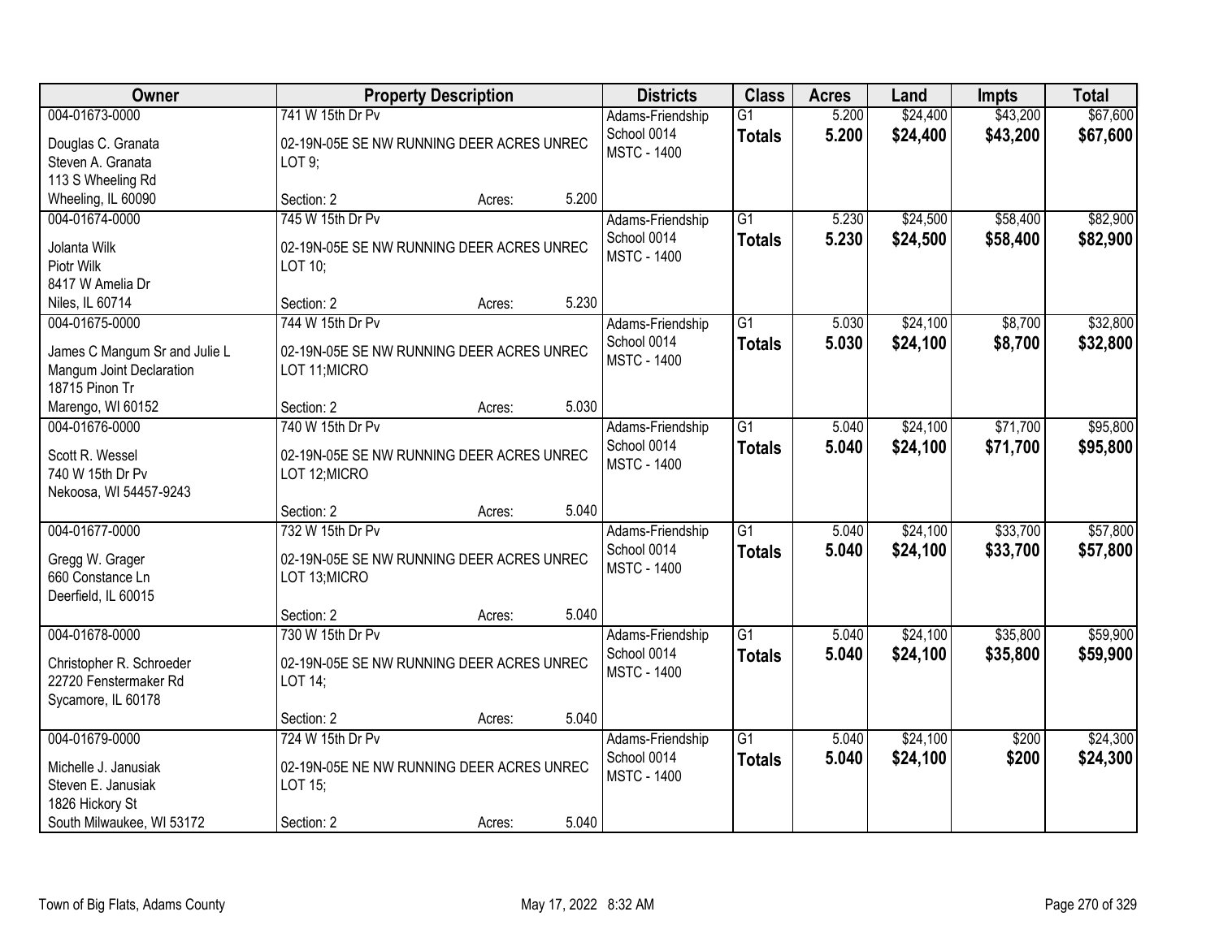| Owner | Property Description | Districts | Class | Acres | Land | Impts | Total |
|---|---|---|---|---|---|---|---|
| 004-01673-0000<br>Douglas C. Granata<br>Steven A. Granata<br>113 S Wheeling Rd<br>Wheeling, IL 60090 | 741 W 15th Dr Pv<br>02-19N-05E SE NW RUNNING DEER ACRES UNREC LOT 9;<br>Section: 2 Acres: 5.200 | Adams-Friendship School 0014<br>MSTC - 1400 | G1<br>**Totals** | 5.200<br>**5.200** | $24,400<br>**$24,400** | $43,200<br>**$43,200** | $67,600<br>**$67,600** |
| 004-01674-0000<br>Jolanta Wilk<br>Piotr Wilk<br>8417 W Amelia Dr<br>Niles, IL 60714 | 745 W 15th Dr Pv<br>02-19N-05E SE NW RUNNING DEER ACRES UNREC LOT 10;<br>Section: 2 Acres: 5.230 | Adams-Friendship School 0014<br>MSTC - 1400 | G1<br>**Totals** | 5.230<br>**5.230** | $24,500<br>**$24,500** | $58,400<br>**$58,400** | $82,900<br>**$82,900** |
| 004-01675-0000<br>James C Mangum Sr and Julie L Mangum Joint Declaration<br>18715 Pinon Tr<br>Marengo, WI 60152 | 744 W 15th Dr Pv<br>02-19N-05E SE NW RUNNING DEER ACRES UNREC LOT 11;MICRO<br>Section: 2 Acres: 5.030 | Adams-Friendship School 0014<br>MSTC - 1400 | G1<br>**Totals** | 5.030<br>**5.030** | $24,100<br>**$24,100** | $8,700<br>**$8,700** | $32,800<br>**$32,800** |
| 004-01676-0000<br>Scott R. Wessel<br>740 W 15th Dr Pv<br>Nekoosa, WI 54457-9243 | 740 W 15th Dr Pv<br>02-19N-05E SE NW RUNNING DEER ACRES UNREC LOT 12;MICRO<br>Section: 2 Acres: 5.040 | Adams-Friendship School 0014<br>MSTC - 1400 | G1<br>**Totals** | 5.040<br>**5.040** | $24,100<br>**$24,100** | $71,700<br>**$71,700** | $95,800<br>**$95,800** |
| 004-01677-0000<br>Gregg W. Grager<br>660 Constance Ln<br>Deerfield, IL 60015 | 732 W 15th Dr Pv<br>02-19N-05E SE NW RUNNING DEER ACRES UNREC LOT 13;MICRO<br>Section: 2 Acres: 5.040 | Adams-Friendship School 0014<br>MSTC - 1400 | G1<br>**Totals** | 5.040<br>**5.040** | $24,100<br>**$24,100** | $33,700<br>**$33,700** | $57,800<br>**$57,800** |
| 004-01678-0000<br>Christopher R. Schroeder<br>22720 Fenstermaker Rd<br>Sycamore, IL 60178 | 730 W 15th Dr Pv<br>02-19N-05E SE NW RUNNING DEER ACRES UNREC LOT 14;<br>Section: 2 Acres: 5.040 | Adams-Friendship School 0014<br>MSTC - 1400 | G1<br>**Totals** | 5.040<br>**5.040** | $24,100<br>**$24,100** | $35,800<br>**$35,800** | $59,900<br>**$59,900** |
| 004-01679-0000<br>Michelle J. Janusiak<br>Steven E. Janusiak<br>1826 Hickory St<br>South Milwaukee, WI 53172 | 724 W 15th Dr Pv<br>02-19N-05E NE NW RUNNING DEER ACRES UNREC LOT 15;<br>Section: 2 Acres: 5.040 | Adams-Friendship School 0014<br>MSTC - 1400 | G1<br>**Totals** | 5.040<br>**5.040** | $24,100<br>**$24,100** | $200<br>**$200** | $24,300<br>**$24,300** |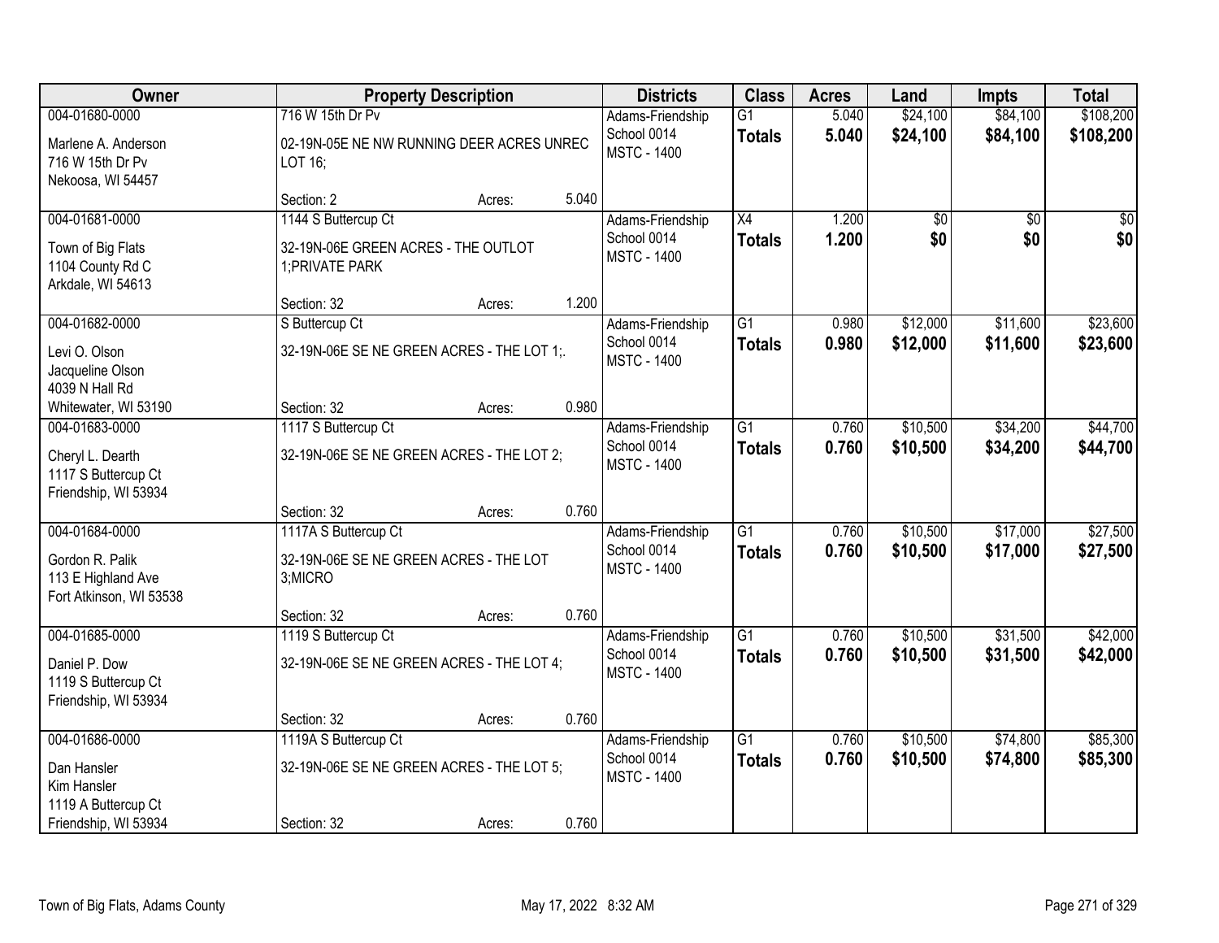| Owner | Property Description | Districts | Class | Acres | Land | Impts | Total |
|---|---|---|---|---|---|---|---|
| 004-01680-0000<br>Marlene A. Anderson<br>716 W 15th Dr Pv<br>Nekoosa, WI 54457 | 716 W 15th Dr Pv<br>02-19N-05E NE NW RUNNING DEER ACRES UNREC LOT 16;<br>Section: 2 Acres: 5.040 | Adams-Friendship School 0014<br>MSTC - 1400 | G1<br>**Totals** | 5.040<br>**5.040** | $24,100<br>**$24,100** | $84,100<br>**$84,100** | $108,200<br>**$108,200** |
| 004-01681-0000<br>Town of Big Flats<br>1104 County Rd C<br>Arkdale, WI 54613 | 1144 S Buttercup Ct<br>32-19N-06E GREEN ACRES - THE OUTLOT 1;PRIVATE PARK<br>Section: 32 Acres: 1.200 | Adams-Friendship School 0014<br>MSTC - 1400 | X4<br>**Totals** | 1.200<br>**1.200** | $0<br>**$0** | $0<br>**$0** | $0<br>**$0** |
| 004-01682-0000<br>Levi O. Olson<br>Jacqueline Olson<br>4039 N Hall Rd<br>Whitewater, WI 53190 | S Buttercup Ct<br>32-19N-06E SE NE GREEN ACRES - THE LOT 1;.<br>Section: 32 Acres: 0.980 | Adams-Friendship School 0014<br>MSTC - 1400 | G1<br>**Totals** | 0.980<br>**0.980** | $12,000<br>**$12,000** | $11,600<br>**$11,600** | $23,600<br>**$23,600** |
| 004-01683-0000<br>Cheryl L. Dearth<br>1117 S Buttercup Ct<br>Friendship, WI 53934 | 1117 S Buttercup Ct<br>32-19N-06E SE NE GREEN ACRES - THE LOT 2;<br>Section: 32 Acres: 0.760 | Adams-Friendship School 0014<br>MSTC - 1400 | G1<br>**Totals** | 0.760<br>**0.760** | $10,500<br>**$10,500** | $34,200<br>**$34,200** | $44,700<br>**$44,700** |
| 004-01684-0000<br>Gordon R. Palik<br>113 E Highland Ave<br>Fort Atkinson, WI 53538 | 1117A S Buttercup Ct<br>32-19N-06E SE NE GREEN ACRES - THE LOT 3;MICRO<br>Section: 32 Acres: 0.760 | Adams-Friendship School 0014<br>MSTC - 1400 | G1<br>**Totals** | 0.760<br>**0.760** | $10,500<br>**$10,500** | $17,000<br>**$17,000** | $27,500<br>**$27,500** |
| 004-01685-0000<br>Daniel P. Dow<br>1119 S Buttercup Ct<br>Friendship, WI 53934 | 1119 S Buttercup Ct<br>32-19N-06E SE NE GREEN ACRES - THE LOT 4;<br>Section: 32 Acres: 0.760 | Adams-Friendship School 0014<br>MSTC - 1400 | G1<br>**Totals** | 0.760<br>**0.760** | $10,500<br>**$10,500** | $31,500<br>**$31,500** | $42,000<br>**$42,000** |
| 004-01686-0000<br>Dan Hansler<br>Kim Hansler<br>1119 A Buttercup Ct<br>Friendship, WI 53934 | 1119A S Buttercup Ct<br>32-19N-06E SE NE GREEN ACRES - THE LOT 5;<br>Section: 32 Acres: 0.760 | Adams-Friendship School 0014<br>MSTC - 1400 | G1<br>**Totals** | 0.760<br>**0.760** | $10,500<br>**$10,500** | $74,800<br>**$74,800** | $85,300<br>**$85,300** |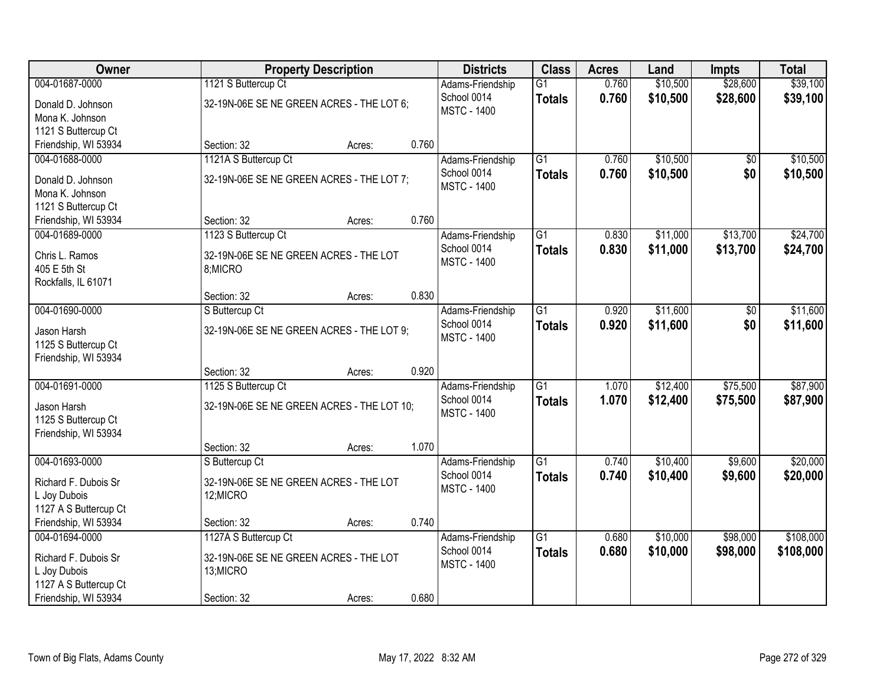| Owner | Property Description | Districts | Class | Acres | Land | Impts | Total |
|---|---|---|---|---|---|---|---|
| 004-01687-0000<br>Donald D. Johnson<br>Mona K. Johnson<br>1121 S Buttercup Ct<br>Friendship, WI 53934 | 1121 S Buttercup Ct<br>32-19N-06E SE NE GREEN ACRES - THE LOT 6;<br>Section: 32 Acres: 0.760 | Adams-Friendship<br>School 0014<br>MSTC - 1400 | G1<br>**Totals** | 0.760<br>**0.760** | $10,500<br>**$10,500** | $28,600<br>**$28,600** | $39,100<br>**$39,100** |
| 004-01688-0000<br>Donald D. Johnson<br>Mona K. Johnson<br>1121 S Buttercup Ct<br>Friendship, WI 53934 | 1121A S Buttercup Ct<br>32-19N-06E SE NE GREEN ACRES - THE LOT 7;<br>Section: 32 Acres: 0.760 | Adams-Friendship<br>School 0014<br>MSTC - 1400 | G1<br>**Totals** | 0.760<br>**0.760** | $10,500<br>**$10,500** | $0<br>**$0** | $10,500<br>**$10,500** |
| 004-01689-0000<br>Chris L. Ramos<br>405 E 5th St<br>Rockfalls, IL 61071 | 1123 S Buttercup Ct<br>32-19N-06E SE NE GREEN ACRES - THE LOT 8;MICRO<br>Section: 32 Acres: 0.830 | Adams-Friendship<br>School 0014<br>MSTC - 1400 | G1<br>**Totals** | 0.830<br>**0.830** | $11,000<br>**$11,000** | $13,700<br>**$13,700** | $24,700<br>**$24,700** |
| 004-01690-0000<br>Jason Harsh<br>1125 S Buttercup Ct<br>Friendship, WI 53934 | S Buttercup Ct<br>32-19N-06E SE NE GREEN ACRES - THE LOT 9;<br>Section: 32 Acres: 0.920 | Adams-Friendship<br>School 0014<br>MSTC - 1400 | G1<br>**Totals** | 0.920<br>**0.920** | $11,600<br>**$11,600** | $0<br>**$0** | $11,600<br>**$11,600** |
| 004-01691-0000<br>Jason Harsh<br>1125 S Buttercup Ct<br>Friendship, WI 53934 | 1125 S Buttercup Ct<br>32-19N-06E SE NE GREEN ACRES - THE LOT 10;<br>Section: 32 Acres: 1.070 | Adams-Friendship<br>School 0014<br>MSTC - 1400 | G1<br>**Totals** | 1.070<br>**1.070** | $12,400<br>**$12,400** | $75,500<br>**$75,500** | $87,900<br>**$87,900** |
| 004-01693-0000<br>Richard F. Dubois Sr<br>L Joy Dubois<br>1127 A S Buttercup Ct<br>Friendship, WI 53934 | S Buttercup Ct<br>32-19N-06E SE NE GREEN ACRES - THE LOT 12;MICRO<br>Section: 32 Acres: 0.740 | Adams-Friendship<br>School 0014<br>MSTC - 1400 | G1<br>**Totals** | 0.740<br>**0.740** | $10,400<br>**$10,400** | $9,600<br>**$9,600** | $20,000<br>**$20,000** |
| 004-01694-0000<br>Richard F. Dubois Sr<br>L Joy Dubois<br>1127 A S Buttercup Ct<br>Friendship, WI 53934 | 1127A S Buttercup Ct<br>32-19N-06E SE NE GREEN ACRES - THE LOT 13;MICRO<br>Section: 32 Acres: 0.680 | Adams-Friendship<br>School 0014<br>MSTC - 1400 | G1<br>**Totals** | 0.680<br>**0.680** | $10,000<br>**$10,000** | $98,000<br>**$98,000** | $108,000<br>**$108,000** |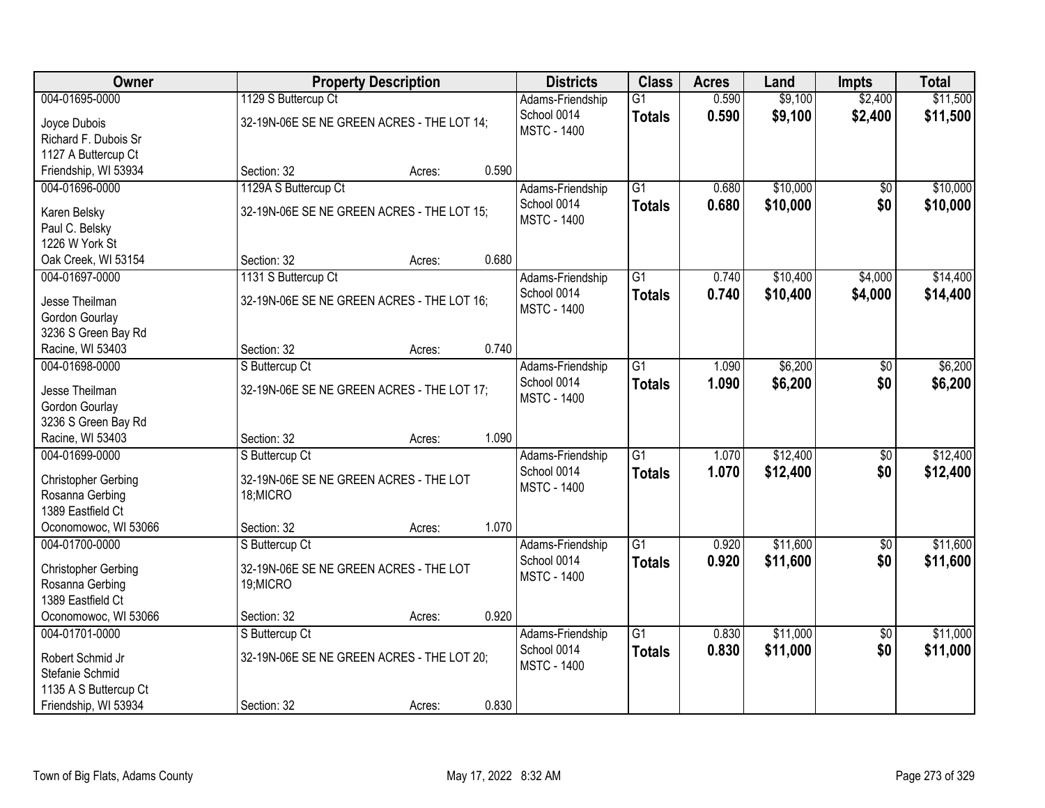| Owner | Property Description | | | Districts | Class | Acres | Land | Impts | Total |
|---|---|---|---|---|---|---|---|---|---|
| 004-01695-0000 | 1129 S Buttercup Ct | | | Adams-Friendship | G1 | 0.590 | $9,100 | $2,400 | $11,500 |
| Joyce Dubois<br>Richard F. Dubois Sr<br>1127 A Buttercup Ct<br>Friendship, WI 53934 | 32-19N-06E SE NE GREEN ACRES - THE LOT 14; | | | School 0014<br>MSTC - 1400 | **Totals** | **0.590** | **$9,100** | **$2,400** | **$11,500** |
| | Section: 32 | Acres: | 0.590 | | | | | | |
| 004-01696-0000 | 1129A S Buttercup Ct | | | Adams-Friendship | G1 | 0.680 | $10,000 | $0 | $10,000 |
| Karen Belsky<br>Paul C. Belsky<br>1226 W York St<br>Oak Creek, WI 53154 | 32-19N-06E SE NE GREEN ACRES - THE LOT 15; | | | School 0014<br>MSTC - 1400 | **Totals** | **0.680** | **$10,000** | **$0** | **$10,000** |
| | Section: 32 | Acres: | 0.680 | | | | | | |
| 004-01697-0000 | 1131 S Buttercup Ct | | | Adams-Friendship | G1 | 0.740 | $10,400 | $4,000 | $14,400 |
| Jesse Theilman<br>Gordon Gourlay<br>3236 S Green Bay Rd<br>Racine, WI 53403 | 32-19N-06E SE NE GREEN ACRES - THE LOT 16; | | | School 0014<br>MSTC - 1400 | **Totals** | **0.740** | **$10,400** | **$4,000** | **$14,400** |
| | Section: 32 | Acres: | 0.740 | | | | | | |
| 004-01698-0000 | S Buttercup Ct | | | Adams-Friendship | G1 | 1.090 | $6,200 | $0 | $6,200 |
| Jesse Theilman<br>Gordon Gourlay<br>3236 S Green Bay Rd<br>Racine, WI 53403 | 32-19N-06E SE NE GREEN ACRES - THE LOT 17; | | | School 0014<br>MSTC - 1400 | **Totals** | **1.090** | **$6,200** | **$0** | **$6,200** |
| | Section: 32 | Acres: | 1.090 | | | | | | |
| 004-01699-0000 | S Buttercup Ct | | | Adams-Friendship | G1 | 1.070 | $12,400 | $0 | $12,400 |
| Christopher Gerbing<br>Rosanna Gerbing<br>1389 Eastfield Ct<br>Oconomowoc, WI 53066 | 32-19N-06E SE NE GREEN ACRES - THE LOT 18;MICRO | | | School 0014<br>MSTC - 1400 | **Totals** | **1.070** | **$12,400** | **$0** | **$12,400** |
| | Section: 32 | Acres: | 1.070 | | | | | | |
| 004-01700-0000 | S Buttercup Ct | | | Adams-Friendship | G1 | 0.920 | $11,600 | $0 | $11,600 |
| Christopher Gerbing<br>Rosanna Gerbing<br>1389 Eastfield Ct<br>Oconomowoc, WI 53066 | 32-19N-06E SE NE GREEN ACRES - THE LOT 19;MICRO | | | School 0014<br>MSTC - 1400 | **Totals** | **0.920** | **$11,600** | **$0** | **$11,600** |
| | Section: 32 | Acres: | 0.920 | | | | | | |
| 004-01701-0000 | S Buttercup Ct | | | Adams-Friendship | G1 | 0.830 | $11,000 | $0 | $11,000 |
| Robert Schmid Jr<br>Stefanie Schmid<br>1135 A S Buttercup Ct<br>Friendship, WI 53934 | 32-19N-06E SE NE GREEN ACRES - THE LOT 20; | | | School 0014<br>MSTC - 1400 | **Totals** | **0.830** | **$11,000** | **$0** | **$11,000** |
| | Section: 32 | Acres: | 0.830 | | | | | | |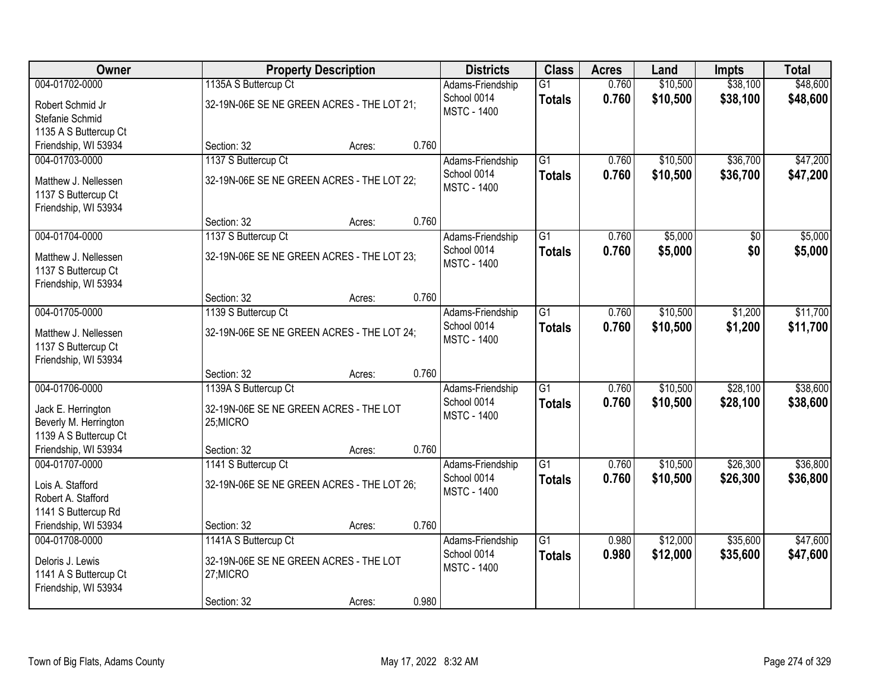| Owner | Property Description | Districts | Class | Acres | Land | Impts | Total |
|---|---|---|---|---|---|---|---|
| 004-01702-0000<br>Robert Schmid Jr<br>Stefanie Schmid<br>1135 A S Buttercup Ct<br>Friendship, WI 53934 | 1135A S Buttercup Ct<br>32-19N-06E SE NE GREEN ACRES - THE LOT 21;<br>Section: 32 Acres: 0.760 | Adams-Friendship School 0014<br>MSTC - 1400 | G1<br>**Totals** | 0.760<br>**0.760** | $10,500<br>**$10,500** | $38,100<br>**$38,100** | $48,600<br>**$48,600** |
| 004-01703-0000<br>Matthew J. Nellessen<br>1137 S Buttercup Ct<br>Friendship, WI 53934 | 1137 S Buttercup Ct<br>32-19N-06E SE NE GREEN ACRES - THE LOT 22;<br>Section: 32 Acres: 0.760 | Adams-Friendship School 0014<br>MSTC - 1400 | G1<br>**Totals** | 0.760<br>**0.760** | $10,500<br>**$10,500** | $36,700<br>**$36,700** | $47,200<br>**$47,200** |
| 004-01704-0000<br>Matthew J. Nellessen<br>1137 S Buttercup Ct<br>Friendship, WI 53934 | 1137 S Buttercup Ct<br>32-19N-06E SE NE GREEN ACRES - THE LOT 23;<br>Section: 32 Acres: 0.760 | Adams-Friendship School 0014<br>MSTC - 1400 | G1<br>**Totals** | 0.760<br>**0.760** | $5,000<br>**$5,000** | $0<br>**$0** | $5,000<br>**$5,000** |
| 004-01705-0000<br>Matthew J. Nellessen<br>1137 S Buttercup Ct<br>Friendship, WI 53934 | 1139 S Buttercup Ct<br>32-19N-06E SE NE GREEN ACRES - THE LOT 24;<br>Section: 32 Acres: 0.760 | Adams-Friendship School 0014<br>MSTC - 1400 | G1<br>**Totals** | 0.760<br>**0.760** | $10,500<br>**$10,500** | $1,200<br>**$1,200** | $11,700<br>**$11,700** |
| 004-01706-0000<br>Jack E. Herrington<br>Beverly M. Herrington<br>1139 A S Buttercup Ct<br>Friendship, WI 53934 | 1139A S Buttercup Ct<br>32-19N-06E SE NE GREEN ACRES - THE LOT 25;MICRO<br>Section: 32 Acres: 0.760 | Adams-Friendship School 0014<br>MSTC - 1400 | G1<br>**Totals** | 0.760<br>**0.760** | $10,500<br>**$10,500** | $28,100<br>**$28,100** | $38,600<br>**$38,600** |
| 004-01707-0000<br>Lois A. Stafford<br>Robert A. Stafford<br>1141 S Buttercup Rd<br>Friendship, WI 53934 | 1141 S Buttercup Ct<br>32-19N-06E SE NE GREEN ACRES - THE LOT 26;<br>Section: 32 Acres: 0.760 | Adams-Friendship School 0014<br>MSTC - 1400 | G1<br>**Totals** | 0.760<br>**0.760** | $10,500<br>**$10,500** | $26,300<br>**$26,300** | $36,800<br>**$36,800** |
| 004-01708-0000<br>Deloris J. Lewis<br>1141 A S Buttercup Ct<br>Friendship, WI 53934 | 1141A S Buttercup Ct<br>32-19N-06E SE NE GREEN ACRES - THE LOT 27;MICRO<br>Section: 32 Acres: 0.980 | Adams-Friendship School 0014<br>MSTC - 1400 | G1<br>**Totals** | 0.980<br>**0.980** | $12,000<br>**$12,000** | $35,600<br>**$35,600** | $47,600<br>**$47,600** |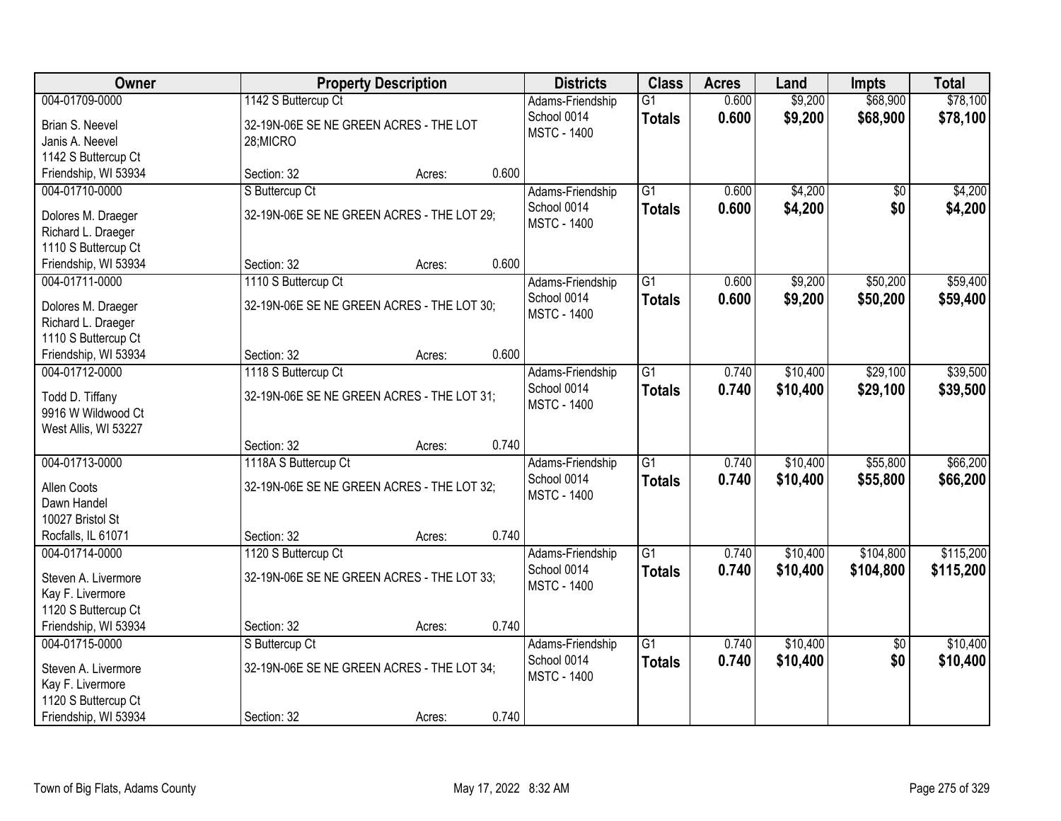| Owner | Property Description | | | Districts | Class | Acres | Land | Impts | Total |
|---|---|---|---|---|---|---|---|---|---|
| 004-01709-0000<br>Brian S. Neevel<br>Janis A. Neevel<br>1142 S Buttercup Ct<br>Friendship, WI 53934 | 1142 S Buttercup Ct<br>32-19N-06E SE NE GREEN ACRES - THE LOT 28;MICRO<br>Section: 32 | Acres: | 0.600 | Adams-Friendship School 0014<br>MSTC - 1400 | G1<br>**Totals** | 0.600<br>**0.600** | $9,200<br>**$9,200** | $68,900<br>**$68,900** | $78,100<br>**$78,100** |
| 004-01710-0000<br>Dolores M. Draeger<br>Richard L. Draeger<br>1110 S Buttercup Ct<br>Friendship, WI 53934 | S Buttercup Ct<br>32-19N-06E SE NE GREEN ACRES - THE LOT 29;<br>Section: 32 | Acres: | 0.600 | Adams-Friendship School 0014<br>MSTC - 1400 | G1<br>**Totals** | 0.600<br>**0.600** | $4,200<br>**$4,200** | $0<br>**$0** | $4,200<br>**$4,200** |
| 004-01711-0000<br>Dolores M. Draeger<br>Richard L. Draeger<br>1110 S Buttercup Ct<br>Friendship, WI 53934 | 1110 S Buttercup Ct<br>32-19N-06E SE NE GREEN ACRES - THE LOT 30;<br>Section: 32 | Acres: | 0.600 | Adams-Friendship School 0014<br>MSTC - 1400 | G1<br>**Totals** | 0.600<br>**0.600** | $9,200<br>**$9,200** | $50,200<br>**$50,200** | $59,400<br>**$59,400** |
| 004-01712-0000<br>Todd D. Tiffany<br>9916 W Wildwood Ct<br>West Allis, WI 53227 | 1118 S Buttercup Ct<br>32-19N-06E SE NE GREEN ACRES - THE LOT 31;<br>Section: 32 | Acres: | 0.740 | Adams-Friendship School 0014<br>MSTC - 1400 | G1<br>**Totals** | 0.740<br>**0.740** | $10,400<br>**$10,400** | $29,100<br>**$29,100** | $39,500<br>**$39,500** |
| 004-01713-0000<br>Allen Coots<br>Dawn Handel<br>10027 Bristol St<br>Rocfalls, IL 61071 | 1118A S Buttercup Ct<br>32-19N-06E SE NE GREEN ACRES - THE LOT 32;<br>Section: 32 | Acres: | 0.740 | Adams-Friendship School 0014<br>MSTC - 1400 | G1<br>**Totals** | 0.740<br>**0.740** | $10,400<br>**$10,400** | $55,800<br>**$55,800** | $66,200<br>**$66,200** |
| 004-01714-0000<br>Steven A. Livermore<br>Kay F. Livermore<br>1120 S Buttercup Ct<br>Friendship, WI 53934 | 1120 S Buttercup Ct<br>32-19N-06E SE NE GREEN ACRES - THE LOT 33;<br>Section: 32 | Acres: | 0.740 | Adams-Friendship School 0014<br>MSTC - 1400 | G1<br>**Totals** | 0.740<br>**0.740** | $10,400<br>**$10,400** | $104,800<br>**$104,800** | $115,200<br>**$115,200** |
| 004-01715-0000<br>Steven A. Livermore<br>Kay F. Livermore<br>1120 S Buttercup Ct<br>Friendship, WI 53934 | S Buttercup Ct<br>32-19N-06E SE NE GREEN ACRES - THE LOT 34;<br>Section: 32 | Acres: | 0.740 | Adams-Friendship School 0014<br>MSTC - 1400 | G1<br>**Totals** | 0.740<br>**0.740** | $10,400<br>**$10,400** | $0<br>**$0** | $10,400<br>**$10,400** |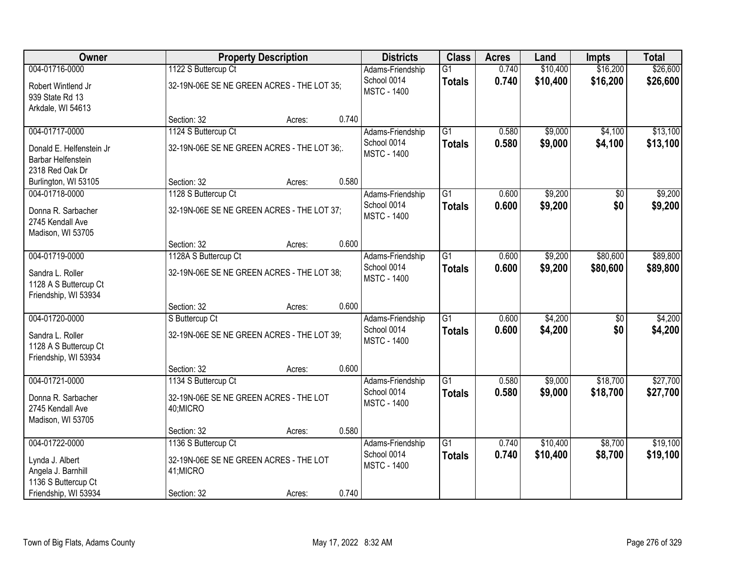| Owner | Property Description | Districts | Class | Acres | Land | Impts | Total |
|---|---|---|---|---|---|---|---|
| 004-01716-0000<br>Robert Wintlend Jr<br>939 State Rd 13<br>Arkdale, WI 54613 | 1122 S Buttercup Ct<br>32-19N-06E SE NE GREEN ACRES - THE LOT 35;<br>Section: 32 Acres: 0.740 | Adams-Friendship<br>School 0014<br>MSTC - 1400 | G1<br>**Totals** | 0.740<br>**0.740** | \$10,400<br>**\$10,400** | \$16,200<br>**\$16,200** | \$26,600<br>**\$26,600** |
| 004-01717-0000<br>Donald E. Helfenstein Jr<br>Barbar Helfenstein<br>2318 Red Oak Dr<br>Burlington, WI 53105 | 1124 S Buttercup Ct<br>32-19N-06E SE NE GREEN ACRES - THE LOT 36;.<br>Section: 32 Acres: 0.580 | Adams-Friendship<br>School 0014<br>MSTC - 1400 | G1<br>**Totals** | 0.580<br>**0.580** | \$9,000<br>**\$9,000** | \$4,100<br>**\$4,100** | \$13,100<br>**\$13,100** |
| 004-01718-0000<br>Donna R. Sarbacher<br>2745 Kendall Ave<br>Madison, WI 53705 | 1128 S Buttercup Ct<br>32-19N-06E SE NE GREEN ACRES - THE LOT 37;<br>Section: 32 Acres: 0.600 | Adams-Friendship<br>School 0014<br>MSTC - 1400 | G1<br>**Totals** | 0.600<br>**0.600** | \$9,200<br>**\$9,200** | \$0<br>**\$0** | \$9,200<br>**\$9,200** |
| 004-01719-0000<br>Sandra L. Roller<br>1128 A S Buttercup Ct<br>Friendship, WI 53934 | 1128A S Buttercup Ct<br>32-19N-06E SE NE GREEN ACRES - THE LOT 38;<br>Section: 32 Acres: 0.600 | Adams-Friendship<br>School 0014<br>MSTC - 1400 | G1<br>**Totals** | 0.600<br>**0.600** | \$9,200<br>**\$9,200** | \$80,600<br>**\$80,600** | \$89,800<br>**\$89,800** |
| 004-01720-0000<br>Sandra L. Roller<br>1128 A S Buttercup Ct<br>Friendship, WI 53934 | S Buttercup Ct<br>32-19N-06E SE NE GREEN ACRES - THE LOT 39;<br>Section: 32 Acres: 0.600 | Adams-Friendship<br>School 0014<br>MSTC - 1400 | G1<br>**Totals** | 0.600<br>**0.600** | \$4,200<br>**\$4,200** | \$0<br>**\$0** | \$4,200<br>**\$4,200** |
| 004-01721-0000<br>Donna R. Sarbacher<br>2745 Kendall Ave<br>Madison, WI 53705 | 1134 S Buttercup Ct<br>32-19N-06E SE NE GREEN ACRES - THE LOT 40;MICRO<br>Section: 32 Acres: 0.580 | Adams-Friendship<br>School 0014<br>MSTC - 1400 | G1<br>**Totals** | 0.580<br>**0.580** | \$9,000<br>**\$9,000** | \$18,700<br>**\$18,700** | \$27,700<br>**\$27,700** |
| 004-01722-0000<br>Lynda J. Albert<br>Angela J. Barnhill<br>1136 S Buttercup Ct<br>Friendship, WI 53934 | 1136 S Buttercup Ct<br>32-19N-06E SE NE GREEN ACRES - THE LOT 41;MICRO<br>Section: 32 Acres: 0.740 | Adams-Friendship<br>School 0014<br>MSTC - 1400 | G1<br>**Totals** | 0.740<br>**0.740** | \$10,400<br>**\$10,400** | \$8,700<br>**\$8,700** | \$19,100<br>**\$19,100** |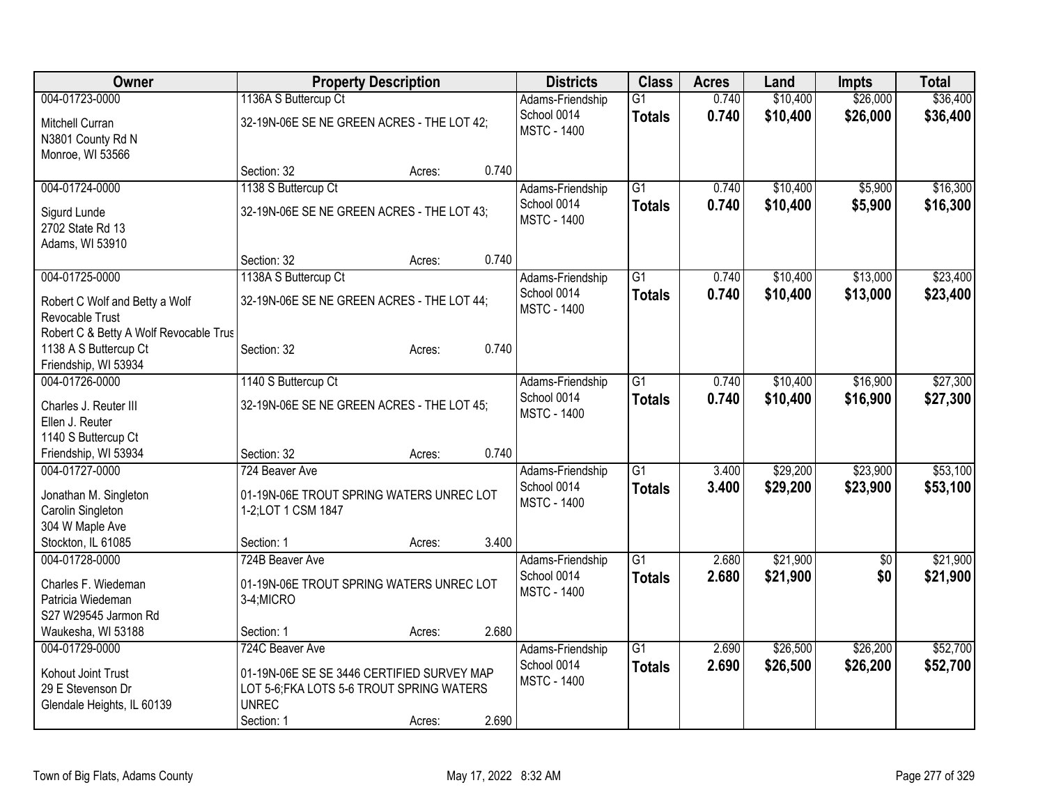| Owner | Property Description | | | Districts | Class | Acres | Land | Impts | Total |
|---|---|---|---|---|---|---|---|---|---|
| 004-01723-0000<br>Mitchell Curran<br>N3801 County Rd N<br>Monroe, WI 53566 | 1136A S Buttercup Ct<br>32-19N-06E SE NE GREEN ACRES - THE LOT 42;<br>Section: 32 | Acres: | 0.740 | Adams-Friendship School 0014<br>MSTC - 1400 | G1<br>**Totals** | 0.740<br>**0.740** | $10,400<br>**$10,400** | $26,000<br>**$26,000** | $36,400<br>**$36,400** |
| 004-01724-0000<br>Sigurd Lunde<br>2702 State Rd 13<br>Adams, WI 53910 | 1138 S Buttercup Ct<br>32-19N-06E SE NE GREEN ACRES - THE LOT 43;<br>Section: 32 | Acres: | 0.740 | Adams-Friendship School 0014<br>MSTC - 1400 | G1<br>**Totals** | 0.740<br>**0.740** | $10,400<br>**$10,400** | $5,900<br>**$5,900** | $16,300<br>**$16,300** |
| 004-01725-0000<br>Robert C Wolf and Betty a Wolf Revocable Trust<br>Robert C & Betty A Wolf Revocable Trus<br>1138 A S Buttercup Ct<br>Friendship, WI 53934 | 1138A S Buttercup Ct<br>32-19N-06E SE NE GREEN ACRES - THE LOT 44;<br>Section: 32 | Acres: | 0.740 | Adams-Friendship School 0014<br>MSTC - 1400 | G1<br>**Totals** | 0.740<br>**0.740** | $10,400<br>**$10,400** | $13,000<br>**$13,000** | $23,400<br>**$23,400** |
| 004-01726-0000<br>Charles J. Reuter III<br>Ellen J. Reuter<br>1140 S Buttercup Ct<br>Friendship, WI 53934 | 1140 S Buttercup Ct<br>32-19N-06E SE NE GREEN ACRES - THE LOT 45;<br>Section: 32 | Acres: | 0.740 | Adams-Friendship School 0014<br>MSTC - 1400 | G1<br>**Totals** | 0.740<br>**0.740** | $10,400<br>**$10,400** | $16,900<br>**$16,900** | $27,300<br>**$27,300** |
| 004-01727-0000<br>Jonathan M. Singleton<br>Carolin Singleton<br>304 W Maple Ave<br>Stockton, IL 61085 | 724 Beaver Ave<br>01-19N-06E TROUT SPRING WATERS UNREC LOT 1-2;LOT 1 CSM 1847<br>Section: 1 | Acres: | 3.400 | Adams-Friendship School 0014<br>MSTC - 1400 | G1<br>**Totals** | 3.400<br>**3.400** | $29,200<br>**$29,200** | $23,900<br>**$23,900** | $53,100<br>**$53,100** |
| 004-01728-0000<br>Charles F. Wiedeman<br>Patricia Wiedeman<br>S27 W29545 Jarmon Rd<br>Waukesha, WI 53188 | 724B Beaver Ave<br>01-19N-06E TROUT SPRING WATERS UNREC LOT 3-4;MICRO<br>Section: 1 | Acres: | 2.680 | Adams-Friendship School 0014<br>MSTC - 1400 | G1<br>**Totals** | 2.680<br>**2.680** | $21,900<br>**$21,900** | $0<br>**$0** | $21,900<br>**$21,900** |
| 004-01729-0000<br>Kohout Joint Trust<br>29 E Stevenson Dr<br>Glendale Heights, IL 60139 | 724C Beaver Ave<br>01-19N-06E SE SE 3446 CERTIFIED SURVEY MAP LOT 5-6;FKA LOTS 5-6 TROUT SPRING WATERS UNREC<br>Section: 1 | Acres: | 2.690 | Adams-Friendship School 0014<br>MSTC - 1400 | G1<br>**Totals** | 2.690<br>**2.690** | $26,500<br>**$26,500** | $26,200<br>**$26,200** | $52,700<br>**$52,700** |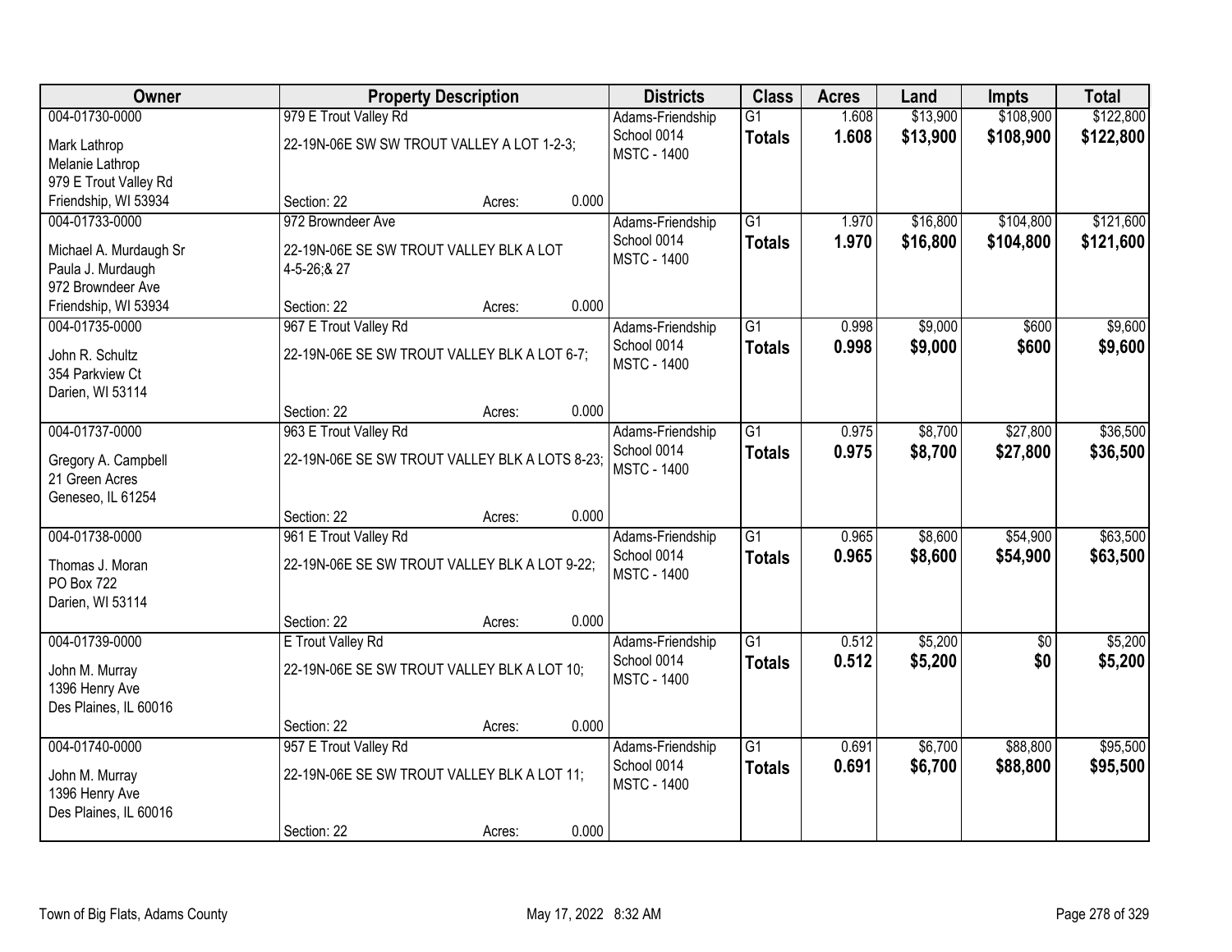| Owner | Property Description | | | Districts | Class | Acres | Land | Impts | Total |
|---|---|---|---|---|---|---|---|---|---|
| 004-01730-0000 | 979 E Trout Valley Rd | | | Adams-Friendship | G1 | 1.608 | $13,900 | $108,900 | $122,800 |
| Mark Lathrop<br>Melanie Lathrop<br>979 E Trout Valley Rd<br>Friendship, WI 53934 | 22-19N-06E SW SW TROUT VALLEY A LOT 1-2-3; | | | School 0014<br>MSTC - 1400 | **Totals** | **1.608** | **$13,900** | **$108,900** | **$122,800** |
| | Section: 22 | Acres: | 0.000 | | | | | | |
| 004-01733-0000 | 972 Browndeer Ave | | | Adams-Friendship | G1 | 1.970 | $16,800 | $104,800 | $121,600 |
| Michael A. Murdaugh Sr<br>Paula J. Murdaugh<br>972 Browndeer Ave<br>Friendship, WI 53934 | 22-19N-06E SE SW TROUT VALLEY BLK A LOT 4-5-26;& 27 | | | School 0014<br>MSTC - 1400 | **Totals** | **1.970** | **$16,800** | **$104,800** | **$121,600** |
| | Section: 22 | Acres: | 0.000 | | | | | | |
| 004-01735-0000 | 967 E Trout Valley Rd | | | Adams-Friendship | G1 | 0.998 | $9,000 | $600 | $9,600 |
| John R. Schultz<br>354 Parkview Ct<br>Darien, WI 53114 | 22-19N-06E SE SW TROUT VALLEY BLK A LOT 6-7; | | | School 0014<br>MSTC - 1400 | **Totals** | **0.998** | **$9,000** | **$600** | **$9,600** |
| | Section: 22 | Acres: | 0.000 | | | | | | |
| 004-01737-0000 | 963 E Trout Valley Rd | | | Adams-Friendship | G1 | 0.975 | $8,700 | $27,800 | $36,500 |
| Gregory A. Campbell<br>21 Green Acres<br>Geneseo, IL 61254 | 22-19N-06E SE SW TROUT VALLEY BLK A LOTS 8-23; | | | School 0014<br>MSTC - 1400 | **Totals** | **0.975** | **$8,700** | **$27,800** | **$36,500** |
| | Section: 22 | Acres: | 0.000 | | | | | | |
| 004-01738-0000 | 961 E Trout Valley Rd | | | Adams-Friendship | G1 | 0.965 | $8,600 | $54,900 | $63,500 |
| Thomas J. Moran<br>PO Box 722<br>Darien, WI 53114 | 22-19N-06E SE SW TROUT VALLEY BLK A LOT 9-22; | | | School 0014<br>MSTC - 1400 | **Totals** | **0.965** | **$8,600** | **$54,900** | **$63,500** |
| | Section: 22 | Acres: | 0.000 | | | | | | |
| 004-01739-0000 | E Trout Valley Rd | | | Adams-Friendship | G1 | 0.512 | $5,200 | $0 | $5,200 |
| John M. Murray<br>1396 Henry Ave<br>Des Plaines, IL 60016 | 22-19N-06E SE SW TROUT VALLEY BLK A LOT 10; | | | School 0014<br>MSTC - 1400 | **Totals** | **0.512** | **$5,200** | **$0** | **$5,200** |
| | Section: 22 | Acres: | 0.000 | | | | | | |
| 004-01740-0000 | 957 E Trout Valley Rd | | | Adams-Friendship | G1 | 0.691 | $6,700 | $88,800 | $95,500 |
| John M. Murray<br>1396 Henry Ave<br>Des Plaines, IL 60016 | 22-19N-06E SE SW TROUT VALLEY BLK A LOT 11; | | | School 0014<br>MSTC - 1400 | **Totals** | **0.691** | **$6,700** | **$88,800** | **$95,500** |
| | Section: 22 | Acres: | 0.000 | | | | | | |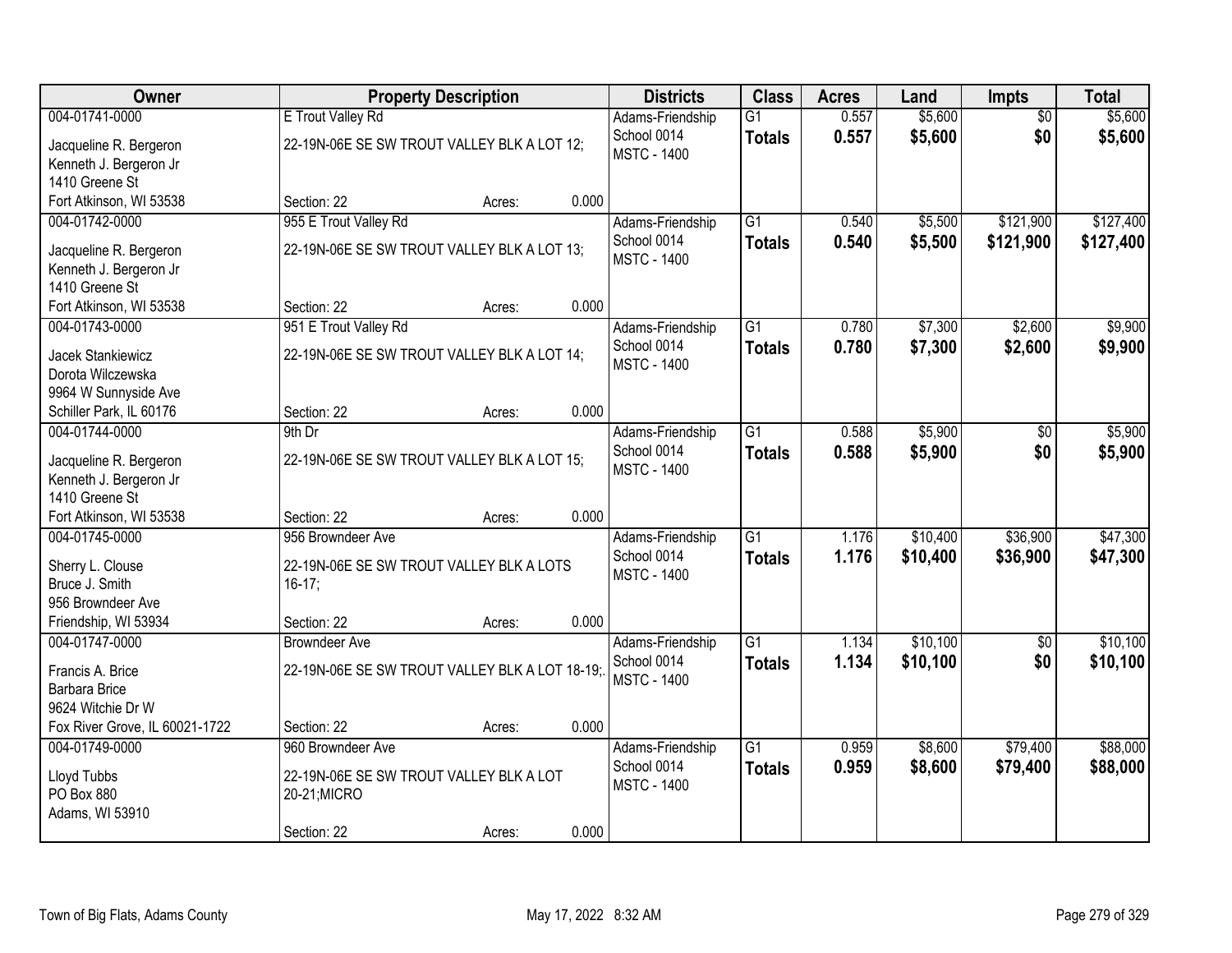| Owner | Property Description | Districts | Class | Acres | Land | Impts | Total |
|---|---|---|---|---|---|---|---|
| 004-01741-0000<br>Jacqueline R. Bergeron<br>Kenneth J. Bergeron Jr<br>1410 Greene St<br>Fort Atkinson, WI 53538 | E Trout Valley Rd<br>22-19N-06E SE SW TROUT VALLEY BLK A LOT 12;<br>Section: 22 Acres: 0.000 | Adams-Friendship School 0014<br>MSTC - 1400 | G1<br>**Totals** | 0.557<br>**0.557** | $5,600<br>**$5,600** | $0<br>**$0** | $5,600<br>**$5,600** |
| 004-01742-0000<br>Jacqueline R. Bergeron<br>Kenneth J. Bergeron Jr<br>1410 Greene St<br>Fort Atkinson, WI 53538 | 955 E Trout Valley Rd<br>22-19N-06E SE SW TROUT VALLEY BLK A LOT 13;<br>Section: 22 Acres: 0.000 | Adams-Friendship School 0014<br>MSTC - 1400 | G1<br>**Totals** | 0.540<br>**0.540** | $5,500<br>**$5,500** | $121,900<br>**$121,900** | $127,400<br>**$127,400** |
| 004-01743-0000<br>Jacek Stankiewicz<br>Dorota Wilczewska<br>9964 W Sunnyside Ave<br>Schiller Park, IL 60176 | 951 E Trout Valley Rd<br>22-19N-06E SE SW TROUT VALLEY BLK A LOT 14;<br>Section: 22 Acres: 0.000 | Adams-Friendship School 0014<br>MSTC - 1400 | G1<br>**Totals** | 0.780<br>**0.780** | $7,300<br>**$7,300** | $2,600<br>**$2,600** | $9,900<br>**$9,900** |
| 004-01744-0000<br>Jacqueline R. Bergeron<br>Kenneth J. Bergeron Jr<br>1410 Greene St<br>Fort Atkinson, WI 53538 | 9th Dr<br>22-19N-06E SE SW TROUT VALLEY BLK A LOT 15;<br>Section: 22 Acres: 0.000 | Adams-Friendship School 0014<br>MSTC - 1400 | G1<br>**Totals** | 0.588<br>**0.588** | $5,900<br>**$5,900** | $0<br>**$0** | $5,900<br>**$5,900** |
| 004-01745-0000<br>Sherry L. Clouse<br>Bruce J. Smith<br>956 Browndeer Ave<br>Friendship, WI 53934 | 956 Browndeer Ave<br>22-19N-06E SE SW TROUT VALLEY BLK A LOTS 16-17;<br>Section: 22 Acres: 0.000 | Adams-Friendship School 0014<br>MSTC - 1400 | G1<br>**Totals** | 1.176<br>**1.176** | $10,400<br>**$10,400** | $36,900<br>**$36,900** | $47,300<br>**$47,300** |
| 004-01747-0000<br>Francis A. Brice<br>Barbara Brice<br>9624 Witchie Dr W<br>Fox River Grove, IL 60021-1722 | Browndeer Ave<br>22-19N-06E SE SW TROUT VALLEY BLK A LOT 18-19;.<br>Section: 22 Acres: 0.000 | Adams-Friendship School 0014<br>MSTC - 1400 | G1<br>**Totals** | 1.134<br>**1.134** | $10,100<br>**$10,100** | $0<br>**$0** | $10,100<br>**$10,100** |
| 004-01749-0000<br>Lloyd Tubbs<br>PO Box 880<br>Adams, WI 53910 | 960 Browndeer Ave<br>22-19N-06E SE SW TROUT VALLEY BLK A LOT 20-21;MICRO<br>Section: 22 Acres: 0.000 | Adams-Friendship School 0014<br>MSTC - 1400 | G1<br>**Totals** | 0.959<br>**0.959** | $8,600<br>**$8,600** | $79,400<br>**$79,400** | $88,000<br>**$88,000** |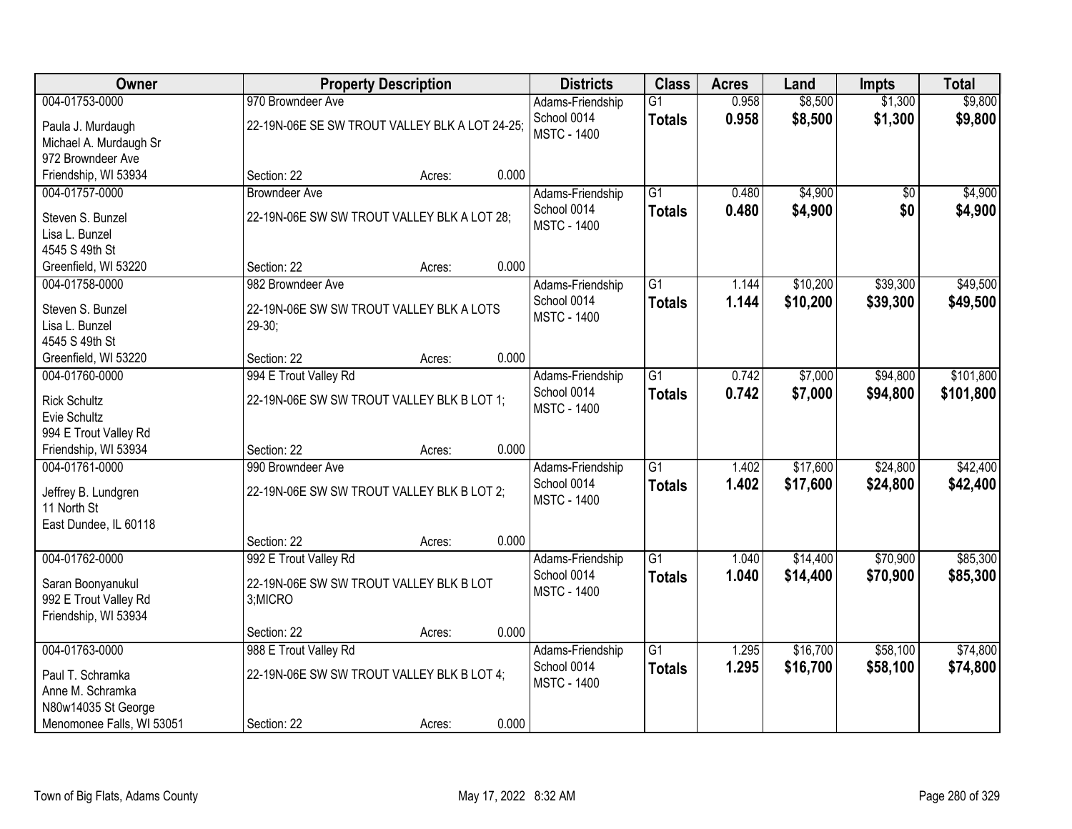| Owner | Property Description | Districts | Class | Acres | Land | Impts | Total |
|---|---|---|---|---|---|---|---|
| 004-01753-0000<br>Paula J. Murdaugh<br>Michael A. Murdaugh Sr<br>972 Browndeer Ave<br>Friendship, WI 53934 | 970 Browndeer Ave<br>22-19N-06E SE SW TROUT VALLEY BLK A LOT 24-25;<br>Section: 22 Acres: 0.000 | Adams-Friendship<br>School 0014<br>MSTC - 1400 | G1<br>**Totals** | 0.958<br>**0.958** | $8,500<br>**$8,500** | $1,300<br>**$1,300** | $9,800<br>**$9,800** |
| 004-01757-0000<br>Steven S. Bunzel<br>Lisa L. Bunzel<br>4545 S 49th St<br>Greenfield, WI 53220 | Browndeer Ave<br>22-19N-06E SW SW TROUT VALLEY BLK A LOT 28;<br>Section: 22 Acres: 0.000 | Adams-Friendship<br>School 0014<br>MSTC - 1400 | G1<br>**Totals** | 0.480<br>**0.480** | $4,900<br>**$4,900** | $0<br>**$0** | $4,900<br>**$4,900** |
| 004-01758-0000<br>Steven S. Bunzel<br>Lisa L. Bunzel<br>4545 S 49th St<br>Greenfield, WI 53220 | 982 Browndeer Ave<br>22-19N-06E SW SW TROUT VALLEY BLK A LOTS 29-30;<br>Section: 22 Acres: 0.000 | Adams-Friendship<br>School 0014<br>MSTC - 1400 | G1<br>**Totals** | 1.144<br>**1.144** | $10,200<br>**$10,200** | $39,300<br>**$39,300** | $49,500<br>**$49,500** |
| 004-01760-0000<br>Rick Schultz<br>Evie Schultz<br>994 E Trout Valley Rd<br>Friendship, WI 53934 | 994 E Trout Valley Rd<br>22-19N-06E SW SW TROUT VALLEY BLK B LOT 1;<br>Section: 22 Acres: 0.000 | Adams-Friendship<br>School 0014<br>MSTC - 1400 | G1<br>**Totals** | 0.742<br>**0.742** | $7,000<br>**$7,000** | $94,800<br>**$94,800** | $101,800<br>**$101,800** |
| 004-01761-0000<br>Jeffrey B. Lundgren<br>11 North St<br>East Dundee, IL 60118 | 990 Browndeer Ave<br>22-19N-06E SW SW TROUT VALLEY BLK B LOT 2;<br>Section: 22 Acres: 0.000 | Adams-Friendship<br>School 0014<br>MSTC - 1400 | G1<br>**Totals** | 1.402<br>**1.402** | $17,600<br>**$17,600** | $24,800<br>**$24,800** | $42,400<br>**$42,400** |
| 004-01762-0000<br>Saran Boonyanukul<br>992 E Trout Valley Rd<br>Friendship, WI 53934 | 992 E Trout Valley Rd<br>22-19N-06E SW SW TROUT VALLEY BLK B LOT 3;MICRO<br>Section: 22 Acres: 0.000 | Adams-Friendship<br>School 0014<br>MSTC - 1400 | G1<br>**Totals** | 1.040<br>**1.040** | $14,400<br>**$14,400** | $70,900<br>**$70,900** | $85,300<br>**$85,300** |
| 004-01763-0000<br>Paul T. Schramka<br>Anne M. Schramka<br>N80w14035 St George<br>Menomonee Falls, WI 53051 | 988 E Trout Valley Rd<br>22-19N-06E SW SW TROUT VALLEY BLK B LOT 4;<br>Section: 22 Acres: 0.000 | Adams-Friendship<br>School 0014<br>MSTC - 1400 | G1<br>**Totals** | 1.295<br>**1.295** | $16,700<br>**$16,700** | $58,100<br>**$58,100** | $74,800<br>**$74,800** |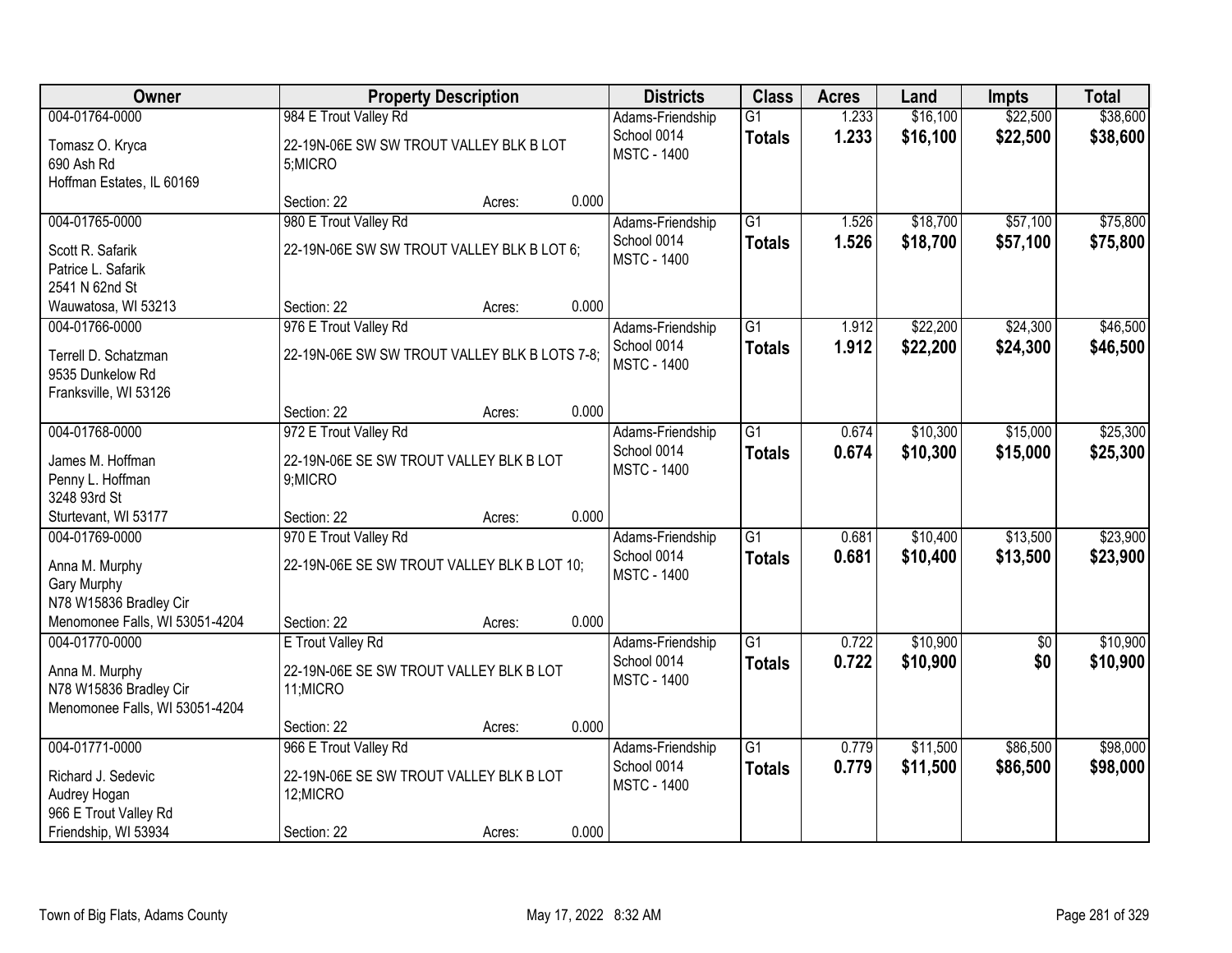| Owner | Property Description | Districts | Class | Acres | Land | Impts | Total |
|---|---|---|---|---|---|---|---|
| 004-01764-0000<br>Tomasz O. Kryca<br>690 Ash Rd<br>Hoffman Estates, IL 60169 | 984 E Trout Valley Rd<br>22-19N-06E SW SW TROUT VALLEY BLK B LOT 5;MICRO<br>Section: 22 Acres: 0.000 | Adams-Friendship School 0014<br>MSTC - 1400 | G1<br>**Totals** | 1.233<br>**1.233** | $16,100<br>**$16,100** | $22,500<br>**$22,500** | $38,600<br>**$38,600** |
| 004-01765-0000<br>Scott R. Safarik<br>Patrice L. Safarik<br>2541 N 62nd St<br>Wauwatosa, WI 53213 | 980 E Trout Valley Rd<br>22-19N-06E SW SW TROUT VALLEY BLK B LOT 6;<br>Section: 22 Acres: 0.000 | Adams-Friendship School 0014<br>MSTC - 1400 | G1<br>**Totals** | 1.526<br>**1.526** | $18,700<br>**$18,700** | $57,100<br>**$57,100** | $75,800<br>**$75,800** |
| 004-01766-0000<br>Terrell D. Schatzman<br>9535 Dunkelow Rd<br>Franksville, WI 53126 | 976 E Trout Valley Rd<br>22-19N-06E SW SW TROUT VALLEY BLK B LOTS 7-8;<br>Section: 22 Acres: 0.000 | Adams-Friendship School 0014<br>MSTC - 1400 | G1<br>**Totals** | 1.912<br>**1.912** | $22,200<br>**$22,200** | $24,300<br>**$24,300** | $46,500<br>**$46,500** |
| 004-01768-0000<br>James M. Hoffman<br>Penny L. Hoffman<br>3248 93rd St<br>Sturtevant, WI 53177 | 972 E Trout Valley Rd<br>22-19N-06E SE SW TROUT VALLEY BLK B LOT 9;MICRO<br>Section: 22 Acres: 0.000 | Adams-Friendship School 0014<br>MSTC - 1400 | G1<br>**Totals** | 0.674<br>**0.674** | $10,300<br>**$10,300** | $15,000<br>**$15,000** | $25,300<br>**$25,300** |
| 004-01769-0000<br>Anna M. Murphy<br>Gary Murphy<br>N78 W15836 Bradley Cir<br>Menomonee Falls, WI 53051-4204 | 970 E Trout Valley Rd<br>22-19N-06E SE SW TROUT VALLEY BLK B LOT 10;<br>Section: 22 Acres: 0.000 | Adams-Friendship School 0014<br>MSTC - 1400 | G1<br>**Totals** | 0.681<br>**0.681** | $10,400<br>**$10,400** | $13,500<br>**$13,500** | $23,900<br>**$23,900** |
| 004-01770-0000<br>Anna M. Murphy<br>N78 W15836 Bradley Cir<br>Menomonee Falls, WI 53051-4204 | E Trout Valley Rd<br>22-19N-06E SE SW TROUT VALLEY BLK B LOT 11;MICRO<br>Section: 22 Acres: 0.000 | Adams-Friendship School 0014<br>MSTC - 1400 | G1<br>**Totals** | 0.722<br>**0.722** | $10,900<br>**$10,900** | $0<br>**$0** | $10,900<br>**$10,900** |
| 004-01771-0000<br>Richard J. Sedevic<br>Audrey Hogan<br>966 E Trout Valley Rd<br>Friendship, WI 53934 | 966 E Trout Valley Rd<br>22-19N-06E SE SW TROUT VALLEY BLK B LOT 12;MICRO<br>Section: 22 Acres: 0.000 | Adams-Friendship School 0014<br>MSTC - 1400 | G1<br>**Totals** | 0.779<br>**0.779** | $11,500<br>**$11,500** | $86,500<br>**$86,500** | $98,000<br>**$98,000** |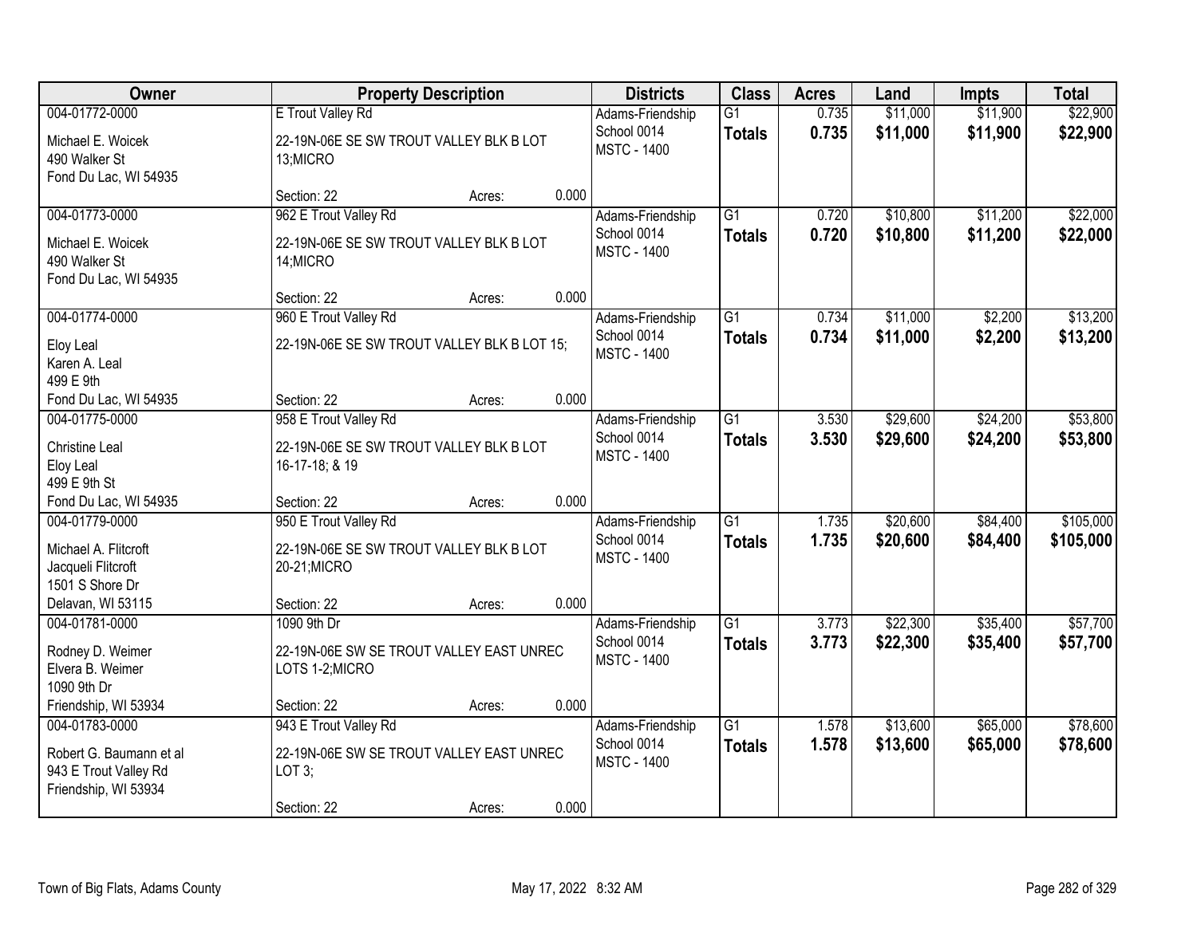| Owner | Property Description | | | Districts | Class | Acres | Land | Impts | Total |
|---|---|---|---|---|---|---|---|---|---|
| 004-01772-0000<br>Michael E. Woicek<br>490 Walker St<br>Fond Du Lac, WI 54935 | E Trout Valley Rd<br>22-19N-06E SE SW TROUT VALLEY BLK B LOT 13;MICRO<br>Section: 22 | Acres: | 0.000 | Adams-Friendship School 0014<br>MSTC - 1400 | G1<br>**Totals** | 0.735<br>**0.735** | $11,000<br>**$11,000** | $11,900<br>**$11,900** | $22,900<br>**$22,900** |
| 004-01773-0000<br>Michael E. Woicek<br>490 Walker St<br>Fond Du Lac, WI 54935 | 962 E Trout Valley Rd<br>22-19N-06E SE SW TROUT VALLEY BLK B LOT 14;MICRO<br>Section: 22 | Acres: | 0.000 | Adams-Friendship School 0014<br>MSTC - 1400 | G1<br>**Totals** | 0.720<br>**0.720** | $10,800<br>**$10,800** | $11,200<br>**$11,200** | $22,000<br>**$22,000** |
| 004-01774-0000<br>Eloy Leal<br>Karen A. Leal<br>499 E 9th<br>Fond Du Lac, WI 54935 | 960 E Trout Valley Rd<br>22-19N-06E SE SW TROUT VALLEY BLK B LOT 15;<br>Section: 22 | Acres: | 0.000 | Adams-Friendship School 0014<br>MSTC - 1400 | G1<br>**Totals** | 0.734<br>**0.734** | $11,000<br>**$11,000** | $2,200<br>**$2,200** | $13,200<br>**$13,200** |
| 004-01775-0000<br>Christine Leal<br>Eloy Leal<br>499 E 9th St<br>Fond Du Lac, WI 54935 | 958 E Trout Valley Rd<br>22-19N-06E SE SW TROUT VALLEY BLK B LOT 16-17-18; & 19<br>Section: 22 | Acres: | 0.000 | Adams-Friendship School 0014<br>MSTC - 1400 | G1<br>**Totals** | 3.530<br>**3.530** | $29,600<br>**$29,600** | $24,200<br>**$24,200** | $53,800<br>**$53,800** |
| 004-01779-0000<br>Michael A. Flitcroft<br>Jacqueli Flitcroft<br>1501 S Shore Dr<br>Delavan, WI 53115 | 950 E Trout Valley Rd<br>22-19N-06E SE SW TROUT VALLEY BLK B LOT 20-21;MICRO<br>Section: 22 | Acres: | 0.000 | Adams-Friendship School 0014<br>MSTC - 1400 | G1<br>**Totals** | 1.735<br>**1.735** | $20,600<br>**$20,600** | $84,400<br>**$84,400** | $105,000<br>**$105,000** |
| 004-01781-0000<br>Rodney D. Weimer<br>Elvera B. Weimer<br>1090 9th Dr<br>Friendship, WI 53934 | 1090 9th Dr<br>22-19N-06E SW SE TROUT VALLEY EAST UNREC LOTS 1-2;MICRO<br>Section: 22 | Acres: | 0.000 | Adams-Friendship School 0014<br>MSTC - 1400 | G1<br>**Totals** | 3.773<br>**3.773** | $22,300<br>**$22,300** | $35,400<br>**$35,400** | $57,700<br>**$57,700** |
| 004-01783-0000<br>Robert G. Baumann et al<br>943 E Trout Valley Rd<br>Friendship, WI 53934 | 943 E Trout Valley Rd<br>22-19N-06E SW SE TROUT VALLEY EAST UNREC LOT 3;<br>Section: 22 | Acres: | 0.000 | Adams-Friendship School 0014<br>MSTC - 1400 | G1<br>**Totals** | 1.578<br>**1.578** | $13,600<br>**$13,600** | $65,000<br>**$65,000** | $78,600<br>**$78,600** |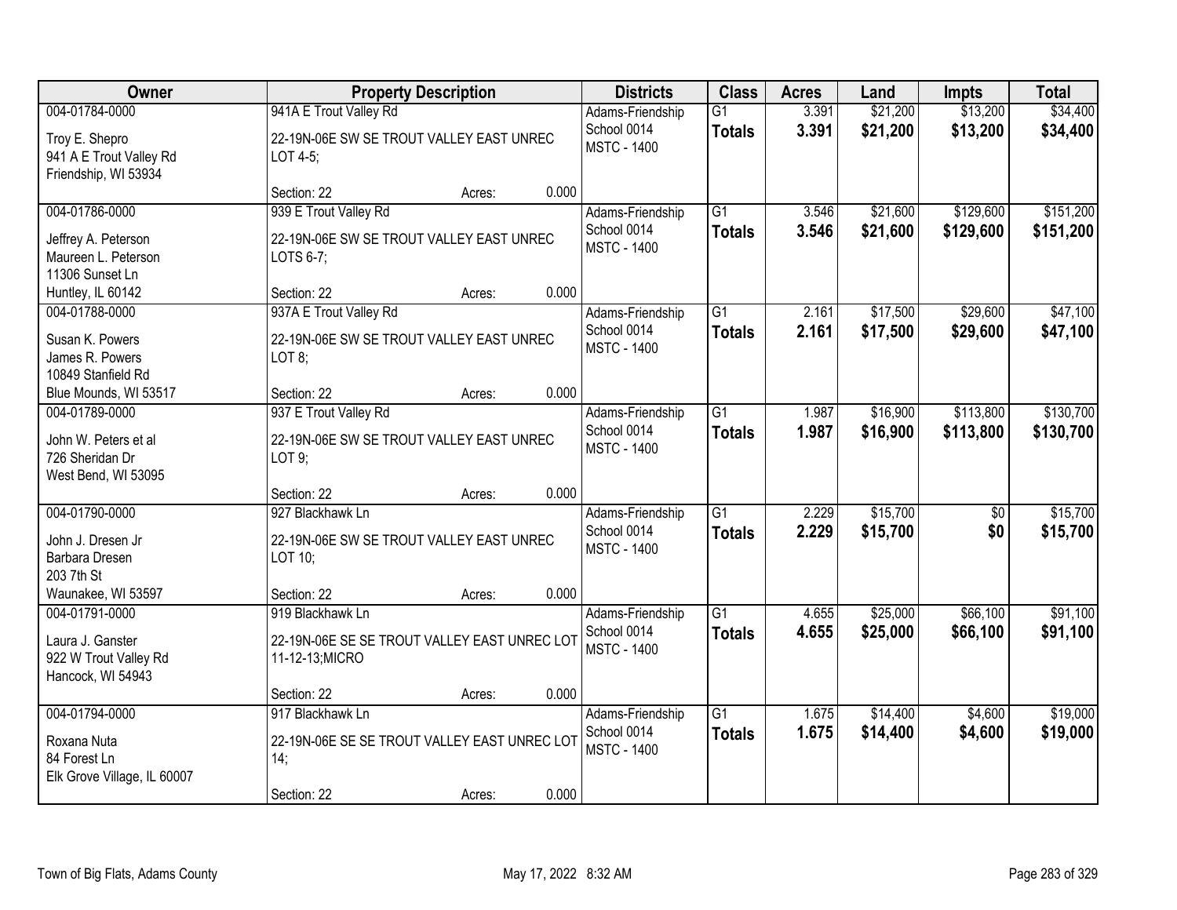| Owner | Property Description | Districts | Class | Acres | Land | Impts | Total |
|---|---|---|---|---|---|---|---|
| 004-01784-0000<br>Troy E. Shepro<br>941 A E Trout Valley Rd<br>Friendship, WI 53934 | 941A E Trout Valley Rd<br>22-19N-06E SW SE TROUT VALLEY EAST UNREC LOT 4-5;<br>Section: 22 Acres: 0.000 | Adams-Friendship<br>School 0014<br>MSTC - 1400 | G1<br>**Totals** | 3.391<br>**3.391** | $21,200<br>**$21,200** | $13,200<br>**$13,200** | $34,400<br>**$34,400** |
| 004-01786-0000<br>Jeffrey A. Peterson<br>Maureen L. Peterson<br>11306 Sunset Ln<br>Huntley, IL 60142 | 939 E Trout Valley Rd<br>22-19N-06E SW SE TROUT VALLEY EAST UNREC LOTS 6-7;<br>Section: 22 Acres: 0.000 | Adams-Friendship<br>School 0014<br>MSTC - 1400 | G1<br>**Totals** | 3.546<br>**3.546** | $21,600<br>**$21,600** | $129,600<br>**$129,600** | $151,200<br>**$151,200** |
| 004-01788-0000<br>Susan K. Powers<br>James R. Powers<br>10849 Stanfield Rd<br>Blue Mounds, WI 53517 | 937A E Trout Valley Rd<br>22-19N-06E SW SE TROUT VALLEY EAST UNREC LOT 8;<br>Section: 22 Acres: 0.000 | Adams-Friendship<br>School 0014<br>MSTC - 1400 | G1<br>**Totals** | 2.161<br>**2.161** | $17,500<br>**$17,500** | $29,600<br>**$29,600** | $47,100<br>**$47,100** |
| 004-01789-0000<br>John W. Peters et al<br>726 Sheridan Dr<br>West Bend, WI 53095 | 937 E Trout Valley Rd<br>22-19N-06E SW SE TROUT VALLEY EAST UNREC LOT 9;<br>Section: 22 Acres: 0.000 | Adams-Friendship<br>School 0014<br>MSTC - 1400 | G1<br>**Totals** | 1.987<br>**1.987** | $16,900<br>**$16,900** | $113,800<br>**$113,800** | $130,700<br>**$130,700** |
| 004-01790-0000<br>John J. Dresen Jr<br>Barbara Dresen<br>203 7th St<br>Waunakee, WI 53597 | 927 Blackhawk Ln<br>22-19N-06E SW SE TROUT VALLEY EAST UNREC LOT 10;<br>Section: 22 Acres: 0.000 | Adams-Friendship<br>School 0014<br>MSTC - 1400 | G1<br>**Totals** | 2.229<br>**2.229** | $15,700<br>**$15,700** | $0<br>**$0** | $15,700<br>**$15,700** |
| 004-01791-0000<br>Laura J. Ganster<br>922 W Trout Valley Rd<br>Hancock, WI 54943 | 919 Blackhawk Ln<br>22-19N-06E SE SE TROUT VALLEY EAST UNREC LOT 11-12-13;MICRO<br>Section: 22 Acres: 0.000 | Adams-Friendship<br>School 0014<br>MSTC - 1400 | G1<br>**Totals** | 4.655<br>**4.655** | $25,000<br>**$25,000** | $66,100<br>**$66,100** | $91,100<br>**$91,100** |
| 004-01794-0000<br>Roxana Nuta<br>84 Forest Ln<br>Elk Grove Village, IL 60007 | 917 Blackhawk Ln<br>22-19N-06E SE SE TROUT VALLEY EAST UNREC LOT 14;<br>Section: 22 Acres: 0.000 | Adams-Friendship<br>School 0014<br>MSTC - 1400 | G1<br>**Totals** | 1.675<br>**1.675** | $14,400<br>**$14,400** | $4,600<br>**$4,600** | $19,000<br>**$19,000** |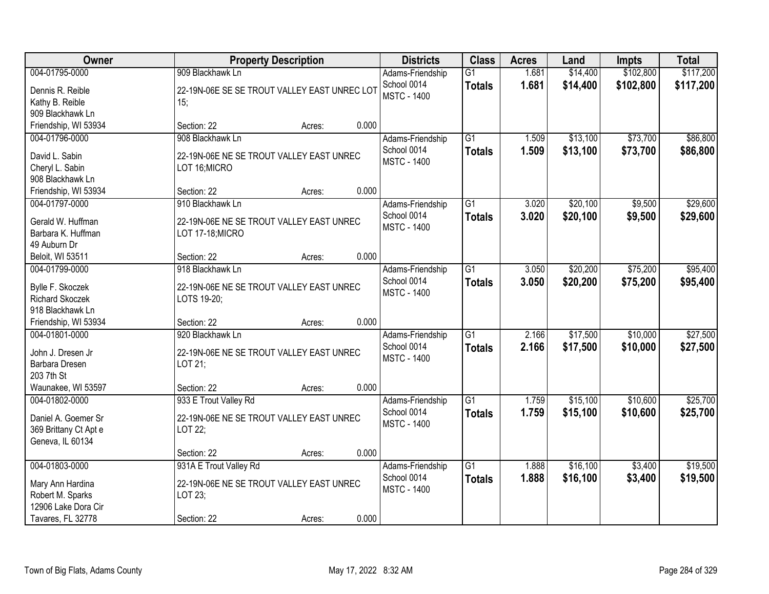| Owner | Property Description | Districts | Class | Acres | Land | Impts | Total |
|---|---|---|---|---|---|---|---|
| 004-01795-0000<br>Dennis R. Reible<br>Kathy B. Reible<br>909 Blackhawk Ln<br>Friendship, WI 53934 | 909 Blackhawk Ln<br>22-19N-06E SE SE TROUT VALLEY EAST UNREC LOT 15;<br>Section: 22 Acres: 0.000 | Adams-Friendship School 0014<br>MSTC - 1400 | G1<br>**Totals** | 1.681<br>**1.681** | $14,400<br>**$14,400** | $102,800<br>**$102,800** | $117,200<br>**$117,200** |
| 004-01796-0000<br>David L. Sabin<br>Cheryl L. Sabin<br>908 Blackhawk Ln<br>Friendship, WI 53934 | 908 Blackhawk Ln<br>22-19N-06E NE SE TROUT VALLEY EAST UNREC LOT 16;MICRO<br>Section: 22 Acres: 0.000 | Adams-Friendship School 0014<br>MSTC - 1400 | G1<br>**Totals** | 1.509<br>**1.509** | $13,100<br>**$13,100** | $73,700<br>**$73,700** | $86,800<br>**$86,800** |
| 004-01797-0000<br>Gerald W. Huffman<br>Barbara K. Huffman<br>49 Auburn Dr<br>Beloit, WI 53511 | 910 Blackhawk Ln<br>22-19N-06E NE SE TROUT VALLEY EAST UNREC LOT 17-18;MICRO<br>Section: 22 Acres: 0.000 | Adams-Friendship School 0014<br>MSTC - 1400 | G1<br>**Totals** | 3.020<br>**3.020** | $20,100<br>**$20,100** | $9,500<br>**$9,500** | $29,600<br>**$29,600** |
| 004-01799-0000<br>Bylle F. Skoczek<br>Richard Skoczek<br>918 Blackhawk Ln<br>Friendship, WI 53934 | 918 Blackhawk Ln<br>22-19N-06E NE SE TROUT VALLEY EAST UNREC LOTS 19-20;<br>Section: 22 Acres: 0.000 | Adams-Friendship School 0014<br>MSTC - 1400 | G1<br>**Totals** | 3.050<br>**3.050** | $20,200<br>**$20,200** | $75,200<br>**$75,200** | $95,400<br>**$95,400** |
| 004-01801-0000<br>John J. Dresen Jr<br>Barbara Dresen<br>203 7th St<br>Waunakee, WI 53597 | 920 Blackhawk Ln<br>22-19N-06E NE SE TROUT VALLEY EAST UNREC LOT 21;<br>Section: 22 Acres: 0.000 | Adams-Friendship School 0014<br>MSTC - 1400 | G1<br>**Totals** | 2.166<br>**2.166** | $17,500<br>**$17,500** | $10,000<br>**$10,000** | $27,500<br>**$27,500** |
| 004-01802-0000<br>Daniel A. Goemer Sr<br>369 Brittany Ct Apt e<br>Geneva, IL 60134 | 933 E Trout Valley Rd<br>22-19N-06E NE SE TROUT VALLEY EAST UNREC LOT 22;<br>Section: 22 Acres: 0.000 | Adams-Friendship School 0014<br>MSTC - 1400 | G1<br>**Totals** | 1.759<br>**1.759** | $15,100<br>**$15,100** | $10,600<br>**$10,600** | $25,700<br>**$25,700** |
| 004-01803-0000<br>Mary Ann Hardina<br>Robert M. Sparks<br>12906 Lake Dora Cir<br>Tavares, FL 32778 | 931A E Trout Valley Rd<br>22-19N-06E NE SE TROUT VALLEY EAST UNREC LOT 23;<br>Section: 22 Acres: 0.000 | Adams-Friendship School 0014<br>MSTC - 1400 | G1<br>**Totals** | 1.888<br>**1.888** | $16,100<br>**$16,100** | $3,400<br>**$3,400** | $19,500<br>**$19,500** |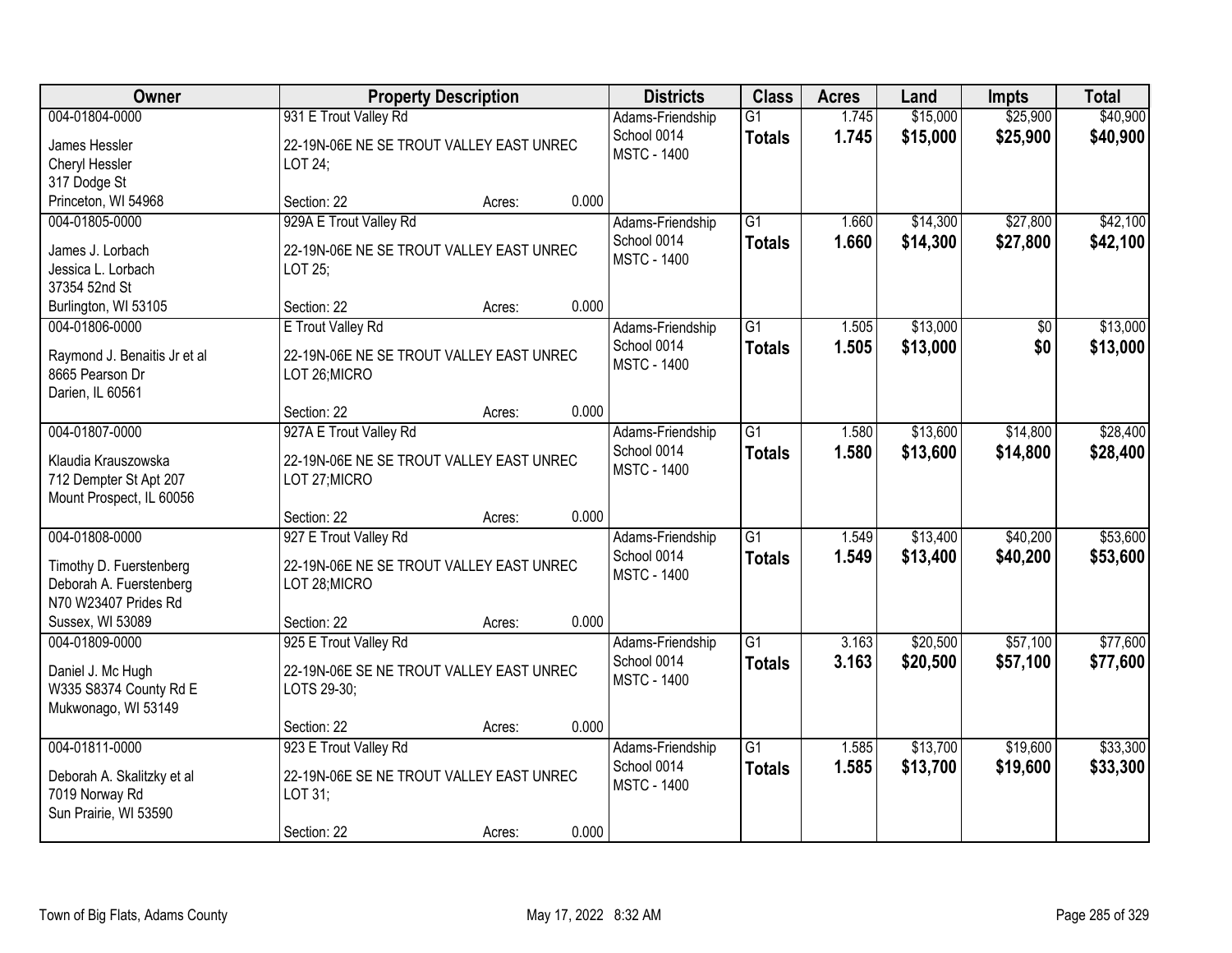| Owner | Property Description | Districts | Class | Acres | Land | Impts | Total |
|---|---|---|---|---|---|---|---|
| 004-01804-0000<br>James Hessler<br>Cheryl Hessler<br>317 Dodge St<br>Princeton, WI 54968 | 931 E Trout Valley Rd<br>22-19N-06E NE SE TROUT VALLEY EAST UNREC LOT 24;<br>Section: 22 Acres: 0.000 | Adams-Friendship School 0014<br>MSTC - 1400 | G1<br>**Totals** | 1.745<br>**1.745** | $15,000<br>**$15,000** | $25,900<br>**$25,900** | $40,900<br>**$40,900** |
| 004-01805-0000<br>James J. Lorbach<br>Jessica L. Lorbach<br>37354 52nd St<br>Burlington, WI 53105 | 929A E Trout Valley Rd<br>22-19N-06E NE SE TROUT VALLEY EAST UNREC LOT 25;<br>Section: 22 Acres: 0.000 | Adams-Friendship School 0014<br>MSTC - 1400 | G1<br>**Totals** | 1.660<br>**1.660** | $14,300<br>**$14,300** | $27,800<br>**$27,800** | $42,100<br>**$42,100** |
| 004-01806-0000<br>Raymond J. Benaitis Jr et al<br>8665 Pearson Dr<br>Darien, IL 60561 | E Trout Valley Rd<br>22-19N-06E NE SE TROUT VALLEY EAST UNREC LOT 26;MICRO<br>Section: 22 Acres: 0.000 | Adams-Friendship School 0014<br>MSTC - 1400 | G1<br>**Totals** | 1.505<br>**1.505** | $13,000<br>**$13,000** | $0<br>**$0** | $13,000<br>**$13,000** |
| 004-01807-0000<br>Klaudia Krauszowska<br>712 Dempter St Apt 207<br>Mount Prospect, IL 60056 | 927A E Trout Valley Rd<br>22-19N-06E NE SE TROUT VALLEY EAST UNREC LOT 27;MICRO<br>Section: 22 Acres: 0.000 | Adams-Friendship School 0014<br>MSTC - 1400 | G1<br>**Totals** | 1.580<br>**1.580** | $13,600<br>**$13,600** | $14,800<br>**$14,800** | $28,400<br>**$28,400** |
| 004-01808-0000<br>Timothy D. Fuerstenberg<br>Deborah A. Fuerstenberg<br>N70 W23407 Prides Rd<br>Sussex, WI 53089 | 927 E Trout Valley Rd<br>22-19N-06E NE SE TROUT VALLEY EAST UNREC LOT 28;MICRO<br>Section: 22 Acres: 0.000 | Adams-Friendship School 0014<br>MSTC - 1400 | G1<br>**Totals** | 1.549<br>**1.549** | $13,400<br>**$13,400** | $40,200<br>**$40,200** | $53,600<br>**$53,600** |
| 004-01809-0000<br>Daniel J. Mc Hugh<br>W335 S8374 County Rd E<br>Mukwonago, WI 53149 | 925 E Trout Valley Rd<br>22-19N-06E SE NE TROUT VALLEY EAST UNREC LOTS 29-30;<br>Section: 22 Acres: 0.000 | Adams-Friendship School 0014<br>MSTC - 1400 | G1<br>**Totals** | 3.163<br>**3.163** | $20,500<br>**$20,500** | $57,100<br>**$57,100** | $77,600<br>**$77,600** |
| 004-01811-0000<br>Deborah A. Skalitzky et al<br>7019 Norway Rd<br>Sun Prairie, WI 53590 | 923 E Trout Valley Rd<br>22-19N-06E SE NE TROUT VALLEY EAST UNREC LOT 31;<br>Section: 22 Acres: 0.000 | Adams-Friendship School 0014<br>MSTC - 1400 | G1<br>**Totals** | 1.585<br>**1.585** | $13,700<br>**$13,700** | $19,600<br>**$19,600** | $33,300<br>**$33,300** |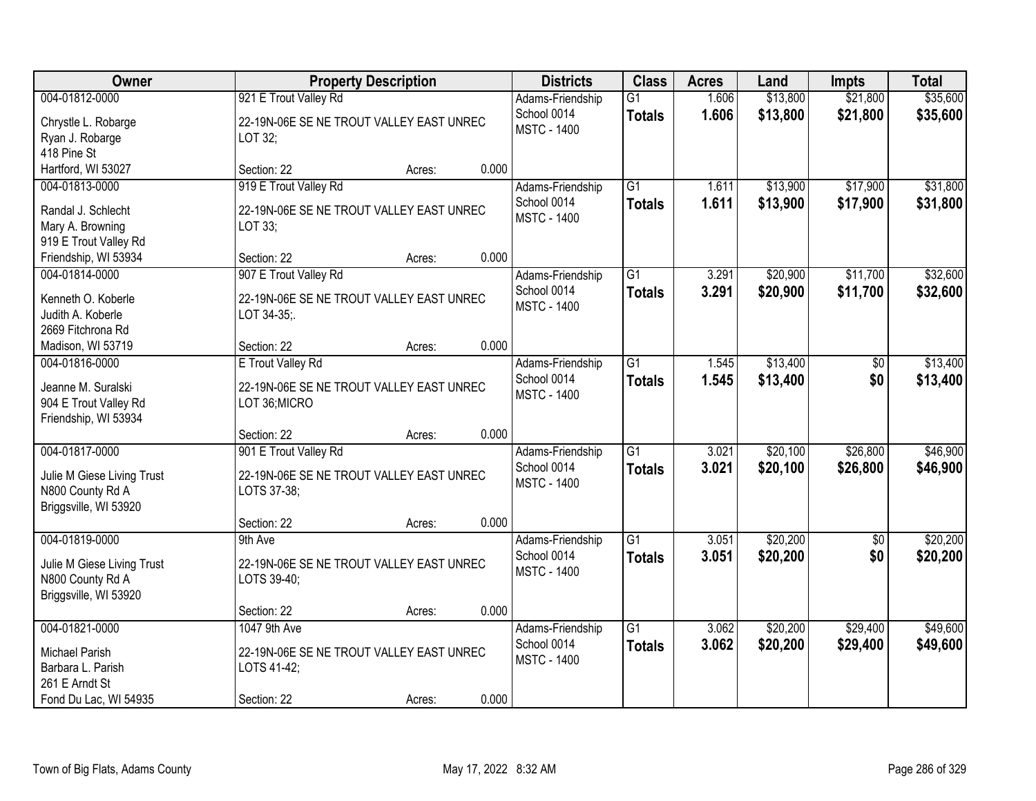| Owner | Property Description | Districts | Class | Acres | Land | Impts | Total |
|---|---|---|---|---|---|---|---|
| 004-01812-0000<br>Chrystle L. Robarge<br>Ryan J. Robarge<br>418 Pine St<br>Hartford, WI 53027 | 921 E Trout Valley Rd<br>22-19N-06E SE NE TROUT VALLEY EAST UNREC LOT 32;<br>Section: 22 Acres: 0.000 | Adams-Friendship School 0014<br>MSTC - 1400 | G1<br>**Totals** | 1.606<br>**1.606** | $13,800<br>**$13,800** | $21,800<br>**$21,800** | $35,600<br>**$35,600** |
| 004-01813-0000<br>Randal J. Schlecht<br>Mary A. Browning<br>919 E Trout Valley Rd<br>Friendship, WI 53934 | 919 E Trout Valley Rd<br>22-19N-06E SE NE TROUT VALLEY EAST UNREC LOT 33;<br>Section: 22 Acres: 0.000 | Adams-Friendship School 0014<br>MSTC - 1400 | G1<br>**Totals** | 1.611<br>**1.611** | $13,900<br>**$13,900** | $17,900<br>**$17,900** | $31,800<br>**$31,800** |
| 004-01814-0000<br>Kenneth O. Koberle<br>Judith A. Koberle<br>2669 Fitchrona Rd<br>Madison, WI 53719 | 907 E Trout Valley Rd<br>22-19N-06E SE NE TROUT VALLEY EAST UNREC LOT 34-35;.<br>Section: 22 Acres: 0.000 | Adams-Friendship School 0014<br>MSTC - 1400 | G1<br>**Totals** | 3.291<br>**3.291** | $20,900<br>**$20,900** | $11,700<br>**$11,700** | $32,600<br>**$32,600** |
| 004-01816-0000<br>Jeanne M. Suralski<br>904 E Trout Valley Rd<br>Friendship, WI 53934 | E Trout Valley Rd<br>22-19N-06E SE NE TROUT VALLEY EAST UNREC LOT 36;MICRO<br>Section: 22 Acres: 0.000 | Adams-Friendship School 0014<br>MSTC - 1400 | G1<br>**Totals** | 1.545<br>**1.545** | $13,400<br>**$13,400** | $0<br>**$0** | $13,400<br>**$13,400** |
| 004-01817-0000<br>Julie M Giese Living Trust<br>N800 County Rd A<br>Briggsville, WI 53920 | 901 E Trout Valley Rd<br>22-19N-06E SE NE TROUT VALLEY EAST UNREC LOTS 37-38;<br>Section: 22 Acres: 0.000 | Adams-Friendship School 0014<br>MSTC - 1400 | G1<br>**Totals** | 3.021<br>**3.021** | $20,100<br>**$20,100** | $26,800<br>**$26,800** | $46,900<br>**$46,900** |
| 004-01819-0000<br>Julie M Giese Living Trust<br>N800 County Rd A<br>Briggsville, WI 53920 | 9th Ave<br>22-19N-06E SE NE TROUT VALLEY EAST UNREC LOTS 39-40;<br>Section: 22 Acres: 0.000 | Adams-Friendship School 0014<br>MSTC - 1400 | G1<br>**Totals** | 3.051<br>**3.051** | $20,200<br>**$20,200** | $0<br>**$0** | $20,200<br>**$20,200** |
| 004-01821-0000<br>Michael Parish<br>Barbara L. Parish<br>261 E Arndt St<br>Fond Du Lac, WI 54935 | 1047 9th Ave<br>22-19N-06E SE NE TROUT VALLEY EAST UNREC LOTS 41-42;<br>Section: 22 Acres: 0.000 | Adams-Friendship School 0014<br>MSTC - 1400 | G1<br>**Totals** | 3.062<br>**3.062** | $20,200<br>**$20,200** | $29,400<br>**$29,400** | $49,600<br>**$49,600** |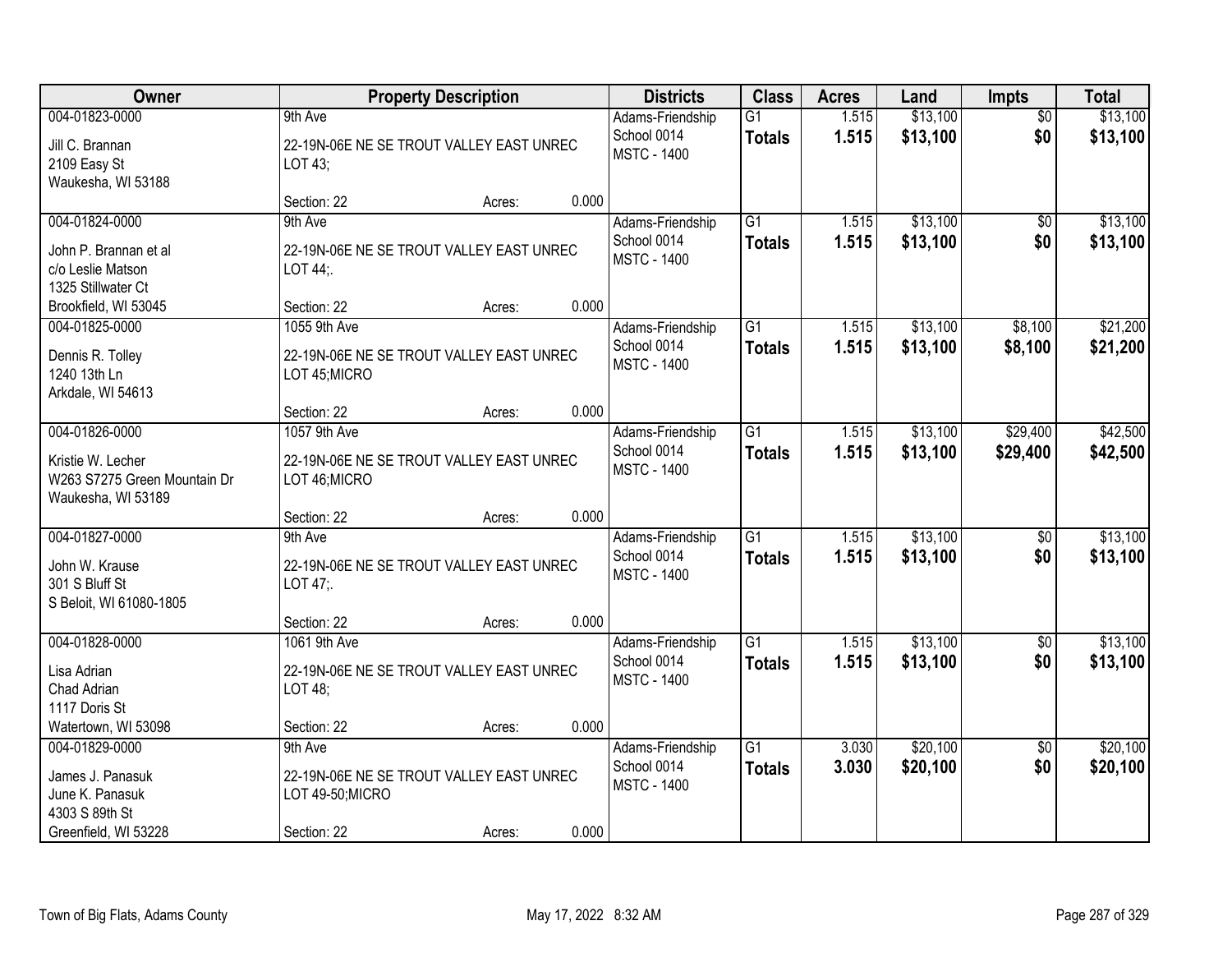| Owner | Property Description | Districts | Class | Acres | Land | Impts | Total |
|---|---|---|---|---|---|---|---|
| 004-01823-0000<br>Jill C. Brannan<br>2109 Easy St<br>Waukesha, WI 53188 | 9th Ave<br>22-19N-06E NE SE TROUT VALLEY EAST UNREC LOT 43;<br>Section: 22 Acres: 0.000 | Adams-Friendship School 0014<br>MSTC - 1400 | G1<br>**Totals** | 1.515<br>**1.515** | $13,100<br>**$13,100** | $0<br>**$0** | $13,100<br>**$13,100** |
| 004-01824-0000<br>John P. Brannan et al<br>c/o Leslie Matson<br>1325 Stillwater Ct<br>Brookfield, WI 53045 | 9th Ave<br>22-19N-06E NE SE TROUT VALLEY EAST UNREC LOT 44;.<br>Section: 22 Acres: 0.000 | Adams-Friendship School 0014<br>MSTC - 1400 | G1<br>**Totals** | 1.515<br>**1.515** | $13,100<br>**$13,100** | $0<br>**$0** | $13,100<br>**$13,100** |
| 004-01825-0000<br>Dennis R. Tolley<br>1240 13th Ln<br>Arkdale, WI 54613 | 1055 9th Ave<br>22-19N-06E NE SE TROUT VALLEY EAST UNREC LOT 45;MICRO<br>Section: 22 Acres: 0.000 | Adams-Friendship School 0014<br>MSTC - 1400 | G1<br>**Totals** | 1.515<br>**1.515** | $13,100<br>**$13,100** | $8,100<br>**$8,100** | $21,200<br>**$21,200** |
| 004-01826-0000<br>Kristie W. Lecher<br>W263 S7275 Green Mountain Dr<br>Waukesha, WI 53189 | 1057 9th Ave<br>22-19N-06E NE SE TROUT VALLEY EAST UNREC LOT 46;MICRO<br>Section: 22 Acres: 0.000 | Adams-Friendship School 0014<br>MSTC - 1400 | G1<br>**Totals** | 1.515<br>**1.515** | $13,100<br>**$13,100** | $29,400<br>**$29,400** | $42,500<br>**$42,500** |
| 004-01827-0000<br>John W. Krause<br>301 S Bluff St<br>S Beloit, WI 61080-1805 | 9th Ave<br>22-19N-06E NE SE TROUT VALLEY EAST UNREC LOT 47;.<br>Section: 22 Acres: 0.000 | Adams-Friendship School 0014<br>MSTC - 1400 | G1<br>**Totals** | 1.515<br>**1.515** | $13,100<br>**$13,100** | $0<br>**$0** | $13,100<br>**$13,100** |
| 004-01828-0000<br>Lisa Adrian<br>Chad Adrian<br>1117 Doris St<br>Watertown, WI 53098 | 1061 9th Ave<br>22-19N-06E NE SE TROUT VALLEY EAST UNREC LOT 48;<br>Section: 22 Acres: 0.000 | Adams-Friendship School 0014<br>MSTC - 1400 | G1<br>**Totals** | 1.515<br>**1.515** | $13,100<br>**$13,100** | $0<br>**$0** | $13,100<br>**$13,100** |
| 004-01829-0000<br>James J. Panasuk<br>June K. Panasuk<br>4303 S 89th St<br>Greenfield, WI 53228 | 9th Ave<br>22-19N-06E NE SE TROUT VALLEY EAST UNREC LOT 49-50;MICRO<br>Section: 22 Acres: 0.000 | Adams-Friendship School 0014<br>MSTC - 1400 | G1<br>**Totals** | 3.030<br>**3.030** | $20,100<br>**$20,100** | $0<br>**$0** | $20,100<br>**$20,100** |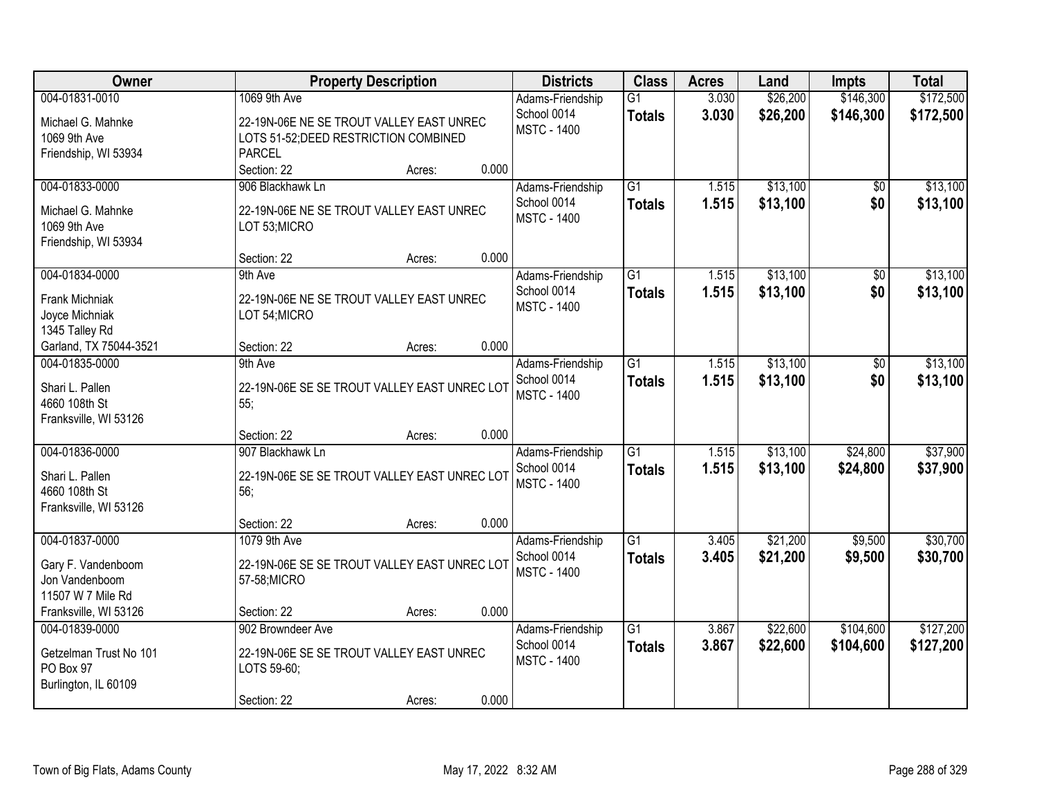| Owner | Property Description | Districts | Class | Acres | Land | Impts | Total |
|---|---|---|---|---|---|---|---|
| 004-01831-0010<br>Michael G. Mahnke<br>1069 9th Ave<br>Friendship, WI 53934 | 1069 9th Ave<br>22-19N-06E NE SE TROUT VALLEY EAST UNREC LOTS 51-52;DEED RESTRICTION COMBINED PARCEL<br>Section: 22 Acres: 0.000 | Adams-Friendship School 0014<br>MSTC - 1400 | G1<br>**Totals** | 3.030<br>**3.030** | $26,200<br>**$26,200** | $146,300<br>**$146,300** | $172,500<br>**$172,500** |
| 004-01833-0000<br>Michael G. Mahnke<br>1069 9th Ave<br>Friendship, WI 53934 | 906 Blackhawk Ln<br>22-19N-06E NE SE TROUT VALLEY EAST UNREC LOT 53;MICRO<br>Section: 22 Acres: 0.000 | Adams-Friendship School 0014<br>MSTC - 1400 | G1<br>**Totals** | 1.515<br>**1.515** | $13,100<br>**$13,100** | $0<br>**$0** | $13,100<br>**$13,100** |
| 004-01834-0000<br>Frank Michniak<br>Joyce Michniak<br>1345 Talley Rd<br>Garland, TX 75044-3521 | 9th Ave<br>22-19N-06E NE SE TROUT VALLEY EAST UNREC LOT 54;MICRO<br>Section: 22 Acres: 0.000 | Adams-Friendship School 0014<br>MSTC - 1400 | G1<br>**Totals** | 1.515<br>**1.515** | $13,100<br>**$13,100** | $0<br>**$0** | $13,100<br>**$13,100** |
| 004-01835-0000<br>Shari L. Pallen<br>4660 108th St<br>Franksville, WI 53126 | 9th Ave<br>22-19N-06E SE SE TROUT VALLEY EAST UNREC LOT 55;<br>Section: 22 Acres: 0.000 | Adams-Friendship School 0014<br>MSTC - 1400 | G1<br>**Totals** | 1.515<br>**1.515** | $13,100<br>**$13,100** | $0<br>**$0** | $13,100<br>**$13,100** |
| 004-01836-0000<br>Shari L. Pallen<br>4660 108th St<br>Franksville, WI 53126 | 907 Blackhawk Ln<br>22-19N-06E SE SE TROUT VALLEY EAST UNREC LOT 56;<br>Section: 22 Acres: 0.000 | Adams-Friendship School 0014<br>MSTC - 1400 | G1<br>**Totals** | 1.515<br>**1.515** | $13,100<br>**$13,100** | $24,800<br>**$24,800** | $37,900<br>**$37,900** |
| 004-01837-0000<br>Gary F. Vandenboom<br>Jon Vandenboom<br>11507 W 7 Mile Rd<br>Franksville, WI 53126 | 1079 9th Ave<br>22-19N-06E SE SE TROUT VALLEY EAST UNREC LOT 57-58;MICRO<br>Section: 22 Acres: 0.000 | Adams-Friendship School 0014<br>MSTC - 1400 | G1<br>**Totals** | 3.405<br>**3.405** | $21,200<br>**$21,200** | $9,500<br>**$9,500** | $30,700<br>**$30,700** |
| 004-01839-0000<br>Getzelman Trust No 101<br>PO Box 97<br>Burlington, IL 60109 | 902 Browndeer Ave<br>22-19N-06E SE SE TROUT VALLEY EAST UNREC LOTS 59-60;<br>Section: 22 Acres: 0.000 | Adams-Friendship School 0014<br>MSTC - 1400 | G1<br>**Totals** | 3.867<br>**3.867** | $22,600<br>**$22,600** | $104,600<br>**$104,600** | $127,200<br>**$127,200** |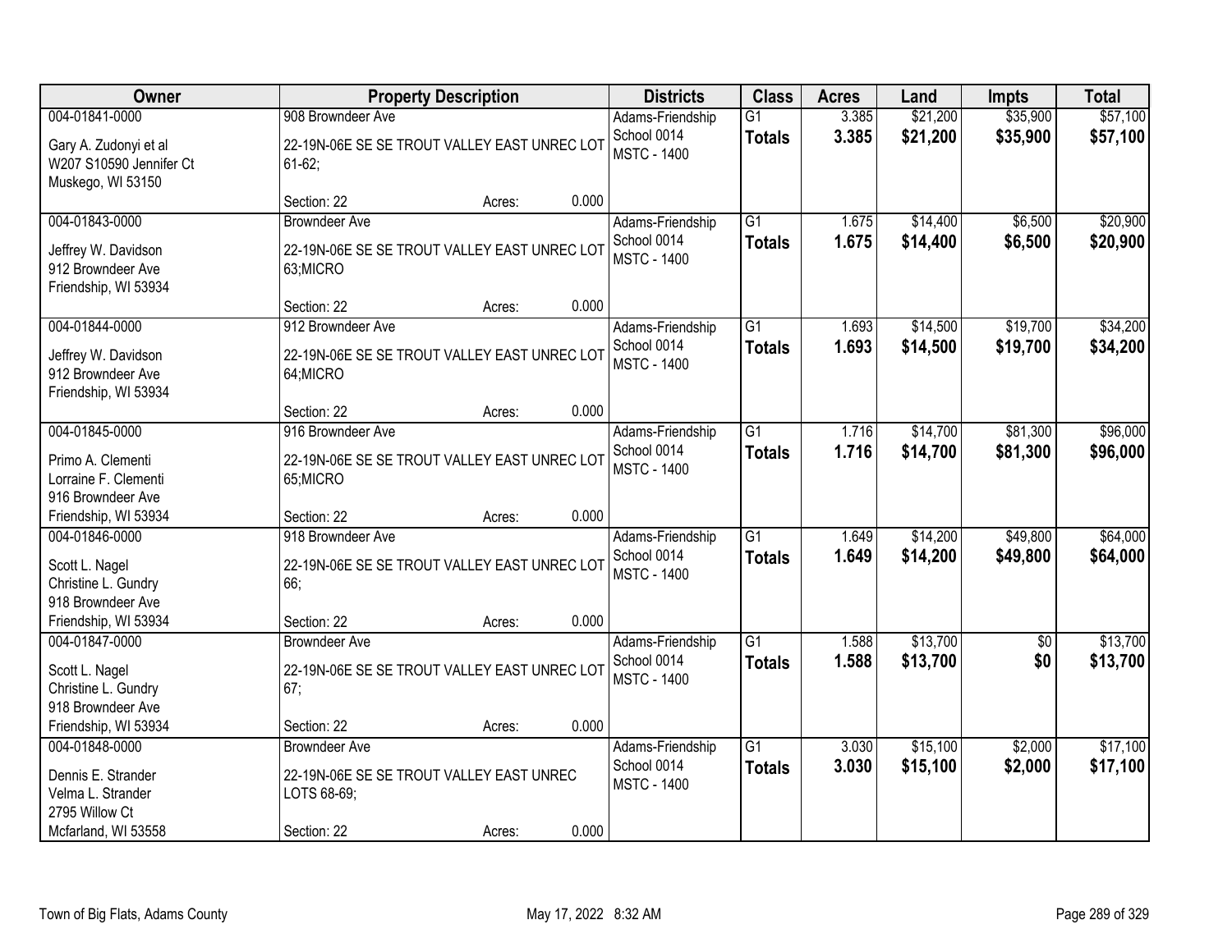| Owner | Property Description | Districts | Class | Acres | Land | Impts | Total |
|---|---|---|---|---|---|---|---|
| 004-01841-0000<br>Gary A. Zudonyi et al<br>W207 S10590 Jennifer Ct<br>Muskego, WI 53150 | 908 Browndeer Ave<br>22-19N-06E SE SE TROUT VALLEY EAST UNREC LOT 61-62;<br>Section: 22 Acres: 0.000 | Adams-Friendship School 0014<br>MSTC - 1400 | G1<br>**Totals** | 3.385<br>**3.385** | $21,200<br>**$21,200** | $35,900<br>**$35,900** | $57,100<br>**$57,100** |
| 004-01843-0000<br>Jeffrey W. Davidson<br>912 Browndeer Ave<br>Friendship, WI 53934 | Browndeer Ave<br>22-19N-06E SE SE TROUT VALLEY EAST UNREC LOT 63;MICRO<br>Section: 22 Acres: 0.000 | Adams-Friendship School 0014<br>MSTC - 1400 | G1<br>**Totals** | 1.675<br>**1.675** | $14,400<br>**$14,400** | $6,500<br>**$6,500** | $20,900<br>**$20,900** |
| 004-01844-0000<br>Jeffrey W. Davidson<br>912 Browndeer Ave<br>Friendship, WI 53934 | 912 Browndeer Ave<br>22-19N-06E SE SE TROUT VALLEY EAST UNREC LOT 64;MICRO<br>Section: 22 Acres: 0.000 | Adams-Friendship School 0014<br>MSTC - 1400 | G1<br>**Totals** | 1.693<br>**1.693** | $14,500<br>**$14,500** | $19,700<br>**$19,700** | $34,200<br>**$34,200** |
| 004-01845-0000<br>Primo A. Clementi<br>Lorraine F. Clementi<br>916 Browndeer Ave<br>Friendship, WI 53934 | 916 Browndeer Ave<br>22-19N-06E SE SE TROUT VALLEY EAST UNREC LOT 65;MICRO<br>Section: 22 Acres: 0.000 | Adams-Friendship School 0014<br>MSTC - 1400 | G1<br>**Totals** | 1.716<br>**1.716** | $14,700<br>**$14,700** | $81,300<br>**$81,300** | $96,000<br>**$96,000** |
| 004-01846-0000<br>Scott L. Nagel<br>Christine L. Gundry<br>918 Browndeer Ave<br>Friendship, WI 53934 | 918 Browndeer Ave<br>22-19N-06E SE SE TROUT VALLEY EAST UNREC LOT 66;<br>Section: 22 Acres: 0.000 | Adams-Friendship School 0014<br>MSTC - 1400 | G1<br>**Totals** | 1.649<br>**1.649** | $14,200<br>**$14,200** | $49,800<br>**$49,800** | $64,000<br>**$64,000** |
| 004-01847-0000<br>Scott L. Nagel<br>Christine L. Gundry<br>918 Browndeer Ave<br>Friendship, WI 53934 | Browndeer Ave<br>22-19N-06E SE SE TROUT VALLEY EAST UNREC LOT 67;<br>Section: 22 Acres: 0.000 | Adams-Friendship School 0014<br>MSTC - 1400 | G1<br>**Totals** | 1.588<br>**1.588** | $13,700<br>**$13,700** | $0<br>**$0** | $13,700<br>**$13,700** |
| 004-01848-0000<br>Dennis E. Strander<br>Velma L. Strander<br>2795 Willow Ct<br>Mcfarland, WI 53558 | Browndeer Ave<br>22-19N-06E SE SE TROUT VALLEY EAST UNREC LOTS 68-69;<br>Section: 22 Acres: 0.000 | Adams-Friendship School 0014<br>MSTC - 1400 | G1<br>**Totals** | 3.030<br>**3.030** | $15,100<br>**$15,100** | $2,000<br>**$2,000** | $17,100<br>**$17,100** |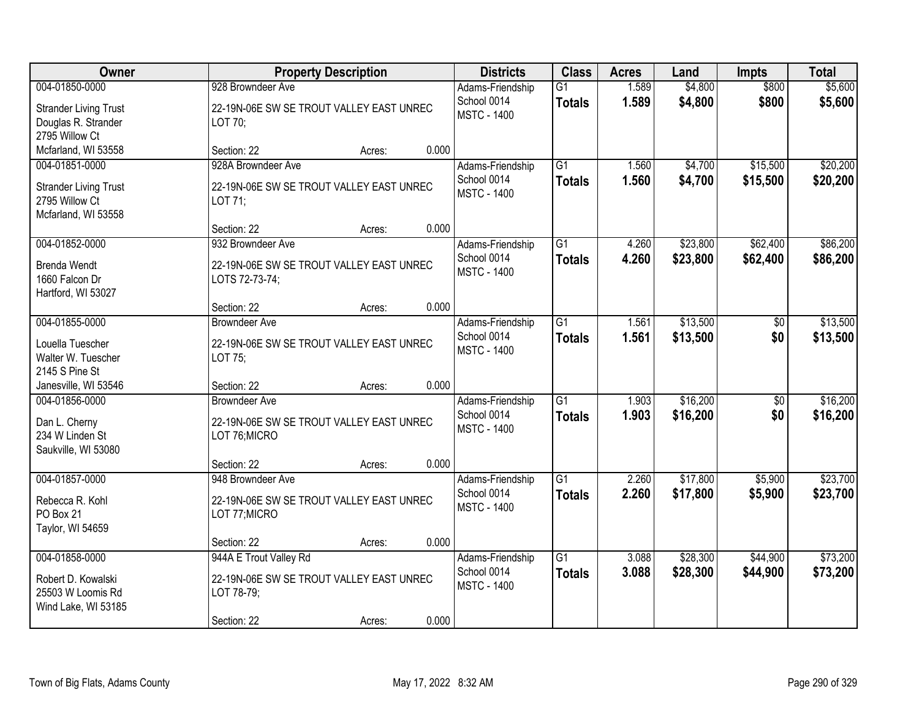| Owner | Property Description | Districts | Class | Acres | Land | Impts | Total |
|---|---|---|---|---|---|---|---|
| 004-01850-0000<br>Strander Living Trust<br>Douglas R. Strander<br>2795 Willow Ct<br>Mcfarland, WI 53558 | 928 Browndeer Ave<br>22-19N-06E SW SE TROUT VALLEY EAST UNREC LOT 70;<br>Section: 22 Acres: 0.000 | Adams-Friendship School 0014<br>MSTC - 1400 | G1<br>**Totals** | 1.589<br>**1.589** | $4,800<br>**$4,800** | $800<br>**$800** | $5,600<br>**$5,600** |
| 004-01851-0000<br>Strander Living Trust<br>2795 Willow Ct<br>Mcfarland, WI 53558 | 928A Browndeer Ave<br>22-19N-06E SW SE TROUT VALLEY EAST UNREC LOT 71;<br>Section: 22 Acres: 0.000 | Adams-Friendship School 0014<br>MSTC - 1400 | G1<br>**Totals** | 1.560<br>**1.560** | $4,700<br>**$4,700** | $15,500<br>**$15,500** | $20,200<br>**$20,200** |
| 004-01852-0000<br>Brenda Wendt<br>1660 Falcon Dr<br>Hartford, WI 53027 | 932 Browndeer Ave<br>22-19N-06E SW SE TROUT VALLEY EAST UNREC LOTS 72-73-74;<br>Section: 22 Acres: 0.000 | Adams-Friendship School 0014<br>MSTC - 1400 | G1<br>**Totals** | 4.260<br>**4.260** | $23,800<br>**$23,800** | $62,400<br>**$62,400** | $86,200<br>**$86,200** |
| 004-01855-0000<br>Louella Tuescher<br>Walter W. Tuescher<br>2145 S Pine St<br>Janesville, WI 53546 | Browndeer Ave<br>22-19N-06E SW SE TROUT VALLEY EAST UNREC LOT 75;<br>Section: 22 Acres: 0.000 | Adams-Friendship School 0014<br>MSTC - 1400 | G1<br>**Totals** | 1.561<br>**1.561** | $13,500<br>**$13,500** | $0<br>**$0** | $13,500<br>**$13,500** |
| 004-01856-0000<br>Dan L. Cherny<br>234 W Linden St<br>Saukville, WI 53080 | Browndeer Ave<br>22-19N-06E SW SE TROUT VALLEY EAST UNREC LOT 76;MICRO<br>Section: 22 Acres: 0.000 | Adams-Friendship School 0014<br>MSTC - 1400 | G1<br>**Totals** | 1.903<br>**1.903** | $16,200<br>**$16,200** | $0<br>**$0** | $16,200<br>**$16,200** |
| 004-01857-0000<br>Rebecca R. Kohl<br>PO Box 21<br>Taylor, WI 54659 | 948 Browndeer Ave<br>22-19N-06E SW SE TROUT VALLEY EAST UNREC LOT 77;MICRO<br>Section: 22 Acres: 0.000 | Adams-Friendship School 0014<br>MSTC - 1400 | G1<br>**Totals** | 2.260<br>**2.260** | $17,800<br>**$17,800** | $5,900<br>**$5,900** | $23,700<br>**$23,700** |
| 004-01858-0000<br>Robert D. Kowalski<br>25503 W Loomis Rd<br>Wind Lake, WI 53185 | 944A E Trout Valley Rd<br>22-19N-06E SW SE TROUT VALLEY EAST UNREC LOT 78-79;<br>Section: 22 Acres: 0.000 | Adams-Friendship School 0014<br>MSTC - 1400 | G1<br>**Totals** | 3.088<br>**3.088** | $28,300<br>**$28,300** | $44,900<br>**$44,900** | $73,200<br>**$73,200** |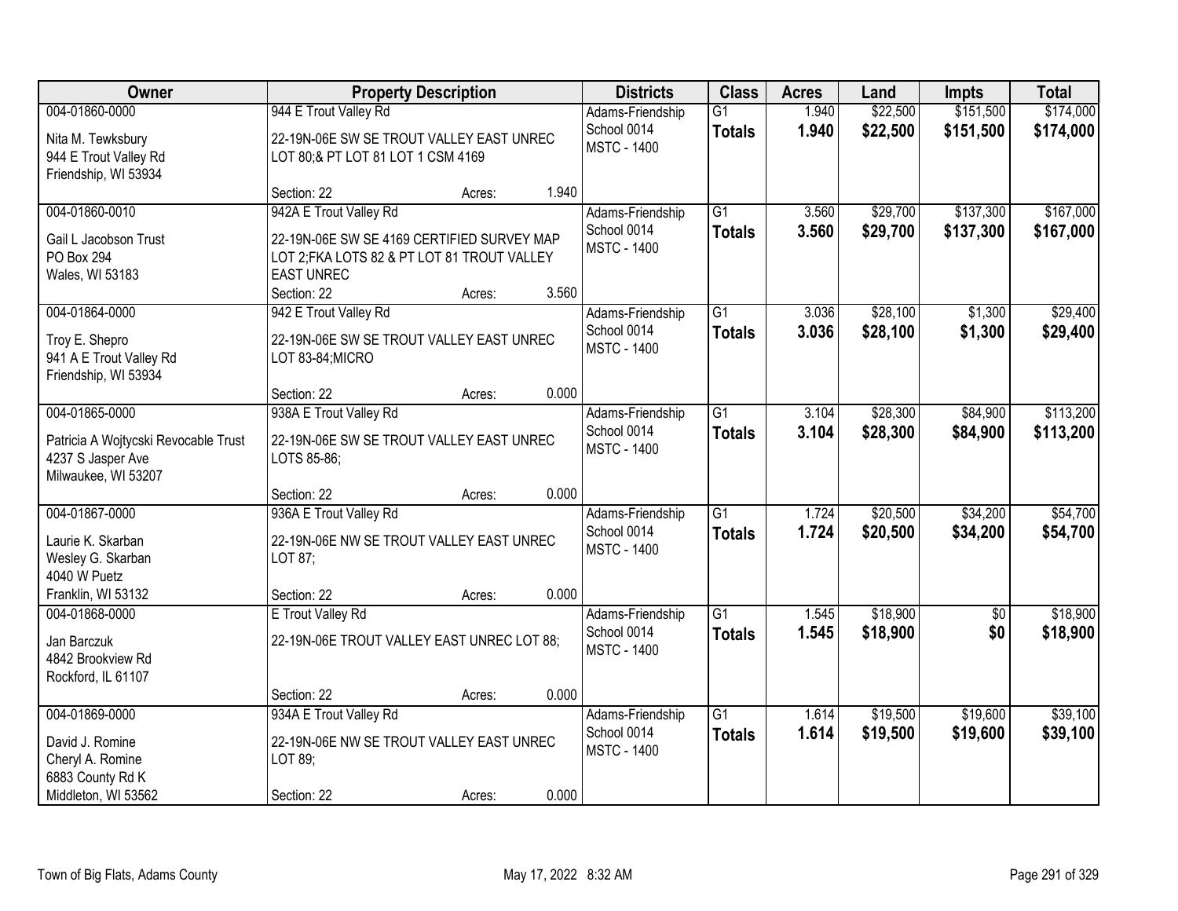| Owner | Property Description | Districts | Class | Acres | Land | Impts | Total |
|---|---|---|---|---|---|---|---|
| 004-01860-0000<br>Nita M. Tewksbury<br>944 E Trout Valley Rd<br>Friendship, WI 53934 | 944 E Trout Valley Rd<br>22-19N-06E SW SE TROUT VALLEY EAST UNREC LOT 80;& PT LOT 81 LOT 1 CSM 4169<br>Section: 22 Acres: 1.940 | Adams-Friendship School 0014<br>MSTC - 1400 | G1<br>**Totals** | 1.940<br>**1.940** | $22,500<br>**$22,500** | $151,500<br>**$151,500** | $174,000<br>**$174,000** |
| 004-01860-0010<br>Gail L Jacobson Trust<br>PO Box 294<br>Wales, WI 53183 | 942A E Trout Valley Rd<br>22-19N-06E SW SE 4169 CERTIFIED SURVEY MAP LOT 2;FKA LOTS 82 & PT LOT 81 TROUT VALLEY EAST UNREC<br>Section: 22 Acres: 3.560 | Adams-Friendship School 0014<br>MSTC - 1400 | G1<br>**Totals** | 3.560<br>**3.560** | $29,700<br>**$29,700** | $137,300<br>**$137,300** | $167,000<br>**$167,000** |
| 004-01864-0000<br>Troy E. Shepro<br>941 A E Trout Valley Rd<br>Friendship, WI 53934 | 942 E Trout Valley Rd<br>22-19N-06E SW SE TROUT VALLEY EAST UNREC LOT 83-84;MICRO<br>Section: 22 Acres: 0.000 | Adams-Friendship School 0014<br>MSTC - 1400 | G1<br>**Totals** | 3.036<br>**3.036** | $28,100<br>**$28,100** | $1,300<br>**$1,300** | $29,400<br>**$29,400** |
| 004-01865-0000<br>Patricia A Wojtycski Revocable Trust<br>4237 S Jasper Ave<br>Milwaukee, WI 53207 | 938A E Trout Valley Rd<br>22-19N-06E SW SE TROUT VALLEY EAST UNREC LOTS 85-86;<br>Section: 22 Acres: 0.000 | Adams-Friendship School 0014<br>MSTC - 1400 | G1<br>**Totals** | 3.104<br>**3.104** | $28,300<br>**$28,300** | $84,900<br>**$84,900** | $113,200<br>**$113,200** |
| 004-01867-0000<br>Laurie K. Skarban<br>Wesley G. Skarban<br>4040 W Puetz<br>Franklin, WI 53132 | 936A E Trout Valley Rd<br>22-19N-06E NW SE TROUT VALLEY EAST UNREC LOT 87;<br>Section: 22 Acres: 0.000 | Adams-Friendship School 0014<br>MSTC - 1400 | G1<br>**Totals** | 1.724<br>**1.724** | $20,500<br>**$20,500** | $34,200<br>**$34,200** | $54,700<br>**$54,700** |
| 004-01868-0000<br>Jan Barczuk<br>4842 Brookview Rd<br>Rockford, IL 61107 | E Trout Valley Rd<br>22-19N-06E TROUT VALLEY EAST UNREC LOT 88;<br>Section: 22 Acres: 0.000 | Adams-Friendship School 0014<br>MSTC - 1400 | G1<br>**Totals** | 1.545<br>**1.545** | $18,900<br>**$18,900** | $0<br>**$0** | $18,900<br>**$18,900** |
| 004-01869-0000<br>David J. Romine<br>Cheryl A. Romine<br>6883 County Rd K<br>Middleton, WI 53562 | 934A E Trout Valley Rd<br>22-19N-06E NW SE TROUT VALLEY EAST UNREC LOT 89;<br>Section: 22 Acres: 0.000 | Adams-Friendship School 0014<br>MSTC - 1400 | G1<br>**Totals** | 1.614<br>**1.614** | $19,500<br>**$19,500** | $19,600<br>**$19,600** | $39,100<br>**$39,100** |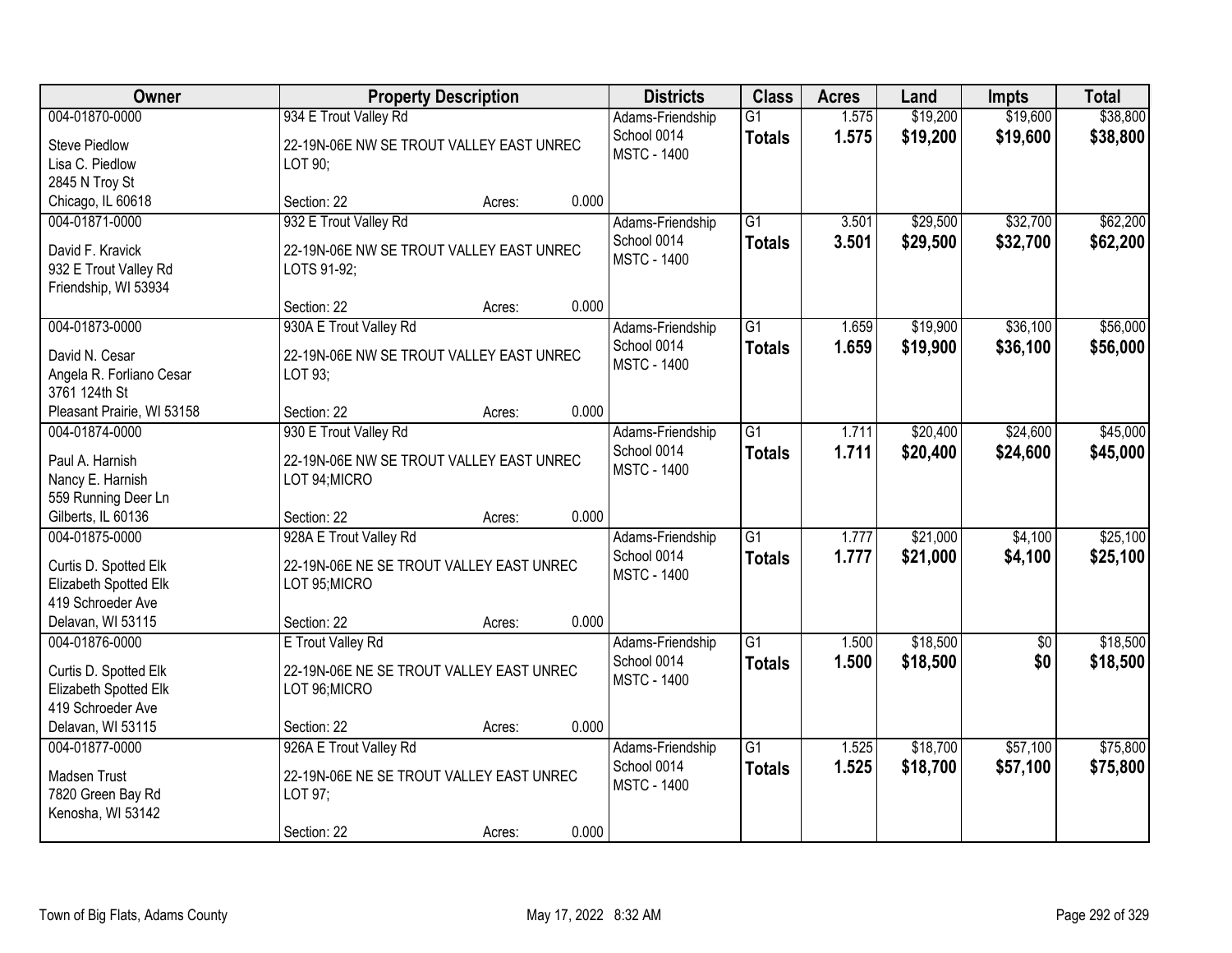| Owner | Property Description | Districts | Class | Acres | Land | Impts | Total |
|---|---|---|---|---|---|---|---|
| 004-01870-0000<br>Steve Piedlow<br>Lisa C. Piedlow<br>2845 N Troy St<br>Chicago, IL 60618 | 934 E Trout Valley Rd<br>22-19N-06E NW SE TROUT VALLEY EAST UNREC LOT 90;<br>Section: 22 Acres: 0.000 | Adams-Friendship School 0014<br>MSTC - 1400 | G1<br>**Totals** | 1.575<br>**1.575** | $19,200<br>**$19,200** | $19,600<br>**$19,600** | $38,800<br>**$38,800** |
| 004-01871-0000<br>David F. Kravick<br>932 E Trout Valley Rd<br>Friendship, WI 53934 | 932 E Trout Valley Rd<br>22-19N-06E NW SE TROUT VALLEY EAST UNREC LOTS 91-92;<br>Section: 22 Acres: 0.000 | Adams-Friendship School 0014<br>MSTC - 1400 | G1<br>**Totals** | 3.501<br>**3.501** | $29,500<br>**$29,500** | $32,700<br>**$32,700** | $62,200<br>**$62,200** |
| 004-01873-0000<br>David N. Cesar<br>Angela R. Forliano Cesar<br>3761 124th St<br>Pleasant Prairie, WI 53158 | 930A E Trout Valley Rd<br>22-19N-06E NW SE TROUT VALLEY EAST UNREC LOT 93;<br>Section: 22 Acres: 0.000 | Adams-Friendship School 0014<br>MSTC - 1400 | G1<br>**Totals** | 1.659<br>**1.659** | $19,900<br>**$19,900** | $36,100<br>**$36,100** | $56,000<br>**$56,000** |
| 004-01874-0000<br>Paul A. Harnish<br>Nancy E. Harnish<br>559 Running Deer Ln<br>Gilberts, IL 60136 | 930 E Trout Valley Rd<br>22-19N-06E NW SE TROUT VALLEY EAST UNREC LOT 94;MICRO<br>Section: 22 Acres: 0.000 | Adams-Friendship School 0014<br>MSTC - 1400 | G1<br>**Totals** | 1.711<br>**1.711** | $20,400<br>**$20,400** | $24,600<br>**$24,600** | $45,000<br>**$45,000** |
| 004-01875-0000<br>Curtis D. Spotted Elk<br>Elizabeth Spotted Elk<br>419 Schroeder Ave<br>Delavan, WI 53115 | 928A E Trout Valley Rd<br>22-19N-06E NE SE TROUT VALLEY EAST UNREC LOT 95;MICRO<br>Section: 22 Acres: 0.000 | Adams-Friendship School 0014<br>MSTC - 1400 | G1<br>**Totals** | 1.777<br>**1.777** | $21,000<br>**$21,000** | $4,100<br>**$4,100** | $25,100<br>**$25,100** |
| 004-01876-0000<br>Curtis D. Spotted Elk<br>Elizabeth Spotted Elk<br>419 Schroeder Ave<br>Delavan, WI 53115 | E Trout Valley Rd<br>22-19N-06E NE SE TROUT VALLEY EAST UNREC LOT 96;MICRO<br>Section: 22 Acres: 0.000 | Adams-Friendship School 0014<br>MSTC - 1400 | G1<br>**Totals** | 1.500<br>**1.500** | $18,500<br>**$18,500** | $0<br>**$0** | $18,500<br>**$18,500** |
| 004-01877-0000<br>Madsen Trust<br>7820 Green Bay Rd<br>Kenosha, WI 53142 | 926A E Trout Valley Rd<br>22-19N-06E NE SE TROUT VALLEY EAST UNREC LOT 97;<br>Section: 22 Acres: 0.000 | Adams-Friendship School 0014<br>MSTC - 1400 | G1<br>**Totals** | 1.525<br>**1.525** | $18,700<br>**$18,700** | $57,100<br>**$57,100** | $75,800<br>**$75,800** |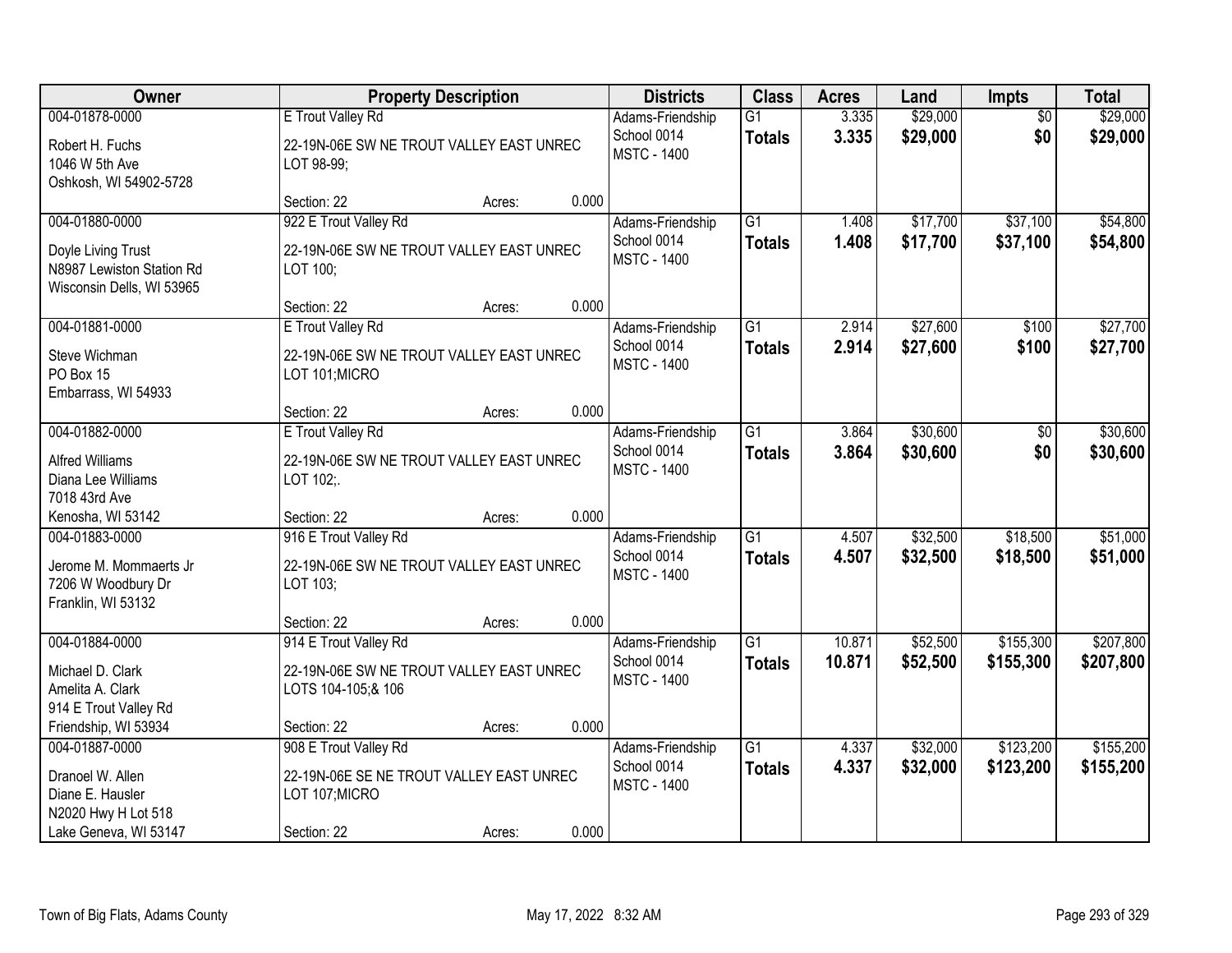| Owner | Property Description | Districts | Class | Acres | Land | Impts | Total |
|---|---|---|---|---|---|---|---|
| 004-01878-0000<br>Robert H. Fuchs<br>1046 W 5th Ave<br>Oshkosh, WI 54902-5728 | E Trout Valley Rd<br>22-19N-06E SW NE TROUT VALLEY EAST UNREC LOT 98-99;<br>Section: 22 Acres: 0.000 | Adams-Friendship School 0014<br>MSTC - 1400 | G1<br>**Totals** | 3.335<br>**3.335** | $29,000<br>**$29,000** | $0<br>**$0** | $29,000<br>**$29,000** |
| 004-01880-0000<br>Doyle Living Trust<br>N8987 Lewiston Station Rd<br>Wisconsin Dells, WI 53965 | 922 E Trout Valley Rd<br>22-19N-06E SW NE TROUT VALLEY EAST UNREC LOT 100;<br>Section: 22 Acres: 0.000 | Adams-Friendship School 0014<br>MSTC - 1400 | G1<br>**Totals** | 1.408<br>**1.408** | $17,700<br>**$17,700** | $37,100<br>**$37,100** | $54,800<br>**$54,800** |
| 004-01881-0000<br>Steve Wichman<br>PO Box 15<br>Embarrass, WI 54933 | E Trout Valley Rd<br>22-19N-06E SW NE TROUT VALLEY EAST UNREC LOT 101;MICRO<br>Section: 22 Acres: 0.000 | Adams-Friendship School 0014<br>MSTC - 1400 | G1<br>**Totals** | 2.914<br>**2.914** | $27,600<br>**$27,600** | $100<br>**$100** | $27,700<br>**$27,700** |
| 004-01882-0000<br>Alfred Williams<br>Diana Lee Williams<br>7018 43rd Ave<br>Kenosha, WI 53142 | E Trout Valley Rd<br>22-19N-06E SW NE TROUT VALLEY EAST UNREC LOT 102;.<br>Section: 22 Acres: 0.000 | Adams-Friendship School 0014<br>MSTC - 1400 | G1<br>**Totals** | 3.864<br>**3.864** | $30,600<br>**$30,600** | $0<br>**$0** | $30,600<br>**$30,600** |
| 004-01883-0000<br>Jerome M. Mommaerts Jr<br>7206 W Woodbury Dr<br>Franklin, WI 53132 | 916 E Trout Valley Rd<br>22-19N-06E SW NE TROUT VALLEY EAST UNREC LOT 103;<br>Section: 22 Acres: 0.000 | Adams-Friendship School 0014<br>MSTC - 1400 | G1<br>**Totals** | 4.507<br>**4.507** | $32,500<br>**$32,500** | $18,500<br>**$18,500** | $51,000<br>**$51,000** |
| 004-01884-0000<br>Michael D. Clark<br>Amelita A. Clark<br>914 E Trout Valley Rd<br>Friendship, WI 53934 | 914 E Trout Valley Rd<br>22-19N-06E SW NE TROUT VALLEY EAST UNREC LOTS 104-105;& 106<br>Section: 22 Acres: 0.000 | Adams-Friendship School 0014<br>MSTC - 1400 | G1<br>**Totals** | 10.871<br>**10.871** | $52,500<br>**$52,500** | $155,300<br>**$155,300** | $207,800<br>**$207,800** |
| 004-01887-0000<br>Dranoel W. Allen<br>Diane E. Hausler<br>N2020 Hwy H Lot 518<br>Lake Geneva, WI 53147 | 908 E Trout Valley Rd<br>22-19N-06E SE NE TROUT VALLEY EAST UNREC LOT 107;MICRO<br>Section: 22 Acres: 0.000 | Adams-Friendship School 0014<br>MSTC - 1400 | G1<br>**Totals** | 4.337<br>**4.337** | $32,000<br>**$32,000** | $123,200<br>**$123,200** | $155,200<br>**$155,200** |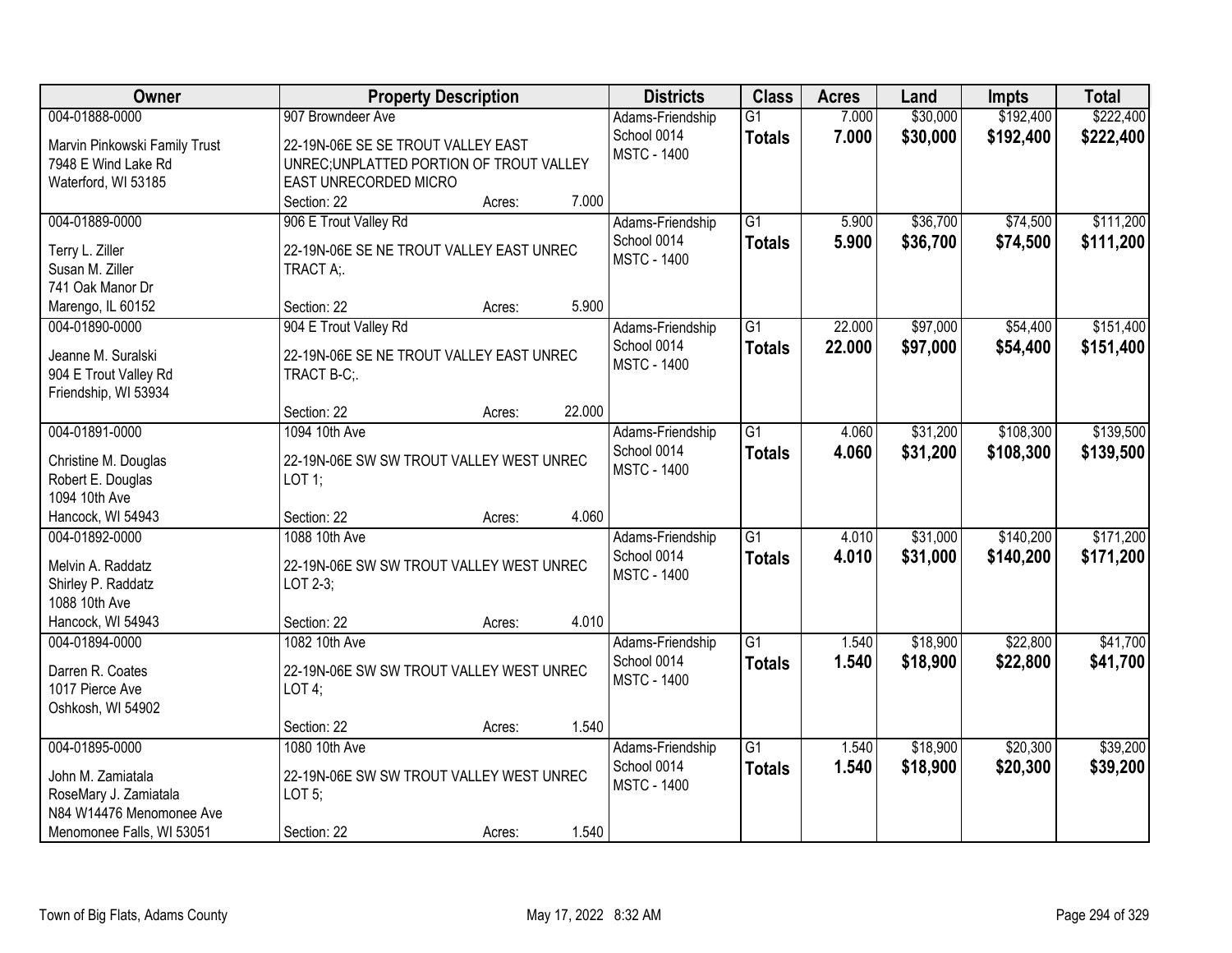| Owner | Property Description | Districts | Class | Acres | Land | Impts | Total |
|---|---|---|---|---|---|---|---|
| 004-01888-0000<br>Marvin Pinkowski Family Trust<br>7948 E Wind Lake Rd<br>Waterford, WI 53185 | 907 Browndeer Ave<br>22-19N-06E SE SE TROUT VALLEY EAST UNREC;UNPLATTED PORTION OF TROUT VALLEY EAST UNRECORDED MICRO<br>Section: 22 Acres: 7.000 | Adams-Friendship School 0014<br>MSTC - 1400 | G1<br>**Totals** | 7.000<br>**7.000** | $30,000<br>**$30,000** | $192,400<br>**$192,400** | $222,400<br>**$222,400** |
| 004-01889-0000<br>Terry L. Ziller<br>Susan M. Ziller<br>741 Oak Manor Dr<br>Marengo, IL 60152 | 906 E Trout Valley Rd<br>22-19N-06E SE NE TROUT VALLEY EAST UNREC TRACT A;.<br>Section: 22 Acres: 5.900 | Adams-Friendship School 0014<br>MSTC - 1400 | G1<br>**Totals** | 5.900<br>**5.900** | $36,700<br>**$36,700** | $74,500<br>**$74,500** | $111,200<br>**$111,200** |
| 004-01890-0000<br>Jeanne M. Suralski<br>904 E Trout Valley Rd<br>Friendship, WI 53934 | 904 E Trout Valley Rd<br>22-19N-06E SE NE TROUT VALLEY EAST UNREC TRACT B-C;.<br>Section: 22 Acres: 22.000 | Adams-Friendship School 0014<br>MSTC - 1400 | G1<br>**Totals** | 22.000<br>**22.000** | $97,000<br>**$97,000** | $54,400<br>**$54,400** | $151,400<br>**$151,400** |
| 004-01891-0000<br>Christine M. Douglas<br>Robert E. Douglas<br>1094 10th Ave<br>Hancock, WI 54943 | 1094 10th Ave<br>22-19N-06E SW SW TROUT VALLEY WEST UNREC LOT 1;<br>Section: 22 Acres: 4.060 | Adams-Friendship School 0014<br>MSTC - 1400 | G1<br>**Totals** | 4.060<br>**4.060** | $31,200<br>**$31,200** | $108,300<br>**$108,300** | $139,500<br>**$139,500** |
| 004-01892-0000<br>Melvin A. Raddatz<br>Shirley P. Raddatz<br>1088 10th Ave<br>Hancock, WI 54943 | 1088 10th Ave<br>22-19N-06E SW SW TROUT VALLEY WEST UNREC LOT 2-3;<br>Section: 22 Acres: 4.010 | Adams-Friendship School 0014<br>MSTC - 1400 | G1<br>**Totals** | 4.010<br>**4.010** | $31,000<br>**$31,000** | $140,200<br>**$140,200** | $171,200<br>**$171,200** |
| 004-01894-0000<br>Darren R. Coates<br>1017 Pierce Ave<br>Oshkosh, WI 54902 | 1082 10th Ave<br>22-19N-06E SW SW TROUT VALLEY WEST UNREC LOT 4;<br>Section: 22 Acres: 1.540 | Adams-Friendship School 0014<br>MSTC - 1400 | G1<br>**Totals** | 1.540<br>**1.540** | $18,900<br>**$18,900** | $22,800<br>**$22,800** | $41,700<br>**$41,700** |
| 004-01895-0000<br>John M. Zamiatala<br>RoseMary J. Zamiatala<br>N84 W14476 Menomonee Ave<br>Menomonee Falls, WI 53051 | 1080 10th Ave<br>22-19N-06E SW SW TROUT VALLEY WEST UNREC LOT 5;<br>Section: 22 Acres: 1.540 | Adams-Friendship School 0014<br>MSTC - 1400 | G1<br>**Totals** | 1.540<br>**1.540** | $18,900<br>**$18,900** | $20,300<br>**$20,300** | $39,200<br>**$39,200** |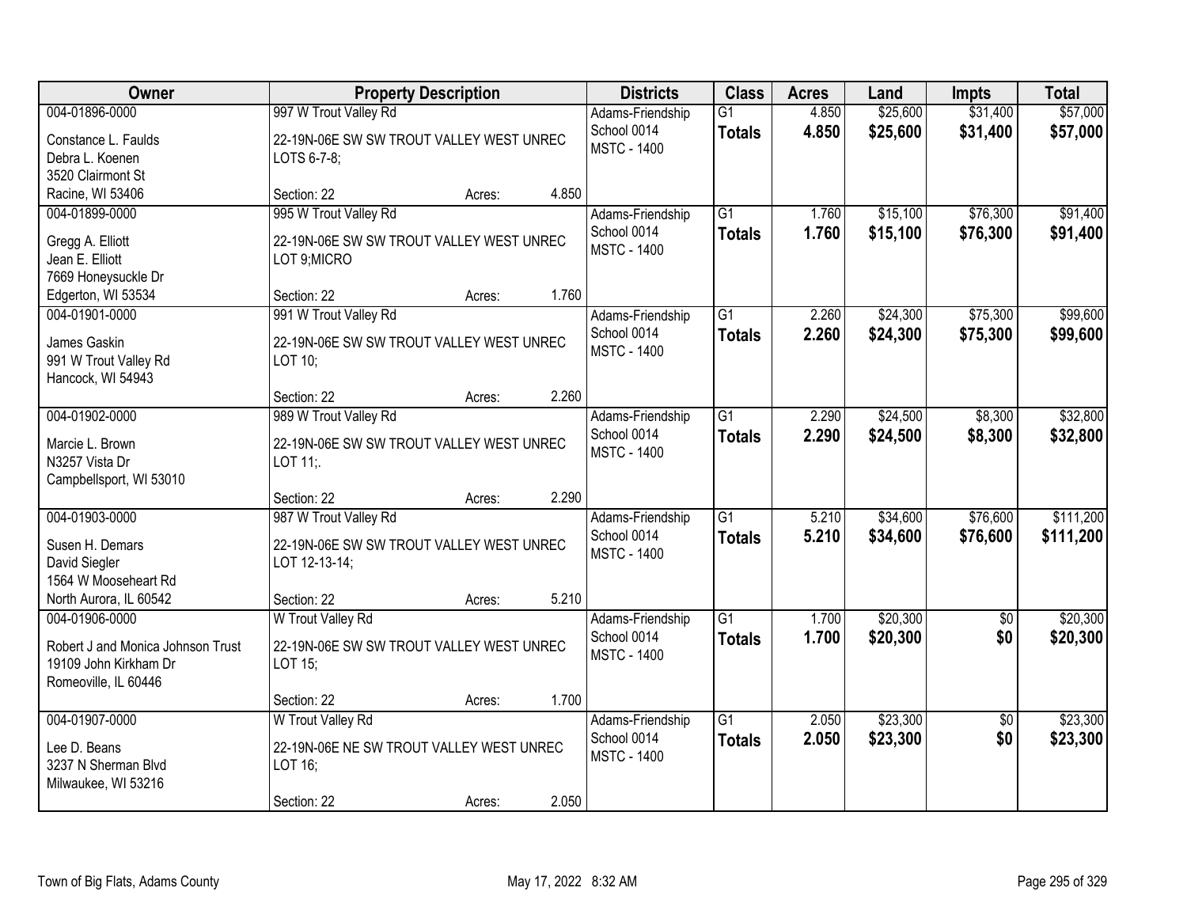| Owner | Property Description | Districts | Class | Acres | Land | Impts | Total |
|---|---|---|---|---|---|---|---|
| 004-01896-0000<br>Constance L. Faulds<br>Debra L. Koenen<br>3520 Clairmont St<br>Racine, WI 53406 | 997 W Trout Valley Rd<br>22-19N-06E SW SW TROUT VALLEY WEST UNREC LOTS 6-7-8;<br>Section: 22 Acres: 4.850 | Adams-Friendship School 0014<br>MSTC - 1400 | G1<br>**Totals** | 4.850<br>**4.850** | $25,600<br>**$25,600** | $31,400<br>**$31,400** | $57,000<br>**$57,000** |
| 004-01899-0000<br>Gregg A. Elliott<br>Jean E. Elliott<br>7669 Honeysuckle Dr<br>Edgerton, WI 53534 | 995 W Trout Valley Rd<br>22-19N-06E SW SW TROUT VALLEY WEST UNREC LOT 9;MICRO<br>Section: 22 Acres: 1.760 | Adams-Friendship School 0014<br>MSTC - 1400 | G1<br>**Totals** | 1.760<br>**1.760** | $15,100<br>**$15,100** | $76,300<br>**$76,300** | $91,400<br>**$91,400** |
| 004-01901-0000<br>James Gaskin<br>991 W Trout Valley Rd<br>Hancock, WI 54943 | 991 W Trout Valley Rd<br>22-19N-06E SW SW TROUT VALLEY WEST UNREC LOT 10;<br>Section: 22 Acres: 2.260 | Adams-Friendship School 0014<br>MSTC - 1400 | G1<br>**Totals** | 2.260<br>**2.260** | $24,300<br>**$24,300** | $75,300<br>**$75,300** | $99,600<br>**$99,600** |
| 004-01902-0000<br>Marcie L. Brown<br>N3257 Vista Dr<br>Campbellsport, WI 53010 | 989 W Trout Valley Rd<br>22-19N-06E SW SW TROUT VALLEY WEST UNREC LOT 11;.<br>Section: 22 Acres: 2.290 | Adams-Friendship School 0014<br>MSTC - 1400 | G1<br>**Totals** | 2.290<br>**2.290** | $24,500<br>**$24,500** | $8,300<br>**$8,300** | $32,800<br>**$32,800** |
| 004-01903-0000<br>Susen H. Demars<br>David Siegler<br>1564 W Mooseheart Rd<br>North Aurora, IL 60542 | 987 W Trout Valley Rd<br>22-19N-06E SW SW TROUT VALLEY WEST UNREC LOT 12-13-14;<br>Section: 22 Acres: 5.210 | Adams-Friendship School 0014<br>MSTC - 1400 | G1<br>**Totals** | 5.210<br>**5.210** | $34,600<br>**$34,600** | $76,600<br>**$76,600** | $111,200<br>**$111,200** |
| 004-01906-0000<br>Robert J and Monica Johnson Trust<br>19109 John Kirkham Dr<br>Romeoville, IL 60446 | W Trout Valley Rd<br>22-19N-06E SW SW TROUT VALLEY WEST UNREC LOT 15;<br>Section: 22 Acres: 1.700 | Adams-Friendship School 0014<br>MSTC - 1400 | G1<br>**Totals** | 1.700<br>**1.700** | $20,300<br>**$20,300** | $0<br>**$0** | $20,300<br>**$20,300** |
| 004-01907-0000<br>Lee D. Beans<br>3237 N Sherman Blvd<br>Milwaukee, WI 53216 | W Trout Valley Rd<br>22-19N-06E NE SW TROUT VALLEY WEST UNREC LOT 16;<br>Section: 22 Acres: 2.050 | Adams-Friendship School 0014<br>MSTC - 1400 | G1<br>**Totals** | 2.050<br>**2.050** | $23,300<br>**$23,300** | $0<br>**$0** | $23,300<br>**$23,300** |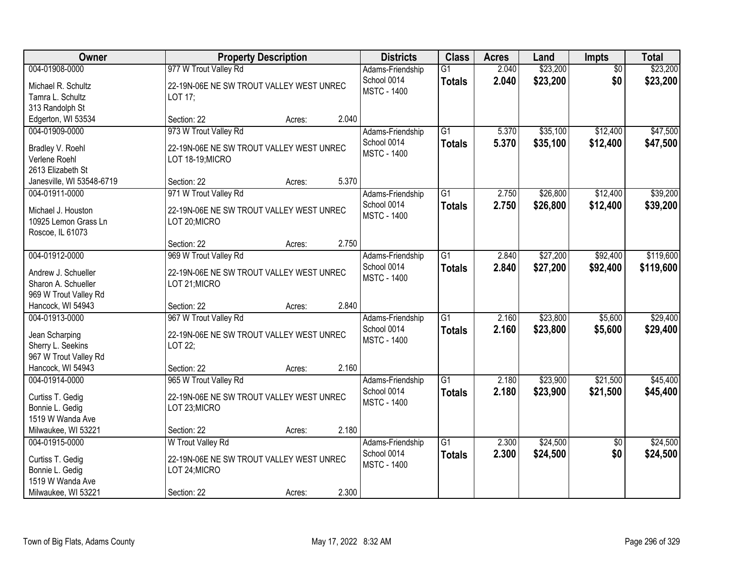| Owner | Property Description | | | Districts | Class | Acres | Land | Impts | Total |
|---|---|---|---|---|---|---|---|---|---|
| 004-01908-0000<br>Michael R. Schultz<br>Tamra L. Schultz<br>313 Randolph St<br>Edgerton, WI 53534 | 977 W Trout Valley Rd<br>22-19N-06E NE SW TROUT VALLEY WEST UNREC LOT 17;<br>Section: 22 | Acres: | 2.040 | Adams-Friendship School 0014<br>MSTC - 1400 | G1<br>**Totals** | 2.040<br>**2.040** | $23,200<br>**$23,200** | $0<br>**$0** | $23,200<br>**$23,200** |
| 004-01909-0000<br>Bradley V. Roehl<br>Verlene Roehl<br>2613 Elizabeth St<br>Janesville, WI 53548-6719 | 973 W Trout Valley Rd<br>22-19N-06E NE SW TROUT VALLEY WEST UNREC LOT 18-19;MICRO<br>Section: 22 | Acres: | 5.370 | Adams-Friendship School 0014<br>MSTC - 1400 | G1<br>**Totals** | 5.370<br>**5.370** | $35,100<br>**$35,100** | $12,400<br>**$12,400** | $47,500<br>**$47,500** |
| 004-01911-0000<br>Michael J. Houston<br>10925 Lemon Grass Ln<br>Roscoe, IL 61073 | 971 W Trout Valley Rd<br>22-19N-06E NE SW TROUT VALLEY WEST UNREC LOT 20;MICRO<br>Section: 22 | Acres: | 2.750 | Adams-Friendship School 0014<br>MSTC - 1400 | G1<br>**Totals** | 2.750<br>**2.750** | $26,800<br>**$26,800** | $12,400<br>**$12,400** | $39,200<br>**$39,200** |
| 004-01912-0000<br>Andrew J. Schueller<br>Sharon A. Schueller<br>969 W Trout Valley Rd<br>Hancock, WI 54943 | 969 W Trout Valley Rd<br>22-19N-06E NE SW TROUT VALLEY WEST UNREC LOT 21;MICRO<br>Section: 22 | Acres: | 2.840 | Adams-Friendship School 0014<br>MSTC - 1400 | G1<br>**Totals** | 2.840<br>**2.840** | $27,200<br>**$27,200** | $92,400<br>**$92,400** | $119,600<br>**$119,600** |
| 004-01913-0000<br>Jean Scharping<br>Sherry L. Seekins<br>967 W Trout Valley Rd<br>Hancock, WI 54943 | 967 W Trout Valley Rd<br>22-19N-06E NE SW TROUT VALLEY WEST UNREC LOT 22;<br>Section: 22 | Acres: | 2.160 | Adams-Friendship School 0014<br>MSTC - 1400 | G1<br>**Totals** | 2.160<br>**2.160** | $23,800<br>**$23,800** | $5,600<br>**$5,600** | $29,400<br>**$29,400** |
| 004-01914-0000<br>Curtiss T. Gedig<br>Bonnie L. Gedig<br>1519 W Wanda Ave<br>Milwaukee, WI 53221 | 965 W Trout Valley Rd<br>22-19N-06E NE SW TROUT VALLEY WEST UNREC LOT 23;MICRO<br>Section: 22 | Acres: | 2.180 | Adams-Friendship School 0014<br>MSTC - 1400 | G1<br>**Totals** | 2.180<br>**2.180** | $23,900<br>**$23,900** | $21,500<br>**$21,500** | $45,400<br>**$45,400** |
| 004-01915-0000<br>Curtiss T. Gedig<br>Bonnie L. Gedig<br>1519 W Wanda Ave<br>Milwaukee, WI 53221 | W Trout Valley Rd<br>22-19N-06E NE SW TROUT VALLEY WEST UNREC LOT 24;MICRO<br>Section: 22 | Acres: | 2.300 | Adams-Friendship School 0014<br>MSTC - 1400 | G1<br>**Totals** | 2.300<br>**2.300** | $24,500<br>**$24,500** | $0<br>**$0** | $24,500<br>**$24,500** |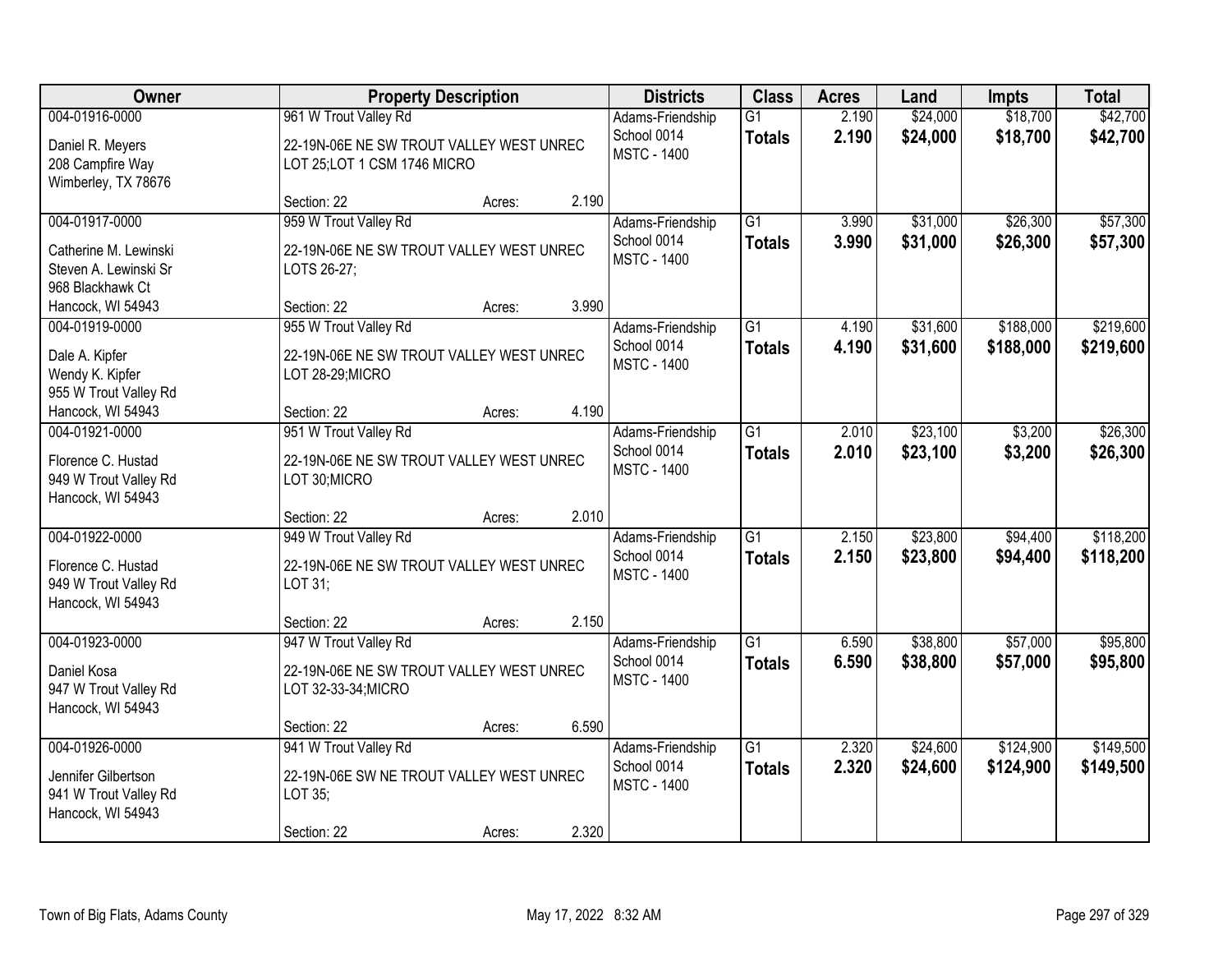| Owner | Property Description | Districts | Class | Acres | Land | Impts | Total |
|---|---|---|---|---|---|---|---|
| 004-01916-0000<br>Daniel R. Meyers<br>208 Campfire Way<br>Wimberley, TX 78676 | 961 W Trout Valley Rd<br>22-19N-06E NE SW TROUT VALLEY WEST UNREC LOT 25;LOT 1 CSM 1746 MICRO<br>Section: 22 Acres: 2.190 | Adams-Friendship School 0014<br>MSTC - 1400 | G1<br>**Totals** | 2.190<br>**2.190** | $24,000<br>**$24,000** | $18,700<br>**$18,700** | $42,700<br>**$42,700** |
| 004-01917-0000<br>Catherine M. Lewinski<br>Steven A. Lewinski Sr<br>968 Blackhawk Ct<br>Hancock, WI 54943 | 959 W Trout Valley Rd<br>22-19N-06E NE SW TROUT VALLEY WEST UNREC LOTS 26-27;<br>Section: 22 Acres: 3.990 | Adams-Friendship School 0014<br>MSTC - 1400 | G1<br>**Totals** | 3.990<br>**3.990** | $31,000<br>**$31,000** | $26,300<br>**$26,300** | $57,300<br>**$57,300** |
| 004-01919-0000<br>Dale A. Kipfer<br>Wendy K. Kipfer<br>955 W Trout Valley Rd<br>Hancock, WI 54943 | 955 W Trout Valley Rd<br>22-19N-06E NE SW TROUT VALLEY WEST UNREC LOT 28-29;MICRO<br>Section: 22 Acres: 4.190 | Adams-Friendship School 0014<br>MSTC - 1400 | G1<br>**Totals** | 4.190<br>**4.190** | $31,600<br>**$31,600** | $188,000<br>**$188,000** | $219,600<br>**$219,600** |
| 004-01921-0000<br>Florence C. Hustad<br>949 W Trout Valley Rd<br>Hancock, WI 54943 | 951 W Trout Valley Rd<br>22-19N-06E NE SW TROUT VALLEY WEST UNREC LOT 30;MICRO<br>Section: 22 Acres: 2.010 | Adams-Friendship School 0014<br>MSTC - 1400 | G1<br>**Totals** | 2.010<br>**2.010** | $23,100<br>**$23,100** | $3,200<br>**$3,200** | $26,300<br>**$26,300** |
| 004-01922-0000<br>Florence C. Hustad<br>949 W Trout Valley Rd<br>Hancock, WI 54943 | 949 W Trout Valley Rd<br>22-19N-06E NE SW TROUT VALLEY WEST UNREC LOT 31;<br>Section: 22 Acres: 2.150 | Adams-Friendship School 0014<br>MSTC - 1400 | G1<br>**Totals** | 2.150<br>**2.150** | $23,800<br>**$23,800** | $94,400<br>**$94,400** | $118,200<br>**$118,200** |
| 004-01923-0000<br>Daniel Kosa<br>947 W Trout Valley Rd<br>Hancock, WI 54943 | 947 W Trout Valley Rd<br>22-19N-06E NE SW TROUT VALLEY WEST UNREC LOT 32-33-34;MICRO<br>Section: 22 Acres: 6.590 | Adams-Friendship School 0014<br>MSTC - 1400 | G1<br>**Totals** | 6.590<br>**6.590** | $38,800<br>**$38,800** | $57,000<br>**$57,000** | $95,800<br>**$95,800** |
| 004-01926-0000<br>Jennifer Gilbertson<br>941 W Trout Valley Rd<br>Hancock, WI 54943 | 941 W Trout Valley Rd<br>22-19N-06E SW NE TROUT VALLEY WEST UNREC LOT 35;<br>Section: 22 Acres: 2.320 | Adams-Friendship School 0014<br>MSTC - 1400 | G1<br>**Totals** | 2.320<br>**2.320** | $24,600<br>**$24,600** | $124,900<br>**$124,900** | $149,500<br>**$149,500** |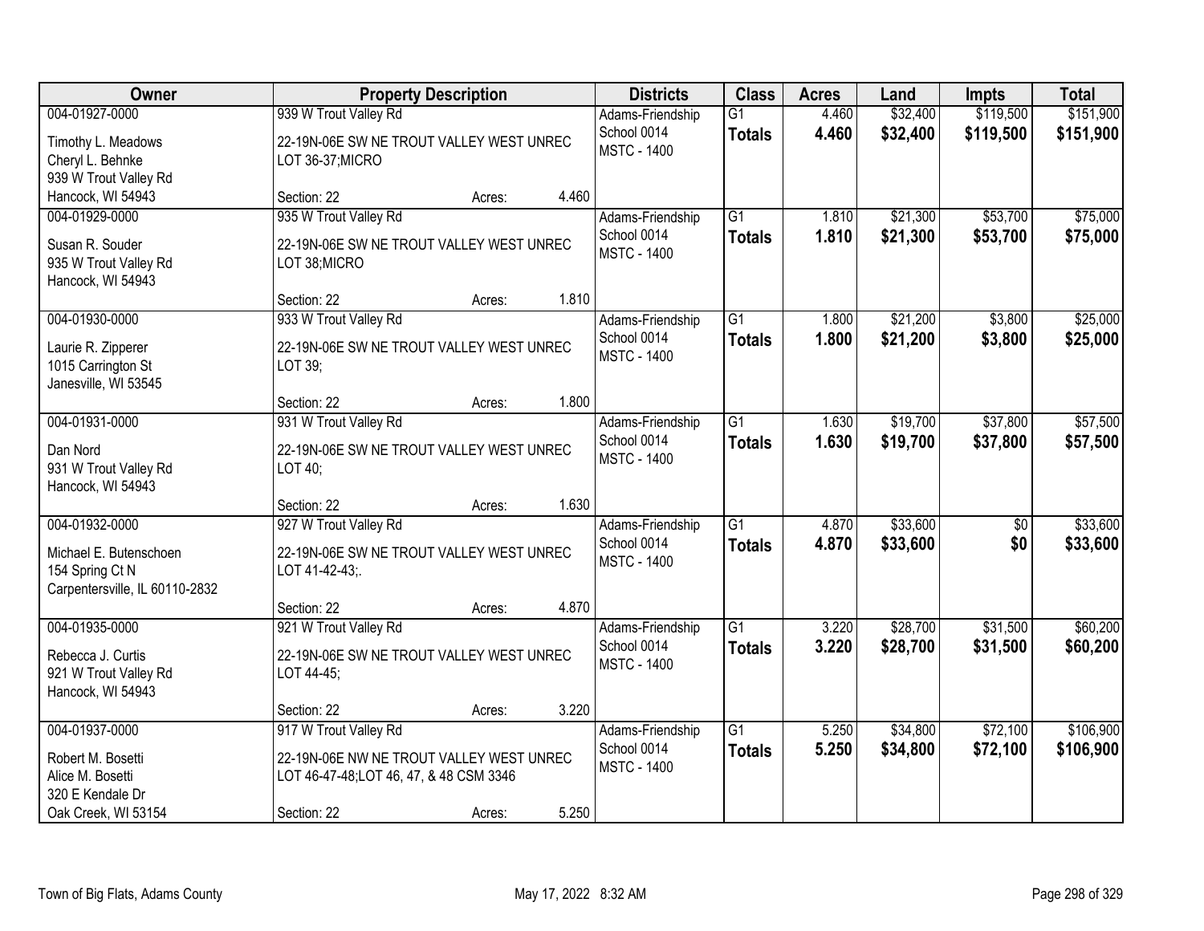| Owner | Property Description | | | Districts | Class | Acres | Land | Impts | Total |
|---|---|---|---|---|---|---|---|---|---|
| 004-01927-0000<br>Timothy L. Meadows<br>Cheryl L. Behnke<br>939 W Trout Valley Rd<br>Hancock, WI 54943 | 939 W Trout Valley Rd<br>22-19N-06E SW NE TROUT VALLEY WEST UNREC LOT 36-37;MICRO<br>Section: 22 | Acres: | 4.460 | Adams-Friendship School 0014<br>MSTC - 1400 | G1<br>**Totals** | 4.460<br>**4.460** | $32,400<br>**$32,400** | $119,500<br>**$119,500** | $151,900<br>**$151,900** |
| 004-01929-0000<br>Susan R. Souder<br>935 W Trout Valley Rd<br>Hancock, WI 54943 | 935 W Trout Valley Rd<br>22-19N-06E SW NE TROUT VALLEY WEST UNREC LOT 38;MICRO<br>Section: 22 | Acres: | 1.810 | Adams-Friendship School 0014<br>MSTC - 1400 | G1<br>**Totals** | 1.810<br>**1.810** | $21,300<br>**$21,300** | $53,700<br>**$53,700** | $75,000<br>**$75,000** |
| 004-01930-0000<br>Laurie R. Zipperer<br>1015 Carrington St<br>Janesville, WI 53545 | 933 W Trout Valley Rd<br>22-19N-06E SW NE TROUT VALLEY WEST UNREC LOT 39;<br>Section: 22 | Acres: | 1.800 | Adams-Friendship School 0014<br>MSTC - 1400 | G1<br>**Totals** | 1.800<br>**1.800** | $21,200<br>**$21,200** | $3,800<br>**$3,800** | $25,000<br>**$25,000** |
| 004-01931-0000<br>Dan Nord<br>931 W Trout Valley Rd<br>Hancock, WI 54943 | 931 W Trout Valley Rd<br>22-19N-06E SW NE TROUT VALLEY WEST UNREC LOT 40;<br>Section: 22 | Acres: | 1.630 | Adams-Friendship School 0014<br>MSTC - 1400 | G1<br>**Totals** | 1.630<br>**1.630** | $19,700<br>**$19,700** | $37,800<br>**$37,800** | $57,500<br>**$57,500** |
| 004-01932-0000<br>Michael E. Butenschoen<br>154 Spring Ct N<br>Carpentersville, IL 60110-2832 | 927 W Trout Valley Rd<br>22-19N-06E SW NE TROUT VALLEY WEST UNREC LOT 41-42-43;.<br>Section: 22 | Acres: | 4.870 | Adams-Friendship School 0014<br>MSTC - 1400 | G1<br>**Totals** | 4.870<br>**4.870** | $33,600<br>**$33,600** | $0<br>**$0** | $33,600<br>**$33,600** |
| 004-01935-0000<br>Rebecca J. Curtis<br>921 W Trout Valley Rd<br>Hancock, WI 54943 | 921 W Trout Valley Rd<br>22-19N-06E SW NE TROUT VALLEY WEST UNREC LOT 44-45;<br>Section: 22 | Acres: | 3.220 | Adams-Friendship School 0014<br>MSTC - 1400 | G1<br>**Totals** | 3.220<br>**3.220** | $28,700<br>**$28,700** | $31,500<br>**$31,500** | $60,200<br>**$60,200** |
| 004-01937-0000<br>Robert M. Bosetti<br>Alice M. Bosetti<br>320 E Kendale Dr<br>Oak Creek, WI 53154 | 917 W Trout Valley Rd<br>22-19N-06E NW NE TROUT VALLEY WEST UNREC LOT 46-47-48;LOT 46, 47, & 48 CSM 3346<br>Section: 22 | Acres: | 5.250 | Adams-Friendship School 0014<br>MSTC - 1400 | G1<br>**Totals** | 5.250<br>**5.250** | $34,800<br>**$34,800** | $72,100<br>**$72,100** | $106,900<br>**$106,900** |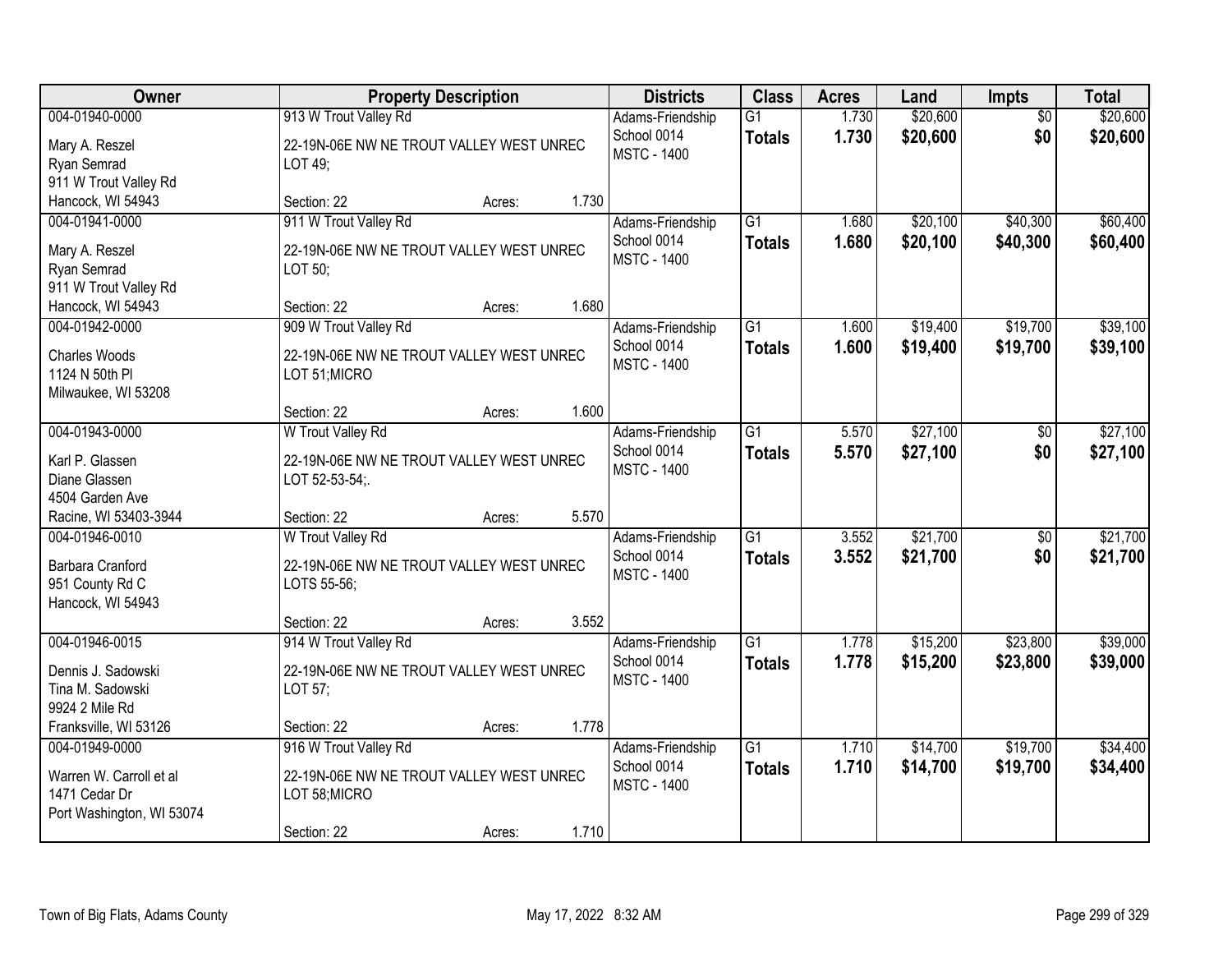| Owner | Property Description | Districts | Class | Acres | Land | Impts | Total |
|---|---|---|---|---|---|---|---|
| 004-01940-0000<br>Mary A. Reszel<br>Ryan Semrad<br>911 W Trout Valley Rd<br>Hancock, WI 54943 | 913 W Trout Valley Rd<br>22-19N-06E NW NE TROUT VALLEY WEST UNREC LOT 49;<br>Section: 22 Acres: 1.730 | Adams-Friendship School 0014<br>MSTC - 1400 | G1<br>**Totals** | 1.730<br>**1.730** | $20,600<br>**$20,600** | $0<br>**$0** | $20,600<br>**$20,600** |
| 004-01941-0000<br>Mary A. Reszel<br>Ryan Semrad<br>911 W Trout Valley Rd<br>Hancock, WI 54943 | 911 W Trout Valley Rd<br>22-19N-06E NW NE TROUT VALLEY WEST UNREC LOT 50;<br>Section: 22 Acres: 1.680 | Adams-Friendship School 0014<br>MSTC - 1400 | G1<br>**Totals** | 1.680<br>**1.680** | $20,100<br>**$20,100** | $40,300<br>**$40,300** | $60,400<br>**$60,400** |
| 004-01942-0000<br>Charles Woods<br>1124 N 50th Pl<br>Milwaukee, WI 53208 | 909 W Trout Valley Rd<br>22-19N-06E NW NE TROUT VALLEY WEST UNREC LOT 51;MICRO<br>Section: 22 Acres: 1.600 | Adams-Friendship School 0014<br>MSTC - 1400 | G1<br>**Totals** | 1.600<br>**1.600** | $19,400<br>**$19,400** | $19,700<br>**$19,700** | $39,100<br>**$39,100** |
| 004-01943-0000<br>Karl P. Glassen<br>Diane Glassen<br>4504 Garden Ave<br>Racine, WI 53403-3944 | W Trout Valley Rd<br>22-19N-06E NW NE TROUT VALLEY WEST UNREC LOT 52-53-54;.<br>Section: 22 Acres: 5.570 | Adams-Friendship School 0014<br>MSTC - 1400 | G1<br>**Totals** | 5.570<br>**5.570** | $27,100<br>**$27,100** | $0<br>**$0** | $27,100<br>**$27,100** |
| 004-01946-0010<br>Barbara Cranford<br>951 County Rd C<br>Hancock, WI 54943 | W Trout Valley Rd<br>22-19N-06E NW NE TROUT VALLEY WEST UNREC LOTS 55-56;<br>Section: 22 Acres: 3.552 | Adams-Friendship School 0014<br>MSTC - 1400 | G1<br>**Totals** | 3.552<br>**3.552** | $21,700<br>**$21,700** | $0<br>**$0** | $21,700<br>**$21,700** |
| 004-01946-0015<br>Dennis J. Sadowski<br>Tina M. Sadowski<br>9924 2 Mile Rd<br>Franksville, WI 53126 | 914 W Trout Valley Rd<br>22-19N-06E NW NE TROUT VALLEY WEST UNREC LOT 57;<br>Section: 22 Acres: 1.778 | Adams-Friendship School 0014<br>MSTC - 1400 | G1<br>**Totals** | 1.778<br>**1.778** | $15,200<br>**$15,200** | $23,800<br>**$23,800** | $39,000<br>**$39,000** |
| 004-01949-0000<br>Warren W. Carroll et al<br>1471 Cedar Dr<br>Port Washington, WI 53074 | 916 W Trout Valley Rd<br>22-19N-06E NW NE TROUT VALLEY WEST UNREC LOT 58;MICRO<br>Section: 22 Acres: 1.710 | Adams-Friendship School 0014<br>MSTC - 1400 | G1<br>**Totals** | 1.710<br>**1.710** | $14,700<br>**$14,700** | $19,700<br>**$19,700** | $34,400<br>**$34,400** |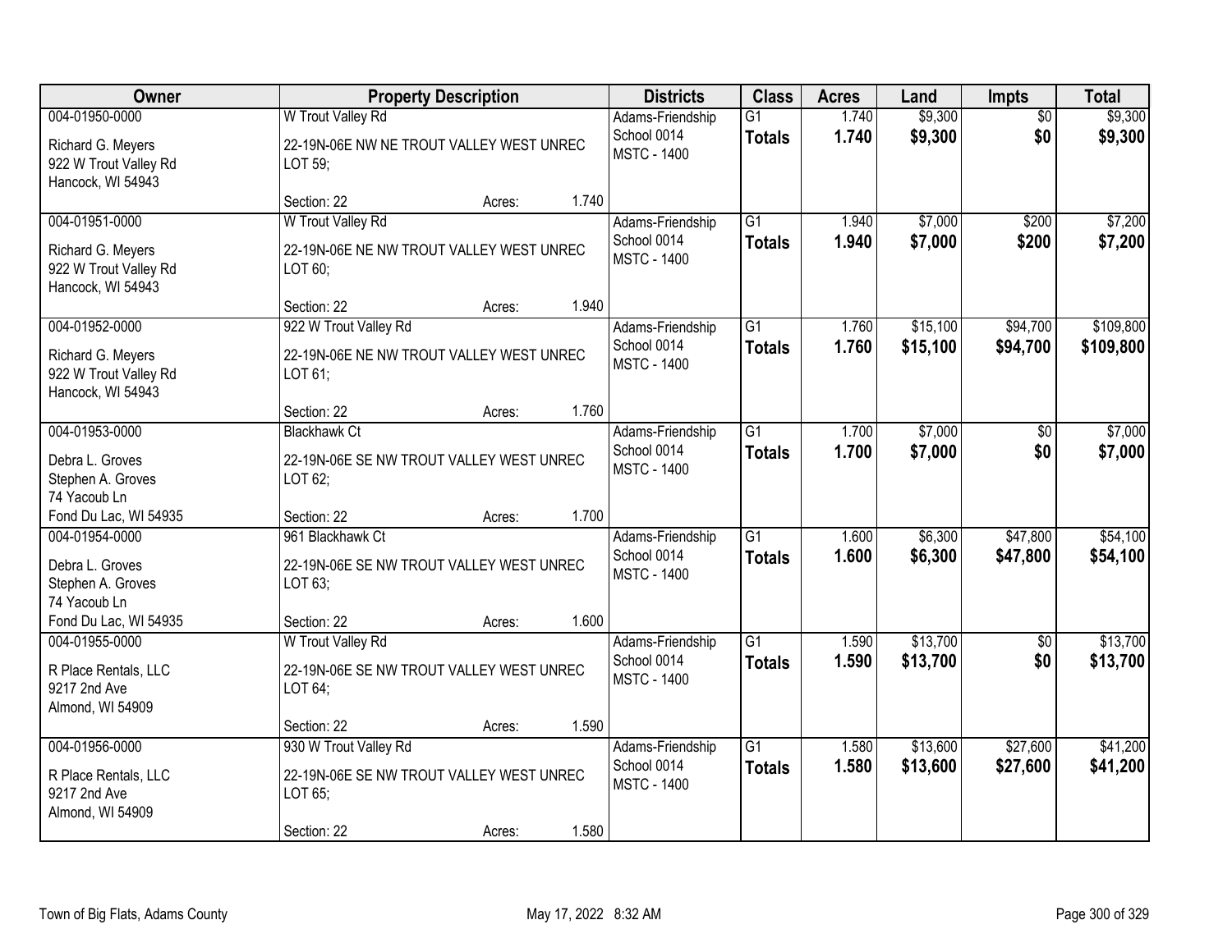| Owner | Property Description | Districts | Class | Acres | Land | Impts | Total |
|---|---|---|---|---|---|---|---|
| 004-01950-0000<br>Richard G. Meyers<br>922 W Trout Valley Rd<br>Hancock, WI 54943 | W Trout Valley Rd<br>22-19N-06E NW NE TROUT VALLEY WEST UNREC LOT 59;<br>Section: 22 Acres: 1.740 | Adams-Friendship School 0014<br>MSTC - 1400 | G1<br>**Totals** | 1.740<br>**1.740** | $9,300<br>**$9,300** | $0<br>**$0** | $9,300<br>**$9,300** |
| 004-01951-0000<br>Richard G. Meyers<br>922 W Trout Valley Rd<br>Hancock, WI 54943 | W Trout Valley Rd<br>22-19N-06E NE NW TROUT VALLEY WEST UNREC LOT 60;<br>Section: 22 Acres: 1.940 | Adams-Friendship School 0014<br>MSTC - 1400 | G1<br>**Totals** | 1.940<br>**1.940** | $7,000<br>**$7,000** | $200<br>**$200** | $7,200<br>**$7,200** |
| 004-01952-0000<br>Richard G. Meyers<br>922 W Trout Valley Rd<br>Hancock, WI 54943 | 922 W Trout Valley Rd<br>22-19N-06E NE NW TROUT VALLEY WEST UNREC LOT 61;<br>Section: 22 Acres: 1.760 | Adams-Friendship School 0014<br>MSTC - 1400 | G1<br>**Totals** | 1.760<br>**1.760** | $15,100<br>**$15,100** | $94,700<br>**$94,700** | $109,800<br>**$109,800** |
| 004-01953-0000<br>Debra L. Groves<br>Stephen A. Groves<br>74 Yacoub Ln<br>Fond Du Lac, WI 54935 | Blackhawk Ct<br>22-19N-06E SE NW TROUT VALLEY WEST UNREC LOT 62;<br>Section: 22 Acres: 1.700 | Adams-Friendship School 0014<br>MSTC - 1400 | G1<br>**Totals** | 1.700<br>**1.700** | $7,000<br>**$7,000** | $0<br>**$0** | $7,000<br>**$7,000** |
| 004-01954-0000<br>Debra L. Groves<br>Stephen A. Groves<br>74 Yacoub Ln<br>Fond Du Lac, WI 54935 | 961 Blackhawk Ct<br>22-19N-06E SE NW TROUT VALLEY WEST UNREC LOT 63;<br>Section: 22 Acres: 1.600 | Adams-Friendship School 0014<br>MSTC - 1400 | G1<br>**Totals** | 1.600<br>**1.600** | $6,300<br>**$6,300** | $47,800<br>**$47,800** | $54,100<br>**$54,100** |
| 004-01955-0000<br>R Place Rentals, LLC<br>9217 2nd Ave<br>Almond, WI 54909 | W Trout Valley Rd<br>22-19N-06E SE NW TROUT VALLEY WEST UNREC LOT 64;<br>Section: 22 Acres: 1.590 | Adams-Friendship School 0014<br>MSTC - 1400 | G1<br>**Totals** | 1.590<br>**1.590** | $13,700<br>**$13,700** | $0<br>**$0** | $13,700<br>**$13,700** |
| 004-01956-0000<br>R Place Rentals, LLC<br>9217 2nd Ave<br>Almond, WI 54909 | 930 W Trout Valley Rd<br>22-19N-06E SE NW TROUT VALLEY WEST UNREC LOT 65;<br>Section: 22 Acres: 1.580 | Adams-Friendship School 0014<br>MSTC - 1400 | G1<br>**Totals** | 1.580<br>**1.580** | $13,600<br>**$13,600** | $27,600<br>**$27,600** | $41,200<br>**$41,200** |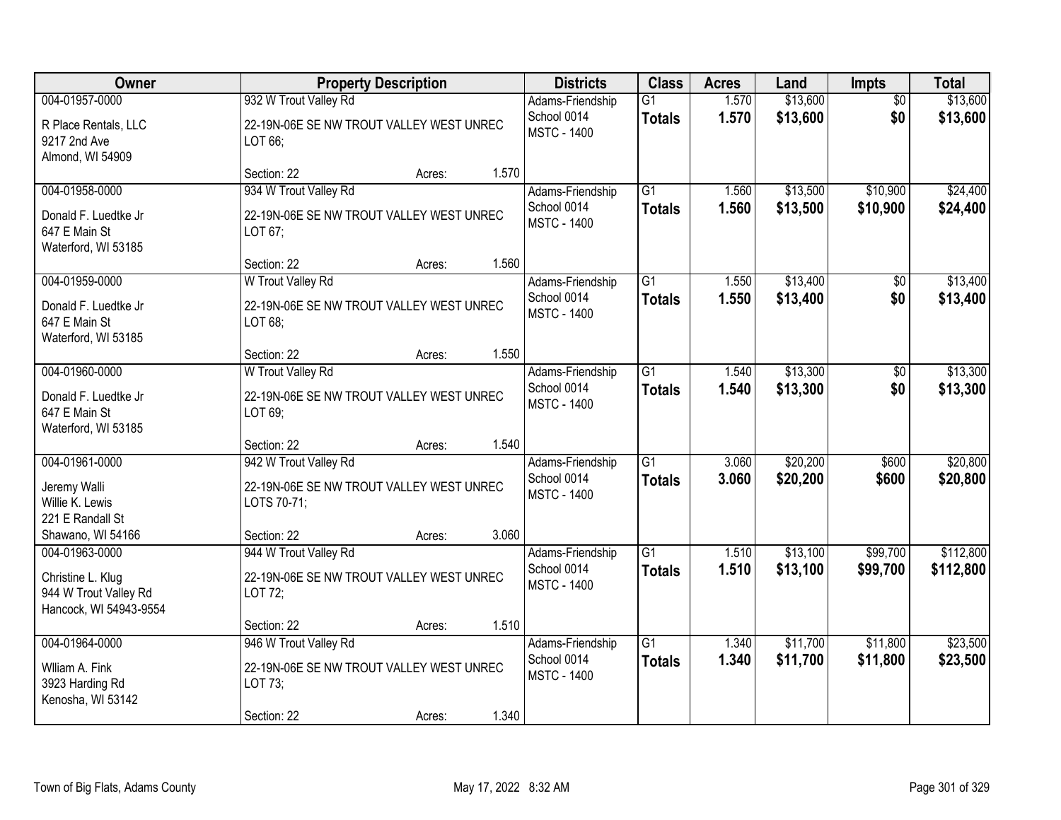| Owner | Property Description | Districts | Class | Acres | Land | Impts | Total |
|---|---|---|---|---|---|---|---|
| 004-01957-0000<br>R Place Rentals, LLC<br>9217 2nd Ave<br>Almond, WI 54909 | 932 W Trout Valley Rd<br>22-19N-06E SE NW TROUT VALLEY WEST UNREC LOT 66;<br>Section: 22 Acres: 1.570 | Adams-Friendship School 0014<br>MSTC - 1400 | G1<br>**Totals** | 1.570<br>**1.570** | $13,600<br>**$13,600** | $0<br>**$0** | $13,600<br>**$13,600** |
| 004-01958-0000<br>Donald F. Luedtke Jr<br>647 E Main St<br>Waterford, WI 53185 | 934 W Trout Valley Rd<br>22-19N-06E SE NW TROUT VALLEY WEST UNREC LOT 67;<br>Section: 22 Acres: 1.560 | Adams-Friendship School 0014<br>MSTC - 1400 | G1<br>**Totals** | 1.560<br>**1.560** | $13,500<br>**$13,500** | $10,900<br>**$10,900** | $24,400<br>**$24,400** |
| 004-01959-0000<br>Donald F. Luedtke Jr<br>647 E Main St<br>Waterford, WI 53185 | W Trout Valley Rd<br>22-19N-06E SE NW TROUT VALLEY WEST UNREC LOT 68;<br>Section: 22 Acres: 1.550 | Adams-Friendship School 0014<br>MSTC - 1400 | G1<br>**Totals** | 1.550<br>**1.550** | $13,400<br>**$13,400** | $0<br>**$0** | $13,400<br>**$13,400** |
| 004-01960-0000<br>Donald F. Luedtke Jr<br>647 E Main St<br>Waterford, WI 53185 | W Trout Valley Rd<br>22-19N-06E SE NW TROUT VALLEY WEST UNREC LOT 69;<br>Section: 22 Acres: 1.540 | Adams-Friendship School 0014<br>MSTC - 1400 | G1<br>**Totals** | 1.540<br>**1.540** | $13,300<br>**$13,300** | $0<br>**$0** | $13,300<br>**$13,300** |
| 004-01961-0000<br>Jeremy Walli<br>Willie K. Lewis<br>221 E Randall St<br>Shawano, WI 54166 | 942 W Trout Valley Rd<br>22-19N-06E SE NW TROUT VALLEY WEST UNREC LOTS 70-71;<br>Section: 22 Acres: 3.060 | Adams-Friendship School 0014<br>MSTC - 1400 | G1<br>**Totals** | 3.060<br>**3.060** | $20,200<br>**$20,200** | $600<br>**$600** | $20,800<br>**$20,800** |
| 004-01963-0000<br>Christine L. Klug<br>944 W Trout Valley Rd<br>Hancock, WI 54943-9554 | 944 W Trout Valley Rd<br>22-19N-06E SE NW TROUT VALLEY WEST UNREC LOT 72;<br>Section: 22 Acres: 1.510 | Adams-Friendship School 0014<br>MSTC - 1400 | G1<br>**Totals** | 1.510<br>**1.510** | $13,100<br>**$13,100** | $99,700<br>**$99,700** | $112,800<br>**$112,800** |
| 004-01964-0000<br>Wlliam A. Fink<br>3923 Harding Rd<br>Kenosha, WI 53142 | 946 W Trout Valley Rd<br>22-19N-06E SE NW TROUT VALLEY WEST UNREC LOT 73;<br>Section: 22 Acres: 1.340 | Adams-Friendship School 0014<br>MSTC - 1400 | G1<br>**Totals** | 1.340<br>**1.340** | $11,700<br>**$11,700** | $11,800<br>**$11,800** | $23,500<br>**$23,500** |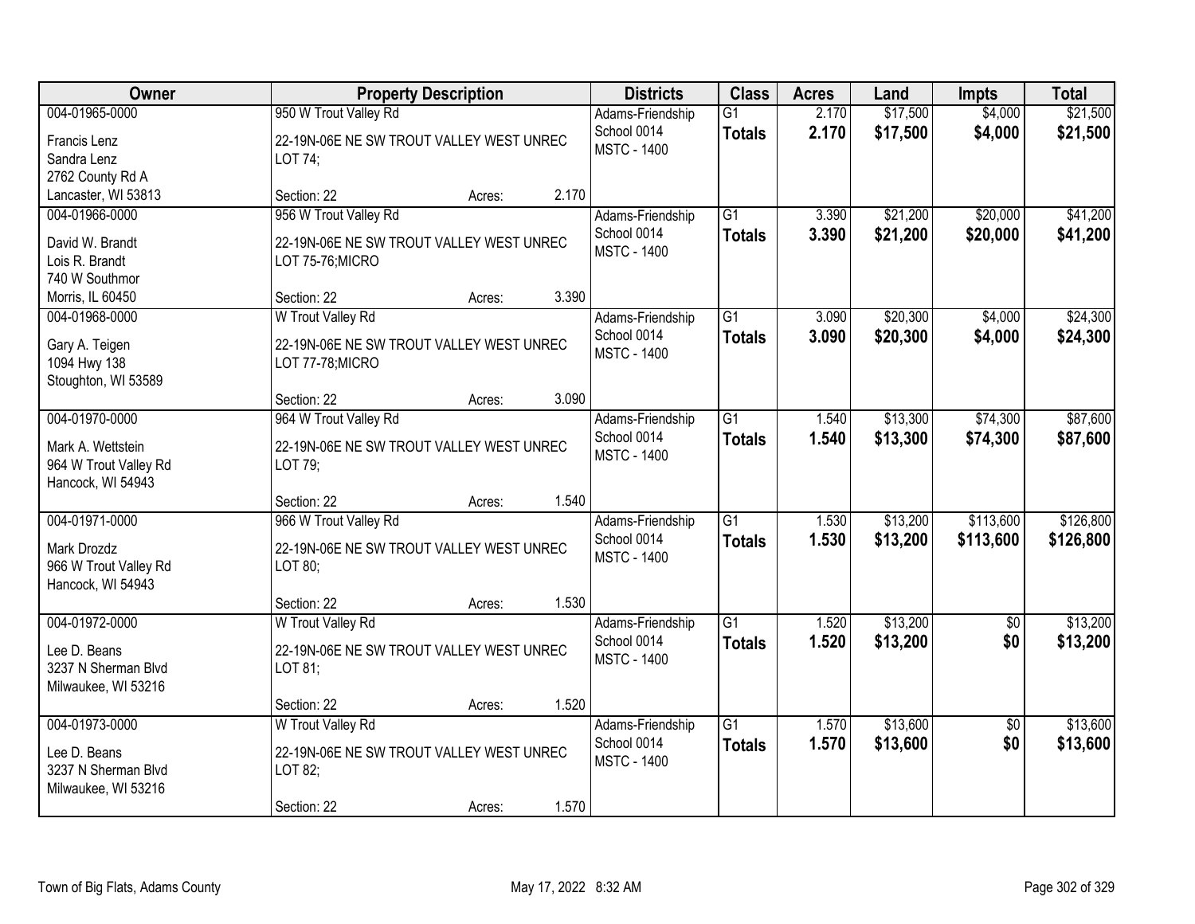| Owner | Property Description | Districts | Class | Acres | Land | Impts | Total |
|---|---|---|---|---|---|---|---|
| 004-01965-0000<br>Francis Lenz<br>Sandra Lenz<br>2762 County Rd A<br>Lancaster, WI 53813 | 950 W Trout Valley Rd<br>22-19N-06E NE SW TROUT VALLEY WEST UNREC LOT 74;<br>Section: 22 Acres: 2.170 | Adams-Friendship School 0014<br>MSTC - 1400 | G1<br>**Totals** | 2.170<br>**2.170** | $17,500<br>**$17,500** | $4,000<br>**$4,000** | $21,500<br>**$21,500** |
| 004-01966-0000<br>David W. Brandt<br>Lois R. Brandt<br>740 W Southmor<br>Morris, IL 60450 | 956 W Trout Valley Rd<br>22-19N-06E NE SW TROUT VALLEY WEST UNREC LOT 75-76;MICRO<br>Section: 22 Acres: 3.390 | Adams-Friendship School 0014<br>MSTC - 1400 | G1<br>**Totals** | 3.390<br>**3.390** | $21,200<br>**$21,200** | $20,000<br>**$20,000** | $41,200<br>**$41,200** |
| 004-01968-0000<br>Gary A. Teigen<br>1094 Hwy 138<br>Stoughton, WI 53589 | W Trout Valley Rd<br>22-19N-06E NE SW TROUT VALLEY WEST UNREC LOT 77-78;MICRO<br>Section: 22 Acres: 3.090 | Adams-Friendship School 0014<br>MSTC - 1400 | G1<br>**Totals** | 3.090<br>**3.090** | $20,300<br>**$20,300** | $4,000<br>**$4,000** | $24,300<br>**$24,300** |
| 004-01970-0000<br>Mark A. Wettstein<br>964 W Trout Valley Rd<br>Hancock, WI 54943 | 964 W Trout Valley Rd<br>22-19N-06E NE SW TROUT VALLEY WEST UNREC LOT 79;<br>Section: 22 Acres: 1.540 | Adams-Friendship School 0014<br>MSTC - 1400 | G1<br>**Totals** | 1.540<br>**1.540** | $13,300<br>**$13,300** | $74,300<br>**$74,300** | $87,600<br>**$87,600** |
| 004-01971-0000<br>Mark Drozdz<br>966 W Trout Valley Rd<br>Hancock, WI 54943 | 966 W Trout Valley Rd<br>22-19N-06E NE SW TROUT VALLEY WEST UNREC LOT 80;<br>Section: 22 Acres: 1.530 | Adams-Friendship School 0014<br>MSTC - 1400 | G1<br>**Totals** | 1.530<br>**1.530** | $13,200<br>**$13,200** | $113,600<br>**$113,600** | $126,800<br>**$126,800** |
| 004-01972-0000<br>Lee D. Beans<br>3237 N Sherman Blvd<br>Milwaukee, WI 53216 | W Trout Valley Rd<br>22-19N-06E NE SW TROUT VALLEY WEST UNREC LOT 81;<br>Section: 22 Acres: 1.520 | Adams-Friendship School 0014<br>MSTC - 1400 | G1<br>**Totals** | 1.520<br>**1.520** | $13,200<br>**$13,200** | $0<br>**$0** | $13,200<br>**$13,200** |
| 004-01973-0000<br>Lee D. Beans<br>3237 N Sherman Blvd<br>Milwaukee, WI 53216 | W Trout Valley Rd<br>22-19N-06E NE SW TROUT VALLEY WEST UNREC LOT 82;<br>Section: 22 Acres: 1.570 | Adams-Friendship School 0014<br>MSTC - 1400 | G1<br>**Totals** | 1.570<br>**1.570** | $13,600<br>**$13,600** | $0<br>**$0** | $13,600<br>**$13,600** |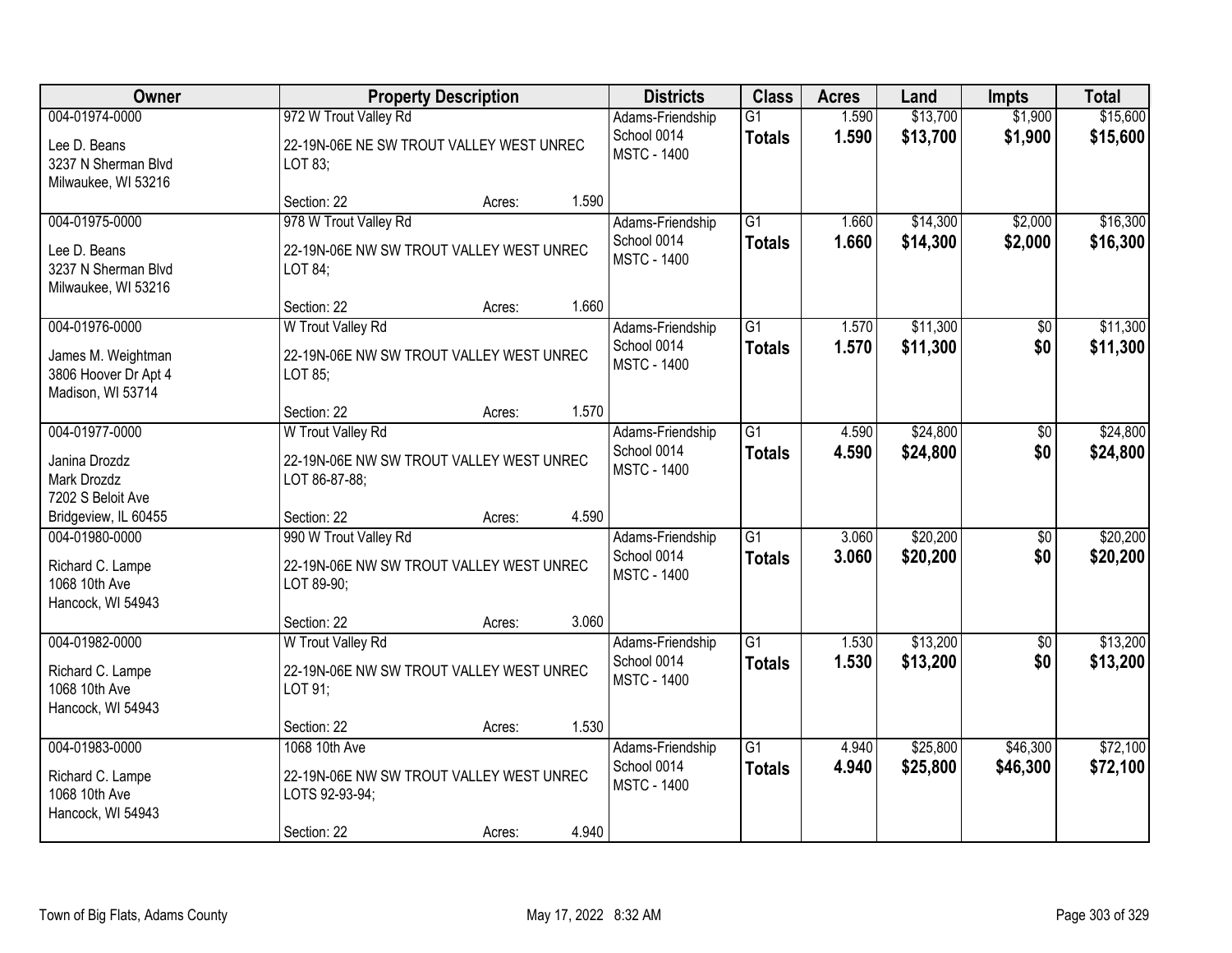| Owner | Property Description | Districts | Class | Acres | Land | Impts | Total |
|---|---|---|---|---|---|---|---|
| 004-01974-0000<br>Lee D. Beans<br>3237 N Sherman Blvd<br>Milwaukee, WI 53216 | 972 W Trout Valley Rd<br>22-19N-06E NE SW TROUT VALLEY WEST UNREC LOT 83;<br>Section: 22 Acres: 1.590 | Adams-Friendship School 0014<br>MSTC - 1400 | G1<br>**Totals** | 1.590<br>**1.590** | $13,700<br>**$13,700** | $1,900<br>**$1,900** | $15,600<br>**$15,600** |
| 004-01975-0000<br>Lee D. Beans<br>3237 N Sherman Blvd<br>Milwaukee, WI 53216 | 978 W Trout Valley Rd<br>22-19N-06E NW SW TROUT VALLEY WEST UNREC LOT 84;<br>Section: 22 Acres: 1.660 | Adams-Friendship School 0014<br>MSTC - 1400 | G1<br>**Totals** | 1.660<br>**1.660** | $14,300<br>**$14,300** | $2,000<br>**$2,000** | $16,300<br>**$16,300** |
| 004-01976-0000<br>James M. Weightman<br>3806 Hoover Dr Apt 4<br>Madison, WI 53714 | W Trout Valley Rd<br>22-19N-06E NW SW TROUT VALLEY WEST UNREC LOT 85;<br>Section: 22 Acres: 1.570 | Adams-Friendship School 0014<br>MSTC - 1400 | G1<br>**Totals** | 1.570<br>**1.570** | $11,300<br>**$11,300** | $0<br>**$0** | $11,300<br>**$11,300** |
| 004-01977-0000<br>Janina Drozdz<br>Mark Drozdz<br>7202 S Beloit Ave<br>Bridgeview, IL 60455 | W Trout Valley Rd<br>22-19N-06E NW SW TROUT VALLEY WEST UNREC LOT 86-87-88;<br>Section: 22 Acres: 4.590 | Adams-Friendship School 0014<br>MSTC - 1400 | G1<br>**Totals** | 4.590<br>**4.590** | $24,800<br>**$24,800** | $0<br>**$0** | $24,800<br>**$24,800** |
| 004-01980-0000<br>Richard C. Lampe<br>1068 10th Ave<br>Hancock, WI 54943 | 990 W Trout Valley Rd<br>22-19N-06E NW SW TROUT VALLEY WEST UNREC LOT 89-90;<br>Section: 22 Acres: 3.060 | Adams-Friendship School 0014<br>MSTC - 1400 | G1<br>**Totals** | 3.060<br>**3.060** | $20,200<br>**$20,200** | $0<br>**$0** | $20,200<br>**$20,200** |
| 004-01982-0000<br>Richard C. Lampe<br>1068 10th Ave<br>Hancock, WI 54943 | W Trout Valley Rd<br>22-19N-06E NW SW TROUT VALLEY WEST UNREC LOT 91;<br>Section: 22 Acres: 1.530 | Adams-Friendship School 0014<br>MSTC - 1400 | G1<br>**Totals** | 1.530<br>**1.530** | $13,200<br>**$13,200** | $0<br>**$0** | $13,200<br>**$13,200** |
| 004-01983-0000<br>Richard C. Lampe<br>1068 10th Ave<br>Hancock, WI 54943 | 1068 10th Ave<br>22-19N-06E NW SW TROUT VALLEY WEST UNREC LOTS 92-93-94;<br>Section: 22 Acres: 4.940 | Adams-Friendship School 0014<br>MSTC - 1400 | G1<br>**Totals** | 4.940<br>**4.940** | $25,800<br>**$25,800** | $46,300<br>**$46,300** | $72,100<br>**$72,100** |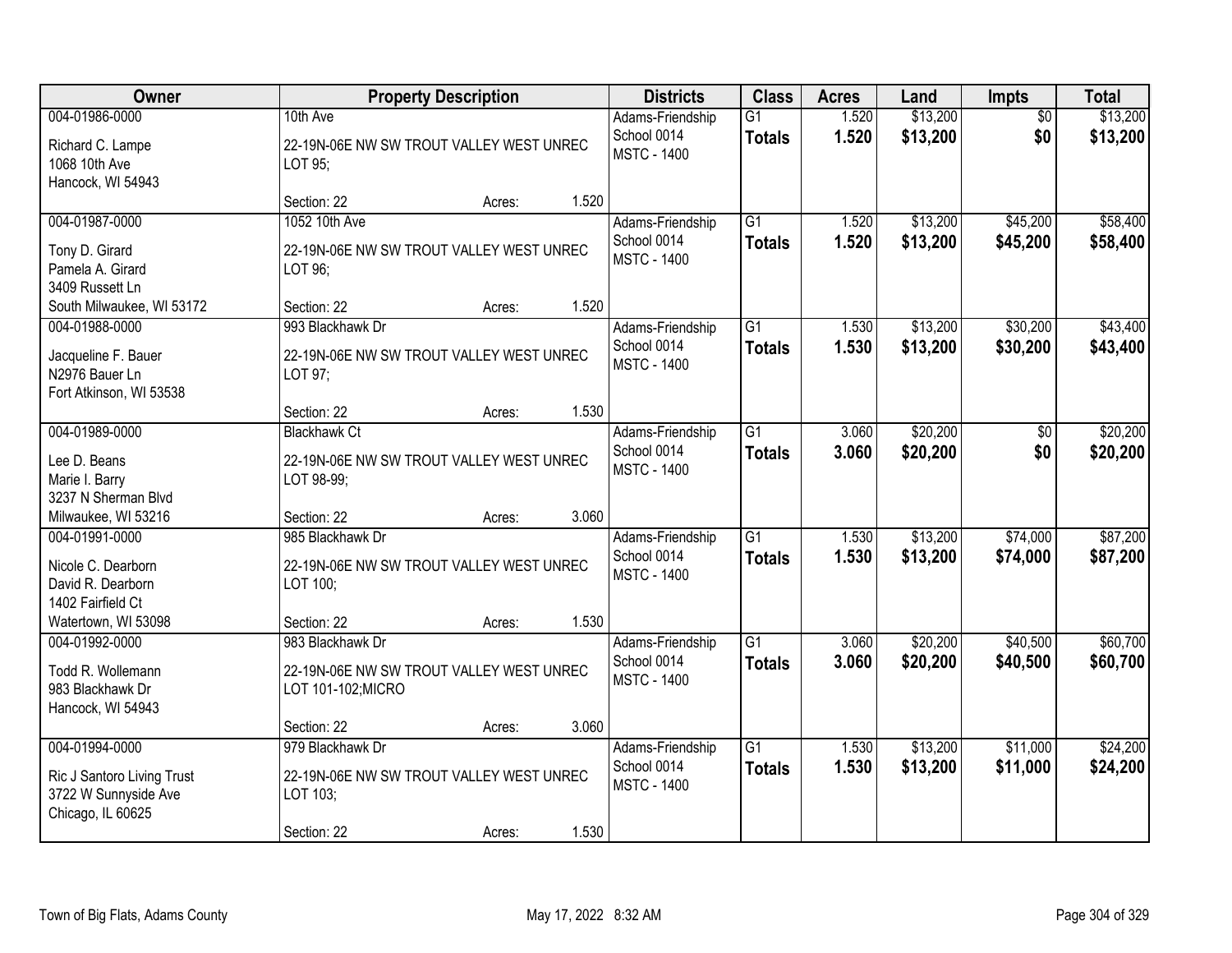| Owner | Property Description | Districts | Class | Acres | Land | Impts | Total |
|---|---|---|---|---|---|---|---|
| 004-01986-0000<br>Richard C. Lampe<br>1068 10th Ave<br>Hancock, WI 54943 | 10th Ave<br>22-19N-06E NW SW TROUT VALLEY WEST UNREC LOT 95;<br>Section: 22 Acres: 1.520 | Adams-Friendship School 0014<br>MSTC - 1400 | G1<br>**Totals** | 1.520<br>**1.520** | $13,200<br>**$13,200** | $0<br>**$0** | $13,200<br>**$13,200** |
| 004-01987-0000<br>Tony D. Girard<br>Pamela A. Girard<br>3409 Russett Ln<br>South Milwaukee, WI 53172 | 1052 10th Ave<br>22-19N-06E NW SW TROUT VALLEY WEST UNREC LOT 96;<br>Section: 22 Acres: 1.520 | Adams-Friendship School 0014<br>MSTC - 1400 | G1<br>**Totals** | 1.520<br>**1.520** | $13,200<br>**$13,200** | $45,200<br>**$45,200** | $58,400<br>**$58,400** |
| 004-01988-0000<br>Jacqueline F. Bauer<br>N2976 Bauer Ln<br>Fort Atkinson, WI 53538 | 993 Blackhawk Dr<br>22-19N-06E NW SW TROUT VALLEY WEST UNREC LOT 97;<br>Section: 22 Acres: 1.530 | Adams-Friendship School 0014<br>MSTC - 1400 | G1<br>**Totals** | 1.530<br>**1.530** | $13,200<br>**$13,200** | $30,200<br>**$30,200** | $43,400<br>**$43,400** |
| 004-01989-0000<br>Lee D. Beans<br>Marie I. Barry<br>3237 N Sherman Blvd<br>Milwaukee, WI 53216 | Blackhawk Ct<br>22-19N-06E NW SW TROUT VALLEY WEST UNREC LOT 98-99;<br>Section: 22 Acres: 3.060 | Adams-Friendship School 0014<br>MSTC - 1400 | G1<br>**Totals** | 3.060<br>**3.060** | $20,200<br>**$20,200** | $0<br>**$0** | $20,200<br>**$20,200** |
| 004-01991-0000<br>Nicole C. Dearborn<br>David R. Dearborn<br>1402 Fairfield Ct<br>Watertown, WI 53098 | 985 Blackhawk Dr<br>22-19N-06E NW SW TROUT VALLEY WEST UNREC LOT 100;<br>Section: 22 Acres: 1.530 | Adams-Friendship School 0014<br>MSTC - 1400 | G1<br>**Totals** | 1.530<br>**1.530** | $13,200<br>**$13,200** | $74,000<br>**$74,000** | $87,200<br>**$87,200** |
| 004-01992-0000<br>Todd R. Wollemann<br>983 Blackhawk Dr<br>Hancock, WI 54943 | 983 Blackhawk Dr<br>22-19N-06E NW SW TROUT VALLEY WEST UNREC LOT 101-102;MICRO<br>Section: 22 Acres: 3.060 | Adams-Friendship School 0014<br>MSTC - 1400 | G1<br>**Totals** | 3.060<br>**3.060** | $20,200<br>**$20,200** | $40,500<br>**$40,500** | $60,700<br>**$60,700** |
| 004-01994-0000<br>Ric J Santoro Living Trust<br>3722 W Sunnyside Ave<br>Chicago, IL 60625 | 979 Blackhawk Dr<br>22-19N-06E NW SW TROUT VALLEY WEST UNREC LOT 103;<br>Section: 22 Acres: 1.530 | Adams-Friendship School 0014<br>MSTC - 1400 | G1<br>**Totals** | 1.530<br>**1.530** | $13,200<br>**$13,200** | $11,000<br>**$11,000** | $24,200<br>**$24,200** |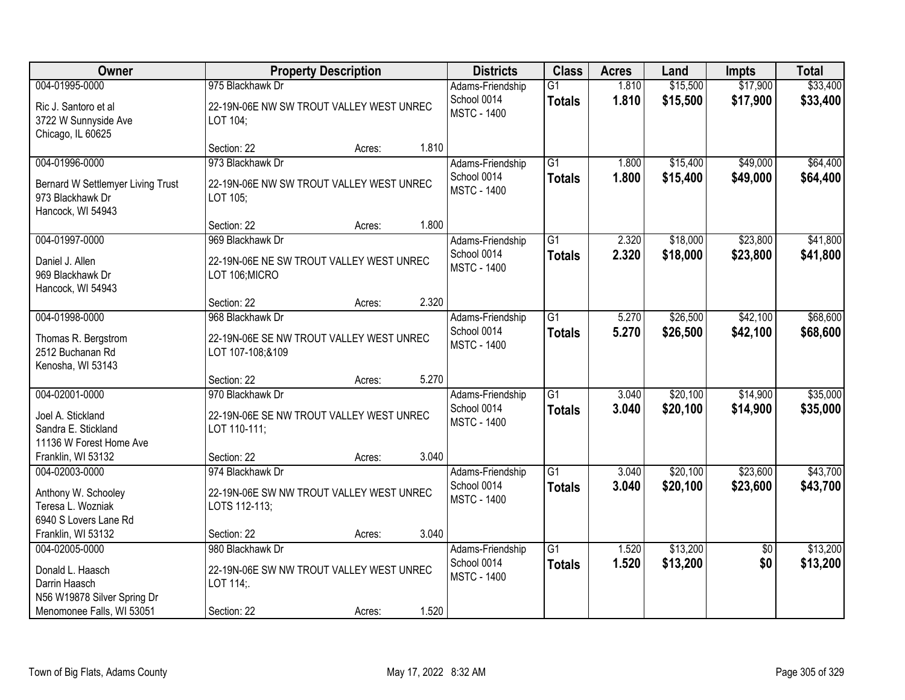| Owner | Property Description | | | Districts | Class | Acres | Land | Impts | Total |
|---|---|---|---|---|---|---|---|---|---|
| 004-01995-0000<br>Ric J. Santoro et al<br>3722 W Sunnyside Ave<br>Chicago, IL 60625 | 975 Blackhawk Dr<br>22-19N-06E NW SW TROUT VALLEY WEST UNREC LOT 104; | | | Adams-Friendship School 0014<br>MSTC - 1400 | G1<br>**Totals** | 1.810<br>**1.810** | $15,500<br>**$15,500** | $17,900<br>**$17,900** | $33,400<br>**$33,400** |
| | Section: 22 | Acres: | 1.810 | | | | | | |
| 004-01996-0000<br>Bernard W Settlemyer Living Trust<br>973 Blackhawk Dr<br>Hancock, WI 54943 | 973 Blackhawk Dr<br>22-19N-06E NW SW TROUT VALLEY WEST UNREC LOT 105; | | | Adams-Friendship School 0014<br>MSTC - 1400 | G1<br>**Totals** | 1.800<br>**1.800** | $15,400<br>**$15,400** | $49,000<br>**$49,000** | $64,400<br>**$64,400** |
| | Section: 22 | Acres: | 1.800 | | | | | | |
| 004-01997-0000<br>Daniel J. Allen<br>969 Blackhawk Dr<br>Hancock, WI 54943 | 969 Blackhawk Dr<br>22-19N-06E NE SW TROUT VALLEY WEST UNREC LOT 106;MICRO | | | Adams-Friendship School 0014<br>MSTC - 1400 | G1<br>**Totals** | 2.320<br>**2.320** | $18,000<br>**$18,000** | $23,800<br>**$23,800** | $41,800<br>**$41,800** |
| | Section: 22 | Acres: | 2.320 | | | | | | |
| 004-01998-0000<br>Thomas R. Bergstrom<br>2512 Buchanan Rd<br>Kenosha, WI 53143 | 968 Blackhawk Dr<br>22-19N-06E SE NW TROUT VALLEY WEST UNREC LOT 107-108;&109 | | | Adams-Friendship School 0014<br>MSTC - 1400 | G1<br>**Totals** | 5.270<br>**5.270** | $26,500<br>**$26,500** | $42,100<br>**$42,100** | $68,600<br>**$68,600** |
| | Section: 22 | Acres: | 5.270 | | | | | | |
| 004-02001-0000<br>Joel A. Stickland<br>Sandra E. Stickland<br>11136 W Forest Home Ave<br>Franklin, WI 53132 | 970 Blackhawk Dr<br>22-19N-06E SE NW TROUT VALLEY WEST UNREC LOT 110-111; | | | Adams-Friendship School 0014<br>MSTC - 1400 | G1<br>**Totals** | 3.040<br>**3.040** | $20,100<br>**$20,100** | $14,900<br>**$14,900** | $35,000<br>**$35,000** |
| | Section: 22 | Acres: | 3.040 | | | | | | |
| 004-02003-0000<br>Anthony W. Schooley<br>Teresa L. Wozniak<br>6940 S Lovers Lane Rd<br>Franklin, WI 53132 | 974 Blackhawk Dr<br>22-19N-06E SW NW TROUT VALLEY WEST UNREC LOTS 112-113; | | | Adams-Friendship School 0014<br>MSTC - 1400 | G1<br>**Totals** | 3.040<br>**3.040** | $20,100<br>**$20,100** | $23,600<br>**$23,600** | $43,700<br>**$43,700** |
| | Section: 22 | Acres: | 3.040 | | | | | | |
| 004-02005-0000<br>Donald L. Haasch<br>Darrin Haasch<br>N56 W19878 Silver Spring Dr<br>Menomonee Falls, WI 53051 | 980 Blackhawk Dr<br>22-19N-06E SW NW TROUT VALLEY WEST UNREC LOT 114;. | | | Adams-Friendship School 0014<br>MSTC - 1400 | G1<br>**Totals** | 1.520<br>**1.520** | $13,200<br>**$13,200** | $0<br>**$0** | $13,200<br>**$13,200** |
| | Section: 22 | Acres: | 1.520 | | | | | | |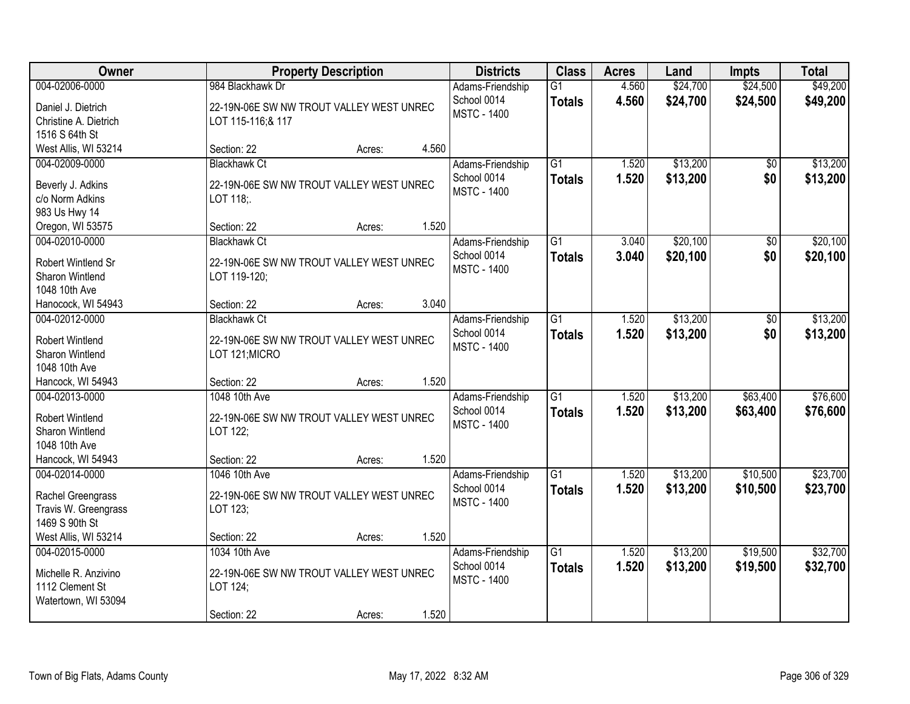| Owner | Property Description | Districts | Class | Acres | Land | Impts | Total |
|---|---|---|---|---|---|---|---|
| 004-02006-0000<br>Daniel J. Dietrich<br>Christine A. Dietrich<br>1516 S 64th St<br>West Allis, WI 53214 | 984 Blackhawk Dr<br>22-19N-06E SW NW TROUT VALLEY WEST UNREC LOT 115-116;& 117<br>Section: 22 Acres: 4.560 | Adams-Friendship School 0014<br>MSTC - 1400 | G1<br>**Totals** | 4.560<br>**4.560** | $24,700<br>**$24,700** | $24,500<br>**$24,500** | $49,200<br>**$49,200** |
| 004-02009-0000<br>Beverly J. Adkins<br>c/o Norm Adkins<br>983 Us Hwy 14<br>Oregon, WI 53575 | Blackhawk Ct<br>22-19N-06E SW NW TROUT VALLEY WEST UNREC LOT 118;.<br>Section: 22 Acres: 1.520 | Adams-Friendship School 0014<br>MSTC - 1400 | G1<br>**Totals** | 1.520<br>**1.520** | $13,200<br>**$13,200** | $0<br>**$0** | $13,200<br>**$13,200** |
| 004-02010-0000<br>Robert Wintlend Sr<br>Sharon Wintlend<br>1048 10th Ave<br>Hanocock, WI 54943 | Blackhawk Ct<br>22-19N-06E SW NW TROUT VALLEY WEST UNREC LOT 119-120;<br>Section: 22 Acres: 3.040 | Adams-Friendship School 0014<br>MSTC - 1400 | G1<br>**Totals** | 3.040<br>**3.040** | $20,100<br>**$20,100** | $0<br>**$0** | $20,100<br>**$20,100** |
| 004-02012-0000<br>Robert Wintlend<br>Sharon Wintlend<br>1048 10th Ave<br>Hancock, WI 54943 | Blackhawk Ct<br>22-19N-06E SW NW TROUT VALLEY WEST UNREC LOT 121;MICRO<br>Section: 22 Acres: 1.520 | Adams-Friendship School 0014<br>MSTC - 1400 | G1<br>**Totals** | 1.520<br>**1.520** | $13,200<br>**$13,200** | $0<br>**$0** | $13,200<br>**$13,200** |
| 004-02013-0000<br>Robert Wintlend<br>Sharon Wintlend<br>1048 10th Ave<br>Hancock, WI 54943 | 1048 10th Ave<br>22-19N-06E SW NW TROUT VALLEY WEST UNREC LOT 122;<br>Section: 22 Acres: 1.520 | Adams-Friendship School 0014<br>MSTC - 1400 | G1<br>**Totals** | 1.520<br>**1.520** | $13,200<br>**$13,200** | $63,400<br>**$63,400** | $76,600<br>**$76,600** |
| 004-02014-0000<br>Rachel Greengrass<br>Travis W. Greengrass<br>1469 S 90th St<br>West Allis, WI 53214 | 1046 10th Ave<br>22-19N-06E SW NW TROUT VALLEY WEST UNREC LOT 123;<br>Section: 22 Acres: 1.520 | Adams-Friendship School 0014<br>MSTC - 1400 | G1<br>**Totals** | 1.520<br>**1.520** | $13,200<br>**$13,200** | $10,500<br>**$10,500** | $23,700<br>**$23,700** |
| 004-02015-0000<br>Michelle R. Anzivino<br>1112 Clement St<br>Watertown, WI 53094 | 1034 10th Ave<br>22-19N-06E SW NW TROUT VALLEY WEST UNREC LOT 124;<br>Section: 22 Acres: 1.520 | Adams-Friendship School 0014<br>MSTC - 1400 | G1<br>**Totals** | 1.520<br>**1.520** | $13,200<br>**$13,200** | $19,500<br>**$19,500** | $32,700<br>**$32,700** |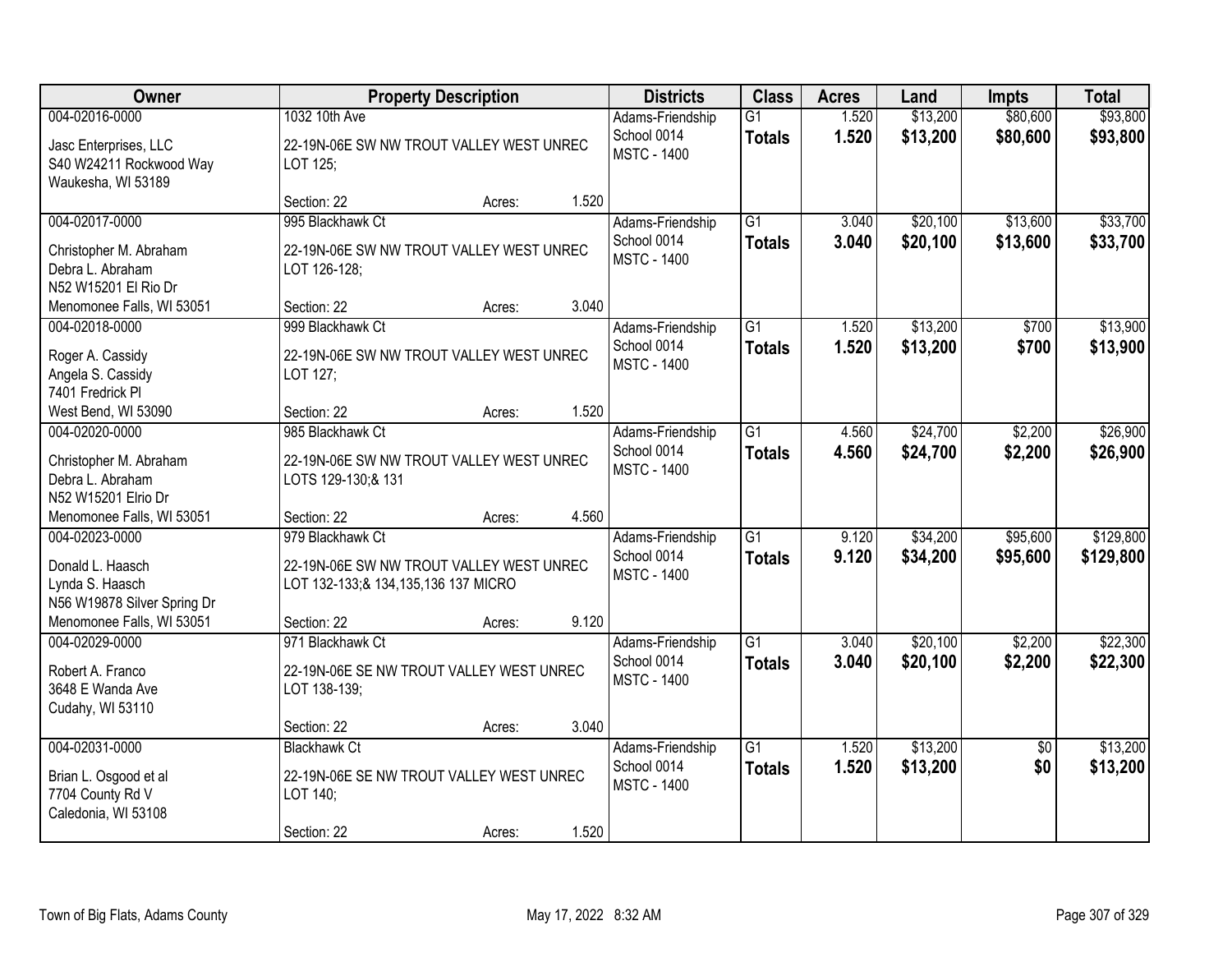| Owner | Property Description | | | Districts | Class | Acres | Land | Impts | Total |
|---|---|---|---|---|---|---|---|---|---|
| 004-02016-0000<br>Jasc Enterprises, LLC<br>S40 W24211 Rockwood Way<br>Waukesha, WI 53189 | 1032 10th Ave<br>22-19N-06E SW NW TROUT VALLEY WEST UNREC LOT 125;<br>Section: 22 | Acres: | 1.520 | Adams-Friendship School 0014<br>MSTC - 1400 | G1<br>**Totals** | 1.520<br>**1.520** | \$13,200<br>**\$13,200** | \$80,600<br>**\$80,600** | \$93,800<br>**\$93,800** |
| 004-02017-0000<br>Christopher M. Abraham<br>Debra L. Abraham<br>N52 W15201 El Rio Dr<br>Menomonee Falls, WI 53051 | 995 Blackhawk Ct<br>22-19N-06E SW NW TROUT VALLEY WEST UNREC LOT 126-128;<br>Section: 22 | Acres: | 3.040 | Adams-Friendship School 0014<br>MSTC - 1400 | G1<br>**Totals** | 3.040<br>**3.040** | \$20,100<br>**\$20,100** | \$13,600<br>**\$13,600** | \$33,700<br>**\$33,700** |
| 004-02018-0000<br>Roger A. Cassidy<br>Angela S. Cassidy<br>7401 Fredrick Pl<br>West Bend, WI 53090 | 999 Blackhawk Ct<br>22-19N-06E SW NW TROUT VALLEY WEST UNREC LOT 127;<br>Section: 22 | Acres: | 1.520 | Adams-Friendship School 0014<br>MSTC - 1400 | G1<br>**Totals** | 1.520<br>**1.520** | \$13,200<br>**\$13,200** | \$700<br>**\$700** | \$13,900<br>**\$13,900** |
| 004-02020-0000<br>Christopher M. Abraham<br>Debra L. Abraham<br>N52 W15201 Elrio Dr<br>Menomonee Falls, WI 53051 | 985 Blackhawk Ct<br>22-19N-06E SW NW TROUT VALLEY WEST UNREC LOTS 129-130;& 131<br>Section: 22 | Acres: | 4.560 | Adams-Friendship School 0014<br>MSTC - 1400 | G1<br>**Totals** | 4.560<br>**4.560** | \$24,700<br>**\$24,700** | \$2,200<br>**\$2,200** | \$26,900<br>**\$26,900** |
| 004-02023-0000<br>Donald L. Haasch<br>Lynda S. Haasch<br>N56 W19878 Silver Spring Dr<br>Menomonee Falls, WI 53051 | 979 Blackhawk Ct<br>22-19N-06E SW NW TROUT VALLEY WEST UNREC LOT 132-133;& 134,135,136 137 MICRO<br>Section: 22 | Acres: | 9.120 | Adams-Friendship School 0014<br>MSTC - 1400 | G1<br>**Totals** | 9.120<br>**9.120** | \$34,200<br>**\$34,200** | \$95,600<br>**\$95,600** | \$129,800<br>**\$129,800** |
| 004-02029-0000<br>Robert A. Franco<br>3648 E Wanda Ave<br>Cudahy, WI 53110 | 971 Blackhawk Ct<br>22-19N-06E SE NW TROUT VALLEY WEST UNREC LOT 138-139;<br>Section: 22 | Acres: | 3.040 | Adams-Friendship School 0014<br>MSTC - 1400 | G1<br>**Totals** | 3.040<br>**3.040** | \$20,100<br>**\$20,100** | \$2,200<br>**\$2,200** | \$22,300<br>**\$22,300** |
| 004-02031-0000<br>Brian L. Osgood et al<br>7704 County Rd V<br>Caledonia, WI 53108 | Blackhawk Ct<br>22-19N-06E SE NW TROUT VALLEY WEST UNREC LOT 140;<br>Section: 22 | Acres: | 1.520 | Adams-Friendship School 0014<br>MSTC - 1400 | G1<br>**Totals** | 1.520<br>**1.520** | \$13,200<br>**\$13,200** | \$0<br>**\$0** | \$13,200<br>**\$13,200** |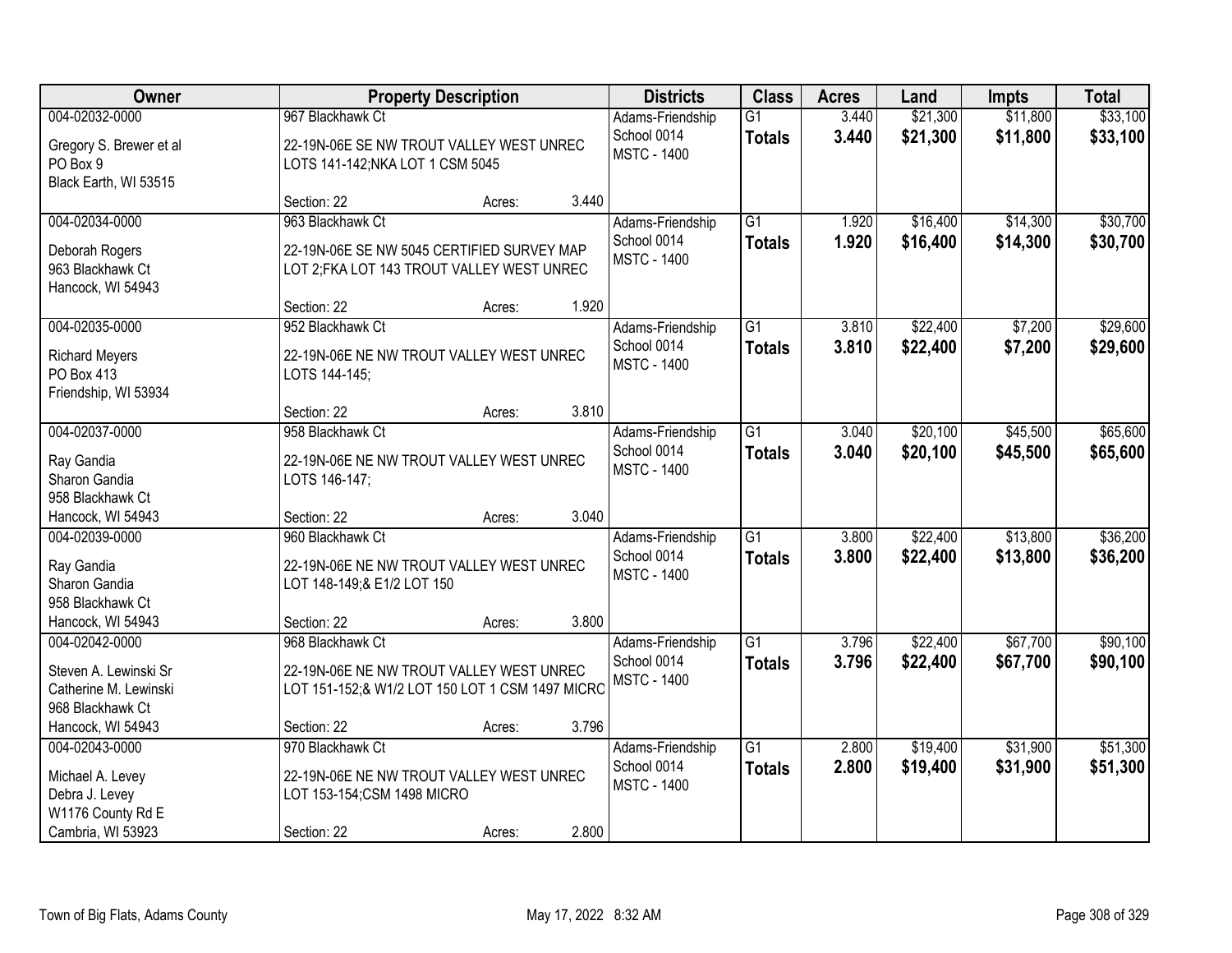| Owner | Property Description | | | Districts | Class | Acres | Land | Impts | Total |
|---|---|---|---|---|---|---|---|---|---|
| 004-02032-0000 | 967 Blackhawk Ct | | | Adams-Friendship | G1 | 3.440 | $21,300 | $11,800 | $33,100 |
| Gregory S. Brewer et al<br>PO Box 9<br>Black Earth, WI 53515 | 22-19N-06E SE NW TROUT VALLEY WEST UNREC LOTS 141-142;NKA LOT 1 CSM 5045 | | | School 0014<br>MSTC - 1400 | **Totals** | **3.440** | **$21,300** | **$11,800** | **$33,100** |
| | Section: 22 | Acres: | 3.440 | | | | | | |
| 004-02034-0000 | 963 Blackhawk Ct | | | Adams-Friendship | G1 | 1.920 | $16,400 | $14,300 | $30,700 |
| Deborah Rogers<br>963 Blackhawk Ct<br>Hancock, WI 54943 | 22-19N-06E SE NW 5045 CERTIFIED SURVEY MAP LOT 2;FKA LOT 143 TROUT VALLEY WEST UNREC | | | School 0014<br>MSTC - 1400 | **Totals** | **1.920** | **$16,400** | **$14,300** | **$30,700** |
| | Section: 22 | Acres: | 1.920 | | | | | | |
| 004-02035-0000 | 952 Blackhawk Ct | | | Adams-Friendship | G1 | 3.810 | $22,400 | $7,200 | $29,600 |
| Richard Meyers<br>PO Box 413<br>Friendship, WI 53934 | 22-19N-06E NE NW TROUT VALLEY WEST UNREC LOTS 144-145; | | | School 0014<br>MSTC - 1400 | **Totals** | **3.810** | **$22,400** | **$7,200** | **$29,600** |
| | Section: 22 | Acres: | 3.810 | | | | | | |
| 004-02037-0000 | 958 Blackhawk Ct | | | Adams-Friendship | G1 | 3.040 | $20,100 | $45,500 | $65,600 |
| Ray Gandia<br>Sharon Gandia<br>958 Blackhawk Ct<br>Hancock, WI 54943 | 22-19N-06E NE NW TROUT VALLEY WEST UNREC LOTS 146-147; | | | School 0014<br>MSTC - 1400 | **Totals** | **3.040** | **$20,100** | **$45,500** | **$65,600** |
| | Section: 22 | Acres: | 3.040 | | | | | | |
| 004-02039-0000 | 960 Blackhawk Ct | | | Adams-Friendship | G1 | 3.800 | $22,400 | $13,800 | $36,200 |
| Ray Gandia<br>Sharon Gandia<br>958 Blackhawk Ct<br>Hancock, WI 54943 | 22-19N-06E NE NW TROUT VALLEY WEST UNREC LOT 148-149;& E1/2 LOT 150 | | | School 0014<br>MSTC - 1400 | **Totals** | **3.800** | **$22,400** | **$13,800** | **$36,200** |
| | Section: 22 | Acres: | 3.800 | | | | | | |
| 004-02042-0000 | 968 Blackhawk Ct | | | Adams-Friendship | G1 | 3.796 | $22,400 | $67,700 | $90,100 |
| Steven A. Lewinski Sr<br>Catherine M. Lewinski<br>968 Blackhawk Ct<br>Hancock, WI 54943 | 22-19N-06E NE NW TROUT VALLEY WEST UNREC LOT 151-152;& W1/2 LOT 150 LOT 1 CSM 1497 MICRO | | | School 0014<br>MSTC - 1400 | **Totals** | **3.796** | **$22,400** | **$67,700** | **$90,100** |
| | Section: 22 | Acres: | 3.796 | | | | | | |
| 004-02043-0000 | 970 Blackhawk Ct | | | Adams-Friendship | G1 | 2.800 | $19,400 | $31,900 | $51,300 |
| Michael A. Levey<br>Debra J. Levey<br>W1176 County Rd E<br>Cambria, WI 53923 | 22-19N-06E NE NW TROUT VALLEY WEST UNREC LOT 153-154;CSM 1498 MICRO | | | School 0014<br>MSTC - 1400 | **Totals** | **2.800** | **$19,400** | **$31,900** | **$51,300** |
| | Section: 22 | Acres: | 2.800 | | | | | | |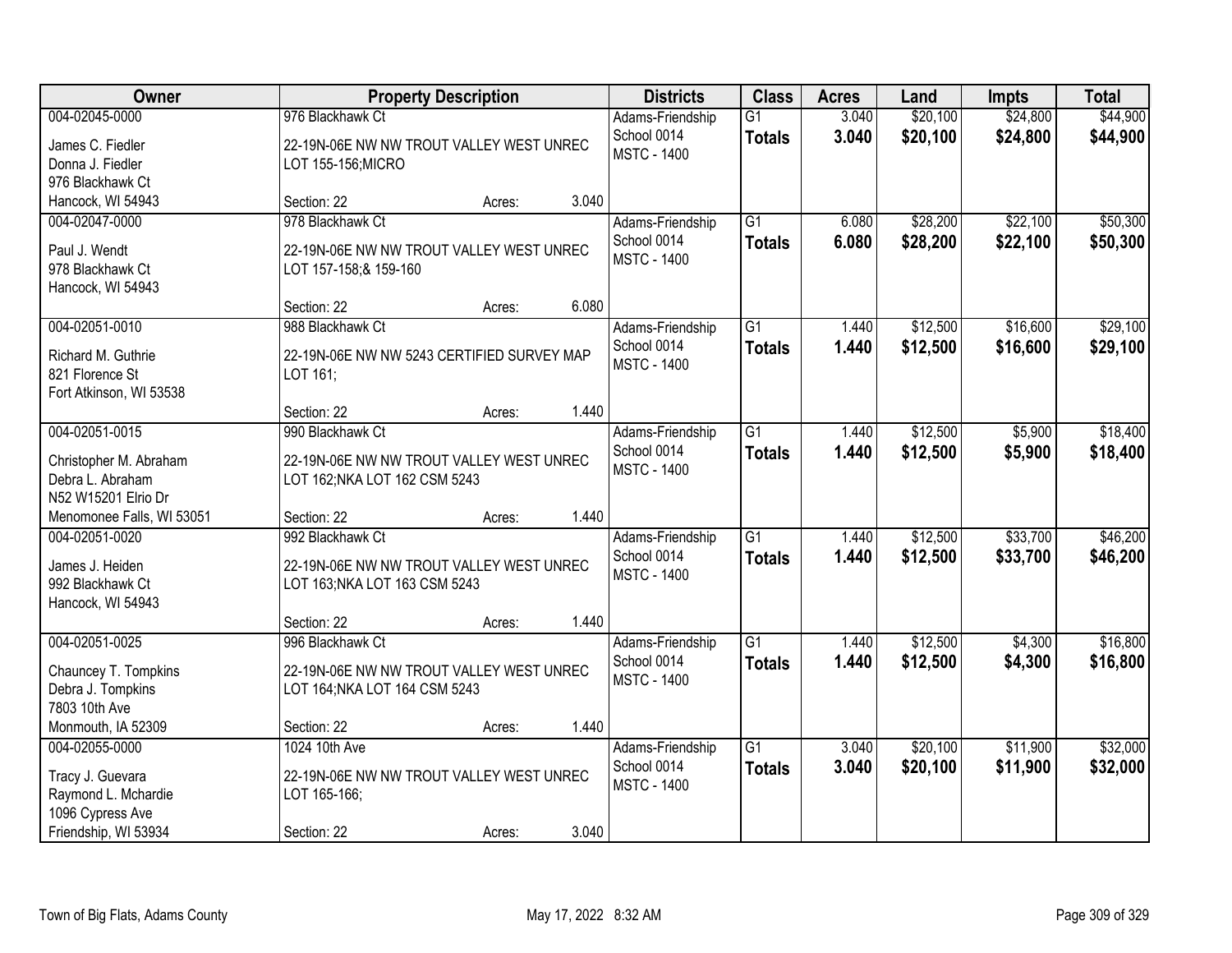| Owner | Property Description | Districts | Class | Acres | Land | Impts | Total |
|---|---|---|---|---|---|---|---|
| 004-02045-0000<br>James C. Fiedler<br>Donna J. Fiedler<br>976 Blackhawk Ct<br>Hancock, WI 54943 | 976 Blackhawk Ct<br>22-19N-06E NW NW TROUT VALLEY WEST UNREC LOT 155-156;MICRO<br>Section: 22 Acres: 3.040 | Adams-Friendship School 0014<br>MSTC - 1400 | G1<br>**Totals** | 3.040<br>**3.040** | $20,100<br>**$20,100** | $24,800<br>**$24,800** | $44,900<br>**$44,900** |
| 004-02047-0000<br>Paul J. Wendt<br>978 Blackhawk Ct<br>Hancock, WI 54943 | 978 Blackhawk Ct<br>22-19N-06E NW NW TROUT VALLEY WEST UNREC LOT 157-158;& 159-160<br>Section: 22 Acres: 6.080 | Adams-Friendship School 0014<br>MSTC - 1400 | G1<br>**Totals** | 6.080<br>**6.080** | $28,200<br>**$28,200** | $22,100<br>**$22,100** | $50,300<br>**$50,300** |
| 004-02051-0010<br>Richard M. Guthrie<br>821 Florence St<br>Fort Atkinson, WI 53538 | 988 Blackhawk Ct<br>22-19N-06E NW NW 5243 CERTIFIED SURVEY MAP LOT 161;<br>Section: 22 Acres: 1.440 | Adams-Friendship School 0014<br>MSTC - 1400 | G1<br>**Totals** | 1.440<br>**1.440** | $12,500<br>**$12,500** | $16,600<br>**$16,600** | $29,100<br>**$29,100** |
| 004-02051-0015<br>Christopher M. Abraham<br>Debra L. Abraham<br>N52 W15201 Elrio Dr<br>Menomonee Falls, WI 53051 | 990 Blackhawk Ct<br>22-19N-06E NW NW TROUT VALLEY WEST UNREC LOT 162;NKA LOT 162 CSM 5243<br>Section: 22 Acres: 1.440 | Adams-Friendship School 0014<br>MSTC - 1400 | G1<br>**Totals** | 1.440<br>**1.440** | $12,500<br>**$12,500** | $5,900<br>**$5,900** | $18,400<br>**$18,400** |
| 004-02051-0020<br>James J. Heiden<br>992 Blackhawk Ct<br>Hancock, WI 54943 | 992 Blackhawk Ct<br>22-19N-06E NW NW TROUT VALLEY WEST UNREC LOT 163;NKA LOT 163 CSM 5243<br>Section: 22 Acres: 1.440 | Adams-Friendship School 0014<br>MSTC - 1400 | G1<br>**Totals** | 1.440<br>**1.440** | $12,500<br>**$12,500** | $33,700<br>**$33,700** | $46,200<br>**$46,200** |
| 004-02051-0025<br>Chauncey T. Tompkins<br>Debra J. Tompkins<br>7803 10th Ave<br>Monmouth, IA 52309 | 996 Blackhawk Ct<br>22-19N-06E NW NW TROUT VALLEY WEST UNREC LOT 164;NKA LOT 164 CSM 5243<br>Section: 22 Acres: 1.440 | Adams-Friendship School 0014<br>MSTC - 1400 | G1<br>**Totals** | 1.440<br>**1.440** | $12,500<br>**$12,500** | $4,300<br>**$4,300** | $16,800<br>**$16,800** |
| 004-02055-0000<br>Tracy J. Guevara<br>Raymond L. Mchardie<br>1096 Cypress Ave<br>Friendship, WI 53934 | 1024 10th Ave<br>22-19N-06E NW NW TROUT VALLEY WEST UNREC LOT 165-166;<br>Section: 22 Acres: 3.040 | Adams-Friendship School 0014<br>MSTC - 1400 | G1<br>**Totals** | 3.040<br>**3.040** | $20,100<br>**$20,100** | $11,900<br>**$11,900** | $32,000<br>**$32,000** |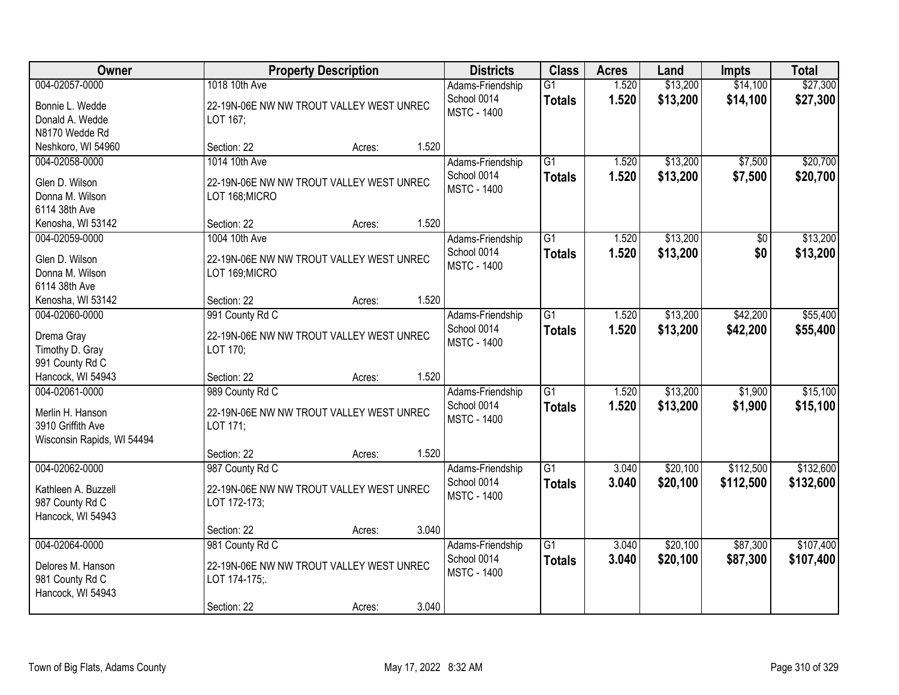| Owner | Property Description | | | Districts | Class | Acres | Land | Impts | Total |
|---|---|---|---|---|---|---|---|---|---|
| 004-02057-0000 | 1018 10th Ave | | | Adams-Friendship | G1 | 1.520 | $13,200 | $14,100 | $27,300 |
| Bonnie L. Wedde<br>Donald A. Wedde<br>N8170 Wedde Rd<br>Neshkoro, WI 54960 | 22-19N-06E NW NW TROUT VALLEY WEST UNREC LOT 167; | | | School 0014<br>MSTC - 1400 | **Totals** | **1.520** | **$13,200** | **$14,100** | **$27,300** |
| | Section: 22 | Acres: | 1.520 | | | | | | |
| 004-02058-0000 | 1014 10th Ave | | | Adams-Friendship | G1 | 1.520 | $13,200 | $7,500 | $20,700 |
| Glen D. Wilson<br>Donna M. Wilson<br>6114 38th Ave<br>Kenosha, WI 53142 | 22-19N-06E NW NW TROUT VALLEY WEST UNREC LOT 168;MICRO | | | School 0014<br>MSTC - 1400 | **Totals** | **1.520** | **$13,200** | **$7,500** | **$20,700** |
| | Section: 22 | Acres: | 1.520 | | | | | | |
| 004-02059-0000 | 1004 10th Ave | | | Adams-Friendship | G1 | 1.520 | $13,200 | $0 | $13,200 |
| Glen D. Wilson<br>Donna M. Wilson<br>6114 38th Ave<br>Kenosha, WI 53142 | 22-19N-06E NW NW TROUT VALLEY WEST UNREC LOT 169;MICRO | | | School 0014<br>MSTC - 1400 | **Totals** | **1.520** | **$13,200** | **$0** | **$13,200** |
| | Section: 22 | Acres: | 1.520 | | | | | | |
| 004-02060-0000 | 991 County Rd C | | | Adams-Friendship | G1 | 1.520 | $13,200 | $42,200 | $55,400 |
| Drema Gray<br>Timothy D. Gray<br>991 County Rd C<br>Hancock, WI 54943 | 22-19N-06E NW NW TROUT VALLEY WEST UNREC LOT 170; | | | School 0014<br>MSTC - 1400 | **Totals** | **1.520** | **$13,200** | **$42,200** | **$55,400** |
| | Section: 22 | Acres: | 1.520 | | | | | | |
| 004-02061-0000 | 989 County Rd C | | | Adams-Friendship | G1 | 1.520 | $13,200 | $1,900 | $15,100 |
| Merlin H. Hanson<br>3910 Griffith Ave<br>Wisconsin Rapids, WI 54494 | 22-19N-06E NW NW TROUT VALLEY WEST UNREC LOT 171; | | | School 0014<br>MSTC - 1400 | **Totals** | **1.520** | **$13,200** | **$1,900** | **$15,100** |
| | Section: 22 | Acres: | 1.520 | | | | | | |
| 004-02062-0000 | 987 County Rd C | | | Adams-Friendship | G1 | 3.040 | $20,100 | $112,500 | $132,600 |
| Kathleen A. Buzzell<br>987 County Rd C<br>Hancock, WI 54943 | 22-19N-06E NW NW TROUT VALLEY WEST UNREC LOT 172-173; | | | School 0014<br>MSTC - 1400 | **Totals** | **3.040** | **$20,100** | **$112,500** | **$132,600** |
| | Section: 22 | Acres: | 3.040 | | | | | | |
| 004-02064-0000 | 981 County Rd C | | | Adams-Friendship | G1 | 3.040 | $20,100 | $87,300 | $107,400 |
| Delores M. Hanson<br>981 County Rd C<br>Hancock, WI 54943 | 22-19N-06E NW NW TROUT VALLEY WEST UNREC LOT 174-175;. | | | School 0014<br>MSTC - 1400 | **Totals** | **3.040** | **$20,100** | **$87,300** | **$107,400** |
| | Section: 22 | Acres: | 3.040 | | | | | | |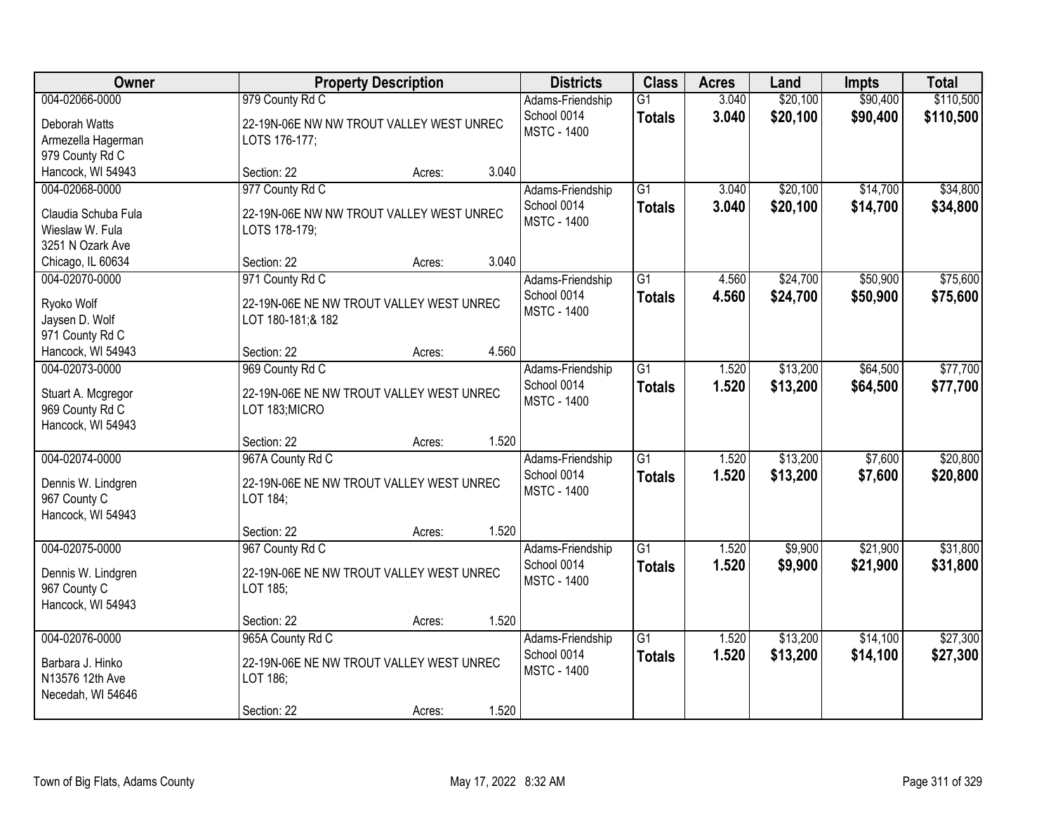| Owner | Property Description | Districts | Class | Acres | Land | Impts | Total |
|---|---|---|---|---|---|---|---|
| 004-02066-0000<br>Deborah Watts<br>Armezella Hagerman<br>979 County Rd C<br>Hancock, WI 54943 | 979 County Rd C<br>22-19N-06E NW NW TROUT VALLEY WEST UNREC LOTS 176-177;<br>Section: 22 Acres: 3.040 | Adams-Friendship School 0014<br>MSTC - 1400 | G1<br>**Totals** | 3.040<br>**3.040** | \$20,100<br>**\$20,100** | \$90,400<br>**\$90,400** | \$110,500<br>**\$110,500** |
| 004-02068-0000<br>Claudia Schuba Fula<br>Wieslaw W. Fula<br>3251 N Ozark Ave<br>Chicago, IL 60634 | 977 County Rd C<br>22-19N-06E NW NW TROUT VALLEY WEST UNREC LOTS 178-179;<br>Section: 22 Acres: 3.040 | Adams-Friendship School 0014<br>MSTC - 1400 | G1<br>**Totals** | 3.040<br>**3.040** | \$20,100<br>**\$20,100** | \$14,700<br>**\$14,700** | \$34,800<br>**\$34,800** |
| 004-02070-0000<br>Ryoko Wolf<br>Jaysen D. Wolf<br>971 County Rd C<br>Hancock, WI 54943 | 971 County Rd C<br>22-19N-06E NE NW TROUT VALLEY WEST UNREC LOT 180-181;& 182<br>Section: 22 Acres: 4.560 | Adams-Friendship School 0014<br>MSTC - 1400 | G1<br>**Totals** | 4.560<br>**4.560** | \$24,700<br>**\$24,700** | \$50,900<br>**\$50,900** | \$75,600<br>**\$75,600** |
| 004-02073-0000<br>Stuart A. Mcgregor<br>969 County Rd C<br>Hancock, WI 54943 | 969 County Rd C<br>22-19N-06E NE NW TROUT VALLEY WEST UNREC LOT 183;MICRO<br>Section: 22 Acres: 1.520 | Adams-Friendship School 0014<br>MSTC - 1400 | G1<br>**Totals** | 1.520<br>**1.520** | \$13,200<br>**\$13,200** | \$64,500<br>**\$64,500** | \$77,700<br>**\$77,700** |
| 004-02074-0000<br>Dennis W. Lindgren<br>967 County C<br>Hancock, WI 54943 | 967A County Rd C<br>22-19N-06E NE NW TROUT VALLEY WEST UNREC LOT 184;<br>Section: 22 Acres: 1.520 | Adams-Friendship School 0014<br>MSTC - 1400 | G1<br>**Totals** | 1.520<br>**1.520** | \$13,200<br>**\$13,200** | \$7,600<br>**\$7,600** | \$20,800<br>**\$20,800** |
| 004-02075-0000<br>Dennis W. Lindgren<br>967 County C<br>Hancock, WI 54943 | 967 County Rd C<br>22-19N-06E NE NW TROUT VALLEY WEST UNREC LOT 185;<br>Section: 22 Acres: 1.520 | Adams-Friendship School 0014<br>MSTC - 1400 | G1<br>**Totals** | 1.520<br>**1.520** | \$9,900<br>**\$9,900** | \$21,900<br>**\$21,900** | \$31,800<br>**\$31,800** |
| 004-02076-0000<br>Barbara J. Hinko<br>N13576 12th Ave<br>Necedah, WI 54646 | 965A County Rd C<br>22-19N-06E NE NW TROUT VALLEY WEST UNREC LOT 186;<br>Section: 22 Acres: 1.520 | Adams-Friendship School 0014<br>MSTC - 1400 | G1<br>**Totals** | 1.520<br>**1.520** | \$13,200<br>**\$13,200** | \$14,100<br>**\$14,100** | \$27,300<br>**\$27,300** |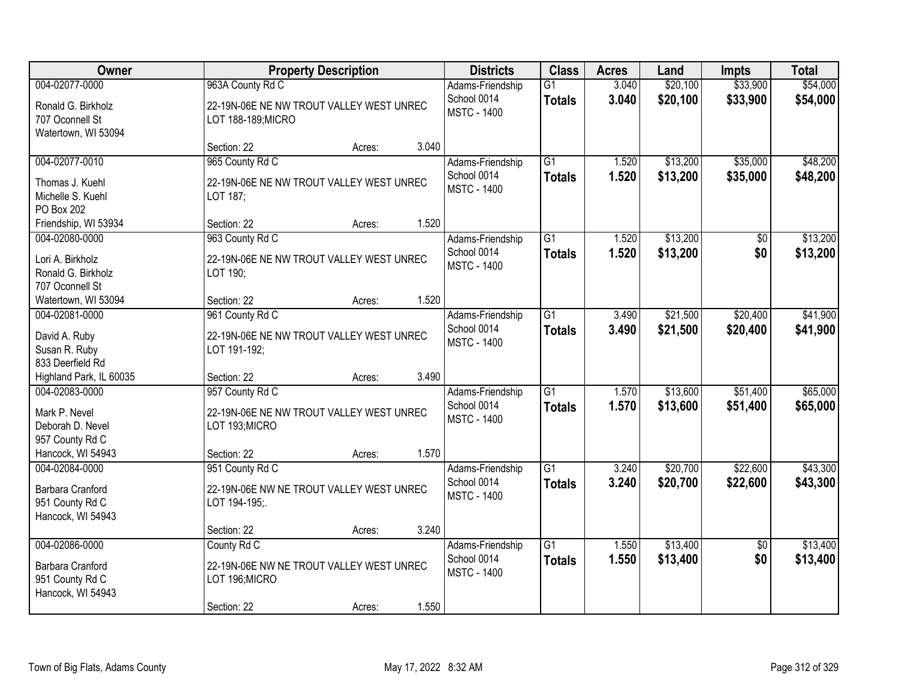| Owner | Property Description | | | Districts | Class | Acres | Land | Impts | Total |
|---|---|---|---|---|---|---|---|---|---|
| 004-02077-0000<br>Ronald G. Birkholz<br>707 Oconnell St<br>Watertown, WI 53094 | 963A County Rd C<br>22-19N-06E NE NW TROUT VALLEY WEST UNREC LOT 188-189;MICRO<br>Section: 22 | Acres: | 3.040 | Adams-Friendship School 0014<br>MSTC - 1400 | G1<br>**Totals** | 3.040<br>**3.040** | $20,100<br>**$20,100** | $33,900<br>**$33,900** | $54,000<br>**$54,000** |
| 004-02077-0010<br>Thomas J. Kuehl<br>Michelle S. Kuehl<br>PO Box 202<br>Friendship, WI 53934 | 965 County Rd C<br>22-19N-06E NE NW TROUT VALLEY WEST UNREC LOT 187;<br>Section: 22 | Acres: | 1.520 | Adams-Friendship School 0014<br>MSTC - 1400 | G1<br>**Totals** | 1.520<br>**1.520** | $13,200<br>**$13,200** | $35,000<br>**$35,000** | $48,200<br>**$48,200** |
| 004-02080-0000<br>Lori A. Birkholz<br>Ronald G. Birkholz<br>707 Oconnell St<br>Watertown, WI 53094 | 963 County Rd C<br>22-19N-06E NE NW TROUT VALLEY WEST UNREC LOT 190;<br>Section: 22 | Acres: | 1.520 | Adams-Friendship School 0014<br>MSTC - 1400 | G1<br>**Totals** | 1.520<br>**1.520** | $13,200<br>**$13,200** | $0<br>**$0** | $13,200<br>**$13,200** |
| 004-02081-0000<br>David A. Ruby<br>Susan R. Ruby<br>833 Deerfield Rd<br>Highland Park, IL 60035 | 961 County Rd C<br>22-19N-06E NE NW TROUT VALLEY WEST UNREC LOT 191-192;<br>Section: 22 | Acres: | 3.490 | Adams-Friendship School 0014<br>MSTC - 1400 | G1<br>**Totals** | 3.490<br>**3.490** | $21,500<br>**$21,500** | $20,400<br>**$20,400** | $41,900<br>**$41,900** |
| 004-02083-0000<br>Mark P. Nevel<br>Deborah D. Nevel<br>957 County Rd C<br>Hancock, WI 54943 | 957 County Rd C<br>22-19N-06E NE NW TROUT VALLEY WEST UNREC LOT 193;MICRO<br>Section: 22 | Acres: | 1.570 | Adams-Friendship School 0014<br>MSTC - 1400 | G1<br>**Totals** | 1.570<br>**1.570** | $13,600<br>**$13,600** | $51,400<br>**$51,400** | $65,000<br>**$65,000** |
| 004-02084-0000<br>Barbara Cranford<br>951 County Rd C<br>Hancock, WI 54943 | 951 County Rd C<br>22-19N-06E NW NE TROUT VALLEY WEST UNREC LOT 194-195;.<br>Section: 22 | Acres: | 3.240 | Adams-Friendship School 0014<br>MSTC - 1400 | G1<br>**Totals** | 3.240<br>**3.240** | $20,700<br>**$20,700** | $22,600<br>**$22,600** | $43,300<br>**$43,300** |
| 004-02086-0000<br>Barbara Cranford<br>951 County Rd C<br>Hancock, WI 54943 | County Rd C<br>22-19N-06E NW NE TROUT VALLEY WEST UNREC LOT 196;MICRO<br>Section: 22 | Acres: | 1.550 | Adams-Friendship School 0014<br>MSTC - 1400 | G1<br>**Totals** | 1.550<br>**1.550** | $13,400<br>**$13,400** | $0<br>**$0** | $13,400<br>**$13,400** |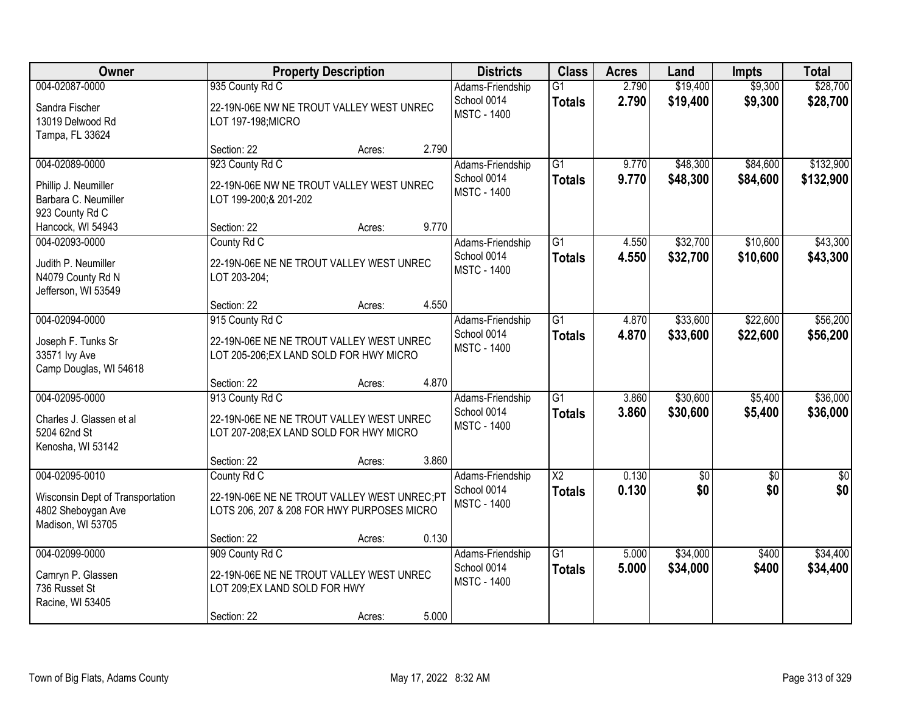| Owner | Property Description | Districts | Class | Acres | Land | Impts | Total |
|---|---|---|---|---|---|---|---|
| 004-02087-0000<br>Sandra Fischer<br>13019 Delwood Rd<br>Tampa, FL 33624 | 935 County Rd C<br>22-19N-06E NW NE TROUT VALLEY WEST UNREC LOT 197-198;MICRO<br>Section: 22 Acres: 2.790 | Adams-Friendship School 0014<br>MSTC - 1400 | G1<br>**Totals** | 2.790<br>**2.790** | $19,400<br>**$19,400** | $9,300<br>**$9,300** | $28,700<br>**$28,700** |
| 004-02089-0000<br>Phillip J. Neumiller<br>Barbara C. Neumiller<br>923 County Rd C<br>Hancock, WI 54943 | 923 County Rd C<br>22-19N-06E NW NE TROUT VALLEY WEST UNREC LOT 199-200;& 201-202<br>Section: 22 Acres: 9.770 | Adams-Friendship School 0014<br>MSTC - 1400 | G1<br>**Totals** | 9.770<br>**9.770** | $48,300<br>**$48,300** | $84,600<br>**$84,600** | $132,900<br>**$132,900** |
| 004-02093-0000<br>Judith P. Neumiller<br>N4079 County Rd N<br>Jefferson, WI 53549 | County Rd C<br>22-19N-06E NE NE TROUT VALLEY WEST UNREC LOT 203-204;<br>Section: 22 Acres: 4.550 | Adams-Friendship School 0014<br>MSTC - 1400 | G1<br>**Totals** | 4.550<br>**4.550** | $32,700<br>**$32,700** | $10,600<br>**$10,600** | $43,300<br>**$43,300** |
| 004-02094-0000<br>Joseph F. Tunks Sr<br>33571 Ivy Ave<br>Camp Douglas, WI 54618 | 915 County Rd C<br>22-19N-06E NE NE TROUT VALLEY WEST UNREC LOT 205-206;EX LAND SOLD FOR HWY MICRO<br>Section: 22 Acres: 4.870 | Adams-Friendship School 0014<br>MSTC - 1400 | G1<br>**Totals** | 4.870<br>**4.870** | $33,600<br>**$33,600** | $22,600<br>**$22,600** | $56,200<br>**$56,200** |
| 004-02095-0000<br>Charles J. Glassen et al<br>5204 62nd St<br>Kenosha, WI 53142 | 913 County Rd C<br>22-19N-06E NE NE TROUT VALLEY WEST UNREC LOT 207-208;EX LAND SOLD FOR HWY MICRO<br>Section: 22 Acres: 3.860 | Adams-Friendship School 0014<br>MSTC - 1400 | G1<br>**Totals** | 3.860<br>**3.860** | $30,600<br>**$30,600** | $5,400<br>**$5,400** | $36,000<br>**$36,000** |
| 004-02095-0010<br>Wisconsin Dept of Transportation<br>4802 Sheboygan Ave<br>Madison, WI 53705 | County Rd C<br>22-19N-06E NE NE TROUT VALLEY WEST UNREC;PT LOTS 206, 207 & 208 FOR HWY PURPOSES MICRO<br>Section: 22 Acres: 0.130 | Adams-Friendship School 0014<br>MSTC - 1400 | X2<br>**Totals** | 0.130<br>**0.130** | $0<br>**$0** | $0<br>**$0** | $0<br>**$0** |
| 004-02099-0000<br>Camryn P. Glassen<br>736 Russet St<br>Racine, WI 53405 | 909 County Rd C<br>22-19N-06E NE NE TROUT VALLEY WEST UNREC LOT 209;EX LAND SOLD FOR HWY<br>Section: 22 Acres: 5.000 | Adams-Friendship School 0014<br>MSTC - 1400 | G1<br>**Totals** | 5.000<br>**5.000** | $34,000<br>**$34,000** | $400<br>**$400** | $34,400<br>**$34,400** |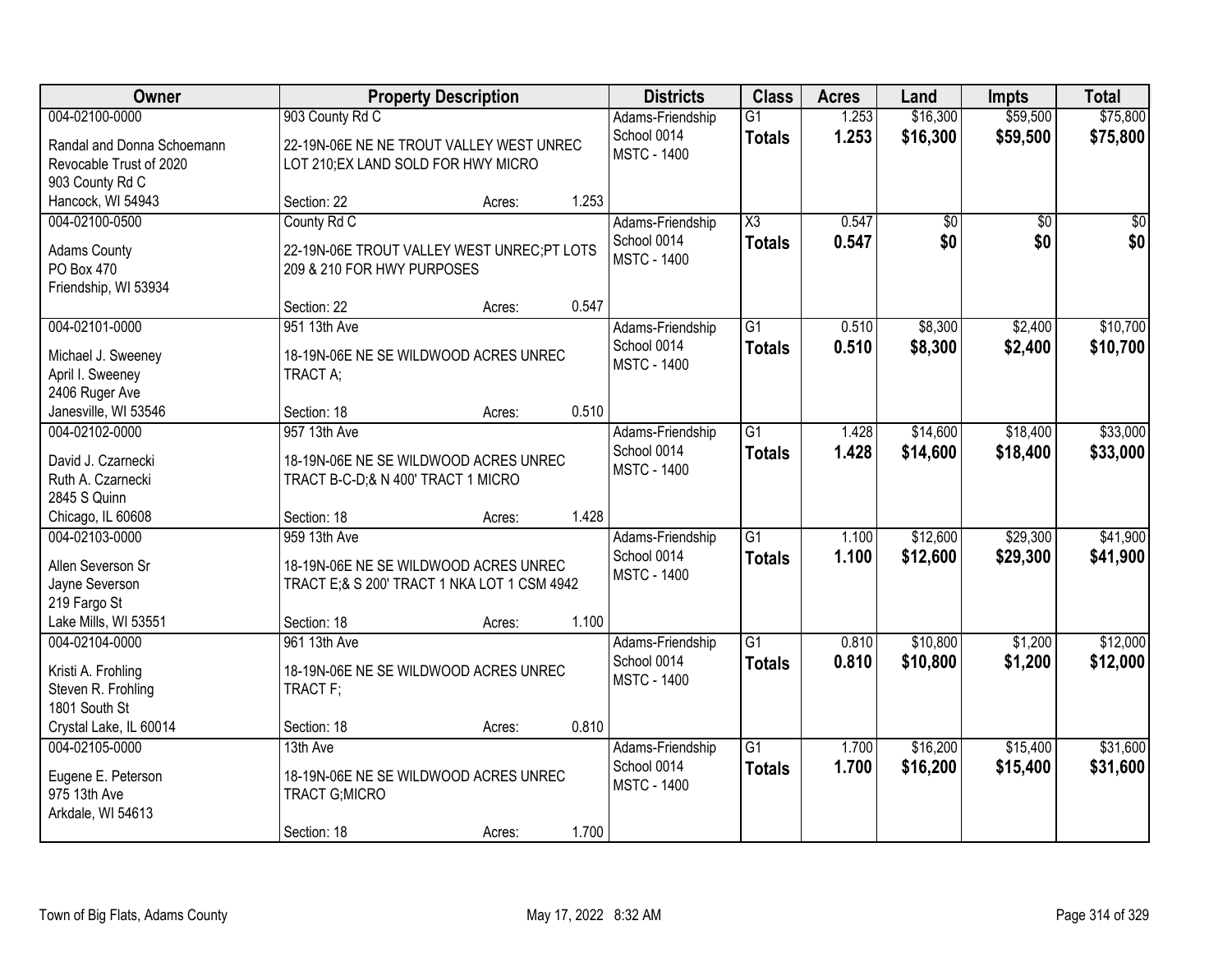| Owner | Property Description | Districts | Class | Acres | Land | Impts | Total |
|---|---|---|---|---|---|---|---|
| 004-02100-0000<br>Randal and Donna Schoemann Revocable Trust of 2020<br>903 County Rd C<br>Hancock, WI 54943 | 903 County Rd C<br>22-19N-06E NE NE TROUT VALLEY WEST UNREC LOT 210;EX LAND SOLD FOR HWY MICRO<br>Section: 22 Acres: 1.253 | Adams-Friendship School 0014<br>MSTC - 1400 | G1<br>**Totals** | 1.253<br>**1.253** | $16,300<br>**$16,300** | $59,500<br>**$59,500** | $75,800<br>**$75,800** |
| 004-02100-0500<br>Adams County<br>PO Box 470<br>Friendship, WI 53934 | County Rd C<br>22-19N-06E TROUT VALLEY WEST UNREC;PT LOTS 209 & 210 FOR HWY PURPOSES<br>Section: 22 Acres: 0.547 | Adams-Friendship School 0014<br>MSTC - 1400 | X3<br>**Totals** | 0.547<br>**0.547** | $0<br>**$0** | $0<br>**$0** | $0<br>**$0** |
| 004-02101-0000<br>Michael J. Sweeney<br>April I. Sweeney<br>2406 Ruger Ave<br>Janesville, WI 53546 | 951 13th Ave<br>18-19N-06E NE SE WILDWOOD ACRES UNREC TRACT A;<br>Section: 18 Acres: 0.510 | Adams-Friendship School 0014<br>MSTC - 1400 | G1<br>**Totals** | 0.510<br>**0.510** | $8,300<br>**$8,300** | $2,400<br>**$2,400** | $10,700<br>**$10,700** |
| 004-02102-0000<br>David J. Czarnecki<br>Ruth A. Czarnecki<br>2845 S Quinn<br>Chicago, IL 60608 | 957 13th Ave<br>18-19N-06E NE SE WILDWOOD ACRES UNREC TRACT B-C-D;& N 400' TRACT 1 MICRO<br>Section: 18 Acres: 1.428 | Adams-Friendship School 0014<br>MSTC - 1400 | G1<br>**Totals** | 1.428<br>**1.428** | $14,600<br>**$14,600** | $18,400<br>**$18,400** | $33,000<br>**$33,000** |
| 004-02103-0000<br>Allen Severson Sr<br>Jayne Severson<br>219 Fargo St<br>Lake Mills, WI 53551 | 959 13th Ave<br>18-19N-06E NE SE WILDWOOD ACRES UNREC TRACT E;& S 200' TRACT 1 NKA LOT 1 CSM 4942<br>Section: 18 Acres: 1.100 | Adams-Friendship School 0014<br>MSTC - 1400 | G1<br>**Totals** | 1.100<br>**1.100** | $12,600<br>**$12,600** | $29,300<br>**$29,300** | $41,900<br>**$41,900** |
| 004-02104-0000<br>Kristi A. Frohling<br>Steven R. Frohling<br>1801 South St<br>Crystal Lake, IL 60014 | 961 13th Ave<br>18-19N-06E NE SE WILDWOOD ACRES UNREC TRACT F;<br>Section: 18 Acres: 0.810 | Adams-Friendship School 0014<br>MSTC - 1400 | G1<br>**Totals** | 0.810<br>**0.810** | $10,800<br>**$10,800** | $1,200<br>**$1,200** | $12,000<br>**$12,000** |
| 004-02105-0000<br>Eugene E. Peterson<br>975 13th Ave<br>Arkdale, WI 54613 | 13th Ave<br>18-19N-06E NE SE WILDWOOD ACRES UNREC TRACT G;MICRO<br>Section: 18 Acres: 1.700 | Adams-Friendship School 0014<br>MSTC - 1400 | G1<br>**Totals** | 1.700<br>**1.700** | $16,200<br>**$16,200** | $15,400<br>**$15,400** | $31,600<br>**$31,600** |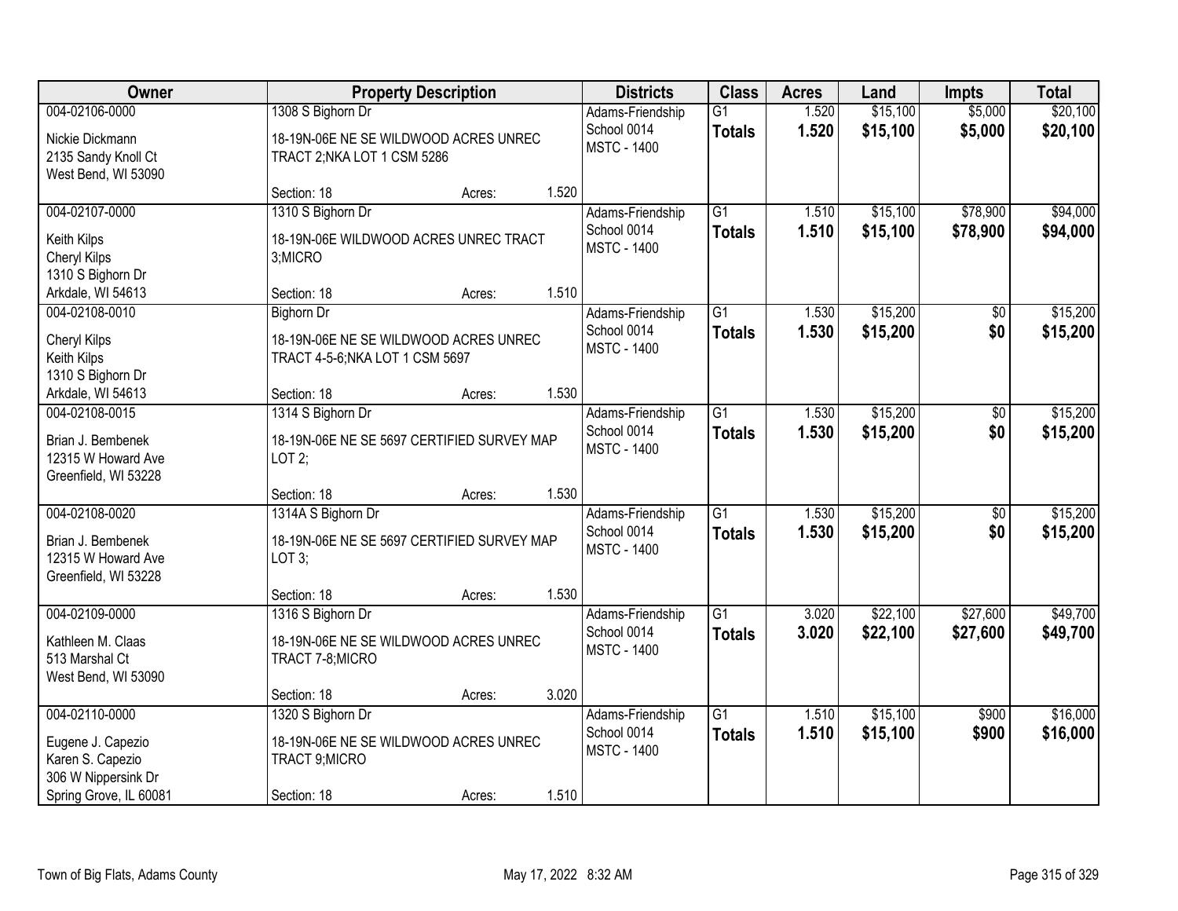| Owner | Property Description | | | Districts | Class | Acres | Land | Impts | Total |
|---|---|---|---|---|---|---|---|---|---|
| 004-02106-0000<br>Nickie Dickmann<br>2135 Sandy Knoll Ct<br>West Bend, WI 53090 | 1308 S Bighorn Dr<br>18-19N-06E NE SE WILDWOOD ACRES UNREC TRACT 2;NKA LOT 1 CSM 5286<br>Section: 18 | Acres: | 1.520 | Adams-Friendship School 0014<br>MSTC - 1400 | G1<br>**Totals** | 1.520<br>**1.520** | $15,100<br>**$15,100** | $5,000<br>**$5,000** | $20,100<br>**$20,100** |
| 004-02107-0000<br>Keith Kilps<br>Cheryl Kilps<br>1310 S Bighorn Dr<br>Arkdale, WI 54613 | 1310 S Bighorn Dr<br>18-19N-06E WILDWOOD ACRES UNREC TRACT 3;MICRO<br>Section: 18 | Acres: | 1.510 | Adams-Friendship School 0014<br>MSTC - 1400 | G1<br>**Totals** | 1.510<br>**1.510** | $15,100<br>**$15,100** | $78,900<br>**$78,900** | $94,000<br>**$94,000** |
| 004-02108-0010<br>Cheryl Kilps<br>Keith Kilps<br>1310 S Bighorn Dr<br>Arkdale, WI 54613 | Bighorn Dr<br>18-19N-06E NE SE WILDWOOD ACRES UNREC TRACT 4-5-6;NKA LOT 1 CSM 5697<br>Section: 18 | Acres: | 1.530 | Adams-Friendship School 0014<br>MSTC - 1400 | G1<br>**Totals** | 1.530<br>**1.530** | $15,200<br>**$15,200** | $0<br>**$0** | $15,200<br>**$15,200** |
| 004-02108-0015<br>Brian J. Bembenek<br>12315 W Howard Ave<br>Greenfield, WI 53228 | 1314 S Bighorn Dr<br>18-19N-06E NE SE 5697 CERTIFIED SURVEY MAP LOT 2;<br>Section: 18 | Acres: | 1.530 | Adams-Friendship School 0014<br>MSTC - 1400 | G1<br>**Totals** | 1.530<br>**1.530** | $15,200<br>**$15,200** | $0<br>**$0** | $15,200<br>**$15,200** |
| 004-02108-0020<br>Brian J. Bembenek<br>12315 W Howard Ave<br>Greenfield, WI 53228 | 1314A S Bighorn Dr<br>18-19N-06E NE SE 5697 CERTIFIED SURVEY MAP LOT 3;<br>Section: 18 | Acres: | 1.530 | Adams-Friendship School 0014<br>MSTC - 1400 | G1<br>**Totals** | 1.530<br>**1.530** | $15,200<br>**$15,200** | $0<br>**$0** | $15,200<br>**$15,200** |
| 004-02109-0000<br>Kathleen M. Claas<br>513 Marshal Ct<br>West Bend, WI 53090 | 1316 S Bighorn Dr<br>18-19N-06E NE SE WILDWOOD ACRES UNREC TRACT 7-8;MICRO<br>Section: 18 | Acres: | 3.020 | Adams-Friendship School 0014<br>MSTC - 1400 | G1<br>**Totals** | 3.020<br>**3.020** | $22,100<br>**$22,100** | $27,600<br>**$27,600** | $49,700<br>**$49,700** |
| 004-02110-0000<br>Eugene J. Capezio<br>Karen S. Capezio<br>306 W Nippersink Dr<br>Spring Grove, IL 60081 | 1320 S Bighorn Dr<br>18-19N-06E NE SE WILDWOOD ACRES UNREC TRACT 9;MICRO<br>Section: 18 | Acres: | 1.510 | Adams-Friendship School 0014<br>MSTC - 1400 | G1<br>**Totals** | 1.510<br>**1.510** | $15,100<br>**$15,100** | $900<br>**$900** | $16,000<br>**$16,000** |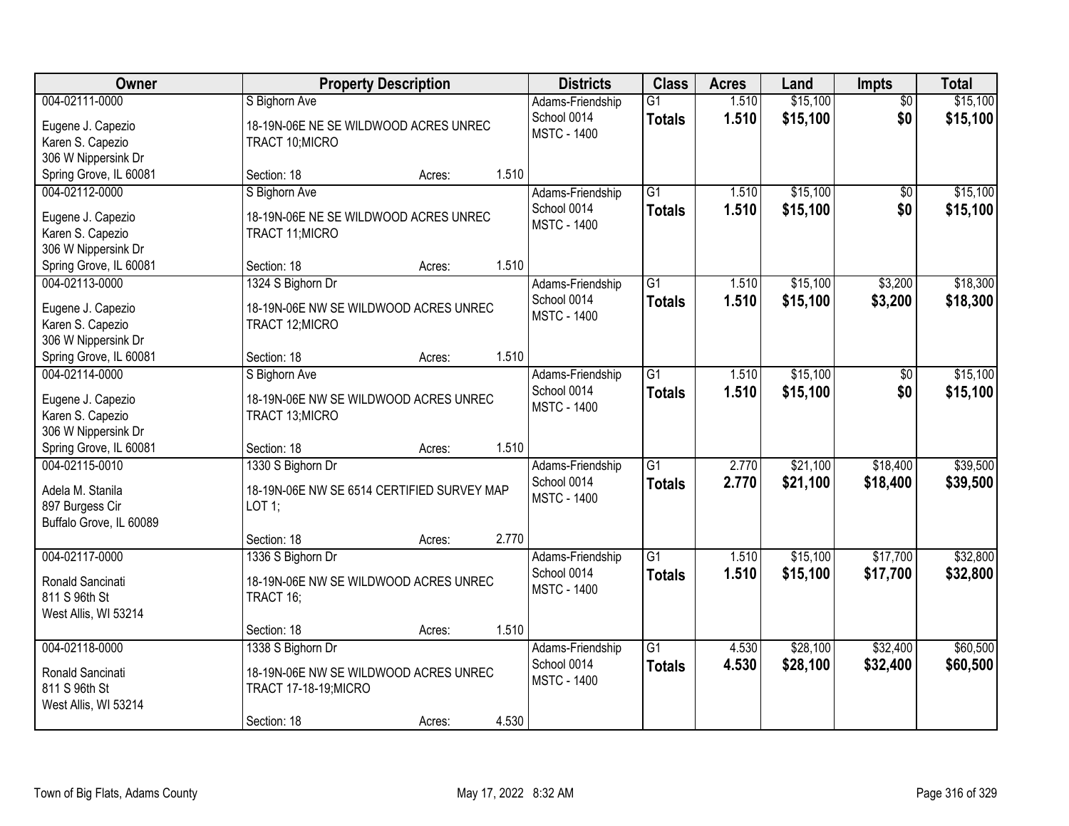| Owner | Property Description | Districts | Class | Acres | Land | Impts | Total |
|---|---|---|---|---|---|---|---|
| 004-02111-0000<br>Eugene J. Capezio<br>Karen S. Capezio<br>306 W Nippersink Dr<br>Spring Grove, IL 60081 | S Bighorn Ave<br>18-19N-06E NE SE WILDWOOD ACRES UNREC TRACT 10;MICRO<br>Section: 18 Acres: 1.510 | Adams-Friendship School 0014<br>MSTC - 1400 | G1<br>**Totals** | 1.510<br>**1.510** | $15,100<br>**$15,100** | $0<br>**$0** | $15,100<br>**$15,100** |
| 004-02112-0000<br>Eugene J. Capezio<br>Karen S. Capezio<br>306 W Nippersink Dr<br>Spring Grove, IL 60081 | S Bighorn Ave<br>18-19N-06E NE SE WILDWOOD ACRES UNREC TRACT 11;MICRO<br>Section: 18 Acres: 1.510 | Adams-Friendship School 0014<br>MSTC - 1400 | G1<br>**Totals** | 1.510<br>**1.510** | $15,100<br>**$15,100** | $0<br>**$0** | $15,100<br>**$15,100** |
| 004-02113-0000<br>Eugene J. Capezio<br>Karen S. Capezio<br>306 W Nippersink Dr<br>Spring Grove, IL 60081 | 1324 S Bighorn Dr<br>18-19N-06E NW SE WILDWOOD ACRES UNREC TRACT 12;MICRO<br>Section: 18 Acres: 1.510 | Adams-Friendship School 0014<br>MSTC - 1400 | G1<br>**Totals** | 1.510<br>**1.510** | $15,100<br>**$15,100** | $3,200<br>**$3,200** | $18,300<br>**$18,300** |
| 004-02114-0000<br>Eugene J. Capezio<br>Karen S. Capezio<br>306 W Nippersink Dr<br>Spring Grove, IL 60081 | S Bighorn Ave<br>18-19N-06E NW SE WILDWOOD ACRES UNREC TRACT 13;MICRO<br>Section: 18 Acres: 1.510 | Adams-Friendship School 0014<br>MSTC - 1400 | G1<br>**Totals** | 1.510<br>**1.510** | $15,100<br>**$15,100** | $0<br>**$0** | $15,100<br>**$15,100** |
| 004-02115-0010<br>Adela M. Stanila<br>897 Burgess Cir<br>Buffalo Grove, IL 60089 | 1330 S Bighorn Dr<br>18-19N-06E NW SE 6514 CERTIFIED SURVEY MAP LOT 1;<br>Section: 18 Acres: 2.770 | Adams-Friendship School 0014<br>MSTC - 1400 | G1<br>**Totals** | 2.770<br>**2.770** | $21,100<br>**$21,100** | $18,400<br>**$18,400** | $39,500<br>**$39,500** |
| 004-02117-0000<br>Ronald Sancinati<br>811 S 96th St<br>West Allis, WI 53214 | 1336 S Bighorn Dr<br>18-19N-06E NW SE WILDWOOD ACRES UNREC TRACT 16;<br>Section: 18 Acres: 1.510 | Adams-Friendship School 0014<br>MSTC - 1400 | G1<br>**Totals** | 1.510<br>**1.510** | $15,100<br>**$15,100** | $17,700<br>**$17,700** | $32,800<br>**$32,800** |
| 004-02118-0000<br>Ronald Sancinati<br>811 S 96th St<br>West Allis, WI 53214 | 1338 S Bighorn Dr<br>18-19N-06E NW SE WILDWOOD ACRES UNREC TRACT 17-18-19;MICRO<br>Section: 18 Acres: 4.530 | Adams-Friendship School 0014<br>MSTC - 1400 | G1<br>**Totals** | 4.530<br>**4.530** | $28,100<br>**$28,100** | $32,400<br>**$32,400** | $60,500<br>**$60,500** |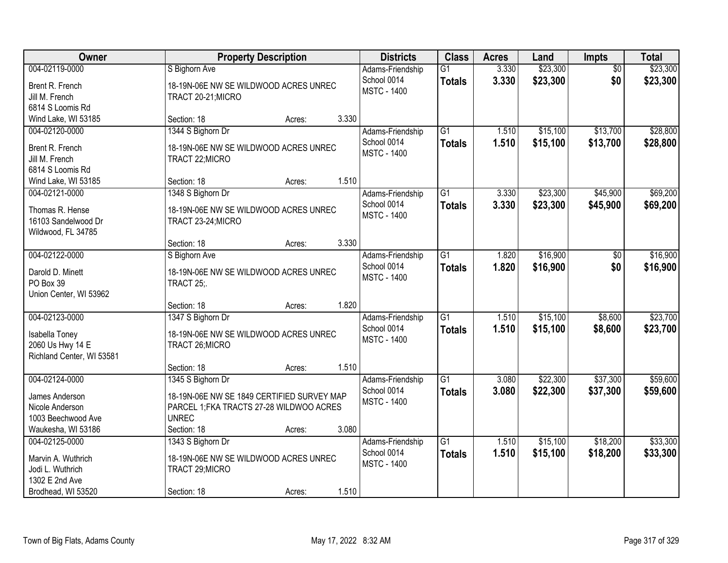| Owner | Property Description | Districts | Class | Acres | Land | Impts | Total |
|---|---|---|---|---|---|---|---|
| 004-02119-0000<br>Brent R. French<br>Jill M. French<br>6814 S Loomis Rd<br>Wind Lake, WI 53185 | S Bighorn Ave<br>18-19N-06E NW SE WILDWOOD ACRES UNREC TRACT 20-21;MICRO<br>Section: 18 Acres: 3.330 | Adams-Friendship School 0014<br>MSTC - 1400 | G1<br>**Totals** | 3.330<br>**3.330** | $23,300<br>**$23,300** | $0<br>**$0** | $23,300<br>**$23,300** |
| 004-02120-0000<br>Brent R. French<br>Jill M. French<br>6814 S Loomis Rd<br>Wind Lake, WI 53185 | 1344 S Bighorn Dr<br>18-19N-06E NW SE WILDWOOD ACRES UNREC TRACT 22;MICRO<br>Section: 18 Acres: 1.510 | Adams-Friendship School 0014<br>MSTC - 1400 | G1<br>**Totals** | 1.510<br>**1.510** | $15,100<br>**$15,100** | $13,700<br>**$13,700** | $28,800<br>**$28,800** |
| 004-02121-0000<br>Thomas R. Hense<br>16103 Sandelwood Dr<br>Wildwood, FL 34785 | 1348 S Bighorn Dr<br>18-19N-06E NW SE WILDWOOD ACRES UNREC TRACT 23-24;MICRO<br>Section: 18 Acres: 3.330 | Adams-Friendship School 0014<br>MSTC - 1400 | G1<br>**Totals** | 3.330<br>**3.330** | $23,300<br>**$23,300** | $45,900<br>**$45,900** | $69,200<br>**$69,200** |
| 004-02122-0000<br>Darold D. Minett<br>PO Box 39<br>Union Center, WI 53962 | S Bighorn Ave<br>18-19N-06E NW SE WILDWOOD ACRES UNREC TRACT 25;.<br>Section: 18 Acres: 1.820 | Adams-Friendship School 0014<br>MSTC - 1400 | G1<br>**Totals** | 1.820<br>**1.820** | $16,900<br>**$16,900** | $0<br>**$0** | $16,900<br>**$16,900** |
| 004-02123-0000<br>Isabella Toney<br>2060 Us Hwy 14 E<br>Richland Center, WI 53581 | 1347 S Bighorn Dr<br>18-19N-06E NW SE WILDWOOD ACRES UNREC TRACT 26;MICRO<br>Section: 18 Acres: 1.510 | Adams-Friendship School 0014<br>MSTC - 1400 | G1<br>**Totals** | 1.510<br>**1.510** | $15,100<br>**$15,100** | $8,600<br>**$8,600** | $23,700<br>**$23,700** |
| 004-02124-0000<br>James Anderson<br>Nicole Anderson<br>1003 Beechwood Ave<br>Waukesha, WI 53186 | 1345 S Bighorn Dr<br>18-19N-06E NW SE 1849 CERTIFIED SURVEY MAP PARCEL 1;FKA TRACTS 27-28 WILDWOO ACRES UNREC<br>Section: 18 Acres: 3.080 | Adams-Friendship School 0014<br>MSTC - 1400 | G1<br>**Totals** | 3.080<br>**3.080** | $22,300<br>**$22,300** | $37,300<br>**$37,300** | $59,600<br>**$59,600** |
| 004-02125-0000<br>Marvin A. Wuthrich<br>Jodi L. Wuthrich<br>1302 E 2nd Ave<br>Brodhead, WI 53520 | 1343 S Bighorn Dr<br>18-19N-06E NW SE WILDWOOD ACRES UNREC TRACT 29;MICRO<br>Section: 18 Acres: 1.510 | Adams-Friendship School 0014<br>MSTC - 1400 | G1<br>**Totals** | 1.510<br>**1.510** | $15,100<br>**$15,100** | $18,200<br>**$18,200** | $33,300<br>**$33,300** |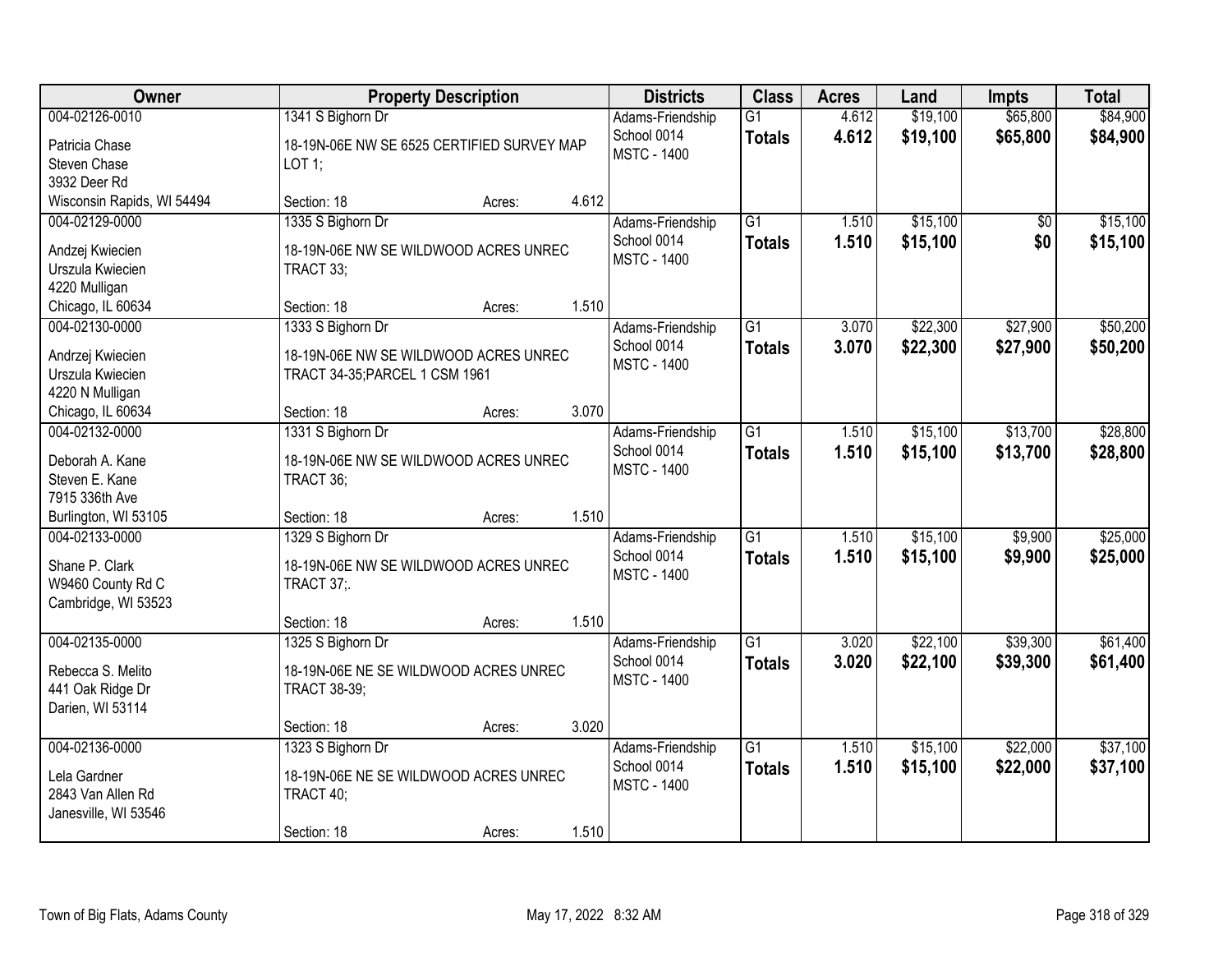| Owner | Property Description | | | Districts | Class | Acres | Land | Impts | Total |
|---|---|---|---|---|---|---|---|---|---|
| 004-02126-0010 | 1341 S Bighorn Dr | | | Adams-Friendship | G1 | 4.612 | $19,100 | $65,800 | $84,900 |
| Patricia Chase<br>Steven Chase<br>3932 Deer Rd<br>Wisconsin Rapids, WI 54494 | 18-19N-06E NW SE 6525 CERTIFIED SURVEY MAP LOT 1; | | | School 0014<br>MSTC - 1400 | **Totals** | **4.612** | **$19,100** | **$65,800** | **$84,900** |
| | Section: 18 | Acres: | 4.612 | | | | | | |
| 004-02129-0000 | 1335 S Bighorn Dr | | | Adams-Friendship | G1 | 1.510 | $15,100 | $0 | $15,100 |
| Andzej Kwiecien<br>Urszula Kwiecien<br>4220 Mulligan<br>Chicago, IL 60634 | 18-19N-06E NW SE WILDWOOD ACRES UNREC TRACT 33; | | | School 0014<br>MSTC - 1400 | **Totals** | **1.510** | **$15,100** | **$0** | **$15,100** |
| | Section: 18 | Acres: | 1.510 | | | | | | |
| 004-02130-0000 | 1333 S Bighorn Dr | | | Adams-Friendship | G1 | 3.070 | $22,300 | $27,900 | $50,200 |
| Andrzej Kwiecien<br>Urszula Kwiecien<br>4220 N Mulligan<br>Chicago, IL 60634 | 18-19N-06E NW SE WILDWOOD ACRES UNREC TRACT 34-35;PARCEL 1 CSM 1961 | | | School 0014<br>MSTC - 1400 | **Totals** | **3.070** | **$22,300** | **$27,900** | **$50,200** |
| | Section: 18 | Acres: | 3.070 | | | | | | |
| 004-02132-0000 | 1331 S Bighorn Dr | | | Adams-Friendship | G1 | 1.510 | $15,100 | $13,700 | $28,800 |
| Deborah A. Kane<br>Steven E. Kane<br>7915 336th Ave<br>Burlington, WI 53105 | 18-19N-06E NW SE WILDWOOD ACRES UNREC TRACT 36; | | | School 0014<br>MSTC - 1400 | **Totals** | **1.510** | **$15,100** | **$13,700** | **$28,800** |
| | Section: 18 | Acres: | 1.510 | | | | | | |
| 004-02133-0000 | 1329 S Bighorn Dr | | | Adams-Friendship | G1 | 1.510 | $15,100 | $9,900 | $25,000 |
| Shane P. Clark<br>W9460 County Rd C<br>Cambridge, WI 53523 | 18-19N-06E NW SE WILDWOOD ACRES UNREC TRACT 37;. | | | School 0014<br>MSTC - 1400 | **Totals** | **1.510** | **$15,100** | **$9,900** | **$25,000** |
| | Section: 18 | Acres: | 1.510 | | | | | | |
| 004-02135-0000 | 1325 S Bighorn Dr | | | Adams-Friendship | G1 | 3.020 | $22,100 | $39,300 | $61,400 |
| Rebecca S. Melito<br>441 Oak Ridge Dr<br>Darien, WI 53114 | 18-19N-06E NE SE WILDWOOD ACRES UNREC TRACT 38-39; | | | School 0014<br>MSTC - 1400 | **Totals** | **3.020** | **$22,100** | **$39,300** | **$61,400** |
| | Section: 18 | Acres: | 3.020 | | | | | | |
| 004-02136-0000 | 1323 S Bighorn Dr | | | Adams-Friendship | G1 | 1.510 | $15,100 | $22,000 | $37,100 |
| Lela Gardner<br>2843 Van Allen Rd<br>Janesville, WI 53546 | 18-19N-06E NE SE WILDWOOD ACRES UNREC TRACT 40; | | | School 0014<br>MSTC - 1400 | **Totals** | **1.510** | **$15,100** | **$22,000** | **$37,100** |
| | Section: 18 | Acres: | 1.510 | | | | | | |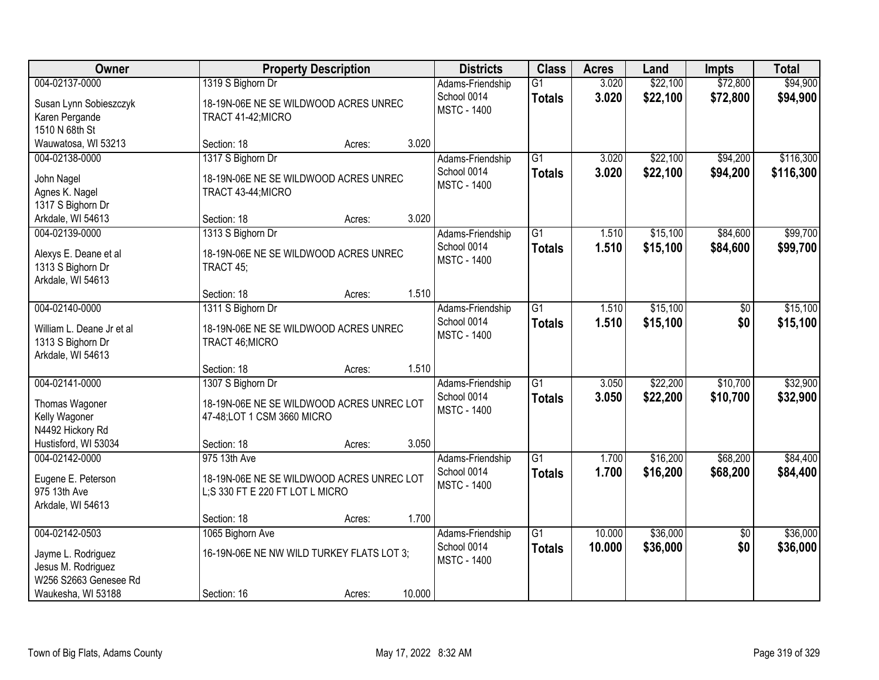| Owner | Property Description | Districts | Class | Acres | Land | Impts | Total |
|---|---|---|---|---|---|---|---|
| 004-02137-0000<br>Susan Lynn Sobieszczyk<br>Karen Pergande<br>1510 N 68th St<br>Wauwatosa, WI 53213 | 1319 S Bighorn Dr<br>18-19N-06E NE SE WILDWOOD ACRES UNREC TRACT 41-42;MICRO<br>Section: 18 Acres: 3.020 | Adams-Friendship School 0014<br>MSTC - 1400 | G1<br>**Totals** | 3.020<br>**3.020** | $22,100<br>**$22,100** | $72,800<br>**$72,800** | $94,900<br>**$94,900** |
| 004-02138-0000<br>John Nagel<br>Agnes K. Nagel<br>1317 S Bighorn Dr<br>Arkdale, WI 54613 | 1317 S Bighorn Dr<br>18-19N-06E NE SE WILDWOOD ACRES UNREC TRACT 43-44;MICRO<br>Section: 18 Acres: 3.020 | Adams-Friendship School 0014<br>MSTC - 1400 | G1<br>**Totals** | 3.020<br>**3.020** | $22,100<br>**$22,100** | $94,200<br>**$94,200** | $116,300<br>**$116,300** |
| 004-02139-0000<br>Alexys E. Deane et al<br>1313 S Bighorn Dr<br>Arkdale, WI 54613 | 1313 S Bighorn Dr<br>18-19N-06E NE SE WILDWOOD ACRES UNREC TRACT 45;<br>Section: 18 Acres: 1.510 | Adams-Friendship School 0014<br>MSTC - 1400 | G1<br>**Totals** | 1.510<br>**1.510** | $15,100<br>**$15,100** | $84,600<br>**$84,600** | $99,700<br>**$99,700** |
| 004-02140-0000<br>William L. Deane Jr et al<br>1313 S Bighorn Dr<br>Arkdale, WI 54613 | 1311 S Bighorn Dr<br>18-19N-06E NE SE WILDWOOD ACRES UNREC TRACT 46;MICRO<br>Section: 18 Acres: 1.510 | Adams-Friendship School 0014<br>MSTC - 1400 | G1<br>**Totals** | 1.510<br>**1.510** | $15,100<br>**$15,100** | $0<br>**$0** | $15,100<br>**$15,100** |
| 004-02141-0000<br>Thomas Wagoner<br>Kelly Wagoner<br>N4492 Hickory Rd<br>Hustisford, WI 53034 | 1307 S Bighorn Dr<br>18-19N-06E NE SE WILDWOOD ACRES UNREC LOT 47-48;LOT 1 CSM 3660 MICRO<br>Section: 18 Acres: 3.050 | Adams-Friendship School 0014<br>MSTC - 1400 | G1<br>**Totals** | 3.050<br>**3.050** | $22,200<br>**$22,200** | $10,700<br>**$10,700** | $32,900<br>**$32,900** |
| 004-02142-0000<br>Eugene E. Peterson<br>975 13th Ave<br>Arkdale, WI 54613 | 975 13th Ave<br>18-19N-06E NE SE WILDWOOD ACRES UNREC LOT L;S 330 FT E 220 FT LOT L MICRO<br>Section: 18 Acres: 1.700 | Adams-Friendship School 0014<br>MSTC - 1400 | G1<br>**Totals** | 1.700<br>**1.700** | $16,200<br>**$16,200** | $68,200<br>**$68,200** | $84,400<br>**$84,400** |
| 004-02142-0503<br>Jayme L. Rodriguez<br>Jesus M. Rodriguez<br>W256 S2663 Genesee Rd<br>Waukesha, WI 53188 | 1065 Bighorn Ave<br>16-19N-06E NE NW WILD TURKEY FLATS LOT 3;<br>Section: 16 Acres: 10.000 | Adams-Friendship School 0014<br>MSTC - 1400 | G1<br>**Totals** | 10.000<br>**10.000** | $36,000<br>**$36,000** | $0<br>**$0** | $36,000<br>**$36,000** |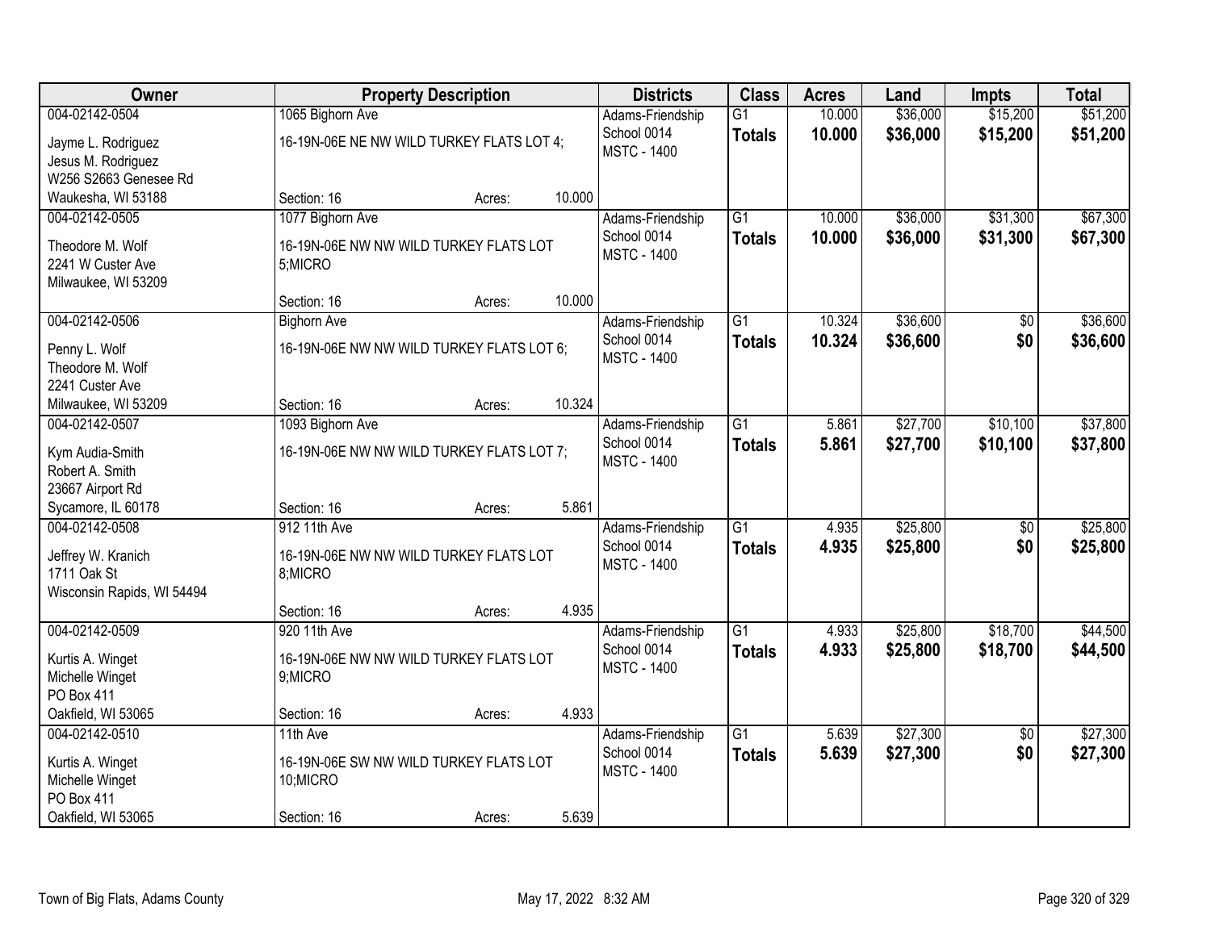| Owner | Property Description | | | Districts | Class | Acres | Land | Impts | Total |
|---|---|---|---|---|---|---|---|---|---|
| 004-02142-0504<br>Jayme L. Rodriguez<br>Jesus M. Rodriguez<br>W256 S2663 Genesee Rd<br>Waukesha, WI 53188 | 1065 Bighorn Ave<br>16-19N-06E NE NW WILD TURKEY FLATS LOT 4;<br>Section: 16 | Acres: | 10.000 | Adams-Friendship School 0014<br>MSTC - 1400 | G1<br>**Totals** | 10.000<br>**10.000** | $36,000<br>**$36,000** | $15,200<br>**$15,200** | $51,200<br>**$51,200** |
| 004-02142-0505<br>Theodore M. Wolf<br>2241 W Custer Ave<br>Milwaukee, WI 53209 | 1077 Bighorn Ave<br>16-19N-06E NW NW WILD TURKEY FLATS LOT 5;MICRO<br>Section: 16 | Acres: | 10.000 | Adams-Friendship School 0014<br>MSTC - 1400 | G1<br>**Totals** | 10.000<br>**10.000** | $36,000<br>**$36,000** | $31,300<br>**$31,300** | $67,300<br>**$67,300** |
| 004-02142-0506<br>Penny L. Wolf<br>Theodore M. Wolf<br>2241 Custer Ave<br>Milwaukee, WI 53209 | Bighorn Ave<br>16-19N-06E NW NW WILD TURKEY FLATS LOT 6;<br>Section: 16 | Acres: | 10.324 | Adams-Friendship School 0014<br>MSTC - 1400 | G1<br>**Totals** | 10.324<br>**10.324** | $36,600<br>**$36,600** | $0<br>**$0** | $36,600<br>**$36,600** |
| 004-02142-0507<br>Kym Audia-Smith<br>Robert A. Smith<br>23667 Airport Rd<br>Sycamore, IL 60178 | 1093 Bighorn Ave<br>16-19N-06E NW NW WILD TURKEY FLATS LOT 7;<br>Section: 16 | Acres: | 5.861 | Adams-Friendship School 0014<br>MSTC - 1400 | G1<br>**Totals** | 5.861<br>**5.861** | $27,700<br>**$27,700** | $10,100<br>**$10,100** | $37,800<br>**$37,800** |
| 004-02142-0508<br>Jeffrey W. Kranich<br>1711 Oak St<br>Wisconsin Rapids, WI 54494 | 912 11th Ave<br>16-19N-06E NW NW WILD TURKEY FLATS LOT 8;MICRO<br>Section: 16 | Acres: | 4.935 | Adams-Friendship School 0014<br>MSTC - 1400 | G1<br>**Totals** | 4.935<br>**4.935** | $25,800<br>**$25,800** | $0<br>**$0** | $25,800<br>**$25,800** |
| 004-02142-0509<br>Kurtis A. Winget<br>Michelle Winget<br>PO Box 411<br>Oakfield, WI 53065 | 920 11th Ave<br>16-19N-06E NW NW WILD TURKEY FLATS LOT 9;MICRO<br>Section: 16 | Acres: | 4.933 | Adams-Friendship School 0014<br>MSTC - 1400 | G1<br>**Totals** | 4.933<br>**4.933** | $25,800<br>**$25,800** | $18,700<br>**$18,700** | $44,500<br>**$44,500** |
| 004-02142-0510<br>Kurtis A. Winget<br>Michelle Winget<br>PO Box 411<br>Oakfield, WI 53065 | 11th Ave<br>16-19N-06E SW NW WILD TURKEY FLATS LOT 10;MICRO<br>Section: 16 | Acres: | 5.639 | Adams-Friendship School 0014<br>MSTC - 1400 | G1<br>**Totals** | 5.639<br>**5.639** | $27,300<br>**$27,300** | $0<br>**$0** | $27,300<br>**$27,300** |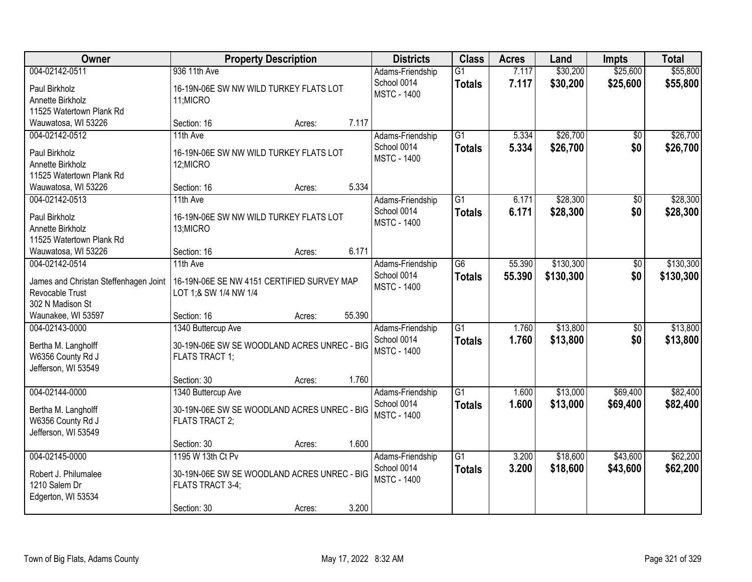| Owner | Property Description | | | Districts | Class | Acres | Land | Impts | Total |
|---|---|---|---|---|---|---|---|---|---|
| 004-02142-0511<br>Paul Birkholz<br>Annette Birkholz<br>11525 Watertown Plank Rd<br>Wauwatosa, WI 53226 | 936 11th Ave<br>16-19N-06E SW NW WILD TURKEY FLATS LOT 11;MICRO<br>Section: 16 | Acres: | 7.117 | Adams-Friendship School 0014<br>MSTC - 1400 | G1<br>**Totals** | 7.117<br>**7.117** | $30,200<br>**$30,200** | $25,600<br>**$25,600** | $55,800<br>**$55,800** |
| 004-02142-0512<br>Paul Birkholz<br>Annette Birkholz<br>11525 Watertown Plank Rd<br>Wauwatosa, WI 53226 | 11th Ave<br>16-19N-06E SW NW WILD TURKEY FLATS LOT 12;MICRO<br>Section: 16 | Acres: | 5.334 | Adams-Friendship School 0014<br>MSTC - 1400 | G1<br>**Totals** | 5.334<br>**5.334** | $26,700<br>**$26,700** | $0<br>**$0** | $26,700<br>**$26,700** |
| 004-02142-0513<br>Paul Birkholz<br>Annette Birkholz<br>11525 Watertown Plank Rd<br>Wauwatosa, WI 53226 | 11th Ave<br>16-19N-06E SW NW WILD TURKEY FLATS LOT 13;MICRO<br>Section: 16 | Acres: | 6.171 | Adams-Friendship School 0014<br>MSTC - 1400 | G1<br>**Totals** | 6.171<br>**6.171** | $28,300<br>**$28,300** | $0<br>**$0** | $28,300<br>**$28,300** |
| 004-02142-0514<br>James and Christan Steffenhagen Joint Revocable Trust<br>302 N Madison St<br>Waunakee, WI 53597 | 11th Ave<br>16-19N-06E SE NW 4151 CERTIFIED SURVEY MAP LOT 1;& SW 1/4 NW 1/4<br>Section: 16 | Acres: | 55.390 | Adams-Friendship School 0014<br>MSTC - 1400 | G6<br>**Totals** | 55.390<br>**55.390** | $130,300<br>**$130,300** | $0<br>**$0** | $130,300<br>**$130,300** |
| 004-02143-0000<br>Bertha M. Langholff<br>W6356 County Rd J<br>Jefferson, WI 53549 | 1340 Buttercup Ave<br>30-19N-06E SW SE WOODLAND ACRES UNREC - BIG FLATS TRACT 1;<br>Section: 30 | Acres: | 1.760 | Adams-Friendship School 0014<br>MSTC - 1400 | G1<br>**Totals** | 1.760<br>**1.760** | $13,800<br>**$13,800** | $0<br>**$0** | $13,800<br>**$13,800** |
| 004-02144-0000<br>Bertha M. Langholff<br>W6356 County Rd J<br>Jefferson, WI 53549 | 1340 Buttercup Ave<br>30-19N-06E SW SE WOODLAND ACRES UNREC - BIG FLATS TRACT 2;<br>Section: 30 | Acres: | 1.600 | Adams-Friendship School 0014<br>MSTC - 1400 | G1<br>**Totals** | 1.600<br>**1.600** | $13,000<br>**$13,000** | $69,400<br>**$69,400** | $82,400<br>**$82,400** |
| 004-02145-0000<br>Robert J. Philumalee<br>1210 Salem Dr<br>Edgerton, WI 53534 | 1195 W 13th Ct Pv<br>30-19N-06E SW SE WOODLAND ACRES UNREC - BIG FLATS TRACT 3-4;<br>Section: 30 | Acres: | 3.200 | Adams-Friendship School 0014<br>MSTC - 1400 | G1<br>**Totals** | 3.200<br>**3.200** | $18,600<br>**$18,600** | $43,600<br>**$43,600** | $62,200<br>**$62,200** |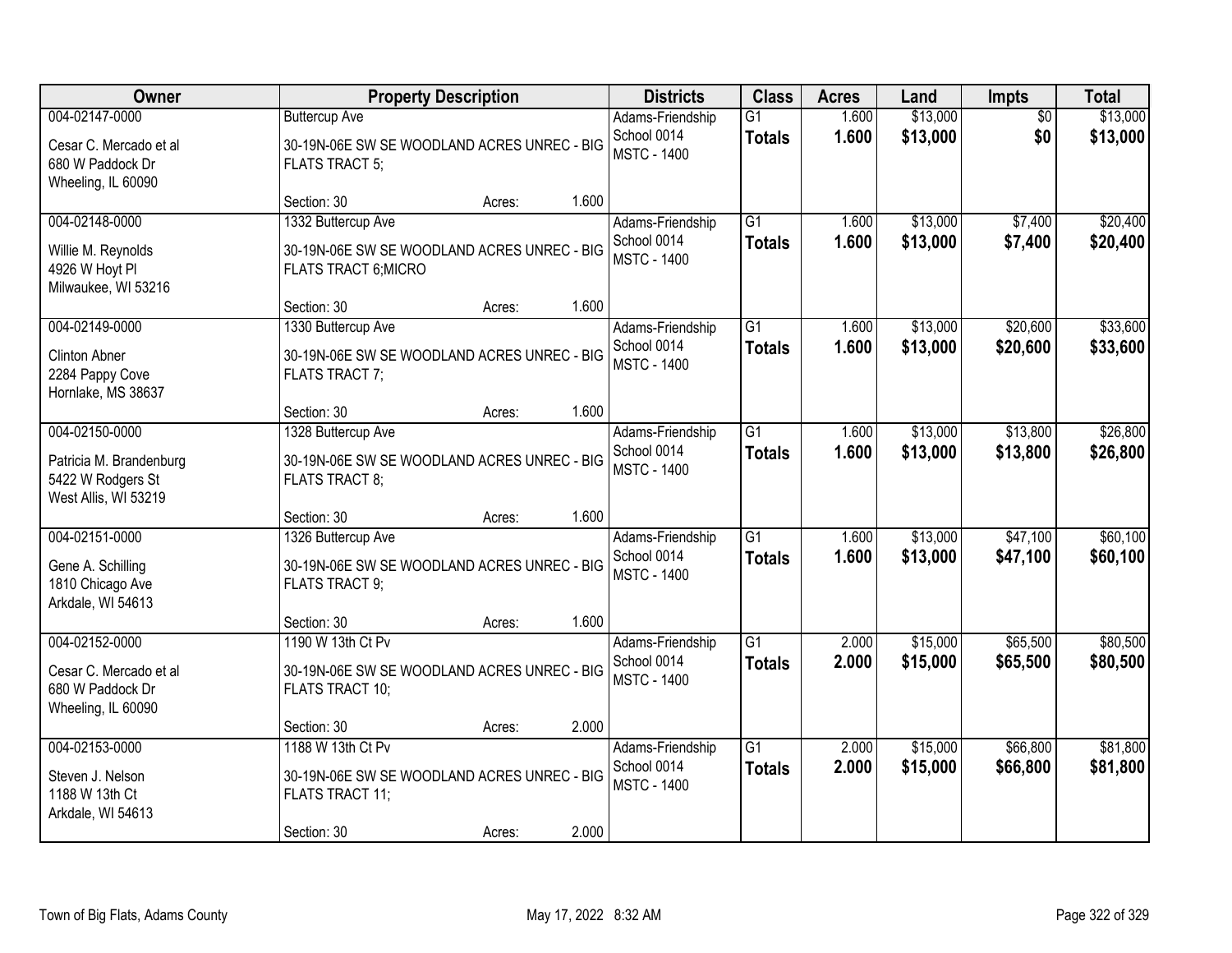| Owner | Property Description | Districts | Class | Acres | Land | Impts | Total |
|---|---|---|---|---|---|---|---|
| 004-02147-0000<br>Cesar C. Mercado et al<br>680 W Paddock Dr<br>Wheeling, IL 60090 | Buttercup Ave<br>30-19N-06E SW SE WOODLAND ACRES UNREC - BIG FLATS TRACT 5;<br>Section: 30 Acres: 1.600 | Adams-Friendship School 0014<br>MSTC - 1400 | G1<br>**Totals** | 1.600<br>**1.600** | $13,000<br>**$13,000** | $0<br>**$0** | $13,000<br>**$13,000** |
| 004-02148-0000<br>Willie M. Reynolds<br>4926 W Hoyt Pl<br>Milwaukee, WI 53216 | 1332 Buttercup Ave<br>30-19N-06E SW SE WOODLAND ACRES UNREC - BIG FLATS TRACT 6;MICRO<br>Section: 30 Acres: 1.600 | Adams-Friendship School 0014<br>MSTC - 1400 | G1<br>**Totals** | 1.600<br>**1.600** | $13,000<br>**$13,000** | $7,400<br>**$7,400** | $20,400<br>**$20,400** |
| 004-02149-0000<br>Clinton Abner<br>2284 Pappy Cove<br>Hornlake, MS 38637 | 1330 Buttercup Ave<br>30-19N-06E SW SE WOODLAND ACRES UNREC - BIG FLATS TRACT 7;<br>Section: 30 Acres: 1.600 | Adams-Friendship School 0014<br>MSTC - 1400 | G1<br>**Totals** | 1.600<br>**1.600** | $13,000<br>**$13,000** | $20,600<br>**$20,600** | $33,600<br>**$33,600** |
| 004-02150-0000<br>Patricia M. Brandenburg<br>5422 W Rodgers St<br>West Allis, WI 53219 | 1328 Buttercup Ave<br>30-19N-06E SW SE WOODLAND ACRES UNREC - BIG FLATS TRACT 8;<br>Section: 30 Acres: 1.600 | Adams-Friendship School 0014<br>MSTC - 1400 | G1<br>**Totals** | 1.600<br>**1.600** | $13,000<br>**$13,000** | $13,800<br>**$13,800** | $26,800<br>**$26,800** |
| 004-02151-0000<br>Gene A. Schilling<br>1810 Chicago Ave<br>Arkdale, WI 54613 | 1326 Buttercup Ave<br>30-19N-06E SW SE WOODLAND ACRES UNREC - BIG FLATS TRACT 9;<br>Section: 30 Acres: 1.600 | Adams-Friendship School 0014<br>MSTC - 1400 | G1<br>**Totals** | 1.600<br>**1.600** | $13,000<br>**$13,000** | $47,100<br>**$47,100** | $60,100<br>**$60,100** |
| 004-02152-0000<br>Cesar C. Mercado et al<br>680 W Paddock Dr<br>Wheeling, IL 60090 | 1190 W 13th Ct Pv<br>30-19N-06E SW SE WOODLAND ACRES UNREC - BIG FLATS TRACT 10;<br>Section: 30 Acres: 2.000 | Adams-Friendship School 0014<br>MSTC - 1400 | G1<br>**Totals** | 2.000<br>**2.000** | $15,000<br>**$15,000** | $65,500<br>**$65,500** | $80,500<br>**$80,500** |
| 004-02153-0000<br>Steven J. Nelson<br>1188 W 13th Ct<br>Arkdale, WI 54613 | 1188 W 13th Ct Pv<br>30-19N-06E SW SE WOODLAND ACRES UNREC - BIG FLATS TRACT 11;<br>Section: 30 Acres: 2.000 | Adams-Friendship School 0014<br>MSTC - 1400 | G1<br>**Totals** | 2.000<br>**2.000** | $15,000<br>**$15,000** | $66,800<br>**$66,800** | $81,800<br>**$81,800** |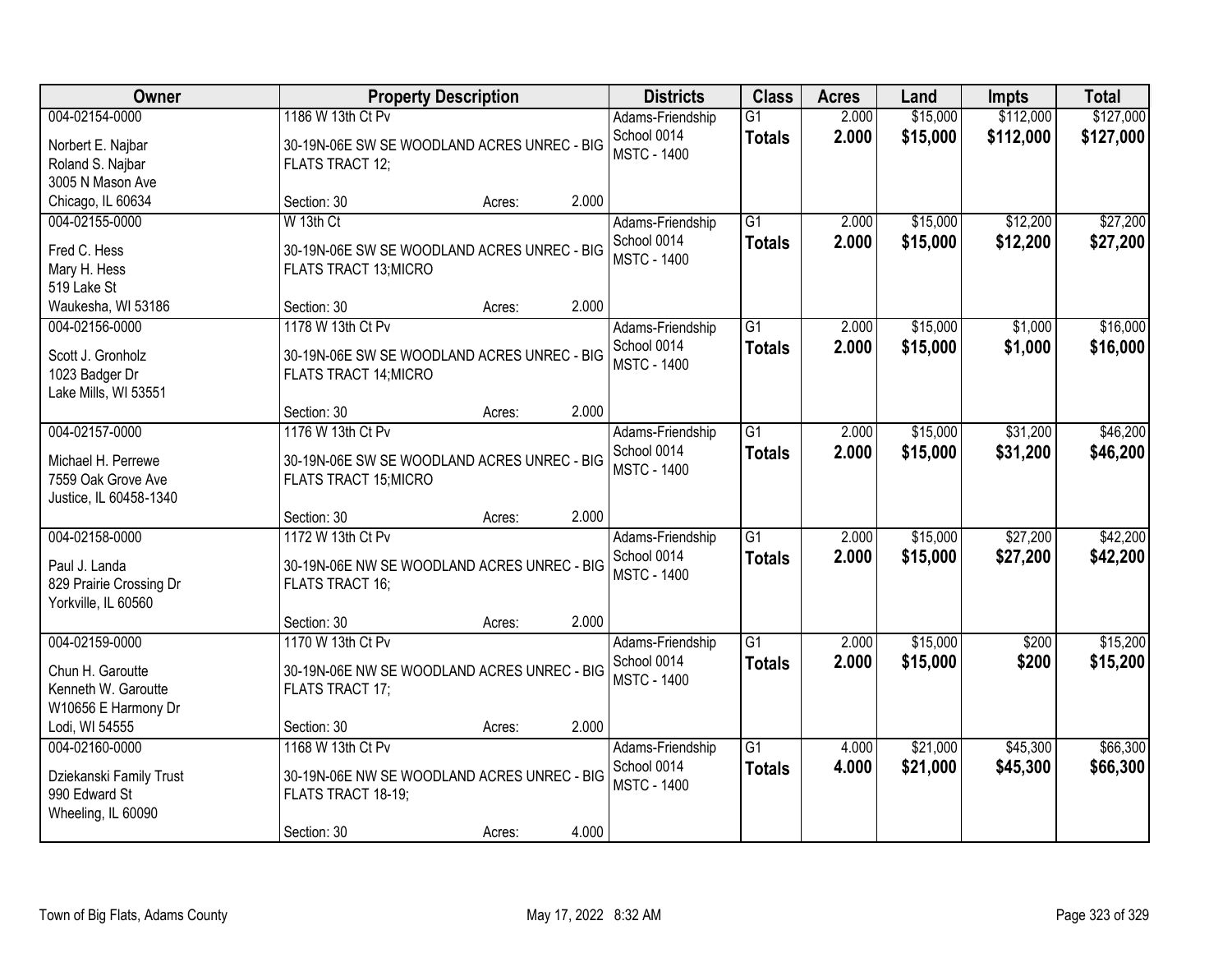| Owner | Property Description | Districts | Class | Acres | Land | Impts | Total |
|---|---|---|---|---|---|---|---|
| 004-02154-0000<br>Norbert E. Najbar<br>Roland S. Najbar<br>3005 N Mason Ave<br>Chicago, IL 60634 | 1186 W 13th Ct Pv<br>30-19N-06E SW SE WOODLAND ACRES UNREC - BIG FLATS TRACT 12;<br>Section: 30 Acres: 2.000 | Adams-Friendship<br>School 0014<br>MSTC - 1400 | G1<br>**Totals** | 2.000<br>**2.000** | $15,000<br>**$15,000** | $112,000<br>**$112,000** | $127,000<br>**$127,000** |
| 004-02155-0000<br>Fred C. Hess<br>Mary H. Hess<br>519 Lake St<br>Waukesha, WI 53186 | W 13th Ct<br>30-19N-06E SW SE WOODLAND ACRES UNREC - BIG FLATS TRACT 13;MICRO<br>Section: 30 Acres: 2.000 | Adams-Friendship<br>School 0014<br>MSTC - 1400 | G1<br>**Totals** | 2.000<br>**2.000** | $15,000<br>**$15,000** | $12,200<br>**$12,200** | $27,200<br>**$27,200** |
| 004-02156-0000<br>Scott J. Gronholz<br>1023 Badger Dr<br>Lake Mills, WI 53551 | 1178 W 13th Ct Pv<br>30-19N-06E SW SE WOODLAND ACRES UNREC - BIG FLATS TRACT 14;MICRO<br>Section: 30 Acres: 2.000 | Adams-Friendship<br>School 0014<br>MSTC - 1400 | G1<br>**Totals** | 2.000<br>**2.000** | $15,000<br>**$15,000** | $1,000<br>**$1,000** | $16,000<br>**$16,000** |
| 004-02157-0000<br>Michael H. Perrewe<br>7559 Oak Grove Ave<br>Justice, IL 60458-1340 | 1176 W 13th Ct Pv<br>30-19N-06E SW SE WOODLAND ACRES UNREC - BIG FLATS TRACT 15;MICRO<br>Section: 30 Acres: 2.000 | Adams-Friendship<br>School 0014<br>MSTC - 1400 | G1<br>**Totals** | 2.000<br>**2.000** | $15,000<br>**$15,000** | $31,200<br>**$31,200** | $46,200<br>**$46,200** |
| 004-02158-0000<br>Paul J. Landa<br>829 Prairie Crossing Dr<br>Yorkville, IL 60560 | 1172 W 13th Ct Pv<br>30-19N-06E NW SE WOODLAND ACRES UNREC - BIG FLATS TRACT 16;<br>Section: 30 Acres: 2.000 | Adams-Friendship<br>School 0014<br>MSTC - 1400 | G1<br>**Totals** | 2.000<br>**2.000** | $15,000<br>**$15,000** | $27,200<br>**$27,200** | $42,200<br>**$42,200** |
| 004-02159-0000<br>Chun H. Garoutte<br>Kenneth W. Garoutte<br>W10656 E Harmony Dr<br>Lodi, WI 54555 | 1170 W 13th Ct Pv<br>30-19N-06E NW SE WOODLAND ACRES UNREC - BIG FLATS TRACT 17;<br>Section: 30 Acres: 2.000 | Adams-Friendship<br>School 0014<br>MSTC - 1400 | G1<br>**Totals** | 2.000<br>**2.000** | $15,000<br>**$15,000** | $200<br>**$200** | $15,200<br>**$15,200** |
| 004-02160-0000<br>Dziekanski Family Trust<br>990 Edward St<br>Wheeling, IL 60090 | 1168 W 13th Ct Pv<br>30-19N-06E NW SE WOODLAND ACRES UNREC - BIG FLATS TRACT 18-19;<br>Section: 30 Acres: 4.000 | Adams-Friendship<br>School 0014<br>MSTC - 1400 | G1<br>**Totals** | 4.000<br>**4.000** | $21,000<br>**$21,000** | $45,300<br>**$45,300** | $66,300<br>**$66,300** |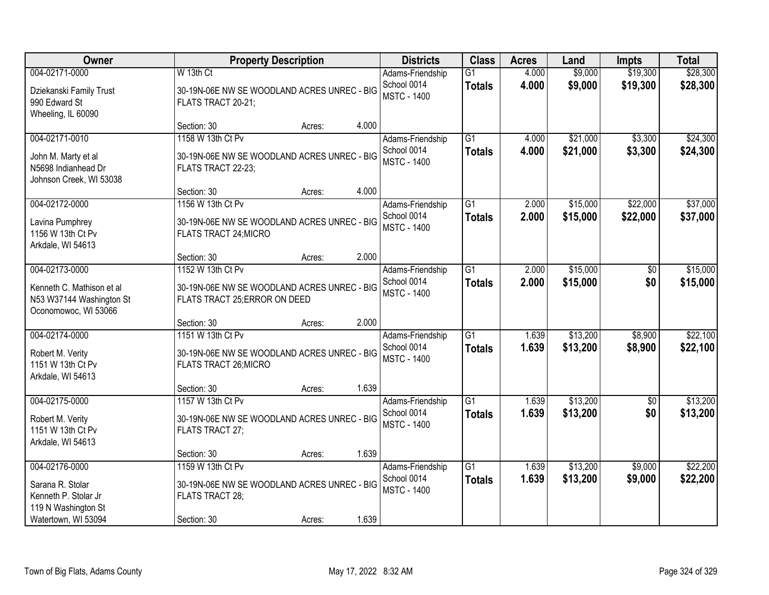| Owner | Property Description | | | Districts | Class | Acres | Land | Impts | Total |
|---|---|---|---|---|---|---|---|---|---|
| 004-02171-0000<br>Dziekanski Family Trust<br>990 Edward St<br>Wheeling, IL 60090 | W 13th Ct<br>30-19N-06E NW SE WOODLAND ACRES UNREC - BIG FLATS TRACT 20-21;<br>Section: 30 | Acres: | 4.000 | Adams-Friendship School 0014<br>MSTC - 1400 | G1<br>**Totals** | 4.000<br>**4.000** | $9,000<br>**$9,000** | $19,300<br>**$19,300** | $28,300<br>**$28,300** |
| 004-02171-0010<br>John M. Marty et al<br>N5698 Indianhead Dr<br>Johnson Creek, WI 53038 | 1158 W 13th Ct Pv<br>30-19N-06E NW SE WOODLAND ACRES UNREC - BIG FLATS TRACT 22-23;<br>Section: 30 | Acres: | 4.000 | Adams-Friendship School 0014<br>MSTC - 1400 | G1<br>**Totals** | 4.000<br>**4.000** | $21,000<br>**$21,000** | $3,300<br>**$3,300** | $24,300<br>**$24,300** |
| 004-02172-0000<br>Lavina Pumphrey<br>1156 W 13th Ct Pv<br>Arkdale, WI 54613 | 1156 W 13th Ct Pv<br>30-19N-06E NW SE WOODLAND ACRES UNREC - BIG FLATS TRACT 24;MICRO<br>Section: 30 | Acres: | 2.000 | Adams-Friendship School 0014<br>MSTC - 1400 | G1<br>**Totals** | 2.000<br>**2.000** | $15,000<br>**$15,000** | $22,000<br>**$22,000** | $37,000<br>**$37,000** |
| 004-02173-0000<br>Kenneth C. Mathison et al<br>N53 W37144 Washington St<br>Oconomowoc, WI 53066 | 1152 W 13th Ct Pv<br>30-19N-06E NW SE WOODLAND ACRES UNREC - BIG FLATS TRACT 25;ERROR ON DEED<br>Section: 30 | Acres: | 2.000 | Adams-Friendship School 0014<br>MSTC - 1400 | G1<br>**Totals** | 2.000<br>**2.000** | $15,000<br>**$15,000** | $0<br>**$0** | $15,000<br>**$15,000** |
| 004-02174-0000<br>Robert M. Verity<br>1151 W 13th Ct Pv<br>Arkdale, WI 54613 | 1151 W 13th Ct Pv<br>30-19N-06E NW SE WOODLAND ACRES UNREC - BIG FLATS TRACT 26;MICRO<br>Section: 30 | Acres: | 1.639 | Adams-Friendship School 0014<br>MSTC - 1400 | G1<br>**Totals** | 1.639<br>**1.639** | $13,200<br>**$13,200** | $8,900<br>**$8,900** | $22,100<br>**$22,100** |
| 004-02175-0000<br>Robert M. Verity<br>1151 W 13th Ct Pv<br>Arkdale, WI 54613 | 1157 W 13th Ct Pv<br>30-19N-06E NW SE WOODLAND ACRES UNREC - BIG FLATS TRACT 27;<br>Section: 30 | Acres: | 1.639 | Adams-Friendship School 0014<br>MSTC - 1400 | G1<br>**Totals** | 1.639<br>**1.639** | $13,200<br>**$13,200** | $0<br>**$0** | $13,200<br>**$13,200** |
| 004-02176-0000<br>Sarana R. Stolar<br>Kenneth P. Stolar Jr<br>119 N Washington St<br>Watertown, WI 53094 | 1159 W 13th Ct Pv<br>30-19N-06E NW SE WOODLAND ACRES UNREC - BIG FLATS TRACT 28;<br>Section: 30 | Acres: | 1.639 | Adams-Friendship School 0014<br>MSTC - 1400 | G1<br>**Totals** | 1.639<br>**1.639** | $13,200<br>**$13,200** | $9,000<br>**$9,000** | $22,200<br>**$22,200** |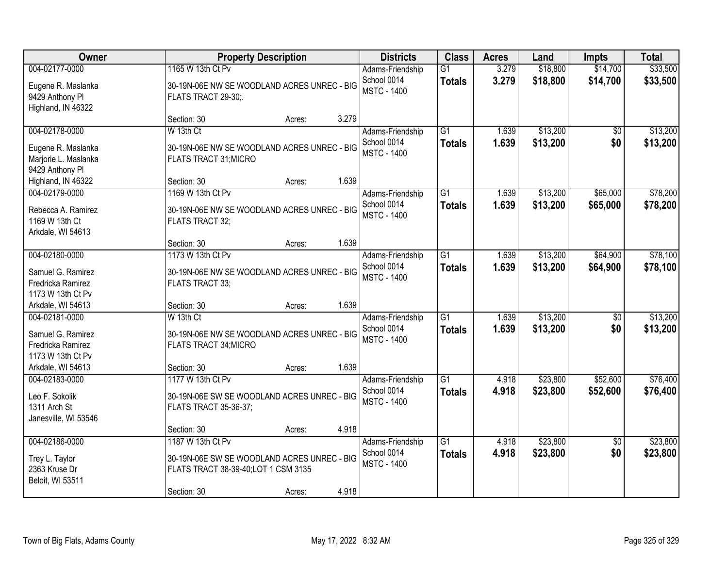| Owner | Property Description | Districts | Class | Acres | Land | Impts | Total |
|---|---|---|---|---|---|---|---|
| 004-02177-0000<br>Eugene R. Maslanka<br>9429 Anthony Pl<br>Highland, IN 46322 | 1165 W 13th Ct Pv<br>30-19N-06E NW SE WOODLAND ACRES UNREC - BIG FLATS TRACT 29-30;.<br>Section: 30 Acres: 3.279 | Adams-Friendship<br>School 0014<br>MSTC - 1400 | G1<br>**Totals** | 3.279<br>**3.279** | $18,800<br>**$18,800** | $14,700<br>**$14,700** | $33,500<br>**$33,500** |
| 004-02178-0000<br>Eugene R. Maslanka<br>Marjorie L. Maslanka<br>9429 Anthony Pl<br>Highland, IN 46322 | W 13th Ct<br>30-19N-06E NW SE WOODLAND ACRES UNREC - BIG FLATS TRACT 31;MICRO<br>Section: 30 Acres: 1.639 | Adams-Friendship<br>School 0014<br>MSTC - 1400 | G1<br>**Totals** | 1.639<br>**1.639** | $13,200<br>**$13,200** | $0<br>**$0** | $13,200<br>**$13,200** |
| 004-02179-0000<br>Rebecca A. Ramirez<br>1169 W 13th Ct<br>Arkdale, WI 54613 | 1169 W 13th Ct Pv<br>30-19N-06E NW SE WOODLAND ACRES UNREC - BIG FLATS TRACT 32;<br>Section: 30 Acres: 1.639 | Adams-Friendship<br>School 0014<br>MSTC - 1400 | G1<br>**Totals** | 1.639<br>**1.639** | $13,200<br>**$13,200** | $65,000<br>**$65,000** | $78,200<br>**$78,200** |
| 004-02180-0000<br>Samuel G. Ramirez<br>Fredricka Ramirez<br>1173 W 13th Ct Pv<br>Arkdale, WI 54613 | 1173 W 13th Ct Pv<br>30-19N-06E NW SE WOODLAND ACRES UNREC - BIG FLATS TRACT 33;<br>Section: 30 Acres: 1.639 | Adams-Friendship<br>School 0014<br>MSTC - 1400 | G1<br>**Totals** | 1.639<br>**1.639** | $13,200<br>**$13,200** | $64,900<br>**$64,900** | $78,100<br>**$78,100** |
| 004-02181-0000<br>Samuel G. Ramirez<br>Fredricka Ramirez<br>1173 W 13th Ct Pv<br>Arkdale, WI 54613 | W 13th Ct<br>30-19N-06E NW SE WOODLAND ACRES UNREC - BIG FLATS TRACT 34;MICRO<br>Section: 30 Acres: 1.639 | Adams-Friendship<br>School 0014<br>MSTC - 1400 | G1<br>**Totals** | 1.639<br>**1.639** | $13,200<br>**$13,200** | $0<br>**$0** | $13,200<br>**$13,200** |
| 004-02183-0000<br>Leo F. Sokolik<br>1311 Arch St<br>Janesville, WI 53546 | 1177 W 13th Ct Pv<br>30-19N-06E SW SE WOODLAND ACRES UNREC - BIG FLATS TRACT 35-36-37;<br>Section: 30 Acres: 4.918 | Adams-Friendship<br>School 0014<br>MSTC - 1400 | G1<br>**Totals** | 4.918<br>**4.918** | $23,800<br>**$23,800** | $52,600<br>**$52,600** | $76,400<br>**$76,400** |
| 004-02186-0000<br>Trey L. Taylor<br>2363 Kruse Dr<br>Beloit, WI 53511 | 1187 W 13th Ct Pv<br>30-19N-06E SW SE WOODLAND ACRES UNREC - BIG FLATS TRACT 38-39-40;LOT 1 CSM 3135<br>Section: 30 Acres: 4.918 | Adams-Friendship<br>School 0014<br>MSTC - 1400 | G1<br>**Totals** | 4.918<br>**4.918** | $23,800<br>**$23,800** | $0<br>**$0** | $23,800<br>**$23,800** |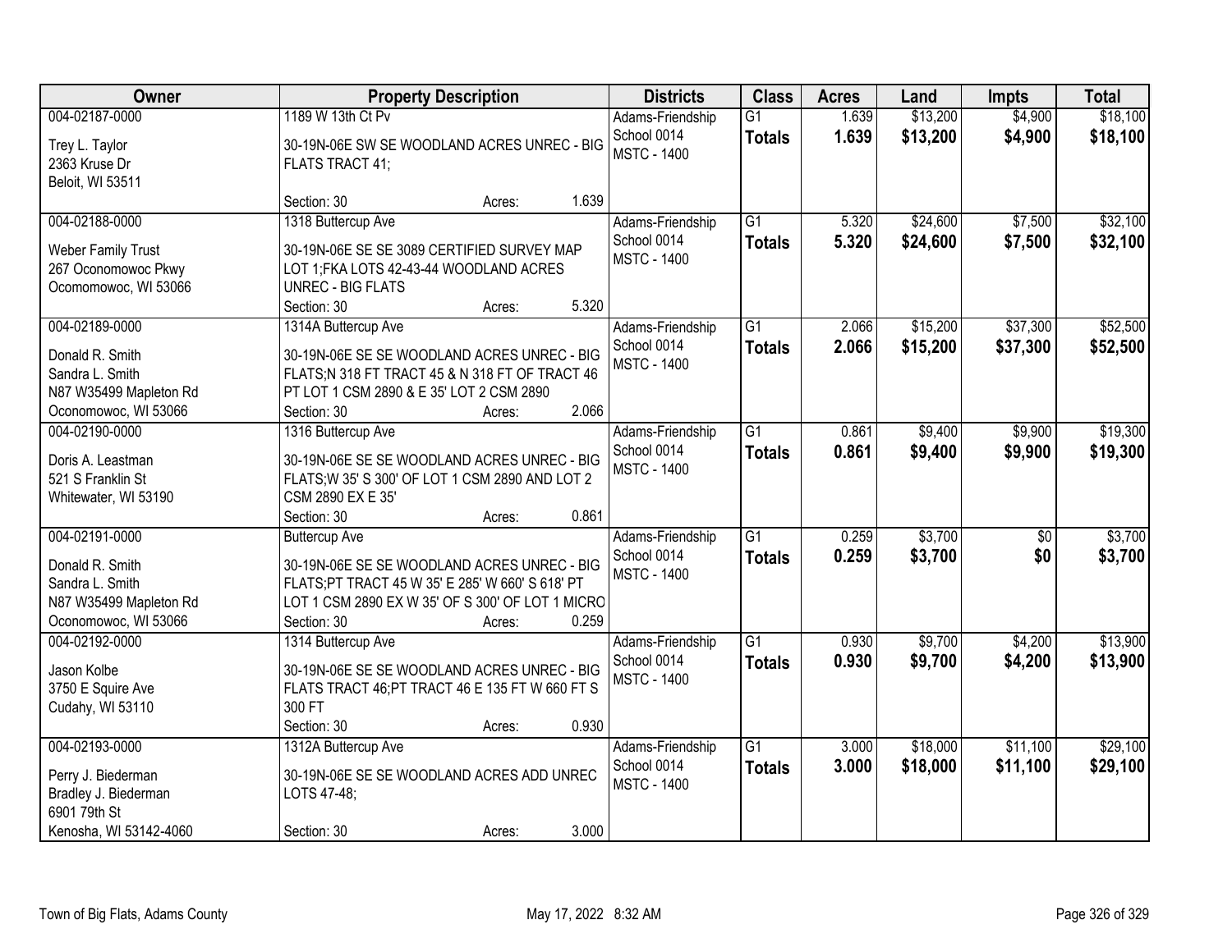| Owner | Property Description | Districts | Class | Acres | Land | Impts | Total |
|---|---|---|---|---|---|---|---|
| 004-02187-0000<br>Trey L. Taylor<br>2363 Kruse Dr<br>Beloit, WI 53511 | 1189 W 13th Ct Pv<br>30-19N-06E SW SE WOODLAND ACRES UNREC - BIG FLATS TRACT 41;<br>Section: 30 Acres: 1.639 | Adams-Friendship School 0014<br>MSTC - 1400 | G1<br>**Totals** | 1.639<br>**1.639** | $13,200<br>**$13,200** | $4,900<br>**$4,900** | $18,100<br>**$18,100** |
| 004-02188-0000<br>Weber Family Trust<br>267 Oconomowoc Pkwy<br>Ocomomowoc, WI 53066 | 1318 Buttercup Ave<br>30-19N-06E SE SE 3089 CERTIFIED SURVEY MAP LOT 1;FKA LOTS 42-43-44 WOODLAND ACRES UNREC - BIG FLATS<br>Section: 30 Acres: 5.320 | Adams-Friendship School 0014<br>MSTC - 1400 | G1<br>**Totals** | 5.320<br>**5.320** | $24,600<br>**$24,600** | $7,500<br>**$7,500** | $32,100<br>**$32,100** |
| 004-02189-0000<br>Donald R. Smith<br>Sandra L. Smith<br>N87 W35499 Mapleton Rd<br>Oconomowoc, WI 53066 | 1314A Buttercup Ave<br>30-19N-06E SE SE WOODLAND ACRES UNREC - BIG FLATS;N 318 FT TRACT 45 & N 318 FT OF TRACT 46 PT LOT 1 CSM 2890 & E 35' LOT 2 CSM 2890<br>Section: 30 Acres: 2.066 | Adams-Friendship School 0014<br>MSTC - 1400 | G1<br>**Totals** | 2.066<br>**2.066** | $15,200<br>**$15,200** | $37,300<br>**$37,300** | $52,500<br>**$52,500** |
| 004-02190-0000<br>Doris A. Leastman<br>521 S Franklin St<br>Whitewater, WI 53190 | 1316 Buttercup Ave<br>30-19N-06E SE SE WOODLAND ACRES UNREC - BIG FLATS;W 35' S 300' OF LOT 1 CSM 2890 AND LOT 2 CSM 2890 EX E 35'<br>Section: 30 Acres: 0.861 | Adams-Friendship School 0014<br>MSTC - 1400 | G1<br>**Totals** | 0.861<br>**0.861** | $9,400<br>**$9,400** | $9,900<br>**$9,900** | $19,300<br>**$19,300** |
| 004-02191-0000<br>Donald R. Smith<br>Sandra L. Smith<br>N87 W35499 Mapleton Rd<br>Oconomowoc, WI 53066 | Buttercup Ave<br>30-19N-06E SE SE WOODLAND ACRES UNREC - BIG FLATS;PT TRACT 45 W 35' E 285' W 660' S 618' PT LOT 1 CSM 2890 EX W 35' OF S 300' OF LOT 1 MICRO<br>Section: 30 Acres: 0.259 | Adams-Friendship School 0014<br>MSTC - 1400 | G1<br>**Totals** | 0.259<br>**0.259** | $3,700<br>**$3,700** | $0<br>**$0** | $3,700<br>**$3,700** |
| 004-02192-0000<br>Jason Kolbe<br>3750 E Squire Ave<br>Cudahy, WI 53110 | 1314 Buttercup Ave<br>30-19N-06E SE SE WOODLAND ACRES UNREC - BIG FLATS TRACT 46;PT TRACT 46 E 135 FT W 660 FT S 300 FT<br>Section: 30 Acres: 0.930 | Adams-Friendship School 0014<br>MSTC - 1400 | G1<br>**Totals** | 0.930<br>**0.930** | $9,700<br>**$9,700** | $4,200<br>**$4,200** | $13,900<br>**$13,900** |
| 004-02193-0000<br>Perry J. Biederman<br>Bradley J. Biederman<br>6901 79th St<br>Kenosha, WI 53142-4060 | 1312A Buttercup Ave<br>30-19N-06E SE SE WOODLAND ACRES ADD UNREC LOTS 47-48;<br>Section: 30 Acres: 3.000 | Adams-Friendship School 0014<br>MSTC - 1400 | G1<br>**Totals** | 3.000<br>**3.000** | $18,000<br>**$18,000** | $11,100<br>**$11,100** | $29,100<br>**$29,100** |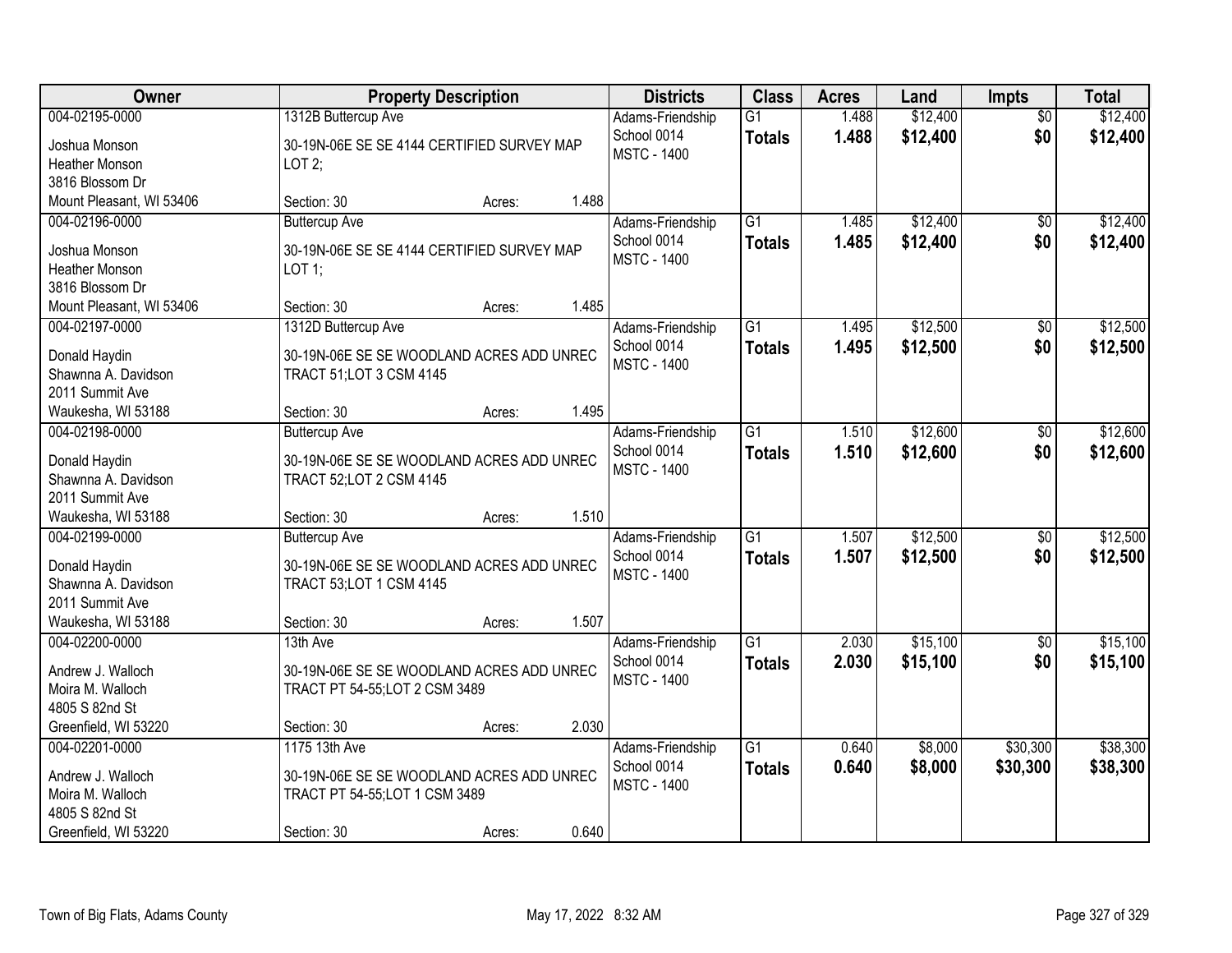| Owner | Property Description | Districts | Class | Acres | Land | Impts | Total |
|---|---|---|---|---|---|---|---|
| 004-02195-0000<br>Joshua Monson<br>Heather Monson<br>3816 Blossom Dr<br>Mount Pleasant, WI 53406 | 1312B Buttercup Ave<br>30-19N-06E SE SE 4144 CERTIFIED SURVEY MAP LOT 2;<br>Section: 30 Acres: 1.488 | Adams-Friendship School 0014<br>MSTC - 1400 | G1<br>**Totals** | 1.488<br>**1.488** | $12,400<br>**$12,400** | $0<br>**$0** | $12,400<br>**$12,400** |
| 004-02196-0000<br>Joshua Monson<br>Heather Monson<br>3816 Blossom Dr<br>Mount Pleasant, WI 53406 | Buttercup Ave<br>30-19N-06E SE SE 4144 CERTIFIED SURVEY MAP LOT 1;<br>Section: 30 Acres: 1.485 | Adams-Friendship School 0014<br>MSTC - 1400 | G1<br>**Totals** | 1.485<br>**1.485** | $12,400<br>**$12,400** | $0<br>**$0** | $12,400<br>**$12,400** |
| 004-02197-0000<br>Donald Haydin<br>Shawnna A. Davidson<br>2011 Summit Ave<br>Waukesha, WI 53188 | 1312D Buttercup Ave<br>30-19N-06E SE SE WOODLAND ACRES ADD UNREC TRACT 51;LOT 3 CSM 4145<br>Section: 30 Acres: 1.495 | Adams-Friendship School 0014<br>MSTC - 1400 | G1<br>**Totals** | 1.495<br>**1.495** | $12,500<br>**$12,500** | $0<br>**$0** | $12,500<br>**$12,500** |
| 004-02198-0000<br>Donald Haydin<br>Shawnna A. Davidson<br>2011 Summit Ave<br>Waukesha, WI 53188 | Buttercup Ave<br>30-19N-06E SE SE WOODLAND ACRES ADD UNREC TRACT 52;LOT 2 CSM 4145<br>Section: 30 Acres: 1.510 | Adams-Friendship School 0014<br>MSTC - 1400 | G1<br>**Totals** | 1.510<br>**1.510** | $12,600<br>**$12,600** | $0<br>**$0** | $12,600<br>**$12,600** |
| 004-02199-0000<br>Donald Haydin<br>Shawnna A. Davidson<br>2011 Summit Ave<br>Waukesha, WI 53188 | Buttercup Ave<br>30-19N-06E SE SE WOODLAND ACRES ADD UNREC TRACT 53;LOT 1 CSM 4145<br>Section: 30 Acres: 1.507 | Adams-Friendship School 0014<br>MSTC - 1400 | G1<br>**Totals** | 1.507<br>**1.507** | $12,500<br>**$12,500** | $0<br>**$0** | $12,500<br>**$12,500** |
| 004-02200-0000<br>Andrew J. Walloch<br>Moira M. Walloch<br>4805 S 82nd St<br>Greenfield, WI 53220 | 13th Ave<br>30-19N-06E SE SE WOODLAND ACRES ADD UNREC TRACT PT 54-55;LOT 2 CSM 3489<br>Section: 30 Acres: 2.030 | Adams-Friendship School 0014<br>MSTC - 1400 | G1<br>**Totals** | 2.030<br>**2.030** | $15,100<br>**$15,100** | $0<br>**$0** | $15,100<br>**$15,100** |
| 004-02201-0000<br>Andrew J. Walloch<br>Moira M. Walloch<br>4805 S 82nd St<br>Greenfield, WI 53220 | 1175 13th Ave<br>30-19N-06E SE SE WOODLAND ACRES ADD UNREC TRACT PT 54-55;LOT 1 CSM 3489<br>Section: 30 Acres: 0.640 | Adams-Friendship School 0014<br>MSTC - 1400 | G1<br>**Totals** | 0.640<br>**0.640** | $8,000<br>**$8,000** | $30,300<br>**$30,300** | $38,300<br>**$38,300** |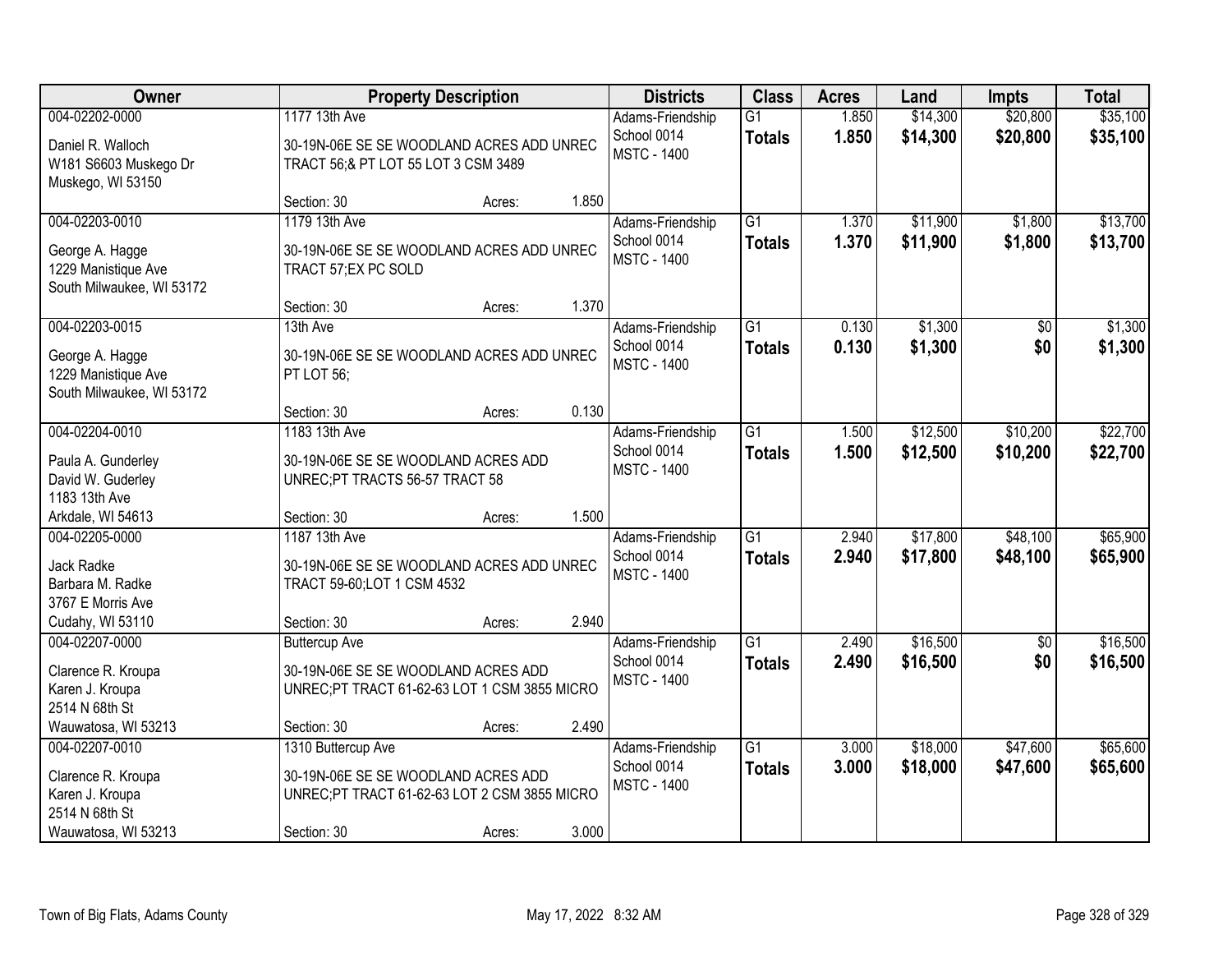| Owner | Property Description | | | Districts | Class | Acres | Land | Impts | Total |
|---|---|---|---|---|---|---|---|---|---|
| 004-02202-0000<br>Daniel R. Walloch<br>W181 S6603 Muskego Dr<br>Muskego, WI 53150 | 1177 13th Ave<br>30-19N-06E SE SE WOODLAND ACRES ADD UNREC TRACT 56;& PT LOT 55 LOT 3 CSM 3489<br>Section: 30 | Acres: | 1.850 | Adams-Friendship<br>School 0014<br>MSTC - 1400 | G1<br>**Totals** | 1.850<br>**1.850** | $14,300<br>**$14,300** | $20,800<br>**$20,800** | $35,100<br>**$35,100** |
| 004-02203-0010<br>George A. Hagge<br>1229 Manistique Ave<br>South Milwaukee, WI 53172 | 1179 13th Ave<br>30-19N-06E SE SE WOODLAND ACRES ADD UNREC TRACT 57;EX PC SOLD<br>Section: 30 | Acres: | 1.370 | Adams-Friendship<br>School 0014<br>MSTC - 1400 | G1<br>**Totals** | 1.370<br>**1.370** | $11,900<br>**$11,900** | $1,800<br>**$1,800** | $13,700<br>**$13,700** |
| 004-02203-0015<br>George A. Hagge<br>1229 Manistique Ave<br>South Milwaukee, WI 53172 | 13th Ave<br>30-19N-06E SE SE WOODLAND ACRES ADD UNREC PT LOT 56;<br>Section: 30 | Acres: | 0.130 | Adams-Friendship<br>School 0014<br>MSTC - 1400 | G1<br>**Totals** | 0.130<br>**0.130** | $1,300<br>**$1,300** | $0<br>**$0** | $1,300<br>**$1,300** |
| 004-02204-0010<br>Paula A. Gunderley<br>David W. Guderley<br>1183 13th Ave<br>Arkdale, WI 54613 | 1183 13th Ave<br>30-19N-06E SE SE WOODLAND ACRES ADD UNREC;PT TRACTS 56-57 TRACT 58<br>Section: 30 | Acres: | 1.500 | Adams-Friendship<br>School 0014<br>MSTC - 1400 | G1<br>**Totals** | 1.500<br>**1.500** | $12,500<br>**$12,500** | $10,200<br>**$10,200** | $22,700<br>**$22,700** |
| 004-02205-0000<br>Jack Radke<br>Barbara M. Radke<br>3767 E Morris Ave<br>Cudahy, WI 53110 | 1187 13th Ave<br>30-19N-06E SE SE WOODLAND ACRES ADD UNREC TRACT 59-60;LOT 1 CSM 4532<br>Section: 30 | Acres: | 2.940 | Adams-Friendship<br>School 0014<br>MSTC - 1400 | G1<br>**Totals** | 2.940<br>**2.940** | $17,800<br>**$17,800** | $48,100<br>**$48,100** | $65,900<br>**$65,900** |
| 004-02207-0000<br>Clarence R. Kroupa<br>Karen J. Kroupa<br>2514 N 68th St<br>Wauwatosa, WI 53213 | Buttercup Ave<br>30-19N-06E SE SE WOODLAND ACRES ADD UNREC;PT TRACT 61-62-63 LOT 1 CSM 3855 MICRO<br>Section: 30 | Acres: | 2.490 | Adams-Friendship<br>School 0014<br>MSTC - 1400 | G1<br>**Totals** | 2.490<br>**2.490** | $16,500<br>**$16,500** | $0<br>**$0** | $16,500<br>**$16,500** |
| 004-02207-0010<br>Clarence R. Kroupa<br>Karen J. Kroupa<br>2514 N 68th St<br>Wauwatosa, WI 53213 | 1310 Buttercup Ave<br>30-19N-06E SE SE WOODLAND ACRES ADD UNREC;PT TRACT 61-62-63 LOT 2 CSM 3855 MICRO<br>Section: 30 | Acres: | 3.000 | Adams-Friendship<br>School 0014<br>MSTC - 1400 | G1<br>**Totals** | 3.000<br>**3.000** | $18,000<br>**$18,000** | $47,600<br>**$47,600** | $65,600<br>**$65,600** |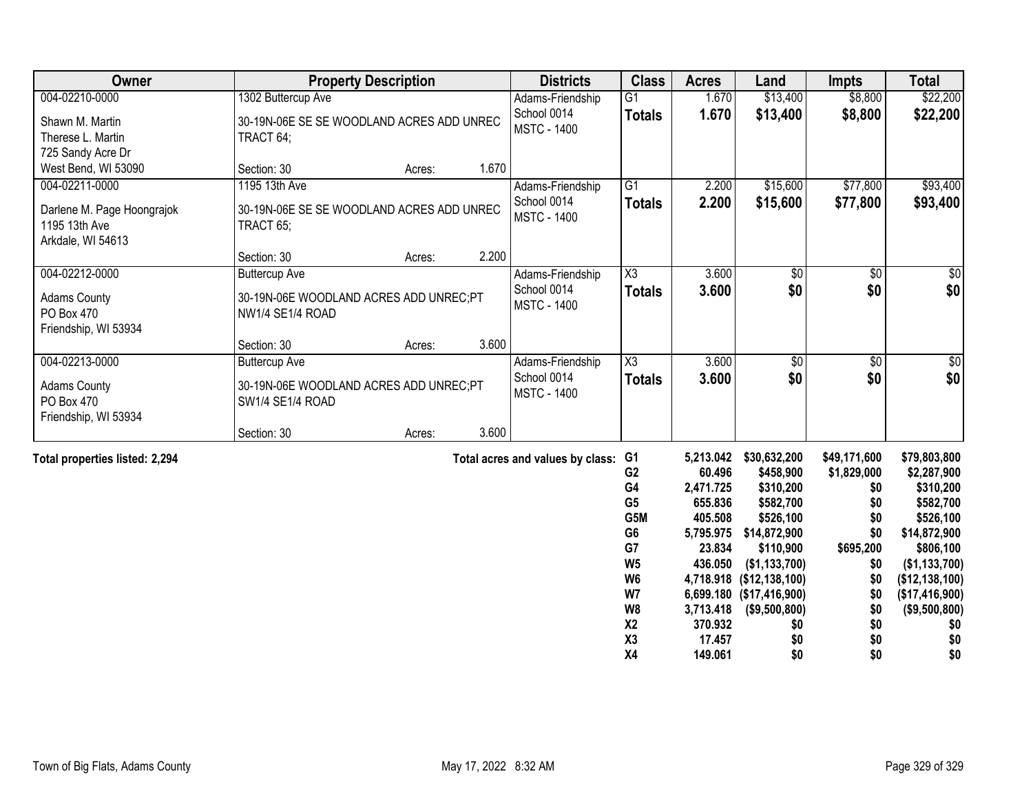| Owner | Property Description | Districts | Class | Acres | Land | Impts | Total |
|---|---|---|---|---|---|---|---|
| 004-02210-0000<br>Shawn M. Martin<br>Therese L. Martin<br>725 Sandy Acre Dr<br>West Bend, WI 53090 | 1302 Buttercup Ave<br>30-19N-06E SE SE WOODLAND ACRES ADD UNREC TRACT 64;<br>Section: 30 Acres: 1.670 | Adams-Friendship School 0014<br>MSTC - 1400 | G1<br>**Totals** | 1.670<br>**1.670** | $13,400<br>**$13,400** | $8,800<br>**$8,800** | $22,200<br>**$22,200** |
| 004-02211-0000<br>Darlene M. Page Hoongrajok<br>1195 13th Ave<br>Arkdale, WI 54613 | 1195 13th Ave<br>30-19N-06E SE SE WOODLAND ACRES ADD UNREC TRACT 65;<br>Section: 30 Acres: 2.200 | Adams-Friendship School 0014<br>MSTC - 1400 | G1<br>**Totals** | 2.200<br>**2.200** | $15,600<br>**$15,600** | $77,800<br>**$77,800** | $93,400<br>**$93,400** |
| 004-02212-0000<br>Adams County<br>PO Box 470<br>Friendship, WI 53934 | Buttercup Ave<br>30-19N-06E WOODLAND ACRES ADD UNREC;PT NW1/4 SE1/4 ROAD<br>Section: 30 Acres: 3.600 | Adams-Friendship School 0014<br>MSTC - 1400 | X3<br>**Totals** | 3.600<br>**3.600** | $0<br>**$0** | $0<br>**$0** | $0<br>**$0** |
| 004-02213-0000<br>Adams County<br>PO Box 470<br>Friendship, WI 53934 | Buttercup Ave<br>30-19N-06E WOODLAND ACRES ADD UNREC;PT SW1/4 SE1/4 ROAD<br>Section: 30 Acres: 3.600 | Adams-Friendship School 0014<br>MSTC - 1400 | X3<br>**Totals** | 3.600<br>**3.600** | $0<br>**$0** | $0<br>**$0** | $0<br>**$0** |

**Total properties listed: 2,294**

**Total acres and values by class:**

| Class | Acres | Land | Impts | Total |
|---|---|---|---|---|
| G1 | 5,213.042 | $30,632,200 | $49,171,600 | $79,803,800 |
| G2 | 60.496 | $458,900 | $1,829,000 | $2,287,900 |
| G4 | 2,471.725 | $310,200 | $0 | $310,200 |
| G5 | 655.836 | $582,700 | $0 | $582,700 |
| G5M | 405.508 | $526,100 | $0 | $526,100 |
| G6 | 5,795.975 | $14,872,900 | $0 | $14,872,900 |
| G7 | 23.834 | $110,900 | $695,200 | $806,100 |
| W5 | 436.050 | ($1,133,700) | $0 | ($1,133,700) |
| W6 | 4,718.918 | ($12,138,100) | $0 | ($12,138,100) |
| W7 | 6,699.180 | ($17,416,900) | $0 | ($17,416,900) |
| W8 | 3,713.418 | ($9,500,800) | $0 | ($9,500,800) |
| X2 | 370.932 | $0 | $0 | $0 |
| X3 | 17.457 | $0 | $0 | $0 |
| X4 | 149.061 | $0 | $0 | $0 |